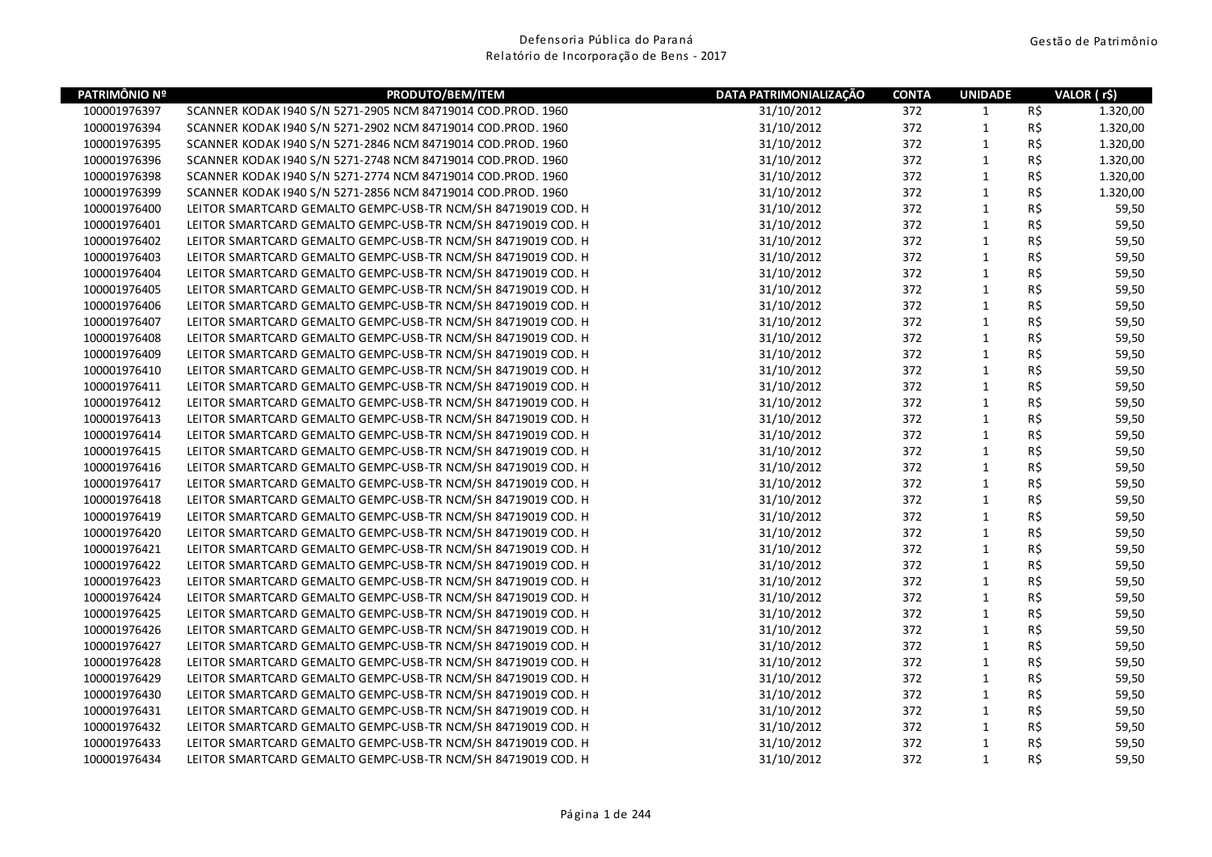Defensoria Pública do Paraná
Relatório de Incorporação de Bens - 2017

Gestão de Patrimônio

| PATRIMÔNIO Nº | PRODUTO/BEM/ITEM | DATA PATRIMONIALIZAÇÃO | CONTA | UNIDADE | VALOR ( r$) |
|---|---|---|---|---|---|
| 100001976397 | SCANNER KODAK I940 S/N 5271-2905 NCM 84719014 COD.PROD. 1960 | 31/10/2012 | 372 | 1 | R$ 1.320,00 |
| 100001976394 | SCANNER KODAK I940 S/N 5271-2902 NCM 84719014 COD.PROD. 1960 | 31/10/2012 | 372 | 1 | R$ 1.320,00 |
| 100001976395 | SCANNER KODAK I940 S/N 5271-2846 NCM 84719014 COD.PROD. 1960 | 31/10/2012 | 372 | 1 | R$ 1.320,00 |
| 100001976396 | SCANNER KODAK I940 S/N 5271-2748 NCM 84719014 COD.PROD. 1960 | 31/10/2012 | 372 | 1 | R$ 1.320,00 |
| 100001976398 | SCANNER KODAK I940 S/N 5271-2774 NCM 84719014 COD.PROD. 1960 | 31/10/2012 | 372 | 1 | R$ 1.320,00 |
| 100001976399 | SCANNER KODAK I940 S/N 5271-2856 NCM 84719014 COD.PROD. 1960 | 31/10/2012 | 372 | 1 | R$ 1.320,00 |
| 100001976400 | LEITOR SMARTCARD GEMALTO GEMPC-USB-TR NCM/SH 84719019 COD. H | 31/10/2012 | 372 | 1 | R$ 59,50 |
| 100001976401 | LEITOR SMARTCARD GEMALTO GEMPC-USB-TR NCM/SH 84719019 COD. H | 31/10/2012 | 372 | 1 | R$ 59,50 |
| 100001976402 | LEITOR SMARTCARD GEMALTO GEMPC-USB-TR NCM/SH 84719019 COD. H | 31/10/2012 | 372 | 1 | R$ 59,50 |
| 100001976403 | LEITOR SMARTCARD GEMALTO GEMPC-USB-TR NCM/SH 84719019 COD. H | 31/10/2012 | 372 | 1 | R$ 59,50 |
| 100001976404 | LEITOR SMARTCARD GEMALTO GEMPC-USB-TR NCM/SH 84719019 COD. H | 31/10/2012 | 372 | 1 | R$ 59,50 |
| 100001976405 | LEITOR SMARTCARD GEMALTO GEMPC-USB-TR NCM/SH 84719019 COD. H | 31/10/2012 | 372 | 1 | R$ 59,50 |
| 100001976406 | LEITOR SMARTCARD GEMALTO GEMPC-USB-TR NCM/SH 84719019 COD. H | 31/10/2012 | 372 | 1 | R$ 59,50 |
| 100001976407 | LEITOR SMARTCARD GEMALTO GEMPC-USB-TR NCM/SH 84719019 COD. H | 31/10/2012 | 372 | 1 | R$ 59,50 |
| 100001976408 | LEITOR SMARTCARD GEMALTO GEMPC-USB-TR NCM/SH 84719019 COD. H | 31/10/2012 | 372 | 1 | R$ 59,50 |
| 100001976409 | LEITOR SMARTCARD GEMALTO GEMPC-USB-TR NCM/SH 84719019 COD. H | 31/10/2012 | 372 | 1 | R$ 59,50 |
| 100001976410 | LEITOR SMARTCARD GEMALTO GEMPC-USB-TR NCM/SH 84719019 COD. H | 31/10/2012 | 372 | 1 | R$ 59,50 |
| 100001976411 | LEITOR SMARTCARD GEMALTO GEMPC-USB-TR NCM/SH 84719019 COD. H | 31/10/2012 | 372 | 1 | R$ 59,50 |
| 100001976412 | LEITOR SMARTCARD GEMALTO GEMPC-USB-TR NCM/SH 84719019 COD. H | 31/10/2012 | 372 | 1 | R$ 59,50 |
| 100001976413 | LEITOR SMARTCARD GEMALTO GEMPC-USB-TR NCM/SH 84719019 COD. H | 31/10/2012 | 372 | 1 | R$ 59,50 |
| 100001976414 | LEITOR SMARTCARD GEMALTO GEMPC-USB-TR NCM/SH 84719019 COD. H | 31/10/2012 | 372 | 1 | R$ 59,50 |
| 100001976415 | LEITOR SMARTCARD GEMALTO GEMPC-USB-TR NCM/SH 84719019 COD. H | 31/10/2012 | 372 | 1 | R$ 59,50 |
| 100001976416 | LEITOR SMARTCARD GEMALTO GEMPC-USB-TR NCM/SH 84719019 COD. H | 31/10/2012 | 372 | 1 | R$ 59,50 |
| 100001976417 | LEITOR SMARTCARD GEMALTO GEMPC-USB-TR NCM/SH 84719019 COD. H | 31/10/2012 | 372 | 1 | R$ 59,50 |
| 100001976418 | LEITOR SMARTCARD GEMALTO GEMPC-USB-TR NCM/SH 84719019 COD. H | 31/10/2012 | 372 | 1 | R$ 59,50 |
| 100001976419 | LEITOR SMARTCARD GEMALTO GEMPC-USB-TR NCM/SH 84719019 COD. H | 31/10/2012 | 372 | 1 | R$ 59,50 |
| 100001976420 | LEITOR SMARTCARD GEMALTO GEMPC-USB-TR NCM/SH 84719019 COD. H | 31/10/2012 | 372 | 1 | R$ 59,50 |
| 100001976421 | LEITOR SMARTCARD GEMALTO GEMPC-USB-TR NCM/SH 84719019 COD. H | 31/10/2012 | 372 | 1 | R$ 59,50 |
| 100001976422 | LEITOR SMARTCARD GEMALTO GEMPC-USB-TR NCM/SH 84719019 COD. H | 31/10/2012 | 372 | 1 | R$ 59,50 |
| 100001976423 | LEITOR SMARTCARD GEMALTO GEMPC-USB-TR NCM/SH 84719019 COD. H | 31/10/2012 | 372 | 1 | R$ 59,50 |
| 100001976424 | LEITOR SMARTCARD GEMALTO GEMPC-USB-TR NCM/SH 84719019 COD. H | 31/10/2012 | 372 | 1 | R$ 59,50 |
| 100001976425 | LEITOR SMARTCARD GEMALTO GEMPC-USB-TR NCM/SH 84719019 COD. H | 31/10/2012 | 372 | 1 | R$ 59,50 |
| 100001976426 | LEITOR SMARTCARD GEMALTO GEMPC-USB-TR NCM/SH 84719019 COD. H | 31/10/2012 | 372 | 1 | R$ 59,50 |
| 100001976427 | LEITOR SMARTCARD GEMALTO GEMPC-USB-TR NCM/SH 84719019 COD. H | 31/10/2012 | 372 | 1 | R$ 59,50 |
| 100001976428 | LEITOR SMARTCARD GEMALTO GEMPC-USB-TR NCM/SH 84719019 COD. H | 31/10/2012 | 372 | 1 | R$ 59,50 |
| 100001976429 | LEITOR SMARTCARD GEMALTO GEMPC-USB-TR NCM/SH 84719019 COD. H | 31/10/2012 | 372 | 1 | R$ 59,50 |
| 100001976430 | LEITOR SMARTCARD GEMALTO GEMPC-USB-TR NCM/SH 84719019 COD. H | 31/10/2012 | 372 | 1 | R$ 59,50 |
| 100001976431 | LEITOR SMARTCARD GEMALTO GEMPC-USB-TR NCM/SH 84719019 COD. H | 31/10/2012 | 372 | 1 | R$ 59,50 |
| 100001976432 | LEITOR SMARTCARD GEMALTO GEMPC-USB-TR NCM/SH 84719019 COD. H | 31/10/2012 | 372 | 1 | R$ 59,50 |
| 100001976433 | LEITOR SMARTCARD GEMALTO GEMPC-USB-TR NCM/SH 84719019 COD. H | 31/10/2012 | 372 | 1 | R$ 59,50 |
| 100001976434 | LEITOR SMARTCARD GEMALTO GEMPC-USB-TR NCM/SH 84719019 COD. H | 31/10/2012 | 372 | 1 | R$ 59,50 |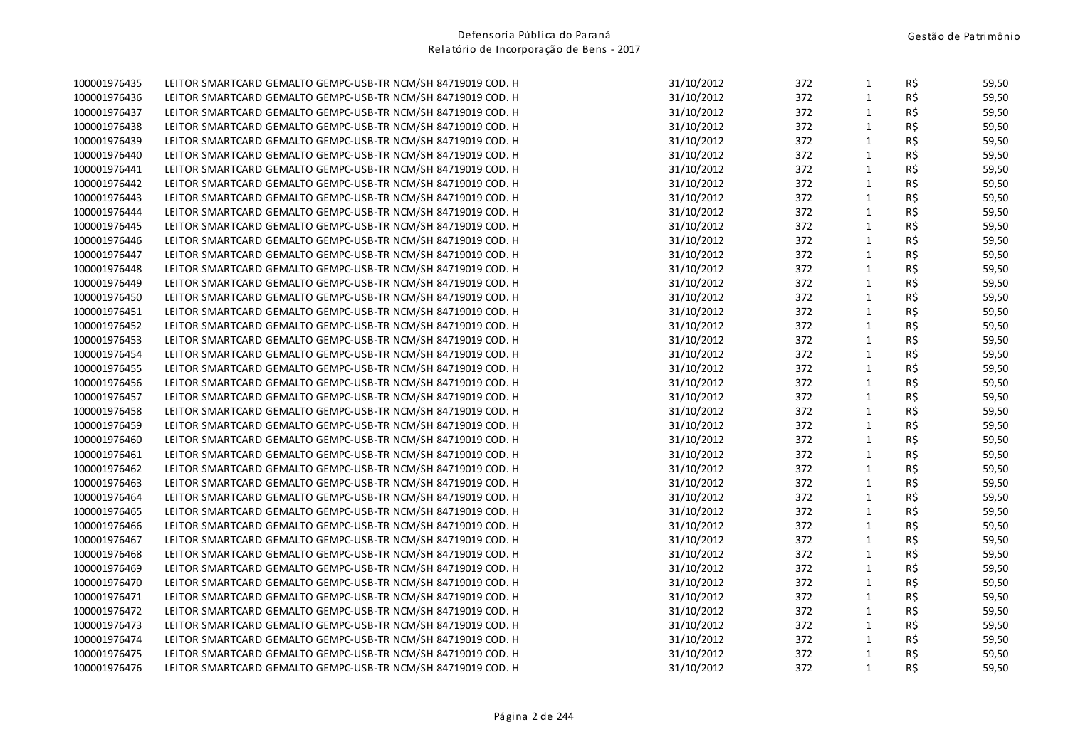| | | | | | | |
|---|---|---|---|---|---|---|
| 100001976435 | LEITOR SMARTCARD GEMALTO GEMPC-USB-TR NCM/SH 84719019 COD. H | 31/10/2012 | 372 | 1 | R$ | 59,50 |
| 100001976436 | LEITOR SMARTCARD GEMALTO GEMPC-USB-TR NCM/SH 84719019 COD. H | 31/10/2012 | 372 | 1 | R$ | 59,50 |
| 100001976437 | LEITOR SMARTCARD GEMALTO GEMPC-USB-TR NCM/SH 84719019 COD. H | 31/10/2012 | 372 | 1 | R$ | 59,50 |
| 100001976438 | LEITOR SMARTCARD GEMALTO GEMPC-USB-TR NCM/SH 84719019 COD. H | 31/10/2012 | 372 | 1 | R$ | 59,50 |
| 100001976439 | LEITOR SMARTCARD GEMALTO GEMPC-USB-TR NCM/SH 84719019 COD. H | 31/10/2012 | 372 | 1 | R$ | 59,50 |
| 100001976440 | LEITOR SMARTCARD GEMALTO GEMPC-USB-TR NCM/SH 84719019 COD. H | 31/10/2012 | 372 | 1 | R$ | 59,50 |
| 100001976441 | LEITOR SMARTCARD GEMALTO GEMPC-USB-TR NCM/SH 84719019 COD. H | 31/10/2012 | 372 | 1 | R$ | 59,50 |
| 100001976442 | LEITOR SMARTCARD GEMALTO GEMPC-USB-TR NCM/SH 84719019 COD. H | 31/10/2012 | 372 | 1 | R$ | 59,50 |
| 100001976443 | LEITOR SMARTCARD GEMALTO GEMPC-USB-TR NCM/SH 84719019 COD. H | 31/10/2012 | 372 | 1 | R$ | 59,50 |
| 100001976444 | LEITOR SMARTCARD GEMALTO GEMPC-USB-TR NCM/SH 84719019 COD. H | 31/10/2012 | 372 | 1 | R$ | 59,50 |
| 100001976445 | LEITOR SMARTCARD GEMALTO GEMPC-USB-TR NCM/SH 84719019 COD. H | 31/10/2012 | 372 | 1 | R$ | 59,50 |
| 100001976446 | LEITOR SMARTCARD GEMALTO GEMPC-USB-TR NCM/SH 84719019 COD. H | 31/10/2012 | 372 | 1 | R$ | 59,50 |
| 100001976447 | LEITOR SMARTCARD GEMALTO GEMPC-USB-TR NCM/SH 84719019 COD. H | 31/10/2012 | 372 | 1 | R$ | 59,50 |
| 100001976448 | LEITOR SMARTCARD GEMALTO GEMPC-USB-TR NCM/SH 84719019 COD. H | 31/10/2012 | 372 | 1 | R$ | 59,50 |
| 100001976449 | LEITOR SMARTCARD GEMALTO GEMPC-USB-TR NCM/SH 84719019 COD. H | 31/10/2012 | 372 | 1 | R$ | 59,50 |
| 100001976450 | LEITOR SMARTCARD GEMALTO GEMPC-USB-TR NCM/SH 84719019 COD. H | 31/10/2012 | 372 | 1 | R$ | 59,50 |
| 100001976451 | LEITOR SMARTCARD GEMALTO GEMPC-USB-TR NCM/SH 84719019 COD. H | 31/10/2012 | 372 | 1 | R$ | 59,50 |
| 100001976452 | LEITOR SMARTCARD GEMALTO GEMPC-USB-TR NCM/SH 84719019 COD. H | 31/10/2012 | 372 | 1 | R$ | 59,50 |
| 100001976453 | LEITOR SMARTCARD GEMALTO GEMPC-USB-TR NCM/SH 84719019 COD. H | 31/10/2012 | 372 | 1 | R$ | 59,50 |
| 100001976454 | LEITOR SMARTCARD GEMALTO GEMPC-USB-TR NCM/SH 84719019 COD. H | 31/10/2012 | 372 | 1 | R$ | 59,50 |
| 100001976455 | LEITOR SMARTCARD GEMALTO GEMPC-USB-TR NCM/SH 84719019 COD. H | 31/10/2012 | 372 | 1 | R$ | 59,50 |
| 100001976456 | LEITOR SMARTCARD GEMALTO GEMPC-USB-TR NCM/SH 84719019 COD. H | 31/10/2012 | 372 | 1 | R$ | 59,50 |
| 100001976457 | LEITOR SMARTCARD GEMALTO GEMPC-USB-TR NCM/SH 84719019 COD. H | 31/10/2012 | 372 | 1 | R$ | 59,50 |
| 100001976458 | LEITOR SMARTCARD GEMALTO GEMPC-USB-TR NCM/SH 84719019 COD. H | 31/10/2012 | 372 | 1 | R$ | 59,50 |
| 100001976459 | LEITOR SMARTCARD GEMALTO GEMPC-USB-TR NCM/SH 84719019 COD. H | 31/10/2012 | 372 | 1 | R$ | 59,50 |
| 100001976460 | LEITOR SMARTCARD GEMALTO GEMPC-USB-TR NCM/SH 84719019 COD. H | 31/10/2012 | 372 | 1 | R$ | 59,50 |
| 100001976461 | LEITOR SMARTCARD GEMALTO GEMPC-USB-TR NCM/SH 84719019 COD. H | 31/10/2012 | 372 | 1 | R$ | 59,50 |
| 100001976462 | LEITOR SMARTCARD GEMALTO GEMPC-USB-TR NCM/SH 84719019 COD. H | 31/10/2012 | 372 | 1 | R$ | 59,50 |
| 100001976463 | LEITOR SMARTCARD GEMALTO GEMPC-USB-TR NCM/SH 84719019 COD. H | 31/10/2012 | 372 | 1 | R$ | 59,50 |
| 100001976464 | LEITOR SMARTCARD GEMALTO GEMPC-USB-TR NCM/SH 84719019 COD. H | 31/10/2012 | 372 | 1 | R$ | 59,50 |
| 100001976465 | LEITOR SMARTCARD GEMALTO GEMPC-USB-TR NCM/SH 84719019 COD. H | 31/10/2012 | 372 | 1 | R$ | 59,50 |
| 100001976466 | LEITOR SMARTCARD GEMALTO GEMPC-USB-TR NCM/SH 84719019 COD. H | 31/10/2012 | 372 | 1 | R$ | 59,50 |
| 100001976467 | LEITOR SMARTCARD GEMALTO GEMPC-USB-TR NCM/SH 84719019 COD. H | 31/10/2012 | 372 | 1 | R$ | 59,50 |
| 100001976468 | LEITOR SMARTCARD GEMALTO GEMPC-USB-TR NCM/SH 84719019 COD. H | 31/10/2012 | 372 | 1 | R$ | 59,50 |
| 100001976469 | LEITOR SMARTCARD GEMALTO GEMPC-USB-TR NCM/SH 84719019 COD. H | 31/10/2012 | 372 | 1 | R$ | 59,50 |
| 100001976470 | LEITOR SMARTCARD GEMALTO GEMPC-USB-TR NCM/SH 84719019 COD. H | 31/10/2012 | 372 | 1 | R$ | 59,50 |
| 100001976471 | LEITOR SMARTCARD GEMALTO GEMPC-USB-TR NCM/SH 84719019 COD. H | 31/10/2012 | 372 | 1 | R$ | 59,50 |
| 100001976472 | LEITOR SMARTCARD GEMALTO GEMPC-USB-TR NCM/SH 84719019 COD. H | 31/10/2012 | 372 | 1 | R$ | 59,50 |
| 100001976473 | LEITOR SMARTCARD GEMALTO GEMPC-USB-TR NCM/SH 84719019 COD. H | 31/10/2012 | 372 | 1 | R$ | 59,50 |
| 100001976474 | LEITOR SMARTCARD GEMALTO GEMPC-USB-TR NCM/SH 84719019 COD. H | 31/10/2012 | 372 | 1 | R$ | 59,50 |
| 100001976475 | LEITOR SMARTCARD GEMALTO GEMPC-USB-TR NCM/SH 84719019 COD. H | 31/10/2012 | 372 | 1 | R$ | 59,50 |
| 100001976476 | LEITOR SMARTCARD GEMALTO GEMPC-USB-TR NCM/SH 84719019 COD. H | 31/10/2012 | 372 | 1 | R$ | 59,50 |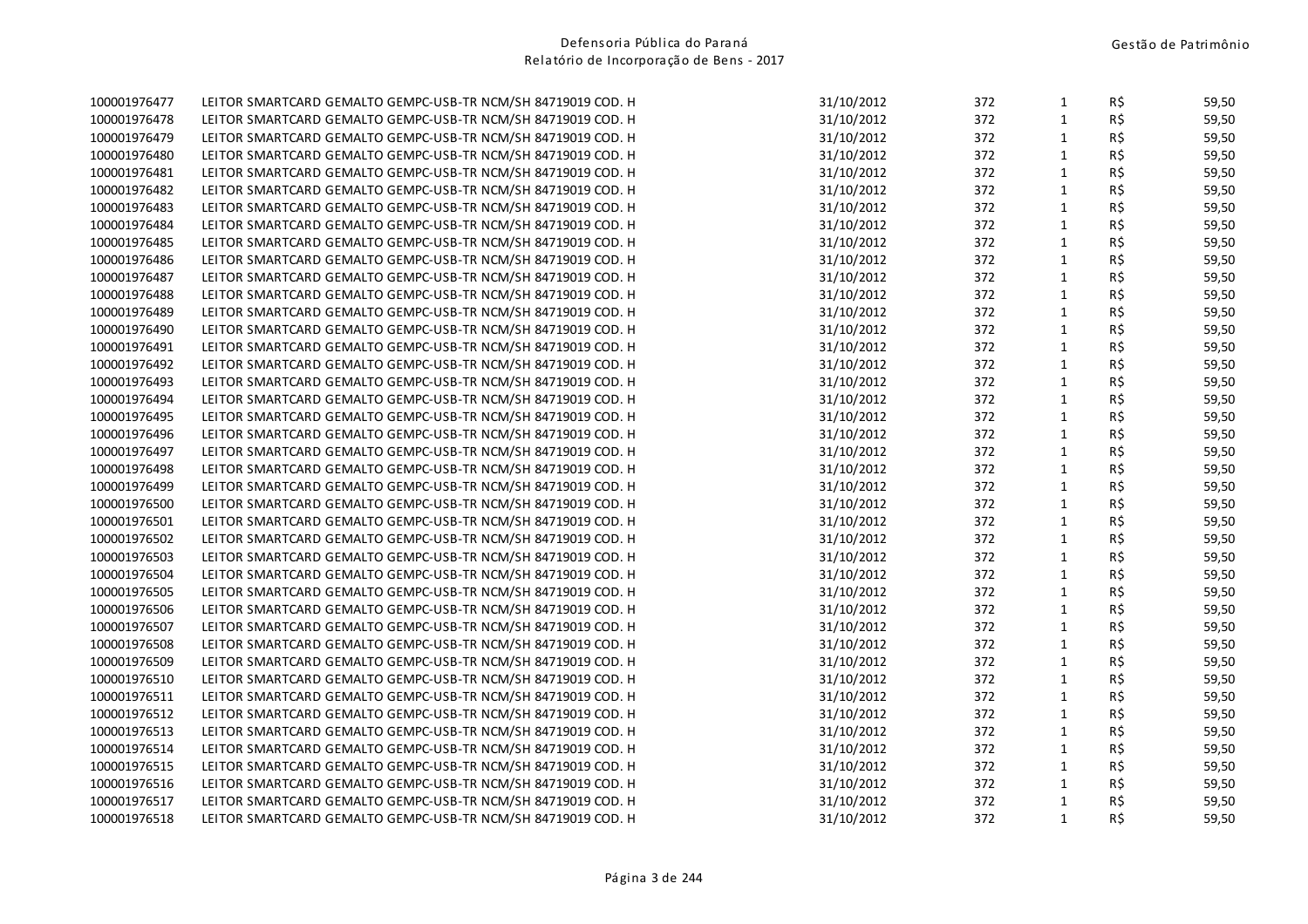| | | | | | | |
|---|---|---|---|---|---|---|
| 100001976477 | LEITOR SMARTCARD GEMALTO GEMPC-USB-TR NCM/SH 84719019 COD. H | 31/10/2012 | 372 | 1 | R$ | 59,50 |
| 100001976478 | LEITOR SMARTCARD GEMALTO GEMPC-USB-TR NCM/SH 84719019 COD. H | 31/10/2012 | 372 | 1 | R$ | 59,50 |
| 100001976479 | LEITOR SMARTCARD GEMALTO GEMPC-USB-TR NCM/SH 84719019 COD. H | 31/10/2012 | 372 | 1 | R$ | 59,50 |
| 100001976480 | LEITOR SMARTCARD GEMALTO GEMPC-USB-TR NCM/SH 84719019 COD. H | 31/10/2012 | 372 | 1 | R$ | 59,50 |
| 100001976481 | LEITOR SMARTCARD GEMALTO GEMPC-USB-TR NCM/SH 84719019 COD. H | 31/10/2012 | 372 | 1 | R$ | 59,50 |
| 100001976482 | LEITOR SMARTCARD GEMALTO GEMPC-USB-TR NCM/SH 84719019 COD. H | 31/10/2012 | 372 | 1 | R$ | 59,50 |
| 100001976483 | LEITOR SMARTCARD GEMALTO GEMPC-USB-TR NCM/SH 84719019 COD. H | 31/10/2012 | 372 | 1 | R$ | 59,50 |
| 100001976484 | LEITOR SMARTCARD GEMALTO GEMPC-USB-TR NCM/SH 84719019 COD. H | 31/10/2012 | 372 | 1 | R$ | 59,50 |
| 100001976485 | LEITOR SMARTCARD GEMALTO GEMPC-USB-TR NCM/SH 84719019 COD. H | 31/10/2012 | 372 | 1 | R$ | 59,50 |
| 100001976486 | LEITOR SMARTCARD GEMALTO GEMPC-USB-TR NCM/SH 84719019 COD. H | 31/10/2012 | 372 | 1 | R$ | 59,50 |
| 100001976487 | LEITOR SMARTCARD GEMALTO GEMPC-USB-TR NCM/SH 84719019 COD. H | 31/10/2012 | 372 | 1 | R$ | 59,50 |
| 100001976488 | LEITOR SMARTCARD GEMALTO GEMPC-USB-TR NCM/SH 84719019 COD. H | 31/10/2012 | 372 | 1 | R$ | 59,50 |
| 100001976489 | LEITOR SMARTCARD GEMALTO GEMPC-USB-TR NCM/SH 84719019 COD. H | 31/10/2012 | 372 | 1 | R$ | 59,50 |
| 100001976490 | LEITOR SMARTCARD GEMALTO GEMPC-USB-TR NCM/SH 84719019 COD. H | 31/10/2012 | 372 | 1 | R$ | 59,50 |
| 100001976491 | LEITOR SMARTCARD GEMALTO GEMPC-USB-TR NCM/SH 84719019 COD. H | 31/10/2012 | 372 | 1 | R$ | 59,50 |
| 100001976492 | LEITOR SMARTCARD GEMALTO GEMPC-USB-TR NCM/SH 84719019 COD. H | 31/10/2012 | 372 | 1 | R$ | 59,50 |
| 100001976493 | LEITOR SMARTCARD GEMALTO GEMPC-USB-TR NCM/SH 84719019 COD. H | 31/10/2012 | 372 | 1 | R$ | 59,50 |
| 100001976494 | LEITOR SMARTCARD GEMALTO GEMPC-USB-TR NCM/SH 84719019 COD. H | 31/10/2012 | 372 | 1 | R$ | 59,50 |
| 100001976495 | LEITOR SMARTCARD GEMALTO GEMPC-USB-TR NCM/SH 84719019 COD. H | 31/10/2012 | 372 | 1 | R$ | 59,50 |
| 100001976496 | LEITOR SMARTCARD GEMALTO GEMPC-USB-TR NCM/SH 84719019 COD. H | 31/10/2012 | 372 | 1 | R$ | 59,50 |
| 100001976497 | LEITOR SMARTCARD GEMALTO GEMPC-USB-TR NCM/SH 84719019 COD. H | 31/10/2012 | 372 | 1 | R$ | 59,50 |
| 100001976498 | LEITOR SMARTCARD GEMALTO GEMPC-USB-TR NCM/SH 84719019 COD. H | 31/10/2012 | 372 | 1 | R$ | 59,50 |
| 100001976499 | LEITOR SMARTCARD GEMALTO GEMPC-USB-TR NCM/SH 84719019 COD. H | 31/10/2012 | 372 | 1 | R$ | 59,50 |
| 100001976500 | LEITOR SMARTCARD GEMALTO GEMPC-USB-TR NCM/SH 84719019 COD. H | 31/10/2012 | 372 | 1 | R$ | 59,50 |
| 100001976501 | LEITOR SMARTCARD GEMALTO GEMPC-USB-TR NCM/SH 84719019 COD. H | 31/10/2012 | 372 | 1 | R$ | 59,50 |
| 100001976502 | LEITOR SMARTCARD GEMALTO GEMPC-USB-TR NCM/SH 84719019 COD. H | 31/10/2012 | 372 | 1 | R$ | 59,50 |
| 100001976503 | LEITOR SMARTCARD GEMALTO GEMPC-USB-TR NCM/SH 84719019 COD. H | 31/10/2012 | 372 | 1 | R$ | 59,50 |
| 100001976504 | LEITOR SMARTCARD GEMALTO GEMPC-USB-TR NCM/SH 84719019 COD. H | 31/10/2012 | 372 | 1 | R$ | 59,50 |
| 100001976505 | LEITOR SMARTCARD GEMALTO GEMPC-USB-TR NCM/SH 84719019 COD. H | 31/10/2012 | 372 | 1 | R$ | 59,50 |
| 100001976506 | LEITOR SMARTCARD GEMALTO GEMPC-USB-TR NCM/SH 84719019 COD. H | 31/10/2012 | 372 | 1 | R$ | 59,50 |
| 100001976507 | LEITOR SMARTCARD GEMALTO GEMPC-USB-TR NCM/SH 84719019 COD. H | 31/10/2012 | 372 | 1 | R$ | 59,50 |
| 100001976508 | LEITOR SMARTCARD GEMALTO GEMPC-USB-TR NCM/SH 84719019 COD. H | 31/10/2012 | 372 | 1 | R$ | 59,50 |
| 100001976509 | LEITOR SMARTCARD GEMALTO GEMPC-USB-TR NCM/SH 84719019 COD. H | 31/10/2012 | 372 | 1 | R$ | 59,50 |
| 100001976510 | LEITOR SMARTCARD GEMALTO GEMPC-USB-TR NCM/SH 84719019 COD. H | 31/10/2012 | 372 | 1 | R$ | 59,50 |
| 100001976511 | LEITOR SMARTCARD GEMALTO GEMPC-USB-TR NCM/SH 84719019 COD. H | 31/10/2012 | 372 | 1 | R$ | 59,50 |
| 100001976512 | LEITOR SMARTCARD GEMALTO GEMPC-USB-TR NCM/SH 84719019 COD. H | 31/10/2012 | 372 | 1 | R$ | 59,50 |
| 100001976513 | LEITOR SMARTCARD GEMALTO GEMPC-USB-TR NCM/SH 84719019 COD. H | 31/10/2012 | 372 | 1 | R$ | 59,50 |
| 100001976514 | LEITOR SMARTCARD GEMALTO GEMPC-USB-TR NCM/SH 84719019 COD. H | 31/10/2012 | 372 | 1 | R$ | 59,50 |
| 100001976515 | LEITOR SMARTCARD GEMALTO GEMPC-USB-TR NCM/SH 84719019 COD. H | 31/10/2012 | 372 | 1 | R$ | 59,50 |
| 100001976516 | LEITOR SMARTCARD GEMALTO GEMPC-USB-TR NCM/SH 84719019 COD. H | 31/10/2012 | 372 | 1 | R$ | 59,50 |
| 100001976517 | LEITOR SMARTCARD GEMALTO GEMPC-USB-TR NCM/SH 84719019 COD. H | 31/10/2012 | 372 | 1 | R$ | 59,50 |
| 100001976518 | LEITOR SMARTCARD GEMALTO GEMPC-USB-TR NCM/SH 84719019 COD. H | 31/10/2012 | 372 | 1 | R$ | 59,50 |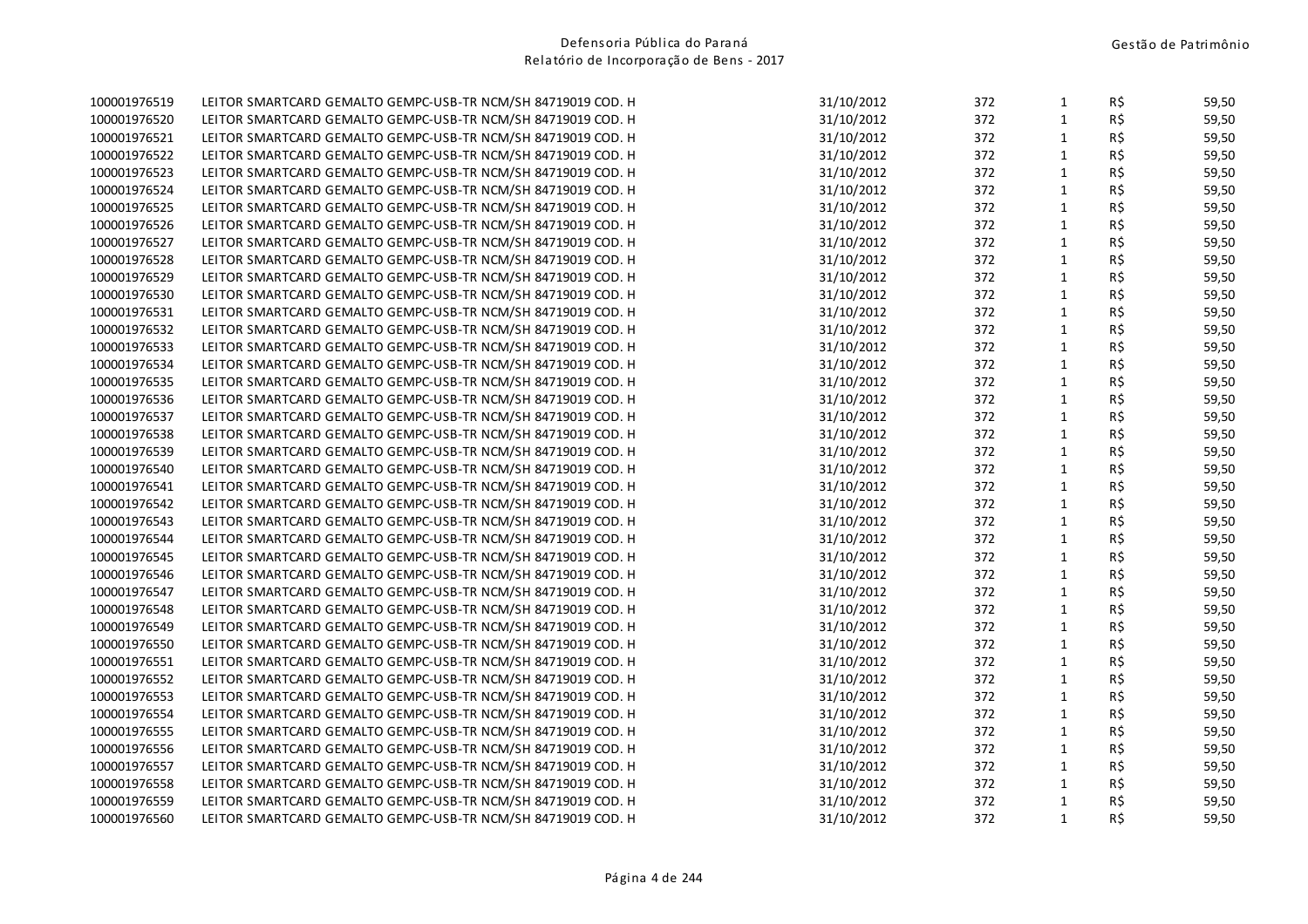| | | | | | | |
|---|---|---|---|---|---|---|
| 100001976519 | LEITOR SMARTCARD GEMALTO GEMPC-USB-TR NCM/SH 84719019 COD. H | 31/10/2012 | 372 | 1 | R$ | 59,50 |
| 100001976520 | LEITOR SMARTCARD GEMALTO GEMPC-USB-TR NCM/SH 84719019 COD. H | 31/10/2012 | 372 | 1 | R$ | 59,50 |
| 100001976521 | LEITOR SMARTCARD GEMALTO GEMPC-USB-TR NCM/SH 84719019 COD. H | 31/10/2012 | 372 | 1 | R$ | 59,50 |
| 100001976522 | LEITOR SMARTCARD GEMALTO GEMPC-USB-TR NCM/SH 84719019 COD. H | 31/10/2012 | 372 | 1 | R$ | 59,50 |
| 100001976523 | LEITOR SMARTCARD GEMALTO GEMPC-USB-TR NCM/SH 84719019 COD. H | 31/10/2012 | 372 | 1 | R$ | 59,50 |
| 100001976524 | LEITOR SMARTCARD GEMALTO GEMPC-USB-TR NCM/SH 84719019 COD. H | 31/10/2012 | 372 | 1 | R$ | 59,50 |
| 100001976525 | LEITOR SMARTCARD GEMALTO GEMPC-USB-TR NCM/SH 84719019 COD. H | 31/10/2012 | 372 | 1 | R$ | 59,50 |
| 100001976526 | LEITOR SMARTCARD GEMALTO GEMPC-USB-TR NCM/SH 84719019 COD. H | 31/10/2012 | 372 | 1 | R$ | 59,50 |
| 100001976527 | LEITOR SMARTCARD GEMALTO GEMPC-USB-TR NCM/SH 84719019 COD. H | 31/10/2012 | 372 | 1 | R$ | 59,50 |
| 100001976528 | LEITOR SMARTCARD GEMALTO GEMPC-USB-TR NCM/SH 84719019 COD. H | 31/10/2012 | 372 | 1 | R$ | 59,50 |
| 100001976529 | LEITOR SMARTCARD GEMALTO GEMPC-USB-TR NCM/SH 84719019 COD. H | 31/10/2012 | 372 | 1 | R$ | 59,50 |
| 100001976530 | LEITOR SMARTCARD GEMALTO GEMPC-USB-TR NCM/SH 84719019 COD. H | 31/10/2012 | 372 | 1 | R$ | 59,50 |
| 100001976531 | LEITOR SMARTCARD GEMALTO GEMPC-USB-TR NCM/SH 84719019 COD. H | 31/10/2012 | 372 | 1 | R$ | 59,50 |
| 100001976532 | LEITOR SMARTCARD GEMALTO GEMPC-USB-TR NCM/SH 84719019 COD. H | 31/10/2012 | 372 | 1 | R$ | 59,50 |
| 100001976533 | LEITOR SMARTCARD GEMALTO GEMPC-USB-TR NCM/SH 84719019 COD. H | 31/10/2012 | 372 | 1 | R$ | 59,50 |
| 100001976534 | LEITOR SMARTCARD GEMALTO GEMPC-USB-TR NCM/SH 84719019 COD. H | 31/10/2012 | 372 | 1 | R$ | 59,50 |
| 100001976535 | LEITOR SMARTCARD GEMALTO GEMPC-USB-TR NCM/SH 84719019 COD. H | 31/10/2012 | 372 | 1 | R$ | 59,50 |
| 100001976536 | LEITOR SMARTCARD GEMALTO GEMPC-USB-TR NCM/SH 84719019 COD. H | 31/10/2012 | 372 | 1 | R$ | 59,50 |
| 100001976537 | LEITOR SMARTCARD GEMALTO GEMPC-USB-TR NCM/SH 84719019 COD. H | 31/10/2012 | 372 | 1 | R$ | 59,50 |
| 100001976538 | LEITOR SMARTCARD GEMALTO GEMPC-USB-TR NCM/SH 84719019 COD. H | 31/10/2012 | 372 | 1 | R$ | 59,50 |
| 100001976539 | LEITOR SMARTCARD GEMALTO GEMPC-USB-TR NCM/SH 84719019 COD. H | 31/10/2012 | 372 | 1 | R$ | 59,50 |
| 100001976540 | LEITOR SMARTCARD GEMALTO GEMPC-USB-TR NCM/SH 84719019 COD. H | 31/10/2012 | 372 | 1 | R$ | 59,50 |
| 100001976541 | LEITOR SMARTCARD GEMALTO GEMPC-USB-TR NCM/SH 84719019 COD. H | 31/10/2012 | 372 | 1 | R$ | 59,50 |
| 100001976542 | LEITOR SMARTCARD GEMALTO GEMPC-USB-TR NCM/SH 84719019 COD. H | 31/10/2012 | 372 | 1 | R$ | 59,50 |
| 100001976543 | LEITOR SMARTCARD GEMALTO GEMPC-USB-TR NCM/SH 84719019 COD. H | 31/10/2012 | 372 | 1 | R$ | 59,50 |
| 100001976544 | LEITOR SMARTCARD GEMALTO GEMPC-USB-TR NCM/SH 84719019 COD. H | 31/10/2012 | 372 | 1 | R$ | 59,50 |
| 100001976545 | LEITOR SMARTCARD GEMALTO GEMPC-USB-TR NCM/SH 84719019 COD. H | 31/10/2012 | 372 | 1 | R$ | 59,50 |
| 100001976546 | LEITOR SMARTCARD GEMALTO GEMPC-USB-TR NCM/SH 84719019 COD. H | 31/10/2012 | 372 | 1 | R$ | 59,50 |
| 100001976547 | LEITOR SMARTCARD GEMALTO GEMPC-USB-TR NCM/SH 84719019 COD. H | 31/10/2012 | 372 | 1 | R$ | 59,50 |
| 100001976548 | LEITOR SMARTCARD GEMALTO GEMPC-USB-TR NCM/SH 84719019 COD. H | 31/10/2012 | 372 | 1 | R$ | 59,50 |
| 100001976549 | LEITOR SMARTCARD GEMALTO GEMPC-USB-TR NCM/SH 84719019 COD. H | 31/10/2012 | 372 | 1 | R$ | 59,50 |
| 100001976550 | LEITOR SMARTCARD GEMALTO GEMPC-USB-TR NCM/SH 84719019 COD. H | 31/10/2012 | 372 | 1 | R$ | 59,50 |
| 100001976551 | LEITOR SMARTCARD GEMALTO GEMPC-USB-TR NCM/SH 84719019 COD. H | 31/10/2012 | 372 | 1 | R$ | 59,50 |
| 100001976552 | LEITOR SMARTCARD GEMALTO GEMPC-USB-TR NCM/SH 84719019 COD. H | 31/10/2012 | 372 | 1 | R$ | 59,50 |
| 100001976553 | LEITOR SMARTCARD GEMALTO GEMPC-USB-TR NCM/SH 84719019 COD. H | 31/10/2012 | 372 | 1 | R$ | 59,50 |
| 100001976554 | LEITOR SMARTCARD GEMALTO GEMPC-USB-TR NCM/SH 84719019 COD. H | 31/10/2012 | 372 | 1 | R$ | 59,50 |
| 100001976555 | LEITOR SMARTCARD GEMALTO GEMPC-USB-TR NCM/SH 84719019 COD. H | 31/10/2012 | 372 | 1 | R$ | 59,50 |
| 100001976556 | LEITOR SMARTCARD GEMALTO GEMPC-USB-TR NCM/SH 84719019 COD. H | 31/10/2012 | 372 | 1 | R$ | 59,50 |
| 100001976557 | LEITOR SMARTCARD GEMALTO GEMPC-USB-TR NCM/SH 84719019 COD. H | 31/10/2012 | 372 | 1 | R$ | 59,50 |
| 100001976558 | LEITOR SMARTCARD GEMALTO GEMPC-USB-TR NCM/SH 84719019 COD. H | 31/10/2012 | 372 | 1 | R$ | 59,50 |
| 100001976559 | LEITOR SMARTCARD GEMALTO GEMPC-USB-TR NCM/SH 84719019 COD. H | 31/10/2012 | 372 | 1 | R$ | 59,50 |
| 100001976560 | LEITOR SMARTCARD GEMALTO GEMPC-USB-TR NCM/SH 84719019 COD. H | 31/10/2012 | 372 | 1 | R$ | 59,50 |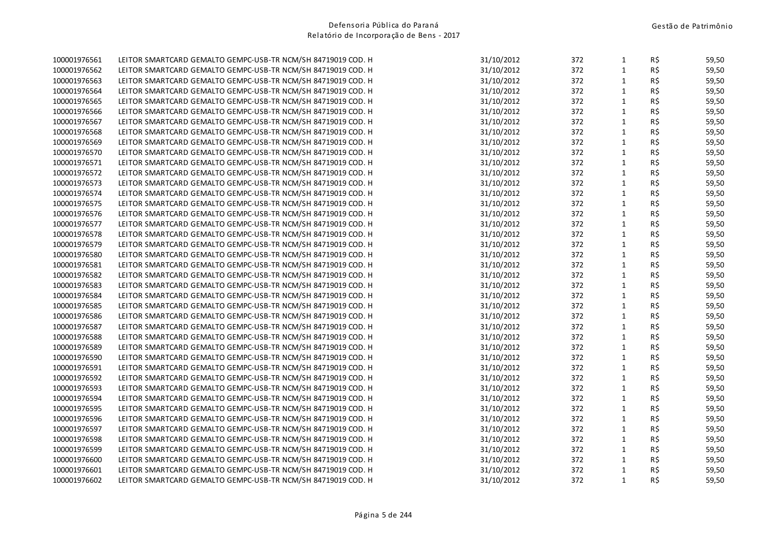| | | | | | | |
|---|---|---|---|---|---|---|
| 100001976561 | LEITOR SMARTCARD GEMALTO GEMPC-USB-TR NCM/SH 84719019 COD. H | 31/10/2012 | 372 | 1 | R$ | 59,50 |
| 100001976562 | LEITOR SMARTCARD GEMALTO GEMPC-USB-TR NCM/SH 84719019 COD. H | 31/10/2012 | 372 | 1 | R$ | 59,50 |
| 100001976563 | LEITOR SMARTCARD GEMALTO GEMPC-USB-TR NCM/SH 84719019 COD. H | 31/10/2012 | 372 | 1 | R$ | 59,50 |
| 100001976564 | LEITOR SMARTCARD GEMALTO GEMPC-USB-TR NCM/SH 84719019 COD. H | 31/10/2012 | 372 | 1 | R$ | 59,50 |
| 100001976565 | LEITOR SMARTCARD GEMALTO GEMPC-USB-TR NCM/SH 84719019 COD. H | 31/10/2012 | 372 | 1 | R$ | 59,50 |
| 100001976566 | LEITOR SMARTCARD GEMALTO GEMPC-USB-TR NCM/SH 84719019 COD. H | 31/10/2012 | 372 | 1 | R$ | 59,50 |
| 100001976567 | LEITOR SMARTCARD GEMALTO GEMPC-USB-TR NCM/SH 84719019 COD. H | 31/10/2012 | 372 | 1 | R$ | 59,50 |
| 100001976568 | LEITOR SMARTCARD GEMALTO GEMPC-USB-TR NCM/SH 84719019 COD. H | 31/10/2012 | 372 | 1 | R$ | 59,50 |
| 100001976569 | LEITOR SMARTCARD GEMALTO GEMPC-USB-TR NCM/SH 84719019 COD. H | 31/10/2012 | 372 | 1 | R$ | 59,50 |
| 100001976570 | LEITOR SMARTCARD GEMALTO GEMPC-USB-TR NCM/SH 84719019 COD. H | 31/10/2012 | 372 | 1 | R$ | 59,50 |
| 100001976571 | LEITOR SMARTCARD GEMALTO GEMPC-USB-TR NCM/SH 84719019 COD. H | 31/10/2012 | 372 | 1 | R$ | 59,50 |
| 100001976572 | LEITOR SMARTCARD GEMALTO GEMPC-USB-TR NCM/SH 84719019 COD. H | 31/10/2012 | 372 | 1 | R$ | 59,50 |
| 100001976573 | LEITOR SMARTCARD GEMALTO GEMPC-USB-TR NCM/SH 84719019 COD. H | 31/10/2012 | 372 | 1 | R$ | 59,50 |
| 100001976574 | LEITOR SMARTCARD GEMALTO GEMPC-USB-TR NCM/SH 84719019 COD. H | 31/10/2012 | 372 | 1 | R$ | 59,50 |
| 100001976575 | LEITOR SMARTCARD GEMALTO GEMPC-USB-TR NCM/SH 84719019 COD. H | 31/10/2012 | 372 | 1 | R$ | 59,50 |
| 100001976576 | LEITOR SMARTCARD GEMALTO GEMPC-USB-TR NCM/SH 84719019 COD. H | 31/10/2012 | 372 | 1 | R$ | 59,50 |
| 100001976577 | LEITOR SMARTCARD GEMALTO GEMPC-USB-TR NCM/SH 84719019 COD. H | 31/10/2012 | 372 | 1 | R$ | 59,50 |
| 100001976578 | LEITOR SMARTCARD GEMALTO GEMPC-USB-TR NCM/SH 84719019 COD. H | 31/10/2012 | 372 | 1 | R$ | 59,50 |
| 100001976579 | LEITOR SMARTCARD GEMALTO GEMPC-USB-TR NCM/SH 84719019 COD. H | 31/10/2012 | 372 | 1 | R$ | 59,50 |
| 100001976580 | LEITOR SMARTCARD GEMALTO GEMPC-USB-TR NCM/SH 84719019 COD. H | 31/10/2012 | 372 | 1 | R$ | 59,50 |
| 100001976581 | LEITOR SMARTCARD GEMALTO GEMPC-USB-TR NCM/SH 84719019 COD. H | 31/10/2012 | 372 | 1 | R$ | 59,50 |
| 100001976582 | LEITOR SMARTCARD GEMALTO GEMPC-USB-TR NCM/SH 84719019 COD. H | 31/10/2012 | 372 | 1 | R$ | 59,50 |
| 100001976583 | LEITOR SMARTCARD GEMALTO GEMPC-USB-TR NCM/SH 84719019 COD. H | 31/10/2012 | 372 | 1 | R$ | 59,50 |
| 100001976584 | LEITOR SMARTCARD GEMALTO GEMPC-USB-TR NCM/SH 84719019 COD. H | 31/10/2012 | 372 | 1 | R$ | 59,50 |
| 100001976585 | LEITOR SMARTCARD GEMALTO GEMPC-USB-TR NCM/SH 84719019 COD. H | 31/10/2012 | 372 | 1 | R$ | 59,50 |
| 100001976586 | LEITOR SMARTCARD GEMALTO GEMPC-USB-TR NCM/SH 84719019 COD. H | 31/10/2012 | 372 | 1 | R$ | 59,50 |
| 100001976587 | LEITOR SMARTCARD GEMALTO GEMPC-USB-TR NCM/SH 84719019 COD. H | 31/10/2012 | 372 | 1 | R$ | 59,50 |
| 100001976588 | LEITOR SMARTCARD GEMALTO GEMPC-USB-TR NCM/SH 84719019 COD. H | 31/10/2012 | 372 | 1 | R$ | 59,50 |
| 100001976589 | LEITOR SMARTCARD GEMALTO GEMPC-USB-TR NCM/SH 84719019 COD. H | 31/10/2012 | 372 | 1 | R$ | 59,50 |
| 100001976590 | LEITOR SMARTCARD GEMALTO GEMPC-USB-TR NCM/SH 84719019 COD. H | 31/10/2012 | 372 | 1 | R$ | 59,50 |
| 100001976591 | LEITOR SMARTCARD GEMALTO GEMPC-USB-TR NCM/SH 84719019 COD. H | 31/10/2012 | 372 | 1 | R$ | 59,50 |
| 100001976592 | LEITOR SMARTCARD GEMALTO GEMPC-USB-TR NCM/SH 84719019 COD. H | 31/10/2012 | 372 | 1 | R$ | 59,50 |
| 100001976593 | LEITOR SMARTCARD GEMALTO GEMPC-USB-TR NCM/SH 84719019 COD. H | 31/10/2012 | 372 | 1 | R$ | 59,50 |
| 100001976594 | LEITOR SMARTCARD GEMALTO GEMPC-USB-TR NCM/SH 84719019 COD. H | 31/10/2012 | 372 | 1 | R$ | 59,50 |
| 100001976595 | LEITOR SMARTCARD GEMALTO GEMPC-USB-TR NCM/SH 84719019 COD. H | 31/10/2012 | 372 | 1 | R$ | 59,50 |
| 100001976596 | LEITOR SMARTCARD GEMALTO GEMPC-USB-TR NCM/SH 84719019 COD. H | 31/10/2012 | 372 | 1 | R$ | 59,50 |
| 100001976597 | LEITOR SMARTCARD GEMALTO GEMPC-USB-TR NCM/SH 84719019 COD. H | 31/10/2012 | 372 | 1 | R$ | 59,50 |
| 100001976598 | LEITOR SMARTCARD GEMALTO GEMPC-USB-TR NCM/SH 84719019 COD. H | 31/10/2012 | 372 | 1 | R$ | 59,50 |
| 100001976599 | LEITOR SMARTCARD GEMALTO GEMPC-USB-TR NCM/SH 84719019 COD. H | 31/10/2012 | 372 | 1 | R$ | 59,50 |
| 100001976600 | LEITOR SMARTCARD GEMALTO GEMPC-USB-TR NCM/SH 84719019 COD. H | 31/10/2012 | 372 | 1 | R$ | 59,50 |
| 100001976601 | LEITOR SMARTCARD GEMALTO GEMPC-USB-TR NCM/SH 84719019 COD. H | 31/10/2012 | 372 | 1 | R$ | 59,50 |
| 100001976602 | LEITOR SMARTCARD GEMALTO GEMPC-USB-TR NCM/SH 84719019 COD. H | 31/10/2012 | 372 | 1 | R$ | 59,50 |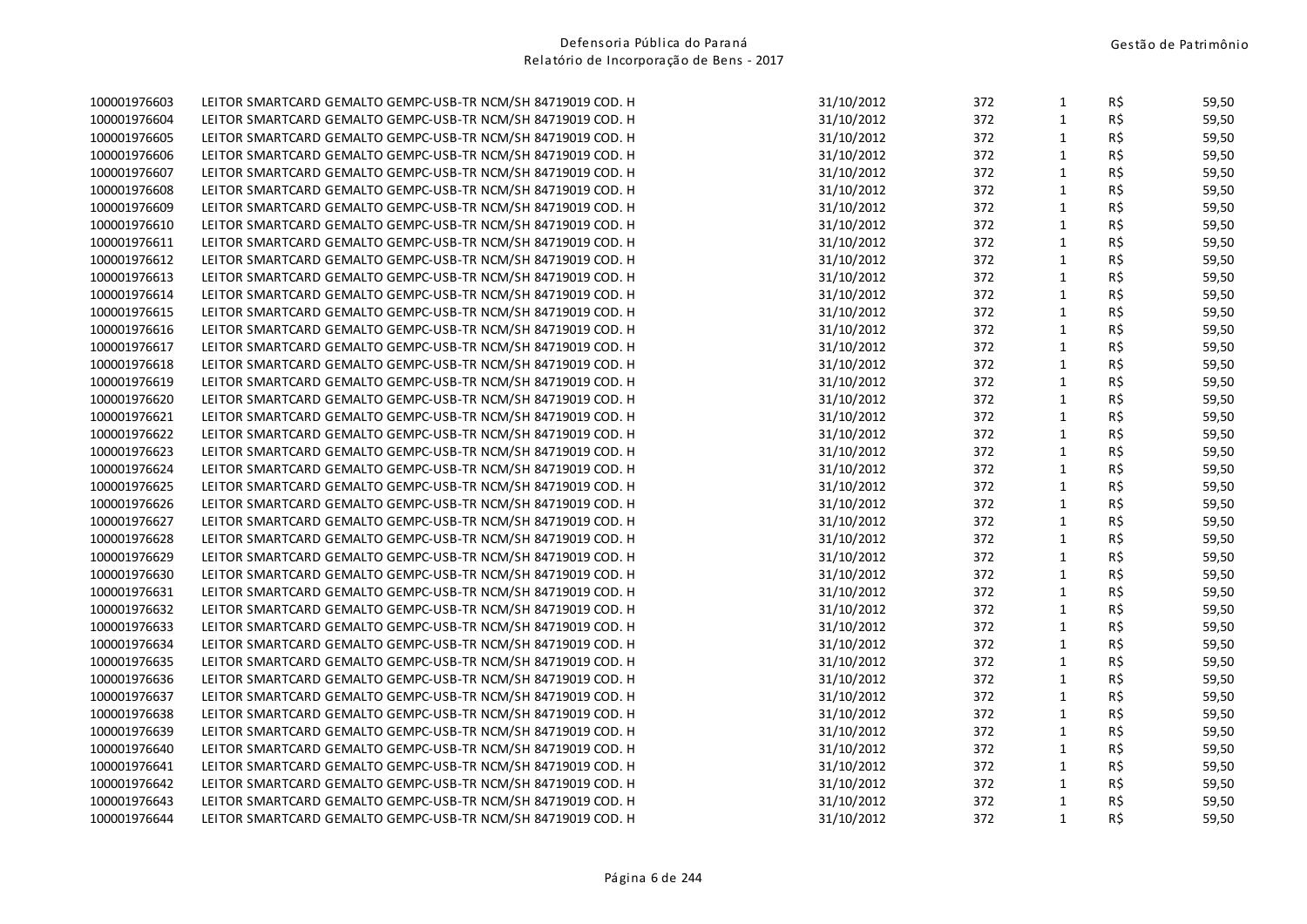| | | | | | | |
|---|---|---|---|---|---|---|
| 100001976603 | LEITOR SMARTCARD GEMALTO GEMPC-USB-TR NCM/SH 84719019 COD. H | 31/10/2012 | 372 | 1 | R$ | 59,50 |
| 100001976604 | LEITOR SMARTCARD GEMALTO GEMPC-USB-TR NCM/SH 84719019 COD. H | 31/10/2012 | 372 | 1 | R$ | 59,50 |
| 100001976605 | LEITOR SMARTCARD GEMALTO GEMPC-USB-TR NCM/SH 84719019 COD. H | 31/10/2012 | 372 | 1 | R$ | 59,50 |
| 100001976606 | LEITOR SMARTCARD GEMALTO GEMPC-USB-TR NCM/SH 84719019 COD. H | 31/10/2012 | 372 | 1 | R$ | 59,50 |
| 100001976607 | LEITOR SMARTCARD GEMALTO GEMPC-USB-TR NCM/SH 84719019 COD. H | 31/10/2012 | 372 | 1 | R$ | 59,50 |
| 100001976608 | LEITOR SMARTCARD GEMALTO GEMPC-USB-TR NCM/SH 84719019 COD. H | 31/10/2012 | 372 | 1 | R$ | 59,50 |
| 100001976609 | LEITOR SMARTCARD GEMALTO GEMPC-USB-TR NCM/SH 84719019 COD. H | 31/10/2012 | 372 | 1 | R$ | 59,50 |
| 100001976610 | LEITOR SMARTCARD GEMALTO GEMPC-USB-TR NCM/SH 84719019 COD. H | 31/10/2012 | 372 | 1 | R$ | 59,50 |
| 100001976611 | LEITOR SMARTCARD GEMALTO GEMPC-USB-TR NCM/SH 84719019 COD. H | 31/10/2012 | 372 | 1 | R$ | 59,50 |
| 100001976612 | LEITOR SMARTCARD GEMALTO GEMPC-USB-TR NCM/SH 84719019 COD. H | 31/10/2012 | 372 | 1 | R$ | 59,50 |
| 100001976613 | LEITOR SMARTCARD GEMALTO GEMPC-USB-TR NCM/SH 84719019 COD. H | 31/10/2012 | 372 | 1 | R$ | 59,50 |
| 100001976614 | LEITOR SMARTCARD GEMALTO GEMPC-USB-TR NCM/SH 84719019 COD. H | 31/10/2012 | 372 | 1 | R$ | 59,50 |
| 100001976615 | LEITOR SMARTCARD GEMALTO GEMPC-USB-TR NCM/SH 84719019 COD. H | 31/10/2012 | 372 | 1 | R$ | 59,50 |
| 100001976616 | LEITOR SMARTCARD GEMALTO GEMPC-USB-TR NCM/SH 84719019 COD. H | 31/10/2012 | 372 | 1 | R$ | 59,50 |
| 100001976617 | LEITOR SMARTCARD GEMALTO GEMPC-USB-TR NCM/SH 84719019 COD. H | 31/10/2012 | 372 | 1 | R$ | 59,50 |
| 100001976618 | LEITOR SMARTCARD GEMALTO GEMPC-USB-TR NCM/SH 84719019 COD. H | 31/10/2012 | 372 | 1 | R$ | 59,50 |
| 100001976619 | LEITOR SMARTCARD GEMALTO GEMPC-USB-TR NCM/SH 84719019 COD. H | 31/10/2012 | 372 | 1 | R$ | 59,50 |
| 100001976620 | LEITOR SMARTCARD GEMALTO GEMPC-USB-TR NCM/SH 84719019 COD. H | 31/10/2012 | 372 | 1 | R$ | 59,50 |
| 100001976621 | LEITOR SMARTCARD GEMALTO GEMPC-USB-TR NCM/SH 84719019 COD. H | 31/10/2012 | 372 | 1 | R$ | 59,50 |
| 100001976622 | LEITOR SMARTCARD GEMALTO GEMPC-USB-TR NCM/SH 84719019 COD. H | 31/10/2012 | 372 | 1 | R$ | 59,50 |
| 100001976623 | LEITOR SMARTCARD GEMALTO GEMPC-USB-TR NCM/SH 84719019 COD. H | 31/10/2012 | 372 | 1 | R$ | 59,50 |
| 100001976624 | LEITOR SMARTCARD GEMALTO GEMPC-USB-TR NCM/SH 84719019 COD. H | 31/10/2012 | 372 | 1 | R$ | 59,50 |
| 100001976625 | LEITOR SMARTCARD GEMALTO GEMPC-USB-TR NCM/SH 84719019 COD. H | 31/10/2012 | 372 | 1 | R$ | 59,50 |
| 100001976626 | LEITOR SMARTCARD GEMALTO GEMPC-USB-TR NCM/SH 84719019 COD. H | 31/10/2012 | 372 | 1 | R$ | 59,50 |
| 100001976627 | LEITOR SMARTCARD GEMALTO GEMPC-USB-TR NCM/SH 84719019 COD. H | 31/10/2012 | 372 | 1 | R$ | 59,50 |
| 100001976628 | LEITOR SMARTCARD GEMALTO GEMPC-USB-TR NCM/SH 84719019 COD. H | 31/10/2012 | 372 | 1 | R$ | 59,50 |
| 100001976629 | LEITOR SMARTCARD GEMALTO GEMPC-USB-TR NCM/SH 84719019 COD. H | 31/10/2012 | 372 | 1 | R$ | 59,50 |
| 100001976630 | LEITOR SMARTCARD GEMALTO GEMPC-USB-TR NCM/SH 84719019 COD. H | 31/10/2012 | 372 | 1 | R$ | 59,50 |
| 100001976631 | LEITOR SMARTCARD GEMALTO GEMPC-USB-TR NCM/SH 84719019 COD. H | 31/10/2012 | 372 | 1 | R$ | 59,50 |
| 100001976632 | LEITOR SMARTCARD GEMALTO GEMPC-USB-TR NCM/SH 84719019 COD. H | 31/10/2012 | 372 | 1 | R$ | 59,50 |
| 100001976633 | LEITOR SMARTCARD GEMALTO GEMPC-USB-TR NCM/SH 84719019 COD. H | 31/10/2012 | 372 | 1 | R$ | 59,50 |
| 100001976634 | LEITOR SMARTCARD GEMALTO GEMPC-USB-TR NCM/SH 84719019 COD. H | 31/10/2012 | 372 | 1 | R$ | 59,50 |
| 100001976635 | LEITOR SMARTCARD GEMALTO GEMPC-USB-TR NCM/SH 84719019 COD. H | 31/10/2012 | 372 | 1 | R$ | 59,50 |
| 100001976636 | LEITOR SMARTCARD GEMALTO GEMPC-USB-TR NCM/SH 84719019 COD. H | 31/10/2012 | 372 | 1 | R$ | 59,50 |
| 100001976637 | LEITOR SMARTCARD GEMALTO GEMPC-USB-TR NCM/SH 84719019 COD. H | 31/10/2012 | 372 | 1 | R$ | 59,50 |
| 100001976638 | LEITOR SMARTCARD GEMALTO GEMPC-USB-TR NCM/SH 84719019 COD. H | 31/10/2012 | 372 | 1 | R$ | 59,50 |
| 100001976639 | LEITOR SMARTCARD GEMALTO GEMPC-USB-TR NCM/SH 84719019 COD. H | 31/10/2012 | 372 | 1 | R$ | 59,50 |
| 100001976640 | LEITOR SMARTCARD GEMALTO GEMPC-USB-TR NCM/SH 84719019 COD. H | 31/10/2012 | 372 | 1 | R$ | 59,50 |
| 100001976641 | LEITOR SMARTCARD GEMALTO GEMPC-USB-TR NCM/SH 84719019 COD. H | 31/10/2012 | 372 | 1 | R$ | 59,50 |
| 100001976642 | LEITOR SMARTCARD GEMALTO GEMPC-USB-TR NCM/SH 84719019 COD. H | 31/10/2012 | 372 | 1 | R$ | 59,50 |
| 100001976643 | LEITOR SMARTCARD GEMALTO GEMPC-USB-TR NCM/SH 84719019 COD. H | 31/10/2012 | 372 | 1 | R$ | 59,50 |
| 100001976644 | LEITOR SMARTCARD GEMALTO GEMPC-USB-TR NCM/SH 84719019 COD. H | 31/10/2012 | 372 | 1 | R$ | 59,50 |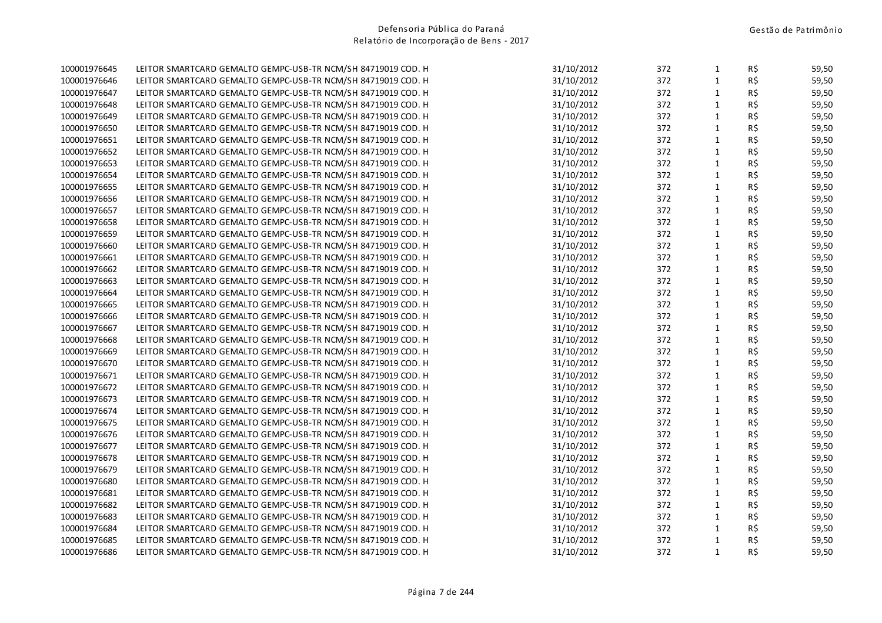| | | | | | | |
|---|---|---|---|---|---|---|
| 100001976645 | LEITOR SMARTCARD GEMALTO GEMPC-USB-TR NCM/SH 84719019 COD. H | 31/10/2012 | 372 | 1 | R$ | 59,50 |
| 100001976646 | LEITOR SMARTCARD GEMALTO GEMPC-USB-TR NCM/SH 84719019 COD. H | 31/10/2012 | 372 | 1 | R$ | 59,50 |
| 100001976647 | LEITOR SMARTCARD GEMALTO GEMPC-USB-TR NCM/SH 84719019 COD. H | 31/10/2012 | 372 | 1 | R$ | 59,50 |
| 100001976648 | LEITOR SMARTCARD GEMALTO GEMPC-USB-TR NCM/SH 84719019 COD. H | 31/10/2012 | 372 | 1 | R$ | 59,50 |
| 100001976649 | LEITOR SMARTCARD GEMALTO GEMPC-USB-TR NCM/SH 84719019 COD. H | 31/10/2012 | 372 | 1 | R$ | 59,50 |
| 100001976650 | LEITOR SMARTCARD GEMALTO GEMPC-USB-TR NCM/SH 84719019 COD. H | 31/10/2012 | 372 | 1 | R$ | 59,50 |
| 100001976651 | LEITOR SMARTCARD GEMALTO GEMPC-USB-TR NCM/SH 84719019 COD. H | 31/10/2012 | 372 | 1 | R$ | 59,50 |
| 100001976652 | LEITOR SMARTCARD GEMALTO GEMPC-USB-TR NCM/SH 84719019 COD. H | 31/10/2012 | 372 | 1 | R$ | 59,50 |
| 100001976653 | LEITOR SMARTCARD GEMALTO GEMPC-USB-TR NCM/SH 84719019 COD. H | 31/10/2012 | 372 | 1 | R$ | 59,50 |
| 100001976654 | LEITOR SMARTCARD GEMALTO GEMPC-USB-TR NCM/SH 84719019 COD. H | 31/10/2012 | 372 | 1 | R$ | 59,50 |
| 100001976655 | LEITOR SMARTCARD GEMALTO GEMPC-USB-TR NCM/SH 84719019 COD. H | 31/10/2012 | 372 | 1 | R$ | 59,50 |
| 100001976656 | LEITOR SMARTCARD GEMALTO GEMPC-USB-TR NCM/SH 84719019 COD. H | 31/10/2012 | 372 | 1 | R$ | 59,50 |
| 100001976657 | LEITOR SMARTCARD GEMALTO GEMPC-USB-TR NCM/SH 84719019 COD. H | 31/10/2012 | 372 | 1 | R$ | 59,50 |
| 100001976658 | LEITOR SMARTCARD GEMALTO GEMPC-USB-TR NCM/SH 84719019 COD. H | 31/10/2012 | 372 | 1 | R$ | 59,50 |
| 100001976659 | LEITOR SMARTCARD GEMALTO GEMPC-USB-TR NCM/SH 84719019 COD. H | 31/10/2012 | 372 | 1 | R$ | 59,50 |
| 100001976660 | LEITOR SMARTCARD GEMALTO GEMPC-USB-TR NCM/SH 84719019 COD. H | 31/10/2012 | 372 | 1 | R$ | 59,50 |
| 100001976661 | LEITOR SMARTCARD GEMALTO GEMPC-USB-TR NCM/SH 84719019 COD. H | 31/10/2012 | 372 | 1 | R$ | 59,50 |
| 100001976662 | LEITOR SMARTCARD GEMALTO GEMPC-USB-TR NCM/SH 84719019 COD. H | 31/10/2012 | 372 | 1 | R$ | 59,50 |
| 100001976663 | LEITOR SMARTCARD GEMALTO GEMPC-USB-TR NCM/SH 84719019 COD. H | 31/10/2012 | 372 | 1 | R$ | 59,50 |
| 100001976664 | LEITOR SMARTCARD GEMALTO GEMPC-USB-TR NCM/SH 84719019 COD. H | 31/10/2012 | 372 | 1 | R$ | 59,50 |
| 100001976665 | LEITOR SMARTCARD GEMALTO GEMPC-USB-TR NCM/SH 84719019 COD. H | 31/10/2012 | 372 | 1 | R$ | 59,50 |
| 100001976666 | LEITOR SMARTCARD GEMALTO GEMPC-USB-TR NCM/SH 84719019 COD. H | 31/10/2012 | 372 | 1 | R$ | 59,50 |
| 100001976667 | LEITOR SMARTCARD GEMALTO GEMPC-USB-TR NCM/SH 84719019 COD. H | 31/10/2012 | 372 | 1 | R$ | 59,50 |
| 100001976668 | LEITOR SMARTCARD GEMALTO GEMPC-USB-TR NCM/SH 84719019 COD. H | 31/10/2012 | 372 | 1 | R$ | 59,50 |
| 100001976669 | LEITOR SMARTCARD GEMALTO GEMPC-USB-TR NCM/SH 84719019 COD. H | 31/10/2012 | 372 | 1 | R$ | 59,50 |
| 100001976670 | LEITOR SMARTCARD GEMALTO GEMPC-USB-TR NCM/SH 84719019 COD. H | 31/10/2012 | 372 | 1 | R$ | 59,50 |
| 100001976671 | LEITOR SMARTCARD GEMALTO GEMPC-USB-TR NCM/SH 84719019 COD. H | 31/10/2012 | 372 | 1 | R$ | 59,50 |
| 100001976672 | LEITOR SMARTCARD GEMALTO GEMPC-USB-TR NCM/SH 84719019 COD. H | 31/10/2012 | 372 | 1 | R$ | 59,50 |
| 100001976673 | LEITOR SMARTCARD GEMALTO GEMPC-USB-TR NCM/SH 84719019 COD. H | 31/10/2012 | 372 | 1 | R$ | 59,50 |
| 100001976674 | LEITOR SMARTCARD GEMALTO GEMPC-USB-TR NCM/SH 84719019 COD. H | 31/10/2012 | 372 | 1 | R$ | 59,50 |
| 100001976675 | LEITOR SMARTCARD GEMALTO GEMPC-USB-TR NCM/SH 84719019 COD. H | 31/10/2012 | 372 | 1 | R$ | 59,50 |
| 100001976676 | LEITOR SMARTCARD GEMALTO GEMPC-USB-TR NCM/SH 84719019 COD. H | 31/10/2012 | 372 | 1 | R$ | 59,50 |
| 100001976677 | LEITOR SMARTCARD GEMALTO GEMPC-USB-TR NCM/SH 84719019 COD. H | 31/10/2012 | 372 | 1 | R$ | 59,50 |
| 100001976678 | LEITOR SMARTCARD GEMALTO GEMPC-USB-TR NCM/SH 84719019 COD. H | 31/10/2012 | 372 | 1 | R$ | 59,50 |
| 100001976679 | LEITOR SMARTCARD GEMALTO GEMPC-USB-TR NCM/SH 84719019 COD. H | 31/10/2012 | 372 | 1 | R$ | 59,50 |
| 100001976680 | LEITOR SMARTCARD GEMALTO GEMPC-USB-TR NCM/SH 84719019 COD. H | 31/10/2012 | 372 | 1 | R$ | 59,50 |
| 100001976681 | LEITOR SMARTCARD GEMALTO GEMPC-USB-TR NCM/SH 84719019 COD. H | 31/10/2012 | 372 | 1 | R$ | 59,50 |
| 100001976682 | LEITOR SMARTCARD GEMALTO GEMPC-USB-TR NCM/SH 84719019 COD. H | 31/10/2012 | 372 | 1 | R$ | 59,50 |
| 100001976683 | LEITOR SMARTCARD GEMALTO GEMPC-USB-TR NCM/SH 84719019 COD. H | 31/10/2012 | 372 | 1 | R$ | 59,50 |
| 100001976684 | LEITOR SMARTCARD GEMALTO GEMPC-USB-TR NCM/SH 84719019 COD. H | 31/10/2012 | 372 | 1 | R$ | 59,50 |
| 100001976685 | LEITOR SMARTCARD GEMALTO GEMPC-USB-TR NCM/SH 84719019 COD. H | 31/10/2012 | 372 | 1 | R$ | 59,50 |
| 100001976686 | LEITOR SMARTCARD GEMALTO GEMPC-USB-TR NCM/SH 84719019 COD. H | 31/10/2012 | 372 | 1 | R$ | 59,50 |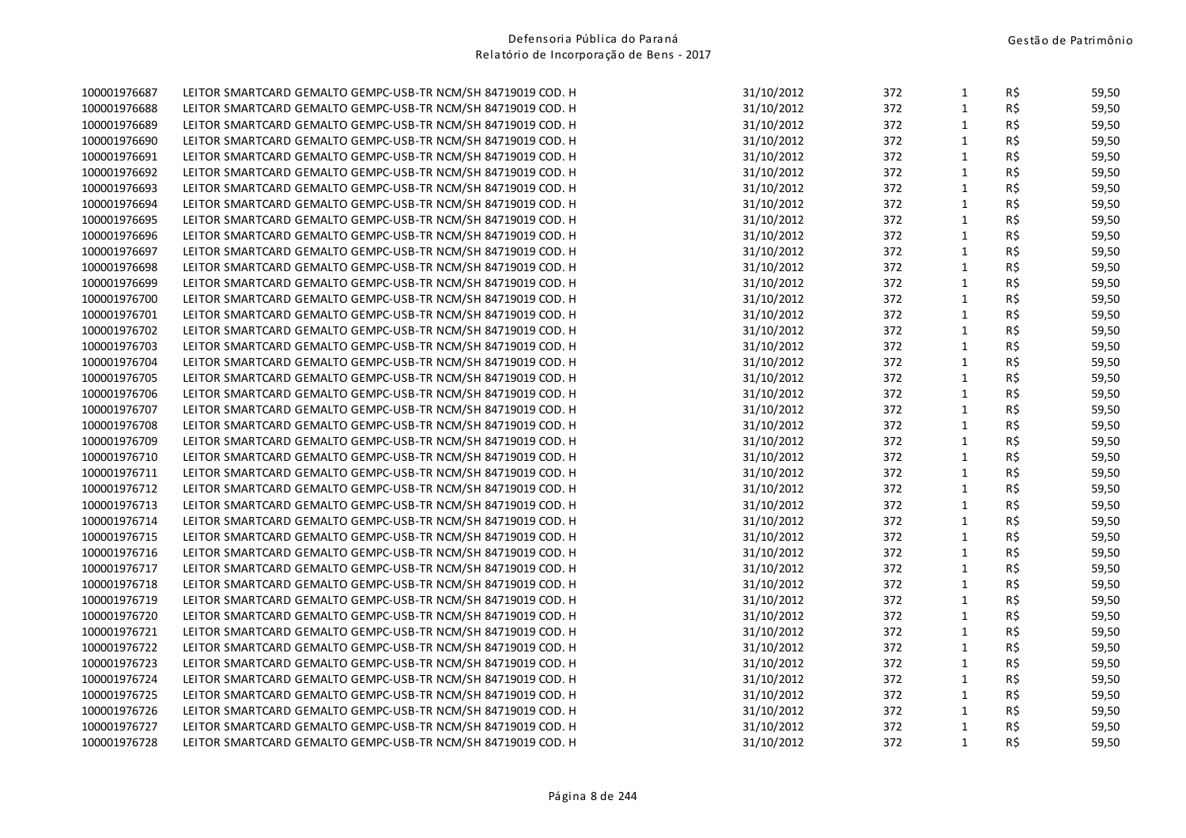| | | | | | | |
|---|---|---|---|---|---|---|
| 100001976687 | LEITOR SMARTCARD GEMALTO GEMPC-USB-TR NCM/SH 84719019 COD. H | 31/10/2012 | 372 | 1 | R$ | 59,50 |
| 100001976688 | LEITOR SMARTCARD GEMALTO GEMPC-USB-TR NCM/SH 84719019 COD. H | 31/10/2012 | 372 | 1 | R$ | 59,50 |
| 100001976689 | LEITOR SMARTCARD GEMALTO GEMPC-USB-TR NCM/SH 84719019 COD. H | 31/10/2012 | 372 | 1 | R$ | 59,50 |
| 100001976690 | LEITOR SMARTCARD GEMALTO GEMPC-USB-TR NCM/SH 84719019 COD. H | 31/10/2012 | 372 | 1 | R$ | 59,50 |
| 100001976691 | LEITOR SMARTCARD GEMALTO GEMPC-USB-TR NCM/SH 84719019 COD. H | 31/10/2012 | 372 | 1 | R$ | 59,50 |
| 100001976692 | LEITOR SMARTCARD GEMALTO GEMPC-USB-TR NCM/SH 84719019 COD. H | 31/10/2012 | 372 | 1 | R$ | 59,50 |
| 100001976693 | LEITOR SMARTCARD GEMALTO GEMPC-USB-TR NCM/SH 84719019 COD. H | 31/10/2012 | 372 | 1 | R$ | 59,50 |
| 100001976694 | LEITOR SMARTCARD GEMALTO GEMPC-USB-TR NCM/SH 84719019 COD. H | 31/10/2012 | 372 | 1 | R$ | 59,50 |
| 100001976695 | LEITOR SMARTCARD GEMALTO GEMPC-USB-TR NCM/SH 84719019 COD. H | 31/10/2012 | 372 | 1 | R$ | 59,50 |
| 100001976696 | LEITOR SMARTCARD GEMALTO GEMPC-USB-TR NCM/SH 84719019 COD. H | 31/10/2012 | 372 | 1 | R$ | 59,50 |
| 100001976697 | LEITOR SMARTCARD GEMALTO GEMPC-USB-TR NCM/SH 84719019 COD. H | 31/10/2012 | 372 | 1 | R$ | 59,50 |
| 100001976698 | LEITOR SMARTCARD GEMALTO GEMPC-USB-TR NCM/SH 84719019 COD. H | 31/10/2012 | 372 | 1 | R$ | 59,50 |
| 100001976699 | LEITOR SMARTCARD GEMALTO GEMPC-USB-TR NCM/SH 84719019 COD. H | 31/10/2012 | 372 | 1 | R$ | 59,50 |
| 100001976700 | LEITOR SMARTCARD GEMALTO GEMPC-USB-TR NCM/SH 84719019 COD. H | 31/10/2012 | 372 | 1 | R$ | 59,50 |
| 100001976701 | LEITOR SMARTCARD GEMALTO GEMPC-USB-TR NCM/SH 84719019 COD. H | 31/10/2012 | 372 | 1 | R$ | 59,50 |
| 100001976702 | LEITOR SMARTCARD GEMALTO GEMPC-USB-TR NCM/SH 84719019 COD. H | 31/10/2012 | 372 | 1 | R$ | 59,50 |
| 100001976703 | LEITOR SMARTCARD GEMALTO GEMPC-USB-TR NCM/SH 84719019 COD. H | 31/10/2012 | 372 | 1 | R$ | 59,50 |
| 100001976704 | LEITOR SMARTCARD GEMALTO GEMPC-USB-TR NCM/SH 84719019 COD. H | 31/10/2012 | 372 | 1 | R$ | 59,50 |
| 100001976705 | LEITOR SMARTCARD GEMALTO GEMPC-USB-TR NCM/SH 84719019 COD. H | 31/10/2012 | 372 | 1 | R$ | 59,50 |
| 100001976706 | LEITOR SMARTCARD GEMALTO GEMPC-USB-TR NCM/SH 84719019 COD. H | 31/10/2012 | 372 | 1 | R$ | 59,50 |
| 100001976707 | LEITOR SMARTCARD GEMALTO GEMPC-USB-TR NCM/SH 84719019 COD. H | 31/10/2012 | 372 | 1 | R$ | 59,50 |
| 100001976708 | LEITOR SMARTCARD GEMALTO GEMPC-USB-TR NCM/SH 84719019 COD. H | 31/10/2012 | 372 | 1 | R$ | 59,50 |
| 100001976709 | LEITOR SMARTCARD GEMALTO GEMPC-USB-TR NCM/SH 84719019 COD. H | 31/10/2012 | 372 | 1 | R$ | 59,50 |
| 100001976710 | LEITOR SMARTCARD GEMALTO GEMPC-USB-TR NCM/SH 84719019 COD. H | 31/10/2012 | 372 | 1 | R$ | 59,50 |
| 100001976711 | LEITOR SMARTCARD GEMALTO GEMPC-USB-TR NCM/SH 84719019 COD. H | 31/10/2012 | 372 | 1 | R$ | 59,50 |
| 100001976712 | LEITOR SMARTCARD GEMALTO GEMPC-USB-TR NCM/SH 84719019 COD. H | 31/10/2012 | 372 | 1 | R$ | 59,50 |
| 100001976713 | LEITOR SMARTCARD GEMALTO GEMPC-USB-TR NCM/SH 84719019 COD. H | 31/10/2012 | 372 | 1 | R$ | 59,50 |
| 100001976714 | LEITOR SMARTCARD GEMALTO GEMPC-USB-TR NCM/SH 84719019 COD. H | 31/10/2012 | 372 | 1 | R$ | 59,50 |
| 100001976715 | LEITOR SMARTCARD GEMALTO GEMPC-USB-TR NCM/SH 84719019 COD. H | 31/10/2012 | 372 | 1 | R$ | 59,50 |
| 100001976716 | LEITOR SMARTCARD GEMALTO GEMPC-USB-TR NCM/SH 84719019 COD. H | 31/10/2012 | 372 | 1 | R$ | 59,50 |
| 100001976717 | LEITOR SMARTCARD GEMALTO GEMPC-USB-TR NCM/SH 84719019 COD. H | 31/10/2012 | 372 | 1 | R$ | 59,50 |
| 100001976718 | LEITOR SMARTCARD GEMALTO GEMPC-USB-TR NCM/SH 84719019 COD. H | 31/10/2012 | 372 | 1 | R$ | 59,50 |
| 100001976719 | LEITOR SMARTCARD GEMALTO GEMPC-USB-TR NCM/SH 84719019 COD. H | 31/10/2012 | 372 | 1 | R$ | 59,50 |
| 100001976720 | LEITOR SMARTCARD GEMALTO GEMPC-USB-TR NCM/SH 84719019 COD. H | 31/10/2012 | 372 | 1 | R$ | 59,50 |
| 100001976721 | LEITOR SMARTCARD GEMALTO GEMPC-USB-TR NCM/SH 84719019 COD. H | 31/10/2012 | 372 | 1 | R$ | 59,50 |
| 100001976722 | LEITOR SMARTCARD GEMALTO GEMPC-USB-TR NCM/SH 84719019 COD. H | 31/10/2012 | 372 | 1 | R$ | 59,50 |
| 100001976723 | LEITOR SMARTCARD GEMALTO GEMPC-USB-TR NCM/SH 84719019 COD. H | 31/10/2012 | 372 | 1 | R$ | 59,50 |
| 100001976724 | LEITOR SMARTCARD GEMALTO GEMPC-USB-TR NCM/SH 84719019 COD. H | 31/10/2012 | 372 | 1 | R$ | 59,50 |
| 100001976725 | LEITOR SMARTCARD GEMALTO GEMPC-USB-TR NCM/SH 84719019 COD. H | 31/10/2012 | 372 | 1 | R$ | 59,50 |
| 100001976726 | LEITOR SMARTCARD GEMALTO GEMPC-USB-TR NCM/SH 84719019 COD. H | 31/10/2012 | 372 | 1 | R$ | 59,50 |
| 100001976727 | LEITOR SMARTCARD GEMALTO GEMPC-USB-TR NCM/SH 84719019 COD. H | 31/10/2012 | 372 | 1 | R$ | 59,50 |
| 100001976728 | LEITOR SMARTCARD GEMALTO GEMPC-USB-TR NCM/SH 84719019 COD. H | 31/10/2012 | 372 | 1 | R$ | 59,50 |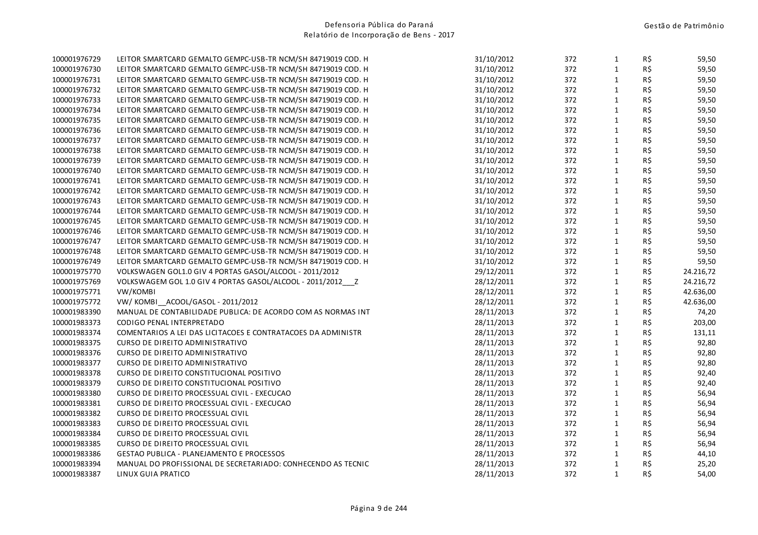| | | | | | | |
|---|---|---|---|---|---|---|
| 100001976729 | LEITOR SMARTCARD GEMALTO GEMPC-USB-TR NCM/SH 84719019 COD. H | 31/10/2012 | 372 | 1 | R$ | 59,50 |
| 100001976730 | LEITOR SMARTCARD GEMALTO GEMPC-USB-TR NCM/SH 84719019 COD. H | 31/10/2012 | 372 | 1 | R$ | 59,50 |
| 100001976731 | LEITOR SMARTCARD GEMALTO GEMPC-USB-TR NCM/SH 84719019 COD. H | 31/10/2012 | 372 | 1 | R$ | 59,50 |
| 100001976732 | LEITOR SMARTCARD GEMALTO GEMPC-USB-TR NCM/SH 84719019 COD. H | 31/10/2012 | 372 | 1 | R$ | 59,50 |
| 100001976733 | LEITOR SMARTCARD GEMALTO GEMPC-USB-TR NCM/SH 84719019 COD. H | 31/10/2012 | 372 | 1 | R$ | 59,50 |
| 100001976734 | LEITOR SMARTCARD GEMALTO GEMPC-USB-TR NCM/SH 84719019 COD. H | 31/10/2012 | 372 | 1 | R$ | 59,50 |
| 100001976735 | LEITOR SMARTCARD GEMALTO GEMPC-USB-TR NCM/SH 84719019 COD. H | 31/10/2012 | 372 | 1 | R$ | 59,50 |
| 100001976736 | LEITOR SMARTCARD GEMALTO GEMPC-USB-TR NCM/SH 84719019 COD. H | 31/10/2012 | 372 | 1 | R$ | 59,50 |
| 100001976737 | LEITOR SMARTCARD GEMALTO GEMPC-USB-TR NCM/SH 84719019 COD. H | 31/10/2012 | 372 | 1 | R$ | 59,50 |
| 100001976738 | LEITOR SMARTCARD GEMALTO GEMPC-USB-TR NCM/SH 84719019 COD. H | 31/10/2012 | 372 | 1 | R$ | 59,50 |
| 100001976739 | LEITOR SMARTCARD GEMALTO GEMPC-USB-TR NCM/SH 84719019 COD. H | 31/10/2012 | 372 | 1 | R$ | 59,50 |
| 100001976740 | LEITOR SMARTCARD GEMALTO GEMPC-USB-TR NCM/SH 84719019 COD. H | 31/10/2012 | 372 | 1 | R$ | 59,50 |
| 100001976741 | LEITOR SMARTCARD GEMALTO GEMPC-USB-TR NCM/SH 84719019 COD. H | 31/10/2012 | 372 | 1 | R$ | 59,50 |
| 100001976742 | LEITOR SMARTCARD GEMALTO GEMPC-USB-TR NCM/SH 84719019 COD. H | 31/10/2012 | 372 | 1 | R$ | 59,50 |
| 100001976743 | LEITOR SMARTCARD GEMALTO GEMPC-USB-TR NCM/SH 84719019 COD. H | 31/10/2012 | 372 | 1 | R$ | 59,50 |
| 100001976744 | LEITOR SMARTCARD GEMALTO GEMPC-USB-TR NCM/SH 84719019 COD. H | 31/10/2012 | 372 | 1 | R$ | 59,50 |
| 100001976745 | LEITOR SMARTCARD GEMALTO GEMPC-USB-TR NCM/SH 84719019 COD. H | 31/10/2012 | 372 | 1 | R$ | 59,50 |
| 100001976746 | LEITOR SMARTCARD GEMALTO GEMPC-USB-TR NCM/SH 84719019 COD. H | 31/10/2012 | 372 | 1 | R$ | 59,50 |
| 100001976747 | LEITOR SMARTCARD GEMALTO GEMPC-USB-TR NCM/SH 84719019 COD. H | 31/10/2012 | 372 | 1 | R$ | 59,50 |
| 100001976748 | LEITOR SMARTCARD GEMALTO GEMPC-USB-TR NCM/SH 84719019 COD. H | 31/10/2012 | 372 | 1 | R$ | 59,50 |
| 100001976749 | LEITOR SMARTCARD GEMALTO GEMPC-USB-TR NCM/SH 84719019 COD. H | 31/10/2012 | 372 | 1 | R$ | 59,50 |
| 100001975770 | VOLKSWAGEN GOL1.0 GIV 4 PORTAS GASOL/ALCOOL - 2011/2012 | 29/12/2011 | 372 | 1 | R$ | 24.216,72 |
| 100001975769 | VOLKSWAGEM GOL 1.0 GIV 4 PORTAS GASOL/ALCOOL - 2011/2012___Z | 28/12/2011 | 372 | 1 | R$ | 24.216,72 |
| 100001975771 | VW/KOMBI | 28/12/2011 | 372 | 1 | R$ | 42.636,00 |
| 100001975772 | VW/ KOMBI__ACOOL/GASOL - 2011/2012 | 28/12/2011 | 372 | 1 | R$ | 42.636,00 |
| 100001983390 | MANUAL DE CONTABILIDADE PUBLICA: DE ACORDO COM AS NORMAS INT | 28/11/2013 | 372 | 1 | R$ | 74,20 |
| 100001983373 | CODIGO PENAL INTERPRETADO | 28/11/2013 | 372 | 1 | R$ | 203,00 |
| 100001983374 | COMENTARIOS A LEI DAS LICITACOES E CONTRATACOES DA ADMINISTR | 28/11/2013 | 372 | 1 | R$ | 131,11 |
| 100001983375 | CURSO DE DIREITO ADMINISTRATIVO | 28/11/2013 | 372 | 1 | R$ | 92,80 |
| 100001983376 | CURSO DE DIREITO ADMINISTRATIVO | 28/11/2013 | 372 | 1 | R$ | 92,80 |
| 100001983377 | CURSO DE DIREITO ADMINISTRATIVO | 28/11/2013 | 372 | 1 | R$ | 92,80 |
| 100001983378 | CURSO DE DIREITO CONSTITUCIONAL POSITIVO | 28/11/2013 | 372 | 1 | R$ | 92,40 |
| 100001983379 | CURSO DE DIREITO CONSTITUCIONAL POSITIVO | 28/11/2013 | 372 | 1 | R$ | 92,40 |
| 100001983380 | CURSO DE DIREITO PROCESSUAL CIVIL - EXECUCAO | 28/11/2013 | 372 | 1 | R$ | 56,94 |
| 100001983381 | CURSO DE DIREITO PROCESSUAL CIVIL - EXECUCAO | 28/11/2013 | 372 | 1 | R$ | 56,94 |
| 100001983382 | CURSO DE DIREITO PROCESSUAL CIVIL | 28/11/2013 | 372 | 1 | R$ | 56,94 |
| 100001983383 | CURSO DE DIREITO PROCESSUAL CIVIL | 28/11/2013 | 372 | 1 | R$ | 56,94 |
| 100001983384 | CURSO DE DIREITO PROCESSUAL CIVIL | 28/11/2013 | 372 | 1 | R$ | 56,94 |
| 100001983385 | CURSO DE DIREITO PROCESSUAL CIVIL | 28/11/2013 | 372 | 1 | R$ | 56,94 |
| 100001983386 | GESTAO PUBLICA - PLANEJAMENTO E PROCESSOS | 28/11/2013 | 372 | 1 | R$ | 44,10 |
| 100001983394 | MANUAL DO PROFISSIONAL DE SECRETARIADO: CONHECENDO AS TECNIC | 28/11/2013 | 372 | 1 | R$ | 25,20 |
| 100001983387 | LINUX GUIA PRATICO | 28/11/2013 | 372 | 1 | R$ | 54,00 |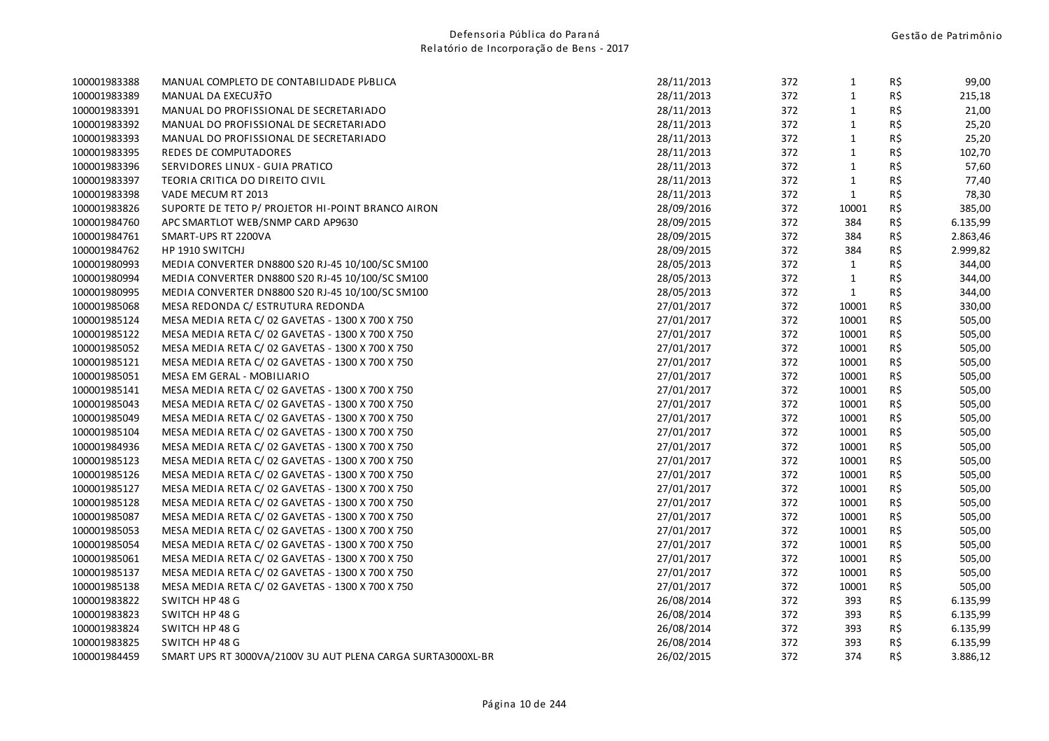| | | | | | | |
|---|---|---|---|---|---|---|
| 100001983388 | MANUAL COMPLETO DE CONTABILIDADE PÝBLICA | 28/11/2013 | 372 | 1 | R$ | 99,00 |
| 100001983389 | MANUAL DA EXECUÇÃO | 28/11/2013 | 372 | 1 | R$ | 215,18 |
| 100001983391 | MANUAL DO PROFISSIONAL DE SECRETARIADO | 28/11/2013 | 372 | 1 | R$ | 21,00 |
| 100001983392 | MANUAL DO PROFISSIONAL DE SECRETARIADO | 28/11/2013 | 372 | 1 | R$ | 25,20 |
| 100001983393 | MANUAL DO PROFISSIONAL DE SECRETARIADO | 28/11/2013 | 372 | 1 | R$ | 25,20 |
| 100001983395 | REDES DE COMPUTADORES | 28/11/2013 | 372 | 1 | R$ | 102,70 |
| 100001983396 | SERVIDORES LINUX - GUIA PRATICO | 28/11/2013 | 372 | 1 | R$ | 57,60 |
| 100001983397 | TEORIA CRITICA DO DIREITO CIVIL | 28/11/2013 | 372 | 1 | R$ | 77,40 |
| 100001983398 | VADE MECUM RT 2013 | 28/11/2013 | 372 | 1 | R$ | 78,30 |
| 100001983826 | SUPORTE DE TETO P/ PROJETOR HI-POINT BRANCO AIRON | 28/09/2016 | 372 | 10001 | R$ | 385,00 |
| 100001984760 | APC SMARTLOT WEB/SNMP CARD AP9630 | 28/09/2015 | 372 | 384 | R$ | 6.135,99 |
| 100001984761 | SMART-UPS RT 2200VA | 28/09/2015 | 372 | 384 | R$ | 2.863,46 |
| 100001984762 | HP 1910 SWITCHJ | 28/09/2015 | 372 | 384 | R$ | 2.999,82 |
| 100001980993 | MEDIA CONVERTER DN8800 S20 RJ-45 10/100/SC SM100 | 28/05/2013 | 372 | 1 | R$ | 344,00 |
| 100001980994 | MEDIA CONVERTER DN8800 S20 RJ-45 10/100/SC SM100 | 28/05/2013 | 372 | 1 | R$ | 344,00 |
| 100001980995 | MEDIA CONVERTER DN8800 S20 RJ-45 10/100/SC SM100 | 28/05/2013 | 372 | 1 | R$ | 344,00 |
| 100001985068 | MESA REDONDA C/ ESTRUTURA REDONDA | 27/01/2017 | 372 | 10001 | R$ | 330,00 |
| 100001985124 | MESA MEDIA RETA C/ 02 GAVETAS - 1300 X 700 X 750 | 27/01/2017 | 372 | 10001 | R$ | 505,00 |
| 100001985122 | MESA MEDIA RETA C/ 02 GAVETAS - 1300 X 700 X 750 | 27/01/2017 | 372 | 10001 | R$ | 505,00 |
| 100001985052 | MESA MEDIA RETA C/ 02 GAVETAS - 1300 X 700 X 750 | 27/01/2017 | 372 | 10001 | R$ | 505,00 |
| 100001985121 | MESA MEDIA RETA C/ 02 GAVETAS - 1300 X 700 X 750 | 27/01/2017 | 372 | 10001 | R$ | 505,00 |
| 100001985051 | MESA EM GERAL - MOBILIARIO | 27/01/2017 | 372 | 10001 | R$ | 505,00 |
| 100001985141 | MESA MEDIA RETA C/ 02 GAVETAS - 1300 X 700 X 750 | 27/01/2017 | 372 | 10001 | R$ | 505,00 |
| 100001985043 | MESA MEDIA RETA C/ 02 GAVETAS - 1300 X 700 X 750 | 27/01/2017 | 372 | 10001 | R$ | 505,00 |
| 100001985049 | MESA MEDIA RETA C/ 02 GAVETAS - 1300 X 700 X 750 | 27/01/2017 | 372 | 10001 | R$ | 505,00 |
| 100001985104 | MESA MEDIA RETA C/ 02 GAVETAS - 1300 X 700 X 750 | 27/01/2017 | 372 | 10001 | R$ | 505,00 |
| 100001984936 | MESA MEDIA RETA C/ 02 GAVETAS - 1300 X 700 X 750 | 27/01/2017 | 372 | 10001 | R$ | 505,00 |
| 100001985123 | MESA MEDIA RETA C/ 02 GAVETAS - 1300 X 700 X 750 | 27/01/2017 | 372 | 10001 | R$ | 505,00 |
| 100001985126 | MESA MEDIA RETA C/ 02 GAVETAS - 1300 X 700 X 750 | 27/01/2017 | 372 | 10001 | R$ | 505,00 |
| 100001985127 | MESA MEDIA RETA C/ 02 GAVETAS - 1300 X 700 X 750 | 27/01/2017 | 372 | 10001 | R$ | 505,00 |
| 100001985128 | MESA MEDIA RETA C/ 02 GAVETAS - 1300 X 700 X 750 | 27/01/2017 | 372 | 10001 | R$ | 505,00 |
| 100001985087 | MESA MEDIA RETA C/ 02 GAVETAS - 1300 X 700 X 750 | 27/01/2017 | 372 | 10001 | R$ | 505,00 |
| 100001985053 | MESA MEDIA RETA C/ 02 GAVETAS - 1300 X 700 X 750 | 27/01/2017 | 372 | 10001 | R$ | 505,00 |
| 100001985054 | MESA MEDIA RETA C/ 02 GAVETAS - 1300 X 700 X 750 | 27/01/2017 | 372 | 10001 | R$ | 505,00 |
| 100001985061 | MESA MEDIA RETA C/ 02 GAVETAS - 1300 X 700 X 750 | 27/01/2017 | 372 | 10001 | R$ | 505,00 |
| 100001985137 | MESA MEDIA RETA C/ 02 GAVETAS - 1300 X 700 X 750 | 27/01/2017 | 372 | 10001 | R$ | 505,00 |
| 100001985138 | MESA MEDIA RETA C/ 02 GAVETAS - 1300 X 700 X 750 | 27/01/2017 | 372 | 10001 | R$ | 505,00 |
| 100001983822 | SWITCH HP 48 G | 26/08/2014 | 372 | 393 | R$ | 6.135,99 |
| 100001983823 | SWITCH HP 48 G | 26/08/2014 | 372 | 393 | R$ | 6.135,99 |
| 100001983824 | SWITCH HP 48 G | 26/08/2014 | 372 | 393 | R$ | 6.135,99 |
| 100001983825 | SWITCH HP 48 G | 26/08/2014 | 372 | 393 | R$ | 6.135,99 |
| 100001984459 | SMART UPS RT 3000VA/2100V 3U AUT PLENA CARGA SURTA3000XL-BR | 26/02/2015 | 372 | 374 | R$ | 3.886,12 |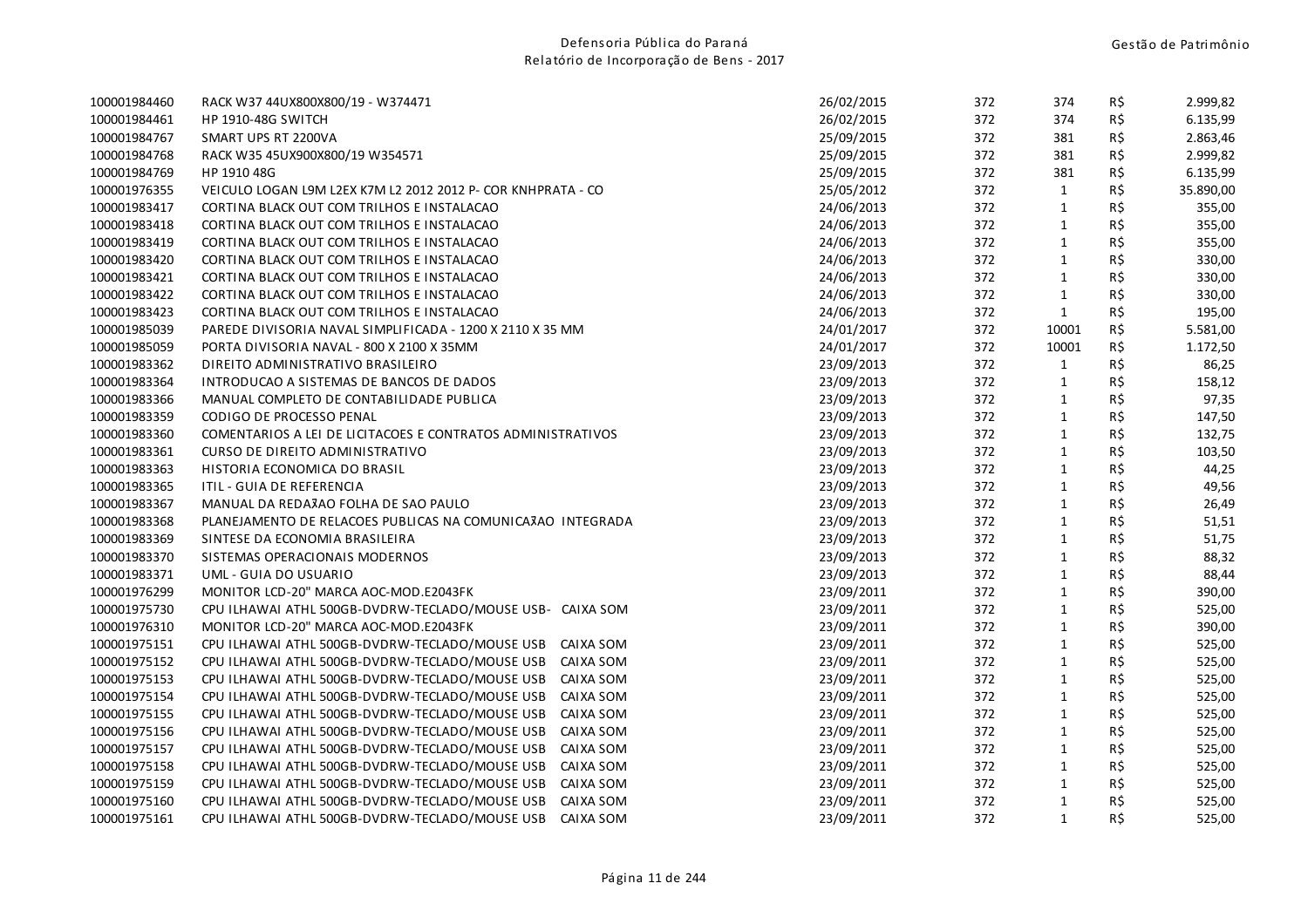| | | | | | | |
|---|---|---|---|---|---|---|
| 100001984460 | RACK W37 44UX800X800/19 - W374471 | 26/02/2015 | 372 | 374 | R$ | 2.999,82 |
| 100001984461 | HP 1910-48G SWITCH | 26/02/2015 | 372 | 374 | R$ | 6.135,99 |
| 100001984767 | SMART UPS RT 2200VA | 25/09/2015 | 372 | 381 | R$ | 2.863,46 |
| 100001984768 | RACK W35 45UX900X800/19 W354571 | 25/09/2015 | 372 | 381 | R$ | 2.999,82 |
| 100001984769 | HP 1910 48G | 25/09/2015 | 372 | 381 | R$ | 6.135,99 |
| 100001976355 | VEICULO LOGAN L9M L2EX K7M L2 2012 2012 P- COR KNHPRATA - CO | 25/05/2012 | 372 | 1 | R$ | 35.890,00 |
| 100001983417 | CORTINA BLACK OUT COM TRILHOS E INSTALACAO | 24/06/2013 | 372 | 1 | R$ | 355,00 |
| 100001983418 | CORTINA BLACK OUT COM TRILHOS E INSTALACAO | 24/06/2013 | 372 | 1 | R$ | 355,00 |
| 100001983419 | CORTINA BLACK OUT COM TRILHOS E INSTALACAO | 24/06/2013 | 372 | 1 | R$ | 355,00 |
| 100001983420 | CORTINA BLACK OUT COM TRILHOS E INSTALACAO | 24/06/2013 | 372 | 1 | R$ | 330,00 |
| 100001983421 | CORTINA BLACK OUT COM TRILHOS E INSTALACAO | 24/06/2013 | 372 | 1 | R$ | 330,00 |
| 100001983422 | CORTINA BLACK OUT COM TRILHOS E INSTALACAO | 24/06/2013 | 372 | 1 | R$ | 330,00 |
| 100001983423 | CORTINA BLACK OUT COM TRILHOS E INSTALACAO | 24/06/2013 | 372 | 1 | R$ | 195,00 |
| 100001985039 | PAREDE DIVISORIA NAVAL SIMPLIFICADA - 1200 X 2110 X 35 MM | 24/01/2017 | 372 | 10001 | R$ | 5.581,00 |
| 100001985059 | PORTA DIVISORIA NAVAL - 800 X 2100 X 35MM | 24/01/2017 | 372 | 10001 | R$ | 1.172,50 |
| 100001983362 | DIREITO ADMINISTRATIVO BRASILEIRO | 23/09/2013 | 372 | 1 | R$ | 86,25 |
| 100001983364 | INTRODUCAO A SISTEMAS DE BANCOS DE DADOS | 23/09/2013 | 372 | 1 | R$ | 158,12 |
| 100001983366 | MANUAL COMPLETO DE CONTABILIDADE PUBLICA | 23/09/2013 | 372 | 1 | R$ | 97,35 |
| 100001983359 | CODIGO DE PROCESSO PENAL | 23/09/2013 | 372 | 1 | R$ | 147,50 |
| 100001983360 | COMENTARIOS A LEI DE LICITACOES E CONTRATOS ADMINISTRATIVOS | 23/09/2013 | 372 | 1 | R$ | 132,75 |
| 100001983361 | CURSO DE DIREITO ADMINISTRATIVO | 23/09/2013 | 372 | 1 | R$ | 103,50 |
| 100001983363 | HISTORIA ECONOMICA DO BRASIL | 23/09/2013 | 372 | 1 | R$ | 44,25 |
| 100001983365 | ITIL - GUIA DE REFERENCIA | 23/09/2013 | 372 | 1 | R$ | 49,56 |
| 100001983367 | MANUAL DA REDAƮAO FOLHA DE SAO PAULO | 23/09/2013 | 372 | 1 | R$ | 26,49 |
| 100001983368 | PLANEJAMENTO DE RELACOES PUBLICAS NA COMUNICAƮAO INTEGRADA | 23/09/2013 | 372 | 1 | R$ | 51,51 |
| 100001983369 | SINTESE DA ECONOMIA BRASILEIRA | 23/09/2013 | 372 | 1 | R$ | 51,75 |
| 100001983370 | SISTEMAS OPERACIONAIS MODERNOS | 23/09/2013 | 372 | 1 | R$ | 88,32 |
| 100001983371 | UML - GUIA DO USUARIO | 23/09/2013 | 372 | 1 | R$ | 88,44 |
| 100001976299 | MONITOR LCD-20" MARCA AOC-MOD.E2043FK | 23/09/2011 | 372 | 1 | R$ | 390,00 |
| 100001975730 | CPU ILHAWAI ATHL 500GB-DVDRW-TECLADO/MOUSE USB- CAIXA SOM | 23/09/2011 | 372 | 1 | R$ | 525,00 |
| 100001976310 | MONITOR LCD-20" MARCA AOC-MOD.E2043FK | 23/09/2011 | 372 | 1 | R$ | 390,00 |
| 100001975151 | CPU ILHAWAI ATHL 500GB-DVDRW-TECLADO/MOUSE USB CAIXA SOM | 23/09/2011 | 372 | 1 | R$ | 525,00 |
| 100001975152 | CPU ILHAWAI ATHL 500GB-DVDRW-TECLADO/MOUSE USB CAIXA SOM | 23/09/2011 | 372 | 1 | R$ | 525,00 |
| 100001975153 | CPU ILHAWAI ATHL 500GB-DVDRW-TECLADO/MOUSE USB CAIXA SOM | 23/09/2011 | 372 | 1 | R$ | 525,00 |
| 100001975154 | CPU ILHAWAI ATHL 500GB-DVDRW-TECLADO/MOUSE USB CAIXA SOM | 23/09/2011 | 372 | 1 | R$ | 525,00 |
| 100001975155 | CPU ILHAWAI ATHL 500GB-DVDRW-TECLADO/MOUSE USB CAIXA SOM | 23/09/2011 | 372 | 1 | R$ | 525,00 |
| 100001975156 | CPU ILHAWAI ATHL 500GB-DVDRW-TECLADO/MOUSE USB CAIXA SOM | 23/09/2011 | 372 | 1 | R$ | 525,00 |
| 100001975157 | CPU ILHAWAI ATHL 500GB-DVDRW-TECLADO/MOUSE USB CAIXA SOM | 23/09/2011 | 372 | 1 | R$ | 525,00 |
| 100001975158 | CPU ILHAWAI ATHL 500GB-DVDRW-TECLADO/MOUSE USB CAIXA SOM | 23/09/2011 | 372 | 1 | R$ | 525,00 |
| 100001975159 | CPU ILHAWAI ATHL 500GB-DVDRW-TECLADO/MOUSE USB CAIXA SOM | 23/09/2011 | 372 | 1 | R$ | 525,00 |
| 100001975160 | CPU ILHAWAI ATHL 500GB-DVDRW-TECLADO/MOUSE USB CAIXA SOM | 23/09/2011 | 372 | 1 | R$ | 525,00 |
| 100001975161 | CPU ILHAWAI ATHL 500GB-DVDRW-TECLADO/MOUSE USB CAIXA SOM | 23/09/2011 | 372 | 1 | R$ | 525,00 |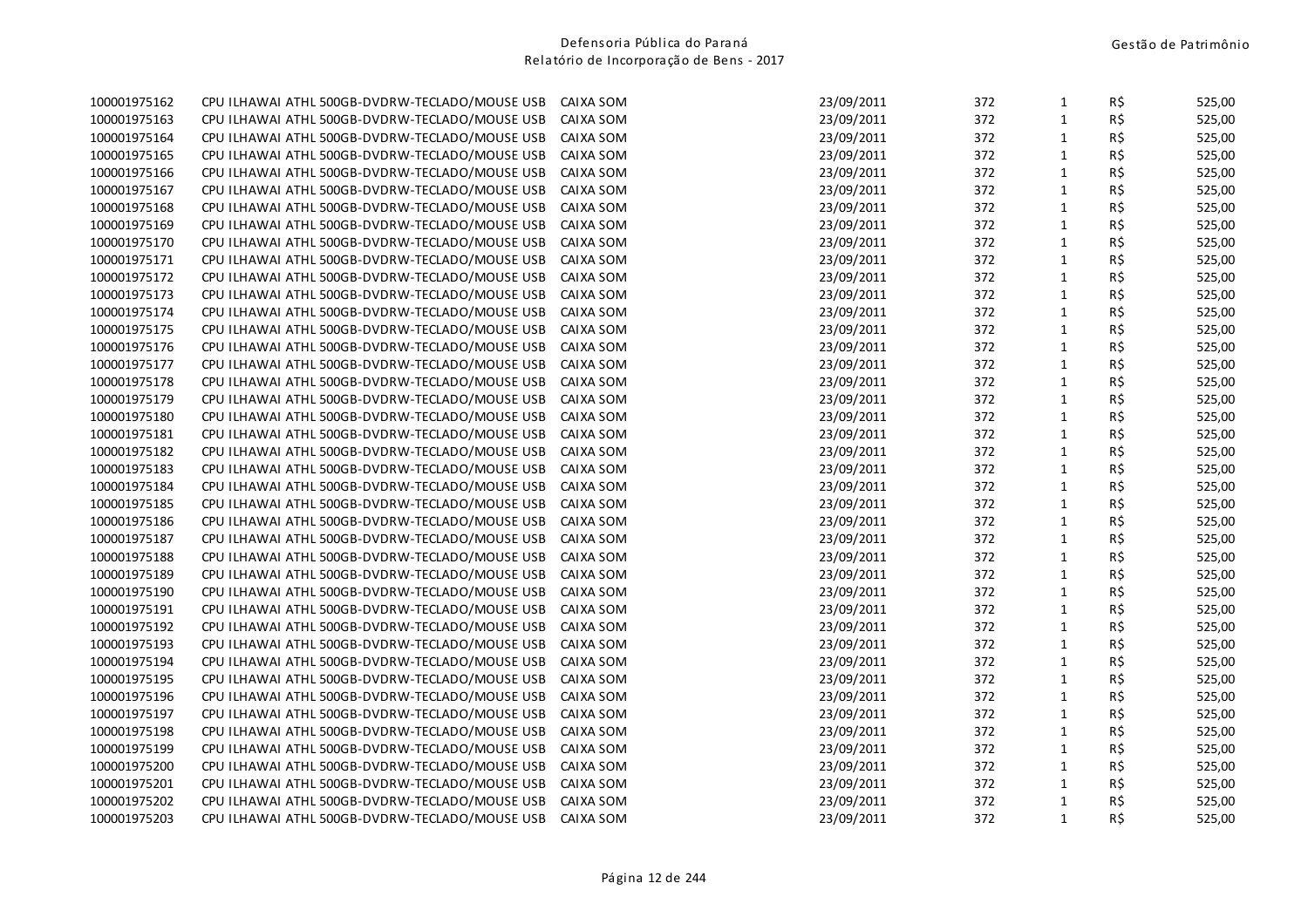| | | | | | | | |
|---|---|---|---|---|---|---|---|
| 100001975162 | CPU ILHAWAI ATHL 500GB-DVDRW-TECLADO/MOUSE USB | CAIXA SOM | 23/09/2011 | 372 | 1 | R$ | 525,00 |
| 100001975163 | CPU ILHAWAI ATHL 500GB-DVDRW-TECLADO/MOUSE USB | CAIXA SOM | 23/09/2011 | 372 | 1 | R$ | 525,00 |
| 100001975164 | CPU ILHAWAI ATHL 500GB-DVDRW-TECLADO/MOUSE USB | CAIXA SOM | 23/09/2011 | 372 | 1 | R$ | 525,00 |
| 100001975165 | CPU ILHAWAI ATHL 500GB-DVDRW-TECLADO/MOUSE USB | CAIXA SOM | 23/09/2011 | 372 | 1 | R$ | 525,00 |
| 100001975166 | CPU ILHAWAI ATHL 500GB-DVDRW-TECLADO/MOUSE USB | CAIXA SOM | 23/09/2011 | 372 | 1 | R$ | 525,00 |
| 100001975167 | CPU ILHAWAI ATHL 500GB-DVDRW-TECLADO/MOUSE USB | CAIXA SOM | 23/09/2011 | 372 | 1 | R$ | 525,00 |
| 100001975168 | CPU ILHAWAI ATHL 500GB-DVDRW-TECLADO/MOUSE USB | CAIXA SOM | 23/09/2011 | 372 | 1 | R$ | 525,00 |
| 100001975169 | CPU ILHAWAI ATHL 500GB-DVDRW-TECLADO/MOUSE USB | CAIXA SOM | 23/09/2011 | 372 | 1 | R$ | 525,00 |
| 100001975170 | CPU ILHAWAI ATHL 500GB-DVDRW-TECLADO/MOUSE USB | CAIXA SOM | 23/09/2011 | 372 | 1 | R$ | 525,00 |
| 100001975171 | CPU ILHAWAI ATHL 500GB-DVDRW-TECLADO/MOUSE USB | CAIXA SOM | 23/09/2011 | 372 | 1 | R$ | 525,00 |
| 100001975172 | CPU ILHAWAI ATHL 500GB-DVDRW-TECLADO/MOUSE USB | CAIXA SOM | 23/09/2011 | 372 | 1 | R$ | 525,00 |
| 100001975173 | CPU ILHAWAI ATHL 500GB-DVDRW-TECLADO/MOUSE USB | CAIXA SOM | 23/09/2011 | 372 | 1 | R$ | 525,00 |
| 100001975174 | CPU ILHAWAI ATHL 500GB-DVDRW-TECLADO/MOUSE USB | CAIXA SOM | 23/09/2011 | 372 | 1 | R$ | 525,00 |
| 100001975175 | CPU ILHAWAI ATHL 500GB-DVDRW-TECLADO/MOUSE USB | CAIXA SOM | 23/09/2011 | 372 | 1 | R$ | 525,00 |
| 100001975176 | CPU ILHAWAI ATHL 500GB-DVDRW-TECLADO/MOUSE USB | CAIXA SOM | 23/09/2011 | 372 | 1 | R$ | 525,00 |
| 100001975177 | CPU ILHAWAI ATHL 500GB-DVDRW-TECLADO/MOUSE USB | CAIXA SOM | 23/09/2011 | 372 | 1 | R$ | 525,00 |
| 100001975178 | CPU ILHAWAI ATHL 500GB-DVDRW-TECLADO/MOUSE USB | CAIXA SOM | 23/09/2011 | 372 | 1 | R$ | 525,00 |
| 100001975179 | CPU ILHAWAI ATHL 500GB-DVDRW-TECLADO/MOUSE USB | CAIXA SOM | 23/09/2011 | 372 | 1 | R$ | 525,00 |
| 100001975180 | CPU ILHAWAI ATHL 500GB-DVDRW-TECLADO/MOUSE USB | CAIXA SOM | 23/09/2011 | 372 | 1 | R$ | 525,00 |
| 100001975181 | CPU ILHAWAI ATHL 500GB-DVDRW-TECLADO/MOUSE USB | CAIXA SOM | 23/09/2011 | 372 | 1 | R$ | 525,00 |
| 100001975182 | CPU ILHAWAI ATHL 500GB-DVDRW-TECLADO/MOUSE USB | CAIXA SOM | 23/09/2011 | 372 | 1 | R$ | 525,00 |
| 100001975183 | CPU ILHAWAI ATHL 500GB-DVDRW-TECLADO/MOUSE USB | CAIXA SOM | 23/09/2011 | 372 | 1 | R$ | 525,00 |
| 100001975184 | CPU ILHAWAI ATHL 500GB-DVDRW-TECLADO/MOUSE USB | CAIXA SOM | 23/09/2011 | 372 | 1 | R$ | 525,00 |
| 100001975185 | CPU ILHAWAI ATHL 500GB-DVDRW-TECLADO/MOUSE USB | CAIXA SOM | 23/09/2011 | 372 | 1 | R$ | 525,00 |
| 100001975186 | CPU ILHAWAI ATHL 500GB-DVDRW-TECLADO/MOUSE USB | CAIXA SOM | 23/09/2011 | 372 | 1 | R$ | 525,00 |
| 100001975187 | CPU ILHAWAI ATHL 500GB-DVDRW-TECLADO/MOUSE USB | CAIXA SOM | 23/09/2011 | 372 | 1 | R$ | 525,00 |
| 100001975188 | CPU ILHAWAI ATHL 500GB-DVDRW-TECLADO/MOUSE USB | CAIXA SOM | 23/09/2011 | 372 | 1 | R$ | 525,00 |
| 100001975189 | CPU ILHAWAI ATHL 500GB-DVDRW-TECLADO/MOUSE USB | CAIXA SOM | 23/09/2011 | 372 | 1 | R$ | 525,00 |
| 100001975190 | CPU ILHAWAI ATHL 500GB-DVDRW-TECLADO/MOUSE USB | CAIXA SOM | 23/09/2011 | 372 | 1 | R$ | 525,00 |
| 100001975191 | CPU ILHAWAI ATHL 500GB-DVDRW-TECLADO/MOUSE USB | CAIXA SOM | 23/09/2011 | 372 | 1 | R$ | 525,00 |
| 100001975192 | CPU ILHAWAI ATHL 500GB-DVDRW-TECLADO/MOUSE USB | CAIXA SOM | 23/09/2011 | 372 | 1 | R$ | 525,00 |
| 100001975193 | CPU ILHAWAI ATHL 500GB-DVDRW-TECLADO/MOUSE USB | CAIXA SOM | 23/09/2011 | 372 | 1 | R$ | 525,00 |
| 100001975194 | CPU ILHAWAI ATHL 500GB-DVDRW-TECLADO/MOUSE USB | CAIXA SOM | 23/09/2011 | 372 | 1 | R$ | 525,00 |
| 100001975195 | CPU ILHAWAI ATHL 500GB-DVDRW-TECLADO/MOUSE USB | CAIXA SOM | 23/09/2011 | 372 | 1 | R$ | 525,00 |
| 100001975196 | CPU ILHAWAI ATHL 500GB-DVDRW-TECLADO/MOUSE USB | CAIXA SOM | 23/09/2011 | 372 | 1 | R$ | 525,00 |
| 100001975197 | CPU ILHAWAI ATHL 500GB-DVDRW-TECLADO/MOUSE USB | CAIXA SOM | 23/09/2011 | 372 | 1 | R$ | 525,00 |
| 100001975198 | CPU ILHAWAI ATHL 500GB-DVDRW-TECLADO/MOUSE USB | CAIXA SOM | 23/09/2011 | 372 | 1 | R$ | 525,00 |
| 100001975199 | CPU ILHAWAI ATHL 500GB-DVDRW-TECLADO/MOUSE USB | CAIXA SOM | 23/09/2011 | 372 | 1 | R$ | 525,00 |
| 100001975200 | CPU ILHAWAI ATHL 500GB-DVDRW-TECLADO/MOUSE USB | CAIXA SOM | 23/09/2011 | 372 | 1 | R$ | 525,00 |
| 100001975201 | CPU ILHAWAI ATHL 500GB-DVDRW-TECLADO/MOUSE USB | CAIXA SOM | 23/09/2011 | 372 | 1 | R$ | 525,00 |
| 100001975202 | CPU ILHAWAI ATHL 500GB-DVDRW-TECLADO/MOUSE USB | CAIXA SOM | 23/09/2011 | 372 | 1 | R$ | 525,00 |
| 100001975203 | CPU ILHAWAI ATHL 500GB-DVDRW-TECLADO/MOUSE USB | CAIXA SOM | 23/09/2011 | 372 | 1 | R$ | 525,00 |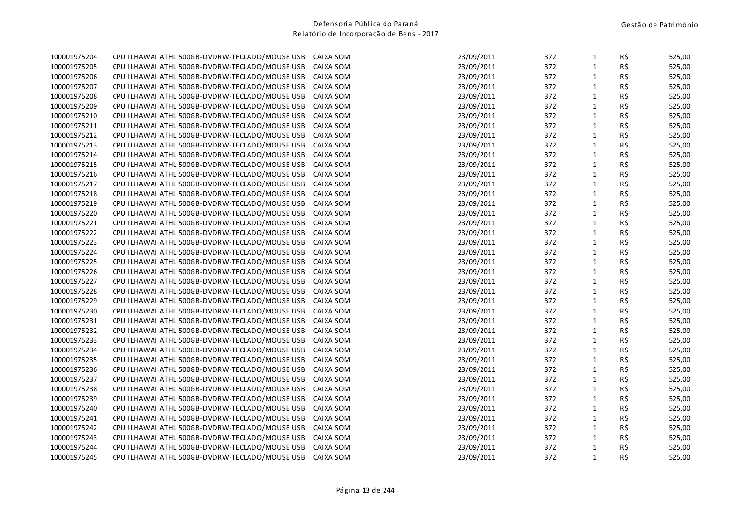| | | | | | | |
|---|---|---|---|---|---|---|
| 100001975204 | CPU ILHAWAI ATHL 500GB-DVDRW-TECLADO/MOUSE USB CAIXA SOM | 23/09/2011 | 372 | 1 | R$ | 525,00 |
| 100001975205 | CPU ILHAWAI ATHL 500GB-DVDRW-TECLADO/MOUSE USB CAIXA SOM | 23/09/2011 | 372 | 1 | R$ | 525,00 |
| 100001975206 | CPU ILHAWAI ATHL 500GB-DVDRW-TECLADO/MOUSE USB CAIXA SOM | 23/09/2011 | 372 | 1 | R$ | 525,00 |
| 100001975207 | CPU ILHAWAI ATHL 500GB-DVDRW-TECLADO/MOUSE USB CAIXA SOM | 23/09/2011 | 372 | 1 | R$ | 525,00 |
| 100001975208 | CPU ILHAWAI ATHL 500GB-DVDRW-TECLADO/MOUSE USB CAIXA SOM | 23/09/2011 | 372 | 1 | R$ | 525,00 |
| 100001975209 | CPU ILHAWAI ATHL 500GB-DVDRW-TECLADO/MOUSE USB CAIXA SOM | 23/09/2011 | 372 | 1 | R$ | 525,00 |
| 100001975210 | CPU ILHAWAI ATHL 500GB-DVDRW-TECLADO/MOUSE USB CAIXA SOM | 23/09/2011 | 372 | 1 | R$ | 525,00 |
| 100001975211 | CPU ILHAWAI ATHL 500GB-DVDRW-TECLADO/MOUSE USB CAIXA SOM | 23/09/2011 | 372 | 1 | R$ | 525,00 |
| 100001975212 | CPU ILHAWAI ATHL 500GB-DVDRW-TECLADO/MOUSE USB CAIXA SOM | 23/09/2011 | 372 | 1 | R$ | 525,00 |
| 100001975213 | CPU ILHAWAI ATHL 500GB-DVDRW-TECLADO/MOUSE USB CAIXA SOM | 23/09/2011 | 372 | 1 | R$ | 525,00 |
| 100001975214 | CPU ILHAWAI ATHL 500GB-DVDRW-TECLADO/MOUSE USB CAIXA SOM | 23/09/2011 | 372 | 1 | R$ | 525,00 |
| 100001975215 | CPU ILHAWAI ATHL 500GB-DVDRW-TECLADO/MOUSE USB CAIXA SOM | 23/09/2011 | 372 | 1 | R$ | 525,00 |
| 100001975216 | CPU ILHAWAI ATHL 500GB-DVDRW-TECLADO/MOUSE USB CAIXA SOM | 23/09/2011 | 372 | 1 | R$ | 525,00 |
| 100001975217 | CPU ILHAWAI ATHL 500GB-DVDRW-TECLADO/MOUSE USB CAIXA SOM | 23/09/2011 | 372 | 1 | R$ | 525,00 |
| 100001975218 | CPU ILHAWAI ATHL 500GB-DVDRW-TECLADO/MOUSE USB CAIXA SOM | 23/09/2011 | 372 | 1 | R$ | 525,00 |
| 100001975219 | CPU ILHAWAI ATHL 500GB-DVDRW-TECLADO/MOUSE USB CAIXA SOM | 23/09/2011 | 372 | 1 | R$ | 525,00 |
| 100001975220 | CPU ILHAWAI ATHL 500GB-DVDRW-TECLADO/MOUSE USB CAIXA SOM | 23/09/2011 | 372 | 1 | R$ | 525,00 |
| 100001975221 | CPU ILHAWAI ATHL 500GB-DVDRW-TECLADO/MOUSE USB CAIXA SOM | 23/09/2011 | 372 | 1 | R$ | 525,00 |
| 100001975222 | CPU ILHAWAI ATHL 500GB-DVDRW-TECLADO/MOUSE USB CAIXA SOM | 23/09/2011 | 372 | 1 | R$ | 525,00 |
| 100001975223 | CPU ILHAWAI ATHL 500GB-DVDRW-TECLADO/MOUSE USB CAIXA SOM | 23/09/2011 | 372 | 1 | R$ | 525,00 |
| 100001975224 | CPU ILHAWAI ATHL 500GB-DVDRW-TECLADO/MOUSE USB CAIXA SOM | 23/09/2011 | 372 | 1 | R$ | 525,00 |
| 100001975225 | CPU ILHAWAI ATHL 500GB-DVDRW-TECLADO/MOUSE USB CAIXA SOM | 23/09/2011 | 372 | 1 | R$ | 525,00 |
| 100001975226 | CPU ILHAWAI ATHL 500GB-DVDRW-TECLADO/MOUSE USB CAIXA SOM | 23/09/2011 | 372 | 1 | R$ | 525,00 |
| 100001975227 | CPU ILHAWAI ATHL 500GB-DVDRW-TECLADO/MOUSE USB CAIXA SOM | 23/09/2011 | 372 | 1 | R$ | 525,00 |
| 100001975228 | CPU ILHAWAI ATHL 500GB-DVDRW-TECLADO/MOUSE USB CAIXA SOM | 23/09/2011 | 372 | 1 | R$ | 525,00 |
| 100001975229 | CPU ILHAWAI ATHL 500GB-DVDRW-TECLADO/MOUSE USB CAIXA SOM | 23/09/2011 | 372 | 1 | R$ | 525,00 |
| 100001975230 | CPU ILHAWAI ATHL 500GB-DVDRW-TECLADO/MOUSE USB CAIXA SOM | 23/09/2011 | 372 | 1 | R$ | 525,00 |
| 100001975231 | CPU ILHAWAI ATHL 500GB-DVDRW-TECLADO/MOUSE USB CAIXA SOM | 23/09/2011 | 372 | 1 | R$ | 525,00 |
| 100001975232 | CPU ILHAWAI ATHL 500GB-DVDRW-TECLADO/MOUSE USB CAIXA SOM | 23/09/2011 | 372 | 1 | R$ | 525,00 |
| 100001975233 | CPU ILHAWAI ATHL 500GB-DVDRW-TECLADO/MOUSE USB CAIXA SOM | 23/09/2011 | 372 | 1 | R$ | 525,00 |
| 100001975234 | CPU ILHAWAI ATHL 500GB-DVDRW-TECLADO/MOUSE USB CAIXA SOM | 23/09/2011 | 372 | 1 | R$ | 525,00 |
| 100001975235 | CPU ILHAWAI ATHL 500GB-DVDRW-TECLADO/MOUSE USB CAIXA SOM | 23/09/2011 | 372 | 1 | R$ | 525,00 |
| 100001975236 | CPU ILHAWAI ATHL 500GB-DVDRW-TECLADO/MOUSE USB CAIXA SOM | 23/09/2011 | 372 | 1 | R$ | 525,00 |
| 100001975237 | CPU ILHAWAI ATHL 500GB-DVDRW-TECLADO/MOUSE USB CAIXA SOM | 23/09/2011 | 372 | 1 | R$ | 525,00 |
| 100001975238 | CPU ILHAWAI ATHL 500GB-DVDRW-TECLADO/MOUSE USB CAIXA SOM | 23/09/2011 | 372 | 1 | R$ | 525,00 |
| 100001975239 | CPU ILHAWAI ATHL 500GB-DVDRW-TECLADO/MOUSE USB CAIXA SOM | 23/09/2011 | 372 | 1 | R$ | 525,00 |
| 100001975240 | CPU ILHAWAI ATHL 500GB-DVDRW-TECLADO/MOUSE USB CAIXA SOM | 23/09/2011 | 372 | 1 | R$ | 525,00 |
| 100001975241 | CPU ILHAWAI ATHL 500GB-DVDRW-TECLADO/MOUSE USB CAIXA SOM | 23/09/2011 | 372 | 1 | R$ | 525,00 |
| 100001975242 | CPU ILHAWAI ATHL 500GB-DVDRW-TECLADO/MOUSE USB CAIXA SOM | 23/09/2011 | 372 | 1 | R$ | 525,00 |
| 100001975243 | CPU ILHAWAI ATHL 500GB-DVDRW-TECLADO/MOUSE USB CAIXA SOM | 23/09/2011 | 372 | 1 | R$ | 525,00 |
| 100001975244 | CPU ILHAWAI ATHL 500GB-DVDRW-TECLADO/MOUSE USB CAIXA SOM | 23/09/2011 | 372 | 1 | R$ | 525,00 |
| 100001975245 | CPU ILHAWAI ATHL 500GB-DVDRW-TECLADO/MOUSE USB CAIXA SOM | 23/09/2011 | 372 | 1 | R$ | 525,00 |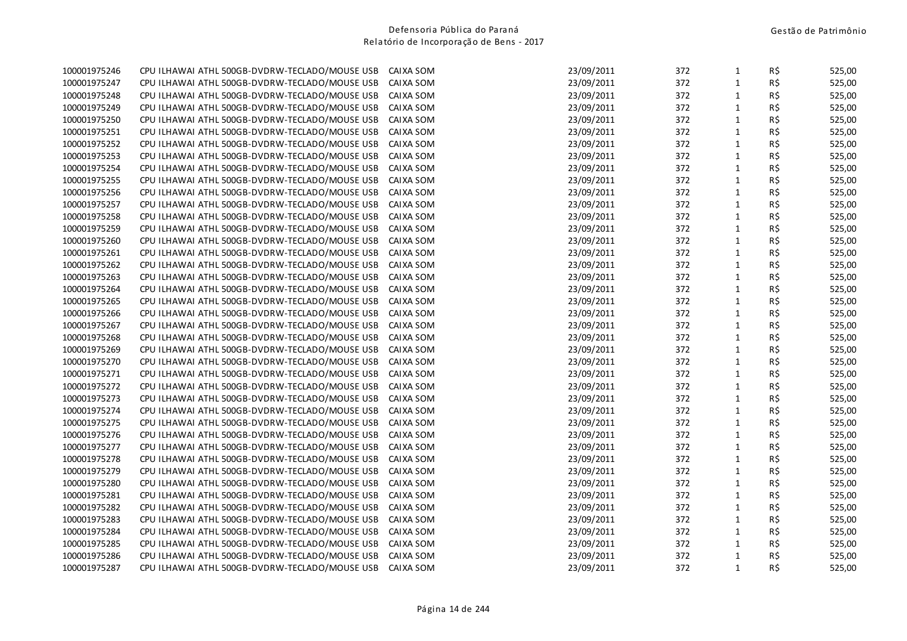| | | | | | | |
|---|---|---|---|---|---|---|
| 100001975246 | CPU ILHAWAI ATHL 500GB-DVDRW-TECLADO/MOUSE USB CAIXA SOM | 23/09/2011 | 372 | 1 | R$ | 525,00 |
| 100001975247 | CPU ILHAWAI ATHL 500GB-DVDRW-TECLADO/MOUSE USB CAIXA SOM | 23/09/2011 | 372 | 1 | R$ | 525,00 |
| 100001975248 | CPU ILHAWAI ATHL 500GB-DVDRW-TECLADO/MOUSE USB CAIXA SOM | 23/09/2011 | 372 | 1 | R$ | 525,00 |
| 100001975249 | CPU ILHAWAI ATHL 500GB-DVDRW-TECLADO/MOUSE USB CAIXA SOM | 23/09/2011 | 372 | 1 | R$ | 525,00 |
| 100001975250 | CPU ILHAWAI ATHL 500GB-DVDRW-TECLADO/MOUSE USB CAIXA SOM | 23/09/2011 | 372 | 1 | R$ | 525,00 |
| 100001975251 | CPU ILHAWAI ATHL 500GB-DVDRW-TECLADO/MOUSE USB CAIXA SOM | 23/09/2011 | 372 | 1 | R$ | 525,00 |
| 100001975252 | CPU ILHAWAI ATHL 500GB-DVDRW-TECLADO/MOUSE USB CAIXA SOM | 23/09/2011 | 372 | 1 | R$ | 525,00 |
| 100001975253 | CPU ILHAWAI ATHL 500GB-DVDRW-TECLADO/MOUSE USB CAIXA SOM | 23/09/2011 | 372 | 1 | R$ | 525,00 |
| 100001975254 | CPU ILHAWAI ATHL 500GB-DVDRW-TECLADO/MOUSE USB CAIXA SOM | 23/09/2011 | 372 | 1 | R$ | 525,00 |
| 100001975255 | CPU ILHAWAI ATHL 500GB-DVDRW-TECLADO/MOUSE USB CAIXA SOM | 23/09/2011 | 372 | 1 | R$ | 525,00 |
| 100001975256 | CPU ILHAWAI ATHL 500GB-DVDRW-TECLADO/MOUSE USB CAIXA SOM | 23/09/2011 | 372 | 1 | R$ | 525,00 |
| 100001975257 | CPU ILHAWAI ATHL 500GB-DVDRW-TECLADO/MOUSE USB CAIXA SOM | 23/09/2011 | 372 | 1 | R$ | 525,00 |
| 100001975258 | CPU ILHAWAI ATHL 500GB-DVDRW-TECLADO/MOUSE USB CAIXA SOM | 23/09/2011 | 372 | 1 | R$ | 525,00 |
| 100001975259 | CPU ILHAWAI ATHL 500GB-DVDRW-TECLADO/MOUSE USB CAIXA SOM | 23/09/2011 | 372 | 1 | R$ | 525,00 |
| 100001975260 | CPU ILHAWAI ATHL 500GB-DVDRW-TECLADO/MOUSE USB CAIXA SOM | 23/09/2011 | 372 | 1 | R$ | 525,00 |
| 100001975261 | CPU ILHAWAI ATHL 500GB-DVDRW-TECLADO/MOUSE USB CAIXA SOM | 23/09/2011 | 372 | 1 | R$ | 525,00 |
| 100001975262 | CPU ILHAWAI ATHL 500GB-DVDRW-TECLADO/MOUSE USB CAIXA SOM | 23/09/2011 | 372 | 1 | R$ | 525,00 |
| 100001975263 | CPU ILHAWAI ATHL 500GB-DVDRW-TECLADO/MOUSE USB CAIXA SOM | 23/09/2011 | 372 | 1 | R$ | 525,00 |
| 100001975264 | CPU ILHAWAI ATHL 500GB-DVDRW-TECLADO/MOUSE USB CAIXA SOM | 23/09/2011 | 372 | 1 | R$ | 525,00 |
| 100001975265 | CPU ILHAWAI ATHL 500GB-DVDRW-TECLADO/MOUSE USB CAIXA SOM | 23/09/2011 | 372 | 1 | R$ | 525,00 |
| 100001975266 | CPU ILHAWAI ATHL 500GB-DVDRW-TECLADO/MOUSE USB CAIXA SOM | 23/09/2011 | 372 | 1 | R$ | 525,00 |
| 100001975267 | CPU ILHAWAI ATHL 500GB-DVDRW-TECLADO/MOUSE USB CAIXA SOM | 23/09/2011 | 372 | 1 | R$ | 525,00 |
| 100001975268 | CPU ILHAWAI ATHL 500GB-DVDRW-TECLADO/MOUSE USB CAIXA SOM | 23/09/2011 | 372 | 1 | R$ | 525,00 |
| 100001975269 | CPU ILHAWAI ATHL 500GB-DVDRW-TECLADO/MOUSE USB CAIXA SOM | 23/09/2011 | 372 | 1 | R$ | 525,00 |
| 100001975270 | CPU ILHAWAI ATHL 500GB-DVDRW-TECLADO/MOUSE USB CAIXA SOM | 23/09/2011 | 372 | 1 | R$ | 525,00 |
| 100001975271 | CPU ILHAWAI ATHL 500GB-DVDRW-TECLADO/MOUSE USB CAIXA SOM | 23/09/2011 | 372 | 1 | R$ | 525,00 |
| 100001975272 | CPU ILHAWAI ATHL 500GB-DVDRW-TECLADO/MOUSE USB CAIXA SOM | 23/09/2011 | 372 | 1 | R$ | 525,00 |
| 100001975273 | CPU ILHAWAI ATHL 500GB-DVDRW-TECLADO/MOUSE USB CAIXA SOM | 23/09/2011 | 372 | 1 | R$ | 525,00 |
| 100001975274 | CPU ILHAWAI ATHL 500GB-DVDRW-TECLADO/MOUSE USB CAIXA SOM | 23/09/2011 | 372 | 1 | R$ | 525,00 |
| 100001975275 | CPU ILHAWAI ATHL 500GB-DVDRW-TECLADO/MOUSE USB CAIXA SOM | 23/09/2011 | 372 | 1 | R$ | 525,00 |
| 100001975276 | CPU ILHAWAI ATHL 500GB-DVDRW-TECLADO/MOUSE USB CAIXA SOM | 23/09/2011 | 372 | 1 | R$ | 525,00 |
| 100001975277 | CPU ILHAWAI ATHL 500GB-DVDRW-TECLADO/MOUSE USB CAIXA SOM | 23/09/2011 | 372 | 1 | R$ | 525,00 |
| 100001975278 | CPU ILHAWAI ATHL 500GB-DVDRW-TECLADO/MOUSE USB CAIXA SOM | 23/09/2011 | 372 | 1 | R$ | 525,00 |
| 100001975279 | CPU ILHAWAI ATHL 500GB-DVDRW-TECLADO/MOUSE USB CAIXA SOM | 23/09/2011 | 372 | 1 | R$ | 525,00 |
| 100001975280 | CPU ILHAWAI ATHL 500GB-DVDRW-TECLADO/MOUSE USB CAIXA SOM | 23/09/2011 | 372 | 1 | R$ | 525,00 |
| 100001975281 | CPU ILHAWAI ATHL 500GB-DVDRW-TECLADO/MOUSE USB CAIXA SOM | 23/09/2011 | 372 | 1 | R$ | 525,00 |
| 100001975282 | CPU ILHAWAI ATHL 500GB-DVDRW-TECLADO/MOUSE USB CAIXA SOM | 23/09/2011 | 372 | 1 | R$ | 525,00 |
| 100001975283 | CPU ILHAWAI ATHL 500GB-DVDRW-TECLADO/MOUSE USB CAIXA SOM | 23/09/2011 | 372 | 1 | R$ | 525,00 |
| 100001975284 | CPU ILHAWAI ATHL 500GB-DVDRW-TECLADO/MOUSE USB CAIXA SOM | 23/09/2011 | 372 | 1 | R$ | 525,00 |
| 100001975285 | CPU ILHAWAI ATHL 500GB-DVDRW-TECLADO/MOUSE USB CAIXA SOM | 23/09/2011 | 372 | 1 | R$ | 525,00 |
| 100001975286 | CPU ILHAWAI ATHL 500GB-DVDRW-TECLADO/MOUSE USB CAIXA SOM | 23/09/2011 | 372 | 1 | R$ | 525,00 |
| 100001975287 | CPU ILHAWAI ATHL 500GB-DVDRW-TECLADO/MOUSE USB CAIXA SOM | 23/09/2011 | 372 | 1 | R$ | 525,00 |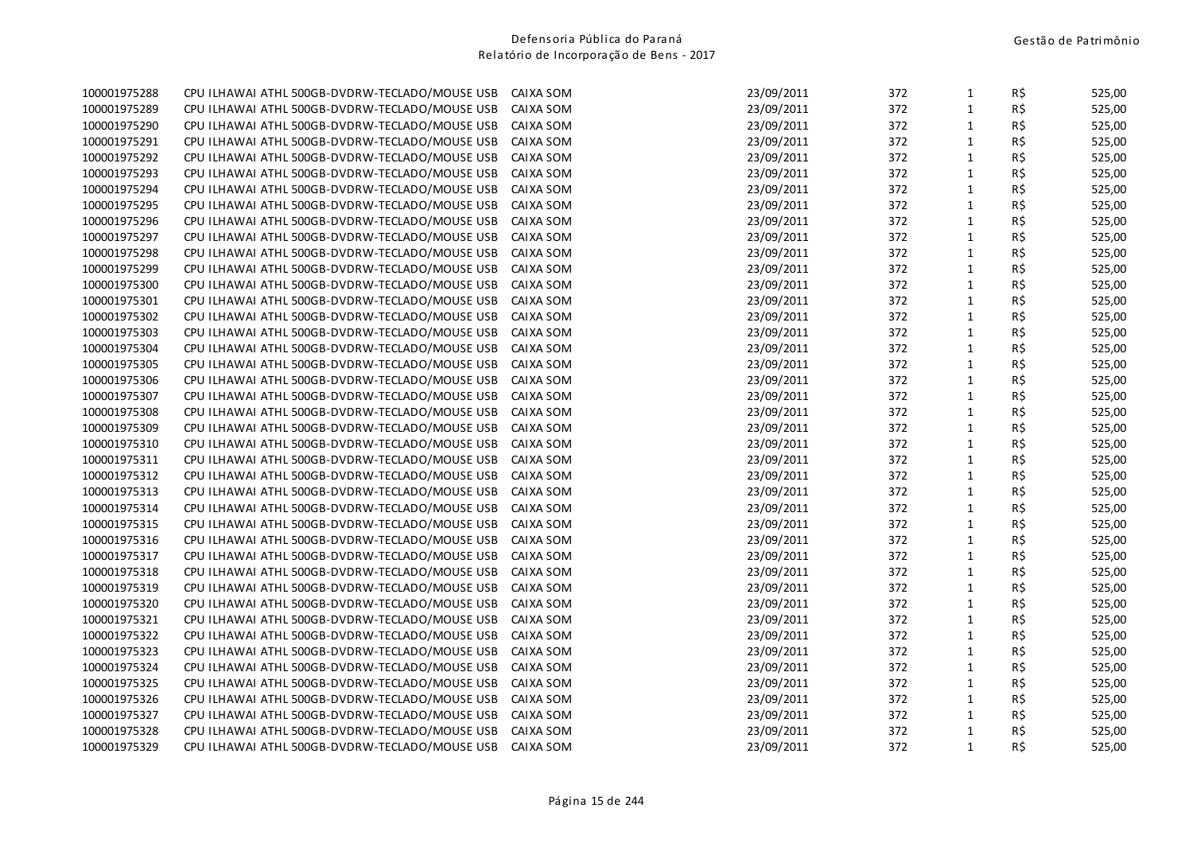| | | | | | | | |
|---|---|---|---|---|---|---|---|
| 100001975288 | CPU ILHAWAI ATHL 500GB-DVDRW-TECLADO/MOUSE USB | CAIXA SOM | 23/09/2011 | 372 | 1 | R$ | 525,00 |
| 100001975289 | CPU ILHAWAI ATHL 500GB-DVDRW-TECLADO/MOUSE USB | CAIXA SOM | 23/09/2011 | 372 | 1 | R$ | 525,00 |
| 100001975290 | CPU ILHAWAI ATHL 500GB-DVDRW-TECLADO/MOUSE USB | CAIXA SOM | 23/09/2011 | 372 | 1 | R$ | 525,00 |
| 100001975291 | CPU ILHAWAI ATHL 500GB-DVDRW-TECLADO/MOUSE USB | CAIXA SOM | 23/09/2011 | 372 | 1 | R$ | 525,00 |
| 100001975292 | CPU ILHAWAI ATHL 500GB-DVDRW-TECLADO/MOUSE USB | CAIXA SOM | 23/09/2011 | 372 | 1 | R$ | 525,00 |
| 100001975293 | CPU ILHAWAI ATHL 500GB-DVDRW-TECLADO/MOUSE USB | CAIXA SOM | 23/09/2011 | 372 | 1 | R$ | 525,00 |
| 100001975294 | CPU ILHAWAI ATHL 500GB-DVDRW-TECLADO/MOUSE USB | CAIXA SOM | 23/09/2011 | 372 | 1 | R$ | 525,00 |
| 100001975295 | CPU ILHAWAI ATHL 500GB-DVDRW-TECLADO/MOUSE USB | CAIXA SOM | 23/09/2011 | 372 | 1 | R$ | 525,00 |
| 100001975296 | CPU ILHAWAI ATHL 500GB-DVDRW-TECLADO/MOUSE USB | CAIXA SOM | 23/09/2011 | 372 | 1 | R$ | 525,00 |
| 100001975297 | CPU ILHAWAI ATHL 500GB-DVDRW-TECLADO/MOUSE USB | CAIXA SOM | 23/09/2011 | 372 | 1 | R$ | 525,00 |
| 100001975298 | CPU ILHAWAI ATHL 500GB-DVDRW-TECLADO/MOUSE USB | CAIXA SOM | 23/09/2011 | 372 | 1 | R$ | 525,00 |
| 100001975299 | CPU ILHAWAI ATHL 500GB-DVDRW-TECLADO/MOUSE USB | CAIXA SOM | 23/09/2011 | 372 | 1 | R$ | 525,00 |
| 100001975300 | CPU ILHAWAI ATHL 500GB-DVDRW-TECLADO/MOUSE USB | CAIXA SOM | 23/09/2011 | 372 | 1 | R$ | 525,00 |
| 100001975301 | CPU ILHAWAI ATHL 500GB-DVDRW-TECLADO/MOUSE USB | CAIXA SOM | 23/09/2011 | 372 | 1 | R$ | 525,00 |
| 100001975302 | CPU ILHAWAI ATHL 500GB-DVDRW-TECLADO/MOUSE USB | CAIXA SOM | 23/09/2011 | 372 | 1 | R$ | 525,00 |
| 100001975303 | CPU ILHAWAI ATHL 500GB-DVDRW-TECLADO/MOUSE USB | CAIXA SOM | 23/09/2011 | 372 | 1 | R$ | 525,00 |
| 100001975304 | CPU ILHAWAI ATHL 500GB-DVDRW-TECLADO/MOUSE USB | CAIXA SOM | 23/09/2011 | 372 | 1 | R$ | 525,00 |
| 100001975305 | CPU ILHAWAI ATHL 500GB-DVDRW-TECLADO/MOUSE USB | CAIXA SOM | 23/09/2011 | 372 | 1 | R$ | 525,00 |
| 100001975306 | CPU ILHAWAI ATHL 500GB-DVDRW-TECLADO/MOUSE USB | CAIXA SOM | 23/09/2011 | 372 | 1 | R$ | 525,00 |
| 100001975307 | CPU ILHAWAI ATHL 500GB-DVDRW-TECLADO/MOUSE USB | CAIXA SOM | 23/09/2011 | 372 | 1 | R$ | 525,00 |
| 100001975308 | CPU ILHAWAI ATHL 500GB-DVDRW-TECLADO/MOUSE USB | CAIXA SOM | 23/09/2011 | 372 | 1 | R$ | 525,00 |
| 100001975309 | CPU ILHAWAI ATHL 500GB-DVDRW-TECLADO/MOUSE USB | CAIXA SOM | 23/09/2011 | 372 | 1 | R$ | 525,00 |
| 100001975310 | CPU ILHAWAI ATHL 500GB-DVDRW-TECLADO/MOUSE USB | CAIXA SOM | 23/09/2011 | 372 | 1 | R$ | 525,00 |
| 100001975311 | CPU ILHAWAI ATHL 500GB-DVDRW-TECLADO/MOUSE USB | CAIXA SOM | 23/09/2011 | 372 | 1 | R$ | 525,00 |
| 100001975312 | CPU ILHAWAI ATHL 500GB-DVDRW-TECLADO/MOUSE USB | CAIXA SOM | 23/09/2011 | 372 | 1 | R$ | 525,00 |
| 100001975313 | CPU ILHAWAI ATHL 500GB-DVDRW-TECLADO/MOUSE USB | CAIXA SOM | 23/09/2011 | 372 | 1 | R$ | 525,00 |
| 100001975314 | CPU ILHAWAI ATHL 500GB-DVDRW-TECLADO/MOUSE USB | CAIXA SOM | 23/09/2011 | 372 | 1 | R$ | 525,00 |
| 100001975315 | CPU ILHAWAI ATHL 500GB-DVDRW-TECLADO/MOUSE USB | CAIXA SOM | 23/09/2011 | 372 | 1 | R$ | 525,00 |
| 100001975316 | CPU ILHAWAI ATHL 500GB-DVDRW-TECLADO/MOUSE USB | CAIXA SOM | 23/09/2011 | 372 | 1 | R$ | 525,00 |
| 100001975317 | CPU ILHAWAI ATHL 500GB-DVDRW-TECLADO/MOUSE USB | CAIXA SOM | 23/09/2011 | 372 | 1 | R$ | 525,00 |
| 100001975318 | CPU ILHAWAI ATHL 500GB-DVDRW-TECLADO/MOUSE USB | CAIXA SOM | 23/09/2011 | 372 | 1 | R$ | 525,00 |
| 100001975319 | CPU ILHAWAI ATHL 500GB-DVDRW-TECLADO/MOUSE USB | CAIXA SOM | 23/09/2011 | 372 | 1 | R$ | 525,00 |
| 100001975320 | CPU ILHAWAI ATHL 500GB-DVDRW-TECLADO/MOUSE USB | CAIXA SOM | 23/09/2011 | 372 | 1 | R$ | 525,00 |
| 100001975321 | CPU ILHAWAI ATHL 500GB-DVDRW-TECLADO/MOUSE USB | CAIXA SOM | 23/09/2011 | 372 | 1 | R$ | 525,00 |
| 100001975322 | CPU ILHAWAI ATHL 500GB-DVDRW-TECLADO/MOUSE USB | CAIXA SOM | 23/09/2011 | 372 | 1 | R$ | 525,00 |
| 100001975323 | CPU ILHAWAI ATHL 500GB-DVDRW-TECLADO/MOUSE USB | CAIXA SOM | 23/09/2011 | 372 | 1 | R$ | 525,00 |
| 100001975324 | CPU ILHAWAI ATHL 500GB-DVDRW-TECLADO/MOUSE USB | CAIXA SOM | 23/09/2011 | 372 | 1 | R$ | 525,00 |
| 100001975325 | CPU ILHAWAI ATHL 500GB-DVDRW-TECLADO/MOUSE USB | CAIXA SOM | 23/09/2011 | 372 | 1 | R$ | 525,00 |
| 100001975326 | CPU ILHAWAI ATHL 500GB-DVDRW-TECLADO/MOUSE USB | CAIXA SOM | 23/09/2011 | 372 | 1 | R$ | 525,00 |
| 100001975327 | CPU ILHAWAI ATHL 500GB-DVDRW-TECLADO/MOUSE USB | CAIXA SOM | 23/09/2011 | 372 | 1 | R$ | 525,00 |
| 100001975328 | CPU ILHAWAI ATHL 500GB-DVDRW-TECLADO/MOUSE USB | CAIXA SOM | 23/09/2011 | 372 | 1 | R$ | 525,00 |
| 100001975329 | CPU ILHAWAI ATHL 500GB-DVDRW-TECLADO/MOUSE USB | CAIXA SOM | 23/09/2011 | 372 | 1 | R$ | 525,00 |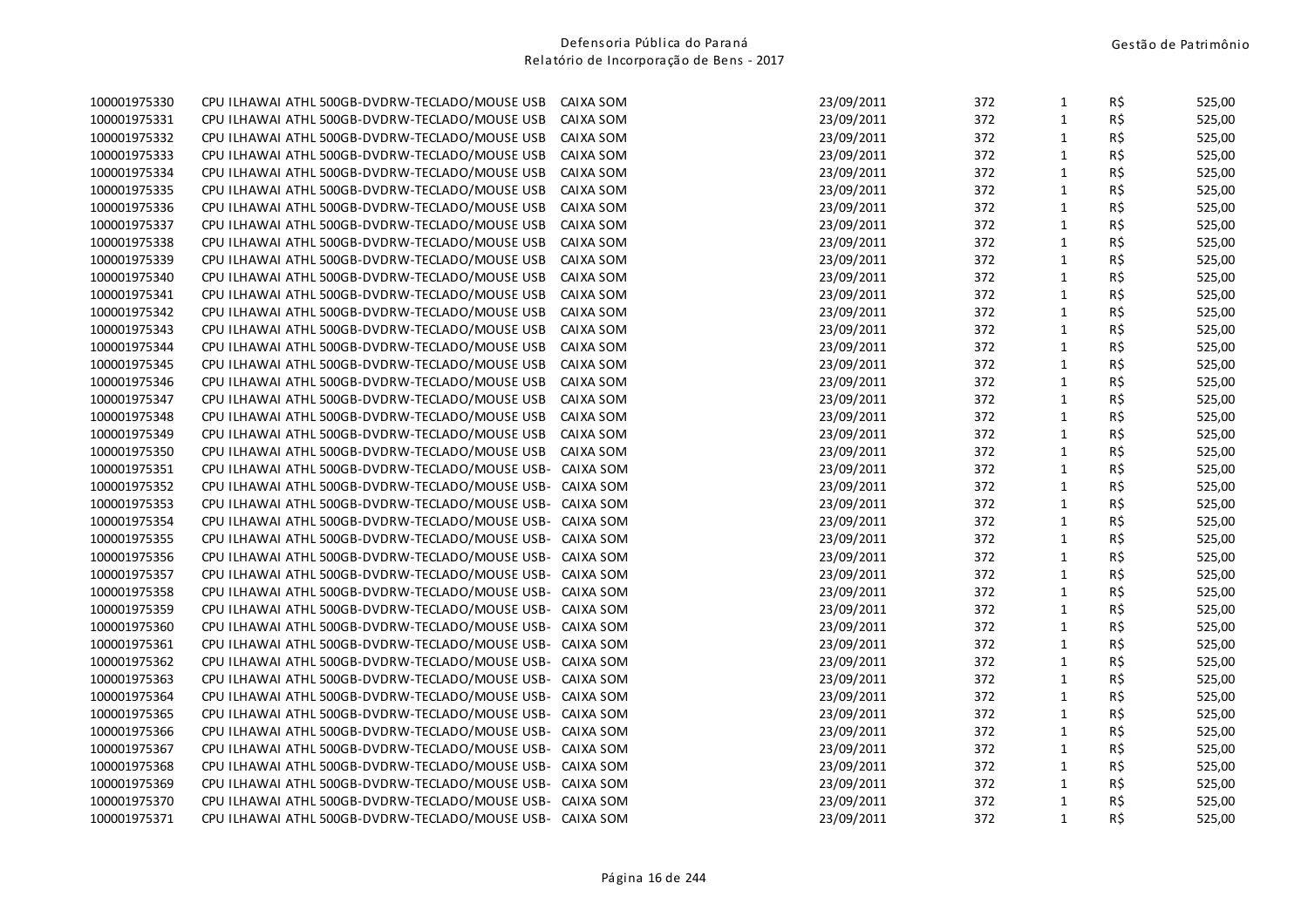| | | | | | | |
|---|---|---|---|---|---|---|
| 100001975330 | CPU ILHAWAI ATHL 500GB-DVDRW-TECLADO/MOUSE USB CAIXA SOM | 23/09/2011 | 372 | 1 | R$ | 525,00 |
| 100001975331 | CPU ILHAWAI ATHL 500GB-DVDRW-TECLADO/MOUSE USB CAIXA SOM | 23/09/2011 | 372 | 1 | R$ | 525,00 |
| 100001975332 | CPU ILHAWAI ATHL 500GB-DVDRW-TECLADO/MOUSE USB CAIXA SOM | 23/09/2011 | 372 | 1 | R$ | 525,00 |
| 100001975333 | CPU ILHAWAI ATHL 500GB-DVDRW-TECLADO/MOUSE USB CAIXA SOM | 23/09/2011 | 372 | 1 | R$ | 525,00 |
| 100001975334 | CPU ILHAWAI ATHL 500GB-DVDRW-TECLADO/MOUSE USB CAIXA SOM | 23/09/2011 | 372 | 1 | R$ | 525,00 |
| 100001975335 | CPU ILHAWAI ATHL 500GB-DVDRW-TECLADO/MOUSE USB CAIXA SOM | 23/09/2011 | 372 | 1 | R$ | 525,00 |
| 100001975336 | CPU ILHAWAI ATHL 500GB-DVDRW-TECLADO/MOUSE USB CAIXA SOM | 23/09/2011 | 372 | 1 | R$ | 525,00 |
| 100001975337 | CPU ILHAWAI ATHL 500GB-DVDRW-TECLADO/MOUSE USB CAIXA SOM | 23/09/2011 | 372 | 1 | R$ | 525,00 |
| 100001975338 | CPU ILHAWAI ATHL 500GB-DVDRW-TECLADO/MOUSE USB CAIXA SOM | 23/09/2011 | 372 | 1 | R$ | 525,00 |
| 100001975339 | CPU ILHAWAI ATHL 500GB-DVDRW-TECLADO/MOUSE USB CAIXA SOM | 23/09/2011 | 372 | 1 | R$ | 525,00 |
| 100001975340 | CPU ILHAWAI ATHL 500GB-DVDRW-TECLADO/MOUSE USB CAIXA SOM | 23/09/2011 | 372 | 1 | R$ | 525,00 |
| 100001975341 | CPU ILHAWAI ATHL 500GB-DVDRW-TECLADO/MOUSE USB CAIXA SOM | 23/09/2011 | 372 | 1 | R$ | 525,00 |
| 100001975342 | CPU ILHAWAI ATHL 500GB-DVDRW-TECLADO/MOUSE USB CAIXA SOM | 23/09/2011 | 372 | 1 | R$ | 525,00 |
| 100001975343 | CPU ILHAWAI ATHL 500GB-DVDRW-TECLADO/MOUSE USB CAIXA SOM | 23/09/2011 | 372 | 1 | R$ | 525,00 |
| 100001975344 | CPU ILHAWAI ATHL 500GB-DVDRW-TECLADO/MOUSE USB CAIXA SOM | 23/09/2011 | 372 | 1 | R$ | 525,00 |
| 100001975345 | CPU ILHAWAI ATHL 500GB-DVDRW-TECLADO/MOUSE USB CAIXA SOM | 23/09/2011 | 372 | 1 | R$ | 525,00 |
| 100001975346 | CPU ILHAWAI ATHL 500GB-DVDRW-TECLADO/MOUSE USB CAIXA SOM | 23/09/2011 | 372 | 1 | R$ | 525,00 |
| 100001975347 | CPU ILHAWAI ATHL 500GB-DVDRW-TECLADO/MOUSE USB CAIXA SOM | 23/09/2011 | 372 | 1 | R$ | 525,00 |
| 100001975348 | CPU ILHAWAI ATHL 500GB-DVDRW-TECLADO/MOUSE USB CAIXA SOM | 23/09/2011 | 372 | 1 | R$ | 525,00 |
| 100001975349 | CPU ILHAWAI ATHL 500GB-DVDRW-TECLADO/MOUSE USB CAIXA SOM | 23/09/2011 | 372 | 1 | R$ | 525,00 |
| 100001975350 | CPU ILHAWAI ATHL 500GB-DVDRW-TECLADO/MOUSE USB CAIXA SOM | 23/09/2011 | 372 | 1 | R$ | 525,00 |
| 100001975351 | CPU ILHAWAI ATHL 500GB-DVDRW-TECLADO/MOUSE USB- CAIXA SOM | 23/09/2011 | 372 | 1 | R$ | 525,00 |
| 100001975352 | CPU ILHAWAI ATHL 500GB-DVDRW-TECLADO/MOUSE USB- CAIXA SOM | 23/09/2011 | 372 | 1 | R$ | 525,00 |
| 100001975353 | CPU ILHAWAI ATHL 500GB-DVDRW-TECLADO/MOUSE USB- CAIXA SOM | 23/09/2011 | 372 | 1 | R$ | 525,00 |
| 100001975354 | CPU ILHAWAI ATHL 500GB-DVDRW-TECLADO/MOUSE USB- CAIXA SOM | 23/09/2011 | 372 | 1 | R$ | 525,00 |
| 100001975355 | CPU ILHAWAI ATHL 500GB-DVDRW-TECLADO/MOUSE USB- CAIXA SOM | 23/09/2011 | 372 | 1 | R$ | 525,00 |
| 100001975356 | CPU ILHAWAI ATHL 500GB-DVDRW-TECLADO/MOUSE USB- CAIXA SOM | 23/09/2011 | 372 | 1 | R$ | 525,00 |
| 100001975357 | CPU ILHAWAI ATHL 500GB-DVDRW-TECLADO/MOUSE USB- CAIXA SOM | 23/09/2011 | 372 | 1 | R$ | 525,00 |
| 100001975358 | CPU ILHAWAI ATHL 500GB-DVDRW-TECLADO/MOUSE USB- CAIXA SOM | 23/09/2011 | 372 | 1 | R$ | 525,00 |
| 100001975359 | CPU ILHAWAI ATHL 500GB-DVDRW-TECLADO/MOUSE USB- CAIXA SOM | 23/09/2011 | 372 | 1 | R$ | 525,00 |
| 100001975360 | CPU ILHAWAI ATHL 500GB-DVDRW-TECLADO/MOUSE USB- CAIXA SOM | 23/09/2011 | 372 | 1 | R$ | 525,00 |
| 100001975361 | CPU ILHAWAI ATHL 500GB-DVDRW-TECLADO/MOUSE USB- CAIXA SOM | 23/09/2011 | 372 | 1 | R$ | 525,00 |
| 100001975362 | CPU ILHAWAI ATHL 500GB-DVDRW-TECLADO/MOUSE USB- CAIXA SOM | 23/09/2011 | 372 | 1 | R$ | 525,00 |
| 100001975363 | CPU ILHAWAI ATHL 500GB-DVDRW-TECLADO/MOUSE USB- CAIXA SOM | 23/09/2011 | 372 | 1 | R$ | 525,00 |
| 100001975364 | CPU ILHAWAI ATHL 500GB-DVDRW-TECLADO/MOUSE USB- CAIXA SOM | 23/09/2011 | 372 | 1 | R$ | 525,00 |
| 100001975365 | CPU ILHAWAI ATHL 500GB-DVDRW-TECLADO/MOUSE USB- CAIXA SOM | 23/09/2011 | 372 | 1 | R$ | 525,00 |
| 100001975366 | CPU ILHAWAI ATHL 500GB-DVDRW-TECLADO/MOUSE USB- CAIXA SOM | 23/09/2011 | 372 | 1 | R$ | 525,00 |
| 100001975367 | CPU ILHAWAI ATHL 500GB-DVDRW-TECLADO/MOUSE USB- CAIXA SOM | 23/09/2011 | 372 | 1 | R$ | 525,00 |
| 100001975368 | CPU ILHAWAI ATHL 500GB-DVDRW-TECLADO/MOUSE USB- CAIXA SOM | 23/09/2011 | 372 | 1 | R$ | 525,00 |
| 100001975369 | CPU ILHAWAI ATHL 500GB-DVDRW-TECLADO/MOUSE USB- CAIXA SOM | 23/09/2011 | 372 | 1 | R$ | 525,00 |
| 100001975370 | CPU ILHAWAI ATHL 500GB-DVDRW-TECLADO/MOUSE USB- CAIXA SOM | 23/09/2011 | 372 | 1 | R$ | 525,00 |
| 100001975371 | CPU ILHAWAI ATHL 500GB-DVDRW-TECLADO/MOUSE USB- CAIXA SOM | 23/09/2011 | 372 | 1 | R$ | 525,00 |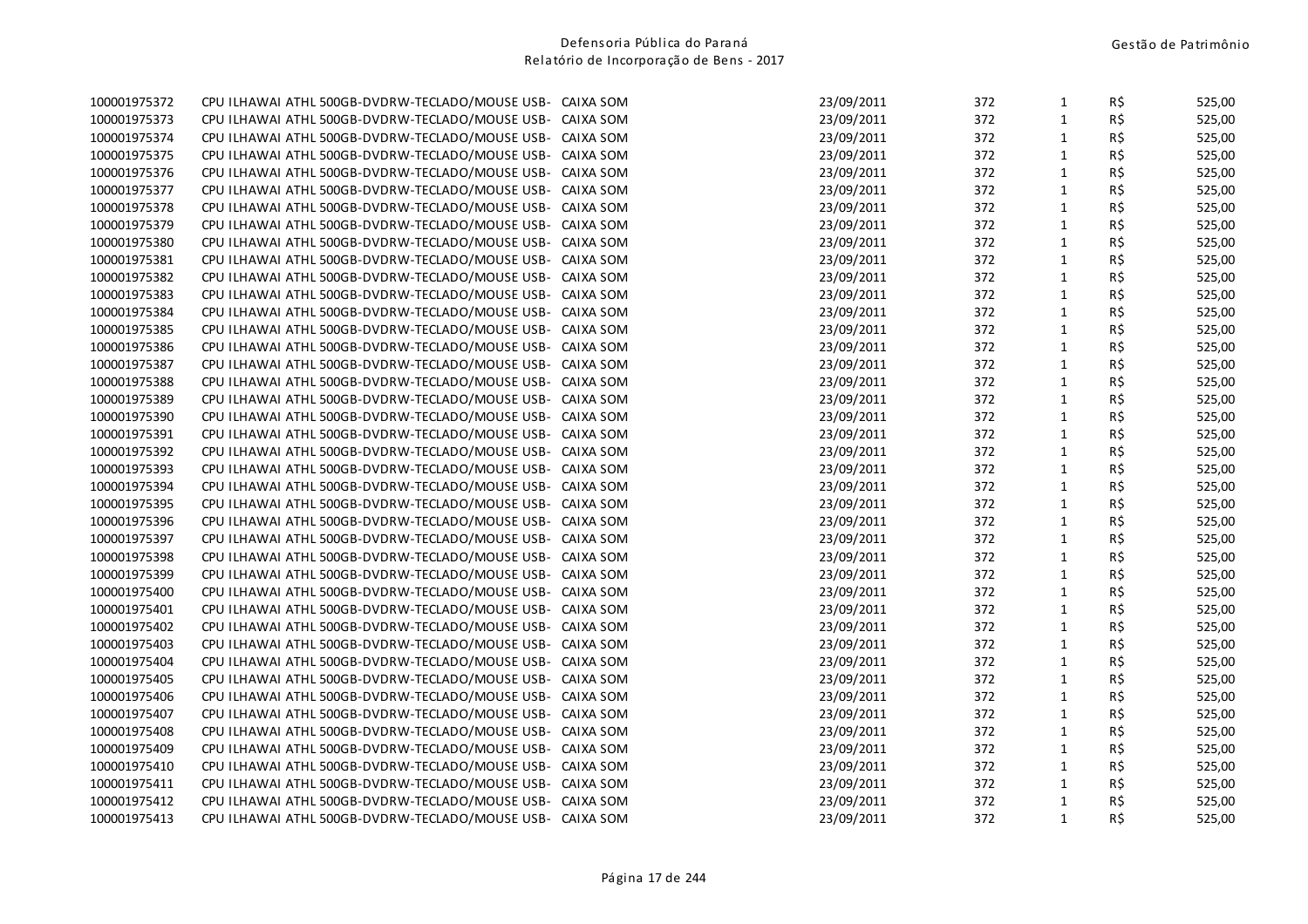| | | | | | | |
|---|---|---|---|---|---|---|
| 100001975372 | CPU ILHAWAI ATHL 500GB-DVDRW-TECLADO/MOUSE USB- CAIXA SOM | 23/09/2011 | 372 | 1 | R$ | 525,00 |
| 100001975373 | CPU ILHAWAI ATHL 500GB-DVDRW-TECLADO/MOUSE USB- CAIXA SOM | 23/09/2011 | 372 | 1 | R$ | 525,00 |
| 100001975374 | CPU ILHAWAI ATHL 500GB-DVDRW-TECLADO/MOUSE USB- CAIXA SOM | 23/09/2011 | 372 | 1 | R$ | 525,00 |
| 100001975375 | CPU ILHAWAI ATHL 500GB-DVDRW-TECLADO/MOUSE USB- CAIXA SOM | 23/09/2011 | 372 | 1 | R$ | 525,00 |
| 100001975376 | CPU ILHAWAI ATHL 500GB-DVDRW-TECLADO/MOUSE USB- CAIXA SOM | 23/09/2011 | 372 | 1 | R$ | 525,00 |
| 100001975377 | CPU ILHAWAI ATHL 500GB-DVDRW-TECLADO/MOUSE USB- CAIXA SOM | 23/09/2011 | 372 | 1 | R$ | 525,00 |
| 100001975378 | CPU ILHAWAI ATHL 500GB-DVDRW-TECLADO/MOUSE USB- CAIXA SOM | 23/09/2011 | 372 | 1 | R$ | 525,00 |
| 100001975379 | CPU ILHAWAI ATHL 500GB-DVDRW-TECLADO/MOUSE USB- CAIXA SOM | 23/09/2011 | 372 | 1 | R$ | 525,00 |
| 100001975380 | CPU ILHAWAI ATHL 500GB-DVDRW-TECLADO/MOUSE USB- CAIXA SOM | 23/09/2011 | 372 | 1 | R$ | 525,00 |
| 100001975381 | CPU ILHAWAI ATHL 500GB-DVDRW-TECLADO/MOUSE USB- CAIXA SOM | 23/09/2011 | 372 | 1 | R$ | 525,00 |
| 100001975382 | CPU ILHAWAI ATHL 500GB-DVDRW-TECLADO/MOUSE USB- CAIXA SOM | 23/09/2011 | 372 | 1 | R$ | 525,00 |
| 100001975383 | CPU ILHAWAI ATHL 500GB-DVDRW-TECLADO/MOUSE USB- CAIXA SOM | 23/09/2011 | 372 | 1 | R$ | 525,00 |
| 100001975384 | CPU ILHAWAI ATHL 500GB-DVDRW-TECLADO/MOUSE USB- CAIXA SOM | 23/09/2011 | 372 | 1 | R$ | 525,00 |
| 100001975385 | CPU ILHAWAI ATHL 500GB-DVDRW-TECLADO/MOUSE USB- CAIXA SOM | 23/09/2011 | 372 | 1 | R$ | 525,00 |
| 100001975386 | CPU ILHAWAI ATHL 500GB-DVDRW-TECLADO/MOUSE USB- CAIXA SOM | 23/09/2011 | 372 | 1 | R$ | 525,00 |
| 100001975387 | CPU ILHAWAI ATHL 500GB-DVDRW-TECLADO/MOUSE USB- CAIXA SOM | 23/09/2011 | 372 | 1 | R$ | 525,00 |
| 100001975388 | CPU ILHAWAI ATHL 500GB-DVDRW-TECLADO/MOUSE USB- CAIXA SOM | 23/09/2011 | 372 | 1 | R$ | 525,00 |
| 100001975389 | CPU ILHAWAI ATHL 500GB-DVDRW-TECLADO/MOUSE USB- CAIXA SOM | 23/09/2011 | 372 | 1 | R$ | 525,00 |
| 100001975390 | CPU ILHAWAI ATHL 500GB-DVDRW-TECLADO/MOUSE USB- CAIXA SOM | 23/09/2011 | 372 | 1 | R$ | 525,00 |
| 100001975391 | CPU ILHAWAI ATHL 500GB-DVDRW-TECLADO/MOUSE USB- CAIXA SOM | 23/09/2011 | 372 | 1 | R$ | 525,00 |
| 100001975392 | CPU ILHAWAI ATHL 500GB-DVDRW-TECLADO/MOUSE USB- CAIXA SOM | 23/09/2011 | 372 | 1 | R$ | 525,00 |
| 100001975393 | CPU ILHAWAI ATHL 500GB-DVDRW-TECLADO/MOUSE USB- CAIXA SOM | 23/09/2011 | 372 | 1 | R$ | 525,00 |
| 100001975394 | CPU ILHAWAI ATHL 500GB-DVDRW-TECLADO/MOUSE USB- CAIXA SOM | 23/09/2011 | 372 | 1 | R$ | 525,00 |
| 100001975395 | CPU ILHAWAI ATHL 500GB-DVDRW-TECLADO/MOUSE USB- CAIXA SOM | 23/09/2011 | 372 | 1 | R$ | 525,00 |
| 100001975396 | CPU ILHAWAI ATHL 500GB-DVDRW-TECLADO/MOUSE USB- CAIXA SOM | 23/09/2011 | 372 | 1 | R$ | 525,00 |
| 100001975397 | CPU ILHAWAI ATHL 500GB-DVDRW-TECLADO/MOUSE USB- CAIXA SOM | 23/09/2011 | 372 | 1 | R$ | 525,00 |
| 100001975398 | CPU ILHAWAI ATHL 500GB-DVDRW-TECLADO/MOUSE USB- CAIXA SOM | 23/09/2011 | 372 | 1 | R$ | 525,00 |
| 100001975399 | CPU ILHAWAI ATHL 500GB-DVDRW-TECLADO/MOUSE USB- CAIXA SOM | 23/09/2011 | 372 | 1 | R$ | 525,00 |
| 100001975400 | CPU ILHAWAI ATHL 500GB-DVDRW-TECLADO/MOUSE USB- CAIXA SOM | 23/09/2011 | 372 | 1 | R$ | 525,00 |
| 100001975401 | CPU ILHAWAI ATHL 500GB-DVDRW-TECLADO/MOUSE USB- CAIXA SOM | 23/09/2011 | 372 | 1 | R$ | 525,00 |
| 100001975402 | CPU ILHAWAI ATHL 500GB-DVDRW-TECLADO/MOUSE USB- CAIXA SOM | 23/09/2011 | 372 | 1 | R$ | 525,00 |
| 100001975403 | CPU ILHAWAI ATHL 500GB-DVDRW-TECLADO/MOUSE USB- CAIXA SOM | 23/09/2011 | 372 | 1 | R$ | 525,00 |
| 100001975404 | CPU ILHAWAI ATHL 500GB-DVDRW-TECLADO/MOUSE USB- CAIXA SOM | 23/09/2011 | 372 | 1 | R$ | 525,00 |
| 100001975405 | CPU ILHAWAI ATHL 500GB-DVDRW-TECLADO/MOUSE USB- CAIXA SOM | 23/09/2011 | 372 | 1 | R$ | 525,00 |
| 100001975406 | CPU ILHAWAI ATHL 500GB-DVDRW-TECLADO/MOUSE USB- CAIXA SOM | 23/09/2011 | 372 | 1 | R$ | 525,00 |
| 100001975407 | CPU ILHAWAI ATHL 500GB-DVDRW-TECLADO/MOUSE USB- CAIXA SOM | 23/09/2011 | 372 | 1 | R$ | 525,00 |
| 100001975408 | CPU ILHAWAI ATHL 500GB-DVDRW-TECLADO/MOUSE USB- CAIXA SOM | 23/09/2011 | 372 | 1 | R$ | 525,00 |
| 100001975409 | CPU ILHAWAI ATHL 500GB-DVDRW-TECLADO/MOUSE USB- CAIXA SOM | 23/09/2011 | 372 | 1 | R$ | 525,00 |
| 100001975410 | CPU ILHAWAI ATHL 500GB-DVDRW-TECLADO/MOUSE USB- CAIXA SOM | 23/09/2011 | 372 | 1 | R$ | 525,00 |
| 100001975411 | CPU ILHAWAI ATHL 500GB-DVDRW-TECLADO/MOUSE USB- CAIXA SOM | 23/09/2011 | 372 | 1 | R$ | 525,00 |
| 100001975412 | CPU ILHAWAI ATHL 500GB-DVDRW-TECLADO/MOUSE USB- CAIXA SOM | 23/09/2011 | 372 | 1 | R$ | 525,00 |
| 100001975413 | CPU ILHAWAI ATHL 500GB-DVDRW-TECLADO/MOUSE USB- CAIXA SOM | 23/09/2011 | 372 | 1 | R$ | 525,00 |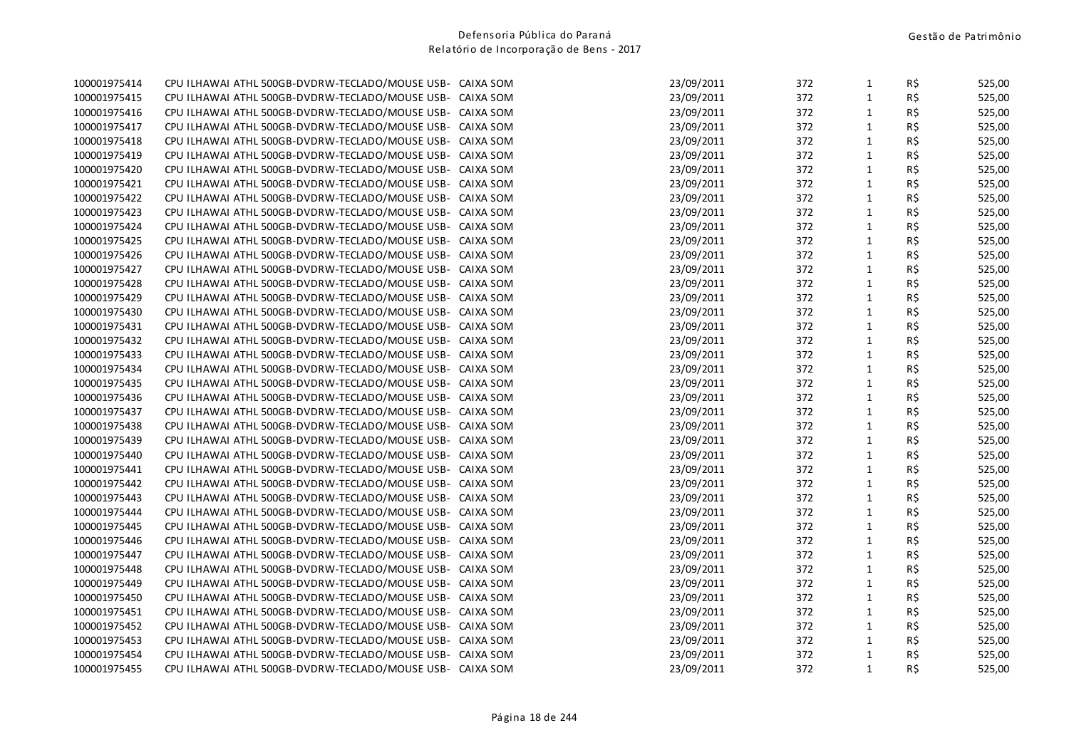| | | | | | | |
|---|---|---|---|---|---|---|
| 100001975414 | CPU ILHAWAI ATHL 500GB-DVDRW-TECLADO/MOUSE USB- CAIXA SOM | 23/09/2011 | 372 | 1 | R$ | 525,00 |
| 100001975415 | CPU ILHAWAI ATHL 500GB-DVDRW-TECLADO/MOUSE USB- CAIXA SOM | 23/09/2011 | 372 | 1 | R$ | 525,00 |
| 100001975416 | CPU ILHAWAI ATHL 500GB-DVDRW-TECLADO/MOUSE USB- CAIXA SOM | 23/09/2011 | 372 | 1 | R$ | 525,00 |
| 100001975417 | CPU ILHAWAI ATHL 500GB-DVDRW-TECLADO/MOUSE USB- CAIXA SOM | 23/09/2011 | 372 | 1 | R$ | 525,00 |
| 100001975418 | CPU ILHAWAI ATHL 500GB-DVDRW-TECLADO/MOUSE USB- CAIXA SOM | 23/09/2011 | 372 | 1 | R$ | 525,00 |
| 100001975419 | CPU ILHAWAI ATHL 500GB-DVDRW-TECLADO/MOUSE USB- CAIXA SOM | 23/09/2011 | 372 | 1 | R$ | 525,00 |
| 100001975420 | CPU ILHAWAI ATHL 500GB-DVDRW-TECLADO/MOUSE USB- CAIXA SOM | 23/09/2011 | 372 | 1 | R$ | 525,00 |
| 100001975421 | CPU ILHAWAI ATHL 500GB-DVDRW-TECLADO/MOUSE USB- CAIXA SOM | 23/09/2011 | 372 | 1 | R$ | 525,00 |
| 100001975422 | CPU ILHAWAI ATHL 500GB-DVDRW-TECLADO/MOUSE USB- CAIXA SOM | 23/09/2011 | 372 | 1 | R$ | 525,00 |
| 100001975423 | CPU ILHAWAI ATHL 500GB-DVDRW-TECLADO/MOUSE USB- CAIXA SOM | 23/09/2011 | 372 | 1 | R$ | 525,00 |
| 100001975424 | CPU ILHAWAI ATHL 500GB-DVDRW-TECLADO/MOUSE USB- CAIXA SOM | 23/09/2011 | 372 | 1 | R$ | 525,00 |
| 100001975425 | CPU ILHAWAI ATHL 500GB-DVDRW-TECLADO/MOUSE USB- CAIXA SOM | 23/09/2011 | 372 | 1 | R$ | 525,00 |
| 100001975426 | CPU ILHAWAI ATHL 500GB-DVDRW-TECLADO/MOUSE USB- CAIXA SOM | 23/09/2011 | 372 | 1 | R$ | 525,00 |
| 100001975427 | CPU ILHAWAI ATHL 500GB-DVDRW-TECLADO/MOUSE USB- CAIXA SOM | 23/09/2011 | 372 | 1 | R$ | 525,00 |
| 100001975428 | CPU ILHAWAI ATHL 500GB-DVDRW-TECLADO/MOUSE USB- CAIXA SOM | 23/09/2011 | 372 | 1 | R$ | 525,00 |
| 100001975429 | CPU ILHAWAI ATHL 500GB-DVDRW-TECLADO/MOUSE USB- CAIXA SOM | 23/09/2011 | 372 | 1 | R$ | 525,00 |
| 100001975430 | CPU ILHAWAI ATHL 500GB-DVDRW-TECLADO/MOUSE USB- CAIXA SOM | 23/09/2011 | 372 | 1 | R$ | 525,00 |
| 100001975431 | CPU ILHAWAI ATHL 500GB-DVDRW-TECLADO/MOUSE USB- CAIXA SOM | 23/09/2011 | 372 | 1 | R$ | 525,00 |
| 100001975432 | CPU ILHAWAI ATHL 500GB-DVDRW-TECLADO/MOUSE USB- CAIXA SOM | 23/09/2011 | 372 | 1 | R$ | 525,00 |
| 100001975433 | CPU ILHAWAI ATHL 500GB-DVDRW-TECLADO/MOUSE USB- CAIXA SOM | 23/09/2011 | 372 | 1 | R$ | 525,00 |
| 100001975434 | CPU ILHAWAI ATHL 500GB-DVDRW-TECLADO/MOUSE USB- CAIXA SOM | 23/09/2011 | 372 | 1 | R$ | 525,00 |
| 100001975435 | CPU ILHAWAI ATHL 500GB-DVDRW-TECLADO/MOUSE USB- CAIXA SOM | 23/09/2011 | 372 | 1 | R$ | 525,00 |
| 100001975436 | CPU ILHAWAI ATHL 500GB-DVDRW-TECLADO/MOUSE USB- CAIXA SOM | 23/09/2011 | 372 | 1 | R$ | 525,00 |
| 100001975437 | CPU ILHAWAI ATHL 500GB-DVDRW-TECLADO/MOUSE USB- CAIXA SOM | 23/09/2011 | 372 | 1 | R$ | 525,00 |
| 100001975438 | CPU ILHAWAI ATHL 500GB-DVDRW-TECLADO/MOUSE USB- CAIXA SOM | 23/09/2011 | 372 | 1 | R$ | 525,00 |
| 100001975439 | CPU ILHAWAI ATHL 500GB-DVDRW-TECLADO/MOUSE USB- CAIXA SOM | 23/09/2011 | 372 | 1 | R$ | 525,00 |
| 100001975440 | CPU ILHAWAI ATHL 500GB-DVDRW-TECLADO/MOUSE USB- CAIXA SOM | 23/09/2011 | 372 | 1 | R$ | 525,00 |
| 100001975441 | CPU ILHAWAI ATHL 500GB-DVDRW-TECLADO/MOUSE USB- CAIXA SOM | 23/09/2011 | 372 | 1 | R$ | 525,00 |
| 100001975442 | CPU ILHAWAI ATHL 500GB-DVDRW-TECLADO/MOUSE USB- CAIXA SOM | 23/09/2011 | 372 | 1 | R$ | 525,00 |
| 100001975443 | CPU ILHAWAI ATHL 500GB-DVDRW-TECLADO/MOUSE USB- CAIXA SOM | 23/09/2011 | 372 | 1 | R$ | 525,00 |
| 100001975444 | CPU ILHAWAI ATHL 500GB-DVDRW-TECLADO/MOUSE USB- CAIXA SOM | 23/09/2011 | 372 | 1 | R$ | 525,00 |
| 100001975445 | CPU ILHAWAI ATHL 500GB-DVDRW-TECLADO/MOUSE USB- CAIXA SOM | 23/09/2011 | 372 | 1 | R$ | 525,00 |
| 100001975446 | CPU ILHAWAI ATHL 500GB-DVDRW-TECLADO/MOUSE USB- CAIXA SOM | 23/09/2011 | 372 | 1 | R$ | 525,00 |
| 100001975447 | CPU ILHAWAI ATHL 500GB-DVDRW-TECLADO/MOUSE USB- CAIXA SOM | 23/09/2011 | 372 | 1 | R$ | 525,00 |
| 100001975448 | CPU ILHAWAI ATHL 500GB-DVDRW-TECLADO/MOUSE USB- CAIXA SOM | 23/09/2011 | 372 | 1 | R$ | 525,00 |
| 100001975449 | CPU ILHAWAI ATHL 500GB-DVDRW-TECLADO/MOUSE USB- CAIXA SOM | 23/09/2011 | 372 | 1 | R$ | 525,00 |
| 100001975450 | CPU ILHAWAI ATHL 500GB-DVDRW-TECLADO/MOUSE USB- CAIXA SOM | 23/09/2011 | 372 | 1 | R$ | 525,00 |
| 100001975451 | CPU ILHAWAI ATHL 500GB-DVDRW-TECLADO/MOUSE USB- CAIXA SOM | 23/09/2011 | 372 | 1 | R$ | 525,00 |
| 100001975452 | CPU ILHAWAI ATHL 500GB-DVDRW-TECLADO/MOUSE USB- CAIXA SOM | 23/09/2011 | 372 | 1 | R$ | 525,00 |
| 100001975453 | CPU ILHAWAI ATHL 500GB-DVDRW-TECLADO/MOUSE USB- CAIXA SOM | 23/09/2011 | 372 | 1 | R$ | 525,00 |
| 100001975454 | CPU ILHAWAI ATHL 500GB-DVDRW-TECLADO/MOUSE USB- CAIXA SOM | 23/09/2011 | 372 | 1 | R$ | 525,00 |
| 100001975455 | CPU ILHAWAI ATHL 500GB-DVDRW-TECLADO/MOUSE USB- CAIXA SOM | 23/09/2011 | 372 | 1 | R$ | 525,00 |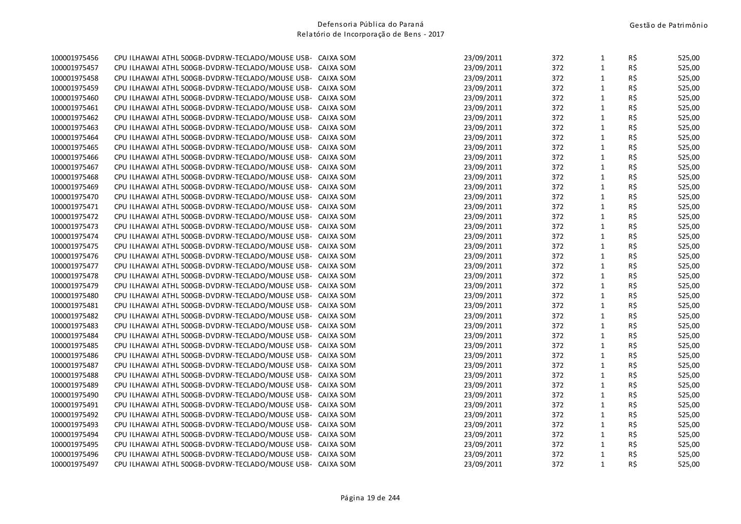| | | | | | | |
|---|---|---|---|---|---|---|
| 100001975456 | CPU ILHAWAI ATHL 500GB-DVDRW-TECLADO/MOUSE USB- CAIXA SOM | 23/09/2011 | 372 | 1 | R$ | 525,00 |
| 100001975457 | CPU ILHAWAI ATHL 500GB-DVDRW-TECLADO/MOUSE USB- CAIXA SOM | 23/09/2011 | 372 | 1 | R$ | 525,00 |
| 100001975458 | CPU ILHAWAI ATHL 500GB-DVDRW-TECLADO/MOUSE USB- CAIXA SOM | 23/09/2011 | 372 | 1 | R$ | 525,00 |
| 100001975459 | CPU ILHAWAI ATHL 500GB-DVDRW-TECLADO/MOUSE USB- CAIXA SOM | 23/09/2011 | 372 | 1 | R$ | 525,00 |
| 100001975460 | CPU ILHAWAI ATHL 500GB-DVDRW-TECLADO/MOUSE USB- CAIXA SOM | 23/09/2011 | 372 | 1 | R$ | 525,00 |
| 100001975461 | CPU ILHAWAI ATHL 500GB-DVDRW-TECLADO/MOUSE USB- CAIXA SOM | 23/09/2011 | 372 | 1 | R$ | 525,00 |
| 100001975462 | CPU ILHAWAI ATHL 500GB-DVDRW-TECLADO/MOUSE USB- CAIXA SOM | 23/09/2011 | 372 | 1 | R$ | 525,00 |
| 100001975463 | CPU ILHAWAI ATHL 500GB-DVDRW-TECLADO/MOUSE USB- CAIXA SOM | 23/09/2011 | 372 | 1 | R$ | 525,00 |
| 100001975464 | CPU ILHAWAI ATHL 500GB-DVDRW-TECLADO/MOUSE USB- CAIXA SOM | 23/09/2011 | 372 | 1 | R$ | 525,00 |
| 100001975465 | CPU ILHAWAI ATHL 500GB-DVDRW-TECLADO/MOUSE USB- CAIXA SOM | 23/09/2011 | 372 | 1 | R$ | 525,00 |
| 100001975466 | CPU ILHAWAI ATHL 500GB-DVDRW-TECLADO/MOUSE USB- CAIXA SOM | 23/09/2011 | 372 | 1 | R$ | 525,00 |
| 100001975467 | CPU ILHAWAI ATHL 500GB-DVDRW-TECLADO/MOUSE USB- CAIXA SOM | 23/09/2011 | 372 | 1 | R$ | 525,00 |
| 100001975468 | CPU ILHAWAI ATHL 500GB-DVDRW-TECLADO/MOUSE USB- CAIXA SOM | 23/09/2011 | 372 | 1 | R$ | 525,00 |
| 100001975469 | CPU ILHAWAI ATHL 500GB-DVDRW-TECLADO/MOUSE USB- CAIXA SOM | 23/09/2011 | 372 | 1 | R$ | 525,00 |
| 100001975470 | CPU ILHAWAI ATHL 500GB-DVDRW-TECLADO/MOUSE USB- CAIXA SOM | 23/09/2011 | 372 | 1 | R$ | 525,00 |
| 100001975471 | CPU ILHAWAI ATHL 500GB-DVDRW-TECLADO/MOUSE USB- CAIXA SOM | 23/09/2011 | 372 | 1 | R$ | 525,00 |
| 100001975472 | CPU ILHAWAI ATHL 500GB-DVDRW-TECLADO/MOUSE USB- CAIXA SOM | 23/09/2011 | 372 | 1 | R$ | 525,00 |
| 100001975473 | CPU ILHAWAI ATHL 500GB-DVDRW-TECLADO/MOUSE USB- CAIXA SOM | 23/09/2011 | 372 | 1 | R$ | 525,00 |
| 100001975474 | CPU ILHAWAI ATHL 500GB-DVDRW-TECLADO/MOUSE USB- CAIXA SOM | 23/09/2011 | 372 | 1 | R$ | 525,00 |
| 100001975475 | CPU ILHAWAI ATHL 500GB-DVDRW-TECLADO/MOUSE USB- CAIXA SOM | 23/09/2011 | 372 | 1 | R$ | 525,00 |
| 100001975476 | CPU ILHAWAI ATHL 500GB-DVDRW-TECLADO/MOUSE USB- CAIXA SOM | 23/09/2011 | 372 | 1 | R$ | 525,00 |
| 100001975477 | CPU ILHAWAI ATHL 500GB-DVDRW-TECLADO/MOUSE USB- CAIXA SOM | 23/09/2011 | 372 | 1 | R$ | 525,00 |
| 100001975478 | CPU ILHAWAI ATHL 500GB-DVDRW-TECLADO/MOUSE USB- CAIXA SOM | 23/09/2011 | 372 | 1 | R$ | 525,00 |
| 100001975479 | CPU ILHAWAI ATHL 500GB-DVDRW-TECLADO/MOUSE USB- CAIXA SOM | 23/09/2011 | 372 | 1 | R$ | 525,00 |
| 100001975480 | CPU ILHAWAI ATHL 500GB-DVDRW-TECLADO/MOUSE USB- CAIXA SOM | 23/09/2011 | 372 | 1 | R$ | 525,00 |
| 100001975481 | CPU ILHAWAI ATHL 500GB-DVDRW-TECLADO/MOUSE USB- CAIXA SOM | 23/09/2011 | 372 | 1 | R$ | 525,00 |
| 100001975482 | CPU ILHAWAI ATHL 500GB-DVDRW-TECLADO/MOUSE USB- CAIXA SOM | 23/09/2011 | 372 | 1 | R$ | 525,00 |
| 100001975483 | CPU ILHAWAI ATHL 500GB-DVDRW-TECLADO/MOUSE USB- CAIXA SOM | 23/09/2011 | 372 | 1 | R$ | 525,00 |
| 100001975484 | CPU ILHAWAI ATHL 500GB-DVDRW-TECLADO/MOUSE USB- CAIXA SOM | 23/09/2011 | 372 | 1 | R$ | 525,00 |
| 100001975485 | CPU ILHAWAI ATHL 500GB-DVDRW-TECLADO/MOUSE USB- CAIXA SOM | 23/09/2011 | 372 | 1 | R$ | 525,00 |
| 100001975486 | CPU ILHAWAI ATHL 500GB-DVDRW-TECLADO/MOUSE USB- CAIXA SOM | 23/09/2011 | 372 | 1 | R$ | 525,00 |
| 100001975487 | CPU ILHAWAI ATHL 500GB-DVDRW-TECLADO/MOUSE USB- CAIXA SOM | 23/09/2011 | 372 | 1 | R$ | 525,00 |
| 100001975488 | CPU ILHAWAI ATHL 500GB-DVDRW-TECLADO/MOUSE USB- CAIXA SOM | 23/09/2011 | 372 | 1 | R$ | 525,00 |
| 100001975489 | CPU ILHAWAI ATHL 500GB-DVDRW-TECLADO/MOUSE USB- CAIXA SOM | 23/09/2011 | 372 | 1 | R$ | 525,00 |
| 100001975490 | CPU ILHAWAI ATHL 500GB-DVDRW-TECLADO/MOUSE USB- CAIXA SOM | 23/09/2011 | 372 | 1 | R$ | 525,00 |
| 100001975491 | CPU ILHAWAI ATHL 500GB-DVDRW-TECLADO/MOUSE USB- CAIXA SOM | 23/09/2011 | 372 | 1 | R$ | 525,00 |
| 100001975492 | CPU ILHAWAI ATHL 500GB-DVDRW-TECLADO/MOUSE USB- CAIXA SOM | 23/09/2011 | 372 | 1 | R$ | 525,00 |
| 100001975493 | CPU ILHAWAI ATHL 500GB-DVDRW-TECLADO/MOUSE USB- CAIXA SOM | 23/09/2011 | 372 | 1 | R$ | 525,00 |
| 100001975494 | CPU ILHAWAI ATHL 500GB-DVDRW-TECLADO/MOUSE USB- CAIXA SOM | 23/09/2011 | 372 | 1 | R$ | 525,00 |
| 100001975495 | CPU ILHAWAI ATHL 500GB-DVDRW-TECLADO/MOUSE USB- CAIXA SOM | 23/09/2011 | 372 | 1 | R$ | 525,00 |
| 100001975496 | CPU ILHAWAI ATHL 500GB-DVDRW-TECLADO/MOUSE USB- CAIXA SOM | 23/09/2011 | 372 | 1 | R$ | 525,00 |
| 100001975497 | CPU ILHAWAI ATHL 500GB-DVDRW-TECLADO/MOUSE USB- CAIXA SOM | 23/09/2011 | 372 | 1 | R$ | 525,00 |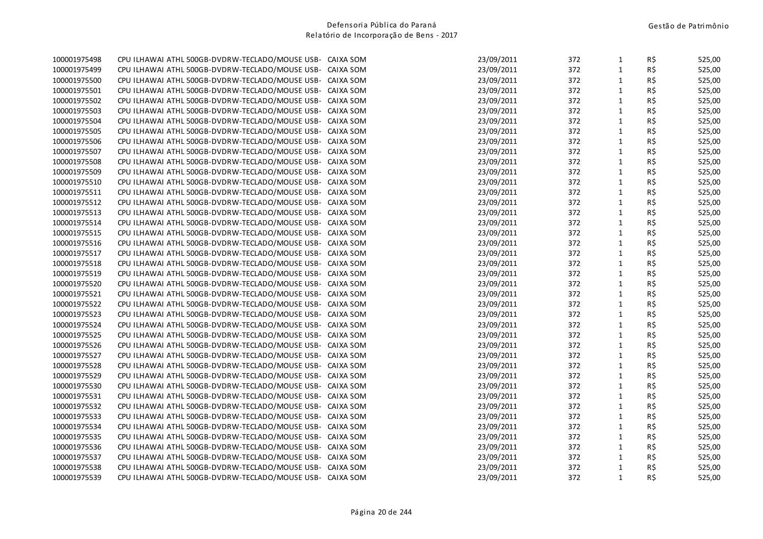| | | | | | | |
|---|---|---|---|---|---|---|
| 100001975498 | CPU ILHAWAI ATHL 500GB-DVDRW-TECLADO/MOUSE USB- CAIXA SOM | 23/09/2011 | 372 | 1 | R$ | 525,00 |
| 100001975499 | CPU ILHAWAI ATHL 500GB-DVDRW-TECLADO/MOUSE USB- CAIXA SOM | 23/09/2011 | 372 | 1 | R$ | 525,00 |
| 100001975500 | CPU ILHAWAI ATHL 500GB-DVDRW-TECLADO/MOUSE USB- CAIXA SOM | 23/09/2011 | 372 | 1 | R$ | 525,00 |
| 100001975501 | CPU ILHAWAI ATHL 500GB-DVDRW-TECLADO/MOUSE USB- CAIXA SOM | 23/09/2011 | 372 | 1 | R$ | 525,00 |
| 100001975502 | CPU ILHAWAI ATHL 500GB-DVDRW-TECLADO/MOUSE USB- CAIXA SOM | 23/09/2011 | 372 | 1 | R$ | 525,00 |
| 100001975503 | CPU ILHAWAI ATHL 500GB-DVDRW-TECLADO/MOUSE USB- CAIXA SOM | 23/09/2011 | 372 | 1 | R$ | 525,00 |
| 100001975504 | CPU ILHAWAI ATHL 500GB-DVDRW-TECLADO/MOUSE USB- CAIXA SOM | 23/09/2011 | 372 | 1 | R$ | 525,00 |
| 100001975505 | CPU ILHAWAI ATHL 500GB-DVDRW-TECLADO/MOUSE USB- CAIXA SOM | 23/09/2011 | 372 | 1 | R$ | 525,00 |
| 100001975506 | CPU ILHAWAI ATHL 500GB-DVDRW-TECLADO/MOUSE USB- CAIXA SOM | 23/09/2011 | 372 | 1 | R$ | 525,00 |
| 100001975507 | CPU ILHAWAI ATHL 500GB-DVDRW-TECLADO/MOUSE USB- CAIXA SOM | 23/09/2011 | 372 | 1 | R$ | 525,00 |
| 100001975508 | CPU ILHAWAI ATHL 500GB-DVDRW-TECLADO/MOUSE USB- CAIXA SOM | 23/09/2011 | 372 | 1 | R$ | 525,00 |
| 100001975509 | CPU ILHAWAI ATHL 500GB-DVDRW-TECLADO/MOUSE USB- CAIXA SOM | 23/09/2011 | 372 | 1 | R$ | 525,00 |
| 100001975510 | CPU ILHAWAI ATHL 500GB-DVDRW-TECLADO/MOUSE USB- CAIXA SOM | 23/09/2011 | 372 | 1 | R$ | 525,00 |
| 100001975511 | CPU ILHAWAI ATHL 500GB-DVDRW-TECLADO/MOUSE USB- CAIXA SOM | 23/09/2011 | 372 | 1 | R$ | 525,00 |
| 100001975512 | CPU ILHAWAI ATHL 500GB-DVDRW-TECLADO/MOUSE USB- CAIXA SOM | 23/09/2011 | 372 | 1 | R$ | 525,00 |
| 100001975513 | CPU ILHAWAI ATHL 500GB-DVDRW-TECLADO/MOUSE USB- CAIXA SOM | 23/09/2011 | 372 | 1 | R$ | 525,00 |
| 100001975514 | CPU ILHAWAI ATHL 500GB-DVDRW-TECLADO/MOUSE USB- CAIXA SOM | 23/09/2011 | 372 | 1 | R$ | 525,00 |
| 100001975515 | CPU ILHAWAI ATHL 500GB-DVDRW-TECLADO/MOUSE USB- CAIXA SOM | 23/09/2011 | 372 | 1 | R$ | 525,00 |
| 100001975516 | CPU ILHAWAI ATHL 500GB-DVDRW-TECLADO/MOUSE USB- CAIXA SOM | 23/09/2011 | 372 | 1 | R$ | 525,00 |
| 100001975517 | CPU ILHAWAI ATHL 500GB-DVDRW-TECLADO/MOUSE USB- CAIXA SOM | 23/09/2011 | 372 | 1 | R$ | 525,00 |
| 100001975518 | CPU ILHAWAI ATHL 500GB-DVDRW-TECLADO/MOUSE USB- CAIXA SOM | 23/09/2011 | 372 | 1 | R$ | 525,00 |
| 100001975519 | CPU ILHAWAI ATHL 500GB-DVDRW-TECLADO/MOUSE USB- CAIXA SOM | 23/09/2011 | 372 | 1 | R$ | 525,00 |
| 100001975520 | CPU ILHAWAI ATHL 500GB-DVDRW-TECLADO/MOUSE USB- CAIXA SOM | 23/09/2011 | 372 | 1 | R$ | 525,00 |
| 100001975521 | CPU ILHAWAI ATHL 500GB-DVDRW-TECLADO/MOUSE USB- CAIXA SOM | 23/09/2011 | 372 | 1 | R$ | 525,00 |
| 100001975522 | CPU ILHAWAI ATHL 500GB-DVDRW-TECLADO/MOUSE USB- CAIXA SOM | 23/09/2011 | 372 | 1 | R$ | 525,00 |
| 100001975523 | CPU ILHAWAI ATHL 500GB-DVDRW-TECLADO/MOUSE USB- CAIXA SOM | 23/09/2011 | 372 | 1 | R$ | 525,00 |
| 100001975524 | CPU ILHAWAI ATHL 500GB-DVDRW-TECLADO/MOUSE USB- CAIXA SOM | 23/09/2011 | 372 | 1 | R$ | 525,00 |
| 100001975525 | CPU ILHAWAI ATHL 500GB-DVDRW-TECLADO/MOUSE USB- CAIXA SOM | 23/09/2011 | 372 | 1 | R$ | 525,00 |
| 100001975526 | CPU ILHAWAI ATHL 500GB-DVDRW-TECLADO/MOUSE USB- CAIXA SOM | 23/09/2011 | 372 | 1 | R$ | 525,00 |
| 100001975527 | CPU ILHAWAI ATHL 500GB-DVDRW-TECLADO/MOUSE USB- CAIXA SOM | 23/09/2011 | 372 | 1 | R$ | 525,00 |
| 100001975528 | CPU ILHAWAI ATHL 500GB-DVDRW-TECLADO/MOUSE USB- CAIXA SOM | 23/09/2011 | 372 | 1 | R$ | 525,00 |
| 100001975529 | CPU ILHAWAI ATHL 500GB-DVDRW-TECLADO/MOUSE USB- CAIXA SOM | 23/09/2011 | 372 | 1 | R$ | 525,00 |
| 100001975530 | CPU ILHAWAI ATHL 500GB-DVDRW-TECLADO/MOUSE USB- CAIXA SOM | 23/09/2011 | 372 | 1 | R$ | 525,00 |
| 100001975531 | CPU ILHAWAI ATHL 500GB-DVDRW-TECLADO/MOUSE USB- CAIXA SOM | 23/09/2011 | 372 | 1 | R$ | 525,00 |
| 100001975532 | CPU ILHAWAI ATHL 500GB-DVDRW-TECLADO/MOUSE USB- CAIXA SOM | 23/09/2011 | 372 | 1 | R$ | 525,00 |
| 100001975533 | CPU ILHAWAI ATHL 500GB-DVDRW-TECLADO/MOUSE USB- CAIXA SOM | 23/09/2011 | 372 | 1 | R$ | 525,00 |
| 100001975534 | CPU ILHAWAI ATHL 500GB-DVDRW-TECLADO/MOUSE USB- CAIXA SOM | 23/09/2011 | 372 | 1 | R$ | 525,00 |
| 100001975535 | CPU ILHAWAI ATHL 500GB-DVDRW-TECLADO/MOUSE USB- CAIXA SOM | 23/09/2011 | 372 | 1 | R$ | 525,00 |
| 100001975536 | CPU ILHAWAI ATHL 500GB-DVDRW-TECLADO/MOUSE USB- CAIXA SOM | 23/09/2011 | 372 | 1 | R$ | 525,00 |
| 100001975537 | CPU ILHAWAI ATHL 500GB-DVDRW-TECLADO/MOUSE USB- CAIXA SOM | 23/09/2011 | 372 | 1 | R$ | 525,00 |
| 100001975538 | CPU ILHAWAI ATHL 500GB-DVDRW-TECLADO/MOUSE USB- CAIXA SOM | 23/09/2011 | 372 | 1 | R$ | 525,00 |
| 100001975539 | CPU ILHAWAI ATHL 500GB-DVDRW-TECLADO/MOUSE USB- CAIXA SOM | 23/09/2011 | 372 | 1 | R$ | 525,00 |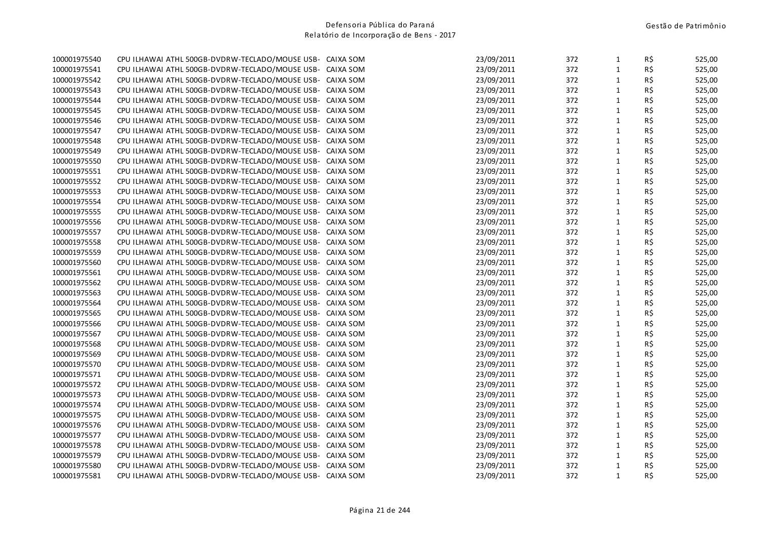| | | | | | | |
|---|---|---|---|---|---|---|
| 100001975540 | CPU ILHAWAI ATHL 500GB-DVDRW-TECLADO/MOUSE USB- CAIXA SOM | 23/09/2011 | 372 | 1 | R$ | 525,00 |
| 100001975541 | CPU ILHAWAI ATHL 500GB-DVDRW-TECLADO/MOUSE USB- CAIXA SOM | 23/09/2011 | 372 | 1 | R$ | 525,00 |
| 100001975542 | CPU ILHAWAI ATHL 500GB-DVDRW-TECLADO/MOUSE USB- CAIXA SOM | 23/09/2011 | 372 | 1 | R$ | 525,00 |
| 100001975543 | CPU ILHAWAI ATHL 500GB-DVDRW-TECLADO/MOUSE USB- CAIXA SOM | 23/09/2011 | 372 | 1 | R$ | 525,00 |
| 100001975544 | CPU ILHAWAI ATHL 500GB-DVDRW-TECLADO/MOUSE USB- CAIXA SOM | 23/09/2011 | 372 | 1 | R$ | 525,00 |
| 100001975545 | CPU ILHAWAI ATHL 500GB-DVDRW-TECLADO/MOUSE USB- CAIXA SOM | 23/09/2011 | 372 | 1 | R$ | 525,00 |
| 100001975546 | CPU ILHAWAI ATHL 500GB-DVDRW-TECLADO/MOUSE USB- CAIXA SOM | 23/09/2011 | 372 | 1 | R$ | 525,00 |
| 100001975547 | CPU ILHAWAI ATHL 500GB-DVDRW-TECLADO/MOUSE USB- CAIXA SOM | 23/09/2011 | 372 | 1 | R$ | 525,00 |
| 100001975548 | CPU ILHAWAI ATHL 500GB-DVDRW-TECLADO/MOUSE USB- CAIXA SOM | 23/09/2011 | 372 | 1 | R$ | 525,00 |
| 100001975549 | CPU ILHAWAI ATHL 500GB-DVDRW-TECLADO/MOUSE USB- CAIXA SOM | 23/09/2011 | 372 | 1 | R$ | 525,00 |
| 100001975550 | CPU ILHAWAI ATHL 500GB-DVDRW-TECLADO/MOUSE USB- CAIXA SOM | 23/09/2011 | 372 | 1 | R$ | 525,00 |
| 100001975551 | CPU ILHAWAI ATHL 500GB-DVDRW-TECLADO/MOUSE USB- CAIXA SOM | 23/09/2011 | 372 | 1 | R$ | 525,00 |
| 100001975552 | CPU ILHAWAI ATHL 500GB-DVDRW-TECLADO/MOUSE USB- CAIXA SOM | 23/09/2011 | 372 | 1 | R$ | 525,00 |
| 100001975553 | CPU ILHAWAI ATHL 500GB-DVDRW-TECLADO/MOUSE USB- CAIXA SOM | 23/09/2011 | 372 | 1 | R$ | 525,00 |
| 100001975554 | CPU ILHAWAI ATHL 500GB-DVDRW-TECLADO/MOUSE USB- CAIXA SOM | 23/09/2011 | 372 | 1 | R$ | 525,00 |
| 100001975555 | CPU ILHAWAI ATHL 500GB-DVDRW-TECLADO/MOUSE USB- CAIXA SOM | 23/09/2011 | 372 | 1 | R$ | 525,00 |
| 100001975556 | CPU ILHAWAI ATHL 500GB-DVDRW-TECLADO/MOUSE USB- CAIXA SOM | 23/09/2011 | 372 | 1 | R$ | 525,00 |
| 100001975557 | CPU ILHAWAI ATHL 500GB-DVDRW-TECLADO/MOUSE USB- CAIXA SOM | 23/09/2011 | 372 | 1 | R$ | 525,00 |
| 100001975558 | CPU ILHAWAI ATHL 500GB-DVDRW-TECLADO/MOUSE USB- CAIXA SOM | 23/09/2011 | 372 | 1 | R$ | 525,00 |
| 100001975559 | CPU ILHAWAI ATHL 500GB-DVDRW-TECLADO/MOUSE USB- CAIXA SOM | 23/09/2011 | 372 | 1 | R$ | 525,00 |
| 100001975560 | CPU ILHAWAI ATHL 500GB-DVDRW-TECLADO/MOUSE USB- CAIXA SOM | 23/09/2011 | 372 | 1 | R$ | 525,00 |
| 100001975561 | CPU ILHAWAI ATHL 500GB-DVDRW-TECLADO/MOUSE USB- CAIXA SOM | 23/09/2011 | 372 | 1 | R$ | 525,00 |
| 100001975562 | CPU ILHAWAI ATHL 500GB-DVDRW-TECLADO/MOUSE USB- CAIXA SOM | 23/09/2011 | 372 | 1 | R$ | 525,00 |
| 100001975563 | CPU ILHAWAI ATHL 500GB-DVDRW-TECLADO/MOUSE USB- CAIXA SOM | 23/09/2011 | 372 | 1 | R$ | 525,00 |
| 100001975564 | CPU ILHAWAI ATHL 500GB-DVDRW-TECLADO/MOUSE USB- CAIXA SOM | 23/09/2011 | 372 | 1 | R$ | 525,00 |
| 100001975565 | CPU ILHAWAI ATHL 500GB-DVDRW-TECLADO/MOUSE USB- CAIXA SOM | 23/09/2011 | 372 | 1 | R$ | 525,00 |
| 100001975566 | CPU ILHAWAI ATHL 500GB-DVDRW-TECLADO/MOUSE USB- CAIXA SOM | 23/09/2011 | 372 | 1 | R$ | 525,00 |
| 100001975567 | CPU ILHAWAI ATHL 500GB-DVDRW-TECLADO/MOUSE USB- CAIXA SOM | 23/09/2011 | 372 | 1 | R$ | 525,00 |
| 100001975568 | CPU ILHAWAI ATHL 500GB-DVDRW-TECLADO/MOUSE USB- CAIXA SOM | 23/09/2011 | 372 | 1 | R$ | 525,00 |
| 100001975569 | CPU ILHAWAI ATHL 500GB-DVDRW-TECLADO/MOUSE USB- CAIXA SOM | 23/09/2011 | 372 | 1 | R$ | 525,00 |
| 100001975570 | CPU ILHAWAI ATHL 500GB-DVDRW-TECLADO/MOUSE USB- CAIXA SOM | 23/09/2011 | 372 | 1 | R$ | 525,00 |
| 100001975571 | CPU ILHAWAI ATHL 500GB-DVDRW-TECLADO/MOUSE USB- CAIXA SOM | 23/09/2011 | 372 | 1 | R$ | 525,00 |
| 100001975572 | CPU ILHAWAI ATHL 500GB-DVDRW-TECLADO/MOUSE USB- CAIXA SOM | 23/09/2011 | 372 | 1 | R$ | 525,00 |
| 100001975573 | CPU ILHAWAI ATHL 500GB-DVDRW-TECLADO/MOUSE USB- CAIXA SOM | 23/09/2011 | 372 | 1 | R$ | 525,00 |
| 100001975574 | CPU ILHAWAI ATHL 500GB-DVDRW-TECLADO/MOUSE USB- CAIXA SOM | 23/09/2011 | 372 | 1 | R$ | 525,00 |
| 100001975575 | CPU ILHAWAI ATHL 500GB-DVDRW-TECLADO/MOUSE USB- CAIXA SOM | 23/09/2011 | 372 | 1 | R$ | 525,00 |
| 100001975576 | CPU ILHAWAI ATHL 500GB-DVDRW-TECLADO/MOUSE USB- CAIXA SOM | 23/09/2011 | 372 | 1 | R$ | 525,00 |
| 100001975577 | CPU ILHAWAI ATHL 500GB-DVDRW-TECLADO/MOUSE USB- CAIXA SOM | 23/09/2011 | 372 | 1 | R$ | 525,00 |
| 100001975578 | CPU ILHAWAI ATHL 500GB-DVDRW-TECLADO/MOUSE USB- CAIXA SOM | 23/09/2011 | 372 | 1 | R$ | 525,00 |
| 100001975579 | CPU ILHAWAI ATHL 500GB-DVDRW-TECLADO/MOUSE USB- CAIXA SOM | 23/09/2011 | 372 | 1 | R$ | 525,00 |
| 100001975580 | CPU ILHAWAI ATHL 500GB-DVDRW-TECLADO/MOUSE USB- CAIXA SOM | 23/09/2011 | 372 | 1 | R$ | 525,00 |
| 100001975581 | CPU ILHAWAI ATHL 500GB-DVDRW-TECLADO/MOUSE USB- CAIXA SOM | 23/09/2011 | 372 | 1 | R$ | 525,00 |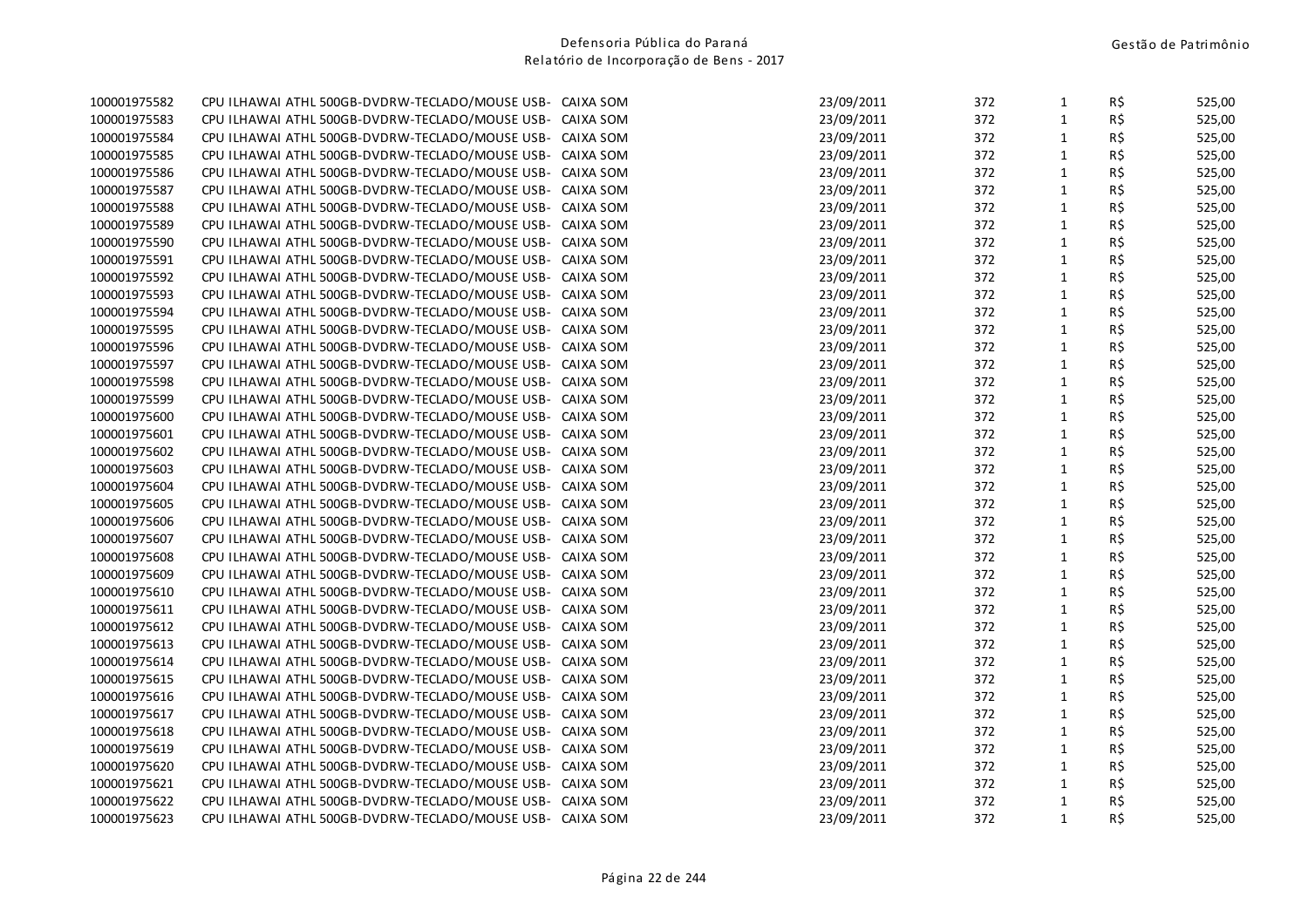| | | | | | | |
|---|---|---|---|---|---|---|
| 100001975582 | CPU ILHAWAI ATHL 500GB-DVDRW-TECLADO/MOUSE USB- CAIXA SOM | 23/09/2011 | 372 | 1 | R$ | 525,00 |
| 100001975583 | CPU ILHAWAI ATHL 500GB-DVDRW-TECLADO/MOUSE USB- CAIXA SOM | 23/09/2011 | 372 | 1 | R$ | 525,00 |
| 100001975584 | CPU ILHAWAI ATHL 500GB-DVDRW-TECLADO/MOUSE USB- CAIXA SOM | 23/09/2011 | 372 | 1 | R$ | 525,00 |
| 100001975585 | CPU ILHAWAI ATHL 500GB-DVDRW-TECLADO/MOUSE USB- CAIXA SOM | 23/09/2011 | 372 | 1 | R$ | 525,00 |
| 100001975586 | CPU ILHAWAI ATHL 500GB-DVDRW-TECLADO/MOUSE USB- CAIXA SOM | 23/09/2011 | 372 | 1 | R$ | 525,00 |
| 100001975587 | CPU ILHAWAI ATHL 500GB-DVDRW-TECLADO/MOUSE USB- CAIXA SOM | 23/09/2011 | 372 | 1 | R$ | 525,00 |
| 100001975588 | CPU ILHAWAI ATHL 500GB-DVDRW-TECLADO/MOUSE USB- CAIXA SOM | 23/09/2011 | 372 | 1 | R$ | 525,00 |
| 100001975589 | CPU ILHAWAI ATHL 500GB-DVDRW-TECLADO/MOUSE USB- CAIXA SOM | 23/09/2011 | 372 | 1 | R$ | 525,00 |
| 100001975590 | CPU ILHAWAI ATHL 500GB-DVDRW-TECLADO/MOUSE USB- CAIXA SOM | 23/09/2011 | 372 | 1 | R$ | 525,00 |
| 100001975591 | CPU ILHAWAI ATHL 500GB-DVDRW-TECLADO/MOUSE USB- CAIXA SOM | 23/09/2011 | 372 | 1 | R$ | 525,00 |
| 100001975592 | CPU ILHAWAI ATHL 500GB-DVDRW-TECLADO/MOUSE USB- CAIXA SOM | 23/09/2011 | 372 | 1 | R$ | 525,00 |
| 100001975593 | CPU ILHAWAI ATHL 500GB-DVDRW-TECLADO/MOUSE USB- CAIXA SOM | 23/09/2011 | 372 | 1 | R$ | 525,00 |
| 100001975594 | CPU ILHAWAI ATHL 500GB-DVDRW-TECLADO/MOUSE USB- CAIXA SOM | 23/09/2011 | 372 | 1 | R$ | 525,00 |
| 100001975595 | CPU ILHAWAI ATHL 500GB-DVDRW-TECLADO/MOUSE USB- CAIXA SOM | 23/09/2011 | 372 | 1 | R$ | 525,00 |
| 100001975596 | CPU ILHAWAI ATHL 500GB-DVDRW-TECLADO/MOUSE USB- CAIXA SOM | 23/09/2011 | 372 | 1 | R$ | 525,00 |
| 100001975597 | CPU ILHAWAI ATHL 500GB-DVDRW-TECLADO/MOUSE USB- CAIXA SOM | 23/09/2011 | 372 | 1 | R$ | 525,00 |
| 100001975598 | CPU ILHAWAI ATHL 500GB-DVDRW-TECLADO/MOUSE USB- CAIXA SOM | 23/09/2011 | 372 | 1 | R$ | 525,00 |
| 100001975599 | CPU ILHAWAI ATHL 500GB-DVDRW-TECLADO/MOUSE USB- CAIXA SOM | 23/09/2011 | 372 | 1 | R$ | 525,00 |
| 100001975600 | CPU ILHAWAI ATHL 500GB-DVDRW-TECLADO/MOUSE USB- CAIXA SOM | 23/09/2011 | 372 | 1 | R$ | 525,00 |
| 100001975601 | CPU ILHAWAI ATHL 500GB-DVDRW-TECLADO/MOUSE USB- CAIXA SOM | 23/09/2011 | 372 | 1 | R$ | 525,00 |
| 100001975602 | CPU ILHAWAI ATHL 500GB-DVDRW-TECLADO/MOUSE USB- CAIXA SOM | 23/09/2011 | 372 | 1 | R$ | 525,00 |
| 100001975603 | CPU ILHAWAI ATHL 500GB-DVDRW-TECLADO/MOUSE USB- CAIXA SOM | 23/09/2011 | 372 | 1 | R$ | 525,00 |
| 100001975604 | CPU ILHAWAI ATHL 500GB-DVDRW-TECLADO/MOUSE USB- CAIXA SOM | 23/09/2011 | 372 | 1 | R$ | 525,00 |
| 100001975605 | CPU ILHAWAI ATHL 500GB-DVDRW-TECLADO/MOUSE USB- CAIXA SOM | 23/09/2011 | 372 | 1 | R$ | 525,00 |
| 100001975606 | CPU ILHAWAI ATHL 500GB-DVDRW-TECLADO/MOUSE USB- CAIXA SOM | 23/09/2011 | 372 | 1 | R$ | 525,00 |
| 100001975607 | CPU ILHAWAI ATHL 500GB-DVDRW-TECLADO/MOUSE USB- CAIXA SOM | 23/09/2011 | 372 | 1 | R$ | 525,00 |
| 100001975608 | CPU ILHAWAI ATHL 500GB-DVDRW-TECLADO/MOUSE USB- CAIXA SOM | 23/09/2011 | 372 | 1 | R$ | 525,00 |
| 100001975609 | CPU ILHAWAI ATHL 500GB-DVDRW-TECLADO/MOUSE USB- CAIXA SOM | 23/09/2011 | 372 | 1 | R$ | 525,00 |
| 100001975610 | CPU ILHAWAI ATHL 500GB-DVDRW-TECLADO/MOUSE USB- CAIXA SOM | 23/09/2011 | 372 | 1 | R$ | 525,00 |
| 100001975611 | CPU ILHAWAI ATHL 500GB-DVDRW-TECLADO/MOUSE USB- CAIXA SOM | 23/09/2011 | 372 | 1 | R$ | 525,00 |
| 100001975612 | CPU ILHAWAI ATHL 500GB-DVDRW-TECLADO/MOUSE USB- CAIXA SOM | 23/09/2011 | 372 | 1 | R$ | 525,00 |
| 100001975613 | CPU ILHAWAI ATHL 500GB-DVDRW-TECLADO/MOUSE USB- CAIXA SOM | 23/09/2011 | 372 | 1 | R$ | 525,00 |
| 100001975614 | CPU ILHAWAI ATHL 500GB-DVDRW-TECLADO/MOUSE USB- CAIXA SOM | 23/09/2011 | 372 | 1 | R$ | 525,00 |
| 100001975615 | CPU ILHAWAI ATHL 500GB-DVDRW-TECLADO/MOUSE USB- CAIXA SOM | 23/09/2011 | 372 | 1 | R$ | 525,00 |
| 100001975616 | CPU ILHAWAI ATHL 500GB-DVDRW-TECLADO/MOUSE USB- CAIXA SOM | 23/09/2011 | 372 | 1 | R$ | 525,00 |
| 100001975617 | CPU ILHAWAI ATHL 500GB-DVDRW-TECLADO/MOUSE USB- CAIXA SOM | 23/09/2011 | 372 | 1 | R$ | 525,00 |
| 100001975618 | CPU ILHAWAI ATHL 500GB-DVDRW-TECLADO/MOUSE USB- CAIXA SOM | 23/09/2011 | 372 | 1 | R$ | 525,00 |
| 100001975619 | CPU ILHAWAI ATHL 500GB-DVDRW-TECLADO/MOUSE USB- CAIXA SOM | 23/09/2011 | 372 | 1 | R$ | 525,00 |
| 100001975620 | CPU ILHAWAI ATHL 500GB-DVDRW-TECLADO/MOUSE USB- CAIXA SOM | 23/09/2011 | 372 | 1 | R$ | 525,00 |
| 100001975621 | CPU ILHAWAI ATHL 500GB-DVDRW-TECLADO/MOUSE USB- CAIXA SOM | 23/09/2011 | 372 | 1 | R$ | 525,00 |
| 100001975622 | CPU ILHAWAI ATHL 500GB-DVDRW-TECLADO/MOUSE USB- CAIXA SOM | 23/09/2011 | 372 | 1 | R$ | 525,00 |
| 100001975623 | CPU ILHAWAI ATHL 500GB-DVDRW-TECLADO/MOUSE USB- CAIXA SOM | 23/09/2011 | 372 | 1 | R$ | 525,00 |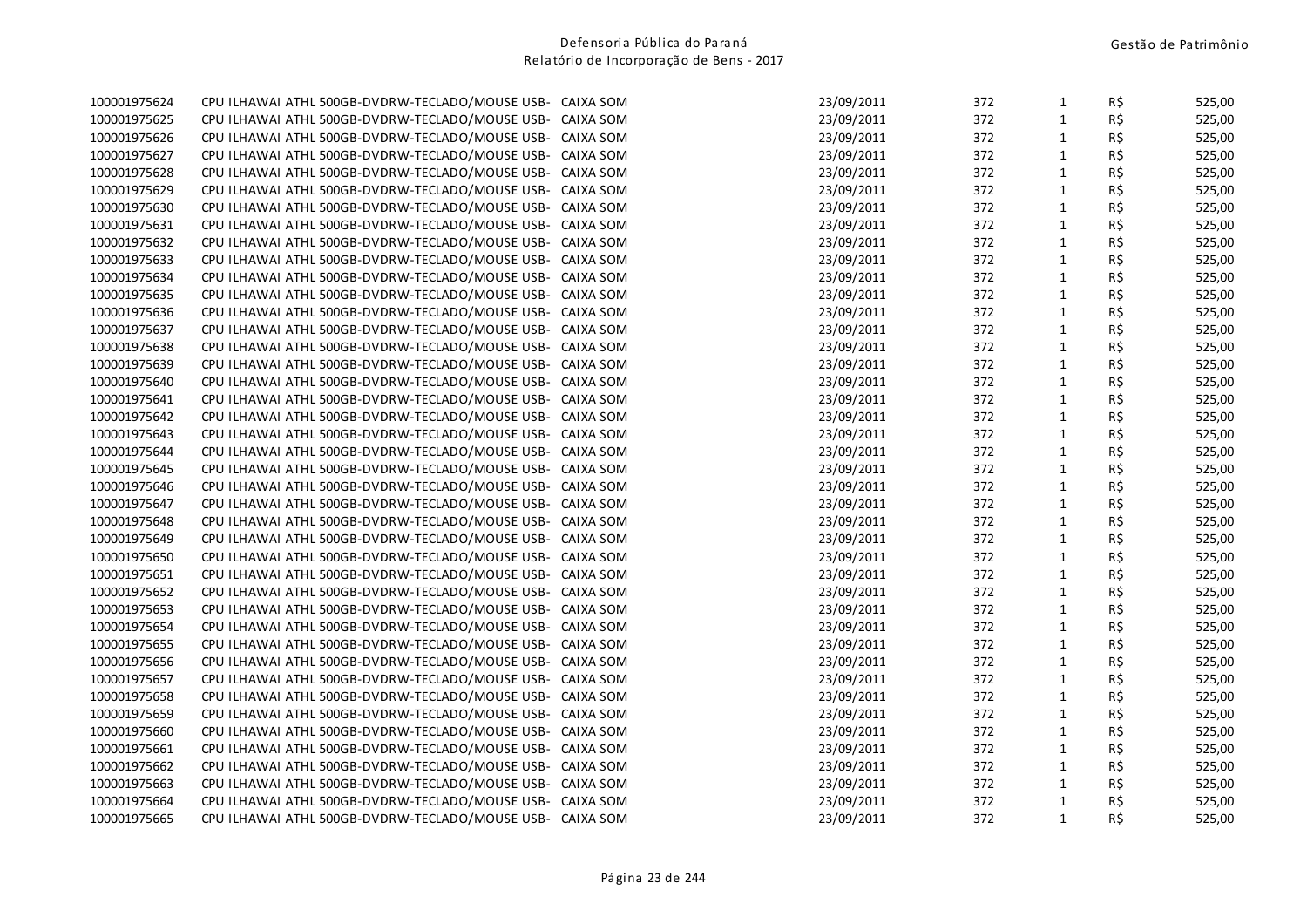| | | | | | | |
|---|---|---|---|---|---|---|
| 100001975624 | CPU ILHAWAI ATHL 500GB-DVDRW-TECLADO/MOUSE USB- CAIXA SOM | 23/09/2011 | 372 | 1 | R$ | 525,00 |
| 100001975625 | CPU ILHAWAI ATHL 500GB-DVDRW-TECLADO/MOUSE USB- CAIXA SOM | 23/09/2011 | 372 | 1 | R$ | 525,00 |
| 100001975626 | CPU ILHAWAI ATHL 500GB-DVDRW-TECLADO/MOUSE USB- CAIXA SOM | 23/09/2011 | 372 | 1 | R$ | 525,00 |
| 100001975627 | CPU ILHAWAI ATHL 500GB-DVDRW-TECLADO/MOUSE USB- CAIXA SOM | 23/09/2011 | 372 | 1 | R$ | 525,00 |
| 100001975628 | CPU ILHAWAI ATHL 500GB-DVDRW-TECLADO/MOUSE USB- CAIXA SOM | 23/09/2011 | 372 | 1 | R$ | 525,00 |
| 100001975629 | CPU ILHAWAI ATHL 500GB-DVDRW-TECLADO/MOUSE USB- CAIXA SOM | 23/09/2011 | 372 | 1 | R$ | 525,00 |
| 100001975630 | CPU ILHAWAI ATHL 500GB-DVDRW-TECLADO/MOUSE USB- CAIXA SOM | 23/09/2011 | 372 | 1 | R$ | 525,00 |
| 100001975631 | CPU ILHAWAI ATHL 500GB-DVDRW-TECLADO/MOUSE USB- CAIXA SOM | 23/09/2011 | 372 | 1 | R$ | 525,00 |
| 100001975632 | CPU ILHAWAI ATHL 500GB-DVDRW-TECLADO/MOUSE USB- CAIXA SOM | 23/09/2011 | 372 | 1 | R$ | 525,00 |
| 100001975633 | CPU ILHAWAI ATHL 500GB-DVDRW-TECLADO/MOUSE USB- CAIXA SOM | 23/09/2011 | 372 | 1 | R$ | 525,00 |
| 100001975634 | CPU ILHAWAI ATHL 500GB-DVDRW-TECLADO/MOUSE USB- CAIXA SOM | 23/09/2011 | 372 | 1 | R$ | 525,00 |
| 100001975635 | CPU ILHAWAI ATHL 500GB-DVDRW-TECLADO/MOUSE USB- CAIXA SOM | 23/09/2011 | 372 | 1 | R$ | 525,00 |
| 100001975636 | CPU ILHAWAI ATHL 500GB-DVDRW-TECLADO/MOUSE USB- CAIXA SOM | 23/09/2011 | 372 | 1 | R$ | 525,00 |
| 100001975637 | CPU ILHAWAI ATHL 500GB-DVDRW-TECLADO/MOUSE USB- CAIXA SOM | 23/09/2011 | 372 | 1 | R$ | 525,00 |
| 100001975638 | CPU ILHAWAI ATHL 500GB-DVDRW-TECLADO/MOUSE USB- CAIXA SOM | 23/09/2011 | 372 | 1 | R$ | 525,00 |
| 100001975639 | CPU ILHAWAI ATHL 500GB-DVDRW-TECLADO/MOUSE USB- CAIXA SOM | 23/09/2011 | 372 | 1 | R$ | 525,00 |
| 100001975640 | CPU ILHAWAI ATHL 500GB-DVDRW-TECLADO/MOUSE USB- CAIXA SOM | 23/09/2011 | 372 | 1 | R$ | 525,00 |
| 100001975641 | CPU ILHAWAI ATHL 500GB-DVDRW-TECLADO/MOUSE USB- CAIXA SOM | 23/09/2011 | 372 | 1 | R$ | 525,00 |
| 100001975642 | CPU ILHAWAI ATHL 500GB-DVDRW-TECLADO/MOUSE USB- CAIXA SOM | 23/09/2011 | 372 | 1 | R$ | 525,00 |
| 100001975643 | CPU ILHAWAI ATHL 500GB-DVDRW-TECLADO/MOUSE USB- CAIXA SOM | 23/09/2011 | 372 | 1 | R$ | 525,00 |
| 100001975644 | CPU ILHAWAI ATHL 500GB-DVDRW-TECLADO/MOUSE USB- CAIXA SOM | 23/09/2011 | 372 | 1 | R$ | 525,00 |
| 100001975645 | CPU ILHAWAI ATHL 500GB-DVDRW-TECLADO/MOUSE USB- CAIXA SOM | 23/09/2011 | 372 | 1 | R$ | 525,00 |
| 100001975646 | CPU ILHAWAI ATHL 500GB-DVDRW-TECLADO/MOUSE USB- CAIXA SOM | 23/09/2011 | 372 | 1 | R$ | 525,00 |
| 100001975647 | CPU ILHAWAI ATHL 500GB-DVDRW-TECLADO/MOUSE USB- CAIXA SOM | 23/09/2011 | 372 | 1 | R$ | 525,00 |
| 100001975648 | CPU ILHAWAI ATHL 500GB-DVDRW-TECLADO/MOUSE USB- CAIXA SOM | 23/09/2011 | 372 | 1 | R$ | 525,00 |
| 100001975649 | CPU ILHAWAI ATHL 500GB-DVDRW-TECLADO/MOUSE USB- CAIXA SOM | 23/09/2011 | 372 | 1 | R$ | 525,00 |
| 100001975650 | CPU ILHAWAI ATHL 500GB-DVDRW-TECLADO/MOUSE USB- CAIXA SOM | 23/09/2011 | 372 | 1 | R$ | 525,00 |
| 100001975651 | CPU ILHAWAI ATHL 500GB-DVDRW-TECLADO/MOUSE USB- CAIXA SOM | 23/09/2011 | 372 | 1 | R$ | 525,00 |
| 100001975652 | CPU ILHAWAI ATHL 500GB-DVDRW-TECLADO/MOUSE USB- CAIXA SOM | 23/09/2011 | 372 | 1 | R$ | 525,00 |
| 100001975653 | CPU ILHAWAI ATHL 500GB-DVDRW-TECLADO/MOUSE USB- CAIXA SOM | 23/09/2011 | 372 | 1 | R$ | 525,00 |
| 100001975654 | CPU ILHAWAI ATHL 500GB-DVDRW-TECLADO/MOUSE USB- CAIXA SOM | 23/09/2011 | 372 | 1 | R$ | 525,00 |
| 100001975655 | CPU ILHAWAI ATHL 500GB-DVDRW-TECLADO/MOUSE USB- CAIXA SOM | 23/09/2011 | 372 | 1 | R$ | 525,00 |
| 100001975656 | CPU ILHAWAI ATHL 500GB-DVDRW-TECLADO/MOUSE USB- CAIXA SOM | 23/09/2011 | 372 | 1 | R$ | 525,00 |
| 100001975657 | CPU ILHAWAI ATHL 500GB-DVDRW-TECLADO/MOUSE USB- CAIXA SOM | 23/09/2011 | 372 | 1 | R$ | 525,00 |
| 100001975658 | CPU ILHAWAI ATHL 500GB-DVDRW-TECLADO/MOUSE USB- CAIXA SOM | 23/09/2011 | 372 | 1 | R$ | 525,00 |
| 100001975659 | CPU ILHAWAI ATHL 500GB-DVDRW-TECLADO/MOUSE USB- CAIXA SOM | 23/09/2011 | 372 | 1 | R$ | 525,00 |
| 100001975660 | CPU ILHAWAI ATHL 500GB-DVDRW-TECLADO/MOUSE USB- CAIXA SOM | 23/09/2011 | 372 | 1 | R$ | 525,00 |
| 100001975661 | CPU ILHAWAI ATHL 500GB-DVDRW-TECLADO/MOUSE USB- CAIXA SOM | 23/09/2011 | 372 | 1 | R$ | 525,00 |
| 100001975662 | CPU ILHAWAI ATHL 500GB-DVDRW-TECLADO/MOUSE USB- CAIXA SOM | 23/09/2011 | 372 | 1 | R$ | 525,00 |
| 100001975663 | CPU ILHAWAI ATHL 500GB-DVDRW-TECLADO/MOUSE USB- CAIXA SOM | 23/09/2011 | 372 | 1 | R$ | 525,00 |
| 100001975664 | CPU ILHAWAI ATHL 500GB-DVDRW-TECLADO/MOUSE USB- CAIXA SOM | 23/09/2011 | 372 | 1 | R$ | 525,00 |
| 100001975665 | CPU ILHAWAI ATHL 500GB-DVDRW-TECLADO/MOUSE USB- CAIXA SOM | 23/09/2011 | 372 | 1 | R$ | 525,00 |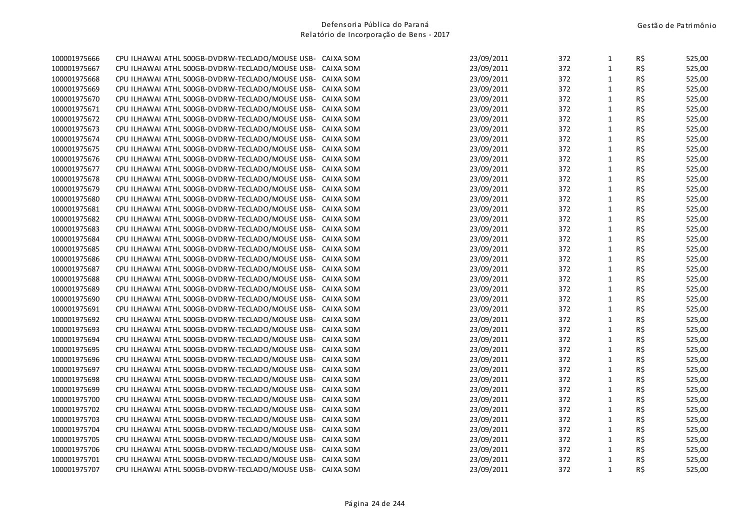| | | | | | | |
|---|---|---|---|---|---|---|
| 100001975666 | CPU ILHAWAI ATHL 500GB-DVDRW-TECLADO/MOUSE USB- CAIXA SOM | 23/09/2011 | 372 | 1 | R$ | 525,00 |
| 100001975667 | CPU ILHAWAI ATHL 500GB-DVDRW-TECLADO/MOUSE USB- CAIXA SOM | 23/09/2011 | 372 | 1 | R$ | 525,00 |
| 100001975668 | CPU ILHAWAI ATHL 500GB-DVDRW-TECLADO/MOUSE USB- CAIXA SOM | 23/09/2011 | 372 | 1 | R$ | 525,00 |
| 100001975669 | CPU ILHAWAI ATHL 500GB-DVDRW-TECLADO/MOUSE USB- CAIXA SOM | 23/09/2011 | 372 | 1 | R$ | 525,00 |
| 100001975670 | CPU ILHAWAI ATHL 500GB-DVDRW-TECLADO/MOUSE USB- CAIXA SOM | 23/09/2011 | 372 | 1 | R$ | 525,00 |
| 100001975671 | CPU ILHAWAI ATHL 500GB-DVDRW-TECLADO/MOUSE USB- CAIXA SOM | 23/09/2011 | 372 | 1 | R$ | 525,00 |
| 100001975672 | CPU ILHAWAI ATHL 500GB-DVDRW-TECLADO/MOUSE USB- CAIXA SOM | 23/09/2011 | 372 | 1 | R$ | 525,00 |
| 100001975673 | CPU ILHAWAI ATHL 500GB-DVDRW-TECLADO/MOUSE USB- CAIXA SOM | 23/09/2011 | 372 | 1 | R$ | 525,00 |
| 100001975674 | CPU ILHAWAI ATHL 500GB-DVDRW-TECLADO/MOUSE USB- CAIXA SOM | 23/09/2011 | 372 | 1 | R$ | 525,00 |
| 100001975675 | CPU ILHAWAI ATHL 500GB-DVDRW-TECLADO/MOUSE USB- CAIXA SOM | 23/09/2011 | 372 | 1 | R$ | 525,00 |
| 100001975676 | CPU ILHAWAI ATHL 500GB-DVDRW-TECLADO/MOUSE USB- CAIXA SOM | 23/09/2011 | 372 | 1 | R$ | 525,00 |
| 100001975677 | CPU ILHAWAI ATHL 500GB-DVDRW-TECLADO/MOUSE USB- CAIXA SOM | 23/09/2011 | 372 | 1 | R$ | 525,00 |
| 100001975678 | CPU ILHAWAI ATHL 500GB-DVDRW-TECLADO/MOUSE USB- CAIXA SOM | 23/09/2011 | 372 | 1 | R$ | 525,00 |
| 100001975679 | CPU ILHAWAI ATHL 500GB-DVDRW-TECLADO/MOUSE USB- CAIXA SOM | 23/09/2011 | 372 | 1 | R$ | 525,00 |
| 100001975680 | CPU ILHAWAI ATHL 500GB-DVDRW-TECLADO/MOUSE USB- CAIXA SOM | 23/09/2011 | 372 | 1 | R$ | 525,00 |
| 100001975681 | CPU ILHAWAI ATHL 500GB-DVDRW-TECLADO/MOUSE USB- CAIXA SOM | 23/09/2011 | 372 | 1 | R$ | 525,00 |
| 100001975682 | CPU ILHAWAI ATHL 500GB-DVDRW-TECLADO/MOUSE USB- CAIXA SOM | 23/09/2011 | 372 | 1 | R$ | 525,00 |
| 100001975683 | CPU ILHAWAI ATHL 500GB-DVDRW-TECLADO/MOUSE USB- CAIXA SOM | 23/09/2011 | 372 | 1 | R$ | 525,00 |
| 100001975684 | CPU ILHAWAI ATHL 500GB-DVDRW-TECLADO/MOUSE USB- CAIXA SOM | 23/09/2011 | 372 | 1 | R$ | 525,00 |
| 100001975685 | CPU ILHAWAI ATHL 500GB-DVDRW-TECLADO/MOUSE USB- CAIXA SOM | 23/09/2011 | 372 | 1 | R$ | 525,00 |
| 100001975686 | CPU ILHAWAI ATHL 500GB-DVDRW-TECLADO/MOUSE USB- CAIXA SOM | 23/09/2011 | 372 | 1 | R$ | 525,00 |
| 100001975687 | CPU ILHAWAI ATHL 500GB-DVDRW-TECLADO/MOUSE USB- CAIXA SOM | 23/09/2011 | 372 | 1 | R$ | 525,00 |
| 100001975688 | CPU ILHAWAI ATHL 500GB-DVDRW-TECLADO/MOUSE USB- CAIXA SOM | 23/09/2011 | 372 | 1 | R$ | 525,00 |
| 100001975689 | CPU ILHAWAI ATHL 500GB-DVDRW-TECLADO/MOUSE USB- CAIXA SOM | 23/09/2011 | 372 | 1 | R$ | 525,00 |
| 100001975690 | CPU ILHAWAI ATHL 500GB-DVDRW-TECLADO/MOUSE USB- CAIXA SOM | 23/09/2011 | 372 | 1 | R$ | 525,00 |
| 100001975691 | CPU ILHAWAI ATHL 500GB-DVDRW-TECLADO/MOUSE USB- CAIXA SOM | 23/09/2011 | 372 | 1 | R$ | 525,00 |
| 100001975692 | CPU ILHAWAI ATHL 500GB-DVDRW-TECLADO/MOUSE USB- CAIXA SOM | 23/09/2011 | 372 | 1 | R$ | 525,00 |
| 100001975693 | CPU ILHAWAI ATHL 500GB-DVDRW-TECLADO/MOUSE USB- CAIXA SOM | 23/09/2011 | 372 | 1 | R$ | 525,00 |
| 100001975694 | CPU ILHAWAI ATHL 500GB-DVDRW-TECLADO/MOUSE USB- CAIXA SOM | 23/09/2011 | 372 | 1 | R$ | 525,00 |
| 100001975695 | CPU ILHAWAI ATHL 500GB-DVDRW-TECLADO/MOUSE USB- CAIXA SOM | 23/09/2011 | 372 | 1 | R$ | 525,00 |
| 100001975696 | CPU ILHAWAI ATHL 500GB-DVDRW-TECLADO/MOUSE USB- CAIXA SOM | 23/09/2011 | 372 | 1 | R$ | 525,00 |
| 100001975697 | CPU ILHAWAI ATHL 500GB-DVDRW-TECLADO/MOUSE USB- CAIXA SOM | 23/09/2011 | 372 | 1 | R$ | 525,00 |
| 100001975698 | CPU ILHAWAI ATHL 500GB-DVDRW-TECLADO/MOUSE USB- CAIXA SOM | 23/09/2011 | 372 | 1 | R$ | 525,00 |
| 100001975699 | CPU ILHAWAI ATHL 500GB-DVDRW-TECLADO/MOUSE USB- CAIXA SOM | 23/09/2011 | 372 | 1 | R$ | 525,00 |
| 100001975700 | CPU ILHAWAI ATHL 500GB-DVDRW-TECLADO/MOUSE USB- CAIXA SOM | 23/09/2011 | 372 | 1 | R$ | 525,00 |
| 100001975702 | CPU ILHAWAI ATHL 500GB-DVDRW-TECLADO/MOUSE USB- CAIXA SOM | 23/09/2011 | 372 | 1 | R$ | 525,00 |
| 100001975703 | CPU ILHAWAI ATHL 500GB-DVDRW-TECLADO/MOUSE USB- CAIXA SOM | 23/09/2011 | 372 | 1 | R$ | 525,00 |
| 100001975704 | CPU ILHAWAI ATHL 500GB-DVDRW-TECLADO/MOUSE USB- CAIXA SOM | 23/09/2011 | 372 | 1 | R$ | 525,00 |
| 100001975705 | CPU ILHAWAI ATHL 500GB-DVDRW-TECLADO/MOUSE USB- CAIXA SOM | 23/09/2011 | 372 | 1 | R$ | 525,00 |
| 100001975706 | CPU ILHAWAI ATHL 500GB-DVDRW-TECLADO/MOUSE USB- CAIXA SOM | 23/09/2011 | 372 | 1 | R$ | 525,00 |
| 100001975701 | CPU ILHAWAI ATHL 500GB-DVDRW-TECLADO/MOUSE USB- CAIXA SOM | 23/09/2011 | 372 | 1 | R$ | 525,00 |
| 100001975707 | CPU ILHAWAI ATHL 500GB-DVDRW-TECLADO/MOUSE USB- CAIXA SOM | 23/09/2011 | 372 | 1 | R$ | 525,00 |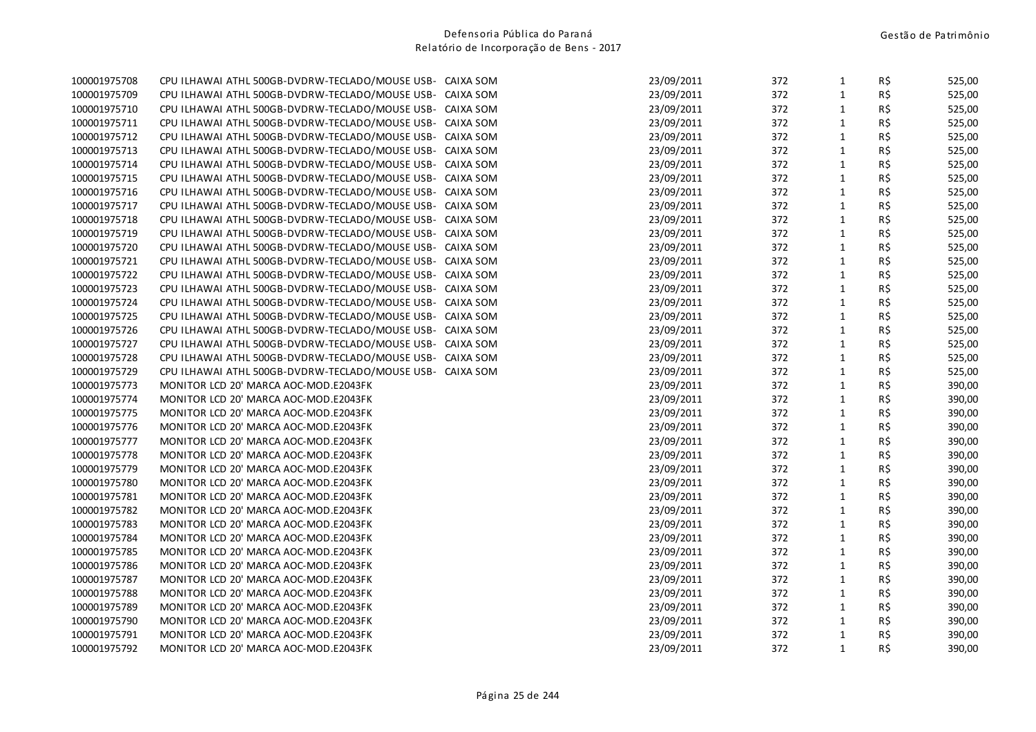| | | | | | | |
|---|---|---|---|---|---|---|
| 100001975708 | CPU ILHAWAI ATHL 500GB-DVDRW-TECLADO/MOUSE USB- CAIXA SOM | 23/09/2011 | 372 | 1 | R$ | 525,00 |
| 100001975709 | CPU ILHAWAI ATHL 500GB-DVDRW-TECLADO/MOUSE USB- CAIXA SOM | 23/09/2011 | 372 | 1 | R$ | 525,00 |
| 100001975710 | CPU ILHAWAI ATHL 500GB-DVDRW-TECLADO/MOUSE USB- CAIXA SOM | 23/09/2011 | 372 | 1 | R$ | 525,00 |
| 100001975711 | CPU ILHAWAI ATHL 500GB-DVDRW-TECLADO/MOUSE USB- CAIXA SOM | 23/09/2011 | 372 | 1 | R$ | 525,00 |
| 100001975712 | CPU ILHAWAI ATHL 500GB-DVDRW-TECLADO/MOUSE USB- CAIXA SOM | 23/09/2011 | 372 | 1 | R$ | 525,00 |
| 100001975713 | CPU ILHAWAI ATHL 500GB-DVDRW-TECLADO/MOUSE USB- CAIXA SOM | 23/09/2011 | 372 | 1 | R$ | 525,00 |
| 100001975714 | CPU ILHAWAI ATHL 500GB-DVDRW-TECLADO/MOUSE USB- CAIXA SOM | 23/09/2011 | 372 | 1 | R$ | 525,00 |
| 100001975715 | CPU ILHAWAI ATHL 500GB-DVDRW-TECLADO/MOUSE USB- CAIXA SOM | 23/09/2011 | 372 | 1 | R$ | 525,00 |
| 100001975716 | CPU ILHAWAI ATHL 500GB-DVDRW-TECLADO/MOUSE USB- CAIXA SOM | 23/09/2011 | 372 | 1 | R$ | 525,00 |
| 100001975717 | CPU ILHAWAI ATHL 500GB-DVDRW-TECLADO/MOUSE USB- CAIXA SOM | 23/09/2011 | 372 | 1 | R$ | 525,00 |
| 100001975718 | CPU ILHAWAI ATHL 500GB-DVDRW-TECLADO/MOUSE USB- CAIXA SOM | 23/09/2011 | 372 | 1 | R$ | 525,00 |
| 100001975719 | CPU ILHAWAI ATHL 500GB-DVDRW-TECLADO/MOUSE USB- CAIXA SOM | 23/09/2011 | 372 | 1 | R$ | 525,00 |
| 100001975720 | CPU ILHAWAI ATHL 500GB-DVDRW-TECLADO/MOUSE USB- CAIXA SOM | 23/09/2011 | 372 | 1 | R$ | 525,00 |
| 100001975721 | CPU ILHAWAI ATHL 500GB-DVDRW-TECLADO/MOUSE USB- CAIXA SOM | 23/09/2011 | 372 | 1 | R$ | 525,00 |
| 100001975722 | CPU ILHAWAI ATHL 500GB-DVDRW-TECLADO/MOUSE USB- CAIXA SOM | 23/09/2011 | 372 | 1 | R$ | 525,00 |
| 100001975723 | CPU ILHAWAI ATHL 500GB-DVDRW-TECLADO/MOUSE USB- CAIXA SOM | 23/09/2011 | 372 | 1 | R$ | 525,00 |
| 100001975724 | CPU ILHAWAI ATHL 500GB-DVDRW-TECLADO/MOUSE USB- CAIXA SOM | 23/09/2011 | 372 | 1 | R$ | 525,00 |
| 100001975725 | CPU ILHAWAI ATHL 500GB-DVDRW-TECLADO/MOUSE USB- CAIXA SOM | 23/09/2011 | 372 | 1 | R$ | 525,00 |
| 100001975726 | CPU ILHAWAI ATHL 500GB-DVDRW-TECLADO/MOUSE USB- CAIXA SOM | 23/09/2011 | 372 | 1 | R$ | 525,00 |
| 100001975727 | CPU ILHAWAI ATHL 500GB-DVDRW-TECLADO/MOUSE USB- CAIXA SOM | 23/09/2011 | 372 | 1 | R$ | 525,00 |
| 100001975728 | CPU ILHAWAI ATHL 500GB-DVDRW-TECLADO/MOUSE USB- CAIXA SOM | 23/09/2011 | 372 | 1 | R$ | 525,00 |
| 100001975729 | CPU ILHAWAI ATHL 500GB-DVDRW-TECLADO/MOUSE USB- CAIXA SOM | 23/09/2011 | 372 | 1 | R$ | 525,00 |
| 100001975773 | MONITOR LCD 20' MARCA AOC-MOD.E2043FK | 23/09/2011 | 372 | 1 | R$ | 390,00 |
| 100001975774 | MONITOR LCD 20' MARCA AOC-MOD.E2043FK | 23/09/2011 | 372 | 1 | R$ | 390,00 |
| 100001975775 | MONITOR LCD 20' MARCA AOC-MOD.E2043FK | 23/09/2011 | 372 | 1 | R$ | 390,00 |
| 100001975776 | MONITOR LCD 20' MARCA AOC-MOD.E2043FK | 23/09/2011 | 372 | 1 | R$ | 390,00 |
| 100001975777 | MONITOR LCD 20' MARCA AOC-MOD.E2043FK | 23/09/2011 | 372 | 1 | R$ | 390,00 |
| 100001975778 | MONITOR LCD 20' MARCA AOC-MOD.E2043FK | 23/09/2011 | 372 | 1 | R$ | 390,00 |
| 100001975779 | MONITOR LCD 20' MARCA AOC-MOD.E2043FK | 23/09/2011 | 372 | 1 | R$ | 390,00 |
| 100001975780 | MONITOR LCD 20' MARCA AOC-MOD.E2043FK | 23/09/2011 | 372 | 1 | R$ | 390,00 |
| 100001975781 | MONITOR LCD 20' MARCA AOC-MOD.E2043FK | 23/09/2011 | 372 | 1 | R$ | 390,00 |
| 100001975782 | MONITOR LCD 20' MARCA AOC-MOD.E2043FK | 23/09/2011 | 372 | 1 | R$ | 390,00 |
| 100001975783 | MONITOR LCD 20' MARCA AOC-MOD.E2043FK | 23/09/2011 | 372 | 1 | R$ | 390,00 |
| 100001975784 | MONITOR LCD 20' MARCA AOC-MOD.E2043FK | 23/09/2011 | 372 | 1 | R$ | 390,00 |
| 100001975785 | MONITOR LCD 20' MARCA AOC-MOD.E2043FK | 23/09/2011 | 372 | 1 | R$ | 390,00 |
| 100001975786 | MONITOR LCD 20' MARCA AOC-MOD.E2043FK | 23/09/2011 | 372 | 1 | R$ | 390,00 |
| 100001975787 | MONITOR LCD 20' MARCA AOC-MOD.E2043FK | 23/09/2011 | 372 | 1 | R$ | 390,00 |
| 100001975788 | MONITOR LCD 20' MARCA AOC-MOD.E2043FK | 23/09/2011 | 372 | 1 | R$ | 390,00 |
| 100001975789 | MONITOR LCD 20' MARCA AOC-MOD.E2043FK | 23/09/2011 | 372 | 1 | R$ | 390,00 |
| 100001975790 | MONITOR LCD 20' MARCA AOC-MOD.E2043FK | 23/09/2011 | 372 | 1 | R$ | 390,00 |
| 100001975791 | MONITOR LCD 20' MARCA AOC-MOD.E2043FK | 23/09/2011 | 372 | 1 | R$ | 390,00 |
| 100001975792 | MONITOR LCD 20' MARCA AOC-MOD.E2043FK | 23/09/2011 | 372 | 1 | R$ | 390,00 |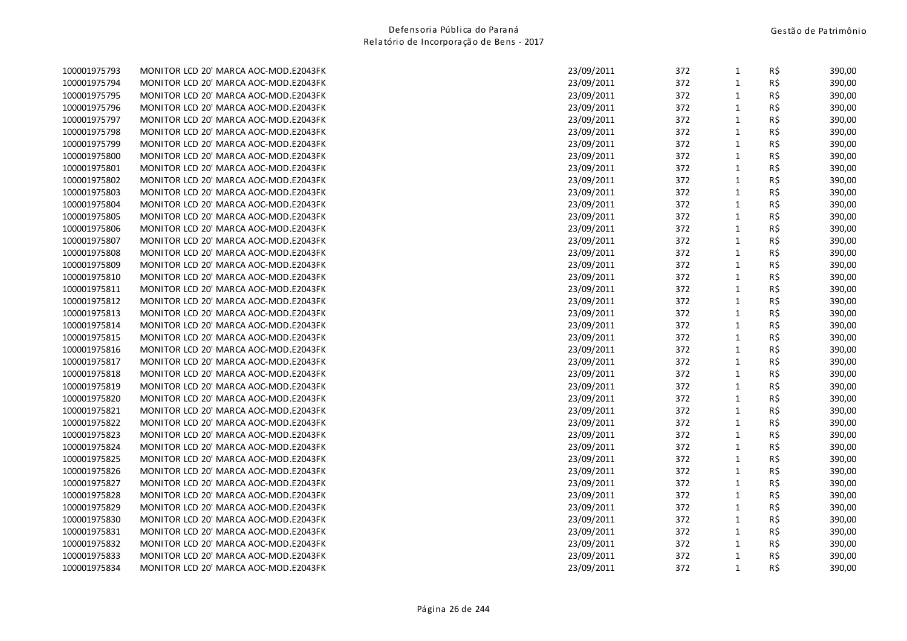| | | | | | | |
|---|---|---|---|---|---|---|
| 100001975793 | MONITOR LCD 20' MARCA AOC-MOD.E2043FK | 23/09/2011 | 372 | 1 | R$ | 390,00 |
| 100001975794 | MONITOR LCD 20' MARCA AOC-MOD.E2043FK | 23/09/2011 | 372 | 1 | R$ | 390,00 |
| 100001975795 | MONITOR LCD 20' MARCA AOC-MOD.E2043FK | 23/09/2011 | 372 | 1 | R$ | 390,00 |
| 100001975796 | MONITOR LCD 20' MARCA AOC-MOD.E2043FK | 23/09/2011 | 372 | 1 | R$ | 390,00 |
| 100001975797 | MONITOR LCD 20' MARCA AOC-MOD.E2043FK | 23/09/2011 | 372 | 1 | R$ | 390,00 |
| 100001975798 | MONITOR LCD 20' MARCA AOC-MOD.E2043FK | 23/09/2011 | 372 | 1 | R$ | 390,00 |
| 100001975799 | MONITOR LCD 20' MARCA AOC-MOD.E2043FK | 23/09/2011 | 372 | 1 | R$ | 390,00 |
| 100001975800 | MONITOR LCD 20' MARCA AOC-MOD.E2043FK | 23/09/2011 | 372 | 1 | R$ | 390,00 |
| 100001975801 | MONITOR LCD 20' MARCA AOC-MOD.E2043FK | 23/09/2011 | 372 | 1 | R$ | 390,00 |
| 100001975802 | MONITOR LCD 20' MARCA AOC-MOD.E2043FK | 23/09/2011 | 372 | 1 | R$ | 390,00 |
| 100001975803 | MONITOR LCD 20' MARCA AOC-MOD.E2043FK | 23/09/2011 | 372 | 1 | R$ | 390,00 |
| 100001975804 | MONITOR LCD 20' MARCA AOC-MOD.E2043FK | 23/09/2011 | 372 | 1 | R$ | 390,00 |
| 100001975805 | MONITOR LCD 20' MARCA AOC-MOD.E2043FK | 23/09/2011 | 372 | 1 | R$ | 390,00 |
| 100001975806 | MONITOR LCD 20' MARCA AOC-MOD.E2043FK | 23/09/2011 | 372 | 1 | R$ | 390,00 |
| 100001975807 | MONITOR LCD 20' MARCA AOC-MOD.E2043FK | 23/09/2011 | 372 | 1 | R$ | 390,00 |
| 100001975808 | MONITOR LCD 20' MARCA AOC-MOD.E2043FK | 23/09/2011 | 372 | 1 | R$ | 390,00 |
| 100001975809 | MONITOR LCD 20' MARCA AOC-MOD.E2043FK | 23/09/2011 | 372 | 1 | R$ | 390,00 |
| 100001975810 | MONITOR LCD 20' MARCA AOC-MOD.E2043FK | 23/09/2011 | 372 | 1 | R$ | 390,00 |
| 100001975811 | MONITOR LCD 20' MARCA AOC-MOD.E2043FK | 23/09/2011 | 372 | 1 | R$ | 390,00 |
| 100001975812 | MONITOR LCD 20' MARCA AOC-MOD.E2043FK | 23/09/2011 | 372 | 1 | R$ | 390,00 |
| 100001975813 | MONITOR LCD 20' MARCA AOC-MOD.E2043FK | 23/09/2011 | 372 | 1 | R$ | 390,00 |
| 100001975814 | MONITOR LCD 20' MARCA AOC-MOD.E2043FK | 23/09/2011 | 372 | 1 | R$ | 390,00 |
| 100001975815 | MONITOR LCD 20' MARCA AOC-MOD.E2043FK | 23/09/2011 | 372 | 1 | R$ | 390,00 |
| 100001975816 | MONITOR LCD 20' MARCA AOC-MOD.E2043FK | 23/09/2011 | 372 | 1 | R$ | 390,00 |
| 100001975817 | MONITOR LCD 20' MARCA AOC-MOD.E2043FK | 23/09/2011 | 372 | 1 | R$ | 390,00 |
| 100001975818 | MONITOR LCD 20' MARCA AOC-MOD.E2043FK | 23/09/2011 | 372 | 1 | R$ | 390,00 |
| 100001975819 | MONITOR LCD 20' MARCA AOC-MOD.E2043FK | 23/09/2011 | 372 | 1 | R$ | 390,00 |
| 100001975820 | MONITOR LCD 20' MARCA AOC-MOD.E2043FK | 23/09/2011 | 372 | 1 | R$ | 390,00 |
| 100001975821 | MONITOR LCD 20' MARCA AOC-MOD.E2043FK | 23/09/2011 | 372 | 1 | R$ | 390,00 |
| 100001975822 | MONITOR LCD 20' MARCA AOC-MOD.E2043FK | 23/09/2011 | 372 | 1 | R$ | 390,00 |
| 100001975823 | MONITOR LCD 20' MARCA AOC-MOD.E2043FK | 23/09/2011 | 372 | 1 | R$ | 390,00 |
| 100001975824 | MONITOR LCD 20' MARCA AOC-MOD.E2043FK | 23/09/2011 | 372 | 1 | R$ | 390,00 |
| 100001975825 | MONITOR LCD 20' MARCA AOC-MOD.E2043FK | 23/09/2011 | 372 | 1 | R$ | 390,00 |
| 100001975826 | MONITOR LCD 20' MARCA AOC-MOD.E2043FK | 23/09/2011 | 372 | 1 | R$ | 390,00 |
| 100001975827 | MONITOR LCD 20' MARCA AOC-MOD.E2043FK | 23/09/2011 | 372 | 1 | R$ | 390,00 |
| 100001975828 | MONITOR LCD 20' MARCA AOC-MOD.E2043FK | 23/09/2011 | 372 | 1 | R$ | 390,00 |
| 100001975829 | MONITOR LCD 20' MARCA AOC-MOD.E2043FK | 23/09/2011 | 372 | 1 | R$ | 390,00 |
| 100001975830 | MONITOR LCD 20' MARCA AOC-MOD.E2043FK | 23/09/2011 | 372 | 1 | R$ | 390,00 |
| 100001975831 | MONITOR LCD 20' MARCA AOC-MOD.E2043FK | 23/09/2011 | 372 | 1 | R$ | 390,00 |
| 100001975832 | MONITOR LCD 20' MARCA AOC-MOD.E2043FK | 23/09/2011 | 372 | 1 | R$ | 390,00 |
| 100001975833 | MONITOR LCD 20' MARCA AOC-MOD.E2043FK | 23/09/2011 | 372 | 1 | R$ | 390,00 |
| 100001975834 | MONITOR LCD 20' MARCA AOC-MOD.E2043FK | 23/09/2011 | 372 | 1 | R$ | 390,00 |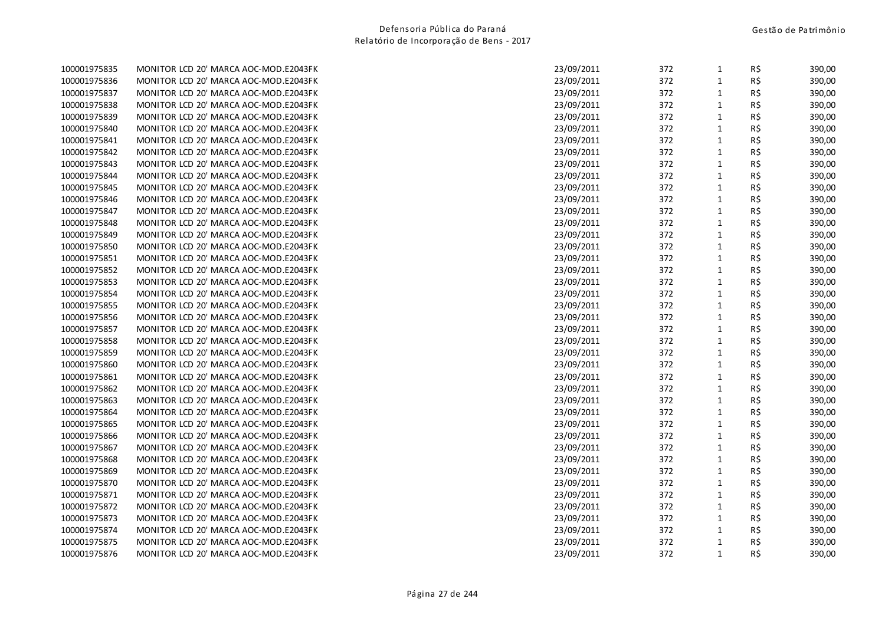| | | | | | | |
|---|---|---|---|---|---|---|
| 100001975835 | MONITOR LCD 20' MARCA AOC-MOD.E2043FK | 23/09/2011 | 372 | 1 | R$ | 390,00 |
| 100001975836 | MONITOR LCD 20' MARCA AOC-MOD.E2043FK | 23/09/2011 | 372 | 1 | R$ | 390,00 |
| 100001975837 | MONITOR LCD 20' MARCA AOC-MOD.E2043FK | 23/09/2011 | 372 | 1 | R$ | 390,00 |
| 100001975838 | MONITOR LCD 20' MARCA AOC-MOD.E2043FK | 23/09/2011 | 372 | 1 | R$ | 390,00 |
| 100001975839 | MONITOR LCD 20' MARCA AOC-MOD.E2043FK | 23/09/2011 | 372 | 1 | R$ | 390,00 |
| 100001975840 | MONITOR LCD 20' MARCA AOC-MOD.E2043FK | 23/09/2011 | 372 | 1 | R$ | 390,00 |
| 100001975841 | MONITOR LCD 20' MARCA AOC-MOD.E2043FK | 23/09/2011 | 372 | 1 | R$ | 390,00 |
| 100001975842 | MONITOR LCD 20' MARCA AOC-MOD.E2043FK | 23/09/2011 | 372 | 1 | R$ | 390,00 |
| 100001975843 | MONITOR LCD 20' MARCA AOC-MOD.E2043FK | 23/09/2011 | 372 | 1 | R$ | 390,00 |
| 100001975844 | MONITOR LCD 20' MARCA AOC-MOD.E2043FK | 23/09/2011 | 372 | 1 | R$ | 390,00 |
| 100001975845 | MONITOR LCD 20' MARCA AOC-MOD.E2043FK | 23/09/2011 | 372 | 1 | R$ | 390,00 |
| 100001975846 | MONITOR LCD 20' MARCA AOC-MOD.E2043FK | 23/09/2011 | 372 | 1 | R$ | 390,00 |
| 100001975847 | MONITOR LCD 20' MARCA AOC-MOD.E2043FK | 23/09/2011 | 372 | 1 | R$ | 390,00 |
| 100001975848 | MONITOR LCD 20' MARCA AOC-MOD.E2043FK | 23/09/2011 | 372 | 1 | R$ | 390,00 |
| 100001975849 | MONITOR LCD 20' MARCA AOC-MOD.E2043FK | 23/09/2011 | 372 | 1 | R$ | 390,00 |
| 100001975850 | MONITOR LCD 20' MARCA AOC-MOD.E2043FK | 23/09/2011 | 372 | 1 | R$ | 390,00 |
| 100001975851 | MONITOR LCD 20' MARCA AOC-MOD.E2043FK | 23/09/2011 | 372 | 1 | R$ | 390,00 |
| 100001975852 | MONITOR LCD 20' MARCA AOC-MOD.E2043FK | 23/09/2011 | 372 | 1 | R$ | 390,00 |
| 100001975853 | MONITOR LCD 20' MARCA AOC-MOD.E2043FK | 23/09/2011 | 372 | 1 | R$ | 390,00 |
| 100001975854 | MONITOR LCD 20' MARCA AOC-MOD.E2043FK | 23/09/2011 | 372 | 1 | R$ | 390,00 |
| 100001975855 | MONITOR LCD 20' MARCA AOC-MOD.E2043FK | 23/09/2011 | 372 | 1 | R$ | 390,00 |
| 100001975856 | MONITOR LCD 20' MARCA AOC-MOD.E2043FK | 23/09/2011 | 372 | 1 | R$ | 390,00 |
| 100001975857 | MONITOR LCD 20' MARCA AOC-MOD.E2043FK | 23/09/2011 | 372 | 1 | R$ | 390,00 |
| 100001975858 | MONITOR LCD 20' MARCA AOC-MOD.E2043FK | 23/09/2011 | 372 | 1 | R$ | 390,00 |
| 100001975859 | MONITOR LCD 20' MARCA AOC-MOD.E2043FK | 23/09/2011 | 372 | 1 | R$ | 390,00 |
| 100001975860 | MONITOR LCD 20' MARCA AOC-MOD.E2043FK | 23/09/2011 | 372 | 1 | R$ | 390,00 |
| 100001975861 | MONITOR LCD 20' MARCA AOC-MOD.E2043FK | 23/09/2011 | 372 | 1 | R$ | 390,00 |
| 100001975862 | MONITOR LCD 20' MARCA AOC-MOD.E2043FK | 23/09/2011 | 372 | 1 | R$ | 390,00 |
| 100001975863 | MONITOR LCD 20' MARCA AOC-MOD.E2043FK | 23/09/2011 | 372 | 1 | R$ | 390,00 |
| 100001975864 | MONITOR LCD 20' MARCA AOC-MOD.E2043FK | 23/09/2011 | 372 | 1 | R$ | 390,00 |
| 100001975865 | MONITOR LCD 20' MARCA AOC-MOD.E2043FK | 23/09/2011 | 372 | 1 | R$ | 390,00 |
| 100001975866 | MONITOR LCD 20' MARCA AOC-MOD.E2043FK | 23/09/2011 | 372 | 1 | R$ | 390,00 |
| 100001975867 | MONITOR LCD 20' MARCA AOC-MOD.E2043FK | 23/09/2011 | 372 | 1 | R$ | 390,00 |
| 100001975868 | MONITOR LCD 20' MARCA AOC-MOD.E2043FK | 23/09/2011 | 372 | 1 | R$ | 390,00 |
| 100001975869 | MONITOR LCD 20' MARCA AOC-MOD.E2043FK | 23/09/2011 | 372 | 1 | R$ | 390,00 |
| 100001975870 | MONITOR LCD 20' MARCA AOC-MOD.E2043FK | 23/09/2011 | 372 | 1 | R$ | 390,00 |
| 100001975871 | MONITOR LCD 20' MARCA AOC-MOD.E2043FK | 23/09/2011 | 372 | 1 | R$ | 390,00 |
| 100001975872 | MONITOR LCD 20' MARCA AOC-MOD.E2043FK | 23/09/2011 | 372 | 1 | R$ | 390,00 |
| 100001975873 | MONITOR LCD 20' MARCA AOC-MOD.E2043FK | 23/09/2011 | 372 | 1 | R$ | 390,00 |
| 100001975874 | MONITOR LCD 20' MARCA AOC-MOD.E2043FK | 23/09/2011 | 372 | 1 | R$ | 390,00 |
| 100001975875 | MONITOR LCD 20' MARCA AOC-MOD.E2043FK | 23/09/2011 | 372 | 1 | R$ | 390,00 |
| 100001975876 | MONITOR LCD 20' MARCA AOC-MOD.E2043FK | 23/09/2011 | 372 | 1 | R$ | 390,00 |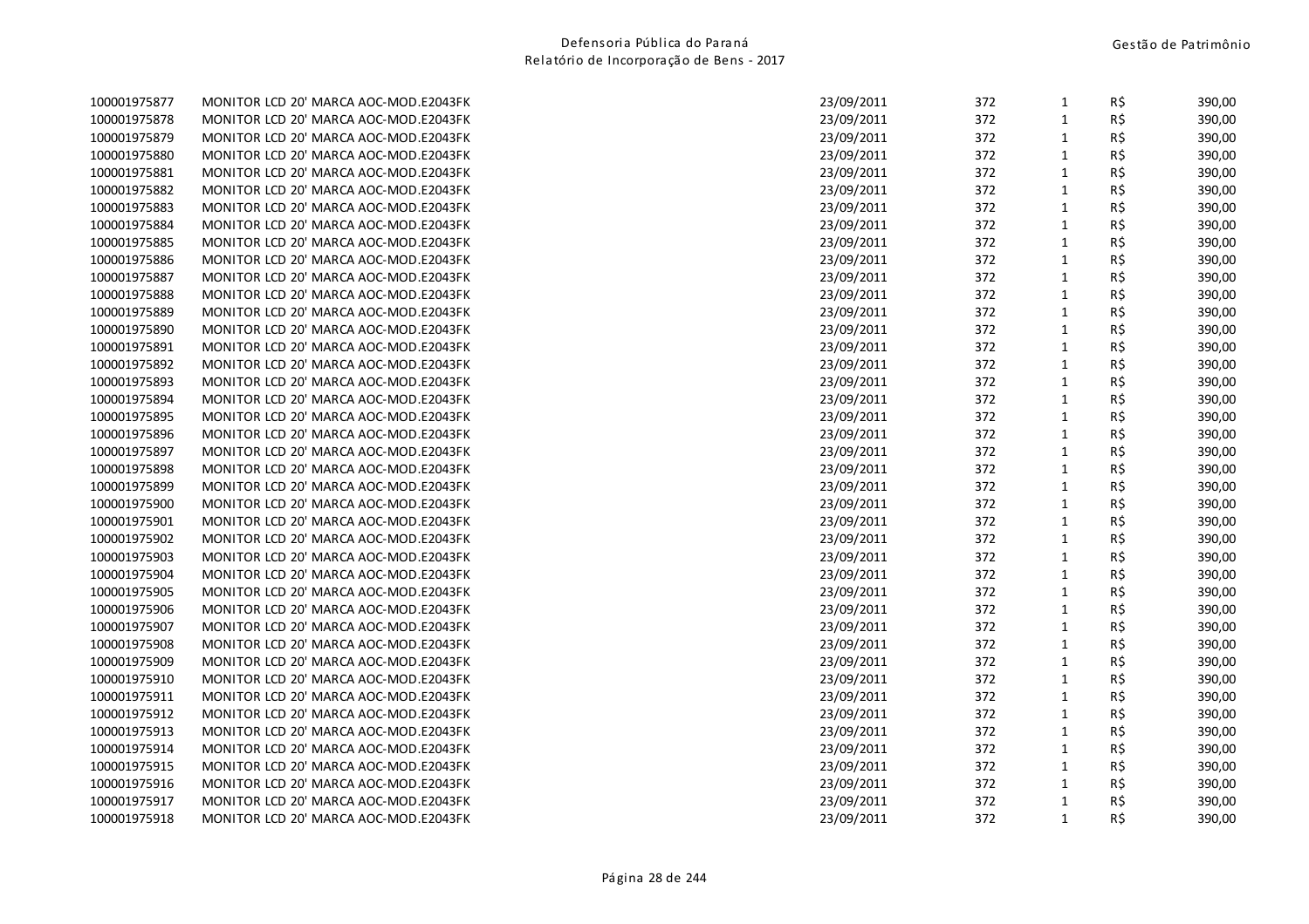| | | | | | | |
|---|---|---|---|---|---|---|
| 100001975877 | MONITOR LCD 20' MARCA AOC-MOD.E2043FK | 23/09/2011 | 372 | 1 | R$ | 390,00 |
| 100001975878 | MONITOR LCD 20' MARCA AOC-MOD.E2043FK | 23/09/2011 | 372 | 1 | R$ | 390,00 |
| 100001975879 | MONITOR LCD 20' MARCA AOC-MOD.E2043FK | 23/09/2011 | 372 | 1 | R$ | 390,00 |
| 100001975880 | MONITOR LCD 20' MARCA AOC-MOD.E2043FK | 23/09/2011 | 372 | 1 | R$ | 390,00 |
| 100001975881 | MONITOR LCD 20' MARCA AOC-MOD.E2043FK | 23/09/2011 | 372 | 1 | R$ | 390,00 |
| 100001975882 | MONITOR LCD 20' MARCA AOC-MOD.E2043FK | 23/09/2011 | 372 | 1 | R$ | 390,00 |
| 100001975883 | MONITOR LCD 20' MARCA AOC-MOD.E2043FK | 23/09/2011 | 372 | 1 | R$ | 390,00 |
| 100001975884 | MONITOR LCD 20' MARCA AOC-MOD.E2043FK | 23/09/2011 | 372 | 1 | R$ | 390,00 |
| 100001975885 | MONITOR LCD 20' MARCA AOC-MOD.E2043FK | 23/09/2011 | 372 | 1 | R$ | 390,00 |
| 100001975886 | MONITOR LCD 20' MARCA AOC-MOD.E2043FK | 23/09/2011 | 372 | 1 | R$ | 390,00 |
| 100001975887 | MONITOR LCD 20' MARCA AOC-MOD.E2043FK | 23/09/2011 | 372 | 1 | R$ | 390,00 |
| 100001975888 | MONITOR LCD 20' MARCA AOC-MOD.E2043FK | 23/09/2011 | 372 | 1 | R$ | 390,00 |
| 100001975889 | MONITOR LCD 20' MARCA AOC-MOD.E2043FK | 23/09/2011 | 372 | 1 | R$ | 390,00 |
| 100001975890 | MONITOR LCD 20' MARCA AOC-MOD.E2043FK | 23/09/2011 | 372 | 1 | R$ | 390,00 |
| 100001975891 | MONITOR LCD 20' MARCA AOC-MOD.E2043FK | 23/09/2011 | 372 | 1 | R$ | 390,00 |
| 100001975892 | MONITOR LCD 20' MARCA AOC-MOD.E2043FK | 23/09/2011 | 372 | 1 | R$ | 390,00 |
| 100001975893 | MONITOR LCD 20' MARCA AOC-MOD.E2043FK | 23/09/2011 | 372 | 1 | R$ | 390,00 |
| 100001975894 | MONITOR LCD 20' MARCA AOC-MOD.E2043FK | 23/09/2011 | 372 | 1 | R$ | 390,00 |
| 100001975895 | MONITOR LCD 20' MARCA AOC-MOD.E2043FK | 23/09/2011 | 372 | 1 | R$ | 390,00 |
| 100001975896 | MONITOR LCD 20' MARCA AOC-MOD.E2043FK | 23/09/2011 | 372 | 1 | R$ | 390,00 |
| 100001975897 | MONITOR LCD 20' MARCA AOC-MOD.E2043FK | 23/09/2011 | 372 | 1 | R$ | 390,00 |
| 100001975898 | MONITOR LCD 20' MARCA AOC-MOD.E2043FK | 23/09/2011 | 372 | 1 | R$ | 390,00 |
| 100001975899 | MONITOR LCD 20' MARCA AOC-MOD.E2043FK | 23/09/2011 | 372 | 1 | R$ | 390,00 |
| 100001975900 | MONITOR LCD 20' MARCA AOC-MOD.E2043FK | 23/09/2011 | 372 | 1 | R$ | 390,00 |
| 100001975901 | MONITOR LCD 20' MARCA AOC-MOD.E2043FK | 23/09/2011 | 372 | 1 | R$ | 390,00 |
| 100001975902 | MONITOR LCD 20' MARCA AOC-MOD.E2043FK | 23/09/2011 | 372 | 1 | R$ | 390,00 |
| 100001975903 | MONITOR LCD 20' MARCA AOC-MOD.E2043FK | 23/09/2011 | 372 | 1 | R$ | 390,00 |
| 100001975904 | MONITOR LCD 20' MARCA AOC-MOD.E2043FK | 23/09/2011 | 372 | 1 | R$ | 390,00 |
| 100001975905 | MONITOR LCD 20' MARCA AOC-MOD.E2043FK | 23/09/2011 | 372 | 1 | R$ | 390,00 |
| 100001975906 | MONITOR LCD 20' MARCA AOC-MOD.E2043FK | 23/09/2011 | 372 | 1 | R$ | 390,00 |
| 100001975907 | MONITOR LCD 20' MARCA AOC-MOD.E2043FK | 23/09/2011 | 372 | 1 | R$ | 390,00 |
| 100001975908 | MONITOR LCD 20' MARCA AOC-MOD.E2043FK | 23/09/2011 | 372 | 1 | R$ | 390,00 |
| 100001975909 | MONITOR LCD 20' MARCA AOC-MOD.E2043FK | 23/09/2011 | 372 | 1 | R$ | 390,00 |
| 100001975910 | MONITOR LCD 20' MARCA AOC-MOD.E2043FK | 23/09/2011 | 372 | 1 | R$ | 390,00 |
| 100001975911 | MONITOR LCD 20' MARCA AOC-MOD.E2043FK | 23/09/2011 | 372 | 1 | R$ | 390,00 |
| 100001975912 | MONITOR LCD 20' MARCA AOC-MOD.E2043FK | 23/09/2011 | 372 | 1 | R$ | 390,00 |
| 100001975913 | MONITOR LCD 20' MARCA AOC-MOD.E2043FK | 23/09/2011 | 372 | 1 | R$ | 390,00 |
| 100001975914 | MONITOR LCD 20' MARCA AOC-MOD.E2043FK | 23/09/2011 | 372 | 1 | R$ | 390,00 |
| 100001975915 | MONITOR LCD 20' MARCA AOC-MOD.E2043FK | 23/09/2011 | 372 | 1 | R$ | 390,00 |
| 100001975916 | MONITOR LCD 20' MARCA AOC-MOD.E2043FK | 23/09/2011 | 372 | 1 | R$ | 390,00 |
| 100001975917 | MONITOR LCD 20' MARCA AOC-MOD.E2043FK | 23/09/2011 | 372 | 1 | R$ | 390,00 |
| 100001975918 | MONITOR LCD 20' MARCA AOC-MOD.E2043FK | 23/09/2011 | 372 | 1 | R$ | 390,00 |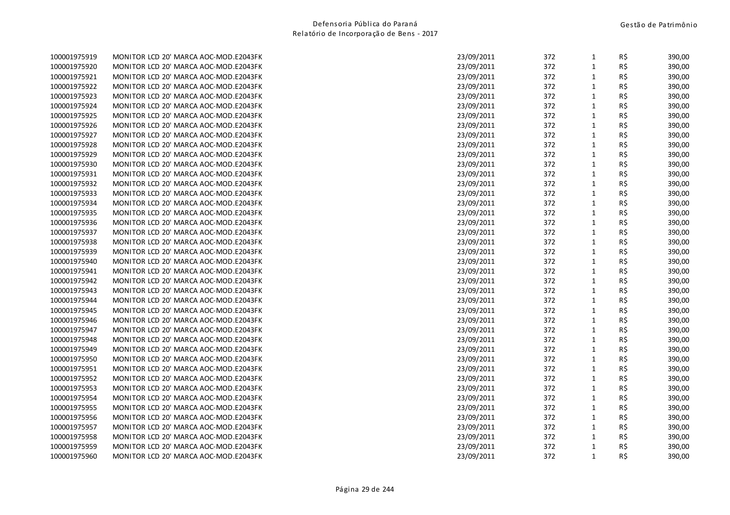| | | | | | | |
|---|---|---|---|---|---|---|
| 100001975919 | MONITOR LCD 20' MARCA AOC-MOD.E2043FK | 23/09/2011 | 372 | 1 | R$ | 390,00 |
| 100001975920 | MONITOR LCD 20' MARCA AOC-MOD.E2043FK | 23/09/2011 | 372 | 1 | R$ | 390,00 |
| 100001975921 | MONITOR LCD 20' MARCA AOC-MOD.E2043FK | 23/09/2011 | 372 | 1 | R$ | 390,00 |
| 100001975922 | MONITOR LCD 20' MARCA AOC-MOD.E2043FK | 23/09/2011 | 372 | 1 | R$ | 390,00 |
| 100001975923 | MONITOR LCD 20' MARCA AOC-MOD.E2043FK | 23/09/2011 | 372 | 1 | R$ | 390,00 |
| 100001975924 | MONITOR LCD 20' MARCA AOC-MOD.E2043FK | 23/09/2011 | 372 | 1 | R$ | 390,00 |
| 100001975925 | MONITOR LCD 20' MARCA AOC-MOD.E2043FK | 23/09/2011 | 372 | 1 | R$ | 390,00 |
| 100001975926 | MONITOR LCD 20' MARCA AOC-MOD.E2043FK | 23/09/2011 | 372 | 1 | R$ | 390,00 |
| 100001975927 | MONITOR LCD 20' MARCA AOC-MOD.E2043FK | 23/09/2011 | 372 | 1 | R$ | 390,00 |
| 100001975928 | MONITOR LCD 20' MARCA AOC-MOD.E2043FK | 23/09/2011 | 372 | 1 | R$ | 390,00 |
| 100001975929 | MONITOR LCD 20' MARCA AOC-MOD.E2043FK | 23/09/2011 | 372 | 1 | R$ | 390,00 |
| 100001975930 | MONITOR LCD 20' MARCA AOC-MOD.E2043FK | 23/09/2011 | 372 | 1 | R$ | 390,00 |
| 100001975931 | MONITOR LCD 20' MARCA AOC-MOD.E2043FK | 23/09/2011 | 372 | 1 | R$ | 390,00 |
| 100001975932 | MONITOR LCD 20' MARCA AOC-MOD.E2043FK | 23/09/2011 | 372 | 1 | R$ | 390,00 |
| 100001975933 | MONITOR LCD 20' MARCA AOC-MOD.E2043FK | 23/09/2011 | 372 | 1 | R$ | 390,00 |
| 100001975934 | MONITOR LCD 20' MARCA AOC-MOD.E2043FK | 23/09/2011 | 372 | 1 | R$ | 390,00 |
| 100001975935 | MONITOR LCD 20' MARCA AOC-MOD.E2043FK | 23/09/2011 | 372 | 1 | R$ | 390,00 |
| 100001975936 | MONITOR LCD 20' MARCA AOC-MOD.E2043FK | 23/09/2011 | 372 | 1 | R$ | 390,00 |
| 100001975937 | MONITOR LCD 20' MARCA AOC-MOD.E2043FK | 23/09/2011 | 372 | 1 | R$ | 390,00 |
| 100001975938 | MONITOR LCD 20' MARCA AOC-MOD.E2043FK | 23/09/2011 | 372 | 1 | R$ | 390,00 |
| 100001975939 | MONITOR LCD 20' MARCA AOC-MOD.E2043FK | 23/09/2011 | 372 | 1 | R$ | 390,00 |
| 100001975940 | MONITOR LCD 20' MARCA AOC-MOD.E2043FK | 23/09/2011 | 372 | 1 | R$ | 390,00 |
| 100001975941 | MONITOR LCD 20' MARCA AOC-MOD.E2043FK | 23/09/2011 | 372 | 1 | R$ | 390,00 |
| 100001975942 | MONITOR LCD 20' MARCA AOC-MOD.E2043FK | 23/09/2011 | 372 | 1 | R$ | 390,00 |
| 100001975943 | MONITOR LCD 20' MARCA AOC-MOD.E2043FK | 23/09/2011 | 372 | 1 | R$ | 390,00 |
| 100001975944 | MONITOR LCD 20' MARCA AOC-MOD.E2043FK | 23/09/2011 | 372 | 1 | R$ | 390,00 |
| 100001975945 | MONITOR LCD 20' MARCA AOC-MOD.E2043FK | 23/09/2011 | 372 | 1 | R$ | 390,00 |
| 100001975946 | MONITOR LCD 20' MARCA AOC-MOD.E2043FK | 23/09/2011 | 372 | 1 | R$ | 390,00 |
| 100001975947 | MONITOR LCD 20' MARCA AOC-MOD.E2043FK | 23/09/2011 | 372 | 1 | R$ | 390,00 |
| 100001975948 | MONITOR LCD 20' MARCA AOC-MOD.E2043FK | 23/09/2011 | 372 | 1 | R$ | 390,00 |
| 100001975949 | MONITOR LCD 20' MARCA AOC-MOD.E2043FK | 23/09/2011 | 372 | 1 | R$ | 390,00 |
| 100001975950 | MONITOR LCD 20' MARCA AOC-MOD.E2043FK | 23/09/2011 | 372 | 1 | R$ | 390,00 |
| 100001975951 | MONITOR LCD 20' MARCA AOC-MOD.E2043FK | 23/09/2011 | 372 | 1 | R$ | 390,00 |
| 100001975952 | MONITOR LCD 20' MARCA AOC-MOD.E2043FK | 23/09/2011 | 372 | 1 | R$ | 390,00 |
| 100001975953 | MONITOR LCD 20' MARCA AOC-MOD.E2043FK | 23/09/2011 | 372 | 1 | R$ | 390,00 |
| 100001975954 | MONITOR LCD 20' MARCA AOC-MOD.E2043FK | 23/09/2011 | 372 | 1 | R$ | 390,00 |
| 100001975955 | MONITOR LCD 20' MARCA AOC-MOD.E2043FK | 23/09/2011 | 372 | 1 | R$ | 390,00 |
| 100001975956 | MONITOR LCD 20' MARCA AOC-MOD.E2043FK | 23/09/2011 | 372 | 1 | R$ | 390,00 |
| 100001975957 | MONITOR LCD 20' MARCA AOC-MOD.E2043FK | 23/09/2011 | 372 | 1 | R$ | 390,00 |
| 100001975958 | MONITOR LCD 20' MARCA AOC-MOD.E2043FK | 23/09/2011 | 372 | 1 | R$ | 390,00 |
| 100001975959 | MONITOR LCD 20' MARCA AOC-MOD.E2043FK | 23/09/2011 | 372 | 1 | R$ | 390,00 |
| 100001975960 | MONITOR LCD 20' MARCA AOC-MOD.E2043FK | 23/09/2011 | 372 | 1 | R$ | 390,00 |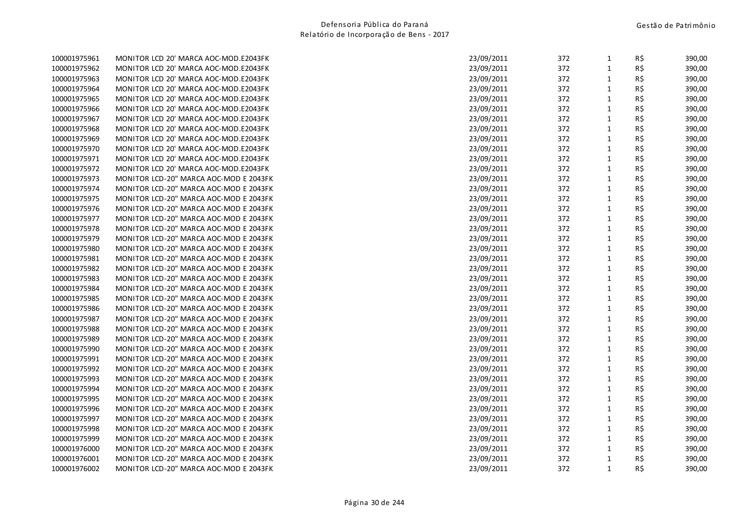| | | | | | | |
|---|---|---|---|---|---|---|
| 100001975961 | MONITOR LCD 20' MARCA AOC-MOD.E2043FK | 23/09/2011 | 372 | 1 | R$ | 390,00 |
| 100001975962 | MONITOR LCD 20' MARCA AOC-MOD.E2043FK | 23/09/2011 | 372 | 1 | R$ | 390,00 |
| 100001975963 | MONITOR LCD 20' MARCA AOC-MOD.E2043FK | 23/09/2011 | 372 | 1 | R$ | 390,00 |
| 100001975964 | MONITOR LCD 20' MARCA AOC-MOD.E2043FK | 23/09/2011 | 372 | 1 | R$ | 390,00 |
| 100001975965 | MONITOR LCD 20' MARCA AOC-MOD.E2043FK | 23/09/2011 | 372 | 1 | R$ | 390,00 |
| 100001975966 | MONITOR LCD 20' MARCA AOC-MOD.E2043FK | 23/09/2011 | 372 | 1 | R$ | 390,00 |
| 100001975967 | MONITOR LCD 20' MARCA AOC-MOD.E2043FK | 23/09/2011 | 372 | 1 | R$ | 390,00 |
| 100001975968 | MONITOR LCD 20' MARCA AOC-MOD.E2043FK | 23/09/2011 | 372 | 1 | R$ | 390,00 |
| 100001975969 | MONITOR LCD 20' MARCA AOC-MOD.E2043FK | 23/09/2011 | 372 | 1 | R$ | 390,00 |
| 100001975970 | MONITOR LCD 20' MARCA AOC-MOD.E2043FK | 23/09/2011 | 372 | 1 | R$ | 390,00 |
| 100001975971 | MONITOR LCD 20' MARCA AOC-MOD.E2043FK | 23/09/2011 | 372 | 1 | R$ | 390,00 |
| 100001975972 | MONITOR LCD 20' MARCA AOC-MOD.E2043FK | 23/09/2011 | 372 | 1 | R$ | 390,00 |
| 100001975973 | MONITOR LCD-20" MARCA AOC-MOD E 2043FK | 23/09/2011 | 372 | 1 | R$ | 390,00 |
| 100001975974 | MONITOR LCD-20" MARCA AOC-MOD E 2043FK | 23/09/2011 | 372 | 1 | R$ | 390,00 |
| 100001975975 | MONITOR LCD-20" MARCA AOC-MOD E 2043FK | 23/09/2011 | 372 | 1 | R$ | 390,00 |
| 100001975976 | MONITOR LCD-20" MARCA AOC-MOD E 2043FK | 23/09/2011 | 372 | 1 | R$ | 390,00 |
| 100001975977 | MONITOR LCD-20" MARCA AOC-MOD E 2043FK | 23/09/2011 | 372 | 1 | R$ | 390,00 |
| 100001975978 | MONITOR LCD-20" MARCA AOC-MOD E 2043FK | 23/09/2011 | 372 | 1 | R$ | 390,00 |
| 100001975979 | MONITOR LCD-20" MARCA AOC-MOD E 2043FK | 23/09/2011 | 372 | 1 | R$ | 390,00 |
| 100001975980 | MONITOR LCD-20" MARCA AOC-MOD E 2043FK | 23/09/2011 | 372 | 1 | R$ | 390,00 |
| 100001975981 | MONITOR LCD-20" MARCA AOC-MOD E 2043FK | 23/09/2011 | 372 | 1 | R$ | 390,00 |
| 100001975982 | MONITOR LCD-20" MARCA AOC-MOD E 2043FK | 23/09/2011 | 372 | 1 | R$ | 390,00 |
| 100001975983 | MONITOR LCD-20" MARCA AOC-MOD E 2043FK | 23/09/2011 | 372 | 1 | R$ | 390,00 |
| 100001975984 | MONITOR LCD-20" MARCA AOC-MOD E 2043FK | 23/09/2011 | 372 | 1 | R$ | 390,00 |
| 100001975985 | MONITOR LCD-20" MARCA AOC-MOD E 2043FK | 23/09/2011 | 372 | 1 | R$ | 390,00 |
| 100001975986 | MONITOR LCD-20" MARCA AOC-MOD E 2043FK | 23/09/2011 | 372 | 1 | R$ | 390,00 |
| 100001975987 | MONITOR LCD-20" MARCA AOC-MOD E 2043FK | 23/09/2011 | 372 | 1 | R$ | 390,00 |
| 100001975988 | MONITOR LCD-20" MARCA AOC-MOD E 2043FK | 23/09/2011 | 372 | 1 | R$ | 390,00 |
| 100001975989 | MONITOR LCD-20" MARCA AOC-MOD E 2043FK | 23/09/2011 | 372 | 1 | R$ | 390,00 |
| 100001975990 | MONITOR LCD-20" MARCA AOC-MOD E 2043FK | 23/09/2011 | 372 | 1 | R$ | 390,00 |
| 100001975991 | MONITOR LCD-20" MARCA AOC-MOD E 2043FK | 23/09/2011 | 372 | 1 | R$ | 390,00 |
| 100001975992 | MONITOR LCD-20" MARCA AOC-MOD E 2043FK | 23/09/2011 | 372 | 1 | R$ | 390,00 |
| 100001975993 | MONITOR LCD-20" MARCA AOC-MOD E 2043FK | 23/09/2011 | 372 | 1 | R$ | 390,00 |
| 100001975994 | MONITOR LCD-20" MARCA AOC-MOD E 2043FK | 23/09/2011 | 372 | 1 | R$ | 390,00 |
| 100001975995 | MONITOR LCD-20" MARCA AOC-MOD E 2043FK | 23/09/2011 | 372 | 1 | R$ | 390,00 |
| 100001975996 | MONITOR LCD-20" MARCA AOC-MOD E 2043FK | 23/09/2011 | 372 | 1 | R$ | 390,00 |
| 100001975997 | MONITOR LCD-20" MARCA AOC-MOD E 2043FK | 23/09/2011 | 372 | 1 | R$ | 390,00 |
| 100001975998 | MONITOR LCD-20" MARCA AOC-MOD E 2043FK | 23/09/2011 | 372 | 1 | R$ | 390,00 |
| 100001975999 | MONITOR LCD-20" MARCA AOC-MOD E 2043FK | 23/09/2011 | 372 | 1 | R$ | 390,00 |
| 100001976000 | MONITOR LCD-20" MARCA AOC-MOD E 2043FK | 23/09/2011 | 372 | 1 | R$ | 390,00 |
| 100001976001 | MONITOR LCD-20" MARCA AOC-MOD E 2043FK | 23/09/2011 | 372 | 1 | R$ | 390,00 |
| 100001976002 | MONITOR LCD-20" MARCA AOC-MOD E 2043FK | 23/09/2011 | 372 | 1 | R$ | 390,00 |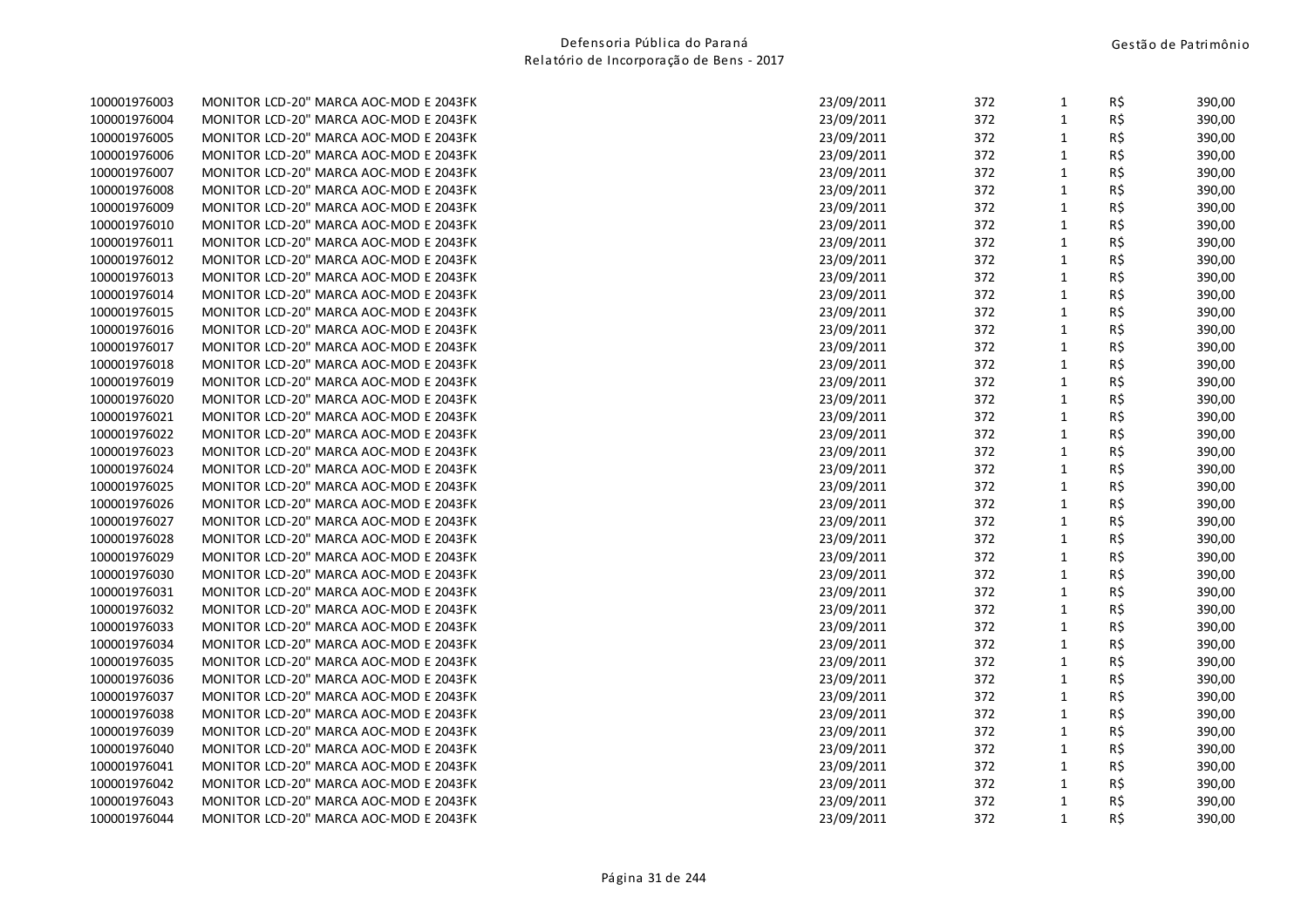| | | | | | | |
|---|---|---|---|---|---|---|
| 100001976003 | MONITOR LCD-20" MARCA AOC-MOD E 2043FK | 23/09/2011 | 372 | 1 | R$ | 390,00 |
| 100001976004 | MONITOR LCD-20" MARCA AOC-MOD E 2043FK | 23/09/2011 | 372 | 1 | R$ | 390,00 |
| 100001976005 | MONITOR LCD-20" MARCA AOC-MOD E 2043FK | 23/09/2011 | 372 | 1 | R$ | 390,00 |
| 100001976006 | MONITOR LCD-20" MARCA AOC-MOD E 2043FK | 23/09/2011 | 372 | 1 | R$ | 390,00 |
| 100001976007 | MONITOR LCD-20" MARCA AOC-MOD E 2043FK | 23/09/2011 | 372 | 1 | R$ | 390,00 |
| 100001976008 | MONITOR LCD-20" MARCA AOC-MOD E 2043FK | 23/09/2011 | 372 | 1 | R$ | 390,00 |
| 100001976009 | MONITOR LCD-20" MARCA AOC-MOD E 2043FK | 23/09/2011 | 372 | 1 | R$ | 390,00 |
| 100001976010 | MONITOR LCD-20" MARCA AOC-MOD E 2043FK | 23/09/2011 | 372 | 1 | R$ | 390,00 |
| 100001976011 | MONITOR LCD-20" MARCA AOC-MOD E 2043FK | 23/09/2011 | 372 | 1 | R$ | 390,00 |
| 100001976012 | MONITOR LCD-20" MARCA AOC-MOD E 2043FK | 23/09/2011 | 372 | 1 | R$ | 390,00 |
| 100001976013 | MONITOR LCD-20" MARCA AOC-MOD E 2043FK | 23/09/2011 | 372 | 1 | R$ | 390,00 |
| 100001976014 | MONITOR LCD-20" MARCA AOC-MOD E 2043FK | 23/09/2011 | 372 | 1 | R$ | 390,00 |
| 100001976015 | MONITOR LCD-20" MARCA AOC-MOD E 2043FK | 23/09/2011 | 372 | 1 | R$ | 390,00 |
| 100001976016 | MONITOR LCD-20" MARCA AOC-MOD E 2043FK | 23/09/2011 | 372 | 1 | R$ | 390,00 |
| 100001976017 | MONITOR LCD-20" MARCA AOC-MOD E 2043FK | 23/09/2011 | 372 | 1 | R$ | 390,00 |
| 100001976018 | MONITOR LCD-20" MARCA AOC-MOD E 2043FK | 23/09/2011 | 372 | 1 | R$ | 390,00 |
| 100001976019 | MONITOR LCD-20" MARCA AOC-MOD E 2043FK | 23/09/2011 | 372 | 1 | R$ | 390,00 |
| 100001976020 | MONITOR LCD-20" MARCA AOC-MOD E 2043FK | 23/09/2011 | 372 | 1 | R$ | 390,00 |
| 100001976021 | MONITOR LCD-20" MARCA AOC-MOD E 2043FK | 23/09/2011 | 372 | 1 | R$ | 390,00 |
| 100001976022 | MONITOR LCD-20" MARCA AOC-MOD E 2043FK | 23/09/2011 | 372 | 1 | R$ | 390,00 |
| 100001976023 | MONITOR LCD-20" MARCA AOC-MOD E 2043FK | 23/09/2011 | 372 | 1 | R$ | 390,00 |
| 100001976024 | MONITOR LCD-20" MARCA AOC-MOD E 2043FK | 23/09/2011 | 372 | 1 | R$ | 390,00 |
| 100001976025 | MONITOR LCD-20" MARCA AOC-MOD E 2043FK | 23/09/2011 | 372 | 1 | R$ | 390,00 |
| 100001976026 | MONITOR LCD-20" MARCA AOC-MOD E 2043FK | 23/09/2011 | 372 | 1 | R$ | 390,00 |
| 100001976027 | MONITOR LCD-20" MARCA AOC-MOD E 2043FK | 23/09/2011 | 372 | 1 | R$ | 390,00 |
| 100001976028 | MONITOR LCD-20" MARCA AOC-MOD E 2043FK | 23/09/2011 | 372 | 1 | R$ | 390,00 |
| 100001976029 | MONITOR LCD-20" MARCA AOC-MOD E 2043FK | 23/09/2011 | 372 | 1 | R$ | 390,00 |
| 100001976030 | MONITOR LCD-20" MARCA AOC-MOD E 2043FK | 23/09/2011 | 372 | 1 | R$ | 390,00 |
| 100001976031 | MONITOR LCD-20" MARCA AOC-MOD E 2043FK | 23/09/2011 | 372 | 1 | R$ | 390,00 |
| 100001976032 | MONITOR LCD-20" MARCA AOC-MOD E 2043FK | 23/09/2011 | 372 | 1 | R$ | 390,00 |
| 100001976033 | MONITOR LCD-20" MARCA AOC-MOD E 2043FK | 23/09/2011 | 372 | 1 | R$ | 390,00 |
| 100001976034 | MONITOR LCD-20" MARCA AOC-MOD E 2043FK | 23/09/2011 | 372 | 1 | R$ | 390,00 |
| 100001976035 | MONITOR LCD-20" MARCA AOC-MOD E 2043FK | 23/09/2011 | 372 | 1 | R$ | 390,00 |
| 100001976036 | MONITOR LCD-20" MARCA AOC-MOD E 2043FK | 23/09/2011 | 372 | 1 | R$ | 390,00 |
| 100001976037 | MONITOR LCD-20" MARCA AOC-MOD E 2043FK | 23/09/2011 | 372 | 1 | R$ | 390,00 |
| 100001976038 | MONITOR LCD-20" MARCA AOC-MOD E 2043FK | 23/09/2011 | 372 | 1 | R$ | 390,00 |
| 100001976039 | MONITOR LCD-20" MARCA AOC-MOD E 2043FK | 23/09/2011 | 372 | 1 | R$ | 390,00 |
| 100001976040 | MONITOR LCD-20" MARCA AOC-MOD E 2043FK | 23/09/2011 | 372 | 1 | R$ | 390,00 |
| 100001976041 | MONITOR LCD-20" MARCA AOC-MOD E 2043FK | 23/09/2011 | 372 | 1 | R$ | 390,00 |
| 100001976042 | MONITOR LCD-20" MARCA AOC-MOD E 2043FK | 23/09/2011 | 372 | 1 | R$ | 390,00 |
| 100001976043 | MONITOR LCD-20" MARCA AOC-MOD E 2043FK | 23/09/2011 | 372 | 1 | R$ | 390,00 |
| 100001976044 | MONITOR LCD-20" MARCA AOC-MOD E 2043FK | 23/09/2011 | 372 | 1 | R$ | 390,00 |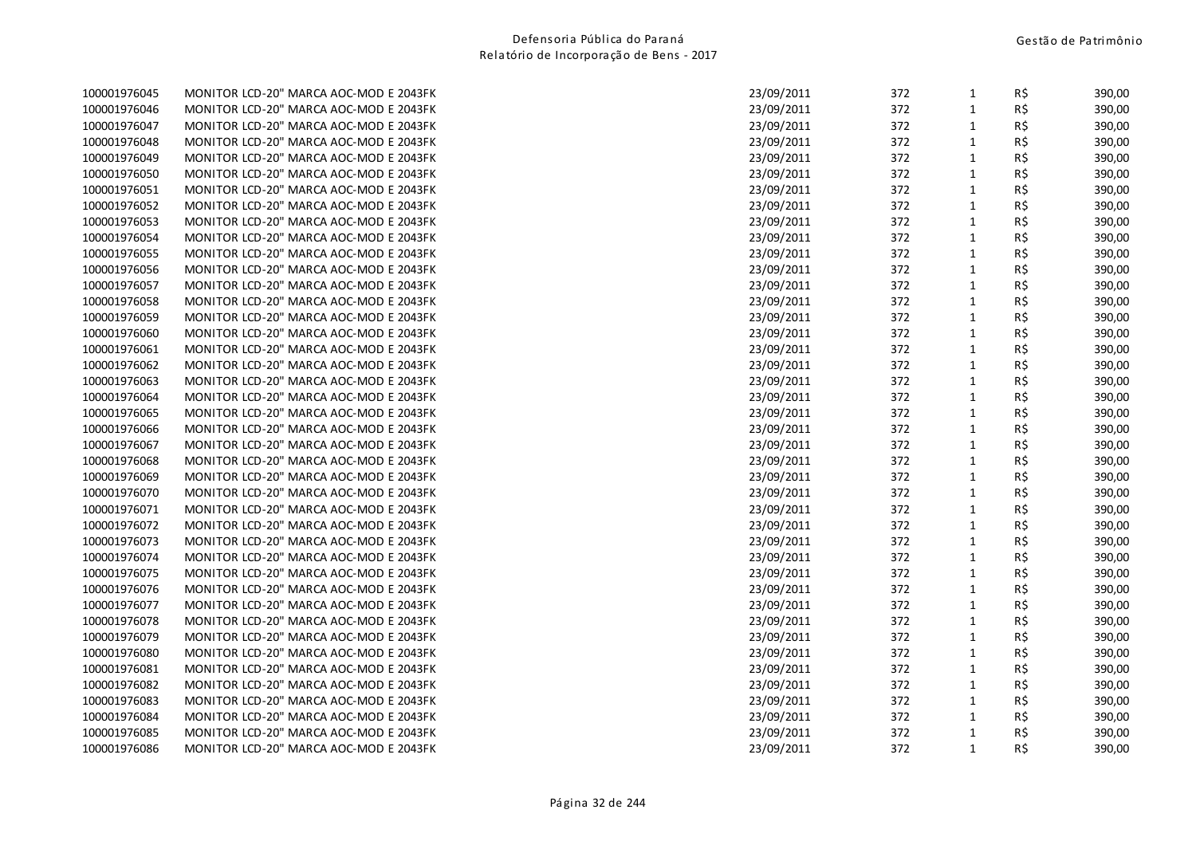| | | | | | | |
|---|---|---|---|---|---|---|
| 100001976045 | MONITOR LCD-20" MARCA AOC-MOD E 2043FK | 23/09/2011 | 372 | 1 | R$ | 390,00 |
| 100001976046 | MONITOR LCD-20" MARCA AOC-MOD E 2043FK | 23/09/2011 | 372 | 1 | R$ | 390,00 |
| 100001976047 | MONITOR LCD-20" MARCA AOC-MOD E 2043FK | 23/09/2011 | 372 | 1 | R$ | 390,00 |
| 100001976048 | MONITOR LCD-20" MARCA AOC-MOD E 2043FK | 23/09/2011 | 372 | 1 | R$ | 390,00 |
| 100001976049 | MONITOR LCD-20" MARCA AOC-MOD E 2043FK | 23/09/2011 | 372 | 1 | R$ | 390,00 |
| 100001976050 | MONITOR LCD-20" MARCA AOC-MOD E 2043FK | 23/09/2011 | 372 | 1 | R$ | 390,00 |
| 100001976051 | MONITOR LCD-20" MARCA AOC-MOD E 2043FK | 23/09/2011 | 372 | 1 | R$ | 390,00 |
| 100001976052 | MONITOR LCD-20" MARCA AOC-MOD E 2043FK | 23/09/2011 | 372 | 1 | R$ | 390,00 |
| 100001976053 | MONITOR LCD-20" MARCA AOC-MOD E 2043FK | 23/09/2011 | 372 | 1 | R$ | 390,00 |
| 100001976054 | MONITOR LCD-20" MARCA AOC-MOD E 2043FK | 23/09/2011 | 372 | 1 | R$ | 390,00 |
| 100001976055 | MONITOR LCD-20" MARCA AOC-MOD E 2043FK | 23/09/2011 | 372 | 1 | R$ | 390,00 |
| 100001976056 | MONITOR LCD-20" MARCA AOC-MOD E 2043FK | 23/09/2011 | 372 | 1 | R$ | 390,00 |
| 100001976057 | MONITOR LCD-20" MARCA AOC-MOD E 2043FK | 23/09/2011 | 372 | 1 | R$ | 390,00 |
| 100001976058 | MONITOR LCD-20" MARCA AOC-MOD E 2043FK | 23/09/2011 | 372 | 1 | R$ | 390,00 |
| 100001976059 | MONITOR LCD-20" MARCA AOC-MOD E 2043FK | 23/09/2011 | 372 | 1 | R$ | 390,00 |
| 100001976060 | MONITOR LCD-20" MARCA AOC-MOD E 2043FK | 23/09/2011 | 372 | 1 | R$ | 390,00 |
| 100001976061 | MONITOR LCD-20" MARCA AOC-MOD E 2043FK | 23/09/2011 | 372 | 1 | R$ | 390,00 |
| 100001976062 | MONITOR LCD-20" MARCA AOC-MOD E 2043FK | 23/09/2011 | 372 | 1 | R$ | 390,00 |
| 100001976063 | MONITOR LCD-20" MARCA AOC-MOD E 2043FK | 23/09/2011 | 372 | 1 | R$ | 390,00 |
| 100001976064 | MONITOR LCD-20" MARCA AOC-MOD E 2043FK | 23/09/2011 | 372 | 1 | R$ | 390,00 |
| 100001976065 | MONITOR LCD-20" MARCA AOC-MOD E 2043FK | 23/09/2011 | 372 | 1 | R$ | 390,00 |
| 100001976066 | MONITOR LCD-20" MARCA AOC-MOD E 2043FK | 23/09/2011 | 372 | 1 | R$ | 390,00 |
| 100001976067 | MONITOR LCD-20" MARCA AOC-MOD E 2043FK | 23/09/2011 | 372 | 1 | R$ | 390,00 |
| 100001976068 | MONITOR LCD-20" MARCA AOC-MOD E 2043FK | 23/09/2011 | 372 | 1 | R$ | 390,00 |
| 100001976069 | MONITOR LCD-20" MARCA AOC-MOD E 2043FK | 23/09/2011 | 372 | 1 | R$ | 390,00 |
| 100001976070 | MONITOR LCD-20" MARCA AOC-MOD E 2043FK | 23/09/2011 | 372 | 1 | R$ | 390,00 |
| 100001976071 | MONITOR LCD-20" MARCA AOC-MOD E 2043FK | 23/09/2011 | 372 | 1 | R$ | 390,00 |
| 100001976072 | MONITOR LCD-20" MARCA AOC-MOD E 2043FK | 23/09/2011 | 372 | 1 | R$ | 390,00 |
| 100001976073 | MONITOR LCD-20" MARCA AOC-MOD E 2043FK | 23/09/2011 | 372 | 1 | R$ | 390,00 |
| 100001976074 | MONITOR LCD-20" MARCA AOC-MOD E 2043FK | 23/09/2011 | 372 | 1 | R$ | 390,00 |
| 100001976075 | MONITOR LCD-20" MARCA AOC-MOD E 2043FK | 23/09/2011 | 372 | 1 | R$ | 390,00 |
| 100001976076 | MONITOR LCD-20" MARCA AOC-MOD E 2043FK | 23/09/2011 | 372 | 1 | R$ | 390,00 |
| 100001976077 | MONITOR LCD-20" MARCA AOC-MOD E 2043FK | 23/09/2011 | 372 | 1 | R$ | 390,00 |
| 100001976078 | MONITOR LCD-20" MARCA AOC-MOD E 2043FK | 23/09/2011 | 372 | 1 | R$ | 390,00 |
| 100001976079 | MONITOR LCD-20" MARCA AOC-MOD E 2043FK | 23/09/2011 | 372 | 1 | R$ | 390,00 |
| 100001976080 | MONITOR LCD-20" MARCA AOC-MOD E 2043FK | 23/09/2011 | 372 | 1 | R$ | 390,00 |
| 100001976081 | MONITOR LCD-20" MARCA AOC-MOD E 2043FK | 23/09/2011 | 372 | 1 | R$ | 390,00 |
| 100001976082 | MONITOR LCD-20" MARCA AOC-MOD E 2043FK | 23/09/2011 | 372 | 1 | R$ | 390,00 |
| 100001976083 | MONITOR LCD-20" MARCA AOC-MOD E 2043FK | 23/09/2011 | 372 | 1 | R$ | 390,00 |
| 100001976084 | MONITOR LCD-20" MARCA AOC-MOD E 2043FK | 23/09/2011 | 372 | 1 | R$ | 390,00 |
| 100001976085 | MONITOR LCD-20" MARCA AOC-MOD E 2043FK | 23/09/2011 | 372 | 1 | R$ | 390,00 |
| 100001976086 | MONITOR LCD-20" MARCA AOC-MOD E 2043FK | 23/09/2011 | 372 | 1 | R$ | 390,00 |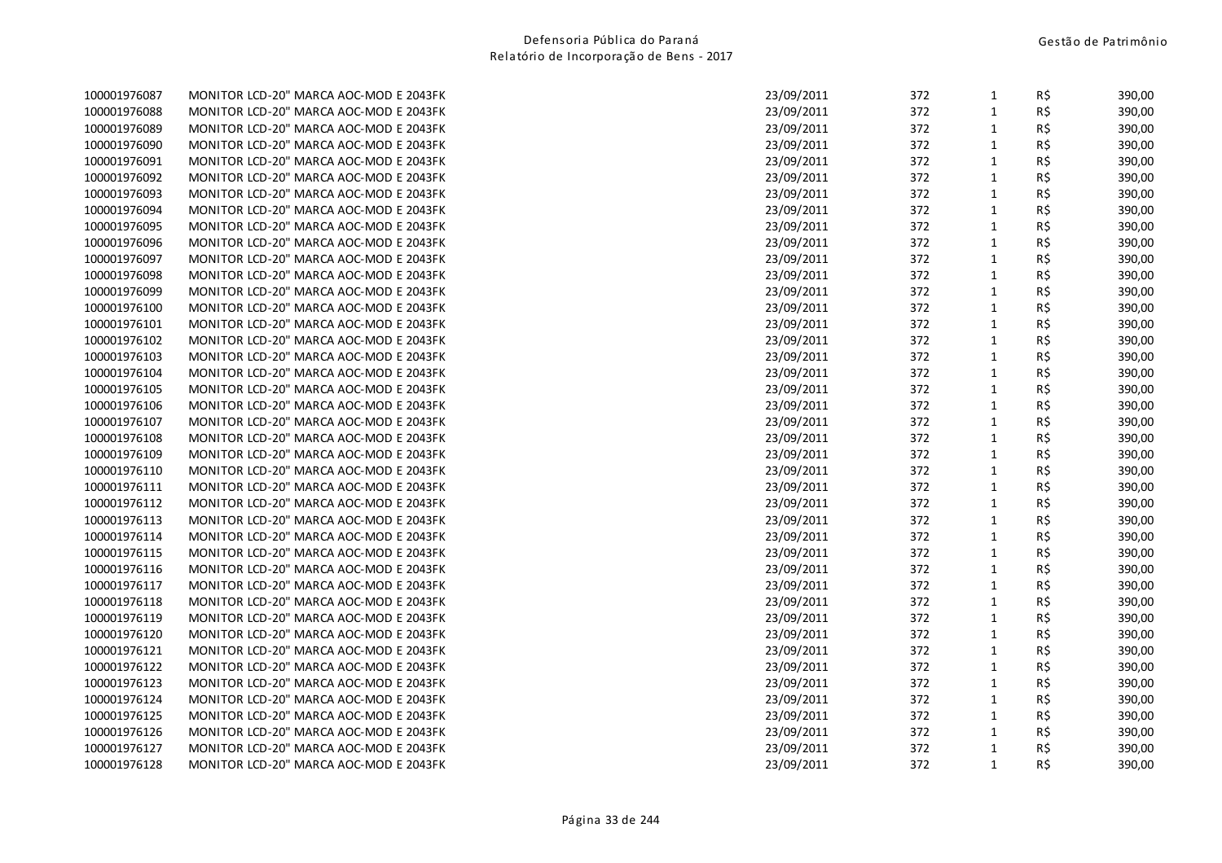| | | | | | | |
|---|---|---|---|---|---|---|
| 100001976087 | MONITOR LCD-20" MARCA AOC-MOD E 2043FK | 23/09/2011 | 372 | 1 | R$ | 390,00 |
| 100001976088 | MONITOR LCD-20" MARCA AOC-MOD E 2043FK | 23/09/2011 | 372 | 1 | R$ | 390,00 |
| 100001976089 | MONITOR LCD-20" MARCA AOC-MOD E 2043FK | 23/09/2011 | 372 | 1 | R$ | 390,00 |
| 100001976090 | MONITOR LCD-20" MARCA AOC-MOD E 2043FK | 23/09/2011 | 372 | 1 | R$ | 390,00 |
| 100001976091 | MONITOR LCD-20" MARCA AOC-MOD E 2043FK | 23/09/2011 | 372 | 1 | R$ | 390,00 |
| 100001976092 | MONITOR LCD-20" MARCA AOC-MOD E 2043FK | 23/09/2011 | 372 | 1 | R$ | 390,00 |
| 100001976093 | MONITOR LCD-20" MARCA AOC-MOD E 2043FK | 23/09/2011 | 372 | 1 | R$ | 390,00 |
| 100001976094 | MONITOR LCD-20" MARCA AOC-MOD E 2043FK | 23/09/2011 | 372 | 1 | R$ | 390,00 |
| 100001976095 | MONITOR LCD-20" MARCA AOC-MOD E 2043FK | 23/09/2011 | 372 | 1 | R$ | 390,00 |
| 100001976096 | MONITOR LCD-20" MARCA AOC-MOD E 2043FK | 23/09/2011 | 372 | 1 | R$ | 390,00 |
| 100001976097 | MONITOR LCD-20" MARCA AOC-MOD E 2043FK | 23/09/2011 | 372 | 1 | R$ | 390,00 |
| 100001976098 | MONITOR LCD-20" MARCA AOC-MOD E 2043FK | 23/09/2011 | 372 | 1 | R$ | 390,00 |
| 100001976099 | MONITOR LCD-20" MARCA AOC-MOD E 2043FK | 23/09/2011 | 372 | 1 | R$ | 390,00 |
| 100001976100 | MONITOR LCD-20" MARCA AOC-MOD E 2043FK | 23/09/2011 | 372 | 1 | R$ | 390,00 |
| 100001976101 | MONITOR LCD-20" MARCA AOC-MOD E 2043FK | 23/09/2011 | 372 | 1 | R$ | 390,00 |
| 100001976102 | MONITOR LCD-20" MARCA AOC-MOD E 2043FK | 23/09/2011 | 372 | 1 | R$ | 390,00 |
| 100001976103 | MONITOR LCD-20" MARCA AOC-MOD E 2043FK | 23/09/2011 | 372 | 1 | R$ | 390,00 |
| 100001976104 | MONITOR LCD-20" MARCA AOC-MOD E 2043FK | 23/09/2011 | 372 | 1 | R$ | 390,00 |
| 100001976105 | MONITOR LCD-20" MARCA AOC-MOD E 2043FK | 23/09/2011 | 372 | 1 | R$ | 390,00 |
| 100001976106 | MONITOR LCD-20" MARCA AOC-MOD E 2043FK | 23/09/2011 | 372 | 1 | R$ | 390,00 |
| 100001976107 | MONITOR LCD-20" MARCA AOC-MOD E 2043FK | 23/09/2011 | 372 | 1 | R$ | 390,00 |
| 100001976108 | MONITOR LCD-20" MARCA AOC-MOD E 2043FK | 23/09/2011 | 372 | 1 | R$ | 390,00 |
| 100001976109 | MONITOR LCD-20" MARCA AOC-MOD E 2043FK | 23/09/2011 | 372 | 1 | R$ | 390,00 |
| 100001976110 | MONITOR LCD-20" MARCA AOC-MOD E 2043FK | 23/09/2011 | 372 | 1 | R$ | 390,00 |
| 100001976111 | MONITOR LCD-20" MARCA AOC-MOD E 2043FK | 23/09/2011 | 372 | 1 | R$ | 390,00 |
| 100001976112 | MONITOR LCD-20" MARCA AOC-MOD E 2043FK | 23/09/2011 | 372 | 1 | R$ | 390,00 |
| 100001976113 | MONITOR LCD-20" MARCA AOC-MOD E 2043FK | 23/09/2011 | 372 | 1 | R$ | 390,00 |
| 100001976114 | MONITOR LCD-20" MARCA AOC-MOD E 2043FK | 23/09/2011 | 372 | 1 | R$ | 390,00 |
| 100001976115 | MONITOR LCD-20" MARCA AOC-MOD E 2043FK | 23/09/2011 | 372 | 1 | R$ | 390,00 |
| 100001976116 | MONITOR LCD-20" MARCA AOC-MOD E 2043FK | 23/09/2011 | 372 | 1 | R$ | 390,00 |
| 100001976117 | MONITOR LCD-20" MARCA AOC-MOD E 2043FK | 23/09/2011 | 372 | 1 | R$ | 390,00 |
| 100001976118 | MONITOR LCD-20" MARCA AOC-MOD E 2043FK | 23/09/2011 | 372 | 1 | R$ | 390,00 |
| 100001976119 | MONITOR LCD-20" MARCA AOC-MOD E 2043FK | 23/09/2011 | 372 | 1 | R$ | 390,00 |
| 100001976120 | MONITOR LCD-20" MARCA AOC-MOD E 2043FK | 23/09/2011 | 372 | 1 | R$ | 390,00 |
| 100001976121 | MONITOR LCD-20" MARCA AOC-MOD E 2043FK | 23/09/2011 | 372 | 1 | R$ | 390,00 |
| 100001976122 | MONITOR LCD-20" MARCA AOC-MOD E 2043FK | 23/09/2011 | 372 | 1 | R$ | 390,00 |
| 100001976123 | MONITOR LCD-20" MARCA AOC-MOD E 2043FK | 23/09/2011 | 372 | 1 | R$ | 390,00 |
| 100001976124 | MONITOR LCD-20" MARCA AOC-MOD E 2043FK | 23/09/2011 | 372 | 1 | R$ | 390,00 |
| 100001976125 | MONITOR LCD-20" MARCA AOC-MOD E 2043FK | 23/09/2011 | 372 | 1 | R$ | 390,00 |
| 100001976126 | MONITOR LCD-20" MARCA AOC-MOD E 2043FK | 23/09/2011 | 372 | 1 | R$ | 390,00 |
| 100001976127 | MONITOR LCD-20" MARCA AOC-MOD E 2043FK | 23/09/2011 | 372 | 1 | R$ | 390,00 |
| 100001976128 | MONITOR LCD-20" MARCA AOC-MOD E 2043FK | 23/09/2011 | 372 | 1 | R$ | 390,00 |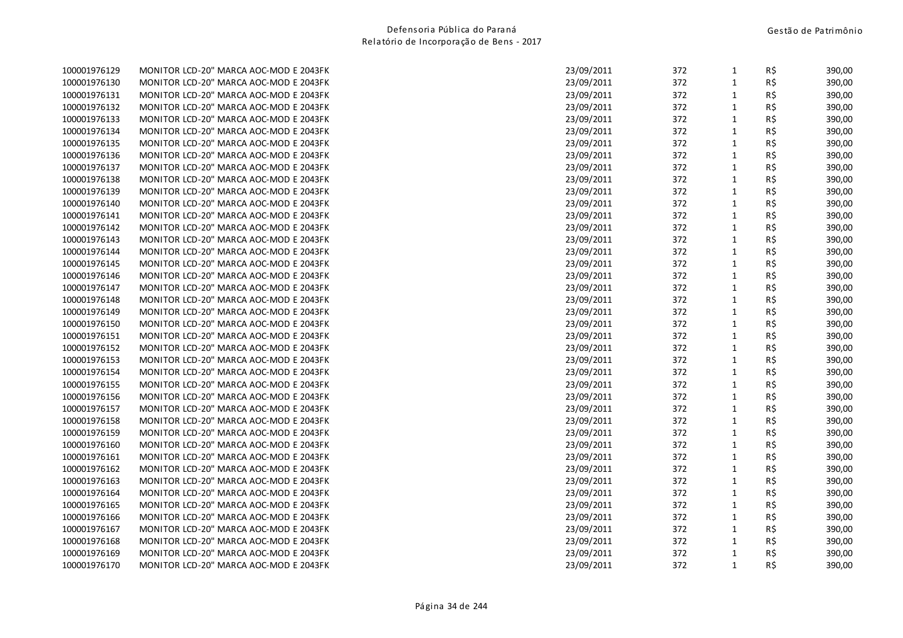| | | | | | | |
|---|---|---|---|---|---|---|
| 100001976129 | MONITOR LCD-20" MARCA AOC-MOD E 2043FK | 23/09/2011 | 372 | 1 | R$ | 390,00 |
| 100001976130 | MONITOR LCD-20" MARCA AOC-MOD E 2043FK | 23/09/2011 | 372 | 1 | R$ | 390,00 |
| 100001976131 | MONITOR LCD-20" MARCA AOC-MOD E 2043FK | 23/09/2011 | 372 | 1 | R$ | 390,00 |
| 100001976132 | MONITOR LCD-20" MARCA AOC-MOD E 2043FK | 23/09/2011 | 372 | 1 | R$ | 390,00 |
| 100001976133 | MONITOR LCD-20" MARCA AOC-MOD E 2043FK | 23/09/2011 | 372 | 1 | R$ | 390,00 |
| 100001976134 | MONITOR LCD-20" MARCA AOC-MOD E 2043FK | 23/09/2011 | 372 | 1 | R$ | 390,00 |
| 100001976135 | MONITOR LCD-20" MARCA AOC-MOD E 2043FK | 23/09/2011 | 372 | 1 | R$ | 390,00 |
| 100001976136 | MONITOR LCD-20" MARCA AOC-MOD E 2043FK | 23/09/2011 | 372 | 1 | R$ | 390,00 |
| 100001976137 | MONITOR LCD-20" MARCA AOC-MOD E 2043FK | 23/09/2011 | 372 | 1 | R$ | 390,00 |
| 100001976138 | MONITOR LCD-20" MARCA AOC-MOD E 2043FK | 23/09/2011 | 372 | 1 | R$ | 390,00 |
| 100001976139 | MONITOR LCD-20" MARCA AOC-MOD E 2043FK | 23/09/2011 | 372 | 1 | R$ | 390,00 |
| 100001976140 | MONITOR LCD-20" MARCA AOC-MOD E 2043FK | 23/09/2011 | 372 | 1 | R$ | 390,00 |
| 100001976141 | MONITOR LCD-20" MARCA AOC-MOD E 2043FK | 23/09/2011 | 372 | 1 | R$ | 390,00 |
| 100001976142 | MONITOR LCD-20" MARCA AOC-MOD E 2043FK | 23/09/2011 | 372 | 1 | R$ | 390,00 |
| 100001976143 | MONITOR LCD-20" MARCA AOC-MOD E 2043FK | 23/09/2011 | 372 | 1 | R$ | 390,00 |
| 100001976144 | MONITOR LCD-20" MARCA AOC-MOD E 2043FK | 23/09/2011 | 372 | 1 | R$ | 390,00 |
| 100001976145 | MONITOR LCD-20" MARCA AOC-MOD E 2043FK | 23/09/2011 | 372 | 1 | R$ | 390,00 |
| 100001976146 | MONITOR LCD-20" MARCA AOC-MOD E 2043FK | 23/09/2011 | 372 | 1 | R$ | 390,00 |
| 100001976147 | MONITOR LCD-20" MARCA AOC-MOD E 2043FK | 23/09/2011 | 372 | 1 | R$ | 390,00 |
| 100001976148 | MONITOR LCD-20" MARCA AOC-MOD E 2043FK | 23/09/2011 | 372 | 1 | R$ | 390,00 |
| 100001976149 | MONITOR LCD-20" MARCA AOC-MOD E 2043FK | 23/09/2011 | 372 | 1 | R$ | 390,00 |
| 100001976150 | MONITOR LCD-20" MARCA AOC-MOD E 2043FK | 23/09/2011 | 372 | 1 | R$ | 390,00 |
| 100001976151 | MONITOR LCD-20" MARCA AOC-MOD E 2043FK | 23/09/2011 | 372 | 1 | R$ | 390,00 |
| 100001976152 | MONITOR LCD-20" MARCA AOC-MOD E 2043FK | 23/09/2011 | 372 | 1 | R$ | 390,00 |
| 100001976153 | MONITOR LCD-20" MARCA AOC-MOD E 2043FK | 23/09/2011 | 372 | 1 | R$ | 390,00 |
| 100001976154 | MONITOR LCD-20" MARCA AOC-MOD E 2043FK | 23/09/2011 | 372 | 1 | R$ | 390,00 |
| 100001976155 | MONITOR LCD-20" MARCA AOC-MOD E 2043FK | 23/09/2011 | 372 | 1 | R$ | 390,00 |
| 100001976156 | MONITOR LCD-20" MARCA AOC-MOD E 2043FK | 23/09/2011 | 372 | 1 | R$ | 390,00 |
| 100001976157 | MONITOR LCD-20" MARCA AOC-MOD E 2043FK | 23/09/2011 | 372 | 1 | R$ | 390,00 |
| 100001976158 | MONITOR LCD-20" MARCA AOC-MOD E 2043FK | 23/09/2011 | 372 | 1 | R$ | 390,00 |
| 100001976159 | MONITOR LCD-20" MARCA AOC-MOD E 2043FK | 23/09/2011 | 372 | 1 | R$ | 390,00 |
| 100001976160 | MONITOR LCD-20" MARCA AOC-MOD E 2043FK | 23/09/2011 | 372 | 1 | R$ | 390,00 |
| 100001976161 | MONITOR LCD-20" MARCA AOC-MOD E 2043FK | 23/09/2011 | 372 | 1 | R$ | 390,00 |
| 100001976162 | MONITOR LCD-20" MARCA AOC-MOD E 2043FK | 23/09/2011 | 372 | 1 | R$ | 390,00 |
| 100001976163 | MONITOR LCD-20" MARCA AOC-MOD E 2043FK | 23/09/2011 | 372 | 1 | R$ | 390,00 |
| 100001976164 | MONITOR LCD-20" MARCA AOC-MOD E 2043FK | 23/09/2011 | 372 | 1 | R$ | 390,00 |
| 100001976165 | MONITOR LCD-20" MARCA AOC-MOD E 2043FK | 23/09/2011 | 372 | 1 | R$ | 390,00 |
| 100001976166 | MONITOR LCD-20" MARCA AOC-MOD E 2043FK | 23/09/2011 | 372 | 1 | R$ | 390,00 |
| 100001976167 | MONITOR LCD-20" MARCA AOC-MOD E 2043FK | 23/09/2011 | 372 | 1 | R$ | 390,00 |
| 100001976168 | MONITOR LCD-20" MARCA AOC-MOD E 2043FK | 23/09/2011 | 372 | 1 | R$ | 390,00 |
| 100001976169 | MONITOR LCD-20" MARCA AOC-MOD E 2043FK | 23/09/2011 | 372 | 1 | R$ | 390,00 |
| 100001976170 | MONITOR LCD-20" MARCA AOC-MOD E 2043FK | 23/09/2011 | 372 | 1 | R$ | 390,00 |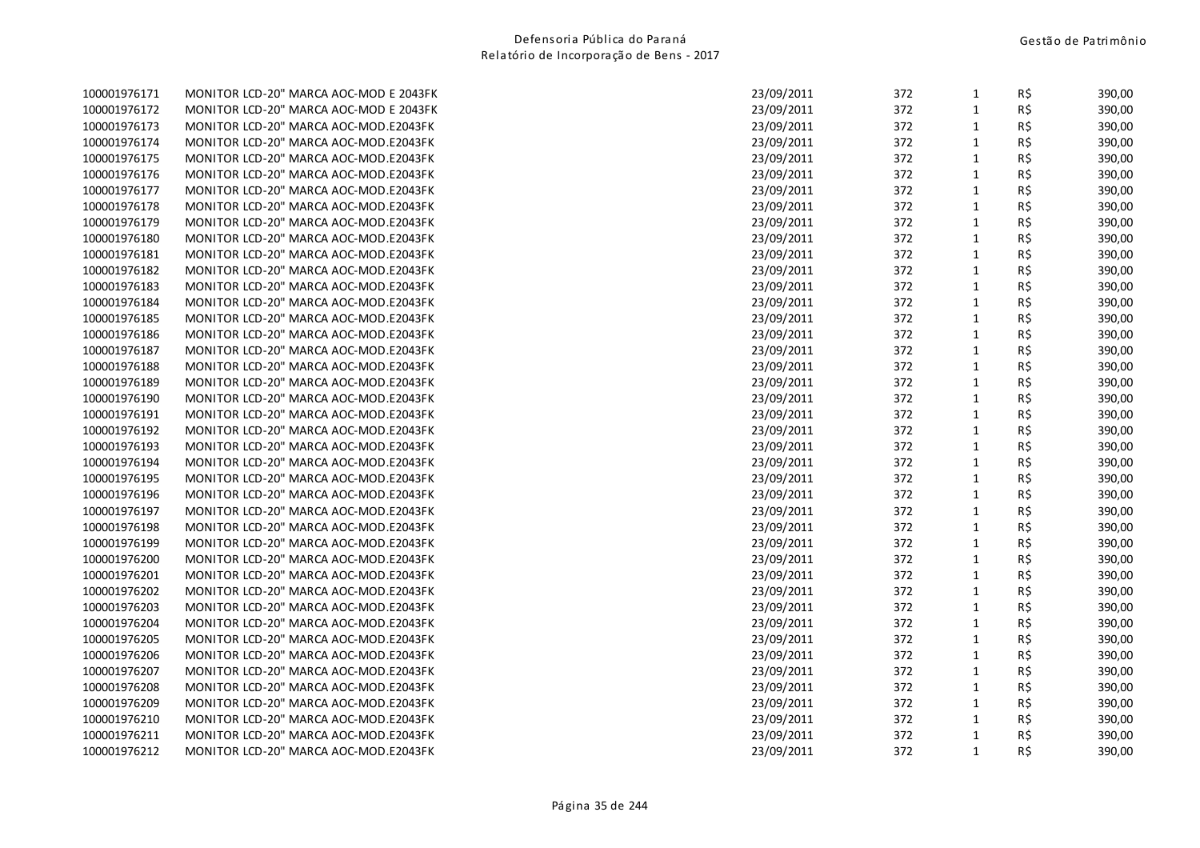| | | | | | | |
|---|---|---|---|---|---|---|
| 100001976171 | MONITOR LCD-20" MARCA AOC-MOD E 2043FK | 23/09/2011 | 372 | 1 | R$ | 390,00 |
| 100001976172 | MONITOR LCD-20" MARCA AOC-MOD E 2043FK | 23/09/2011 | 372 | 1 | R$ | 390,00 |
| 100001976173 | MONITOR LCD-20" MARCA AOC-MOD.E2043FK | 23/09/2011 | 372 | 1 | R$ | 390,00 |
| 100001976174 | MONITOR LCD-20" MARCA AOC-MOD.E2043FK | 23/09/2011 | 372 | 1 | R$ | 390,00 |
| 100001976175 | MONITOR LCD-20" MARCA AOC-MOD.E2043FK | 23/09/2011 | 372 | 1 | R$ | 390,00 |
| 100001976176 | MONITOR LCD-20" MARCA AOC-MOD.E2043FK | 23/09/2011 | 372 | 1 | R$ | 390,00 |
| 100001976177 | MONITOR LCD-20" MARCA AOC-MOD.E2043FK | 23/09/2011 | 372 | 1 | R$ | 390,00 |
| 100001976178 | MONITOR LCD-20" MARCA AOC-MOD.E2043FK | 23/09/2011 | 372 | 1 | R$ | 390,00 |
| 100001976179 | MONITOR LCD-20" MARCA AOC-MOD.E2043FK | 23/09/2011 | 372 | 1 | R$ | 390,00 |
| 100001976180 | MONITOR LCD-20" MARCA AOC-MOD.E2043FK | 23/09/2011 | 372 | 1 | R$ | 390,00 |
| 100001976181 | MONITOR LCD-20" MARCA AOC-MOD.E2043FK | 23/09/2011 | 372 | 1 | R$ | 390,00 |
| 100001976182 | MONITOR LCD-20" MARCA AOC-MOD.E2043FK | 23/09/2011 | 372 | 1 | R$ | 390,00 |
| 100001976183 | MONITOR LCD-20" MARCA AOC-MOD.E2043FK | 23/09/2011 | 372 | 1 | R$ | 390,00 |
| 100001976184 | MONITOR LCD-20" MARCA AOC-MOD.E2043FK | 23/09/2011 | 372 | 1 | R$ | 390,00 |
| 100001976185 | MONITOR LCD-20" MARCA AOC-MOD.E2043FK | 23/09/2011 | 372 | 1 | R$ | 390,00 |
| 100001976186 | MONITOR LCD-20" MARCA AOC-MOD.E2043FK | 23/09/2011 | 372 | 1 | R$ | 390,00 |
| 100001976187 | MONITOR LCD-20" MARCA AOC-MOD.E2043FK | 23/09/2011 | 372 | 1 | R$ | 390,00 |
| 100001976188 | MONITOR LCD-20" MARCA AOC-MOD.E2043FK | 23/09/2011 | 372 | 1 | R$ | 390,00 |
| 100001976189 | MONITOR LCD-20" MARCA AOC-MOD.E2043FK | 23/09/2011 | 372 | 1 | R$ | 390,00 |
| 100001976190 | MONITOR LCD-20" MARCA AOC-MOD.E2043FK | 23/09/2011 | 372 | 1 | R$ | 390,00 |
| 100001976191 | MONITOR LCD-20" MARCA AOC-MOD.E2043FK | 23/09/2011 | 372 | 1 | R$ | 390,00 |
| 100001976192 | MONITOR LCD-20" MARCA AOC-MOD.E2043FK | 23/09/2011 | 372 | 1 | R$ | 390,00 |
| 100001976193 | MONITOR LCD-20" MARCA AOC-MOD.E2043FK | 23/09/2011 | 372 | 1 | R$ | 390,00 |
| 100001976194 | MONITOR LCD-20" MARCA AOC-MOD.E2043FK | 23/09/2011 | 372 | 1 | R$ | 390,00 |
| 100001976195 | MONITOR LCD-20" MARCA AOC-MOD.E2043FK | 23/09/2011 | 372 | 1 | R$ | 390,00 |
| 100001976196 | MONITOR LCD-20" MARCA AOC-MOD.E2043FK | 23/09/2011 | 372 | 1 | R$ | 390,00 |
| 100001976197 | MONITOR LCD-20" MARCA AOC-MOD.E2043FK | 23/09/2011 | 372 | 1 | R$ | 390,00 |
| 100001976198 | MONITOR LCD-20" MARCA AOC-MOD.E2043FK | 23/09/2011 | 372 | 1 | R$ | 390,00 |
| 100001976199 | MONITOR LCD-20" MARCA AOC-MOD.E2043FK | 23/09/2011 | 372 | 1 | R$ | 390,00 |
| 100001976200 | MONITOR LCD-20" MARCA AOC-MOD.E2043FK | 23/09/2011 | 372 | 1 | R$ | 390,00 |
| 100001976201 | MONITOR LCD-20" MARCA AOC-MOD.E2043FK | 23/09/2011 | 372 | 1 | R$ | 390,00 |
| 100001976202 | MONITOR LCD-20" MARCA AOC-MOD.E2043FK | 23/09/2011 | 372 | 1 | R$ | 390,00 |
| 100001976203 | MONITOR LCD-20" MARCA AOC-MOD.E2043FK | 23/09/2011 | 372 | 1 | R$ | 390,00 |
| 100001976204 | MONITOR LCD-20" MARCA AOC-MOD.E2043FK | 23/09/2011 | 372 | 1 | R$ | 390,00 |
| 100001976205 | MONITOR LCD-20" MARCA AOC-MOD.E2043FK | 23/09/2011 | 372 | 1 | R$ | 390,00 |
| 100001976206 | MONITOR LCD-20" MARCA AOC-MOD.E2043FK | 23/09/2011 | 372 | 1 | R$ | 390,00 |
| 100001976207 | MONITOR LCD-20" MARCA AOC-MOD.E2043FK | 23/09/2011 | 372 | 1 | R$ | 390,00 |
| 100001976208 | MONITOR LCD-20" MARCA AOC-MOD.E2043FK | 23/09/2011 | 372 | 1 | R$ | 390,00 |
| 100001976209 | MONITOR LCD-20" MARCA AOC-MOD.E2043FK | 23/09/2011 | 372 | 1 | R$ | 390,00 |
| 100001976210 | MONITOR LCD-20" MARCA AOC-MOD.E2043FK | 23/09/2011 | 372 | 1 | R$ | 390,00 |
| 100001976211 | MONITOR LCD-20" MARCA AOC-MOD.E2043FK | 23/09/2011 | 372 | 1 | R$ | 390,00 |
| 100001976212 | MONITOR LCD-20" MARCA AOC-MOD.E2043FK | 23/09/2011 | 372 | 1 | R$ | 390,00 |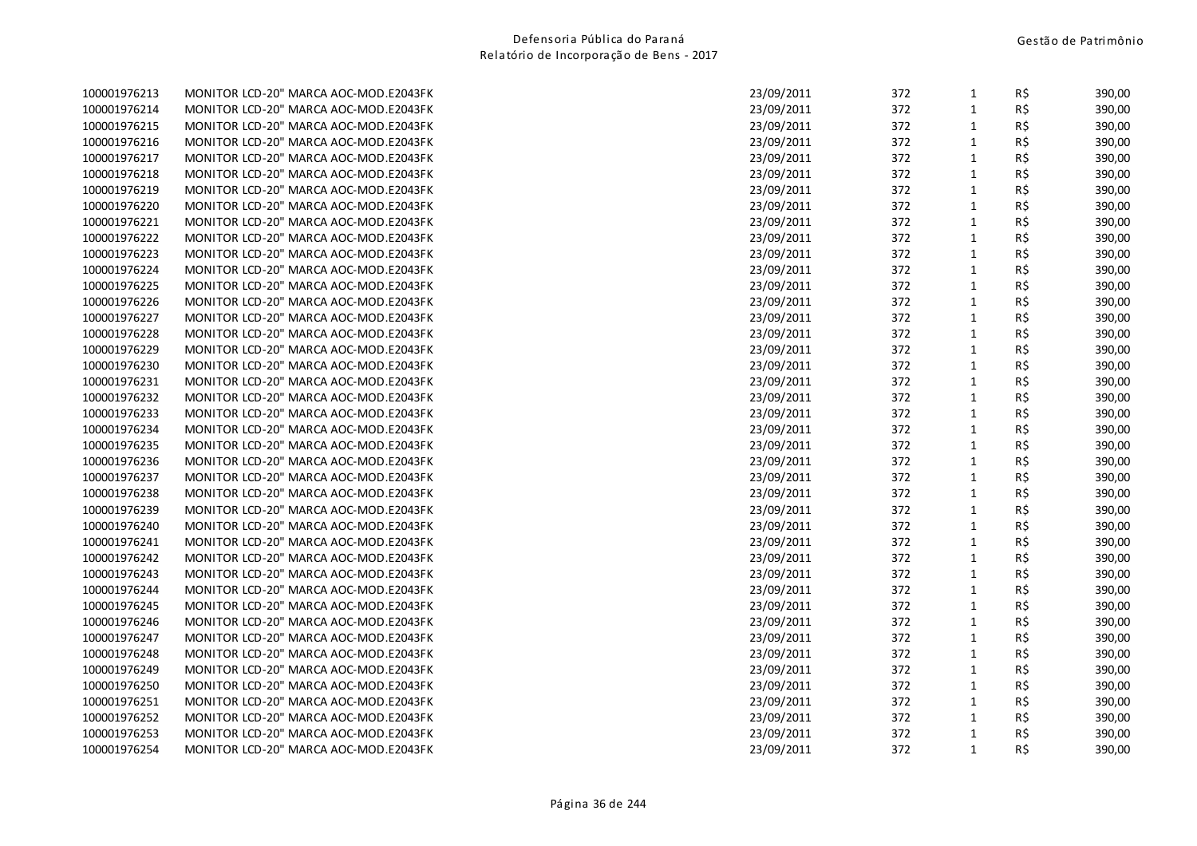| | | | | | | |
|---|---|---|---|---|---|---|
| 100001976213 | MONITOR LCD-20" MARCA AOC-MOD.E2043FK | 23/09/2011 | 372 | 1 | R$ | 390,00 |
| 100001976214 | MONITOR LCD-20" MARCA AOC-MOD.E2043FK | 23/09/2011 | 372 | 1 | R$ | 390,00 |
| 100001976215 | MONITOR LCD-20" MARCA AOC-MOD.E2043FK | 23/09/2011 | 372 | 1 | R$ | 390,00 |
| 100001976216 | MONITOR LCD-20" MARCA AOC-MOD.E2043FK | 23/09/2011 | 372 | 1 | R$ | 390,00 |
| 100001976217 | MONITOR LCD-20" MARCA AOC-MOD.E2043FK | 23/09/2011 | 372 | 1 | R$ | 390,00 |
| 100001976218 | MONITOR LCD-20" MARCA AOC-MOD.E2043FK | 23/09/2011 | 372 | 1 | R$ | 390,00 |
| 100001976219 | MONITOR LCD-20" MARCA AOC-MOD.E2043FK | 23/09/2011 | 372 | 1 | R$ | 390,00 |
| 100001976220 | MONITOR LCD-20" MARCA AOC-MOD.E2043FK | 23/09/2011 | 372 | 1 | R$ | 390,00 |
| 100001976221 | MONITOR LCD-20" MARCA AOC-MOD.E2043FK | 23/09/2011 | 372 | 1 | R$ | 390,00 |
| 100001976222 | MONITOR LCD-20" MARCA AOC-MOD.E2043FK | 23/09/2011 | 372 | 1 | R$ | 390,00 |
| 100001976223 | MONITOR LCD-20" MARCA AOC-MOD.E2043FK | 23/09/2011 | 372 | 1 | R$ | 390,00 |
| 100001976224 | MONITOR LCD-20" MARCA AOC-MOD.E2043FK | 23/09/2011 | 372 | 1 | R$ | 390,00 |
| 100001976225 | MONITOR LCD-20" MARCA AOC-MOD.E2043FK | 23/09/2011 | 372 | 1 | R$ | 390,00 |
| 100001976226 | MONITOR LCD-20" MARCA AOC-MOD.E2043FK | 23/09/2011 | 372 | 1 | R$ | 390,00 |
| 100001976227 | MONITOR LCD-20" MARCA AOC-MOD.E2043FK | 23/09/2011 | 372 | 1 | R$ | 390,00 |
| 100001976228 | MONITOR LCD-20" MARCA AOC-MOD.E2043FK | 23/09/2011 | 372 | 1 | R$ | 390,00 |
| 100001976229 | MONITOR LCD-20" MARCA AOC-MOD.E2043FK | 23/09/2011 | 372 | 1 | R$ | 390,00 |
| 100001976230 | MONITOR LCD-20" MARCA AOC-MOD.E2043FK | 23/09/2011 | 372 | 1 | R$ | 390,00 |
| 100001976231 | MONITOR LCD-20" MARCA AOC-MOD.E2043FK | 23/09/2011 | 372 | 1 | R$ | 390,00 |
| 100001976232 | MONITOR LCD-20" MARCA AOC-MOD.E2043FK | 23/09/2011 | 372 | 1 | R$ | 390,00 |
| 100001976233 | MONITOR LCD-20" MARCA AOC-MOD.E2043FK | 23/09/2011 | 372 | 1 | R$ | 390,00 |
| 100001976234 | MONITOR LCD-20" MARCA AOC-MOD.E2043FK | 23/09/2011 | 372 | 1 | R$ | 390,00 |
| 100001976235 | MONITOR LCD-20" MARCA AOC-MOD.E2043FK | 23/09/2011 | 372 | 1 | R$ | 390,00 |
| 100001976236 | MONITOR LCD-20" MARCA AOC-MOD.E2043FK | 23/09/2011 | 372 | 1 | R$ | 390,00 |
| 100001976237 | MONITOR LCD-20" MARCA AOC-MOD.E2043FK | 23/09/2011 | 372 | 1 | R$ | 390,00 |
| 100001976238 | MONITOR LCD-20" MARCA AOC-MOD.E2043FK | 23/09/2011 | 372 | 1 | R$ | 390,00 |
| 100001976239 | MONITOR LCD-20" MARCA AOC-MOD.E2043FK | 23/09/2011 | 372 | 1 | R$ | 390,00 |
| 100001976240 | MONITOR LCD-20" MARCA AOC-MOD.E2043FK | 23/09/2011 | 372 | 1 | R$ | 390,00 |
| 100001976241 | MONITOR LCD-20" MARCA AOC-MOD.E2043FK | 23/09/2011 | 372 | 1 | R$ | 390,00 |
| 100001976242 | MONITOR LCD-20" MARCA AOC-MOD.E2043FK | 23/09/2011 | 372 | 1 | R$ | 390,00 |
| 100001976243 | MONITOR LCD-20" MARCA AOC-MOD.E2043FK | 23/09/2011 | 372 | 1 | R$ | 390,00 |
| 100001976244 | MONITOR LCD-20" MARCA AOC-MOD.E2043FK | 23/09/2011 | 372 | 1 | R$ | 390,00 |
| 100001976245 | MONITOR LCD-20" MARCA AOC-MOD.E2043FK | 23/09/2011 | 372 | 1 | R$ | 390,00 |
| 100001976246 | MONITOR LCD-20" MARCA AOC-MOD.E2043FK | 23/09/2011 | 372 | 1 | R$ | 390,00 |
| 100001976247 | MONITOR LCD-20" MARCA AOC-MOD.E2043FK | 23/09/2011 | 372 | 1 | R$ | 390,00 |
| 100001976248 | MONITOR LCD-20" MARCA AOC-MOD.E2043FK | 23/09/2011 | 372 | 1 | R$ | 390,00 |
| 100001976249 | MONITOR LCD-20" MARCA AOC-MOD.E2043FK | 23/09/2011 | 372 | 1 | R$ | 390,00 |
| 100001976250 | MONITOR LCD-20" MARCA AOC-MOD.E2043FK | 23/09/2011 | 372 | 1 | R$ | 390,00 |
| 100001976251 | MONITOR LCD-20" MARCA AOC-MOD.E2043FK | 23/09/2011 | 372 | 1 | R$ | 390,00 |
| 100001976252 | MONITOR LCD-20" MARCA AOC-MOD.E2043FK | 23/09/2011 | 372 | 1 | R$ | 390,00 |
| 100001976253 | MONITOR LCD-20" MARCA AOC-MOD.E2043FK | 23/09/2011 | 372 | 1 | R$ | 390,00 |
| 100001976254 | MONITOR LCD-20" MARCA AOC-MOD.E2043FK | 23/09/2011 | 372 | 1 | R$ | 390,00 |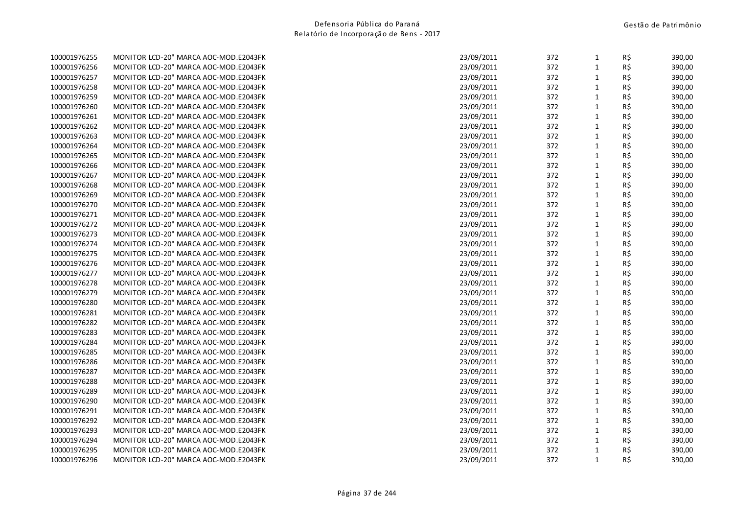| | | | | | | |
|---|---|---|---|---|---|---|
| 100001976255 | MONITOR LCD-20" MARCA AOC-MOD.E2043FK | 23/09/2011 | 372 | 1 | R$ | 390,00 |
| 100001976256 | MONITOR LCD-20" MARCA AOC-MOD.E2043FK | 23/09/2011 | 372 | 1 | R$ | 390,00 |
| 100001976257 | MONITOR LCD-20" MARCA AOC-MOD.E2043FK | 23/09/2011 | 372 | 1 | R$ | 390,00 |
| 100001976258 | MONITOR LCD-20" MARCA AOC-MOD.E2043FK | 23/09/2011 | 372 | 1 | R$ | 390,00 |
| 100001976259 | MONITOR LCD-20" MARCA AOC-MOD.E2043FK | 23/09/2011 | 372 | 1 | R$ | 390,00 |
| 100001976260 | MONITOR LCD-20" MARCA AOC-MOD.E2043FK | 23/09/2011 | 372 | 1 | R$ | 390,00 |
| 100001976261 | MONITOR LCD-20" MARCA AOC-MOD.E2043FK | 23/09/2011 | 372 | 1 | R$ | 390,00 |
| 100001976262 | MONITOR LCD-20" MARCA AOC-MOD.E2043FK | 23/09/2011 | 372 | 1 | R$ | 390,00 |
| 100001976263 | MONITOR LCD-20" MARCA AOC-MOD.E2043FK | 23/09/2011 | 372 | 1 | R$ | 390,00 |
| 100001976264 | MONITOR LCD-20" MARCA AOC-MOD.E2043FK | 23/09/2011 | 372 | 1 | R$ | 390,00 |
| 100001976265 | MONITOR LCD-20" MARCA AOC-MOD.E2043FK | 23/09/2011 | 372 | 1 | R$ | 390,00 |
| 100001976266 | MONITOR LCD-20" MARCA AOC-MOD.E2043FK | 23/09/2011 | 372 | 1 | R$ | 390,00 |
| 100001976267 | MONITOR LCD-20" MARCA AOC-MOD.E2043FK | 23/09/2011 | 372 | 1 | R$ | 390,00 |
| 100001976268 | MONITOR LCD-20" MARCA AOC-MOD.E2043FK | 23/09/2011 | 372 | 1 | R$ | 390,00 |
| 100001976269 | MONITOR LCD-20" MARCA AOC-MOD.E2043FK | 23/09/2011 | 372 | 1 | R$ | 390,00 |
| 100001976270 | MONITOR LCD-20" MARCA AOC-MOD.E2043FK | 23/09/2011 | 372 | 1 | R$ | 390,00 |
| 100001976271 | MONITOR LCD-20" MARCA AOC-MOD.E2043FK | 23/09/2011 | 372 | 1 | R$ | 390,00 |
| 100001976272 | MONITOR LCD-20" MARCA AOC-MOD.E2043FK | 23/09/2011 | 372 | 1 | R$ | 390,00 |
| 100001976273 | MONITOR LCD-20" MARCA AOC-MOD.E2043FK | 23/09/2011 | 372 | 1 | R$ | 390,00 |
| 100001976274 | MONITOR LCD-20" MARCA AOC-MOD.E2043FK | 23/09/2011 | 372 | 1 | R$ | 390,00 |
| 100001976275 | MONITOR LCD-20" MARCA AOC-MOD.E2043FK | 23/09/2011 | 372 | 1 | R$ | 390,00 |
| 100001976276 | MONITOR LCD-20" MARCA AOC-MOD.E2043FK | 23/09/2011 | 372 | 1 | R$ | 390,00 |
| 100001976277 | MONITOR LCD-20" MARCA AOC-MOD.E2043FK | 23/09/2011 | 372 | 1 | R$ | 390,00 |
| 100001976278 | MONITOR LCD-20" MARCA AOC-MOD.E2043FK | 23/09/2011 | 372 | 1 | R$ | 390,00 |
| 100001976279 | MONITOR LCD-20" MARCA AOC-MOD.E2043FK | 23/09/2011 | 372 | 1 | R$ | 390,00 |
| 100001976280 | MONITOR LCD-20" MARCA AOC-MOD.E2043FK | 23/09/2011 | 372 | 1 | R$ | 390,00 |
| 100001976281 | MONITOR LCD-20" MARCA AOC-MOD.E2043FK | 23/09/2011 | 372 | 1 | R$ | 390,00 |
| 100001976282 | MONITOR LCD-20" MARCA AOC-MOD.E2043FK | 23/09/2011 | 372 | 1 | R$ | 390,00 |
| 100001976283 | MONITOR LCD-20" MARCA AOC-MOD.E2043FK | 23/09/2011 | 372 | 1 | R$ | 390,00 |
| 100001976284 | MONITOR LCD-20" MARCA AOC-MOD.E2043FK | 23/09/2011 | 372 | 1 | R$ | 390,00 |
| 100001976285 | MONITOR LCD-20" MARCA AOC-MOD.E2043FK | 23/09/2011 | 372 | 1 | R$ | 390,00 |
| 100001976286 | MONITOR LCD-20" MARCA AOC-MOD.E2043FK | 23/09/2011 | 372 | 1 | R$ | 390,00 |
| 100001976287 | MONITOR LCD-20" MARCA AOC-MOD.E2043FK | 23/09/2011 | 372 | 1 | R$ | 390,00 |
| 100001976288 | MONITOR LCD-20" MARCA AOC-MOD.E2043FK | 23/09/2011 | 372 | 1 | R$ | 390,00 |
| 100001976289 | MONITOR LCD-20" MARCA AOC-MOD.E2043FK | 23/09/2011 | 372 | 1 | R$ | 390,00 |
| 100001976290 | MONITOR LCD-20" MARCA AOC-MOD.E2043FK | 23/09/2011 | 372 | 1 | R$ | 390,00 |
| 100001976291 | MONITOR LCD-20" MARCA AOC-MOD.E2043FK | 23/09/2011 | 372 | 1 | R$ | 390,00 |
| 100001976292 | MONITOR LCD-20" MARCA AOC-MOD.E2043FK | 23/09/2011 | 372 | 1 | R$ | 390,00 |
| 100001976293 | MONITOR LCD-20" MARCA AOC-MOD.E2043FK | 23/09/2011 | 372 | 1 | R$ | 390,00 |
| 100001976294 | MONITOR LCD-20" MARCA AOC-MOD.E2043FK | 23/09/2011 | 372 | 1 | R$ | 390,00 |
| 100001976295 | MONITOR LCD-20" MARCA AOC-MOD.E2043FK | 23/09/2011 | 372 | 1 | R$ | 390,00 |
| 100001976296 | MONITOR LCD-20" MARCA AOC-MOD.E2043FK | 23/09/2011 | 372 | 1 | R$ | 390,00 |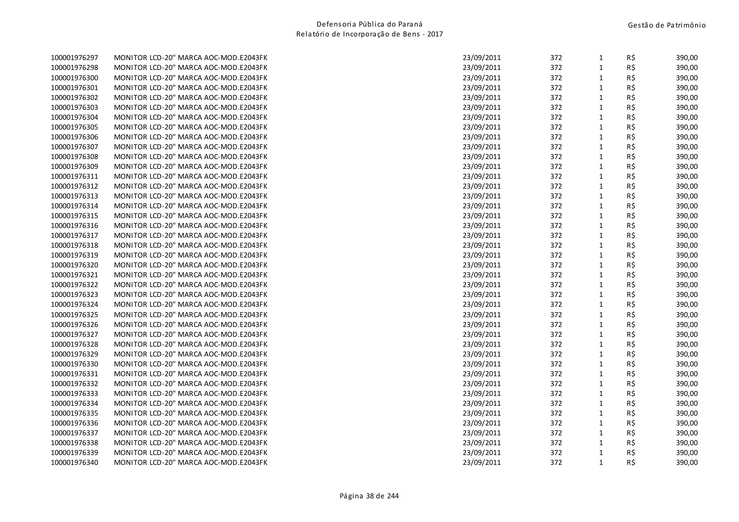| | | | | | | |
|---|---|---|---|---|---|---|
| 100001976297 | MONITOR LCD-20" MARCA AOC-MOD.E2043FK | 23/09/2011 | 372 | 1 | R$ | 390,00 |
| 100001976298 | MONITOR LCD-20" MARCA AOC-MOD.E2043FK | 23/09/2011 | 372 | 1 | R$ | 390,00 |
| 100001976300 | MONITOR LCD-20" MARCA AOC-MOD.E2043FK | 23/09/2011 | 372 | 1 | R$ | 390,00 |
| 100001976301 | MONITOR LCD-20" MARCA AOC-MOD.E2043FK | 23/09/2011 | 372 | 1 | R$ | 390,00 |
| 100001976302 | MONITOR LCD-20" MARCA AOC-MOD.E2043FK | 23/09/2011 | 372 | 1 | R$ | 390,00 |
| 100001976303 | MONITOR LCD-20" MARCA AOC-MOD.E2043FK | 23/09/2011 | 372 | 1 | R$ | 390,00 |
| 100001976304 | MONITOR LCD-20" MARCA AOC-MOD.E2043FK | 23/09/2011 | 372 | 1 | R$ | 390,00 |
| 100001976305 | MONITOR LCD-20" MARCA AOC-MOD.E2043FK | 23/09/2011 | 372 | 1 | R$ | 390,00 |
| 100001976306 | MONITOR LCD-20" MARCA AOC-MOD.E2043FK | 23/09/2011 | 372 | 1 | R$ | 390,00 |
| 100001976307 | MONITOR LCD-20" MARCA AOC-MOD.E2043FK | 23/09/2011 | 372 | 1 | R$ | 390,00 |
| 100001976308 | MONITOR LCD-20" MARCA AOC-MOD.E2043FK | 23/09/2011 | 372 | 1 | R$ | 390,00 |
| 100001976309 | MONITOR LCD-20" MARCA AOC-MOD.E2043FK | 23/09/2011 | 372 | 1 | R$ | 390,00 |
| 100001976311 | MONITOR LCD-20" MARCA AOC-MOD.E2043FK | 23/09/2011 | 372 | 1 | R$ | 390,00 |
| 100001976312 | MONITOR LCD-20" MARCA AOC-MOD.E2043FK | 23/09/2011 | 372 | 1 | R$ | 390,00 |
| 100001976313 | MONITOR LCD-20" MARCA AOC-MOD.E2043FK | 23/09/2011 | 372 | 1 | R$ | 390,00 |
| 100001976314 | MONITOR LCD-20" MARCA AOC-MOD.E2043FK | 23/09/2011 | 372 | 1 | R$ | 390,00 |
| 100001976315 | MONITOR LCD-20" MARCA AOC-MOD.E2043FK | 23/09/2011 | 372 | 1 | R$ | 390,00 |
| 100001976316 | MONITOR LCD-20" MARCA AOC-MOD.E2043FK | 23/09/2011 | 372 | 1 | R$ | 390,00 |
| 100001976317 | MONITOR LCD-20" MARCA AOC-MOD.E2043FK | 23/09/2011 | 372 | 1 | R$ | 390,00 |
| 100001976318 | MONITOR LCD-20" MARCA AOC-MOD.E2043FK | 23/09/2011 | 372 | 1 | R$ | 390,00 |
| 100001976319 | MONITOR LCD-20" MARCA AOC-MOD.E2043FK | 23/09/2011 | 372 | 1 | R$ | 390,00 |
| 100001976320 | MONITOR LCD-20" MARCA AOC-MOD.E2043FK | 23/09/2011 | 372 | 1 | R$ | 390,00 |
| 100001976321 | MONITOR LCD-20" MARCA AOC-MOD.E2043FK | 23/09/2011 | 372 | 1 | R$ | 390,00 |
| 100001976322 | MONITOR LCD-20" MARCA AOC-MOD.E2043FK | 23/09/2011 | 372 | 1 | R$ | 390,00 |
| 100001976323 | MONITOR LCD-20" MARCA AOC-MOD.E2043FK | 23/09/2011 | 372 | 1 | R$ | 390,00 |
| 100001976324 | MONITOR LCD-20" MARCA AOC-MOD.E2043FK | 23/09/2011 | 372 | 1 | R$ | 390,00 |
| 100001976325 | MONITOR LCD-20" MARCA AOC-MOD.E2043FK | 23/09/2011 | 372 | 1 | R$ | 390,00 |
| 100001976326 | MONITOR LCD-20" MARCA AOC-MOD.E2043FK | 23/09/2011 | 372 | 1 | R$ | 390,00 |
| 100001976327 | MONITOR LCD-20" MARCA AOC-MOD.E2043FK | 23/09/2011 | 372 | 1 | R$ | 390,00 |
| 100001976328 | MONITOR LCD-20" MARCA AOC-MOD.E2043FK | 23/09/2011 | 372 | 1 | R$ | 390,00 |
| 100001976329 | MONITOR LCD-20" MARCA AOC-MOD.E2043FK | 23/09/2011 | 372 | 1 | R$ | 390,00 |
| 100001976330 | MONITOR LCD-20" MARCA AOC-MOD.E2043FK | 23/09/2011 | 372 | 1 | R$ | 390,00 |
| 100001976331 | MONITOR LCD-20" MARCA AOC-MOD.E2043FK | 23/09/2011 | 372 | 1 | R$ | 390,00 |
| 100001976332 | MONITOR LCD-20" MARCA AOC-MOD.E2043FK | 23/09/2011 | 372 | 1 | R$ | 390,00 |
| 100001976333 | MONITOR LCD-20" MARCA AOC-MOD.E2043FK | 23/09/2011 | 372 | 1 | R$ | 390,00 |
| 100001976334 | MONITOR LCD-20" MARCA AOC-MOD.E2043FK | 23/09/2011 | 372 | 1 | R$ | 390,00 |
| 100001976335 | MONITOR LCD-20" MARCA AOC-MOD.E2043FK | 23/09/2011 | 372 | 1 | R$ | 390,00 |
| 100001976336 | MONITOR LCD-20" MARCA AOC-MOD.E2043FK | 23/09/2011 | 372 | 1 | R$ | 390,00 |
| 100001976337 | MONITOR LCD-20" MARCA AOC-MOD.E2043FK | 23/09/2011 | 372 | 1 | R$ | 390,00 |
| 100001976338 | MONITOR LCD-20" MARCA AOC-MOD.E2043FK | 23/09/2011 | 372 | 1 | R$ | 390,00 |
| 100001976339 | MONITOR LCD-20" MARCA AOC-MOD.E2043FK | 23/09/2011 | 372 | 1 | R$ | 390,00 |
| 100001976340 | MONITOR LCD-20" MARCA AOC-MOD.E2043FK | 23/09/2011 | 372 | 1 | R$ | 390,00 |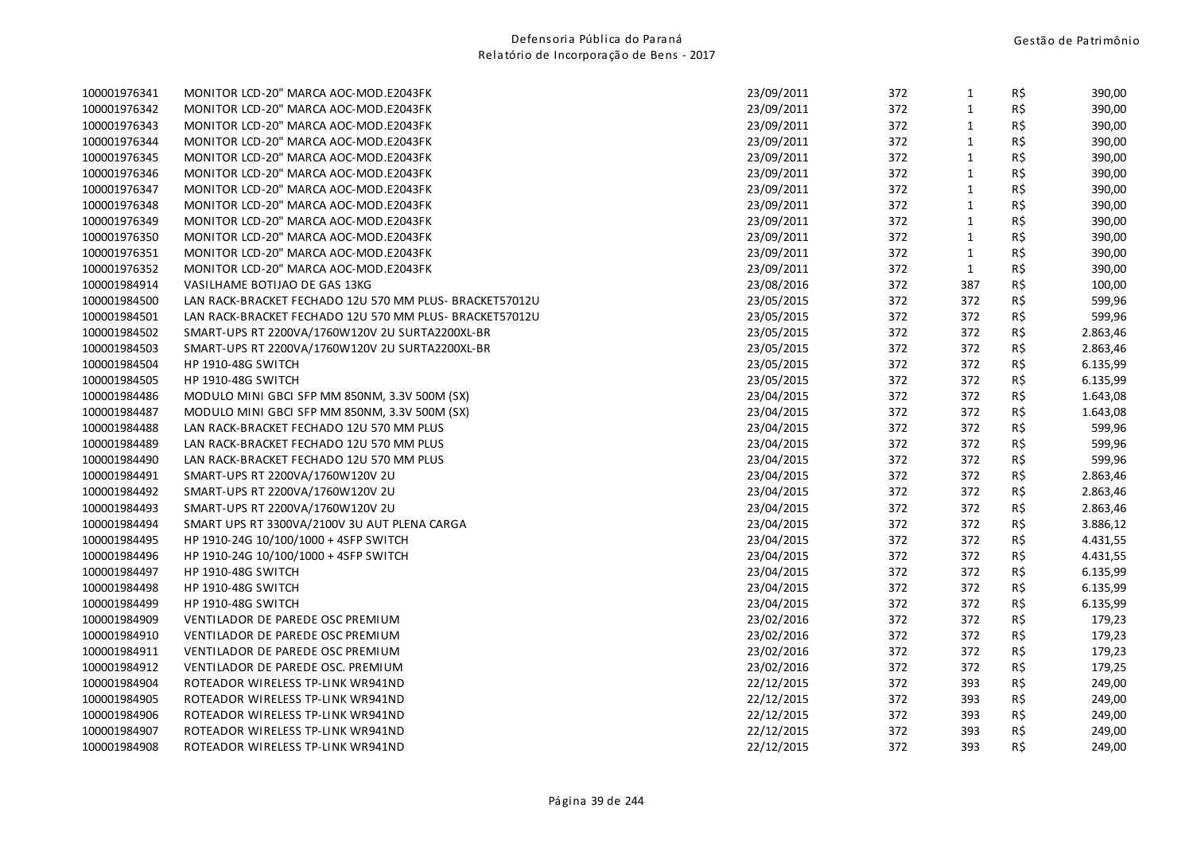| | | | | | | |
|---|---|---|---|---|---|---|
| 100001976341 | MONITOR LCD-20" MARCA AOC-MOD.E2043FK | 23/09/2011 | 372 | 1 | R$ | 390,00 |
| 100001976342 | MONITOR LCD-20" MARCA AOC-MOD.E2043FK | 23/09/2011 | 372 | 1 | R$ | 390,00 |
| 100001976343 | MONITOR LCD-20" MARCA AOC-MOD.E2043FK | 23/09/2011 | 372 | 1 | R$ | 390,00 |
| 100001976344 | MONITOR LCD-20" MARCA AOC-MOD.E2043FK | 23/09/2011 | 372 | 1 | R$ | 390,00 |
| 100001976345 | MONITOR LCD-20" MARCA AOC-MOD.E2043FK | 23/09/2011 | 372 | 1 | R$ | 390,00 |
| 100001976346 | MONITOR LCD-20" MARCA AOC-MOD.E2043FK | 23/09/2011 | 372 | 1 | R$ | 390,00 |
| 100001976347 | MONITOR LCD-20" MARCA AOC-MOD.E2043FK | 23/09/2011 | 372 | 1 | R$ | 390,00 |
| 100001976348 | MONITOR LCD-20" MARCA AOC-MOD.E2043FK | 23/09/2011 | 372 | 1 | R$ | 390,00 |
| 100001976349 | MONITOR LCD-20" MARCA AOC-MOD.E2043FK | 23/09/2011 | 372 | 1 | R$ | 390,00 |
| 100001976350 | MONITOR LCD-20" MARCA AOC-MOD.E2043FK | 23/09/2011 | 372 | 1 | R$ | 390,00 |
| 100001976351 | MONITOR LCD-20" MARCA AOC-MOD.E2043FK | 23/09/2011 | 372 | 1 | R$ | 390,00 |
| 100001976352 | MONITOR LCD-20" MARCA AOC-MOD.E2043FK | 23/09/2011 | 372 | 1 | R$ | 390,00 |
| 100001984914 | VASILHAME BOTIJAO DE GAS 13KG | 23/08/2016 | 372 | 387 | R$ | 100,00 |
| 100001984500 | LAN RACK-BRACKET FECHADO 12U 570 MM PLUS- BRACKET57012U | 23/05/2015 | 372 | 372 | R$ | 599,96 |
| 100001984501 | LAN RACK-BRACKET FECHADO 12U 570 MM PLUS- BRACKET57012U | 23/05/2015 | 372 | 372 | R$ | 599,96 |
| 100001984502 | SMART-UPS RT 2200VA/1760W120V 2U SURTA2200XL-BR | 23/05/2015 | 372 | 372 | R$ | 2.863,46 |
| 100001984503 | SMART-UPS RT 2200VA/1760W120V 2U SURTA2200XL-BR | 23/05/2015 | 372 | 372 | R$ | 2.863,46 |
| 100001984504 | HP 1910-48G SWITCH | 23/05/2015 | 372 | 372 | R$ | 6.135,99 |
| 100001984505 | HP 1910-48G SWITCH | 23/05/2015 | 372 | 372 | R$ | 6.135,99 |
| 100001984486 | MODULO MINI GBCI SFP MM 850NM, 3.3V 500M (SX) | 23/04/2015 | 372 | 372 | R$ | 1.643,08 |
| 100001984487 | MODULO MINI GBCI SFP MM 850NM, 3.3V 500M (SX) | 23/04/2015 | 372 | 372 | R$ | 1.643,08 |
| 100001984488 | LAN RACK-BRACKET FECHADO 12U 570 MM PLUS | 23/04/2015 | 372 | 372 | R$ | 599,96 |
| 100001984489 | LAN RACK-BRACKET FECHADO 12U 570 MM PLUS | 23/04/2015 | 372 | 372 | R$ | 599,96 |
| 100001984490 | LAN RACK-BRACKET FECHADO 12U 570 MM PLUS | 23/04/2015 | 372 | 372 | R$ | 599,96 |
| 100001984491 | SMART-UPS RT 2200VA/1760W120V 2U | 23/04/2015 | 372 | 372 | R$ | 2.863,46 |
| 100001984492 | SMART-UPS RT 2200VA/1760W120V 2U | 23/04/2015 | 372 | 372 | R$ | 2.863,46 |
| 100001984493 | SMART-UPS RT 2200VA/1760W120V 2U | 23/04/2015 | 372 | 372 | R$ | 2.863,46 |
| 100001984494 | SMART UPS RT 3300VA/2100V 3U AUT PLENA CARGA | 23/04/2015 | 372 | 372 | R$ | 3.886,12 |
| 100001984495 | HP 1910-24G 10/100/1000 + 4SFP SWITCH | 23/04/2015 | 372 | 372 | R$ | 4.431,55 |
| 100001984496 | HP 1910-24G 10/100/1000 + 4SFP SWITCH | 23/04/2015 | 372 | 372 | R$ | 4.431,55 |
| 100001984497 | HP 1910-48G SWITCH | 23/04/2015 | 372 | 372 | R$ | 6.135,99 |
| 100001984498 | HP 1910-48G SWITCH | 23/04/2015 | 372 | 372 | R$ | 6.135,99 |
| 100001984499 | HP 1910-48G SWITCH | 23/04/2015 | 372 | 372 | R$ | 6.135,99 |
| 100001984909 | VENTILADOR DE PAREDE OSC PREMIUM | 23/02/2016 | 372 | 372 | R$ | 179,23 |
| 100001984910 | VENTILADOR DE PAREDE OSC PREMIUM | 23/02/2016 | 372 | 372 | R$ | 179,23 |
| 100001984911 | VENTILADOR DE PAREDE OSC PREMIUM | 23/02/2016 | 372 | 372 | R$ | 179,23 |
| 100001984912 | VENTILADOR DE PAREDE OSC. PREMIUM | 23/02/2016 | 372 | 372 | R$ | 179,25 |
| 100001984904 | ROTEADOR WIRELESS TP-LINK WR941ND | 22/12/2015 | 372 | 393 | R$ | 249,00 |
| 100001984905 | ROTEADOR WIRELESS TP-LINK WR941ND | 22/12/2015 | 372 | 393 | R$ | 249,00 |
| 100001984906 | ROTEADOR WIRELESS TP-LINK WR941ND | 22/12/2015 | 372 | 393 | R$ | 249,00 |
| 100001984907 | ROTEADOR WIRELESS TP-LINK WR941ND | 22/12/2015 | 372 | 393 | R$ | 249,00 |
| 100001984908 | ROTEADOR WIRELESS TP-LINK WR941ND | 22/12/2015 | 372 | 393 | R$ | 249,00 |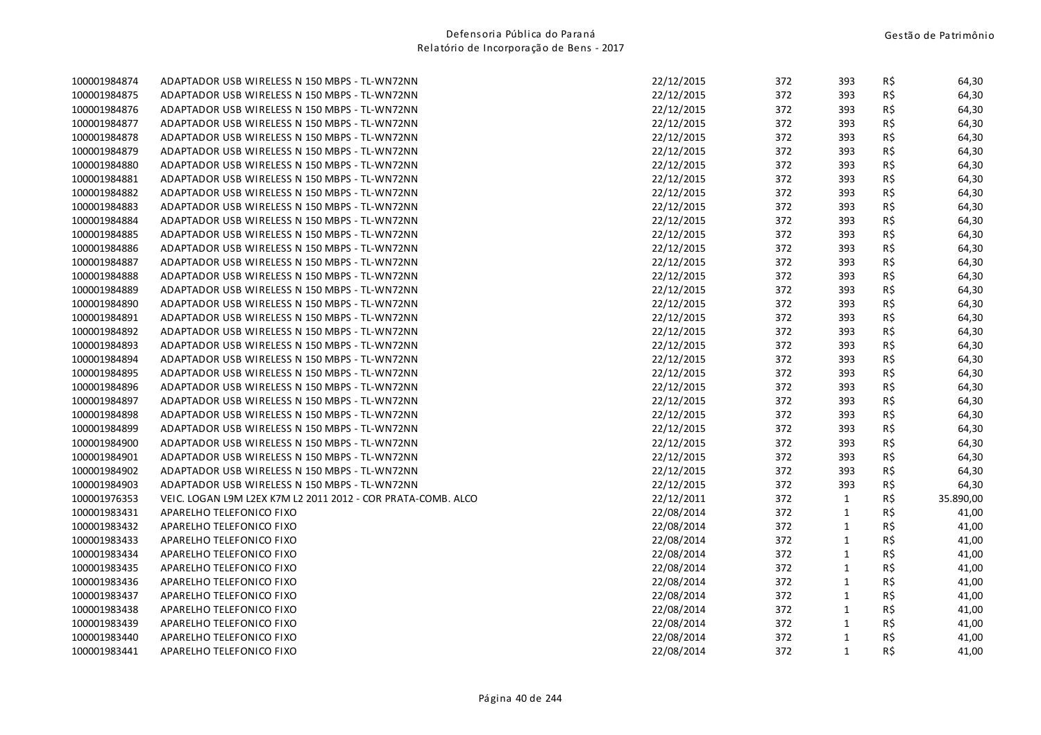| | | | | | | |
|---|---|---|---|---|---|---|
| 100001984874 | ADAPTADOR USB WIRELESS N 150 MBPS - TL-WN72NN | 22/12/2015 | 372 | 393 | R$ | 64,30 |
| 100001984875 | ADAPTADOR USB WIRELESS N 150 MBPS - TL-WN72NN | 22/12/2015 | 372 | 393 | R$ | 64,30 |
| 100001984876 | ADAPTADOR USB WIRELESS N 150 MBPS - TL-WN72NN | 22/12/2015 | 372 | 393 | R$ | 64,30 |
| 100001984877 | ADAPTADOR USB WIRELESS N 150 MBPS - TL-WN72NN | 22/12/2015 | 372 | 393 | R$ | 64,30 |
| 100001984878 | ADAPTADOR USB WIRELESS N 150 MBPS - TL-WN72NN | 22/12/2015 | 372 | 393 | R$ | 64,30 |
| 100001984879 | ADAPTADOR USB WIRELESS N 150 MBPS - TL-WN72NN | 22/12/2015 | 372 | 393 | R$ | 64,30 |
| 100001984880 | ADAPTADOR USB WIRELESS N 150 MBPS - TL-WN72NN | 22/12/2015 | 372 | 393 | R$ | 64,30 |
| 100001984881 | ADAPTADOR USB WIRELESS N 150 MBPS - TL-WN72NN | 22/12/2015 | 372 | 393 | R$ | 64,30 |
| 100001984882 | ADAPTADOR USB WIRELESS N 150 MBPS - TL-WN72NN | 22/12/2015 | 372 | 393 | R$ | 64,30 |
| 100001984883 | ADAPTADOR USB WIRELESS N 150 MBPS - TL-WN72NN | 22/12/2015 | 372 | 393 | R$ | 64,30 |
| 100001984884 | ADAPTADOR USB WIRELESS N 150 MBPS - TL-WN72NN | 22/12/2015 | 372 | 393 | R$ | 64,30 |
| 100001984885 | ADAPTADOR USB WIRELESS N 150 MBPS - TL-WN72NN | 22/12/2015 | 372 | 393 | R$ | 64,30 |
| 100001984886 | ADAPTADOR USB WIRELESS N 150 MBPS - TL-WN72NN | 22/12/2015 | 372 | 393 | R$ | 64,30 |
| 100001984887 | ADAPTADOR USB WIRELESS N 150 MBPS - TL-WN72NN | 22/12/2015 | 372 | 393 | R$ | 64,30 |
| 100001984888 | ADAPTADOR USB WIRELESS N 150 MBPS - TL-WN72NN | 22/12/2015 | 372 | 393 | R$ | 64,30 |
| 100001984889 | ADAPTADOR USB WIRELESS N 150 MBPS - TL-WN72NN | 22/12/2015 | 372 | 393 | R$ | 64,30 |
| 100001984890 | ADAPTADOR USB WIRELESS N 150 MBPS - TL-WN72NN | 22/12/2015 | 372 | 393 | R$ | 64,30 |
| 100001984891 | ADAPTADOR USB WIRELESS N 150 MBPS - TL-WN72NN | 22/12/2015 | 372 | 393 | R$ | 64,30 |
| 100001984892 | ADAPTADOR USB WIRELESS N 150 MBPS - TL-WN72NN | 22/12/2015 | 372 | 393 | R$ | 64,30 |
| 100001984893 | ADAPTADOR USB WIRELESS N 150 MBPS - TL-WN72NN | 22/12/2015 | 372 | 393 | R$ | 64,30 |
| 100001984894 | ADAPTADOR USB WIRELESS N 150 MBPS - TL-WN72NN | 22/12/2015 | 372 | 393 | R$ | 64,30 |
| 100001984895 | ADAPTADOR USB WIRELESS N 150 MBPS - TL-WN72NN | 22/12/2015 | 372 | 393 | R$ | 64,30 |
| 100001984896 | ADAPTADOR USB WIRELESS N 150 MBPS - TL-WN72NN | 22/12/2015 | 372 | 393 | R$ | 64,30 |
| 100001984897 | ADAPTADOR USB WIRELESS N 150 MBPS - TL-WN72NN | 22/12/2015 | 372 | 393 | R$ | 64,30 |
| 100001984898 | ADAPTADOR USB WIRELESS N 150 MBPS - TL-WN72NN | 22/12/2015 | 372 | 393 | R$ | 64,30 |
| 100001984899 | ADAPTADOR USB WIRELESS N 150 MBPS - TL-WN72NN | 22/12/2015 | 372 | 393 | R$ | 64,30 |
| 100001984900 | ADAPTADOR USB WIRELESS N 150 MBPS - TL-WN72NN | 22/12/2015 | 372 | 393 | R$ | 64,30 |
| 100001984901 | ADAPTADOR USB WIRELESS N 150 MBPS - TL-WN72NN | 22/12/2015 | 372 | 393 | R$ | 64,30 |
| 100001984902 | ADAPTADOR USB WIRELESS N 150 MBPS - TL-WN72NN | 22/12/2015 | 372 | 393 | R$ | 64,30 |
| 100001984903 | ADAPTADOR USB WIRELESS N 150 MBPS - TL-WN72NN | 22/12/2015 | 372 | 393 | R$ | 64,30 |
| 100001976353 | VEIC. LOGAN L9M L2EX K7M L2 2011 2012 - COR PRATA-COMB. ALCO | 22/12/2011 | 372 | 1 | R$ | 35.890,00 |
| 100001983431 | APARELHO TELEFONICO FIXO | 22/08/2014 | 372 | 1 | R$ | 41,00 |
| 100001983432 | APARELHO TELEFONICO FIXO | 22/08/2014 | 372 | 1 | R$ | 41,00 |
| 100001983433 | APARELHO TELEFONICO FIXO | 22/08/2014 | 372 | 1 | R$ | 41,00 |
| 100001983434 | APARELHO TELEFONICO FIXO | 22/08/2014 | 372 | 1 | R$ | 41,00 |
| 100001983435 | APARELHO TELEFONICO FIXO | 22/08/2014 | 372 | 1 | R$ | 41,00 |
| 100001983436 | APARELHO TELEFONICO FIXO | 22/08/2014 | 372 | 1 | R$ | 41,00 |
| 100001983437 | APARELHO TELEFONICO FIXO | 22/08/2014 | 372 | 1 | R$ | 41,00 |
| 100001983438 | APARELHO TELEFONICO FIXO | 22/08/2014 | 372 | 1 | R$ | 41,00 |
| 100001983439 | APARELHO TELEFONICO FIXO | 22/08/2014 | 372 | 1 | R$ | 41,00 |
| 100001983440 | APARELHO TELEFONICO FIXO | 22/08/2014 | 372 | 1 | R$ | 41,00 |
| 100001983441 | APARELHO TELEFONICO FIXO | 22/08/2014 | 372 | 1 | R$ | 41,00 |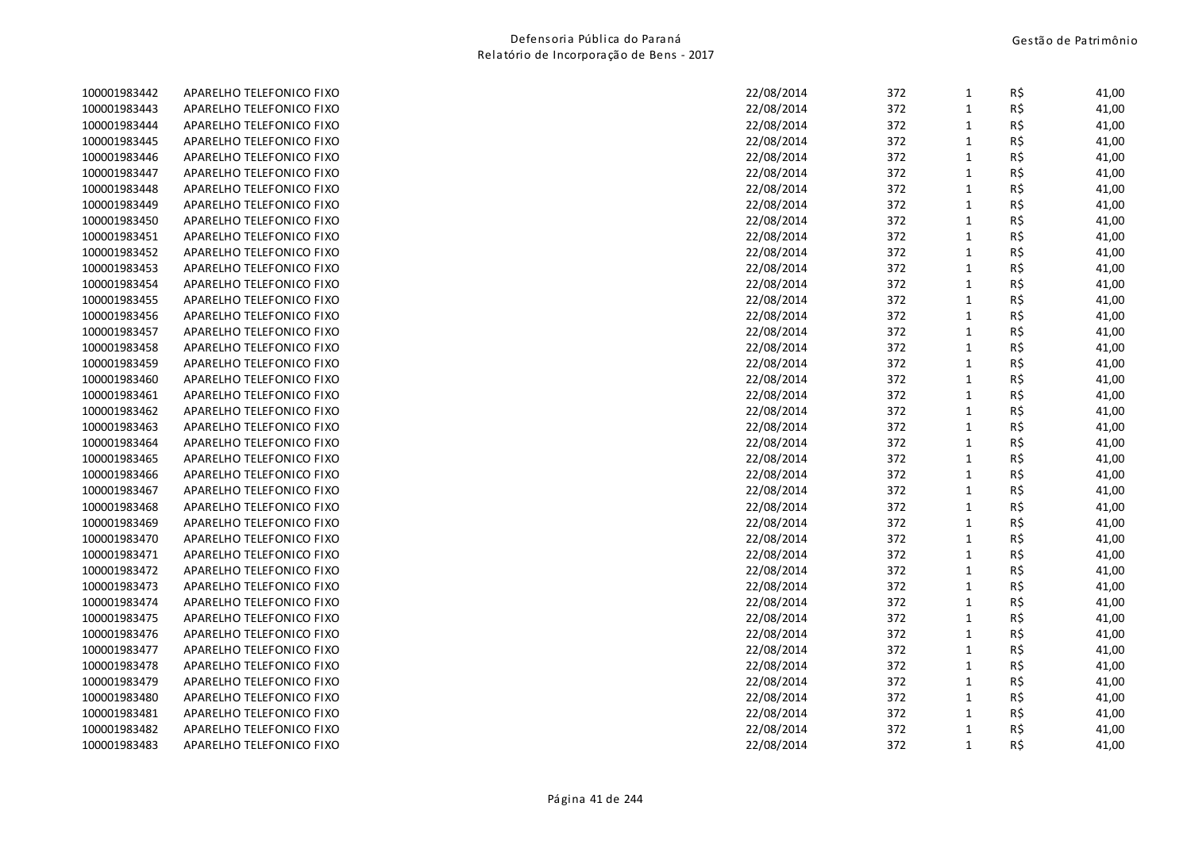| | | | | | | |
|---|---|---|---|---|---|---|
| 100001983442 | APARELHO TELEFONICO FIXO | 22/08/2014 | 372 | 1 | R$ | 41,00 |
| 100001983443 | APARELHO TELEFONICO FIXO | 22/08/2014 | 372 | 1 | R$ | 41,00 |
| 100001983444 | APARELHO TELEFONICO FIXO | 22/08/2014 | 372 | 1 | R$ | 41,00 |
| 100001983445 | APARELHO TELEFONICO FIXO | 22/08/2014 | 372 | 1 | R$ | 41,00 |
| 100001983446 | APARELHO TELEFONICO FIXO | 22/08/2014 | 372 | 1 | R$ | 41,00 |
| 100001983447 | APARELHO TELEFONICO FIXO | 22/08/2014 | 372 | 1 | R$ | 41,00 |
| 100001983448 | APARELHO TELEFONICO FIXO | 22/08/2014 | 372 | 1 | R$ | 41,00 |
| 100001983449 | APARELHO TELEFONICO FIXO | 22/08/2014 | 372 | 1 | R$ | 41,00 |
| 100001983450 | APARELHO TELEFONICO FIXO | 22/08/2014 | 372 | 1 | R$ | 41,00 |
| 100001983451 | APARELHO TELEFONICO FIXO | 22/08/2014 | 372 | 1 | R$ | 41,00 |
| 100001983452 | APARELHO TELEFONICO FIXO | 22/08/2014 | 372 | 1 | R$ | 41,00 |
| 100001983453 | APARELHO TELEFONICO FIXO | 22/08/2014 | 372 | 1 | R$ | 41,00 |
| 100001983454 | APARELHO TELEFONICO FIXO | 22/08/2014 | 372 | 1 | R$ | 41,00 |
| 100001983455 | APARELHO TELEFONICO FIXO | 22/08/2014 | 372 | 1 | R$ | 41,00 |
| 100001983456 | APARELHO TELEFONICO FIXO | 22/08/2014 | 372 | 1 | R$ | 41,00 |
| 100001983457 | APARELHO TELEFONICO FIXO | 22/08/2014 | 372 | 1 | R$ | 41,00 |
| 100001983458 | APARELHO TELEFONICO FIXO | 22/08/2014 | 372 | 1 | R$ | 41,00 |
| 100001983459 | APARELHO TELEFONICO FIXO | 22/08/2014 | 372 | 1 | R$ | 41,00 |
| 100001983460 | APARELHO TELEFONICO FIXO | 22/08/2014 | 372 | 1 | R$ | 41,00 |
| 100001983461 | APARELHO TELEFONICO FIXO | 22/08/2014 | 372 | 1 | R$ | 41,00 |
| 100001983462 | APARELHO TELEFONICO FIXO | 22/08/2014 | 372 | 1 | R$ | 41,00 |
| 100001983463 | APARELHO TELEFONICO FIXO | 22/08/2014 | 372 | 1 | R$ | 41,00 |
| 100001983464 | APARELHO TELEFONICO FIXO | 22/08/2014 | 372 | 1 | R$ | 41,00 |
| 100001983465 | APARELHO TELEFONICO FIXO | 22/08/2014 | 372 | 1 | R$ | 41,00 |
| 100001983466 | APARELHO TELEFONICO FIXO | 22/08/2014 | 372 | 1 | R$ | 41,00 |
| 100001983467 | APARELHO TELEFONICO FIXO | 22/08/2014 | 372 | 1 | R$ | 41,00 |
| 100001983468 | APARELHO TELEFONICO FIXO | 22/08/2014 | 372 | 1 | R$ | 41,00 |
| 100001983469 | APARELHO TELEFONICO FIXO | 22/08/2014 | 372 | 1 | R$ | 41,00 |
| 100001983470 | APARELHO TELEFONICO FIXO | 22/08/2014 | 372 | 1 | R$ | 41,00 |
| 100001983471 | APARELHO TELEFONICO FIXO | 22/08/2014 | 372 | 1 | R$ | 41,00 |
| 100001983472 | APARELHO TELEFONICO FIXO | 22/08/2014 | 372 | 1 | R$ | 41,00 |
| 100001983473 | APARELHO TELEFONICO FIXO | 22/08/2014 | 372 | 1 | R$ | 41,00 |
| 100001983474 | APARELHO TELEFONICO FIXO | 22/08/2014 | 372 | 1 | R$ | 41,00 |
| 100001983475 | APARELHO TELEFONICO FIXO | 22/08/2014 | 372 | 1 | R$ | 41,00 |
| 100001983476 | APARELHO TELEFONICO FIXO | 22/08/2014 | 372 | 1 | R$ | 41,00 |
| 100001983477 | APARELHO TELEFONICO FIXO | 22/08/2014 | 372 | 1 | R$ | 41,00 |
| 100001983478 | APARELHO TELEFONICO FIXO | 22/08/2014 | 372 | 1 | R$ | 41,00 |
| 100001983479 | APARELHO TELEFONICO FIXO | 22/08/2014 | 372 | 1 | R$ | 41,00 |
| 100001983480 | APARELHO TELEFONICO FIXO | 22/08/2014 | 372 | 1 | R$ | 41,00 |
| 100001983481 | APARELHO TELEFONICO FIXO | 22/08/2014 | 372 | 1 | R$ | 41,00 |
| 100001983482 | APARELHO TELEFONICO FIXO | 22/08/2014 | 372 | 1 | R$ | 41,00 |
| 100001983483 | APARELHO TELEFONICO FIXO | 22/08/2014 | 372 | 1 | R$ | 41,00 |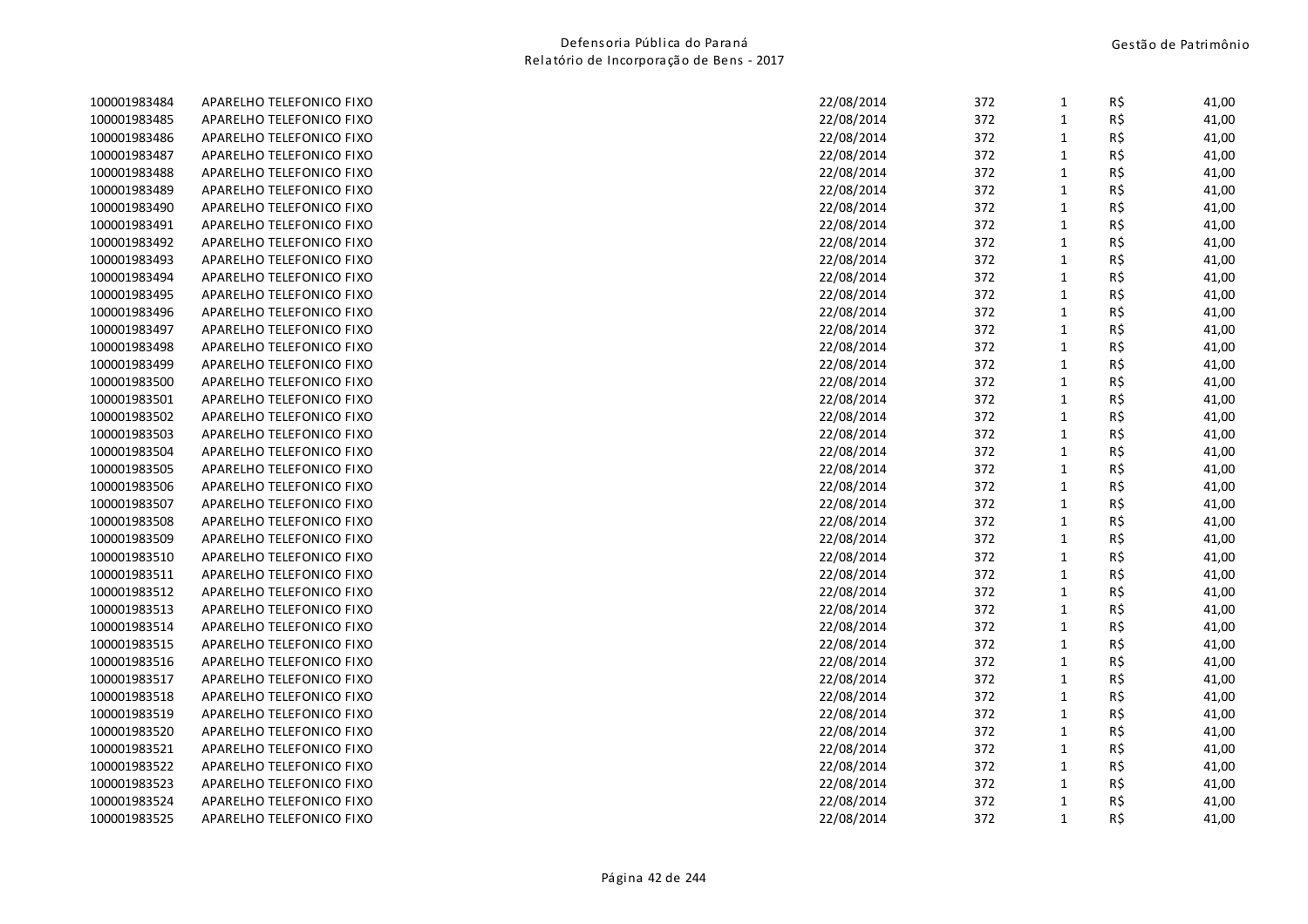| | | | | | | |
|---|---|---|---|---|---|---|
| 100001983484 | APARELHO TELEFONICO FIXO | 22/08/2014 | 372 | 1 | R$ | 41,00 |
| 100001983485 | APARELHO TELEFONICO FIXO | 22/08/2014 | 372 | 1 | R$ | 41,00 |
| 100001983486 | APARELHO TELEFONICO FIXO | 22/08/2014 | 372 | 1 | R$ | 41,00 |
| 100001983487 | APARELHO TELEFONICO FIXO | 22/08/2014 | 372 | 1 | R$ | 41,00 |
| 100001983488 | APARELHO TELEFONICO FIXO | 22/08/2014 | 372 | 1 | R$ | 41,00 |
| 100001983489 | APARELHO TELEFONICO FIXO | 22/08/2014 | 372 | 1 | R$ | 41,00 |
| 100001983490 | APARELHO TELEFONICO FIXO | 22/08/2014 | 372 | 1 | R$ | 41,00 |
| 100001983491 | APARELHO TELEFONICO FIXO | 22/08/2014 | 372 | 1 | R$ | 41,00 |
| 100001983492 | APARELHO TELEFONICO FIXO | 22/08/2014 | 372 | 1 | R$ | 41,00 |
| 100001983493 | APARELHO TELEFONICO FIXO | 22/08/2014 | 372 | 1 | R$ | 41,00 |
| 100001983494 | APARELHO TELEFONICO FIXO | 22/08/2014 | 372 | 1 | R$ | 41,00 |
| 100001983495 | APARELHO TELEFONICO FIXO | 22/08/2014 | 372 | 1 | R$ | 41,00 |
| 100001983496 | APARELHO TELEFONICO FIXO | 22/08/2014 | 372 | 1 | R$ | 41,00 |
| 100001983497 | APARELHO TELEFONICO FIXO | 22/08/2014 | 372 | 1 | R$ | 41,00 |
| 100001983498 | APARELHO TELEFONICO FIXO | 22/08/2014 | 372 | 1 | R$ | 41,00 |
| 100001983499 | APARELHO TELEFONICO FIXO | 22/08/2014 | 372 | 1 | R$ | 41,00 |
| 100001983500 | APARELHO TELEFONICO FIXO | 22/08/2014 | 372 | 1 | R$ | 41,00 |
| 100001983501 | APARELHO TELEFONICO FIXO | 22/08/2014 | 372 | 1 | R$ | 41,00 |
| 100001983502 | APARELHO TELEFONICO FIXO | 22/08/2014 | 372 | 1 | R$ | 41,00 |
| 100001983503 | APARELHO TELEFONICO FIXO | 22/08/2014 | 372 | 1 | R$ | 41,00 |
| 100001983504 | APARELHO TELEFONICO FIXO | 22/08/2014 | 372 | 1 | R$ | 41,00 |
| 100001983505 | APARELHO TELEFONICO FIXO | 22/08/2014 | 372 | 1 | R$ | 41,00 |
| 100001983506 | APARELHO TELEFONICO FIXO | 22/08/2014 | 372 | 1 | R$ | 41,00 |
| 100001983507 | APARELHO TELEFONICO FIXO | 22/08/2014 | 372 | 1 | R$ | 41,00 |
| 100001983508 | APARELHO TELEFONICO FIXO | 22/08/2014 | 372 | 1 | R$ | 41,00 |
| 100001983509 | APARELHO TELEFONICO FIXO | 22/08/2014 | 372 | 1 | R$ | 41,00 |
| 100001983510 | APARELHO TELEFONICO FIXO | 22/08/2014 | 372 | 1 | R$ | 41,00 |
| 100001983511 | APARELHO TELEFONICO FIXO | 22/08/2014 | 372 | 1 | R$ | 41,00 |
| 100001983512 | APARELHO TELEFONICO FIXO | 22/08/2014 | 372 | 1 | R$ | 41,00 |
| 100001983513 | APARELHO TELEFONICO FIXO | 22/08/2014 | 372 | 1 | R$ | 41,00 |
| 100001983514 | APARELHO TELEFONICO FIXO | 22/08/2014 | 372 | 1 | R$ | 41,00 |
| 100001983515 | APARELHO TELEFONICO FIXO | 22/08/2014 | 372 | 1 | R$ | 41,00 |
| 100001983516 | APARELHO TELEFONICO FIXO | 22/08/2014 | 372 | 1 | R$ | 41,00 |
| 100001983517 | APARELHO TELEFONICO FIXO | 22/08/2014 | 372 | 1 | R$ | 41,00 |
| 100001983518 | APARELHO TELEFONICO FIXO | 22/08/2014 | 372 | 1 | R$ | 41,00 |
| 100001983519 | APARELHO TELEFONICO FIXO | 22/08/2014 | 372 | 1 | R$ | 41,00 |
| 100001983520 | APARELHO TELEFONICO FIXO | 22/08/2014 | 372 | 1 | R$ | 41,00 |
| 100001983521 | APARELHO TELEFONICO FIXO | 22/08/2014 | 372 | 1 | R$ | 41,00 |
| 100001983522 | APARELHO TELEFONICO FIXO | 22/08/2014 | 372 | 1 | R$ | 41,00 |
| 100001983523 | APARELHO TELEFONICO FIXO | 22/08/2014 | 372 | 1 | R$ | 41,00 |
| 100001983524 | APARELHO TELEFONICO FIXO | 22/08/2014 | 372 | 1 | R$ | 41,00 |
| 100001983525 | APARELHO TELEFONICO FIXO | 22/08/2014 | 372 | 1 | R$ | 41,00 |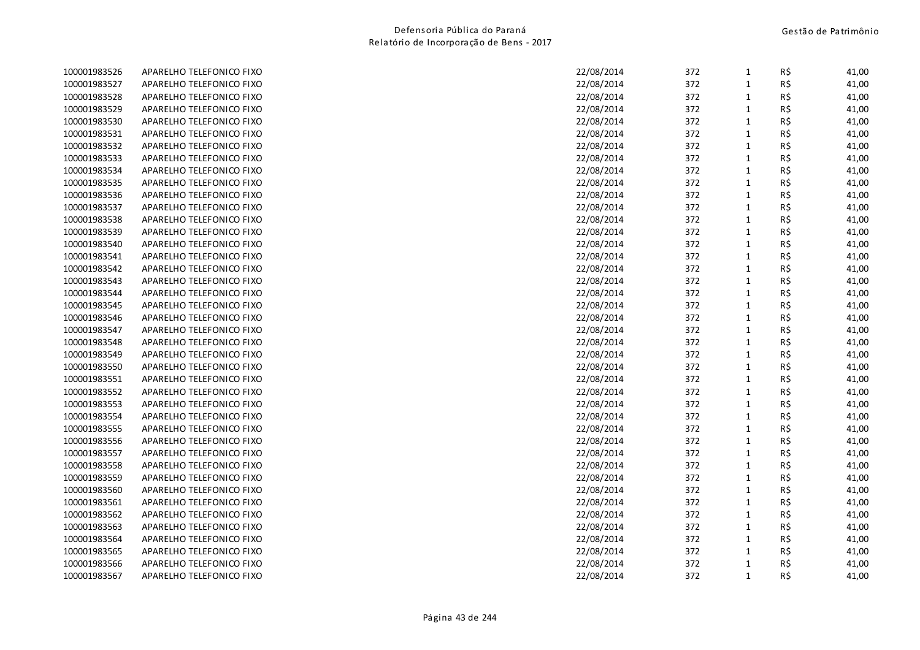| | | | | | | |
|---|---|---|---|---|---|---|
| 100001983526 | APARELHO TELEFONICO FIXO | 22/08/2014 | 372 | 1 | R$ | 41,00 |
| 100001983527 | APARELHO TELEFONICO FIXO | 22/08/2014 | 372 | 1 | R$ | 41,00 |
| 100001983528 | APARELHO TELEFONICO FIXO | 22/08/2014 | 372 | 1 | R$ | 41,00 |
| 100001983529 | APARELHO TELEFONICO FIXO | 22/08/2014 | 372 | 1 | R$ | 41,00 |
| 100001983530 | APARELHO TELEFONICO FIXO | 22/08/2014 | 372 | 1 | R$ | 41,00 |
| 100001983531 | APARELHO TELEFONICO FIXO | 22/08/2014 | 372 | 1 | R$ | 41,00 |
| 100001983532 | APARELHO TELEFONICO FIXO | 22/08/2014 | 372 | 1 | R$ | 41,00 |
| 100001983533 | APARELHO TELEFONICO FIXO | 22/08/2014 | 372 | 1 | R$ | 41,00 |
| 100001983534 | APARELHO TELEFONICO FIXO | 22/08/2014 | 372 | 1 | R$ | 41,00 |
| 100001983535 | APARELHO TELEFONICO FIXO | 22/08/2014 | 372 | 1 | R$ | 41,00 |
| 100001983536 | APARELHO TELEFONICO FIXO | 22/08/2014 | 372 | 1 | R$ | 41,00 |
| 100001983537 | APARELHO TELEFONICO FIXO | 22/08/2014 | 372 | 1 | R$ | 41,00 |
| 100001983538 | APARELHO TELEFONICO FIXO | 22/08/2014 | 372 | 1 | R$ | 41,00 |
| 100001983539 | APARELHO TELEFONICO FIXO | 22/08/2014 | 372 | 1 | R$ | 41,00 |
| 100001983540 | APARELHO TELEFONICO FIXO | 22/08/2014 | 372 | 1 | R$ | 41,00 |
| 100001983541 | APARELHO TELEFONICO FIXO | 22/08/2014 | 372 | 1 | R$ | 41,00 |
| 100001983542 | APARELHO TELEFONICO FIXO | 22/08/2014 | 372 | 1 | R$ | 41,00 |
| 100001983543 | APARELHO TELEFONICO FIXO | 22/08/2014 | 372 | 1 | R$ | 41,00 |
| 100001983544 | APARELHO TELEFONICO FIXO | 22/08/2014 | 372 | 1 | R$ | 41,00 |
| 100001983545 | APARELHO TELEFONICO FIXO | 22/08/2014 | 372 | 1 | R$ | 41,00 |
| 100001983546 | APARELHO TELEFONICO FIXO | 22/08/2014 | 372 | 1 | R$ | 41,00 |
| 100001983547 | APARELHO TELEFONICO FIXO | 22/08/2014 | 372 | 1 | R$ | 41,00 |
| 100001983548 | APARELHO TELEFONICO FIXO | 22/08/2014 | 372 | 1 | R$ | 41,00 |
| 100001983549 | APARELHO TELEFONICO FIXO | 22/08/2014 | 372 | 1 | R$ | 41,00 |
| 100001983550 | APARELHO TELEFONICO FIXO | 22/08/2014 | 372 | 1 | R$ | 41,00 |
| 100001983551 | APARELHO TELEFONICO FIXO | 22/08/2014 | 372 | 1 | R$ | 41,00 |
| 100001983552 | APARELHO TELEFONICO FIXO | 22/08/2014 | 372 | 1 | R$ | 41,00 |
| 100001983553 | APARELHO TELEFONICO FIXO | 22/08/2014 | 372 | 1 | R$ | 41,00 |
| 100001983554 | APARELHO TELEFONICO FIXO | 22/08/2014 | 372 | 1 | R$ | 41,00 |
| 100001983555 | APARELHO TELEFONICO FIXO | 22/08/2014 | 372 | 1 | R$ | 41,00 |
| 100001983556 | APARELHO TELEFONICO FIXO | 22/08/2014 | 372 | 1 | R$ | 41,00 |
| 100001983557 | APARELHO TELEFONICO FIXO | 22/08/2014 | 372 | 1 | R$ | 41,00 |
| 100001983558 | APARELHO TELEFONICO FIXO | 22/08/2014 | 372 | 1 | R$ | 41,00 |
| 100001983559 | APARELHO TELEFONICO FIXO | 22/08/2014 | 372 | 1 | R$ | 41,00 |
| 100001983560 | APARELHO TELEFONICO FIXO | 22/08/2014 | 372 | 1 | R$ | 41,00 |
| 100001983561 | APARELHO TELEFONICO FIXO | 22/08/2014 | 372 | 1 | R$ | 41,00 |
| 100001983562 | APARELHO TELEFONICO FIXO | 22/08/2014 | 372 | 1 | R$ | 41,00 |
| 100001983563 | APARELHO TELEFONICO FIXO | 22/08/2014 | 372 | 1 | R$ | 41,00 |
| 100001983564 | APARELHO TELEFONICO FIXO | 22/08/2014 | 372 | 1 | R$ | 41,00 |
| 100001983565 | APARELHO TELEFONICO FIXO | 22/08/2014 | 372 | 1 | R$ | 41,00 |
| 100001983566 | APARELHO TELEFONICO FIXO | 22/08/2014 | 372 | 1 | R$ | 41,00 |
| 100001983567 | APARELHO TELEFONICO FIXO | 22/08/2014 | 372 | 1 | R$ | 41,00 |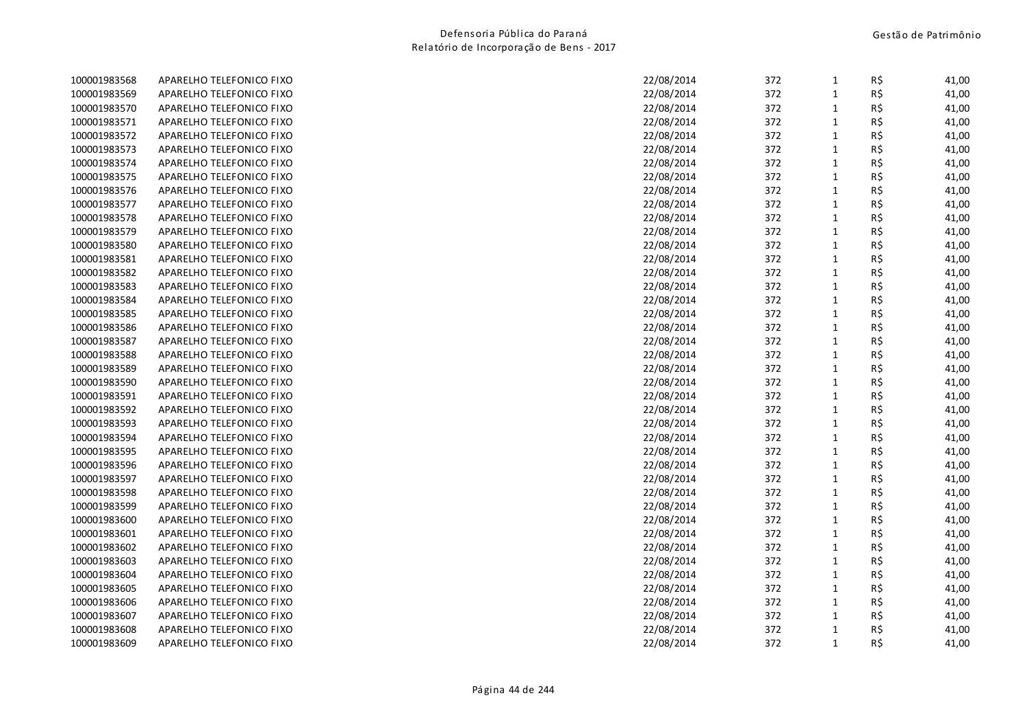| | | | | | | |
|---|---|---|---|---|---|---|
| 100001983568 | APARELHO TELEFONICO FIXO | 22/08/2014 | 372 | 1 | R$ | 41,00 |
| 100001983569 | APARELHO TELEFONICO FIXO | 22/08/2014 | 372 | 1 | R$ | 41,00 |
| 100001983570 | APARELHO TELEFONICO FIXO | 22/08/2014 | 372 | 1 | R$ | 41,00 |
| 100001983571 | APARELHO TELEFONICO FIXO | 22/08/2014 | 372 | 1 | R$ | 41,00 |
| 100001983572 | APARELHO TELEFONICO FIXO | 22/08/2014 | 372 | 1 | R$ | 41,00 |
| 100001983573 | APARELHO TELEFONICO FIXO | 22/08/2014 | 372 | 1 | R$ | 41,00 |
| 100001983574 | APARELHO TELEFONICO FIXO | 22/08/2014 | 372 | 1 | R$ | 41,00 |
| 100001983575 | APARELHO TELEFONICO FIXO | 22/08/2014 | 372 | 1 | R$ | 41,00 |
| 100001983576 | APARELHO TELEFONICO FIXO | 22/08/2014 | 372 | 1 | R$ | 41,00 |
| 100001983577 | APARELHO TELEFONICO FIXO | 22/08/2014 | 372 | 1 | R$ | 41,00 |
| 100001983578 | APARELHO TELEFONICO FIXO | 22/08/2014 | 372 | 1 | R$ | 41,00 |
| 100001983579 | APARELHO TELEFONICO FIXO | 22/08/2014 | 372 | 1 | R$ | 41,00 |
| 100001983580 | APARELHO TELEFONICO FIXO | 22/08/2014 | 372 | 1 | R$ | 41,00 |
| 100001983581 | APARELHO TELEFONICO FIXO | 22/08/2014 | 372 | 1 | R$ | 41,00 |
| 100001983582 | APARELHO TELEFONICO FIXO | 22/08/2014 | 372 | 1 | R$ | 41,00 |
| 100001983583 | APARELHO TELEFONICO FIXO | 22/08/2014 | 372 | 1 | R$ | 41,00 |
| 100001983584 | APARELHO TELEFONICO FIXO | 22/08/2014 | 372 | 1 | R$ | 41,00 |
| 100001983585 | APARELHO TELEFONICO FIXO | 22/08/2014 | 372 | 1 | R$ | 41,00 |
| 100001983586 | APARELHO TELEFONICO FIXO | 22/08/2014 | 372 | 1 | R$ | 41,00 |
| 100001983587 | APARELHO TELEFONICO FIXO | 22/08/2014 | 372 | 1 | R$ | 41,00 |
| 100001983588 | APARELHO TELEFONICO FIXO | 22/08/2014 | 372 | 1 | R$ | 41,00 |
| 100001983589 | APARELHO TELEFONICO FIXO | 22/08/2014 | 372 | 1 | R$ | 41,00 |
| 100001983590 | APARELHO TELEFONICO FIXO | 22/08/2014 | 372 | 1 | R$ | 41,00 |
| 100001983591 | APARELHO TELEFONICO FIXO | 22/08/2014 | 372 | 1 | R$ | 41,00 |
| 100001983592 | APARELHO TELEFONICO FIXO | 22/08/2014 | 372 | 1 | R$ | 41,00 |
| 100001983593 | APARELHO TELEFONICO FIXO | 22/08/2014 | 372 | 1 | R$ | 41,00 |
| 100001983594 | APARELHO TELEFONICO FIXO | 22/08/2014 | 372 | 1 | R$ | 41,00 |
| 100001983595 | APARELHO TELEFONICO FIXO | 22/08/2014 | 372 | 1 | R$ | 41,00 |
| 100001983596 | APARELHO TELEFONICO FIXO | 22/08/2014 | 372 | 1 | R$ | 41,00 |
| 100001983597 | APARELHO TELEFONICO FIXO | 22/08/2014 | 372 | 1 | R$ | 41,00 |
| 100001983598 | APARELHO TELEFONICO FIXO | 22/08/2014 | 372 | 1 | R$ | 41,00 |
| 100001983599 | APARELHO TELEFONICO FIXO | 22/08/2014 | 372 | 1 | R$ | 41,00 |
| 100001983600 | APARELHO TELEFONICO FIXO | 22/08/2014 | 372 | 1 | R$ | 41,00 |
| 100001983601 | APARELHO TELEFONICO FIXO | 22/08/2014 | 372 | 1 | R$ | 41,00 |
| 100001983602 | APARELHO TELEFONICO FIXO | 22/08/2014 | 372 | 1 | R$ | 41,00 |
| 100001983603 | APARELHO TELEFONICO FIXO | 22/08/2014 | 372 | 1 | R$ | 41,00 |
| 100001983604 | APARELHO TELEFONICO FIXO | 22/08/2014 | 372 | 1 | R$ | 41,00 |
| 100001983605 | APARELHO TELEFONICO FIXO | 22/08/2014 | 372 | 1 | R$ | 41,00 |
| 100001983606 | APARELHO TELEFONICO FIXO | 22/08/2014 | 372 | 1 | R$ | 41,00 |
| 100001983607 | APARELHO TELEFONICO FIXO | 22/08/2014 | 372 | 1 | R$ | 41,00 |
| 100001983608 | APARELHO TELEFONICO FIXO | 22/08/2014 | 372 | 1 | R$ | 41,00 |
| 100001983609 | APARELHO TELEFONICO FIXO | 22/08/2014 | 372 | 1 | R$ | 41,00 |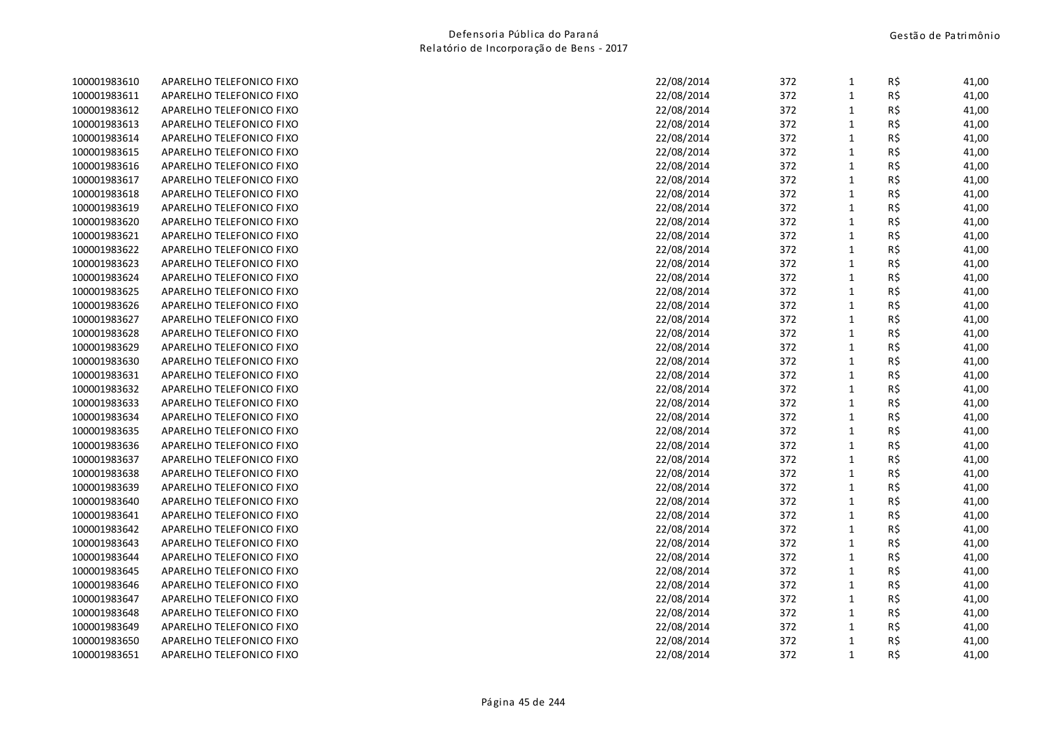| | | | | | | |
|---|---|---|---|---|---|---|
| 100001983610 | APARELHO TELEFONICO FIXO | 22/08/2014 | 372 | 1 | R$ | 41,00 |
| 100001983611 | APARELHO TELEFONICO FIXO | 22/08/2014 | 372 | 1 | R$ | 41,00 |
| 100001983612 | APARELHO TELEFONICO FIXO | 22/08/2014 | 372 | 1 | R$ | 41,00 |
| 100001983613 | APARELHO TELEFONICO FIXO | 22/08/2014 | 372 | 1 | R$ | 41,00 |
| 100001983614 | APARELHO TELEFONICO FIXO | 22/08/2014 | 372 | 1 | R$ | 41,00 |
| 100001983615 | APARELHO TELEFONICO FIXO | 22/08/2014 | 372 | 1 | R$ | 41,00 |
| 100001983616 | APARELHO TELEFONICO FIXO | 22/08/2014 | 372 | 1 | R$ | 41,00 |
| 100001983617 | APARELHO TELEFONICO FIXO | 22/08/2014 | 372 | 1 | R$ | 41,00 |
| 100001983618 | APARELHO TELEFONICO FIXO | 22/08/2014 | 372 | 1 | R$ | 41,00 |
| 100001983619 | APARELHO TELEFONICO FIXO | 22/08/2014 | 372 | 1 | R$ | 41,00 |
| 100001983620 | APARELHO TELEFONICO FIXO | 22/08/2014 | 372 | 1 | R$ | 41,00 |
| 100001983621 | APARELHO TELEFONICO FIXO | 22/08/2014 | 372 | 1 | R$ | 41,00 |
| 100001983622 | APARELHO TELEFONICO FIXO | 22/08/2014 | 372 | 1 | R$ | 41,00 |
| 100001983623 | APARELHO TELEFONICO FIXO | 22/08/2014 | 372 | 1 | R$ | 41,00 |
| 100001983624 | APARELHO TELEFONICO FIXO | 22/08/2014 | 372 | 1 | R$ | 41,00 |
| 100001983625 | APARELHO TELEFONICO FIXO | 22/08/2014 | 372 | 1 | R$ | 41,00 |
| 100001983626 | APARELHO TELEFONICO FIXO | 22/08/2014 | 372 | 1 | R$ | 41,00 |
| 100001983627 | APARELHO TELEFONICO FIXO | 22/08/2014 | 372 | 1 | R$ | 41,00 |
| 100001983628 | APARELHO TELEFONICO FIXO | 22/08/2014 | 372 | 1 | R$ | 41,00 |
| 100001983629 | APARELHO TELEFONICO FIXO | 22/08/2014 | 372 | 1 | R$ | 41,00 |
| 100001983630 | APARELHO TELEFONICO FIXO | 22/08/2014 | 372 | 1 | R$ | 41,00 |
| 100001983631 | APARELHO TELEFONICO FIXO | 22/08/2014 | 372 | 1 | R$ | 41,00 |
| 100001983632 | APARELHO TELEFONICO FIXO | 22/08/2014 | 372 | 1 | R$ | 41,00 |
| 100001983633 | APARELHO TELEFONICO FIXO | 22/08/2014 | 372 | 1 | R$ | 41,00 |
| 100001983634 | APARELHO TELEFONICO FIXO | 22/08/2014 | 372 | 1 | R$ | 41,00 |
| 100001983635 | APARELHO TELEFONICO FIXO | 22/08/2014 | 372 | 1 | R$ | 41,00 |
| 100001983636 | APARELHO TELEFONICO FIXO | 22/08/2014 | 372 | 1 | R$ | 41,00 |
| 100001983637 | APARELHO TELEFONICO FIXO | 22/08/2014 | 372 | 1 | R$ | 41,00 |
| 100001983638 | APARELHO TELEFONICO FIXO | 22/08/2014 | 372 | 1 | R$ | 41,00 |
| 100001983639 | APARELHO TELEFONICO FIXO | 22/08/2014 | 372 | 1 | R$ | 41,00 |
| 100001983640 | APARELHO TELEFONICO FIXO | 22/08/2014 | 372 | 1 | R$ | 41,00 |
| 100001983641 | APARELHO TELEFONICO FIXO | 22/08/2014 | 372 | 1 | R$ | 41,00 |
| 100001983642 | APARELHO TELEFONICO FIXO | 22/08/2014 | 372 | 1 | R$ | 41,00 |
| 100001983643 | APARELHO TELEFONICO FIXO | 22/08/2014 | 372 | 1 | R$ | 41,00 |
| 100001983644 | APARELHO TELEFONICO FIXO | 22/08/2014 | 372 | 1 | R$ | 41,00 |
| 100001983645 | APARELHO TELEFONICO FIXO | 22/08/2014 | 372 | 1 | R$ | 41,00 |
| 100001983646 | APARELHO TELEFONICO FIXO | 22/08/2014 | 372 | 1 | R$ | 41,00 |
| 100001983647 | APARELHO TELEFONICO FIXO | 22/08/2014 | 372 | 1 | R$ | 41,00 |
| 100001983648 | APARELHO TELEFONICO FIXO | 22/08/2014 | 372 | 1 | R$ | 41,00 |
| 100001983649 | APARELHO TELEFONICO FIXO | 22/08/2014 | 372 | 1 | R$ | 41,00 |
| 100001983650 | APARELHO TELEFONICO FIXO | 22/08/2014 | 372 | 1 | R$ | 41,00 |
| 100001983651 | APARELHO TELEFONICO FIXO | 22/08/2014 | 372 | 1 | R$ | 41,00 |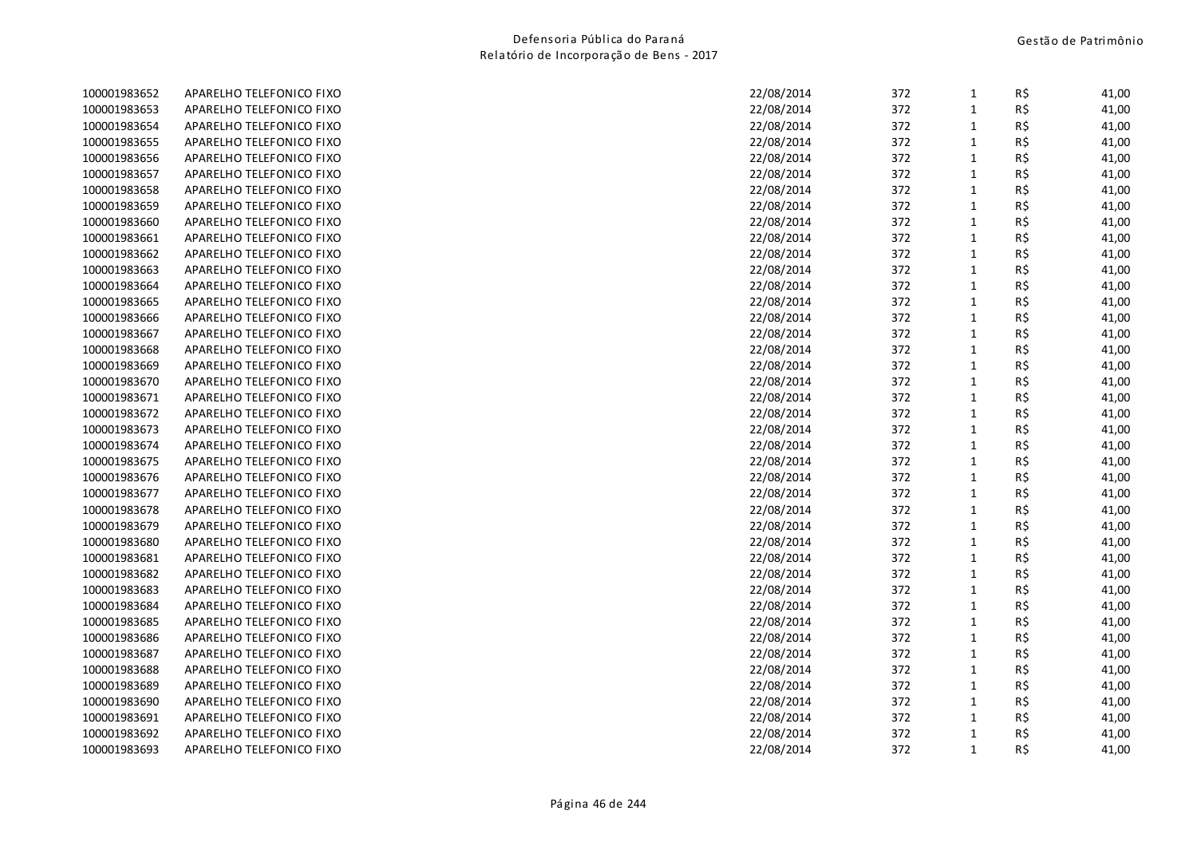| | | | | | | |
|---|---|---|---|---|---|---|
| 100001983652 | APARELHO TELEFONICO FIXO | 22/08/2014 | 372 | 1 | R$ | 41,00 |
| 100001983653 | APARELHO TELEFONICO FIXO | 22/08/2014 | 372 | 1 | R$ | 41,00 |
| 100001983654 | APARELHO TELEFONICO FIXO | 22/08/2014 | 372 | 1 | R$ | 41,00 |
| 100001983655 | APARELHO TELEFONICO FIXO | 22/08/2014 | 372 | 1 | R$ | 41,00 |
| 100001983656 | APARELHO TELEFONICO FIXO | 22/08/2014 | 372 | 1 | R$ | 41,00 |
| 100001983657 | APARELHO TELEFONICO FIXO | 22/08/2014 | 372 | 1 | R$ | 41,00 |
| 100001983658 | APARELHO TELEFONICO FIXO | 22/08/2014 | 372 | 1 | R$ | 41,00 |
| 100001983659 | APARELHO TELEFONICO FIXO | 22/08/2014 | 372 | 1 | R$ | 41,00 |
| 100001983660 | APARELHO TELEFONICO FIXO | 22/08/2014 | 372 | 1 | R$ | 41,00 |
| 100001983661 | APARELHO TELEFONICO FIXO | 22/08/2014 | 372 | 1 | R$ | 41,00 |
| 100001983662 | APARELHO TELEFONICO FIXO | 22/08/2014 | 372 | 1 | R$ | 41,00 |
| 100001983663 | APARELHO TELEFONICO FIXO | 22/08/2014 | 372 | 1 | R$ | 41,00 |
| 100001983664 | APARELHO TELEFONICO FIXO | 22/08/2014 | 372 | 1 | R$ | 41,00 |
| 100001983665 | APARELHO TELEFONICO FIXO | 22/08/2014 | 372 | 1 | R$ | 41,00 |
| 100001983666 | APARELHO TELEFONICO FIXO | 22/08/2014 | 372 | 1 | R$ | 41,00 |
| 100001983667 | APARELHO TELEFONICO FIXO | 22/08/2014 | 372 | 1 | R$ | 41,00 |
| 100001983668 | APARELHO TELEFONICO FIXO | 22/08/2014 | 372 | 1 | R$ | 41,00 |
| 100001983669 | APARELHO TELEFONICO FIXO | 22/08/2014 | 372 | 1 | R$ | 41,00 |
| 100001983670 | APARELHO TELEFONICO FIXO | 22/08/2014 | 372 | 1 | R$ | 41,00 |
| 100001983671 | APARELHO TELEFONICO FIXO | 22/08/2014 | 372 | 1 | R$ | 41,00 |
| 100001983672 | APARELHO TELEFONICO FIXO | 22/08/2014 | 372 | 1 | R$ | 41,00 |
| 100001983673 | APARELHO TELEFONICO FIXO | 22/08/2014 | 372 | 1 | R$ | 41,00 |
| 100001983674 | APARELHO TELEFONICO FIXO | 22/08/2014 | 372 | 1 | R$ | 41,00 |
| 100001983675 | APARELHO TELEFONICO FIXO | 22/08/2014 | 372 | 1 | R$ | 41,00 |
| 100001983676 | APARELHO TELEFONICO FIXO | 22/08/2014 | 372 | 1 | R$ | 41,00 |
| 100001983677 | APARELHO TELEFONICO FIXO | 22/08/2014 | 372 | 1 | R$ | 41,00 |
| 100001983678 | APARELHO TELEFONICO FIXO | 22/08/2014 | 372 | 1 | R$ | 41,00 |
| 100001983679 | APARELHO TELEFONICO FIXO | 22/08/2014 | 372 | 1 | R$ | 41,00 |
| 100001983680 | APARELHO TELEFONICO FIXO | 22/08/2014 | 372 | 1 | R$ | 41,00 |
| 100001983681 | APARELHO TELEFONICO FIXO | 22/08/2014 | 372 | 1 | R$ | 41,00 |
| 100001983682 | APARELHO TELEFONICO FIXO | 22/08/2014 | 372 | 1 | R$ | 41,00 |
| 100001983683 | APARELHO TELEFONICO FIXO | 22/08/2014 | 372 | 1 | R$ | 41,00 |
| 100001983684 | APARELHO TELEFONICO FIXO | 22/08/2014 | 372 | 1 | R$ | 41,00 |
| 100001983685 | APARELHO TELEFONICO FIXO | 22/08/2014 | 372 | 1 | R$ | 41,00 |
| 100001983686 | APARELHO TELEFONICO FIXO | 22/08/2014 | 372 | 1 | R$ | 41,00 |
| 100001983687 | APARELHO TELEFONICO FIXO | 22/08/2014 | 372 | 1 | R$ | 41,00 |
| 100001983688 | APARELHO TELEFONICO FIXO | 22/08/2014 | 372 | 1 | R$ | 41,00 |
| 100001983689 | APARELHO TELEFONICO FIXO | 22/08/2014 | 372 | 1 | R$ | 41,00 |
| 100001983690 | APARELHO TELEFONICO FIXO | 22/08/2014 | 372 | 1 | R$ | 41,00 |
| 100001983691 | APARELHO TELEFONICO FIXO | 22/08/2014 | 372 | 1 | R$ | 41,00 |
| 100001983692 | APARELHO TELEFONICO FIXO | 22/08/2014 | 372 | 1 | R$ | 41,00 |
| 100001983693 | APARELHO TELEFONICO FIXO | 22/08/2014 | 372 | 1 | R$ | 41,00 |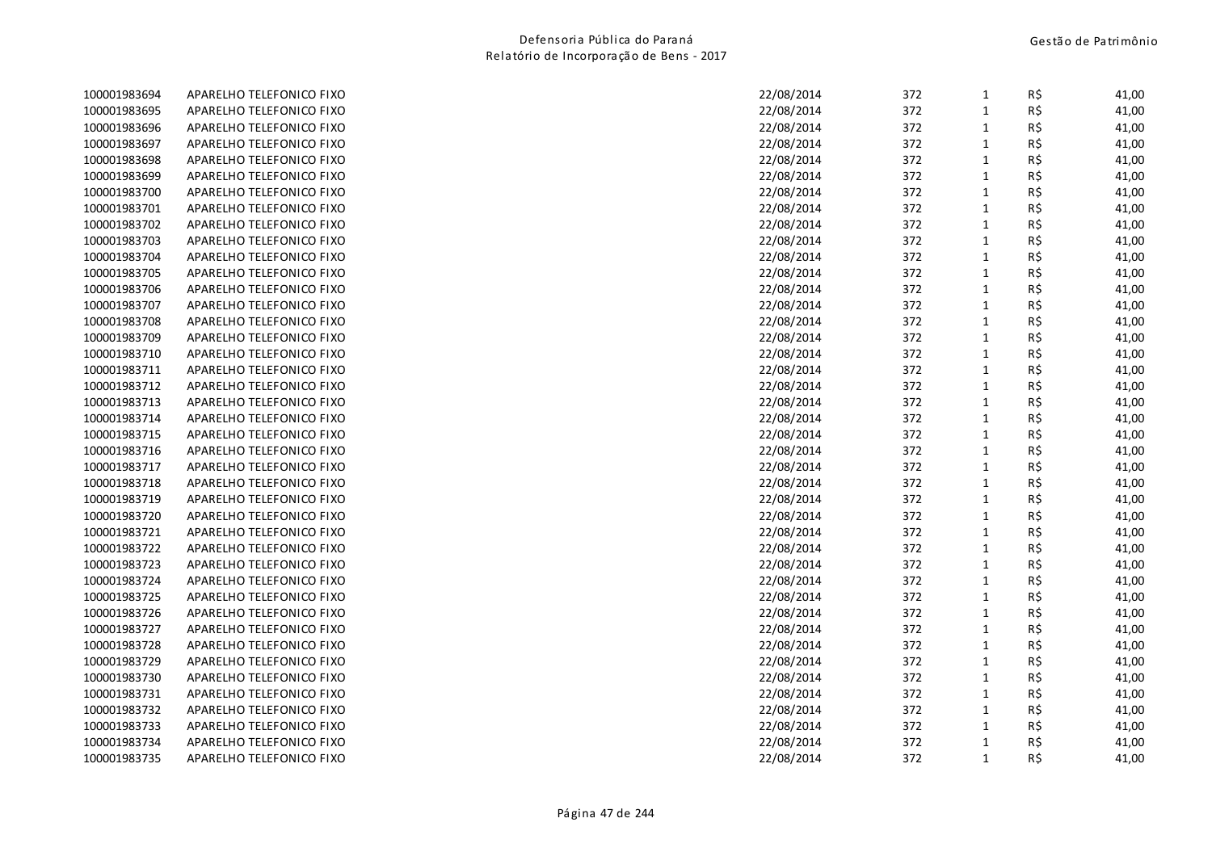| | | | | | | |
|---|---|---|---|---|---|---|
| 100001983694 | APARELHO TELEFONICO FIXO | 22/08/2014 | 372 | 1 | R$ | 41,00 |
| 100001983695 | APARELHO TELEFONICO FIXO | 22/08/2014 | 372 | 1 | R$ | 41,00 |
| 100001983696 | APARELHO TELEFONICO FIXO | 22/08/2014 | 372 | 1 | R$ | 41,00 |
| 100001983697 | APARELHO TELEFONICO FIXO | 22/08/2014 | 372 | 1 | R$ | 41,00 |
| 100001983698 | APARELHO TELEFONICO FIXO | 22/08/2014 | 372 | 1 | R$ | 41,00 |
| 100001983699 | APARELHO TELEFONICO FIXO | 22/08/2014 | 372 | 1 | R$ | 41,00 |
| 100001983700 | APARELHO TELEFONICO FIXO | 22/08/2014 | 372 | 1 | R$ | 41,00 |
| 100001983701 | APARELHO TELEFONICO FIXO | 22/08/2014 | 372 | 1 | R$ | 41,00 |
| 100001983702 | APARELHO TELEFONICO FIXO | 22/08/2014 | 372 | 1 | R$ | 41,00 |
| 100001983703 | APARELHO TELEFONICO FIXO | 22/08/2014 | 372 | 1 | R$ | 41,00 |
| 100001983704 | APARELHO TELEFONICO FIXO | 22/08/2014 | 372 | 1 | R$ | 41,00 |
| 100001983705 | APARELHO TELEFONICO FIXO | 22/08/2014 | 372 | 1 | R$ | 41,00 |
| 100001983706 | APARELHO TELEFONICO FIXO | 22/08/2014 | 372 | 1 | R$ | 41,00 |
| 100001983707 | APARELHO TELEFONICO FIXO | 22/08/2014 | 372 | 1 | R$ | 41,00 |
| 100001983708 | APARELHO TELEFONICO FIXO | 22/08/2014 | 372 | 1 | R$ | 41,00 |
| 100001983709 | APARELHO TELEFONICO FIXO | 22/08/2014 | 372 | 1 | R$ | 41,00 |
| 100001983710 | APARELHO TELEFONICO FIXO | 22/08/2014 | 372 | 1 | R$ | 41,00 |
| 100001983711 | APARELHO TELEFONICO FIXO | 22/08/2014 | 372 | 1 | R$ | 41,00 |
| 100001983712 | APARELHO TELEFONICO FIXO | 22/08/2014 | 372 | 1 | R$ | 41,00 |
| 100001983713 | APARELHO TELEFONICO FIXO | 22/08/2014 | 372 | 1 | R$ | 41,00 |
| 100001983714 | APARELHO TELEFONICO FIXO | 22/08/2014 | 372 | 1 | R$ | 41,00 |
| 100001983715 | APARELHO TELEFONICO FIXO | 22/08/2014 | 372 | 1 | R$ | 41,00 |
| 100001983716 | APARELHO TELEFONICO FIXO | 22/08/2014 | 372 | 1 | R$ | 41,00 |
| 100001983717 | APARELHO TELEFONICO FIXO | 22/08/2014 | 372 | 1 | R$ | 41,00 |
| 100001983718 | APARELHO TELEFONICO FIXO | 22/08/2014 | 372 | 1 | R$ | 41,00 |
| 100001983719 | APARELHO TELEFONICO FIXO | 22/08/2014 | 372 | 1 | R$ | 41,00 |
| 100001983720 | APARELHO TELEFONICO FIXO | 22/08/2014 | 372 | 1 | R$ | 41,00 |
| 100001983721 | APARELHO TELEFONICO FIXO | 22/08/2014 | 372 | 1 | R$ | 41,00 |
| 100001983722 | APARELHO TELEFONICO FIXO | 22/08/2014 | 372 | 1 | R$ | 41,00 |
| 100001983723 | APARELHO TELEFONICO FIXO | 22/08/2014 | 372 | 1 | R$ | 41,00 |
| 100001983724 | APARELHO TELEFONICO FIXO | 22/08/2014 | 372 | 1 | R$ | 41,00 |
| 100001983725 | APARELHO TELEFONICO FIXO | 22/08/2014 | 372 | 1 | R$ | 41,00 |
| 100001983726 | APARELHO TELEFONICO FIXO | 22/08/2014 | 372 | 1 | R$ | 41,00 |
| 100001983727 | APARELHO TELEFONICO FIXO | 22/08/2014 | 372 | 1 | R$ | 41,00 |
| 100001983728 | APARELHO TELEFONICO FIXO | 22/08/2014 | 372 | 1 | R$ | 41,00 |
| 100001983729 | APARELHO TELEFONICO FIXO | 22/08/2014 | 372 | 1 | R$ | 41,00 |
| 100001983730 | APARELHO TELEFONICO FIXO | 22/08/2014 | 372 | 1 | R$ | 41,00 |
| 100001983731 | APARELHO TELEFONICO FIXO | 22/08/2014 | 372 | 1 | R$ | 41,00 |
| 100001983732 | APARELHO TELEFONICO FIXO | 22/08/2014 | 372 | 1 | R$ | 41,00 |
| 100001983733 | APARELHO TELEFONICO FIXO | 22/08/2014 | 372 | 1 | R$ | 41,00 |
| 100001983734 | APARELHO TELEFONICO FIXO | 22/08/2014 | 372 | 1 | R$ | 41,00 |
| 100001983735 | APARELHO TELEFONICO FIXO | 22/08/2014 | 372 | 1 | R$ | 41,00 |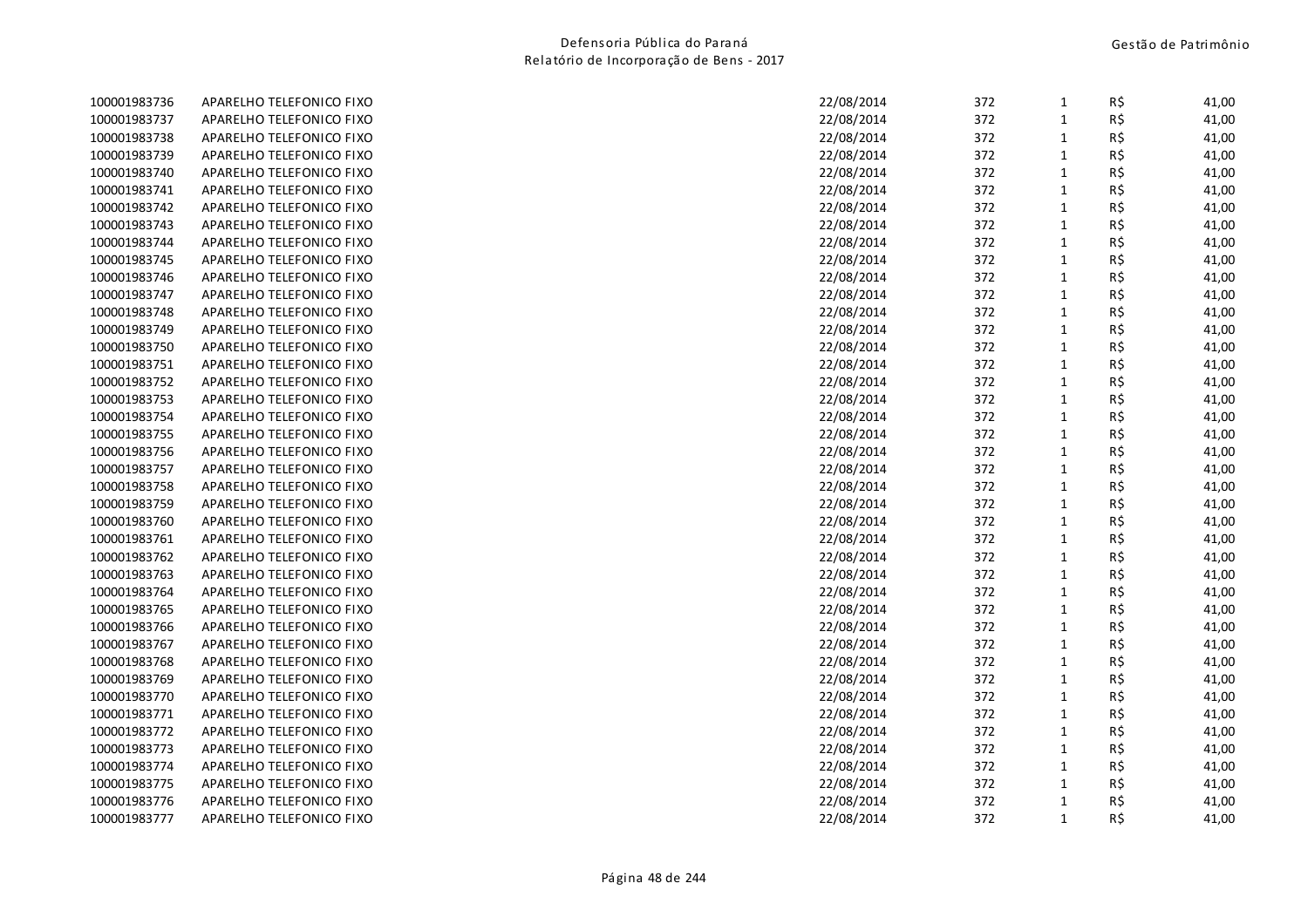| | | | | | | |
|---|---|---|---|---|---|---|
| 100001983736 | APARELHO TELEFONICO FIXO | 22/08/2014 | 372 | 1 | R$ | 41,00 |
| 100001983737 | APARELHO TELEFONICO FIXO | 22/08/2014 | 372 | 1 | R$ | 41,00 |
| 100001983738 | APARELHO TELEFONICO FIXO | 22/08/2014 | 372 | 1 | R$ | 41,00 |
| 100001983739 | APARELHO TELEFONICO FIXO | 22/08/2014 | 372 | 1 | R$ | 41,00 |
| 100001983740 | APARELHO TELEFONICO FIXO | 22/08/2014 | 372 | 1 | R$ | 41,00 |
| 100001983741 | APARELHO TELEFONICO FIXO | 22/08/2014 | 372 | 1 | R$ | 41,00 |
| 100001983742 | APARELHO TELEFONICO FIXO | 22/08/2014 | 372 | 1 | R$ | 41,00 |
| 100001983743 | APARELHO TELEFONICO FIXO | 22/08/2014 | 372 | 1 | R$ | 41,00 |
| 100001983744 | APARELHO TELEFONICO FIXO | 22/08/2014 | 372 | 1 | R$ | 41,00 |
| 100001983745 | APARELHO TELEFONICO FIXO | 22/08/2014 | 372 | 1 | R$ | 41,00 |
| 100001983746 | APARELHO TELEFONICO FIXO | 22/08/2014 | 372 | 1 | R$ | 41,00 |
| 100001983747 | APARELHO TELEFONICO FIXO | 22/08/2014 | 372 | 1 | R$ | 41,00 |
| 100001983748 | APARELHO TELEFONICO FIXO | 22/08/2014 | 372 | 1 | R$ | 41,00 |
| 100001983749 | APARELHO TELEFONICO FIXO | 22/08/2014 | 372 | 1 | R$ | 41,00 |
| 100001983750 | APARELHO TELEFONICO FIXO | 22/08/2014 | 372 | 1 | R$ | 41,00 |
| 100001983751 | APARELHO TELEFONICO FIXO | 22/08/2014 | 372 | 1 | R$ | 41,00 |
| 100001983752 | APARELHO TELEFONICO FIXO | 22/08/2014 | 372 | 1 | R$ | 41,00 |
| 100001983753 | APARELHO TELEFONICO FIXO | 22/08/2014 | 372 | 1 | R$ | 41,00 |
| 100001983754 | APARELHO TELEFONICO FIXO | 22/08/2014 | 372 | 1 | R$ | 41,00 |
| 100001983755 | APARELHO TELEFONICO FIXO | 22/08/2014 | 372 | 1 | R$ | 41,00 |
| 100001983756 | APARELHO TELEFONICO FIXO | 22/08/2014 | 372 | 1 | R$ | 41,00 |
| 100001983757 | APARELHO TELEFONICO FIXO | 22/08/2014 | 372 | 1 | R$ | 41,00 |
| 100001983758 | APARELHO TELEFONICO FIXO | 22/08/2014 | 372 | 1 | R$ | 41,00 |
| 100001983759 | APARELHO TELEFONICO FIXO | 22/08/2014 | 372 | 1 | R$ | 41,00 |
| 100001983760 | APARELHO TELEFONICO FIXO | 22/08/2014 | 372 | 1 | R$ | 41,00 |
| 100001983761 | APARELHO TELEFONICO FIXO | 22/08/2014 | 372 | 1 | R$ | 41,00 |
| 100001983762 | APARELHO TELEFONICO FIXO | 22/08/2014 | 372 | 1 | R$ | 41,00 |
| 100001983763 | APARELHO TELEFONICO FIXO | 22/08/2014 | 372 | 1 | R$ | 41,00 |
| 100001983764 | APARELHO TELEFONICO FIXO | 22/08/2014 | 372 | 1 | R$ | 41,00 |
| 100001983765 | APARELHO TELEFONICO FIXO | 22/08/2014 | 372 | 1 | R$ | 41,00 |
| 100001983766 | APARELHO TELEFONICO FIXO | 22/08/2014 | 372 | 1 | R$ | 41,00 |
| 100001983767 | APARELHO TELEFONICO FIXO | 22/08/2014 | 372 | 1 | R$ | 41,00 |
| 100001983768 | APARELHO TELEFONICO FIXO | 22/08/2014 | 372 | 1 | R$ | 41,00 |
| 100001983769 | APARELHO TELEFONICO FIXO | 22/08/2014 | 372 | 1 | R$ | 41,00 |
| 100001983770 | APARELHO TELEFONICO FIXO | 22/08/2014 | 372 | 1 | R$ | 41,00 |
| 100001983771 | APARELHO TELEFONICO FIXO | 22/08/2014 | 372 | 1 | R$ | 41,00 |
| 100001983772 | APARELHO TELEFONICO FIXO | 22/08/2014 | 372 | 1 | R$ | 41,00 |
| 100001983773 | APARELHO TELEFONICO FIXO | 22/08/2014 | 372 | 1 | R$ | 41,00 |
| 100001983774 | APARELHO TELEFONICO FIXO | 22/08/2014 | 372 | 1 | R$ | 41,00 |
| 100001983775 | APARELHO TELEFONICO FIXO | 22/08/2014 | 372 | 1 | R$ | 41,00 |
| 100001983776 | APARELHO TELEFONICO FIXO | 22/08/2014 | 372 | 1 | R$ | 41,00 |
| 100001983777 | APARELHO TELEFONICO FIXO | 22/08/2014 | 372 | 1 | R$ | 41,00 |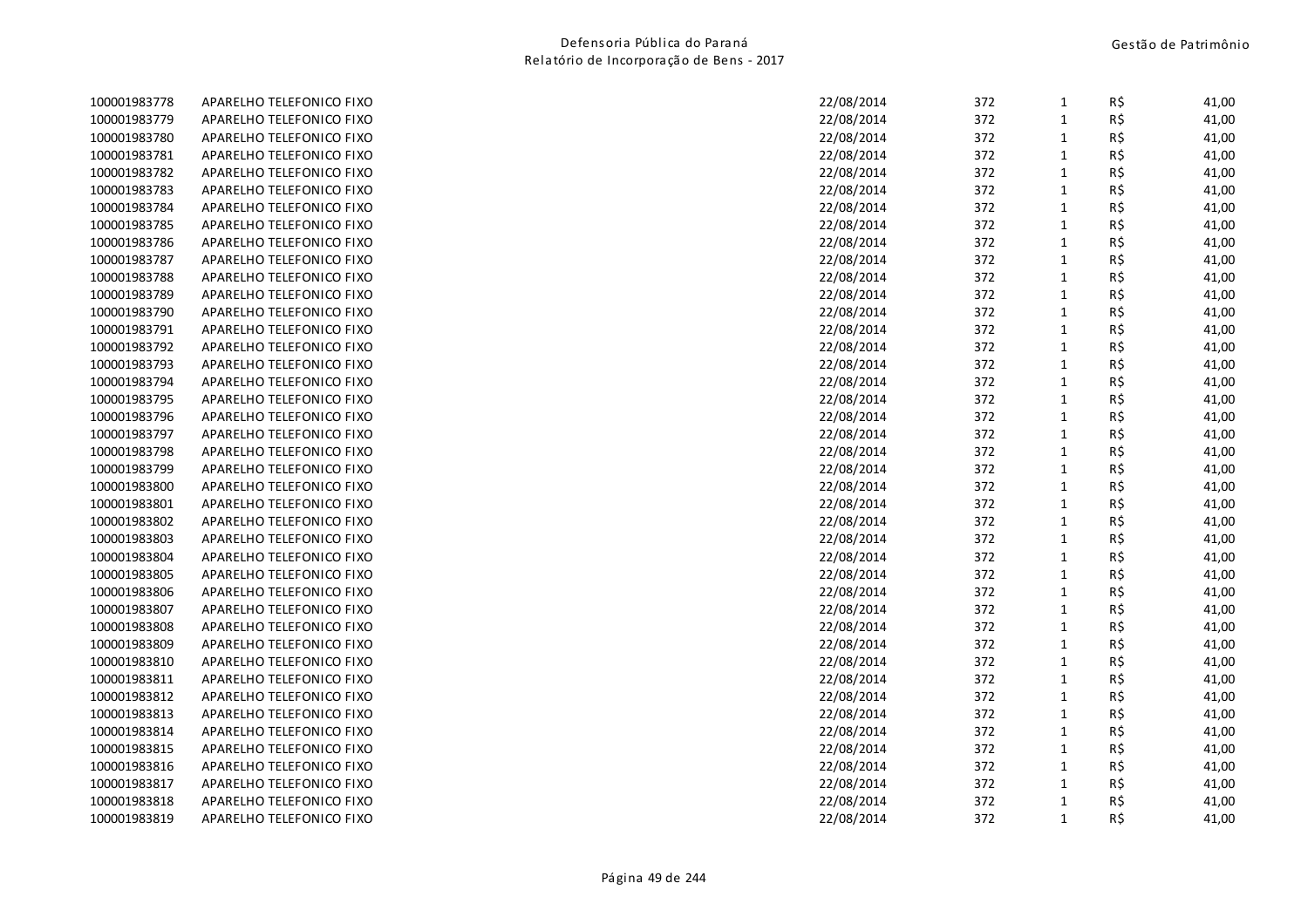| | | | | | | |
|---|---|---|---|---|---|---|
| 100001983778 | APARELHO TELEFONICO FIXO | 22/08/2014 | 372 | 1 | R$ | 41,00 |
| 100001983779 | APARELHO TELEFONICO FIXO | 22/08/2014 | 372 | 1 | R$ | 41,00 |
| 100001983780 | APARELHO TELEFONICO FIXO | 22/08/2014 | 372 | 1 | R$ | 41,00 |
| 100001983781 | APARELHO TELEFONICO FIXO | 22/08/2014 | 372 | 1 | R$ | 41,00 |
| 100001983782 | APARELHO TELEFONICO FIXO | 22/08/2014 | 372 | 1 | R$ | 41,00 |
| 100001983783 | APARELHO TELEFONICO FIXO | 22/08/2014 | 372 | 1 | R$ | 41,00 |
| 100001983784 | APARELHO TELEFONICO FIXO | 22/08/2014 | 372 | 1 | R$ | 41,00 |
| 100001983785 | APARELHO TELEFONICO FIXO | 22/08/2014 | 372 | 1 | R$ | 41,00 |
| 100001983786 | APARELHO TELEFONICO FIXO | 22/08/2014 | 372 | 1 | R$ | 41,00 |
| 100001983787 | APARELHO TELEFONICO FIXO | 22/08/2014 | 372 | 1 | R$ | 41,00 |
| 100001983788 | APARELHO TELEFONICO FIXO | 22/08/2014 | 372 | 1 | R$ | 41,00 |
| 100001983789 | APARELHO TELEFONICO FIXO | 22/08/2014 | 372 | 1 | R$ | 41,00 |
| 100001983790 | APARELHO TELEFONICO FIXO | 22/08/2014 | 372 | 1 | R$ | 41,00 |
| 100001983791 | APARELHO TELEFONICO FIXO | 22/08/2014 | 372 | 1 | R$ | 41,00 |
| 100001983792 | APARELHO TELEFONICO FIXO | 22/08/2014 | 372 | 1 | R$ | 41,00 |
| 100001983793 | APARELHO TELEFONICO FIXO | 22/08/2014 | 372 | 1 | R$ | 41,00 |
| 100001983794 | APARELHO TELEFONICO FIXO | 22/08/2014 | 372 | 1 | R$ | 41,00 |
| 100001983795 | APARELHO TELEFONICO FIXO | 22/08/2014 | 372 | 1 | R$ | 41,00 |
| 100001983796 | APARELHO TELEFONICO FIXO | 22/08/2014 | 372 | 1 | R$ | 41,00 |
| 100001983797 | APARELHO TELEFONICO FIXO | 22/08/2014 | 372 | 1 | R$ | 41,00 |
| 100001983798 | APARELHO TELEFONICO FIXO | 22/08/2014 | 372 | 1 | R$ | 41,00 |
| 100001983799 | APARELHO TELEFONICO FIXO | 22/08/2014 | 372 | 1 | R$ | 41,00 |
| 100001983800 | APARELHO TELEFONICO FIXO | 22/08/2014 | 372 | 1 | R$ | 41,00 |
| 100001983801 | APARELHO TELEFONICO FIXO | 22/08/2014 | 372 | 1 | R$ | 41,00 |
| 100001983802 | APARELHO TELEFONICO FIXO | 22/08/2014 | 372 | 1 | R$ | 41,00 |
| 100001983803 | APARELHO TELEFONICO FIXO | 22/08/2014 | 372 | 1 | R$ | 41,00 |
| 100001983804 | APARELHO TELEFONICO FIXO | 22/08/2014 | 372 | 1 | R$ | 41,00 |
| 100001983805 | APARELHO TELEFONICO FIXO | 22/08/2014 | 372 | 1 | R$ | 41,00 |
| 100001983806 | APARELHO TELEFONICO FIXO | 22/08/2014 | 372 | 1 | R$ | 41,00 |
| 100001983807 | APARELHO TELEFONICO FIXO | 22/08/2014 | 372 | 1 | R$ | 41,00 |
| 100001983808 | APARELHO TELEFONICO FIXO | 22/08/2014 | 372 | 1 | R$ | 41,00 |
| 100001983809 | APARELHO TELEFONICO FIXO | 22/08/2014 | 372 | 1 | R$ | 41,00 |
| 100001983810 | APARELHO TELEFONICO FIXO | 22/08/2014 | 372 | 1 | R$ | 41,00 |
| 100001983811 | APARELHO TELEFONICO FIXO | 22/08/2014 | 372 | 1 | R$ | 41,00 |
| 100001983812 | APARELHO TELEFONICO FIXO | 22/08/2014 | 372 | 1 | R$ | 41,00 |
| 100001983813 | APARELHO TELEFONICO FIXO | 22/08/2014 | 372 | 1 | R$ | 41,00 |
| 100001983814 | APARELHO TELEFONICO FIXO | 22/08/2014 | 372 | 1 | R$ | 41,00 |
| 100001983815 | APARELHO TELEFONICO FIXO | 22/08/2014 | 372 | 1 | R$ | 41,00 |
| 100001983816 | APARELHO TELEFONICO FIXO | 22/08/2014 | 372 | 1 | R$ | 41,00 |
| 100001983817 | APARELHO TELEFONICO FIXO | 22/08/2014 | 372 | 1 | R$ | 41,00 |
| 100001983818 | APARELHO TELEFONICO FIXO | 22/08/2014 | 372 | 1 | R$ | 41,00 |
| 100001983819 | APARELHO TELEFONICO FIXO | 22/08/2014 | 372 | 1 | R$ | 41,00 |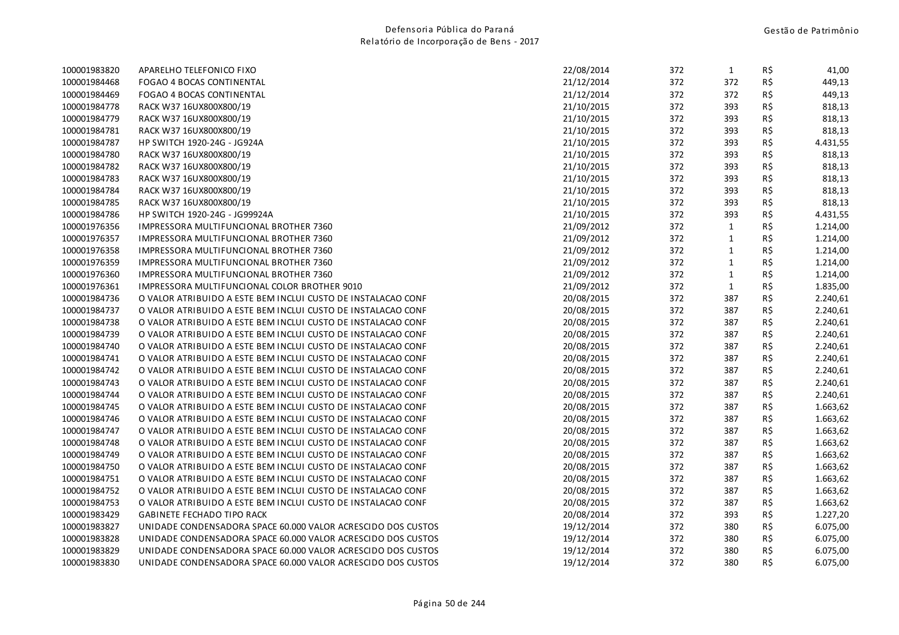| | | | | | | |
|---|---|---|---|---|---|---|
| 100001983820 | APARELHO TELEFONICO FIXO | 22/08/2014 | 372 | 1 | R$ | 41,00 |
| 100001984468 | FOGAO 4 BOCAS CONTINENTAL | 21/12/2014 | 372 | 372 | R$ | 449,13 |
| 100001984469 | FOGAO 4 BOCAS CONTINENTAL | 21/12/2014 | 372 | 372 | R$ | 449,13 |
| 100001984778 | RACK W37 16UX800X800/19 | 21/10/2015 | 372 | 393 | R$ | 818,13 |
| 100001984779 | RACK W37 16UX800X800/19 | 21/10/2015 | 372 | 393 | R$ | 818,13 |
| 100001984781 | RACK W37 16UX800X800/19 | 21/10/2015 | 372 | 393 | R$ | 818,13 |
| 100001984787 | HP SWITCH 1920-24G - JG924A | 21/10/2015 | 372 | 393 | R$ | 4.431,55 |
| 100001984780 | RACK W37 16UX800X800/19 | 21/10/2015 | 372 | 393 | R$ | 818,13 |
| 100001984782 | RACK W37 16UX800X800/19 | 21/10/2015 | 372 | 393 | R$ | 818,13 |
| 100001984783 | RACK W37 16UX800X800/19 | 21/10/2015 | 372 | 393 | R$ | 818,13 |
| 100001984784 | RACK W37 16UX800X800/19 | 21/10/2015 | 372 | 393 | R$ | 818,13 |
| 100001984785 | RACK W37 16UX800X800/19 | 21/10/2015 | 372 | 393 | R$ | 818,13 |
| 100001984786 | HP SWITCH 1920-24G - JG99924A | 21/10/2015 | 372 | 393 | R$ | 4.431,55 |
| 100001976356 | IMPRESSORA MULTIFUNCIONAL BROTHER 7360 | 21/09/2012 | 372 | 1 | R$ | 1.214,00 |
| 100001976357 | IMPRESSORA MULTIFUNCIONAL BROTHER 7360 | 21/09/2012 | 372 | 1 | R$ | 1.214,00 |
| 100001976358 | IMPRESSORA MULTIFUNCIONAL BROTHER 7360 | 21/09/2012 | 372 | 1 | R$ | 1.214,00 |
| 100001976359 | IMPRESSORA MULTIFUNCIONAL BROTHER 7360 | 21/09/2012 | 372 | 1 | R$ | 1.214,00 |
| 100001976360 | IMPRESSORA MULTIFUNCIONAL BROTHER 7360 | 21/09/2012 | 372 | 1 | R$ | 1.214,00 |
| 100001976361 | IMPRESSORA MULTIFUNCIONAL COLOR BROTHER 9010 | 21/09/2012 | 372 | 1 | R$ | 1.835,00 |
| 100001984736 | O VALOR ATRIBUIDO A ESTE BEM INCLUI CUSTO DE INSTALACAO CONF | 20/08/2015 | 372 | 387 | R$ | 2.240,61 |
| 100001984737 | O VALOR ATRIBUIDO A ESTE BEM INCLUI CUSTO DE INSTALACAO CONF | 20/08/2015 | 372 | 387 | R$ | 2.240,61 |
| 100001984738 | O VALOR ATRIBUIDO A ESTE BEM INCLUI CUSTO DE INSTALACAO CONF | 20/08/2015 | 372 | 387 | R$ | 2.240,61 |
| 100001984739 | O VALOR ATRIBUIDO A ESTE BEM INCLUI CUSTO DE INSTALACAO CONF | 20/08/2015 | 372 | 387 | R$ | 2.240,61 |
| 100001984740 | O VALOR ATRIBUIDO A ESTE BEM INCLUI CUSTO DE INSTALACAO CONF | 20/08/2015 | 372 | 387 | R$ | 2.240,61 |
| 100001984741 | O VALOR ATRIBUIDO A ESTE BEM INCLUI CUSTO DE INSTALACAO CONF | 20/08/2015 | 372 | 387 | R$ | 2.240,61 |
| 100001984742 | O VALOR ATRIBUIDO A ESTE BEM INCLUI CUSTO DE INSTALACAO CONF | 20/08/2015 | 372 | 387 | R$ | 2.240,61 |
| 100001984743 | O VALOR ATRIBUIDO A ESTE BEM INCLUI CUSTO DE INSTALACAO CONF | 20/08/2015 | 372 | 387 | R$ | 2.240,61 |
| 100001984744 | O VALOR ATRIBUIDO A ESTE BEM INCLUI CUSTO DE INSTALACAO CONF | 20/08/2015 | 372 | 387 | R$ | 2.240,61 |
| 100001984745 | O VALOR ATRIBUIDO A ESTE BEM INCLUI CUSTO DE INSTALACAO CONF | 20/08/2015 | 372 | 387 | R$ | 1.663,62 |
| 100001984746 | O VALOR ATRIBUIDO A ESTE BEM INCLUI CUSTO DE INSTALACAO CONF | 20/08/2015 | 372 | 387 | R$ | 1.663,62 |
| 100001984747 | O VALOR ATRIBUIDO A ESTE BEM INCLUI CUSTO DE INSTALACAO CONF | 20/08/2015 | 372 | 387 | R$ | 1.663,62 |
| 100001984748 | O VALOR ATRIBUIDO A ESTE BEM INCLUI CUSTO DE INSTALACAO CONF | 20/08/2015 | 372 | 387 | R$ | 1.663,62 |
| 100001984749 | O VALOR ATRIBUIDO A ESTE BEM INCLUI CUSTO DE INSTALACAO CONF | 20/08/2015 | 372 | 387 | R$ | 1.663,62 |
| 100001984750 | O VALOR ATRIBUIDO A ESTE BEM INCLUI CUSTO DE INSTALACAO CONF | 20/08/2015 | 372 | 387 | R$ | 1.663,62 |
| 100001984751 | O VALOR ATRIBUIDO A ESTE BEM INCLUI CUSTO DE INSTALACAO CONF | 20/08/2015 | 372 | 387 | R$ | 1.663,62 |
| 100001984752 | O VALOR ATRIBUIDO A ESTE BEM INCLUI CUSTO DE INSTALACAO CONF | 20/08/2015 | 372 | 387 | R$ | 1.663,62 |
| 100001984753 | O VALOR ATRIBUIDO A ESTE BEM INCLUI CUSTO DE INSTALACAO CONF | 20/08/2015 | 372 | 387 | R$ | 1.663,62 |
| 100001983429 | GABINETE FECHADO TIPO RACK | 20/08/2014 | 372 | 393 | R$ | 1.227,20 |
| 100001983827 | UNIDADE CONDENSADORA SPACE 60.000 VALOR ACRESCIDO DOS CUSTOS | 19/12/2014 | 372 | 380 | R$ | 6.075,00 |
| 100001983828 | UNIDADE CONDENSADORA SPACE 60.000 VALOR ACRESCIDO DOS CUSTOS | 19/12/2014 | 372 | 380 | R$ | 6.075,00 |
| 100001983829 | UNIDADE CONDENSADORA SPACE 60.000 VALOR ACRESCIDO DOS CUSTOS | 19/12/2014 | 372 | 380 | R$ | 6.075,00 |
| 100001983830 | UNIDADE CONDENSADORA SPACE 60.000 VALOR ACRESCIDO DOS CUSTOS | 19/12/2014 | 372 | 380 | R$ | 6.075,00 |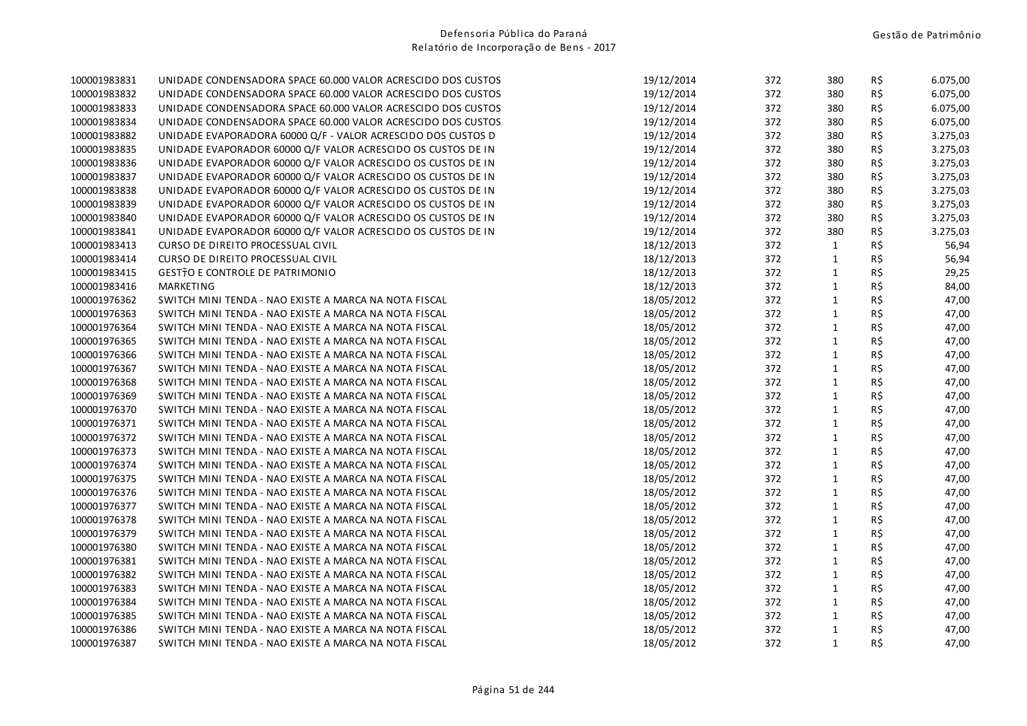| | | | | | | |
|---|---|---|---|---|---|---|
| 100001983831 | UNIDADE CONDENSADORA SPACE 60.000 VALOR ACRESCIDO DOS CUSTOS | 19/12/2014 | 372 | 380 | R$ | 6.075,00 |
| 100001983832 | UNIDADE CONDENSADORA SPACE 60.000 VALOR ACRESCIDO DOS CUSTOS | 19/12/2014 | 372 | 380 | R$ | 6.075,00 |
| 100001983833 | UNIDADE CONDENSADORA SPACE 60.000 VALOR ACRESCIDO DOS CUSTOS | 19/12/2014 | 372 | 380 | R$ | 6.075,00 |
| 100001983834 | UNIDADE CONDENSADORA SPACE 60.000 VALOR ACRESCIDO DOS CUSTOS | 19/12/2014 | 372 | 380 | R$ | 6.075,00 |
| 100001983882 | UNIDADE EVAPORADORA 60000 Q/F - VALOR ACRESCIDO DOS CUSTOS D | 19/12/2014 | 372 | 380 | R$ | 3.275,03 |
| 100001983835 | UNIDADE EVAPORADOR 60000 Q/F VALOR ACRESCIDO OS CUSTOS DE IN | 19/12/2014 | 372 | 380 | R$ | 3.275,03 |
| 100001983836 | UNIDADE EVAPORADOR 60000 Q/F VALOR ACRESCIDO OS CUSTOS DE IN | 19/12/2014 | 372 | 380 | R$ | 3.275,03 |
| 100001983837 | UNIDADE EVAPORADOR 60000 Q/F VALOR ACRESCIDO OS CUSTOS DE IN | 19/12/2014 | 372 | 380 | R$ | 3.275,03 |
| 100001983838 | UNIDADE EVAPORADOR 60000 Q/F VALOR ACRESCIDO OS CUSTOS DE IN | 19/12/2014 | 372 | 380 | R$ | 3.275,03 |
| 100001983839 | UNIDADE EVAPORADOR 60000 Q/F VALOR ACRESCIDO OS CUSTOS DE IN | 19/12/2014 | 372 | 380 | R$ | 3.275,03 |
| 100001983840 | UNIDADE EVAPORADOR 60000 Q/F VALOR ACRESCIDO OS CUSTOS DE IN | 19/12/2014 | 372 | 380 | R$ | 3.275,03 |
| 100001983841 | UNIDADE EVAPORADOR 60000 Q/F VALOR ACRESCIDO OS CUSTOS DE IN | 19/12/2014 | 372 | 380 | R$ | 3.275,03 |
| 100001983413 | CURSO DE DIREITO PROCESSUAL CIVIL | 18/12/2013 | 372 | 1 | R$ | 56,94 |
| 100001983414 | CURSO DE DIREITO PROCESSUAL CIVIL | 18/12/2013 | 372 | 1 | R$ | 56,94 |
| 100001983415 | GESTƑO E CONTROLE DE PATRIMONIO | 18/12/2013 | 372 | 1 | R$ | 29,25 |
| 100001983416 | MARKETING | 18/12/2013 | 372 | 1 | R$ | 84,00 |
| 100001976362 | SWITCH MINI TENDA - NAO EXISTE A MARCA NA NOTA FISCAL | 18/05/2012 | 372 | 1 | R$ | 47,00 |
| 100001976363 | SWITCH MINI TENDA - NAO EXISTE A MARCA NA NOTA FISCAL | 18/05/2012 | 372 | 1 | R$ | 47,00 |
| 100001976364 | SWITCH MINI TENDA - NAO EXISTE A MARCA NA NOTA FISCAL | 18/05/2012 | 372 | 1 | R$ | 47,00 |
| 100001976365 | SWITCH MINI TENDA - NAO EXISTE A MARCA NA NOTA FISCAL | 18/05/2012 | 372 | 1 | R$ | 47,00 |
| 100001976366 | SWITCH MINI TENDA - NAO EXISTE A MARCA NA NOTA FISCAL | 18/05/2012 | 372 | 1 | R$ | 47,00 |
| 100001976367 | SWITCH MINI TENDA - NAO EXISTE A MARCA NA NOTA FISCAL | 18/05/2012 | 372 | 1 | R$ | 47,00 |
| 100001976368 | SWITCH MINI TENDA - NAO EXISTE A MARCA NA NOTA FISCAL | 18/05/2012 | 372 | 1 | R$ | 47,00 |
| 100001976369 | SWITCH MINI TENDA - NAO EXISTE A MARCA NA NOTA FISCAL | 18/05/2012 | 372 | 1 | R$ | 47,00 |
| 100001976370 | SWITCH MINI TENDA - NAO EXISTE A MARCA NA NOTA FISCAL | 18/05/2012 | 372 | 1 | R$ | 47,00 |
| 100001976371 | SWITCH MINI TENDA - NAO EXISTE A MARCA NA NOTA FISCAL | 18/05/2012 | 372 | 1 | R$ | 47,00 |
| 100001976372 | SWITCH MINI TENDA - NAO EXISTE A MARCA NA NOTA FISCAL | 18/05/2012 | 372 | 1 | R$ | 47,00 |
| 100001976373 | SWITCH MINI TENDA - NAO EXISTE A MARCA NA NOTA FISCAL | 18/05/2012 | 372 | 1 | R$ | 47,00 |
| 100001976374 | SWITCH MINI TENDA - NAO EXISTE A MARCA NA NOTA FISCAL | 18/05/2012 | 372 | 1 | R$ | 47,00 |
| 100001976375 | SWITCH MINI TENDA - NAO EXISTE A MARCA NA NOTA FISCAL | 18/05/2012 | 372 | 1 | R$ | 47,00 |
| 100001976376 | SWITCH MINI TENDA - NAO EXISTE A MARCA NA NOTA FISCAL | 18/05/2012 | 372 | 1 | R$ | 47,00 |
| 100001976377 | SWITCH MINI TENDA - NAO EXISTE A MARCA NA NOTA FISCAL | 18/05/2012 | 372 | 1 | R$ | 47,00 |
| 100001976378 | SWITCH MINI TENDA - NAO EXISTE A MARCA NA NOTA FISCAL | 18/05/2012 | 372 | 1 | R$ | 47,00 |
| 100001976379 | SWITCH MINI TENDA - NAO EXISTE A MARCA NA NOTA FISCAL | 18/05/2012 | 372 | 1 | R$ | 47,00 |
| 100001976380 | SWITCH MINI TENDA - NAO EXISTE A MARCA NA NOTA FISCAL | 18/05/2012 | 372 | 1 | R$ | 47,00 |
| 100001976381 | SWITCH MINI TENDA - NAO EXISTE A MARCA NA NOTA FISCAL | 18/05/2012 | 372 | 1 | R$ | 47,00 |
| 100001976382 | SWITCH MINI TENDA - NAO EXISTE A MARCA NA NOTA FISCAL | 18/05/2012 | 372 | 1 | R$ | 47,00 |
| 100001976383 | SWITCH MINI TENDA - NAO EXISTE A MARCA NA NOTA FISCAL | 18/05/2012 | 372 | 1 | R$ | 47,00 |
| 100001976384 | SWITCH MINI TENDA - NAO EXISTE A MARCA NA NOTA FISCAL | 18/05/2012 | 372 | 1 | R$ | 47,00 |
| 100001976385 | SWITCH MINI TENDA - NAO EXISTE A MARCA NA NOTA FISCAL | 18/05/2012 | 372 | 1 | R$ | 47,00 |
| 100001976386 | SWITCH MINI TENDA - NAO EXISTE A MARCA NA NOTA FISCAL | 18/05/2012 | 372 | 1 | R$ | 47,00 |
| 100001976387 | SWITCH MINI TENDA - NAO EXISTE A MARCA NA NOTA FISCAL | 18/05/2012 | 372 | 1 | R$ | 47,00 |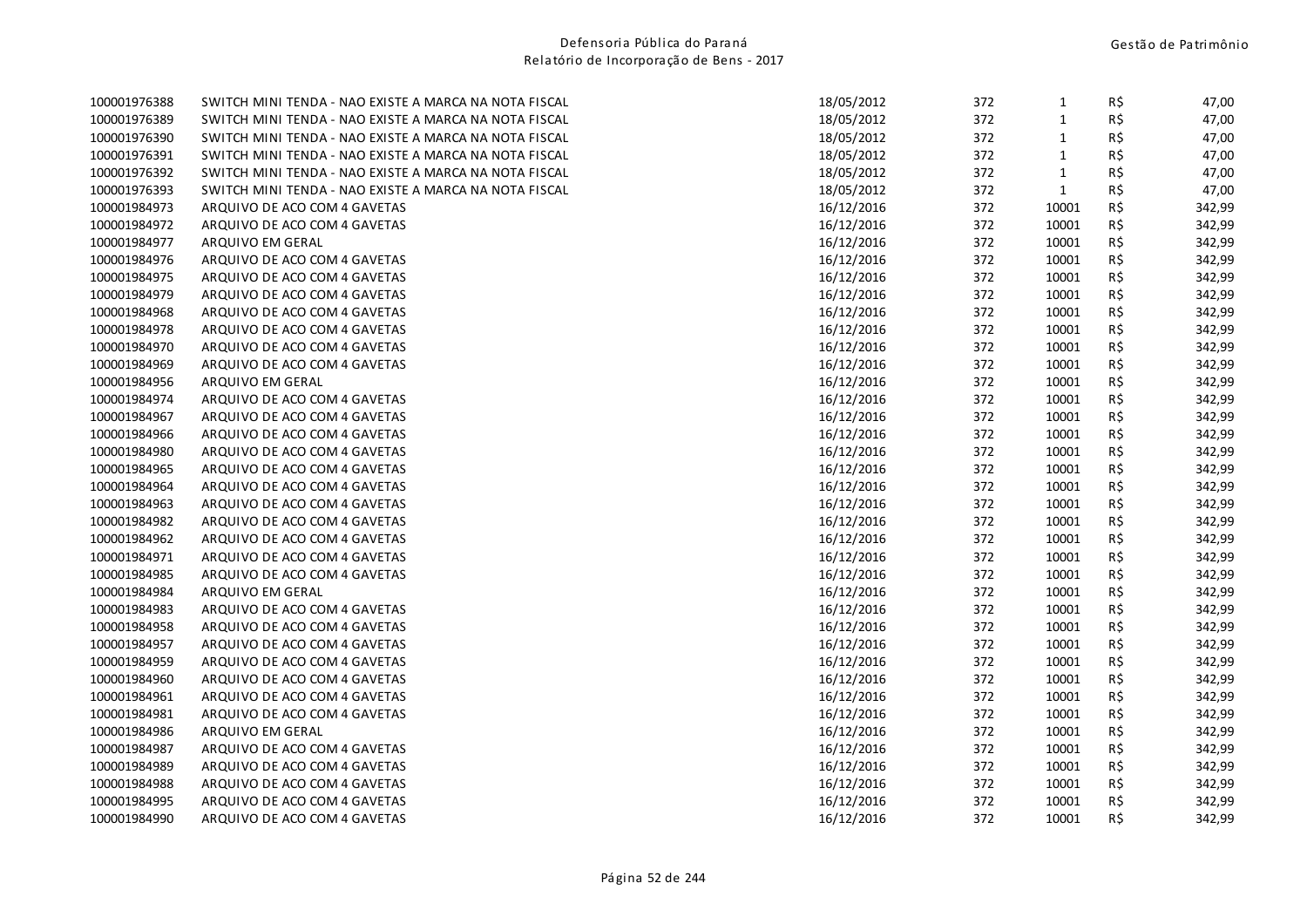| | | | | | | |
|---|---|---|---|---|---|---|
| 100001976388 | SWITCH MINI TENDA - NAO EXISTE A MARCA NA NOTA FISCAL | 18/05/2012 | 372 | 1 | R$ | 47,00 |
| 100001976389 | SWITCH MINI TENDA - NAO EXISTE A MARCA NA NOTA FISCAL | 18/05/2012 | 372 | 1 | R$ | 47,00 |
| 100001976390 | SWITCH MINI TENDA - NAO EXISTE A MARCA NA NOTA FISCAL | 18/05/2012 | 372 | 1 | R$ | 47,00 |
| 100001976391 | SWITCH MINI TENDA - NAO EXISTE A MARCA NA NOTA FISCAL | 18/05/2012 | 372 | 1 | R$ | 47,00 |
| 100001976392 | SWITCH MINI TENDA - NAO EXISTE A MARCA NA NOTA FISCAL | 18/05/2012 | 372 | 1 | R$ | 47,00 |
| 100001976393 | SWITCH MINI TENDA - NAO EXISTE A MARCA NA NOTA FISCAL | 18/05/2012 | 372 | 1 | R$ | 47,00 |
| 100001984973 | ARQUIVO DE ACO COM 4 GAVETAS | 16/12/2016 | 372 | 10001 | R$ | 342,99 |
| 100001984972 | ARQUIVO DE ACO COM 4 GAVETAS | 16/12/2016 | 372 | 10001 | R$ | 342,99 |
| 100001984977 | ARQUIVO EM GERAL | 16/12/2016 | 372 | 10001 | R$ | 342,99 |
| 100001984976 | ARQUIVO DE ACO COM 4 GAVETAS | 16/12/2016 | 372 | 10001 | R$ | 342,99 |
| 100001984975 | ARQUIVO DE ACO COM 4 GAVETAS | 16/12/2016 | 372 | 10001 | R$ | 342,99 |
| 100001984979 | ARQUIVO DE ACO COM 4 GAVETAS | 16/12/2016 | 372 | 10001 | R$ | 342,99 |
| 100001984968 | ARQUIVO DE ACO COM 4 GAVETAS | 16/12/2016 | 372 | 10001 | R$ | 342,99 |
| 100001984978 | ARQUIVO DE ACO COM 4 GAVETAS | 16/12/2016 | 372 | 10001 | R$ | 342,99 |
| 100001984970 | ARQUIVO DE ACO COM 4 GAVETAS | 16/12/2016 | 372 | 10001 | R$ | 342,99 |
| 100001984969 | ARQUIVO DE ACO COM 4 GAVETAS | 16/12/2016 | 372 | 10001 | R$ | 342,99 |
| 100001984956 | ARQUIVO EM GERAL | 16/12/2016 | 372 | 10001 | R$ | 342,99 |
| 100001984974 | ARQUIVO DE ACO COM 4 GAVETAS | 16/12/2016 | 372 | 10001 | R$ | 342,99 |
| 100001984967 | ARQUIVO DE ACO COM 4 GAVETAS | 16/12/2016 | 372 | 10001 | R$ | 342,99 |
| 100001984966 | ARQUIVO DE ACO COM 4 GAVETAS | 16/12/2016 | 372 | 10001 | R$ | 342,99 |
| 100001984980 | ARQUIVO DE ACO COM 4 GAVETAS | 16/12/2016 | 372 | 10001 | R$ | 342,99 |
| 100001984965 | ARQUIVO DE ACO COM 4 GAVETAS | 16/12/2016 | 372 | 10001 | R$ | 342,99 |
| 100001984964 | ARQUIVO DE ACO COM 4 GAVETAS | 16/12/2016 | 372 | 10001 | R$ | 342,99 |
| 100001984963 | ARQUIVO DE ACO COM 4 GAVETAS | 16/12/2016 | 372 | 10001 | R$ | 342,99 |
| 100001984982 | ARQUIVO DE ACO COM 4 GAVETAS | 16/12/2016 | 372 | 10001 | R$ | 342,99 |
| 100001984962 | ARQUIVO DE ACO COM 4 GAVETAS | 16/12/2016 | 372 | 10001 | R$ | 342,99 |
| 100001984971 | ARQUIVO DE ACO COM 4 GAVETAS | 16/12/2016 | 372 | 10001 | R$ | 342,99 |
| 100001984985 | ARQUIVO DE ACO COM 4 GAVETAS | 16/12/2016 | 372 | 10001 | R$ | 342,99 |
| 100001984984 | ARQUIVO EM GERAL | 16/12/2016 | 372 | 10001 | R$ | 342,99 |
| 100001984983 | ARQUIVO DE ACO COM 4 GAVETAS | 16/12/2016 | 372 | 10001 | R$ | 342,99 |
| 100001984958 | ARQUIVO DE ACO COM 4 GAVETAS | 16/12/2016 | 372 | 10001 | R$ | 342,99 |
| 100001984957 | ARQUIVO DE ACO COM 4 GAVETAS | 16/12/2016 | 372 | 10001 | R$ | 342,99 |
| 100001984959 | ARQUIVO DE ACO COM 4 GAVETAS | 16/12/2016 | 372 | 10001 | R$ | 342,99 |
| 100001984960 | ARQUIVO DE ACO COM 4 GAVETAS | 16/12/2016 | 372 | 10001 | R$ | 342,99 |
| 100001984961 | ARQUIVO DE ACO COM 4 GAVETAS | 16/12/2016 | 372 | 10001 | R$ | 342,99 |
| 100001984981 | ARQUIVO DE ACO COM 4 GAVETAS | 16/12/2016 | 372 | 10001 | R$ | 342,99 |
| 100001984986 | ARQUIVO EM GERAL | 16/12/2016 | 372 | 10001 | R$ | 342,99 |
| 100001984987 | ARQUIVO DE ACO COM 4 GAVETAS | 16/12/2016 | 372 | 10001 | R$ | 342,99 |
| 100001984989 | ARQUIVO DE ACO COM 4 GAVETAS | 16/12/2016 | 372 | 10001 | R$ | 342,99 |
| 100001984988 | ARQUIVO DE ACO COM 4 GAVETAS | 16/12/2016 | 372 | 10001 | R$ | 342,99 |
| 100001984995 | ARQUIVO DE ACO COM 4 GAVETAS | 16/12/2016 | 372 | 10001 | R$ | 342,99 |
| 100001984990 | ARQUIVO DE ACO COM 4 GAVETAS | 16/12/2016 | 372 | 10001 | R$ | 342,99 |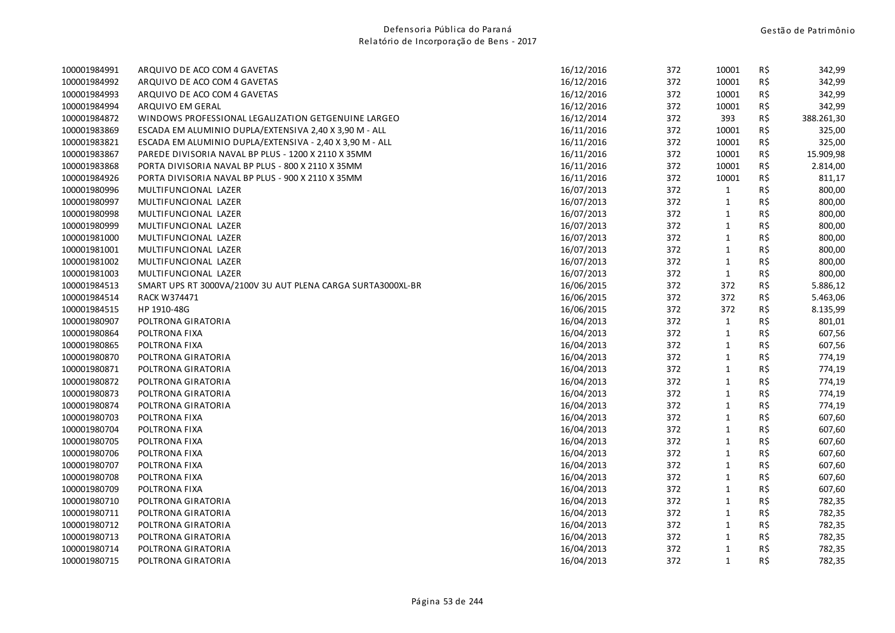| | | | | | | |
|---|---|---|---|---|---|---|
| 100001984991 | ARQUIVO DE ACO COM 4 GAVETAS | 16/12/2016 | 372 | 10001 | R$ | 342,99 |
| 100001984992 | ARQUIVO DE ACO COM 4 GAVETAS | 16/12/2016 | 372 | 10001 | R$ | 342,99 |
| 100001984993 | ARQUIVO DE ACO COM 4 GAVETAS | 16/12/2016 | 372 | 10001 | R$ | 342,99 |
| 100001984994 | ARQUIVO EM GERAL | 16/12/2016 | 372 | 10001 | R$ | 342,99 |
| 100001984872 | WINDOWS PROFESSIONAL LEGALIZATION GETGENUINE LARGEO | 16/12/2014 | 372 | 393 | R$ | 388.261,30 |
| 100001983869 | ESCADA EM ALUMINIO DUPLA/EXTENSIVA 2,40 X 3,90 M - ALL | 16/11/2016 | 372 | 10001 | R$ | 325,00 |
| 100001983821 | ESCADA EM ALUMINIO DUPLA/EXTENSIVA - 2,40 X 3,90 M - ALL | 16/11/2016 | 372 | 10001 | R$ | 325,00 |
| 100001983867 | PAREDE DIVISORIA NAVAL BP PLUS - 1200 X 2110 X 35MM | 16/11/2016 | 372 | 10001 | R$ | 15.909,98 |
| 100001983868 | PORTA DIVISORIA NAVAL BP PLUS - 800 X 2110 X 35MM | 16/11/2016 | 372 | 10001 | R$ | 2.814,00 |
| 100001984926 | PORTA DIVISORIA NAVAL BP PLUS - 900 X 2110 X 35MM | 16/11/2016 | 372 | 10001 | R$ | 811,17 |
| 100001980996 | MULTIFUNCIONAL LAZER | 16/07/2013 | 372 | 1 | R$ | 800,00 |
| 100001980997 | MULTIFUNCIONAL LAZER | 16/07/2013 | 372 | 1 | R$ | 800,00 |
| 100001980998 | MULTIFUNCIONAL LAZER | 16/07/2013 | 372 | 1 | R$ | 800,00 |
| 100001980999 | MULTIFUNCIONAL LAZER | 16/07/2013 | 372 | 1 | R$ | 800,00 |
| 100001981000 | MULTIFUNCIONAL LAZER | 16/07/2013 | 372 | 1 | R$ | 800,00 |
| 100001981001 | MULTIFUNCIONAL LAZER | 16/07/2013 | 372 | 1 | R$ | 800,00 |
| 100001981002 | MULTIFUNCIONAL LAZER | 16/07/2013 | 372 | 1 | R$ | 800,00 |
| 100001981003 | MULTIFUNCIONAL LAZER | 16/07/2013 | 372 | 1 | R$ | 800,00 |
| 100001984513 | SMART UPS RT 3000VA/2100V 3U AUT PLENA CARGA SURTA3000XL-BR | 16/06/2015 | 372 | 372 | R$ | 5.886,12 |
| 100001984514 | RACK W374471 | 16/06/2015 | 372 | 372 | R$ | 5.463,06 |
| 100001984515 | HP 1910-48G | 16/06/2015 | 372 | 372 | R$ | 8.135,99 |
| 100001980907 | POLTRONA GIRATORIA | 16/04/2013 | 372 | 1 | R$ | 801,01 |
| 100001980864 | POLTRONA FIXA | 16/04/2013 | 372 | 1 | R$ | 607,56 |
| 100001980865 | POLTRONA FIXA | 16/04/2013 | 372 | 1 | R$ | 607,56 |
| 100001980870 | POLTRONA GIRATORIA | 16/04/2013 | 372 | 1 | R$ | 774,19 |
| 100001980871 | POLTRONA GIRATORIA | 16/04/2013 | 372 | 1 | R$ | 774,19 |
| 100001980872 | POLTRONA GIRATORIA | 16/04/2013 | 372 | 1 | R$ | 774,19 |
| 100001980873 | POLTRONA GIRATORIA | 16/04/2013 | 372 | 1 | R$ | 774,19 |
| 100001980874 | POLTRONA GIRATORIA | 16/04/2013 | 372 | 1 | R$ | 774,19 |
| 100001980703 | POLTRONA FIXA | 16/04/2013 | 372 | 1 | R$ | 607,60 |
| 100001980704 | POLTRONA FIXA | 16/04/2013 | 372 | 1 | R$ | 607,60 |
| 100001980705 | POLTRONA FIXA | 16/04/2013 | 372 | 1 | R$ | 607,60 |
| 100001980706 | POLTRONA FIXA | 16/04/2013 | 372 | 1 | R$ | 607,60 |
| 100001980707 | POLTRONA FIXA | 16/04/2013 | 372 | 1 | R$ | 607,60 |
| 100001980708 | POLTRONA FIXA | 16/04/2013 | 372 | 1 | R$ | 607,60 |
| 100001980709 | POLTRONA FIXA | 16/04/2013 | 372 | 1 | R$ | 607,60 |
| 100001980710 | POLTRONA GIRATORIA | 16/04/2013 | 372 | 1 | R$ | 782,35 |
| 100001980711 | POLTRONA GIRATORIA | 16/04/2013 | 372 | 1 | R$ | 782,35 |
| 100001980712 | POLTRONA GIRATORIA | 16/04/2013 | 372 | 1 | R$ | 782,35 |
| 100001980713 | POLTRONA GIRATORIA | 16/04/2013 | 372 | 1 | R$ | 782,35 |
| 100001980714 | POLTRONA GIRATORIA | 16/04/2013 | 372 | 1 | R$ | 782,35 |
| 100001980715 | POLTRONA GIRATORIA | 16/04/2013 | 372 | 1 | R$ | 782,35 |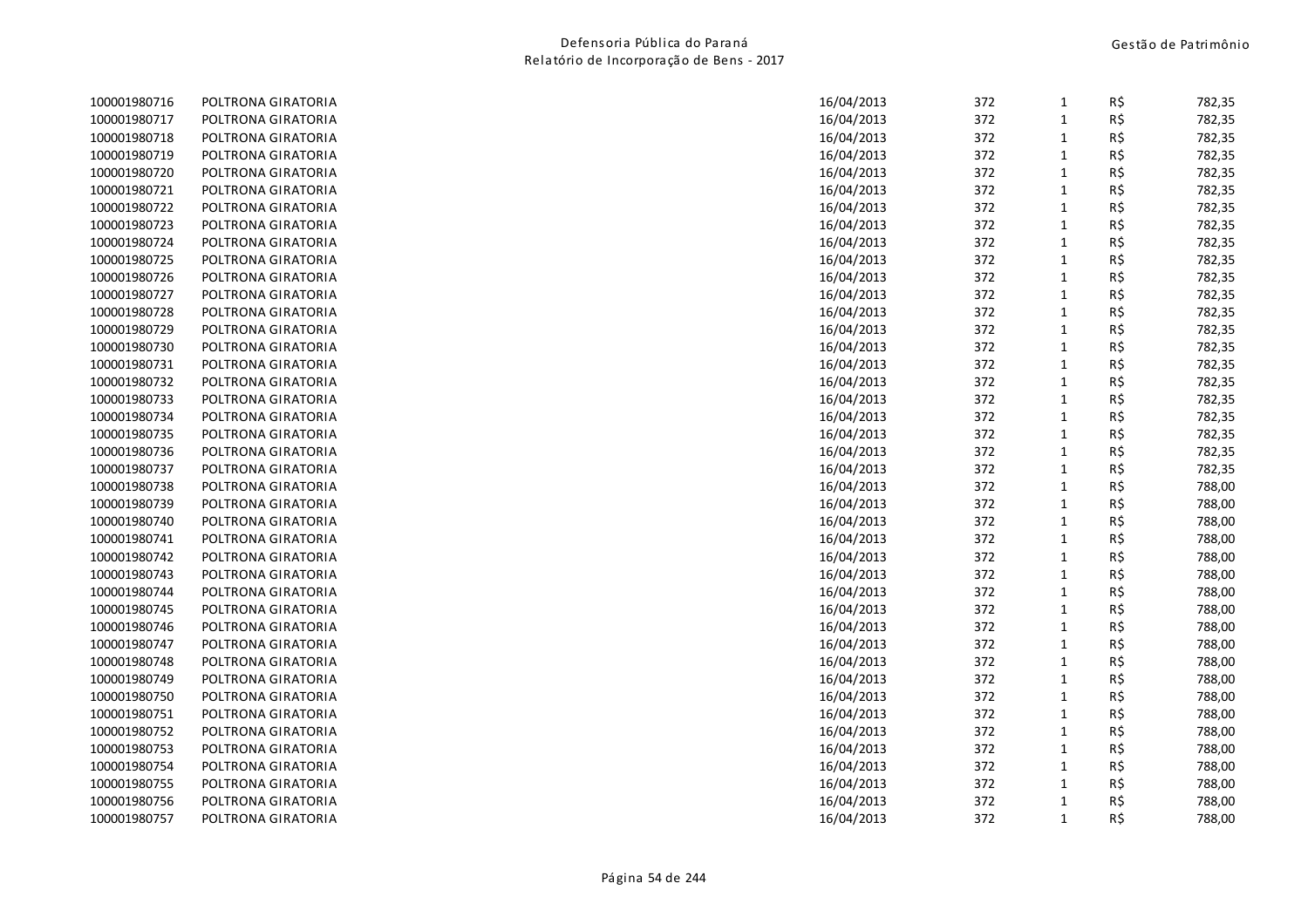| | | | | | | |
|---|---|---|---|---|---|---|
| 100001980716 | POLTRONA GIRATORIA | 16/04/2013 | 372 | 1 | R$ | 782,35 |
| 100001980717 | POLTRONA GIRATORIA | 16/04/2013 | 372 | 1 | R$ | 782,35 |
| 100001980718 | POLTRONA GIRATORIA | 16/04/2013 | 372 | 1 | R$ | 782,35 |
| 100001980719 | POLTRONA GIRATORIA | 16/04/2013 | 372 | 1 | R$ | 782,35 |
| 100001980720 | POLTRONA GIRATORIA | 16/04/2013 | 372 | 1 | R$ | 782,35 |
| 100001980721 | POLTRONA GIRATORIA | 16/04/2013 | 372 | 1 | R$ | 782,35 |
| 100001980722 | POLTRONA GIRATORIA | 16/04/2013 | 372 | 1 | R$ | 782,35 |
| 100001980723 | POLTRONA GIRATORIA | 16/04/2013 | 372 | 1 | R$ | 782,35 |
| 100001980724 | POLTRONA GIRATORIA | 16/04/2013 | 372 | 1 | R$ | 782,35 |
| 100001980725 | POLTRONA GIRATORIA | 16/04/2013 | 372 | 1 | R$ | 782,35 |
| 100001980726 | POLTRONA GIRATORIA | 16/04/2013 | 372 | 1 | R$ | 782,35 |
| 100001980727 | POLTRONA GIRATORIA | 16/04/2013 | 372 | 1 | R$ | 782,35 |
| 100001980728 | POLTRONA GIRATORIA | 16/04/2013 | 372 | 1 | R$ | 782,35 |
| 100001980729 | POLTRONA GIRATORIA | 16/04/2013 | 372 | 1 | R$ | 782,35 |
| 100001980730 | POLTRONA GIRATORIA | 16/04/2013 | 372 | 1 | R$ | 782,35 |
| 100001980731 | POLTRONA GIRATORIA | 16/04/2013 | 372 | 1 | R$ | 782,35 |
| 100001980732 | POLTRONA GIRATORIA | 16/04/2013 | 372 | 1 | R$ | 782,35 |
| 100001980733 | POLTRONA GIRATORIA | 16/04/2013 | 372 | 1 | R$ | 782,35 |
| 100001980734 | POLTRONA GIRATORIA | 16/04/2013 | 372 | 1 | R$ | 782,35 |
| 100001980735 | POLTRONA GIRATORIA | 16/04/2013 | 372 | 1 | R$ | 782,35 |
| 100001980736 | POLTRONA GIRATORIA | 16/04/2013 | 372 | 1 | R$ | 782,35 |
| 100001980737 | POLTRONA GIRATORIA | 16/04/2013 | 372 | 1 | R$ | 782,35 |
| 100001980738 | POLTRONA GIRATORIA | 16/04/2013 | 372 | 1 | R$ | 788,00 |
| 100001980739 | POLTRONA GIRATORIA | 16/04/2013 | 372 | 1 | R$ | 788,00 |
| 100001980740 | POLTRONA GIRATORIA | 16/04/2013 | 372 | 1 | R$ | 788,00 |
| 100001980741 | POLTRONA GIRATORIA | 16/04/2013 | 372 | 1 | R$ | 788,00 |
| 100001980742 | POLTRONA GIRATORIA | 16/04/2013 | 372 | 1 | R$ | 788,00 |
| 100001980743 | POLTRONA GIRATORIA | 16/04/2013 | 372 | 1 | R$ | 788,00 |
| 100001980744 | POLTRONA GIRATORIA | 16/04/2013 | 372 | 1 | R$ | 788,00 |
| 100001980745 | POLTRONA GIRATORIA | 16/04/2013 | 372 | 1 | R$ | 788,00 |
| 100001980746 | POLTRONA GIRATORIA | 16/04/2013 | 372 | 1 | R$ | 788,00 |
| 100001980747 | POLTRONA GIRATORIA | 16/04/2013 | 372 | 1 | R$ | 788,00 |
| 100001980748 | POLTRONA GIRATORIA | 16/04/2013 | 372 | 1 | R$ | 788,00 |
| 100001980749 | POLTRONA GIRATORIA | 16/04/2013 | 372 | 1 | R$ | 788,00 |
| 100001980750 | POLTRONA GIRATORIA | 16/04/2013 | 372 | 1 | R$ | 788,00 |
| 100001980751 | POLTRONA GIRATORIA | 16/04/2013 | 372 | 1 | R$ | 788,00 |
| 100001980752 | POLTRONA GIRATORIA | 16/04/2013 | 372 | 1 | R$ | 788,00 |
| 100001980753 | POLTRONA GIRATORIA | 16/04/2013 | 372 | 1 | R$ | 788,00 |
| 100001980754 | POLTRONA GIRATORIA | 16/04/2013 | 372 | 1 | R$ | 788,00 |
| 100001980755 | POLTRONA GIRATORIA | 16/04/2013 | 372 | 1 | R$ | 788,00 |
| 100001980756 | POLTRONA GIRATORIA | 16/04/2013 | 372 | 1 | R$ | 788,00 |
| 100001980757 | POLTRONA GIRATORIA | 16/04/2013 | 372 | 1 | R$ | 788,00 |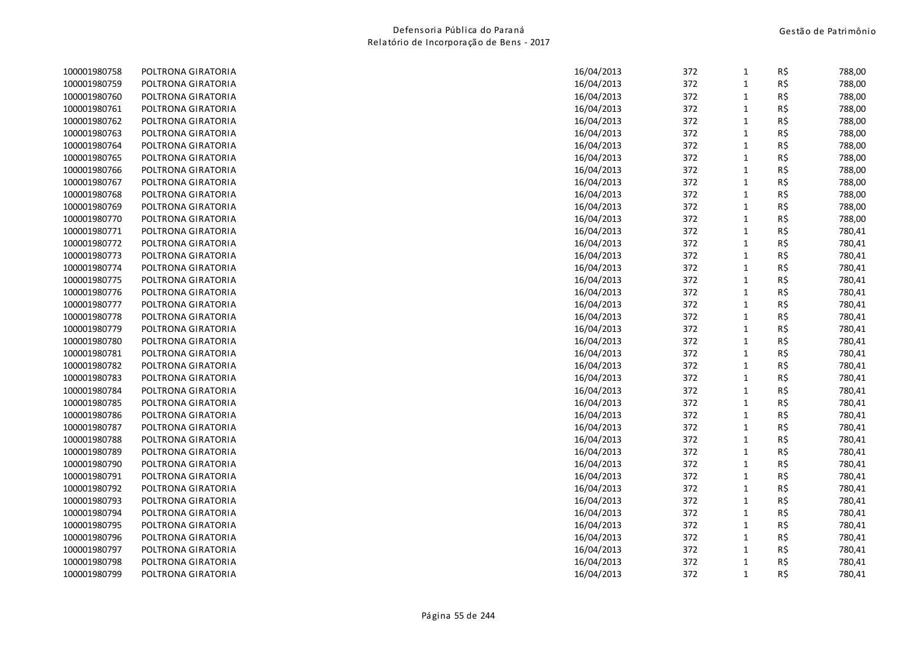| | | | | | | |
|---|---|---|---|---|---|---|
| 100001980758 | POLTRONA GIRATORIA | 16/04/2013 | 372 | 1 | R$ | 788,00 |
| 100001980759 | POLTRONA GIRATORIA | 16/04/2013 | 372 | 1 | R$ | 788,00 |
| 100001980760 | POLTRONA GIRATORIA | 16/04/2013 | 372 | 1 | R$ | 788,00 |
| 100001980761 | POLTRONA GIRATORIA | 16/04/2013 | 372 | 1 | R$ | 788,00 |
| 100001980762 | POLTRONA GIRATORIA | 16/04/2013 | 372 | 1 | R$ | 788,00 |
| 100001980763 | POLTRONA GIRATORIA | 16/04/2013 | 372 | 1 | R$ | 788,00 |
| 100001980764 | POLTRONA GIRATORIA | 16/04/2013 | 372 | 1 | R$ | 788,00 |
| 100001980765 | POLTRONA GIRATORIA | 16/04/2013 | 372 | 1 | R$ | 788,00 |
| 100001980766 | POLTRONA GIRATORIA | 16/04/2013 | 372 | 1 | R$ | 788,00 |
| 100001980767 | POLTRONA GIRATORIA | 16/04/2013 | 372 | 1 | R$ | 788,00 |
| 100001980768 | POLTRONA GIRATORIA | 16/04/2013 | 372 | 1 | R$ | 788,00 |
| 100001980769 | POLTRONA GIRATORIA | 16/04/2013 | 372 | 1 | R$ | 788,00 |
| 100001980770 | POLTRONA GIRATORIA | 16/04/2013 | 372 | 1 | R$ | 788,00 |
| 100001980771 | POLTRONA GIRATORIA | 16/04/2013 | 372 | 1 | R$ | 780,41 |
| 100001980772 | POLTRONA GIRATORIA | 16/04/2013 | 372 | 1 | R$ | 780,41 |
| 100001980773 | POLTRONA GIRATORIA | 16/04/2013 | 372 | 1 | R$ | 780,41 |
| 100001980774 | POLTRONA GIRATORIA | 16/04/2013 | 372 | 1 | R$ | 780,41 |
| 100001980775 | POLTRONA GIRATORIA | 16/04/2013 | 372 | 1 | R$ | 780,41 |
| 100001980776 | POLTRONA GIRATORIA | 16/04/2013 | 372 | 1 | R$ | 780,41 |
| 100001980777 | POLTRONA GIRATORIA | 16/04/2013 | 372 | 1 | R$ | 780,41 |
| 100001980778 | POLTRONA GIRATORIA | 16/04/2013 | 372 | 1 | R$ | 780,41 |
| 100001980779 | POLTRONA GIRATORIA | 16/04/2013 | 372 | 1 | R$ | 780,41 |
| 100001980780 | POLTRONA GIRATORIA | 16/04/2013 | 372 | 1 | R$ | 780,41 |
| 100001980781 | POLTRONA GIRATORIA | 16/04/2013 | 372 | 1 | R$ | 780,41 |
| 100001980782 | POLTRONA GIRATORIA | 16/04/2013 | 372 | 1 | R$ | 780,41 |
| 100001980783 | POLTRONA GIRATORIA | 16/04/2013 | 372 | 1 | R$ | 780,41 |
| 100001980784 | POLTRONA GIRATORIA | 16/04/2013 | 372 | 1 | R$ | 780,41 |
| 100001980785 | POLTRONA GIRATORIA | 16/04/2013 | 372 | 1 | R$ | 780,41 |
| 100001980786 | POLTRONA GIRATORIA | 16/04/2013 | 372 | 1 | R$ | 780,41 |
| 100001980787 | POLTRONA GIRATORIA | 16/04/2013 | 372 | 1 | R$ | 780,41 |
| 100001980788 | POLTRONA GIRATORIA | 16/04/2013 | 372 | 1 | R$ | 780,41 |
| 100001980789 | POLTRONA GIRATORIA | 16/04/2013 | 372 | 1 | R$ | 780,41 |
| 100001980790 | POLTRONA GIRATORIA | 16/04/2013 | 372 | 1 | R$ | 780,41 |
| 100001980791 | POLTRONA GIRATORIA | 16/04/2013 | 372 | 1 | R$ | 780,41 |
| 100001980792 | POLTRONA GIRATORIA | 16/04/2013 | 372 | 1 | R$ | 780,41 |
| 100001980793 | POLTRONA GIRATORIA | 16/04/2013 | 372 | 1 | R$ | 780,41 |
| 100001980794 | POLTRONA GIRATORIA | 16/04/2013 | 372 | 1 | R$ | 780,41 |
| 100001980795 | POLTRONA GIRATORIA | 16/04/2013 | 372 | 1 | R$ | 780,41 |
| 100001980796 | POLTRONA GIRATORIA | 16/04/2013 | 372 | 1 | R$ | 780,41 |
| 100001980797 | POLTRONA GIRATORIA | 16/04/2013 | 372 | 1 | R$ | 780,41 |
| 100001980798 | POLTRONA GIRATORIA | 16/04/2013 | 372 | 1 | R$ | 780,41 |
| 100001980799 | POLTRONA GIRATORIA | 16/04/2013 | 372 | 1 | R$ | 780,41 |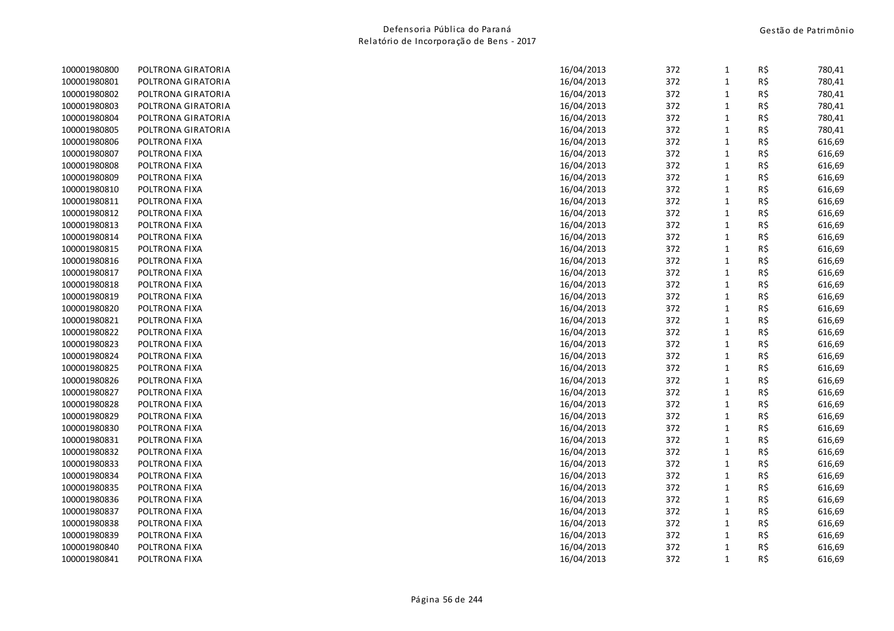| | | | | | | |
|---|---|---|---|---|---|---|
| 100001980800 | POLTRONA GIRATORIA | 16/04/2013 | 372 | 1 | R$ | 780,41 |
| 100001980801 | POLTRONA GIRATORIA | 16/04/2013 | 372 | 1 | R$ | 780,41 |
| 100001980802 | POLTRONA GIRATORIA | 16/04/2013 | 372 | 1 | R$ | 780,41 |
| 100001980803 | POLTRONA GIRATORIA | 16/04/2013 | 372 | 1 | R$ | 780,41 |
| 100001980804 | POLTRONA GIRATORIA | 16/04/2013 | 372 | 1 | R$ | 780,41 |
| 100001980805 | POLTRONA GIRATORIA | 16/04/2013 | 372 | 1 | R$ | 780,41 |
| 100001980806 | POLTRONA FIXA | 16/04/2013 | 372 | 1 | R$ | 616,69 |
| 100001980807 | POLTRONA FIXA | 16/04/2013 | 372 | 1 | R$ | 616,69 |
| 100001980808 | POLTRONA FIXA | 16/04/2013 | 372 | 1 | R$ | 616,69 |
| 100001980809 | POLTRONA FIXA | 16/04/2013 | 372 | 1 | R$ | 616,69 |
| 100001980810 | POLTRONA FIXA | 16/04/2013 | 372 | 1 | R$ | 616,69 |
| 100001980811 | POLTRONA FIXA | 16/04/2013 | 372 | 1 | R$ | 616,69 |
| 100001980812 | POLTRONA FIXA | 16/04/2013 | 372 | 1 | R$ | 616,69 |
| 100001980813 | POLTRONA FIXA | 16/04/2013 | 372 | 1 | R$ | 616,69 |
| 100001980814 | POLTRONA FIXA | 16/04/2013 | 372 | 1 | R$ | 616,69 |
| 100001980815 | POLTRONA FIXA | 16/04/2013 | 372 | 1 | R$ | 616,69 |
| 100001980816 | POLTRONA FIXA | 16/04/2013 | 372 | 1 | R$ | 616,69 |
| 100001980817 | POLTRONA FIXA | 16/04/2013 | 372 | 1 | R$ | 616,69 |
| 100001980818 | POLTRONA FIXA | 16/04/2013 | 372 | 1 | R$ | 616,69 |
| 100001980819 | POLTRONA FIXA | 16/04/2013 | 372 | 1 | R$ | 616,69 |
| 100001980820 | POLTRONA FIXA | 16/04/2013 | 372 | 1 | R$ | 616,69 |
| 100001980821 | POLTRONA FIXA | 16/04/2013 | 372 | 1 | R$ | 616,69 |
| 100001980822 | POLTRONA FIXA | 16/04/2013 | 372 | 1 | R$ | 616,69 |
| 100001980823 | POLTRONA FIXA | 16/04/2013 | 372 | 1 | R$ | 616,69 |
| 100001980824 | POLTRONA FIXA | 16/04/2013 | 372 | 1 | R$ | 616,69 |
| 100001980825 | POLTRONA FIXA | 16/04/2013 | 372 | 1 | R$ | 616,69 |
| 100001980826 | POLTRONA FIXA | 16/04/2013 | 372 | 1 | R$ | 616,69 |
| 100001980827 | POLTRONA FIXA | 16/04/2013 | 372 | 1 | R$ | 616,69 |
| 100001980828 | POLTRONA FIXA | 16/04/2013 | 372 | 1 | R$ | 616,69 |
| 100001980829 | POLTRONA FIXA | 16/04/2013 | 372 | 1 | R$ | 616,69 |
| 100001980830 | POLTRONA FIXA | 16/04/2013 | 372 | 1 | R$ | 616,69 |
| 100001980831 | POLTRONA FIXA | 16/04/2013 | 372 | 1 | R$ | 616,69 |
| 100001980832 | POLTRONA FIXA | 16/04/2013 | 372 | 1 | R$ | 616,69 |
| 100001980833 | POLTRONA FIXA | 16/04/2013 | 372 | 1 | R$ | 616,69 |
| 100001980834 | POLTRONA FIXA | 16/04/2013 | 372 | 1 | R$ | 616,69 |
| 100001980835 | POLTRONA FIXA | 16/04/2013 | 372 | 1 | R$ | 616,69 |
| 100001980836 | POLTRONA FIXA | 16/04/2013 | 372 | 1 | R$ | 616,69 |
| 100001980837 | POLTRONA FIXA | 16/04/2013 | 372 | 1 | R$ | 616,69 |
| 100001980838 | POLTRONA FIXA | 16/04/2013 | 372 | 1 | R$ | 616,69 |
| 100001980839 | POLTRONA FIXA | 16/04/2013 | 372 | 1 | R$ | 616,69 |
| 100001980840 | POLTRONA FIXA | 16/04/2013 | 372 | 1 | R$ | 616,69 |
| 100001980841 | POLTRONA FIXA | 16/04/2013 | 372 | 1 | R$ | 616,69 |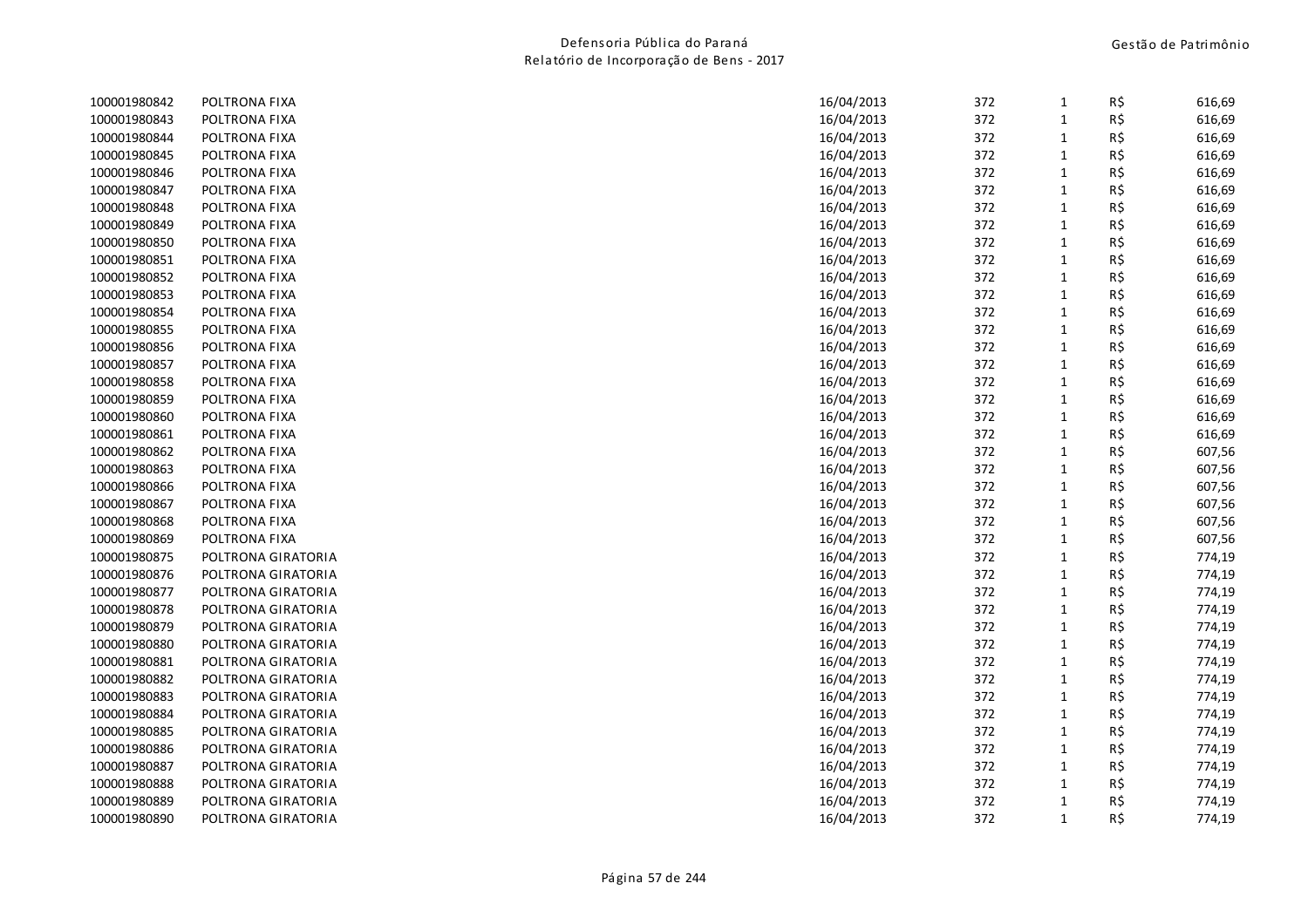| | | | | | | |
|---|---|---|---|---|---|---|
| 100001980842 | POLTRONA FIXA | 16/04/2013 | 372 | 1 | R$ | 616,69 |
| 100001980843 | POLTRONA FIXA | 16/04/2013 | 372 | 1 | R$ | 616,69 |
| 100001980844 | POLTRONA FIXA | 16/04/2013 | 372 | 1 | R$ | 616,69 |
| 100001980845 | POLTRONA FIXA | 16/04/2013 | 372 | 1 | R$ | 616,69 |
| 100001980846 | POLTRONA FIXA | 16/04/2013 | 372 | 1 | R$ | 616,69 |
| 100001980847 | POLTRONA FIXA | 16/04/2013 | 372 | 1 | R$ | 616,69 |
| 100001980848 | POLTRONA FIXA | 16/04/2013 | 372 | 1 | R$ | 616,69 |
| 100001980849 | POLTRONA FIXA | 16/04/2013 | 372 | 1 | R$ | 616,69 |
| 100001980850 | POLTRONA FIXA | 16/04/2013 | 372 | 1 | R$ | 616,69 |
| 100001980851 | POLTRONA FIXA | 16/04/2013 | 372 | 1 | R$ | 616,69 |
| 100001980852 | POLTRONA FIXA | 16/04/2013 | 372 | 1 | R$ | 616,69 |
| 100001980853 | POLTRONA FIXA | 16/04/2013 | 372 | 1 | R$ | 616,69 |
| 100001980854 | POLTRONA FIXA | 16/04/2013 | 372 | 1 | R$ | 616,69 |
| 100001980855 | POLTRONA FIXA | 16/04/2013 | 372 | 1 | R$ | 616,69 |
| 100001980856 | POLTRONA FIXA | 16/04/2013 | 372 | 1 | R$ | 616,69 |
| 100001980857 | POLTRONA FIXA | 16/04/2013 | 372 | 1 | R$ | 616,69 |
| 100001980858 | POLTRONA FIXA | 16/04/2013 | 372 | 1 | R$ | 616,69 |
| 100001980859 | POLTRONA FIXA | 16/04/2013 | 372 | 1 | R$ | 616,69 |
| 100001980860 | POLTRONA FIXA | 16/04/2013 | 372 | 1 | R$ | 616,69 |
| 100001980861 | POLTRONA FIXA | 16/04/2013 | 372 | 1 | R$ | 616,69 |
| 100001980862 | POLTRONA FIXA | 16/04/2013 | 372 | 1 | R$ | 607,56 |
| 100001980863 | POLTRONA FIXA | 16/04/2013 | 372 | 1 | R$ | 607,56 |
| 100001980866 | POLTRONA FIXA | 16/04/2013 | 372 | 1 | R$ | 607,56 |
| 100001980867 | POLTRONA FIXA | 16/04/2013 | 372 | 1 | R$ | 607,56 |
| 100001980868 | POLTRONA FIXA | 16/04/2013 | 372 | 1 | R$ | 607,56 |
| 100001980869 | POLTRONA FIXA | 16/04/2013 | 372 | 1 | R$ | 607,56 |
| 100001980875 | POLTRONA GIRATORIA | 16/04/2013 | 372 | 1 | R$ | 774,19 |
| 100001980876 | POLTRONA GIRATORIA | 16/04/2013 | 372 | 1 | R$ | 774,19 |
| 100001980877 | POLTRONA GIRATORIA | 16/04/2013 | 372 | 1 | R$ | 774,19 |
| 100001980878 | POLTRONA GIRATORIA | 16/04/2013 | 372 | 1 | R$ | 774,19 |
| 100001980879 | POLTRONA GIRATORIA | 16/04/2013 | 372 | 1 | R$ | 774,19 |
| 100001980880 | POLTRONA GIRATORIA | 16/04/2013 | 372 | 1 | R$ | 774,19 |
| 100001980881 | POLTRONA GIRATORIA | 16/04/2013 | 372 | 1 | R$ | 774,19 |
| 100001980882 | POLTRONA GIRATORIA | 16/04/2013 | 372 | 1 | R$ | 774,19 |
| 100001980883 | POLTRONA GIRATORIA | 16/04/2013 | 372 | 1 | R$ | 774,19 |
| 100001980884 | POLTRONA GIRATORIA | 16/04/2013 | 372 | 1 | R$ | 774,19 |
| 100001980885 | POLTRONA GIRATORIA | 16/04/2013 | 372 | 1 | R$ | 774,19 |
| 100001980886 | POLTRONA GIRATORIA | 16/04/2013 | 372 | 1 | R$ | 774,19 |
| 100001980887 | POLTRONA GIRATORIA | 16/04/2013 | 372 | 1 | R$ | 774,19 |
| 100001980888 | POLTRONA GIRATORIA | 16/04/2013 | 372 | 1 | R$ | 774,19 |
| 100001980889 | POLTRONA GIRATORIA | 16/04/2013 | 372 | 1 | R$ | 774,19 |
| 100001980890 | POLTRONA GIRATORIA | 16/04/2013 | 372 | 1 | R$ | 774,19 |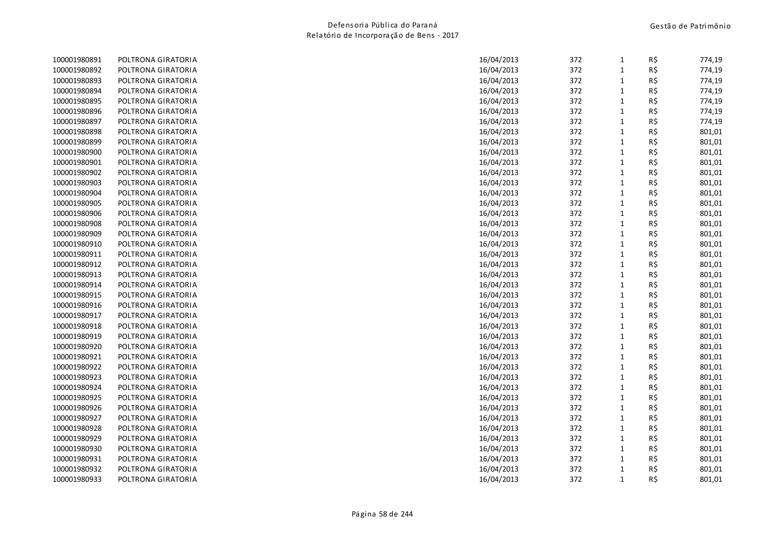| | | | | | | |
|---|---|---|---|---|---|---|
| 100001980891 | POLTRONA GIRATORIA | 16/04/2013 | 372 | 1 | R$ | 774,19 |
| 100001980892 | POLTRONA GIRATORIA | 16/04/2013 | 372 | 1 | R$ | 774,19 |
| 100001980893 | POLTRONA GIRATORIA | 16/04/2013 | 372 | 1 | R$ | 774,19 |
| 100001980894 | POLTRONA GIRATORIA | 16/04/2013 | 372 | 1 | R$ | 774,19 |
| 100001980895 | POLTRONA GIRATORIA | 16/04/2013 | 372 | 1 | R$ | 774,19 |
| 100001980896 | POLTRONA GIRATORIA | 16/04/2013 | 372 | 1 | R$ | 774,19 |
| 100001980897 | POLTRONA GIRATORIA | 16/04/2013 | 372 | 1 | R$ | 774,19 |
| 100001980898 | POLTRONA GIRATORIA | 16/04/2013 | 372 | 1 | R$ | 801,01 |
| 100001980899 | POLTRONA GIRATORIA | 16/04/2013 | 372 | 1 | R$ | 801,01 |
| 100001980900 | POLTRONA GIRATORIA | 16/04/2013 | 372 | 1 | R$ | 801,01 |
| 100001980901 | POLTRONA GIRATORIA | 16/04/2013 | 372 | 1 | R$ | 801,01 |
| 100001980902 | POLTRONA GIRATORIA | 16/04/2013 | 372 | 1 | R$ | 801,01 |
| 100001980903 | POLTRONA GIRATORIA | 16/04/2013 | 372 | 1 | R$ | 801,01 |
| 100001980904 | POLTRONA GIRATORIA | 16/04/2013 | 372 | 1 | R$ | 801,01 |
| 100001980905 | POLTRONA GIRATORIA | 16/04/2013 | 372 | 1 | R$ | 801,01 |
| 100001980906 | POLTRONA GIRATORIA | 16/04/2013 | 372 | 1 | R$ | 801,01 |
| 100001980908 | POLTRONA GIRATORIA | 16/04/2013 | 372 | 1 | R$ | 801,01 |
| 100001980909 | POLTRONA GIRATORIA | 16/04/2013 | 372 | 1 | R$ | 801,01 |
| 100001980910 | POLTRONA GIRATORIA | 16/04/2013 | 372 | 1 | R$ | 801,01 |
| 100001980911 | POLTRONA GIRATORIA | 16/04/2013 | 372 | 1 | R$ | 801,01 |
| 100001980912 | POLTRONA GIRATORIA | 16/04/2013 | 372 | 1 | R$ | 801,01 |
| 100001980913 | POLTRONA GIRATORIA | 16/04/2013 | 372 | 1 | R$ | 801,01 |
| 100001980914 | POLTRONA GIRATORIA | 16/04/2013 | 372 | 1 | R$ | 801,01 |
| 100001980915 | POLTRONA GIRATORIA | 16/04/2013 | 372 | 1 | R$ | 801,01 |
| 100001980916 | POLTRONA GIRATORIA | 16/04/2013 | 372 | 1 | R$ | 801,01 |
| 100001980917 | POLTRONA GIRATORIA | 16/04/2013 | 372 | 1 | R$ | 801,01 |
| 100001980918 | POLTRONA GIRATORIA | 16/04/2013 | 372 | 1 | R$ | 801,01 |
| 100001980919 | POLTRONA GIRATORIA | 16/04/2013 | 372 | 1 | R$ | 801,01 |
| 100001980920 | POLTRONA GIRATORIA | 16/04/2013 | 372 | 1 | R$ | 801,01 |
| 100001980921 | POLTRONA GIRATORIA | 16/04/2013 | 372 | 1 | R$ | 801,01 |
| 100001980922 | POLTRONA GIRATORIA | 16/04/2013 | 372 | 1 | R$ | 801,01 |
| 100001980923 | POLTRONA GIRATORIA | 16/04/2013 | 372 | 1 | R$ | 801,01 |
| 100001980924 | POLTRONA GIRATORIA | 16/04/2013 | 372 | 1 | R$ | 801,01 |
| 100001980925 | POLTRONA GIRATORIA | 16/04/2013 | 372 | 1 | R$ | 801,01 |
| 100001980926 | POLTRONA GIRATORIA | 16/04/2013 | 372 | 1 | R$ | 801,01 |
| 100001980927 | POLTRONA GIRATORIA | 16/04/2013 | 372 | 1 | R$ | 801,01 |
| 100001980928 | POLTRONA GIRATORIA | 16/04/2013 | 372 | 1 | R$ | 801,01 |
| 100001980929 | POLTRONA GIRATORIA | 16/04/2013 | 372 | 1 | R$ | 801,01 |
| 100001980930 | POLTRONA GIRATORIA | 16/04/2013 | 372 | 1 | R$ | 801,01 |
| 100001980931 | POLTRONA GIRATORIA | 16/04/2013 | 372 | 1 | R$ | 801,01 |
| 100001980932 | POLTRONA GIRATORIA | 16/04/2013 | 372 | 1 | R$ | 801,01 |
| 100001980933 | POLTRONA GIRATORIA | 16/04/2013 | 372 | 1 | R$ | 801,01 |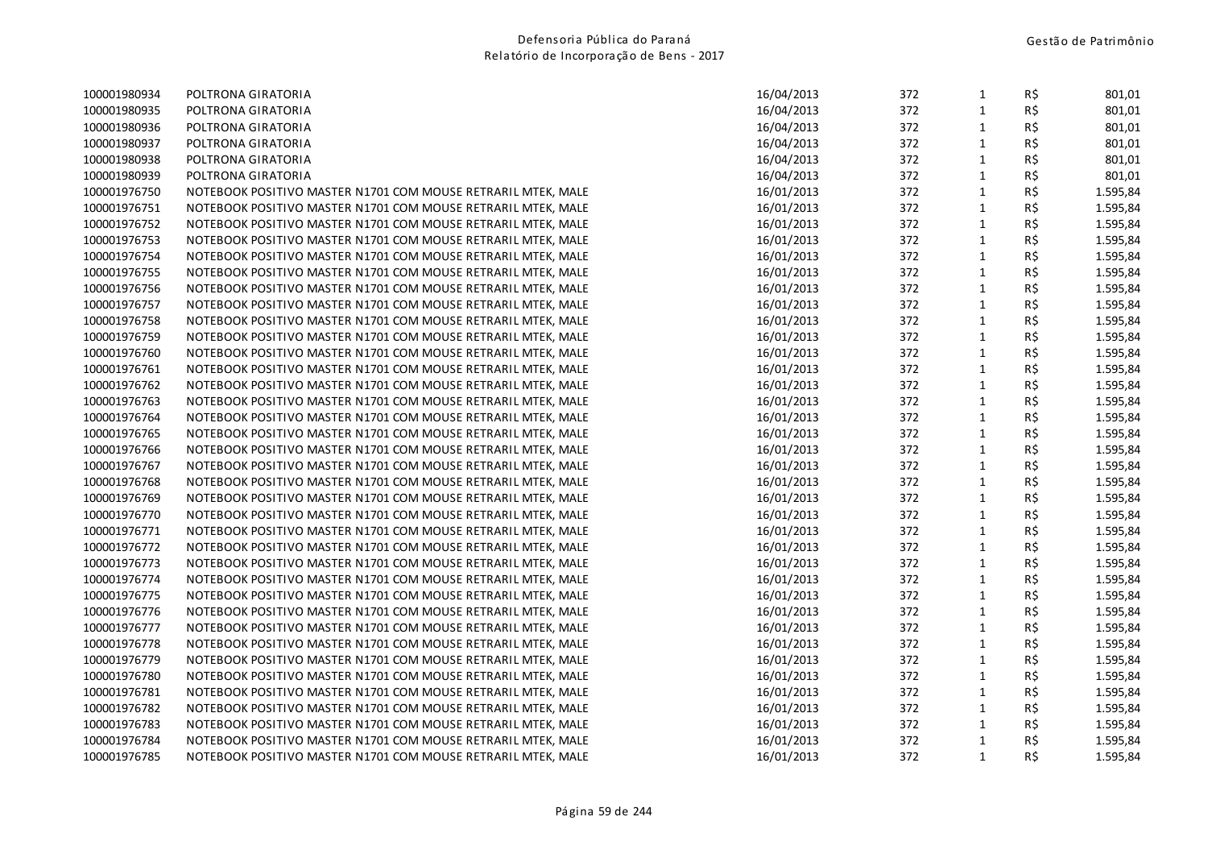| | | | | | | |
|---|---|---|---|---|---|---|
| 100001980934 | POLTRONA GIRATORIA | 16/04/2013 | 372 | 1 | R$ | 801,01 |
| 100001980935 | POLTRONA GIRATORIA | 16/04/2013 | 372 | 1 | R$ | 801,01 |
| 100001980936 | POLTRONA GIRATORIA | 16/04/2013 | 372 | 1 | R$ | 801,01 |
| 100001980937 | POLTRONA GIRATORIA | 16/04/2013 | 372 | 1 | R$ | 801,01 |
| 100001980938 | POLTRONA GIRATORIA | 16/04/2013 | 372 | 1 | R$ | 801,01 |
| 100001980939 | POLTRONA GIRATORIA | 16/04/2013 | 372 | 1 | R$ | 801,01 |
| 100001976750 | NOTEBOOK POSITIVO MASTER N1701 COM MOUSE RETRARIL MTEK, MALE | 16/01/2013 | 372 | 1 | R$ | 1.595,84 |
| 100001976751 | NOTEBOOK POSITIVO MASTER N1701 COM MOUSE RETRARIL MTEK, MALE | 16/01/2013 | 372 | 1 | R$ | 1.595,84 |
| 100001976752 | NOTEBOOK POSITIVO MASTER N1701 COM MOUSE RETRARIL MTEK, MALE | 16/01/2013 | 372 | 1 | R$ | 1.595,84 |
| 100001976753 | NOTEBOOK POSITIVO MASTER N1701 COM MOUSE RETRARIL MTEK, MALE | 16/01/2013 | 372 | 1 | R$ | 1.595,84 |
| 100001976754 | NOTEBOOK POSITIVO MASTER N1701 COM MOUSE RETRARIL MTEK, MALE | 16/01/2013 | 372 | 1 | R$ | 1.595,84 |
| 100001976755 | NOTEBOOK POSITIVO MASTER N1701 COM MOUSE RETRARIL MTEK, MALE | 16/01/2013 | 372 | 1 | R$ | 1.595,84 |
| 100001976756 | NOTEBOOK POSITIVO MASTER N1701 COM MOUSE RETRARIL MTEK, MALE | 16/01/2013 | 372 | 1 | R$ | 1.595,84 |
| 100001976757 | NOTEBOOK POSITIVO MASTER N1701 COM MOUSE RETRARIL MTEK, MALE | 16/01/2013 | 372 | 1 | R$ | 1.595,84 |
| 100001976758 | NOTEBOOK POSITIVO MASTER N1701 COM MOUSE RETRARIL MTEK, MALE | 16/01/2013 | 372 | 1 | R$ | 1.595,84 |
| 100001976759 | NOTEBOOK POSITIVO MASTER N1701 COM MOUSE RETRARIL MTEK, MALE | 16/01/2013 | 372 | 1 | R$ | 1.595,84 |
| 100001976760 | NOTEBOOK POSITIVO MASTER N1701 COM MOUSE RETRARIL MTEK, MALE | 16/01/2013 | 372 | 1 | R$ | 1.595,84 |
| 100001976761 | NOTEBOOK POSITIVO MASTER N1701 COM MOUSE RETRARIL MTEK, MALE | 16/01/2013 | 372 | 1 | R$ | 1.595,84 |
| 100001976762 | NOTEBOOK POSITIVO MASTER N1701 COM MOUSE RETRARIL MTEK, MALE | 16/01/2013 | 372 | 1 | R$ | 1.595,84 |
| 100001976763 | NOTEBOOK POSITIVO MASTER N1701 COM MOUSE RETRARIL MTEK, MALE | 16/01/2013 | 372 | 1 | R$ | 1.595,84 |
| 100001976764 | NOTEBOOK POSITIVO MASTER N1701 COM MOUSE RETRARIL MTEK, MALE | 16/01/2013 | 372 | 1 | R$ | 1.595,84 |
| 100001976765 | NOTEBOOK POSITIVO MASTER N1701 COM MOUSE RETRARIL MTEK, MALE | 16/01/2013 | 372 | 1 | R$ | 1.595,84 |
| 100001976766 | NOTEBOOK POSITIVO MASTER N1701 COM MOUSE RETRARIL MTEK, MALE | 16/01/2013 | 372 | 1 | R$ | 1.595,84 |
| 100001976767 | NOTEBOOK POSITIVO MASTER N1701 COM MOUSE RETRARIL MTEK, MALE | 16/01/2013 | 372 | 1 | R$ | 1.595,84 |
| 100001976768 | NOTEBOOK POSITIVO MASTER N1701 COM MOUSE RETRARIL MTEK, MALE | 16/01/2013 | 372 | 1 | R$ | 1.595,84 |
| 100001976769 | NOTEBOOK POSITIVO MASTER N1701 COM MOUSE RETRARIL MTEK, MALE | 16/01/2013 | 372 | 1 | R$ | 1.595,84 |
| 100001976770 | NOTEBOOK POSITIVO MASTER N1701 COM MOUSE RETRARIL MTEK, MALE | 16/01/2013 | 372 | 1 | R$ | 1.595,84 |
| 100001976771 | NOTEBOOK POSITIVO MASTER N1701 COM MOUSE RETRARIL MTEK, MALE | 16/01/2013 | 372 | 1 | R$ | 1.595,84 |
| 100001976772 | NOTEBOOK POSITIVO MASTER N1701 COM MOUSE RETRARIL MTEK, MALE | 16/01/2013 | 372 | 1 | R$ | 1.595,84 |
| 100001976773 | NOTEBOOK POSITIVO MASTER N1701 COM MOUSE RETRARIL MTEK, MALE | 16/01/2013 | 372 | 1 | R$ | 1.595,84 |
| 100001976774 | NOTEBOOK POSITIVO MASTER N1701 COM MOUSE RETRARIL MTEK, MALE | 16/01/2013 | 372 | 1 | R$ | 1.595,84 |
| 100001976775 | NOTEBOOK POSITIVO MASTER N1701 COM MOUSE RETRARIL MTEK, MALE | 16/01/2013 | 372 | 1 | R$ | 1.595,84 |
| 100001976776 | NOTEBOOK POSITIVO MASTER N1701 COM MOUSE RETRARIL MTEK, MALE | 16/01/2013 | 372 | 1 | R$ | 1.595,84 |
| 100001976777 | NOTEBOOK POSITIVO MASTER N1701 COM MOUSE RETRARIL MTEK, MALE | 16/01/2013 | 372 | 1 | R$ | 1.595,84 |
| 100001976778 | NOTEBOOK POSITIVO MASTER N1701 COM MOUSE RETRARIL MTEK, MALE | 16/01/2013 | 372 | 1 | R$ | 1.595,84 |
| 100001976779 | NOTEBOOK POSITIVO MASTER N1701 COM MOUSE RETRARIL MTEK, MALE | 16/01/2013 | 372 | 1 | R$ | 1.595,84 |
| 100001976780 | NOTEBOOK POSITIVO MASTER N1701 COM MOUSE RETRARIL MTEK, MALE | 16/01/2013 | 372 | 1 | R$ | 1.595,84 |
| 100001976781 | NOTEBOOK POSITIVO MASTER N1701 COM MOUSE RETRARIL MTEK, MALE | 16/01/2013 | 372 | 1 | R$ | 1.595,84 |
| 100001976782 | NOTEBOOK POSITIVO MASTER N1701 COM MOUSE RETRARIL MTEK, MALE | 16/01/2013 | 372 | 1 | R$ | 1.595,84 |
| 100001976783 | NOTEBOOK POSITIVO MASTER N1701 COM MOUSE RETRARIL MTEK, MALE | 16/01/2013 | 372 | 1 | R$ | 1.595,84 |
| 100001976784 | NOTEBOOK POSITIVO MASTER N1701 COM MOUSE RETRARIL MTEK, MALE | 16/01/2013 | 372 | 1 | R$ | 1.595,84 |
| 100001976785 | NOTEBOOK POSITIVO MASTER N1701 COM MOUSE RETRARIL MTEK, MALE | 16/01/2013 | 372 | 1 | R$ | 1.595,84 |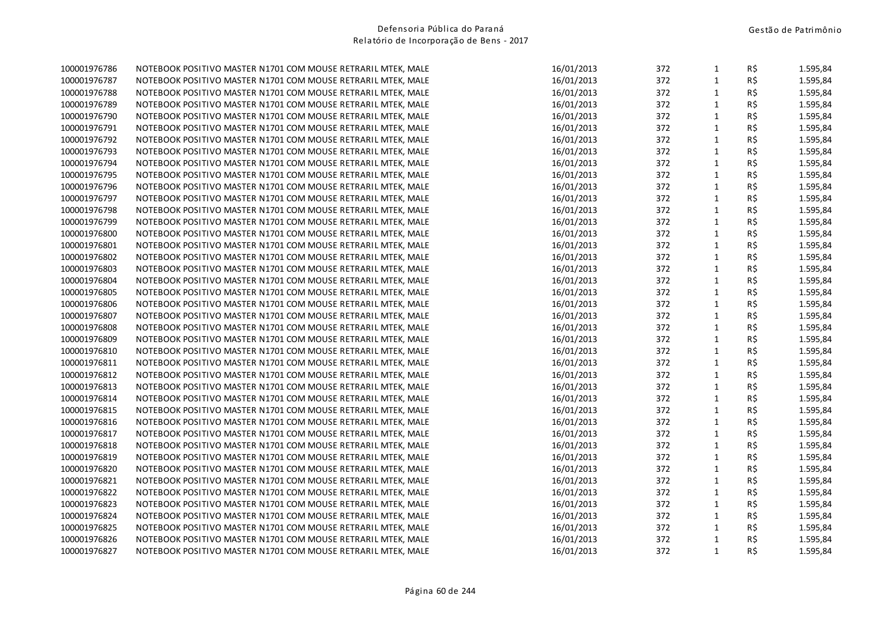| | | | | | | |
|---|---|---|---|---|---|---|
| 100001976786 | NOTEBOOK POSITIVO MASTER N1701 COM MOUSE RETRARIL MTEK, MALE | 16/01/2013 | 372 | 1 | R$ | 1.595,84 |
| 100001976787 | NOTEBOOK POSITIVO MASTER N1701 COM MOUSE RETRARIL MTEK, MALE | 16/01/2013 | 372 | 1 | R$ | 1.595,84 |
| 100001976788 | NOTEBOOK POSITIVO MASTER N1701 COM MOUSE RETRARIL MTEK, MALE | 16/01/2013 | 372 | 1 | R$ | 1.595,84 |
| 100001976789 | NOTEBOOK POSITIVO MASTER N1701 COM MOUSE RETRARIL MTEK, MALE | 16/01/2013 | 372 | 1 | R$ | 1.595,84 |
| 100001976790 | NOTEBOOK POSITIVO MASTER N1701 COM MOUSE RETRARIL MTEK, MALE | 16/01/2013 | 372 | 1 | R$ | 1.595,84 |
| 100001976791 | NOTEBOOK POSITIVO MASTER N1701 COM MOUSE RETRARIL MTEK, MALE | 16/01/2013 | 372 | 1 | R$ | 1.595,84 |
| 100001976792 | NOTEBOOK POSITIVO MASTER N1701 COM MOUSE RETRARIL MTEK, MALE | 16/01/2013 | 372 | 1 | R$ | 1.595,84 |
| 100001976793 | NOTEBOOK POSITIVO MASTER N1701 COM MOUSE RETRARIL MTEK, MALE | 16/01/2013 | 372 | 1 | R$ | 1.595,84 |
| 100001976794 | NOTEBOOK POSITIVO MASTER N1701 COM MOUSE RETRARIL MTEK, MALE | 16/01/2013 | 372 | 1 | R$ | 1.595,84 |
| 100001976795 | NOTEBOOK POSITIVO MASTER N1701 COM MOUSE RETRARIL MTEK, MALE | 16/01/2013 | 372 | 1 | R$ | 1.595,84 |
| 100001976796 | NOTEBOOK POSITIVO MASTER N1701 COM MOUSE RETRARIL MTEK, MALE | 16/01/2013 | 372 | 1 | R$ | 1.595,84 |
| 100001976797 | NOTEBOOK POSITIVO MASTER N1701 COM MOUSE RETRARIL MTEK, MALE | 16/01/2013 | 372 | 1 | R$ | 1.595,84 |
| 100001976798 | NOTEBOOK POSITIVO MASTER N1701 COM MOUSE RETRARIL MTEK, MALE | 16/01/2013 | 372 | 1 | R$ | 1.595,84 |
| 100001976799 | NOTEBOOK POSITIVO MASTER N1701 COM MOUSE RETRARIL MTEK, MALE | 16/01/2013 | 372 | 1 | R$ | 1.595,84 |
| 100001976800 | NOTEBOOK POSITIVO MASTER N1701 COM MOUSE RETRARIL MTEK, MALE | 16/01/2013 | 372 | 1 | R$ | 1.595,84 |
| 100001976801 | NOTEBOOK POSITIVO MASTER N1701 COM MOUSE RETRARIL MTEK, MALE | 16/01/2013 | 372 | 1 | R$ | 1.595,84 |
| 100001976802 | NOTEBOOK POSITIVO MASTER N1701 COM MOUSE RETRARIL MTEK, MALE | 16/01/2013 | 372 | 1 | R$ | 1.595,84 |
| 100001976803 | NOTEBOOK POSITIVO MASTER N1701 COM MOUSE RETRARIL MTEK, MALE | 16/01/2013 | 372 | 1 | R$ | 1.595,84 |
| 100001976804 | NOTEBOOK POSITIVO MASTER N1701 COM MOUSE RETRARIL MTEK, MALE | 16/01/2013 | 372 | 1 | R$ | 1.595,84 |
| 100001976805 | NOTEBOOK POSITIVO MASTER N1701 COM MOUSE RETRARIL MTEK, MALE | 16/01/2013 | 372 | 1 | R$ | 1.595,84 |
| 100001976806 | NOTEBOOK POSITIVO MASTER N1701 COM MOUSE RETRARIL MTEK, MALE | 16/01/2013 | 372 | 1 | R$ | 1.595,84 |
| 100001976807 | NOTEBOOK POSITIVO MASTER N1701 COM MOUSE RETRARIL MTEK, MALE | 16/01/2013 | 372 | 1 | R$ | 1.595,84 |
| 100001976808 | NOTEBOOK POSITIVO MASTER N1701 COM MOUSE RETRARIL MTEK, MALE | 16/01/2013 | 372 | 1 | R$ | 1.595,84 |
| 100001976809 | NOTEBOOK POSITIVO MASTER N1701 COM MOUSE RETRARIL MTEK, MALE | 16/01/2013 | 372 | 1 | R$ | 1.595,84 |
| 100001976810 | NOTEBOOK POSITIVO MASTER N1701 COM MOUSE RETRARIL MTEK, MALE | 16/01/2013 | 372 | 1 | R$ | 1.595,84 |
| 100001976811 | NOTEBOOK POSITIVO MASTER N1701 COM MOUSE RETRARIL MTEK, MALE | 16/01/2013 | 372 | 1 | R$ | 1.595,84 |
| 100001976812 | NOTEBOOK POSITIVO MASTER N1701 COM MOUSE RETRARIL MTEK, MALE | 16/01/2013 | 372 | 1 | R$ | 1.595,84 |
| 100001976813 | NOTEBOOK POSITIVO MASTER N1701 COM MOUSE RETRARIL MTEK, MALE | 16/01/2013 | 372 | 1 | R$ | 1.595,84 |
| 100001976814 | NOTEBOOK POSITIVO MASTER N1701 COM MOUSE RETRARIL MTEK, MALE | 16/01/2013 | 372 | 1 | R$ | 1.595,84 |
| 100001976815 | NOTEBOOK POSITIVO MASTER N1701 COM MOUSE RETRARIL MTEK, MALE | 16/01/2013 | 372 | 1 | R$ | 1.595,84 |
| 100001976816 | NOTEBOOK POSITIVO MASTER N1701 COM MOUSE RETRARIL MTEK, MALE | 16/01/2013 | 372 | 1 | R$ | 1.595,84 |
| 100001976817 | NOTEBOOK POSITIVO MASTER N1701 COM MOUSE RETRARIL MTEK, MALE | 16/01/2013 | 372 | 1 | R$ | 1.595,84 |
| 100001976818 | NOTEBOOK POSITIVO MASTER N1701 COM MOUSE RETRARIL MTEK, MALE | 16/01/2013 | 372 | 1 | R$ | 1.595,84 |
| 100001976819 | NOTEBOOK POSITIVO MASTER N1701 COM MOUSE RETRARIL MTEK, MALE | 16/01/2013 | 372 | 1 | R$ | 1.595,84 |
| 100001976820 | NOTEBOOK POSITIVO MASTER N1701 COM MOUSE RETRARIL MTEK, MALE | 16/01/2013 | 372 | 1 | R$ | 1.595,84 |
| 100001976821 | NOTEBOOK POSITIVO MASTER N1701 COM MOUSE RETRARIL MTEK, MALE | 16/01/2013 | 372 | 1 | R$ | 1.595,84 |
| 100001976822 | NOTEBOOK POSITIVO MASTER N1701 COM MOUSE RETRARIL MTEK, MALE | 16/01/2013 | 372 | 1 | R$ | 1.595,84 |
| 100001976823 | NOTEBOOK POSITIVO MASTER N1701 COM MOUSE RETRARIL MTEK, MALE | 16/01/2013 | 372 | 1 | R$ | 1.595,84 |
| 100001976824 | NOTEBOOK POSITIVO MASTER N1701 COM MOUSE RETRARIL MTEK, MALE | 16/01/2013 | 372 | 1 | R$ | 1.595,84 |
| 100001976825 | NOTEBOOK POSITIVO MASTER N1701 COM MOUSE RETRARIL MTEK, MALE | 16/01/2013 | 372 | 1 | R$ | 1.595,84 |
| 100001976826 | NOTEBOOK POSITIVO MASTER N1701 COM MOUSE RETRARIL MTEK, MALE | 16/01/2013 | 372 | 1 | R$ | 1.595,84 |
| 100001976827 | NOTEBOOK POSITIVO MASTER N1701 COM MOUSE RETRARIL MTEK, MALE | 16/01/2013 | 372 | 1 | R$ | 1.595,84 |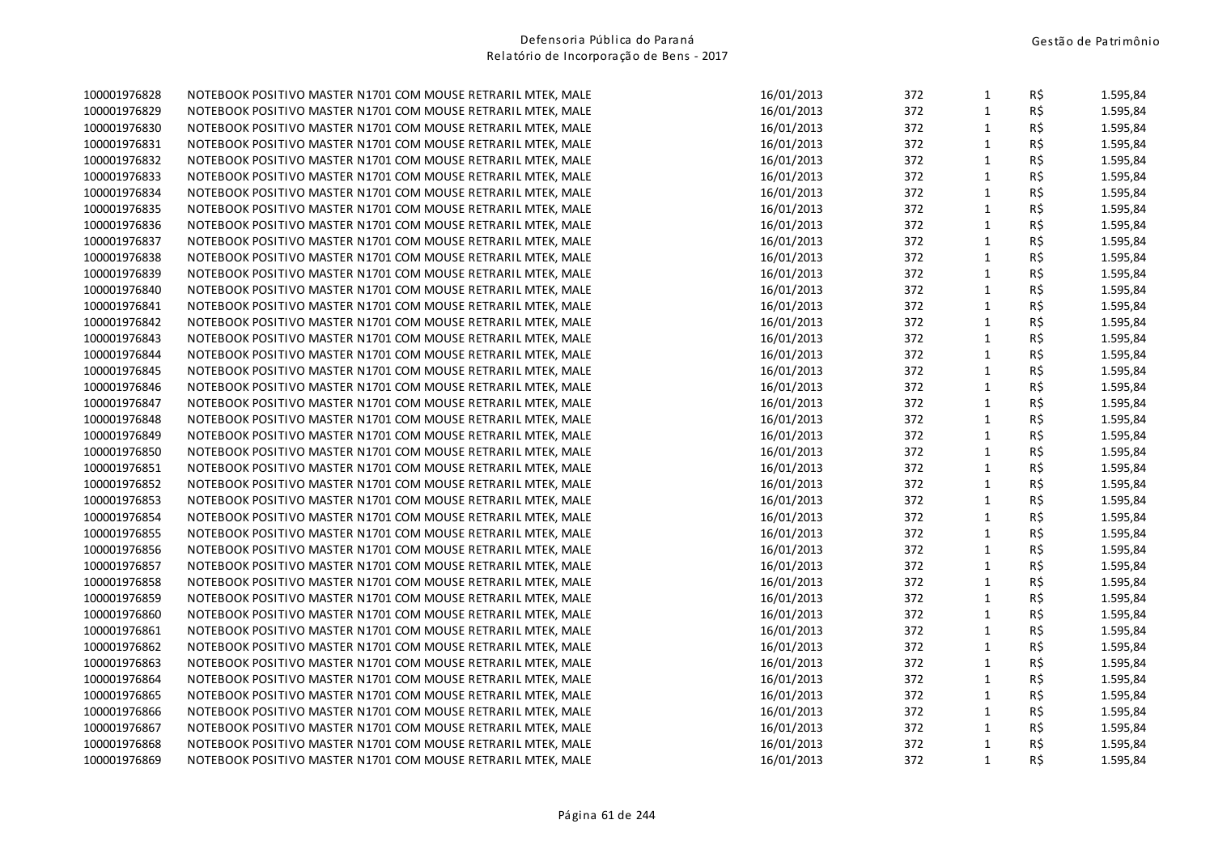| | | | | | | |
|---|---|---|---|---|---|---|
| 100001976828 | NOTEBOOK POSITIVO MASTER N1701 COM MOUSE RETRARIL MTEK, MALE | 16/01/2013 | 372 | 1 | R$ | 1.595,84 |
| 100001976829 | NOTEBOOK POSITIVO MASTER N1701 COM MOUSE RETRARIL MTEK, MALE | 16/01/2013 | 372 | 1 | R$ | 1.595,84 |
| 100001976830 | NOTEBOOK POSITIVO MASTER N1701 COM MOUSE RETRARIL MTEK, MALE | 16/01/2013 | 372 | 1 | R$ | 1.595,84 |
| 100001976831 | NOTEBOOK POSITIVO MASTER N1701 COM MOUSE RETRARIL MTEK, MALE | 16/01/2013 | 372 | 1 | R$ | 1.595,84 |
| 100001976832 | NOTEBOOK POSITIVO MASTER N1701 COM MOUSE RETRARIL MTEK, MALE | 16/01/2013 | 372 | 1 | R$ | 1.595,84 |
| 100001976833 | NOTEBOOK POSITIVO MASTER N1701 COM MOUSE RETRARIL MTEK, MALE | 16/01/2013 | 372 | 1 | R$ | 1.595,84 |
| 100001976834 | NOTEBOOK POSITIVO MASTER N1701 COM MOUSE RETRARIL MTEK, MALE | 16/01/2013 | 372 | 1 | R$ | 1.595,84 |
| 100001976835 | NOTEBOOK POSITIVO MASTER N1701 COM MOUSE RETRARIL MTEK, MALE | 16/01/2013 | 372 | 1 | R$ | 1.595,84 |
| 100001976836 | NOTEBOOK POSITIVO MASTER N1701 COM MOUSE RETRARIL MTEK, MALE | 16/01/2013 | 372 | 1 | R$ | 1.595,84 |
| 100001976837 | NOTEBOOK POSITIVO MASTER N1701 COM MOUSE RETRARIL MTEK, MALE | 16/01/2013 | 372 | 1 | R$ | 1.595,84 |
| 100001976838 | NOTEBOOK POSITIVO MASTER N1701 COM MOUSE RETRARIL MTEK, MALE | 16/01/2013 | 372 | 1 | R$ | 1.595,84 |
| 100001976839 | NOTEBOOK POSITIVO MASTER N1701 COM MOUSE RETRARIL MTEK, MALE | 16/01/2013 | 372 | 1 | R$ | 1.595,84 |
| 100001976840 | NOTEBOOK POSITIVO MASTER N1701 COM MOUSE RETRARIL MTEK, MALE | 16/01/2013 | 372 | 1 | R$ | 1.595,84 |
| 100001976841 | NOTEBOOK POSITIVO MASTER N1701 COM MOUSE RETRARIL MTEK, MALE | 16/01/2013 | 372 | 1 | R$ | 1.595,84 |
| 100001976842 | NOTEBOOK POSITIVO MASTER N1701 COM MOUSE RETRARIL MTEK, MALE | 16/01/2013 | 372 | 1 | R$ | 1.595,84 |
| 100001976843 | NOTEBOOK POSITIVO MASTER N1701 COM MOUSE RETRARIL MTEK, MALE | 16/01/2013 | 372 | 1 | R$ | 1.595,84 |
| 100001976844 | NOTEBOOK POSITIVO MASTER N1701 COM MOUSE RETRARIL MTEK, MALE | 16/01/2013 | 372 | 1 | R$ | 1.595,84 |
| 100001976845 | NOTEBOOK POSITIVO MASTER N1701 COM MOUSE RETRARIL MTEK, MALE | 16/01/2013 | 372 | 1 | R$ | 1.595,84 |
| 100001976846 | NOTEBOOK POSITIVO MASTER N1701 COM MOUSE RETRARIL MTEK, MALE | 16/01/2013 | 372 | 1 | R$ | 1.595,84 |
| 100001976847 | NOTEBOOK POSITIVO MASTER N1701 COM MOUSE RETRARIL MTEK, MALE | 16/01/2013 | 372 | 1 | R$ | 1.595,84 |
| 100001976848 | NOTEBOOK POSITIVO MASTER N1701 COM MOUSE RETRARIL MTEK, MALE | 16/01/2013 | 372 | 1 | R$ | 1.595,84 |
| 100001976849 | NOTEBOOK POSITIVO MASTER N1701 COM MOUSE RETRARIL MTEK, MALE | 16/01/2013 | 372 | 1 | R$ | 1.595,84 |
| 100001976850 | NOTEBOOK POSITIVO MASTER N1701 COM MOUSE RETRARIL MTEK, MALE | 16/01/2013 | 372 | 1 | R$ | 1.595,84 |
| 100001976851 | NOTEBOOK POSITIVO MASTER N1701 COM MOUSE RETRARIL MTEK, MALE | 16/01/2013 | 372 | 1 | R$ | 1.595,84 |
| 100001976852 | NOTEBOOK POSITIVO MASTER N1701 COM MOUSE RETRARIL MTEK, MALE | 16/01/2013 | 372 | 1 | R$ | 1.595,84 |
| 100001976853 | NOTEBOOK POSITIVO MASTER N1701 COM MOUSE RETRARIL MTEK, MALE | 16/01/2013 | 372 | 1 | R$ | 1.595,84 |
| 100001976854 | NOTEBOOK POSITIVO MASTER N1701 COM MOUSE RETRARIL MTEK, MALE | 16/01/2013 | 372 | 1 | R$ | 1.595,84 |
| 100001976855 | NOTEBOOK POSITIVO MASTER N1701 COM MOUSE RETRARIL MTEK, MALE | 16/01/2013 | 372 | 1 | R$ | 1.595,84 |
| 100001976856 | NOTEBOOK POSITIVO MASTER N1701 COM MOUSE RETRARIL MTEK, MALE | 16/01/2013 | 372 | 1 | R$ | 1.595,84 |
| 100001976857 | NOTEBOOK POSITIVO MASTER N1701 COM MOUSE RETRARIL MTEK, MALE | 16/01/2013 | 372 | 1 | R$ | 1.595,84 |
| 100001976858 | NOTEBOOK POSITIVO MASTER N1701 COM MOUSE RETRARIL MTEK, MALE | 16/01/2013 | 372 | 1 | R$ | 1.595,84 |
| 100001976859 | NOTEBOOK POSITIVO MASTER N1701 COM MOUSE RETRARIL MTEK, MALE | 16/01/2013 | 372 | 1 | R$ | 1.595,84 |
| 100001976860 | NOTEBOOK POSITIVO MASTER N1701 COM MOUSE RETRARIL MTEK, MALE | 16/01/2013 | 372 | 1 | R$ | 1.595,84 |
| 100001976861 | NOTEBOOK POSITIVO MASTER N1701 COM MOUSE RETRARIL MTEK, MALE | 16/01/2013 | 372 | 1 | R$ | 1.595,84 |
| 100001976862 | NOTEBOOK POSITIVO MASTER N1701 COM MOUSE RETRARIL MTEK, MALE | 16/01/2013 | 372 | 1 | R$ | 1.595,84 |
| 100001976863 | NOTEBOOK POSITIVO MASTER N1701 COM MOUSE RETRARIL MTEK, MALE | 16/01/2013 | 372 | 1 | R$ | 1.595,84 |
| 100001976864 | NOTEBOOK POSITIVO MASTER N1701 COM MOUSE RETRARIL MTEK, MALE | 16/01/2013 | 372 | 1 | R$ | 1.595,84 |
| 100001976865 | NOTEBOOK POSITIVO MASTER N1701 COM MOUSE RETRARIL MTEK, MALE | 16/01/2013 | 372 | 1 | R$ | 1.595,84 |
| 100001976866 | NOTEBOOK POSITIVO MASTER N1701 COM MOUSE RETRARIL MTEK, MALE | 16/01/2013 | 372 | 1 | R$ | 1.595,84 |
| 100001976867 | NOTEBOOK POSITIVO MASTER N1701 COM MOUSE RETRARIL MTEK, MALE | 16/01/2013 | 372 | 1 | R$ | 1.595,84 |
| 100001976868 | NOTEBOOK POSITIVO MASTER N1701 COM MOUSE RETRARIL MTEK, MALE | 16/01/2013 | 372 | 1 | R$ | 1.595,84 |
| 100001976869 | NOTEBOOK POSITIVO MASTER N1701 COM MOUSE RETRARIL MTEK, MALE | 16/01/2013 | 372 | 1 | R$ | 1.595,84 |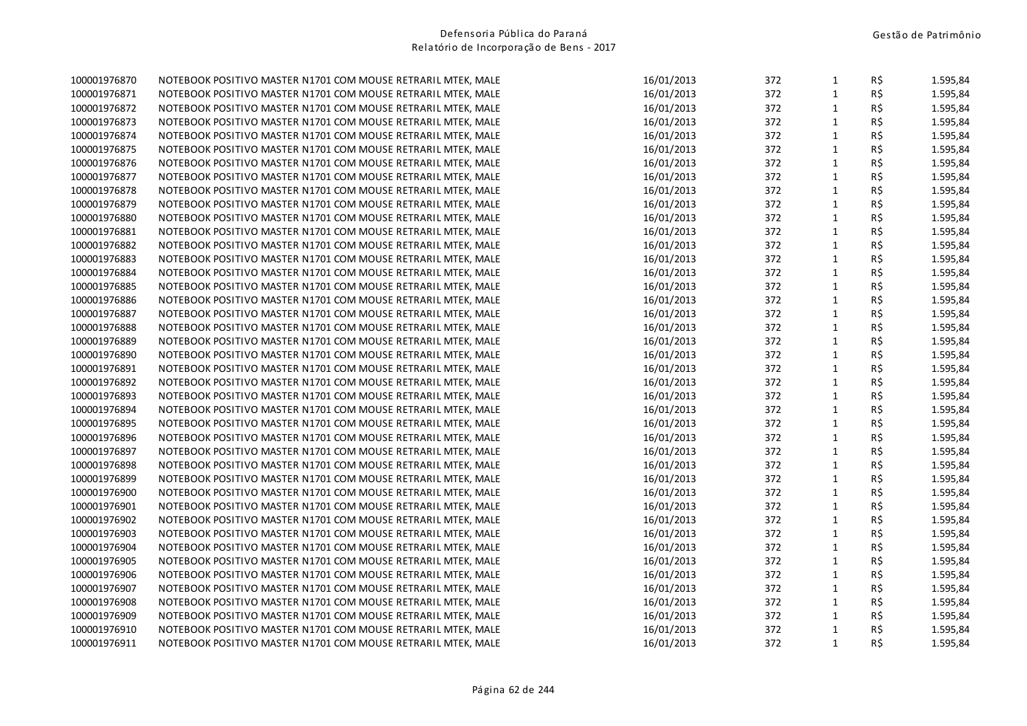| | | | | | | |
|---|---|---|---|---|---|---|
| 100001976870 | NOTEBOOK POSITIVO MASTER N1701 COM MOUSE RETRARIL MTEK, MALE | 16/01/2013 | 372 | 1 | R$ | 1.595,84 |
| 100001976871 | NOTEBOOK POSITIVO MASTER N1701 COM MOUSE RETRARIL MTEK, MALE | 16/01/2013 | 372 | 1 | R$ | 1.595,84 |
| 100001976872 | NOTEBOOK POSITIVO MASTER N1701 COM MOUSE RETRARIL MTEK, MALE | 16/01/2013 | 372 | 1 | R$ | 1.595,84 |
| 100001976873 | NOTEBOOK POSITIVO MASTER N1701 COM MOUSE RETRARIL MTEK, MALE | 16/01/2013 | 372 | 1 | R$ | 1.595,84 |
| 100001976874 | NOTEBOOK POSITIVO MASTER N1701 COM MOUSE RETRARIL MTEK, MALE | 16/01/2013 | 372 | 1 | R$ | 1.595,84 |
| 100001976875 | NOTEBOOK POSITIVO MASTER N1701 COM MOUSE RETRARIL MTEK, MALE | 16/01/2013 | 372 | 1 | R$ | 1.595,84 |
| 100001976876 | NOTEBOOK POSITIVO MASTER N1701 COM MOUSE RETRARIL MTEK, MALE | 16/01/2013 | 372 | 1 | R$ | 1.595,84 |
| 100001976877 | NOTEBOOK POSITIVO MASTER N1701 COM MOUSE RETRARIL MTEK, MALE | 16/01/2013 | 372 | 1 | R$ | 1.595,84 |
| 100001976878 | NOTEBOOK POSITIVO MASTER N1701 COM MOUSE RETRARIL MTEK, MALE | 16/01/2013 | 372 | 1 | R$ | 1.595,84 |
| 100001976879 | NOTEBOOK POSITIVO MASTER N1701 COM MOUSE RETRARIL MTEK, MALE | 16/01/2013 | 372 | 1 | R$ | 1.595,84 |
| 100001976880 | NOTEBOOK POSITIVO MASTER N1701 COM MOUSE RETRARIL MTEK, MALE | 16/01/2013 | 372 | 1 | R$ | 1.595,84 |
| 100001976881 | NOTEBOOK POSITIVO MASTER N1701 COM MOUSE RETRARIL MTEK, MALE | 16/01/2013 | 372 | 1 | R$ | 1.595,84 |
| 100001976882 | NOTEBOOK POSITIVO MASTER N1701 COM MOUSE RETRARIL MTEK, MALE | 16/01/2013 | 372 | 1 | R$ | 1.595,84 |
| 100001976883 | NOTEBOOK POSITIVO MASTER N1701 COM MOUSE RETRARIL MTEK, MALE | 16/01/2013 | 372 | 1 | R$ | 1.595,84 |
| 100001976884 | NOTEBOOK POSITIVO MASTER N1701 COM MOUSE RETRARIL MTEK, MALE | 16/01/2013 | 372 | 1 | R$ | 1.595,84 |
| 100001976885 | NOTEBOOK POSITIVO MASTER N1701 COM MOUSE RETRARIL MTEK, MALE | 16/01/2013 | 372 | 1 | R$ | 1.595,84 |
| 100001976886 | NOTEBOOK POSITIVO MASTER N1701 COM MOUSE RETRARIL MTEK, MALE | 16/01/2013 | 372 | 1 | R$ | 1.595,84 |
| 100001976887 | NOTEBOOK POSITIVO MASTER N1701 COM MOUSE RETRARIL MTEK, MALE | 16/01/2013 | 372 | 1 | R$ | 1.595,84 |
| 100001976888 | NOTEBOOK POSITIVO MASTER N1701 COM MOUSE RETRARIL MTEK, MALE | 16/01/2013 | 372 | 1 | R$ | 1.595,84 |
| 100001976889 | NOTEBOOK POSITIVO MASTER N1701 COM MOUSE RETRARIL MTEK, MALE | 16/01/2013 | 372 | 1 | R$ | 1.595,84 |
| 100001976890 | NOTEBOOK POSITIVO MASTER N1701 COM MOUSE RETRARIL MTEK, MALE | 16/01/2013 | 372 | 1 | R$ | 1.595,84 |
| 100001976891 | NOTEBOOK POSITIVO MASTER N1701 COM MOUSE RETRARIL MTEK, MALE | 16/01/2013 | 372 | 1 | R$ | 1.595,84 |
| 100001976892 | NOTEBOOK POSITIVO MASTER N1701 COM MOUSE RETRARIL MTEK, MALE | 16/01/2013 | 372 | 1 | R$ | 1.595,84 |
| 100001976893 | NOTEBOOK POSITIVO MASTER N1701 COM MOUSE RETRARIL MTEK, MALE | 16/01/2013 | 372 | 1 | R$ | 1.595,84 |
| 100001976894 | NOTEBOOK POSITIVO MASTER N1701 COM MOUSE RETRARIL MTEK, MALE | 16/01/2013 | 372 | 1 | R$ | 1.595,84 |
| 100001976895 | NOTEBOOK POSITIVO MASTER N1701 COM MOUSE RETRARIL MTEK, MALE | 16/01/2013 | 372 | 1 | R$ | 1.595,84 |
| 100001976896 | NOTEBOOK POSITIVO MASTER N1701 COM MOUSE RETRARIL MTEK, MALE | 16/01/2013 | 372 | 1 | R$ | 1.595,84 |
| 100001976897 | NOTEBOOK POSITIVO MASTER N1701 COM MOUSE RETRARIL MTEK, MALE | 16/01/2013 | 372 | 1 | R$ | 1.595,84 |
| 100001976898 | NOTEBOOK POSITIVO MASTER N1701 COM MOUSE RETRARIL MTEK, MALE | 16/01/2013 | 372 | 1 | R$ | 1.595,84 |
| 100001976899 | NOTEBOOK POSITIVO MASTER N1701 COM MOUSE RETRARIL MTEK, MALE | 16/01/2013 | 372 | 1 | R$ | 1.595,84 |
| 100001976900 | NOTEBOOK POSITIVO MASTER N1701 COM MOUSE RETRARIL MTEK, MALE | 16/01/2013 | 372 | 1 | R$ | 1.595,84 |
| 100001976901 | NOTEBOOK POSITIVO MASTER N1701 COM MOUSE RETRARIL MTEK, MALE | 16/01/2013 | 372 | 1 | R$ | 1.595,84 |
| 100001976902 | NOTEBOOK POSITIVO MASTER N1701 COM MOUSE RETRARIL MTEK, MALE | 16/01/2013 | 372 | 1 | R$ | 1.595,84 |
| 100001976903 | NOTEBOOK POSITIVO MASTER N1701 COM MOUSE RETRARIL MTEK, MALE | 16/01/2013 | 372 | 1 | R$ | 1.595,84 |
| 100001976904 | NOTEBOOK POSITIVO MASTER N1701 COM MOUSE RETRARIL MTEK, MALE | 16/01/2013 | 372 | 1 | R$ | 1.595,84 |
| 100001976905 | NOTEBOOK POSITIVO MASTER N1701 COM MOUSE RETRARIL MTEK, MALE | 16/01/2013 | 372 | 1 | R$ | 1.595,84 |
| 100001976906 | NOTEBOOK POSITIVO MASTER N1701 COM MOUSE RETRARIL MTEK, MALE | 16/01/2013 | 372 | 1 | R$ | 1.595,84 |
| 100001976907 | NOTEBOOK POSITIVO MASTER N1701 COM MOUSE RETRARIL MTEK, MALE | 16/01/2013 | 372 | 1 | R$ | 1.595,84 |
| 100001976908 | NOTEBOOK POSITIVO MASTER N1701 COM MOUSE RETRARIL MTEK, MALE | 16/01/2013 | 372 | 1 | R$ | 1.595,84 |
| 100001976909 | NOTEBOOK POSITIVO MASTER N1701 COM MOUSE RETRARIL MTEK, MALE | 16/01/2013 | 372 | 1 | R$ | 1.595,84 |
| 100001976910 | NOTEBOOK POSITIVO MASTER N1701 COM MOUSE RETRARIL MTEK, MALE | 16/01/2013 | 372 | 1 | R$ | 1.595,84 |
| 100001976911 | NOTEBOOK POSITIVO MASTER N1701 COM MOUSE RETRARIL MTEK, MALE | 16/01/2013 | 372 | 1 | R$ | 1.595,84 |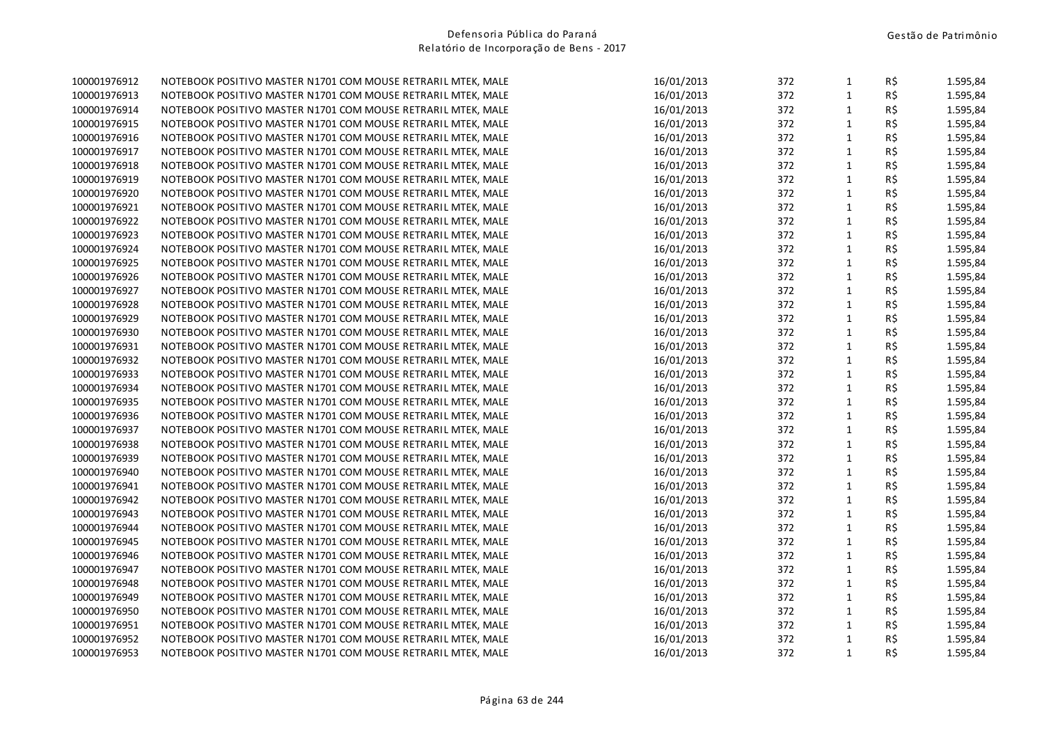| | | | | | | |
|---|---|---|---|---|---|---|
| 100001976912 | NOTEBOOK POSITIVO MASTER N1701 COM MOUSE RETRARIL MTEK, MALE | 16/01/2013 | 372 | 1 | R$ | 1.595,84 |
| 100001976913 | NOTEBOOK POSITIVO MASTER N1701 COM MOUSE RETRARIL MTEK, MALE | 16/01/2013 | 372 | 1 | R$ | 1.595,84 |
| 100001976914 | NOTEBOOK POSITIVO MASTER N1701 COM MOUSE RETRARIL MTEK, MALE | 16/01/2013 | 372 | 1 | R$ | 1.595,84 |
| 100001976915 | NOTEBOOK POSITIVO MASTER N1701 COM MOUSE RETRARIL MTEK, MALE | 16/01/2013 | 372 | 1 | R$ | 1.595,84 |
| 100001976916 | NOTEBOOK POSITIVO MASTER N1701 COM MOUSE RETRARIL MTEK, MALE | 16/01/2013 | 372 | 1 | R$ | 1.595,84 |
| 100001976917 | NOTEBOOK POSITIVO MASTER N1701 COM MOUSE RETRARIL MTEK, MALE | 16/01/2013 | 372 | 1 | R$ | 1.595,84 |
| 100001976918 | NOTEBOOK POSITIVO MASTER N1701 COM MOUSE RETRARIL MTEK, MALE | 16/01/2013 | 372 | 1 | R$ | 1.595,84 |
| 100001976919 | NOTEBOOK POSITIVO MASTER N1701 COM MOUSE RETRARIL MTEK, MALE | 16/01/2013 | 372 | 1 | R$ | 1.595,84 |
| 100001976920 | NOTEBOOK POSITIVO MASTER N1701 COM MOUSE RETRARIL MTEK, MALE | 16/01/2013 | 372 | 1 | R$ | 1.595,84 |
| 100001976921 | NOTEBOOK POSITIVO MASTER N1701 COM MOUSE RETRARIL MTEK, MALE | 16/01/2013 | 372 | 1 | R$ | 1.595,84 |
| 100001976922 | NOTEBOOK POSITIVO MASTER N1701 COM MOUSE RETRARIL MTEK, MALE | 16/01/2013 | 372 | 1 | R$ | 1.595,84 |
| 100001976923 | NOTEBOOK POSITIVO MASTER N1701 COM MOUSE RETRARIL MTEK, MALE | 16/01/2013 | 372 | 1 | R$ | 1.595,84 |
| 100001976924 | NOTEBOOK POSITIVO MASTER N1701 COM MOUSE RETRARIL MTEK, MALE | 16/01/2013 | 372 | 1 | R$ | 1.595,84 |
| 100001976925 | NOTEBOOK POSITIVO MASTER N1701 COM MOUSE RETRARIL MTEK, MALE | 16/01/2013 | 372 | 1 | R$ | 1.595,84 |
| 100001976926 | NOTEBOOK POSITIVO MASTER N1701 COM MOUSE RETRARIL MTEK, MALE | 16/01/2013 | 372 | 1 | R$ | 1.595,84 |
| 100001976927 | NOTEBOOK POSITIVO MASTER N1701 COM MOUSE RETRARIL MTEK, MALE | 16/01/2013 | 372 | 1 | R$ | 1.595,84 |
| 100001976928 | NOTEBOOK POSITIVO MASTER N1701 COM MOUSE RETRARIL MTEK, MALE | 16/01/2013 | 372 | 1 | R$ | 1.595,84 |
| 100001976929 | NOTEBOOK POSITIVO MASTER N1701 COM MOUSE RETRARIL MTEK, MALE | 16/01/2013 | 372 | 1 | R$ | 1.595,84 |
| 100001976930 | NOTEBOOK POSITIVO MASTER N1701 COM MOUSE RETRARIL MTEK, MALE | 16/01/2013 | 372 | 1 | R$ | 1.595,84 |
| 100001976931 | NOTEBOOK POSITIVO MASTER N1701 COM MOUSE RETRARIL MTEK, MALE | 16/01/2013 | 372 | 1 | R$ | 1.595,84 |
| 100001976932 | NOTEBOOK POSITIVO MASTER N1701 COM MOUSE RETRARIL MTEK, MALE | 16/01/2013 | 372 | 1 | R$ | 1.595,84 |
| 100001976933 | NOTEBOOK POSITIVO MASTER N1701 COM MOUSE RETRARIL MTEK, MALE | 16/01/2013 | 372 | 1 | R$ | 1.595,84 |
| 100001976934 | NOTEBOOK POSITIVO MASTER N1701 COM MOUSE RETRARIL MTEK, MALE | 16/01/2013 | 372 | 1 | R$ | 1.595,84 |
| 100001976935 | NOTEBOOK POSITIVO MASTER N1701 COM MOUSE RETRARIL MTEK, MALE | 16/01/2013 | 372 | 1 | R$ | 1.595,84 |
| 100001976936 | NOTEBOOK POSITIVO MASTER N1701 COM MOUSE RETRARIL MTEK, MALE | 16/01/2013 | 372 | 1 | R$ | 1.595,84 |
| 100001976937 | NOTEBOOK POSITIVO MASTER N1701 COM MOUSE RETRARIL MTEK, MALE | 16/01/2013 | 372 | 1 | R$ | 1.595,84 |
| 100001976938 | NOTEBOOK POSITIVO MASTER N1701 COM MOUSE RETRARIL MTEK, MALE | 16/01/2013 | 372 | 1 | R$ | 1.595,84 |
| 100001976939 | NOTEBOOK POSITIVO MASTER N1701 COM MOUSE RETRARIL MTEK, MALE | 16/01/2013 | 372 | 1 | R$ | 1.595,84 |
| 100001976940 | NOTEBOOK POSITIVO MASTER N1701 COM MOUSE RETRARIL MTEK, MALE | 16/01/2013 | 372 | 1 | R$ | 1.595,84 |
| 100001976941 | NOTEBOOK POSITIVO MASTER N1701 COM MOUSE RETRARIL MTEK, MALE | 16/01/2013 | 372 | 1 | R$ | 1.595,84 |
| 100001976942 | NOTEBOOK POSITIVO MASTER N1701 COM MOUSE RETRARIL MTEK, MALE | 16/01/2013 | 372 | 1 | R$ | 1.595,84 |
| 100001976943 | NOTEBOOK POSITIVO MASTER N1701 COM MOUSE RETRARIL MTEK, MALE | 16/01/2013 | 372 | 1 | R$ | 1.595,84 |
| 100001976944 | NOTEBOOK POSITIVO MASTER N1701 COM MOUSE RETRARIL MTEK, MALE | 16/01/2013 | 372 | 1 | R$ | 1.595,84 |
| 100001976945 | NOTEBOOK POSITIVO MASTER N1701 COM MOUSE RETRARIL MTEK, MALE | 16/01/2013 | 372 | 1 | R$ | 1.595,84 |
| 100001976946 | NOTEBOOK POSITIVO MASTER N1701 COM MOUSE RETRARIL MTEK, MALE | 16/01/2013 | 372 | 1 | R$ | 1.595,84 |
| 100001976947 | NOTEBOOK POSITIVO MASTER N1701 COM MOUSE RETRARIL MTEK, MALE | 16/01/2013 | 372 | 1 | R$ | 1.595,84 |
| 100001976948 | NOTEBOOK POSITIVO MASTER N1701 COM MOUSE RETRARIL MTEK, MALE | 16/01/2013 | 372 | 1 | R$ | 1.595,84 |
| 100001976949 | NOTEBOOK POSITIVO MASTER N1701 COM MOUSE RETRARIL MTEK, MALE | 16/01/2013 | 372 | 1 | R$ | 1.595,84 |
| 100001976950 | NOTEBOOK POSITIVO MASTER N1701 COM MOUSE RETRARIL MTEK, MALE | 16/01/2013 | 372 | 1 | R$ | 1.595,84 |
| 100001976951 | NOTEBOOK POSITIVO MASTER N1701 COM MOUSE RETRARIL MTEK, MALE | 16/01/2013 | 372 | 1 | R$ | 1.595,84 |
| 100001976952 | NOTEBOOK POSITIVO MASTER N1701 COM MOUSE RETRARIL MTEK, MALE | 16/01/2013 | 372 | 1 | R$ | 1.595,84 |
| 100001976953 | NOTEBOOK POSITIVO MASTER N1701 COM MOUSE RETRARIL MTEK, MALE | 16/01/2013 | 372 | 1 | R$ | 1.595,84 |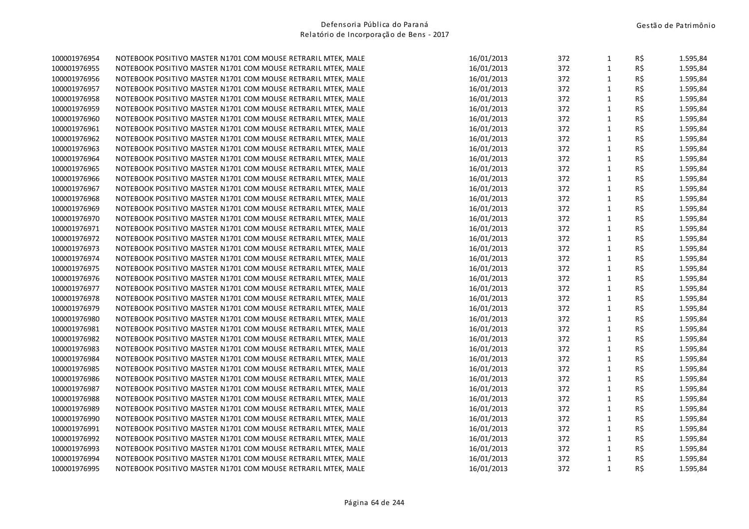| | | | | | | |
|---|---|---|---|---|---|---|
| 100001976954 | NOTEBOOK POSITIVO MASTER N1701 COM MOUSE RETRARIL MTEK, MALE | 16/01/2013 | 372 | 1 | R$ | 1.595,84 |
| 100001976955 | NOTEBOOK POSITIVO MASTER N1701 COM MOUSE RETRARIL MTEK, MALE | 16/01/2013 | 372 | 1 | R$ | 1.595,84 |
| 100001976956 | NOTEBOOK POSITIVO MASTER N1701 COM MOUSE RETRARIL MTEK, MALE | 16/01/2013 | 372 | 1 | R$ | 1.595,84 |
| 100001976957 | NOTEBOOK POSITIVO MASTER N1701 COM MOUSE RETRARIL MTEK, MALE | 16/01/2013 | 372 | 1 | R$ | 1.595,84 |
| 100001976958 | NOTEBOOK POSITIVO MASTER N1701 COM MOUSE RETRARIL MTEK, MALE | 16/01/2013 | 372 | 1 | R$ | 1.595,84 |
| 100001976959 | NOTEBOOK POSITIVO MASTER N1701 COM MOUSE RETRARIL MTEK, MALE | 16/01/2013 | 372 | 1 | R$ | 1.595,84 |
| 100001976960 | NOTEBOOK POSITIVO MASTER N1701 COM MOUSE RETRARIL MTEK, MALE | 16/01/2013 | 372 | 1 | R$ | 1.595,84 |
| 100001976961 | NOTEBOOK POSITIVO MASTER N1701 COM MOUSE RETRARIL MTEK, MALE | 16/01/2013 | 372 | 1 | R$ | 1.595,84 |
| 100001976962 | NOTEBOOK POSITIVO MASTER N1701 COM MOUSE RETRARIL MTEK, MALE | 16/01/2013 | 372 | 1 | R$ | 1.595,84 |
| 100001976963 | NOTEBOOK POSITIVO MASTER N1701 COM MOUSE RETRARIL MTEK, MALE | 16/01/2013 | 372 | 1 | R$ | 1.595,84 |
| 100001976964 | NOTEBOOK POSITIVO MASTER N1701 COM MOUSE RETRARIL MTEK, MALE | 16/01/2013 | 372 | 1 | R$ | 1.595,84 |
| 100001976965 | NOTEBOOK POSITIVO MASTER N1701 COM MOUSE RETRARIL MTEK, MALE | 16/01/2013 | 372 | 1 | R$ | 1.595,84 |
| 100001976966 | NOTEBOOK POSITIVO MASTER N1701 COM MOUSE RETRARIL MTEK, MALE | 16/01/2013 | 372 | 1 | R$ | 1.595,84 |
| 100001976967 | NOTEBOOK POSITIVO MASTER N1701 COM MOUSE RETRARIL MTEK, MALE | 16/01/2013 | 372 | 1 | R$ | 1.595,84 |
| 100001976968 | NOTEBOOK POSITIVO MASTER N1701 COM MOUSE RETRARIL MTEK, MALE | 16/01/2013 | 372 | 1 | R$ | 1.595,84 |
| 100001976969 | NOTEBOOK POSITIVO MASTER N1701 COM MOUSE RETRARIL MTEK, MALE | 16/01/2013 | 372 | 1 | R$ | 1.595,84 |
| 100001976970 | NOTEBOOK POSITIVO MASTER N1701 COM MOUSE RETRARIL MTEK, MALE | 16/01/2013 | 372 | 1 | R$ | 1.595,84 |
| 100001976971 | NOTEBOOK POSITIVO MASTER N1701 COM MOUSE RETRARIL MTEK, MALE | 16/01/2013 | 372 | 1 | R$ | 1.595,84 |
| 100001976972 | NOTEBOOK POSITIVO MASTER N1701 COM MOUSE RETRARIL MTEK, MALE | 16/01/2013 | 372 | 1 | R$ | 1.595,84 |
| 100001976973 | NOTEBOOK POSITIVO MASTER N1701 COM MOUSE RETRARIL MTEK, MALE | 16/01/2013 | 372 | 1 | R$ | 1.595,84 |
| 100001976974 | NOTEBOOK POSITIVO MASTER N1701 COM MOUSE RETRARIL MTEK, MALE | 16/01/2013 | 372 | 1 | R$ | 1.595,84 |
| 100001976975 | NOTEBOOK POSITIVO MASTER N1701 COM MOUSE RETRARIL MTEK, MALE | 16/01/2013 | 372 | 1 | R$ | 1.595,84 |
| 100001976976 | NOTEBOOK POSITIVO MASTER N1701 COM MOUSE RETRARIL MTEK, MALE | 16/01/2013 | 372 | 1 | R$ | 1.595,84 |
| 100001976977 | NOTEBOOK POSITIVO MASTER N1701 COM MOUSE RETRARIL MTEK, MALE | 16/01/2013 | 372 | 1 | R$ | 1.595,84 |
| 100001976978 | NOTEBOOK POSITIVO MASTER N1701 COM MOUSE RETRARIL MTEK, MALE | 16/01/2013 | 372 | 1 | R$ | 1.595,84 |
| 100001976979 | NOTEBOOK POSITIVO MASTER N1701 COM MOUSE RETRARIL MTEK, MALE | 16/01/2013 | 372 | 1 | R$ | 1.595,84 |
| 100001976980 | NOTEBOOK POSITIVO MASTER N1701 COM MOUSE RETRARIL MTEK, MALE | 16/01/2013 | 372 | 1 | R$ | 1.595,84 |
| 100001976981 | NOTEBOOK POSITIVO MASTER N1701 COM MOUSE RETRARIL MTEK, MALE | 16/01/2013 | 372 | 1 | R$ | 1.595,84 |
| 100001976982 | NOTEBOOK POSITIVO MASTER N1701 COM MOUSE RETRARIL MTEK, MALE | 16/01/2013 | 372 | 1 | R$ | 1.595,84 |
| 100001976983 | NOTEBOOK POSITIVO MASTER N1701 COM MOUSE RETRARIL MTEK, MALE | 16/01/2013 | 372 | 1 | R$ | 1.595,84 |
| 100001976984 | NOTEBOOK POSITIVO MASTER N1701 COM MOUSE RETRARIL MTEK, MALE | 16/01/2013 | 372 | 1 | R$ | 1.595,84 |
| 100001976985 | NOTEBOOK POSITIVO MASTER N1701 COM MOUSE RETRARIL MTEK, MALE | 16/01/2013 | 372 | 1 | R$ | 1.595,84 |
| 100001976986 | NOTEBOOK POSITIVO MASTER N1701 COM MOUSE RETRARIL MTEK, MALE | 16/01/2013 | 372 | 1 | R$ | 1.595,84 |
| 100001976987 | NOTEBOOK POSITIVO MASTER N1701 COM MOUSE RETRARIL MTEK, MALE | 16/01/2013 | 372 | 1 | R$ | 1.595,84 |
| 100001976988 | NOTEBOOK POSITIVO MASTER N1701 COM MOUSE RETRARIL MTEK, MALE | 16/01/2013 | 372 | 1 | R$ | 1.595,84 |
| 100001976989 | NOTEBOOK POSITIVO MASTER N1701 COM MOUSE RETRARIL MTEK, MALE | 16/01/2013 | 372 | 1 | R$ | 1.595,84 |
| 100001976990 | NOTEBOOK POSITIVO MASTER N1701 COM MOUSE RETRARIL MTEK, MALE | 16/01/2013 | 372 | 1 | R$ | 1.595,84 |
| 100001976991 | NOTEBOOK POSITIVO MASTER N1701 COM MOUSE RETRARIL MTEK, MALE | 16/01/2013 | 372 | 1 | R$ | 1.595,84 |
| 100001976992 | NOTEBOOK POSITIVO MASTER N1701 COM MOUSE RETRARIL MTEK, MALE | 16/01/2013 | 372 | 1 | R$ | 1.595,84 |
| 100001976993 | NOTEBOOK POSITIVO MASTER N1701 COM MOUSE RETRARIL MTEK, MALE | 16/01/2013 | 372 | 1 | R$ | 1.595,84 |
| 100001976994 | NOTEBOOK POSITIVO MASTER N1701 COM MOUSE RETRARIL MTEK, MALE | 16/01/2013 | 372 | 1 | R$ | 1.595,84 |
| 100001976995 | NOTEBOOK POSITIVO MASTER N1701 COM MOUSE RETRARIL MTEK, MALE | 16/01/2013 | 372 | 1 | R$ | 1.595,84 |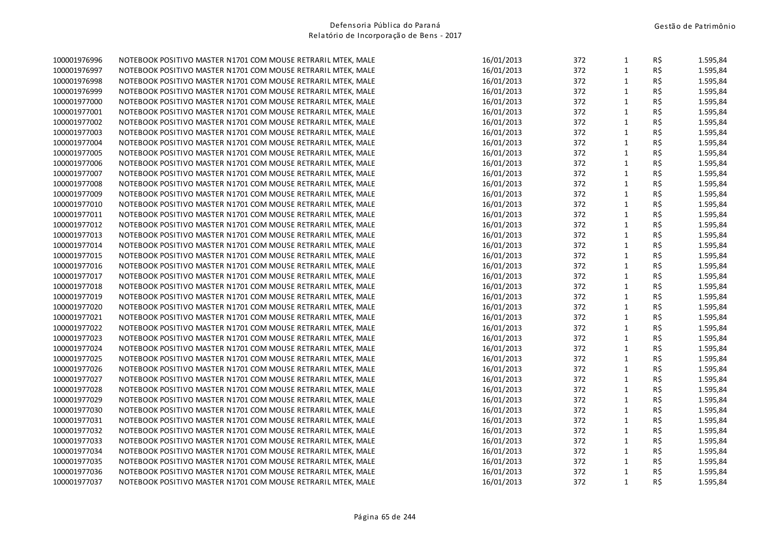| | | | | | | |
|---|---|---|---|---|---|---|
| 100001976996 | NOTEBOOK POSITIVO MASTER N1701 COM MOUSE RETRARIL MTEK, MALE | 16/01/2013 | 372 | 1 | R$ | 1.595,84 |
| 100001976997 | NOTEBOOK POSITIVO MASTER N1701 COM MOUSE RETRARIL MTEK, MALE | 16/01/2013 | 372 | 1 | R$ | 1.595,84 |
| 100001976998 | NOTEBOOK POSITIVO MASTER N1701 COM MOUSE RETRARIL MTEK, MALE | 16/01/2013 | 372 | 1 | R$ | 1.595,84 |
| 100001976999 | NOTEBOOK POSITIVO MASTER N1701 COM MOUSE RETRARIL MTEK, MALE | 16/01/2013 | 372 | 1 | R$ | 1.595,84 |
| 100001977000 | NOTEBOOK POSITIVO MASTER N1701 COM MOUSE RETRARIL MTEK, MALE | 16/01/2013 | 372 | 1 | R$ | 1.595,84 |
| 100001977001 | NOTEBOOK POSITIVO MASTER N1701 COM MOUSE RETRARIL MTEK, MALE | 16/01/2013 | 372 | 1 | R$ | 1.595,84 |
| 100001977002 | NOTEBOOK POSITIVO MASTER N1701 COM MOUSE RETRARIL MTEK, MALE | 16/01/2013 | 372 | 1 | R$ | 1.595,84 |
| 100001977003 | NOTEBOOK POSITIVO MASTER N1701 COM MOUSE RETRARIL MTEK, MALE | 16/01/2013 | 372 | 1 | R$ | 1.595,84 |
| 100001977004 | NOTEBOOK POSITIVO MASTER N1701 COM MOUSE RETRARIL MTEK, MALE | 16/01/2013 | 372 | 1 | R$ | 1.595,84 |
| 100001977005 | NOTEBOOK POSITIVO MASTER N1701 COM MOUSE RETRARIL MTEK, MALE | 16/01/2013 | 372 | 1 | R$ | 1.595,84 |
| 100001977006 | NOTEBOOK POSITIVO MASTER N1701 COM MOUSE RETRARIL MTEK, MALE | 16/01/2013 | 372 | 1 | R$ | 1.595,84 |
| 100001977007 | NOTEBOOK POSITIVO MASTER N1701 COM MOUSE RETRARIL MTEK, MALE | 16/01/2013 | 372 | 1 | R$ | 1.595,84 |
| 100001977008 | NOTEBOOK POSITIVO MASTER N1701 COM MOUSE RETRARIL MTEK, MALE | 16/01/2013 | 372 | 1 | R$ | 1.595,84 |
| 100001977009 | NOTEBOOK POSITIVO MASTER N1701 COM MOUSE RETRARIL MTEK, MALE | 16/01/2013 | 372 | 1 | R$ | 1.595,84 |
| 100001977010 | NOTEBOOK POSITIVO MASTER N1701 COM MOUSE RETRARIL MTEK, MALE | 16/01/2013 | 372 | 1 | R$ | 1.595,84 |
| 100001977011 | NOTEBOOK POSITIVO MASTER N1701 COM MOUSE RETRARIL MTEK, MALE | 16/01/2013 | 372 | 1 | R$ | 1.595,84 |
| 100001977012 | NOTEBOOK POSITIVO MASTER N1701 COM MOUSE RETRARIL MTEK, MALE | 16/01/2013 | 372 | 1 | R$ | 1.595,84 |
| 100001977013 | NOTEBOOK POSITIVO MASTER N1701 COM MOUSE RETRARIL MTEK, MALE | 16/01/2013 | 372 | 1 | R$ | 1.595,84 |
| 100001977014 | NOTEBOOK POSITIVO MASTER N1701 COM MOUSE RETRARIL MTEK, MALE | 16/01/2013 | 372 | 1 | R$ | 1.595,84 |
| 100001977015 | NOTEBOOK POSITIVO MASTER N1701 COM MOUSE RETRARIL MTEK, MALE | 16/01/2013 | 372 | 1 | R$ | 1.595,84 |
| 100001977016 | NOTEBOOK POSITIVO MASTER N1701 COM MOUSE RETRARIL MTEK, MALE | 16/01/2013 | 372 | 1 | R$ | 1.595,84 |
| 100001977017 | NOTEBOOK POSITIVO MASTER N1701 COM MOUSE RETRARIL MTEK, MALE | 16/01/2013 | 372 | 1 | R$ | 1.595,84 |
| 100001977018 | NOTEBOOK POSITIVO MASTER N1701 COM MOUSE RETRARIL MTEK, MALE | 16/01/2013 | 372 | 1 | R$ | 1.595,84 |
| 100001977019 | NOTEBOOK POSITIVO MASTER N1701 COM MOUSE RETRARIL MTEK, MALE | 16/01/2013 | 372 | 1 | R$ | 1.595,84 |
| 100001977020 | NOTEBOOK POSITIVO MASTER N1701 COM MOUSE RETRARIL MTEK, MALE | 16/01/2013 | 372 | 1 | R$ | 1.595,84 |
| 100001977021 | NOTEBOOK POSITIVO MASTER N1701 COM MOUSE RETRARIL MTEK, MALE | 16/01/2013 | 372 | 1 | R$ | 1.595,84 |
| 100001977022 | NOTEBOOK POSITIVO MASTER N1701 COM MOUSE RETRARIL MTEK, MALE | 16/01/2013 | 372 | 1 | R$ | 1.595,84 |
| 100001977023 | NOTEBOOK POSITIVO MASTER N1701 COM MOUSE RETRARIL MTEK, MALE | 16/01/2013 | 372 | 1 | R$ | 1.595,84 |
| 100001977024 | NOTEBOOK POSITIVO MASTER N1701 COM MOUSE RETRARIL MTEK, MALE | 16/01/2013 | 372 | 1 | R$ | 1.595,84 |
| 100001977025 | NOTEBOOK POSITIVO MASTER N1701 COM MOUSE RETRARIL MTEK, MALE | 16/01/2013 | 372 | 1 | R$ | 1.595,84 |
| 100001977026 | NOTEBOOK POSITIVO MASTER N1701 COM MOUSE RETRARIL MTEK, MALE | 16/01/2013 | 372 | 1 | R$ | 1.595,84 |
| 100001977027 | NOTEBOOK POSITIVO MASTER N1701 COM MOUSE RETRARIL MTEK, MALE | 16/01/2013 | 372 | 1 | R$ | 1.595,84 |
| 100001977028 | NOTEBOOK POSITIVO MASTER N1701 COM MOUSE RETRARIL MTEK, MALE | 16/01/2013 | 372 | 1 | R$ | 1.595,84 |
| 100001977029 | NOTEBOOK POSITIVO MASTER N1701 COM MOUSE RETRARIL MTEK, MALE | 16/01/2013 | 372 | 1 | R$ | 1.595,84 |
| 100001977030 | NOTEBOOK POSITIVO MASTER N1701 COM MOUSE RETRARIL MTEK, MALE | 16/01/2013 | 372 | 1 | R$ | 1.595,84 |
| 100001977031 | NOTEBOOK POSITIVO MASTER N1701 COM MOUSE RETRARIL MTEK, MALE | 16/01/2013 | 372 | 1 | R$ | 1.595,84 |
| 100001977032 | NOTEBOOK POSITIVO MASTER N1701 COM MOUSE RETRARIL MTEK, MALE | 16/01/2013 | 372 | 1 | R$ | 1.595,84 |
| 100001977033 | NOTEBOOK POSITIVO MASTER N1701 COM MOUSE RETRARIL MTEK, MALE | 16/01/2013 | 372 | 1 | R$ | 1.595,84 |
| 100001977034 | NOTEBOOK POSITIVO MASTER N1701 COM MOUSE RETRARIL MTEK, MALE | 16/01/2013 | 372 | 1 | R$ | 1.595,84 |
| 100001977035 | NOTEBOOK POSITIVO MASTER N1701 COM MOUSE RETRARIL MTEK, MALE | 16/01/2013 | 372 | 1 | R$ | 1.595,84 |
| 100001977036 | NOTEBOOK POSITIVO MASTER N1701 COM MOUSE RETRARIL MTEK, MALE | 16/01/2013 | 372 | 1 | R$ | 1.595,84 |
| 100001977037 | NOTEBOOK POSITIVO MASTER N1701 COM MOUSE RETRARIL MTEK, MALE | 16/01/2013 | 372 | 1 | R$ | 1.595,84 |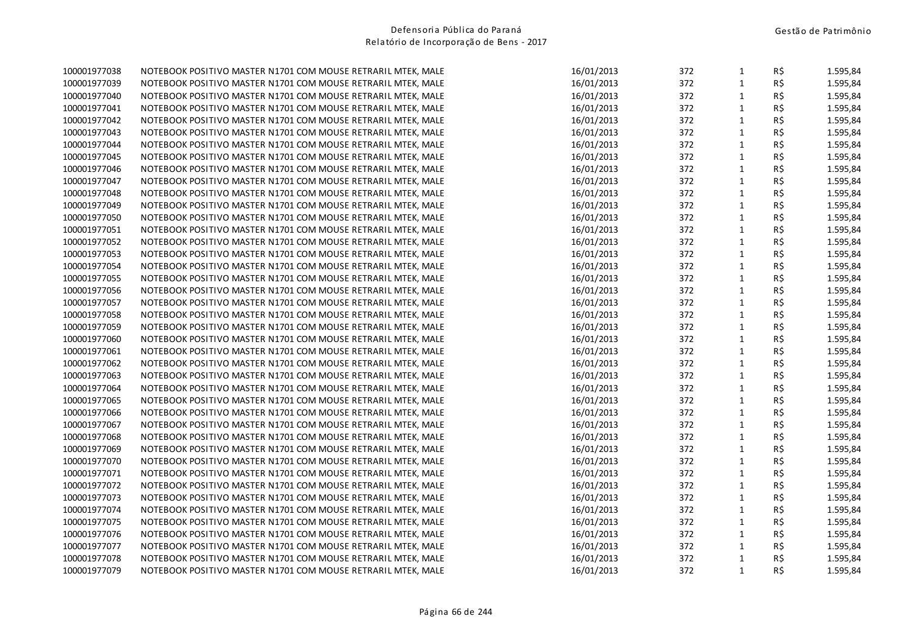| | | | | | | |
|---|---|---|---|---|---|---|
| 100001977038 | NOTEBOOK POSITIVO MASTER N1701 COM MOUSE RETRARIL MTEK, MALE | 16/01/2013 | 372 | 1 | R$ | 1.595,84 |
| 100001977039 | NOTEBOOK POSITIVO MASTER N1701 COM MOUSE RETRARIL MTEK, MALE | 16/01/2013 | 372 | 1 | R$ | 1.595,84 |
| 100001977040 | NOTEBOOK POSITIVO MASTER N1701 COM MOUSE RETRARIL MTEK, MALE | 16/01/2013 | 372 | 1 | R$ | 1.595,84 |
| 100001977041 | NOTEBOOK POSITIVO MASTER N1701 COM MOUSE RETRARIL MTEK, MALE | 16/01/2013 | 372 | 1 | R$ | 1.595,84 |
| 100001977042 | NOTEBOOK POSITIVO MASTER N1701 COM MOUSE RETRARIL MTEK, MALE | 16/01/2013 | 372 | 1 | R$ | 1.595,84 |
| 100001977043 | NOTEBOOK POSITIVO MASTER N1701 COM MOUSE RETRARIL MTEK, MALE | 16/01/2013 | 372 | 1 | R$ | 1.595,84 |
| 100001977044 | NOTEBOOK POSITIVO MASTER N1701 COM MOUSE RETRARIL MTEK, MALE | 16/01/2013 | 372 | 1 | R$ | 1.595,84 |
| 100001977045 | NOTEBOOK POSITIVO MASTER N1701 COM MOUSE RETRARIL MTEK, MALE | 16/01/2013 | 372 | 1 | R$ | 1.595,84 |
| 100001977046 | NOTEBOOK POSITIVO MASTER N1701 COM MOUSE RETRARIL MTEK, MALE | 16/01/2013 | 372 | 1 | R$ | 1.595,84 |
| 100001977047 | NOTEBOOK POSITIVO MASTER N1701 COM MOUSE RETRARIL MTEK, MALE | 16/01/2013 | 372 | 1 | R$ | 1.595,84 |
| 100001977048 | NOTEBOOK POSITIVO MASTER N1701 COM MOUSE RETRARIL MTEK, MALE | 16/01/2013 | 372 | 1 | R$ | 1.595,84 |
| 100001977049 | NOTEBOOK POSITIVO MASTER N1701 COM MOUSE RETRARIL MTEK, MALE | 16/01/2013 | 372 | 1 | R$ | 1.595,84 |
| 100001977050 | NOTEBOOK POSITIVO MASTER N1701 COM MOUSE RETRARIL MTEK, MALE | 16/01/2013 | 372 | 1 | R$ | 1.595,84 |
| 100001977051 | NOTEBOOK POSITIVO MASTER N1701 COM MOUSE RETRARIL MTEK, MALE | 16/01/2013 | 372 | 1 | R$ | 1.595,84 |
| 100001977052 | NOTEBOOK POSITIVO MASTER N1701 COM MOUSE RETRARIL MTEK, MALE | 16/01/2013 | 372 | 1 | R$ | 1.595,84 |
| 100001977053 | NOTEBOOK POSITIVO MASTER N1701 COM MOUSE RETRARIL MTEK, MALE | 16/01/2013 | 372 | 1 | R$ | 1.595,84 |
| 100001977054 | NOTEBOOK POSITIVO MASTER N1701 COM MOUSE RETRARIL MTEK, MALE | 16/01/2013 | 372 | 1 | R$ | 1.595,84 |
| 100001977055 | NOTEBOOK POSITIVO MASTER N1701 COM MOUSE RETRARIL MTEK, MALE | 16/01/2013 | 372 | 1 | R$ | 1.595,84 |
| 100001977056 | NOTEBOOK POSITIVO MASTER N1701 COM MOUSE RETRARIL MTEK, MALE | 16/01/2013 | 372 | 1 | R$ | 1.595,84 |
| 100001977057 | NOTEBOOK POSITIVO MASTER N1701 COM MOUSE RETRARIL MTEK, MALE | 16/01/2013 | 372 | 1 | R$ | 1.595,84 |
| 100001977058 | NOTEBOOK POSITIVO MASTER N1701 COM MOUSE RETRARIL MTEK, MALE | 16/01/2013 | 372 | 1 | R$ | 1.595,84 |
| 100001977059 | NOTEBOOK POSITIVO MASTER N1701 COM MOUSE RETRARIL MTEK, MALE | 16/01/2013 | 372 | 1 | R$ | 1.595,84 |
| 100001977060 | NOTEBOOK POSITIVO MASTER N1701 COM MOUSE RETRARIL MTEK, MALE | 16/01/2013 | 372 | 1 | R$ | 1.595,84 |
| 100001977061 | NOTEBOOK POSITIVO MASTER N1701 COM MOUSE RETRARIL MTEK, MALE | 16/01/2013 | 372 | 1 | R$ | 1.595,84 |
| 100001977062 | NOTEBOOK POSITIVO MASTER N1701 COM MOUSE RETRARIL MTEK, MALE | 16/01/2013 | 372 | 1 | R$ | 1.595,84 |
| 100001977063 | NOTEBOOK POSITIVO MASTER N1701 COM MOUSE RETRARIL MTEK, MALE | 16/01/2013 | 372 | 1 | R$ | 1.595,84 |
| 100001977064 | NOTEBOOK POSITIVO MASTER N1701 COM MOUSE RETRARIL MTEK, MALE | 16/01/2013 | 372 | 1 | R$ | 1.595,84 |
| 100001977065 | NOTEBOOK POSITIVO MASTER N1701 COM MOUSE RETRARIL MTEK, MALE | 16/01/2013 | 372 | 1 | R$ | 1.595,84 |
| 100001977066 | NOTEBOOK POSITIVO MASTER N1701 COM MOUSE RETRARIL MTEK, MALE | 16/01/2013 | 372 | 1 | R$ | 1.595,84 |
| 100001977067 | NOTEBOOK POSITIVO MASTER N1701 COM MOUSE RETRARIL MTEK, MALE | 16/01/2013 | 372 | 1 | R$ | 1.595,84 |
| 100001977068 | NOTEBOOK POSITIVO MASTER N1701 COM MOUSE RETRARIL MTEK, MALE | 16/01/2013 | 372 | 1 | R$ | 1.595,84 |
| 100001977069 | NOTEBOOK POSITIVO MASTER N1701 COM MOUSE RETRARIL MTEK, MALE | 16/01/2013 | 372 | 1 | R$ | 1.595,84 |
| 100001977070 | NOTEBOOK POSITIVO MASTER N1701 COM MOUSE RETRARIL MTEK, MALE | 16/01/2013 | 372 | 1 | R$ | 1.595,84 |
| 100001977071 | NOTEBOOK POSITIVO MASTER N1701 COM MOUSE RETRARIL MTEK, MALE | 16/01/2013 | 372 | 1 | R$ | 1.595,84 |
| 100001977072 | NOTEBOOK POSITIVO MASTER N1701 COM MOUSE RETRARIL MTEK, MALE | 16/01/2013 | 372 | 1 | R$ | 1.595,84 |
| 100001977073 | NOTEBOOK POSITIVO MASTER N1701 COM MOUSE RETRARIL MTEK, MALE | 16/01/2013 | 372 | 1 | R$ | 1.595,84 |
| 100001977074 | NOTEBOOK POSITIVO MASTER N1701 COM MOUSE RETRARIL MTEK, MALE | 16/01/2013 | 372 | 1 | R$ | 1.595,84 |
| 100001977075 | NOTEBOOK POSITIVO MASTER N1701 COM MOUSE RETRARIL MTEK, MALE | 16/01/2013 | 372 | 1 | R$ | 1.595,84 |
| 100001977076 | NOTEBOOK POSITIVO MASTER N1701 COM MOUSE RETRARIL MTEK, MALE | 16/01/2013 | 372 | 1 | R$ | 1.595,84 |
| 100001977077 | NOTEBOOK POSITIVO MASTER N1701 COM MOUSE RETRARIL MTEK, MALE | 16/01/2013 | 372 | 1 | R$ | 1.595,84 |
| 100001977078 | NOTEBOOK POSITIVO MASTER N1701 COM MOUSE RETRARIL MTEK, MALE | 16/01/2013 | 372 | 1 | R$ | 1.595,84 |
| 100001977079 | NOTEBOOK POSITIVO MASTER N1701 COM MOUSE RETRARIL MTEK, MALE | 16/01/2013 | 372 | 1 | R$ | 1.595,84 |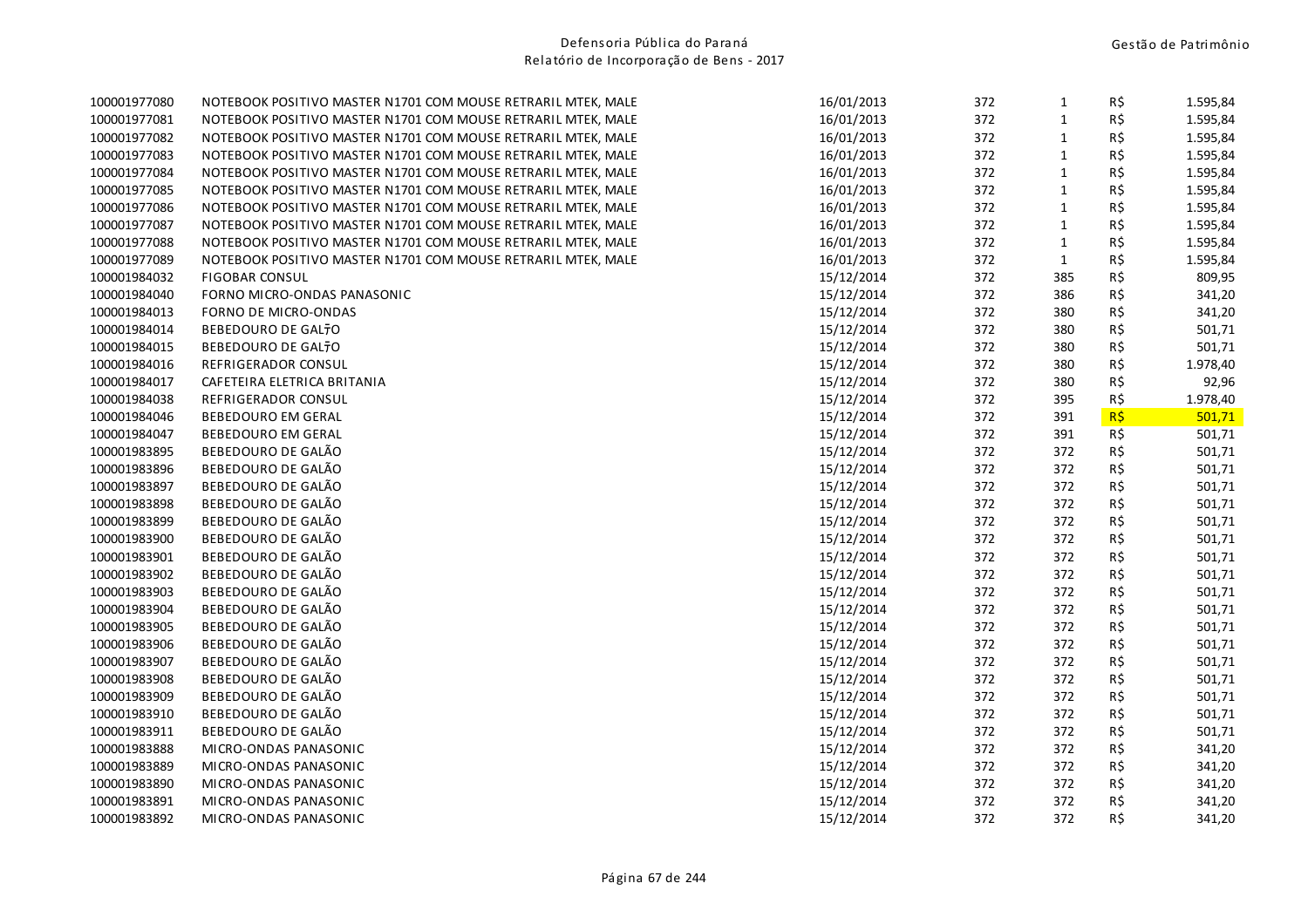| | | | | | | |
|---|---|---|---|---|---|---|
| 100001977080 | NOTEBOOK POSITIVO MASTER N1701 COM MOUSE RETRARIL MTEK, MALE | 16/01/2013 | 372 | 1 | R$ | 1.595,84 |
| 100001977081 | NOTEBOOK POSITIVO MASTER N1701 COM MOUSE RETRARIL MTEK, MALE | 16/01/2013 | 372 | 1 | R$ | 1.595,84 |
| 100001977082 | NOTEBOOK POSITIVO MASTER N1701 COM MOUSE RETRARIL MTEK, MALE | 16/01/2013 | 372 | 1 | R$ | 1.595,84 |
| 100001977083 | NOTEBOOK POSITIVO MASTER N1701 COM MOUSE RETRARIL MTEK, MALE | 16/01/2013 | 372 | 1 | R$ | 1.595,84 |
| 100001977084 | NOTEBOOK POSITIVO MASTER N1701 COM MOUSE RETRARIL MTEK, MALE | 16/01/2013 | 372 | 1 | R$ | 1.595,84 |
| 100001977085 | NOTEBOOK POSITIVO MASTER N1701 COM MOUSE RETRARIL MTEK, MALE | 16/01/2013 | 372 | 1 | R$ | 1.595,84 |
| 100001977086 | NOTEBOOK POSITIVO MASTER N1701 COM MOUSE RETRARIL MTEK, MALE | 16/01/2013 | 372 | 1 | R$ | 1.595,84 |
| 100001977087 | NOTEBOOK POSITIVO MASTER N1701 COM MOUSE RETRARIL MTEK, MALE | 16/01/2013 | 372 | 1 | R$ | 1.595,84 |
| 100001977088 | NOTEBOOK POSITIVO MASTER N1701 COM MOUSE RETRARIL MTEK, MALE | 16/01/2013 | 372 | 1 | R$ | 1.595,84 |
| 100001977089 | NOTEBOOK POSITIVO MASTER N1701 COM MOUSE RETRARIL MTEK, MALE | 16/01/2013 | 372 | 1 | R$ | 1.595,84 |
| 100001984032 | FIGOBAR CONSUL | 15/12/2014 | 372 | 385 | R$ | 809,95 |
| 100001984040 | FORNO MICRO-ONDAS PANASONIC | 15/12/2014 | 372 | 386 | R$ | 341,20 |
| 100001984013 | FORNO DE MICRO-ONDAS | 15/12/2014 | 372 | 380 | R$ | 341,20 |
| 100001984014 | BEBEDOURO DE GALTO | 15/12/2014 | 372 | 380 | R$ | 501,71 |
| 100001984015 | BEBEDOURO DE GALTO | 15/12/2014 | 372 | 380 | R$ | 501,71 |
| 100001984016 | REFRIGERADOR CONSUL | 15/12/2014 | 372 | 380 | R$ | 1.978,40 |
| 100001984017 | CAFETEIRA ELETRICA BRITANIA | 15/12/2014 | 372 | 380 | R$ | 92,96 |
| 100001984038 | REFRIGERADOR CONSUL | 15/12/2014 | 372 | 395 | R$ | 1.978,40 |
| 100001984046 | BEBEDOURO EM GERAL | 15/12/2014 | 372 | 391 | R$ | 501,71 |
| 100001984047 | BEBEDOURO EM GERAL | 15/12/2014 | 372 | 391 | R$ | 501,71 |
| 100001983895 | BEBEDOURO DE GALÃO | 15/12/2014 | 372 | 372 | R$ | 501,71 |
| 100001983896 | BEBEDOURO DE GALÃO | 15/12/2014 | 372 | 372 | R$ | 501,71 |
| 100001983897 | BEBEDOURO DE GALÃO | 15/12/2014 | 372 | 372 | R$ | 501,71 |
| 100001983898 | BEBEDOURO DE GALÃO | 15/12/2014 | 372 | 372 | R$ | 501,71 |
| 100001983899 | BEBEDOURO DE GALÃO | 15/12/2014 | 372 | 372 | R$ | 501,71 |
| 100001983900 | BEBEDOURO DE GALÃO | 15/12/2014 | 372 | 372 | R$ | 501,71 |
| 100001983901 | BEBEDOURO DE GALÃO | 15/12/2014 | 372 | 372 | R$ | 501,71 |
| 100001983902 | BEBEDOURO DE GALÃO | 15/12/2014 | 372 | 372 | R$ | 501,71 |
| 100001983903 | BEBEDOURO DE GALÃO | 15/12/2014 | 372 | 372 | R$ | 501,71 |
| 100001983904 | BEBEDOURO DE GALÃO | 15/12/2014 | 372 | 372 | R$ | 501,71 |
| 100001983905 | BEBEDOURO DE GALÃO | 15/12/2014 | 372 | 372 | R$ | 501,71 |
| 100001983906 | BEBEDOURO DE GALÃO | 15/12/2014 | 372 | 372 | R$ | 501,71 |
| 100001983907 | BEBEDOURO DE GALÃO | 15/12/2014 | 372 | 372 | R$ | 501,71 |
| 100001983908 | BEBEDOURO DE GALÃO | 15/12/2014 | 372 | 372 | R$ | 501,71 |
| 100001983909 | BEBEDOURO DE GALÃO | 15/12/2014 | 372 | 372 | R$ | 501,71 |
| 100001983910 | BEBEDOURO DE GALÃO | 15/12/2014 | 372 | 372 | R$ | 501,71 |
| 100001983911 | BEBEDOURO DE GALÃO | 15/12/2014 | 372 | 372 | R$ | 501,71 |
| 100001983888 | MICRO-ONDAS PANASONIC | 15/12/2014 | 372 | 372 | R$ | 341,20 |
| 100001983889 | MICRO-ONDAS PANASONIC | 15/12/2014 | 372 | 372 | R$ | 341,20 |
| 100001983890 | MICRO-ONDAS PANASONIC | 15/12/2014 | 372 | 372 | R$ | 341,20 |
| 100001983891 | MICRO-ONDAS PANASONIC | 15/12/2014 | 372 | 372 | R$ | 341,20 |
| 100001983892 | MICRO-ONDAS PANASONIC | 15/12/2014 | 372 | 372 | R$ | 341,20 |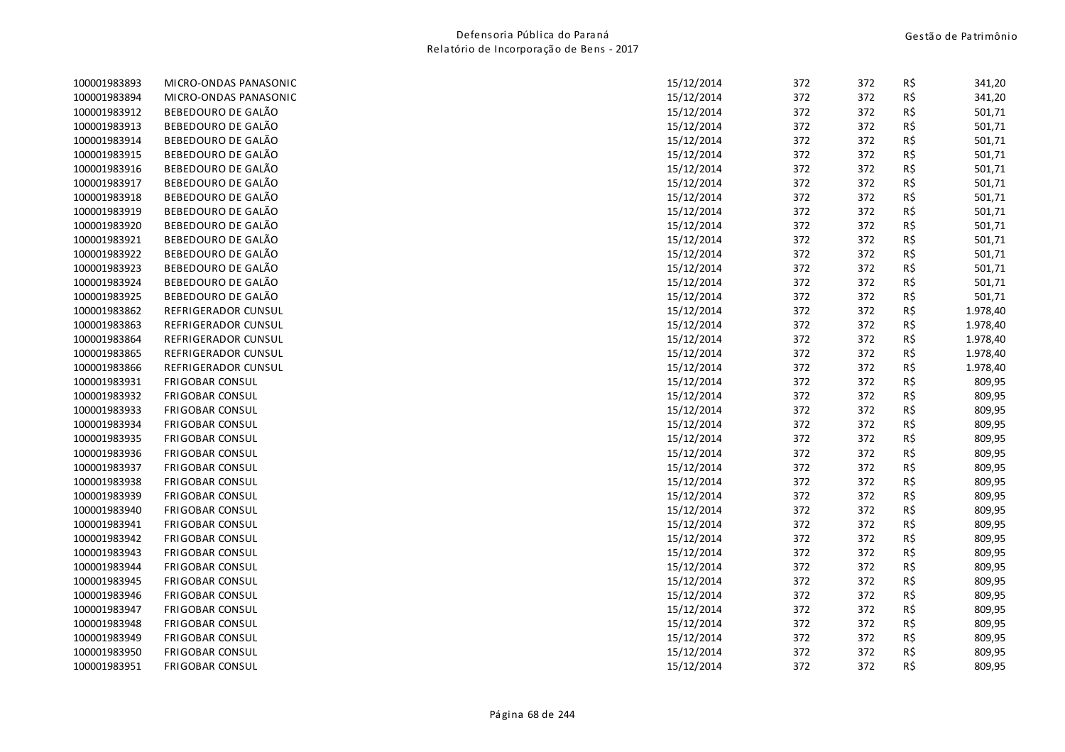| | | | | | | |
|---|---|---|---|---|---|---|
| 100001983893 | MICRO-ONDAS PANASONIC | 15/12/2014 | 372 | 372 | R$ | 341,20 |
| 100001983894 | MICRO-ONDAS PANASONIC | 15/12/2014 | 372 | 372 | R$ | 341,20 |
| 100001983912 | BEBEDOURO DE GALÃO | 15/12/2014 | 372 | 372 | R$ | 501,71 |
| 100001983913 | BEBEDOURO DE GALÃO | 15/12/2014 | 372 | 372 | R$ | 501,71 |
| 100001983914 | BEBEDOURO DE GALÃO | 15/12/2014 | 372 | 372 | R$ | 501,71 |
| 100001983915 | BEBEDOURO DE GALÃO | 15/12/2014 | 372 | 372 | R$ | 501,71 |
| 100001983916 | BEBEDOURO DE GALÃO | 15/12/2014 | 372 | 372 | R$ | 501,71 |
| 100001983917 | BEBEDOURO DE GALÃO | 15/12/2014 | 372 | 372 | R$ | 501,71 |
| 100001983918 | BEBEDOURO DE GALÃO | 15/12/2014 | 372 | 372 | R$ | 501,71 |
| 100001983919 | BEBEDOURO DE GALÃO | 15/12/2014 | 372 | 372 | R$ | 501,71 |
| 100001983920 | BEBEDOURO DE GALÃO | 15/12/2014 | 372 | 372 | R$ | 501,71 |
| 100001983921 | BEBEDOURO DE GALÃO | 15/12/2014 | 372 | 372 | R$ | 501,71 |
| 100001983922 | BEBEDOURO DE GALÃO | 15/12/2014 | 372 | 372 | R$ | 501,71 |
| 100001983923 | BEBEDOURO DE GALÃO | 15/12/2014 | 372 | 372 | R$ | 501,71 |
| 100001983924 | BEBEDOURO DE GALÃO | 15/12/2014 | 372 | 372 | R$ | 501,71 |
| 100001983925 | BEBEDOURO DE GALÃO | 15/12/2014 | 372 | 372 | R$ | 501,71 |
| 100001983862 | REFRIGERADOR CUNSUL | 15/12/2014 | 372 | 372 | R$ | 1.978,40 |
| 100001983863 | REFRIGERADOR CUNSUL | 15/12/2014 | 372 | 372 | R$ | 1.978,40 |
| 100001983864 | REFRIGERADOR CUNSUL | 15/12/2014 | 372 | 372 | R$ | 1.978,40 |
| 100001983865 | REFRIGERADOR CUNSUL | 15/12/2014 | 372 | 372 | R$ | 1.978,40 |
| 100001983866 | REFRIGERADOR CUNSUL | 15/12/2014 | 372 | 372 | R$ | 1.978,40 |
| 100001983931 | FRIGOBAR CONSUL | 15/12/2014 | 372 | 372 | R$ | 809,95 |
| 100001983932 | FRIGOBAR CONSUL | 15/12/2014 | 372 | 372 | R$ | 809,95 |
| 100001983933 | FRIGOBAR CONSUL | 15/12/2014 | 372 | 372 | R$ | 809,95 |
| 100001983934 | FRIGOBAR CONSUL | 15/12/2014 | 372 | 372 | R$ | 809,95 |
| 100001983935 | FRIGOBAR CONSUL | 15/12/2014 | 372 | 372 | R$ | 809,95 |
| 100001983936 | FRIGOBAR CONSUL | 15/12/2014 | 372 | 372 | R$ | 809,95 |
| 100001983937 | FRIGOBAR CONSUL | 15/12/2014 | 372 | 372 | R$ | 809,95 |
| 100001983938 | FRIGOBAR CONSUL | 15/12/2014 | 372 | 372 | R$ | 809,95 |
| 100001983939 | FRIGOBAR CONSUL | 15/12/2014 | 372 | 372 | R$ | 809,95 |
| 100001983940 | FRIGOBAR CONSUL | 15/12/2014 | 372 | 372 | R$ | 809,95 |
| 100001983941 | FRIGOBAR CONSUL | 15/12/2014 | 372 | 372 | R$ | 809,95 |
| 100001983942 | FRIGOBAR CONSUL | 15/12/2014 | 372 | 372 | R$ | 809,95 |
| 100001983943 | FRIGOBAR CONSUL | 15/12/2014 | 372 | 372 | R$ | 809,95 |
| 100001983944 | FRIGOBAR CONSUL | 15/12/2014 | 372 | 372 | R$ | 809,95 |
| 100001983945 | FRIGOBAR CONSUL | 15/12/2014 | 372 | 372 | R$ | 809,95 |
| 100001983946 | FRIGOBAR CONSUL | 15/12/2014 | 372 | 372 | R$ | 809,95 |
| 100001983947 | FRIGOBAR CONSUL | 15/12/2014 | 372 | 372 | R$ | 809,95 |
| 100001983948 | FRIGOBAR CONSUL | 15/12/2014 | 372 | 372 | R$ | 809,95 |
| 100001983949 | FRIGOBAR CONSUL | 15/12/2014 | 372 | 372 | R$ | 809,95 |
| 100001983950 | FRIGOBAR CONSUL | 15/12/2014 | 372 | 372 | R$ | 809,95 |
| 100001983951 | FRIGOBAR CONSUL | 15/12/2014 | 372 | 372 | R$ | 809,95 |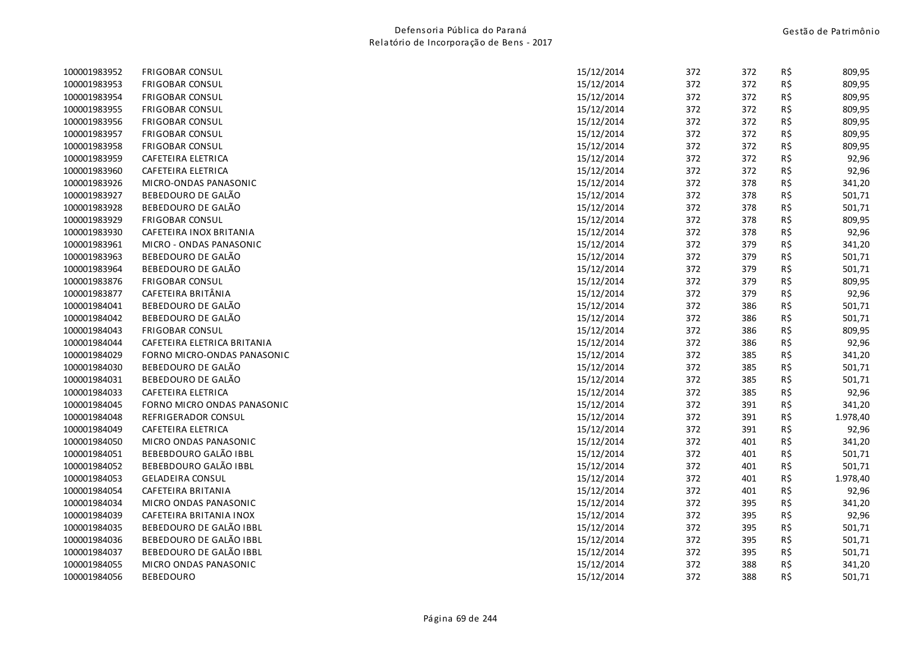| | | | | | | |
|---|---|---|---|---|---|---|
| 100001983952 | FRIGOBAR CONSUL | 15/12/2014 | 372 | 372 | R$ | 809,95 |
| 100001983953 | FRIGOBAR CONSUL | 15/12/2014 | 372 | 372 | R$ | 809,95 |
| 100001983954 | FRIGOBAR CONSUL | 15/12/2014 | 372 | 372 | R$ | 809,95 |
| 100001983955 | FRIGOBAR CONSUL | 15/12/2014 | 372 | 372 | R$ | 809,95 |
| 100001983956 | FRIGOBAR CONSUL | 15/12/2014 | 372 | 372 | R$ | 809,95 |
| 100001983957 | FRIGOBAR CONSUL | 15/12/2014 | 372 | 372 | R$ | 809,95 |
| 100001983958 | FRIGOBAR CONSUL | 15/12/2014 | 372 | 372 | R$ | 809,95 |
| 100001983959 | CAFETEIRA ELETRICA | 15/12/2014 | 372 | 372 | R$ | 92,96 |
| 100001983960 | CAFETEIRA ELETRICA | 15/12/2014 | 372 | 372 | R$ | 92,96 |
| 100001983926 | MICRO-ONDAS PANASONIC | 15/12/2014 | 372 | 378 | R$ | 341,20 |
| 100001983927 | BEBEDOURO DE GALÃO | 15/12/2014 | 372 | 378 | R$ | 501,71 |
| 100001983928 | BEBEDOURO DE GALÃO | 15/12/2014 | 372 | 378 | R$ | 501,71 |
| 100001983929 | FRIGOBAR CONSUL | 15/12/2014 | 372 | 378 | R$ | 809,95 |
| 100001983930 | CAFETEIRA INOX BRITANIA | 15/12/2014 | 372 | 378 | R$ | 92,96 |
| 100001983961 | MICRO - ONDAS PANASONIC | 15/12/2014 | 372 | 379 | R$ | 341,20 |
| 100001983963 | BEBEDOURO DE GALÃO | 15/12/2014 | 372 | 379 | R$ | 501,71 |
| 100001983964 | BEBEDOURO DE GALÃO | 15/12/2014 | 372 | 379 | R$ | 501,71 |
| 100001983876 | FRIGOBAR CONSUL | 15/12/2014 | 372 | 379 | R$ | 809,95 |
| 100001983877 | CAFETEIRA BRITÂNIA | 15/12/2014 | 372 | 379 | R$ | 92,96 |
| 100001984041 | BEBEDOURO DE GALÃO | 15/12/2014 | 372 | 386 | R$ | 501,71 |
| 100001984042 | BEBEDOURO DE GALÃO | 15/12/2014 | 372 | 386 | R$ | 501,71 |
| 100001984043 | FRIGOBAR CONSUL | 15/12/2014 | 372 | 386 | R$ | 809,95 |
| 100001984044 | CAFETEIRA ELETRICA BRITANIA | 15/12/2014 | 372 | 386 | R$ | 92,96 |
| 100001984029 | FORNO MICRO-ONDAS PANASONIC | 15/12/2014 | 372 | 385 | R$ | 341,20 |
| 100001984030 | BEBEDOURO DE GALÃO | 15/12/2014 | 372 | 385 | R$ | 501,71 |
| 100001984031 | BEBEDOURO DE GALÃO | 15/12/2014 | 372 | 385 | R$ | 501,71 |
| 100001984033 | CAFETEIRA ELETRICA | 15/12/2014 | 372 | 385 | R$ | 92,96 |
| 100001984045 | FORNO MICRO ONDAS PANASONIC | 15/12/2014 | 372 | 391 | R$ | 341,20 |
| 100001984048 | REFRIGERADOR CONSUL | 15/12/2014 | 372 | 391 | R$ | 1.978,40 |
| 100001984049 | CAFETEIRA ELETRICA | 15/12/2014 | 372 | 391 | R$ | 92,96 |
| 100001984050 | MICRO ONDAS PANASONIC | 15/12/2014 | 372 | 401 | R$ | 341,20 |
| 100001984051 | BEBEBDOURO GALÃO IBBL | 15/12/2014 | 372 | 401 | R$ | 501,71 |
| 100001984052 | BEBEBDOURO GALÃO IBBL | 15/12/2014 | 372 | 401 | R$ | 501,71 |
| 100001984053 | GELADEIRA CONSUL | 15/12/2014 | 372 | 401 | R$ | 1.978,40 |
| 100001984054 | CAFETEIRA BRITANIA | 15/12/2014 | 372 | 401 | R$ | 92,96 |
| 100001984034 | MICRO ONDAS PANASONIC | 15/12/2014 | 372 | 395 | R$ | 341,20 |
| 100001984039 | CAFETEIRA BRITANIA INOX | 15/12/2014 | 372 | 395 | R$ | 92,96 |
| 100001984035 | BEBEDOURO DE GALÃO IBBL | 15/12/2014 | 372 | 395 | R$ | 501,71 |
| 100001984036 | BEBEDOURO DE GALÃO IBBL | 15/12/2014 | 372 | 395 | R$ | 501,71 |
| 100001984037 | BEBEDOURO DE GALÃO IBBL | 15/12/2014 | 372 | 395 | R$ | 501,71 |
| 100001984055 | MICRO ONDAS PANASONIC | 15/12/2014 | 372 | 388 | R$ | 341,20 |
| 100001984056 | BEBEDOURO | 15/12/2014 | 372 | 388 | R$ | 501,71 |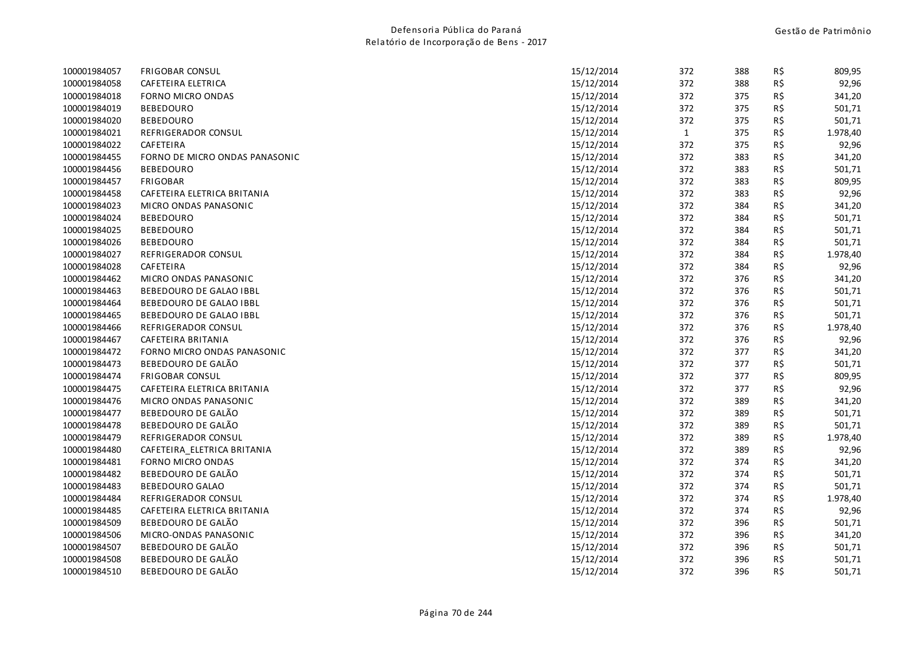| | | | | | | |
|---|---|---|---|---|---|---|
| 100001984057 | FRIGOBAR CONSUL | 15/12/2014 | 372 | 388 | R$ | 809,95 |
| 100001984058 | CAFETEIRA ELETRICA | 15/12/2014 | 372 | 388 | R$ | 92,96 |
| 100001984018 | FORNO MICRO ONDAS | 15/12/2014 | 372 | 375 | R$ | 341,20 |
| 100001984019 | BEBEDOURO | 15/12/2014 | 372 | 375 | R$ | 501,71 |
| 100001984020 | BEBEDOURO | 15/12/2014 | 372 | 375 | R$ | 501,71 |
| 100001984021 | REFRIGERADOR CONSUL | 15/12/2014 | 1 | 375 | R$ | 1.978,40 |
| 100001984022 | CAFETEIRA | 15/12/2014 | 372 | 375 | R$ | 92,96 |
| 100001984455 | FORNO DE MICRO ONDAS PANASONIC | 15/12/2014 | 372 | 383 | R$ | 341,20 |
| 100001984456 | BEBEDOURO | 15/12/2014 | 372 | 383 | R$ | 501,71 |
| 100001984457 | FRIGOBAR | 15/12/2014 | 372 | 383 | R$ | 809,95 |
| 100001984458 | CAFETEIRA ELETRICA BRITANIA | 15/12/2014 | 372 | 383 | R$ | 92,96 |
| 100001984023 | MICRO ONDAS PANASONIC | 15/12/2014 | 372 | 384 | R$ | 341,20 |
| 100001984024 | BEBEDOURO | 15/12/2014 | 372 | 384 | R$ | 501,71 |
| 100001984025 | BEBEDOURO | 15/12/2014 | 372 | 384 | R$ | 501,71 |
| 100001984026 | BEBEDOURO | 15/12/2014 | 372 | 384 | R$ | 501,71 |
| 100001984027 | REFRIGERADOR CONSUL | 15/12/2014 | 372 | 384 | R$ | 1.978,40 |
| 100001984028 | CAFETEIRA | 15/12/2014 | 372 | 384 | R$ | 92,96 |
| 100001984462 | MICRO ONDAS PANASONIC | 15/12/2014 | 372 | 376 | R$ | 341,20 |
| 100001984463 | BEBEDOURO DE GALAO IBBL | 15/12/2014 | 372 | 376 | R$ | 501,71 |
| 100001984464 | BEBEDOURO DE GALAO IBBL | 15/12/2014 | 372 | 376 | R$ | 501,71 |
| 100001984465 | BEBEDOURO DE GALAO IBBL | 15/12/2014 | 372 | 376 | R$ | 501,71 |
| 100001984466 | REFRIGERADOR CONSUL | 15/12/2014 | 372 | 376 | R$ | 1.978,40 |
| 100001984467 | CAFETEIRA BRITANIA | 15/12/2014 | 372 | 376 | R$ | 92,96 |
| 100001984472 | FORNO MICRO ONDAS PANASONIC | 15/12/2014 | 372 | 377 | R$ | 341,20 |
| 100001984473 | BEBEDOURO DE GALÃO | 15/12/2014 | 372 | 377 | R$ | 501,71 |
| 100001984474 | FRIGOBAR CONSUL | 15/12/2014 | 372 | 377 | R$ | 809,95 |
| 100001984475 | CAFETEIRA ELETRICA BRITANIA | 15/12/2014 | 372 | 377 | R$ | 92,96 |
| 100001984476 | MICRO ONDAS PANASONIC | 15/12/2014 | 372 | 389 | R$ | 341,20 |
| 100001984477 | BEBEDOURO DE GALÃO | 15/12/2014 | 372 | 389 | R$ | 501,71 |
| 100001984478 | BEBEDOURO DE GALÃO | 15/12/2014 | 372 | 389 | R$ | 501,71 |
| 100001984479 | REFRIGERADOR CONSUL | 15/12/2014 | 372 | 389 | R$ | 1.978,40 |
| 100001984480 | CAFETEIRA_ELETRICA BRITANIA | 15/12/2014 | 372 | 389 | R$ | 92,96 |
| 100001984481 | FORNO MICRO ONDAS | 15/12/2014 | 372 | 374 | R$ | 341,20 |
| 100001984482 | BEBEDOURO DE GALÃO | 15/12/2014 | 372 | 374 | R$ | 501,71 |
| 100001984483 | BEBEDOURO GALAO | 15/12/2014 | 372 | 374 | R$ | 501,71 |
| 100001984484 | REFRIGERADOR CONSUL | 15/12/2014 | 372 | 374 | R$ | 1.978,40 |
| 100001984485 | CAFETEIRA ELETRICA BRITANIA | 15/12/2014 | 372 | 374 | R$ | 92,96 |
| 100001984509 | BEBEDOURO DE GALÃO | 15/12/2014 | 372 | 396 | R$ | 501,71 |
| 100001984506 | MICRO-ONDAS PANASONIC | 15/12/2014 | 372 | 396 | R$ | 341,20 |
| 100001984507 | BEBEDOURO DE GALÃO | 15/12/2014 | 372 | 396 | R$ | 501,71 |
| 100001984508 | BEBEDOURO DE GALÃO | 15/12/2014 | 372 | 396 | R$ | 501,71 |
| 100001984510 | BEBEDOURO DE GALÃO | 15/12/2014 | 372 | 396 | R$ | 501,71 |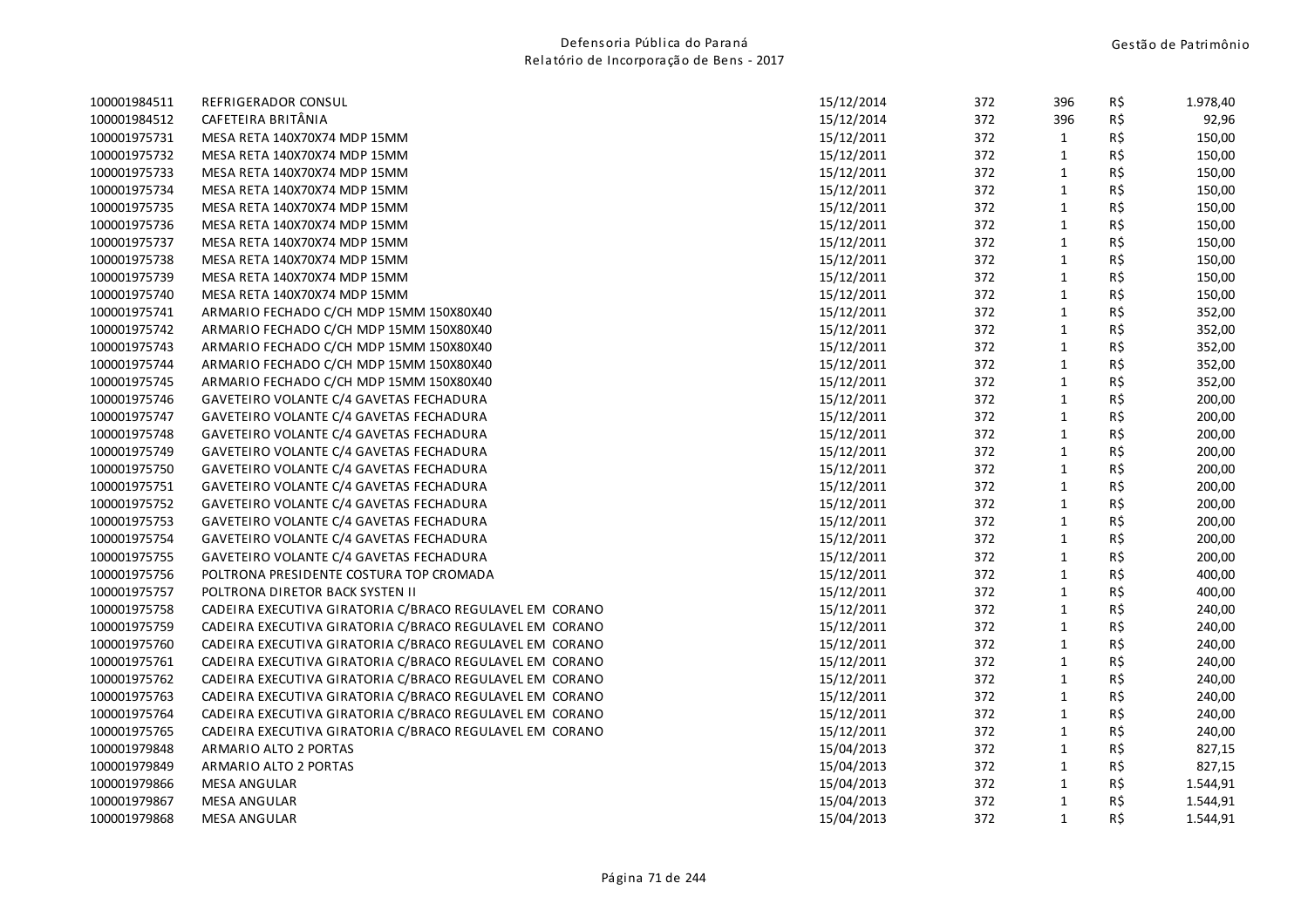| | | | | | | |
|---|---|---|---|---|---|---|
| 100001984511 | REFRIGERADOR CONSUL | 15/12/2014 | 372 | 396 | R$ | 1.978,40 |
| 100001984512 | CAFETEIRA BRITÂNIA | 15/12/2014 | 372 | 396 | R$ | 92,96 |
| 100001975731 | MESA RETA 140X70X74 MDP 15MM | 15/12/2011 | 372 | 1 | R$ | 150,00 |
| 100001975732 | MESA RETA 140X70X74 MDP 15MM | 15/12/2011 | 372 | 1 | R$ | 150,00 |
| 100001975733 | MESA RETA 140X70X74 MDP 15MM | 15/12/2011 | 372 | 1 | R$ | 150,00 |
| 100001975734 | MESA RETA 140X70X74 MDP 15MM | 15/12/2011 | 372 | 1 | R$ | 150,00 |
| 100001975735 | MESA RETA 140X70X74 MDP 15MM | 15/12/2011 | 372 | 1 | R$ | 150,00 |
| 100001975736 | MESA RETA 140X70X74 MDP 15MM | 15/12/2011 | 372 | 1 | R$ | 150,00 |
| 100001975737 | MESA RETA 140X70X74 MDP 15MM | 15/12/2011 | 372 | 1 | R$ | 150,00 |
| 100001975738 | MESA RETA 140X70X74 MDP 15MM | 15/12/2011 | 372 | 1 | R$ | 150,00 |
| 100001975739 | MESA RETA 140X70X74 MDP 15MM | 15/12/2011 | 372 | 1 | R$ | 150,00 |
| 100001975740 | MESA RETA 140X70X74 MDP 15MM | 15/12/2011 | 372 | 1 | R$ | 150,00 |
| 100001975741 | ARMARIO FECHADO C/CH MDP 15MM 150X80X40 | 15/12/2011 | 372 | 1 | R$ | 352,00 |
| 100001975742 | ARMARIO FECHADO C/CH MDP 15MM 150X80X40 | 15/12/2011 | 372 | 1 | R$ | 352,00 |
| 100001975743 | ARMARIO FECHADO C/CH MDP 15MM 150X80X40 | 15/12/2011 | 372 | 1 | R$ | 352,00 |
| 100001975744 | ARMARIO FECHADO C/CH MDP 15MM 150X80X40 | 15/12/2011 | 372 | 1 | R$ | 352,00 |
| 100001975745 | ARMARIO FECHADO C/CH MDP 15MM 150X80X40 | 15/12/2011 | 372 | 1 | R$ | 352,00 |
| 100001975746 | GAVETEIRO VOLANTE C/4 GAVETAS FECHADURA | 15/12/2011 | 372 | 1 | R$ | 200,00 |
| 100001975747 | GAVETEIRO VOLANTE C/4 GAVETAS FECHADURA | 15/12/2011 | 372 | 1 | R$ | 200,00 |
| 100001975748 | GAVETEIRO VOLANTE C/4 GAVETAS FECHADURA | 15/12/2011 | 372 | 1 | R$ | 200,00 |
| 100001975749 | GAVETEIRO VOLANTE C/4 GAVETAS FECHADURA | 15/12/2011 | 372 | 1 | R$ | 200,00 |
| 100001975750 | GAVETEIRO VOLANTE C/4 GAVETAS FECHADURA | 15/12/2011 | 372 | 1 | R$ | 200,00 |
| 100001975751 | GAVETEIRO VOLANTE C/4 GAVETAS FECHADURA | 15/12/2011 | 372 | 1 | R$ | 200,00 |
| 100001975752 | GAVETEIRO VOLANTE C/4 GAVETAS FECHADURA | 15/12/2011 | 372 | 1 | R$ | 200,00 |
| 100001975753 | GAVETEIRO VOLANTE C/4 GAVETAS FECHADURA | 15/12/2011 | 372 | 1 | R$ | 200,00 |
| 100001975754 | GAVETEIRO VOLANTE C/4 GAVETAS FECHADURA | 15/12/2011 | 372 | 1 | R$ | 200,00 |
| 100001975755 | GAVETEIRO VOLANTE C/4 GAVETAS FECHADURA | 15/12/2011 | 372 | 1 | R$ | 200,00 |
| 100001975756 | POLTRONA PRESIDENTE COSTURA TOP CROMADA | 15/12/2011 | 372 | 1 | R$ | 400,00 |
| 100001975757 | POLTRONA DIRETOR BACK SYSTEN II | 15/12/2011 | 372 | 1 | R$ | 400,00 |
| 100001975758 | CADEIRA EXECUTIVA GIRATORIA C/BRACO REGULAVEL EM CORANO | 15/12/2011 | 372 | 1 | R$ | 240,00 |
| 100001975759 | CADEIRA EXECUTIVA GIRATORIA C/BRACO REGULAVEL EM CORANO | 15/12/2011 | 372 | 1 | R$ | 240,00 |
| 100001975760 | CADEIRA EXECUTIVA GIRATORIA C/BRACO REGULAVEL EM CORANO | 15/12/2011 | 372 | 1 | R$ | 240,00 |
| 100001975761 | CADEIRA EXECUTIVA GIRATORIA C/BRACO REGULAVEL EM CORANO | 15/12/2011 | 372 | 1 | R$ | 240,00 |
| 100001975762 | CADEIRA EXECUTIVA GIRATORIA C/BRACO REGULAVEL EM CORANO | 15/12/2011 | 372 | 1 | R$ | 240,00 |
| 100001975763 | CADEIRA EXECUTIVA GIRATORIA C/BRACO REGULAVEL EM CORANO | 15/12/2011 | 372 | 1 | R$ | 240,00 |
| 100001975764 | CADEIRA EXECUTIVA GIRATORIA C/BRACO REGULAVEL EM CORANO | 15/12/2011 | 372 | 1 | R$ | 240,00 |
| 100001975765 | CADEIRA EXECUTIVA GIRATORIA C/BRACO REGULAVEL EM CORANO | 15/12/2011 | 372 | 1 | R$ | 240,00 |
| 100001979848 | ARMARIO ALTO 2 PORTAS | 15/04/2013 | 372 | 1 | R$ | 827,15 |
| 100001979849 | ARMARIO ALTO 2 PORTAS | 15/04/2013 | 372 | 1 | R$ | 827,15 |
| 100001979866 | MESA ANGULAR | 15/04/2013 | 372 | 1 | R$ | 1.544,91 |
| 100001979867 | MESA ANGULAR | 15/04/2013 | 372 | 1 | R$ | 1.544,91 |
| 100001979868 | MESA ANGULAR | 15/04/2013 | 372 | 1 | R$ | 1.544,91 |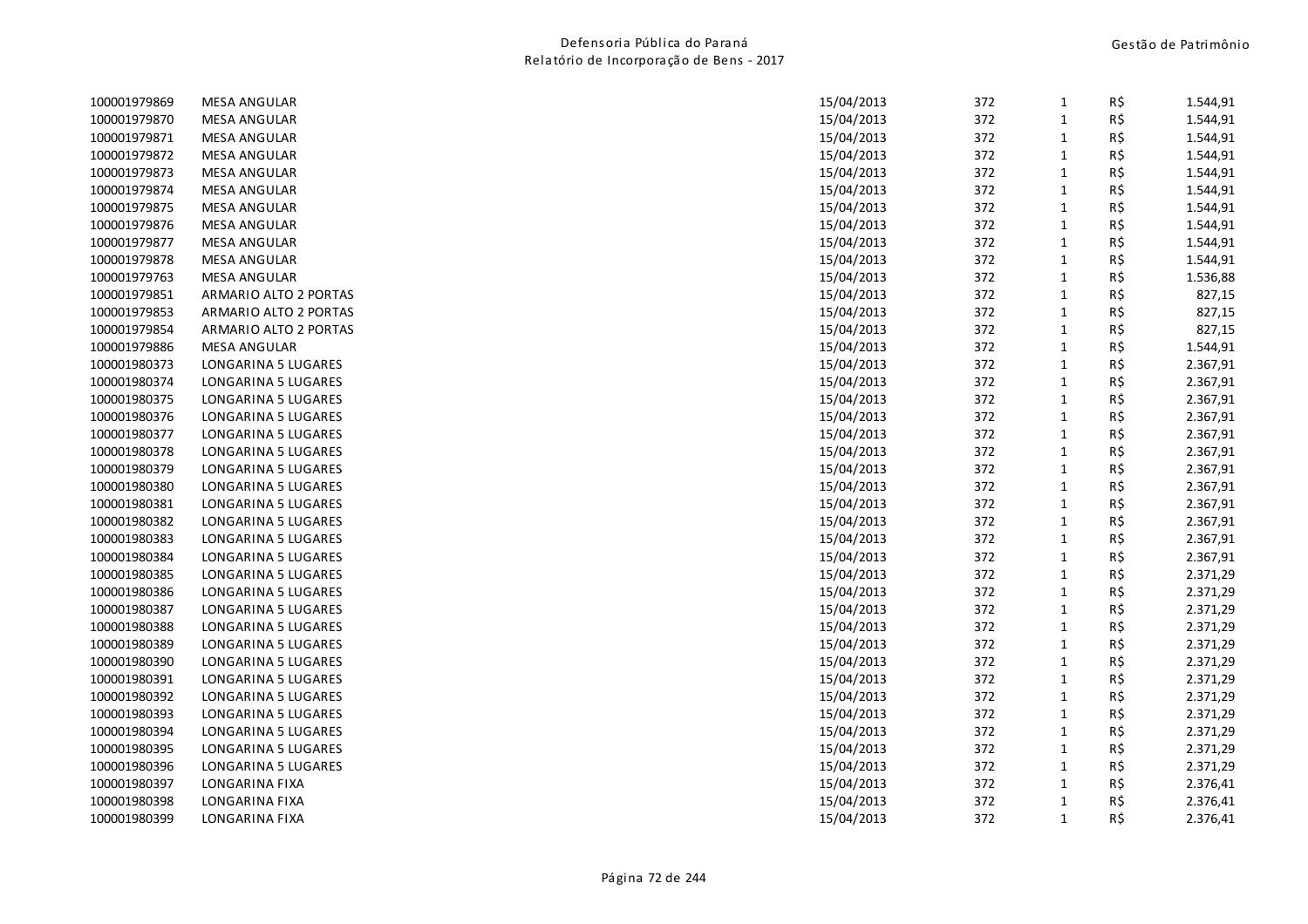| | | | | | | |
|---|---|---|---|---|---|---|
| 100001979869 | MESA ANGULAR | 15/04/2013 | 372 | 1 | R$ | 1.544,91 |
| 100001979870 | MESA ANGULAR | 15/04/2013 | 372 | 1 | R$ | 1.544,91 |
| 100001979871 | MESA ANGULAR | 15/04/2013 | 372 | 1 | R$ | 1.544,91 |
| 100001979872 | MESA ANGULAR | 15/04/2013 | 372 | 1 | R$ | 1.544,91 |
| 100001979873 | MESA ANGULAR | 15/04/2013 | 372 | 1 | R$ | 1.544,91 |
| 100001979874 | MESA ANGULAR | 15/04/2013 | 372 | 1 | R$ | 1.544,91 |
| 100001979875 | MESA ANGULAR | 15/04/2013 | 372 | 1 | R$ | 1.544,91 |
| 100001979876 | MESA ANGULAR | 15/04/2013 | 372 | 1 | R$ | 1.544,91 |
| 100001979877 | MESA ANGULAR | 15/04/2013 | 372 | 1 | R$ | 1.544,91 |
| 100001979878 | MESA ANGULAR | 15/04/2013 | 372 | 1 | R$ | 1.544,91 |
| 100001979763 | MESA ANGULAR | 15/04/2013 | 372 | 1 | R$ | 1.536,88 |
| 100001979851 | ARMARIO ALTO 2 PORTAS | 15/04/2013 | 372 | 1 | R$ | 827,15 |
| 100001979853 | ARMARIO ALTO 2 PORTAS | 15/04/2013 | 372 | 1 | R$ | 827,15 |
| 100001979854 | ARMARIO ALTO 2 PORTAS | 15/04/2013 | 372 | 1 | R$ | 827,15 |
| 100001979886 | MESA ANGULAR | 15/04/2013 | 372 | 1 | R$ | 1.544,91 |
| 100001980373 | LONGARINA 5 LUGARES | 15/04/2013 | 372 | 1 | R$ | 2.367,91 |
| 100001980374 | LONGARINA 5 LUGARES | 15/04/2013 | 372 | 1 | R$ | 2.367,91 |
| 100001980375 | LONGARINA 5 LUGARES | 15/04/2013 | 372 | 1 | R$ | 2.367,91 |
| 100001980376 | LONGARINA 5 LUGARES | 15/04/2013 | 372 | 1 | R$ | 2.367,91 |
| 100001980377 | LONGARINA 5 LUGARES | 15/04/2013 | 372 | 1 | R$ | 2.367,91 |
| 100001980378 | LONGARINA 5 LUGARES | 15/04/2013 | 372 | 1 | R$ | 2.367,91 |
| 100001980379 | LONGARINA 5 LUGARES | 15/04/2013 | 372 | 1 | R$ | 2.367,91 |
| 100001980380 | LONGARINA 5 LUGARES | 15/04/2013 | 372 | 1 | R$ | 2.367,91 |
| 100001980381 | LONGARINA 5 LUGARES | 15/04/2013 | 372 | 1 | R$ | 2.367,91 |
| 100001980382 | LONGARINA 5 LUGARES | 15/04/2013 | 372 | 1 | R$ | 2.367,91 |
| 100001980383 | LONGARINA 5 LUGARES | 15/04/2013 | 372 | 1 | R$ | 2.367,91 |
| 100001980384 | LONGARINA 5 LUGARES | 15/04/2013 | 372 | 1 | R$ | 2.367,91 |
| 100001980385 | LONGARINA 5 LUGARES | 15/04/2013 | 372 | 1 | R$ | 2.371,29 |
| 100001980386 | LONGARINA 5 LUGARES | 15/04/2013 | 372 | 1 | R$ | 2.371,29 |
| 100001980387 | LONGARINA 5 LUGARES | 15/04/2013 | 372 | 1 | R$ | 2.371,29 |
| 100001980388 | LONGARINA 5 LUGARES | 15/04/2013 | 372 | 1 | R$ | 2.371,29 |
| 100001980389 | LONGARINA 5 LUGARES | 15/04/2013 | 372 | 1 | R$ | 2.371,29 |
| 100001980390 | LONGARINA 5 LUGARES | 15/04/2013 | 372 | 1 | R$ | 2.371,29 |
| 100001980391 | LONGARINA 5 LUGARES | 15/04/2013 | 372 | 1 | R$ | 2.371,29 |
| 100001980392 | LONGARINA 5 LUGARES | 15/04/2013 | 372 | 1 | R$ | 2.371,29 |
| 100001980393 | LONGARINA 5 LUGARES | 15/04/2013 | 372 | 1 | R$ | 2.371,29 |
| 100001980394 | LONGARINA 5 LUGARES | 15/04/2013 | 372 | 1 | R$ | 2.371,29 |
| 100001980395 | LONGARINA 5 LUGARES | 15/04/2013 | 372 | 1 | R$ | 2.371,29 |
| 100001980396 | LONGARINA 5 LUGARES | 15/04/2013 | 372 | 1 | R$ | 2.371,29 |
| 100001980397 | LONGARINA FIXA | 15/04/2013 | 372 | 1 | R$ | 2.376,41 |
| 100001980398 | LONGARINA FIXA | 15/04/2013 | 372 | 1 | R$ | 2.376,41 |
| 100001980399 | LONGARINA FIXA | 15/04/2013 | 372 | 1 | R$ | 2.376,41 |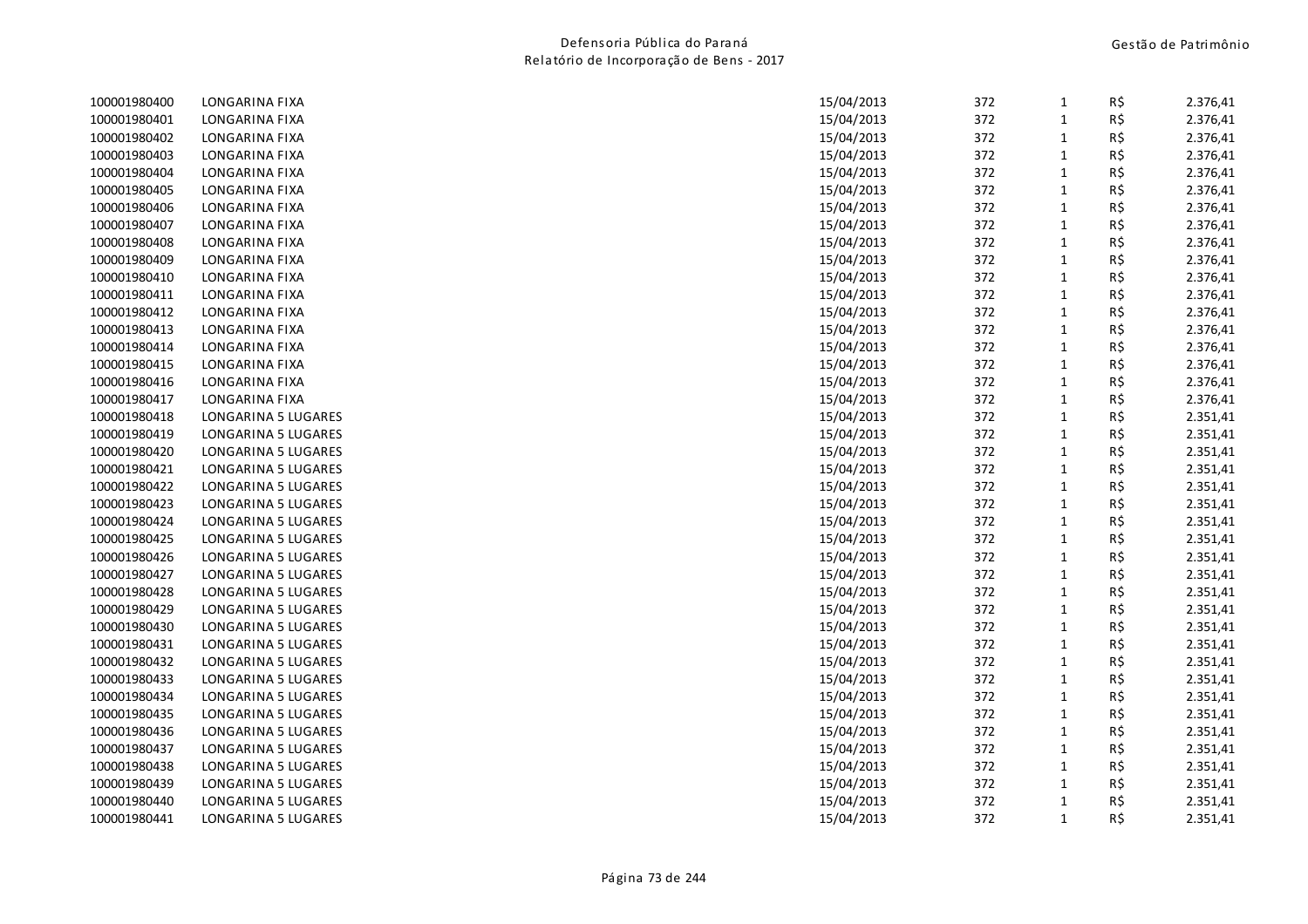| | | | | | | |
|---|---|---|---|---|---|---|
| 100001980400 | LONGARINA FIXA | 15/04/2013 | 372 | 1 | R$ | 2.376,41 |
| 100001980401 | LONGARINA FIXA | 15/04/2013 | 372 | 1 | R$ | 2.376,41 |
| 100001980402 | LONGARINA FIXA | 15/04/2013 | 372 | 1 | R$ | 2.376,41 |
| 100001980403 | LONGARINA FIXA | 15/04/2013 | 372 | 1 | R$ | 2.376,41 |
| 100001980404 | LONGARINA FIXA | 15/04/2013 | 372 | 1 | R$ | 2.376,41 |
| 100001980405 | LONGARINA FIXA | 15/04/2013 | 372 | 1 | R$ | 2.376,41 |
| 100001980406 | LONGARINA FIXA | 15/04/2013 | 372 | 1 | R$ | 2.376,41 |
| 100001980407 | LONGARINA FIXA | 15/04/2013 | 372 | 1 | R$ | 2.376,41 |
| 100001980408 | LONGARINA FIXA | 15/04/2013 | 372 | 1 | R$ | 2.376,41 |
| 100001980409 | LONGARINA FIXA | 15/04/2013 | 372 | 1 | R$ | 2.376,41 |
| 100001980410 | LONGARINA FIXA | 15/04/2013 | 372 | 1 | R$ | 2.376,41 |
| 100001980411 | LONGARINA FIXA | 15/04/2013 | 372 | 1 | R$ | 2.376,41 |
| 100001980412 | LONGARINA FIXA | 15/04/2013 | 372 | 1 | R$ | 2.376,41 |
| 100001980413 | LONGARINA FIXA | 15/04/2013 | 372 | 1 | R$ | 2.376,41 |
| 100001980414 | LONGARINA FIXA | 15/04/2013 | 372 | 1 | R$ | 2.376,41 |
| 100001980415 | LONGARINA FIXA | 15/04/2013 | 372 | 1 | R$ | 2.376,41 |
| 100001980416 | LONGARINA FIXA | 15/04/2013 | 372 | 1 | R$ | 2.376,41 |
| 100001980417 | LONGARINA FIXA | 15/04/2013 | 372 | 1 | R$ | 2.376,41 |
| 100001980418 | LONGARINA 5 LUGARES | 15/04/2013 | 372 | 1 | R$ | 2.351,41 |
| 100001980419 | LONGARINA 5 LUGARES | 15/04/2013 | 372 | 1 | R$ | 2.351,41 |
| 100001980420 | LONGARINA 5 LUGARES | 15/04/2013 | 372 | 1 | R$ | 2.351,41 |
| 100001980421 | LONGARINA 5 LUGARES | 15/04/2013 | 372 | 1 | R$ | 2.351,41 |
| 100001980422 | LONGARINA 5 LUGARES | 15/04/2013 | 372 | 1 | R$ | 2.351,41 |
| 100001980423 | LONGARINA 5 LUGARES | 15/04/2013 | 372 | 1 | R$ | 2.351,41 |
| 100001980424 | LONGARINA 5 LUGARES | 15/04/2013 | 372 | 1 | R$ | 2.351,41 |
| 100001980425 | LONGARINA 5 LUGARES | 15/04/2013 | 372 | 1 | R$ | 2.351,41 |
| 100001980426 | LONGARINA 5 LUGARES | 15/04/2013 | 372 | 1 | R$ | 2.351,41 |
| 100001980427 | LONGARINA 5 LUGARES | 15/04/2013 | 372 | 1 | R$ | 2.351,41 |
| 100001980428 | LONGARINA 5 LUGARES | 15/04/2013 | 372 | 1 | R$ | 2.351,41 |
| 100001980429 | LONGARINA 5 LUGARES | 15/04/2013 | 372 | 1 | R$ | 2.351,41 |
| 100001980430 | LONGARINA 5 LUGARES | 15/04/2013 | 372 | 1 | R$ | 2.351,41 |
| 100001980431 | LONGARINA 5 LUGARES | 15/04/2013 | 372 | 1 | R$ | 2.351,41 |
| 100001980432 | LONGARINA 5 LUGARES | 15/04/2013 | 372 | 1 | R$ | 2.351,41 |
| 100001980433 | LONGARINA 5 LUGARES | 15/04/2013 | 372 | 1 | R$ | 2.351,41 |
| 100001980434 | LONGARINA 5 LUGARES | 15/04/2013 | 372 | 1 | R$ | 2.351,41 |
| 100001980435 | LONGARINA 5 LUGARES | 15/04/2013 | 372 | 1 | R$ | 2.351,41 |
| 100001980436 | LONGARINA 5 LUGARES | 15/04/2013 | 372 | 1 | R$ | 2.351,41 |
| 100001980437 | LONGARINA 5 LUGARES | 15/04/2013 | 372 | 1 | R$ | 2.351,41 |
| 100001980438 | LONGARINA 5 LUGARES | 15/04/2013 | 372 | 1 | R$ | 2.351,41 |
| 100001980439 | LONGARINA 5 LUGARES | 15/04/2013 | 372 | 1 | R$ | 2.351,41 |
| 100001980440 | LONGARINA 5 LUGARES | 15/04/2013 | 372 | 1 | R$ | 2.351,41 |
| 100001980441 | LONGARINA 5 LUGARES | 15/04/2013 | 372 | 1 | R$ | 2.351,41 |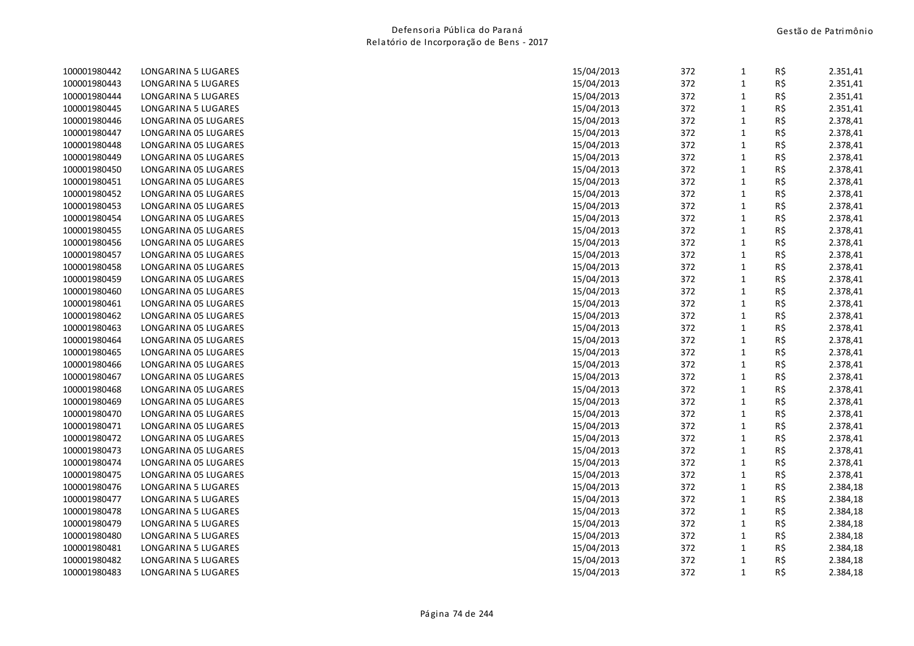| | | | | | | |
|---|---|---|---|---|---|---|
| 100001980442 | LONGARINA 5 LUGARES | 15/04/2013 | 372 | 1 | R$ | 2.351,41 |
| 100001980443 | LONGARINA 5 LUGARES | 15/04/2013 | 372 | 1 | R$ | 2.351,41 |
| 100001980444 | LONGARINA 5 LUGARES | 15/04/2013 | 372 | 1 | R$ | 2.351,41 |
| 100001980445 | LONGARINA 5 LUGARES | 15/04/2013 | 372 | 1 | R$ | 2.351,41 |
| 100001980446 | LONGARINA 05 LUGARES | 15/04/2013 | 372 | 1 | R$ | 2.378,41 |
| 100001980447 | LONGARINA 05 LUGARES | 15/04/2013 | 372 | 1 | R$ | 2.378,41 |
| 100001980448 | LONGARINA 05 LUGARES | 15/04/2013 | 372 | 1 | R$ | 2.378,41 |
| 100001980449 | LONGARINA 05 LUGARES | 15/04/2013 | 372 | 1 | R$ | 2.378,41 |
| 100001980450 | LONGARINA 05 LUGARES | 15/04/2013 | 372 | 1 | R$ | 2.378,41 |
| 100001980451 | LONGARINA 05 LUGARES | 15/04/2013 | 372 | 1 | R$ | 2.378,41 |
| 100001980452 | LONGARINA 05 LUGARES | 15/04/2013 | 372 | 1 | R$ | 2.378,41 |
| 100001980453 | LONGARINA 05 LUGARES | 15/04/2013 | 372 | 1 | R$ | 2.378,41 |
| 100001980454 | LONGARINA 05 LUGARES | 15/04/2013 | 372 | 1 | R$ | 2.378,41 |
| 100001980455 | LONGARINA 05 LUGARES | 15/04/2013 | 372 | 1 | R$ | 2.378,41 |
| 100001980456 | LONGARINA 05 LUGARES | 15/04/2013 | 372 | 1 | R$ | 2.378,41 |
| 100001980457 | LONGARINA 05 LUGARES | 15/04/2013 | 372 | 1 | R$ | 2.378,41 |
| 100001980458 | LONGARINA 05 LUGARES | 15/04/2013 | 372 | 1 | R$ | 2.378,41 |
| 100001980459 | LONGARINA 05 LUGARES | 15/04/2013 | 372 | 1 | R$ | 2.378,41 |
| 100001980460 | LONGARINA 05 LUGARES | 15/04/2013 | 372 | 1 | R$ | 2.378,41 |
| 100001980461 | LONGARINA 05 LUGARES | 15/04/2013 | 372 | 1 | R$ | 2.378,41 |
| 100001980462 | LONGARINA 05 LUGARES | 15/04/2013 | 372 | 1 | R$ | 2.378,41 |
| 100001980463 | LONGARINA 05 LUGARES | 15/04/2013 | 372 | 1 | R$ | 2.378,41 |
| 100001980464 | LONGARINA 05 LUGARES | 15/04/2013 | 372 | 1 | R$ | 2.378,41 |
| 100001980465 | LONGARINA 05 LUGARES | 15/04/2013 | 372 | 1 | R$ | 2.378,41 |
| 100001980466 | LONGARINA 05 LUGARES | 15/04/2013 | 372 | 1 | R$ | 2.378,41 |
| 100001980467 | LONGARINA 05 LUGARES | 15/04/2013 | 372 | 1 | R$ | 2.378,41 |
| 100001980468 | LONGARINA 05 LUGARES | 15/04/2013 | 372 | 1 | R$ | 2.378,41 |
| 100001980469 | LONGARINA 05 LUGARES | 15/04/2013 | 372 | 1 | R$ | 2.378,41 |
| 100001980470 | LONGARINA 05 LUGARES | 15/04/2013 | 372 | 1 | R$ | 2.378,41 |
| 100001980471 | LONGARINA 05 LUGARES | 15/04/2013 | 372 | 1 | R$ | 2.378,41 |
| 100001980472 | LONGARINA 05 LUGARES | 15/04/2013 | 372 | 1 | R$ | 2.378,41 |
| 100001980473 | LONGARINA 05 LUGARES | 15/04/2013 | 372 | 1 | R$ | 2.378,41 |
| 100001980474 | LONGARINA 05 LUGARES | 15/04/2013 | 372 | 1 | R$ | 2.378,41 |
| 100001980475 | LONGARINA 05 LUGARES | 15/04/2013 | 372 | 1 | R$ | 2.378,41 |
| 100001980476 | LONGARINA 5 LUGARES | 15/04/2013 | 372 | 1 | R$ | 2.384,18 |
| 100001980477 | LONGARINA 5 LUGARES | 15/04/2013 | 372 | 1 | R$ | 2.384,18 |
| 100001980478 | LONGARINA 5 LUGARES | 15/04/2013 | 372 | 1 | R$ | 2.384,18 |
| 100001980479 | LONGARINA 5 LUGARES | 15/04/2013 | 372 | 1 | R$ | 2.384,18 |
| 100001980480 | LONGARINA 5 LUGARES | 15/04/2013 | 372 | 1 | R$ | 2.384,18 |
| 100001980481 | LONGARINA 5 LUGARES | 15/04/2013 | 372 | 1 | R$ | 2.384,18 |
| 100001980482 | LONGARINA 5 LUGARES | 15/04/2013 | 372 | 1 | R$ | 2.384,18 |
| 100001980483 | LONGARINA 5 LUGARES | 15/04/2013 | 372 | 1 | R$ | 2.384,18 |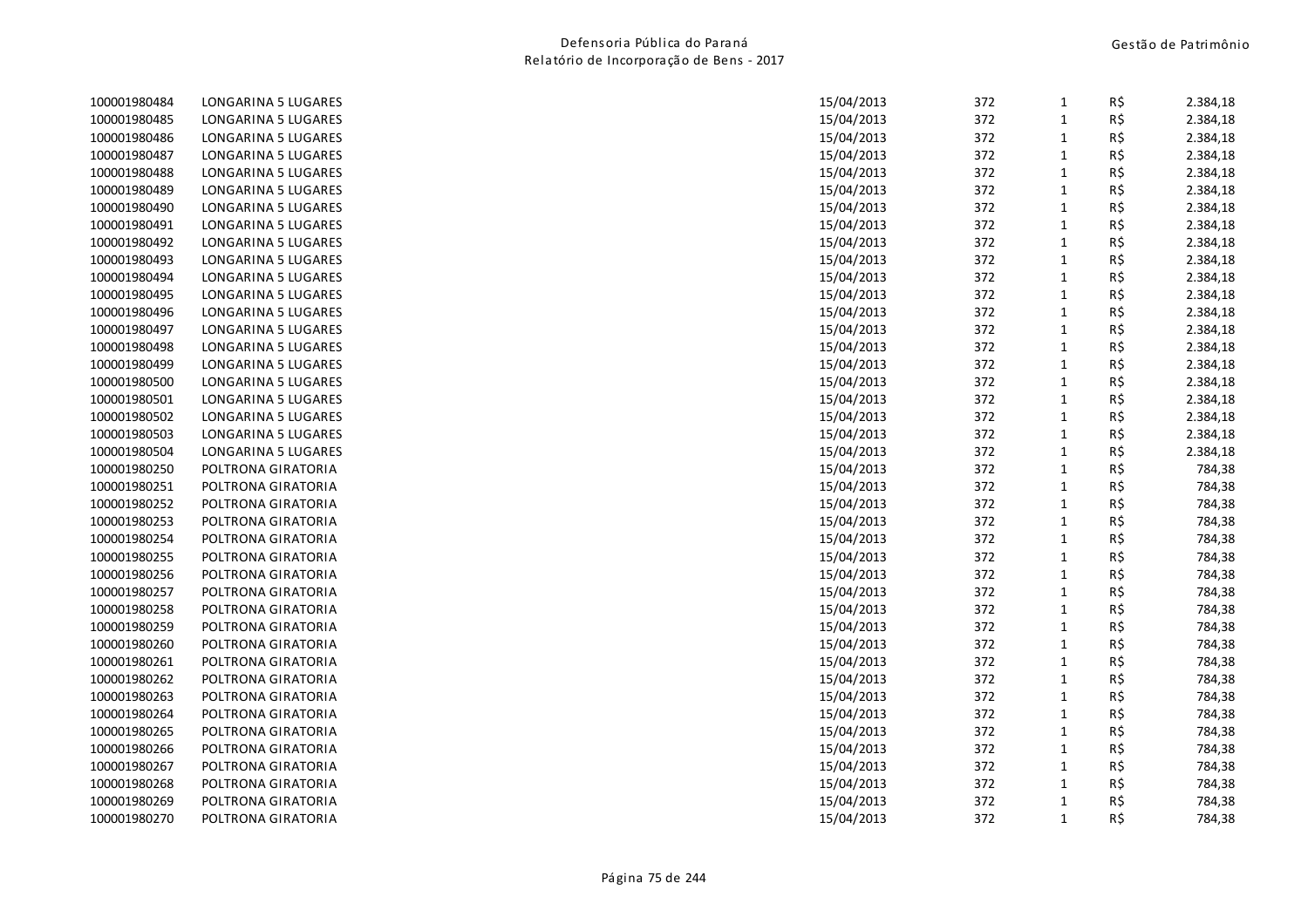| | | | | | | |
|---|---|---|---|---|---|---|
| 100001980484 | LONGARINA 5 LUGARES | 15/04/2013 | 372 | 1 | R$ | 2.384,18 |
| 100001980485 | LONGARINA 5 LUGARES | 15/04/2013 | 372 | 1 | R$ | 2.384,18 |
| 100001980486 | LONGARINA 5 LUGARES | 15/04/2013 | 372 | 1 | R$ | 2.384,18 |
| 100001980487 | LONGARINA 5 LUGARES | 15/04/2013 | 372 | 1 | R$ | 2.384,18 |
| 100001980488 | LONGARINA 5 LUGARES | 15/04/2013 | 372 | 1 | R$ | 2.384,18 |
| 100001980489 | LONGARINA 5 LUGARES | 15/04/2013 | 372 | 1 | R$ | 2.384,18 |
| 100001980490 | LONGARINA 5 LUGARES | 15/04/2013 | 372 | 1 | R$ | 2.384,18 |
| 100001980491 | LONGARINA 5 LUGARES | 15/04/2013 | 372 | 1 | R$ | 2.384,18 |
| 100001980492 | LONGARINA 5 LUGARES | 15/04/2013 | 372 | 1 | R$ | 2.384,18 |
| 100001980493 | LONGARINA 5 LUGARES | 15/04/2013 | 372 | 1 | R$ | 2.384,18 |
| 100001980494 | LONGARINA 5 LUGARES | 15/04/2013 | 372 | 1 | R$ | 2.384,18 |
| 100001980495 | LONGARINA 5 LUGARES | 15/04/2013 | 372 | 1 | R$ | 2.384,18 |
| 100001980496 | LONGARINA 5 LUGARES | 15/04/2013 | 372 | 1 | R$ | 2.384,18 |
| 100001980497 | LONGARINA 5 LUGARES | 15/04/2013 | 372 | 1 | R$ | 2.384,18 |
| 100001980498 | LONGARINA 5 LUGARES | 15/04/2013 | 372 | 1 | R$ | 2.384,18 |
| 100001980499 | LONGARINA 5 LUGARES | 15/04/2013 | 372 | 1 | R$ | 2.384,18 |
| 100001980500 | LONGARINA 5 LUGARES | 15/04/2013 | 372 | 1 | R$ | 2.384,18 |
| 100001980501 | LONGARINA 5 LUGARES | 15/04/2013 | 372 | 1 | R$ | 2.384,18 |
| 100001980502 | LONGARINA 5 LUGARES | 15/04/2013 | 372 | 1 | R$ | 2.384,18 |
| 100001980503 | LONGARINA 5 LUGARES | 15/04/2013 | 372 | 1 | R$ | 2.384,18 |
| 100001980504 | LONGARINA 5 LUGARES | 15/04/2013 | 372 | 1 | R$ | 2.384,18 |
| 100001980250 | POLTRONA GIRATORIA | 15/04/2013 | 372 | 1 | R$ | 784,38 |
| 100001980251 | POLTRONA GIRATORIA | 15/04/2013 | 372 | 1 | R$ | 784,38 |
| 100001980252 | POLTRONA GIRATORIA | 15/04/2013 | 372 | 1 | R$ | 784,38 |
| 100001980253 | POLTRONA GIRATORIA | 15/04/2013 | 372 | 1 | R$ | 784,38 |
| 100001980254 | POLTRONA GIRATORIA | 15/04/2013 | 372 | 1 | R$ | 784,38 |
| 100001980255 | POLTRONA GIRATORIA | 15/04/2013 | 372 | 1 | R$ | 784,38 |
| 100001980256 | POLTRONA GIRATORIA | 15/04/2013 | 372 | 1 | R$ | 784,38 |
| 100001980257 | POLTRONA GIRATORIA | 15/04/2013 | 372 | 1 | R$ | 784,38 |
| 100001980258 | POLTRONA GIRATORIA | 15/04/2013 | 372 | 1 | R$ | 784,38 |
| 100001980259 | POLTRONA GIRATORIA | 15/04/2013 | 372 | 1 | R$ | 784,38 |
| 100001980260 | POLTRONA GIRATORIA | 15/04/2013 | 372 | 1 | R$ | 784,38 |
| 100001980261 | POLTRONA GIRATORIA | 15/04/2013 | 372 | 1 | R$ | 784,38 |
| 100001980262 | POLTRONA GIRATORIA | 15/04/2013 | 372 | 1 | R$ | 784,38 |
| 100001980263 | POLTRONA GIRATORIA | 15/04/2013 | 372 | 1 | R$ | 784,38 |
| 100001980264 | POLTRONA GIRATORIA | 15/04/2013 | 372 | 1 | R$ | 784,38 |
| 100001980265 | POLTRONA GIRATORIA | 15/04/2013 | 372 | 1 | R$ | 784,38 |
| 100001980266 | POLTRONA GIRATORIA | 15/04/2013 | 372 | 1 | R$ | 784,38 |
| 100001980267 | POLTRONA GIRATORIA | 15/04/2013 | 372 | 1 | R$ | 784,38 |
| 100001980268 | POLTRONA GIRATORIA | 15/04/2013 | 372 | 1 | R$ | 784,38 |
| 100001980269 | POLTRONA GIRATORIA | 15/04/2013 | 372 | 1 | R$ | 784,38 |
| 100001980270 | POLTRONA GIRATORIA | 15/04/2013 | 372 | 1 | R$ | 784,38 |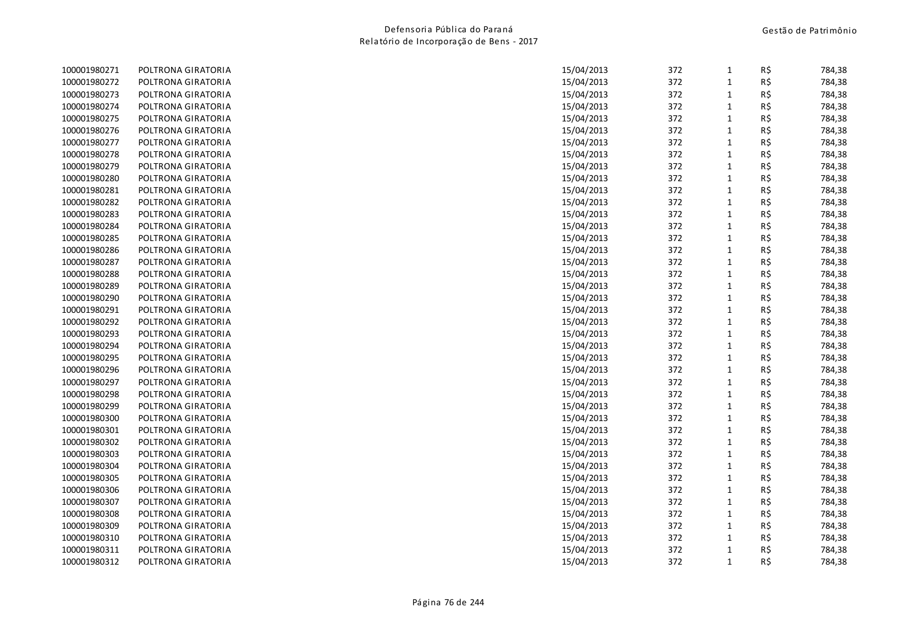| | | | | | | |
|---|---|---|---|---|---|---|
| 100001980271 | POLTRONA GIRATORIA | 15/04/2013 | 372 | 1 | R$ | 784,38 |
| 100001980272 | POLTRONA GIRATORIA | 15/04/2013 | 372 | 1 | R$ | 784,38 |
| 100001980273 | POLTRONA GIRATORIA | 15/04/2013 | 372 | 1 | R$ | 784,38 |
| 100001980274 | POLTRONA GIRATORIA | 15/04/2013 | 372 | 1 | R$ | 784,38 |
| 100001980275 | POLTRONA GIRATORIA | 15/04/2013 | 372 | 1 | R$ | 784,38 |
| 100001980276 | POLTRONA GIRATORIA | 15/04/2013 | 372 | 1 | R$ | 784,38 |
| 100001980277 | POLTRONA GIRATORIA | 15/04/2013 | 372 | 1 | R$ | 784,38 |
| 100001980278 | POLTRONA GIRATORIA | 15/04/2013 | 372 | 1 | R$ | 784,38 |
| 100001980279 | POLTRONA GIRATORIA | 15/04/2013 | 372 | 1 | R$ | 784,38 |
| 100001980280 | POLTRONA GIRATORIA | 15/04/2013 | 372 | 1 | R$ | 784,38 |
| 100001980281 | POLTRONA GIRATORIA | 15/04/2013 | 372 | 1 | R$ | 784,38 |
| 100001980282 | POLTRONA GIRATORIA | 15/04/2013 | 372 | 1 | R$ | 784,38 |
| 100001980283 | POLTRONA GIRATORIA | 15/04/2013 | 372 | 1 | R$ | 784,38 |
| 100001980284 | POLTRONA GIRATORIA | 15/04/2013 | 372 | 1 | R$ | 784,38 |
| 100001980285 | POLTRONA GIRATORIA | 15/04/2013 | 372 | 1 | R$ | 784,38 |
| 100001980286 | POLTRONA GIRATORIA | 15/04/2013 | 372 | 1 | R$ | 784,38 |
| 100001980287 | POLTRONA GIRATORIA | 15/04/2013 | 372 | 1 | R$ | 784,38 |
| 100001980288 | POLTRONA GIRATORIA | 15/04/2013 | 372 | 1 | R$ | 784,38 |
| 100001980289 | POLTRONA GIRATORIA | 15/04/2013 | 372 | 1 | R$ | 784,38 |
| 100001980290 | POLTRONA GIRATORIA | 15/04/2013 | 372 | 1 | R$ | 784,38 |
| 100001980291 | POLTRONA GIRATORIA | 15/04/2013 | 372 | 1 | R$ | 784,38 |
| 100001980292 | POLTRONA GIRATORIA | 15/04/2013 | 372 | 1 | R$ | 784,38 |
| 100001980293 | POLTRONA GIRATORIA | 15/04/2013 | 372 | 1 | R$ | 784,38 |
| 100001980294 | POLTRONA GIRATORIA | 15/04/2013 | 372 | 1 | R$ | 784,38 |
| 100001980295 | POLTRONA GIRATORIA | 15/04/2013 | 372 | 1 | R$ | 784,38 |
| 100001980296 | POLTRONA GIRATORIA | 15/04/2013 | 372 | 1 | R$ | 784,38 |
| 100001980297 | POLTRONA GIRATORIA | 15/04/2013 | 372 | 1 | R$ | 784,38 |
| 100001980298 | POLTRONA GIRATORIA | 15/04/2013 | 372 | 1 | R$ | 784,38 |
| 100001980299 | POLTRONA GIRATORIA | 15/04/2013 | 372 | 1 | R$ | 784,38 |
| 100001980300 | POLTRONA GIRATORIA | 15/04/2013 | 372 | 1 | R$ | 784,38 |
| 100001980301 | POLTRONA GIRATORIA | 15/04/2013 | 372 | 1 | R$ | 784,38 |
| 100001980302 | POLTRONA GIRATORIA | 15/04/2013 | 372 | 1 | R$ | 784,38 |
| 100001980303 | POLTRONA GIRATORIA | 15/04/2013 | 372 | 1 | R$ | 784,38 |
| 100001980304 | POLTRONA GIRATORIA | 15/04/2013 | 372 | 1 | R$ | 784,38 |
| 100001980305 | POLTRONA GIRATORIA | 15/04/2013 | 372 | 1 | R$ | 784,38 |
| 100001980306 | POLTRONA GIRATORIA | 15/04/2013 | 372 | 1 | R$ | 784,38 |
| 100001980307 | POLTRONA GIRATORIA | 15/04/2013 | 372 | 1 | R$ | 784,38 |
| 100001980308 | POLTRONA GIRATORIA | 15/04/2013 | 372 | 1 | R$ | 784,38 |
| 100001980309 | POLTRONA GIRATORIA | 15/04/2013 | 372 | 1 | R$ | 784,38 |
| 100001980310 | POLTRONA GIRATORIA | 15/04/2013 | 372 | 1 | R$ | 784,38 |
| 100001980311 | POLTRONA GIRATORIA | 15/04/2013 | 372 | 1 | R$ | 784,38 |
| 100001980312 | POLTRONA GIRATORIA | 15/04/2013 | 372 | 1 | R$ | 784,38 |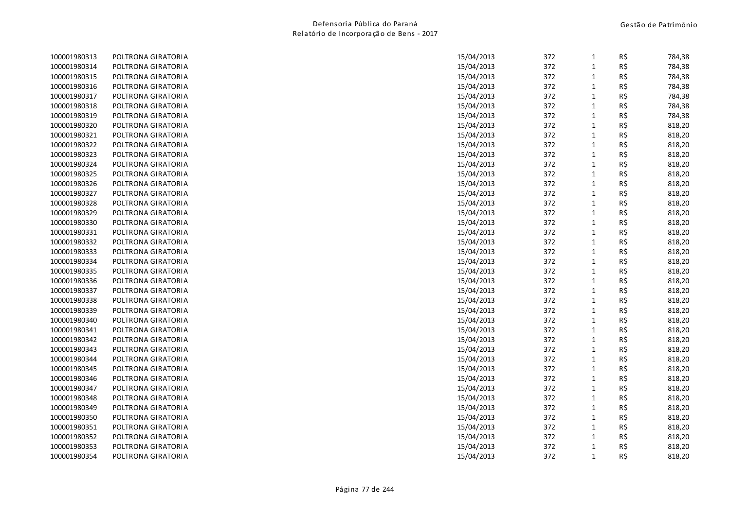| | | | | | | |
|---|---|---|---|---|---|---|
| 100001980313 | POLTRONA GIRATORIA | 15/04/2013 | 372 | 1 | R$ | 784,38 |
| 100001980314 | POLTRONA GIRATORIA | 15/04/2013 | 372 | 1 | R$ | 784,38 |
| 100001980315 | POLTRONA GIRATORIA | 15/04/2013 | 372 | 1 | R$ | 784,38 |
| 100001980316 | POLTRONA GIRATORIA | 15/04/2013 | 372 | 1 | R$ | 784,38 |
| 100001980317 | POLTRONA GIRATORIA | 15/04/2013 | 372 | 1 | R$ | 784,38 |
| 100001980318 | POLTRONA GIRATORIA | 15/04/2013 | 372 | 1 | R$ | 784,38 |
| 100001980319 | POLTRONA GIRATORIA | 15/04/2013 | 372 | 1 | R$ | 784,38 |
| 100001980320 | POLTRONA GIRATORIA | 15/04/2013 | 372 | 1 | R$ | 818,20 |
| 100001980321 | POLTRONA GIRATORIA | 15/04/2013 | 372 | 1 | R$ | 818,20 |
| 100001980322 | POLTRONA GIRATORIA | 15/04/2013 | 372 | 1 | R$ | 818,20 |
| 100001980323 | POLTRONA GIRATORIA | 15/04/2013 | 372 | 1 | R$ | 818,20 |
| 100001980324 | POLTRONA GIRATORIA | 15/04/2013 | 372 | 1 | R$ | 818,20 |
| 100001980325 | POLTRONA GIRATORIA | 15/04/2013 | 372 | 1 | R$ | 818,20 |
| 100001980326 | POLTRONA GIRATORIA | 15/04/2013 | 372 | 1 | R$ | 818,20 |
| 100001980327 | POLTRONA GIRATORIA | 15/04/2013 | 372 | 1 | R$ | 818,20 |
| 100001980328 | POLTRONA GIRATORIA | 15/04/2013 | 372 | 1 | R$ | 818,20 |
| 100001980329 | POLTRONA GIRATORIA | 15/04/2013 | 372 | 1 | R$ | 818,20 |
| 100001980330 | POLTRONA GIRATORIA | 15/04/2013 | 372 | 1 | R$ | 818,20 |
| 100001980331 | POLTRONA GIRATORIA | 15/04/2013 | 372 | 1 | R$ | 818,20 |
| 100001980332 | POLTRONA GIRATORIA | 15/04/2013 | 372 | 1 | R$ | 818,20 |
| 100001980333 | POLTRONA GIRATORIA | 15/04/2013 | 372 | 1 | R$ | 818,20 |
| 100001980334 | POLTRONA GIRATORIA | 15/04/2013 | 372 | 1 | R$ | 818,20 |
| 100001980335 | POLTRONA GIRATORIA | 15/04/2013 | 372 | 1 | R$ | 818,20 |
| 100001980336 | POLTRONA GIRATORIA | 15/04/2013 | 372 | 1 | R$ | 818,20 |
| 100001980337 | POLTRONA GIRATORIA | 15/04/2013 | 372 | 1 | R$ | 818,20 |
| 100001980338 | POLTRONA GIRATORIA | 15/04/2013 | 372 | 1 | R$ | 818,20 |
| 100001980339 | POLTRONA GIRATORIA | 15/04/2013 | 372 | 1 | R$ | 818,20 |
| 100001980340 | POLTRONA GIRATORIA | 15/04/2013 | 372 | 1 | R$ | 818,20 |
| 100001980341 | POLTRONA GIRATORIA | 15/04/2013 | 372 | 1 | R$ | 818,20 |
| 100001980342 | POLTRONA GIRATORIA | 15/04/2013 | 372 | 1 | R$ | 818,20 |
| 100001980343 | POLTRONA GIRATORIA | 15/04/2013 | 372 | 1 | R$ | 818,20 |
| 100001980344 | POLTRONA GIRATORIA | 15/04/2013 | 372 | 1 | R$ | 818,20 |
| 100001980345 | POLTRONA GIRATORIA | 15/04/2013 | 372 | 1 | R$ | 818,20 |
| 100001980346 | POLTRONA GIRATORIA | 15/04/2013 | 372 | 1 | R$ | 818,20 |
| 100001980347 | POLTRONA GIRATORIA | 15/04/2013 | 372 | 1 | R$ | 818,20 |
| 100001980348 | POLTRONA GIRATORIA | 15/04/2013 | 372 | 1 | R$ | 818,20 |
| 100001980349 | POLTRONA GIRATORIA | 15/04/2013 | 372 | 1 | R$ | 818,20 |
| 100001980350 | POLTRONA GIRATORIA | 15/04/2013 | 372 | 1 | R$ | 818,20 |
| 100001980351 | POLTRONA GIRATORIA | 15/04/2013 | 372 | 1 | R$ | 818,20 |
| 100001980352 | POLTRONA GIRATORIA | 15/04/2013 | 372 | 1 | R$ | 818,20 |
| 100001980353 | POLTRONA GIRATORIA | 15/04/2013 | 372 | 1 | R$ | 818,20 |
| 100001980354 | POLTRONA GIRATORIA | 15/04/2013 | 372 | 1 | R$ | 818,20 |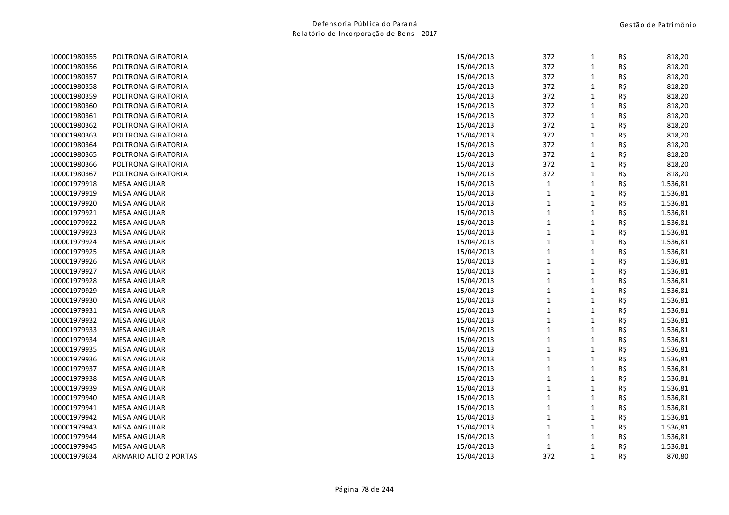| | | | | | | |
|---|---|---|---|---|---|---|
| 100001980355 | POLTRONA GIRATORIA | 15/04/2013 | 372 | 1 | R$ | 818,20 |
| 100001980356 | POLTRONA GIRATORIA | 15/04/2013 | 372 | 1 | R$ | 818,20 |
| 100001980357 | POLTRONA GIRATORIA | 15/04/2013 | 372 | 1 | R$ | 818,20 |
| 100001980358 | POLTRONA GIRATORIA | 15/04/2013 | 372 | 1 | R$ | 818,20 |
| 100001980359 | POLTRONA GIRATORIA | 15/04/2013 | 372 | 1 | R$ | 818,20 |
| 100001980360 | POLTRONA GIRATORIA | 15/04/2013 | 372 | 1 | R$ | 818,20 |
| 100001980361 | POLTRONA GIRATORIA | 15/04/2013 | 372 | 1 | R$ | 818,20 |
| 100001980362 | POLTRONA GIRATORIA | 15/04/2013 | 372 | 1 | R$ | 818,20 |
| 100001980363 | POLTRONA GIRATORIA | 15/04/2013 | 372 | 1 | R$ | 818,20 |
| 100001980364 | POLTRONA GIRATORIA | 15/04/2013 | 372 | 1 | R$ | 818,20 |
| 100001980365 | POLTRONA GIRATORIA | 15/04/2013 | 372 | 1 | R$ | 818,20 |
| 100001980366 | POLTRONA GIRATORIA | 15/04/2013 | 372 | 1 | R$ | 818,20 |
| 100001980367 | POLTRONA GIRATORIA | 15/04/2013 | 372 | 1 | R$ | 818,20 |
| 100001979918 | MESA ANGULAR | 15/04/2013 | 1 | 1 | R$ | 1.536,81 |
| 100001979919 | MESA ANGULAR | 15/04/2013 | 1 | 1 | R$ | 1.536,81 |
| 100001979920 | MESA ANGULAR | 15/04/2013 | 1 | 1 | R$ | 1.536,81 |
| 100001979921 | MESA ANGULAR | 15/04/2013 | 1 | 1 | R$ | 1.536,81 |
| 100001979922 | MESA ANGULAR | 15/04/2013 | 1 | 1 | R$ | 1.536,81 |
| 100001979923 | MESA ANGULAR | 15/04/2013 | 1 | 1 | R$ | 1.536,81 |
| 100001979924 | MESA ANGULAR | 15/04/2013 | 1 | 1 | R$ | 1.536,81 |
| 100001979925 | MESA ANGULAR | 15/04/2013 | 1 | 1 | R$ | 1.536,81 |
| 100001979926 | MESA ANGULAR | 15/04/2013 | 1 | 1 | R$ | 1.536,81 |
| 100001979927 | MESA ANGULAR | 15/04/2013 | 1 | 1 | R$ | 1.536,81 |
| 100001979928 | MESA ANGULAR | 15/04/2013 | 1 | 1 | R$ | 1.536,81 |
| 100001979929 | MESA ANGULAR | 15/04/2013 | 1 | 1 | R$ | 1.536,81 |
| 100001979930 | MESA ANGULAR | 15/04/2013 | 1 | 1 | R$ | 1.536,81 |
| 100001979931 | MESA ANGULAR | 15/04/2013 | 1 | 1 | R$ | 1.536,81 |
| 100001979932 | MESA ANGULAR | 15/04/2013 | 1 | 1 | R$ | 1.536,81 |
| 100001979933 | MESA ANGULAR | 15/04/2013 | 1 | 1 | R$ | 1.536,81 |
| 100001979934 | MESA ANGULAR | 15/04/2013 | 1 | 1 | R$ | 1.536,81 |
| 100001979935 | MESA ANGULAR | 15/04/2013 | 1 | 1 | R$ | 1.536,81 |
| 100001979936 | MESA ANGULAR | 15/04/2013 | 1 | 1 | R$ | 1.536,81 |
| 100001979937 | MESA ANGULAR | 15/04/2013 | 1 | 1 | R$ | 1.536,81 |
| 100001979938 | MESA ANGULAR | 15/04/2013 | 1 | 1 | R$ | 1.536,81 |
| 100001979939 | MESA ANGULAR | 15/04/2013 | 1 | 1 | R$ | 1.536,81 |
| 100001979940 | MESA ANGULAR | 15/04/2013 | 1 | 1 | R$ | 1.536,81 |
| 100001979941 | MESA ANGULAR | 15/04/2013 | 1 | 1 | R$ | 1.536,81 |
| 100001979942 | MESA ANGULAR | 15/04/2013 | 1 | 1 | R$ | 1.536,81 |
| 100001979943 | MESA ANGULAR | 15/04/2013 | 1 | 1 | R$ | 1.536,81 |
| 100001979944 | MESA ANGULAR | 15/04/2013 | 1 | 1 | R$ | 1.536,81 |
| 100001979945 | MESA ANGULAR | 15/04/2013 | 1 | 1 | R$ | 1.536,81 |
| 100001979634 | ARMARIO ALTO 2 PORTAS | 15/04/2013 | 372 | 1 | R$ | 870,80 |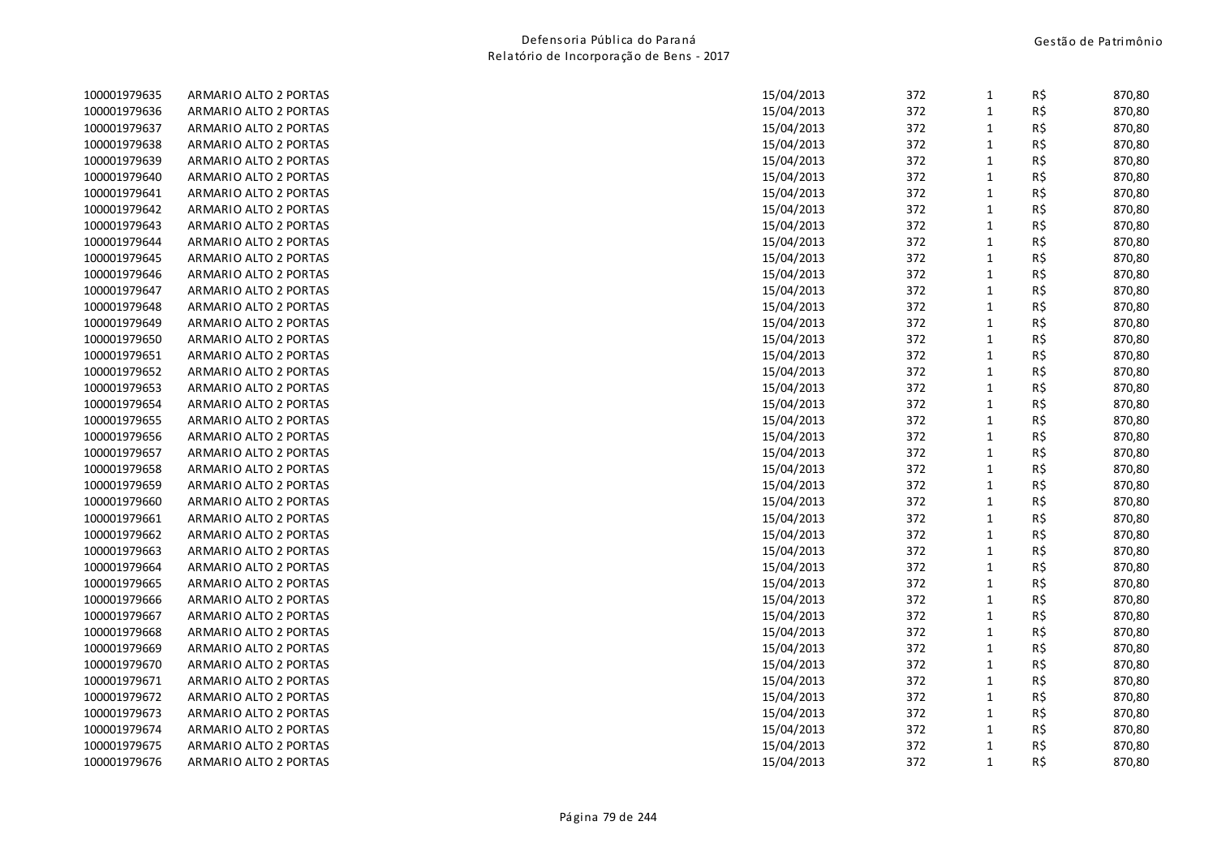| | | | | | | |
|---|---|---|---|---|---|---|
| 100001979635 | ARMARIO ALTO 2 PORTAS | 15/04/2013 | 372 | 1 | R$ | 870,80 |
| 100001979636 | ARMARIO ALTO 2 PORTAS | 15/04/2013 | 372 | 1 | R$ | 870,80 |
| 100001979637 | ARMARIO ALTO 2 PORTAS | 15/04/2013 | 372 | 1 | R$ | 870,80 |
| 100001979638 | ARMARIO ALTO 2 PORTAS | 15/04/2013 | 372 | 1 | R$ | 870,80 |
| 100001979639 | ARMARIO ALTO 2 PORTAS | 15/04/2013 | 372 | 1 | R$ | 870,80 |
| 100001979640 | ARMARIO ALTO 2 PORTAS | 15/04/2013 | 372 | 1 | R$ | 870,80 |
| 100001979641 | ARMARIO ALTO 2 PORTAS | 15/04/2013 | 372 | 1 | R$ | 870,80 |
| 100001979642 | ARMARIO ALTO 2 PORTAS | 15/04/2013 | 372 | 1 | R$ | 870,80 |
| 100001979643 | ARMARIO ALTO 2 PORTAS | 15/04/2013 | 372 | 1 | R$ | 870,80 |
| 100001979644 | ARMARIO ALTO 2 PORTAS | 15/04/2013 | 372 | 1 | R$ | 870,80 |
| 100001979645 | ARMARIO ALTO 2 PORTAS | 15/04/2013 | 372 | 1 | R$ | 870,80 |
| 100001979646 | ARMARIO ALTO 2 PORTAS | 15/04/2013 | 372 | 1 | R$ | 870,80 |
| 100001979647 | ARMARIO ALTO 2 PORTAS | 15/04/2013 | 372 | 1 | R$ | 870,80 |
| 100001979648 | ARMARIO ALTO 2 PORTAS | 15/04/2013 | 372 | 1 | R$ | 870,80 |
| 100001979649 | ARMARIO ALTO 2 PORTAS | 15/04/2013 | 372 | 1 | R$ | 870,80 |
| 100001979650 | ARMARIO ALTO 2 PORTAS | 15/04/2013 | 372 | 1 | R$ | 870,80 |
| 100001979651 | ARMARIO ALTO 2 PORTAS | 15/04/2013 | 372 | 1 | R$ | 870,80 |
| 100001979652 | ARMARIO ALTO 2 PORTAS | 15/04/2013 | 372 | 1 | R$ | 870,80 |
| 100001979653 | ARMARIO ALTO 2 PORTAS | 15/04/2013 | 372 | 1 | R$ | 870,80 |
| 100001979654 | ARMARIO ALTO 2 PORTAS | 15/04/2013 | 372 | 1 | R$ | 870,80 |
| 100001979655 | ARMARIO ALTO 2 PORTAS | 15/04/2013 | 372 | 1 | R$ | 870,80 |
| 100001979656 | ARMARIO ALTO 2 PORTAS | 15/04/2013 | 372 | 1 | R$ | 870,80 |
| 100001979657 | ARMARIO ALTO 2 PORTAS | 15/04/2013 | 372 | 1 | R$ | 870,80 |
| 100001979658 | ARMARIO ALTO 2 PORTAS | 15/04/2013 | 372 | 1 | R$ | 870,80 |
| 100001979659 | ARMARIO ALTO 2 PORTAS | 15/04/2013 | 372 | 1 | R$ | 870,80 |
| 100001979660 | ARMARIO ALTO 2 PORTAS | 15/04/2013 | 372 | 1 | R$ | 870,80 |
| 100001979661 | ARMARIO ALTO 2 PORTAS | 15/04/2013 | 372 | 1 | R$ | 870,80 |
| 100001979662 | ARMARIO ALTO 2 PORTAS | 15/04/2013 | 372 | 1 | R$ | 870,80 |
| 100001979663 | ARMARIO ALTO 2 PORTAS | 15/04/2013 | 372 | 1 | R$ | 870,80 |
| 100001979664 | ARMARIO ALTO 2 PORTAS | 15/04/2013 | 372 | 1 | R$ | 870,80 |
| 100001979665 | ARMARIO ALTO 2 PORTAS | 15/04/2013 | 372 | 1 | R$ | 870,80 |
| 100001979666 | ARMARIO ALTO 2 PORTAS | 15/04/2013 | 372 | 1 | R$ | 870,80 |
| 100001979667 | ARMARIO ALTO 2 PORTAS | 15/04/2013 | 372 | 1 | R$ | 870,80 |
| 100001979668 | ARMARIO ALTO 2 PORTAS | 15/04/2013 | 372 | 1 | R$ | 870,80 |
| 100001979669 | ARMARIO ALTO 2 PORTAS | 15/04/2013 | 372 | 1 | R$ | 870,80 |
| 100001979670 | ARMARIO ALTO 2 PORTAS | 15/04/2013 | 372 | 1 | R$ | 870,80 |
| 100001979671 | ARMARIO ALTO 2 PORTAS | 15/04/2013 | 372 | 1 | R$ | 870,80 |
| 100001979672 | ARMARIO ALTO 2 PORTAS | 15/04/2013 | 372 | 1 | R$ | 870,80 |
| 100001979673 | ARMARIO ALTO 2 PORTAS | 15/04/2013 | 372 | 1 | R$ | 870,80 |
| 100001979674 | ARMARIO ALTO 2 PORTAS | 15/04/2013 | 372 | 1 | R$ | 870,80 |
| 100001979675 | ARMARIO ALTO 2 PORTAS | 15/04/2013 | 372 | 1 | R$ | 870,80 |
| 100001979676 | ARMARIO ALTO 2 PORTAS | 15/04/2013 | 372 | 1 | R$ | 870,80 |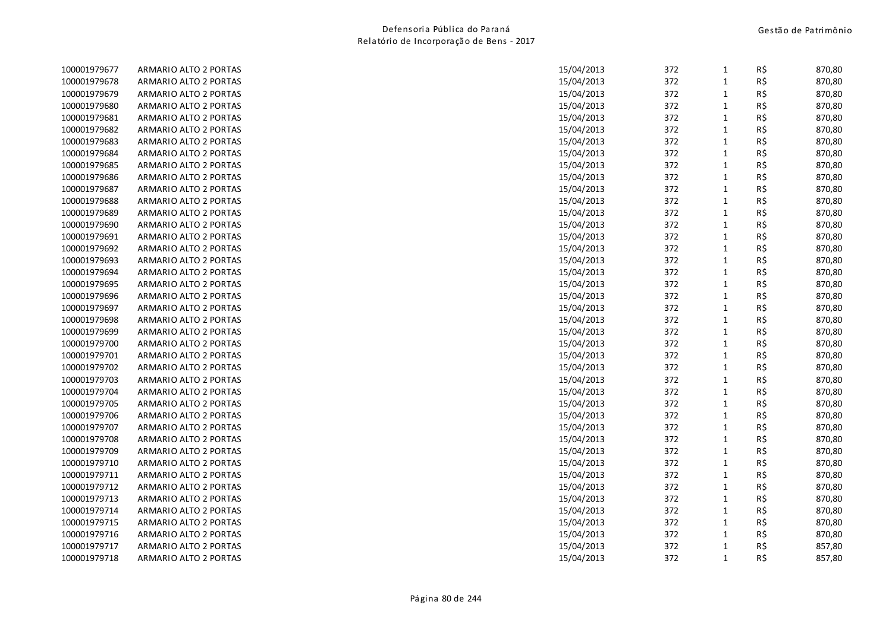| | | | | | | |
|---|---|---|---|---|---|---|
| 100001979677 | ARMARIO ALTO 2 PORTAS | 15/04/2013 | 372 | 1 | R$ | 870,80 |
| 100001979678 | ARMARIO ALTO 2 PORTAS | 15/04/2013 | 372 | 1 | R$ | 870,80 |
| 100001979679 | ARMARIO ALTO 2 PORTAS | 15/04/2013 | 372 | 1 | R$ | 870,80 |
| 100001979680 | ARMARIO ALTO 2 PORTAS | 15/04/2013 | 372 | 1 | R$ | 870,80 |
| 100001979681 | ARMARIO ALTO 2 PORTAS | 15/04/2013 | 372 | 1 | R$ | 870,80 |
| 100001979682 | ARMARIO ALTO 2 PORTAS | 15/04/2013 | 372 | 1 | R$ | 870,80 |
| 100001979683 | ARMARIO ALTO 2 PORTAS | 15/04/2013 | 372 | 1 | R$ | 870,80 |
| 100001979684 | ARMARIO ALTO 2 PORTAS | 15/04/2013 | 372 | 1 | R$ | 870,80 |
| 100001979685 | ARMARIO ALTO 2 PORTAS | 15/04/2013 | 372 | 1 | R$ | 870,80 |
| 100001979686 | ARMARIO ALTO 2 PORTAS | 15/04/2013 | 372 | 1 | R$ | 870,80 |
| 100001979687 | ARMARIO ALTO 2 PORTAS | 15/04/2013 | 372 | 1 | R$ | 870,80 |
| 100001979688 | ARMARIO ALTO 2 PORTAS | 15/04/2013 | 372 | 1 | R$ | 870,80 |
| 100001979689 | ARMARIO ALTO 2 PORTAS | 15/04/2013 | 372 | 1 | R$ | 870,80 |
| 100001979690 | ARMARIO ALTO 2 PORTAS | 15/04/2013 | 372 | 1 | R$ | 870,80 |
| 100001979691 | ARMARIO ALTO 2 PORTAS | 15/04/2013 | 372 | 1 | R$ | 870,80 |
| 100001979692 | ARMARIO ALTO 2 PORTAS | 15/04/2013 | 372 | 1 | R$ | 870,80 |
| 100001979693 | ARMARIO ALTO 2 PORTAS | 15/04/2013 | 372 | 1 | R$ | 870,80 |
| 100001979694 | ARMARIO ALTO 2 PORTAS | 15/04/2013 | 372 | 1 | R$ | 870,80 |
| 100001979695 | ARMARIO ALTO 2 PORTAS | 15/04/2013 | 372 | 1 | R$ | 870,80 |
| 100001979696 | ARMARIO ALTO 2 PORTAS | 15/04/2013 | 372 | 1 | R$ | 870,80 |
| 100001979697 | ARMARIO ALTO 2 PORTAS | 15/04/2013 | 372 | 1 | R$ | 870,80 |
| 100001979698 | ARMARIO ALTO 2 PORTAS | 15/04/2013 | 372 | 1 | R$ | 870,80 |
| 100001979699 | ARMARIO ALTO 2 PORTAS | 15/04/2013 | 372 | 1 | R$ | 870,80 |
| 100001979700 | ARMARIO ALTO 2 PORTAS | 15/04/2013 | 372 | 1 | R$ | 870,80 |
| 100001979701 | ARMARIO ALTO 2 PORTAS | 15/04/2013 | 372 | 1 | R$ | 870,80 |
| 100001979702 | ARMARIO ALTO 2 PORTAS | 15/04/2013 | 372 | 1 | R$ | 870,80 |
| 100001979703 | ARMARIO ALTO 2 PORTAS | 15/04/2013 | 372 | 1 | R$ | 870,80 |
| 100001979704 | ARMARIO ALTO 2 PORTAS | 15/04/2013 | 372 | 1 | R$ | 870,80 |
| 100001979705 | ARMARIO ALTO 2 PORTAS | 15/04/2013 | 372 | 1 | R$ | 870,80 |
| 100001979706 | ARMARIO ALTO 2 PORTAS | 15/04/2013 | 372 | 1 | R$ | 870,80 |
| 100001979707 | ARMARIO ALTO 2 PORTAS | 15/04/2013 | 372 | 1 | R$ | 870,80 |
| 100001979708 | ARMARIO ALTO 2 PORTAS | 15/04/2013 | 372 | 1 | R$ | 870,80 |
| 100001979709 | ARMARIO ALTO 2 PORTAS | 15/04/2013 | 372 | 1 | R$ | 870,80 |
| 100001979710 | ARMARIO ALTO 2 PORTAS | 15/04/2013 | 372 | 1 | R$ | 870,80 |
| 100001979711 | ARMARIO ALTO 2 PORTAS | 15/04/2013 | 372 | 1 | R$ | 870,80 |
| 100001979712 | ARMARIO ALTO 2 PORTAS | 15/04/2013 | 372 | 1 | R$ | 870,80 |
| 100001979713 | ARMARIO ALTO 2 PORTAS | 15/04/2013 | 372 | 1 | R$ | 870,80 |
| 100001979714 | ARMARIO ALTO 2 PORTAS | 15/04/2013 | 372 | 1 | R$ | 870,80 |
| 100001979715 | ARMARIO ALTO 2 PORTAS | 15/04/2013 | 372 | 1 | R$ | 870,80 |
| 100001979716 | ARMARIO ALTO 2 PORTAS | 15/04/2013 | 372 | 1 | R$ | 870,80 |
| 100001979717 | ARMARIO ALTO 2 PORTAS | 15/04/2013 | 372 | 1 | R$ | 857,80 |
| 100001979718 | ARMARIO ALTO 2 PORTAS | 15/04/2013 | 372 | 1 | R$ | 857,80 |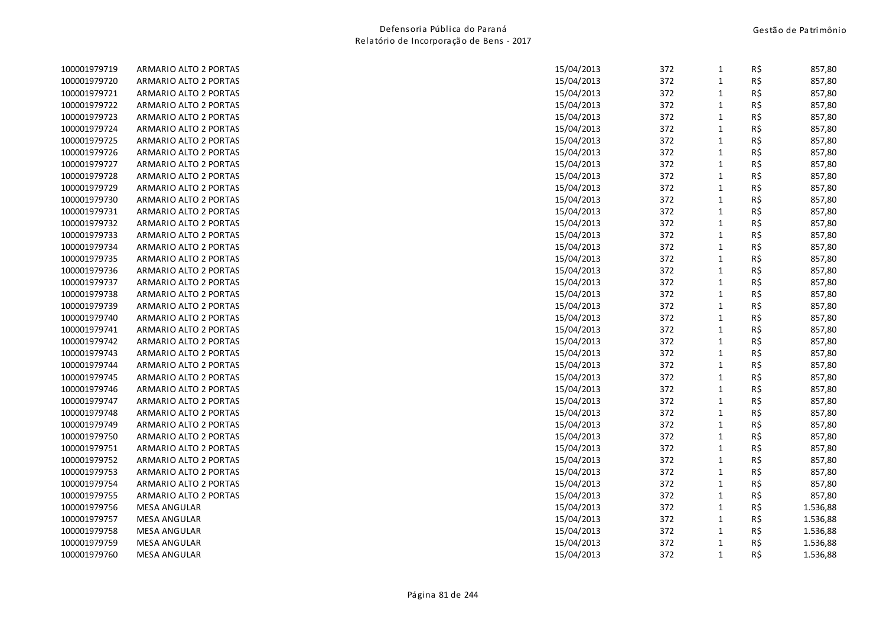| | | | | | | |
|---|---|---|---|---|---|---|
| 100001979719 | ARMARIO ALTO 2 PORTAS | 15/04/2013 | 372 | 1 | R$ | 857,80 |
| 100001979720 | ARMARIO ALTO 2 PORTAS | 15/04/2013 | 372 | 1 | R$ | 857,80 |
| 100001979721 | ARMARIO ALTO 2 PORTAS | 15/04/2013 | 372 | 1 | R$ | 857,80 |
| 100001979722 | ARMARIO ALTO 2 PORTAS | 15/04/2013 | 372 | 1 | R$ | 857,80 |
| 100001979723 | ARMARIO ALTO 2 PORTAS | 15/04/2013 | 372 | 1 | R$ | 857,80 |
| 100001979724 | ARMARIO ALTO 2 PORTAS | 15/04/2013 | 372 | 1 | R$ | 857,80 |
| 100001979725 | ARMARIO ALTO 2 PORTAS | 15/04/2013 | 372 | 1 | R$ | 857,80 |
| 100001979726 | ARMARIO ALTO 2 PORTAS | 15/04/2013 | 372 | 1 | R$ | 857,80 |
| 100001979727 | ARMARIO ALTO 2 PORTAS | 15/04/2013 | 372 | 1 | R$ | 857,80 |
| 100001979728 | ARMARIO ALTO 2 PORTAS | 15/04/2013 | 372 | 1 | R$ | 857,80 |
| 100001979729 | ARMARIO ALTO 2 PORTAS | 15/04/2013 | 372 | 1 | R$ | 857,80 |
| 100001979730 | ARMARIO ALTO 2 PORTAS | 15/04/2013 | 372 | 1 | R$ | 857,80 |
| 100001979731 | ARMARIO ALTO 2 PORTAS | 15/04/2013 | 372 | 1 | R$ | 857,80 |
| 100001979732 | ARMARIO ALTO 2 PORTAS | 15/04/2013 | 372 | 1 | R$ | 857,80 |
| 100001979733 | ARMARIO ALTO 2 PORTAS | 15/04/2013 | 372 | 1 | R$ | 857,80 |
| 100001979734 | ARMARIO ALTO 2 PORTAS | 15/04/2013 | 372 | 1 | R$ | 857,80 |
| 100001979735 | ARMARIO ALTO 2 PORTAS | 15/04/2013 | 372 | 1 | R$ | 857,80 |
| 100001979736 | ARMARIO ALTO 2 PORTAS | 15/04/2013 | 372 | 1 | R$ | 857,80 |
| 100001979737 | ARMARIO ALTO 2 PORTAS | 15/04/2013 | 372 | 1 | R$ | 857,80 |
| 100001979738 | ARMARIO ALTO 2 PORTAS | 15/04/2013 | 372 | 1 | R$ | 857,80 |
| 100001979739 | ARMARIO ALTO 2 PORTAS | 15/04/2013 | 372 | 1 | R$ | 857,80 |
| 100001979740 | ARMARIO ALTO 2 PORTAS | 15/04/2013 | 372 | 1 | R$ | 857,80 |
| 100001979741 | ARMARIO ALTO 2 PORTAS | 15/04/2013 | 372 | 1 | R$ | 857,80 |
| 100001979742 | ARMARIO ALTO 2 PORTAS | 15/04/2013 | 372 | 1 | R$ | 857,80 |
| 100001979743 | ARMARIO ALTO 2 PORTAS | 15/04/2013 | 372 | 1 | R$ | 857,80 |
| 100001979744 | ARMARIO ALTO 2 PORTAS | 15/04/2013 | 372 | 1 | R$ | 857,80 |
| 100001979745 | ARMARIO ALTO 2 PORTAS | 15/04/2013 | 372 | 1 | R$ | 857,80 |
| 100001979746 | ARMARIO ALTO 2 PORTAS | 15/04/2013 | 372 | 1 | R$ | 857,80 |
| 100001979747 | ARMARIO ALTO 2 PORTAS | 15/04/2013 | 372 | 1 | R$ | 857,80 |
| 100001979748 | ARMARIO ALTO 2 PORTAS | 15/04/2013 | 372 | 1 | R$ | 857,80 |
| 100001979749 | ARMARIO ALTO 2 PORTAS | 15/04/2013 | 372 | 1 | R$ | 857,80 |
| 100001979750 | ARMARIO ALTO 2 PORTAS | 15/04/2013 | 372 | 1 | R$ | 857,80 |
| 100001979751 | ARMARIO ALTO 2 PORTAS | 15/04/2013 | 372 | 1 | R$ | 857,80 |
| 100001979752 | ARMARIO ALTO 2 PORTAS | 15/04/2013 | 372 | 1 | R$ | 857,80 |
| 100001979753 | ARMARIO ALTO 2 PORTAS | 15/04/2013 | 372 | 1 | R$ | 857,80 |
| 100001979754 | ARMARIO ALTO 2 PORTAS | 15/04/2013 | 372 | 1 | R$ | 857,80 |
| 100001979755 | ARMARIO ALTO 2 PORTAS | 15/04/2013 | 372 | 1 | R$ | 857,80 |
| 100001979756 | MESA ANGULAR | 15/04/2013 | 372 | 1 | R$ | 1.536,88 |
| 100001979757 | MESA ANGULAR | 15/04/2013 | 372 | 1 | R$ | 1.536,88 |
| 100001979758 | MESA ANGULAR | 15/04/2013 | 372 | 1 | R$ | 1.536,88 |
| 100001979759 | MESA ANGULAR | 15/04/2013 | 372 | 1 | R$ | 1.536,88 |
| 100001979760 | MESA ANGULAR | 15/04/2013 | 372 | 1 | R$ | 1.536,88 |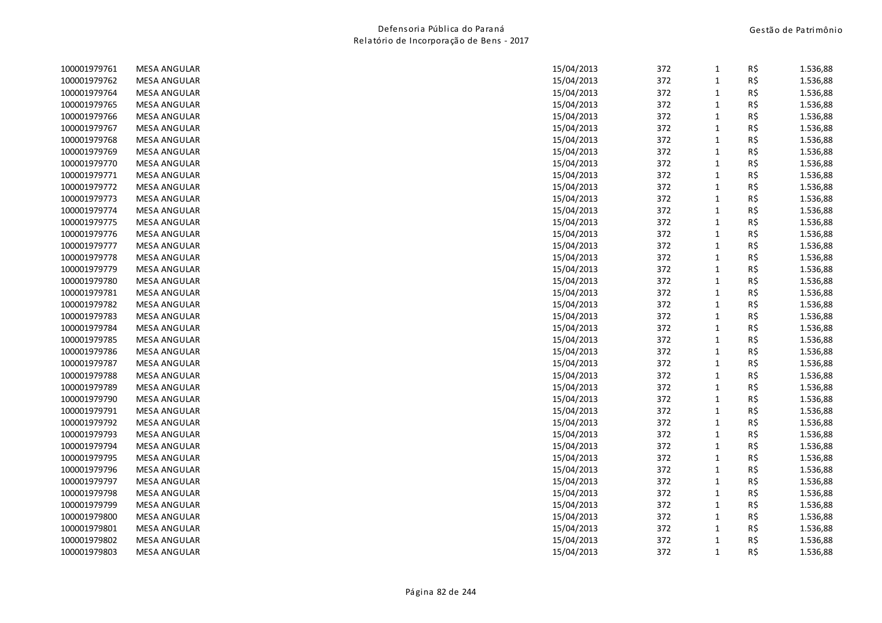| | | | | | | |
|---|---|---|---|---|---|---|
| 100001979761 | MESA ANGULAR | 15/04/2013 | 372 | 1 | R$ | 1.536,88 |
| 100001979762 | MESA ANGULAR | 15/04/2013 | 372 | 1 | R$ | 1.536,88 |
| 100001979764 | MESA ANGULAR | 15/04/2013 | 372 | 1 | R$ | 1.536,88 |
| 100001979765 | MESA ANGULAR | 15/04/2013 | 372 | 1 | R$ | 1.536,88 |
| 100001979766 | MESA ANGULAR | 15/04/2013 | 372 | 1 | R$ | 1.536,88 |
| 100001979767 | MESA ANGULAR | 15/04/2013 | 372 | 1 | R$ | 1.536,88 |
| 100001979768 | MESA ANGULAR | 15/04/2013 | 372 | 1 | R$ | 1.536,88 |
| 100001979769 | MESA ANGULAR | 15/04/2013 | 372 | 1 | R$ | 1.536,88 |
| 100001979770 | MESA ANGULAR | 15/04/2013 | 372 | 1 | R$ | 1.536,88 |
| 100001979771 | MESA ANGULAR | 15/04/2013 | 372 | 1 | R$ | 1.536,88 |
| 100001979772 | MESA ANGULAR | 15/04/2013 | 372 | 1 | R$ | 1.536,88 |
| 100001979773 | MESA ANGULAR | 15/04/2013 | 372 | 1 | R$ | 1.536,88 |
| 100001979774 | MESA ANGULAR | 15/04/2013 | 372 | 1 | R$ | 1.536,88 |
| 100001979775 | MESA ANGULAR | 15/04/2013 | 372 | 1 | R$ | 1.536,88 |
| 100001979776 | MESA ANGULAR | 15/04/2013 | 372 | 1 | R$ | 1.536,88 |
| 100001979777 | MESA ANGULAR | 15/04/2013 | 372 | 1 | R$ | 1.536,88 |
| 100001979778 | MESA ANGULAR | 15/04/2013 | 372 | 1 | R$ | 1.536,88 |
| 100001979779 | MESA ANGULAR | 15/04/2013 | 372 | 1 | R$ | 1.536,88 |
| 100001979780 | MESA ANGULAR | 15/04/2013 | 372 | 1 | R$ | 1.536,88 |
| 100001979781 | MESA ANGULAR | 15/04/2013 | 372 | 1 | R$ | 1.536,88 |
| 100001979782 | MESA ANGULAR | 15/04/2013 | 372 | 1 | R$ | 1.536,88 |
| 100001979783 | MESA ANGULAR | 15/04/2013 | 372 | 1 | R$ | 1.536,88 |
| 100001979784 | MESA ANGULAR | 15/04/2013 | 372 | 1 | R$ | 1.536,88 |
| 100001979785 | MESA ANGULAR | 15/04/2013 | 372 | 1 | R$ | 1.536,88 |
| 100001979786 | MESA ANGULAR | 15/04/2013 | 372 | 1 | R$ | 1.536,88 |
| 100001979787 | MESA ANGULAR | 15/04/2013 | 372 | 1 | R$ | 1.536,88 |
| 100001979788 | MESA ANGULAR | 15/04/2013 | 372 | 1 | R$ | 1.536,88 |
| 100001979789 | MESA ANGULAR | 15/04/2013 | 372 | 1 | R$ | 1.536,88 |
| 100001979790 | MESA ANGULAR | 15/04/2013 | 372 | 1 | R$ | 1.536,88 |
| 100001979791 | MESA ANGULAR | 15/04/2013 | 372 | 1 | R$ | 1.536,88 |
| 100001979792 | MESA ANGULAR | 15/04/2013 | 372 | 1 | R$ | 1.536,88 |
| 100001979793 | MESA ANGULAR | 15/04/2013 | 372 | 1 | R$ | 1.536,88 |
| 100001979794 | MESA ANGULAR | 15/04/2013 | 372 | 1 | R$ | 1.536,88 |
| 100001979795 | MESA ANGULAR | 15/04/2013 | 372 | 1 | R$ | 1.536,88 |
| 100001979796 | MESA ANGULAR | 15/04/2013 | 372 | 1 | R$ | 1.536,88 |
| 100001979797 | MESA ANGULAR | 15/04/2013 | 372 | 1 | R$ | 1.536,88 |
| 100001979798 | MESA ANGULAR | 15/04/2013 | 372 | 1 | R$ | 1.536,88 |
| 100001979799 | MESA ANGULAR | 15/04/2013 | 372 | 1 | R$ | 1.536,88 |
| 100001979800 | MESA ANGULAR | 15/04/2013 | 372 | 1 | R$ | 1.536,88 |
| 100001979801 | MESA ANGULAR | 15/04/2013 | 372 | 1 | R$ | 1.536,88 |
| 100001979802 | MESA ANGULAR | 15/04/2013 | 372 | 1 | R$ | 1.536,88 |
| 100001979803 | MESA ANGULAR | 15/04/2013 | 372 | 1 | R$ | 1.536,88 |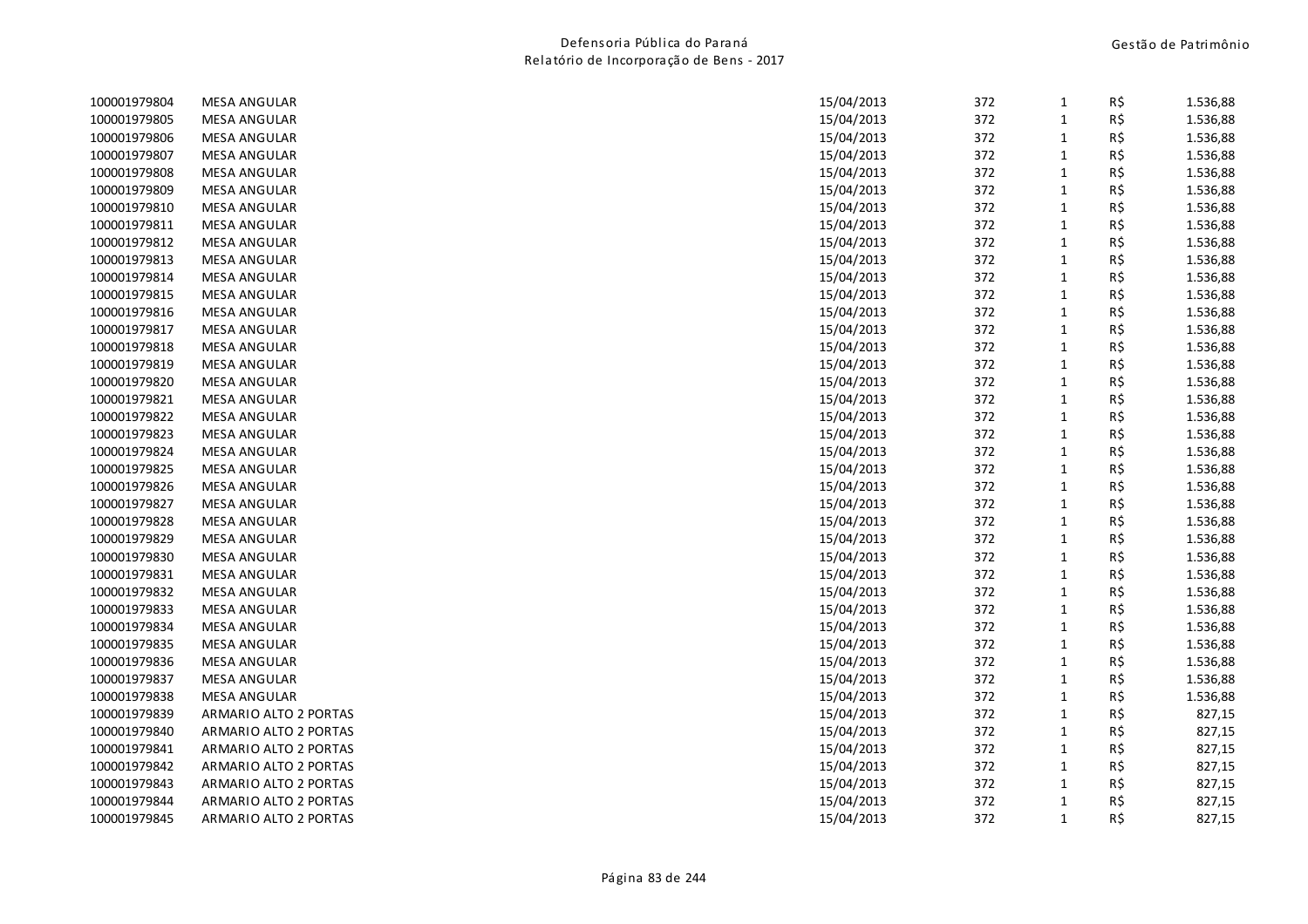| | | | | | | |
|---|---|---|---|---|---|---|
| 100001979804 | MESA ANGULAR | 15/04/2013 | 372 | 1 | R$ | 1.536,88 |
| 100001979805 | MESA ANGULAR | 15/04/2013 | 372 | 1 | R$ | 1.536,88 |
| 100001979806 | MESA ANGULAR | 15/04/2013 | 372 | 1 | R$ | 1.536,88 |
| 100001979807 | MESA ANGULAR | 15/04/2013 | 372 | 1 | R$ | 1.536,88 |
| 100001979808 | MESA ANGULAR | 15/04/2013 | 372 | 1 | R$ | 1.536,88 |
| 100001979809 | MESA ANGULAR | 15/04/2013 | 372 | 1 | R$ | 1.536,88 |
| 100001979810 | MESA ANGULAR | 15/04/2013 | 372 | 1 | R$ | 1.536,88 |
| 100001979811 | MESA ANGULAR | 15/04/2013 | 372 | 1 | R$ | 1.536,88 |
| 100001979812 | MESA ANGULAR | 15/04/2013 | 372 | 1 | R$ | 1.536,88 |
| 100001979813 | MESA ANGULAR | 15/04/2013 | 372 | 1 | R$ | 1.536,88 |
| 100001979814 | MESA ANGULAR | 15/04/2013 | 372 | 1 | R$ | 1.536,88 |
| 100001979815 | MESA ANGULAR | 15/04/2013 | 372 | 1 | R$ | 1.536,88 |
| 100001979816 | MESA ANGULAR | 15/04/2013 | 372 | 1 | R$ | 1.536,88 |
| 100001979817 | MESA ANGULAR | 15/04/2013 | 372 | 1 | R$ | 1.536,88 |
| 100001979818 | MESA ANGULAR | 15/04/2013 | 372 | 1 | R$ | 1.536,88 |
| 100001979819 | MESA ANGULAR | 15/04/2013 | 372 | 1 | R$ | 1.536,88 |
| 100001979820 | MESA ANGULAR | 15/04/2013 | 372 | 1 | R$ | 1.536,88 |
| 100001979821 | MESA ANGULAR | 15/04/2013 | 372 | 1 | R$ | 1.536,88 |
| 100001979822 | MESA ANGULAR | 15/04/2013 | 372 | 1 | R$ | 1.536,88 |
| 100001979823 | MESA ANGULAR | 15/04/2013 | 372 | 1 | R$ | 1.536,88 |
| 100001979824 | MESA ANGULAR | 15/04/2013 | 372 | 1 | R$ | 1.536,88 |
| 100001979825 | MESA ANGULAR | 15/04/2013 | 372 | 1 | R$ | 1.536,88 |
| 100001979826 | MESA ANGULAR | 15/04/2013 | 372 | 1 | R$ | 1.536,88 |
| 100001979827 | MESA ANGULAR | 15/04/2013 | 372 | 1 | R$ | 1.536,88 |
| 100001979828 | MESA ANGULAR | 15/04/2013 | 372 | 1 | R$ | 1.536,88 |
| 100001979829 | MESA ANGULAR | 15/04/2013 | 372 | 1 | R$ | 1.536,88 |
| 100001979830 | MESA ANGULAR | 15/04/2013 | 372 | 1 | R$ | 1.536,88 |
| 100001979831 | MESA ANGULAR | 15/04/2013 | 372 | 1 | R$ | 1.536,88 |
| 100001979832 | MESA ANGULAR | 15/04/2013 | 372 | 1 | R$ | 1.536,88 |
| 100001979833 | MESA ANGULAR | 15/04/2013 | 372 | 1 | R$ | 1.536,88 |
| 100001979834 | MESA ANGULAR | 15/04/2013 | 372 | 1 | R$ | 1.536,88 |
| 100001979835 | MESA ANGULAR | 15/04/2013 | 372 | 1 | R$ | 1.536,88 |
| 100001979836 | MESA ANGULAR | 15/04/2013 | 372 | 1 | R$ | 1.536,88 |
| 100001979837 | MESA ANGULAR | 15/04/2013 | 372 | 1 | R$ | 1.536,88 |
| 100001979838 | MESA ANGULAR | 15/04/2013 | 372 | 1 | R$ | 1.536,88 |
| 100001979839 | ARMARIO ALTO 2 PORTAS | 15/04/2013 | 372 | 1 | R$ | 827,15 |
| 100001979840 | ARMARIO ALTO 2 PORTAS | 15/04/2013 | 372 | 1 | R$ | 827,15 |
| 100001979841 | ARMARIO ALTO 2 PORTAS | 15/04/2013 | 372 | 1 | R$ | 827,15 |
| 100001979842 | ARMARIO ALTO 2 PORTAS | 15/04/2013 | 372 | 1 | R$ | 827,15 |
| 100001979843 | ARMARIO ALTO 2 PORTAS | 15/04/2013 | 372 | 1 | R$ | 827,15 |
| 100001979844 | ARMARIO ALTO 2 PORTAS | 15/04/2013 | 372 | 1 | R$ | 827,15 |
| 100001979845 | ARMARIO ALTO 2 PORTAS | 15/04/2013 | 372 | 1 | R$ | 827,15 |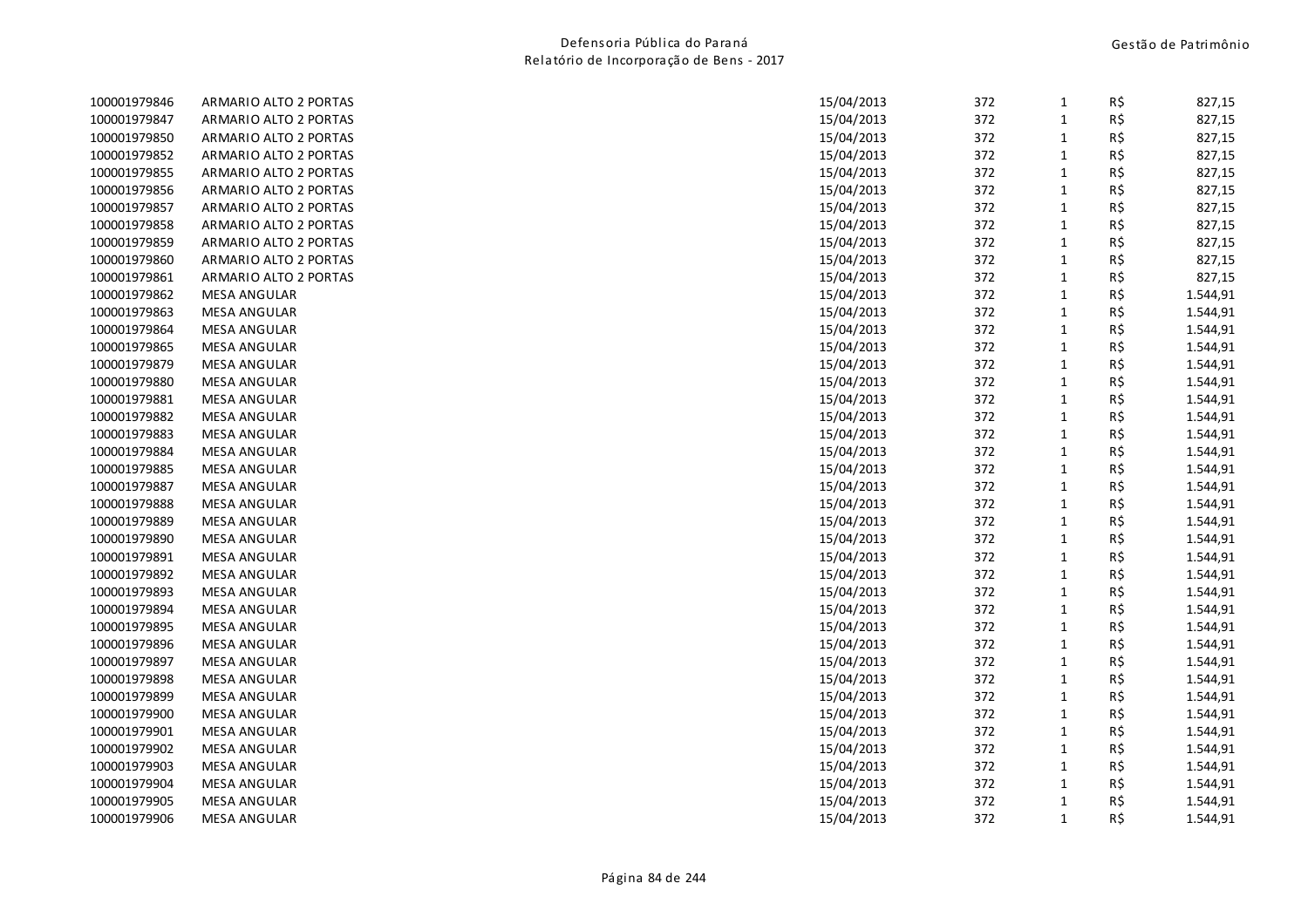| | | | | | | |
|---|---|---|---|---|---|---|
| 100001979846 | ARMARIO ALTO 2 PORTAS | 15/04/2013 | 372 | 1 | R$ | 827,15 |
| 100001979847 | ARMARIO ALTO 2 PORTAS | 15/04/2013 | 372 | 1 | R$ | 827,15 |
| 100001979850 | ARMARIO ALTO 2 PORTAS | 15/04/2013 | 372 | 1 | R$ | 827,15 |
| 100001979852 | ARMARIO ALTO 2 PORTAS | 15/04/2013 | 372 | 1 | R$ | 827,15 |
| 100001979855 | ARMARIO ALTO 2 PORTAS | 15/04/2013 | 372 | 1 | R$ | 827,15 |
| 100001979856 | ARMARIO ALTO 2 PORTAS | 15/04/2013 | 372 | 1 | R$ | 827,15 |
| 100001979857 | ARMARIO ALTO 2 PORTAS | 15/04/2013 | 372 | 1 | R$ | 827,15 |
| 100001979858 | ARMARIO ALTO 2 PORTAS | 15/04/2013 | 372 | 1 | R$ | 827,15 |
| 100001979859 | ARMARIO ALTO 2 PORTAS | 15/04/2013 | 372 | 1 | R$ | 827,15 |
| 100001979860 | ARMARIO ALTO 2 PORTAS | 15/04/2013 | 372 | 1 | R$ | 827,15 |
| 100001979861 | ARMARIO ALTO 2 PORTAS | 15/04/2013 | 372 | 1 | R$ | 827,15 |
| 100001979862 | MESA ANGULAR | 15/04/2013 | 372 | 1 | R$ | 1.544,91 |
| 100001979863 | MESA ANGULAR | 15/04/2013 | 372 | 1 | R$ | 1.544,91 |
| 100001979864 | MESA ANGULAR | 15/04/2013 | 372 | 1 | R$ | 1.544,91 |
| 100001979865 | MESA ANGULAR | 15/04/2013 | 372 | 1 | R$ | 1.544,91 |
| 100001979879 | MESA ANGULAR | 15/04/2013 | 372 | 1 | R$ | 1.544,91 |
| 100001979880 | MESA ANGULAR | 15/04/2013 | 372 | 1 | R$ | 1.544,91 |
| 100001979881 | MESA ANGULAR | 15/04/2013 | 372 | 1 | R$ | 1.544,91 |
| 100001979882 | MESA ANGULAR | 15/04/2013 | 372 | 1 | R$ | 1.544,91 |
| 100001979883 | MESA ANGULAR | 15/04/2013 | 372 | 1 | R$ | 1.544,91 |
| 100001979884 | MESA ANGULAR | 15/04/2013 | 372 | 1 | R$ | 1.544,91 |
| 100001979885 | MESA ANGULAR | 15/04/2013 | 372 | 1 | R$ | 1.544,91 |
| 100001979887 | MESA ANGULAR | 15/04/2013 | 372 | 1 | R$ | 1.544,91 |
| 100001979888 | MESA ANGULAR | 15/04/2013 | 372 | 1 | R$ | 1.544,91 |
| 100001979889 | MESA ANGULAR | 15/04/2013 | 372 | 1 | R$ | 1.544,91 |
| 100001979890 | MESA ANGULAR | 15/04/2013 | 372 | 1 | R$ | 1.544,91 |
| 100001979891 | MESA ANGULAR | 15/04/2013 | 372 | 1 | R$ | 1.544,91 |
| 100001979892 | MESA ANGULAR | 15/04/2013 | 372 | 1 | R$ | 1.544,91 |
| 100001979893 | MESA ANGULAR | 15/04/2013 | 372 | 1 | R$ | 1.544,91 |
| 100001979894 | MESA ANGULAR | 15/04/2013 | 372 | 1 | R$ | 1.544,91 |
| 100001979895 | MESA ANGULAR | 15/04/2013 | 372 | 1 | R$ | 1.544,91 |
| 100001979896 | MESA ANGULAR | 15/04/2013 | 372 | 1 | R$ | 1.544,91 |
| 100001979897 | MESA ANGULAR | 15/04/2013 | 372 | 1 | R$ | 1.544,91 |
| 100001979898 | MESA ANGULAR | 15/04/2013 | 372 | 1 | R$ | 1.544,91 |
| 100001979899 | MESA ANGULAR | 15/04/2013 | 372 | 1 | R$ | 1.544,91 |
| 100001979900 | MESA ANGULAR | 15/04/2013 | 372 | 1 | R$ | 1.544,91 |
| 100001979901 | MESA ANGULAR | 15/04/2013 | 372 | 1 | R$ | 1.544,91 |
| 100001979902 | MESA ANGULAR | 15/04/2013 | 372 | 1 | R$ | 1.544,91 |
| 100001979903 | MESA ANGULAR | 15/04/2013 | 372 | 1 | R$ | 1.544,91 |
| 100001979904 | MESA ANGULAR | 15/04/2013 | 372 | 1 | R$ | 1.544,91 |
| 100001979905 | MESA ANGULAR | 15/04/2013 | 372 | 1 | R$ | 1.544,91 |
| 100001979906 | MESA ANGULAR | 15/04/2013 | 372 | 1 | R$ | 1.544,91 |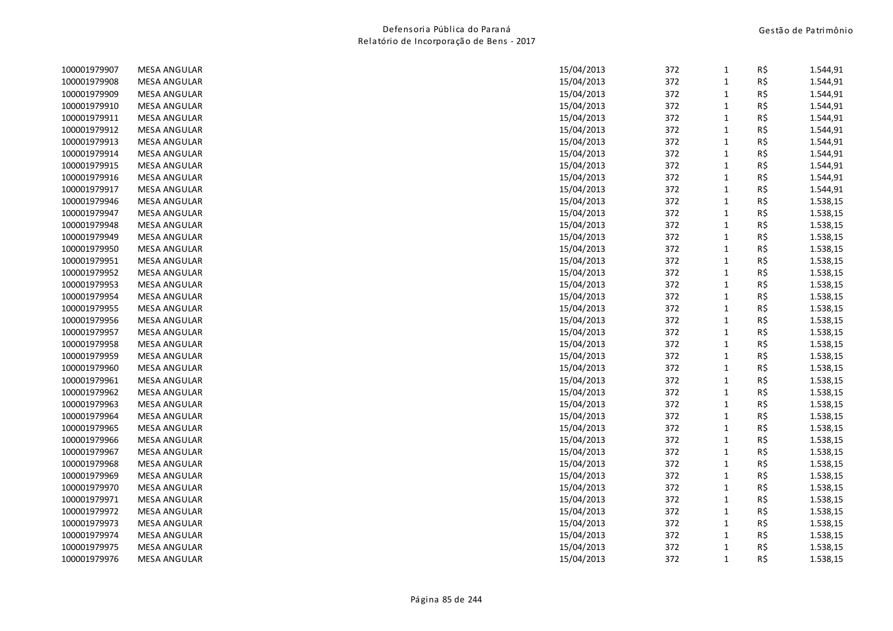| | | | | | | |
|---|---|---|---|---|---|---|
| 100001979907 | MESA ANGULAR | 15/04/2013 | 372 | 1 | R$ | 1.544,91 |
| 100001979908 | MESA ANGULAR | 15/04/2013 | 372 | 1 | R$ | 1.544,91 |
| 100001979909 | MESA ANGULAR | 15/04/2013 | 372 | 1 | R$ | 1.544,91 |
| 100001979910 | MESA ANGULAR | 15/04/2013 | 372 | 1 | R$ | 1.544,91 |
| 100001979911 | MESA ANGULAR | 15/04/2013 | 372 | 1 | R$ | 1.544,91 |
| 100001979912 | MESA ANGULAR | 15/04/2013 | 372 | 1 | R$ | 1.544,91 |
| 100001979913 | MESA ANGULAR | 15/04/2013 | 372 | 1 | R$ | 1.544,91 |
| 100001979914 | MESA ANGULAR | 15/04/2013 | 372 | 1 | R$ | 1.544,91 |
| 100001979915 | MESA ANGULAR | 15/04/2013 | 372 | 1 | R$ | 1.544,91 |
| 100001979916 | MESA ANGULAR | 15/04/2013 | 372 | 1 | R$ | 1.544,91 |
| 100001979917 | MESA ANGULAR | 15/04/2013 | 372 | 1 | R$ | 1.544,91 |
| 100001979946 | MESA ANGULAR | 15/04/2013 | 372 | 1 | R$ | 1.538,15 |
| 100001979947 | MESA ANGULAR | 15/04/2013 | 372 | 1 | R$ | 1.538,15 |
| 100001979948 | MESA ANGULAR | 15/04/2013 | 372 | 1 | R$ | 1.538,15 |
| 100001979949 | MESA ANGULAR | 15/04/2013 | 372 | 1 | R$ | 1.538,15 |
| 100001979950 | MESA ANGULAR | 15/04/2013 | 372 | 1 | R$ | 1.538,15 |
| 100001979951 | MESA ANGULAR | 15/04/2013 | 372 | 1 | R$ | 1.538,15 |
| 100001979952 | MESA ANGULAR | 15/04/2013 | 372 | 1 | R$ | 1.538,15 |
| 100001979953 | MESA ANGULAR | 15/04/2013 | 372 | 1 | R$ | 1.538,15 |
| 100001979954 | MESA ANGULAR | 15/04/2013 | 372 | 1 | R$ | 1.538,15 |
| 100001979955 | MESA ANGULAR | 15/04/2013 | 372 | 1 | R$ | 1.538,15 |
| 100001979956 | MESA ANGULAR | 15/04/2013 | 372 | 1 | R$ | 1.538,15 |
| 100001979957 | MESA ANGULAR | 15/04/2013 | 372 | 1 | R$ | 1.538,15 |
| 100001979958 | MESA ANGULAR | 15/04/2013 | 372 | 1 | R$ | 1.538,15 |
| 100001979959 | MESA ANGULAR | 15/04/2013 | 372 | 1 | R$ | 1.538,15 |
| 100001979960 | MESA ANGULAR | 15/04/2013 | 372 | 1 | R$ | 1.538,15 |
| 100001979961 | MESA ANGULAR | 15/04/2013 | 372 | 1 | R$ | 1.538,15 |
| 100001979962 | MESA ANGULAR | 15/04/2013 | 372 | 1 | R$ | 1.538,15 |
| 100001979963 | MESA ANGULAR | 15/04/2013 | 372 | 1 | R$ | 1.538,15 |
| 100001979964 | MESA ANGULAR | 15/04/2013 | 372 | 1 | R$ | 1.538,15 |
| 100001979965 | MESA ANGULAR | 15/04/2013 | 372 | 1 | R$ | 1.538,15 |
| 100001979966 | MESA ANGULAR | 15/04/2013 | 372 | 1 | R$ | 1.538,15 |
| 100001979967 | MESA ANGULAR | 15/04/2013 | 372 | 1 | R$ | 1.538,15 |
| 100001979968 | MESA ANGULAR | 15/04/2013 | 372 | 1 | R$ | 1.538,15 |
| 100001979969 | MESA ANGULAR | 15/04/2013 | 372 | 1 | R$ | 1.538,15 |
| 100001979970 | MESA ANGULAR | 15/04/2013 | 372 | 1 | R$ | 1.538,15 |
| 100001979971 | MESA ANGULAR | 15/04/2013 | 372 | 1 | R$ | 1.538,15 |
| 100001979972 | MESA ANGULAR | 15/04/2013 | 372 | 1 | R$ | 1.538,15 |
| 100001979973 | MESA ANGULAR | 15/04/2013 | 372 | 1 | R$ | 1.538,15 |
| 100001979974 | MESA ANGULAR | 15/04/2013 | 372 | 1 | R$ | 1.538,15 |
| 100001979975 | MESA ANGULAR | 15/04/2013 | 372 | 1 | R$ | 1.538,15 |
| 100001979976 | MESA ANGULAR | 15/04/2013 | 372 | 1 | R$ | 1.538,15 |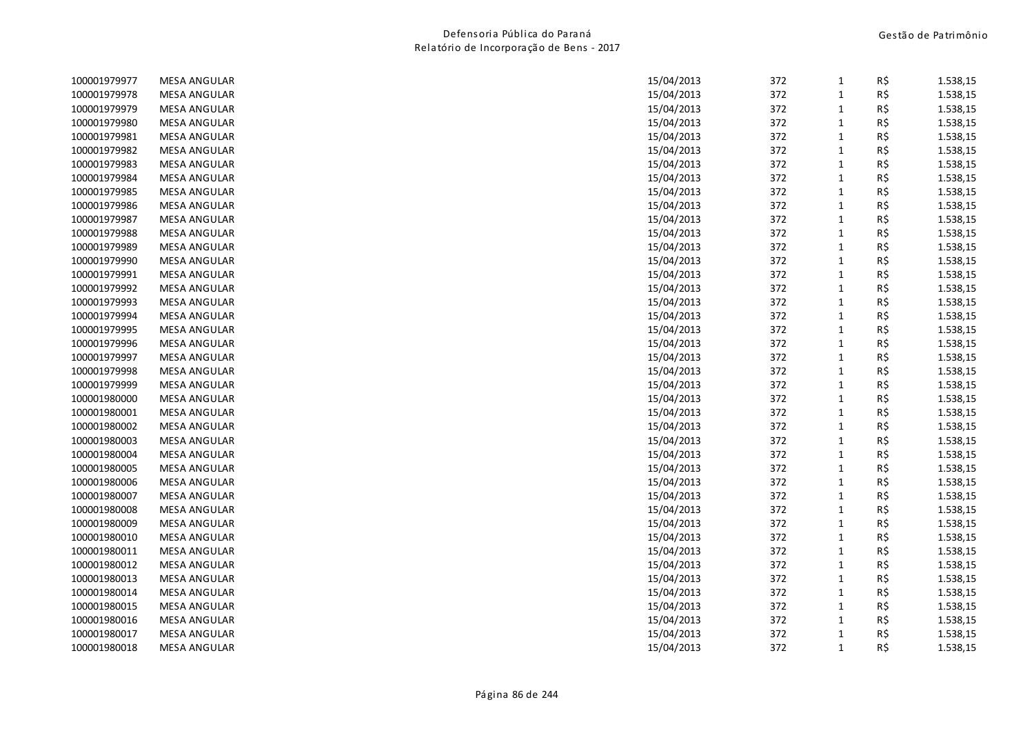| | | | | | | |
|---|---|---|---|---|---|---|
| 100001979977 | MESA ANGULAR | 15/04/2013 | 372 | 1 | R$ | 1.538,15 |
| 100001979978 | MESA ANGULAR | 15/04/2013 | 372 | 1 | R$ | 1.538,15 |
| 100001979979 | MESA ANGULAR | 15/04/2013 | 372 | 1 | R$ | 1.538,15 |
| 100001979980 | MESA ANGULAR | 15/04/2013 | 372 | 1 | R$ | 1.538,15 |
| 100001979981 | MESA ANGULAR | 15/04/2013 | 372 | 1 | R$ | 1.538,15 |
| 100001979982 | MESA ANGULAR | 15/04/2013 | 372 | 1 | R$ | 1.538,15 |
| 100001979983 | MESA ANGULAR | 15/04/2013 | 372 | 1 | R$ | 1.538,15 |
| 100001979984 | MESA ANGULAR | 15/04/2013 | 372 | 1 | R$ | 1.538,15 |
| 100001979985 | MESA ANGULAR | 15/04/2013 | 372 | 1 | R$ | 1.538,15 |
| 100001979986 | MESA ANGULAR | 15/04/2013 | 372 | 1 | R$ | 1.538,15 |
| 100001979987 | MESA ANGULAR | 15/04/2013 | 372 | 1 | R$ | 1.538,15 |
| 100001979988 | MESA ANGULAR | 15/04/2013 | 372 | 1 | R$ | 1.538,15 |
| 100001979989 | MESA ANGULAR | 15/04/2013 | 372 | 1 | R$ | 1.538,15 |
| 100001979990 | MESA ANGULAR | 15/04/2013 | 372 | 1 | R$ | 1.538,15 |
| 100001979991 | MESA ANGULAR | 15/04/2013 | 372 | 1 | R$ | 1.538,15 |
| 100001979992 | MESA ANGULAR | 15/04/2013 | 372 | 1 | R$ | 1.538,15 |
| 100001979993 | MESA ANGULAR | 15/04/2013 | 372 | 1 | R$ | 1.538,15 |
| 100001979994 | MESA ANGULAR | 15/04/2013 | 372 | 1 | R$ | 1.538,15 |
| 100001979995 | MESA ANGULAR | 15/04/2013 | 372 | 1 | R$ | 1.538,15 |
| 100001979996 | MESA ANGULAR | 15/04/2013 | 372 | 1 | R$ | 1.538,15 |
| 100001979997 | MESA ANGULAR | 15/04/2013 | 372 | 1 | R$ | 1.538,15 |
| 100001979998 | MESA ANGULAR | 15/04/2013 | 372 | 1 | R$ | 1.538,15 |
| 100001979999 | MESA ANGULAR | 15/04/2013 | 372 | 1 | R$ | 1.538,15 |
| 100001980000 | MESA ANGULAR | 15/04/2013 | 372 | 1 | R$ | 1.538,15 |
| 100001980001 | MESA ANGULAR | 15/04/2013 | 372 | 1 | R$ | 1.538,15 |
| 100001980002 | MESA ANGULAR | 15/04/2013 | 372 | 1 | R$ | 1.538,15 |
| 100001980003 | MESA ANGULAR | 15/04/2013 | 372 | 1 | R$ | 1.538,15 |
| 100001980004 | MESA ANGULAR | 15/04/2013 | 372 | 1 | R$ | 1.538,15 |
| 100001980005 | MESA ANGULAR | 15/04/2013 | 372 | 1 | R$ | 1.538,15 |
| 100001980006 | MESA ANGULAR | 15/04/2013 | 372 | 1 | R$ | 1.538,15 |
| 100001980007 | MESA ANGULAR | 15/04/2013 | 372 | 1 | R$ | 1.538,15 |
| 100001980008 | MESA ANGULAR | 15/04/2013 | 372 | 1 | R$ | 1.538,15 |
| 100001980009 | MESA ANGULAR | 15/04/2013 | 372 | 1 | R$ | 1.538,15 |
| 100001980010 | MESA ANGULAR | 15/04/2013 | 372 | 1 | R$ | 1.538,15 |
| 100001980011 | MESA ANGULAR | 15/04/2013 | 372 | 1 | R$ | 1.538,15 |
| 100001980012 | MESA ANGULAR | 15/04/2013 | 372 | 1 | R$ | 1.538,15 |
| 100001980013 | MESA ANGULAR | 15/04/2013 | 372 | 1 | R$ | 1.538,15 |
| 100001980014 | MESA ANGULAR | 15/04/2013 | 372 | 1 | R$ | 1.538,15 |
| 100001980015 | MESA ANGULAR | 15/04/2013 | 372 | 1 | R$ | 1.538,15 |
| 100001980016 | MESA ANGULAR | 15/04/2013 | 372 | 1 | R$ | 1.538,15 |
| 100001980017 | MESA ANGULAR | 15/04/2013 | 372 | 1 | R$ | 1.538,15 |
| 100001980018 | MESA ANGULAR | 15/04/2013 | 372 | 1 | R$ | 1.538,15 |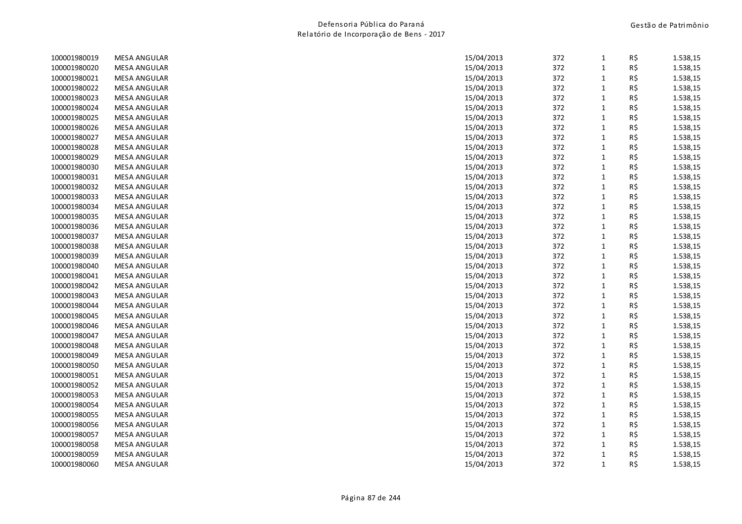| | | | | | | |
|---|---|---|---|---|---|---|
| 100001980019 | MESA ANGULAR | 15/04/2013 | 372 | 1 | R$ | 1.538,15 |
| 100001980020 | MESA ANGULAR | 15/04/2013 | 372 | 1 | R$ | 1.538,15 |
| 100001980021 | MESA ANGULAR | 15/04/2013 | 372 | 1 | R$ | 1.538,15 |
| 100001980022 | MESA ANGULAR | 15/04/2013 | 372 | 1 | R$ | 1.538,15 |
| 100001980023 | MESA ANGULAR | 15/04/2013 | 372 | 1 | R$ | 1.538,15 |
| 100001980024 | MESA ANGULAR | 15/04/2013 | 372 | 1 | R$ | 1.538,15 |
| 100001980025 | MESA ANGULAR | 15/04/2013 | 372 | 1 | R$ | 1.538,15 |
| 100001980026 | MESA ANGULAR | 15/04/2013 | 372 | 1 | R$ | 1.538,15 |
| 100001980027 | MESA ANGULAR | 15/04/2013 | 372 | 1 | R$ | 1.538,15 |
| 100001980028 | MESA ANGULAR | 15/04/2013 | 372 | 1 | R$ | 1.538,15 |
| 100001980029 | MESA ANGULAR | 15/04/2013 | 372 | 1 | R$ | 1.538,15 |
| 100001980030 | MESA ANGULAR | 15/04/2013 | 372 | 1 | R$ | 1.538,15 |
| 100001980031 | MESA ANGULAR | 15/04/2013 | 372 | 1 | R$ | 1.538,15 |
| 100001980032 | MESA ANGULAR | 15/04/2013 | 372 | 1 | R$ | 1.538,15 |
| 100001980033 | MESA ANGULAR | 15/04/2013 | 372 | 1 | R$ | 1.538,15 |
| 100001980034 | MESA ANGULAR | 15/04/2013 | 372 | 1 | R$ | 1.538,15 |
| 100001980035 | MESA ANGULAR | 15/04/2013 | 372 | 1 | R$ | 1.538,15 |
| 100001980036 | MESA ANGULAR | 15/04/2013 | 372 | 1 | R$ | 1.538,15 |
| 100001980037 | MESA ANGULAR | 15/04/2013 | 372 | 1 | R$ | 1.538,15 |
| 100001980038 | MESA ANGULAR | 15/04/2013 | 372 | 1 | R$ | 1.538,15 |
| 100001980039 | MESA ANGULAR | 15/04/2013 | 372 | 1 | R$ | 1.538,15 |
| 100001980040 | MESA ANGULAR | 15/04/2013 | 372 | 1 | R$ | 1.538,15 |
| 100001980041 | MESA ANGULAR | 15/04/2013 | 372 | 1 | R$ | 1.538,15 |
| 100001980042 | MESA ANGULAR | 15/04/2013 | 372 | 1 | R$ | 1.538,15 |
| 100001980043 | MESA ANGULAR | 15/04/2013 | 372 | 1 | R$ | 1.538,15 |
| 100001980044 | MESA ANGULAR | 15/04/2013 | 372 | 1 | R$ | 1.538,15 |
| 100001980045 | MESA ANGULAR | 15/04/2013 | 372 | 1 | R$ | 1.538,15 |
| 100001980046 | MESA ANGULAR | 15/04/2013 | 372 | 1 | R$ | 1.538,15 |
| 100001980047 | MESA ANGULAR | 15/04/2013 | 372 | 1 | R$ | 1.538,15 |
| 100001980048 | MESA ANGULAR | 15/04/2013 | 372 | 1 | R$ | 1.538,15 |
| 100001980049 | MESA ANGULAR | 15/04/2013 | 372 | 1 | R$ | 1.538,15 |
| 100001980050 | MESA ANGULAR | 15/04/2013 | 372 | 1 | R$ | 1.538,15 |
| 100001980051 | MESA ANGULAR | 15/04/2013 | 372 | 1 | R$ | 1.538,15 |
| 100001980052 | MESA ANGULAR | 15/04/2013 | 372 | 1 | R$ | 1.538,15 |
| 100001980053 | MESA ANGULAR | 15/04/2013 | 372 | 1 | R$ | 1.538,15 |
| 100001980054 | MESA ANGULAR | 15/04/2013 | 372 | 1 | R$ | 1.538,15 |
| 100001980055 | MESA ANGULAR | 15/04/2013 | 372 | 1 | R$ | 1.538,15 |
| 100001980056 | MESA ANGULAR | 15/04/2013 | 372 | 1 | R$ | 1.538,15 |
| 100001980057 | MESA ANGULAR | 15/04/2013 | 372 | 1 | R$ | 1.538,15 |
| 100001980058 | MESA ANGULAR | 15/04/2013 | 372 | 1 | R$ | 1.538,15 |
| 100001980059 | MESA ANGULAR | 15/04/2013 | 372 | 1 | R$ | 1.538,15 |
| 100001980060 | MESA ANGULAR | 15/04/2013 | 372 | 1 | R$ | 1.538,15 |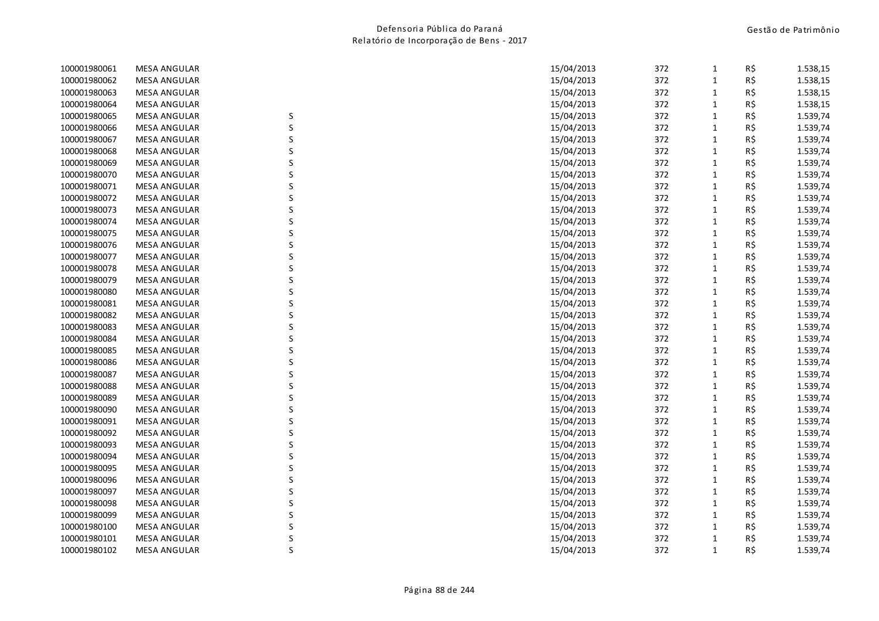| | | | | | | | |
|---|---|---|---|---|---|---|---|
| 100001980061 | MESA ANGULAR | | 15/04/2013 | 372 | 1 | R$ | 1.538,15 |
| 100001980062 | MESA ANGULAR | | 15/04/2013 | 372 | 1 | R$ | 1.538,15 |
| 100001980063 | MESA ANGULAR | | 15/04/2013 | 372 | 1 | R$ | 1.538,15 |
| 100001980064 | MESA ANGULAR | | 15/04/2013 | 372 | 1 | R$ | 1.538,15 |
| 100001980065 | MESA ANGULAR | S | 15/04/2013 | 372 | 1 | R$ | 1.539,74 |
| 100001980066 | MESA ANGULAR | S | 15/04/2013 | 372 | 1 | R$ | 1.539,74 |
| 100001980067 | MESA ANGULAR | S | 15/04/2013 | 372 | 1 | R$ | 1.539,74 |
| 100001980068 | MESA ANGULAR | S | 15/04/2013 | 372 | 1 | R$ | 1.539,74 |
| 100001980069 | MESA ANGULAR | S | 15/04/2013 | 372 | 1 | R$ | 1.539,74 |
| 100001980070 | MESA ANGULAR | S | 15/04/2013 | 372 | 1 | R$ | 1.539,74 |
| 100001980071 | MESA ANGULAR | S | 15/04/2013 | 372 | 1 | R$ | 1.539,74 |
| 100001980072 | MESA ANGULAR | S | 15/04/2013 | 372 | 1 | R$ | 1.539,74 |
| 100001980073 | MESA ANGULAR | S | 15/04/2013 | 372 | 1 | R$ | 1.539,74 |
| 100001980074 | MESA ANGULAR | S | 15/04/2013 | 372 | 1 | R$ | 1.539,74 |
| 100001980075 | MESA ANGULAR | S | 15/04/2013 | 372 | 1 | R$ | 1.539,74 |
| 100001980076 | MESA ANGULAR | S | 15/04/2013 | 372 | 1 | R$ | 1.539,74 |
| 100001980077 | MESA ANGULAR | S | 15/04/2013 | 372 | 1 | R$ | 1.539,74 |
| 100001980078 | MESA ANGULAR | S | 15/04/2013 | 372 | 1 | R$ | 1.539,74 |
| 100001980079 | MESA ANGULAR | S | 15/04/2013 | 372 | 1 | R$ | 1.539,74 |
| 100001980080 | MESA ANGULAR | S | 15/04/2013 | 372 | 1 | R$ | 1.539,74 |
| 100001980081 | MESA ANGULAR | S | 15/04/2013 | 372 | 1 | R$ | 1.539,74 |
| 100001980082 | MESA ANGULAR | S | 15/04/2013 | 372 | 1 | R$ | 1.539,74 |
| 100001980083 | MESA ANGULAR | S | 15/04/2013 | 372 | 1 | R$ | 1.539,74 |
| 100001980084 | MESA ANGULAR | S | 15/04/2013 | 372 | 1 | R$ | 1.539,74 |
| 100001980085 | MESA ANGULAR | S | 15/04/2013 | 372 | 1 | R$ | 1.539,74 |
| 100001980086 | MESA ANGULAR | S | 15/04/2013 | 372 | 1 | R$ | 1.539,74 |
| 100001980087 | MESA ANGULAR | S | 15/04/2013 | 372 | 1 | R$ | 1.539,74 |
| 100001980088 | MESA ANGULAR | S | 15/04/2013 | 372 | 1 | R$ | 1.539,74 |
| 100001980089 | MESA ANGULAR | S | 15/04/2013 | 372 | 1 | R$ | 1.539,74 |
| 100001980090 | MESA ANGULAR | S | 15/04/2013 | 372 | 1 | R$ | 1.539,74 |
| 100001980091 | MESA ANGULAR | S | 15/04/2013 | 372 | 1 | R$ | 1.539,74 |
| 100001980092 | MESA ANGULAR | S | 15/04/2013 | 372 | 1 | R$ | 1.539,74 |
| 100001980093 | MESA ANGULAR | S | 15/04/2013 | 372 | 1 | R$ | 1.539,74 |
| 100001980094 | MESA ANGULAR | S | 15/04/2013 | 372 | 1 | R$ | 1.539,74 |
| 100001980095 | MESA ANGULAR | S | 15/04/2013 | 372 | 1 | R$ | 1.539,74 |
| 100001980096 | MESA ANGULAR | S | 15/04/2013 | 372 | 1 | R$ | 1.539,74 |
| 100001980097 | MESA ANGULAR | S | 15/04/2013 | 372 | 1 | R$ | 1.539,74 |
| 100001980098 | MESA ANGULAR | S | 15/04/2013 | 372 | 1 | R$ | 1.539,74 |
| 100001980099 | MESA ANGULAR | S | 15/04/2013 | 372 | 1 | R$ | 1.539,74 |
| 100001980100 | MESA ANGULAR | S | 15/04/2013 | 372 | 1 | R$ | 1.539,74 |
| 100001980101 | MESA ANGULAR | S | 15/04/2013 | 372 | 1 | R$ | 1.539,74 |
| 100001980102 | MESA ANGULAR | S | 15/04/2013 | 372 | 1 | R$ | 1.539,74 |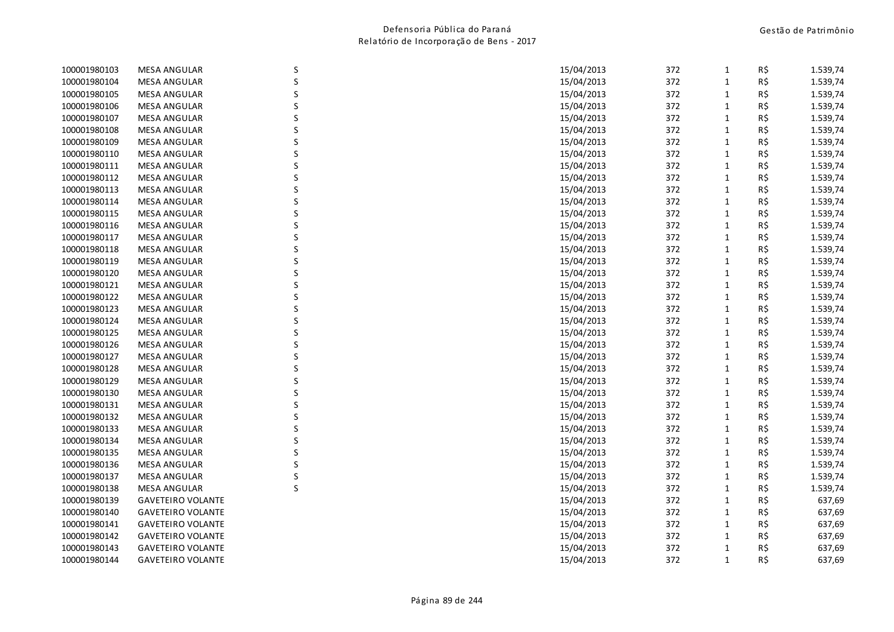| | | | | | | | | |
|---|---|---|---|---|---|---|---|---|
| 100001980103 | MESA ANGULAR | S | | 15/04/2013 | 372 | 1 | R$ | 1.539,74 |
| 100001980104 | MESA ANGULAR | S | | 15/04/2013 | 372 | 1 | R$ | 1.539,74 |
| 100001980105 | MESA ANGULAR | S | | 15/04/2013 | 372 | 1 | R$ | 1.539,74 |
| 100001980106 | MESA ANGULAR | S | | 15/04/2013 | 372 | 1 | R$ | 1.539,74 |
| 100001980107 | MESA ANGULAR | S | | 15/04/2013 | 372 | 1 | R$ | 1.539,74 |
| 100001980108 | MESA ANGULAR | S | | 15/04/2013 | 372 | 1 | R$ | 1.539,74 |
| 100001980109 | MESA ANGULAR | S | | 15/04/2013 | 372 | 1 | R$ | 1.539,74 |
| 100001980110 | MESA ANGULAR | S | | 15/04/2013 | 372 | 1 | R$ | 1.539,74 |
| 100001980111 | MESA ANGULAR | S | | 15/04/2013 | 372 | 1 | R$ | 1.539,74 |
| 100001980112 | MESA ANGULAR | S | | 15/04/2013 | 372 | 1 | R$ | 1.539,74 |
| 100001980113 | MESA ANGULAR | S | | 15/04/2013 | 372 | 1 | R$ | 1.539,74 |
| 100001980114 | MESA ANGULAR | S | | 15/04/2013 | 372 | 1 | R$ | 1.539,74 |
| 100001980115 | MESA ANGULAR | S | | 15/04/2013 | 372 | 1 | R$ | 1.539,74 |
| 100001980116 | MESA ANGULAR | S | | 15/04/2013 | 372 | 1 | R$ | 1.539,74 |
| 100001980117 | MESA ANGULAR | S | | 15/04/2013 | 372 | 1 | R$ | 1.539,74 |
| 100001980118 | MESA ANGULAR | S | | 15/04/2013 | 372 | 1 | R$ | 1.539,74 |
| 100001980119 | MESA ANGULAR | S | | 15/04/2013 | 372 | 1 | R$ | 1.539,74 |
| 100001980120 | MESA ANGULAR | S | | 15/04/2013 | 372 | 1 | R$ | 1.539,74 |
| 100001980121 | MESA ANGULAR | S | | 15/04/2013 | 372 | 1 | R$ | 1.539,74 |
| 100001980122 | MESA ANGULAR | S | | 15/04/2013 | 372 | 1 | R$ | 1.539,74 |
| 100001980123 | MESA ANGULAR | S | | 15/04/2013 | 372 | 1 | R$ | 1.539,74 |
| 100001980124 | MESA ANGULAR | S | | 15/04/2013 | 372 | 1 | R$ | 1.539,74 |
| 100001980125 | MESA ANGULAR | S | | 15/04/2013 | 372 | 1 | R$ | 1.539,74 |
| 100001980126 | MESA ANGULAR | S | | 15/04/2013 | 372 | 1 | R$ | 1.539,74 |
| 100001980127 | MESA ANGULAR | S | | 15/04/2013 | 372 | 1 | R$ | 1.539,74 |
| 100001980128 | MESA ANGULAR | S | | 15/04/2013 | 372 | 1 | R$ | 1.539,74 |
| 100001980129 | MESA ANGULAR | S | | 15/04/2013 | 372 | 1 | R$ | 1.539,74 |
| 100001980130 | MESA ANGULAR | S | | 15/04/2013 | 372 | 1 | R$ | 1.539,74 |
| 100001980131 | MESA ANGULAR | S | | 15/04/2013 | 372 | 1 | R$ | 1.539,74 |
| 100001980132 | MESA ANGULAR | S | | 15/04/2013 | 372 | 1 | R$ | 1.539,74 |
| 100001980133 | MESA ANGULAR | S | | 15/04/2013 | 372 | 1 | R$ | 1.539,74 |
| 100001980134 | MESA ANGULAR | S | | 15/04/2013 | 372 | 1 | R$ | 1.539,74 |
| 100001980135 | MESA ANGULAR | S | | 15/04/2013 | 372 | 1 | R$ | 1.539,74 |
| 100001980136 | MESA ANGULAR | S | | 15/04/2013 | 372 | 1 | R$ | 1.539,74 |
| 100001980137 | MESA ANGULAR | S | | 15/04/2013 | 372 | 1 | R$ | 1.539,74 |
| 100001980138 | MESA ANGULAR | S | | 15/04/2013 | 372 | 1 | R$ | 1.539,74 |
| 100001980139 | GAVETEIRO VOLANTE | | | 15/04/2013 | 372 | 1 | R$ | 637,69 |
| 100001980140 | GAVETEIRO VOLANTE | | | 15/04/2013 | 372 | 1 | R$ | 637,69 |
| 100001980141 | GAVETEIRO VOLANTE | | | 15/04/2013 | 372 | 1 | R$ | 637,69 |
| 100001980142 | GAVETEIRO VOLANTE | | | 15/04/2013 | 372 | 1 | R$ | 637,69 |
| 100001980143 | GAVETEIRO VOLANTE | | | 15/04/2013 | 372 | 1 | R$ | 637,69 |
| 100001980144 | GAVETEIRO VOLANTE | | | 15/04/2013 | 372 | 1 | R$ | 637,69 |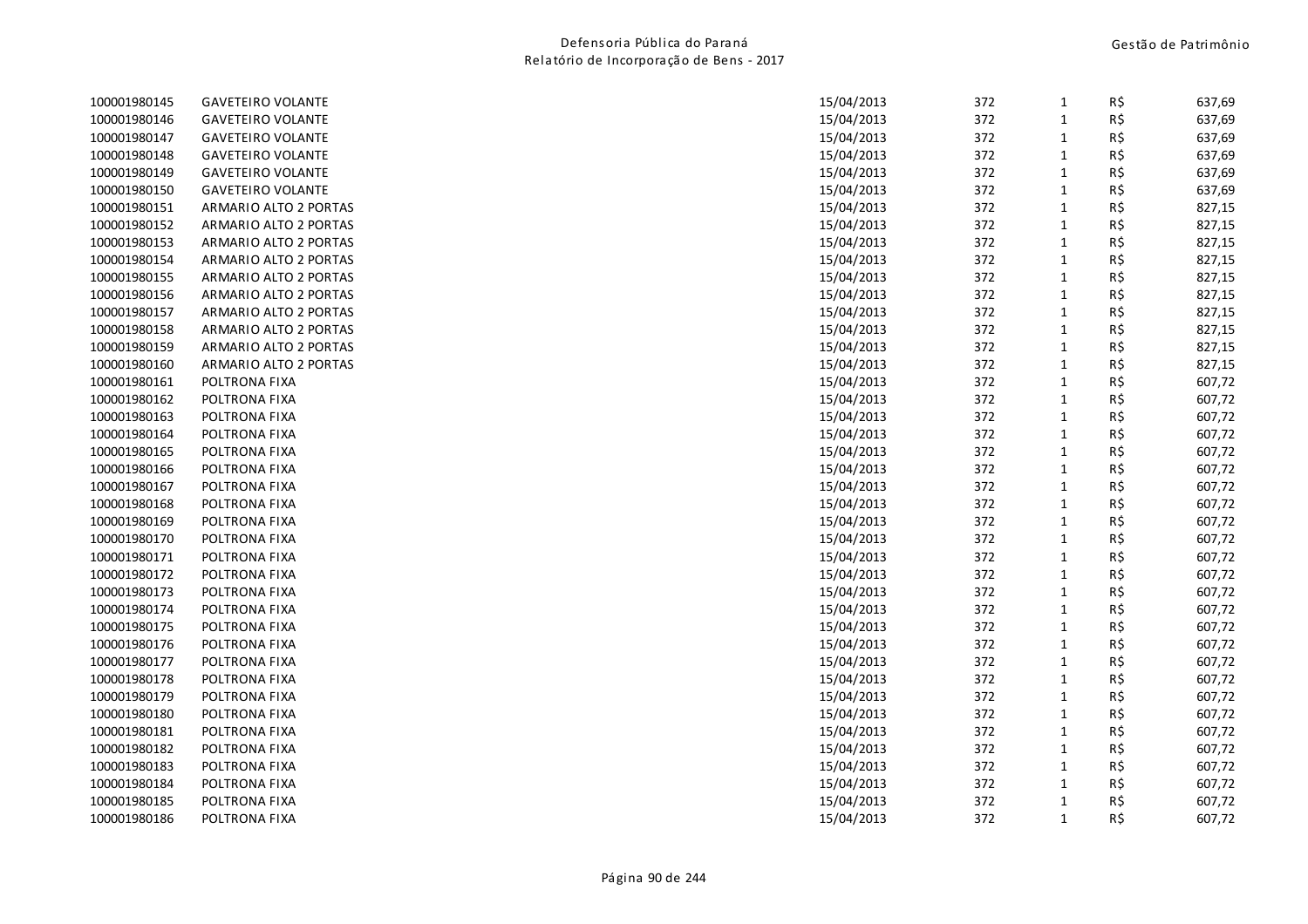| | | | | | | |
|---|---|---|---|---|---|---|
| 100001980145 | GAVETEIRO VOLANTE | 15/04/2013 | 372 | 1 | R$ | 637,69 |
| 100001980146 | GAVETEIRO VOLANTE | 15/04/2013 | 372 | 1 | R$ | 637,69 |
| 100001980147 | GAVETEIRO VOLANTE | 15/04/2013 | 372 | 1 | R$ | 637,69 |
| 100001980148 | GAVETEIRO VOLANTE | 15/04/2013 | 372 | 1 | R$ | 637,69 |
| 100001980149 | GAVETEIRO VOLANTE | 15/04/2013 | 372 | 1 | R$ | 637,69 |
| 100001980150 | GAVETEIRO VOLANTE | 15/04/2013 | 372 | 1 | R$ | 637,69 |
| 100001980151 | ARMARIO ALTO 2 PORTAS | 15/04/2013 | 372 | 1 | R$ | 827,15 |
| 100001980152 | ARMARIO ALTO 2 PORTAS | 15/04/2013 | 372 | 1 | R$ | 827,15 |
| 100001980153 | ARMARIO ALTO 2 PORTAS | 15/04/2013 | 372 | 1 | R$ | 827,15 |
| 100001980154 | ARMARIO ALTO 2 PORTAS | 15/04/2013 | 372 | 1 | R$ | 827,15 |
| 100001980155 | ARMARIO ALTO 2 PORTAS | 15/04/2013 | 372 | 1 | R$ | 827,15 |
| 100001980156 | ARMARIO ALTO 2 PORTAS | 15/04/2013 | 372 | 1 | R$ | 827,15 |
| 100001980157 | ARMARIO ALTO 2 PORTAS | 15/04/2013 | 372 | 1 | R$ | 827,15 |
| 100001980158 | ARMARIO ALTO 2 PORTAS | 15/04/2013 | 372 | 1 | R$ | 827,15 |
| 100001980159 | ARMARIO ALTO 2 PORTAS | 15/04/2013 | 372 | 1 | R$ | 827,15 |
| 100001980160 | ARMARIO ALTO 2 PORTAS | 15/04/2013 | 372 | 1 | R$ | 827,15 |
| 100001980161 | POLTRONA FIXA | 15/04/2013 | 372 | 1 | R$ | 607,72 |
| 100001980162 | POLTRONA FIXA | 15/04/2013 | 372 | 1 | R$ | 607,72 |
| 100001980163 | POLTRONA FIXA | 15/04/2013 | 372 | 1 | R$ | 607,72 |
| 100001980164 | POLTRONA FIXA | 15/04/2013 | 372 | 1 | R$ | 607,72 |
| 100001980165 | POLTRONA FIXA | 15/04/2013 | 372 | 1 | R$ | 607,72 |
| 100001980166 | POLTRONA FIXA | 15/04/2013 | 372 | 1 | R$ | 607,72 |
| 100001980167 | POLTRONA FIXA | 15/04/2013 | 372 | 1 | R$ | 607,72 |
| 100001980168 | POLTRONA FIXA | 15/04/2013 | 372 | 1 | R$ | 607,72 |
| 100001980169 | POLTRONA FIXA | 15/04/2013 | 372 | 1 | R$ | 607,72 |
| 100001980170 | POLTRONA FIXA | 15/04/2013 | 372 | 1 | R$ | 607,72 |
| 100001980171 | POLTRONA FIXA | 15/04/2013 | 372 | 1 | R$ | 607,72 |
| 100001980172 | POLTRONA FIXA | 15/04/2013 | 372 | 1 | R$ | 607,72 |
| 100001980173 | POLTRONA FIXA | 15/04/2013 | 372 | 1 | R$ | 607,72 |
| 100001980174 | POLTRONA FIXA | 15/04/2013 | 372 | 1 | R$ | 607,72 |
| 100001980175 | POLTRONA FIXA | 15/04/2013 | 372 | 1 | R$ | 607,72 |
| 100001980176 | POLTRONA FIXA | 15/04/2013 | 372 | 1 | R$ | 607,72 |
| 100001980177 | POLTRONA FIXA | 15/04/2013 | 372 | 1 | R$ | 607,72 |
| 100001980178 | POLTRONA FIXA | 15/04/2013 | 372 | 1 | R$ | 607,72 |
| 100001980179 | POLTRONA FIXA | 15/04/2013 | 372 | 1 | R$ | 607,72 |
| 100001980180 | POLTRONA FIXA | 15/04/2013 | 372 | 1 | R$ | 607,72 |
| 100001980181 | POLTRONA FIXA | 15/04/2013 | 372 | 1 | R$ | 607,72 |
| 100001980182 | POLTRONA FIXA | 15/04/2013 | 372 | 1 | R$ | 607,72 |
| 100001980183 | POLTRONA FIXA | 15/04/2013 | 372 | 1 | R$ | 607,72 |
| 100001980184 | POLTRONA FIXA | 15/04/2013 | 372 | 1 | R$ | 607,72 |
| 100001980185 | POLTRONA FIXA | 15/04/2013 | 372 | 1 | R$ | 607,72 |
| 100001980186 | POLTRONA FIXA | 15/04/2013 | 372 | 1 | R$ | 607,72 |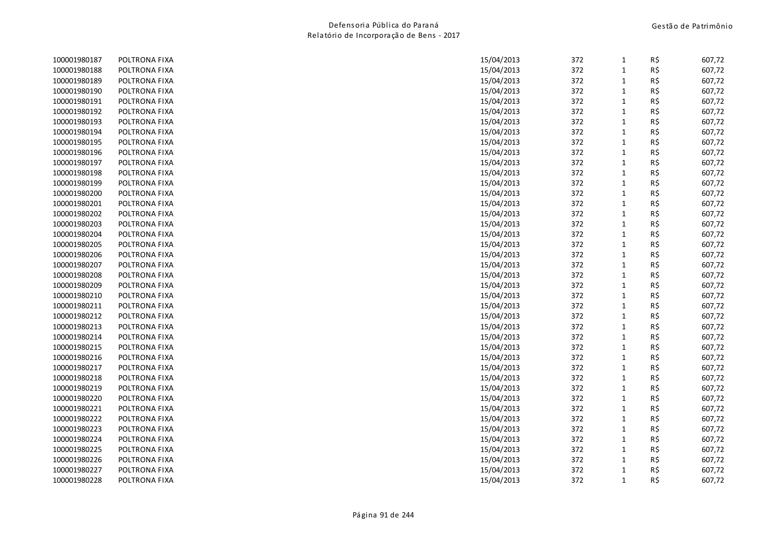| | | | | | | |
|---|---|---|---|---|---|---|
| 100001980187 | POLTRONA FIXA | 15/04/2013 | 372 | 1 | R$ | 607,72 |
| 100001980188 | POLTRONA FIXA | 15/04/2013 | 372 | 1 | R$ | 607,72 |
| 100001980189 | POLTRONA FIXA | 15/04/2013 | 372 | 1 | R$ | 607,72 |
| 100001980190 | POLTRONA FIXA | 15/04/2013 | 372 | 1 | R$ | 607,72 |
| 100001980191 | POLTRONA FIXA | 15/04/2013 | 372 | 1 | R$ | 607,72 |
| 100001980192 | POLTRONA FIXA | 15/04/2013 | 372 | 1 | R$ | 607,72 |
| 100001980193 | POLTRONA FIXA | 15/04/2013 | 372 | 1 | R$ | 607,72 |
| 100001980194 | POLTRONA FIXA | 15/04/2013 | 372 | 1 | R$ | 607,72 |
| 100001980195 | POLTRONA FIXA | 15/04/2013 | 372 | 1 | R$ | 607,72 |
| 100001980196 | POLTRONA FIXA | 15/04/2013 | 372 | 1 | R$ | 607,72 |
| 100001980197 | POLTRONA FIXA | 15/04/2013 | 372 | 1 | R$ | 607,72 |
| 100001980198 | POLTRONA FIXA | 15/04/2013 | 372 | 1 | R$ | 607,72 |
| 100001980199 | POLTRONA FIXA | 15/04/2013 | 372 | 1 | R$ | 607,72 |
| 100001980200 | POLTRONA FIXA | 15/04/2013 | 372 | 1 | R$ | 607,72 |
| 100001980201 | POLTRONA FIXA | 15/04/2013 | 372 | 1 | R$ | 607,72 |
| 100001980202 | POLTRONA FIXA | 15/04/2013 | 372 | 1 | R$ | 607,72 |
| 100001980203 | POLTRONA FIXA | 15/04/2013 | 372 | 1 | R$ | 607,72 |
| 100001980204 | POLTRONA FIXA | 15/04/2013 | 372 | 1 | R$ | 607,72 |
| 100001980205 | POLTRONA FIXA | 15/04/2013 | 372 | 1 | R$ | 607,72 |
| 100001980206 | POLTRONA FIXA | 15/04/2013 | 372 | 1 | R$ | 607,72 |
| 100001980207 | POLTRONA FIXA | 15/04/2013 | 372 | 1 | R$ | 607,72 |
| 100001980208 | POLTRONA FIXA | 15/04/2013 | 372 | 1 | R$ | 607,72 |
| 100001980209 | POLTRONA FIXA | 15/04/2013 | 372 | 1 | R$ | 607,72 |
| 100001980210 | POLTRONA FIXA | 15/04/2013 | 372 | 1 | R$ | 607,72 |
| 100001980211 | POLTRONA FIXA | 15/04/2013 | 372 | 1 | R$ | 607,72 |
| 100001980212 | POLTRONA FIXA | 15/04/2013 | 372 | 1 | R$ | 607,72 |
| 100001980213 | POLTRONA FIXA | 15/04/2013 | 372 | 1 | R$ | 607,72 |
| 100001980214 | POLTRONA FIXA | 15/04/2013 | 372 | 1 | R$ | 607,72 |
| 100001980215 | POLTRONA FIXA | 15/04/2013 | 372 | 1 | R$ | 607,72 |
| 100001980216 | POLTRONA FIXA | 15/04/2013 | 372 | 1 | R$ | 607,72 |
| 100001980217 | POLTRONA FIXA | 15/04/2013 | 372 | 1 | R$ | 607,72 |
| 100001980218 | POLTRONA FIXA | 15/04/2013 | 372 | 1 | R$ | 607,72 |
| 100001980219 | POLTRONA FIXA | 15/04/2013 | 372 | 1 | R$ | 607,72 |
| 100001980220 | POLTRONA FIXA | 15/04/2013 | 372 | 1 | R$ | 607,72 |
| 100001980221 | POLTRONA FIXA | 15/04/2013 | 372 | 1 | R$ | 607,72 |
| 100001980222 | POLTRONA FIXA | 15/04/2013 | 372 | 1 | R$ | 607,72 |
| 100001980223 | POLTRONA FIXA | 15/04/2013 | 372 | 1 | R$ | 607,72 |
| 100001980224 | POLTRONA FIXA | 15/04/2013 | 372 | 1 | R$ | 607,72 |
| 100001980225 | POLTRONA FIXA | 15/04/2013 | 372 | 1 | R$ | 607,72 |
| 100001980226 | POLTRONA FIXA | 15/04/2013 | 372 | 1 | R$ | 607,72 |
| 100001980227 | POLTRONA FIXA | 15/04/2013 | 372 | 1 | R$ | 607,72 |
| 100001980228 | POLTRONA FIXA | 15/04/2013 | 372 | 1 | R$ | 607,72 |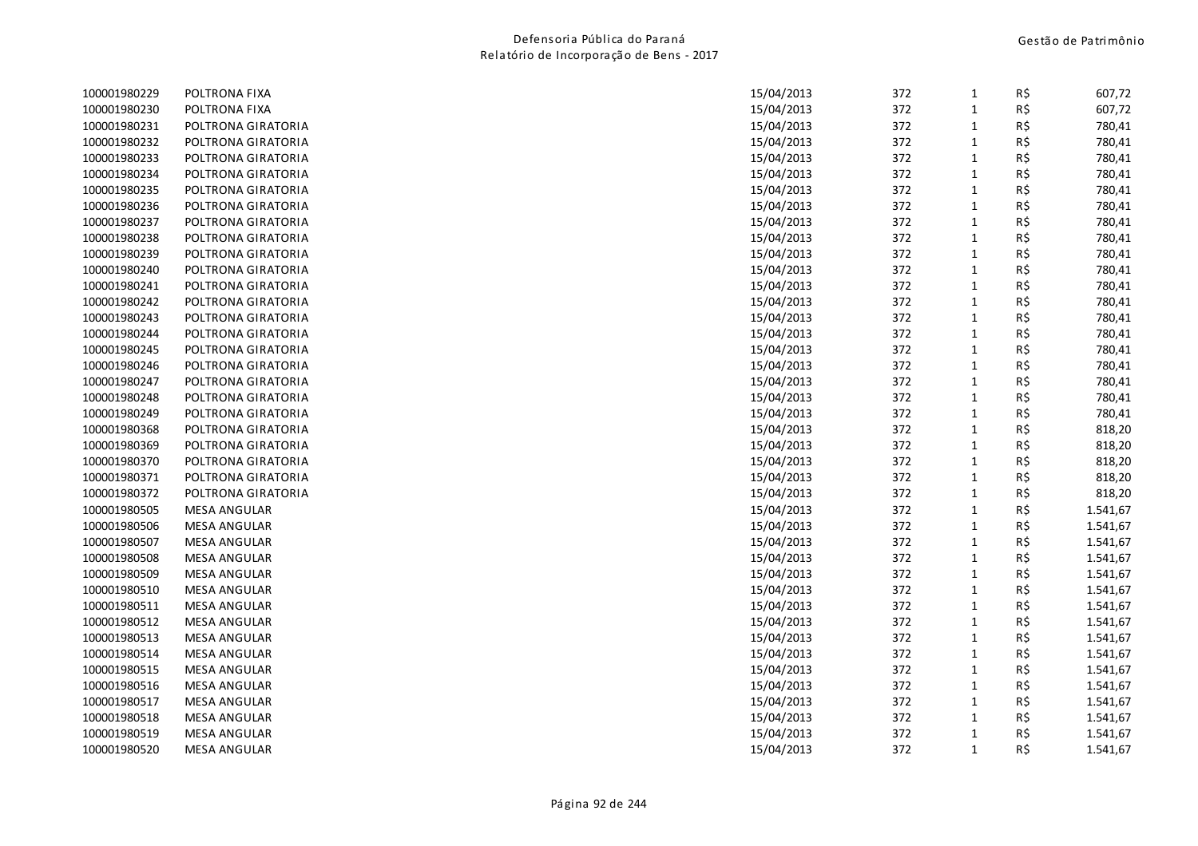| | | | | | | |
|---|---|---|---|---|---|---|
| 100001980229 | POLTRONA FIXA | 15/04/2013 | 372 | 1 | R$ | 607,72 |
| 100001980230 | POLTRONA FIXA | 15/04/2013 | 372 | 1 | R$ | 607,72 |
| 100001980231 | POLTRONA GIRATORIA | 15/04/2013 | 372 | 1 | R$ | 780,41 |
| 100001980232 | POLTRONA GIRATORIA | 15/04/2013 | 372 | 1 | R$ | 780,41 |
| 100001980233 | POLTRONA GIRATORIA | 15/04/2013 | 372 | 1 | R$ | 780,41 |
| 100001980234 | POLTRONA GIRATORIA | 15/04/2013 | 372 | 1 | R$ | 780,41 |
| 100001980235 | POLTRONA GIRATORIA | 15/04/2013 | 372 | 1 | R$ | 780,41 |
| 100001980236 | POLTRONA GIRATORIA | 15/04/2013 | 372 | 1 | R$ | 780,41 |
| 100001980237 | POLTRONA GIRATORIA | 15/04/2013 | 372 | 1 | R$ | 780,41 |
| 100001980238 | POLTRONA GIRATORIA | 15/04/2013 | 372 | 1 | R$ | 780,41 |
| 100001980239 | POLTRONA GIRATORIA | 15/04/2013 | 372 | 1 | R$ | 780,41 |
| 100001980240 | POLTRONA GIRATORIA | 15/04/2013 | 372 | 1 | R$ | 780,41 |
| 100001980241 | POLTRONA GIRATORIA | 15/04/2013 | 372 | 1 | R$ | 780,41 |
| 100001980242 | POLTRONA GIRATORIA | 15/04/2013 | 372 | 1 | R$ | 780,41 |
| 100001980243 | POLTRONA GIRATORIA | 15/04/2013 | 372 | 1 | R$ | 780,41 |
| 100001980244 | POLTRONA GIRATORIA | 15/04/2013 | 372 | 1 | R$ | 780,41 |
| 100001980245 | POLTRONA GIRATORIA | 15/04/2013 | 372 | 1 | R$ | 780,41 |
| 100001980246 | POLTRONA GIRATORIA | 15/04/2013 | 372 | 1 | R$ | 780,41 |
| 100001980247 | POLTRONA GIRATORIA | 15/04/2013 | 372 | 1 | R$ | 780,41 |
| 100001980248 | POLTRONA GIRATORIA | 15/04/2013 | 372 | 1 | R$ | 780,41 |
| 100001980249 | POLTRONA GIRATORIA | 15/04/2013 | 372 | 1 | R$ | 780,41 |
| 100001980368 | POLTRONA GIRATORIA | 15/04/2013 | 372 | 1 | R$ | 818,20 |
| 100001980369 | POLTRONA GIRATORIA | 15/04/2013 | 372 | 1 | R$ | 818,20 |
| 100001980370 | POLTRONA GIRATORIA | 15/04/2013 | 372 | 1 | R$ | 818,20 |
| 100001980371 | POLTRONA GIRATORIA | 15/04/2013 | 372 | 1 | R$ | 818,20 |
| 100001980372 | POLTRONA GIRATORIA | 15/04/2013 | 372 | 1 | R$ | 818,20 |
| 100001980505 | MESA ANGULAR | 15/04/2013 | 372 | 1 | R$ | 1.541,67 |
| 100001980506 | MESA ANGULAR | 15/04/2013 | 372 | 1 | R$ | 1.541,67 |
| 100001980507 | MESA ANGULAR | 15/04/2013 | 372 | 1 | R$ | 1.541,67 |
| 100001980508 | MESA ANGULAR | 15/04/2013 | 372 | 1 | R$ | 1.541,67 |
| 100001980509 | MESA ANGULAR | 15/04/2013 | 372 | 1 | R$ | 1.541,67 |
| 100001980510 | MESA ANGULAR | 15/04/2013 | 372 | 1 | R$ | 1.541,67 |
| 100001980511 | MESA ANGULAR | 15/04/2013 | 372 | 1 | R$ | 1.541,67 |
| 100001980512 | MESA ANGULAR | 15/04/2013 | 372 | 1 | R$ | 1.541,67 |
| 100001980513 | MESA ANGULAR | 15/04/2013 | 372 | 1 | R$ | 1.541,67 |
| 100001980514 | MESA ANGULAR | 15/04/2013 | 372 | 1 | R$ | 1.541,67 |
| 100001980515 | MESA ANGULAR | 15/04/2013 | 372 | 1 | R$ | 1.541,67 |
| 100001980516 | MESA ANGULAR | 15/04/2013 | 372 | 1 | R$ | 1.541,67 |
| 100001980517 | MESA ANGULAR | 15/04/2013 | 372 | 1 | R$ | 1.541,67 |
| 100001980518 | MESA ANGULAR | 15/04/2013 | 372 | 1 | R$ | 1.541,67 |
| 100001980519 | MESA ANGULAR | 15/04/2013 | 372 | 1 | R$ | 1.541,67 |
| 100001980520 | MESA ANGULAR | 15/04/2013 | 372 | 1 | R$ | 1.541,67 |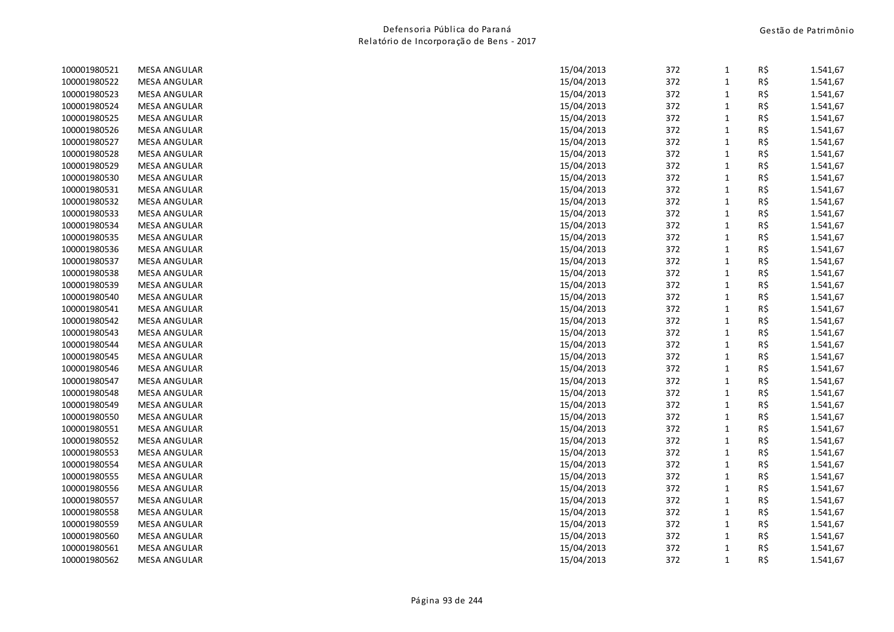| | | | | | | |
|---|---|---|---|---|---|---|
| 100001980521 | MESA ANGULAR | 15/04/2013 | 372 | 1 | R$ | 1.541,67 |
| 100001980522 | MESA ANGULAR | 15/04/2013 | 372 | 1 | R$ | 1.541,67 |
| 100001980523 | MESA ANGULAR | 15/04/2013 | 372 | 1 | R$ | 1.541,67 |
| 100001980524 | MESA ANGULAR | 15/04/2013 | 372 | 1 | R$ | 1.541,67 |
| 100001980525 | MESA ANGULAR | 15/04/2013 | 372 | 1 | R$ | 1.541,67 |
| 100001980526 | MESA ANGULAR | 15/04/2013 | 372 | 1 | R$ | 1.541,67 |
| 100001980527 | MESA ANGULAR | 15/04/2013 | 372 | 1 | R$ | 1.541,67 |
| 100001980528 | MESA ANGULAR | 15/04/2013 | 372 | 1 | R$ | 1.541,67 |
| 100001980529 | MESA ANGULAR | 15/04/2013 | 372 | 1 | R$ | 1.541,67 |
| 100001980530 | MESA ANGULAR | 15/04/2013 | 372 | 1 | R$ | 1.541,67 |
| 100001980531 | MESA ANGULAR | 15/04/2013 | 372 | 1 | R$ | 1.541,67 |
| 100001980532 | MESA ANGULAR | 15/04/2013 | 372 | 1 | R$ | 1.541,67 |
| 100001980533 | MESA ANGULAR | 15/04/2013 | 372 | 1 | R$ | 1.541,67 |
| 100001980534 | MESA ANGULAR | 15/04/2013 | 372 | 1 | R$ | 1.541,67 |
| 100001980535 | MESA ANGULAR | 15/04/2013 | 372 | 1 | R$ | 1.541,67 |
| 100001980536 | MESA ANGULAR | 15/04/2013 | 372 | 1 | R$ | 1.541,67 |
| 100001980537 | MESA ANGULAR | 15/04/2013 | 372 | 1 | R$ | 1.541,67 |
| 100001980538 | MESA ANGULAR | 15/04/2013 | 372 | 1 | R$ | 1.541,67 |
| 100001980539 | MESA ANGULAR | 15/04/2013 | 372 | 1 | R$ | 1.541,67 |
| 100001980540 | MESA ANGULAR | 15/04/2013 | 372 | 1 | R$ | 1.541,67 |
| 100001980541 | MESA ANGULAR | 15/04/2013 | 372 | 1 | R$ | 1.541,67 |
| 100001980542 | MESA ANGULAR | 15/04/2013 | 372 | 1 | R$ | 1.541,67 |
| 100001980543 | MESA ANGULAR | 15/04/2013 | 372 | 1 | R$ | 1.541,67 |
| 100001980544 | MESA ANGULAR | 15/04/2013 | 372 | 1 | R$ | 1.541,67 |
| 100001980545 | MESA ANGULAR | 15/04/2013 | 372 | 1 | R$ | 1.541,67 |
| 100001980546 | MESA ANGULAR | 15/04/2013 | 372 | 1 | R$ | 1.541,67 |
| 100001980547 | MESA ANGULAR | 15/04/2013 | 372 | 1 | R$ | 1.541,67 |
| 100001980548 | MESA ANGULAR | 15/04/2013 | 372 | 1 | R$ | 1.541,67 |
| 100001980549 | MESA ANGULAR | 15/04/2013 | 372 | 1 | R$ | 1.541,67 |
| 100001980550 | MESA ANGULAR | 15/04/2013 | 372 | 1 | R$ | 1.541,67 |
| 100001980551 | MESA ANGULAR | 15/04/2013 | 372 | 1 | R$ | 1.541,67 |
| 100001980552 | MESA ANGULAR | 15/04/2013 | 372 | 1 | R$ | 1.541,67 |
| 100001980553 | MESA ANGULAR | 15/04/2013 | 372 | 1 | R$ | 1.541,67 |
| 100001980554 | MESA ANGULAR | 15/04/2013 | 372 | 1 | R$ | 1.541,67 |
| 100001980555 | MESA ANGULAR | 15/04/2013 | 372 | 1 | R$ | 1.541,67 |
| 100001980556 | MESA ANGULAR | 15/04/2013 | 372 | 1 | R$ | 1.541,67 |
| 100001980557 | MESA ANGULAR | 15/04/2013 | 372 | 1 | R$ | 1.541,67 |
| 100001980558 | MESA ANGULAR | 15/04/2013 | 372 | 1 | R$ | 1.541,67 |
| 100001980559 | MESA ANGULAR | 15/04/2013 | 372 | 1 | R$ | 1.541,67 |
| 100001980560 | MESA ANGULAR | 15/04/2013 | 372 | 1 | R$ | 1.541,67 |
| 100001980561 | MESA ANGULAR | 15/04/2013 | 372 | 1 | R$ | 1.541,67 |
| 100001980562 | MESA ANGULAR | 15/04/2013 | 372 | 1 | R$ | 1.541,67 |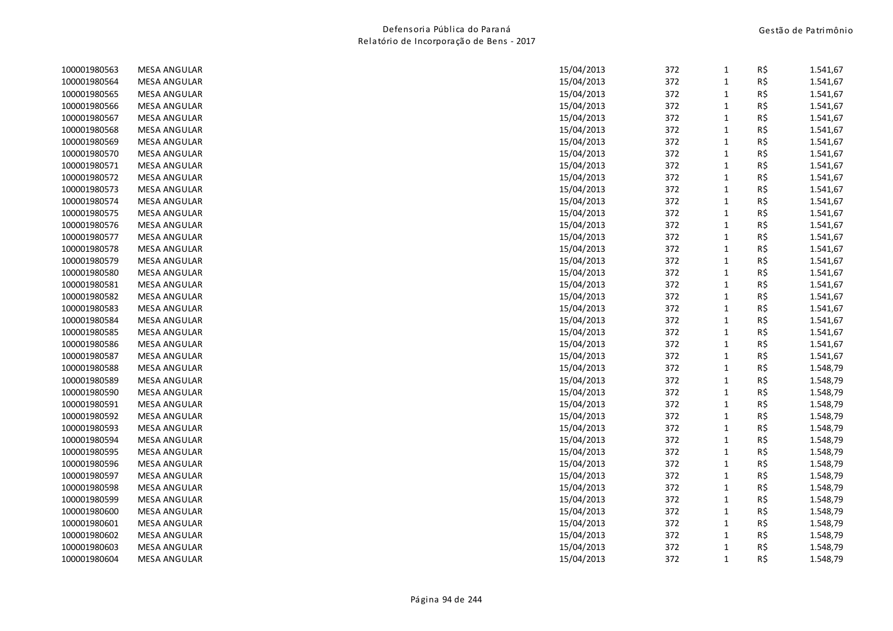| | | | | | | |
|---|---|---|---|---|---|---|
| 100001980563 | MESA ANGULAR | 15/04/2013 | 372 | 1 | R$ | 1.541,67 |
| 100001980564 | MESA ANGULAR | 15/04/2013 | 372 | 1 | R$ | 1.541,67 |
| 100001980565 | MESA ANGULAR | 15/04/2013 | 372 | 1 | R$ | 1.541,67 |
| 100001980566 | MESA ANGULAR | 15/04/2013 | 372 | 1 | R$ | 1.541,67 |
| 100001980567 | MESA ANGULAR | 15/04/2013 | 372 | 1 | R$ | 1.541,67 |
| 100001980568 | MESA ANGULAR | 15/04/2013 | 372 | 1 | R$ | 1.541,67 |
| 100001980569 | MESA ANGULAR | 15/04/2013 | 372 | 1 | R$ | 1.541,67 |
| 100001980570 | MESA ANGULAR | 15/04/2013 | 372 | 1 | R$ | 1.541,67 |
| 100001980571 | MESA ANGULAR | 15/04/2013 | 372 | 1 | R$ | 1.541,67 |
| 100001980572 | MESA ANGULAR | 15/04/2013 | 372 | 1 | R$ | 1.541,67 |
| 100001980573 | MESA ANGULAR | 15/04/2013 | 372 | 1 | R$ | 1.541,67 |
| 100001980574 | MESA ANGULAR | 15/04/2013 | 372 | 1 | R$ | 1.541,67 |
| 100001980575 | MESA ANGULAR | 15/04/2013 | 372 | 1 | R$ | 1.541,67 |
| 100001980576 | MESA ANGULAR | 15/04/2013 | 372 | 1 | R$ | 1.541,67 |
| 100001980577 | MESA ANGULAR | 15/04/2013 | 372 | 1 | R$ | 1.541,67 |
| 100001980578 | MESA ANGULAR | 15/04/2013 | 372 | 1 | R$ | 1.541,67 |
| 100001980579 | MESA ANGULAR | 15/04/2013 | 372 | 1 | R$ | 1.541,67 |
| 100001980580 | MESA ANGULAR | 15/04/2013 | 372 | 1 | R$ | 1.541,67 |
| 100001980581 | MESA ANGULAR | 15/04/2013 | 372 | 1 | R$ | 1.541,67 |
| 100001980582 | MESA ANGULAR | 15/04/2013 | 372 | 1 | R$ | 1.541,67 |
| 100001980583 | MESA ANGULAR | 15/04/2013 | 372 | 1 | R$ | 1.541,67 |
| 100001980584 | MESA ANGULAR | 15/04/2013 | 372 | 1 | R$ | 1.541,67 |
| 100001980585 | MESA ANGULAR | 15/04/2013 | 372 | 1 | R$ | 1.541,67 |
| 100001980586 | MESA ANGULAR | 15/04/2013 | 372 | 1 | R$ | 1.541,67 |
| 100001980587 | MESA ANGULAR | 15/04/2013 | 372 | 1 | R$ | 1.541,67 |
| 100001980588 | MESA ANGULAR | 15/04/2013 | 372 | 1 | R$ | 1.548,79 |
| 100001980589 | MESA ANGULAR | 15/04/2013 | 372 | 1 | R$ | 1.548,79 |
| 100001980590 | MESA ANGULAR | 15/04/2013 | 372 | 1 | R$ | 1.548,79 |
| 100001980591 | MESA ANGULAR | 15/04/2013 | 372 | 1 | R$ | 1.548,79 |
| 100001980592 | MESA ANGULAR | 15/04/2013 | 372 | 1 | R$ | 1.548,79 |
| 100001980593 | MESA ANGULAR | 15/04/2013 | 372 | 1 | R$ | 1.548,79 |
| 100001980594 | MESA ANGULAR | 15/04/2013 | 372 | 1 | R$ | 1.548,79 |
| 100001980595 | MESA ANGULAR | 15/04/2013 | 372 | 1 | R$ | 1.548,79 |
| 100001980596 | MESA ANGULAR | 15/04/2013 | 372 | 1 | R$ | 1.548,79 |
| 100001980597 | MESA ANGULAR | 15/04/2013 | 372 | 1 | R$ | 1.548,79 |
| 100001980598 | MESA ANGULAR | 15/04/2013 | 372 | 1 | R$ | 1.548,79 |
| 100001980599 | MESA ANGULAR | 15/04/2013 | 372 | 1 | R$ | 1.548,79 |
| 100001980600 | MESA ANGULAR | 15/04/2013 | 372 | 1 | R$ | 1.548,79 |
| 100001980601 | MESA ANGULAR | 15/04/2013 | 372 | 1 | R$ | 1.548,79 |
| 100001980602 | MESA ANGULAR | 15/04/2013 | 372 | 1 | R$ | 1.548,79 |
| 100001980603 | MESA ANGULAR | 15/04/2013 | 372 | 1 | R$ | 1.548,79 |
| 100001980604 | MESA ANGULAR | 15/04/2013 | 372 | 1 | R$ | 1.548,79 |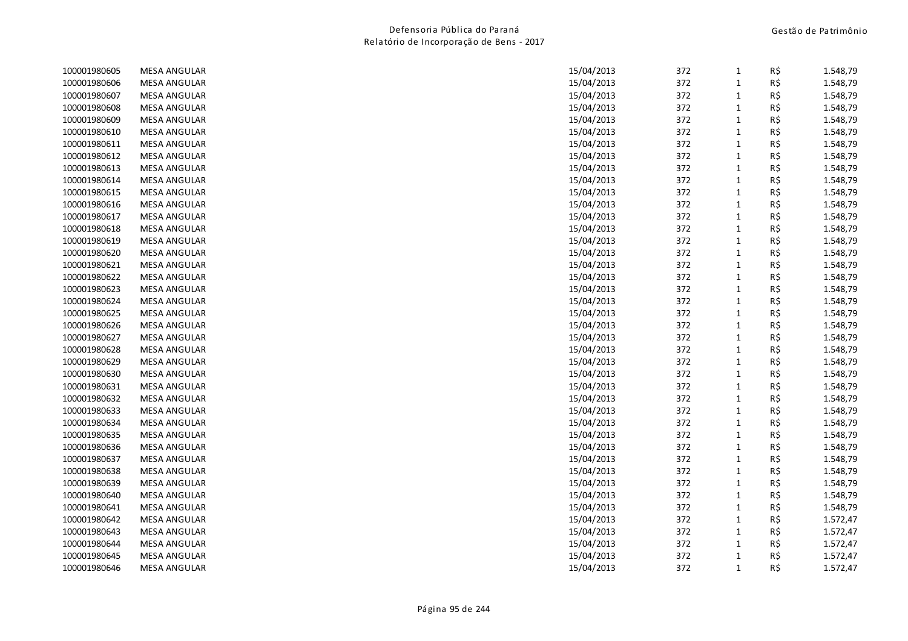| | | | | | | |
|---|---|---|---|---|---|---|
| 100001980605 | MESA ANGULAR | 15/04/2013 | 372 | 1 | R$ | 1.548,79 |
| 100001980606 | MESA ANGULAR | 15/04/2013 | 372 | 1 | R$ | 1.548,79 |
| 100001980607 | MESA ANGULAR | 15/04/2013 | 372 | 1 | R$ | 1.548,79 |
| 100001980608 | MESA ANGULAR | 15/04/2013 | 372 | 1 | R$ | 1.548,79 |
| 100001980609 | MESA ANGULAR | 15/04/2013 | 372 | 1 | R$ | 1.548,79 |
| 100001980610 | MESA ANGULAR | 15/04/2013 | 372 | 1 | R$ | 1.548,79 |
| 100001980611 | MESA ANGULAR | 15/04/2013 | 372 | 1 | R$ | 1.548,79 |
| 100001980612 | MESA ANGULAR | 15/04/2013 | 372 | 1 | R$ | 1.548,79 |
| 100001980613 | MESA ANGULAR | 15/04/2013 | 372 | 1 | R$ | 1.548,79 |
| 100001980614 | MESA ANGULAR | 15/04/2013 | 372 | 1 | R$ | 1.548,79 |
| 100001980615 | MESA ANGULAR | 15/04/2013 | 372 | 1 | R$ | 1.548,79 |
| 100001980616 | MESA ANGULAR | 15/04/2013 | 372 | 1 | R$ | 1.548,79 |
| 100001980617 | MESA ANGULAR | 15/04/2013 | 372 | 1 | R$ | 1.548,79 |
| 100001980618 | MESA ANGULAR | 15/04/2013 | 372 | 1 | R$ | 1.548,79 |
| 100001980619 | MESA ANGULAR | 15/04/2013 | 372 | 1 | R$ | 1.548,79 |
| 100001980620 | MESA ANGULAR | 15/04/2013 | 372 | 1 | R$ | 1.548,79 |
| 100001980621 | MESA ANGULAR | 15/04/2013 | 372 | 1 | R$ | 1.548,79 |
| 100001980622 | MESA ANGULAR | 15/04/2013 | 372 | 1 | R$ | 1.548,79 |
| 100001980623 | MESA ANGULAR | 15/04/2013 | 372 | 1 | R$ | 1.548,79 |
| 100001980624 | MESA ANGULAR | 15/04/2013 | 372 | 1 | R$ | 1.548,79 |
| 100001980625 | MESA ANGULAR | 15/04/2013 | 372 | 1 | R$ | 1.548,79 |
| 100001980626 | MESA ANGULAR | 15/04/2013 | 372 | 1 | R$ | 1.548,79 |
| 100001980627 | MESA ANGULAR | 15/04/2013 | 372 | 1 | R$ | 1.548,79 |
| 100001980628 | MESA ANGULAR | 15/04/2013 | 372 | 1 | R$ | 1.548,79 |
| 100001980629 | MESA ANGULAR | 15/04/2013 | 372 | 1 | R$ | 1.548,79 |
| 100001980630 | MESA ANGULAR | 15/04/2013 | 372 | 1 | R$ | 1.548,79 |
| 100001980631 | MESA ANGULAR | 15/04/2013 | 372 | 1 | R$ | 1.548,79 |
| 100001980632 | MESA ANGULAR | 15/04/2013 | 372 | 1 | R$ | 1.548,79 |
| 100001980633 | MESA ANGULAR | 15/04/2013 | 372 | 1 | R$ | 1.548,79 |
| 100001980634 | MESA ANGULAR | 15/04/2013 | 372 | 1 | R$ | 1.548,79 |
| 100001980635 | MESA ANGULAR | 15/04/2013 | 372 | 1 | R$ | 1.548,79 |
| 100001980636 | MESA ANGULAR | 15/04/2013 | 372 | 1 | R$ | 1.548,79 |
| 100001980637 | MESA ANGULAR | 15/04/2013 | 372 | 1 | R$ | 1.548,79 |
| 100001980638 | MESA ANGULAR | 15/04/2013 | 372 | 1 | R$ | 1.548,79 |
| 100001980639 | MESA ANGULAR | 15/04/2013 | 372 | 1 | R$ | 1.548,79 |
| 100001980640 | MESA ANGULAR | 15/04/2013 | 372 | 1 | R$ | 1.548,79 |
| 100001980641 | MESA ANGULAR | 15/04/2013 | 372 | 1 | R$ | 1.548,79 |
| 100001980642 | MESA ANGULAR | 15/04/2013 | 372 | 1 | R$ | 1.572,47 |
| 100001980643 | MESA ANGULAR | 15/04/2013 | 372 | 1 | R$ | 1.572,47 |
| 100001980644 | MESA ANGULAR | 15/04/2013 | 372 | 1 | R$ | 1.572,47 |
| 100001980645 | MESA ANGULAR | 15/04/2013 | 372 | 1 | R$ | 1.572,47 |
| 100001980646 | MESA ANGULAR | 15/04/2013 | 372 | 1 | R$ | 1.572,47 |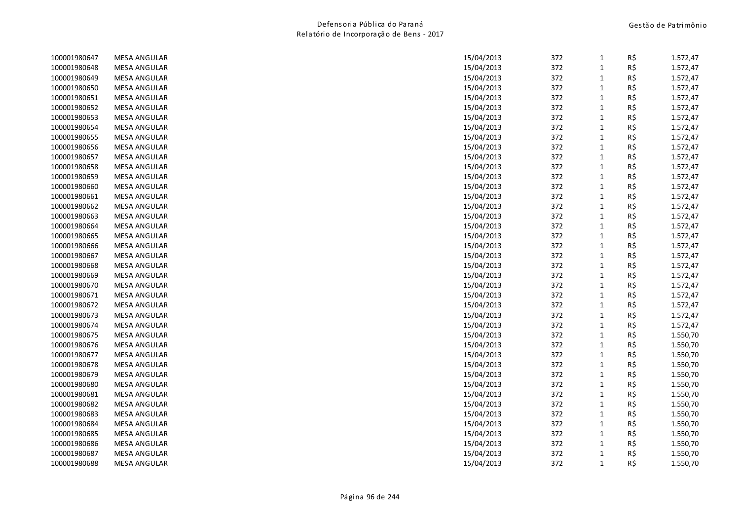| | | | | | | |
|---|---|---|---|---|---|---|
| 100001980647 | MESA ANGULAR | 15/04/2013 | 372 | 1 | R$ | 1.572,47 |
| 100001980648 | MESA ANGULAR | 15/04/2013 | 372 | 1 | R$ | 1.572,47 |
| 100001980649 | MESA ANGULAR | 15/04/2013 | 372 | 1 | R$ | 1.572,47 |
| 100001980650 | MESA ANGULAR | 15/04/2013 | 372 | 1 | R$ | 1.572,47 |
| 100001980651 | MESA ANGULAR | 15/04/2013 | 372 | 1 | R$ | 1.572,47 |
| 100001980652 | MESA ANGULAR | 15/04/2013 | 372 | 1 | R$ | 1.572,47 |
| 100001980653 | MESA ANGULAR | 15/04/2013 | 372 | 1 | R$ | 1.572,47 |
| 100001980654 | MESA ANGULAR | 15/04/2013 | 372 | 1 | R$ | 1.572,47 |
| 100001980655 | MESA ANGULAR | 15/04/2013 | 372 | 1 | R$ | 1.572,47 |
| 100001980656 | MESA ANGULAR | 15/04/2013 | 372 | 1 | R$ | 1.572,47 |
| 100001980657 | MESA ANGULAR | 15/04/2013 | 372 | 1 | R$ | 1.572,47 |
| 100001980658 | MESA ANGULAR | 15/04/2013 | 372 | 1 | R$ | 1.572,47 |
| 100001980659 | MESA ANGULAR | 15/04/2013 | 372 | 1 | R$ | 1.572,47 |
| 100001980660 | MESA ANGULAR | 15/04/2013 | 372 | 1 | R$ | 1.572,47 |
| 100001980661 | MESA ANGULAR | 15/04/2013 | 372 | 1 | R$ | 1.572,47 |
| 100001980662 | MESA ANGULAR | 15/04/2013 | 372 | 1 | R$ | 1.572,47 |
| 100001980663 | MESA ANGULAR | 15/04/2013 | 372 | 1 | R$ | 1.572,47 |
| 100001980664 | MESA ANGULAR | 15/04/2013 | 372 | 1 | R$ | 1.572,47 |
| 100001980665 | MESA ANGULAR | 15/04/2013 | 372 | 1 | R$ | 1.572,47 |
| 100001980666 | MESA ANGULAR | 15/04/2013 | 372 | 1 | R$ | 1.572,47 |
| 100001980667 | MESA ANGULAR | 15/04/2013 | 372 | 1 | R$ | 1.572,47 |
| 100001980668 | MESA ANGULAR | 15/04/2013 | 372 | 1 | R$ | 1.572,47 |
| 100001980669 | MESA ANGULAR | 15/04/2013 | 372 | 1 | R$ | 1.572,47 |
| 100001980670 | MESA ANGULAR | 15/04/2013 | 372 | 1 | R$ | 1.572,47 |
| 100001980671 | MESA ANGULAR | 15/04/2013 | 372 | 1 | R$ | 1.572,47 |
| 100001980672 | MESA ANGULAR | 15/04/2013 | 372 | 1 | R$ | 1.572,47 |
| 100001980673 | MESA ANGULAR | 15/04/2013 | 372 | 1 | R$ | 1.572,47 |
| 100001980674 | MESA ANGULAR | 15/04/2013 | 372 | 1 | R$ | 1.572,47 |
| 100001980675 | MESA ANGULAR | 15/04/2013 | 372 | 1 | R$ | 1.550,70 |
| 100001980676 | MESA ANGULAR | 15/04/2013 | 372 | 1 | R$ | 1.550,70 |
| 100001980677 | MESA ANGULAR | 15/04/2013 | 372 | 1 | R$ | 1.550,70 |
| 100001980678 | MESA ANGULAR | 15/04/2013 | 372 | 1 | R$ | 1.550,70 |
| 100001980679 | MESA ANGULAR | 15/04/2013 | 372 | 1 | R$ | 1.550,70 |
| 100001980680 | MESA ANGULAR | 15/04/2013 | 372 | 1 | R$ | 1.550,70 |
| 100001980681 | MESA ANGULAR | 15/04/2013 | 372 | 1 | R$ | 1.550,70 |
| 100001980682 | MESA ANGULAR | 15/04/2013 | 372 | 1 | R$ | 1.550,70 |
| 100001980683 | MESA ANGULAR | 15/04/2013 | 372 | 1 | R$ | 1.550,70 |
| 100001980684 | MESA ANGULAR | 15/04/2013 | 372 | 1 | R$ | 1.550,70 |
| 100001980685 | MESA ANGULAR | 15/04/2013 | 372 | 1 | R$ | 1.550,70 |
| 100001980686 | MESA ANGULAR | 15/04/2013 | 372 | 1 | R$ | 1.550,70 |
| 100001980687 | MESA ANGULAR | 15/04/2013 | 372 | 1 | R$ | 1.550,70 |
| 100001980688 | MESA ANGULAR | 15/04/2013 | 372 | 1 | R$ | 1.550,70 |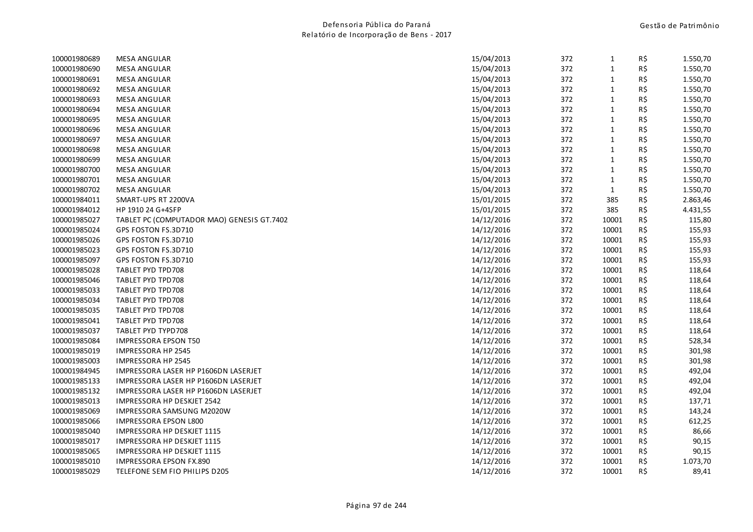| | | | | | | |
|---|---|---|---|---|---|---|
| 100001980689 | MESA ANGULAR | 15/04/2013 | 372 | 1 | R$ | 1.550,70 |
| 100001980690 | MESA ANGULAR | 15/04/2013 | 372 | 1 | R$ | 1.550,70 |
| 100001980691 | MESA ANGULAR | 15/04/2013 | 372 | 1 | R$ | 1.550,70 |
| 100001980692 | MESA ANGULAR | 15/04/2013 | 372 | 1 | R$ | 1.550,70 |
| 100001980693 | MESA ANGULAR | 15/04/2013 | 372 | 1 | R$ | 1.550,70 |
| 100001980694 | MESA ANGULAR | 15/04/2013 | 372 | 1 | R$ | 1.550,70 |
| 100001980695 | MESA ANGULAR | 15/04/2013 | 372 | 1 | R$ | 1.550,70 |
| 100001980696 | MESA ANGULAR | 15/04/2013 | 372 | 1 | R$ | 1.550,70 |
| 100001980697 | MESA ANGULAR | 15/04/2013 | 372 | 1 | R$ | 1.550,70 |
| 100001980698 | MESA ANGULAR | 15/04/2013 | 372 | 1 | R$ | 1.550,70 |
| 100001980699 | MESA ANGULAR | 15/04/2013 | 372 | 1 | R$ | 1.550,70 |
| 100001980700 | MESA ANGULAR | 15/04/2013 | 372 | 1 | R$ | 1.550,70 |
| 100001980701 | MESA ANGULAR | 15/04/2013 | 372 | 1 | R$ | 1.550,70 |
| 100001980702 | MESA ANGULAR | 15/04/2013 | 372 | 1 | R$ | 1.550,70 |
| 100001984011 | SMART-UPS RT 2200VA | 15/01/2015 | 372 | 385 | R$ | 2.863,46 |
| 100001984012 | HP 1910 24 G+4SFP | 15/01/2015 | 372 | 385 | R$ | 4.431,55 |
| 100001985027 | TABLET PC (COMPUTADOR MAO) GENESIS GT.7402 | 14/12/2016 | 372 | 10001 | R$ | 115,80 |
| 100001985024 | GPS FOSTON FS.3D710 | 14/12/2016 | 372 | 10001 | R$ | 155,93 |
| 100001985026 | GPS FOSTON FS.3D710 | 14/12/2016 | 372 | 10001 | R$ | 155,93 |
| 100001985023 | GPS FOSTON FS.3D710 | 14/12/2016 | 372 | 10001 | R$ | 155,93 |
| 100001985097 | GPS FOSTON FS.3D710 | 14/12/2016 | 372 | 10001 | R$ | 155,93 |
| 100001985028 | TABLET PYD TPD708 | 14/12/2016 | 372 | 10001 | R$ | 118,64 |
| 100001985046 | TABLET PYD TPD708 | 14/12/2016 | 372 | 10001 | R$ | 118,64 |
| 100001985033 | TABLET PYD TPD708 | 14/12/2016 | 372 | 10001 | R$ | 118,64 |
| 100001985034 | TABLET PYD TPD708 | 14/12/2016 | 372 | 10001 | R$ | 118,64 |
| 100001985035 | TABLET PYD TPD708 | 14/12/2016 | 372 | 10001 | R$ | 118,64 |
| 100001985041 | TABLET PYD TPD708 | 14/12/2016 | 372 | 10001 | R$ | 118,64 |
| 100001985037 | TABLET PYD TYPD708 | 14/12/2016 | 372 | 10001 | R$ | 118,64 |
| 100001985084 | IMPRESSORA EPSON T50 | 14/12/2016 | 372 | 10001 | R$ | 528,34 |
| 100001985019 | IMPRESSORA HP 2545 | 14/12/2016 | 372 | 10001 | R$ | 301,98 |
| 100001985003 | IMPRESSORA HP 2545 | 14/12/2016 | 372 | 10001 | R$ | 301,98 |
| 100001984945 | IMPRESSORA LASER HP P1606DN LASERJET | 14/12/2016 | 372 | 10001 | R$ | 492,04 |
| 100001985133 | IMPRESSORA LASER HP P1606DN LASERJET | 14/12/2016 | 372 | 10001 | R$ | 492,04 |
| 100001985132 | IMPRESSORA LASER HP P1606DN LASERJET | 14/12/2016 | 372 | 10001 | R$ | 492,04 |
| 100001985013 | IMPRESSORA HP DESKJET 2542 | 14/12/2016 | 372 | 10001 | R$ | 137,71 |
| 100001985069 | IMPRESSORA SAMSUNG M2020W | 14/12/2016 | 372 | 10001 | R$ | 143,24 |
| 100001985066 | IMPRESSORA EPSON L800 | 14/12/2016 | 372 | 10001 | R$ | 612,25 |
| 100001985040 | IMPRESSORA HP DESKJET 1115 | 14/12/2016 | 372 | 10001 | R$ | 86,66 |
| 100001985017 | IMPRESSORA HP DESKJET 1115 | 14/12/2016 | 372 | 10001 | R$ | 90,15 |
| 100001985065 | IMPRESSORA HP DESKJET 1115 | 14/12/2016 | 372 | 10001 | R$ | 90,15 |
| 100001985010 | IMPRESSORA EPSON FX.890 | 14/12/2016 | 372 | 10001 | R$ | 1.073,70 |
| 100001985029 | TELEFONE SEM FIO PHILIPS D205 | 14/12/2016 | 372 | 10001 | R$ | 89,41 |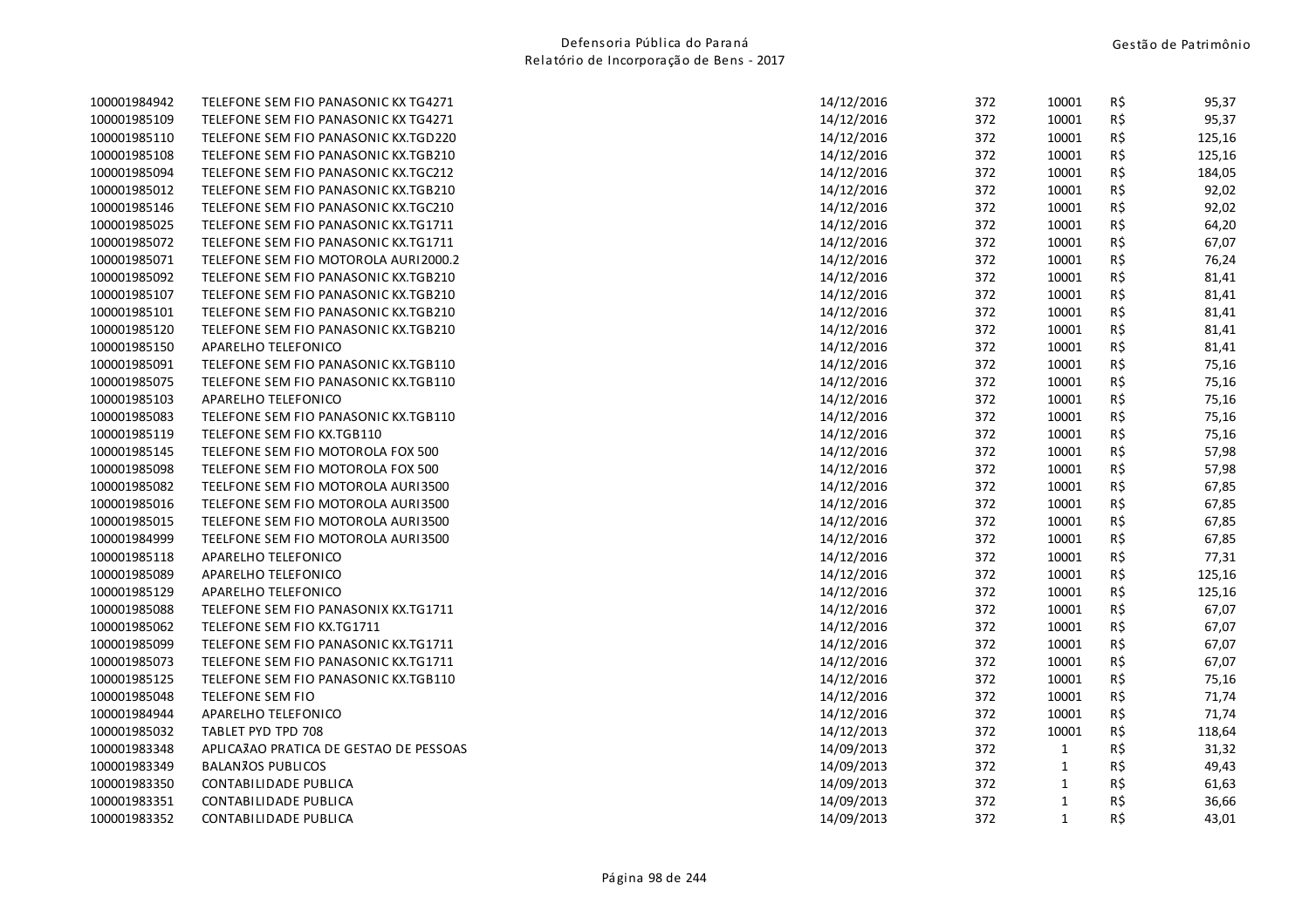| | | | | | | |
|---|---|---|---|---|---|---|
| 100001984942 | TELEFONE SEM FIO PANASONIC KX TG4271 | 14/12/2016 | 372 | 10001 | R$ | 95,37 |
| 100001985109 | TELEFONE SEM FIO PANASONIC KX TG4271 | 14/12/2016 | 372 | 10001 | R$ | 95,37 |
| 100001985110 | TELEFONE SEM FIO PANASONIC KX.TGD220 | 14/12/2016 | 372 | 10001 | R$ | 125,16 |
| 100001985108 | TELEFONE SEM FIO PANASONIC KX.TGB210 | 14/12/2016 | 372 | 10001 | R$ | 125,16 |
| 100001985094 | TELEFONE SEM FIO PANASONIC KX.TGC212 | 14/12/2016 | 372 | 10001 | R$ | 184,05 |
| 100001985012 | TELEFONE SEM FIO PANASONIC KX.TGB210 | 14/12/2016 | 372 | 10001 | R$ | 92,02 |
| 100001985146 | TELEFONE SEM FIO PANASONIC KX.TGC210 | 14/12/2016 | 372 | 10001 | R$ | 92,02 |
| 100001985025 | TELEFONE SEM FIO PANASONIC KX.TG1711 | 14/12/2016 | 372 | 10001 | R$ | 64,20 |
| 100001985072 | TELEFONE SEM FIO PANASONIC KX.TG1711 | 14/12/2016 | 372 | 10001 | R$ | 67,07 |
| 100001985071 | TELEFONE SEM FIO MOTOROLA AURI2000.2 | 14/12/2016 | 372 | 10001 | R$ | 76,24 |
| 100001985092 | TELEFONE SEM FIO PANASONIC KX.TGB210 | 14/12/2016 | 372 | 10001 | R$ | 81,41 |
| 100001985107 | TELEFONE SEM FIO PANASONIC KX.TGB210 | 14/12/2016 | 372 | 10001 | R$ | 81,41 |
| 100001985101 | TELEFONE SEM FIO PANASONIC KX.TGB210 | 14/12/2016 | 372 | 10001 | R$ | 81,41 |
| 100001985120 | TELEFONE SEM FIO PANASONIC KX.TGB210 | 14/12/2016 | 372 | 10001 | R$ | 81,41 |
| 100001985150 | APARELHO TELEFONICO | 14/12/2016 | 372 | 10001 | R$ | 81,41 |
| 100001985091 | TELEFONE SEM FIO PANASONIC KX.TGB110 | 14/12/2016 | 372 | 10001 | R$ | 75,16 |
| 100001985075 | TELEFONE SEM FIO PANASONIC KX.TGB110 | 14/12/2016 | 372 | 10001 | R$ | 75,16 |
| 100001985103 | APARELHO TELEFONICO | 14/12/2016 | 372 | 10001 | R$ | 75,16 |
| 100001985083 | TELEFONE SEM FIO PANASONIC KX.TGB110 | 14/12/2016 | 372 | 10001 | R$ | 75,16 |
| 100001985119 | TELEFONE SEM FIO KX.TGB110 | 14/12/2016 | 372 | 10001 | R$ | 75,16 |
| 100001985145 | TELEFONE SEM FIO MOTOROLA FOX 500 | 14/12/2016 | 372 | 10001 | R$ | 57,98 |
| 100001985098 | TELEFONE SEM FIO MOTOROLA FOX 500 | 14/12/2016 | 372 | 10001 | R$ | 57,98 |
| 100001985082 | TEELFONE SEM FIO MOTOROLA AURI3500 | 14/12/2016 | 372 | 10001 | R$ | 67,85 |
| 100001985016 | TELEFONE SEM FIO MOTOROLA AURI3500 | 14/12/2016 | 372 | 10001 | R$ | 67,85 |
| 100001985015 | TELEFONE SEM FIO MOTOROLA AURI3500 | 14/12/2016 | 372 | 10001 | R$ | 67,85 |
| 100001984999 | TEELFONE SEM FIO MOTOROLA AURI3500 | 14/12/2016 | 372 | 10001 | R$ | 67,85 |
| 100001985118 | APARELHO TELEFONICO | 14/12/2016 | 372 | 10001 | R$ | 77,31 |
| 100001985089 | APARELHO TELEFONICO | 14/12/2016 | 372 | 10001 | R$ | 125,16 |
| 100001985129 | APARELHO TELEFONICO | 14/12/2016 | 372 | 10001 | R$ | 125,16 |
| 100001985088 | TELEFONE SEM FIO PANASONIX KX.TG1711 | 14/12/2016 | 372 | 10001 | R$ | 67,07 |
| 100001985062 | TELEFONE SEM FIO KX.TG1711 | 14/12/2016 | 372 | 10001 | R$ | 67,07 |
| 100001985099 | TELEFONE SEM FIO PANASONIC KX.TG1711 | 14/12/2016 | 372 | 10001 | R$ | 67,07 |
| 100001985073 | TELEFONE SEM FIO PANASONIC KX.TG1711 | 14/12/2016 | 372 | 10001 | R$ | 67,07 |
| 100001985125 | TELEFONE SEM FIO PANASONIC KX.TGB110 | 14/12/2016 | 372 | 10001 | R$ | 75,16 |
| 100001985048 | TELEFONE SEM FIO | 14/12/2016 | 372 | 10001 | R$ | 71,74 |
| 100001984944 | APARELHO TELEFONICO | 14/12/2016 | 372 | 10001 | R$ | 71,74 |
| 100001985032 | TABLET PYD TPD 708 | 14/12/2013 | 372 | 10001 | R$ | 118,64 |
| 100001983348 | APLICAЖAO PRATICA DE GESTAO DE PESSOAS | 14/09/2013 | 372 | 1 | R$ | 31,32 |
| 100001983349 | BALANЖOS PUBLICOS | 14/09/2013 | 372 | 1 | R$ | 49,43 |
| 100001983350 | CONTABILIDADE PUBLICA | 14/09/2013 | 372 | 1 | R$ | 61,63 |
| 100001983351 | CONTABILIDADE PUBLICA | 14/09/2013 | 372 | 1 | R$ | 36,66 |
| 100001983352 | CONTABILIDADE PUBLICA | 14/09/2013 | 372 | 1 | R$ | 43,01 |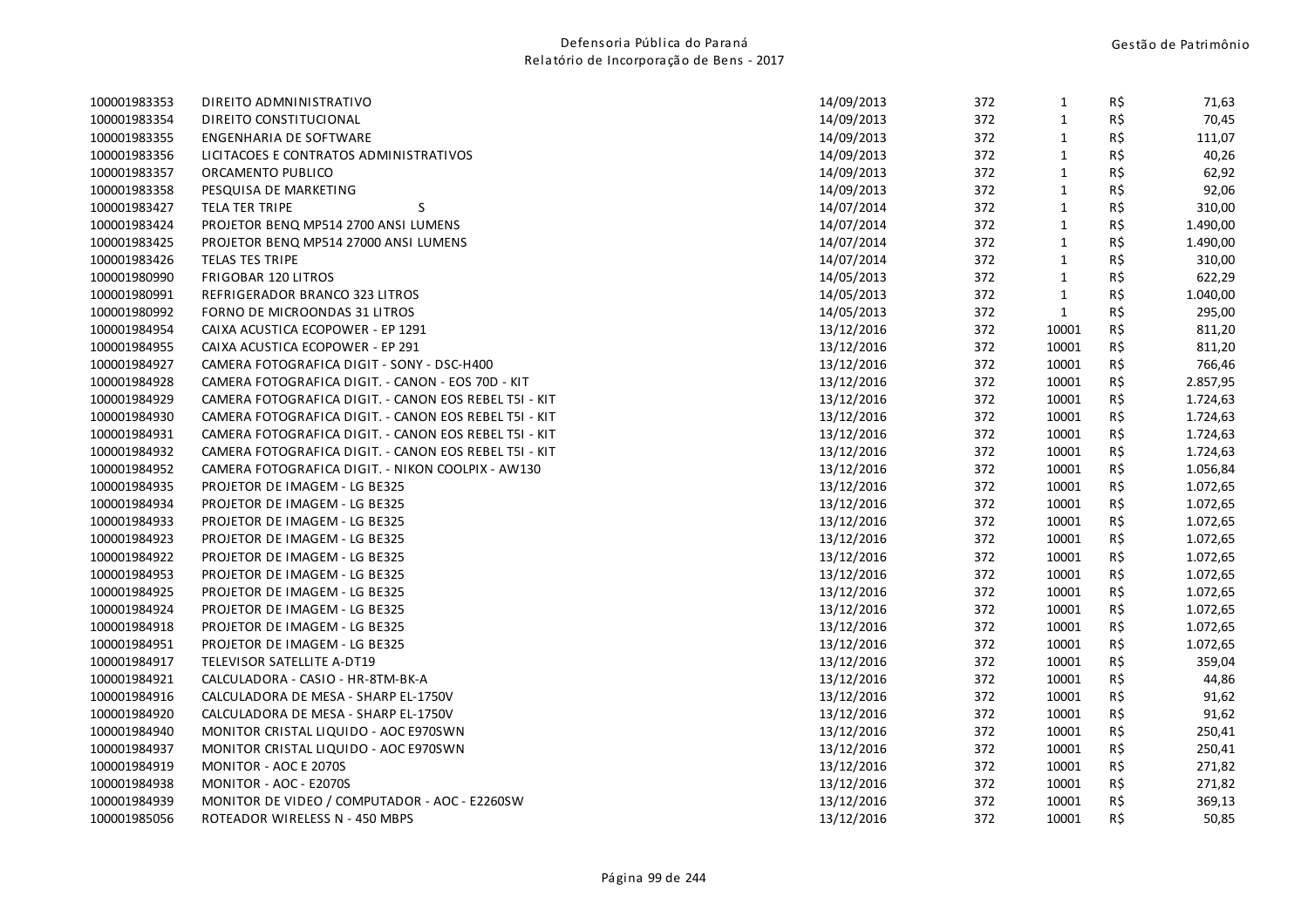| | | | | | | |
|---|---|---|---|---|---|---|
| 100001983353 | DIREITO ADMNINISTRATIVO | 14/09/2013 | 372 | 1 | R$ | 71,63 |
| 100001983354 | DIREITO CONSTITUCIONAL | 14/09/2013 | 372 | 1 | R$ | 70,45 |
| 100001983355 | ENGENHARIA DE SOFTWARE | 14/09/2013 | 372 | 1 | R$ | 111,07 |
| 100001983356 | LICITACOES E CONTRATOS ADMINISTRATIVOS | 14/09/2013 | 372 | 1 | R$ | 40,26 |
| 100001983357 | ORCAMENTO PUBLICO | 14/09/2013 | 372 | 1 | R$ | 62,92 |
| 100001983358 | PESQUISA DE MARKETING | 14/09/2013 | 372 | 1 | R$ | 92,06 |
| 100001983427 | TELA TER TRIPE S | 14/07/2014 | 372 | 1 | R$ | 310,00 |
| 100001983424 | PROJETOR BENQ MP514 2700 ANSI LUMENS | 14/07/2014 | 372 | 1 | R$ | 1.490,00 |
| 100001983425 | PROJETOR BENQ MP514 27000 ANSI LUMENS | 14/07/2014 | 372 | 1 | R$ | 1.490,00 |
| 100001983426 | TELAS TES TRIPE | 14/07/2014 | 372 | 1 | R$ | 310,00 |
| 100001980990 | FRIGOBAR 120 LITROS | 14/05/2013 | 372 | 1 | R$ | 622,29 |
| 100001980991 | REFRIGERADOR BRANCO 323 LITROS | 14/05/2013 | 372 | 1 | R$ | 1.040,00 |
| 100001980992 | FORNO DE MICROONDAS 31 LITROS | 14/05/2013 | 372 | 1 | R$ | 295,00 |
| 100001984954 | CAIXA ACUSTICA ECOPOWER - EP 1291 | 13/12/2016 | 372 | 10001 | R$ | 811,20 |
| 100001984955 | CAIXA ACUSTICA ECOPOWER - EP 291 | 13/12/2016 | 372 | 10001 | R$ | 811,20 |
| 100001984927 | CAMERA FOTOGRAFICA DIGIT - SONY - DSC-H400 | 13/12/2016 | 372 | 10001 | R$ | 766,46 |
| 100001984928 | CAMERA FOTOGRAFICA DIGIT. - CANON - EOS 70D - KIT | 13/12/2016 | 372 | 10001 | R$ | 2.857,95 |
| 100001984929 | CAMERA FOTOGRAFICA DIGIT. - CANON EOS REBEL T5I - KIT | 13/12/2016 | 372 | 10001 | R$ | 1.724,63 |
| 100001984930 | CAMERA FOTOGRAFICA DIGIT. - CANON EOS REBEL T5I - KIT | 13/12/2016 | 372 | 10001 | R$ | 1.724,63 |
| 100001984931 | CAMERA FOTOGRAFICA DIGIT. - CANON EOS REBEL T5I - KIT | 13/12/2016 | 372 | 10001 | R$ | 1.724,63 |
| 100001984932 | CAMERA FOTOGRAFICA DIGIT. - CANON EOS REBEL T5I - KIT | 13/12/2016 | 372 | 10001 | R$ | 1.724,63 |
| 100001984952 | CAMERA FOTOGRAFICA DIGIT. - NIKON COOLPIX - AW130 | 13/12/2016 | 372 | 10001 | R$ | 1.056,84 |
| 100001984935 | PROJETOR DE IMAGEM - LG BE325 | 13/12/2016 | 372 | 10001 | R$ | 1.072,65 |
| 100001984934 | PROJETOR DE IMAGEM - LG BE325 | 13/12/2016 | 372 | 10001 | R$ | 1.072,65 |
| 100001984933 | PROJETOR DE IMAGEM - LG BE325 | 13/12/2016 | 372 | 10001 | R$ | 1.072,65 |
| 100001984923 | PROJETOR DE IMAGEM - LG BE325 | 13/12/2016 | 372 | 10001 | R$ | 1.072,65 |
| 100001984922 | PROJETOR DE IMAGEM - LG BE325 | 13/12/2016 | 372 | 10001 | R$ | 1.072,65 |
| 100001984953 | PROJETOR DE IMAGEM - LG BE325 | 13/12/2016 | 372 | 10001 | R$ | 1.072,65 |
| 100001984925 | PROJETOR DE IMAGEM - LG BE325 | 13/12/2016 | 372 | 10001 | R$ | 1.072,65 |
| 100001984924 | PROJETOR DE IMAGEM - LG BE325 | 13/12/2016 | 372 | 10001 | R$ | 1.072,65 |
| 100001984918 | PROJETOR DE IMAGEM - LG BE325 | 13/12/2016 | 372 | 10001 | R$ | 1.072,65 |
| 100001984951 | PROJETOR DE IMAGEM - LG BE325 | 13/12/2016 | 372 | 10001 | R$ | 1.072,65 |
| 100001984917 | TELEVISOR SATELLITE A-DT19 | 13/12/2016 | 372 | 10001 | R$ | 359,04 |
| 100001984921 | CALCULADORA - CASIO - HR-8TM-BK-A | 13/12/2016 | 372 | 10001 | R$ | 44,86 |
| 100001984916 | CALCULADORA DE MESA - SHARP EL-1750V | 13/12/2016 | 372 | 10001 | R$ | 91,62 |
| 100001984920 | CALCULADORA DE MESA - SHARP EL-1750V | 13/12/2016 | 372 | 10001 | R$ | 91,62 |
| 100001984940 | MONITOR CRISTAL LIQUIDO - AOC E970SWN | 13/12/2016 | 372 | 10001 | R$ | 250,41 |
| 100001984937 | MONITOR CRISTAL LIQUIDO - AOC E970SWN | 13/12/2016 | 372 | 10001 | R$ | 250,41 |
| 100001984919 | MONITOR - AOC E 2070S | 13/12/2016 | 372 | 10001 | R$ | 271,82 |
| 100001984938 | MONITOR - AOC - E2070S | 13/12/2016 | 372 | 10001 | R$ | 271,82 |
| 100001984939 | MONITOR DE VIDEO / COMPUTADOR - AOC - E2260SW | 13/12/2016 | 372 | 10001 | R$ | 369,13 |
| 100001985056 | ROTEADOR WIRELESS N - 450 MBPS | 13/12/2016 | 372 | 10001 | R$ | 50,85 |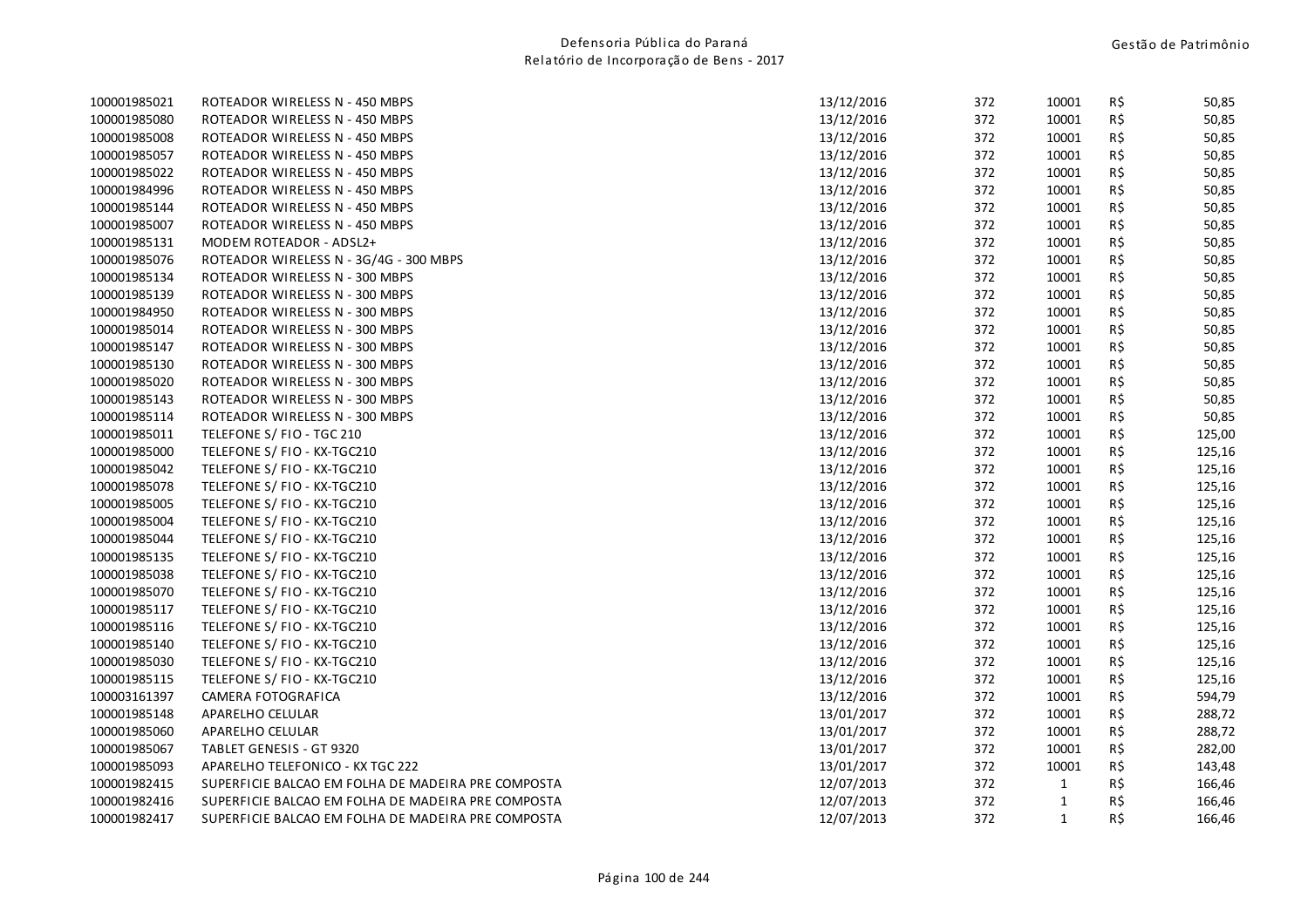| | | | | | | |
|---|---|---|---|---|---|---|
| 100001985021 | ROTEADOR WIRELESS N - 450 MBPS | 13/12/2016 | 372 | 10001 | R$ | 50,85 |
| 100001985080 | ROTEADOR WIRELESS N - 450 MBPS | 13/12/2016 | 372 | 10001 | R$ | 50,85 |
| 100001985008 | ROTEADOR WIRELESS N - 450 MBPS | 13/12/2016 | 372 | 10001 | R$ | 50,85 |
| 100001985057 | ROTEADOR WIRELESS N - 450 MBPS | 13/12/2016 | 372 | 10001 | R$ | 50,85 |
| 100001985022 | ROTEADOR WIRELESS N - 450 MBPS | 13/12/2016 | 372 | 10001 | R$ | 50,85 |
| 100001984996 | ROTEADOR WIRELESS N - 450 MBPS | 13/12/2016 | 372 | 10001 | R$ | 50,85 |
| 100001985144 | ROTEADOR WIRELESS N - 450 MBPS | 13/12/2016 | 372 | 10001 | R$ | 50,85 |
| 100001985007 | ROTEADOR WIRELESS N - 450 MBPS | 13/12/2016 | 372 | 10001 | R$ | 50,85 |
| 100001985131 | MODEM ROTEADOR - ADSL2+ | 13/12/2016 | 372 | 10001 | R$ | 50,85 |
| 100001985076 | ROTEADOR WIRELESS N - 3G/4G - 300 MBPS | 13/12/2016 | 372 | 10001 | R$ | 50,85 |
| 100001985134 | ROTEADOR WIRELESS N - 300 MBPS | 13/12/2016 | 372 | 10001 | R$ | 50,85 |
| 100001985139 | ROTEADOR WIRELESS N - 300 MBPS | 13/12/2016 | 372 | 10001 | R$ | 50,85 |
| 100001984950 | ROTEADOR WIRELESS N - 300 MBPS | 13/12/2016 | 372 | 10001 | R$ | 50,85 |
| 100001985014 | ROTEADOR WIRELESS N - 300 MBPS | 13/12/2016 | 372 | 10001 | R$ | 50,85 |
| 100001985147 | ROTEADOR WIRELESS N - 300 MBPS | 13/12/2016 | 372 | 10001 | R$ | 50,85 |
| 100001985130 | ROTEADOR WIRELESS N - 300 MBPS | 13/12/2016 | 372 | 10001 | R$ | 50,85 |
| 100001985020 | ROTEADOR WIRELESS N - 300 MBPS | 13/12/2016 | 372 | 10001 | R$ | 50,85 |
| 100001985143 | ROTEADOR WIRELESS N - 300 MBPS | 13/12/2016 | 372 | 10001 | R$ | 50,85 |
| 100001985114 | ROTEADOR WIRELESS N - 300 MBPS | 13/12/2016 | 372 | 10001 | R$ | 50,85 |
| 100001985011 | TELEFONE S/ FIO - TGC 210 | 13/12/2016 | 372 | 10001 | R$ | 125,00 |
| 100001985000 | TELEFONE S/ FIO - KX-TGC210 | 13/12/2016 | 372 | 10001 | R$ | 125,16 |
| 100001985042 | TELEFONE S/ FIO - KX-TGC210 | 13/12/2016 | 372 | 10001 | R$ | 125,16 |
| 100001985078 | TELEFONE S/ FIO - KX-TGC210 | 13/12/2016 | 372 | 10001 | R$ | 125,16 |
| 100001985005 | TELEFONE S/ FIO - KX-TGC210 | 13/12/2016 | 372 | 10001 | R$ | 125,16 |
| 100001985004 | TELEFONE S/ FIO - KX-TGC210 | 13/12/2016 | 372 | 10001 | R$ | 125,16 |
| 100001985044 | TELEFONE S/ FIO - KX-TGC210 | 13/12/2016 | 372 | 10001 | R$ | 125,16 |
| 100001985135 | TELEFONE S/ FIO - KX-TGC210 | 13/12/2016 | 372 | 10001 | R$ | 125,16 |
| 100001985038 | TELEFONE S/ FIO - KX-TGC210 | 13/12/2016 | 372 | 10001 | R$ | 125,16 |
| 100001985070 | TELEFONE S/ FIO - KX-TGC210 | 13/12/2016 | 372 | 10001 | R$ | 125,16 |
| 100001985117 | TELEFONE S/ FIO - KX-TGC210 | 13/12/2016 | 372 | 10001 | R$ | 125,16 |
| 100001985116 | TELEFONE S/ FIO - KX-TGC210 | 13/12/2016 | 372 | 10001 | R$ | 125,16 |
| 100001985140 | TELEFONE S/ FIO - KX-TGC210 | 13/12/2016 | 372 | 10001 | R$ | 125,16 |
| 100001985030 | TELEFONE S/ FIO - KX-TGC210 | 13/12/2016 | 372 | 10001 | R$ | 125,16 |
| 100001985115 | TELEFONE S/ FIO - KX-TGC210 | 13/12/2016 | 372 | 10001 | R$ | 125,16 |
| 100003161397 | CAMERA FOTOGRAFICA | 13/12/2016 | 372 | 10001 | R$ | 594,79 |
| 100001985148 | APARELHO CELULAR | 13/01/2017 | 372 | 10001 | R$ | 288,72 |
| 100001985060 | APARELHO CELULAR | 13/01/2017 | 372 | 10001 | R$ | 288,72 |
| 100001985067 | TABLET GENESIS - GT 9320 | 13/01/2017 | 372 | 10001 | R$ | 282,00 |
| 100001985093 | APARELHO TELEFONICO - KX TGC 222 | 13/01/2017 | 372 | 10001 | R$ | 143,48 |
| 100001982415 | SUPERFICIE BALCAO EM FOLHA DE MADEIRA PRE COMPOSTA | 12/07/2013 | 372 | 1 | R$ | 166,46 |
| 100001982416 | SUPERFICIE BALCAO EM FOLHA DE MADEIRA PRE COMPOSTA | 12/07/2013 | 372 | 1 | R$ | 166,46 |
| 100001982417 | SUPERFICIE BALCAO EM FOLHA DE MADEIRA PRE COMPOSTA | 12/07/2013 | 372 | 1 | R$ | 166,46 |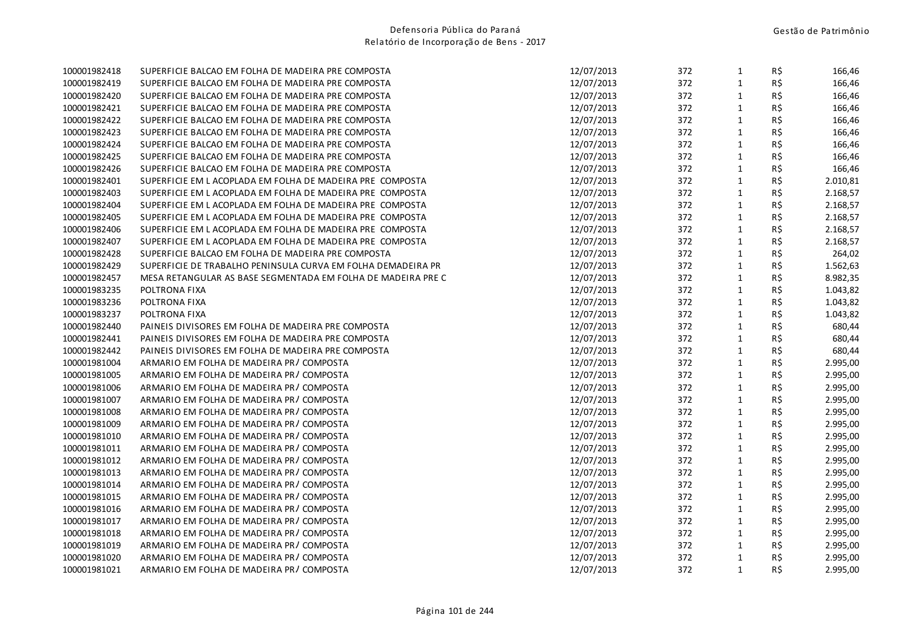| | | | | | | |
|---|---|---|---|---|---|---|
| 100001982418 | SUPERFICIE BALCAO EM FOLHA DE MADEIRA PRE COMPOSTA | 12/07/2013 | 372 | 1 | R$ | 166,46 |
| 100001982419 | SUPERFICIE BALCAO EM FOLHA DE MADEIRA PRE COMPOSTA | 12/07/2013 | 372 | 1 | R$ | 166,46 |
| 100001982420 | SUPERFICIE BALCAO EM FOLHA DE MADEIRA PRE COMPOSTA | 12/07/2013 | 372 | 1 | R$ | 166,46 |
| 100001982421 | SUPERFICIE BALCAO EM FOLHA DE MADEIRA PRE COMPOSTA | 12/07/2013 | 372 | 1 | R$ | 166,46 |
| 100001982422 | SUPERFICIE BALCAO EM FOLHA DE MADEIRA PRE COMPOSTA | 12/07/2013 | 372 | 1 | R$ | 166,46 |
| 100001982423 | SUPERFICIE BALCAO EM FOLHA DE MADEIRA PRE COMPOSTA | 12/07/2013 | 372 | 1 | R$ | 166,46 |
| 100001982424 | SUPERFICIE BALCAO EM FOLHA DE MADEIRA PRE COMPOSTA | 12/07/2013 | 372 | 1 | R$ | 166,46 |
| 100001982425 | SUPERFICIE BALCAO EM FOLHA DE MADEIRA PRE COMPOSTA | 12/07/2013 | 372 | 1 | R$ | 166,46 |
| 100001982426 | SUPERFICIE BALCAO EM FOLHA DE MADEIRA PRE COMPOSTA | 12/07/2013 | 372 | 1 | R$ | 166,46 |
| 100001982401 | SUPERFICIE EM L ACOPLADA EM FOLHA DE MADEIRA PRE COMPOSTA | 12/07/2013 | 372 | 1 | R$ | 2.010,81 |
| 100001982403 | SUPERFICIE EM L ACOPLADA EM FOLHA DE MADEIRA PRE COMPOSTA | 12/07/2013 | 372 | 1 | R$ | 2.168,57 |
| 100001982404 | SUPERFICIE EM L ACOPLADA EM FOLHA DE MADEIRA PRE COMPOSTA | 12/07/2013 | 372 | 1 | R$ | 2.168,57 |
| 100001982405 | SUPERFICIE EM L ACOPLADA EM FOLHA DE MADEIRA PRE COMPOSTA | 12/07/2013 | 372 | 1 | R$ | 2.168,57 |
| 100001982406 | SUPERFICIE EM L ACOPLADA EM FOLHA DE MADEIRA PRE COMPOSTA | 12/07/2013 | 372 | 1 | R$ | 2.168,57 |
| 100001982407 | SUPERFICIE EM L ACOPLADA EM FOLHA DE MADEIRA PRE COMPOSTA | 12/07/2013 | 372 | 1 | R$ | 2.168,57 |
| 100001982428 | SUPERFICIE BALCAO EM FOLHA DE MADEIRA PRE COMPOSTA | 12/07/2013 | 372 | 1 | R$ | 264,02 |
| 100001982429 | SUPERFICIE DE TRABALHO PENINSULA CURVA EM FOLHA DEMADEIRA PR | 12/07/2013 | 372 | 1 | R$ | 1.562,63 |
| 100001982457 | MESA RETANGULAR AS BASE SEGMENTADA EM FOLHA DE MADEIRA PRE C | 12/07/2013 | 372 | 1 | R$ | 8.982,35 |
| 100001983235 | POLTRONA FIXA | 12/07/2013 | 372 | 1 | R$ | 1.043,82 |
| 100001983236 | POLTRONA FIXA | 12/07/2013 | 372 | 1 | R$ | 1.043,82 |
| 100001983237 | POLTRONA FIXA | 12/07/2013 | 372 | 1 | R$ | 1.043,82 |
| 100001982440 | PAINEIS DIVISORES EM FOLHA DE MADEIRA PRE COMPOSTA | 12/07/2013 | 372 | 1 | R$ | 680,44 |
| 100001982441 | PAINEIS DIVISORES EM FOLHA DE MADEIRA PRE COMPOSTA | 12/07/2013 | 372 | 1 | R$ | 680,44 |
| 100001982442 | PAINEIS DIVISORES EM FOLHA DE MADEIRA PRE COMPOSTA | 12/07/2013 | 372 | 1 | R$ | 680,44 |
| 100001981004 | ARMARIO EM FOLHA DE MADEIRA PR/ COMPOSTA | 12/07/2013 | 372 | 1 | R$ | 2.995,00 |
| 100001981005 | ARMARIO EM FOLHA DE MADEIRA PR/ COMPOSTA | 12/07/2013 | 372 | 1 | R$ | 2.995,00 |
| 100001981006 | ARMARIO EM FOLHA DE MADEIRA PR/ COMPOSTA | 12/07/2013 | 372 | 1 | R$ | 2.995,00 |
| 100001981007 | ARMARIO EM FOLHA DE MADEIRA PR/ COMPOSTA | 12/07/2013 | 372 | 1 | R$ | 2.995,00 |
| 100001981008 | ARMARIO EM FOLHA DE MADEIRA PR/ COMPOSTA | 12/07/2013 | 372 | 1 | R$ | 2.995,00 |
| 100001981009 | ARMARIO EM FOLHA DE MADEIRA PR/ COMPOSTA | 12/07/2013 | 372 | 1 | R$ | 2.995,00 |
| 100001981010 | ARMARIO EM FOLHA DE MADEIRA PR/ COMPOSTA | 12/07/2013 | 372 | 1 | R$ | 2.995,00 |
| 100001981011 | ARMARIO EM FOLHA DE MADEIRA PR/ COMPOSTA | 12/07/2013 | 372 | 1 | R$ | 2.995,00 |
| 100001981012 | ARMARIO EM FOLHA DE MADEIRA PR/ COMPOSTA | 12/07/2013 | 372 | 1 | R$ | 2.995,00 |
| 100001981013 | ARMARIO EM FOLHA DE MADEIRA PR/ COMPOSTA | 12/07/2013 | 372 | 1 | R$ | 2.995,00 |
| 100001981014 | ARMARIO EM FOLHA DE MADEIRA PR/ COMPOSTA | 12/07/2013 | 372 | 1 | R$ | 2.995,00 |
| 100001981015 | ARMARIO EM FOLHA DE MADEIRA PR/ COMPOSTA | 12/07/2013 | 372 | 1 | R$ | 2.995,00 |
| 100001981016 | ARMARIO EM FOLHA DE MADEIRA PR/ COMPOSTA | 12/07/2013 | 372 | 1 | R$ | 2.995,00 |
| 100001981017 | ARMARIO EM FOLHA DE MADEIRA PR/ COMPOSTA | 12/07/2013 | 372 | 1 | R$ | 2.995,00 |
| 100001981018 | ARMARIO EM FOLHA DE MADEIRA PR/ COMPOSTA | 12/07/2013 | 372 | 1 | R$ | 2.995,00 |
| 100001981019 | ARMARIO EM FOLHA DE MADEIRA PR/ COMPOSTA | 12/07/2013 | 372 | 1 | R$ | 2.995,00 |
| 100001981020 | ARMARIO EM FOLHA DE MADEIRA PR/ COMPOSTA | 12/07/2013 | 372 | 1 | R$ | 2.995,00 |
| 100001981021 | ARMARIO EM FOLHA DE MADEIRA PR/ COMPOSTA | 12/07/2013 | 372 | 1 | R$ | 2.995,00 |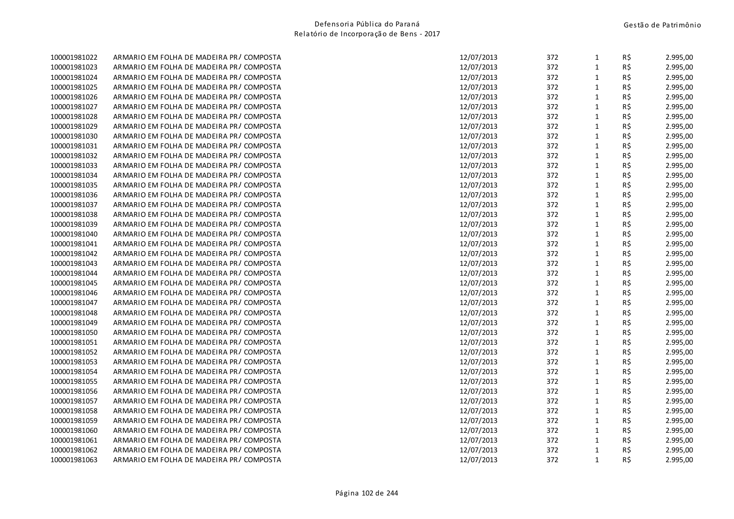| | | | | | | |
|---|---|---|---|---|---|---|
| 100001981022 | ARMARIO EM FOLHA DE MADEIRA PR/ COMPOSTA | 12/07/2013 | 372 | 1 | R$ | 2.995,00 |
| 100001981023 | ARMARIO EM FOLHA DE MADEIRA PR/ COMPOSTA | 12/07/2013 | 372 | 1 | R$ | 2.995,00 |
| 100001981024 | ARMARIO EM FOLHA DE MADEIRA PR/ COMPOSTA | 12/07/2013 | 372 | 1 | R$ | 2.995,00 |
| 100001981025 | ARMARIO EM FOLHA DE MADEIRA PR/ COMPOSTA | 12/07/2013 | 372 | 1 | R$ | 2.995,00 |
| 100001981026 | ARMARIO EM FOLHA DE MADEIRA PR/ COMPOSTA | 12/07/2013 | 372 | 1 | R$ | 2.995,00 |
| 100001981027 | ARMARIO EM FOLHA DE MADEIRA PR/ COMPOSTA | 12/07/2013 | 372 | 1 | R$ | 2.995,00 |
| 100001981028 | ARMARIO EM FOLHA DE MADEIRA PR/ COMPOSTA | 12/07/2013 | 372 | 1 | R$ | 2.995,00 |
| 100001981029 | ARMARIO EM FOLHA DE MADEIRA PR/ COMPOSTA | 12/07/2013 | 372 | 1 | R$ | 2.995,00 |
| 100001981030 | ARMARIO EM FOLHA DE MADEIRA PR/ COMPOSTA | 12/07/2013 | 372 | 1 | R$ | 2.995,00 |
| 100001981031 | ARMARIO EM FOLHA DE MADEIRA PR/ COMPOSTA | 12/07/2013 | 372 | 1 | R$ | 2.995,00 |
| 100001981032 | ARMARIO EM FOLHA DE MADEIRA PR/ COMPOSTA | 12/07/2013 | 372 | 1 | R$ | 2.995,00 |
| 100001981033 | ARMARIO EM FOLHA DE MADEIRA PR/ COMPOSTA | 12/07/2013 | 372 | 1 | R$ | 2.995,00 |
| 100001981034 | ARMARIO EM FOLHA DE MADEIRA PR/ COMPOSTA | 12/07/2013 | 372 | 1 | R$ | 2.995,00 |
| 100001981035 | ARMARIO EM FOLHA DE MADEIRA PR/ COMPOSTA | 12/07/2013 | 372 | 1 | R$ | 2.995,00 |
| 100001981036 | ARMARIO EM FOLHA DE MADEIRA PR/ COMPOSTA | 12/07/2013 | 372 | 1 | R$ | 2.995,00 |
| 100001981037 | ARMARIO EM FOLHA DE MADEIRA PR/ COMPOSTA | 12/07/2013 | 372 | 1 | R$ | 2.995,00 |
| 100001981038 | ARMARIO EM FOLHA DE MADEIRA PR/ COMPOSTA | 12/07/2013 | 372 | 1 | R$ | 2.995,00 |
| 100001981039 | ARMARIO EM FOLHA DE MADEIRA PR/ COMPOSTA | 12/07/2013 | 372 | 1 | R$ | 2.995,00 |
| 100001981040 | ARMARIO EM FOLHA DE MADEIRA PR/ COMPOSTA | 12/07/2013 | 372 | 1 | R$ | 2.995,00 |
| 100001981041 | ARMARIO EM FOLHA DE MADEIRA PR/ COMPOSTA | 12/07/2013 | 372 | 1 | R$ | 2.995,00 |
| 100001981042 | ARMARIO EM FOLHA DE MADEIRA PR/ COMPOSTA | 12/07/2013 | 372 | 1 | R$ | 2.995,00 |
| 100001981043 | ARMARIO EM FOLHA DE MADEIRA PR/ COMPOSTA | 12/07/2013 | 372 | 1 | R$ | 2.995,00 |
| 100001981044 | ARMARIO EM FOLHA DE MADEIRA PR/ COMPOSTA | 12/07/2013 | 372 | 1 | R$ | 2.995,00 |
| 100001981045 | ARMARIO EM FOLHA DE MADEIRA PR/ COMPOSTA | 12/07/2013 | 372 | 1 | R$ | 2.995,00 |
| 100001981046 | ARMARIO EM FOLHA DE MADEIRA PR/ COMPOSTA | 12/07/2013 | 372 | 1 | R$ | 2.995,00 |
| 100001981047 | ARMARIO EM FOLHA DE MADEIRA PR/ COMPOSTA | 12/07/2013 | 372 | 1 | R$ | 2.995,00 |
| 100001981048 | ARMARIO EM FOLHA DE MADEIRA PR/ COMPOSTA | 12/07/2013 | 372 | 1 | R$ | 2.995,00 |
| 100001981049 | ARMARIO EM FOLHA DE MADEIRA PR/ COMPOSTA | 12/07/2013 | 372 | 1 | R$ | 2.995,00 |
| 100001981050 | ARMARIO EM FOLHA DE MADEIRA PR/ COMPOSTA | 12/07/2013 | 372 | 1 | R$ | 2.995,00 |
| 100001981051 | ARMARIO EM FOLHA DE MADEIRA PR/ COMPOSTA | 12/07/2013 | 372 | 1 | R$ | 2.995,00 |
| 100001981052 | ARMARIO EM FOLHA DE MADEIRA PR/ COMPOSTA | 12/07/2013 | 372 | 1 | R$ | 2.995,00 |
| 100001981053 | ARMARIO EM FOLHA DE MADEIRA PR/ COMPOSTA | 12/07/2013 | 372 | 1 | R$ | 2.995,00 |
| 100001981054 | ARMARIO EM FOLHA DE MADEIRA PR/ COMPOSTA | 12/07/2013 | 372 | 1 | R$ | 2.995,00 |
| 100001981055 | ARMARIO EM FOLHA DE MADEIRA PR/ COMPOSTA | 12/07/2013 | 372 | 1 | R$ | 2.995,00 |
| 100001981056 | ARMARIO EM FOLHA DE MADEIRA PR/ COMPOSTA | 12/07/2013 | 372 | 1 | R$ | 2.995,00 |
| 100001981057 | ARMARIO EM FOLHA DE MADEIRA PR/ COMPOSTA | 12/07/2013 | 372 | 1 | R$ | 2.995,00 |
| 100001981058 | ARMARIO EM FOLHA DE MADEIRA PR/ COMPOSTA | 12/07/2013 | 372 | 1 | R$ | 2.995,00 |
| 100001981059 | ARMARIO EM FOLHA DE MADEIRA PR/ COMPOSTA | 12/07/2013 | 372 | 1 | R$ | 2.995,00 |
| 100001981060 | ARMARIO EM FOLHA DE MADEIRA PR/ COMPOSTA | 12/07/2013 | 372 | 1 | R$ | 2.995,00 |
| 100001981061 | ARMARIO EM FOLHA DE MADEIRA PR/ COMPOSTA | 12/07/2013 | 372 | 1 | R$ | 2.995,00 |
| 100001981062 | ARMARIO EM FOLHA DE MADEIRA PR/ COMPOSTA | 12/07/2013 | 372 | 1 | R$ | 2.995,00 |
| 100001981063 | ARMARIO EM FOLHA DE MADEIRA PR/ COMPOSTA | 12/07/2013 | 372 | 1 | R$ | 2.995,00 |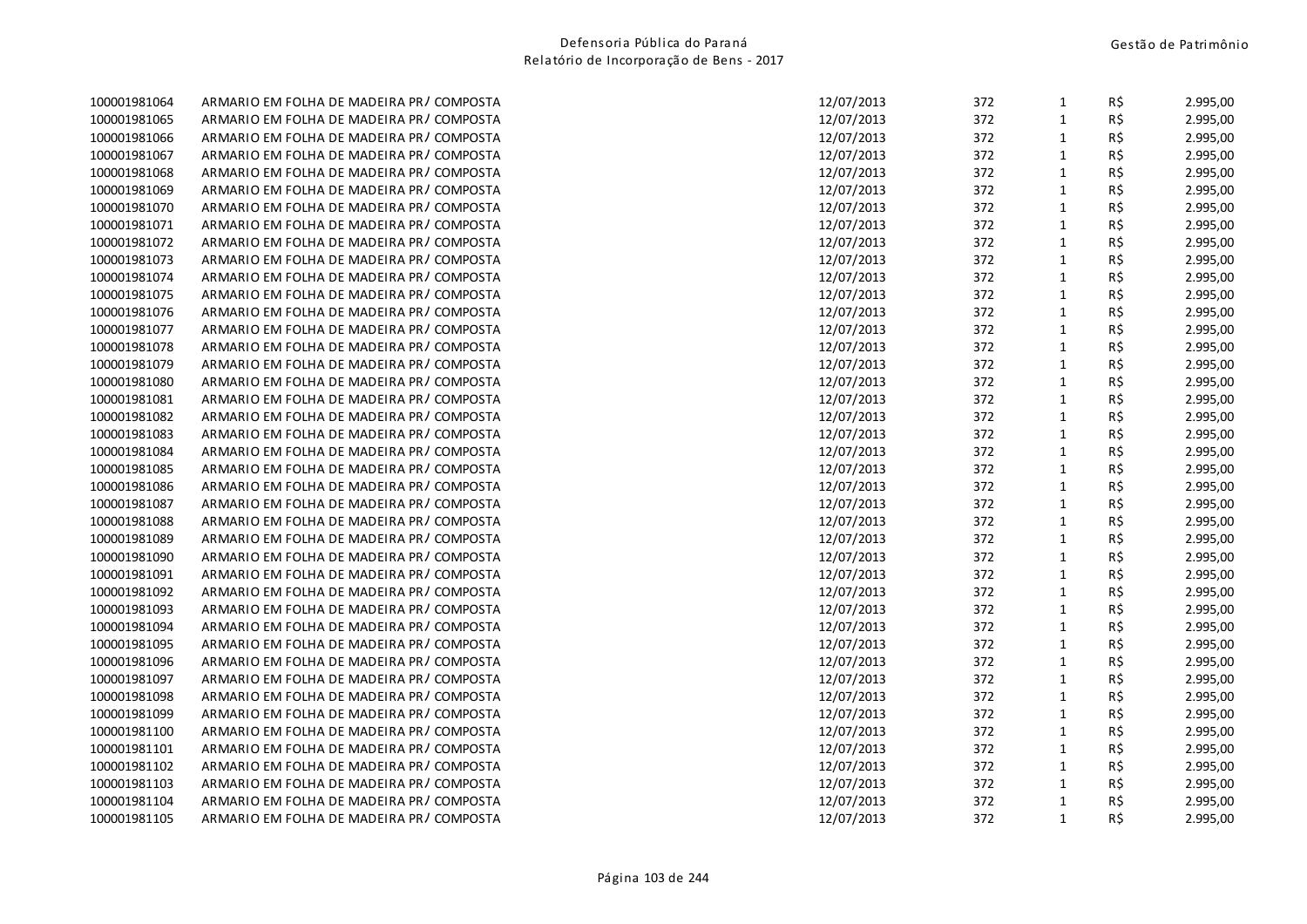| | | | | | | |
|---|---|---|---|---|---|---|
| 100001981064 | ARMARIO EM FOLHA DE MADEIRA PR/ COMPOSTA | 12/07/2013 | 372 | 1 | R$ | 2.995,00 |
| 100001981065 | ARMARIO EM FOLHA DE MADEIRA PR/ COMPOSTA | 12/07/2013 | 372 | 1 | R$ | 2.995,00 |
| 100001981066 | ARMARIO EM FOLHA DE MADEIRA PR/ COMPOSTA | 12/07/2013 | 372 | 1 | R$ | 2.995,00 |
| 100001981067 | ARMARIO EM FOLHA DE MADEIRA PR/ COMPOSTA | 12/07/2013 | 372 | 1 | R$ | 2.995,00 |
| 100001981068 | ARMARIO EM FOLHA DE MADEIRA PR/ COMPOSTA | 12/07/2013 | 372 | 1 | R$ | 2.995,00 |
| 100001981069 | ARMARIO EM FOLHA DE MADEIRA PR/ COMPOSTA | 12/07/2013 | 372 | 1 | R$ | 2.995,00 |
| 100001981070 | ARMARIO EM FOLHA DE MADEIRA PR/ COMPOSTA | 12/07/2013 | 372 | 1 | R$ | 2.995,00 |
| 100001981071 | ARMARIO EM FOLHA DE MADEIRA PR/ COMPOSTA | 12/07/2013 | 372 | 1 | R$ | 2.995,00 |
| 100001981072 | ARMARIO EM FOLHA DE MADEIRA PR/ COMPOSTA | 12/07/2013 | 372 | 1 | R$ | 2.995,00 |
| 100001981073 | ARMARIO EM FOLHA DE MADEIRA PR/ COMPOSTA | 12/07/2013 | 372 | 1 | R$ | 2.995,00 |
| 100001981074 | ARMARIO EM FOLHA DE MADEIRA PR/ COMPOSTA | 12/07/2013 | 372 | 1 | R$ | 2.995,00 |
| 100001981075 | ARMARIO EM FOLHA DE MADEIRA PR/ COMPOSTA | 12/07/2013 | 372 | 1 | R$ | 2.995,00 |
| 100001981076 | ARMARIO EM FOLHA DE MADEIRA PR/ COMPOSTA | 12/07/2013 | 372 | 1 | R$ | 2.995,00 |
| 100001981077 | ARMARIO EM FOLHA DE MADEIRA PR/ COMPOSTA | 12/07/2013 | 372 | 1 | R$ | 2.995,00 |
| 100001981078 | ARMARIO EM FOLHA DE MADEIRA PR/ COMPOSTA | 12/07/2013 | 372 | 1 | R$ | 2.995,00 |
| 100001981079 | ARMARIO EM FOLHA DE MADEIRA PR/ COMPOSTA | 12/07/2013 | 372 | 1 | R$ | 2.995,00 |
| 100001981080 | ARMARIO EM FOLHA DE MADEIRA PR/ COMPOSTA | 12/07/2013 | 372 | 1 | R$ | 2.995,00 |
| 100001981081 | ARMARIO EM FOLHA DE MADEIRA PR/ COMPOSTA | 12/07/2013 | 372 | 1 | R$ | 2.995,00 |
| 100001981082 | ARMARIO EM FOLHA DE MADEIRA PR/ COMPOSTA | 12/07/2013 | 372 | 1 | R$ | 2.995,00 |
| 100001981083 | ARMARIO EM FOLHA DE MADEIRA PR/ COMPOSTA | 12/07/2013 | 372 | 1 | R$ | 2.995,00 |
| 100001981084 | ARMARIO EM FOLHA DE MADEIRA PR/ COMPOSTA | 12/07/2013 | 372 | 1 | R$ | 2.995,00 |
| 100001981085 | ARMARIO EM FOLHA DE MADEIRA PR/ COMPOSTA | 12/07/2013 | 372 | 1 | R$ | 2.995,00 |
| 100001981086 | ARMARIO EM FOLHA DE MADEIRA PR/ COMPOSTA | 12/07/2013 | 372 | 1 | R$ | 2.995,00 |
| 100001981087 | ARMARIO EM FOLHA DE MADEIRA PR/ COMPOSTA | 12/07/2013 | 372 | 1 | R$ | 2.995,00 |
| 100001981088 | ARMARIO EM FOLHA DE MADEIRA PR/ COMPOSTA | 12/07/2013 | 372 | 1 | R$ | 2.995,00 |
| 100001981089 | ARMARIO EM FOLHA DE MADEIRA PR/ COMPOSTA | 12/07/2013 | 372 | 1 | R$ | 2.995,00 |
| 100001981090 | ARMARIO EM FOLHA DE MADEIRA PR/ COMPOSTA | 12/07/2013 | 372 | 1 | R$ | 2.995,00 |
| 100001981091 | ARMARIO EM FOLHA DE MADEIRA PR/ COMPOSTA | 12/07/2013 | 372 | 1 | R$ | 2.995,00 |
| 100001981092 | ARMARIO EM FOLHA DE MADEIRA PR/ COMPOSTA | 12/07/2013 | 372 | 1 | R$ | 2.995,00 |
| 100001981093 | ARMARIO EM FOLHA DE MADEIRA PR/ COMPOSTA | 12/07/2013 | 372 | 1 | R$ | 2.995,00 |
| 100001981094 | ARMARIO EM FOLHA DE MADEIRA PR/ COMPOSTA | 12/07/2013 | 372 | 1 | R$ | 2.995,00 |
| 100001981095 | ARMARIO EM FOLHA DE MADEIRA PR/ COMPOSTA | 12/07/2013 | 372 | 1 | R$ | 2.995,00 |
| 100001981096 | ARMARIO EM FOLHA DE MADEIRA PR/ COMPOSTA | 12/07/2013 | 372 | 1 | R$ | 2.995,00 |
| 100001981097 | ARMARIO EM FOLHA DE MADEIRA PR/ COMPOSTA | 12/07/2013 | 372 | 1 | R$ | 2.995,00 |
| 100001981098 | ARMARIO EM FOLHA DE MADEIRA PR/ COMPOSTA | 12/07/2013 | 372 | 1 | R$ | 2.995,00 |
| 100001981099 | ARMARIO EM FOLHA DE MADEIRA PR/ COMPOSTA | 12/07/2013 | 372 | 1 | R$ | 2.995,00 |
| 100001981100 | ARMARIO EM FOLHA DE MADEIRA PR/ COMPOSTA | 12/07/2013 | 372 | 1 | R$ | 2.995,00 |
| 100001981101 | ARMARIO EM FOLHA DE MADEIRA PR/ COMPOSTA | 12/07/2013 | 372 | 1 | R$ | 2.995,00 |
| 100001981102 | ARMARIO EM FOLHA DE MADEIRA PR/ COMPOSTA | 12/07/2013 | 372 | 1 | R$ | 2.995,00 |
| 100001981103 | ARMARIO EM FOLHA DE MADEIRA PR/ COMPOSTA | 12/07/2013 | 372 | 1 | R$ | 2.995,00 |
| 100001981104 | ARMARIO EM FOLHA DE MADEIRA PR/ COMPOSTA | 12/07/2013 | 372 | 1 | R$ | 2.995,00 |
| 100001981105 | ARMARIO EM FOLHA DE MADEIRA PR/ COMPOSTA | 12/07/2013 | 372 | 1 | R$ | 2.995,00 |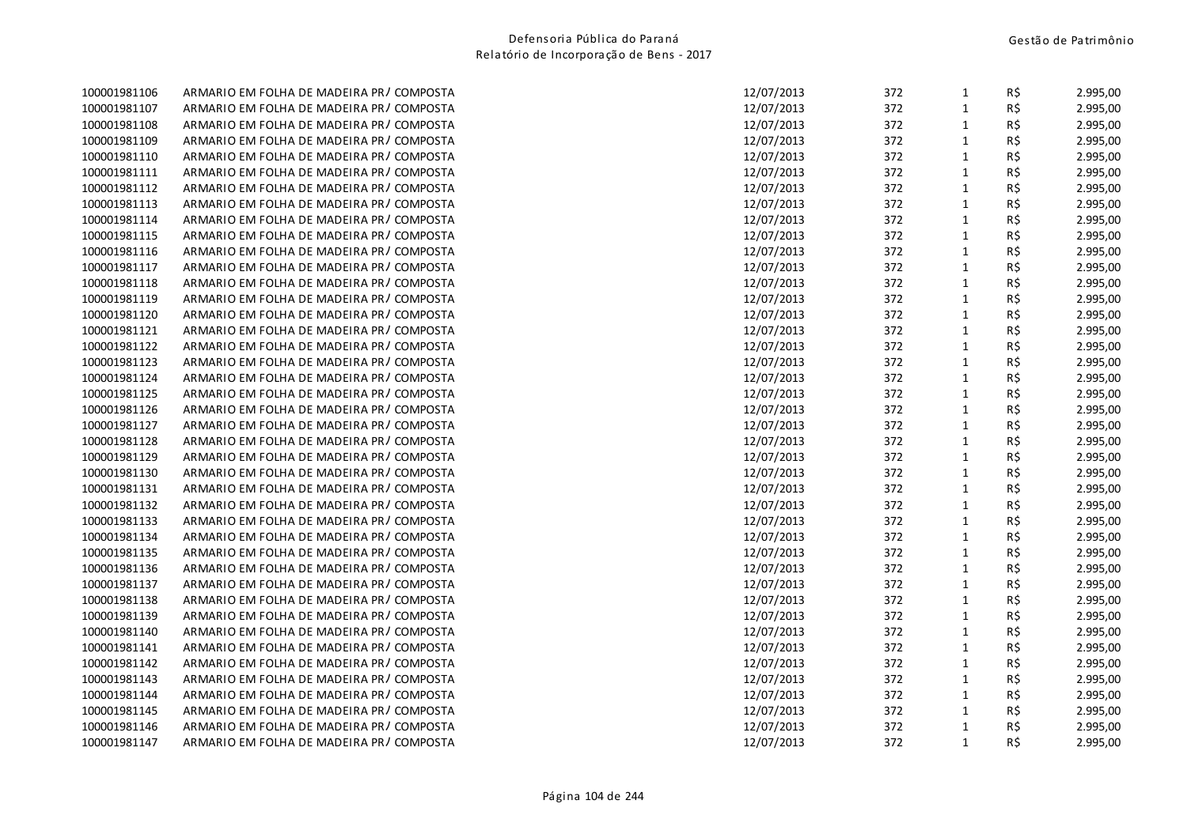| | | | | | | |
|---|---|---|---|---|---|---|
| 100001981106 | ARMARIO EM FOLHA DE MADEIRA PR/ COMPOSTA | 12/07/2013 | 372 | 1 | R$ | 2.995,00 |
| 100001981107 | ARMARIO EM FOLHA DE MADEIRA PR/ COMPOSTA | 12/07/2013 | 372 | 1 | R$ | 2.995,00 |
| 100001981108 | ARMARIO EM FOLHA DE MADEIRA PR/ COMPOSTA | 12/07/2013 | 372 | 1 | R$ | 2.995,00 |
| 100001981109 | ARMARIO EM FOLHA DE MADEIRA PR/ COMPOSTA | 12/07/2013 | 372 | 1 | R$ | 2.995,00 |
| 100001981110 | ARMARIO EM FOLHA DE MADEIRA PR/ COMPOSTA | 12/07/2013 | 372 | 1 | R$ | 2.995,00 |
| 100001981111 | ARMARIO EM FOLHA DE MADEIRA PR/ COMPOSTA | 12/07/2013 | 372 | 1 | R$ | 2.995,00 |
| 100001981112 | ARMARIO EM FOLHA DE MADEIRA PR/ COMPOSTA | 12/07/2013 | 372 | 1 | R$ | 2.995,00 |
| 100001981113 | ARMARIO EM FOLHA DE MADEIRA PR/ COMPOSTA | 12/07/2013 | 372 | 1 | R$ | 2.995,00 |
| 100001981114 | ARMARIO EM FOLHA DE MADEIRA PR/ COMPOSTA | 12/07/2013 | 372 | 1 | R$ | 2.995,00 |
| 100001981115 | ARMARIO EM FOLHA DE MADEIRA PR/ COMPOSTA | 12/07/2013 | 372 | 1 | R$ | 2.995,00 |
| 100001981116 | ARMARIO EM FOLHA DE MADEIRA PR/ COMPOSTA | 12/07/2013 | 372 | 1 | R$ | 2.995,00 |
| 100001981117 | ARMARIO EM FOLHA DE MADEIRA PR/ COMPOSTA | 12/07/2013 | 372 | 1 | R$ | 2.995,00 |
| 100001981118 | ARMARIO EM FOLHA DE MADEIRA PR/ COMPOSTA | 12/07/2013 | 372 | 1 | R$ | 2.995,00 |
| 100001981119 | ARMARIO EM FOLHA DE MADEIRA PR/ COMPOSTA | 12/07/2013 | 372 | 1 | R$ | 2.995,00 |
| 100001981120 | ARMARIO EM FOLHA DE MADEIRA PR/ COMPOSTA | 12/07/2013 | 372 | 1 | R$ | 2.995,00 |
| 100001981121 | ARMARIO EM FOLHA DE MADEIRA PR/ COMPOSTA | 12/07/2013 | 372 | 1 | R$ | 2.995,00 |
| 100001981122 | ARMARIO EM FOLHA DE MADEIRA PR/ COMPOSTA | 12/07/2013 | 372 | 1 | R$ | 2.995,00 |
| 100001981123 | ARMARIO EM FOLHA DE MADEIRA PR/ COMPOSTA | 12/07/2013 | 372 | 1 | R$ | 2.995,00 |
| 100001981124 | ARMARIO EM FOLHA DE MADEIRA PR/ COMPOSTA | 12/07/2013 | 372 | 1 | R$ | 2.995,00 |
| 100001981125 | ARMARIO EM FOLHA DE MADEIRA PR/ COMPOSTA | 12/07/2013 | 372 | 1 | R$ | 2.995,00 |
| 100001981126 | ARMARIO EM FOLHA DE MADEIRA PR/ COMPOSTA | 12/07/2013 | 372 | 1 | R$ | 2.995,00 |
| 100001981127 | ARMARIO EM FOLHA DE MADEIRA PR/ COMPOSTA | 12/07/2013 | 372 | 1 | R$ | 2.995,00 |
| 100001981128 | ARMARIO EM FOLHA DE MADEIRA PR/ COMPOSTA | 12/07/2013 | 372 | 1 | R$ | 2.995,00 |
| 100001981129 | ARMARIO EM FOLHA DE MADEIRA PR/ COMPOSTA | 12/07/2013 | 372 | 1 | R$ | 2.995,00 |
| 100001981130 | ARMARIO EM FOLHA DE MADEIRA PR/ COMPOSTA | 12/07/2013 | 372 | 1 | R$ | 2.995,00 |
| 100001981131 | ARMARIO EM FOLHA DE MADEIRA PR/ COMPOSTA | 12/07/2013 | 372 | 1 | R$ | 2.995,00 |
| 100001981132 | ARMARIO EM FOLHA DE MADEIRA PR/ COMPOSTA | 12/07/2013 | 372 | 1 | R$ | 2.995,00 |
| 100001981133 | ARMARIO EM FOLHA DE MADEIRA PR/ COMPOSTA | 12/07/2013 | 372 | 1 | R$ | 2.995,00 |
| 100001981134 | ARMARIO EM FOLHA DE MADEIRA PR/ COMPOSTA | 12/07/2013 | 372 | 1 | R$ | 2.995,00 |
| 100001981135 | ARMARIO EM FOLHA DE MADEIRA PR/ COMPOSTA | 12/07/2013 | 372 | 1 | R$ | 2.995,00 |
| 100001981136 | ARMARIO EM FOLHA DE MADEIRA PR/ COMPOSTA | 12/07/2013 | 372 | 1 | R$ | 2.995,00 |
| 100001981137 | ARMARIO EM FOLHA DE MADEIRA PR/ COMPOSTA | 12/07/2013 | 372 | 1 | R$ | 2.995,00 |
| 100001981138 | ARMARIO EM FOLHA DE MADEIRA PR/ COMPOSTA | 12/07/2013 | 372 | 1 | R$ | 2.995,00 |
| 100001981139 | ARMARIO EM FOLHA DE MADEIRA PR/ COMPOSTA | 12/07/2013 | 372 | 1 | R$ | 2.995,00 |
| 100001981140 | ARMARIO EM FOLHA DE MADEIRA PR/ COMPOSTA | 12/07/2013 | 372 | 1 | R$ | 2.995,00 |
| 100001981141 | ARMARIO EM FOLHA DE MADEIRA PR/ COMPOSTA | 12/07/2013 | 372 | 1 | R$ | 2.995,00 |
| 100001981142 | ARMARIO EM FOLHA DE MADEIRA PR/ COMPOSTA | 12/07/2013 | 372 | 1 | R$ | 2.995,00 |
| 100001981143 | ARMARIO EM FOLHA DE MADEIRA PR/ COMPOSTA | 12/07/2013 | 372 | 1 | R$ | 2.995,00 |
| 100001981144 | ARMARIO EM FOLHA DE MADEIRA PR/ COMPOSTA | 12/07/2013 | 372 | 1 | R$ | 2.995,00 |
| 100001981145 | ARMARIO EM FOLHA DE MADEIRA PR/ COMPOSTA | 12/07/2013 | 372 | 1 | R$ | 2.995,00 |
| 100001981146 | ARMARIO EM FOLHA DE MADEIRA PR/ COMPOSTA | 12/07/2013 | 372 | 1 | R$ | 2.995,00 |
| 100001981147 | ARMARIO EM FOLHA DE MADEIRA PR/ COMPOSTA | 12/07/2013 | 372 | 1 | R$ | 2.995,00 |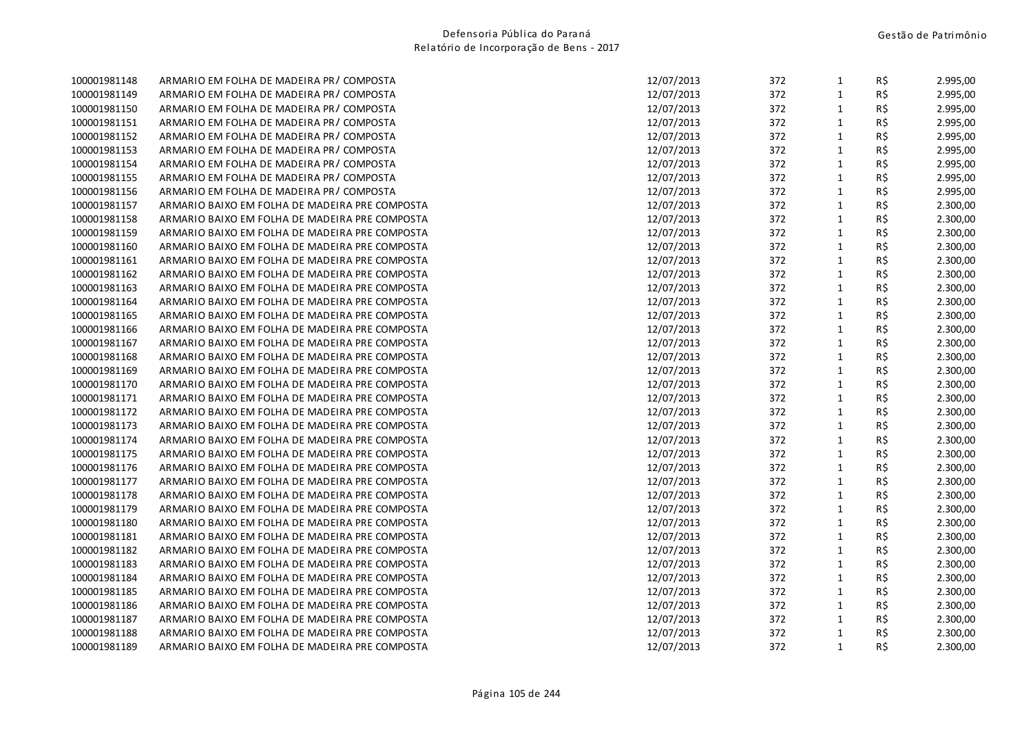| | | | | | | |
|---|---|---|---|---|---|---|
| 100001981148 | ARMARIO EM FOLHA DE MADEIRA PR/ COMPOSTA | 12/07/2013 | 372 | 1 | R$ | 2.995,00 |
| 100001981149 | ARMARIO EM FOLHA DE MADEIRA PR/ COMPOSTA | 12/07/2013 | 372 | 1 | R$ | 2.995,00 |
| 100001981150 | ARMARIO EM FOLHA DE MADEIRA PR/ COMPOSTA | 12/07/2013 | 372 | 1 | R$ | 2.995,00 |
| 100001981151 | ARMARIO EM FOLHA DE MADEIRA PR/ COMPOSTA | 12/07/2013 | 372 | 1 | R$ | 2.995,00 |
| 100001981152 | ARMARIO EM FOLHA DE MADEIRA PR/ COMPOSTA | 12/07/2013 | 372 | 1 | R$ | 2.995,00 |
| 100001981153 | ARMARIO EM FOLHA DE MADEIRA PR/ COMPOSTA | 12/07/2013 | 372 | 1 | R$ | 2.995,00 |
| 100001981154 | ARMARIO EM FOLHA DE MADEIRA PR/ COMPOSTA | 12/07/2013 | 372 | 1 | R$ | 2.995,00 |
| 100001981155 | ARMARIO EM FOLHA DE MADEIRA PR/ COMPOSTA | 12/07/2013 | 372 | 1 | R$ | 2.995,00 |
| 100001981156 | ARMARIO EM FOLHA DE MADEIRA PR/ COMPOSTA | 12/07/2013 | 372 | 1 | R$ | 2.995,00 |
| 100001981157 | ARMARIO BAIXO EM FOLHA DE MADEIRA PRE COMPOSTA | 12/07/2013 | 372 | 1 | R$ | 2.300,00 |
| 100001981158 | ARMARIO BAIXO EM FOLHA DE MADEIRA PRE COMPOSTA | 12/07/2013 | 372 | 1 | R$ | 2.300,00 |
| 100001981159 | ARMARIO BAIXO EM FOLHA DE MADEIRA PRE COMPOSTA | 12/07/2013 | 372 | 1 | R$ | 2.300,00 |
| 100001981160 | ARMARIO BAIXO EM FOLHA DE MADEIRA PRE COMPOSTA | 12/07/2013 | 372 | 1 | R$ | 2.300,00 |
| 100001981161 | ARMARIO BAIXO EM FOLHA DE MADEIRA PRE COMPOSTA | 12/07/2013 | 372 | 1 | R$ | 2.300,00 |
| 100001981162 | ARMARIO BAIXO EM FOLHA DE MADEIRA PRE COMPOSTA | 12/07/2013 | 372 | 1 | R$ | 2.300,00 |
| 100001981163 | ARMARIO BAIXO EM FOLHA DE MADEIRA PRE COMPOSTA | 12/07/2013 | 372 | 1 | R$ | 2.300,00 |
| 100001981164 | ARMARIO BAIXO EM FOLHA DE MADEIRA PRE COMPOSTA | 12/07/2013 | 372 | 1 | R$ | 2.300,00 |
| 100001981165 | ARMARIO BAIXO EM FOLHA DE MADEIRA PRE COMPOSTA | 12/07/2013 | 372 | 1 | R$ | 2.300,00 |
| 100001981166 | ARMARIO BAIXO EM FOLHA DE MADEIRA PRE COMPOSTA | 12/07/2013 | 372 | 1 | R$ | 2.300,00 |
| 100001981167 | ARMARIO BAIXO EM FOLHA DE MADEIRA PRE COMPOSTA | 12/07/2013 | 372 | 1 | R$ | 2.300,00 |
| 100001981168 | ARMARIO BAIXO EM FOLHA DE MADEIRA PRE COMPOSTA | 12/07/2013 | 372 | 1 | R$ | 2.300,00 |
| 100001981169 | ARMARIO BAIXO EM FOLHA DE MADEIRA PRE COMPOSTA | 12/07/2013 | 372 | 1 | R$ | 2.300,00 |
| 100001981170 | ARMARIO BAIXO EM FOLHA DE MADEIRA PRE COMPOSTA | 12/07/2013 | 372 | 1 | R$ | 2.300,00 |
| 100001981171 | ARMARIO BAIXO EM FOLHA DE MADEIRA PRE COMPOSTA | 12/07/2013 | 372 | 1 | R$ | 2.300,00 |
| 100001981172 | ARMARIO BAIXO EM FOLHA DE MADEIRA PRE COMPOSTA | 12/07/2013 | 372 | 1 | R$ | 2.300,00 |
| 100001981173 | ARMARIO BAIXO EM FOLHA DE MADEIRA PRE COMPOSTA | 12/07/2013 | 372 | 1 | R$ | 2.300,00 |
| 100001981174 | ARMARIO BAIXO EM FOLHA DE MADEIRA PRE COMPOSTA | 12/07/2013 | 372 | 1 | R$ | 2.300,00 |
| 100001981175 | ARMARIO BAIXO EM FOLHA DE MADEIRA PRE COMPOSTA | 12/07/2013 | 372 | 1 | R$ | 2.300,00 |
| 100001981176 | ARMARIO BAIXO EM FOLHA DE MADEIRA PRE COMPOSTA | 12/07/2013 | 372 | 1 | R$ | 2.300,00 |
| 100001981177 | ARMARIO BAIXO EM FOLHA DE MADEIRA PRE COMPOSTA | 12/07/2013 | 372 | 1 | R$ | 2.300,00 |
| 100001981178 | ARMARIO BAIXO EM FOLHA DE MADEIRA PRE COMPOSTA | 12/07/2013 | 372 | 1 | R$ | 2.300,00 |
| 100001981179 | ARMARIO BAIXO EM FOLHA DE MADEIRA PRE COMPOSTA | 12/07/2013 | 372 | 1 | R$ | 2.300,00 |
| 100001981180 | ARMARIO BAIXO EM FOLHA DE MADEIRA PRE COMPOSTA | 12/07/2013 | 372 | 1 | R$ | 2.300,00 |
| 100001981181 | ARMARIO BAIXO EM FOLHA DE MADEIRA PRE COMPOSTA | 12/07/2013 | 372 | 1 | R$ | 2.300,00 |
| 100001981182 | ARMARIO BAIXO EM FOLHA DE MADEIRA PRE COMPOSTA | 12/07/2013 | 372 | 1 | R$ | 2.300,00 |
| 100001981183 | ARMARIO BAIXO EM FOLHA DE MADEIRA PRE COMPOSTA | 12/07/2013 | 372 | 1 | R$ | 2.300,00 |
| 100001981184 | ARMARIO BAIXO EM FOLHA DE MADEIRA PRE COMPOSTA | 12/07/2013 | 372 | 1 | R$ | 2.300,00 |
| 100001981185 | ARMARIO BAIXO EM FOLHA DE MADEIRA PRE COMPOSTA | 12/07/2013 | 372 | 1 | R$ | 2.300,00 |
| 100001981186 | ARMARIO BAIXO EM FOLHA DE MADEIRA PRE COMPOSTA | 12/07/2013 | 372 | 1 | R$ | 2.300,00 |
| 100001981187 | ARMARIO BAIXO EM FOLHA DE MADEIRA PRE COMPOSTA | 12/07/2013 | 372 | 1 | R$ | 2.300,00 |
| 100001981188 | ARMARIO BAIXO EM FOLHA DE MADEIRA PRE COMPOSTA | 12/07/2013 | 372 | 1 | R$ | 2.300,00 |
| 100001981189 | ARMARIO BAIXO EM FOLHA DE MADEIRA PRE COMPOSTA | 12/07/2013 | 372 | 1 | R$ | 2.300,00 |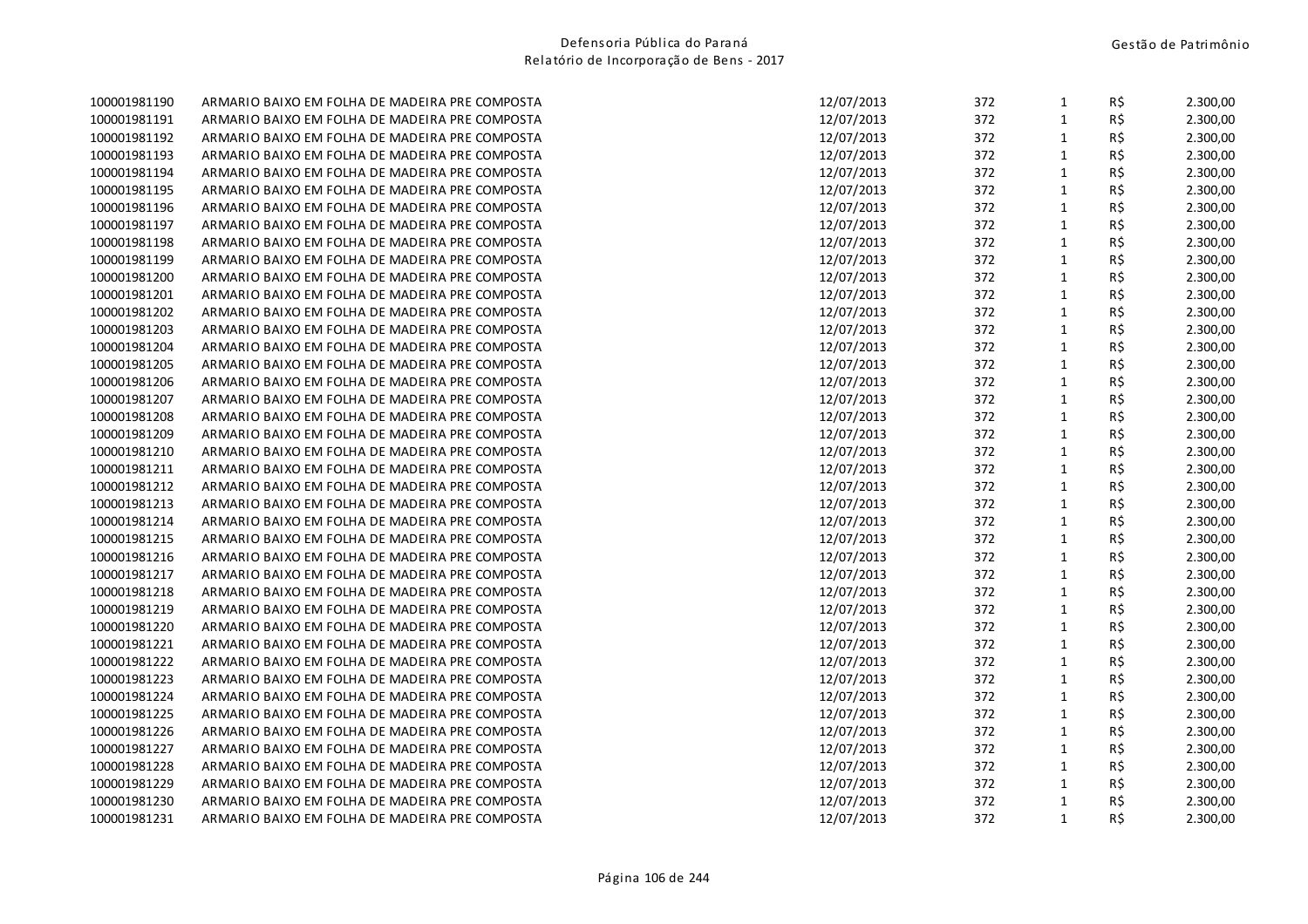| | | | | | | |
|---|---|---|---|---|---|---|
| 100001981190 | ARMARIO BAIXO EM FOLHA DE MADEIRA PRE COMPOSTA | 12/07/2013 | 372 | 1 | R$ | 2.300,00 |
| 100001981191 | ARMARIO BAIXO EM FOLHA DE MADEIRA PRE COMPOSTA | 12/07/2013 | 372 | 1 | R$ | 2.300,00 |
| 100001981192 | ARMARIO BAIXO EM FOLHA DE MADEIRA PRE COMPOSTA | 12/07/2013 | 372 | 1 | R$ | 2.300,00 |
| 100001981193 | ARMARIO BAIXO EM FOLHA DE MADEIRA PRE COMPOSTA | 12/07/2013 | 372 | 1 | R$ | 2.300,00 |
| 100001981194 | ARMARIO BAIXO EM FOLHA DE MADEIRA PRE COMPOSTA | 12/07/2013 | 372 | 1 | R$ | 2.300,00 |
| 100001981195 | ARMARIO BAIXO EM FOLHA DE MADEIRA PRE COMPOSTA | 12/07/2013 | 372 | 1 | R$ | 2.300,00 |
| 100001981196 | ARMARIO BAIXO EM FOLHA DE MADEIRA PRE COMPOSTA | 12/07/2013 | 372 | 1 | R$ | 2.300,00 |
| 100001981197 | ARMARIO BAIXO EM FOLHA DE MADEIRA PRE COMPOSTA | 12/07/2013 | 372 | 1 | R$ | 2.300,00 |
| 100001981198 | ARMARIO BAIXO EM FOLHA DE MADEIRA PRE COMPOSTA | 12/07/2013 | 372 | 1 | R$ | 2.300,00 |
| 100001981199 | ARMARIO BAIXO EM FOLHA DE MADEIRA PRE COMPOSTA | 12/07/2013 | 372 | 1 | R$ | 2.300,00 |
| 100001981200 | ARMARIO BAIXO EM FOLHA DE MADEIRA PRE COMPOSTA | 12/07/2013 | 372 | 1 | R$ | 2.300,00 |
| 100001981201 | ARMARIO BAIXO EM FOLHA DE MADEIRA PRE COMPOSTA | 12/07/2013 | 372 | 1 | R$ | 2.300,00 |
| 100001981202 | ARMARIO BAIXO EM FOLHA DE MADEIRA PRE COMPOSTA | 12/07/2013 | 372 | 1 | R$ | 2.300,00 |
| 100001981203 | ARMARIO BAIXO EM FOLHA DE MADEIRA PRE COMPOSTA | 12/07/2013 | 372 | 1 | R$ | 2.300,00 |
| 100001981204 | ARMARIO BAIXO EM FOLHA DE MADEIRA PRE COMPOSTA | 12/07/2013 | 372 | 1 | R$ | 2.300,00 |
| 100001981205 | ARMARIO BAIXO EM FOLHA DE MADEIRA PRE COMPOSTA | 12/07/2013 | 372 | 1 | R$ | 2.300,00 |
| 100001981206 | ARMARIO BAIXO EM FOLHA DE MADEIRA PRE COMPOSTA | 12/07/2013 | 372 | 1 | R$ | 2.300,00 |
| 100001981207 | ARMARIO BAIXO EM FOLHA DE MADEIRA PRE COMPOSTA | 12/07/2013 | 372 | 1 | R$ | 2.300,00 |
| 100001981208 | ARMARIO BAIXO EM FOLHA DE MADEIRA PRE COMPOSTA | 12/07/2013 | 372 | 1 | R$ | 2.300,00 |
| 100001981209 | ARMARIO BAIXO EM FOLHA DE MADEIRA PRE COMPOSTA | 12/07/2013 | 372 | 1 | R$ | 2.300,00 |
| 100001981210 | ARMARIO BAIXO EM FOLHA DE MADEIRA PRE COMPOSTA | 12/07/2013 | 372 | 1 | R$ | 2.300,00 |
| 100001981211 | ARMARIO BAIXO EM FOLHA DE MADEIRA PRE COMPOSTA | 12/07/2013 | 372 | 1 | R$ | 2.300,00 |
| 100001981212 | ARMARIO BAIXO EM FOLHA DE MADEIRA PRE COMPOSTA | 12/07/2013 | 372 | 1 | R$ | 2.300,00 |
| 100001981213 | ARMARIO BAIXO EM FOLHA DE MADEIRA PRE COMPOSTA | 12/07/2013 | 372 | 1 | R$ | 2.300,00 |
| 100001981214 | ARMARIO BAIXO EM FOLHA DE MADEIRA PRE COMPOSTA | 12/07/2013 | 372 | 1 | R$ | 2.300,00 |
| 100001981215 | ARMARIO BAIXO EM FOLHA DE MADEIRA PRE COMPOSTA | 12/07/2013 | 372 | 1 | R$ | 2.300,00 |
| 100001981216 | ARMARIO BAIXO EM FOLHA DE MADEIRA PRE COMPOSTA | 12/07/2013 | 372 | 1 | R$ | 2.300,00 |
| 100001981217 | ARMARIO BAIXO EM FOLHA DE MADEIRA PRE COMPOSTA | 12/07/2013 | 372 | 1 | R$ | 2.300,00 |
| 100001981218 | ARMARIO BAIXO EM FOLHA DE MADEIRA PRE COMPOSTA | 12/07/2013 | 372 | 1 | R$ | 2.300,00 |
| 100001981219 | ARMARIO BAIXO EM FOLHA DE MADEIRA PRE COMPOSTA | 12/07/2013 | 372 | 1 | R$ | 2.300,00 |
| 100001981220 | ARMARIO BAIXO EM FOLHA DE MADEIRA PRE COMPOSTA | 12/07/2013 | 372 | 1 | R$ | 2.300,00 |
| 100001981221 | ARMARIO BAIXO EM FOLHA DE MADEIRA PRE COMPOSTA | 12/07/2013 | 372 | 1 | R$ | 2.300,00 |
| 100001981222 | ARMARIO BAIXO EM FOLHA DE MADEIRA PRE COMPOSTA | 12/07/2013 | 372 | 1 | R$ | 2.300,00 |
| 100001981223 | ARMARIO BAIXO EM FOLHA DE MADEIRA PRE COMPOSTA | 12/07/2013 | 372 | 1 | R$ | 2.300,00 |
| 100001981224 | ARMARIO BAIXO EM FOLHA DE MADEIRA PRE COMPOSTA | 12/07/2013 | 372 | 1 | R$ | 2.300,00 |
| 100001981225 | ARMARIO BAIXO EM FOLHA DE MADEIRA PRE COMPOSTA | 12/07/2013 | 372 | 1 | R$ | 2.300,00 |
| 100001981226 | ARMARIO BAIXO EM FOLHA DE MADEIRA PRE COMPOSTA | 12/07/2013 | 372 | 1 | R$ | 2.300,00 |
| 100001981227 | ARMARIO BAIXO EM FOLHA DE MADEIRA PRE COMPOSTA | 12/07/2013 | 372 | 1 | R$ | 2.300,00 |
| 100001981228 | ARMARIO BAIXO EM FOLHA DE MADEIRA PRE COMPOSTA | 12/07/2013 | 372 | 1 | R$ | 2.300,00 |
| 100001981229 | ARMARIO BAIXO EM FOLHA DE MADEIRA PRE COMPOSTA | 12/07/2013 | 372 | 1 | R$ | 2.300,00 |
| 100001981230 | ARMARIO BAIXO EM FOLHA DE MADEIRA PRE COMPOSTA | 12/07/2013 | 372 | 1 | R$ | 2.300,00 |
| 100001981231 | ARMARIO BAIXO EM FOLHA DE MADEIRA PRE COMPOSTA | 12/07/2013 | 372 | 1 | R$ | 2.300,00 |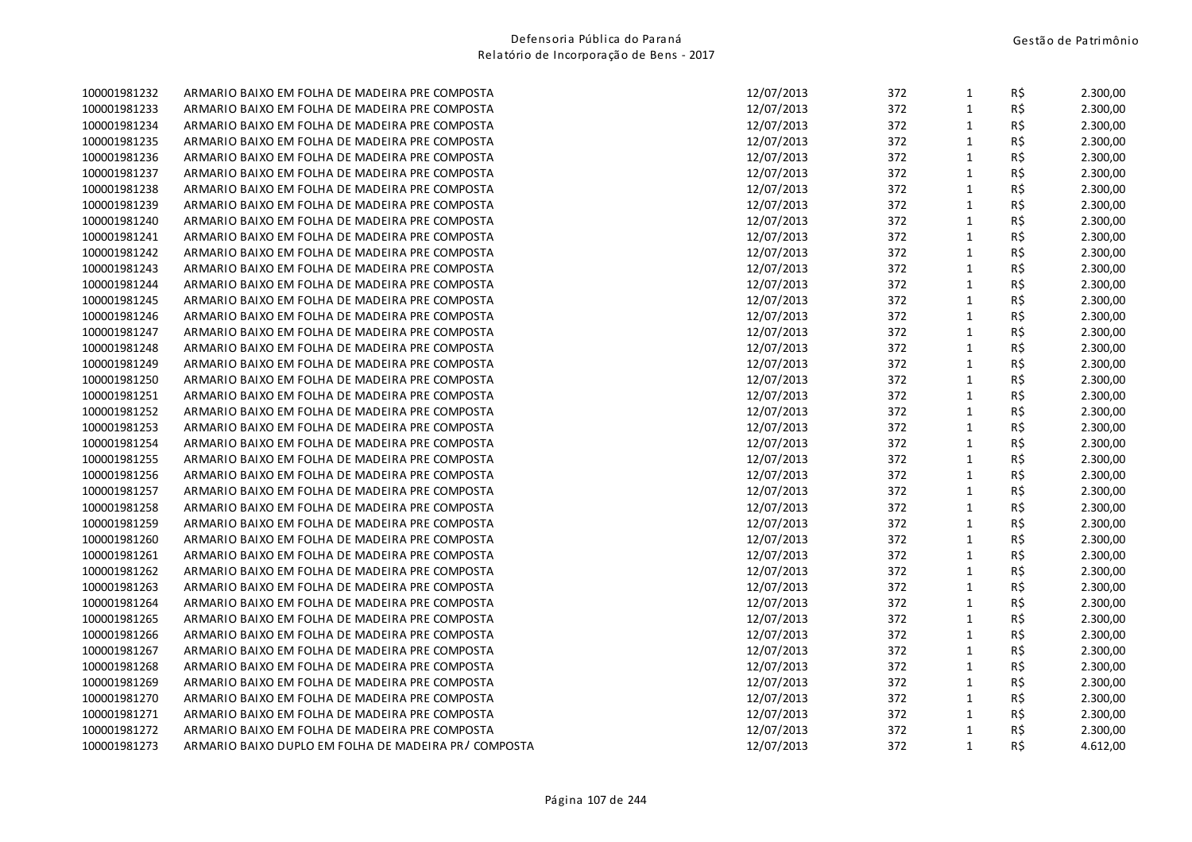| | | | | | | |
|---|---|---|---|---|---|---|
| 100001981232 | ARMARIO BAIXO EM FOLHA DE MADEIRA PRE COMPOSTA | 12/07/2013 | 372 | 1 | R$ | 2.300,00 |
| 100001981233 | ARMARIO BAIXO EM FOLHA DE MADEIRA PRE COMPOSTA | 12/07/2013 | 372 | 1 | R$ | 2.300,00 |
| 100001981234 | ARMARIO BAIXO EM FOLHA DE MADEIRA PRE COMPOSTA | 12/07/2013 | 372 | 1 | R$ | 2.300,00 |
| 100001981235 | ARMARIO BAIXO EM FOLHA DE MADEIRA PRE COMPOSTA | 12/07/2013 | 372 | 1 | R$ | 2.300,00 |
| 100001981236 | ARMARIO BAIXO EM FOLHA DE MADEIRA PRE COMPOSTA | 12/07/2013 | 372 | 1 | R$ | 2.300,00 |
| 100001981237 | ARMARIO BAIXO EM FOLHA DE MADEIRA PRE COMPOSTA | 12/07/2013 | 372 | 1 | R$ | 2.300,00 |
| 100001981238 | ARMARIO BAIXO EM FOLHA DE MADEIRA PRE COMPOSTA | 12/07/2013 | 372 | 1 | R$ | 2.300,00 |
| 100001981239 | ARMARIO BAIXO EM FOLHA DE MADEIRA PRE COMPOSTA | 12/07/2013 | 372 | 1 | R$ | 2.300,00 |
| 100001981240 | ARMARIO BAIXO EM FOLHA DE MADEIRA PRE COMPOSTA | 12/07/2013 | 372 | 1 | R$ | 2.300,00 |
| 100001981241 | ARMARIO BAIXO EM FOLHA DE MADEIRA PRE COMPOSTA | 12/07/2013 | 372 | 1 | R$ | 2.300,00 |
| 100001981242 | ARMARIO BAIXO EM FOLHA DE MADEIRA PRE COMPOSTA | 12/07/2013 | 372 | 1 | R$ | 2.300,00 |
| 100001981243 | ARMARIO BAIXO EM FOLHA DE MADEIRA PRE COMPOSTA | 12/07/2013 | 372 | 1 | R$ | 2.300,00 |
| 100001981244 | ARMARIO BAIXO EM FOLHA DE MADEIRA PRE COMPOSTA | 12/07/2013 | 372 | 1 | R$ | 2.300,00 |
| 100001981245 | ARMARIO BAIXO EM FOLHA DE MADEIRA PRE COMPOSTA | 12/07/2013 | 372 | 1 | R$ | 2.300,00 |
| 100001981246 | ARMARIO BAIXO EM FOLHA DE MADEIRA PRE COMPOSTA | 12/07/2013 | 372 | 1 | R$ | 2.300,00 |
| 100001981247 | ARMARIO BAIXO EM FOLHA DE MADEIRA PRE COMPOSTA | 12/07/2013 | 372 | 1 | R$ | 2.300,00 |
| 100001981248 | ARMARIO BAIXO EM FOLHA DE MADEIRA PRE COMPOSTA | 12/07/2013 | 372 | 1 | R$ | 2.300,00 |
| 100001981249 | ARMARIO BAIXO EM FOLHA DE MADEIRA PRE COMPOSTA | 12/07/2013 | 372 | 1 | R$ | 2.300,00 |
| 100001981250 | ARMARIO BAIXO EM FOLHA DE MADEIRA PRE COMPOSTA | 12/07/2013 | 372 | 1 | R$ | 2.300,00 |
| 100001981251 | ARMARIO BAIXO EM FOLHA DE MADEIRA PRE COMPOSTA | 12/07/2013 | 372 | 1 | R$ | 2.300,00 |
| 100001981252 | ARMARIO BAIXO EM FOLHA DE MADEIRA PRE COMPOSTA | 12/07/2013 | 372 | 1 | R$ | 2.300,00 |
| 100001981253 | ARMARIO BAIXO EM FOLHA DE MADEIRA PRE COMPOSTA | 12/07/2013 | 372 | 1 | R$ | 2.300,00 |
| 100001981254 | ARMARIO BAIXO EM FOLHA DE MADEIRA PRE COMPOSTA | 12/07/2013 | 372 | 1 | R$ | 2.300,00 |
| 100001981255 | ARMARIO BAIXO EM FOLHA DE MADEIRA PRE COMPOSTA | 12/07/2013 | 372 | 1 | R$ | 2.300,00 |
| 100001981256 | ARMARIO BAIXO EM FOLHA DE MADEIRA PRE COMPOSTA | 12/07/2013 | 372 | 1 | R$ | 2.300,00 |
| 100001981257 | ARMARIO BAIXO EM FOLHA DE MADEIRA PRE COMPOSTA | 12/07/2013 | 372 | 1 | R$ | 2.300,00 |
| 100001981258 | ARMARIO BAIXO EM FOLHA DE MADEIRA PRE COMPOSTA | 12/07/2013 | 372 | 1 | R$ | 2.300,00 |
| 100001981259 | ARMARIO BAIXO EM FOLHA DE MADEIRA PRE COMPOSTA | 12/07/2013 | 372 | 1 | R$ | 2.300,00 |
| 100001981260 | ARMARIO BAIXO EM FOLHA DE MADEIRA PRE COMPOSTA | 12/07/2013 | 372 | 1 | R$ | 2.300,00 |
| 100001981261 | ARMARIO BAIXO EM FOLHA DE MADEIRA PRE COMPOSTA | 12/07/2013 | 372 | 1 | R$ | 2.300,00 |
| 100001981262 | ARMARIO BAIXO EM FOLHA DE MADEIRA PRE COMPOSTA | 12/07/2013 | 372 | 1 | R$ | 2.300,00 |
| 100001981263 | ARMARIO BAIXO EM FOLHA DE MADEIRA PRE COMPOSTA | 12/07/2013 | 372 | 1 | R$ | 2.300,00 |
| 100001981264 | ARMARIO BAIXO EM FOLHA DE MADEIRA PRE COMPOSTA | 12/07/2013 | 372 | 1 | R$ | 2.300,00 |
| 100001981265 | ARMARIO BAIXO EM FOLHA DE MADEIRA PRE COMPOSTA | 12/07/2013 | 372 | 1 | R$ | 2.300,00 |
| 100001981266 | ARMARIO BAIXO EM FOLHA DE MADEIRA PRE COMPOSTA | 12/07/2013 | 372 | 1 | R$ | 2.300,00 |
| 100001981267 | ARMARIO BAIXO EM FOLHA DE MADEIRA PRE COMPOSTA | 12/07/2013 | 372 | 1 | R$ | 2.300,00 |
| 100001981268 | ARMARIO BAIXO EM FOLHA DE MADEIRA PRE COMPOSTA | 12/07/2013 | 372 | 1 | R$ | 2.300,00 |
| 100001981269 | ARMARIO BAIXO EM FOLHA DE MADEIRA PRE COMPOSTA | 12/07/2013 | 372 | 1 | R$ | 2.300,00 |
| 100001981270 | ARMARIO BAIXO EM FOLHA DE MADEIRA PRE COMPOSTA | 12/07/2013 | 372 | 1 | R$ | 2.300,00 |
| 100001981271 | ARMARIO BAIXO EM FOLHA DE MADEIRA PRE COMPOSTA | 12/07/2013 | 372 | 1 | R$ | 2.300,00 |
| 100001981272 | ARMARIO BAIXO EM FOLHA DE MADEIRA PRE COMPOSTA | 12/07/2013 | 372 | 1 | R$ | 2.300,00 |
| 100001981273 | ARMARIO BAIXO DUPLO EM FOLHA DE MADEIRA PR/ COMPOSTA | 12/07/2013 | 372 | 1 | R$ | 4.612,00 |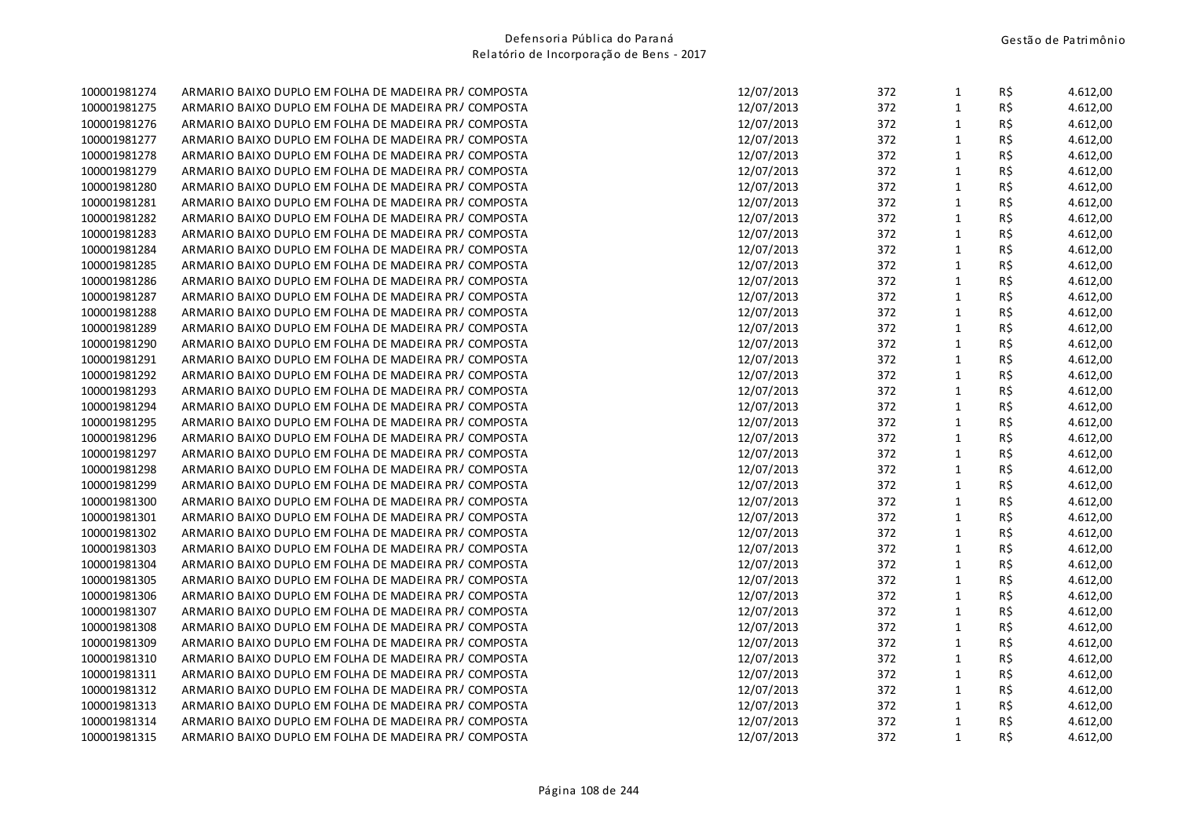| | | | | | | |
|---|---|---|---|---|---|---|
| 100001981274 | ARMARIO BAIXO DUPLO EM FOLHA DE MADEIRA PR/ COMPOSTA | 12/07/2013 | 372 | 1 | R$ | 4.612,00 |
| 100001981275 | ARMARIO BAIXO DUPLO EM FOLHA DE MADEIRA PR/ COMPOSTA | 12/07/2013 | 372 | 1 | R$ | 4.612,00 |
| 100001981276 | ARMARIO BAIXO DUPLO EM FOLHA DE MADEIRA PR/ COMPOSTA | 12/07/2013 | 372 | 1 | R$ | 4.612,00 |
| 100001981277 | ARMARIO BAIXO DUPLO EM FOLHA DE MADEIRA PR/ COMPOSTA | 12/07/2013 | 372 | 1 | R$ | 4.612,00 |
| 100001981278 | ARMARIO BAIXO DUPLO EM FOLHA DE MADEIRA PR/ COMPOSTA | 12/07/2013 | 372 | 1 | R$ | 4.612,00 |
| 100001981279 | ARMARIO BAIXO DUPLO EM FOLHA DE MADEIRA PR/ COMPOSTA | 12/07/2013 | 372 | 1 | R$ | 4.612,00 |
| 100001981280 | ARMARIO BAIXO DUPLO EM FOLHA DE MADEIRA PR/ COMPOSTA | 12/07/2013 | 372 | 1 | R$ | 4.612,00 |
| 100001981281 | ARMARIO BAIXO DUPLO EM FOLHA DE MADEIRA PR/ COMPOSTA | 12/07/2013 | 372 | 1 | R$ | 4.612,00 |
| 100001981282 | ARMARIO BAIXO DUPLO EM FOLHA DE MADEIRA PR/ COMPOSTA | 12/07/2013 | 372 | 1 | R$ | 4.612,00 |
| 100001981283 | ARMARIO BAIXO DUPLO EM FOLHA DE MADEIRA PR/ COMPOSTA | 12/07/2013 | 372 | 1 | R$ | 4.612,00 |
| 100001981284 | ARMARIO BAIXO DUPLO EM FOLHA DE MADEIRA PR/ COMPOSTA | 12/07/2013 | 372 | 1 | R$ | 4.612,00 |
| 100001981285 | ARMARIO BAIXO DUPLO EM FOLHA DE MADEIRA PR/ COMPOSTA | 12/07/2013 | 372 | 1 | R$ | 4.612,00 |
| 100001981286 | ARMARIO BAIXO DUPLO EM FOLHA DE MADEIRA PR/ COMPOSTA | 12/07/2013 | 372 | 1 | R$ | 4.612,00 |
| 100001981287 | ARMARIO BAIXO DUPLO EM FOLHA DE MADEIRA PR/ COMPOSTA | 12/07/2013 | 372 | 1 | R$ | 4.612,00 |
| 100001981288 | ARMARIO BAIXO DUPLO EM FOLHA DE MADEIRA PR/ COMPOSTA | 12/07/2013 | 372 | 1 | R$ | 4.612,00 |
| 100001981289 | ARMARIO BAIXO DUPLO EM FOLHA DE MADEIRA PR/ COMPOSTA | 12/07/2013 | 372 | 1 | R$ | 4.612,00 |
| 100001981290 | ARMARIO BAIXO DUPLO EM FOLHA DE MADEIRA PR/ COMPOSTA | 12/07/2013 | 372 | 1 | R$ | 4.612,00 |
| 100001981291 | ARMARIO BAIXO DUPLO EM FOLHA DE MADEIRA PR/ COMPOSTA | 12/07/2013 | 372 | 1 | R$ | 4.612,00 |
| 100001981292 | ARMARIO BAIXO DUPLO EM FOLHA DE MADEIRA PR/ COMPOSTA | 12/07/2013 | 372 | 1 | R$ | 4.612,00 |
| 100001981293 | ARMARIO BAIXO DUPLO EM FOLHA DE MADEIRA PR/ COMPOSTA | 12/07/2013 | 372 | 1 | R$ | 4.612,00 |
| 100001981294 | ARMARIO BAIXO DUPLO EM FOLHA DE MADEIRA PR/ COMPOSTA | 12/07/2013 | 372 | 1 | R$ | 4.612,00 |
| 100001981295 | ARMARIO BAIXO DUPLO EM FOLHA DE MADEIRA PR/ COMPOSTA | 12/07/2013 | 372 | 1 | R$ | 4.612,00 |
| 100001981296 | ARMARIO BAIXO DUPLO EM FOLHA DE MADEIRA PR/ COMPOSTA | 12/07/2013 | 372 | 1 | R$ | 4.612,00 |
| 100001981297 | ARMARIO BAIXO DUPLO EM FOLHA DE MADEIRA PR/ COMPOSTA | 12/07/2013 | 372 | 1 | R$ | 4.612,00 |
| 100001981298 | ARMARIO BAIXO DUPLO EM FOLHA DE MADEIRA PR/ COMPOSTA | 12/07/2013 | 372 | 1 | R$ | 4.612,00 |
| 100001981299 | ARMARIO BAIXO DUPLO EM FOLHA DE MADEIRA PR/ COMPOSTA | 12/07/2013 | 372 | 1 | R$ | 4.612,00 |
| 100001981300 | ARMARIO BAIXO DUPLO EM FOLHA DE MADEIRA PR/ COMPOSTA | 12/07/2013 | 372 | 1 | R$ | 4.612,00 |
| 100001981301 | ARMARIO BAIXO DUPLO EM FOLHA DE MADEIRA PR/ COMPOSTA | 12/07/2013 | 372 | 1 | R$ | 4.612,00 |
| 100001981302 | ARMARIO BAIXO DUPLO EM FOLHA DE MADEIRA PR/ COMPOSTA | 12/07/2013 | 372 | 1 | R$ | 4.612,00 |
| 100001981303 | ARMARIO BAIXO DUPLO EM FOLHA DE MADEIRA PR/ COMPOSTA | 12/07/2013 | 372 | 1 | R$ | 4.612,00 |
| 100001981304 | ARMARIO BAIXO DUPLO EM FOLHA DE MADEIRA PR/ COMPOSTA | 12/07/2013 | 372 | 1 | R$ | 4.612,00 |
| 100001981305 | ARMARIO BAIXO DUPLO EM FOLHA DE MADEIRA PR/ COMPOSTA | 12/07/2013 | 372 | 1 | R$ | 4.612,00 |
| 100001981306 | ARMARIO BAIXO DUPLO EM FOLHA DE MADEIRA PR/ COMPOSTA | 12/07/2013 | 372 | 1 | R$ | 4.612,00 |
| 100001981307 | ARMARIO BAIXO DUPLO EM FOLHA DE MADEIRA PR/ COMPOSTA | 12/07/2013 | 372 | 1 | R$ | 4.612,00 |
| 100001981308 | ARMARIO BAIXO DUPLO EM FOLHA DE MADEIRA PR/ COMPOSTA | 12/07/2013 | 372 | 1 | R$ | 4.612,00 |
| 100001981309 | ARMARIO BAIXO DUPLO EM FOLHA DE MADEIRA PR/ COMPOSTA | 12/07/2013 | 372 | 1 | R$ | 4.612,00 |
| 100001981310 | ARMARIO BAIXO DUPLO EM FOLHA DE MADEIRA PR/ COMPOSTA | 12/07/2013 | 372 | 1 | R$ | 4.612,00 |
| 100001981311 | ARMARIO BAIXO DUPLO EM FOLHA DE MADEIRA PR/ COMPOSTA | 12/07/2013 | 372 | 1 | R$ | 4.612,00 |
| 100001981312 | ARMARIO BAIXO DUPLO EM FOLHA DE MADEIRA PR/ COMPOSTA | 12/07/2013 | 372 | 1 | R$ | 4.612,00 |
| 100001981313 | ARMARIO BAIXO DUPLO EM FOLHA DE MADEIRA PR/ COMPOSTA | 12/07/2013 | 372 | 1 | R$ | 4.612,00 |
| 100001981314 | ARMARIO BAIXO DUPLO EM FOLHA DE MADEIRA PR/ COMPOSTA | 12/07/2013 | 372 | 1 | R$ | 4.612,00 |
| 100001981315 | ARMARIO BAIXO DUPLO EM FOLHA DE MADEIRA PR/ COMPOSTA | 12/07/2013 | 372 | 1 | R$ | 4.612,00 |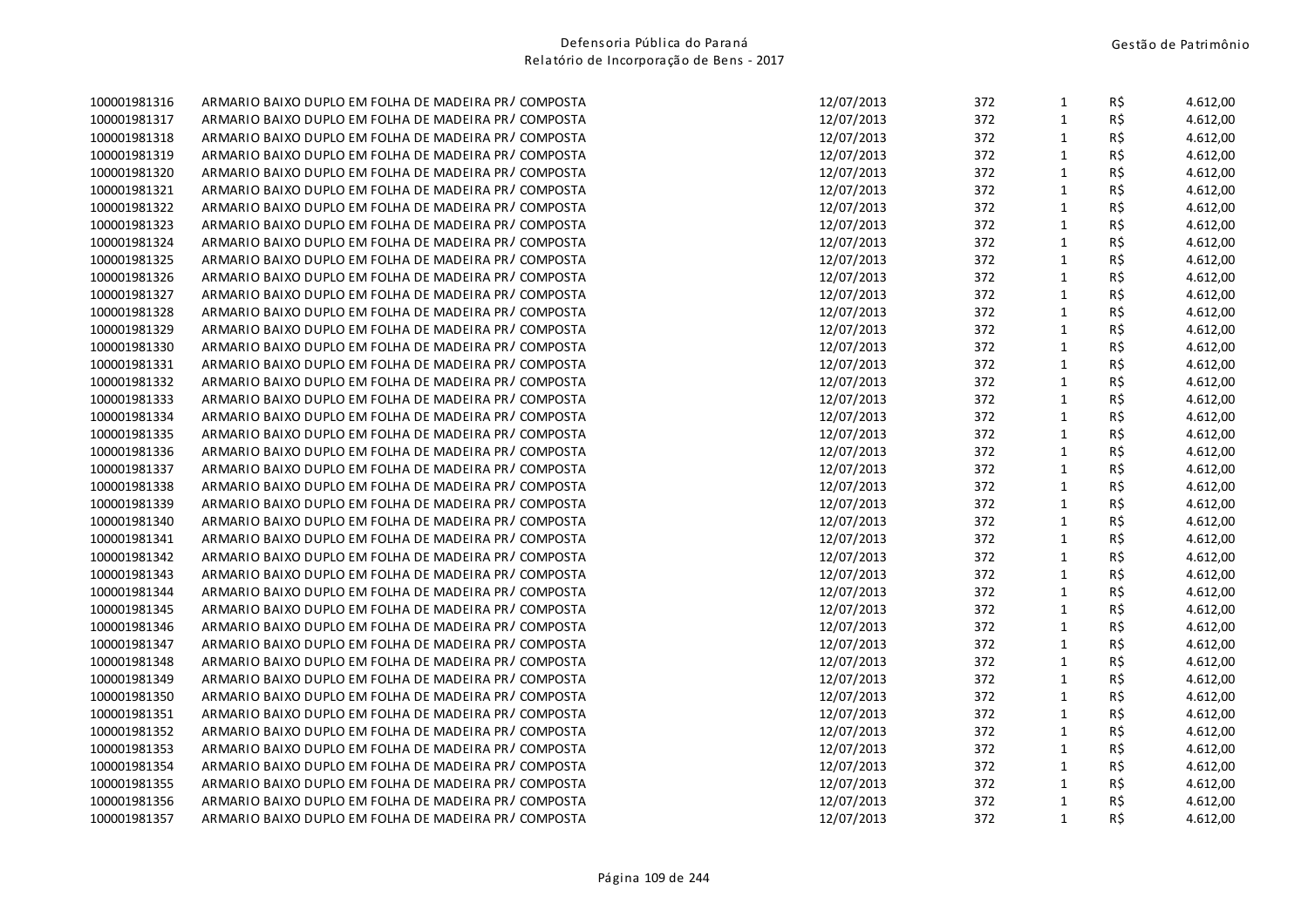| | | | | | | |
|---|---|---|---|---|---|---|
| 100001981316 | ARMARIO BAIXO DUPLO EM FOLHA DE MADEIRA PR/ COMPOSTA | 12/07/2013 | 372 | 1 | R$ | 4.612,00 |
| 100001981317 | ARMARIO BAIXO DUPLO EM FOLHA DE MADEIRA PR/ COMPOSTA | 12/07/2013 | 372 | 1 | R$ | 4.612,00 |
| 100001981318 | ARMARIO BAIXO DUPLO EM FOLHA DE MADEIRA PR/ COMPOSTA | 12/07/2013 | 372 | 1 | R$ | 4.612,00 |
| 100001981319 | ARMARIO BAIXO DUPLO EM FOLHA DE MADEIRA PR/ COMPOSTA | 12/07/2013 | 372 | 1 | R$ | 4.612,00 |
| 100001981320 | ARMARIO BAIXO DUPLO EM FOLHA DE MADEIRA PR/ COMPOSTA | 12/07/2013 | 372 | 1 | R$ | 4.612,00 |
| 100001981321 | ARMARIO BAIXO DUPLO EM FOLHA DE MADEIRA PR/ COMPOSTA | 12/07/2013 | 372 | 1 | R$ | 4.612,00 |
| 100001981322 | ARMARIO BAIXO DUPLO EM FOLHA DE MADEIRA PR/ COMPOSTA | 12/07/2013 | 372 | 1 | R$ | 4.612,00 |
| 100001981323 | ARMARIO BAIXO DUPLO EM FOLHA DE MADEIRA PR/ COMPOSTA | 12/07/2013 | 372 | 1 | R$ | 4.612,00 |
| 100001981324 | ARMARIO BAIXO DUPLO EM FOLHA DE MADEIRA PR/ COMPOSTA | 12/07/2013 | 372 | 1 | R$ | 4.612,00 |
| 100001981325 | ARMARIO BAIXO DUPLO EM FOLHA DE MADEIRA PR/ COMPOSTA | 12/07/2013 | 372 | 1 | R$ | 4.612,00 |
| 100001981326 | ARMARIO BAIXO DUPLO EM FOLHA DE MADEIRA PR/ COMPOSTA | 12/07/2013 | 372 | 1 | R$ | 4.612,00 |
| 100001981327 | ARMARIO BAIXO DUPLO EM FOLHA DE MADEIRA PR/ COMPOSTA | 12/07/2013 | 372 | 1 | R$ | 4.612,00 |
| 100001981328 | ARMARIO BAIXO DUPLO EM FOLHA DE MADEIRA PR/ COMPOSTA | 12/07/2013 | 372 | 1 | R$ | 4.612,00 |
| 100001981329 | ARMARIO BAIXO DUPLO EM FOLHA DE MADEIRA PR/ COMPOSTA | 12/07/2013 | 372 | 1 | R$ | 4.612,00 |
| 100001981330 | ARMARIO BAIXO DUPLO EM FOLHA DE MADEIRA PR/ COMPOSTA | 12/07/2013 | 372 | 1 | R$ | 4.612,00 |
| 100001981331 | ARMARIO BAIXO DUPLO EM FOLHA DE MADEIRA PR/ COMPOSTA | 12/07/2013 | 372 | 1 | R$ | 4.612,00 |
| 100001981332 | ARMARIO BAIXO DUPLO EM FOLHA DE MADEIRA PR/ COMPOSTA | 12/07/2013 | 372 | 1 | R$ | 4.612,00 |
| 100001981333 | ARMARIO BAIXO DUPLO EM FOLHA DE MADEIRA PR/ COMPOSTA | 12/07/2013 | 372 | 1 | R$ | 4.612,00 |
| 100001981334 | ARMARIO BAIXO DUPLO EM FOLHA DE MADEIRA PR/ COMPOSTA | 12/07/2013 | 372 | 1 | R$ | 4.612,00 |
| 100001981335 | ARMARIO BAIXO DUPLO EM FOLHA DE MADEIRA PR/ COMPOSTA | 12/07/2013 | 372 | 1 | R$ | 4.612,00 |
| 100001981336 | ARMARIO BAIXO DUPLO EM FOLHA DE MADEIRA PR/ COMPOSTA | 12/07/2013 | 372 | 1 | R$ | 4.612,00 |
| 100001981337 | ARMARIO BAIXO DUPLO EM FOLHA DE MADEIRA PR/ COMPOSTA | 12/07/2013 | 372 | 1 | R$ | 4.612,00 |
| 100001981338 | ARMARIO BAIXO DUPLO EM FOLHA DE MADEIRA PR/ COMPOSTA | 12/07/2013 | 372 | 1 | R$ | 4.612,00 |
| 100001981339 | ARMARIO BAIXO DUPLO EM FOLHA DE MADEIRA PR/ COMPOSTA | 12/07/2013 | 372 | 1 | R$ | 4.612,00 |
| 100001981340 | ARMARIO BAIXO DUPLO EM FOLHA DE MADEIRA PR/ COMPOSTA | 12/07/2013 | 372 | 1 | R$ | 4.612,00 |
| 100001981341 | ARMARIO BAIXO DUPLO EM FOLHA DE MADEIRA PR/ COMPOSTA | 12/07/2013 | 372 | 1 | R$ | 4.612,00 |
| 100001981342 | ARMARIO BAIXO DUPLO EM FOLHA DE MADEIRA PR/ COMPOSTA | 12/07/2013 | 372 | 1 | R$ | 4.612,00 |
| 100001981343 | ARMARIO BAIXO DUPLO EM FOLHA DE MADEIRA PR/ COMPOSTA | 12/07/2013 | 372 | 1 | R$ | 4.612,00 |
| 100001981344 | ARMARIO BAIXO DUPLO EM FOLHA DE MADEIRA PR/ COMPOSTA | 12/07/2013 | 372 | 1 | R$ | 4.612,00 |
| 100001981345 | ARMARIO BAIXO DUPLO EM FOLHA DE MADEIRA PR/ COMPOSTA | 12/07/2013 | 372 | 1 | R$ | 4.612,00 |
| 100001981346 | ARMARIO BAIXO DUPLO EM FOLHA DE MADEIRA PR/ COMPOSTA | 12/07/2013 | 372 | 1 | R$ | 4.612,00 |
| 100001981347 | ARMARIO BAIXO DUPLO EM FOLHA DE MADEIRA PR/ COMPOSTA | 12/07/2013 | 372 | 1 | R$ | 4.612,00 |
| 100001981348 | ARMARIO BAIXO DUPLO EM FOLHA DE MADEIRA PR/ COMPOSTA | 12/07/2013 | 372 | 1 | R$ | 4.612,00 |
| 100001981349 | ARMARIO BAIXO DUPLO EM FOLHA DE MADEIRA PR/ COMPOSTA | 12/07/2013 | 372 | 1 | R$ | 4.612,00 |
| 100001981350 | ARMARIO BAIXO DUPLO EM FOLHA DE MADEIRA PR/ COMPOSTA | 12/07/2013 | 372 | 1 | R$ | 4.612,00 |
| 100001981351 | ARMARIO BAIXO DUPLO EM FOLHA DE MADEIRA PR/ COMPOSTA | 12/07/2013 | 372 | 1 | R$ | 4.612,00 |
| 100001981352 | ARMARIO BAIXO DUPLO EM FOLHA DE MADEIRA PR/ COMPOSTA | 12/07/2013 | 372 | 1 | R$ | 4.612,00 |
| 100001981353 | ARMARIO BAIXO DUPLO EM FOLHA DE MADEIRA PR/ COMPOSTA | 12/07/2013 | 372 | 1 | R$ | 4.612,00 |
| 100001981354 | ARMARIO BAIXO DUPLO EM FOLHA DE MADEIRA PR/ COMPOSTA | 12/07/2013 | 372 | 1 | R$ | 4.612,00 |
| 100001981355 | ARMARIO BAIXO DUPLO EM FOLHA DE MADEIRA PR/ COMPOSTA | 12/07/2013 | 372 | 1 | R$ | 4.612,00 |
| 100001981356 | ARMARIO BAIXO DUPLO EM FOLHA DE MADEIRA PR/ COMPOSTA | 12/07/2013 | 372 | 1 | R$ | 4.612,00 |
| 100001981357 | ARMARIO BAIXO DUPLO EM FOLHA DE MADEIRA PR/ COMPOSTA | 12/07/2013 | 372 | 1 | R$ | 4.612,00 |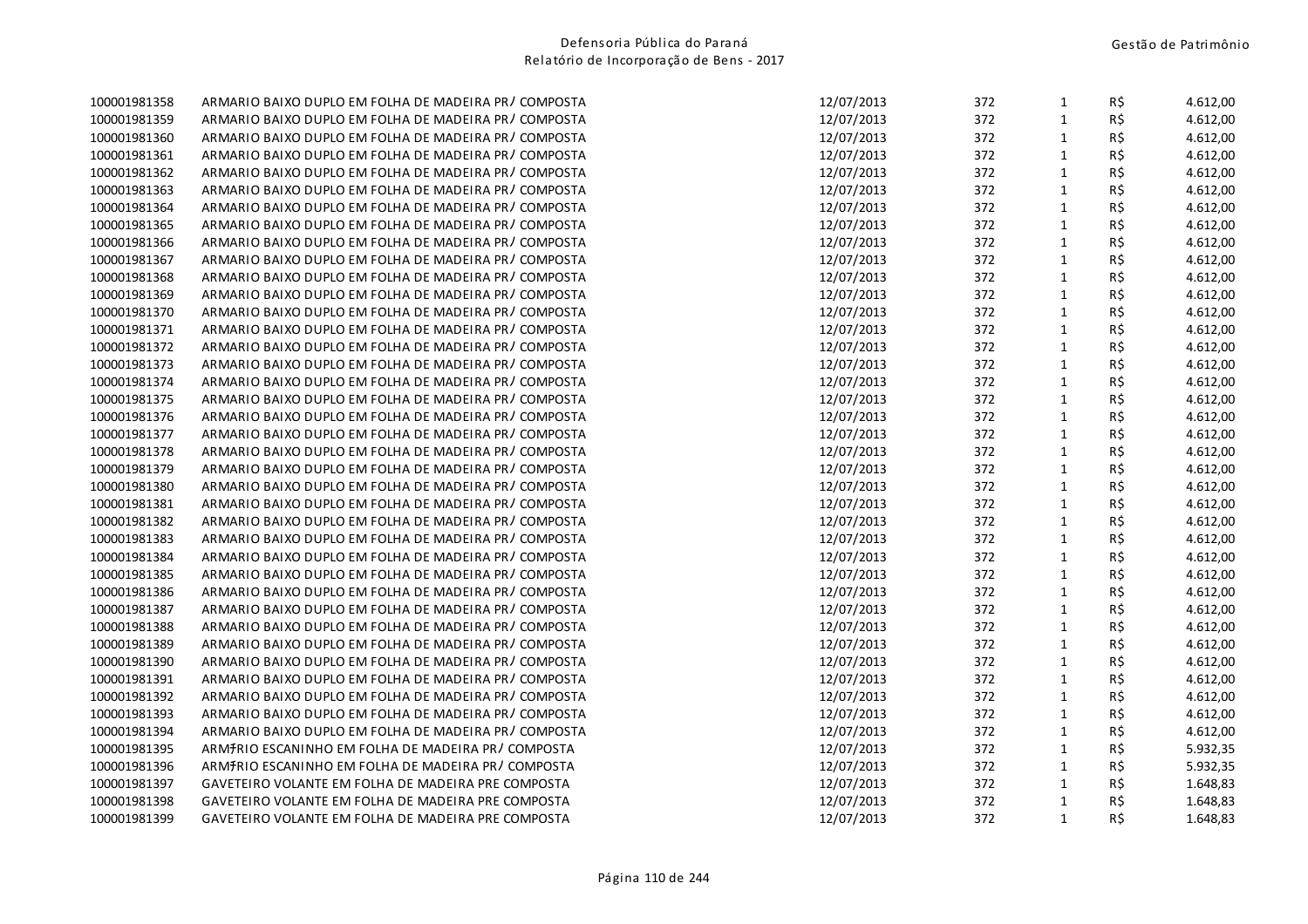| | | | | | | |
|---|---|---|---|---|---|---|
| 100001981358 | ARMARIO BAIXO DUPLO EM FOLHA DE MADEIRA PR/ COMPOSTA | 12/07/2013 | 372 | 1 | R$ | 4.612,00 |
| 100001981359 | ARMARIO BAIXO DUPLO EM FOLHA DE MADEIRA PR/ COMPOSTA | 12/07/2013 | 372 | 1 | R$ | 4.612,00 |
| 100001981360 | ARMARIO BAIXO DUPLO EM FOLHA DE MADEIRA PR/ COMPOSTA | 12/07/2013 | 372 | 1 | R$ | 4.612,00 |
| 100001981361 | ARMARIO BAIXO DUPLO EM FOLHA DE MADEIRA PR/ COMPOSTA | 12/07/2013 | 372 | 1 | R$ | 4.612,00 |
| 100001981362 | ARMARIO BAIXO DUPLO EM FOLHA DE MADEIRA PR/ COMPOSTA | 12/07/2013 | 372 | 1 | R$ | 4.612,00 |
| 100001981363 | ARMARIO BAIXO DUPLO EM FOLHA DE MADEIRA PR/ COMPOSTA | 12/07/2013 | 372 | 1 | R$ | 4.612,00 |
| 100001981364 | ARMARIO BAIXO DUPLO EM FOLHA DE MADEIRA PR/ COMPOSTA | 12/07/2013 | 372 | 1 | R$ | 4.612,00 |
| 100001981365 | ARMARIO BAIXO DUPLO EM FOLHA DE MADEIRA PR/ COMPOSTA | 12/07/2013 | 372 | 1 | R$ | 4.612,00 |
| 100001981366 | ARMARIO BAIXO DUPLO EM FOLHA DE MADEIRA PR/ COMPOSTA | 12/07/2013 | 372 | 1 | R$ | 4.612,00 |
| 100001981367 | ARMARIO BAIXO DUPLO EM FOLHA DE MADEIRA PR/ COMPOSTA | 12/07/2013 | 372 | 1 | R$ | 4.612,00 |
| 100001981368 | ARMARIO BAIXO DUPLO EM FOLHA DE MADEIRA PR/ COMPOSTA | 12/07/2013 | 372 | 1 | R$ | 4.612,00 |
| 100001981369 | ARMARIO BAIXO DUPLO EM FOLHA DE MADEIRA PR/ COMPOSTA | 12/07/2013 | 372 | 1 | R$ | 4.612,00 |
| 100001981370 | ARMARIO BAIXO DUPLO EM FOLHA DE MADEIRA PR/ COMPOSTA | 12/07/2013 | 372 | 1 | R$ | 4.612,00 |
| 100001981371 | ARMARIO BAIXO DUPLO EM FOLHA DE MADEIRA PR/ COMPOSTA | 12/07/2013 | 372 | 1 | R$ | 4.612,00 |
| 100001981372 | ARMARIO BAIXO DUPLO EM FOLHA DE MADEIRA PR/ COMPOSTA | 12/07/2013 | 372 | 1 | R$ | 4.612,00 |
| 100001981373 | ARMARIO BAIXO DUPLO EM FOLHA DE MADEIRA PR/ COMPOSTA | 12/07/2013 | 372 | 1 | R$ | 4.612,00 |
| 100001981374 | ARMARIO BAIXO DUPLO EM FOLHA DE MADEIRA PR/ COMPOSTA | 12/07/2013 | 372 | 1 | R$ | 4.612,00 |
| 100001981375 | ARMARIO BAIXO DUPLO EM FOLHA DE MADEIRA PR/ COMPOSTA | 12/07/2013 | 372 | 1 | R$ | 4.612,00 |
| 100001981376 | ARMARIO BAIXO DUPLO EM FOLHA DE MADEIRA PR/ COMPOSTA | 12/07/2013 | 372 | 1 | R$ | 4.612,00 |
| 100001981377 | ARMARIO BAIXO DUPLO EM FOLHA DE MADEIRA PR/ COMPOSTA | 12/07/2013 | 372 | 1 | R$ | 4.612,00 |
| 100001981378 | ARMARIO BAIXO DUPLO EM FOLHA DE MADEIRA PR/ COMPOSTA | 12/07/2013 | 372 | 1 | R$ | 4.612,00 |
| 100001981379 | ARMARIO BAIXO DUPLO EM FOLHA DE MADEIRA PR/ COMPOSTA | 12/07/2013 | 372 | 1 | R$ | 4.612,00 |
| 100001981380 | ARMARIO BAIXO DUPLO EM FOLHA DE MADEIRA PR/ COMPOSTA | 12/07/2013 | 372 | 1 | R$ | 4.612,00 |
| 100001981381 | ARMARIO BAIXO DUPLO EM FOLHA DE MADEIRA PR/ COMPOSTA | 12/07/2013 | 372 | 1 | R$ | 4.612,00 |
| 100001981382 | ARMARIO BAIXO DUPLO EM FOLHA DE MADEIRA PR/ COMPOSTA | 12/07/2013 | 372 | 1 | R$ | 4.612,00 |
| 100001981383 | ARMARIO BAIXO DUPLO EM FOLHA DE MADEIRA PR/ COMPOSTA | 12/07/2013 | 372 | 1 | R$ | 4.612,00 |
| 100001981384 | ARMARIO BAIXO DUPLO EM FOLHA DE MADEIRA PR/ COMPOSTA | 12/07/2013 | 372 | 1 | R$ | 4.612,00 |
| 100001981385 | ARMARIO BAIXO DUPLO EM FOLHA DE MADEIRA PR/ COMPOSTA | 12/07/2013 | 372 | 1 | R$ | 4.612,00 |
| 100001981386 | ARMARIO BAIXO DUPLO EM FOLHA DE MADEIRA PR/ COMPOSTA | 12/07/2013 | 372 | 1 | R$ | 4.612,00 |
| 100001981387 | ARMARIO BAIXO DUPLO EM FOLHA DE MADEIRA PR/ COMPOSTA | 12/07/2013 | 372 | 1 | R$ | 4.612,00 |
| 100001981388 | ARMARIO BAIXO DUPLO EM FOLHA DE MADEIRA PR/ COMPOSTA | 12/07/2013 | 372 | 1 | R$ | 4.612,00 |
| 100001981389 | ARMARIO BAIXO DUPLO EM FOLHA DE MADEIRA PR/ COMPOSTA | 12/07/2013 | 372 | 1 | R$ | 4.612,00 |
| 100001981390 | ARMARIO BAIXO DUPLO EM FOLHA DE MADEIRA PR/ COMPOSTA | 12/07/2013 | 372 | 1 | R$ | 4.612,00 |
| 100001981391 | ARMARIO BAIXO DUPLO EM FOLHA DE MADEIRA PR/ COMPOSTA | 12/07/2013 | 372 | 1 | R$ | 4.612,00 |
| 100001981392 | ARMARIO BAIXO DUPLO EM FOLHA DE MADEIRA PR/ COMPOSTA | 12/07/2013 | 372 | 1 | R$ | 4.612,00 |
| 100001981393 | ARMARIO BAIXO DUPLO EM FOLHA DE MADEIRA PR/ COMPOSTA | 12/07/2013 | 372 | 1 | R$ | 4.612,00 |
| 100001981394 | ARMARIO BAIXO DUPLO EM FOLHA DE MADEIRA PR/ COMPOSTA | 12/07/2013 | 372 | 1 | R$ | 4.612,00 |
| 100001981395 | ARMŦRIO ESCANINHO EM FOLHA DE MADEIRA PR/ COMPOSTA | 12/07/2013 | 372 | 1 | R$ | 5.932,35 |
| 100001981396 | ARMŦRIO ESCANINHO EM FOLHA DE MADEIRA PR/ COMPOSTA | 12/07/2013 | 372 | 1 | R$ | 5.932,35 |
| 100001981397 | GAVETEIRO VOLANTE EM FOLHA DE MADEIRA PRE COMPOSTA | 12/07/2013 | 372 | 1 | R$ | 1.648,83 |
| 100001981398 | GAVETEIRO VOLANTE EM FOLHA DE MADEIRA PRE COMPOSTA | 12/07/2013 | 372 | 1 | R$ | 1.648,83 |
| 100001981399 | GAVETEIRO VOLANTE EM FOLHA DE MADEIRA PRE COMPOSTA | 12/07/2013 | 372 | 1 | R$ | 1.648,83 |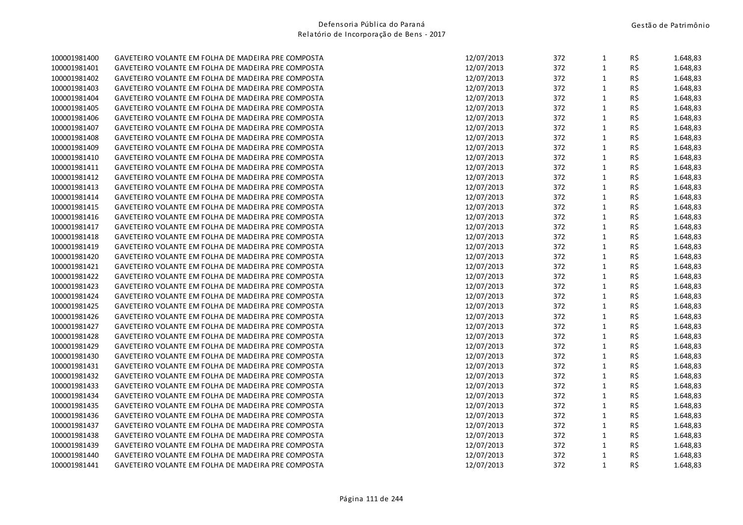| | | | | | | |
|---|---|---|---|---|---|---|
| 100001981400 | GAVETEIRO VOLANTE EM FOLHA DE MADEIRA PRE COMPOSTA | 12/07/2013 | 372 | 1 | R$ | 1.648,83 |
| 100001981401 | GAVETEIRO VOLANTE EM FOLHA DE MADEIRA PRE COMPOSTA | 12/07/2013 | 372 | 1 | R$ | 1.648,83 |
| 100001981402 | GAVETEIRO VOLANTE EM FOLHA DE MADEIRA PRE COMPOSTA | 12/07/2013 | 372 | 1 | R$ | 1.648,83 |
| 100001981403 | GAVETEIRO VOLANTE EM FOLHA DE MADEIRA PRE COMPOSTA | 12/07/2013 | 372 | 1 | R$ | 1.648,83 |
| 100001981404 | GAVETEIRO VOLANTE EM FOLHA DE MADEIRA PRE COMPOSTA | 12/07/2013 | 372 | 1 | R$ | 1.648,83 |
| 100001981405 | GAVETEIRO VOLANTE EM FOLHA DE MADEIRA PRE COMPOSTA | 12/07/2013 | 372 | 1 | R$ | 1.648,83 |
| 100001981406 | GAVETEIRO VOLANTE EM FOLHA DE MADEIRA PRE COMPOSTA | 12/07/2013 | 372 | 1 | R$ | 1.648,83 |
| 100001981407 | GAVETEIRO VOLANTE EM FOLHA DE MADEIRA PRE COMPOSTA | 12/07/2013 | 372 | 1 | R$ | 1.648,83 |
| 100001981408 | GAVETEIRO VOLANTE EM FOLHA DE MADEIRA PRE COMPOSTA | 12/07/2013 | 372 | 1 | R$ | 1.648,83 |
| 100001981409 | GAVETEIRO VOLANTE EM FOLHA DE MADEIRA PRE COMPOSTA | 12/07/2013 | 372 | 1 | R$ | 1.648,83 |
| 100001981410 | GAVETEIRO VOLANTE EM FOLHA DE MADEIRA PRE COMPOSTA | 12/07/2013 | 372 | 1 | R$ | 1.648,83 |
| 100001981411 | GAVETEIRO VOLANTE EM FOLHA DE MADEIRA PRE COMPOSTA | 12/07/2013 | 372 | 1 | R$ | 1.648,83 |
| 100001981412 | GAVETEIRO VOLANTE EM FOLHA DE MADEIRA PRE COMPOSTA | 12/07/2013 | 372 | 1 | R$ | 1.648,83 |
| 100001981413 | GAVETEIRO VOLANTE EM FOLHA DE MADEIRA PRE COMPOSTA | 12/07/2013 | 372 | 1 | R$ | 1.648,83 |
| 100001981414 | GAVETEIRO VOLANTE EM FOLHA DE MADEIRA PRE COMPOSTA | 12/07/2013 | 372 | 1 | R$ | 1.648,83 |
| 100001981415 | GAVETEIRO VOLANTE EM FOLHA DE MADEIRA PRE COMPOSTA | 12/07/2013 | 372 | 1 | R$ | 1.648,83 |
| 100001981416 | GAVETEIRO VOLANTE EM FOLHA DE MADEIRA PRE COMPOSTA | 12/07/2013 | 372 | 1 | R$ | 1.648,83 |
| 100001981417 | GAVETEIRO VOLANTE EM FOLHA DE MADEIRA PRE COMPOSTA | 12/07/2013 | 372 | 1 | R$ | 1.648,83 |
| 100001981418 | GAVETEIRO VOLANTE EM FOLHA DE MADEIRA PRE COMPOSTA | 12/07/2013 | 372 | 1 | R$ | 1.648,83 |
| 100001981419 | GAVETEIRO VOLANTE EM FOLHA DE MADEIRA PRE COMPOSTA | 12/07/2013 | 372 | 1 | R$ | 1.648,83 |
| 100001981420 | GAVETEIRO VOLANTE EM FOLHA DE MADEIRA PRE COMPOSTA | 12/07/2013 | 372 | 1 | R$ | 1.648,83 |
| 100001981421 | GAVETEIRO VOLANTE EM FOLHA DE MADEIRA PRE COMPOSTA | 12/07/2013 | 372 | 1 | R$ | 1.648,83 |
| 100001981422 | GAVETEIRO VOLANTE EM FOLHA DE MADEIRA PRE COMPOSTA | 12/07/2013 | 372 | 1 | R$ | 1.648,83 |
| 100001981423 | GAVETEIRO VOLANTE EM FOLHA DE MADEIRA PRE COMPOSTA | 12/07/2013 | 372 | 1 | R$ | 1.648,83 |
| 100001981424 | GAVETEIRO VOLANTE EM FOLHA DE MADEIRA PRE COMPOSTA | 12/07/2013 | 372 | 1 | R$ | 1.648,83 |
| 100001981425 | GAVETEIRO VOLANTE EM FOLHA DE MADEIRA PRE COMPOSTA | 12/07/2013 | 372 | 1 | R$ | 1.648,83 |
| 100001981426 | GAVETEIRO VOLANTE EM FOLHA DE MADEIRA PRE COMPOSTA | 12/07/2013 | 372 | 1 | R$ | 1.648,83 |
| 100001981427 | GAVETEIRO VOLANTE EM FOLHA DE MADEIRA PRE COMPOSTA | 12/07/2013 | 372 | 1 | R$ | 1.648,83 |
| 100001981428 | GAVETEIRO VOLANTE EM FOLHA DE MADEIRA PRE COMPOSTA | 12/07/2013 | 372 | 1 | R$ | 1.648,83 |
| 100001981429 | GAVETEIRO VOLANTE EM FOLHA DE MADEIRA PRE COMPOSTA | 12/07/2013 | 372 | 1 | R$ | 1.648,83 |
| 100001981430 | GAVETEIRO VOLANTE EM FOLHA DE MADEIRA PRE COMPOSTA | 12/07/2013 | 372 | 1 | R$ | 1.648,83 |
| 100001981431 | GAVETEIRO VOLANTE EM FOLHA DE MADEIRA PRE COMPOSTA | 12/07/2013 | 372 | 1 | R$ | 1.648,83 |
| 100001981432 | GAVETEIRO VOLANTE EM FOLHA DE MADEIRA PRE COMPOSTA | 12/07/2013 | 372 | 1 | R$ | 1.648,83 |
| 100001981433 | GAVETEIRO VOLANTE EM FOLHA DE MADEIRA PRE COMPOSTA | 12/07/2013 | 372 | 1 | R$ | 1.648,83 |
| 100001981434 | GAVETEIRO VOLANTE EM FOLHA DE MADEIRA PRE COMPOSTA | 12/07/2013 | 372 | 1 | R$ | 1.648,83 |
| 100001981435 | GAVETEIRO VOLANTE EM FOLHA DE MADEIRA PRE COMPOSTA | 12/07/2013 | 372 | 1 | R$ | 1.648,83 |
| 100001981436 | GAVETEIRO VOLANTE EM FOLHA DE MADEIRA PRE COMPOSTA | 12/07/2013 | 372 | 1 | R$ | 1.648,83 |
| 100001981437 | GAVETEIRO VOLANTE EM FOLHA DE MADEIRA PRE COMPOSTA | 12/07/2013 | 372 | 1 | R$ | 1.648,83 |
| 100001981438 | GAVETEIRO VOLANTE EM FOLHA DE MADEIRA PRE COMPOSTA | 12/07/2013 | 372 | 1 | R$ | 1.648,83 |
| 100001981439 | GAVETEIRO VOLANTE EM FOLHA DE MADEIRA PRE COMPOSTA | 12/07/2013 | 372 | 1 | R$ | 1.648,83 |
| 100001981440 | GAVETEIRO VOLANTE EM FOLHA DE MADEIRA PRE COMPOSTA | 12/07/2013 | 372 | 1 | R$ | 1.648,83 |
| 100001981441 | GAVETEIRO VOLANTE EM FOLHA DE MADEIRA PRE COMPOSTA | 12/07/2013 | 372 | 1 | R$ | 1.648,83 |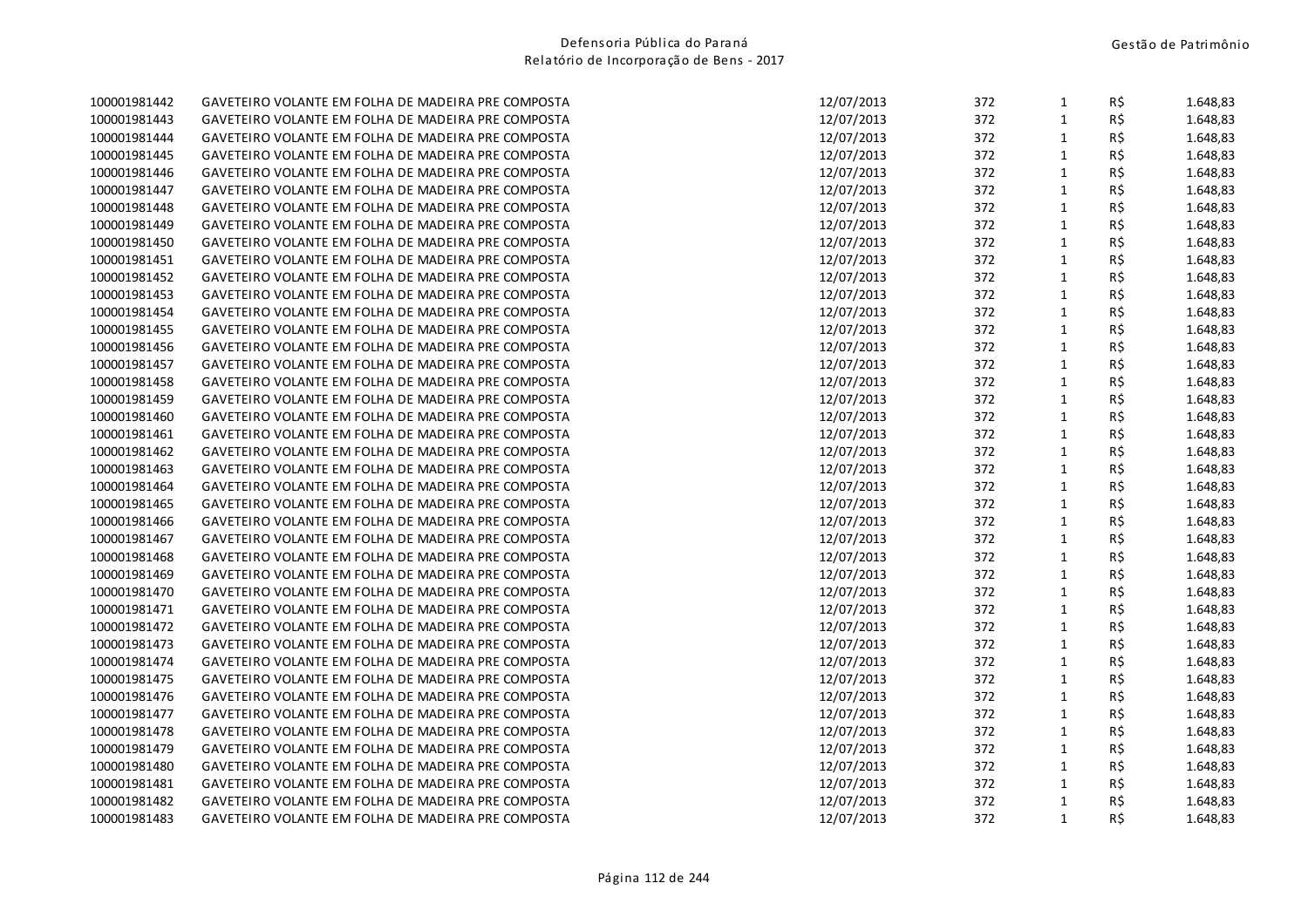| | | | | | | |
|---|---|---|---|---|---|---|
| 100001981442 | GAVETEIRO VOLANTE EM FOLHA DE MADEIRA PRE COMPOSTA | 12/07/2013 | 372 | 1 | R$ | 1.648,83 |
| 100001981443 | GAVETEIRO VOLANTE EM FOLHA DE MADEIRA PRE COMPOSTA | 12/07/2013 | 372 | 1 | R$ | 1.648,83 |
| 100001981444 | GAVETEIRO VOLANTE EM FOLHA DE MADEIRA PRE COMPOSTA | 12/07/2013 | 372 | 1 | R$ | 1.648,83 |
| 100001981445 | GAVETEIRO VOLANTE EM FOLHA DE MADEIRA PRE COMPOSTA | 12/07/2013 | 372 | 1 | R$ | 1.648,83 |
| 100001981446 | GAVETEIRO VOLANTE EM FOLHA DE MADEIRA PRE COMPOSTA | 12/07/2013 | 372 | 1 | R$ | 1.648,83 |
| 100001981447 | GAVETEIRO VOLANTE EM FOLHA DE MADEIRA PRE COMPOSTA | 12/07/2013 | 372 | 1 | R$ | 1.648,83 |
| 100001981448 | GAVETEIRO VOLANTE EM FOLHA DE MADEIRA PRE COMPOSTA | 12/07/2013 | 372 | 1 | R$ | 1.648,83 |
| 100001981449 | GAVETEIRO VOLANTE EM FOLHA DE MADEIRA PRE COMPOSTA | 12/07/2013 | 372 | 1 | R$ | 1.648,83 |
| 100001981450 | GAVETEIRO VOLANTE EM FOLHA DE MADEIRA PRE COMPOSTA | 12/07/2013 | 372 | 1 | R$ | 1.648,83 |
| 100001981451 | GAVETEIRO VOLANTE EM FOLHA DE MADEIRA PRE COMPOSTA | 12/07/2013 | 372 | 1 | R$ | 1.648,83 |
| 100001981452 | GAVETEIRO VOLANTE EM FOLHA DE MADEIRA PRE COMPOSTA | 12/07/2013 | 372 | 1 | R$ | 1.648,83 |
| 100001981453 | GAVETEIRO VOLANTE EM FOLHA DE MADEIRA PRE COMPOSTA | 12/07/2013 | 372 | 1 | R$ | 1.648,83 |
| 100001981454 | GAVETEIRO VOLANTE EM FOLHA DE MADEIRA PRE COMPOSTA | 12/07/2013 | 372 | 1 | R$ | 1.648,83 |
| 100001981455 | GAVETEIRO VOLANTE EM FOLHA DE MADEIRA PRE COMPOSTA | 12/07/2013 | 372 | 1 | R$ | 1.648,83 |
| 100001981456 | GAVETEIRO VOLANTE EM FOLHA DE MADEIRA PRE COMPOSTA | 12/07/2013 | 372 | 1 | R$ | 1.648,83 |
| 100001981457 | GAVETEIRO VOLANTE EM FOLHA DE MADEIRA PRE COMPOSTA | 12/07/2013 | 372 | 1 | R$ | 1.648,83 |
| 100001981458 | GAVETEIRO VOLANTE EM FOLHA DE MADEIRA PRE COMPOSTA | 12/07/2013 | 372 | 1 | R$ | 1.648,83 |
| 100001981459 | GAVETEIRO VOLANTE EM FOLHA DE MADEIRA PRE COMPOSTA | 12/07/2013 | 372 | 1 | R$ | 1.648,83 |
| 100001981460 | GAVETEIRO VOLANTE EM FOLHA DE MADEIRA PRE COMPOSTA | 12/07/2013 | 372 | 1 | R$ | 1.648,83 |
| 100001981461 | GAVETEIRO VOLANTE EM FOLHA DE MADEIRA PRE COMPOSTA | 12/07/2013 | 372 | 1 | R$ | 1.648,83 |
| 100001981462 | GAVETEIRO VOLANTE EM FOLHA DE MADEIRA PRE COMPOSTA | 12/07/2013 | 372 | 1 | R$ | 1.648,83 |
| 100001981463 | GAVETEIRO VOLANTE EM FOLHA DE MADEIRA PRE COMPOSTA | 12/07/2013 | 372 | 1 | R$ | 1.648,83 |
| 100001981464 | GAVETEIRO VOLANTE EM FOLHA DE MADEIRA PRE COMPOSTA | 12/07/2013 | 372 | 1 | R$ | 1.648,83 |
| 100001981465 | GAVETEIRO VOLANTE EM FOLHA DE MADEIRA PRE COMPOSTA | 12/07/2013 | 372 | 1 | R$ | 1.648,83 |
| 100001981466 | GAVETEIRO VOLANTE EM FOLHA DE MADEIRA PRE COMPOSTA | 12/07/2013 | 372 | 1 | R$ | 1.648,83 |
| 100001981467 | GAVETEIRO VOLANTE EM FOLHA DE MADEIRA PRE COMPOSTA | 12/07/2013 | 372 | 1 | R$ | 1.648,83 |
| 100001981468 | GAVETEIRO VOLANTE EM FOLHA DE MADEIRA PRE COMPOSTA | 12/07/2013 | 372 | 1 | R$ | 1.648,83 |
| 100001981469 | GAVETEIRO VOLANTE EM FOLHA DE MADEIRA PRE COMPOSTA | 12/07/2013 | 372 | 1 | R$ | 1.648,83 |
| 100001981470 | GAVETEIRO VOLANTE EM FOLHA DE MADEIRA PRE COMPOSTA | 12/07/2013 | 372 | 1 | R$ | 1.648,83 |
| 100001981471 | GAVETEIRO VOLANTE EM FOLHA DE MADEIRA PRE COMPOSTA | 12/07/2013 | 372 | 1 | R$ | 1.648,83 |
| 100001981472 | GAVETEIRO VOLANTE EM FOLHA DE MADEIRA PRE COMPOSTA | 12/07/2013 | 372 | 1 | R$ | 1.648,83 |
| 100001981473 | GAVETEIRO VOLANTE EM FOLHA DE MADEIRA PRE COMPOSTA | 12/07/2013 | 372 | 1 | R$ | 1.648,83 |
| 100001981474 | GAVETEIRO VOLANTE EM FOLHA DE MADEIRA PRE COMPOSTA | 12/07/2013 | 372 | 1 | R$ | 1.648,83 |
| 100001981475 | GAVETEIRO VOLANTE EM FOLHA DE MADEIRA PRE COMPOSTA | 12/07/2013 | 372 | 1 | R$ | 1.648,83 |
| 100001981476 | GAVETEIRO VOLANTE EM FOLHA DE MADEIRA PRE COMPOSTA | 12/07/2013 | 372 | 1 | R$ | 1.648,83 |
| 100001981477 | GAVETEIRO VOLANTE EM FOLHA DE MADEIRA PRE COMPOSTA | 12/07/2013 | 372 | 1 | R$ | 1.648,83 |
| 100001981478 | GAVETEIRO VOLANTE EM FOLHA DE MADEIRA PRE COMPOSTA | 12/07/2013 | 372 | 1 | R$ | 1.648,83 |
| 100001981479 | GAVETEIRO VOLANTE EM FOLHA DE MADEIRA PRE COMPOSTA | 12/07/2013 | 372 | 1 | R$ | 1.648,83 |
| 100001981480 | GAVETEIRO VOLANTE EM FOLHA DE MADEIRA PRE COMPOSTA | 12/07/2013 | 372 | 1 | R$ | 1.648,83 |
| 100001981481 | GAVETEIRO VOLANTE EM FOLHA DE MADEIRA PRE COMPOSTA | 12/07/2013 | 372 | 1 | R$ | 1.648,83 |
| 100001981482 | GAVETEIRO VOLANTE EM FOLHA DE MADEIRA PRE COMPOSTA | 12/07/2013 | 372 | 1 | R$ | 1.648,83 |
| 100001981483 | GAVETEIRO VOLANTE EM FOLHA DE MADEIRA PRE COMPOSTA | 12/07/2013 | 372 | 1 | R$ | 1.648,83 |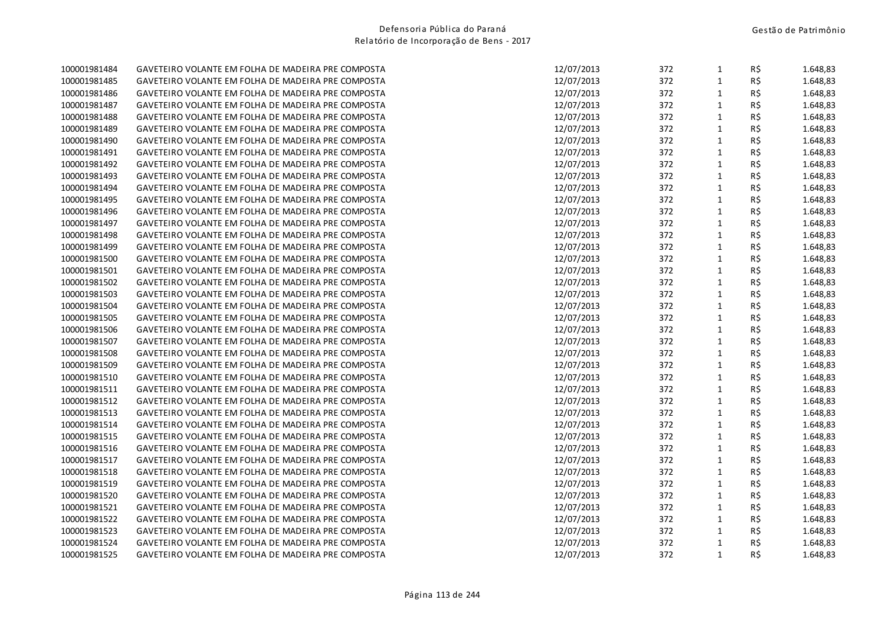| | | | | | | |
|---|---|---|---|---|---|---|
| 100001981484 | GAVETEIRO VOLANTE EM FOLHA DE MADEIRA PRE COMPOSTA | 12/07/2013 | 372 | 1 | R$ | 1.648,83 |
| 100001981485 | GAVETEIRO VOLANTE EM FOLHA DE MADEIRA PRE COMPOSTA | 12/07/2013 | 372 | 1 | R$ | 1.648,83 |
| 100001981486 | GAVETEIRO VOLANTE EM FOLHA DE MADEIRA PRE COMPOSTA | 12/07/2013 | 372 | 1 | R$ | 1.648,83 |
| 100001981487 | GAVETEIRO VOLANTE EM FOLHA DE MADEIRA PRE COMPOSTA | 12/07/2013 | 372 | 1 | R$ | 1.648,83 |
| 100001981488 | GAVETEIRO VOLANTE EM FOLHA DE MADEIRA PRE COMPOSTA | 12/07/2013 | 372 | 1 | R$ | 1.648,83 |
| 100001981489 | GAVETEIRO VOLANTE EM FOLHA DE MADEIRA PRE COMPOSTA | 12/07/2013 | 372 | 1 | R$ | 1.648,83 |
| 100001981490 | GAVETEIRO VOLANTE EM FOLHA DE MADEIRA PRE COMPOSTA | 12/07/2013 | 372 | 1 | R$ | 1.648,83 |
| 100001981491 | GAVETEIRO VOLANTE EM FOLHA DE MADEIRA PRE COMPOSTA | 12/07/2013 | 372 | 1 | R$ | 1.648,83 |
| 100001981492 | GAVETEIRO VOLANTE EM FOLHA DE MADEIRA PRE COMPOSTA | 12/07/2013 | 372 | 1 | R$ | 1.648,83 |
| 100001981493 | GAVETEIRO VOLANTE EM FOLHA DE MADEIRA PRE COMPOSTA | 12/07/2013 | 372 | 1 | R$ | 1.648,83 |
| 100001981494 | GAVETEIRO VOLANTE EM FOLHA DE MADEIRA PRE COMPOSTA | 12/07/2013 | 372 | 1 | R$ | 1.648,83 |
| 100001981495 | GAVETEIRO VOLANTE EM FOLHA DE MADEIRA PRE COMPOSTA | 12/07/2013 | 372 | 1 | R$ | 1.648,83 |
| 100001981496 | GAVETEIRO VOLANTE EM FOLHA DE MADEIRA PRE COMPOSTA | 12/07/2013 | 372 | 1 | R$ | 1.648,83 |
| 100001981497 | GAVETEIRO VOLANTE EM FOLHA DE MADEIRA PRE COMPOSTA | 12/07/2013 | 372 | 1 | R$ | 1.648,83 |
| 100001981498 | GAVETEIRO VOLANTE EM FOLHA DE MADEIRA PRE COMPOSTA | 12/07/2013 | 372 | 1 | R$ | 1.648,83 |
| 100001981499 | GAVETEIRO VOLANTE EM FOLHA DE MADEIRA PRE COMPOSTA | 12/07/2013 | 372 | 1 | R$ | 1.648,83 |
| 100001981500 | GAVETEIRO VOLANTE EM FOLHA DE MADEIRA PRE COMPOSTA | 12/07/2013 | 372 | 1 | R$ | 1.648,83 |
| 100001981501 | GAVETEIRO VOLANTE EM FOLHA DE MADEIRA PRE COMPOSTA | 12/07/2013 | 372 | 1 | R$ | 1.648,83 |
| 100001981502 | GAVETEIRO VOLANTE EM FOLHA DE MADEIRA PRE COMPOSTA | 12/07/2013 | 372 | 1 | R$ | 1.648,83 |
| 100001981503 | GAVETEIRO VOLANTE EM FOLHA DE MADEIRA PRE COMPOSTA | 12/07/2013 | 372 | 1 | R$ | 1.648,83 |
| 100001981504 | GAVETEIRO VOLANTE EM FOLHA DE MADEIRA PRE COMPOSTA | 12/07/2013 | 372 | 1 | R$ | 1.648,83 |
| 100001981505 | GAVETEIRO VOLANTE EM FOLHA DE MADEIRA PRE COMPOSTA | 12/07/2013 | 372 | 1 | R$ | 1.648,83 |
| 100001981506 | GAVETEIRO VOLANTE EM FOLHA DE MADEIRA PRE COMPOSTA | 12/07/2013 | 372 | 1 | R$ | 1.648,83 |
| 100001981507 | GAVETEIRO VOLANTE EM FOLHA DE MADEIRA PRE COMPOSTA | 12/07/2013 | 372 | 1 | R$ | 1.648,83 |
| 100001981508 | GAVETEIRO VOLANTE EM FOLHA DE MADEIRA PRE COMPOSTA | 12/07/2013 | 372 | 1 | R$ | 1.648,83 |
| 100001981509 | GAVETEIRO VOLANTE EM FOLHA DE MADEIRA PRE COMPOSTA | 12/07/2013 | 372 | 1 | R$ | 1.648,83 |
| 100001981510 | GAVETEIRO VOLANTE EM FOLHA DE MADEIRA PRE COMPOSTA | 12/07/2013 | 372 | 1 | R$ | 1.648,83 |
| 100001981511 | GAVETEIRO VOLANTE EM FOLHA DE MADEIRA PRE COMPOSTA | 12/07/2013 | 372 | 1 | R$ | 1.648,83 |
| 100001981512 | GAVETEIRO VOLANTE EM FOLHA DE MADEIRA PRE COMPOSTA | 12/07/2013 | 372 | 1 | R$ | 1.648,83 |
| 100001981513 | GAVETEIRO VOLANTE EM FOLHA DE MADEIRA PRE COMPOSTA | 12/07/2013 | 372 | 1 | R$ | 1.648,83 |
| 100001981514 | GAVETEIRO VOLANTE EM FOLHA DE MADEIRA PRE COMPOSTA | 12/07/2013 | 372 | 1 | R$ | 1.648,83 |
| 100001981515 | GAVETEIRO VOLANTE EM FOLHA DE MADEIRA PRE COMPOSTA | 12/07/2013 | 372 | 1 | R$ | 1.648,83 |
| 100001981516 | GAVETEIRO VOLANTE EM FOLHA DE MADEIRA PRE COMPOSTA | 12/07/2013 | 372 | 1 | R$ | 1.648,83 |
| 100001981517 | GAVETEIRO VOLANTE EM FOLHA DE MADEIRA PRE COMPOSTA | 12/07/2013 | 372 | 1 | R$ | 1.648,83 |
| 100001981518 | GAVETEIRO VOLANTE EM FOLHA DE MADEIRA PRE COMPOSTA | 12/07/2013 | 372 | 1 | R$ | 1.648,83 |
| 100001981519 | GAVETEIRO VOLANTE EM FOLHA DE MADEIRA PRE COMPOSTA | 12/07/2013 | 372 | 1 | R$ | 1.648,83 |
| 100001981520 | GAVETEIRO VOLANTE EM FOLHA DE MADEIRA PRE COMPOSTA | 12/07/2013 | 372 | 1 | R$ | 1.648,83 |
| 100001981521 | GAVETEIRO VOLANTE EM FOLHA DE MADEIRA PRE COMPOSTA | 12/07/2013 | 372 | 1 | R$ | 1.648,83 |
| 100001981522 | GAVETEIRO VOLANTE EM FOLHA DE MADEIRA PRE COMPOSTA | 12/07/2013 | 372 | 1 | R$ | 1.648,83 |
| 100001981523 | GAVETEIRO VOLANTE EM FOLHA DE MADEIRA PRE COMPOSTA | 12/07/2013 | 372 | 1 | R$ | 1.648,83 |
| 100001981524 | GAVETEIRO VOLANTE EM FOLHA DE MADEIRA PRE COMPOSTA | 12/07/2013 | 372 | 1 | R$ | 1.648,83 |
| 100001981525 | GAVETEIRO VOLANTE EM FOLHA DE MADEIRA PRE COMPOSTA | 12/07/2013 | 372 | 1 | R$ | 1.648,83 |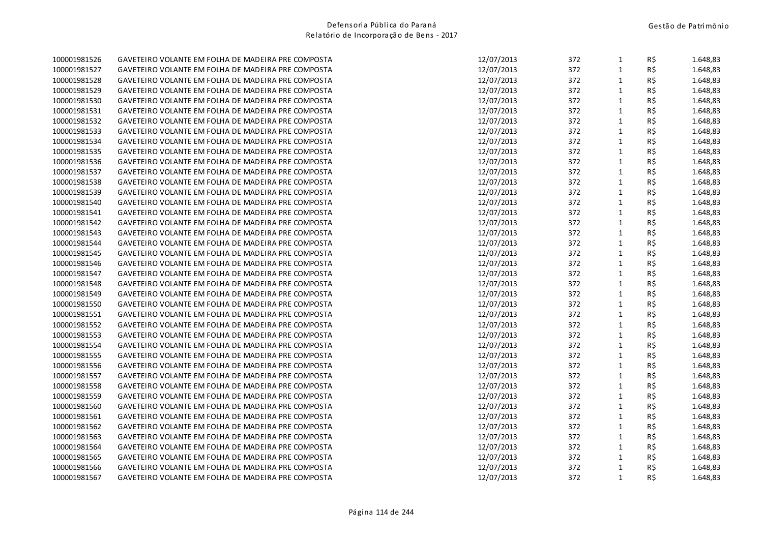| | | | | | | |
|---|---|---|---|---|---|---|
| 100001981526 | GAVETEIRO VOLANTE EM FOLHA DE MADEIRA PRE COMPOSTA | 12/07/2013 | 372 | 1 | R$ | 1.648,83 |
| 100001981527 | GAVETEIRO VOLANTE EM FOLHA DE MADEIRA PRE COMPOSTA | 12/07/2013 | 372 | 1 | R$ | 1.648,83 |
| 100001981528 | GAVETEIRO VOLANTE EM FOLHA DE MADEIRA PRE COMPOSTA | 12/07/2013 | 372 | 1 | R$ | 1.648,83 |
| 100001981529 | GAVETEIRO VOLANTE EM FOLHA DE MADEIRA PRE COMPOSTA | 12/07/2013 | 372 | 1 | R$ | 1.648,83 |
| 100001981530 | GAVETEIRO VOLANTE EM FOLHA DE MADEIRA PRE COMPOSTA | 12/07/2013 | 372 | 1 | R$ | 1.648,83 |
| 100001981531 | GAVETEIRO VOLANTE EM FOLHA DE MADEIRA PRE COMPOSTA | 12/07/2013 | 372 | 1 | R$ | 1.648,83 |
| 100001981532 | GAVETEIRO VOLANTE EM FOLHA DE MADEIRA PRE COMPOSTA | 12/07/2013 | 372 | 1 | R$ | 1.648,83 |
| 100001981533 | GAVETEIRO VOLANTE EM FOLHA DE MADEIRA PRE COMPOSTA | 12/07/2013 | 372 | 1 | R$ | 1.648,83 |
| 100001981534 | GAVETEIRO VOLANTE EM FOLHA DE MADEIRA PRE COMPOSTA | 12/07/2013 | 372 | 1 | R$ | 1.648,83 |
| 100001981535 | GAVETEIRO VOLANTE EM FOLHA DE MADEIRA PRE COMPOSTA | 12/07/2013 | 372 | 1 | R$ | 1.648,83 |
| 100001981536 | GAVETEIRO VOLANTE EM FOLHA DE MADEIRA PRE COMPOSTA | 12/07/2013 | 372 | 1 | R$ | 1.648,83 |
| 100001981537 | GAVETEIRO VOLANTE EM FOLHA DE MADEIRA PRE COMPOSTA | 12/07/2013 | 372 | 1 | R$ | 1.648,83 |
| 100001981538 | GAVETEIRO VOLANTE EM FOLHA DE MADEIRA PRE COMPOSTA | 12/07/2013 | 372 | 1 | R$ | 1.648,83 |
| 100001981539 | GAVETEIRO VOLANTE EM FOLHA DE MADEIRA PRE COMPOSTA | 12/07/2013 | 372 | 1 | R$ | 1.648,83 |
| 100001981540 | GAVETEIRO VOLANTE EM FOLHA DE MADEIRA PRE COMPOSTA | 12/07/2013 | 372 | 1 | R$ | 1.648,83 |
| 100001981541 | GAVETEIRO VOLANTE EM FOLHA DE MADEIRA PRE COMPOSTA | 12/07/2013 | 372 | 1 | R$ | 1.648,83 |
| 100001981542 | GAVETEIRO VOLANTE EM FOLHA DE MADEIRA PRE COMPOSTA | 12/07/2013 | 372 | 1 | R$ | 1.648,83 |
| 100001981543 | GAVETEIRO VOLANTE EM FOLHA DE MADEIRA PRE COMPOSTA | 12/07/2013 | 372 | 1 | R$ | 1.648,83 |
| 100001981544 | GAVETEIRO VOLANTE EM FOLHA DE MADEIRA PRE COMPOSTA | 12/07/2013 | 372 | 1 | R$ | 1.648,83 |
| 100001981545 | GAVETEIRO VOLANTE EM FOLHA DE MADEIRA PRE COMPOSTA | 12/07/2013 | 372 | 1 | R$ | 1.648,83 |
| 100001981546 | GAVETEIRO VOLANTE EM FOLHA DE MADEIRA PRE COMPOSTA | 12/07/2013 | 372 | 1 | R$ | 1.648,83 |
| 100001981547 | GAVETEIRO VOLANTE EM FOLHA DE MADEIRA PRE COMPOSTA | 12/07/2013 | 372 | 1 | R$ | 1.648,83 |
| 100001981548 | GAVETEIRO VOLANTE EM FOLHA DE MADEIRA PRE COMPOSTA | 12/07/2013 | 372 | 1 | R$ | 1.648,83 |
| 100001981549 | GAVETEIRO VOLANTE EM FOLHA DE MADEIRA PRE COMPOSTA | 12/07/2013 | 372 | 1 | R$ | 1.648,83 |
| 100001981550 | GAVETEIRO VOLANTE EM FOLHA DE MADEIRA PRE COMPOSTA | 12/07/2013 | 372 | 1 | R$ | 1.648,83 |
| 100001981551 | GAVETEIRO VOLANTE EM FOLHA DE MADEIRA PRE COMPOSTA | 12/07/2013 | 372 | 1 | R$ | 1.648,83 |
| 100001981552 | GAVETEIRO VOLANTE EM FOLHA DE MADEIRA PRE COMPOSTA | 12/07/2013 | 372 | 1 | R$ | 1.648,83 |
| 100001981553 | GAVETEIRO VOLANTE EM FOLHA DE MADEIRA PRE COMPOSTA | 12/07/2013 | 372 | 1 | R$ | 1.648,83 |
| 100001981554 | GAVETEIRO VOLANTE EM FOLHA DE MADEIRA PRE COMPOSTA | 12/07/2013 | 372 | 1 | R$ | 1.648,83 |
| 100001981555 | GAVETEIRO VOLANTE EM FOLHA DE MADEIRA PRE COMPOSTA | 12/07/2013 | 372 | 1 | R$ | 1.648,83 |
| 100001981556 | GAVETEIRO VOLANTE EM FOLHA DE MADEIRA PRE COMPOSTA | 12/07/2013 | 372 | 1 | R$ | 1.648,83 |
| 100001981557 | GAVETEIRO VOLANTE EM FOLHA DE MADEIRA PRE COMPOSTA | 12/07/2013 | 372 | 1 | R$ | 1.648,83 |
| 100001981558 | GAVETEIRO VOLANTE EM FOLHA DE MADEIRA PRE COMPOSTA | 12/07/2013 | 372 | 1 | R$ | 1.648,83 |
| 100001981559 | GAVETEIRO VOLANTE EM FOLHA DE MADEIRA PRE COMPOSTA | 12/07/2013 | 372 | 1 | R$ | 1.648,83 |
| 100001981560 | GAVETEIRO VOLANTE EM FOLHA DE MADEIRA PRE COMPOSTA | 12/07/2013 | 372 | 1 | R$ | 1.648,83 |
| 100001981561 | GAVETEIRO VOLANTE EM FOLHA DE MADEIRA PRE COMPOSTA | 12/07/2013 | 372 | 1 | R$ | 1.648,83 |
| 100001981562 | GAVETEIRO VOLANTE EM FOLHA DE MADEIRA PRE COMPOSTA | 12/07/2013 | 372 | 1 | R$ | 1.648,83 |
| 100001981563 | GAVETEIRO VOLANTE EM FOLHA DE MADEIRA PRE COMPOSTA | 12/07/2013 | 372 | 1 | R$ | 1.648,83 |
| 100001981564 | GAVETEIRO VOLANTE EM FOLHA DE MADEIRA PRE COMPOSTA | 12/07/2013 | 372 | 1 | R$ | 1.648,83 |
| 100001981565 | GAVETEIRO VOLANTE EM FOLHA DE MADEIRA PRE COMPOSTA | 12/07/2013 | 372 | 1 | R$ | 1.648,83 |
| 100001981566 | GAVETEIRO VOLANTE EM FOLHA DE MADEIRA PRE COMPOSTA | 12/07/2013 | 372 | 1 | R$ | 1.648,83 |
| 100001981567 | GAVETEIRO VOLANTE EM FOLHA DE MADEIRA PRE COMPOSTA | 12/07/2013 | 372 | 1 | R$ | 1.648,83 |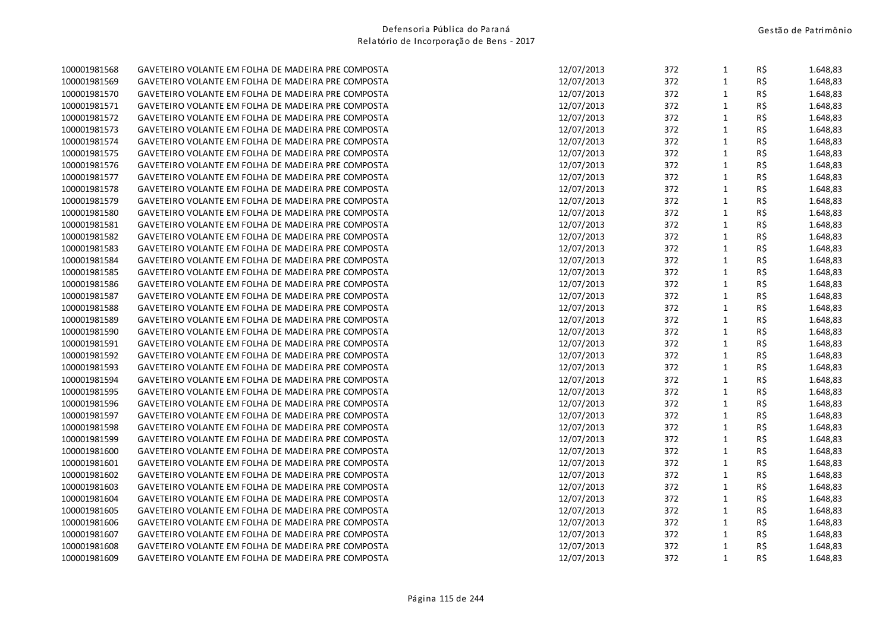| | | | | | | |
|---|---|---|---|---|---|---|
| 100001981568 | GAVETEIRO VOLANTE EM FOLHA DE MADEIRA PRE COMPOSTA | 12/07/2013 | 372 | 1 | R$ | 1.648,83 |
| 100001981569 | GAVETEIRO VOLANTE EM FOLHA DE MADEIRA PRE COMPOSTA | 12/07/2013 | 372 | 1 | R$ | 1.648,83 |
| 100001981570 | GAVETEIRO VOLANTE EM FOLHA DE MADEIRA PRE COMPOSTA | 12/07/2013 | 372 | 1 | R$ | 1.648,83 |
| 100001981571 | GAVETEIRO VOLANTE EM FOLHA DE MADEIRA PRE COMPOSTA | 12/07/2013 | 372 | 1 | R$ | 1.648,83 |
| 100001981572 | GAVETEIRO VOLANTE EM FOLHA DE MADEIRA PRE COMPOSTA | 12/07/2013 | 372 | 1 | R$ | 1.648,83 |
| 100001981573 | GAVETEIRO VOLANTE EM FOLHA DE MADEIRA PRE COMPOSTA | 12/07/2013 | 372 | 1 | R$ | 1.648,83 |
| 100001981574 | GAVETEIRO VOLANTE EM FOLHA DE MADEIRA PRE COMPOSTA | 12/07/2013 | 372 | 1 | R$ | 1.648,83 |
| 100001981575 | GAVETEIRO VOLANTE EM FOLHA DE MADEIRA PRE COMPOSTA | 12/07/2013 | 372 | 1 | R$ | 1.648,83 |
| 100001981576 | GAVETEIRO VOLANTE EM FOLHA DE MADEIRA PRE COMPOSTA | 12/07/2013 | 372 | 1 | R$ | 1.648,83 |
| 100001981577 | GAVETEIRO VOLANTE EM FOLHA DE MADEIRA PRE COMPOSTA | 12/07/2013 | 372 | 1 | R$ | 1.648,83 |
| 100001981578 | GAVETEIRO VOLANTE EM FOLHA DE MADEIRA PRE COMPOSTA | 12/07/2013 | 372 | 1 | R$ | 1.648,83 |
| 100001981579 | GAVETEIRO VOLANTE EM FOLHA DE MADEIRA PRE COMPOSTA | 12/07/2013 | 372 | 1 | R$ | 1.648,83 |
| 100001981580 | GAVETEIRO VOLANTE EM FOLHA DE MADEIRA PRE COMPOSTA | 12/07/2013 | 372 | 1 | R$ | 1.648,83 |
| 100001981581 | GAVETEIRO VOLANTE EM FOLHA DE MADEIRA PRE COMPOSTA | 12/07/2013 | 372 | 1 | R$ | 1.648,83 |
| 100001981582 | GAVETEIRO VOLANTE EM FOLHA DE MADEIRA PRE COMPOSTA | 12/07/2013 | 372 | 1 | R$ | 1.648,83 |
| 100001981583 | GAVETEIRO VOLANTE EM FOLHA DE MADEIRA PRE COMPOSTA | 12/07/2013 | 372 | 1 | R$ | 1.648,83 |
| 100001981584 | GAVETEIRO VOLANTE EM FOLHA DE MADEIRA PRE COMPOSTA | 12/07/2013 | 372 | 1 | R$ | 1.648,83 |
| 100001981585 | GAVETEIRO VOLANTE EM FOLHA DE MADEIRA PRE COMPOSTA | 12/07/2013 | 372 | 1 | R$ | 1.648,83 |
| 100001981586 | GAVETEIRO VOLANTE EM FOLHA DE MADEIRA PRE COMPOSTA | 12/07/2013 | 372 | 1 | R$ | 1.648,83 |
| 100001981587 | GAVETEIRO VOLANTE EM FOLHA DE MADEIRA PRE COMPOSTA | 12/07/2013 | 372 | 1 | R$ | 1.648,83 |
| 100001981588 | GAVETEIRO VOLANTE EM FOLHA DE MADEIRA PRE COMPOSTA | 12/07/2013 | 372 | 1 | R$ | 1.648,83 |
| 100001981589 | GAVETEIRO VOLANTE EM FOLHA DE MADEIRA PRE COMPOSTA | 12/07/2013 | 372 | 1 | R$ | 1.648,83 |
| 100001981590 | GAVETEIRO VOLANTE EM FOLHA DE MADEIRA PRE COMPOSTA | 12/07/2013 | 372 | 1 | R$ | 1.648,83 |
| 100001981591 | GAVETEIRO VOLANTE EM FOLHA DE MADEIRA PRE COMPOSTA | 12/07/2013 | 372 | 1 | R$ | 1.648,83 |
| 100001981592 | GAVETEIRO VOLANTE EM FOLHA DE MADEIRA PRE COMPOSTA | 12/07/2013 | 372 | 1 | R$ | 1.648,83 |
| 100001981593 | GAVETEIRO VOLANTE EM FOLHA DE MADEIRA PRE COMPOSTA | 12/07/2013 | 372 | 1 | R$ | 1.648,83 |
| 100001981594 | GAVETEIRO VOLANTE EM FOLHA DE MADEIRA PRE COMPOSTA | 12/07/2013 | 372 | 1 | R$ | 1.648,83 |
| 100001981595 | GAVETEIRO VOLANTE EM FOLHA DE MADEIRA PRE COMPOSTA | 12/07/2013 | 372 | 1 | R$ | 1.648,83 |
| 100001981596 | GAVETEIRO VOLANTE EM FOLHA DE MADEIRA PRE COMPOSTA | 12/07/2013 | 372 | 1 | R$ | 1.648,83 |
| 100001981597 | GAVETEIRO VOLANTE EM FOLHA DE MADEIRA PRE COMPOSTA | 12/07/2013 | 372 | 1 | R$ | 1.648,83 |
| 100001981598 | GAVETEIRO VOLANTE EM FOLHA DE MADEIRA PRE COMPOSTA | 12/07/2013 | 372 | 1 | R$ | 1.648,83 |
| 100001981599 | GAVETEIRO VOLANTE EM FOLHA DE MADEIRA PRE COMPOSTA | 12/07/2013 | 372 | 1 | R$ | 1.648,83 |
| 100001981600 | GAVETEIRO VOLANTE EM FOLHA DE MADEIRA PRE COMPOSTA | 12/07/2013 | 372 | 1 | R$ | 1.648,83 |
| 100001981601 | GAVETEIRO VOLANTE EM FOLHA DE MADEIRA PRE COMPOSTA | 12/07/2013 | 372 | 1 | R$ | 1.648,83 |
| 100001981602 | GAVETEIRO VOLANTE EM FOLHA DE MADEIRA PRE COMPOSTA | 12/07/2013 | 372 | 1 | R$ | 1.648,83 |
| 100001981603 | GAVETEIRO VOLANTE EM FOLHA DE MADEIRA PRE COMPOSTA | 12/07/2013 | 372 | 1 | R$ | 1.648,83 |
| 100001981604 | GAVETEIRO VOLANTE EM FOLHA DE MADEIRA PRE COMPOSTA | 12/07/2013 | 372 | 1 | R$ | 1.648,83 |
| 100001981605 | GAVETEIRO VOLANTE EM FOLHA DE MADEIRA PRE COMPOSTA | 12/07/2013 | 372 | 1 | R$ | 1.648,83 |
| 100001981606 | GAVETEIRO VOLANTE EM FOLHA DE MADEIRA PRE COMPOSTA | 12/07/2013 | 372 | 1 | R$ | 1.648,83 |
| 100001981607 | GAVETEIRO VOLANTE EM FOLHA DE MADEIRA PRE COMPOSTA | 12/07/2013 | 372 | 1 | R$ | 1.648,83 |
| 100001981608 | GAVETEIRO VOLANTE EM FOLHA DE MADEIRA PRE COMPOSTA | 12/07/2013 | 372 | 1 | R$ | 1.648,83 |
| 100001981609 | GAVETEIRO VOLANTE EM FOLHA DE MADEIRA PRE COMPOSTA | 12/07/2013 | 372 | 1 | R$ | 1.648,83 |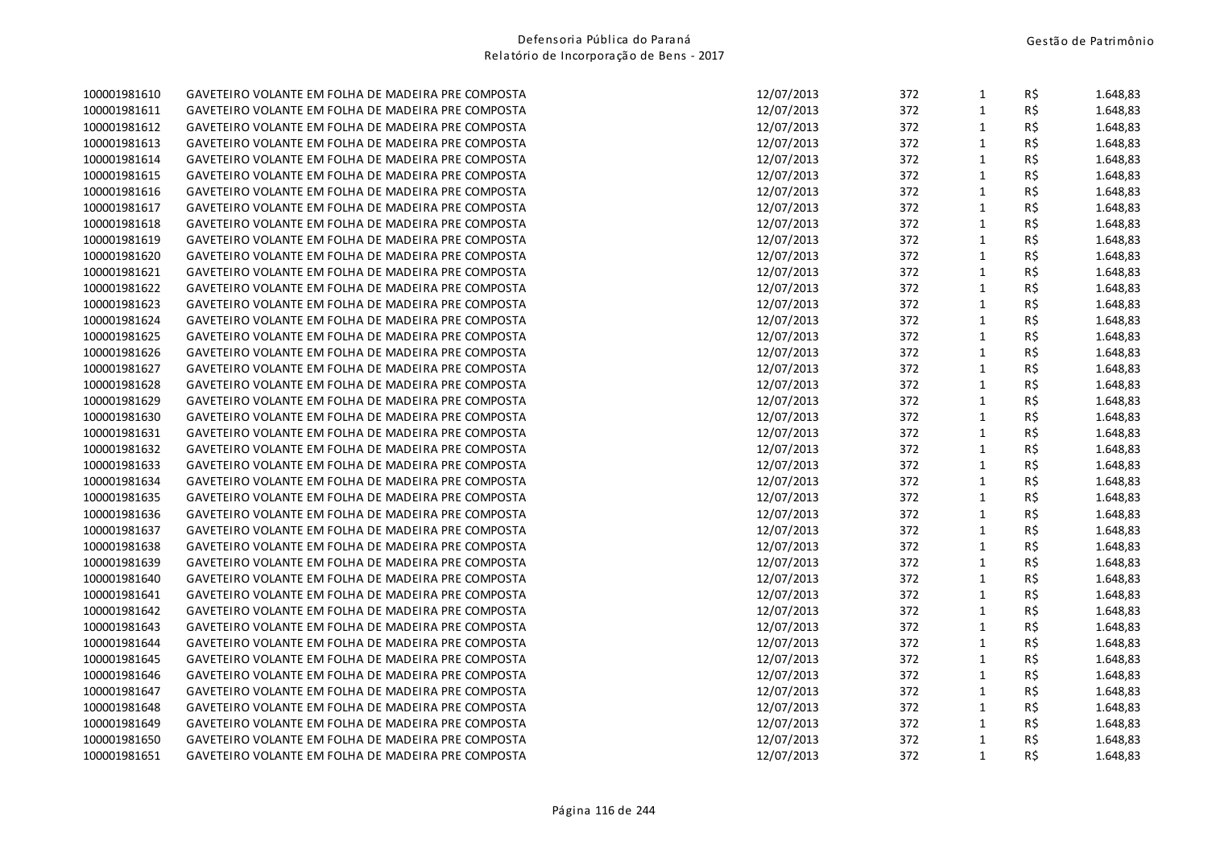| | | | | | | |
|---|---|---|---|---|---|---|
| 100001981610 | GAVETEIRO VOLANTE EM FOLHA DE MADEIRA PRE COMPOSTA | 12/07/2013 | 372 | 1 | R$ | 1.648,83 |
| 100001981611 | GAVETEIRO VOLANTE EM FOLHA DE MADEIRA PRE COMPOSTA | 12/07/2013 | 372 | 1 | R$ | 1.648,83 |
| 100001981612 | GAVETEIRO VOLANTE EM FOLHA DE MADEIRA PRE COMPOSTA | 12/07/2013 | 372 | 1 | R$ | 1.648,83 |
| 100001981613 | GAVETEIRO VOLANTE EM FOLHA DE MADEIRA PRE COMPOSTA | 12/07/2013 | 372 | 1 | R$ | 1.648,83 |
| 100001981614 | GAVETEIRO VOLANTE EM FOLHA DE MADEIRA PRE COMPOSTA | 12/07/2013 | 372 | 1 | R$ | 1.648,83 |
| 100001981615 | GAVETEIRO VOLANTE EM FOLHA DE MADEIRA PRE COMPOSTA | 12/07/2013 | 372 | 1 | R$ | 1.648,83 |
| 100001981616 | GAVETEIRO VOLANTE EM FOLHA DE MADEIRA PRE COMPOSTA | 12/07/2013 | 372 | 1 | R$ | 1.648,83 |
| 100001981617 | GAVETEIRO VOLANTE EM FOLHA DE MADEIRA PRE COMPOSTA | 12/07/2013 | 372 | 1 | R$ | 1.648,83 |
| 100001981618 | GAVETEIRO VOLANTE EM FOLHA DE MADEIRA PRE COMPOSTA | 12/07/2013 | 372 | 1 | R$ | 1.648,83 |
| 100001981619 | GAVETEIRO VOLANTE EM FOLHA DE MADEIRA PRE COMPOSTA | 12/07/2013 | 372 | 1 | R$ | 1.648,83 |
| 100001981620 | GAVETEIRO VOLANTE EM FOLHA DE MADEIRA PRE COMPOSTA | 12/07/2013 | 372 | 1 | R$ | 1.648,83 |
| 100001981621 | GAVETEIRO VOLANTE EM FOLHA DE MADEIRA PRE COMPOSTA | 12/07/2013 | 372 | 1 | R$ | 1.648,83 |
| 100001981622 | GAVETEIRO VOLANTE EM FOLHA DE MADEIRA PRE COMPOSTA | 12/07/2013 | 372 | 1 | R$ | 1.648,83 |
| 100001981623 | GAVETEIRO VOLANTE EM FOLHA DE MADEIRA PRE COMPOSTA | 12/07/2013 | 372 | 1 | R$ | 1.648,83 |
| 100001981624 | GAVETEIRO VOLANTE EM FOLHA DE MADEIRA PRE COMPOSTA | 12/07/2013 | 372 | 1 | R$ | 1.648,83 |
| 100001981625 | GAVETEIRO VOLANTE EM FOLHA DE MADEIRA PRE COMPOSTA | 12/07/2013 | 372 | 1 | R$ | 1.648,83 |
| 100001981626 | GAVETEIRO VOLANTE EM FOLHA DE MADEIRA PRE COMPOSTA | 12/07/2013 | 372 | 1 | R$ | 1.648,83 |
| 100001981627 | GAVETEIRO VOLANTE EM FOLHA DE MADEIRA PRE COMPOSTA | 12/07/2013 | 372 | 1 | R$ | 1.648,83 |
| 100001981628 | GAVETEIRO VOLANTE EM FOLHA DE MADEIRA PRE COMPOSTA | 12/07/2013 | 372 | 1 | R$ | 1.648,83 |
| 100001981629 | GAVETEIRO VOLANTE EM FOLHA DE MADEIRA PRE COMPOSTA | 12/07/2013 | 372 | 1 | R$ | 1.648,83 |
| 100001981630 | GAVETEIRO VOLANTE EM FOLHA DE MADEIRA PRE COMPOSTA | 12/07/2013 | 372 | 1 | R$ | 1.648,83 |
| 100001981631 | GAVETEIRO VOLANTE EM FOLHA DE MADEIRA PRE COMPOSTA | 12/07/2013 | 372 | 1 | R$ | 1.648,83 |
| 100001981632 | GAVETEIRO VOLANTE EM FOLHA DE MADEIRA PRE COMPOSTA | 12/07/2013 | 372 | 1 | R$ | 1.648,83 |
| 100001981633 | GAVETEIRO VOLANTE EM FOLHA DE MADEIRA PRE COMPOSTA | 12/07/2013 | 372 | 1 | R$ | 1.648,83 |
| 100001981634 | GAVETEIRO VOLANTE EM FOLHA DE MADEIRA PRE COMPOSTA | 12/07/2013 | 372 | 1 | R$ | 1.648,83 |
| 100001981635 | GAVETEIRO VOLANTE EM FOLHA DE MADEIRA PRE COMPOSTA | 12/07/2013 | 372 | 1 | R$ | 1.648,83 |
| 100001981636 | GAVETEIRO VOLANTE EM FOLHA DE MADEIRA PRE COMPOSTA | 12/07/2013 | 372 | 1 | R$ | 1.648,83 |
| 100001981637 | GAVETEIRO VOLANTE EM FOLHA DE MADEIRA PRE COMPOSTA | 12/07/2013 | 372 | 1 | R$ | 1.648,83 |
| 100001981638 | GAVETEIRO VOLANTE EM FOLHA DE MADEIRA PRE COMPOSTA | 12/07/2013 | 372 | 1 | R$ | 1.648,83 |
| 100001981639 | GAVETEIRO VOLANTE EM FOLHA DE MADEIRA PRE COMPOSTA | 12/07/2013 | 372 | 1 | R$ | 1.648,83 |
| 100001981640 | GAVETEIRO VOLANTE EM FOLHA DE MADEIRA PRE COMPOSTA | 12/07/2013 | 372 | 1 | R$ | 1.648,83 |
| 100001981641 | GAVETEIRO VOLANTE EM FOLHA DE MADEIRA PRE COMPOSTA | 12/07/2013 | 372 | 1 | R$ | 1.648,83 |
| 100001981642 | GAVETEIRO VOLANTE EM FOLHA DE MADEIRA PRE COMPOSTA | 12/07/2013 | 372 | 1 | R$ | 1.648,83 |
| 100001981643 | GAVETEIRO VOLANTE EM FOLHA DE MADEIRA PRE COMPOSTA | 12/07/2013 | 372 | 1 | R$ | 1.648,83 |
| 100001981644 | GAVETEIRO VOLANTE EM FOLHA DE MADEIRA PRE COMPOSTA | 12/07/2013 | 372 | 1 | R$ | 1.648,83 |
| 100001981645 | GAVETEIRO VOLANTE EM FOLHA DE MADEIRA PRE COMPOSTA | 12/07/2013 | 372 | 1 | R$ | 1.648,83 |
| 100001981646 | GAVETEIRO VOLANTE EM FOLHA DE MADEIRA PRE COMPOSTA | 12/07/2013 | 372 | 1 | R$ | 1.648,83 |
| 100001981647 | GAVETEIRO VOLANTE EM FOLHA DE MADEIRA PRE COMPOSTA | 12/07/2013 | 372 | 1 | R$ | 1.648,83 |
| 100001981648 | GAVETEIRO VOLANTE EM FOLHA DE MADEIRA PRE COMPOSTA | 12/07/2013 | 372 | 1 | R$ | 1.648,83 |
| 100001981649 | GAVETEIRO VOLANTE EM FOLHA DE MADEIRA PRE COMPOSTA | 12/07/2013 | 372 | 1 | R$ | 1.648,83 |
| 100001981650 | GAVETEIRO VOLANTE EM FOLHA DE MADEIRA PRE COMPOSTA | 12/07/2013 | 372 | 1 | R$ | 1.648,83 |
| 100001981651 | GAVETEIRO VOLANTE EM FOLHA DE MADEIRA PRE COMPOSTA | 12/07/2013 | 372 | 1 | R$ | 1.648,83 |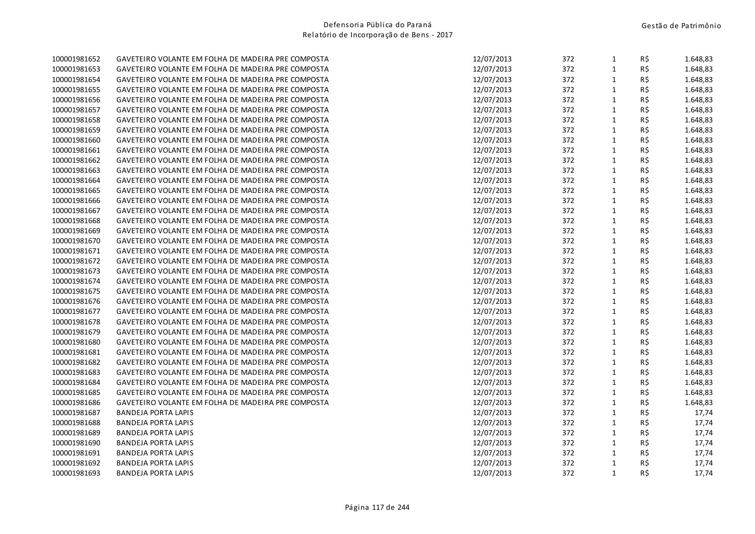| | | | | | | |
|---|---|---|---|---|---|---|
| 100001981652 | GAVETEIRO VOLANTE EM FOLHA DE MADEIRA PRE COMPOSTA | 12/07/2013 | 372 | 1 | R$ | 1.648,83 |
| 100001981653 | GAVETEIRO VOLANTE EM FOLHA DE MADEIRA PRE COMPOSTA | 12/07/2013 | 372 | 1 | R$ | 1.648,83 |
| 100001981654 | GAVETEIRO VOLANTE EM FOLHA DE MADEIRA PRE COMPOSTA | 12/07/2013 | 372 | 1 | R$ | 1.648,83 |
| 100001981655 | GAVETEIRO VOLANTE EM FOLHA DE MADEIRA PRE COMPOSTA | 12/07/2013 | 372 | 1 | R$ | 1.648,83 |
| 100001981656 | GAVETEIRO VOLANTE EM FOLHA DE MADEIRA PRE COMPOSTA | 12/07/2013 | 372 | 1 | R$ | 1.648,83 |
| 100001981657 | GAVETEIRO VOLANTE EM FOLHA DE MADEIRA PRE COMPOSTA | 12/07/2013 | 372 | 1 | R$ | 1.648,83 |
| 100001981658 | GAVETEIRO VOLANTE EM FOLHA DE MADEIRA PRE COMPOSTA | 12/07/2013 | 372 | 1 | R$ | 1.648,83 |
| 100001981659 | GAVETEIRO VOLANTE EM FOLHA DE MADEIRA PRE COMPOSTA | 12/07/2013 | 372 | 1 | R$ | 1.648,83 |
| 100001981660 | GAVETEIRO VOLANTE EM FOLHA DE MADEIRA PRE COMPOSTA | 12/07/2013 | 372 | 1 | R$ | 1.648,83 |
| 100001981661 | GAVETEIRO VOLANTE EM FOLHA DE MADEIRA PRE COMPOSTA | 12/07/2013 | 372 | 1 | R$ | 1.648,83 |
| 100001981662 | GAVETEIRO VOLANTE EM FOLHA DE MADEIRA PRE COMPOSTA | 12/07/2013 | 372 | 1 | R$ | 1.648,83 |
| 100001981663 | GAVETEIRO VOLANTE EM FOLHA DE MADEIRA PRE COMPOSTA | 12/07/2013 | 372 | 1 | R$ | 1.648,83 |
| 100001981664 | GAVETEIRO VOLANTE EM FOLHA DE MADEIRA PRE COMPOSTA | 12/07/2013 | 372 | 1 | R$ | 1.648,83 |
| 100001981665 | GAVETEIRO VOLANTE EM FOLHA DE MADEIRA PRE COMPOSTA | 12/07/2013 | 372 | 1 | R$ | 1.648,83 |
| 100001981666 | GAVETEIRO VOLANTE EM FOLHA DE MADEIRA PRE COMPOSTA | 12/07/2013 | 372 | 1 | R$ | 1.648,83 |
| 100001981667 | GAVETEIRO VOLANTE EM FOLHA DE MADEIRA PRE COMPOSTA | 12/07/2013 | 372 | 1 | R$ | 1.648,83 |
| 100001981668 | GAVETEIRO VOLANTE EM FOLHA DE MADEIRA PRE COMPOSTA | 12/07/2013 | 372 | 1 | R$ | 1.648,83 |
| 100001981669 | GAVETEIRO VOLANTE EM FOLHA DE MADEIRA PRE COMPOSTA | 12/07/2013 | 372 | 1 | R$ | 1.648,83 |
| 100001981670 | GAVETEIRO VOLANTE EM FOLHA DE MADEIRA PRE COMPOSTA | 12/07/2013 | 372 | 1 | R$ | 1.648,83 |
| 100001981671 | GAVETEIRO VOLANTE EM FOLHA DE MADEIRA PRE COMPOSTA | 12/07/2013 | 372 | 1 | R$ | 1.648,83 |
| 100001981672 | GAVETEIRO VOLANTE EM FOLHA DE MADEIRA PRE COMPOSTA | 12/07/2013 | 372 | 1 | R$ | 1.648,83 |
| 100001981673 | GAVETEIRO VOLANTE EM FOLHA DE MADEIRA PRE COMPOSTA | 12/07/2013 | 372 | 1 | R$ | 1.648,83 |
| 100001981674 | GAVETEIRO VOLANTE EM FOLHA DE MADEIRA PRE COMPOSTA | 12/07/2013 | 372 | 1 | R$ | 1.648,83 |
| 100001981675 | GAVETEIRO VOLANTE EM FOLHA DE MADEIRA PRE COMPOSTA | 12/07/2013 | 372 | 1 | R$ | 1.648,83 |
| 100001981676 | GAVETEIRO VOLANTE EM FOLHA DE MADEIRA PRE COMPOSTA | 12/07/2013 | 372 | 1 | R$ | 1.648,83 |
| 100001981677 | GAVETEIRO VOLANTE EM FOLHA DE MADEIRA PRE COMPOSTA | 12/07/2013 | 372 | 1 | R$ | 1.648,83 |
| 100001981678 | GAVETEIRO VOLANTE EM FOLHA DE MADEIRA PRE COMPOSTA | 12/07/2013 | 372 | 1 | R$ | 1.648,83 |
| 100001981679 | GAVETEIRO VOLANTE EM FOLHA DE MADEIRA PRE COMPOSTA | 12/07/2013 | 372 | 1 | R$ | 1.648,83 |
| 100001981680 | GAVETEIRO VOLANTE EM FOLHA DE MADEIRA PRE COMPOSTA | 12/07/2013 | 372 | 1 | R$ | 1.648,83 |
| 100001981681 | GAVETEIRO VOLANTE EM FOLHA DE MADEIRA PRE COMPOSTA | 12/07/2013 | 372 | 1 | R$ | 1.648,83 |
| 100001981682 | GAVETEIRO VOLANTE EM FOLHA DE MADEIRA PRE COMPOSTA | 12/07/2013 | 372 | 1 | R$ | 1.648,83 |
| 100001981683 | GAVETEIRO VOLANTE EM FOLHA DE MADEIRA PRE COMPOSTA | 12/07/2013 | 372 | 1 | R$ | 1.648,83 |
| 100001981684 | GAVETEIRO VOLANTE EM FOLHA DE MADEIRA PRE COMPOSTA | 12/07/2013 | 372 | 1 | R$ | 1.648,83 |
| 100001981685 | GAVETEIRO VOLANTE EM FOLHA DE MADEIRA PRE COMPOSTA | 12/07/2013 | 372 | 1 | R$ | 1.648,83 |
| 100001981686 | GAVETEIRO VOLANTE EM FOLHA DE MADEIRA PRE COMPOSTA | 12/07/2013 | 372 | 1 | R$ | 1.648,83 |
| 100001981687 | BANDEJA PORTA LAPIS | 12/07/2013 | 372 | 1 | R$ | 17,74 |
| 100001981688 | BANDEJA PORTA LAPIS | 12/07/2013 | 372 | 1 | R$ | 17,74 |
| 100001981689 | BANDEJA PORTA LAPIS | 12/07/2013 | 372 | 1 | R$ | 17,74 |
| 100001981690 | BANDEJA PORTA LAPIS | 12/07/2013 | 372 | 1 | R$ | 17,74 |
| 100001981691 | BANDEJA PORTA LAPIS | 12/07/2013 | 372 | 1 | R$ | 17,74 |
| 100001981692 | BANDEJA PORTA LAPIS | 12/07/2013 | 372 | 1 | R$ | 17,74 |
| 100001981693 | BANDEJA PORTA LAPIS | 12/07/2013 | 372 | 1 | R$ | 17,74 |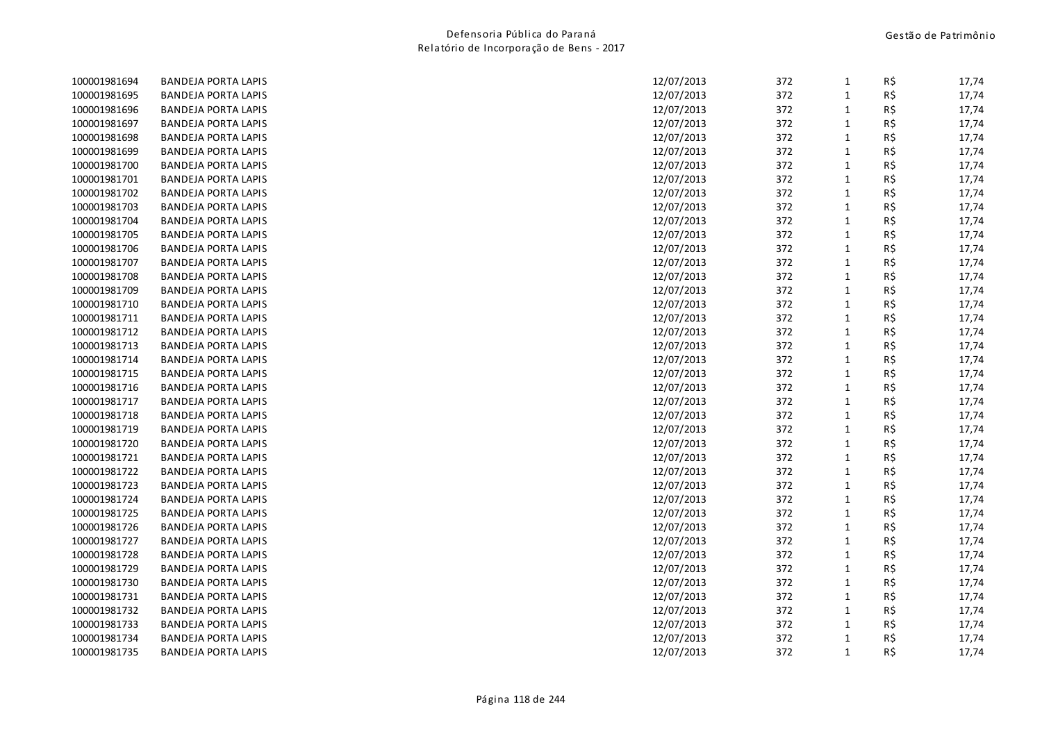| | | | | | | |
|---|---|---|---|---|---|---|
| 100001981694 | BANDEJA PORTA LAPIS | 12/07/2013 | 372 | 1 | R$ | 17,74 |
| 100001981695 | BANDEJA PORTA LAPIS | 12/07/2013 | 372 | 1 | R$ | 17,74 |
| 100001981696 | BANDEJA PORTA LAPIS | 12/07/2013 | 372 | 1 | R$ | 17,74 |
| 100001981697 | BANDEJA PORTA LAPIS | 12/07/2013 | 372 | 1 | R$ | 17,74 |
| 100001981698 | BANDEJA PORTA LAPIS | 12/07/2013 | 372 | 1 | R$ | 17,74 |
| 100001981699 | BANDEJA PORTA LAPIS | 12/07/2013 | 372 | 1 | R$ | 17,74 |
| 100001981700 | BANDEJA PORTA LAPIS | 12/07/2013 | 372 | 1 | R$ | 17,74 |
| 100001981701 | BANDEJA PORTA LAPIS | 12/07/2013 | 372 | 1 | R$ | 17,74 |
| 100001981702 | BANDEJA PORTA LAPIS | 12/07/2013 | 372 | 1 | R$ | 17,74 |
| 100001981703 | BANDEJA PORTA LAPIS | 12/07/2013 | 372 | 1 | R$ | 17,74 |
| 100001981704 | BANDEJA PORTA LAPIS | 12/07/2013 | 372 | 1 | R$ | 17,74 |
| 100001981705 | BANDEJA PORTA LAPIS | 12/07/2013 | 372 | 1 | R$ | 17,74 |
| 100001981706 | BANDEJA PORTA LAPIS | 12/07/2013 | 372 | 1 | R$ | 17,74 |
| 100001981707 | BANDEJA PORTA LAPIS | 12/07/2013 | 372 | 1 | R$ | 17,74 |
| 100001981708 | BANDEJA PORTA LAPIS | 12/07/2013 | 372 | 1 | R$ | 17,74 |
| 100001981709 | BANDEJA PORTA LAPIS | 12/07/2013 | 372 | 1 | R$ | 17,74 |
| 100001981710 | BANDEJA PORTA LAPIS | 12/07/2013 | 372 | 1 | R$ | 17,74 |
| 100001981711 | BANDEJA PORTA LAPIS | 12/07/2013 | 372 | 1 | R$ | 17,74 |
| 100001981712 | BANDEJA PORTA LAPIS | 12/07/2013 | 372 | 1 | R$ | 17,74 |
| 100001981713 | BANDEJA PORTA LAPIS | 12/07/2013 | 372 | 1 | R$ | 17,74 |
| 100001981714 | BANDEJA PORTA LAPIS | 12/07/2013 | 372 | 1 | R$ | 17,74 |
| 100001981715 | BANDEJA PORTA LAPIS | 12/07/2013 | 372 | 1 | R$ | 17,74 |
| 100001981716 | BANDEJA PORTA LAPIS | 12/07/2013 | 372 | 1 | R$ | 17,74 |
| 100001981717 | BANDEJA PORTA LAPIS | 12/07/2013 | 372 | 1 | R$ | 17,74 |
| 100001981718 | BANDEJA PORTA LAPIS | 12/07/2013 | 372 | 1 | R$ | 17,74 |
| 100001981719 | BANDEJA PORTA LAPIS | 12/07/2013 | 372 | 1 | R$ | 17,74 |
| 100001981720 | BANDEJA PORTA LAPIS | 12/07/2013 | 372 | 1 | R$ | 17,74 |
| 100001981721 | BANDEJA PORTA LAPIS | 12/07/2013 | 372 | 1 | R$ | 17,74 |
| 100001981722 | BANDEJA PORTA LAPIS | 12/07/2013 | 372 | 1 | R$ | 17,74 |
| 100001981723 | BANDEJA PORTA LAPIS | 12/07/2013 | 372 | 1 | R$ | 17,74 |
| 100001981724 | BANDEJA PORTA LAPIS | 12/07/2013 | 372 | 1 | R$ | 17,74 |
| 100001981725 | BANDEJA PORTA LAPIS | 12/07/2013 | 372 | 1 | R$ | 17,74 |
| 100001981726 | BANDEJA PORTA LAPIS | 12/07/2013 | 372 | 1 | R$ | 17,74 |
| 100001981727 | BANDEJA PORTA LAPIS | 12/07/2013 | 372 | 1 | R$ | 17,74 |
| 100001981728 | BANDEJA PORTA LAPIS | 12/07/2013 | 372 | 1 | R$ | 17,74 |
| 100001981729 | BANDEJA PORTA LAPIS | 12/07/2013 | 372 | 1 | R$ | 17,74 |
| 100001981730 | BANDEJA PORTA LAPIS | 12/07/2013 | 372 | 1 | R$ | 17,74 |
| 100001981731 | BANDEJA PORTA LAPIS | 12/07/2013 | 372 | 1 | R$ | 17,74 |
| 100001981732 | BANDEJA PORTA LAPIS | 12/07/2013 | 372 | 1 | R$ | 17,74 |
| 100001981733 | BANDEJA PORTA LAPIS | 12/07/2013 | 372 | 1 | R$ | 17,74 |
| 100001981734 | BANDEJA PORTA LAPIS | 12/07/2013 | 372 | 1 | R$ | 17,74 |
| 100001981735 | BANDEJA PORTA LAPIS | 12/07/2013 | 372 | 1 | R$ | 17,74 |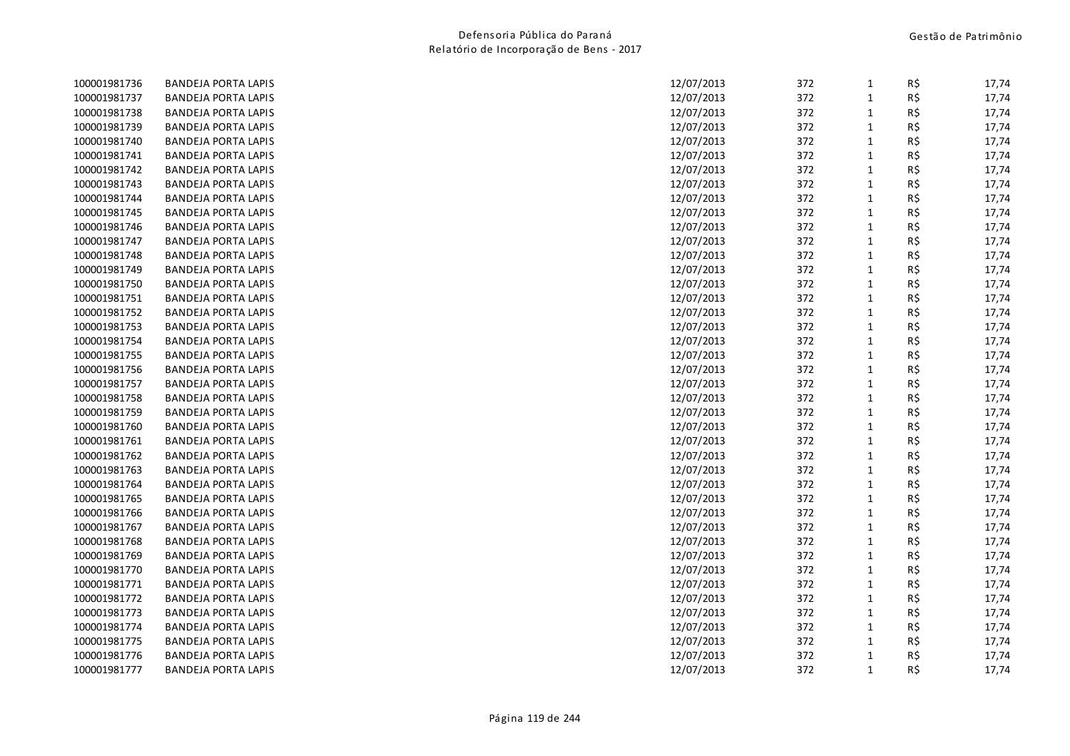| | | | | | | |
|---|---|---|---|---|---|---|
| 100001981736 | BANDEJA PORTA LAPIS | 12/07/2013 | 372 | 1 | R$ | 17,74 |
| 100001981737 | BANDEJA PORTA LAPIS | 12/07/2013 | 372 | 1 | R$ | 17,74 |
| 100001981738 | BANDEJA PORTA LAPIS | 12/07/2013 | 372 | 1 | R$ | 17,74 |
| 100001981739 | BANDEJA PORTA LAPIS | 12/07/2013 | 372 | 1 | R$ | 17,74 |
| 100001981740 | BANDEJA PORTA LAPIS | 12/07/2013 | 372 | 1 | R$ | 17,74 |
| 100001981741 | BANDEJA PORTA LAPIS | 12/07/2013 | 372 | 1 | R$ | 17,74 |
| 100001981742 | BANDEJA PORTA LAPIS | 12/07/2013 | 372 | 1 | R$ | 17,74 |
| 100001981743 | BANDEJA PORTA LAPIS | 12/07/2013 | 372 | 1 | R$ | 17,74 |
| 100001981744 | BANDEJA PORTA LAPIS | 12/07/2013 | 372 | 1 | R$ | 17,74 |
| 100001981745 | BANDEJA PORTA LAPIS | 12/07/2013 | 372 | 1 | R$ | 17,74 |
| 100001981746 | BANDEJA PORTA LAPIS | 12/07/2013 | 372 | 1 | R$ | 17,74 |
| 100001981747 | BANDEJA PORTA LAPIS | 12/07/2013 | 372 | 1 | R$ | 17,74 |
| 100001981748 | BANDEJA PORTA LAPIS | 12/07/2013 | 372 | 1 | R$ | 17,74 |
| 100001981749 | BANDEJA PORTA LAPIS | 12/07/2013 | 372 | 1 | R$ | 17,74 |
| 100001981750 | BANDEJA PORTA LAPIS | 12/07/2013 | 372 | 1 | R$ | 17,74 |
| 100001981751 | BANDEJA PORTA LAPIS | 12/07/2013 | 372 | 1 | R$ | 17,74 |
| 100001981752 | BANDEJA PORTA LAPIS | 12/07/2013 | 372 | 1 | R$ | 17,74 |
| 100001981753 | BANDEJA PORTA LAPIS | 12/07/2013 | 372 | 1 | R$ | 17,74 |
| 100001981754 | BANDEJA PORTA LAPIS | 12/07/2013 | 372 | 1 | R$ | 17,74 |
| 100001981755 | BANDEJA PORTA LAPIS | 12/07/2013 | 372 | 1 | R$ | 17,74 |
| 100001981756 | BANDEJA PORTA LAPIS | 12/07/2013 | 372 | 1 | R$ | 17,74 |
| 100001981757 | BANDEJA PORTA LAPIS | 12/07/2013 | 372 | 1 | R$ | 17,74 |
| 100001981758 | BANDEJA PORTA LAPIS | 12/07/2013 | 372 | 1 | R$ | 17,74 |
| 100001981759 | BANDEJA PORTA LAPIS | 12/07/2013 | 372 | 1 | R$ | 17,74 |
| 100001981760 | BANDEJA PORTA LAPIS | 12/07/2013 | 372 | 1 | R$ | 17,74 |
| 100001981761 | BANDEJA PORTA LAPIS | 12/07/2013 | 372 | 1 | R$ | 17,74 |
| 100001981762 | BANDEJA PORTA LAPIS | 12/07/2013 | 372 | 1 | R$ | 17,74 |
| 100001981763 | BANDEJA PORTA LAPIS | 12/07/2013 | 372 | 1 | R$ | 17,74 |
| 100001981764 | BANDEJA PORTA LAPIS | 12/07/2013 | 372 | 1 | R$ | 17,74 |
| 100001981765 | BANDEJA PORTA LAPIS | 12/07/2013 | 372 | 1 | R$ | 17,74 |
| 100001981766 | BANDEJA PORTA LAPIS | 12/07/2013 | 372 | 1 | R$ | 17,74 |
| 100001981767 | BANDEJA PORTA LAPIS | 12/07/2013 | 372 | 1 | R$ | 17,74 |
| 100001981768 | BANDEJA PORTA LAPIS | 12/07/2013 | 372 | 1 | R$ | 17,74 |
| 100001981769 | BANDEJA PORTA LAPIS | 12/07/2013 | 372 | 1 | R$ | 17,74 |
| 100001981770 | BANDEJA PORTA LAPIS | 12/07/2013 | 372 | 1 | R$ | 17,74 |
| 100001981771 | BANDEJA PORTA LAPIS | 12/07/2013 | 372 | 1 | R$ | 17,74 |
| 100001981772 | BANDEJA PORTA LAPIS | 12/07/2013 | 372 | 1 | R$ | 17,74 |
| 100001981773 | BANDEJA PORTA LAPIS | 12/07/2013 | 372 | 1 | R$ | 17,74 |
| 100001981774 | BANDEJA PORTA LAPIS | 12/07/2013 | 372 | 1 | R$ | 17,74 |
| 100001981775 | BANDEJA PORTA LAPIS | 12/07/2013 | 372 | 1 | R$ | 17,74 |
| 100001981776 | BANDEJA PORTA LAPIS | 12/07/2013 | 372 | 1 | R$ | 17,74 |
| 100001981777 | BANDEJA PORTA LAPIS | 12/07/2013 | 372 | 1 | R$ | 17,74 |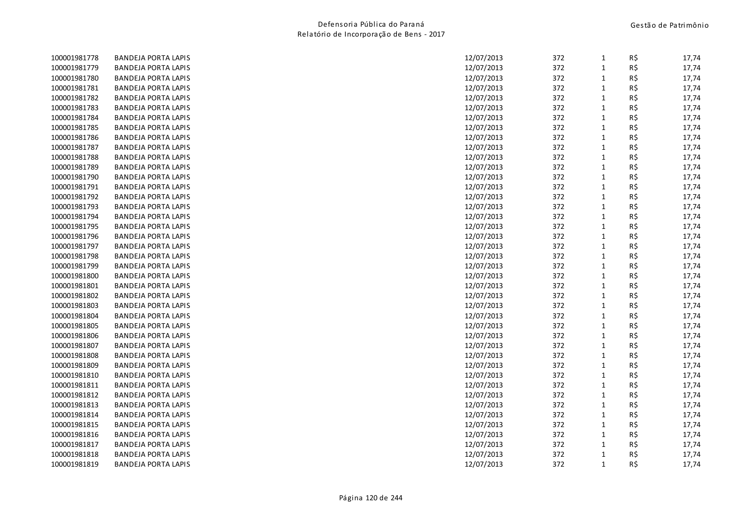| | | | | | | |
|---|---|---|---|---|---|---|
| 100001981778 | BANDEJA PORTA LAPIS | 12/07/2013 | 372 | 1 | R$ | 17,74 |
| 100001981779 | BANDEJA PORTA LAPIS | 12/07/2013 | 372 | 1 | R$ | 17,74 |
| 100001981780 | BANDEJA PORTA LAPIS | 12/07/2013 | 372 | 1 | R$ | 17,74 |
| 100001981781 | BANDEJA PORTA LAPIS | 12/07/2013 | 372 | 1 | R$ | 17,74 |
| 100001981782 | BANDEJA PORTA LAPIS | 12/07/2013 | 372 | 1 | R$ | 17,74 |
| 100001981783 | BANDEJA PORTA LAPIS | 12/07/2013 | 372 | 1 | R$ | 17,74 |
| 100001981784 | BANDEJA PORTA LAPIS | 12/07/2013 | 372 | 1 | R$ | 17,74 |
| 100001981785 | BANDEJA PORTA LAPIS | 12/07/2013 | 372 | 1 | R$ | 17,74 |
| 100001981786 | BANDEJA PORTA LAPIS | 12/07/2013 | 372 | 1 | R$ | 17,74 |
| 100001981787 | BANDEJA PORTA LAPIS | 12/07/2013 | 372 | 1 | R$ | 17,74 |
| 100001981788 | BANDEJA PORTA LAPIS | 12/07/2013 | 372 | 1 | R$ | 17,74 |
| 100001981789 | BANDEJA PORTA LAPIS | 12/07/2013 | 372 | 1 | R$ | 17,74 |
| 100001981790 | BANDEJA PORTA LAPIS | 12/07/2013 | 372 | 1 | R$ | 17,74 |
| 100001981791 | BANDEJA PORTA LAPIS | 12/07/2013 | 372 | 1 | R$ | 17,74 |
| 100001981792 | BANDEJA PORTA LAPIS | 12/07/2013 | 372 | 1 | R$ | 17,74 |
| 100001981793 | BANDEJA PORTA LAPIS | 12/07/2013 | 372 | 1 | R$ | 17,74 |
| 100001981794 | BANDEJA PORTA LAPIS | 12/07/2013 | 372 | 1 | R$ | 17,74 |
| 100001981795 | BANDEJA PORTA LAPIS | 12/07/2013 | 372 | 1 | R$ | 17,74 |
| 100001981796 | BANDEJA PORTA LAPIS | 12/07/2013 | 372 | 1 | R$ | 17,74 |
| 100001981797 | BANDEJA PORTA LAPIS | 12/07/2013 | 372 | 1 | R$ | 17,74 |
| 100001981798 | BANDEJA PORTA LAPIS | 12/07/2013 | 372 | 1 | R$ | 17,74 |
| 100001981799 | BANDEJA PORTA LAPIS | 12/07/2013 | 372 | 1 | R$ | 17,74 |
| 100001981800 | BANDEJA PORTA LAPIS | 12/07/2013 | 372 | 1 | R$ | 17,74 |
| 100001981801 | BANDEJA PORTA LAPIS | 12/07/2013 | 372 | 1 | R$ | 17,74 |
| 100001981802 | BANDEJA PORTA LAPIS | 12/07/2013 | 372 | 1 | R$ | 17,74 |
| 100001981803 | BANDEJA PORTA LAPIS | 12/07/2013 | 372 | 1 | R$ | 17,74 |
| 100001981804 | BANDEJA PORTA LAPIS | 12/07/2013 | 372 | 1 | R$ | 17,74 |
| 100001981805 | BANDEJA PORTA LAPIS | 12/07/2013 | 372 | 1 | R$ | 17,74 |
| 100001981806 | BANDEJA PORTA LAPIS | 12/07/2013 | 372 | 1 | R$ | 17,74 |
| 100001981807 | BANDEJA PORTA LAPIS | 12/07/2013 | 372 | 1 | R$ | 17,74 |
| 100001981808 | BANDEJA PORTA LAPIS | 12/07/2013 | 372 | 1 | R$ | 17,74 |
| 100001981809 | BANDEJA PORTA LAPIS | 12/07/2013 | 372 | 1 | R$ | 17,74 |
| 100001981810 | BANDEJA PORTA LAPIS | 12/07/2013 | 372 | 1 | R$ | 17,74 |
| 100001981811 | BANDEJA PORTA LAPIS | 12/07/2013 | 372 | 1 | R$ | 17,74 |
| 100001981812 | BANDEJA PORTA LAPIS | 12/07/2013 | 372 | 1 | R$ | 17,74 |
| 100001981813 | BANDEJA PORTA LAPIS | 12/07/2013 | 372 | 1 | R$ | 17,74 |
| 100001981814 | BANDEJA PORTA LAPIS | 12/07/2013 | 372 | 1 | R$ | 17,74 |
| 100001981815 | BANDEJA PORTA LAPIS | 12/07/2013 | 372 | 1 | R$ | 17,74 |
| 100001981816 | BANDEJA PORTA LAPIS | 12/07/2013 | 372 | 1 | R$ | 17,74 |
| 100001981817 | BANDEJA PORTA LAPIS | 12/07/2013 | 372 | 1 | R$ | 17,74 |
| 100001981818 | BANDEJA PORTA LAPIS | 12/07/2013 | 372 | 1 | R$ | 17,74 |
| 100001981819 | BANDEJA PORTA LAPIS | 12/07/2013 | 372 | 1 | R$ | 17,74 |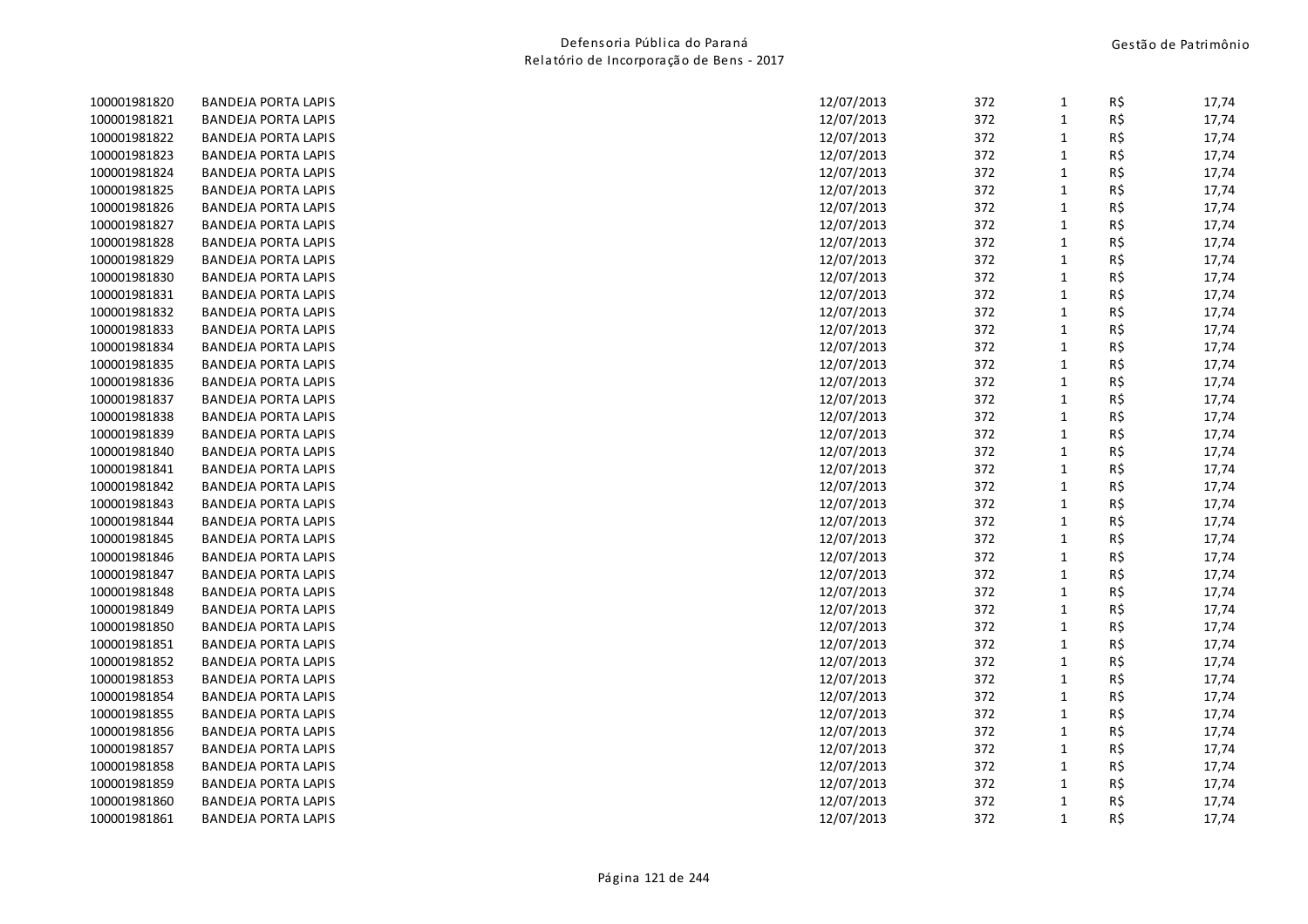| | | | | | | |
|---|---|---|---|---|---|---|
| 100001981820 | BANDEJA PORTA LAPIS | 12/07/2013 | 372 | 1 | R$ | 17,74 |
| 100001981821 | BANDEJA PORTA LAPIS | 12/07/2013 | 372 | 1 | R$ | 17,74 |
| 100001981822 | BANDEJA PORTA LAPIS | 12/07/2013 | 372 | 1 | R$ | 17,74 |
| 100001981823 | BANDEJA PORTA LAPIS | 12/07/2013 | 372 | 1 | R$ | 17,74 |
| 100001981824 | BANDEJA PORTA LAPIS | 12/07/2013 | 372 | 1 | R$ | 17,74 |
| 100001981825 | BANDEJA PORTA LAPIS | 12/07/2013 | 372 | 1 | R$ | 17,74 |
| 100001981826 | BANDEJA PORTA LAPIS | 12/07/2013 | 372 | 1 | R$ | 17,74 |
| 100001981827 | BANDEJA PORTA LAPIS | 12/07/2013 | 372 | 1 | R$ | 17,74 |
| 100001981828 | BANDEJA PORTA LAPIS | 12/07/2013 | 372 | 1 | R$ | 17,74 |
| 100001981829 | BANDEJA PORTA LAPIS | 12/07/2013 | 372 | 1 | R$ | 17,74 |
| 100001981830 | BANDEJA PORTA LAPIS | 12/07/2013 | 372 | 1 | R$ | 17,74 |
| 100001981831 | BANDEJA PORTA LAPIS | 12/07/2013 | 372 | 1 | R$ | 17,74 |
| 100001981832 | BANDEJA PORTA LAPIS | 12/07/2013 | 372 | 1 | R$ | 17,74 |
| 100001981833 | BANDEJA PORTA LAPIS | 12/07/2013 | 372 | 1 | R$ | 17,74 |
| 100001981834 | BANDEJA PORTA LAPIS | 12/07/2013 | 372 | 1 | R$ | 17,74 |
| 100001981835 | BANDEJA PORTA LAPIS | 12/07/2013 | 372 | 1 | R$ | 17,74 |
| 100001981836 | BANDEJA PORTA LAPIS | 12/07/2013 | 372 | 1 | R$ | 17,74 |
| 100001981837 | BANDEJA PORTA LAPIS | 12/07/2013 | 372 | 1 | R$ | 17,74 |
| 100001981838 | BANDEJA PORTA LAPIS | 12/07/2013 | 372 | 1 | R$ | 17,74 |
| 100001981839 | BANDEJA PORTA LAPIS | 12/07/2013 | 372 | 1 | R$ | 17,74 |
| 100001981840 | BANDEJA PORTA LAPIS | 12/07/2013 | 372 | 1 | R$ | 17,74 |
| 100001981841 | BANDEJA PORTA LAPIS | 12/07/2013 | 372 | 1 | R$ | 17,74 |
| 100001981842 | BANDEJA PORTA LAPIS | 12/07/2013 | 372 | 1 | R$ | 17,74 |
| 100001981843 | BANDEJA PORTA LAPIS | 12/07/2013 | 372 | 1 | R$ | 17,74 |
| 100001981844 | BANDEJA PORTA LAPIS | 12/07/2013 | 372 | 1 | R$ | 17,74 |
| 100001981845 | BANDEJA PORTA LAPIS | 12/07/2013 | 372 | 1 | R$ | 17,74 |
| 100001981846 | BANDEJA PORTA LAPIS | 12/07/2013 | 372 | 1 | R$ | 17,74 |
| 100001981847 | BANDEJA PORTA LAPIS | 12/07/2013 | 372 | 1 | R$ | 17,74 |
| 100001981848 | BANDEJA PORTA LAPIS | 12/07/2013 | 372 | 1 | R$ | 17,74 |
| 100001981849 | BANDEJA PORTA LAPIS | 12/07/2013 | 372 | 1 | R$ | 17,74 |
| 100001981850 | BANDEJA PORTA LAPIS | 12/07/2013 | 372 | 1 | R$ | 17,74 |
| 100001981851 | BANDEJA PORTA LAPIS | 12/07/2013 | 372 | 1 | R$ | 17,74 |
| 100001981852 | BANDEJA PORTA LAPIS | 12/07/2013 | 372 | 1 | R$ | 17,74 |
| 100001981853 | BANDEJA PORTA LAPIS | 12/07/2013 | 372 | 1 | R$ | 17,74 |
| 100001981854 | BANDEJA PORTA LAPIS | 12/07/2013 | 372 | 1 | R$ | 17,74 |
| 100001981855 | BANDEJA PORTA LAPIS | 12/07/2013 | 372 | 1 | R$ | 17,74 |
| 100001981856 | BANDEJA PORTA LAPIS | 12/07/2013 | 372 | 1 | R$ | 17,74 |
| 100001981857 | BANDEJA PORTA LAPIS | 12/07/2013 | 372 | 1 | R$ | 17,74 |
| 100001981858 | BANDEJA PORTA LAPIS | 12/07/2013 | 372 | 1 | R$ | 17,74 |
| 100001981859 | BANDEJA PORTA LAPIS | 12/07/2013 | 372 | 1 | R$ | 17,74 |
| 100001981860 | BANDEJA PORTA LAPIS | 12/07/2013 | 372 | 1 | R$ | 17,74 |
| 100001981861 | BANDEJA PORTA LAPIS | 12/07/2013 | 372 | 1 | R$ | 17,74 |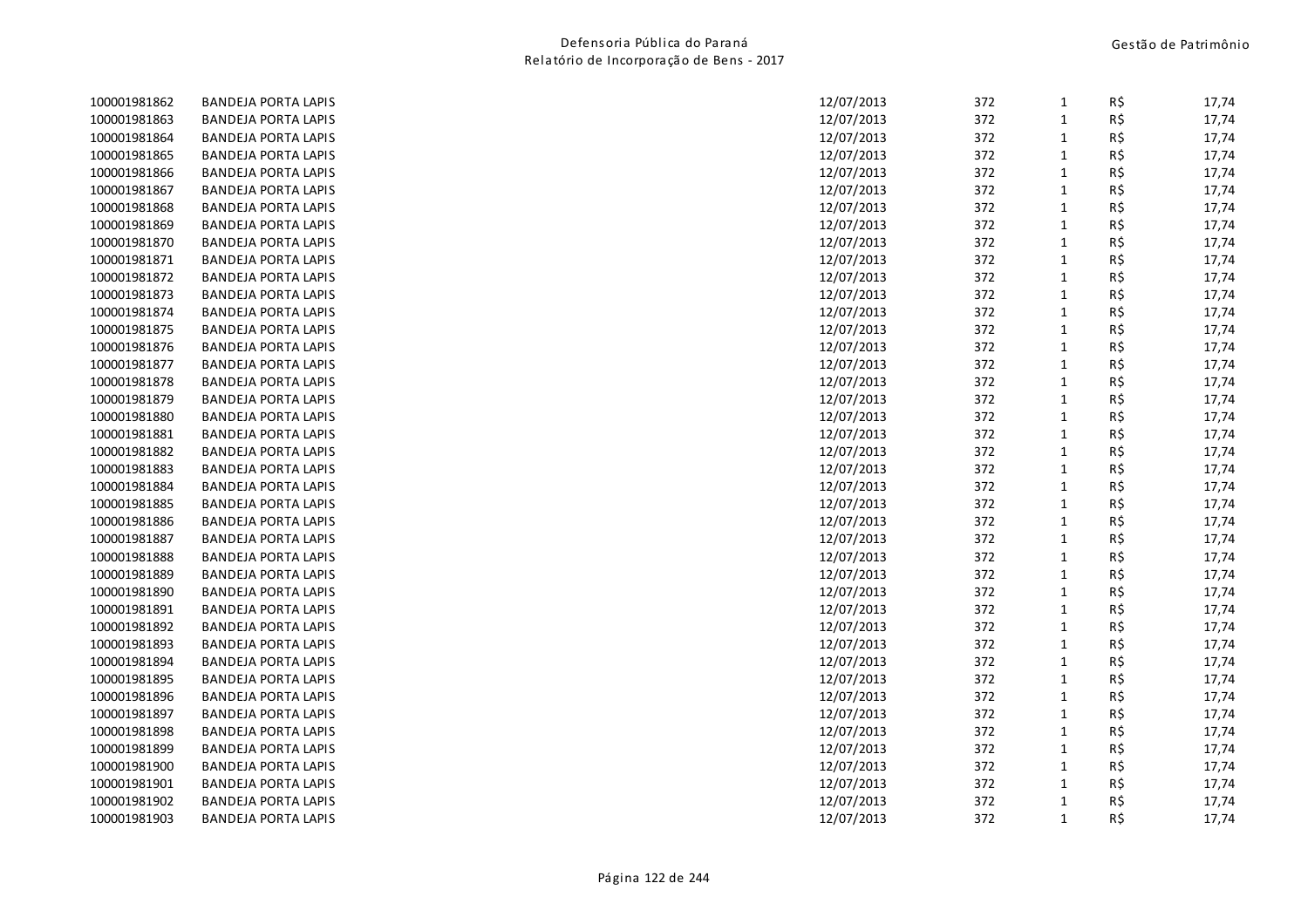| | | | | | | |
|---|---|---|---|---|---|---|
| 100001981862 | BANDEJA PORTA LAPIS | 12/07/2013 | 372 | 1 | R$ | 17,74 |
| 100001981863 | BANDEJA PORTA LAPIS | 12/07/2013 | 372 | 1 | R$ | 17,74 |
| 100001981864 | BANDEJA PORTA LAPIS | 12/07/2013 | 372 | 1 | R$ | 17,74 |
| 100001981865 | BANDEJA PORTA LAPIS | 12/07/2013 | 372 | 1 | R$ | 17,74 |
| 100001981866 | BANDEJA PORTA LAPIS | 12/07/2013 | 372 | 1 | R$ | 17,74 |
| 100001981867 | BANDEJA PORTA LAPIS | 12/07/2013 | 372 | 1 | R$ | 17,74 |
| 100001981868 | BANDEJA PORTA LAPIS | 12/07/2013 | 372 | 1 | R$ | 17,74 |
| 100001981869 | BANDEJA PORTA LAPIS | 12/07/2013 | 372 | 1 | R$ | 17,74 |
| 100001981870 | BANDEJA PORTA LAPIS | 12/07/2013 | 372 | 1 | R$ | 17,74 |
| 100001981871 | BANDEJA PORTA LAPIS | 12/07/2013 | 372 | 1 | R$ | 17,74 |
| 100001981872 | BANDEJA PORTA LAPIS | 12/07/2013 | 372 | 1 | R$ | 17,74 |
| 100001981873 | BANDEJA PORTA LAPIS | 12/07/2013 | 372 | 1 | R$ | 17,74 |
| 100001981874 | BANDEJA PORTA LAPIS | 12/07/2013 | 372 | 1 | R$ | 17,74 |
| 100001981875 | BANDEJA PORTA LAPIS | 12/07/2013 | 372 | 1 | R$ | 17,74 |
| 100001981876 | BANDEJA PORTA LAPIS | 12/07/2013 | 372 | 1 | R$ | 17,74 |
| 100001981877 | BANDEJA PORTA LAPIS | 12/07/2013 | 372 | 1 | R$ | 17,74 |
| 100001981878 | BANDEJA PORTA LAPIS | 12/07/2013 | 372 | 1 | R$ | 17,74 |
| 100001981879 | BANDEJA PORTA LAPIS | 12/07/2013 | 372 | 1 | R$ | 17,74 |
| 100001981880 | BANDEJA PORTA LAPIS | 12/07/2013 | 372 | 1 | R$ | 17,74 |
| 100001981881 | BANDEJA PORTA LAPIS | 12/07/2013 | 372 | 1 | R$ | 17,74 |
| 100001981882 | BANDEJA PORTA LAPIS | 12/07/2013 | 372 | 1 | R$ | 17,74 |
| 100001981883 | BANDEJA PORTA LAPIS | 12/07/2013 | 372 | 1 | R$ | 17,74 |
| 100001981884 | BANDEJA PORTA LAPIS | 12/07/2013 | 372 | 1 | R$ | 17,74 |
| 100001981885 | BANDEJA PORTA LAPIS | 12/07/2013 | 372 | 1 | R$ | 17,74 |
| 100001981886 | BANDEJA PORTA LAPIS | 12/07/2013 | 372 | 1 | R$ | 17,74 |
| 100001981887 | BANDEJA PORTA LAPIS | 12/07/2013 | 372 | 1 | R$ | 17,74 |
| 100001981888 | BANDEJA PORTA LAPIS | 12/07/2013 | 372 | 1 | R$ | 17,74 |
| 100001981889 | BANDEJA PORTA LAPIS | 12/07/2013 | 372 | 1 | R$ | 17,74 |
| 100001981890 | BANDEJA PORTA LAPIS | 12/07/2013 | 372 | 1 | R$ | 17,74 |
| 100001981891 | BANDEJA PORTA LAPIS | 12/07/2013 | 372 | 1 | R$ | 17,74 |
| 100001981892 | BANDEJA PORTA LAPIS | 12/07/2013 | 372 | 1 | R$ | 17,74 |
| 100001981893 | BANDEJA PORTA LAPIS | 12/07/2013 | 372 | 1 | R$ | 17,74 |
| 100001981894 | BANDEJA PORTA LAPIS | 12/07/2013 | 372 | 1 | R$ | 17,74 |
| 100001981895 | BANDEJA PORTA LAPIS | 12/07/2013 | 372 | 1 | R$ | 17,74 |
| 100001981896 | BANDEJA PORTA LAPIS | 12/07/2013 | 372 | 1 | R$ | 17,74 |
| 100001981897 | BANDEJA PORTA LAPIS | 12/07/2013 | 372 | 1 | R$ | 17,74 |
| 100001981898 | BANDEJA PORTA LAPIS | 12/07/2013 | 372 | 1 | R$ | 17,74 |
| 100001981899 | BANDEJA PORTA LAPIS | 12/07/2013 | 372 | 1 | R$ | 17,74 |
| 100001981900 | BANDEJA PORTA LAPIS | 12/07/2013 | 372 | 1 | R$ | 17,74 |
| 100001981901 | BANDEJA PORTA LAPIS | 12/07/2013 | 372 | 1 | R$ | 17,74 |
| 100001981902 | BANDEJA PORTA LAPIS | 12/07/2013 | 372 | 1 | R$ | 17,74 |
| 100001981903 | BANDEJA PORTA LAPIS | 12/07/2013 | 372 | 1 | R$ | 17,74 |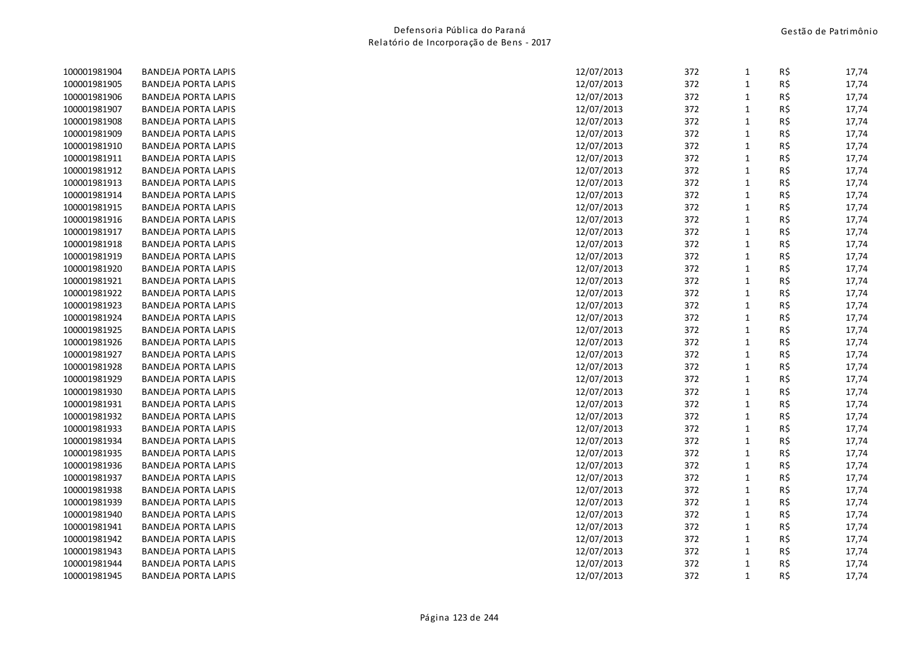| | | | | | | |
|---|---|---|---|---|---|---|
| 100001981904 | BANDEJA PORTA LAPIS | 12/07/2013 | 372 | 1 | R$ | 17,74 |
| 100001981905 | BANDEJA PORTA LAPIS | 12/07/2013 | 372 | 1 | R$ | 17,74 |
| 100001981906 | BANDEJA PORTA LAPIS | 12/07/2013 | 372 | 1 | R$ | 17,74 |
| 100001981907 | BANDEJA PORTA LAPIS | 12/07/2013 | 372 | 1 | R$ | 17,74 |
| 100001981908 | BANDEJA PORTA LAPIS | 12/07/2013 | 372 | 1 | R$ | 17,74 |
| 100001981909 | BANDEJA PORTA LAPIS | 12/07/2013 | 372 | 1 | R$ | 17,74 |
| 100001981910 | BANDEJA PORTA LAPIS | 12/07/2013 | 372 | 1 | R$ | 17,74 |
| 100001981911 | BANDEJA PORTA LAPIS | 12/07/2013 | 372 | 1 | R$ | 17,74 |
| 100001981912 | BANDEJA PORTA LAPIS | 12/07/2013 | 372 | 1 | R$ | 17,74 |
| 100001981913 | BANDEJA PORTA LAPIS | 12/07/2013 | 372 | 1 | R$ | 17,74 |
| 100001981914 | BANDEJA PORTA LAPIS | 12/07/2013 | 372 | 1 | R$ | 17,74 |
| 100001981915 | BANDEJA PORTA LAPIS | 12/07/2013 | 372 | 1 | R$ | 17,74 |
| 100001981916 | BANDEJA PORTA LAPIS | 12/07/2013 | 372 | 1 | R$ | 17,74 |
| 100001981917 | BANDEJA PORTA LAPIS | 12/07/2013 | 372 | 1 | R$ | 17,74 |
| 100001981918 | BANDEJA PORTA LAPIS | 12/07/2013 | 372 | 1 | R$ | 17,74 |
| 100001981919 | BANDEJA PORTA LAPIS | 12/07/2013 | 372 | 1 | R$ | 17,74 |
| 100001981920 | BANDEJA PORTA LAPIS | 12/07/2013 | 372 | 1 | R$ | 17,74 |
| 100001981921 | BANDEJA PORTA LAPIS | 12/07/2013 | 372 | 1 | R$ | 17,74 |
| 100001981922 | BANDEJA PORTA LAPIS | 12/07/2013 | 372 | 1 | R$ | 17,74 |
| 100001981923 | BANDEJA PORTA LAPIS | 12/07/2013 | 372 | 1 | R$ | 17,74 |
| 100001981924 | BANDEJA PORTA LAPIS | 12/07/2013 | 372 | 1 | R$ | 17,74 |
| 100001981925 | BANDEJA PORTA LAPIS | 12/07/2013 | 372 | 1 | R$ | 17,74 |
| 100001981926 | BANDEJA PORTA LAPIS | 12/07/2013 | 372 | 1 | R$ | 17,74 |
| 100001981927 | BANDEJA PORTA LAPIS | 12/07/2013 | 372 | 1 | R$ | 17,74 |
| 100001981928 | BANDEJA PORTA LAPIS | 12/07/2013 | 372 | 1 | R$ | 17,74 |
| 100001981929 | BANDEJA PORTA LAPIS | 12/07/2013 | 372 | 1 | R$ | 17,74 |
| 100001981930 | BANDEJA PORTA LAPIS | 12/07/2013 | 372 | 1 | R$ | 17,74 |
| 100001981931 | BANDEJA PORTA LAPIS | 12/07/2013 | 372 | 1 | R$ | 17,74 |
| 100001981932 | BANDEJA PORTA LAPIS | 12/07/2013 | 372 | 1 | R$ | 17,74 |
| 100001981933 | BANDEJA PORTA LAPIS | 12/07/2013 | 372 | 1 | R$ | 17,74 |
| 100001981934 | BANDEJA PORTA LAPIS | 12/07/2013 | 372 | 1 | R$ | 17,74 |
| 100001981935 | BANDEJA PORTA LAPIS | 12/07/2013 | 372 | 1 | R$ | 17,74 |
| 100001981936 | BANDEJA PORTA LAPIS | 12/07/2013 | 372 | 1 | R$ | 17,74 |
| 100001981937 | BANDEJA PORTA LAPIS | 12/07/2013 | 372 | 1 | R$ | 17,74 |
| 100001981938 | BANDEJA PORTA LAPIS | 12/07/2013 | 372 | 1 | R$ | 17,74 |
| 100001981939 | BANDEJA PORTA LAPIS | 12/07/2013 | 372 | 1 | R$ | 17,74 |
| 100001981940 | BANDEJA PORTA LAPIS | 12/07/2013 | 372 | 1 | R$ | 17,74 |
| 100001981941 | BANDEJA PORTA LAPIS | 12/07/2013 | 372 | 1 | R$ | 17,74 |
| 100001981942 | BANDEJA PORTA LAPIS | 12/07/2013 | 372 | 1 | R$ | 17,74 |
| 100001981943 | BANDEJA PORTA LAPIS | 12/07/2013 | 372 | 1 | R$ | 17,74 |
| 100001981944 | BANDEJA PORTA LAPIS | 12/07/2013 | 372 | 1 | R$ | 17,74 |
| 100001981945 | BANDEJA PORTA LAPIS | 12/07/2013 | 372 | 1 | R$ | 17,74 |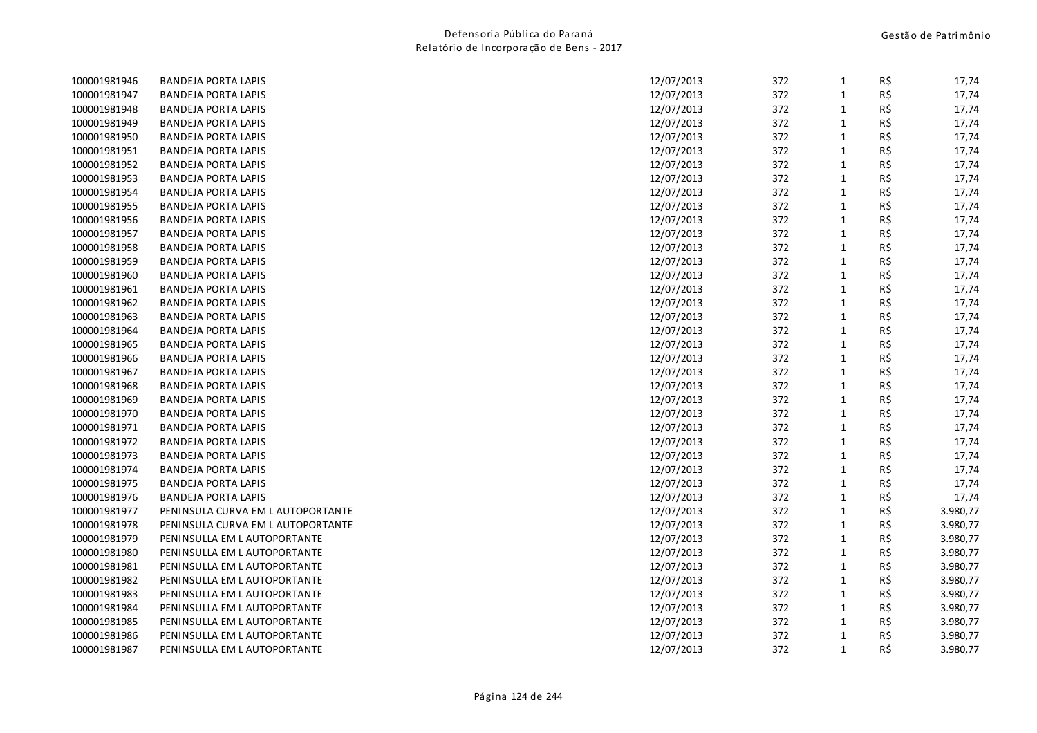| | | | | | | |
|---|---|---|---|---|---|---|
| 100001981946 | BANDEJA PORTA LAPIS | 12/07/2013 | 372 | 1 | R$ | 17,74 |
| 100001981947 | BANDEJA PORTA LAPIS | 12/07/2013 | 372 | 1 | R$ | 17,74 |
| 100001981948 | BANDEJA PORTA LAPIS | 12/07/2013 | 372 | 1 | R$ | 17,74 |
| 100001981949 | BANDEJA PORTA LAPIS | 12/07/2013 | 372 | 1 | R$ | 17,74 |
| 100001981950 | BANDEJA PORTA LAPIS | 12/07/2013 | 372 | 1 | R$ | 17,74 |
| 100001981951 | BANDEJA PORTA LAPIS | 12/07/2013 | 372 | 1 | R$ | 17,74 |
| 100001981952 | BANDEJA PORTA LAPIS | 12/07/2013 | 372 | 1 | R$ | 17,74 |
| 100001981953 | BANDEJA PORTA LAPIS | 12/07/2013 | 372 | 1 | R$ | 17,74 |
| 100001981954 | BANDEJA PORTA LAPIS | 12/07/2013 | 372 | 1 | R$ | 17,74 |
| 100001981955 | BANDEJA PORTA LAPIS | 12/07/2013 | 372 | 1 | R$ | 17,74 |
| 100001981956 | BANDEJA PORTA LAPIS | 12/07/2013 | 372 | 1 | R$ | 17,74 |
| 100001981957 | BANDEJA PORTA LAPIS | 12/07/2013 | 372 | 1 | R$ | 17,74 |
| 100001981958 | BANDEJA PORTA LAPIS | 12/07/2013 | 372 | 1 | R$ | 17,74 |
| 100001981959 | BANDEJA PORTA LAPIS | 12/07/2013 | 372 | 1 | R$ | 17,74 |
| 100001981960 | BANDEJA PORTA LAPIS | 12/07/2013 | 372 | 1 | R$ | 17,74 |
| 100001981961 | BANDEJA PORTA LAPIS | 12/07/2013 | 372 | 1 | R$ | 17,74 |
| 100001981962 | BANDEJA PORTA LAPIS | 12/07/2013 | 372 | 1 | R$ | 17,74 |
| 100001981963 | BANDEJA PORTA LAPIS | 12/07/2013 | 372 | 1 | R$ | 17,74 |
| 100001981964 | BANDEJA PORTA LAPIS | 12/07/2013 | 372 | 1 | R$ | 17,74 |
| 100001981965 | BANDEJA PORTA LAPIS | 12/07/2013 | 372 | 1 | R$ | 17,74 |
| 100001981966 | BANDEJA PORTA LAPIS | 12/07/2013 | 372 | 1 | R$ | 17,74 |
| 100001981967 | BANDEJA PORTA LAPIS | 12/07/2013 | 372 | 1 | R$ | 17,74 |
| 100001981968 | BANDEJA PORTA LAPIS | 12/07/2013 | 372 | 1 | R$ | 17,74 |
| 100001981969 | BANDEJA PORTA LAPIS | 12/07/2013 | 372 | 1 | R$ | 17,74 |
| 100001981970 | BANDEJA PORTA LAPIS | 12/07/2013 | 372 | 1 | R$ | 17,74 |
| 100001981971 | BANDEJA PORTA LAPIS | 12/07/2013 | 372 | 1 | R$ | 17,74 |
| 100001981972 | BANDEJA PORTA LAPIS | 12/07/2013 | 372 | 1 | R$ | 17,74 |
| 100001981973 | BANDEJA PORTA LAPIS | 12/07/2013 | 372 | 1 | R$ | 17,74 |
| 100001981974 | BANDEJA PORTA LAPIS | 12/07/2013 | 372 | 1 | R$ | 17,74 |
| 100001981975 | BANDEJA PORTA LAPIS | 12/07/2013 | 372 | 1 | R$ | 17,74 |
| 100001981976 | BANDEJA PORTA LAPIS | 12/07/2013 | 372 | 1 | R$ | 17,74 |
| 100001981977 | PENINSULA CURVA EM L AUTOPORTANTE | 12/07/2013 | 372 | 1 | R$ | 3.980,77 |
| 100001981978 | PENINSULA CURVA EM L AUTOPORTANTE | 12/07/2013 | 372 | 1 | R$ | 3.980,77 |
| 100001981979 | PENINSULLA EM L AUTOPORTANTE | 12/07/2013 | 372 | 1 | R$ | 3.980,77 |
| 100001981980 | PENINSULLA EM L AUTOPORTANTE | 12/07/2013 | 372 | 1 | R$ | 3.980,77 |
| 100001981981 | PENINSULLA EM L AUTOPORTANTE | 12/07/2013 | 372 | 1 | R$ | 3.980,77 |
| 100001981982 | PENINSULLA EM L AUTOPORTANTE | 12/07/2013 | 372 | 1 | R$ | 3.980,77 |
| 100001981983 | PENINSULLA EM L AUTOPORTANTE | 12/07/2013 | 372 | 1 | R$ | 3.980,77 |
| 100001981984 | PENINSULLA EM L AUTOPORTANTE | 12/07/2013 | 372 | 1 | R$ | 3.980,77 |
| 100001981985 | PENINSULLA EM L AUTOPORTANTE | 12/07/2013 | 372 | 1 | R$ | 3.980,77 |
| 100001981986 | PENINSULLA EM L AUTOPORTANTE | 12/07/2013 | 372 | 1 | R$ | 3.980,77 |
| 100001981987 | PENINSULLA EM L AUTOPORTANTE | 12/07/2013 | 372 | 1 | R$ | 3.980,77 |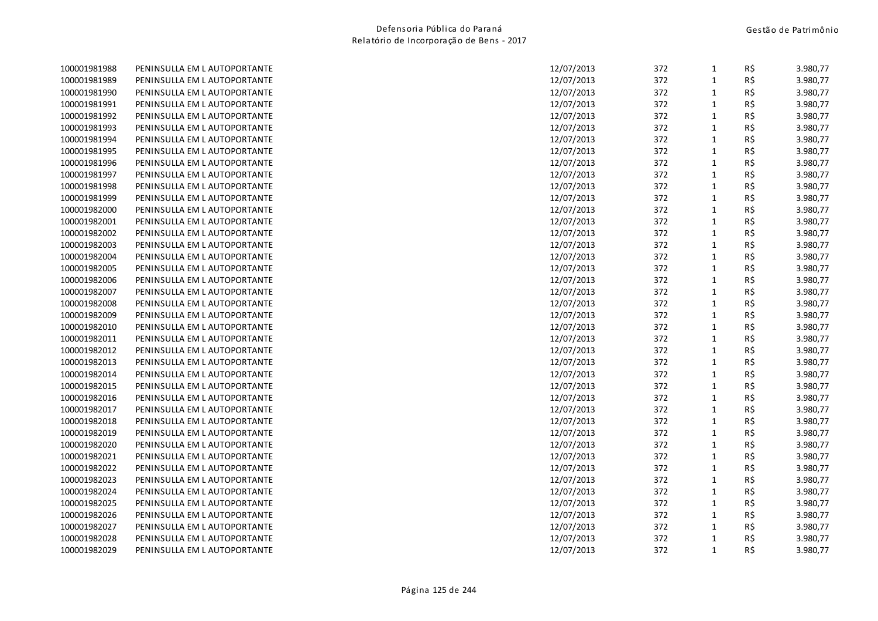| | | | | | | |
|---|---|---|---|---|---|---|
| 100001981988 | PENINSULLA EM L AUTOPORTANTE | 12/07/2013 | 372 | 1 | R$ | 3.980,77 |
| 100001981989 | PENINSULLA EM L AUTOPORTANTE | 12/07/2013 | 372 | 1 | R$ | 3.980,77 |
| 100001981990 | PENINSULLA EM L AUTOPORTANTE | 12/07/2013 | 372 | 1 | R$ | 3.980,77 |
| 100001981991 | PENINSULLA EM L AUTOPORTANTE | 12/07/2013 | 372 | 1 | R$ | 3.980,77 |
| 100001981992 | PENINSULLA EM L AUTOPORTANTE | 12/07/2013 | 372 | 1 | R$ | 3.980,77 |
| 100001981993 | PENINSULLA EM L AUTOPORTANTE | 12/07/2013 | 372 | 1 | R$ | 3.980,77 |
| 100001981994 | PENINSULLA EM L AUTOPORTANTE | 12/07/2013 | 372 | 1 | R$ | 3.980,77 |
| 100001981995 | PENINSULLA EM L AUTOPORTANTE | 12/07/2013 | 372 | 1 | R$ | 3.980,77 |
| 100001981996 | PENINSULLA EM L AUTOPORTANTE | 12/07/2013 | 372 | 1 | R$ | 3.980,77 |
| 100001981997 | PENINSULLA EM L AUTOPORTANTE | 12/07/2013 | 372 | 1 | R$ | 3.980,77 |
| 100001981998 | PENINSULLA EM L AUTOPORTANTE | 12/07/2013 | 372 | 1 | R$ | 3.980,77 |
| 100001981999 | PENINSULLA EM L AUTOPORTANTE | 12/07/2013 | 372 | 1 | R$ | 3.980,77 |
| 100001982000 | PENINSULLA EM L AUTOPORTANTE | 12/07/2013 | 372 | 1 | R$ | 3.980,77 |
| 100001982001 | PENINSULLA EM L AUTOPORTANTE | 12/07/2013 | 372 | 1 | R$ | 3.980,77 |
| 100001982002 | PENINSULLA EM L AUTOPORTANTE | 12/07/2013 | 372 | 1 | R$ | 3.980,77 |
| 100001982003 | PENINSULLA EM L AUTOPORTANTE | 12/07/2013 | 372 | 1 | R$ | 3.980,77 |
| 100001982004 | PENINSULLA EM L AUTOPORTANTE | 12/07/2013 | 372 | 1 | R$ | 3.980,77 |
| 100001982005 | PENINSULLA EM L AUTOPORTANTE | 12/07/2013 | 372 | 1 | R$ | 3.980,77 |
| 100001982006 | PENINSULLA EM L AUTOPORTANTE | 12/07/2013 | 372 | 1 | R$ | 3.980,77 |
| 100001982007 | PENINSULLA EM L AUTOPORTANTE | 12/07/2013 | 372 | 1 | R$ | 3.980,77 |
| 100001982008 | PENINSULLA EM L AUTOPORTANTE | 12/07/2013 | 372 | 1 | R$ | 3.980,77 |
| 100001982009 | PENINSULLA EM L AUTOPORTANTE | 12/07/2013 | 372 | 1 | R$ | 3.980,77 |
| 100001982010 | PENINSULLA EM L AUTOPORTANTE | 12/07/2013 | 372 | 1 | R$ | 3.980,77 |
| 100001982011 | PENINSULLA EM L AUTOPORTANTE | 12/07/2013 | 372 | 1 | R$ | 3.980,77 |
| 100001982012 | PENINSULLA EM L AUTOPORTANTE | 12/07/2013 | 372 | 1 | R$ | 3.980,77 |
| 100001982013 | PENINSULLA EM L AUTOPORTANTE | 12/07/2013 | 372 | 1 | R$ | 3.980,77 |
| 100001982014 | PENINSULLA EM L AUTOPORTANTE | 12/07/2013 | 372 | 1 | R$ | 3.980,77 |
| 100001982015 | PENINSULLA EM L AUTOPORTANTE | 12/07/2013 | 372 | 1 | R$ | 3.980,77 |
| 100001982016 | PENINSULLA EM L AUTOPORTANTE | 12/07/2013 | 372 | 1 | R$ | 3.980,77 |
| 100001982017 | PENINSULLA EM L AUTOPORTANTE | 12/07/2013 | 372 | 1 | R$ | 3.980,77 |
| 100001982018 | PENINSULLA EM L AUTOPORTANTE | 12/07/2013 | 372 | 1 | R$ | 3.980,77 |
| 100001982019 | PENINSULLA EM L AUTOPORTANTE | 12/07/2013 | 372 | 1 | R$ | 3.980,77 |
| 100001982020 | PENINSULLA EM L AUTOPORTANTE | 12/07/2013 | 372 | 1 | R$ | 3.980,77 |
| 100001982021 | PENINSULLA EM L AUTOPORTANTE | 12/07/2013 | 372 | 1 | R$ | 3.980,77 |
| 100001982022 | PENINSULLA EM L AUTOPORTANTE | 12/07/2013 | 372 | 1 | R$ | 3.980,77 |
| 100001982023 | PENINSULLA EM L AUTOPORTANTE | 12/07/2013 | 372 | 1 | R$ | 3.980,77 |
| 100001982024 | PENINSULLA EM L AUTOPORTANTE | 12/07/2013 | 372 | 1 | R$ | 3.980,77 |
| 100001982025 | PENINSULLA EM L AUTOPORTANTE | 12/07/2013 | 372 | 1 | R$ | 3.980,77 |
| 100001982026 | PENINSULLA EM L AUTOPORTANTE | 12/07/2013 | 372 | 1 | R$ | 3.980,77 |
| 100001982027 | PENINSULLA EM L AUTOPORTANTE | 12/07/2013 | 372 | 1 | R$ | 3.980,77 |
| 100001982028 | PENINSULLA EM L AUTOPORTANTE | 12/07/2013 | 372 | 1 | R$ | 3.980,77 |
| 100001982029 | PENINSULLA EM L AUTOPORTANTE | 12/07/2013 | 372 | 1 | R$ | 3.980,77 |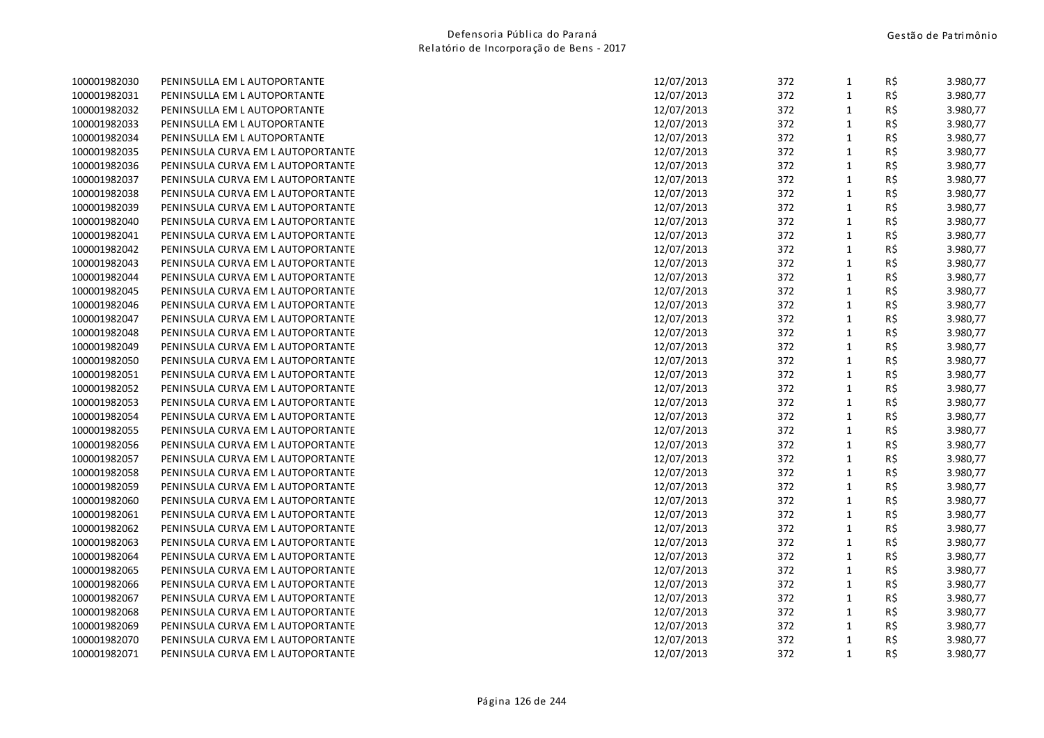| | | | | | | |
|---|---|---|---|---|---|---|
| 100001982030 | PENINSULLA EM L AUTOPORTANTE | 12/07/2013 | 372 | 1 | R$ | 3.980,77 |
| 100001982031 | PENINSULLA EM L AUTOPORTANTE | 12/07/2013 | 372 | 1 | R$ | 3.980,77 |
| 100001982032 | PENINSULLA EM L AUTOPORTANTE | 12/07/2013 | 372 | 1 | R$ | 3.980,77 |
| 100001982033 | PENINSULLA EM L AUTOPORTANTE | 12/07/2013 | 372 | 1 | R$ | 3.980,77 |
| 100001982034 | PENINSULLA EM L AUTOPORTANTE | 12/07/2013 | 372 | 1 | R$ | 3.980,77 |
| 100001982035 | PENINSULA CURVA EM L AUTOPORTANTE | 12/07/2013 | 372 | 1 | R$ | 3.980,77 |
| 100001982036 | PENINSULA CURVA EM L AUTOPORTANTE | 12/07/2013 | 372 | 1 | R$ | 3.980,77 |
| 100001982037 | PENINSULA CURVA EM L AUTOPORTANTE | 12/07/2013 | 372 | 1 | R$ | 3.980,77 |
| 100001982038 | PENINSULA CURVA EM L AUTOPORTANTE | 12/07/2013 | 372 | 1 | R$ | 3.980,77 |
| 100001982039 | PENINSULA CURVA EM L AUTOPORTANTE | 12/07/2013 | 372 | 1 | R$ | 3.980,77 |
| 100001982040 | PENINSULA CURVA EM L AUTOPORTANTE | 12/07/2013 | 372 | 1 | R$ | 3.980,77 |
| 100001982041 | PENINSULA CURVA EM L AUTOPORTANTE | 12/07/2013 | 372 | 1 | R$ | 3.980,77 |
| 100001982042 | PENINSULA CURVA EM L AUTOPORTANTE | 12/07/2013 | 372 | 1 | R$ | 3.980,77 |
| 100001982043 | PENINSULA CURVA EM L AUTOPORTANTE | 12/07/2013 | 372 | 1 | R$ | 3.980,77 |
| 100001982044 | PENINSULA CURVA EM L AUTOPORTANTE | 12/07/2013 | 372 | 1 | R$ | 3.980,77 |
| 100001982045 | PENINSULA CURVA EM L AUTOPORTANTE | 12/07/2013 | 372 | 1 | R$ | 3.980,77 |
| 100001982046 | PENINSULA CURVA EM L AUTOPORTANTE | 12/07/2013 | 372 | 1 | R$ | 3.980,77 |
| 100001982047 | PENINSULA CURVA EM L AUTOPORTANTE | 12/07/2013 | 372 | 1 | R$ | 3.980,77 |
| 100001982048 | PENINSULA CURVA EM L AUTOPORTANTE | 12/07/2013 | 372 | 1 | R$ | 3.980,77 |
| 100001982049 | PENINSULA CURVA EM L AUTOPORTANTE | 12/07/2013 | 372 | 1 | R$ | 3.980,77 |
| 100001982050 | PENINSULA CURVA EM L AUTOPORTANTE | 12/07/2013 | 372 | 1 | R$ | 3.980,77 |
| 100001982051 | PENINSULA CURVA EM L AUTOPORTANTE | 12/07/2013 | 372 | 1 | R$ | 3.980,77 |
| 100001982052 | PENINSULA CURVA EM L AUTOPORTANTE | 12/07/2013 | 372 | 1 | R$ | 3.980,77 |
| 100001982053 | PENINSULA CURVA EM L AUTOPORTANTE | 12/07/2013 | 372 | 1 | R$ | 3.980,77 |
| 100001982054 | PENINSULA CURVA EM L AUTOPORTANTE | 12/07/2013 | 372 | 1 | R$ | 3.980,77 |
| 100001982055 | PENINSULA CURVA EM L AUTOPORTANTE | 12/07/2013 | 372 | 1 | R$ | 3.980,77 |
| 100001982056 | PENINSULA CURVA EM L AUTOPORTANTE | 12/07/2013 | 372 | 1 | R$ | 3.980,77 |
| 100001982057 | PENINSULA CURVA EM L AUTOPORTANTE | 12/07/2013 | 372 | 1 | R$ | 3.980,77 |
| 100001982058 | PENINSULA CURVA EM L AUTOPORTANTE | 12/07/2013 | 372 | 1 | R$ | 3.980,77 |
| 100001982059 | PENINSULA CURVA EM L AUTOPORTANTE | 12/07/2013 | 372 | 1 | R$ | 3.980,77 |
| 100001982060 | PENINSULA CURVA EM L AUTOPORTANTE | 12/07/2013 | 372 | 1 | R$ | 3.980,77 |
| 100001982061 | PENINSULA CURVA EM L AUTOPORTANTE | 12/07/2013 | 372 | 1 | R$ | 3.980,77 |
| 100001982062 | PENINSULA CURVA EM L AUTOPORTANTE | 12/07/2013 | 372 | 1 | R$ | 3.980,77 |
| 100001982063 | PENINSULA CURVA EM L AUTOPORTANTE | 12/07/2013 | 372 | 1 | R$ | 3.980,77 |
| 100001982064 | PENINSULA CURVA EM L AUTOPORTANTE | 12/07/2013 | 372 | 1 | R$ | 3.980,77 |
| 100001982065 | PENINSULA CURVA EM L AUTOPORTANTE | 12/07/2013 | 372 | 1 | R$ | 3.980,77 |
| 100001982066 | PENINSULA CURVA EM L AUTOPORTANTE | 12/07/2013 | 372 | 1 | R$ | 3.980,77 |
| 100001982067 | PENINSULA CURVA EM L AUTOPORTANTE | 12/07/2013 | 372 | 1 | R$ | 3.980,77 |
| 100001982068 | PENINSULA CURVA EM L AUTOPORTANTE | 12/07/2013 | 372 | 1 | R$ | 3.980,77 |
| 100001982069 | PENINSULA CURVA EM L AUTOPORTANTE | 12/07/2013 | 372 | 1 | R$ | 3.980,77 |
| 100001982070 | PENINSULA CURVA EM L AUTOPORTANTE | 12/07/2013 | 372 | 1 | R$ | 3.980,77 |
| 100001982071 | PENINSULA CURVA EM L AUTOPORTANTE | 12/07/2013 | 372 | 1 | R$ | 3.980,77 |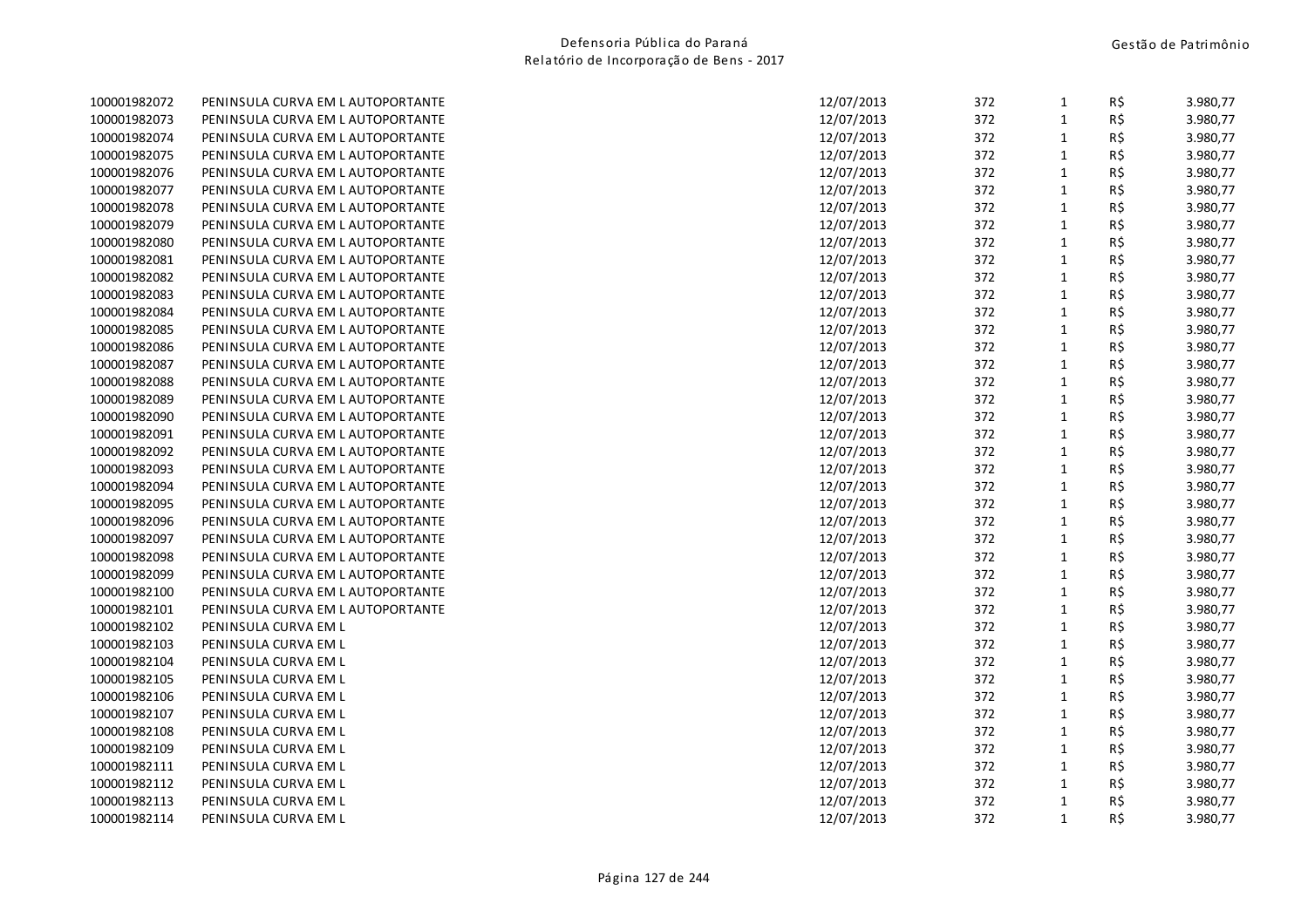| | | | | | | |
|---|---|---|---|---|---|---|
| 100001982072 | PENINSULA CURVA EM L AUTOPORTANTE | 12/07/2013 | 372 | 1 | R$ | 3.980,77 |
| 100001982073 | PENINSULA CURVA EM L AUTOPORTANTE | 12/07/2013 | 372 | 1 | R$ | 3.980,77 |
| 100001982074 | PENINSULA CURVA EM L AUTOPORTANTE | 12/07/2013 | 372 | 1 | R$ | 3.980,77 |
| 100001982075 | PENINSULA CURVA EM L AUTOPORTANTE | 12/07/2013 | 372 | 1 | R$ | 3.980,77 |
| 100001982076 | PENINSULA CURVA EM L AUTOPORTANTE | 12/07/2013 | 372 | 1 | R$ | 3.980,77 |
| 100001982077 | PENINSULA CURVA EM L AUTOPORTANTE | 12/07/2013 | 372 | 1 | R$ | 3.980,77 |
| 100001982078 | PENINSULA CURVA EM L AUTOPORTANTE | 12/07/2013 | 372 | 1 | R$ | 3.980,77 |
| 100001982079 | PENINSULA CURVA EM L AUTOPORTANTE | 12/07/2013 | 372 | 1 | R$ | 3.980,77 |
| 100001982080 | PENINSULA CURVA EM L AUTOPORTANTE | 12/07/2013 | 372 | 1 | R$ | 3.980,77 |
| 100001982081 | PENINSULA CURVA EM L AUTOPORTANTE | 12/07/2013 | 372 | 1 | R$ | 3.980,77 |
| 100001982082 | PENINSULA CURVA EM L AUTOPORTANTE | 12/07/2013 | 372 | 1 | R$ | 3.980,77 |
| 100001982083 | PENINSULA CURVA EM L AUTOPORTANTE | 12/07/2013 | 372 | 1 | R$ | 3.980,77 |
| 100001982084 | PENINSULA CURVA EM L AUTOPORTANTE | 12/07/2013 | 372 | 1 | R$ | 3.980,77 |
| 100001982085 | PENINSULA CURVA EM L AUTOPORTANTE | 12/07/2013 | 372 | 1 | R$ | 3.980,77 |
| 100001982086 | PENINSULA CURVA EM L AUTOPORTANTE | 12/07/2013 | 372 | 1 | R$ | 3.980,77 |
| 100001982087 | PENINSULA CURVA EM L AUTOPORTANTE | 12/07/2013 | 372 | 1 | R$ | 3.980,77 |
| 100001982088 | PENINSULA CURVA EM L AUTOPORTANTE | 12/07/2013 | 372 | 1 | R$ | 3.980,77 |
| 100001982089 | PENINSULA CURVA EM L AUTOPORTANTE | 12/07/2013 | 372 | 1 | R$ | 3.980,77 |
| 100001982090 | PENINSULA CURVA EM L AUTOPORTANTE | 12/07/2013 | 372 | 1 | R$ | 3.980,77 |
| 100001982091 | PENINSULA CURVA EM L AUTOPORTANTE | 12/07/2013 | 372 | 1 | R$ | 3.980,77 |
| 100001982092 | PENINSULA CURVA EM L AUTOPORTANTE | 12/07/2013 | 372 | 1 | R$ | 3.980,77 |
| 100001982093 | PENINSULA CURVA EM L AUTOPORTANTE | 12/07/2013 | 372 | 1 | R$ | 3.980,77 |
| 100001982094 | PENINSULA CURVA EM L AUTOPORTANTE | 12/07/2013 | 372 | 1 | R$ | 3.980,77 |
| 100001982095 | PENINSULA CURVA EM L AUTOPORTANTE | 12/07/2013 | 372 | 1 | R$ | 3.980,77 |
| 100001982096 | PENINSULA CURVA EM L AUTOPORTANTE | 12/07/2013 | 372 | 1 | R$ | 3.980,77 |
| 100001982097 | PENINSULA CURVA EM L AUTOPORTANTE | 12/07/2013 | 372 | 1 | R$ | 3.980,77 |
| 100001982098 | PENINSULA CURVA EM L AUTOPORTANTE | 12/07/2013 | 372 | 1 | R$ | 3.980,77 |
| 100001982099 | PENINSULA CURVA EM L AUTOPORTANTE | 12/07/2013 | 372 | 1 | R$ | 3.980,77 |
| 100001982100 | PENINSULA CURVA EM L AUTOPORTANTE | 12/07/2013 | 372 | 1 | R$ | 3.980,77 |
| 100001982101 | PENINSULA CURVA EM L AUTOPORTANTE | 12/07/2013 | 372 | 1 | R$ | 3.980,77 |
| 100001982102 | PENINSULA CURVA EM L | 12/07/2013 | 372 | 1 | R$ | 3.980,77 |
| 100001982103 | PENINSULA CURVA EM L | 12/07/2013 | 372 | 1 | R$ | 3.980,77 |
| 100001982104 | PENINSULA CURVA EM L | 12/07/2013 | 372 | 1 | R$ | 3.980,77 |
| 100001982105 | PENINSULA CURVA EM L | 12/07/2013 | 372 | 1 | R$ | 3.980,77 |
| 100001982106 | PENINSULA CURVA EM L | 12/07/2013 | 372 | 1 | R$ | 3.980,77 |
| 100001982107 | PENINSULA CURVA EM L | 12/07/2013 | 372 | 1 | R$ | 3.980,77 |
| 100001982108 | PENINSULA CURVA EM L | 12/07/2013 | 372 | 1 | R$ | 3.980,77 |
| 100001982109 | PENINSULA CURVA EM L | 12/07/2013 | 372 | 1 | R$ | 3.980,77 |
| 100001982111 | PENINSULA CURVA EM L | 12/07/2013 | 372 | 1 | R$ | 3.980,77 |
| 100001982112 | PENINSULA CURVA EM L | 12/07/2013 | 372 | 1 | R$ | 3.980,77 |
| 100001982113 | PENINSULA CURVA EM L | 12/07/2013 | 372 | 1 | R$ | 3.980,77 |
| 100001982114 | PENINSULA CURVA EM L | 12/07/2013 | 372 | 1 | R$ | 3.980,77 |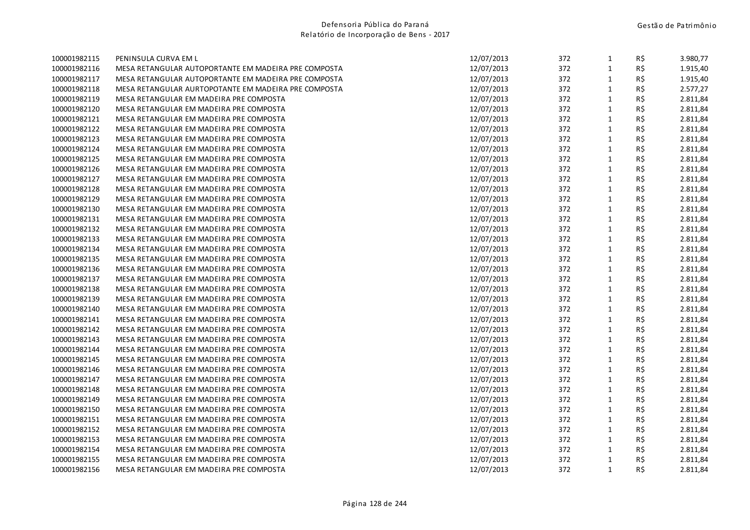| | | | | | | |
|---|---|---|---|---|---|---|
| 100001982115 | PENINSULA CURVA EM L | 12/07/2013 | 372 | 1 | R$ | 3.980,77 |
| 100001982116 | MESA RETANGULAR AUTOPORTANTE EM MADEIRA PRE COMPOSTA | 12/07/2013 | 372 | 1 | R$ | 1.915,40 |
| 100001982117 | MESA RETANGULAR AUTOPORTANTE EM MADEIRA PRE COMPOSTA | 12/07/2013 | 372 | 1 | R$ | 1.915,40 |
| 100001982118 | MESA RETANGULAR AURTOPOTANTE EM MADEIRA PRE COMPOSTA | 12/07/2013 | 372 | 1 | R$ | 2.577,27 |
| 100001982119 | MESA RETANGULAR EM MADEIRA PRE COMPOSTA | 12/07/2013 | 372 | 1 | R$ | 2.811,84 |
| 100001982120 | MESA RETANGULAR EM MADEIRA PRE COMPOSTA | 12/07/2013 | 372 | 1 | R$ | 2.811,84 |
| 100001982121 | MESA RETANGULAR EM MADEIRA PRE COMPOSTA | 12/07/2013 | 372 | 1 | R$ | 2.811,84 |
| 100001982122 | MESA RETANGULAR EM MADEIRA PRE COMPOSTA | 12/07/2013 | 372 | 1 | R$ | 2.811,84 |
| 100001982123 | MESA RETANGULAR EM MADEIRA PRE COMPOSTA | 12/07/2013 | 372 | 1 | R$ | 2.811,84 |
| 100001982124 | MESA RETANGULAR EM MADEIRA PRE COMPOSTA | 12/07/2013 | 372 | 1 | R$ | 2.811,84 |
| 100001982125 | MESA RETANGULAR EM MADEIRA PRE COMPOSTA | 12/07/2013 | 372 | 1 | R$ | 2.811,84 |
| 100001982126 | MESA RETANGULAR EM MADEIRA PRE COMPOSTA | 12/07/2013 | 372 | 1 | R$ | 2.811,84 |
| 100001982127 | MESA RETANGULAR EM MADEIRA PRE COMPOSTA | 12/07/2013 | 372 | 1 | R$ | 2.811,84 |
| 100001982128 | MESA RETANGULAR EM MADEIRA PRE COMPOSTA | 12/07/2013 | 372 | 1 | R$ | 2.811,84 |
| 100001982129 | MESA RETANGULAR EM MADEIRA PRE COMPOSTA | 12/07/2013 | 372 | 1 | R$ | 2.811,84 |
| 100001982130 | MESA RETANGULAR EM MADEIRA PRE COMPOSTA | 12/07/2013 | 372 | 1 | R$ | 2.811,84 |
| 100001982131 | MESA RETANGULAR EM MADEIRA PRE COMPOSTA | 12/07/2013 | 372 | 1 | R$ | 2.811,84 |
| 100001982132 | MESA RETANGULAR EM MADEIRA PRE COMPOSTA | 12/07/2013 | 372 | 1 | R$ | 2.811,84 |
| 100001982133 | MESA RETANGULAR EM MADEIRA PRE COMPOSTA | 12/07/2013 | 372 | 1 | R$ | 2.811,84 |
| 100001982134 | MESA RETANGULAR EM MADEIRA PRE COMPOSTA | 12/07/2013 | 372 | 1 | R$ | 2.811,84 |
| 100001982135 | MESA RETANGULAR EM MADEIRA PRE COMPOSTA | 12/07/2013 | 372 | 1 | R$ | 2.811,84 |
| 100001982136 | MESA RETANGULAR EM MADEIRA PRE COMPOSTA | 12/07/2013 | 372 | 1 | R$ | 2.811,84 |
| 100001982137 | MESA RETANGULAR EM MADEIRA PRE COMPOSTA | 12/07/2013 | 372 | 1 | R$ | 2.811,84 |
| 100001982138 | MESA RETANGULAR EM MADEIRA PRE COMPOSTA | 12/07/2013 | 372 | 1 | R$ | 2.811,84 |
| 100001982139 | MESA RETANGULAR EM MADEIRA PRE COMPOSTA | 12/07/2013 | 372 | 1 | R$ | 2.811,84 |
| 100001982140 | MESA RETANGULAR EM MADEIRA PRE COMPOSTA | 12/07/2013 | 372 | 1 | R$ | 2.811,84 |
| 100001982141 | MESA RETANGULAR EM MADEIRA PRE COMPOSTA | 12/07/2013 | 372 | 1 | R$ | 2.811,84 |
| 100001982142 | MESA RETANGULAR EM MADEIRA PRE COMPOSTA | 12/07/2013 | 372 | 1 | R$ | 2.811,84 |
| 100001982143 | MESA RETANGULAR EM MADEIRA PRE COMPOSTA | 12/07/2013 | 372 | 1 | R$ | 2.811,84 |
| 100001982144 | MESA RETANGULAR EM MADEIRA PRE COMPOSTA | 12/07/2013 | 372 | 1 | R$ | 2.811,84 |
| 100001982145 | MESA RETANGULAR EM MADEIRA PRE COMPOSTA | 12/07/2013 | 372 | 1 | R$ | 2.811,84 |
| 100001982146 | MESA RETANGULAR EM MADEIRA PRE COMPOSTA | 12/07/2013 | 372 | 1 | R$ | 2.811,84 |
| 100001982147 | MESA RETANGULAR EM MADEIRA PRE COMPOSTA | 12/07/2013 | 372 | 1 | R$ | 2.811,84 |
| 100001982148 | MESA RETANGULAR EM MADEIRA PRE COMPOSTA | 12/07/2013 | 372 | 1 | R$ | 2.811,84 |
| 100001982149 | MESA RETANGULAR EM MADEIRA PRE COMPOSTA | 12/07/2013 | 372 | 1 | R$ | 2.811,84 |
| 100001982150 | MESA RETANGULAR EM MADEIRA PRE COMPOSTA | 12/07/2013 | 372 | 1 | R$ | 2.811,84 |
| 100001982151 | MESA RETANGULAR EM MADEIRA PRE COMPOSTA | 12/07/2013 | 372 | 1 | R$ | 2.811,84 |
| 100001982152 | MESA RETANGULAR EM MADEIRA PRE COMPOSTA | 12/07/2013 | 372 | 1 | R$ | 2.811,84 |
| 100001982153 | MESA RETANGULAR EM MADEIRA PRE COMPOSTA | 12/07/2013 | 372 | 1 | R$ | 2.811,84 |
| 100001982154 | MESA RETANGULAR EM MADEIRA PRE COMPOSTA | 12/07/2013 | 372 | 1 | R$ | 2.811,84 |
| 100001982155 | MESA RETANGULAR EM MADEIRA PRE COMPOSTA | 12/07/2013 | 372 | 1 | R$ | 2.811,84 |
| 100001982156 | MESA RETANGULAR EM MADEIRA PRE COMPOSTA | 12/07/2013 | 372 | 1 | R$ | 2.811,84 |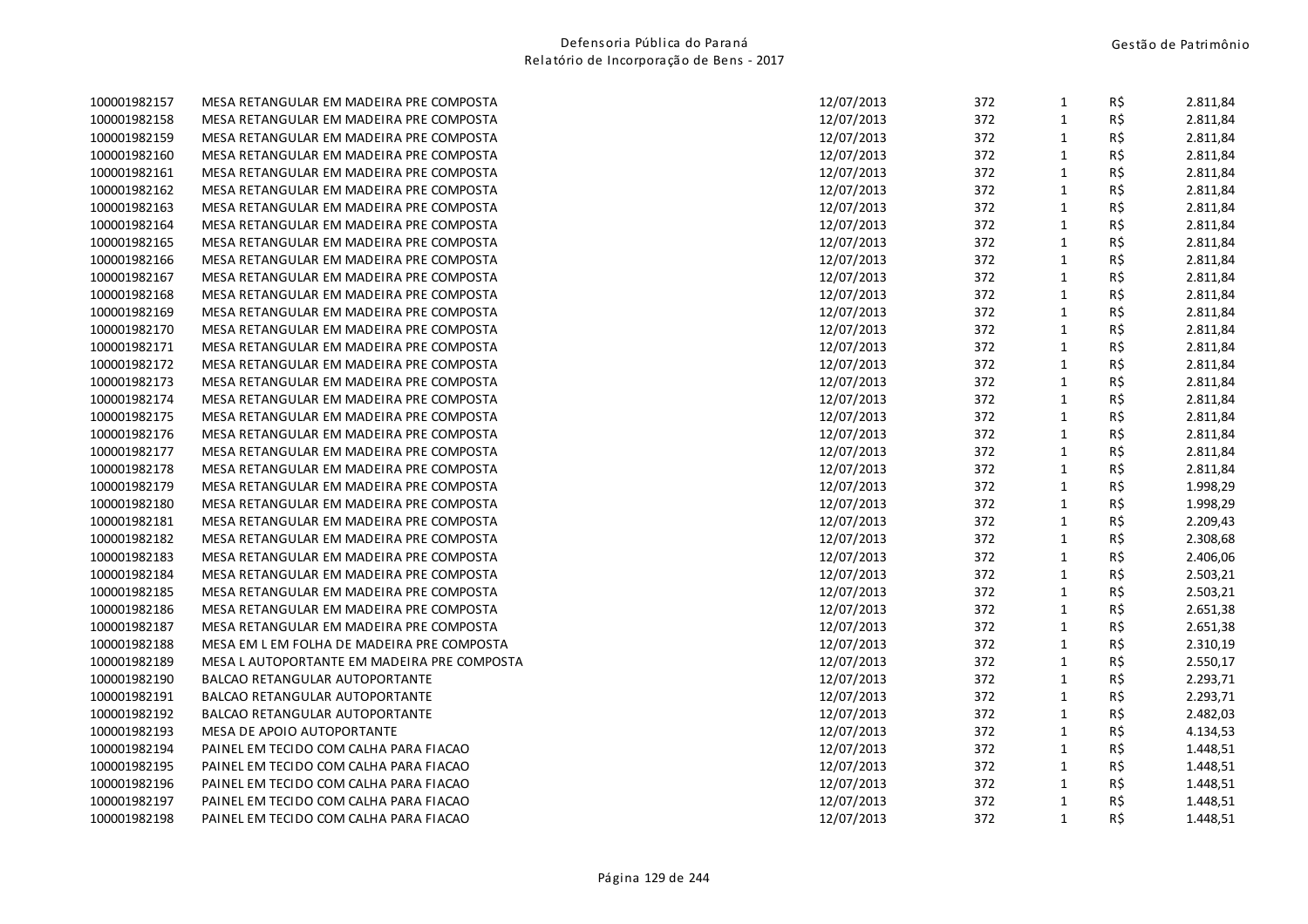| | | | | | | |
|---|---|---|---|---|---|---|
| 100001982157 | MESA RETANGULAR EM MADEIRA PRE COMPOSTA | 12/07/2013 | 372 | 1 | R$ | 2.811,84 |
| 100001982158 | MESA RETANGULAR EM MADEIRA PRE COMPOSTA | 12/07/2013 | 372 | 1 | R$ | 2.811,84 |
| 100001982159 | MESA RETANGULAR EM MADEIRA PRE COMPOSTA | 12/07/2013 | 372 | 1 | R$ | 2.811,84 |
| 100001982160 | MESA RETANGULAR EM MADEIRA PRE COMPOSTA | 12/07/2013 | 372 | 1 | R$ | 2.811,84 |
| 100001982161 | MESA RETANGULAR EM MADEIRA PRE COMPOSTA | 12/07/2013 | 372 | 1 | R$ | 2.811,84 |
| 100001982162 | MESA RETANGULAR EM MADEIRA PRE COMPOSTA | 12/07/2013 | 372 | 1 | R$ | 2.811,84 |
| 100001982163 | MESA RETANGULAR EM MADEIRA PRE COMPOSTA | 12/07/2013 | 372 | 1 | R$ | 2.811,84 |
| 100001982164 | MESA RETANGULAR EM MADEIRA PRE COMPOSTA | 12/07/2013 | 372 | 1 | R$ | 2.811,84 |
| 100001982165 | MESA RETANGULAR EM MADEIRA PRE COMPOSTA | 12/07/2013 | 372 | 1 | R$ | 2.811,84 |
| 100001982166 | MESA RETANGULAR EM MADEIRA PRE COMPOSTA | 12/07/2013 | 372 | 1 | R$ | 2.811,84 |
| 100001982167 | MESA RETANGULAR EM MADEIRA PRE COMPOSTA | 12/07/2013 | 372 | 1 | R$ | 2.811,84 |
| 100001982168 | MESA RETANGULAR EM MADEIRA PRE COMPOSTA | 12/07/2013 | 372 | 1 | R$ | 2.811,84 |
| 100001982169 | MESA RETANGULAR EM MADEIRA PRE COMPOSTA | 12/07/2013 | 372 | 1 | R$ | 2.811,84 |
| 100001982170 | MESA RETANGULAR EM MADEIRA PRE COMPOSTA | 12/07/2013 | 372 | 1 | R$ | 2.811,84 |
| 100001982171 | MESA RETANGULAR EM MADEIRA PRE COMPOSTA | 12/07/2013 | 372 | 1 | R$ | 2.811,84 |
| 100001982172 | MESA RETANGULAR EM MADEIRA PRE COMPOSTA | 12/07/2013 | 372 | 1 | R$ | 2.811,84 |
| 100001982173 | MESA RETANGULAR EM MADEIRA PRE COMPOSTA | 12/07/2013 | 372 | 1 | R$ | 2.811,84 |
| 100001982174 | MESA RETANGULAR EM MADEIRA PRE COMPOSTA | 12/07/2013 | 372 | 1 | R$ | 2.811,84 |
| 100001982175 | MESA RETANGULAR EM MADEIRA PRE COMPOSTA | 12/07/2013 | 372 | 1 | R$ | 2.811,84 |
| 100001982176 | MESA RETANGULAR EM MADEIRA PRE COMPOSTA | 12/07/2013 | 372 | 1 | R$ | 2.811,84 |
| 100001982177 | MESA RETANGULAR EM MADEIRA PRE COMPOSTA | 12/07/2013 | 372 | 1 | R$ | 2.811,84 |
| 100001982178 | MESA RETANGULAR EM MADEIRA PRE COMPOSTA | 12/07/2013 | 372 | 1 | R$ | 2.811,84 |
| 100001982179 | MESA RETANGULAR EM MADEIRA PRE COMPOSTA | 12/07/2013 | 372 | 1 | R$ | 1.998,29 |
| 100001982180 | MESA RETANGULAR EM MADEIRA PRE COMPOSTA | 12/07/2013 | 372 | 1 | R$ | 1.998,29 |
| 100001982181 | MESA RETANGULAR EM MADEIRA PRE COMPOSTA | 12/07/2013 | 372 | 1 | R$ | 2.209,43 |
| 100001982182 | MESA RETANGULAR EM MADEIRA PRE COMPOSTA | 12/07/2013 | 372 | 1 | R$ | 2.308,68 |
| 100001982183 | MESA RETANGULAR EM MADEIRA PRE COMPOSTA | 12/07/2013 | 372 | 1 | R$ | 2.406,06 |
| 100001982184 | MESA RETANGULAR EM MADEIRA PRE COMPOSTA | 12/07/2013 | 372 | 1 | R$ | 2.503,21 |
| 100001982185 | MESA RETANGULAR EM MADEIRA PRE COMPOSTA | 12/07/2013 | 372 | 1 | R$ | 2.503,21 |
| 100001982186 | MESA RETANGULAR EM MADEIRA PRE COMPOSTA | 12/07/2013 | 372 | 1 | R$ | 2.651,38 |
| 100001982187 | MESA RETANGULAR EM MADEIRA PRE COMPOSTA | 12/07/2013 | 372 | 1 | R$ | 2.651,38 |
| 100001982188 | MESA EM L EM FOLHA DE MADEIRA PRE COMPOSTA | 12/07/2013 | 372 | 1 | R$ | 2.310,19 |
| 100001982189 | MESA L AUTOPORTANTE EM MADEIRA PRE COMPOSTA | 12/07/2013 | 372 | 1 | R$ | 2.550,17 |
| 100001982190 | BALCAO RETANGULAR AUTOPORTANTE | 12/07/2013 | 372 | 1 | R$ | 2.293,71 |
| 100001982191 | BALCAO RETANGULAR AUTOPORTANTE | 12/07/2013 | 372 | 1 | R$ | 2.293,71 |
| 100001982192 | BALCAO RETANGULAR AUTOPORTANTE | 12/07/2013 | 372 | 1 | R$ | 2.482,03 |
| 100001982193 | MESA DE APOIO AUTOPORTANTE | 12/07/2013 | 372 | 1 | R$ | 4.134,53 |
| 100001982194 | PAINEL EM TECIDO COM CALHA PARA FIACAO | 12/07/2013 | 372 | 1 | R$ | 1.448,51 |
| 100001982195 | PAINEL EM TECIDO COM CALHA PARA FIACAO | 12/07/2013 | 372 | 1 | R$ | 1.448,51 |
| 100001982196 | PAINEL EM TECIDO COM CALHA PARA FIACAO | 12/07/2013 | 372 | 1 | R$ | 1.448,51 |
| 100001982197 | PAINEL EM TECIDO COM CALHA PARA FIACAO | 12/07/2013 | 372 | 1 | R$ | 1.448,51 |
| 100001982198 | PAINEL EM TECIDO COM CALHA PARA FIACAO | 12/07/2013 | 372 | 1 | R$ | 1.448,51 |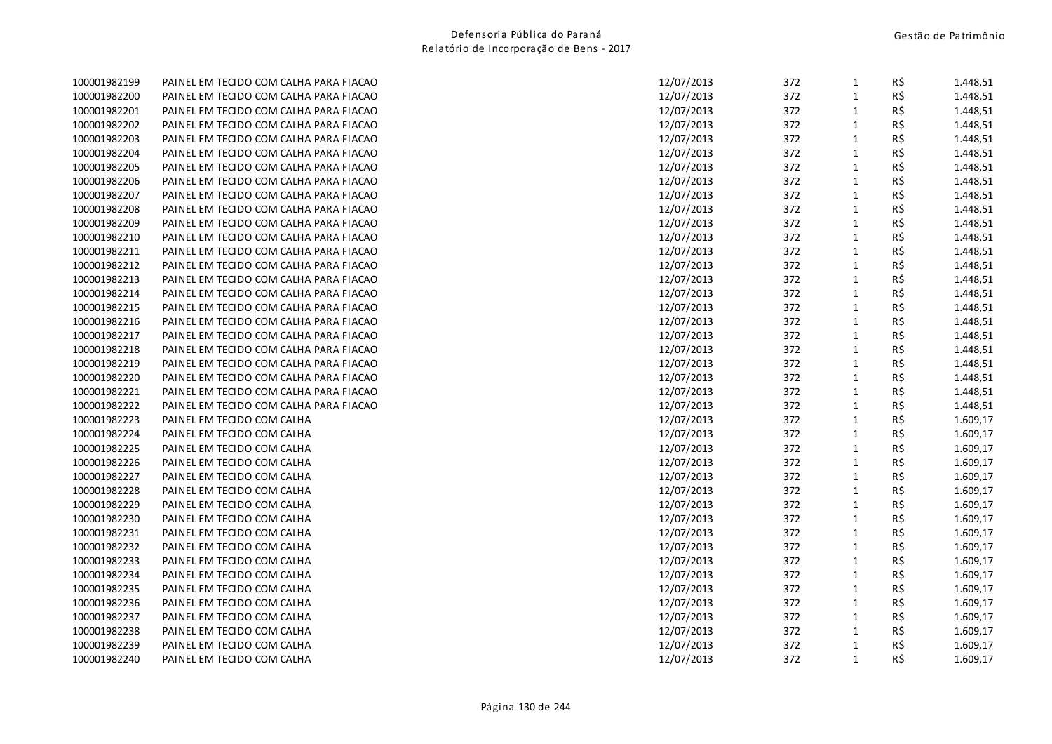| | | | | | | |
|---|---|---|---|---|---|---|
| 100001982199 | PAINEL EM TECIDO COM CALHA PARA FIACAO | 12/07/2013 | 372 | 1 | R$ | 1.448,51 |
| 100001982200 | PAINEL EM TECIDO COM CALHA PARA FIACAO | 12/07/2013 | 372 | 1 | R$ | 1.448,51 |
| 100001982201 | PAINEL EM TECIDO COM CALHA PARA FIACAO | 12/07/2013 | 372 | 1 | R$ | 1.448,51 |
| 100001982202 | PAINEL EM TECIDO COM CALHA PARA FIACAO | 12/07/2013 | 372 | 1 | R$ | 1.448,51 |
| 100001982203 | PAINEL EM TECIDO COM CALHA PARA FIACAO | 12/07/2013 | 372 | 1 | R$ | 1.448,51 |
| 100001982204 | PAINEL EM TECIDO COM CALHA PARA FIACAO | 12/07/2013 | 372 | 1 | R$ | 1.448,51 |
| 100001982205 | PAINEL EM TECIDO COM CALHA PARA FIACAO | 12/07/2013 | 372 | 1 | R$ | 1.448,51 |
| 100001982206 | PAINEL EM TECIDO COM CALHA PARA FIACAO | 12/07/2013 | 372 | 1 | R$ | 1.448,51 |
| 100001982207 | PAINEL EM TECIDO COM CALHA PARA FIACAO | 12/07/2013 | 372 | 1 | R$ | 1.448,51 |
| 100001982208 | PAINEL EM TECIDO COM CALHA PARA FIACAO | 12/07/2013 | 372 | 1 | R$ | 1.448,51 |
| 100001982209 | PAINEL EM TECIDO COM CALHA PARA FIACAO | 12/07/2013 | 372 | 1 | R$ | 1.448,51 |
| 100001982210 | PAINEL EM TECIDO COM CALHA PARA FIACAO | 12/07/2013 | 372 | 1 | R$ | 1.448,51 |
| 100001982211 | PAINEL EM TECIDO COM CALHA PARA FIACAO | 12/07/2013 | 372 | 1 | R$ | 1.448,51 |
| 100001982212 | PAINEL EM TECIDO COM CALHA PARA FIACAO | 12/07/2013 | 372 | 1 | R$ | 1.448,51 |
| 100001982213 | PAINEL EM TECIDO COM CALHA PARA FIACAO | 12/07/2013 | 372 | 1 | R$ | 1.448,51 |
| 100001982214 | PAINEL EM TECIDO COM CALHA PARA FIACAO | 12/07/2013 | 372 | 1 | R$ | 1.448,51 |
| 100001982215 | PAINEL EM TECIDO COM CALHA PARA FIACAO | 12/07/2013 | 372 | 1 | R$ | 1.448,51 |
| 100001982216 | PAINEL EM TECIDO COM CALHA PARA FIACAO | 12/07/2013 | 372 | 1 | R$ | 1.448,51 |
| 100001982217 | PAINEL EM TECIDO COM CALHA PARA FIACAO | 12/07/2013 | 372 | 1 | R$ | 1.448,51 |
| 100001982218 | PAINEL EM TECIDO COM CALHA PARA FIACAO | 12/07/2013 | 372 | 1 | R$ | 1.448,51 |
| 100001982219 | PAINEL EM TECIDO COM CALHA PARA FIACAO | 12/07/2013 | 372 | 1 | R$ | 1.448,51 |
| 100001982220 | PAINEL EM TECIDO COM CALHA PARA FIACAO | 12/07/2013 | 372 | 1 | R$ | 1.448,51 |
| 100001982221 | PAINEL EM TECIDO COM CALHA PARA FIACAO | 12/07/2013 | 372 | 1 | R$ | 1.448,51 |
| 100001982222 | PAINEL EM TECIDO COM CALHA PARA FIACAO | 12/07/2013 | 372 | 1 | R$ | 1.448,51 |
| 100001982223 | PAINEL EM TECIDO COM CALHA | 12/07/2013 | 372 | 1 | R$ | 1.609,17 |
| 100001982224 | PAINEL EM TECIDO COM CALHA | 12/07/2013 | 372 | 1 | R$ | 1.609,17 |
| 100001982225 | PAINEL EM TECIDO COM CALHA | 12/07/2013 | 372 | 1 | R$ | 1.609,17 |
| 100001982226 | PAINEL EM TECIDO COM CALHA | 12/07/2013 | 372 | 1 | R$ | 1.609,17 |
| 100001982227 | PAINEL EM TECIDO COM CALHA | 12/07/2013 | 372 | 1 | R$ | 1.609,17 |
| 100001982228 | PAINEL EM TECIDO COM CALHA | 12/07/2013 | 372 | 1 | R$ | 1.609,17 |
| 100001982229 | PAINEL EM TECIDO COM CALHA | 12/07/2013 | 372 | 1 | R$ | 1.609,17 |
| 100001982230 | PAINEL EM TECIDO COM CALHA | 12/07/2013 | 372 | 1 | R$ | 1.609,17 |
| 100001982231 | PAINEL EM TECIDO COM CALHA | 12/07/2013 | 372 | 1 | R$ | 1.609,17 |
| 100001982232 | PAINEL EM TECIDO COM CALHA | 12/07/2013 | 372 | 1 | R$ | 1.609,17 |
| 100001982233 | PAINEL EM TECIDO COM CALHA | 12/07/2013 | 372 | 1 | R$ | 1.609,17 |
| 100001982234 | PAINEL EM TECIDO COM CALHA | 12/07/2013 | 372 | 1 | R$ | 1.609,17 |
| 100001982235 | PAINEL EM TECIDO COM CALHA | 12/07/2013 | 372 | 1 | R$ | 1.609,17 |
| 100001982236 | PAINEL EM TECIDO COM CALHA | 12/07/2013 | 372 | 1 | R$ | 1.609,17 |
| 100001982237 | PAINEL EM TECIDO COM CALHA | 12/07/2013 | 372 | 1 | R$ | 1.609,17 |
| 100001982238 | PAINEL EM TECIDO COM CALHA | 12/07/2013 | 372 | 1 | R$ | 1.609,17 |
| 100001982239 | PAINEL EM TECIDO COM CALHA | 12/07/2013 | 372 | 1 | R$ | 1.609,17 |
| 100001982240 | PAINEL EM TECIDO COM CALHA | 12/07/2013 | 372 | 1 | R$ | 1.609,17 |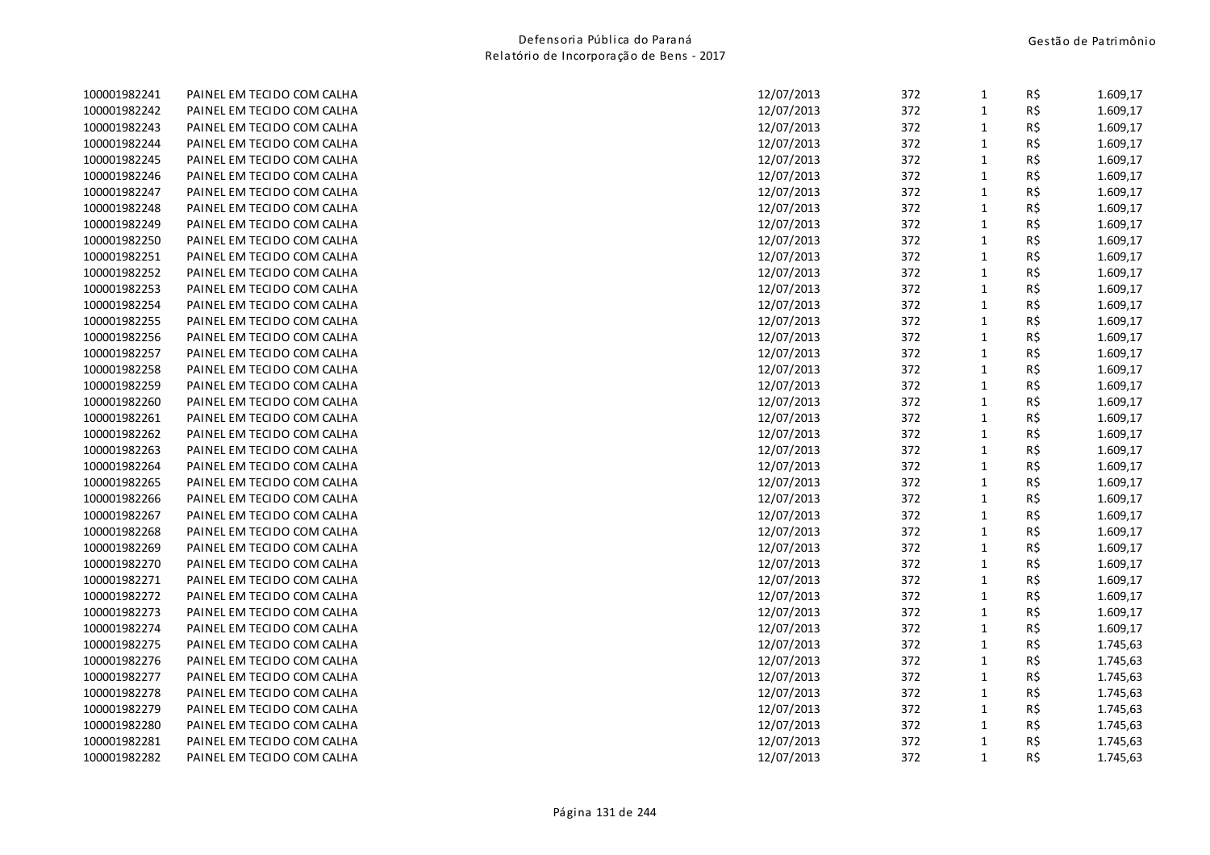| | | | | | | |
|---|---|---|---|---|---|---|
| 100001982241 | PAINEL EM TECIDO COM CALHA | 12/07/2013 | 372 | 1 | R$ | 1.609,17 |
| 100001982242 | PAINEL EM TECIDO COM CALHA | 12/07/2013 | 372 | 1 | R$ | 1.609,17 |
| 100001982243 | PAINEL EM TECIDO COM CALHA | 12/07/2013 | 372 | 1 | R$ | 1.609,17 |
| 100001982244 | PAINEL EM TECIDO COM CALHA | 12/07/2013 | 372 | 1 | R$ | 1.609,17 |
| 100001982245 | PAINEL EM TECIDO COM CALHA | 12/07/2013 | 372 | 1 | R$ | 1.609,17 |
| 100001982246 | PAINEL EM TECIDO COM CALHA | 12/07/2013 | 372 | 1 | R$ | 1.609,17 |
| 100001982247 | PAINEL EM TECIDO COM CALHA | 12/07/2013 | 372 | 1 | R$ | 1.609,17 |
| 100001982248 | PAINEL EM TECIDO COM CALHA | 12/07/2013 | 372 | 1 | R$ | 1.609,17 |
| 100001982249 | PAINEL EM TECIDO COM CALHA | 12/07/2013 | 372 | 1 | R$ | 1.609,17 |
| 100001982250 | PAINEL EM TECIDO COM CALHA | 12/07/2013 | 372 | 1 | R$ | 1.609,17 |
| 100001982251 | PAINEL EM TECIDO COM CALHA | 12/07/2013 | 372 | 1 | R$ | 1.609,17 |
| 100001982252 | PAINEL EM TECIDO COM CALHA | 12/07/2013 | 372 | 1 | R$ | 1.609,17 |
| 100001982253 | PAINEL EM TECIDO COM CALHA | 12/07/2013 | 372 | 1 | R$ | 1.609,17 |
| 100001982254 | PAINEL EM TECIDO COM CALHA | 12/07/2013 | 372 | 1 | R$ | 1.609,17 |
| 100001982255 | PAINEL EM TECIDO COM CALHA | 12/07/2013 | 372 | 1 | R$ | 1.609,17 |
| 100001982256 | PAINEL EM TECIDO COM CALHA | 12/07/2013 | 372 | 1 | R$ | 1.609,17 |
| 100001982257 | PAINEL EM TECIDO COM CALHA | 12/07/2013 | 372 | 1 | R$ | 1.609,17 |
| 100001982258 | PAINEL EM TECIDO COM CALHA | 12/07/2013 | 372 | 1 | R$ | 1.609,17 |
| 100001982259 | PAINEL EM TECIDO COM CALHA | 12/07/2013 | 372 | 1 | R$ | 1.609,17 |
| 100001982260 | PAINEL EM TECIDO COM CALHA | 12/07/2013 | 372 | 1 | R$ | 1.609,17 |
| 100001982261 | PAINEL EM TECIDO COM CALHA | 12/07/2013 | 372 | 1 | R$ | 1.609,17 |
| 100001982262 | PAINEL EM TECIDO COM CALHA | 12/07/2013 | 372 | 1 | R$ | 1.609,17 |
| 100001982263 | PAINEL EM TECIDO COM CALHA | 12/07/2013 | 372 | 1 | R$ | 1.609,17 |
| 100001982264 | PAINEL EM TECIDO COM CALHA | 12/07/2013 | 372 | 1 | R$ | 1.609,17 |
| 100001982265 | PAINEL EM TECIDO COM CALHA | 12/07/2013 | 372 | 1 | R$ | 1.609,17 |
| 100001982266 | PAINEL EM TECIDO COM CALHA | 12/07/2013 | 372 | 1 | R$ | 1.609,17 |
| 100001982267 | PAINEL EM TECIDO COM CALHA | 12/07/2013 | 372 | 1 | R$ | 1.609,17 |
| 100001982268 | PAINEL EM TECIDO COM CALHA | 12/07/2013 | 372 | 1 | R$ | 1.609,17 |
| 100001982269 | PAINEL EM TECIDO COM CALHA | 12/07/2013 | 372 | 1 | R$ | 1.609,17 |
| 100001982270 | PAINEL EM TECIDO COM CALHA | 12/07/2013 | 372 | 1 | R$ | 1.609,17 |
| 100001982271 | PAINEL EM TECIDO COM CALHA | 12/07/2013 | 372 | 1 | R$ | 1.609,17 |
| 100001982272 | PAINEL EM TECIDO COM CALHA | 12/07/2013 | 372 | 1 | R$ | 1.609,17 |
| 100001982273 | PAINEL EM TECIDO COM CALHA | 12/07/2013 | 372 | 1 | R$ | 1.609,17 |
| 100001982274 | PAINEL EM TECIDO COM CALHA | 12/07/2013 | 372 | 1 | R$ | 1.609,17 |
| 100001982275 | PAINEL EM TECIDO COM CALHA | 12/07/2013 | 372 | 1 | R$ | 1.745,63 |
| 100001982276 | PAINEL EM TECIDO COM CALHA | 12/07/2013 | 372 | 1 | R$ | 1.745,63 |
| 100001982277 | PAINEL EM TECIDO COM CALHA | 12/07/2013 | 372 | 1 | R$ | 1.745,63 |
| 100001982278 | PAINEL EM TECIDO COM CALHA | 12/07/2013 | 372 | 1 | R$ | 1.745,63 |
| 100001982279 | PAINEL EM TECIDO COM CALHA | 12/07/2013 | 372 | 1 | R$ | 1.745,63 |
| 100001982280 | PAINEL EM TECIDO COM CALHA | 12/07/2013 | 372 | 1 | R$ | 1.745,63 |
| 100001982281 | PAINEL EM TECIDO COM CALHA | 12/07/2013 | 372 | 1 | R$ | 1.745,63 |
| 100001982282 | PAINEL EM TECIDO COM CALHA | 12/07/2013 | 372 | 1 | R$ | 1.745,63 |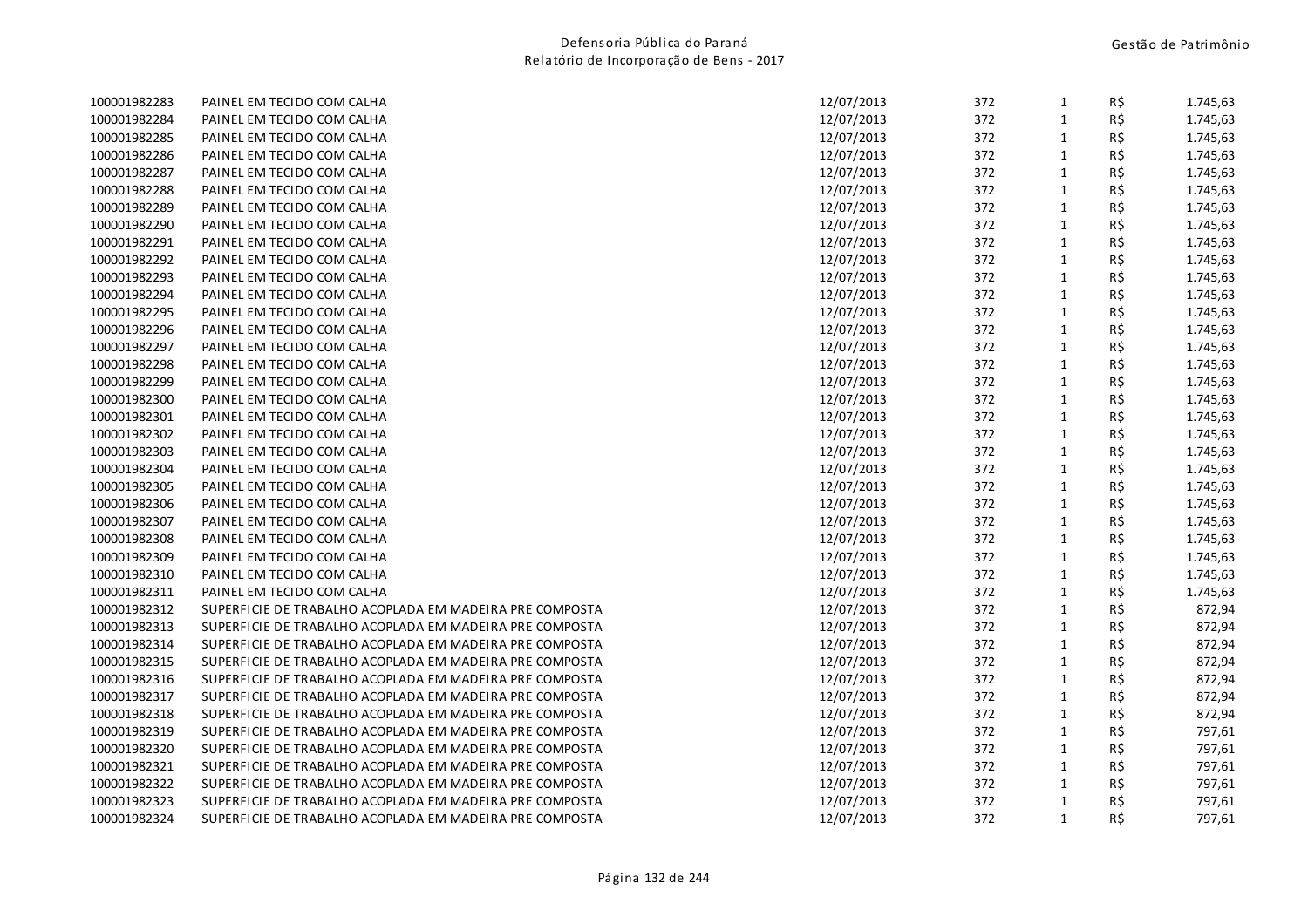| | | | | | | |
|---|---|---|---|---|---|---|
| 100001982283 | PAINEL EM TECIDO COM CALHA | 12/07/2013 | 372 | 1 | R$ | 1.745,63 |
| 100001982284 | PAINEL EM TECIDO COM CALHA | 12/07/2013 | 372 | 1 | R$ | 1.745,63 |
| 100001982285 | PAINEL EM TECIDO COM CALHA | 12/07/2013 | 372 | 1 | R$ | 1.745,63 |
| 100001982286 | PAINEL EM TECIDO COM CALHA | 12/07/2013 | 372 | 1 | R$ | 1.745,63 |
| 100001982287 | PAINEL EM TECIDO COM CALHA | 12/07/2013 | 372 | 1 | R$ | 1.745,63 |
| 100001982288 | PAINEL EM TECIDO COM CALHA | 12/07/2013 | 372 | 1 | R$ | 1.745,63 |
| 100001982289 | PAINEL EM TECIDO COM CALHA | 12/07/2013 | 372 | 1 | R$ | 1.745,63 |
| 100001982290 | PAINEL EM TECIDO COM CALHA | 12/07/2013 | 372 | 1 | R$ | 1.745,63 |
| 100001982291 | PAINEL EM TECIDO COM CALHA | 12/07/2013 | 372 | 1 | R$ | 1.745,63 |
| 100001982292 | PAINEL EM TECIDO COM CALHA | 12/07/2013 | 372 | 1 | R$ | 1.745,63 |
| 100001982293 | PAINEL EM TECIDO COM CALHA | 12/07/2013 | 372 | 1 | R$ | 1.745,63 |
| 100001982294 | PAINEL EM TECIDO COM CALHA | 12/07/2013 | 372 | 1 | R$ | 1.745,63 |
| 100001982295 | PAINEL EM TECIDO COM CALHA | 12/07/2013 | 372 | 1 | R$ | 1.745,63 |
| 100001982296 | PAINEL EM TECIDO COM CALHA | 12/07/2013 | 372 | 1 | R$ | 1.745,63 |
| 100001982297 | PAINEL EM TECIDO COM CALHA | 12/07/2013 | 372 | 1 | R$ | 1.745,63 |
| 100001982298 | PAINEL EM TECIDO COM CALHA | 12/07/2013 | 372 | 1 | R$ | 1.745,63 |
| 100001982299 | PAINEL EM TECIDO COM CALHA | 12/07/2013 | 372 | 1 | R$ | 1.745,63 |
| 100001982300 | PAINEL EM TECIDO COM CALHA | 12/07/2013 | 372 | 1 | R$ | 1.745,63 |
| 100001982301 | PAINEL EM TECIDO COM CALHA | 12/07/2013 | 372 | 1 | R$ | 1.745,63 |
| 100001982302 | PAINEL EM TECIDO COM CALHA | 12/07/2013 | 372 | 1 | R$ | 1.745,63 |
| 100001982303 | PAINEL EM TECIDO COM CALHA | 12/07/2013 | 372 | 1 | R$ | 1.745,63 |
| 100001982304 | PAINEL EM TECIDO COM CALHA | 12/07/2013 | 372 | 1 | R$ | 1.745,63 |
| 100001982305 | PAINEL EM TECIDO COM CALHA | 12/07/2013 | 372 | 1 | R$ | 1.745,63 |
| 100001982306 | PAINEL EM TECIDO COM CALHA | 12/07/2013 | 372 | 1 | R$ | 1.745,63 |
| 100001982307 | PAINEL EM TECIDO COM CALHA | 12/07/2013 | 372 | 1 | R$ | 1.745,63 |
| 100001982308 | PAINEL EM TECIDO COM CALHA | 12/07/2013 | 372 | 1 | R$ | 1.745,63 |
| 100001982309 | PAINEL EM TECIDO COM CALHA | 12/07/2013 | 372 | 1 | R$ | 1.745,63 |
| 100001982310 | PAINEL EM TECIDO COM CALHA | 12/07/2013 | 372 | 1 | R$ | 1.745,63 |
| 100001982311 | PAINEL EM TECIDO COM CALHA | 12/07/2013 | 372 | 1 | R$ | 1.745,63 |
| 100001982312 | SUPERFICIE DE TRABALHO ACOPLADA EM MADEIRA PRE COMPOSTA | 12/07/2013 | 372 | 1 | R$ | 872,94 |
| 100001982313 | SUPERFICIE DE TRABALHO ACOPLADA EM MADEIRA PRE COMPOSTA | 12/07/2013 | 372 | 1 | R$ | 872,94 |
| 100001982314 | SUPERFICIE DE TRABALHO ACOPLADA EM MADEIRA PRE COMPOSTA | 12/07/2013 | 372 | 1 | R$ | 872,94 |
| 100001982315 | SUPERFICIE DE TRABALHO ACOPLADA EM MADEIRA PRE COMPOSTA | 12/07/2013 | 372 | 1 | R$ | 872,94 |
| 100001982316 | SUPERFICIE DE TRABALHO ACOPLADA EM MADEIRA PRE COMPOSTA | 12/07/2013 | 372 | 1 | R$ | 872,94 |
| 100001982317 | SUPERFICIE DE TRABALHO ACOPLADA EM MADEIRA PRE COMPOSTA | 12/07/2013 | 372 | 1 | R$ | 872,94 |
| 100001982318 | SUPERFICIE DE TRABALHO ACOPLADA EM MADEIRA PRE COMPOSTA | 12/07/2013 | 372 | 1 | R$ | 872,94 |
| 100001982319 | SUPERFICIE DE TRABALHO ACOPLADA EM MADEIRA PRE COMPOSTA | 12/07/2013 | 372 | 1 | R$ | 797,61 |
| 100001982320 | SUPERFICIE DE TRABALHO ACOPLADA EM MADEIRA PRE COMPOSTA | 12/07/2013 | 372 | 1 | R$ | 797,61 |
| 100001982321 | SUPERFICIE DE TRABALHO ACOPLADA EM MADEIRA PRE COMPOSTA | 12/07/2013 | 372 | 1 | R$ | 797,61 |
| 100001982322 | SUPERFICIE DE TRABALHO ACOPLADA EM MADEIRA PRE COMPOSTA | 12/07/2013 | 372 | 1 | R$ | 797,61 |
| 100001982323 | SUPERFICIE DE TRABALHO ACOPLADA EM MADEIRA PRE COMPOSTA | 12/07/2013 | 372 | 1 | R$ | 797,61 |
| 100001982324 | SUPERFICIE DE TRABALHO ACOPLADA EM MADEIRA PRE COMPOSTA | 12/07/2013 | 372 | 1 | R$ | 797,61 |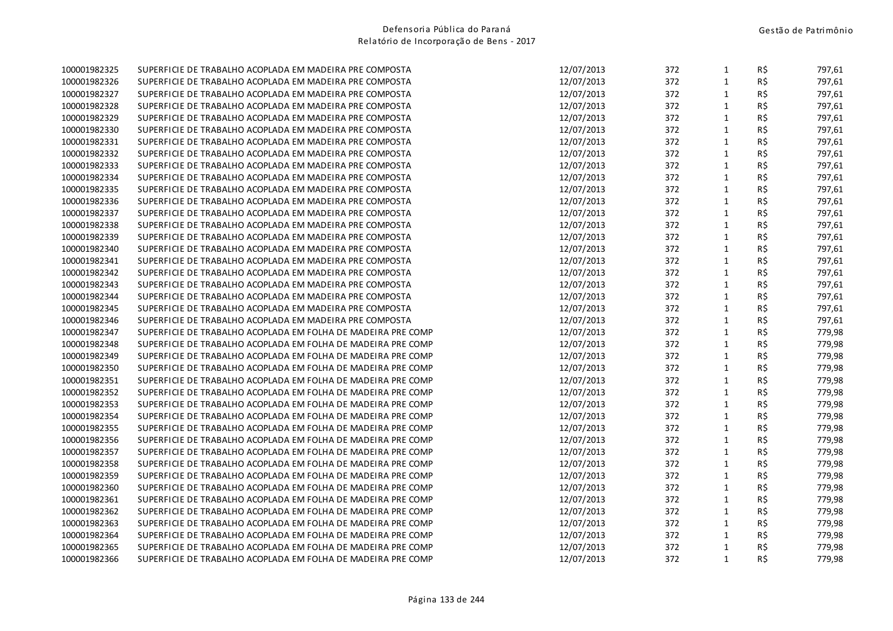| | | | | | | |
|---|---|---|---|---|---|---|
| 100001982325 | SUPERFICIE DE TRABALHO ACOPLADA EM MADEIRA PRE COMPOSTA | 12/07/2013 | 372 | 1 | R$ | 797,61 |
| 100001982326 | SUPERFICIE DE TRABALHO ACOPLADA EM MADEIRA PRE COMPOSTA | 12/07/2013 | 372 | 1 | R$ | 797,61 |
| 100001982327 | SUPERFICIE DE TRABALHO ACOPLADA EM MADEIRA PRE COMPOSTA | 12/07/2013 | 372 | 1 | R$ | 797,61 |
| 100001982328 | SUPERFICIE DE TRABALHO ACOPLADA EM MADEIRA PRE COMPOSTA | 12/07/2013 | 372 | 1 | R$ | 797,61 |
| 100001982329 | SUPERFICIE DE TRABALHO ACOPLADA EM MADEIRA PRE COMPOSTA | 12/07/2013 | 372 | 1 | R$ | 797,61 |
| 100001982330 | SUPERFICIE DE TRABALHO ACOPLADA EM MADEIRA PRE COMPOSTA | 12/07/2013 | 372 | 1 | R$ | 797,61 |
| 100001982331 | SUPERFICIE DE TRABALHO ACOPLADA EM MADEIRA PRE COMPOSTA | 12/07/2013 | 372 | 1 | R$ | 797,61 |
| 100001982332 | SUPERFICIE DE TRABALHO ACOPLADA EM MADEIRA PRE COMPOSTA | 12/07/2013 | 372 | 1 | R$ | 797,61 |
| 100001982333 | SUPERFICIE DE TRABALHO ACOPLADA EM MADEIRA PRE COMPOSTA | 12/07/2013 | 372 | 1 | R$ | 797,61 |
| 100001982334 | SUPERFICIE DE TRABALHO ACOPLADA EM MADEIRA PRE COMPOSTA | 12/07/2013 | 372 | 1 | R$ | 797,61 |
| 100001982335 | SUPERFICIE DE TRABALHO ACOPLADA EM MADEIRA PRE COMPOSTA | 12/07/2013 | 372 | 1 | R$ | 797,61 |
| 100001982336 | SUPERFICIE DE TRABALHO ACOPLADA EM MADEIRA PRE COMPOSTA | 12/07/2013 | 372 | 1 | R$ | 797,61 |
| 100001982337 | SUPERFICIE DE TRABALHO ACOPLADA EM MADEIRA PRE COMPOSTA | 12/07/2013 | 372 | 1 | R$ | 797,61 |
| 100001982338 | SUPERFICIE DE TRABALHO ACOPLADA EM MADEIRA PRE COMPOSTA | 12/07/2013 | 372 | 1 | R$ | 797,61 |
| 100001982339 | SUPERFICIE DE TRABALHO ACOPLADA EM MADEIRA PRE COMPOSTA | 12/07/2013 | 372 | 1 | R$ | 797,61 |
| 100001982340 | SUPERFICIE DE TRABALHO ACOPLADA EM MADEIRA PRE COMPOSTA | 12/07/2013 | 372 | 1 | R$ | 797,61 |
| 100001982341 | SUPERFICIE DE TRABALHO ACOPLADA EM MADEIRA PRE COMPOSTA | 12/07/2013 | 372 | 1 | R$ | 797,61 |
| 100001982342 | SUPERFICIE DE TRABALHO ACOPLADA EM MADEIRA PRE COMPOSTA | 12/07/2013 | 372 | 1 | R$ | 797,61 |
| 100001982343 | SUPERFICIE DE TRABALHO ACOPLADA EM MADEIRA PRE COMPOSTA | 12/07/2013 | 372 | 1 | R$ | 797,61 |
| 100001982344 | SUPERFICIE DE TRABALHO ACOPLADA EM MADEIRA PRE COMPOSTA | 12/07/2013 | 372 | 1 | R$ | 797,61 |
| 100001982345 | SUPERFICIE DE TRABALHO ACOPLADA EM MADEIRA PRE COMPOSTA | 12/07/2013 | 372 | 1 | R$ | 797,61 |
| 100001982346 | SUPERFICIE DE TRABALHO ACOPLADA EM MADEIRA PRE COMPOSTA | 12/07/2013 | 372 | 1 | R$ | 797,61 |
| 100001982347 | SUPERFICIE DE TRABALHO ACOPLADA EM FOLHA DE MADEIRA PRE COMP | 12/07/2013 | 372 | 1 | R$ | 779,98 |
| 100001982348 | SUPERFICIE DE TRABALHO ACOPLADA EM FOLHA DE MADEIRA PRE COMP | 12/07/2013 | 372 | 1 | R$ | 779,98 |
| 100001982349 | SUPERFICIE DE TRABALHO ACOPLADA EM FOLHA DE MADEIRA PRE COMP | 12/07/2013 | 372 | 1 | R$ | 779,98 |
| 100001982350 | SUPERFICIE DE TRABALHO ACOPLADA EM FOLHA DE MADEIRA PRE COMP | 12/07/2013 | 372 | 1 | R$ | 779,98 |
| 100001982351 | SUPERFICIE DE TRABALHO ACOPLADA EM FOLHA DE MADEIRA PRE COMP | 12/07/2013 | 372 | 1 | R$ | 779,98 |
| 100001982352 | SUPERFICIE DE TRABALHO ACOPLADA EM FOLHA DE MADEIRA PRE COMP | 12/07/2013 | 372 | 1 | R$ | 779,98 |
| 100001982353 | SUPERFICIE DE TRABALHO ACOPLADA EM FOLHA DE MADEIRA PRE COMP | 12/07/2013 | 372 | 1 | R$ | 779,98 |
| 100001982354 | SUPERFICIE DE TRABALHO ACOPLADA EM FOLHA DE MADEIRA PRE COMP | 12/07/2013 | 372 | 1 | R$ | 779,98 |
| 100001982355 | SUPERFICIE DE TRABALHO ACOPLADA EM FOLHA DE MADEIRA PRE COMP | 12/07/2013 | 372 | 1 | R$ | 779,98 |
| 100001982356 | SUPERFICIE DE TRABALHO ACOPLADA EM FOLHA DE MADEIRA PRE COMP | 12/07/2013 | 372 | 1 | R$ | 779,98 |
| 100001982357 | SUPERFICIE DE TRABALHO ACOPLADA EM FOLHA DE MADEIRA PRE COMP | 12/07/2013 | 372 | 1 | R$ | 779,98 |
| 100001982358 | SUPERFICIE DE TRABALHO ACOPLADA EM FOLHA DE MADEIRA PRE COMP | 12/07/2013 | 372 | 1 | R$ | 779,98 |
| 100001982359 | SUPERFICIE DE TRABALHO ACOPLADA EM FOLHA DE MADEIRA PRE COMP | 12/07/2013 | 372 | 1 | R$ | 779,98 |
| 100001982360 | SUPERFICIE DE TRABALHO ACOPLADA EM FOLHA DE MADEIRA PRE COMP | 12/07/2013 | 372 | 1 | R$ | 779,98 |
| 100001982361 | SUPERFICIE DE TRABALHO ACOPLADA EM FOLHA DE MADEIRA PRE COMP | 12/07/2013 | 372 | 1 | R$ | 779,98 |
| 100001982362 | SUPERFICIE DE TRABALHO ACOPLADA EM FOLHA DE MADEIRA PRE COMP | 12/07/2013 | 372 | 1 | R$ | 779,98 |
| 100001982363 | SUPERFICIE DE TRABALHO ACOPLADA EM FOLHA DE MADEIRA PRE COMP | 12/07/2013 | 372 | 1 | R$ | 779,98 |
| 100001982364 | SUPERFICIE DE TRABALHO ACOPLADA EM FOLHA DE MADEIRA PRE COMP | 12/07/2013 | 372 | 1 | R$ | 779,98 |
| 100001982365 | SUPERFICIE DE TRABALHO ACOPLADA EM FOLHA DE MADEIRA PRE COMP | 12/07/2013 | 372 | 1 | R$ | 779,98 |
| 100001982366 | SUPERFICIE DE TRABALHO ACOPLADA EM FOLHA DE MADEIRA PRE COMP | 12/07/2013 | 372 | 1 | R$ | 779,98 |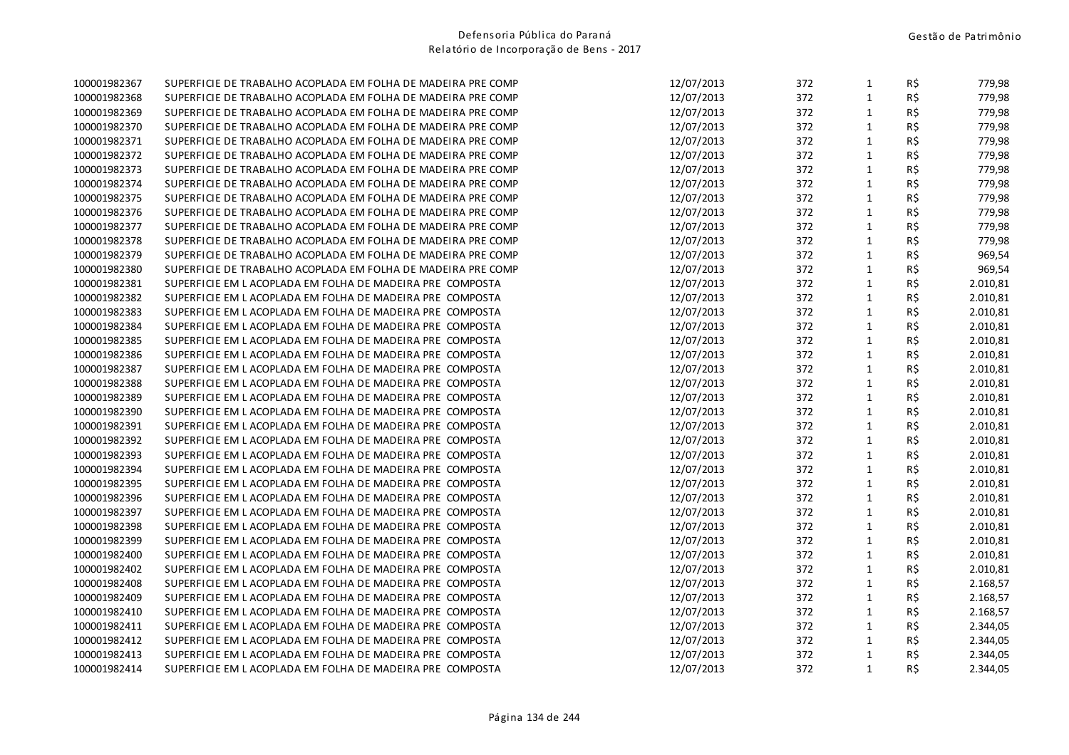| | | | | | | |
|---|---|---|---|---|---|---|
| 100001982367 | SUPERFICIE DE TRABALHO ACOPLADA EM FOLHA DE MADEIRA PRE COMP | 12/07/2013 | 372 | 1 | R$ | 779,98 |
| 100001982368 | SUPERFICIE DE TRABALHO ACOPLADA EM FOLHA DE MADEIRA PRE COMP | 12/07/2013 | 372 | 1 | R$ | 779,98 |
| 100001982369 | SUPERFICIE DE TRABALHO ACOPLADA EM FOLHA DE MADEIRA PRE COMP | 12/07/2013 | 372 | 1 | R$ | 779,98 |
| 100001982370 | SUPERFICIE DE TRABALHO ACOPLADA EM FOLHA DE MADEIRA PRE COMP | 12/07/2013 | 372 | 1 | R$ | 779,98 |
| 100001982371 | SUPERFICIE DE TRABALHO ACOPLADA EM FOLHA DE MADEIRA PRE COMP | 12/07/2013 | 372 | 1 | R$ | 779,98 |
| 100001982372 | SUPERFICIE DE TRABALHO ACOPLADA EM FOLHA DE MADEIRA PRE COMP | 12/07/2013 | 372 | 1 | R$ | 779,98 |
| 100001982373 | SUPERFICIE DE TRABALHO ACOPLADA EM FOLHA DE MADEIRA PRE COMP | 12/07/2013 | 372 | 1 | R$ | 779,98 |
| 100001982374 | SUPERFICIE DE TRABALHO ACOPLADA EM FOLHA DE MADEIRA PRE COMP | 12/07/2013 | 372 | 1 | R$ | 779,98 |
| 100001982375 | SUPERFICIE DE TRABALHO ACOPLADA EM FOLHA DE MADEIRA PRE COMP | 12/07/2013 | 372 | 1 | R$ | 779,98 |
| 100001982376 | SUPERFICIE DE TRABALHO ACOPLADA EM FOLHA DE MADEIRA PRE COMP | 12/07/2013 | 372 | 1 | R$ | 779,98 |
| 100001982377 | SUPERFICIE DE TRABALHO ACOPLADA EM FOLHA DE MADEIRA PRE COMP | 12/07/2013 | 372 | 1 | R$ | 779,98 |
| 100001982378 | SUPERFICIE DE TRABALHO ACOPLADA EM FOLHA DE MADEIRA PRE COMP | 12/07/2013 | 372 | 1 | R$ | 779,98 |
| 100001982379 | SUPERFICIE DE TRABALHO ACOPLADA EM FOLHA DE MADEIRA PRE COMP | 12/07/2013 | 372 | 1 | R$ | 969,54 |
| 100001982380 | SUPERFICIE DE TRABALHO ACOPLADA EM FOLHA DE MADEIRA PRE COMP | 12/07/2013 | 372 | 1 | R$ | 969,54 |
| 100001982381 | SUPERFICIE EM L ACOPLADA EM FOLHA DE MADEIRA PRE COMPOSTA | 12/07/2013 | 372 | 1 | R$ | 2.010,81 |
| 100001982382 | SUPERFICIE EM L ACOPLADA EM FOLHA DE MADEIRA PRE COMPOSTA | 12/07/2013 | 372 | 1 | R$ | 2.010,81 |
| 100001982383 | SUPERFICIE EM L ACOPLADA EM FOLHA DE MADEIRA PRE COMPOSTA | 12/07/2013 | 372 | 1 | R$ | 2.010,81 |
| 100001982384 | SUPERFICIE EM L ACOPLADA EM FOLHA DE MADEIRA PRE COMPOSTA | 12/07/2013 | 372 | 1 | R$ | 2.010,81 |
| 100001982385 | SUPERFICIE EM L ACOPLADA EM FOLHA DE MADEIRA PRE COMPOSTA | 12/07/2013 | 372 | 1 | R$ | 2.010,81 |
| 100001982386 | SUPERFICIE EM L ACOPLADA EM FOLHA DE MADEIRA PRE COMPOSTA | 12/07/2013 | 372 | 1 | R$ | 2.010,81 |
| 100001982387 | SUPERFICIE EM L ACOPLADA EM FOLHA DE MADEIRA PRE COMPOSTA | 12/07/2013 | 372 | 1 | R$ | 2.010,81 |
| 100001982388 | SUPERFICIE EM L ACOPLADA EM FOLHA DE MADEIRA PRE COMPOSTA | 12/07/2013 | 372 | 1 | R$ | 2.010,81 |
| 100001982389 | SUPERFICIE EM L ACOPLADA EM FOLHA DE MADEIRA PRE COMPOSTA | 12/07/2013 | 372 | 1 | R$ | 2.010,81 |
| 100001982390 | SUPERFICIE EM L ACOPLADA EM FOLHA DE MADEIRA PRE COMPOSTA | 12/07/2013 | 372 | 1 | R$ | 2.010,81 |
| 100001982391 | SUPERFICIE EM L ACOPLADA EM FOLHA DE MADEIRA PRE COMPOSTA | 12/07/2013 | 372 | 1 | R$ | 2.010,81 |
| 100001982392 | SUPERFICIE EM L ACOPLADA EM FOLHA DE MADEIRA PRE COMPOSTA | 12/07/2013 | 372 | 1 | R$ | 2.010,81 |
| 100001982393 | SUPERFICIE EM L ACOPLADA EM FOLHA DE MADEIRA PRE COMPOSTA | 12/07/2013 | 372 | 1 | R$ | 2.010,81 |
| 100001982394 | SUPERFICIE EM L ACOPLADA EM FOLHA DE MADEIRA PRE COMPOSTA | 12/07/2013 | 372 | 1 | R$ | 2.010,81 |
| 100001982395 | SUPERFICIE EM L ACOPLADA EM FOLHA DE MADEIRA PRE COMPOSTA | 12/07/2013 | 372 | 1 | R$ | 2.010,81 |
| 100001982396 | SUPERFICIE EM L ACOPLADA EM FOLHA DE MADEIRA PRE COMPOSTA | 12/07/2013 | 372 | 1 | R$ | 2.010,81 |
| 100001982397 | SUPERFICIE EM L ACOPLADA EM FOLHA DE MADEIRA PRE COMPOSTA | 12/07/2013 | 372 | 1 | R$ | 2.010,81 |
| 100001982398 | SUPERFICIE EM L ACOPLADA EM FOLHA DE MADEIRA PRE COMPOSTA | 12/07/2013 | 372 | 1 | R$ | 2.010,81 |
| 100001982399 | SUPERFICIE EM L ACOPLADA EM FOLHA DE MADEIRA PRE COMPOSTA | 12/07/2013 | 372 | 1 | R$ | 2.010,81 |
| 100001982400 | SUPERFICIE EM L ACOPLADA EM FOLHA DE MADEIRA PRE COMPOSTA | 12/07/2013 | 372 | 1 | R$ | 2.010,81 |
| 100001982402 | SUPERFICIE EM L ACOPLADA EM FOLHA DE MADEIRA PRE COMPOSTA | 12/07/2013 | 372 | 1 | R$ | 2.010,81 |
| 100001982408 | SUPERFICIE EM L ACOPLADA EM FOLHA DE MADEIRA PRE COMPOSTA | 12/07/2013 | 372 | 1 | R$ | 2.168,57 |
| 100001982409 | SUPERFICIE EM L ACOPLADA EM FOLHA DE MADEIRA PRE COMPOSTA | 12/07/2013 | 372 | 1 | R$ | 2.168,57 |
| 100001982410 | SUPERFICIE EM L ACOPLADA EM FOLHA DE MADEIRA PRE COMPOSTA | 12/07/2013 | 372 | 1 | R$ | 2.168,57 |
| 100001982411 | SUPERFICIE EM L ACOPLADA EM FOLHA DE MADEIRA PRE COMPOSTA | 12/07/2013 | 372 | 1 | R$ | 2.344,05 |
| 100001982412 | SUPERFICIE EM L ACOPLADA EM FOLHA DE MADEIRA PRE COMPOSTA | 12/07/2013 | 372 | 1 | R$ | 2.344,05 |
| 100001982413 | SUPERFICIE EM L ACOPLADA EM FOLHA DE MADEIRA PRE COMPOSTA | 12/07/2013 | 372 | 1 | R$ | 2.344,05 |
| 100001982414 | SUPERFICIE EM L ACOPLADA EM FOLHA DE MADEIRA PRE COMPOSTA | 12/07/2013 | 372 | 1 | R$ | 2.344,05 |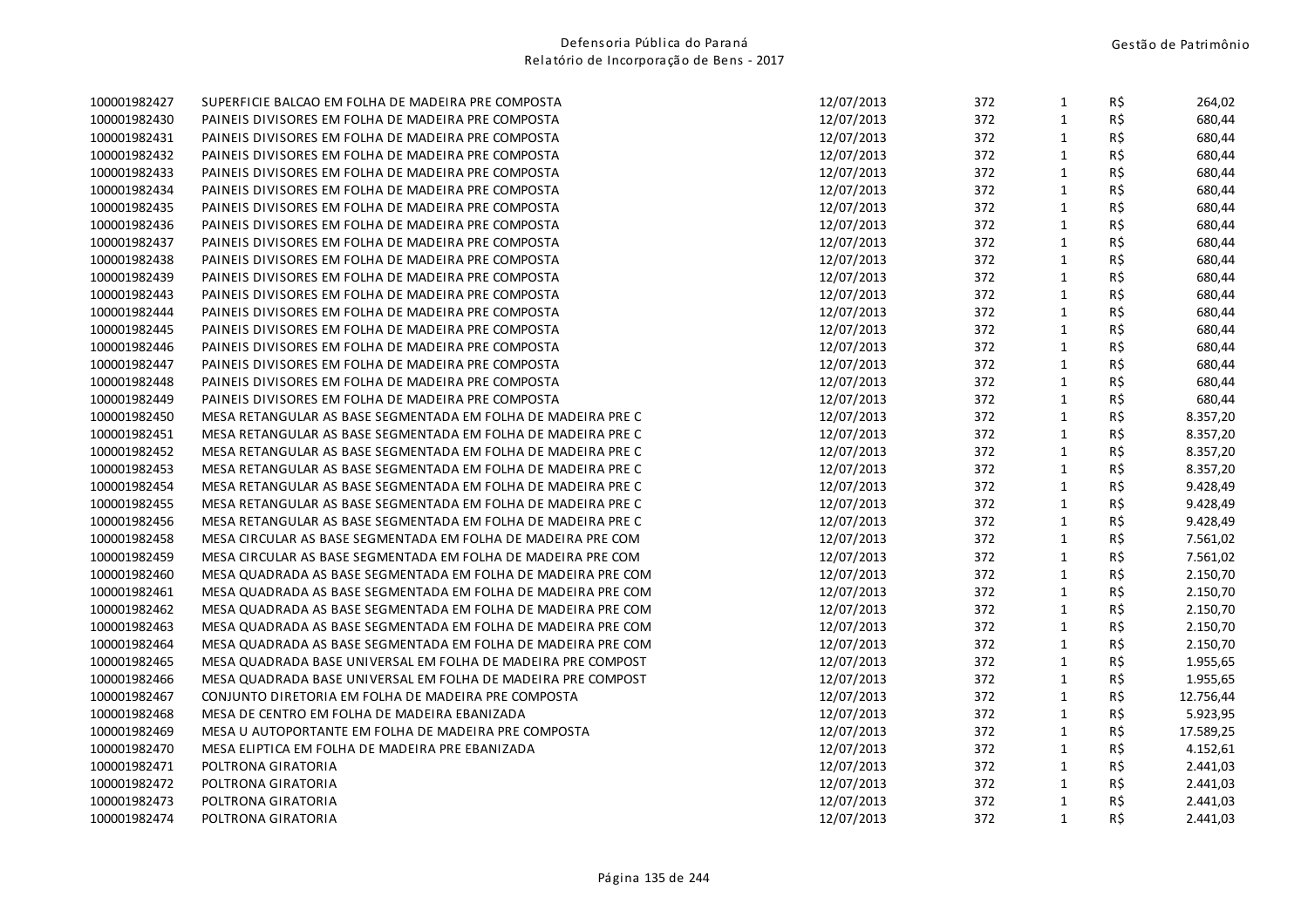| | | | | | | |
|---|---|---|---|---|---|---|
| 100001982427 | SUPERFICIE BALCAO EM FOLHA DE MADEIRA PRE COMPOSTA | 12/07/2013 | 372 | 1 | R$ | 264,02 |
| 100001982430 | PAINEIS DIVISORES EM FOLHA DE MADEIRA PRE COMPOSTA | 12/07/2013 | 372 | 1 | R$ | 680,44 |
| 100001982431 | PAINEIS DIVISORES EM FOLHA DE MADEIRA PRE COMPOSTA | 12/07/2013 | 372 | 1 | R$ | 680,44 |
| 100001982432 | PAINEIS DIVISORES EM FOLHA DE MADEIRA PRE COMPOSTA | 12/07/2013 | 372 | 1 | R$ | 680,44 |
| 100001982433 | PAINEIS DIVISORES EM FOLHA DE MADEIRA PRE COMPOSTA | 12/07/2013 | 372 | 1 | R$ | 680,44 |
| 100001982434 | PAINEIS DIVISORES EM FOLHA DE MADEIRA PRE COMPOSTA | 12/07/2013 | 372 | 1 | R$ | 680,44 |
| 100001982435 | PAINEIS DIVISORES EM FOLHA DE MADEIRA PRE COMPOSTA | 12/07/2013 | 372 | 1 | R$ | 680,44 |
| 100001982436 | PAINEIS DIVISORES EM FOLHA DE MADEIRA PRE COMPOSTA | 12/07/2013 | 372 | 1 | R$ | 680,44 |
| 100001982437 | PAINEIS DIVISORES EM FOLHA DE MADEIRA PRE COMPOSTA | 12/07/2013 | 372 | 1 | R$ | 680,44 |
| 100001982438 | PAINEIS DIVISORES EM FOLHA DE MADEIRA PRE COMPOSTA | 12/07/2013 | 372 | 1 | R$ | 680,44 |
| 100001982439 | PAINEIS DIVISORES EM FOLHA DE MADEIRA PRE COMPOSTA | 12/07/2013 | 372 | 1 | R$ | 680,44 |
| 100001982443 | PAINEIS DIVISORES EM FOLHA DE MADEIRA PRE COMPOSTA | 12/07/2013 | 372 | 1 | R$ | 680,44 |
| 100001982444 | PAINEIS DIVISORES EM FOLHA DE MADEIRA PRE COMPOSTA | 12/07/2013 | 372 | 1 | R$ | 680,44 |
| 100001982445 | PAINEIS DIVISORES EM FOLHA DE MADEIRA PRE COMPOSTA | 12/07/2013 | 372 | 1 | R$ | 680,44 |
| 100001982446 | PAINEIS DIVISORES EM FOLHA DE MADEIRA PRE COMPOSTA | 12/07/2013 | 372 | 1 | R$ | 680,44 |
| 100001982447 | PAINEIS DIVISORES EM FOLHA DE MADEIRA PRE COMPOSTA | 12/07/2013 | 372 | 1 | R$ | 680,44 |
| 100001982448 | PAINEIS DIVISORES EM FOLHA DE MADEIRA PRE COMPOSTA | 12/07/2013 | 372 | 1 | R$ | 680,44 |
| 100001982449 | PAINEIS DIVISORES EM FOLHA DE MADEIRA PRE COMPOSTA | 12/07/2013 | 372 | 1 | R$ | 680,44 |
| 100001982450 | MESA RETANGULAR AS BASE SEGMENTADA EM FOLHA DE MADEIRA PRE C | 12/07/2013 | 372 | 1 | R$ | 8.357,20 |
| 100001982451 | MESA RETANGULAR AS BASE SEGMENTADA EM FOLHA DE MADEIRA PRE C | 12/07/2013 | 372 | 1 | R$ | 8.357,20 |
| 100001982452 | MESA RETANGULAR AS BASE SEGMENTADA EM FOLHA DE MADEIRA PRE C | 12/07/2013 | 372 | 1 | R$ | 8.357,20 |
| 100001982453 | MESA RETANGULAR AS BASE SEGMENTADA EM FOLHA DE MADEIRA PRE C | 12/07/2013 | 372 | 1 | R$ | 8.357,20 |
| 100001982454 | MESA RETANGULAR AS BASE SEGMENTADA EM FOLHA DE MADEIRA PRE C | 12/07/2013 | 372 | 1 | R$ | 9.428,49 |
| 100001982455 | MESA RETANGULAR AS BASE SEGMENTADA EM FOLHA DE MADEIRA PRE C | 12/07/2013 | 372 | 1 | R$ | 9.428,49 |
| 100001982456 | MESA RETANGULAR AS BASE SEGMENTADA EM FOLHA DE MADEIRA PRE C | 12/07/2013 | 372 | 1 | R$ | 9.428,49 |
| 100001982458 | MESA CIRCULAR AS BASE SEGMENTADA EM FOLHA DE MADEIRA PRE COM | 12/07/2013 | 372 | 1 | R$ | 7.561,02 |
| 100001982459 | MESA CIRCULAR AS BASE SEGMENTADA EM FOLHA DE MADEIRA PRE COM | 12/07/2013 | 372 | 1 | R$ | 7.561,02 |
| 100001982460 | MESA QUADRADA AS BASE SEGMENTADA EM FOLHA DE MADEIRA PRE COM | 12/07/2013 | 372 | 1 | R$ | 2.150,70 |
| 100001982461 | MESA QUADRADA AS BASE SEGMENTADA EM FOLHA DE MADEIRA PRE COM | 12/07/2013 | 372 | 1 | R$ | 2.150,70 |
| 100001982462 | MESA QUADRADA AS BASE SEGMENTADA EM FOLHA DE MADEIRA PRE COM | 12/07/2013 | 372 | 1 | R$ | 2.150,70 |
| 100001982463 | MESA QUADRADA AS BASE SEGMENTADA EM FOLHA DE MADEIRA PRE COM | 12/07/2013 | 372 | 1 | R$ | 2.150,70 |
| 100001982464 | MESA QUADRADA AS BASE SEGMENTADA EM FOLHA DE MADEIRA PRE COM | 12/07/2013 | 372 | 1 | R$ | 2.150,70 |
| 100001982465 | MESA QUADRADA BASE UNIVERSAL EM FOLHA DE MADEIRA PRE COMPOST | 12/07/2013 | 372 | 1 | R$ | 1.955,65 |
| 100001982466 | MESA QUADRADA BASE UNIVERSAL EM FOLHA DE MADEIRA PRE COMPOST | 12/07/2013 | 372 | 1 | R$ | 1.955,65 |
| 100001982467 | CONJUNTO DIRETORIA EM FOLHA DE MADEIRA PRE COMPOSTA | 12/07/2013 | 372 | 1 | R$ | 12.756,44 |
| 100001982468 | MESA DE CENTRO EM FOLHA DE MADEIRA EBANIZADA | 12/07/2013 | 372 | 1 | R$ | 5.923,95 |
| 100001982469 | MESA U AUTOPORTANTE EM FOLHA DE MADEIRA PRE COMPOSTA | 12/07/2013 | 372 | 1 | R$ | 17.589,25 |
| 100001982470 | MESA ELIPTICA EM FOLHA DE MADEIRA PRE EBANIZADA | 12/07/2013 | 372 | 1 | R$ | 4.152,61 |
| 100001982471 | POLTRONA GIRATORIA | 12/07/2013 | 372 | 1 | R$ | 2.441,03 |
| 100001982472 | POLTRONA GIRATORIA | 12/07/2013 | 372 | 1 | R$ | 2.441,03 |
| 100001982473 | POLTRONA GIRATORIA | 12/07/2013 | 372 | 1 | R$ | 2.441,03 |
| 100001982474 | POLTRONA GIRATORIA | 12/07/2013 | 372 | 1 | R$ | 2.441,03 |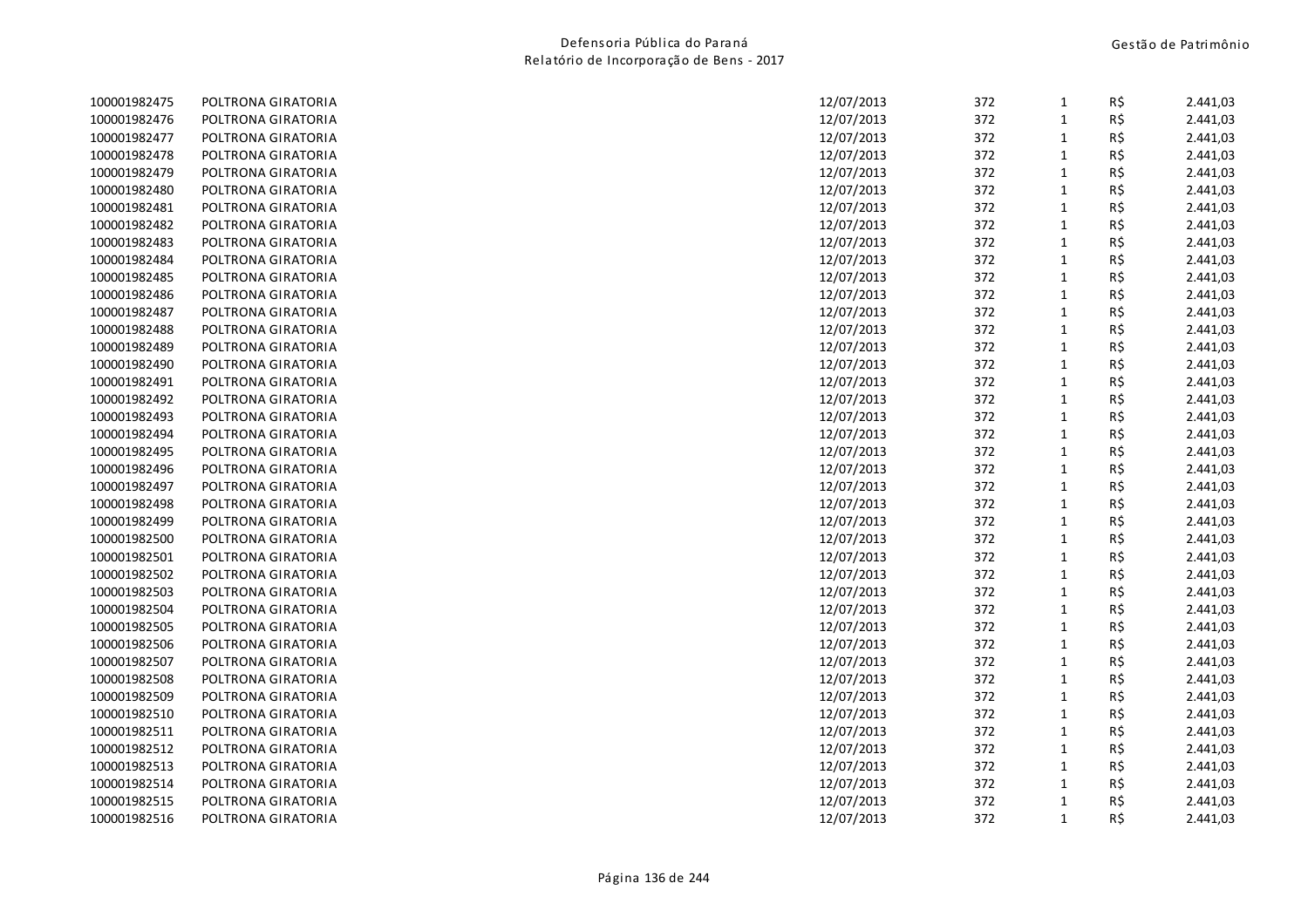| | | | | | | |
|---|---|---|---|---|---|---|
| 100001982475 | POLTRONA GIRATORIA | 12/07/2013 | 372 | 1 | R$ | 2.441,03 |
| 100001982476 | POLTRONA GIRATORIA | 12/07/2013 | 372 | 1 | R$ | 2.441,03 |
| 100001982477 | POLTRONA GIRATORIA | 12/07/2013 | 372 | 1 | R$ | 2.441,03 |
| 100001982478 | POLTRONA GIRATORIA | 12/07/2013 | 372 | 1 | R$ | 2.441,03 |
| 100001982479 | POLTRONA GIRATORIA | 12/07/2013 | 372 | 1 | R$ | 2.441,03 |
| 100001982480 | POLTRONA GIRATORIA | 12/07/2013 | 372 | 1 | R$ | 2.441,03 |
| 100001982481 | POLTRONA GIRATORIA | 12/07/2013 | 372 | 1 | R$ | 2.441,03 |
| 100001982482 | POLTRONA GIRATORIA | 12/07/2013 | 372 | 1 | R$ | 2.441,03 |
| 100001982483 | POLTRONA GIRATORIA | 12/07/2013 | 372 | 1 | R$ | 2.441,03 |
| 100001982484 | POLTRONA GIRATORIA | 12/07/2013 | 372 | 1 | R$ | 2.441,03 |
| 100001982485 | POLTRONA GIRATORIA | 12/07/2013 | 372 | 1 | R$ | 2.441,03 |
| 100001982486 | POLTRONA GIRATORIA | 12/07/2013 | 372 | 1 | R$ | 2.441,03 |
| 100001982487 | POLTRONA GIRATORIA | 12/07/2013 | 372 | 1 | R$ | 2.441,03 |
| 100001982488 | POLTRONA GIRATORIA | 12/07/2013 | 372 | 1 | R$ | 2.441,03 |
| 100001982489 | POLTRONA GIRATORIA | 12/07/2013 | 372 | 1 | R$ | 2.441,03 |
| 100001982490 | POLTRONA GIRATORIA | 12/07/2013 | 372 | 1 | R$ | 2.441,03 |
| 100001982491 | POLTRONA GIRATORIA | 12/07/2013 | 372 | 1 | R$ | 2.441,03 |
| 100001982492 | POLTRONA GIRATORIA | 12/07/2013 | 372 | 1 | R$ | 2.441,03 |
| 100001982493 | POLTRONA GIRATORIA | 12/07/2013 | 372 | 1 | R$ | 2.441,03 |
| 100001982494 | POLTRONA GIRATORIA | 12/07/2013 | 372 | 1 | R$ | 2.441,03 |
| 100001982495 | POLTRONA GIRATORIA | 12/07/2013 | 372 | 1 | R$ | 2.441,03 |
| 100001982496 | POLTRONA GIRATORIA | 12/07/2013 | 372 | 1 | R$ | 2.441,03 |
| 100001982497 | POLTRONA GIRATORIA | 12/07/2013 | 372 | 1 | R$ | 2.441,03 |
| 100001982498 | POLTRONA GIRATORIA | 12/07/2013 | 372 | 1 | R$ | 2.441,03 |
| 100001982499 | POLTRONA GIRATORIA | 12/07/2013 | 372 | 1 | R$ | 2.441,03 |
| 100001982500 | POLTRONA GIRATORIA | 12/07/2013 | 372 | 1 | R$ | 2.441,03 |
| 100001982501 | POLTRONA GIRATORIA | 12/07/2013 | 372 | 1 | R$ | 2.441,03 |
| 100001982502 | POLTRONA GIRATORIA | 12/07/2013 | 372 | 1 | R$ | 2.441,03 |
| 100001982503 | POLTRONA GIRATORIA | 12/07/2013 | 372 | 1 | R$ | 2.441,03 |
| 100001982504 | POLTRONA GIRATORIA | 12/07/2013 | 372 | 1 | R$ | 2.441,03 |
| 100001982505 | POLTRONA GIRATORIA | 12/07/2013 | 372 | 1 | R$ | 2.441,03 |
| 100001982506 | POLTRONA GIRATORIA | 12/07/2013 | 372 | 1 | R$ | 2.441,03 |
| 100001982507 | POLTRONA GIRATORIA | 12/07/2013 | 372 | 1 | R$ | 2.441,03 |
| 100001982508 | POLTRONA GIRATORIA | 12/07/2013 | 372 | 1 | R$ | 2.441,03 |
| 100001982509 | POLTRONA GIRATORIA | 12/07/2013 | 372 | 1 | R$ | 2.441,03 |
| 100001982510 | POLTRONA GIRATORIA | 12/07/2013 | 372 | 1 | R$ | 2.441,03 |
| 100001982511 | POLTRONA GIRATORIA | 12/07/2013 | 372 | 1 | R$ | 2.441,03 |
| 100001982512 | POLTRONA GIRATORIA | 12/07/2013 | 372 | 1 | R$ | 2.441,03 |
| 100001982513 | POLTRONA GIRATORIA | 12/07/2013 | 372 | 1 | R$ | 2.441,03 |
| 100001982514 | POLTRONA GIRATORIA | 12/07/2013 | 372 | 1 | R$ | 2.441,03 |
| 100001982515 | POLTRONA GIRATORIA | 12/07/2013 | 372 | 1 | R$ | 2.441,03 |
| 100001982516 | POLTRONA GIRATORIA | 12/07/2013 | 372 | 1 | R$ | 2.441,03 |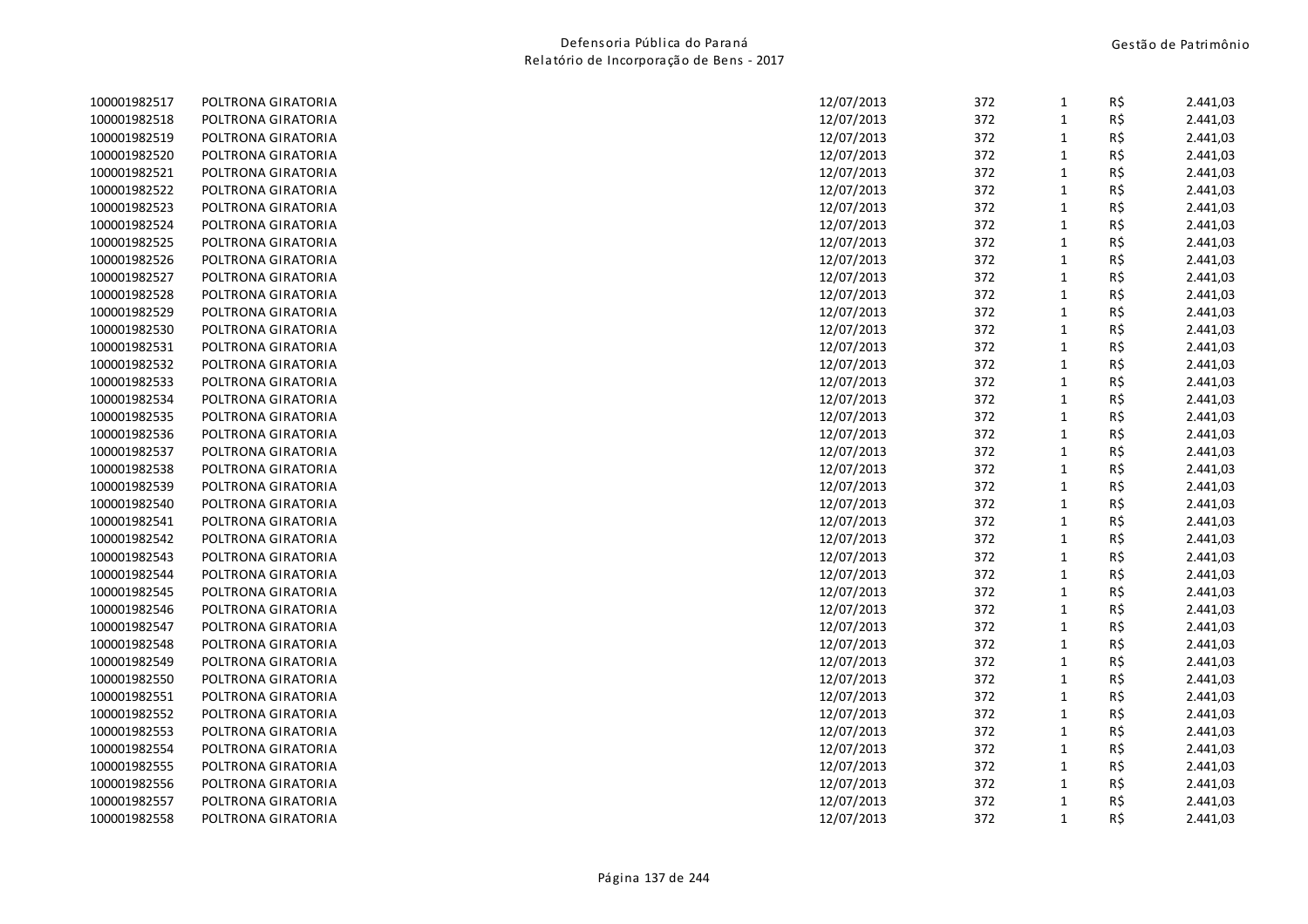| | | | | | | |
|---|---|---|---|---|---|---|
| 100001982517 | POLTRONA GIRATORIA | 12/07/2013 | 372 | 1 | R$ | 2.441,03 |
| 100001982518 | POLTRONA GIRATORIA | 12/07/2013 | 372 | 1 | R$ | 2.441,03 |
| 100001982519 | POLTRONA GIRATORIA | 12/07/2013 | 372 | 1 | R$ | 2.441,03 |
| 100001982520 | POLTRONA GIRATORIA | 12/07/2013 | 372 | 1 | R$ | 2.441,03 |
| 100001982521 | POLTRONA GIRATORIA | 12/07/2013 | 372 | 1 | R$ | 2.441,03 |
| 100001982522 | POLTRONA GIRATORIA | 12/07/2013 | 372 | 1 | R$ | 2.441,03 |
| 100001982523 | POLTRONA GIRATORIA | 12/07/2013 | 372 | 1 | R$ | 2.441,03 |
| 100001982524 | POLTRONA GIRATORIA | 12/07/2013 | 372 | 1 | R$ | 2.441,03 |
| 100001982525 | POLTRONA GIRATORIA | 12/07/2013 | 372 | 1 | R$ | 2.441,03 |
| 100001982526 | POLTRONA GIRATORIA | 12/07/2013 | 372 | 1 | R$ | 2.441,03 |
| 100001982527 | POLTRONA GIRATORIA | 12/07/2013 | 372 | 1 | R$ | 2.441,03 |
| 100001982528 | POLTRONA GIRATORIA | 12/07/2013 | 372 | 1 | R$ | 2.441,03 |
| 100001982529 | POLTRONA GIRATORIA | 12/07/2013 | 372 | 1 | R$ | 2.441,03 |
| 100001982530 | POLTRONA GIRATORIA | 12/07/2013 | 372 | 1 | R$ | 2.441,03 |
| 100001982531 | POLTRONA GIRATORIA | 12/07/2013 | 372 | 1 | R$ | 2.441,03 |
| 100001982532 | POLTRONA GIRATORIA | 12/07/2013 | 372 | 1 | R$ | 2.441,03 |
| 100001982533 | POLTRONA GIRATORIA | 12/07/2013 | 372 | 1 | R$ | 2.441,03 |
| 100001982534 | POLTRONA GIRATORIA | 12/07/2013 | 372 | 1 | R$ | 2.441,03 |
| 100001982535 | POLTRONA GIRATORIA | 12/07/2013 | 372 | 1 | R$ | 2.441,03 |
| 100001982536 | POLTRONA GIRATORIA | 12/07/2013 | 372 | 1 | R$ | 2.441,03 |
| 100001982537 | POLTRONA GIRATORIA | 12/07/2013 | 372 | 1 | R$ | 2.441,03 |
| 100001982538 | POLTRONA GIRATORIA | 12/07/2013 | 372 | 1 | R$ | 2.441,03 |
| 100001982539 | POLTRONA GIRATORIA | 12/07/2013 | 372 | 1 | R$ | 2.441,03 |
| 100001982540 | POLTRONA GIRATORIA | 12/07/2013 | 372 | 1 | R$ | 2.441,03 |
| 100001982541 | POLTRONA GIRATORIA | 12/07/2013 | 372 | 1 | R$ | 2.441,03 |
| 100001982542 | POLTRONA GIRATORIA | 12/07/2013 | 372 | 1 | R$ | 2.441,03 |
| 100001982543 | POLTRONA GIRATORIA | 12/07/2013 | 372 | 1 | R$ | 2.441,03 |
| 100001982544 | POLTRONA GIRATORIA | 12/07/2013 | 372 | 1 | R$ | 2.441,03 |
| 100001982545 | POLTRONA GIRATORIA | 12/07/2013 | 372 | 1 | R$ | 2.441,03 |
| 100001982546 | POLTRONA GIRATORIA | 12/07/2013 | 372 | 1 | R$ | 2.441,03 |
| 100001982547 | POLTRONA GIRATORIA | 12/07/2013 | 372 | 1 | R$ | 2.441,03 |
| 100001982548 | POLTRONA GIRATORIA | 12/07/2013 | 372 | 1 | R$ | 2.441,03 |
| 100001982549 | POLTRONA GIRATORIA | 12/07/2013 | 372 | 1 | R$ | 2.441,03 |
| 100001982550 | POLTRONA GIRATORIA | 12/07/2013 | 372 | 1 | R$ | 2.441,03 |
| 100001982551 | POLTRONA GIRATORIA | 12/07/2013 | 372 | 1 | R$ | 2.441,03 |
| 100001982552 | POLTRONA GIRATORIA | 12/07/2013 | 372 | 1 | R$ | 2.441,03 |
| 100001982553 | POLTRONA GIRATORIA | 12/07/2013 | 372 | 1 | R$ | 2.441,03 |
| 100001982554 | POLTRONA GIRATORIA | 12/07/2013 | 372 | 1 | R$ | 2.441,03 |
| 100001982555 | POLTRONA GIRATORIA | 12/07/2013 | 372 | 1 | R$ | 2.441,03 |
| 100001982556 | POLTRONA GIRATORIA | 12/07/2013 | 372 | 1 | R$ | 2.441,03 |
| 100001982557 | POLTRONA GIRATORIA | 12/07/2013 | 372 | 1 | R$ | 2.441,03 |
| 100001982558 | POLTRONA GIRATORIA | 12/07/2013 | 372 | 1 | R$ | 2.441,03 |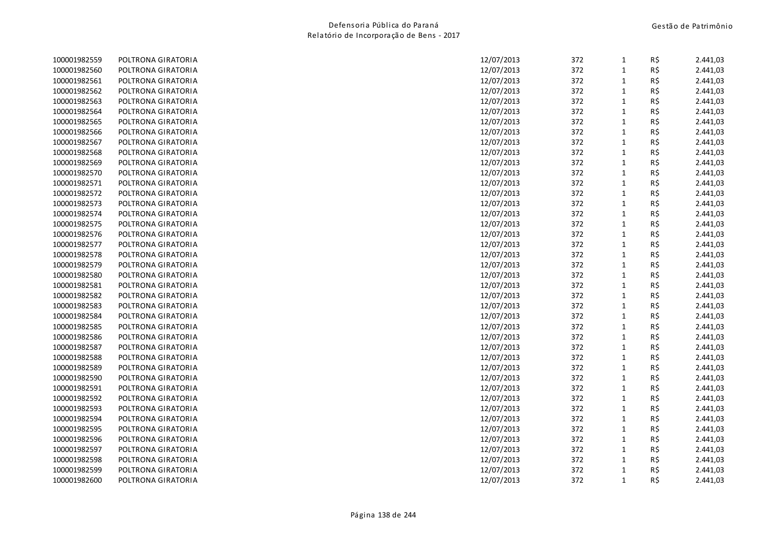| | | | | | | |
|---|---|---|---|---|---|---|
| 100001982559 | POLTRONA GIRATORIA | 12/07/2013 | 372 | 1 | R$ | 2.441,03 |
| 100001982560 | POLTRONA GIRATORIA | 12/07/2013 | 372 | 1 | R$ | 2.441,03 |
| 100001982561 | POLTRONA GIRATORIA | 12/07/2013 | 372 | 1 | R$ | 2.441,03 |
| 100001982562 | POLTRONA GIRATORIA | 12/07/2013 | 372 | 1 | R$ | 2.441,03 |
| 100001982563 | POLTRONA GIRATORIA | 12/07/2013 | 372 | 1 | R$ | 2.441,03 |
| 100001982564 | POLTRONA GIRATORIA | 12/07/2013 | 372 | 1 | R$ | 2.441,03 |
| 100001982565 | POLTRONA GIRATORIA | 12/07/2013 | 372 | 1 | R$ | 2.441,03 |
| 100001982566 | POLTRONA GIRATORIA | 12/07/2013 | 372 | 1 | R$ | 2.441,03 |
| 100001982567 | POLTRONA GIRATORIA | 12/07/2013 | 372 | 1 | R$ | 2.441,03 |
| 100001982568 | POLTRONA GIRATORIA | 12/07/2013 | 372 | 1 | R$ | 2.441,03 |
| 100001982569 | POLTRONA GIRATORIA | 12/07/2013 | 372 | 1 | R$ | 2.441,03 |
| 100001982570 | POLTRONA GIRATORIA | 12/07/2013 | 372 | 1 | R$ | 2.441,03 |
| 100001982571 | POLTRONA GIRATORIA | 12/07/2013 | 372 | 1 | R$ | 2.441,03 |
| 100001982572 | POLTRONA GIRATORIA | 12/07/2013 | 372 | 1 | R$ | 2.441,03 |
| 100001982573 | POLTRONA GIRATORIA | 12/07/2013 | 372 | 1 | R$ | 2.441,03 |
| 100001982574 | POLTRONA GIRATORIA | 12/07/2013 | 372 | 1 | R$ | 2.441,03 |
| 100001982575 | POLTRONA GIRATORIA | 12/07/2013 | 372 | 1 | R$ | 2.441,03 |
| 100001982576 | POLTRONA GIRATORIA | 12/07/2013 | 372 | 1 | R$ | 2.441,03 |
| 100001982577 | POLTRONA GIRATORIA | 12/07/2013 | 372 | 1 | R$ | 2.441,03 |
| 100001982578 | POLTRONA GIRATORIA | 12/07/2013 | 372 | 1 | R$ | 2.441,03 |
| 100001982579 | POLTRONA GIRATORIA | 12/07/2013 | 372 | 1 | R$ | 2.441,03 |
| 100001982580 | POLTRONA GIRATORIA | 12/07/2013 | 372 | 1 | R$ | 2.441,03 |
| 100001982581 | POLTRONA GIRATORIA | 12/07/2013 | 372 | 1 | R$ | 2.441,03 |
| 100001982582 | POLTRONA GIRATORIA | 12/07/2013 | 372 | 1 | R$ | 2.441,03 |
| 100001982583 | POLTRONA GIRATORIA | 12/07/2013 | 372 | 1 | R$ | 2.441,03 |
| 100001982584 | POLTRONA GIRATORIA | 12/07/2013 | 372 | 1 | R$ | 2.441,03 |
| 100001982585 | POLTRONA GIRATORIA | 12/07/2013 | 372 | 1 | R$ | 2.441,03 |
| 100001982586 | POLTRONA GIRATORIA | 12/07/2013 | 372 | 1 | R$ | 2.441,03 |
| 100001982587 | POLTRONA GIRATORIA | 12/07/2013 | 372 | 1 | R$ | 2.441,03 |
| 100001982588 | POLTRONA GIRATORIA | 12/07/2013 | 372 | 1 | R$ | 2.441,03 |
| 100001982589 | POLTRONA GIRATORIA | 12/07/2013 | 372 | 1 | R$ | 2.441,03 |
| 100001982590 | POLTRONA GIRATORIA | 12/07/2013 | 372 | 1 | R$ | 2.441,03 |
| 100001982591 | POLTRONA GIRATORIA | 12/07/2013 | 372 | 1 | R$ | 2.441,03 |
| 100001982592 | POLTRONA GIRATORIA | 12/07/2013 | 372 | 1 | R$ | 2.441,03 |
| 100001982593 | POLTRONA GIRATORIA | 12/07/2013 | 372 | 1 | R$ | 2.441,03 |
| 100001982594 | POLTRONA GIRATORIA | 12/07/2013 | 372 | 1 | R$ | 2.441,03 |
| 100001982595 | POLTRONA GIRATORIA | 12/07/2013 | 372 | 1 | R$ | 2.441,03 |
| 100001982596 | POLTRONA GIRATORIA | 12/07/2013 | 372 | 1 | R$ | 2.441,03 |
| 100001982597 | POLTRONA GIRATORIA | 12/07/2013 | 372 | 1 | R$ | 2.441,03 |
| 100001982598 | POLTRONA GIRATORIA | 12/07/2013 | 372 | 1 | R$ | 2.441,03 |
| 100001982599 | POLTRONA GIRATORIA | 12/07/2013 | 372 | 1 | R$ | 2.441,03 |
| 100001982600 | POLTRONA GIRATORIA | 12/07/2013 | 372 | 1 | R$ | 2.441,03 |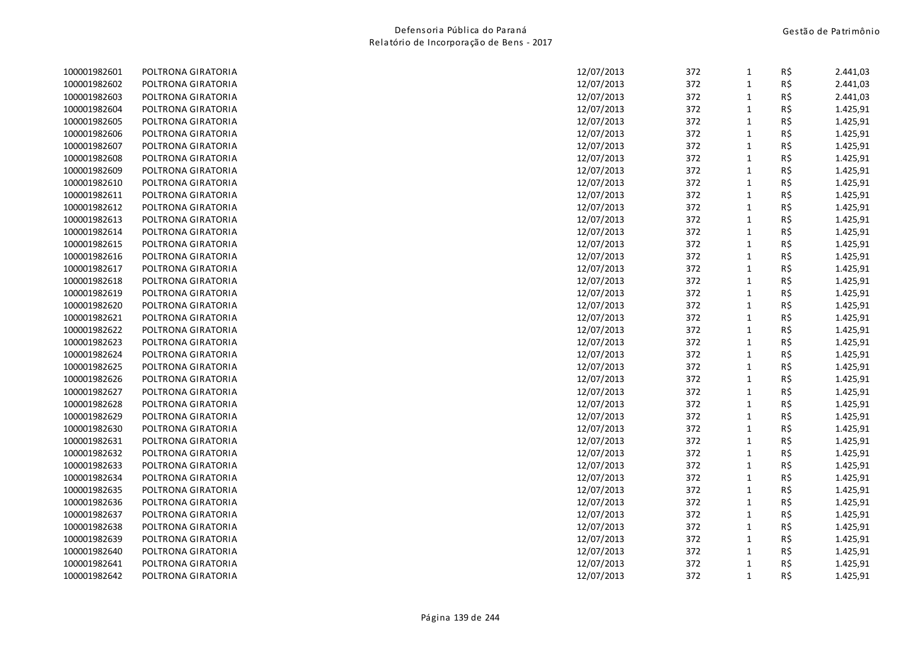| | | | | | | |
|---|---|---|---|---|---|---|
| 100001982601 | POLTRONA GIRATORIA | 12/07/2013 | 372 | 1 | R$ | 2.441,03 |
| 100001982602 | POLTRONA GIRATORIA | 12/07/2013 | 372 | 1 | R$ | 2.441,03 |
| 100001982603 | POLTRONA GIRATORIA | 12/07/2013 | 372 | 1 | R$ | 2.441,03 |
| 100001982604 | POLTRONA GIRATORIA | 12/07/2013 | 372 | 1 | R$ | 1.425,91 |
| 100001982605 | POLTRONA GIRATORIA | 12/07/2013 | 372 | 1 | R$ | 1.425,91 |
| 100001982606 | POLTRONA GIRATORIA | 12/07/2013 | 372 | 1 | R$ | 1.425,91 |
| 100001982607 | POLTRONA GIRATORIA | 12/07/2013 | 372 | 1 | R$ | 1.425,91 |
| 100001982608 | POLTRONA GIRATORIA | 12/07/2013 | 372 | 1 | R$ | 1.425,91 |
| 100001982609 | POLTRONA GIRATORIA | 12/07/2013 | 372 | 1 | R$ | 1.425,91 |
| 100001982610 | POLTRONA GIRATORIA | 12/07/2013 | 372 | 1 | R$ | 1.425,91 |
| 100001982611 | POLTRONA GIRATORIA | 12/07/2013 | 372 | 1 | R$ | 1.425,91 |
| 100001982612 | POLTRONA GIRATORIA | 12/07/2013 | 372 | 1 | R$ | 1.425,91 |
| 100001982613 | POLTRONA GIRATORIA | 12/07/2013 | 372 | 1 | R$ | 1.425,91 |
| 100001982614 | POLTRONA GIRATORIA | 12/07/2013 | 372 | 1 | R$ | 1.425,91 |
| 100001982615 | POLTRONA GIRATORIA | 12/07/2013 | 372 | 1 | R$ | 1.425,91 |
| 100001982616 | POLTRONA GIRATORIA | 12/07/2013 | 372 | 1 | R$ | 1.425,91 |
| 100001982617 | POLTRONA GIRATORIA | 12/07/2013 | 372 | 1 | R$ | 1.425,91 |
| 100001982618 | POLTRONA GIRATORIA | 12/07/2013 | 372 | 1 | R$ | 1.425,91 |
| 100001982619 | POLTRONA GIRATORIA | 12/07/2013 | 372 | 1 | R$ | 1.425,91 |
| 100001982620 | POLTRONA GIRATORIA | 12/07/2013 | 372 | 1 | R$ | 1.425,91 |
| 100001982621 | POLTRONA GIRATORIA | 12/07/2013 | 372 | 1 | R$ | 1.425,91 |
| 100001982622 | POLTRONA GIRATORIA | 12/07/2013 | 372 | 1 | R$ | 1.425,91 |
| 100001982623 | POLTRONA GIRATORIA | 12/07/2013 | 372 | 1 | R$ | 1.425,91 |
| 100001982624 | POLTRONA GIRATORIA | 12/07/2013 | 372 | 1 | R$ | 1.425,91 |
| 100001982625 | POLTRONA GIRATORIA | 12/07/2013 | 372 | 1 | R$ | 1.425,91 |
| 100001982626 | POLTRONA GIRATORIA | 12/07/2013 | 372 | 1 | R$ | 1.425,91 |
| 100001982627 | POLTRONA GIRATORIA | 12/07/2013 | 372 | 1 | R$ | 1.425,91 |
| 100001982628 | POLTRONA GIRATORIA | 12/07/2013 | 372 | 1 | R$ | 1.425,91 |
| 100001982629 | POLTRONA GIRATORIA | 12/07/2013 | 372 | 1 | R$ | 1.425,91 |
| 100001982630 | POLTRONA GIRATORIA | 12/07/2013 | 372 | 1 | R$ | 1.425,91 |
| 100001982631 | POLTRONA GIRATORIA | 12/07/2013 | 372 | 1 | R$ | 1.425,91 |
| 100001982632 | POLTRONA GIRATORIA | 12/07/2013 | 372 | 1 | R$ | 1.425,91 |
| 100001982633 | POLTRONA GIRATORIA | 12/07/2013 | 372 | 1 | R$ | 1.425,91 |
| 100001982634 | POLTRONA GIRATORIA | 12/07/2013 | 372 | 1 | R$ | 1.425,91 |
| 100001982635 | POLTRONA GIRATORIA | 12/07/2013 | 372 | 1 | R$ | 1.425,91 |
| 100001982636 | POLTRONA GIRATORIA | 12/07/2013 | 372 | 1 | R$ | 1.425,91 |
| 100001982637 | POLTRONA GIRATORIA | 12/07/2013 | 372 | 1 | R$ | 1.425,91 |
| 100001982638 | POLTRONA GIRATORIA | 12/07/2013 | 372 | 1 | R$ | 1.425,91 |
| 100001982639 | POLTRONA GIRATORIA | 12/07/2013 | 372 | 1 | R$ | 1.425,91 |
| 100001982640 | POLTRONA GIRATORIA | 12/07/2013 | 372 | 1 | R$ | 1.425,91 |
| 100001982641 | POLTRONA GIRATORIA | 12/07/2013 | 372 | 1 | R$ | 1.425,91 |
| 100001982642 | POLTRONA GIRATORIA | 12/07/2013 | 372 | 1 | R$ | 1.425,91 |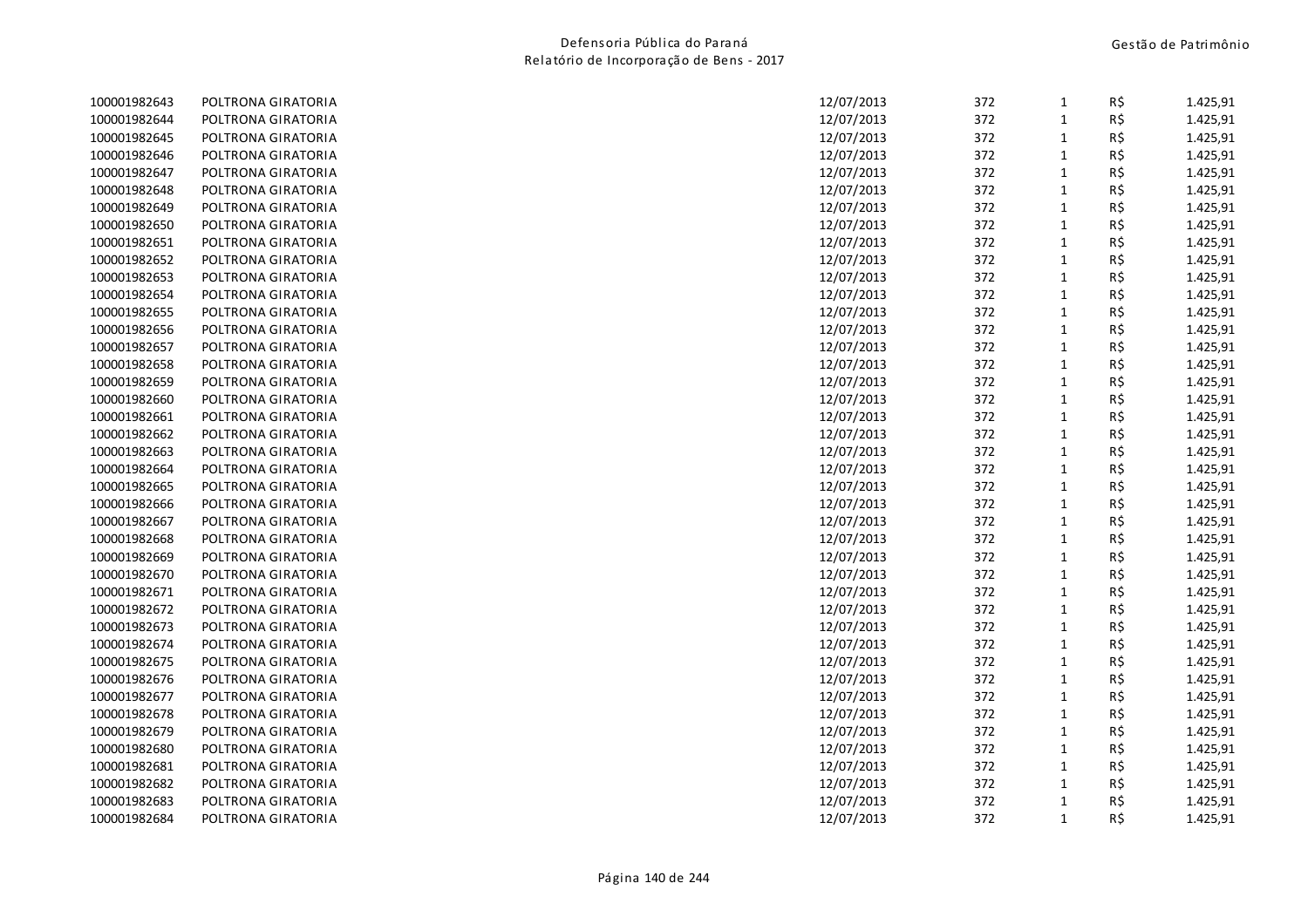| | | | | | | |
|---|---|---|---|---|---|---|
| 100001982643 | POLTRONA GIRATORIA | 12/07/2013 | 372 | 1 | R$ | 1.425,91 |
| 100001982644 | POLTRONA GIRATORIA | 12/07/2013 | 372 | 1 | R$ | 1.425,91 |
| 100001982645 | POLTRONA GIRATORIA | 12/07/2013 | 372 | 1 | R$ | 1.425,91 |
| 100001982646 | POLTRONA GIRATORIA | 12/07/2013 | 372 | 1 | R$ | 1.425,91 |
| 100001982647 | POLTRONA GIRATORIA | 12/07/2013 | 372 | 1 | R$ | 1.425,91 |
| 100001982648 | POLTRONA GIRATORIA | 12/07/2013 | 372 | 1 | R$ | 1.425,91 |
| 100001982649 | POLTRONA GIRATORIA | 12/07/2013 | 372 | 1 | R$ | 1.425,91 |
| 100001982650 | POLTRONA GIRATORIA | 12/07/2013 | 372 | 1 | R$ | 1.425,91 |
| 100001982651 | POLTRONA GIRATORIA | 12/07/2013 | 372 | 1 | R$ | 1.425,91 |
| 100001982652 | POLTRONA GIRATORIA | 12/07/2013 | 372 | 1 | R$ | 1.425,91 |
| 100001982653 | POLTRONA GIRATORIA | 12/07/2013 | 372 | 1 | R$ | 1.425,91 |
| 100001982654 | POLTRONA GIRATORIA | 12/07/2013 | 372 | 1 | R$ | 1.425,91 |
| 100001982655 | POLTRONA GIRATORIA | 12/07/2013 | 372 | 1 | R$ | 1.425,91 |
| 100001982656 | POLTRONA GIRATORIA | 12/07/2013 | 372 | 1 | R$ | 1.425,91 |
| 100001982657 | POLTRONA GIRATORIA | 12/07/2013 | 372 | 1 | R$ | 1.425,91 |
| 100001982658 | POLTRONA GIRATORIA | 12/07/2013 | 372 | 1 | R$ | 1.425,91 |
| 100001982659 | POLTRONA GIRATORIA | 12/07/2013 | 372 | 1 | R$ | 1.425,91 |
| 100001982660 | POLTRONA GIRATORIA | 12/07/2013 | 372 | 1 | R$ | 1.425,91 |
| 100001982661 | POLTRONA GIRATORIA | 12/07/2013 | 372 | 1 | R$ | 1.425,91 |
| 100001982662 | POLTRONA GIRATORIA | 12/07/2013 | 372 | 1 | R$ | 1.425,91 |
| 100001982663 | POLTRONA GIRATORIA | 12/07/2013 | 372 | 1 | R$ | 1.425,91 |
| 100001982664 | POLTRONA GIRATORIA | 12/07/2013 | 372 | 1 | R$ | 1.425,91 |
| 100001982665 | POLTRONA GIRATORIA | 12/07/2013 | 372 | 1 | R$ | 1.425,91 |
| 100001982666 | POLTRONA GIRATORIA | 12/07/2013 | 372 | 1 | R$ | 1.425,91 |
| 100001982667 | POLTRONA GIRATORIA | 12/07/2013 | 372 | 1 | R$ | 1.425,91 |
| 100001982668 | POLTRONA GIRATORIA | 12/07/2013 | 372 | 1 | R$ | 1.425,91 |
| 100001982669 | POLTRONA GIRATORIA | 12/07/2013 | 372 | 1 | R$ | 1.425,91 |
| 100001982670 | POLTRONA GIRATORIA | 12/07/2013 | 372 | 1 | R$ | 1.425,91 |
| 100001982671 | POLTRONA GIRATORIA | 12/07/2013 | 372 | 1 | R$ | 1.425,91 |
| 100001982672 | POLTRONA GIRATORIA | 12/07/2013 | 372 | 1 | R$ | 1.425,91 |
| 100001982673 | POLTRONA GIRATORIA | 12/07/2013 | 372 | 1 | R$ | 1.425,91 |
| 100001982674 | POLTRONA GIRATORIA | 12/07/2013 | 372 | 1 | R$ | 1.425,91 |
| 100001982675 | POLTRONA GIRATORIA | 12/07/2013 | 372 | 1 | R$ | 1.425,91 |
| 100001982676 | POLTRONA GIRATORIA | 12/07/2013 | 372 | 1 | R$ | 1.425,91 |
| 100001982677 | POLTRONA GIRATORIA | 12/07/2013 | 372 | 1 | R$ | 1.425,91 |
| 100001982678 | POLTRONA GIRATORIA | 12/07/2013 | 372 | 1 | R$ | 1.425,91 |
| 100001982679 | POLTRONA GIRATORIA | 12/07/2013 | 372 | 1 | R$ | 1.425,91 |
| 100001982680 | POLTRONA GIRATORIA | 12/07/2013 | 372 | 1 | R$ | 1.425,91 |
| 100001982681 | POLTRONA GIRATORIA | 12/07/2013 | 372 | 1 | R$ | 1.425,91 |
| 100001982682 | POLTRONA GIRATORIA | 12/07/2013 | 372 | 1 | R$ | 1.425,91 |
| 100001982683 | POLTRONA GIRATORIA | 12/07/2013 | 372 | 1 | R$ | 1.425,91 |
| 100001982684 | POLTRONA GIRATORIA | 12/07/2013 | 372 | 1 | R$ | 1.425,91 |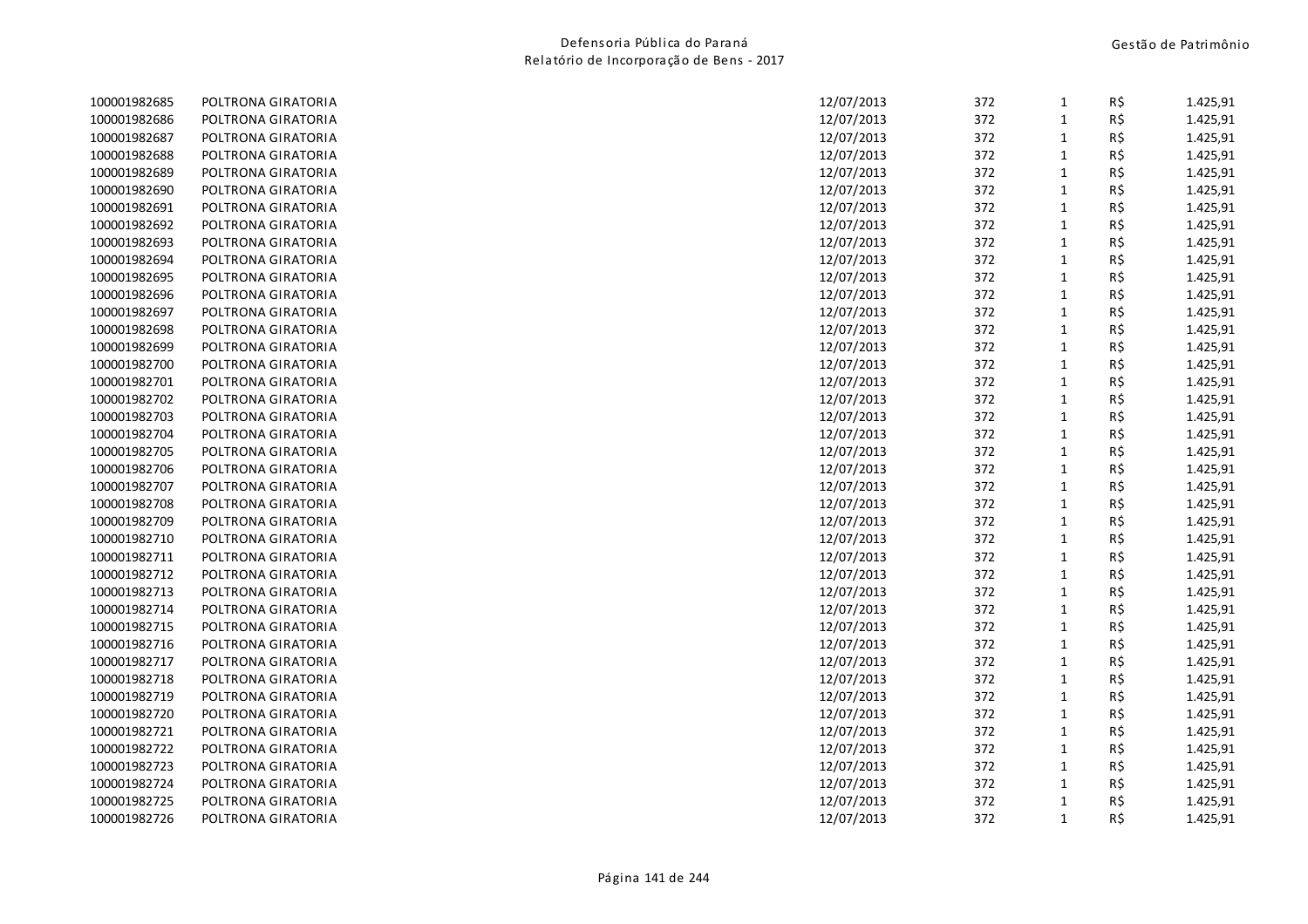| | | | | | | |
|---|---|---|---|---|---|---|
| 100001982685 | POLTRONA GIRATORIA | 12/07/2013 | 372 | 1 | R$ | 1.425,91 |
| 100001982686 | POLTRONA GIRATORIA | 12/07/2013 | 372 | 1 | R$ | 1.425,91 |
| 100001982687 | POLTRONA GIRATORIA | 12/07/2013 | 372 | 1 | R$ | 1.425,91 |
| 100001982688 | POLTRONA GIRATORIA | 12/07/2013 | 372 | 1 | R$ | 1.425,91 |
| 100001982689 | POLTRONA GIRATORIA | 12/07/2013 | 372 | 1 | R$ | 1.425,91 |
| 100001982690 | POLTRONA GIRATORIA | 12/07/2013 | 372 | 1 | R$ | 1.425,91 |
| 100001982691 | POLTRONA GIRATORIA | 12/07/2013 | 372 | 1 | R$ | 1.425,91 |
| 100001982692 | POLTRONA GIRATORIA | 12/07/2013 | 372 | 1 | R$ | 1.425,91 |
| 100001982693 | POLTRONA GIRATORIA | 12/07/2013 | 372 | 1 | R$ | 1.425,91 |
| 100001982694 | POLTRONA GIRATORIA | 12/07/2013 | 372 | 1 | R$ | 1.425,91 |
| 100001982695 | POLTRONA GIRATORIA | 12/07/2013 | 372 | 1 | R$ | 1.425,91 |
| 100001982696 | POLTRONA GIRATORIA | 12/07/2013 | 372 | 1 | R$ | 1.425,91 |
| 100001982697 | POLTRONA GIRATORIA | 12/07/2013 | 372 | 1 | R$ | 1.425,91 |
| 100001982698 | POLTRONA GIRATORIA | 12/07/2013 | 372 | 1 | R$ | 1.425,91 |
| 100001982699 | POLTRONA GIRATORIA | 12/07/2013 | 372 | 1 | R$ | 1.425,91 |
| 100001982700 | POLTRONA GIRATORIA | 12/07/2013 | 372 | 1 | R$ | 1.425,91 |
| 100001982701 | POLTRONA GIRATORIA | 12/07/2013 | 372 | 1 | R$ | 1.425,91 |
| 100001982702 | POLTRONA GIRATORIA | 12/07/2013 | 372 | 1 | R$ | 1.425,91 |
| 100001982703 | POLTRONA GIRATORIA | 12/07/2013 | 372 | 1 | R$ | 1.425,91 |
| 100001982704 | POLTRONA GIRATORIA | 12/07/2013 | 372 | 1 | R$ | 1.425,91 |
| 100001982705 | POLTRONA GIRATORIA | 12/07/2013 | 372 | 1 | R$ | 1.425,91 |
| 100001982706 | POLTRONA GIRATORIA | 12/07/2013 | 372 | 1 | R$ | 1.425,91 |
| 100001982707 | POLTRONA GIRATORIA | 12/07/2013 | 372 | 1 | R$ | 1.425,91 |
| 100001982708 | POLTRONA GIRATORIA | 12/07/2013 | 372 | 1 | R$ | 1.425,91 |
| 100001982709 | POLTRONA GIRATORIA | 12/07/2013 | 372 | 1 | R$ | 1.425,91 |
| 100001982710 | POLTRONA GIRATORIA | 12/07/2013 | 372 | 1 | R$ | 1.425,91 |
| 100001982711 | POLTRONA GIRATORIA | 12/07/2013 | 372 | 1 | R$ | 1.425,91 |
| 100001982712 | POLTRONA GIRATORIA | 12/07/2013 | 372 | 1 | R$ | 1.425,91 |
| 100001982713 | POLTRONA GIRATORIA | 12/07/2013 | 372 | 1 | R$ | 1.425,91 |
| 100001982714 | POLTRONA GIRATORIA | 12/07/2013 | 372 | 1 | R$ | 1.425,91 |
| 100001982715 | POLTRONA GIRATORIA | 12/07/2013 | 372 | 1 | R$ | 1.425,91 |
| 100001982716 | POLTRONA GIRATORIA | 12/07/2013 | 372 | 1 | R$ | 1.425,91 |
| 100001982717 | POLTRONA GIRATORIA | 12/07/2013 | 372 | 1 | R$ | 1.425,91 |
| 100001982718 | POLTRONA GIRATORIA | 12/07/2013 | 372 | 1 | R$ | 1.425,91 |
| 100001982719 | POLTRONA GIRATORIA | 12/07/2013 | 372 | 1 | R$ | 1.425,91 |
| 100001982720 | POLTRONA GIRATORIA | 12/07/2013 | 372 | 1 | R$ | 1.425,91 |
| 100001982721 | POLTRONA GIRATORIA | 12/07/2013 | 372 | 1 | R$ | 1.425,91 |
| 100001982722 | POLTRONA GIRATORIA | 12/07/2013 | 372 | 1 | R$ | 1.425,91 |
| 100001982723 | POLTRONA GIRATORIA | 12/07/2013 | 372 | 1 | R$ | 1.425,91 |
| 100001982724 | POLTRONA GIRATORIA | 12/07/2013 | 372 | 1 | R$ | 1.425,91 |
| 100001982725 | POLTRONA GIRATORIA | 12/07/2013 | 372 | 1 | R$ | 1.425,91 |
| 100001982726 | POLTRONA GIRATORIA | 12/07/2013 | 372 | 1 | R$ | 1.425,91 |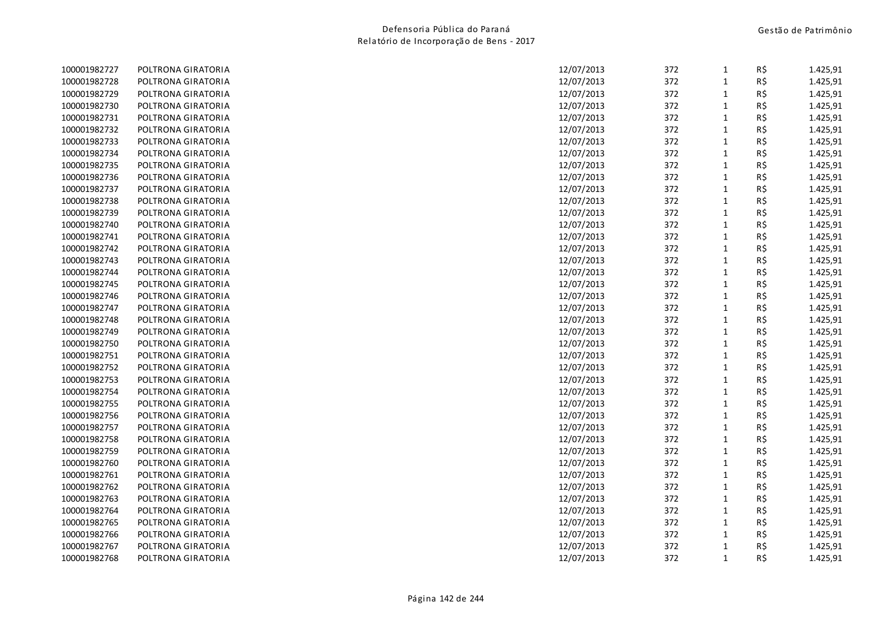| | | | | | | |
|---|---|---|---|---|---|---|
| 100001982727 | POLTRONA GIRATORIA | 12/07/2013 | 372 | 1 | R$ | 1.425,91 |
| 100001982728 | POLTRONA GIRATORIA | 12/07/2013 | 372 | 1 | R$ | 1.425,91 |
| 100001982729 | POLTRONA GIRATORIA | 12/07/2013 | 372 | 1 | R$ | 1.425,91 |
| 100001982730 | POLTRONA GIRATORIA | 12/07/2013 | 372 | 1 | R$ | 1.425,91 |
| 100001982731 | POLTRONA GIRATORIA | 12/07/2013 | 372 | 1 | R$ | 1.425,91 |
| 100001982732 | POLTRONA GIRATORIA | 12/07/2013 | 372 | 1 | R$ | 1.425,91 |
| 100001982733 | POLTRONA GIRATORIA | 12/07/2013 | 372 | 1 | R$ | 1.425,91 |
| 100001982734 | POLTRONA GIRATORIA | 12/07/2013 | 372 | 1 | R$ | 1.425,91 |
| 100001982735 | POLTRONA GIRATORIA | 12/07/2013 | 372 | 1 | R$ | 1.425,91 |
| 100001982736 | POLTRONA GIRATORIA | 12/07/2013 | 372 | 1 | R$ | 1.425,91 |
| 100001982737 | POLTRONA GIRATORIA | 12/07/2013 | 372 | 1 | R$ | 1.425,91 |
| 100001982738 | POLTRONA GIRATORIA | 12/07/2013 | 372 | 1 | R$ | 1.425,91 |
| 100001982739 | POLTRONA GIRATORIA | 12/07/2013 | 372 | 1 | R$ | 1.425,91 |
| 100001982740 | POLTRONA GIRATORIA | 12/07/2013 | 372 | 1 | R$ | 1.425,91 |
| 100001982741 | POLTRONA GIRATORIA | 12/07/2013 | 372 | 1 | R$ | 1.425,91 |
| 100001982742 | POLTRONA GIRATORIA | 12/07/2013 | 372 | 1 | R$ | 1.425,91 |
| 100001982743 | POLTRONA GIRATORIA | 12/07/2013 | 372 | 1 | R$ | 1.425,91 |
| 100001982744 | POLTRONA GIRATORIA | 12/07/2013 | 372 | 1 | R$ | 1.425,91 |
| 100001982745 | POLTRONA GIRATORIA | 12/07/2013 | 372 | 1 | R$ | 1.425,91 |
| 100001982746 | POLTRONA GIRATORIA | 12/07/2013 | 372 | 1 | R$ | 1.425,91 |
| 100001982747 | POLTRONA GIRATORIA | 12/07/2013 | 372 | 1 | R$ | 1.425,91 |
| 100001982748 | POLTRONA GIRATORIA | 12/07/2013 | 372 | 1 | R$ | 1.425,91 |
| 100001982749 | POLTRONA GIRATORIA | 12/07/2013 | 372 | 1 | R$ | 1.425,91 |
| 100001982750 | POLTRONA GIRATORIA | 12/07/2013 | 372 | 1 | R$ | 1.425,91 |
| 100001982751 | POLTRONA GIRATORIA | 12/07/2013 | 372 | 1 | R$ | 1.425,91 |
| 100001982752 | POLTRONA GIRATORIA | 12/07/2013 | 372 | 1 | R$ | 1.425,91 |
| 100001982753 | POLTRONA GIRATORIA | 12/07/2013 | 372 | 1 | R$ | 1.425,91 |
| 100001982754 | POLTRONA GIRATORIA | 12/07/2013 | 372 | 1 | R$ | 1.425,91 |
| 100001982755 | POLTRONA GIRATORIA | 12/07/2013 | 372 | 1 | R$ | 1.425,91 |
| 100001982756 | POLTRONA GIRATORIA | 12/07/2013 | 372 | 1 | R$ | 1.425,91 |
| 100001982757 | POLTRONA GIRATORIA | 12/07/2013 | 372 | 1 | R$ | 1.425,91 |
| 100001982758 | POLTRONA GIRATORIA | 12/07/2013 | 372 | 1 | R$ | 1.425,91 |
| 100001982759 | POLTRONA GIRATORIA | 12/07/2013 | 372 | 1 | R$ | 1.425,91 |
| 100001982760 | POLTRONA GIRATORIA | 12/07/2013 | 372 | 1 | R$ | 1.425,91 |
| 100001982761 | POLTRONA GIRATORIA | 12/07/2013 | 372 | 1 | R$ | 1.425,91 |
| 100001982762 | POLTRONA GIRATORIA | 12/07/2013 | 372 | 1 | R$ | 1.425,91 |
| 100001982763 | POLTRONA GIRATORIA | 12/07/2013 | 372 | 1 | R$ | 1.425,91 |
| 100001982764 | POLTRONA GIRATORIA | 12/07/2013 | 372 | 1 | R$ | 1.425,91 |
| 100001982765 | POLTRONA GIRATORIA | 12/07/2013 | 372 | 1 | R$ | 1.425,91 |
| 100001982766 | POLTRONA GIRATORIA | 12/07/2013 | 372 | 1 | R$ | 1.425,91 |
| 100001982767 | POLTRONA GIRATORIA | 12/07/2013 | 372 | 1 | R$ | 1.425,91 |
| 100001982768 | POLTRONA GIRATORIA | 12/07/2013 | 372 | 1 | R$ | 1.425,91 |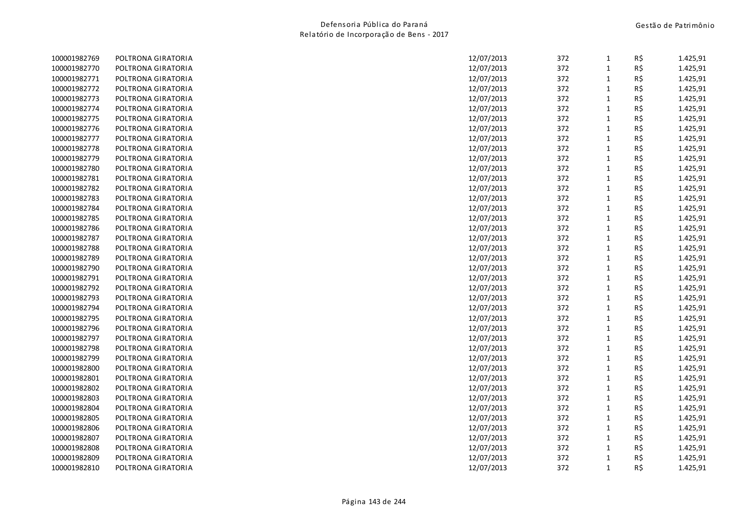| | | | | | | |
|---|---|---|---|---|---|---|
| 100001982769 | POLTRONA GIRATORIA | 12/07/2013 | 372 | 1 | R$ | 1.425,91 |
| 100001982770 | POLTRONA GIRATORIA | 12/07/2013 | 372 | 1 | R$ | 1.425,91 |
| 100001982771 | POLTRONA GIRATORIA | 12/07/2013 | 372 | 1 | R$ | 1.425,91 |
| 100001982772 | POLTRONA GIRATORIA | 12/07/2013 | 372 | 1 | R$ | 1.425,91 |
| 100001982773 | POLTRONA GIRATORIA | 12/07/2013 | 372 | 1 | R$ | 1.425,91 |
| 100001982774 | POLTRONA GIRATORIA | 12/07/2013 | 372 | 1 | R$ | 1.425,91 |
| 100001982775 | POLTRONA GIRATORIA | 12/07/2013 | 372 | 1 | R$ | 1.425,91 |
| 100001982776 | POLTRONA GIRATORIA | 12/07/2013 | 372 | 1 | R$ | 1.425,91 |
| 100001982777 | POLTRONA GIRATORIA | 12/07/2013 | 372 | 1 | R$ | 1.425,91 |
| 100001982778 | POLTRONA GIRATORIA | 12/07/2013 | 372 | 1 | R$ | 1.425,91 |
| 100001982779 | POLTRONA GIRATORIA | 12/07/2013 | 372 | 1 | R$ | 1.425,91 |
| 100001982780 | POLTRONA GIRATORIA | 12/07/2013 | 372 | 1 | R$ | 1.425,91 |
| 100001982781 | POLTRONA GIRATORIA | 12/07/2013 | 372 | 1 | R$ | 1.425,91 |
| 100001982782 | POLTRONA GIRATORIA | 12/07/2013 | 372 | 1 | R$ | 1.425,91 |
| 100001982783 | POLTRONA GIRATORIA | 12/07/2013 | 372 | 1 | R$ | 1.425,91 |
| 100001982784 | POLTRONA GIRATORIA | 12/07/2013 | 372 | 1 | R$ | 1.425,91 |
| 100001982785 | POLTRONA GIRATORIA | 12/07/2013 | 372 | 1 | R$ | 1.425,91 |
| 100001982786 | POLTRONA GIRATORIA | 12/07/2013 | 372 | 1 | R$ | 1.425,91 |
| 100001982787 | POLTRONA GIRATORIA | 12/07/2013 | 372 | 1 | R$ | 1.425,91 |
| 100001982788 | POLTRONA GIRATORIA | 12/07/2013 | 372 | 1 | R$ | 1.425,91 |
| 100001982789 | POLTRONA GIRATORIA | 12/07/2013 | 372 | 1 | R$ | 1.425,91 |
| 100001982790 | POLTRONA GIRATORIA | 12/07/2013 | 372 | 1 | R$ | 1.425,91 |
| 100001982791 | POLTRONA GIRATORIA | 12/07/2013 | 372 | 1 | R$ | 1.425,91 |
| 100001982792 | POLTRONA GIRATORIA | 12/07/2013 | 372 | 1 | R$ | 1.425,91 |
| 100001982793 | POLTRONA GIRATORIA | 12/07/2013 | 372 | 1 | R$ | 1.425,91 |
| 100001982794 | POLTRONA GIRATORIA | 12/07/2013 | 372 | 1 | R$ | 1.425,91 |
| 100001982795 | POLTRONA GIRATORIA | 12/07/2013 | 372 | 1 | R$ | 1.425,91 |
| 100001982796 | POLTRONA GIRATORIA | 12/07/2013 | 372 | 1 | R$ | 1.425,91 |
| 100001982797 | POLTRONA GIRATORIA | 12/07/2013 | 372 | 1 | R$ | 1.425,91 |
| 100001982798 | POLTRONA GIRATORIA | 12/07/2013 | 372 | 1 | R$ | 1.425,91 |
| 100001982799 | POLTRONA GIRATORIA | 12/07/2013 | 372 | 1 | R$ | 1.425,91 |
| 100001982800 | POLTRONA GIRATORIA | 12/07/2013 | 372 | 1 | R$ | 1.425,91 |
| 100001982801 | POLTRONA GIRATORIA | 12/07/2013 | 372 | 1 | R$ | 1.425,91 |
| 100001982802 | POLTRONA GIRATORIA | 12/07/2013 | 372 | 1 | R$ | 1.425,91 |
| 100001982803 | POLTRONA GIRATORIA | 12/07/2013 | 372 | 1 | R$ | 1.425,91 |
| 100001982804 | POLTRONA GIRATORIA | 12/07/2013 | 372 | 1 | R$ | 1.425,91 |
| 100001982805 | POLTRONA GIRATORIA | 12/07/2013 | 372 | 1 | R$ | 1.425,91 |
| 100001982806 | POLTRONA GIRATORIA | 12/07/2013 | 372 | 1 | R$ | 1.425,91 |
| 100001982807 | POLTRONA GIRATORIA | 12/07/2013 | 372 | 1 | R$ | 1.425,91 |
| 100001982808 | POLTRONA GIRATORIA | 12/07/2013 | 372 | 1 | R$ | 1.425,91 |
| 100001982809 | POLTRONA GIRATORIA | 12/07/2013 | 372 | 1 | R$ | 1.425,91 |
| 100001982810 | POLTRONA GIRATORIA | 12/07/2013 | 372 | 1 | R$ | 1.425,91 |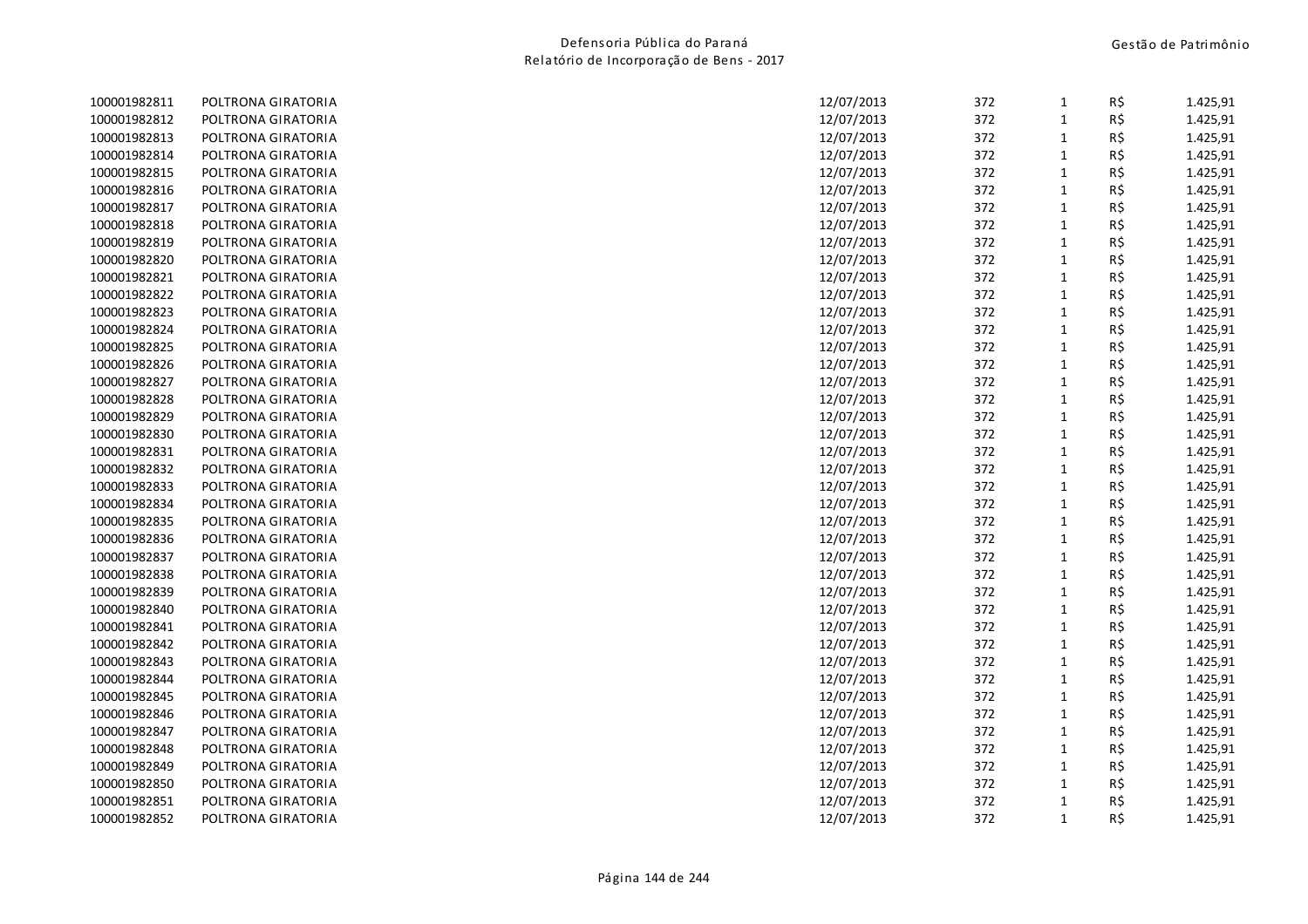| | | | | | | |
|---|---|---|---|---|---|---|
| 100001982811 | POLTRONA GIRATORIA | 12/07/2013 | 372 | 1 | R$ | 1.425,91 |
| 100001982812 | POLTRONA GIRATORIA | 12/07/2013 | 372 | 1 | R$ | 1.425,91 |
| 100001982813 | POLTRONA GIRATORIA | 12/07/2013 | 372 | 1 | R$ | 1.425,91 |
| 100001982814 | POLTRONA GIRATORIA | 12/07/2013 | 372 | 1 | R$ | 1.425,91 |
| 100001982815 | POLTRONA GIRATORIA | 12/07/2013 | 372 | 1 | R$ | 1.425,91 |
| 100001982816 | POLTRONA GIRATORIA | 12/07/2013 | 372 | 1 | R$ | 1.425,91 |
| 100001982817 | POLTRONA GIRATORIA | 12/07/2013 | 372 | 1 | R$ | 1.425,91 |
| 100001982818 | POLTRONA GIRATORIA | 12/07/2013 | 372 | 1 | R$ | 1.425,91 |
| 100001982819 | POLTRONA GIRATORIA | 12/07/2013 | 372 | 1 | R$ | 1.425,91 |
| 100001982820 | POLTRONA GIRATORIA | 12/07/2013 | 372 | 1 | R$ | 1.425,91 |
| 100001982821 | POLTRONA GIRATORIA | 12/07/2013 | 372 | 1 | R$ | 1.425,91 |
| 100001982822 | POLTRONA GIRATORIA | 12/07/2013 | 372 | 1 | R$ | 1.425,91 |
| 100001982823 | POLTRONA GIRATORIA | 12/07/2013 | 372 | 1 | R$ | 1.425,91 |
| 100001982824 | POLTRONA GIRATORIA | 12/07/2013 | 372 | 1 | R$ | 1.425,91 |
| 100001982825 | POLTRONA GIRATORIA | 12/07/2013 | 372 | 1 | R$ | 1.425,91 |
| 100001982826 | POLTRONA GIRATORIA | 12/07/2013 | 372 | 1 | R$ | 1.425,91 |
| 100001982827 | POLTRONA GIRATORIA | 12/07/2013 | 372 | 1 | R$ | 1.425,91 |
| 100001982828 | POLTRONA GIRATORIA | 12/07/2013 | 372 | 1 | R$ | 1.425,91 |
| 100001982829 | POLTRONA GIRATORIA | 12/07/2013 | 372 | 1 | R$ | 1.425,91 |
| 100001982830 | POLTRONA GIRATORIA | 12/07/2013 | 372 | 1 | R$ | 1.425,91 |
| 100001982831 | POLTRONA GIRATORIA | 12/07/2013 | 372 | 1 | R$ | 1.425,91 |
| 100001982832 | POLTRONA GIRATORIA | 12/07/2013 | 372 | 1 | R$ | 1.425,91 |
| 100001982833 | POLTRONA GIRATORIA | 12/07/2013 | 372 | 1 | R$ | 1.425,91 |
| 100001982834 | POLTRONA GIRATORIA | 12/07/2013 | 372 | 1 | R$ | 1.425,91 |
| 100001982835 | POLTRONA GIRATORIA | 12/07/2013 | 372 | 1 | R$ | 1.425,91 |
| 100001982836 | POLTRONA GIRATORIA | 12/07/2013 | 372 | 1 | R$ | 1.425,91 |
| 100001982837 | POLTRONA GIRATORIA | 12/07/2013 | 372 | 1 | R$ | 1.425,91 |
| 100001982838 | POLTRONA GIRATORIA | 12/07/2013 | 372 | 1 | R$ | 1.425,91 |
| 100001982839 | POLTRONA GIRATORIA | 12/07/2013 | 372 | 1 | R$ | 1.425,91 |
| 100001982840 | POLTRONA GIRATORIA | 12/07/2013 | 372 | 1 | R$ | 1.425,91 |
| 100001982841 | POLTRONA GIRATORIA | 12/07/2013 | 372 | 1 | R$ | 1.425,91 |
| 100001982842 | POLTRONA GIRATORIA | 12/07/2013 | 372 | 1 | R$ | 1.425,91 |
| 100001982843 | POLTRONA GIRATORIA | 12/07/2013 | 372 | 1 | R$ | 1.425,91 |
| 100001982844 | POLTRONA GIRATORIA | 12/07/2013 | 372 | 1 | R$ | 1.425,91 |
| 100001982845 | POLTRONA GIRATORIA | 12/07/2013 | 372 | 1 | R$ | 1.425,91 |
| 100001982846 | POLTRONA GIRATORIA | 12/07/2013 | 372 | 1 | R$ | 1.425,91 |
| 100001982847 | POLTRONA GIRATORIA | 12/07/2013 | 372 | 1 | R$ | 1.425,91 |
| 100001982848 | POLTRONA GIRATORIA | 12/07/2013 | 372 | 1 | R$ | 1.425,91 |
| 100001982849 | POLTRONA GIRATORIA | 12/07/2013 | 372 | 1 | R$ | 1.425,91 |
| 100001982850 | POLTRONA GIRATORIA | 12/07/2013 | 372 | 1 | R$ | 1.425,91 |
| 100001982851 | POLTRONA GIRATORIA | 12/07/2013 | 372 | 1 | R$ | 1.425,91 |
| 100001982852 | POLTRONA GIRATORIA | 12/07/2013 | 372 | 1 | R$ | 1.425,91 |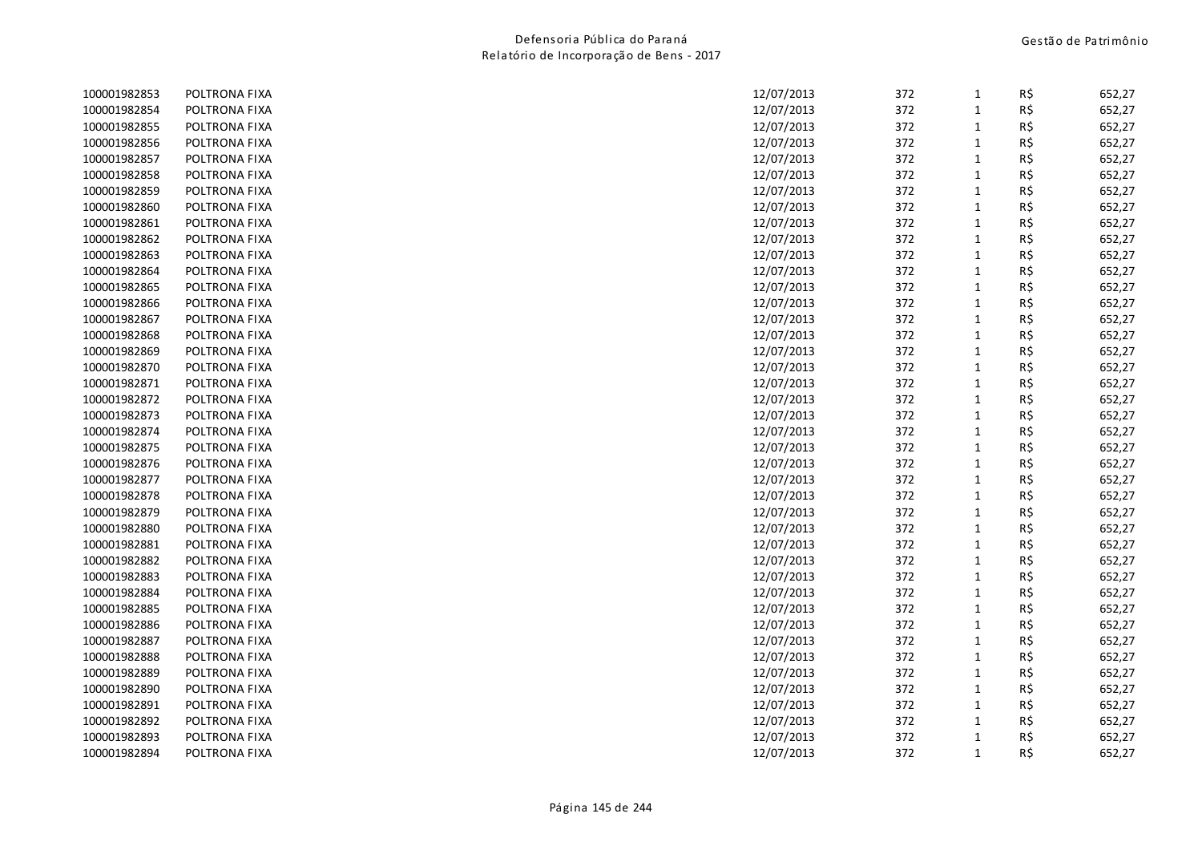| | | | | | | |
|---|---|---|---|---|---|---|
| 100001982853 | POLTRONA FIXA | 12/07/2013 | 372 | 1 | R$ | 652,27 |
| 100001982854 | POLTRONA FIXA | 12/07/2013 | 372 | 1 | R$ | 652,27 |
| 100001982855 | POLTRONA FIXA | 12/07/2013 | 372 | 1 | R$ | 652,27 |
| 100001982856 | POLTRONA FIXA | 12/07/2013 | 372 | 1 | R$ | 652,27 |
| 100001982857 | POLTRONA FIXA | 12/07/2013 | 372 | 1 | R$ | 652,27 |
| 100001982858 | POLTRONA FIXA | 12/07/2013 | 372 | 1 | R$ | 652,27 |
| 100001982859 | POLTRONA FIXA | 12/07/2013 | 372 | 1 | R$ | 652,27 |
| 100001982860 | POLTRONA FIXA | 12/07/2013 | 372 | 1 | R$ | 652,27 |
| 100001982861 | POLTRONA FIXA | 12/07/2013 | 372 | 1 | R$ | 652,27 |
| 100001982862 | POLTRONA FIXA | 12/07/2013 | 372 | 1 | R$ | 652,27 |
| 100001982863 | POLTRONA FIXA | 12/07/2013 | 372 | 1 | R$ | 652,27 |
| 100001982864 | POLTRONA FIXA | 12/07/2013 | 372 | 1 | R$ | 652,27 |
| 100001982865 | POLTRONA FIXA | 12/07/2013 | 372 | 1 | R$ | 652,27 |
| 100001982866 | POLTRONA FIXA | 12/07/2013 | 372 | 1 | R$ | 652,27 |
| 100001982867 | POLTRONA FIXA | 12/07/2013 | 372 | 1 | R$ | 652,27 |
| 100001982868 | POLTRONA FIXA | 12/07/2013 | 372 | 1 | R$ | 652,27 |
| 100001982869 | POLTRONA FIXA | 12/07/2013 | 372 | 1 | R$ | 652,27 |
| 100001982870 | POLTRONA FIXA | 12/07/2013 | 372 | 1 | R$ | 652,27 |
| 100001982871 | POLTRONA FIXA | 12/07/2013 | 372 | 1 | R$ | 652,27 |
| 100001982872 | POLTRONA FIXA | 12/07/2013 | 372 | 1 | R$ | 652,27 |
| 100001982873 | POLTRONA FIXA | 12/07/2013 | 372 | 1 | R$ | 652,27 |
| 100001982874 | POLTRONA FIXA | 12/07/2013 | 372 | 1 | R$ | 652,27 |
| 100001982875 | POLTRONA FIXA | 12/07/2013 | 372 | 1 | R$ | 652,27 |
| 100001982876 | POLTRONA FIXA | 12/07/2013 | 372 | 1 | R$ | 652,27 |
| 100001982877 | POLTRONA FIXA | 12/07/2013 | 372 | 1 | R$ | 652,27 |
| 100001982878 | POLTRONA FIXA | 12/07/2013 | 372 | 1 | R$ | 652,27 |
| 100001982879 | POLTRONA FIXA | 12/07/2013 | 372 | 1 | R$ | 652,27 |
| 100001982880 | POLTRONA FIXA | 12/07/2013 | 372 | 1 | R$ | 652,27 |
| 100001982881 | POLTRONA FIXA | 12/07/2013 | 372 | 1 | R$ | 652,27 |
| 100001982882 | POLTRONA FIXA | 12/07/2013 | 372 | 1 | R$ | 652,27 |
| 100001982883 | POLTRONA FIXA | 12/07/2013 | 372 | 1 | R$ | 652,27 |
| 100001982884 | POLTRONA FIXA | 12/07/2013 | 372 | 1 | R$ | 652,27 |
| 100001982885 | POLTRONA FIXA | 12/07/2013 | 372 | 1 | R$ | 652,27 |
| 100001982886 | POLTRONA FIXA | 12/07/2013 | 372 | 1 | R$ | 652,27 |
| 100001982887 | POLTRONA FIXA | 12/07/2013 | 372 | 1 | R$ | 652,27 |
| 100001982888 | POLTRONA FIXA | 12/07/2013 | 372 | 1 | R$ | 652,27 |
| 100001982889 | POLTRONA FIXA | 12/07/2013 | 372 | 1 | R$ | 652,27 |
| 100001982890 | POLTRONA FIXA | 12/07/2013 | 372 | 1 | R$ | 652,27 |
| 100001982891 | POLTRONA FIXA | 12/07/2013 | 372 | 1 | R$ | 652,27 |
| 100001982892 | POLTRONA FIXA | 12/07/2013 | 372 | 1 | R$ | 652,27 |
| 100001982893 | POLTRONA FIXA | 12/07/2013 | 372 | 1 | R$ | 652,27 |
| 100001982894 | POLTRONA FIXA | 12/07/2013 | 372 | 1 | R$ | 652,27 |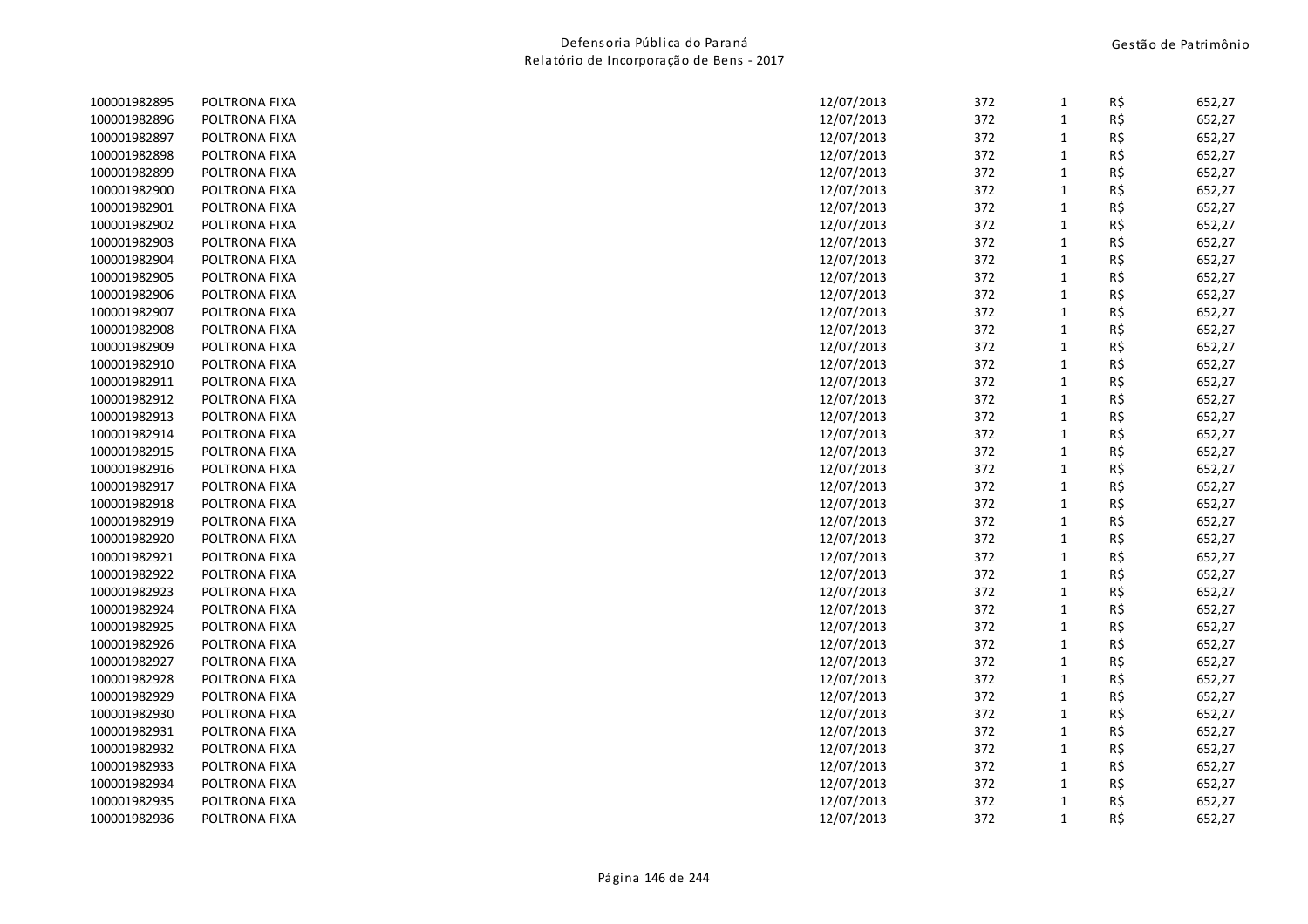| | | | | | | |
|---|---|---|---|---|---|---|
| 100001982895 | POLTRONA FIXA | 12/07/2013 | 372 | 1 | R$ | 652,27 |
| 100001982896 | POLTRONA FIXA | 12/07/2013 | 372 | 1 | R$ | 652,27 |
| 100001982897 | POLTRONA FIXA | 12/07/2013 | 372 | 1 | R$ | 652,27 |
| 100001982898 | POLTRONA FIXA | 12/07/2013 | 372 | 1 | R$ | 652,27 |
| 100001982899 | POLTRONA FIXA | 12/07/2013 | 372 | 1 | R$ | 652,27 |
| 100001982900 | POLTRONA FIXA | 12/07/2013 | 372 | 1 | R$ | 652,27 |
| 100001982901 | POLTRONA FIXA | 12/07/2013 | 372 | 1 | R$ | 652,27 |
| 100001982902 | POLTRONA FIXA | 12/07/2013 | 372 | 1 | R$ | 652,27 |
| 100001982903 | POLTRONA FIXA | 12/07/2013 | 372 | 1 | R$ | 652,27 |
| 100001982904 | POLTRONA FIXA | 12/07/2013 | 372 | 1 | R$ | 652,27 |
| 100001982905 | POLTRONA FIXA | 12/07/2013 | 372 | 1 | R$ | 652,27 |
| 100001982906 | POLTRONA FIXA | 12/07/2013 | 372 | 1 | R$ | 652,27 |
| 100001982907 | POLTRONA FIXA | 12/07/2013 | 372 | 1 | R$ | 652,27 |
| 100001982908 | POLTRONA FIXA | 12/07/2013 | 372 | 1 | R$ | 652,27 |
| 100001982909 | POLTRONA FIXA | 12/07/2013 | 372 | 1 | R$ | 652,27 |
| 100001982910 | POLTRONA FIXA | 12/07/2013 | 372 | 1 | R$ | 652,27 |
| 100001982911 | POLTRONA FIXA | 12/07/2013 | 372 | 1 | R$ | 652,27 |
| 100001982912 | POLTRONA FIXA | 12/07/2013 | 372 | 1 | R$ | 652,27 |
| 100001982913 | POLTRONA FIXA | 12/07/2013 | 372 | 1 | R$ | 652,27 |
| 100001982914 | POLTRONA FIXA | 12/07/2013 | 372 | 1 | R$ | 652,27 |
| 100001982915 | POLTRONA FIXA | 12/07/2013 | 372 | 1 | R$ | 652,27 |
| 100001982916 | POLTRONA FIXA | 12/07/2013 | 372 | 1 | R$ | 652,27 |
| 100001982917 | POLTRONA FIXA | 12/07/2013 | 372 | 1 | R$ | 652,27 |
| 100001982918 | POLTRONA FIXA | 12/07/2013 | 372 | 1 | R$ | 652,27 |
| 100001982919 | POLTRONA FIXA | 12/07/2013 | 372 | 1 | R$ | 652,27 |
| 100001982920 | POLTRONA FIXA | 12/07/2013 | 372 | 1 | R$ | 652,27 |
| 100001982921 | POLTRONA FIXA | 12/07/2013 | 372 | 1 | R$ | 652,27 |
| 100001982922 | POLTRONA FIXA | 12/07/2013 | 372 | 1 | R$ | 652,27 |
| 100001982923 | POLTRONA FIXA | 12/07/2013 | 372 | 1 | R$ | 652,27 |
| 100001982924 | POLTRONA FIXA | 12/07/2013 | 372 | 1 | R$ | 652,27 |
| 100001982925 | POLTRONA FIXA | 12/07/2013 | 372 | 1 | R$ | 652,27 |
| 100001982926 | POLTRONA FIXA | 12/07/2013 | 372 | 1 | R$ | 652,27 |
| 100001982927 | POLTRONA FIXA | 12/07/2013 | 372 | 1 | R$ | 652,27 |
| 100001982928 | POLTRONA FIXA | 12/07/2013 | 372 | 1 | R$ | 652,27 |
| 100001982929 | POLTRONA FIXA | 12/07/2013 | 372 | 1 | R$ | 652,27 |
| 100001982930 | POLTRONA FIXA | 12/07/2013 | 372 | 1 | R$ | 652,27 |
| 100001982931 | POLTRONA FIXA | 12/07/2013 | 372 | 1 | R$ | 652,27 |
| 100001982932 | POLTRONA FIXA | 12/07/2013 | 372 | 1 | R$ | 652,27 |
| 100001982933 | POLTRONA FIXA | 12/07/2013 | 372 | 1 | R$ | 652,27 |
| 100001982934 | POLTRONA FIXA | 12/07/2013 | 372 | 1 | R$ | 652,27 |
| 100001982935 | POLTRONA FIXA | 12/07/2013 | 372 | 1 | R$ | 652,27 |
| 100001982936 | POLTRONA FIXA | 12/07/2013 | 372 | 1 | R$ | 652,27 |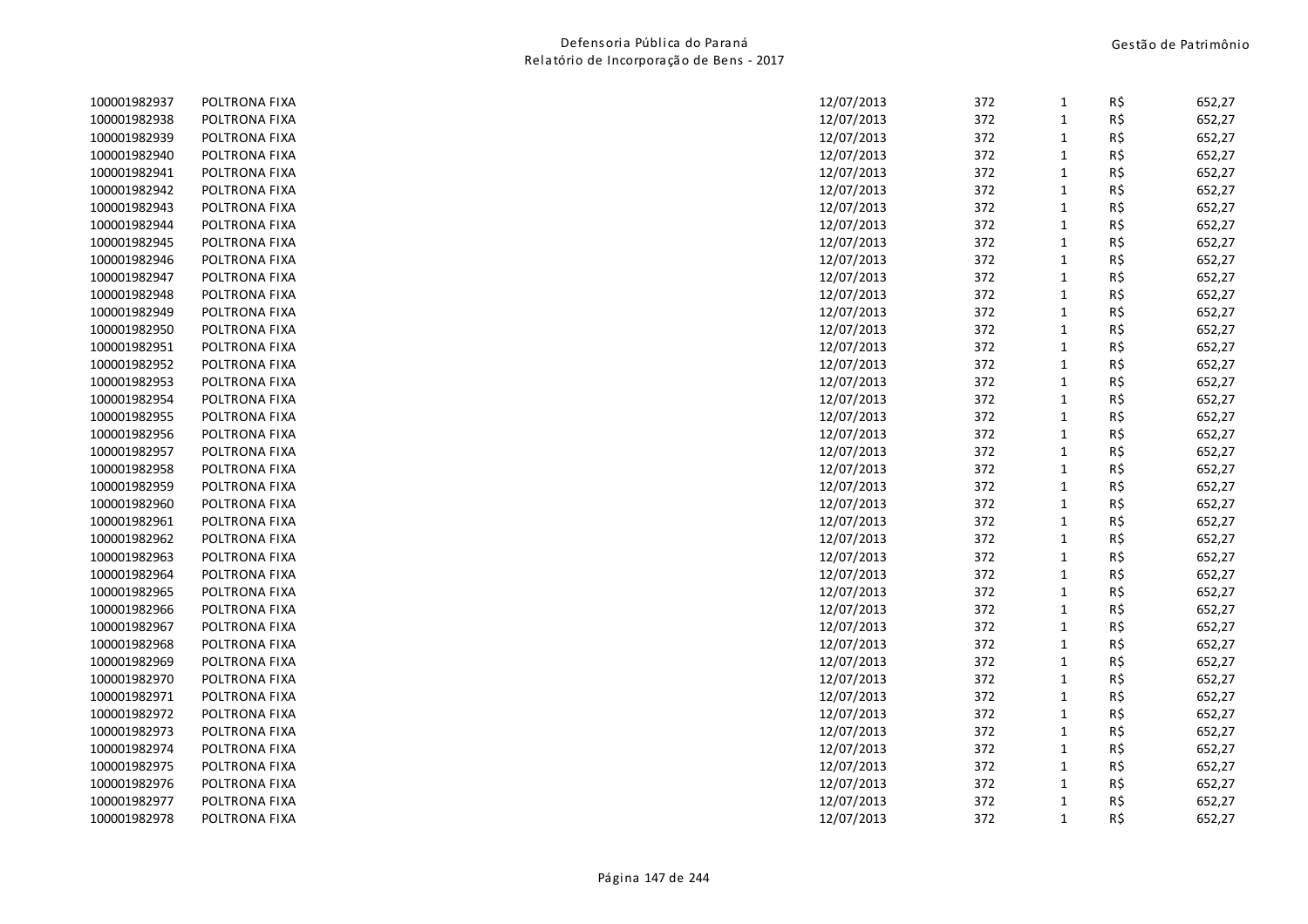| | | | | | | |
|---|---|---|---|---|---|---|
| 100001982937 | POLTRONA FIXA | 12/07/2013 | 372 | 1 | R$ | 652,27 |
| 100001982938 | POLTRONA FIXA | 12/07/2013 | 372 | 1 | R$ | 652,27 |
| 100001982939 | POLTRONA FIXA | 12/07/2013 | 372 | 1 | R$ | 652,27 |
| 100001982940 | POLTRONA FIXA | 12/07/2013 | 372 | 1 | R$ | 652,27 |
| 100001982941 | POLTRONA FIXA | 12/07/2013 | 372 | 1 | R$ | 652,27 |
| 100001982942 | POLTRONA FIXA | 12/07/2013 | 372 | 1 | R$ | 652,27 |
| 100001982943 | POLTRONA FIXA | 12/07/2013 | 372 | 1 | R$ | 652,27 |
| 100001982944 | POLTRONA FIXA | 12/07/2013 | 372 | 1 | R$ | 652,27 |
| 100001982945 | POLTRONA FIXA | 12/07/2013 | 372 | 1 | R$ | 652,27 |
| 100001982946 | POLTRONA FIXA | 12/07/2013 | 372 | 1 | R$ | 652,27 |
| 100001982947 | POLTRONA FIXA | 12/07/2013 | 372 | 1 | R$ | 652,27 |
| 100001982948 | POLTRONA FIXA | 12/07/2013 | 372 | 1 | R$ | 652,27 |
| 100001982949 | POLTRONA FIXA | 12/07/2013 | 372 | 1 | R$ | 652,27 |
| 100001982950 | POLTRONA FIXA | 12/07/2013 | 372 | 1 | R$ | 652,27 |
| 100001982951 | POLTRONA FIXA | 12/07/2013 | 372 | 1 | R$ | 652,27 |
| 100001982952 | POLTRONA FIXA | 12/07/2013 | 372 | 1 | R$ | 652,27 |
| 100001982953 | POLTRONA FIXA | 12/07/2013 | 372 | 1 | R$ | 652,27 |
| 100001982954 | POLTRONA FIXA | 12/07/2013 | 372 | 1 | R$ | 652,27 |
| 100001982955 | POLTRONA FIXA | 12/07/2013 | 372 | 1 | R$ | 652,27 |
| 100001982956 | POLTRONA FIXA | 12/07/2013 | 372 | 1 | R$ | 652,27 |
| 100001982957 | POLTRONA FIXA | 12/07/2013 | 372 | 1 | R$ | 652,27 |
| 100001982958 | POLTRONA FIXA | 12/07/2013 | 372 | 1 | R$ | 652,27 |
| 100001982959 | POLTRONA FIXA | 12/07/2013 | 372 | 1 | R$ | 652,27 |
| 100001982960 | POLTRONA FIXA | 12/07/2013 | 372 | 1 | R$ | 652,27 |
| 100001982961 | POLTRONA FIXA | 12/07/2013 | 372 | 1 | R$ | 652,27 |
| 100001982962 | POLTRONA FIXA | 12/07/2013 | 372 | 1 | R$ | 652,27 |
| 100001982963 | POLTRONA FIXA | 12/07/2013 | 372 | 1 | R$ | 652,27 |
| 100001982964 | POLTRONA FIXA | 12/07/2013 | 372 | 1 | R$ | 652,27 |
| 100001982965 | POLTRONA FIXA | 12/07/2013 | 372 | 1 | R$ | 652,27 |
| 100001982966 | POLTRONA FIXA | 12/07/2013 | 372 | 1 | R$ | 652,27 |
| 100001982967 | POLTRONA FIXA | 12/07/2013 | 372 | 1 | R$ | 652,27 |
| 100001982968 | POLTRONA FIXA | 12/07/2013 | 372 | 1 | R$ | 652,27 |
| 100001982969 | POLTRONA FIXA | 12/07/2013 | 372 | 1 | R$ | 652,27 |
| 100001982970 | POLTRONA FIXA | 12/07/2013 | 372 | 1 | R$ | 652,27 |
| 100001982971 | POLTRONA FIXA | 12/07/2013 | 372 | 1 | R$ | 652,27 |
| 100001982972 | POLTRONA FIXA | 12/07/2013 | 372 | 1 | R$ | 652,27 |
| 100001982973 | POLTRONA FIXA | 12/07/2013 | 372 | 1 | R$ | 652,27 |
| 100001982974 | POLTRONA FIXA | 12/07/2013 | 372 | 1 | R$ | 652,27 |
| 100001982975 | POLTRONA FIXA | 12/07/2013 | 372 | 1 | R$ | 652,27 |
| 100001982976 | POLTRONA FIXA | 12/07/2013 | 372 | 1 | R$ | 652,27 |
| 100001982977 | POLTRONA FIXA | 12/07/2013 | 372 | 1 | R$ | 652,27 |
| 100001982978 | POLTRONA FIXA | 12/07/2013 | 372 | 1 | R$ | 652,27 |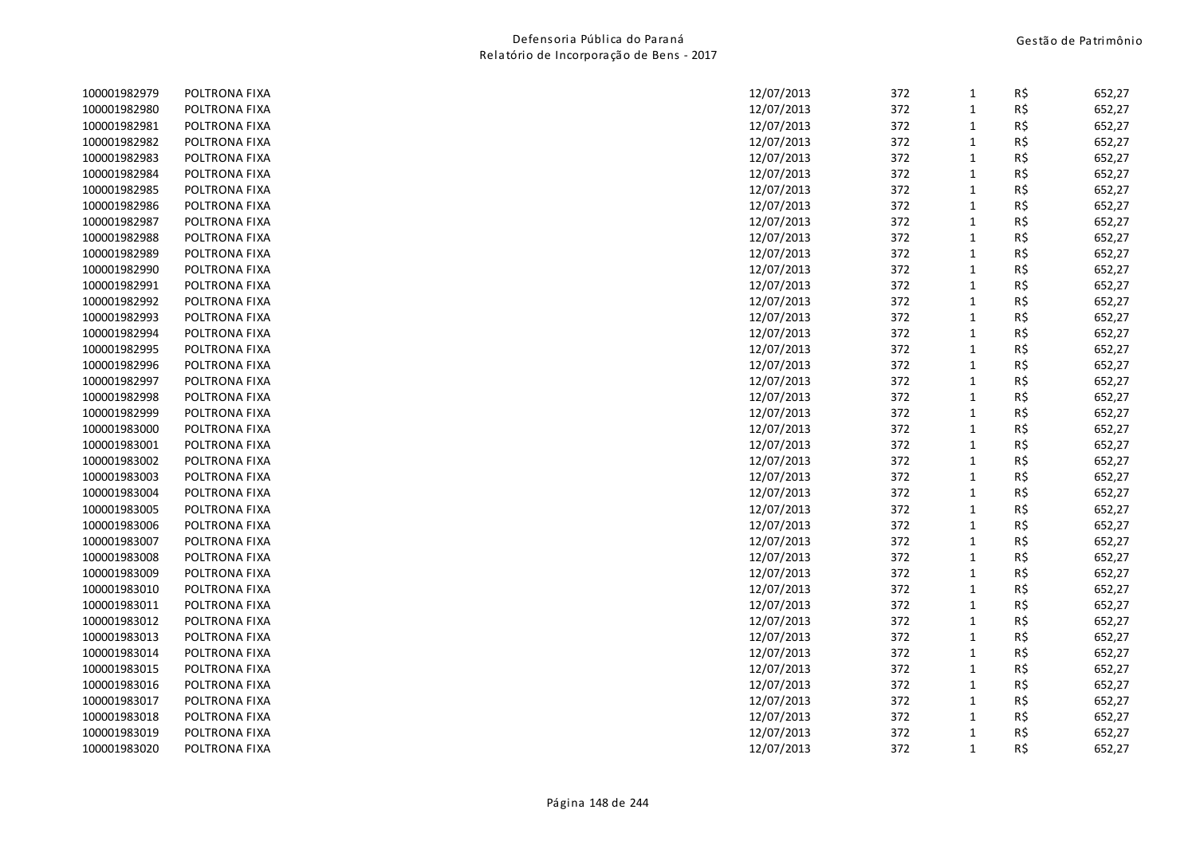| | | | | | | |
|---|---|---|---|---|---|---|
| 100001982979 | POLTRONA FIXA | 12/07/2013 | 372 | 1 | R$ | 652,27 |
| 100001982980 | POLTRONA FIXA | 12/07/2013 | 372 | 1 | R$ | 652,27 |
| 100001982981 | POLTRONA FIXA | 12/07/2013 | 372 | 1 | R$ | 652,27 |
| 100001982982 | POLTRONA FIXA | 12/07/2013 | 372 | 1 | R$ | 652,27 |
| 100001982983 | POLTRONA FIXA | 12/07/2013 | 372 | 1 | R$ | 652,27 |
| 100001982984 | POLTRONA FIXA | 12/07/2013 | 372 | 1 | R$ | 652,27 |
| 100001982985 | POLTRONA FIXA | 12/07/2013 | 372 | 1 | R$ | 652,27 |
| 100001982986 | POLTRONA FIXA | 12/07/2013 | 372 | 1 | R$ | 652,27 |
| 100001982987 | POLTRONA FIXA | 12/07/2013 | 372 | 1 | R$ | 652,27 |
| 100001982988 | POLTRONA FIXA | 12/07/2013 | 372 | 1 | R$ | 652,27 |
| 100001982989 | POLTRONA FIXA | 12/07/2013 | 372 | 1 | R$ | 652,27 |
| 100001982990 | POLTRONA FIXA | 12/07/2013 | 372 | 1 | R$ | 652,27 |
| 100001982991 | POLTRONA FIXA | 12/07/2013 | 372 | 1 | R$ | 652,27 |
| 100001982992 | POLTRONA FIXA | 12/07/2013 | 372 | 1 | R$ | 652,27 |
| 100001982993 | POLTRONA FIXA | 12/07/2013 | 372 | 1 | R$ | 652,27 |
| 100001982994 | POLTRONA FIXA | 12/07/2013 | 372 | 1 | R$ | 652,27 |
| 100001982995 | POLTRONA FIXA | 12/07/2013 | 372 | 1 | R$ | 652,27 |
| 100001982996 | POLTRONA FIXA | 12/07/2013 | 372 | 1 | R$ | 652,27 |
| 100001982997 | POLTRONA FIXA | 12/07/2013 | 372 | 1 | R$ | 652,27 |
| 100001982998 | POLTRONA FIXA | 12/07/2013 | 372 | 1 | R$ | 652,27 |
| 100001982999 | POLTRONA FIXA | 12/07/2013 | 372 | 1 | R$ | 652,27 |
| 100001983000 | POLTRONA FIXA | 12/07/2013 | 372 | 1 | R$ | 652,27 |
| 100001983001 | POLTRONA FIXA | 12/07/2013 | 372 | 1 | R$ | 652,27 |
| 100001983002 | POLTRONA FIXA | 12/07/2013 | 372 | 1 | R$ | 652,27 |
| 100001983003 | POLTRONA FIXA | 12/07/2013 | 372 | 1 | R$ | 652,27 |
| 100001983004 | POLTRONA FIXA | 12/07/2013 | 372 | 1 | R$ | 652,27 |
| 100001983005 | POLTRONA FIXA | 12/07/2013 | 372 | 1 | R$ | 652,27 |
| 100001983006 | POLTRONA FIXA | 12/07/2013 | 372 | 1 | R$ | 652,27 |
| 100001983007 | POLTRONA FIXA | 12/07/2013 | 372 | 1 | R$ | 652,27 |
| 100001983008 | POLTRONA FIXA | 12/07/2013 | 372 | 1 | R$ | 652,27 |
| 100001983009 | POLTRONA FIXA | 12/07/2013 | 372 | 1 | R$ | 652,27 |
| 100001983010 | POLTRONA FIXA | 12/07/2013 | 372 | 1 | R$ | 652,27 |
| 100001983011 | POLTRONA FIXA | 12/07/2013 | 372 | 1 | R$ | 652,27 |
| 100001983012 | POLTRONA FIXA | 12/07/2013 | 372 | 1 | R$ | 652,27 |
| 100001983013 | POLTRONA FIXA | 12/07/2013 | 372 | 1 | R$ | 652,27 |
| 100001983014 | POLTRONA FIXA | 12/07/2013 | 372 | 1 | R$ | 652,27 |
| 100001983015 | POLTRONA FIXA | 12/07/2013 | 372 | 1 | R$ | 652,27 |
| 100001983016 | POLTRONA FIXA | 12/07/2013 | 372 | 1 | R$ | 652,27 |
| 100001983017 | POLTRONA FIXA | 12/07/2013 | 372 | 1 | R$ | 652,27 |
| 100001983018 | POLTRONA FIXA | 12/07/2013 | 372 | 1 | R$ | 652,27 |
| 100001983019 | POLTRONA FIXA | 12/07/2013 | 372 | 1 | R$ | 652,27 |
| 100001983020 | POLTRONA FIXA | 12/07/2013 | 372 | 1 | R$ | 652,27 |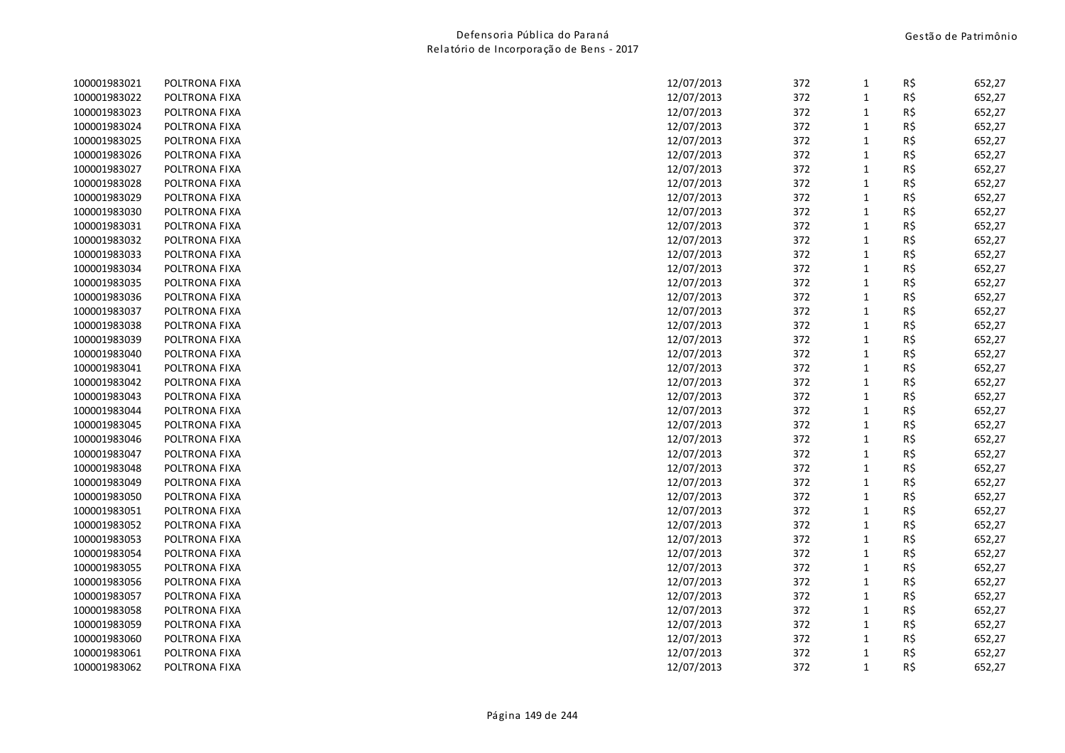| | | | | | | |
|---|---|---|---|---|---|---|
| 100001983021 | POLTRONA FIXA | 12/07/2013 | 372 | 1 | R$ | 652,27 |
| 100001983022 | POLTRONA FIXA | 12/07/2013 | 372 | 1 | R$ | 652,27 |
| 100001983023 | POLTRONA FIXA | 12/07/2013 | 372 | 1 | R$ | 652,27 |
| 100001983024 | POLTRONA FIXA | 12/07/2013 | 372 | 1 | R$ | 652,27 |
| 100001983025 | POLTRONA FIXA | 12/07/2013 | 372 | 1 | R$ | 652,27 |
| 100001983026 | POLTRONA FIXA | 12/07/2013 | 372 | 1 | R$ | 652,27 |
| 100001983027 | POLTRONA FIXA | 12/07/2013 | 372 | 1 | R$ | 652,27 |
| 100001983028 | POLTRONA FIXA | 12/07/2013 | 372 | 1 | R$ | 652,27 |
| 100001983029 | POLTRONA FIXA | 12/07/2013 | 372 | 1 | R$ | 652,27 |
| 100001983030 | POLTRONA FIXA | 12/07/2013 | 372 | 1 | R$ | 652,27 |
| 100001983031 | POLTRONA FIXA | 12/07/2013 | 372 | 1 | R$ | 652,27 |
| 100001983032 | POLTRONA FIXA | 12/07/2013 | 372 | 1 | R$ | 652,27 |
| 100001983033 | POLTRONA FIXA | 12/07/2013 | 372 | 1 | R$ | 652,27 |
| 100001983034 | POLTRONA FIXA | 12/07/2013 | 372 | 1 | R$ | 652,27 |
| 100001983035 | POLTRONA FIXA | 12/07/2013 | 372 | 1 | R$ | 652,27 |
| 100001983036 | POLTRONA FIXA | 12/07/2013 | 372 | 1 | R$ | 652,27 |
| 100001983037 | POLTRONA FIXA | 12/07/2013 | 372 | 1 | R$ | 652,27 |
| 100001983038 | POLTRONA FIXA | 12/07/2013 | 372 | 1 | R$ | 652,27 |
| 100001983039 | POLTRONA FIXA | 12/07/2013 | 372 | 1 | R$ | 652,27 |
| 100001983040 | POLTRONA FIXA | 12/07/2013 | 372 | 1 | R$ | 652,27 |
| 100001983041 | POLTRONA FIXA | 12/07/2013 | 372 | 1 | R$ | 652,27 |
| 100001983042 | POLTRONA FIXA | 12/07/2013 | 372 | 1 | R$ | 652,27 |
| 100001983043 | POLTRONA FIXA | 12/07/2013 | 372 | 1 | R$ | 652,27 |
| 100001983044 | POLTRONA FIXA | 12/07/2013 | 372 | 1 | R$ | 652,27 |
| 100001983045 | POLTRONA FIXA | 12/07/2013 | 372 | 1 | R$ | 652,27 |
| 100001983046 | POLTRONA FIXA | 12/07/2013 | 372 | 1 | R$ | 652,27 |
| 100001983047 | POLTRONA FIXA | 12/07/2013 | 372 | 1 | R$ | 652,27 |
| 100001983048 | POLTRONA FIXA | 12/07/2013 | 372 | 1 | R$ | 652,27 |
| 100001983049 | POLTRONA FIXA | 12/07/2013 | 372 | 1 | R$ | 652,27 |
| 100001983050 | POLTRONA FIXA | 12/07/2013 | 372 | 1 | R$ | 652,27 |
| 100001983051 | POLTRONA FIXA | 12/07/2013 | 372 | 1 | R$ | 652,27 |
| 100001983052 | POLTRONA FIXA | 12/07/2013 | 372 | 1 | R$ | 652,27 |
| 100001983053 | POLTRONA FIXA | 12/07/2013 | 372 | 1 | R$ | 652,27 |
| 100001983054 | POLTRONA FIXA | 12/07/2013 | 372 | 1 | R$ | 652,27 |
| 100001983055 | POLTRONA FIXA | 12/07/2013 | 372 | 1 | R$ | 652,27 |
| 100001983056 | POLTRONA FIXA | 12/07/2013 | 372 | 1 | R$ | 652,27 |
| 100001983057 | POLTRONA FIXA | 12/07/2013 | 372 | 1 | R$ | 652,27 |
| 100001983058 | POLTRONA FIXA | 12/07/2013 | 372 | 1 | R$ | 652,27 |
| 100001983059 | POLTRONA FIXA | 12/07/2013 | 372 | 1 | R$ | 652,27 |
| 100001983060 | POLTRONA FIXA | 12/07/2013 | 372 | 1 | R$ | 652,27 |
| 100001983061 | POLTRONA FIXA | 12/07/2013 | 372 | 1 | R$ | 652,27 |
| 100001983062 | POLTRONA FIXA | 12/07/2013 | 372 | 1 | R$ | 652,27 |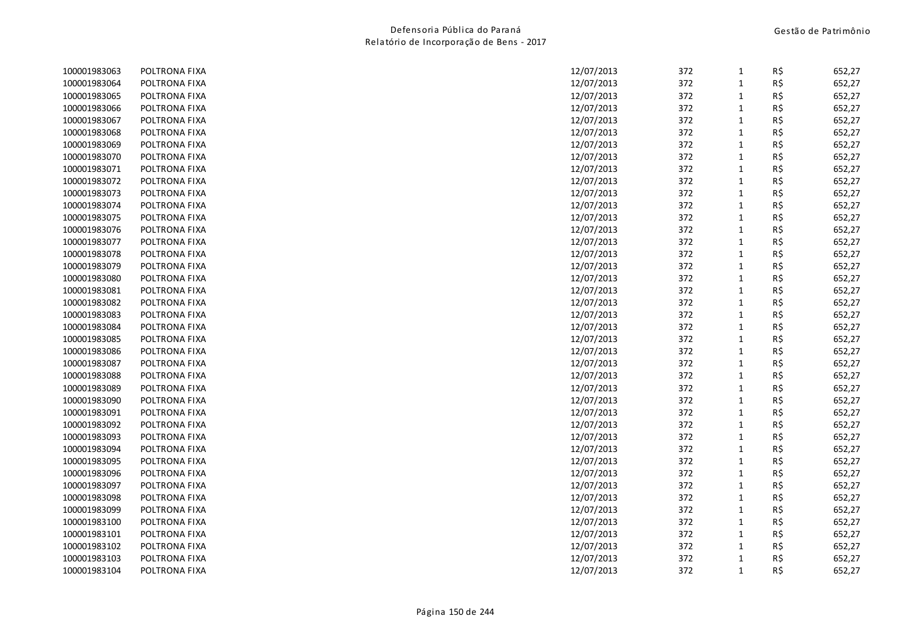| | | | | | | |
|---|---|---|---|---|---|---|
| 100001983063 | POLTRONA FIXA | 12/07/2013 | 372 | 1 | R$ | 652,27 |
| 100001983064 | POLTRONA FIXA | 12/07/2013 | 372 | 1 | R$ | 652,27 |
| 100001983065 | POLTRONA FIXA | 12/07/2013 | 372 | 1 | R$ | 652,27 |
| 100001983066 | POLTRONA FIXA | 12/07/2013 | 372 | 1 | R$ | 652,27 |
| 100001983067 | POLTRONA FIXA | 12/07/2013 | 372 | 1 | R$ | 652,27 |
| 100001983068 | POLTRONA FIXA | 12/07/2013 | 372 | 1 | R$ | 652,27 |
| 100001983069 | POLTRONA FIXA | 12/07/2013 | 372 | 1 | R$ | 652,27 |
| 100001983070 | POLTRONA FIXA | 12/07/2013 | 372 | 1 | R$ | 652,27 |
| 100001983071 | POLTRONA FIXA | 12/07/2013 | 372 | 1 | R$ | 652,27 |
| 100001983072 | POLTRONA FIXA | 12/07/2013 | 372 | 1 | R$ | 652,27 |
| 100001983073 | POLTRONA FIXA | 12/07/2013 | 372 | 1 | R$ | 652,27 |
| 100001983074 | POLTRONA FIXA | 12/07/2013 | 372 | 1 | R$ | 652,27 |
| 100001983075 | POLTRONA FIXA | 12/07/2013 | 372 | 1 | R$ | 652,27 |
| 100001983076 | POLTRONA FIXA | 12/07/2013 | 372 | 1 | R$ | 652,27 |
| 100001983077 | POLTRONA FIXA | 12/07/2013 | 372 | 1 | R$ | 652,27 |
| 100001983078 | POLTRONA FIXA | 12/07/2013 | 372 | 1 | R$ | 652,27 |
| 100001983079 | POLTRONA FIXA | 12/07/2013 | 372 | 1 | R$ | 652,27 |
| 100001983080 | POLTRONA FIXA | 12/07/2013 | 372 | 1 | R$ | 652,27 |
| 100001983081 | POLTRONA FIXA | 12/07/2013 | 372 | 1 | R$ | 652,27 |
| 100001983082 | POLTRONA FIXA | 12/07/2013 | 372 | 1 | R$ | 652,27 |
| 100001983083 | POLTRONA FIXA | 12/07/2013 | 372 | 1 | R$ | 652,27 |
| 100001983084 | POLTRONA FIXA | 12/07/2013 | 372 | 1 | R$ | 652,27 |
| 100001983085 | POLTRONA FIXA | 12/07/2013 | 372 | 1 | R$ | 652,27 |
| 100001983086 | POLTRONA FIXA | 12/07/2013 | 372 | 1 | R$ | 652,27 |
| 100001983087 | POLTRONA FIXA | 12/07/2013 | 372 | 1 | R$ | 652,27 |
| 100001983088 | POLTRONA FIXA | 12/07/2013 | 372 | 1 | R$ | 652,27 |
| 100001983089 | POLTRONA FIXA | 12/07/2013 | 372 | 1 | R$ | 652,27 |
| 100001983090 | POLTRONA FIXA | 12/07/2013 | 372 | 1 | R$ | 652,27 |
| 100001983091 | POLTRONA FIXA | 12/07/2013 | 372 | 1 | R$ | 652,27 |
| 100001983092 | POLTRONA FIXA | 12/07/2013 | 372 | 1 | R$ | 652,27 |
| 100001983093 | POLTRONA FIXA | 12/07/2013 | 372 | 1 | R$ | 652,27 |
| 100001983094 | POLTRONA FIXA | 12/07/2013 | 372 | 1 | R$ | 652,27 |
| 100001983095 | POLTRONA FIXA | 12/07/2013 | 372 | 1 | R$ | 652,27 |
| 100001983096 | POLTRONA FIXA | 12/07/2013 | 372 | 1 | R$ | 652,27 |
| 100001983097 | POLTRONA FIXA | 12/07/2013 | 372 | 1 | R$ | 652,27 |
| 100001983098 | POLTRONA FIXA | 12/07/2013 | 372 | 1 | R$ | 652,27 |
| 100001983099 | POLTRONA FIXA | 12/07/2013 | 372 | 1 | R$ | 652,27 |
| 100001983100 | POLTRONA FIXA | 12/07/2013 | 372 | 1 | R$ | 652,27 |
| 100001983101 | POLTRONA FIXA | 12/07/2013 | 372 | 1 | R$ | 652,27 |
| 100001983102 | POLTRONA FIXA | 12/07/2013 | 372 | 1 | R$ | 652,27 |
| 100001983103 | POLTRONA FIXA | 12/07/2013 | 372 | 1 | R$ | 652,27 |
| 100001983104 | POLTRONA FIXA | 12/07/2013 | 372 | 1 | R$ | 652,27 |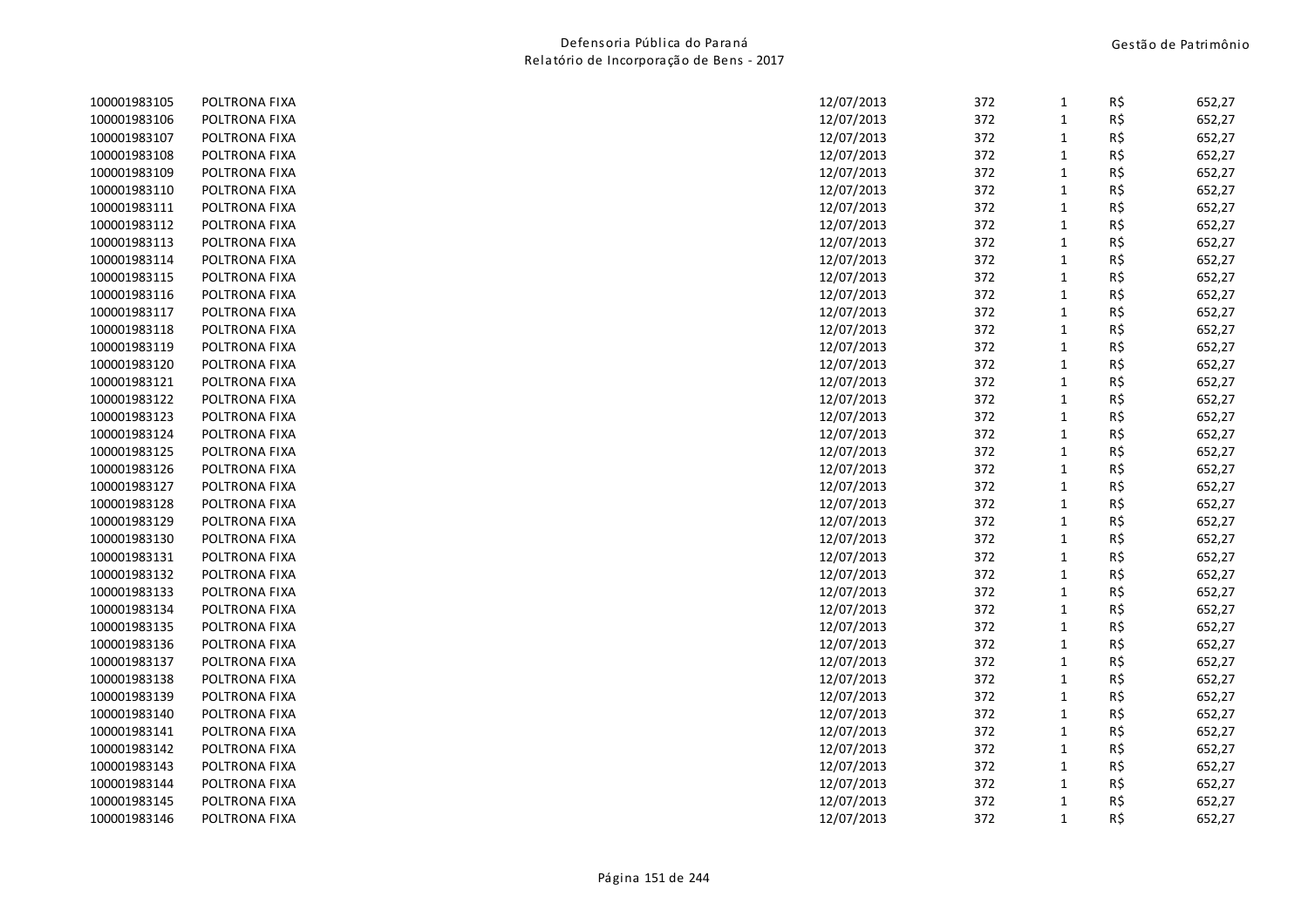| | | | | | | |
|---|---|---|---|---|---|---|
| 100001983105 | POLTRONA FIXA | 12/07/2013 | 372 | 1 | R$ | 652,27 |
| 100001983106 | POLTRONA FIXA | 12/07/2013 | 372 | 1 | R$ | 652,27 |
| 100001983107 | POLTRONA FIXA | 12/07/2013 | 372 | 1 | R$ | 652,27 |
| 100001983108 | POLTRONA FIXA | 12/07/2013 | 372 | 1 | R$ | 652,27 |
| 100001983109 | POLTRONA FIXA | 12/07/2013 | 372 | 1 | R$ | 652,27 |
| 100001983110 | POLTRONA FIXA | 12/07/2013 | 372 | 1 | R$ | 652,27 |
| 100001983111 | POLTRONA FIXA | 12/07/2013 | 372 | 1 | R$ | 652,27 |
| 100001983112 | POLTRONA FIXA | 12/07/2013 | 372 | 1 | R$ | 652,27 |
| 100001983113 | POLTRONA FIXA | 12/07/2013 | 372 | 1 | R$ | 652,27 |
| 100001983114 | POLTRONA FIXA | 12/07/2013 | 372 | 1 | R$ | 652,27 |
| 100001983115 | POLTRONA FIXA | 12/07/2013 | 372 | 1 | R$ | 652,27 |
| 100001983116 | POLTRONA FIXA | 12/07/2013 | 372 | 1 | R$ | 652,27 |
| 100001983117 | POLTRONA FIXA | 12/07/2013 | 372 | 1 | R$ | 652,27 |
| 100001983118 | POLTRONA FIXA | 12/07/2013 | 372 | 1 | R$ | 652,27 |
| 100001983119 | POLTRONA FIXA | 12/07/2013 | 372 | 1 | R$ | 652,27 |
| 100001983120 | POLTRONA FIXA | 12/07/2013 | 372 | 1 | R$ | 652,27 |
| 100001983121 | POLTRONA FIXA | 12/07/2013 | 372 | 1 | R$ | 652,27 |
| 100001983122 | POLTRONA FIXA | 12/07/2013 | 372 | 1 | R$ | 652,27 |
| 100001983123 | POLTRONA FIXA | 12/07/2013 | 372 | 1 | R$ | 652,27 |
| 100001983124 | POLTRONA FIXA | 12/07/2013 | 372 | 1 | R$ | 652,27 |
| 100001983125 | POLTRONA FIXA | 12/07/2013 | 372 | 1 | R$ | 652,27 |
| 100001983126 | POLTRONA FIXA | 12/07/2013 | 372 | 1 | R$ | 652,27 |
| 100001983127 | POLTRONA FIXA | 12/07/2013 | 372 | 1 | R$ | 652,27 |
| 100001983128 | POLTRONA FIXA | 12/07/2013 | 372 | 1 | R$ | 652,27 |
| 100001983129 | POLTRONA FIXA | 12/07/2013 | 372 | 1 | R$ | 652,27 |
| 100001983130 | POLTRONA FIXA | 12/07/2013 | 372 | 1 | R$ | 652,27 |
| 100001983131 | POLTRONA FIXA | 12/07/2013 | 372 | 1 | R$ | 652,27 |
| 100001983132 | POLTRONA FIXA | 12/07/2013 | 372 | 1 | R$ | 652,27 |
| 100001983133 | POLTRONA FIXA | 12/07/2013 | 372 | 1 | R$ | 652,27 |
| 100001983134 | POLTRONA FIXA | 12/07/2013 | 372 | 1 | R$ | 652,27 |
| 100001983135 | POLTRONA FIXA | 12/07/2013 | 372 | 1 | R$ | 652,27 |
| 100001983136 | POLTRONA FIXA | 12/07/2013 | 372 | 1 | R$ | 652,27 |
| 100001983137 | POLTRONA FIXA | 12/07/2013 | 372 | 1 | R$ | 652,27 |
| 100001983138 | POLTRONA FIXA | 12/07/2013 | 372 | 1 | R$ | 652,27 |
| 100001983139 | POLTRONA FIXA | 12/07/2013 | 372 | 1 | R$ | 652,27 |
| 100001983140 | POLTRONA FIXA | 12/07/2013 | 372 | 1 | R$ | 652,27 |
| 100001983141 | POLTRONA FIXA | 12/07/2013 | 372 | 1 | R$ | 652,27 |
| 100001983142 | POLTRONA FIXA | 12/07/2013 | 372 | 1 | R$ | 652,27 |
| 100001983143 | POLTRONA FIXA | 12/07/2013 | 372 | 1 | R$ | 652,27 |
| 100001983144 | POLTRONA FIXA | 12/07/2013 | 372 | 1 | R$ | 652,27 |
| 100001983145 | POLTRONA FIXA | 12/07/2013 | 372 | 1 | R$ | 652,27 |
| 100001983146 | POLTRONA FIXA | 12/07/2013 | 372 | 1 | R$ | 652,27 |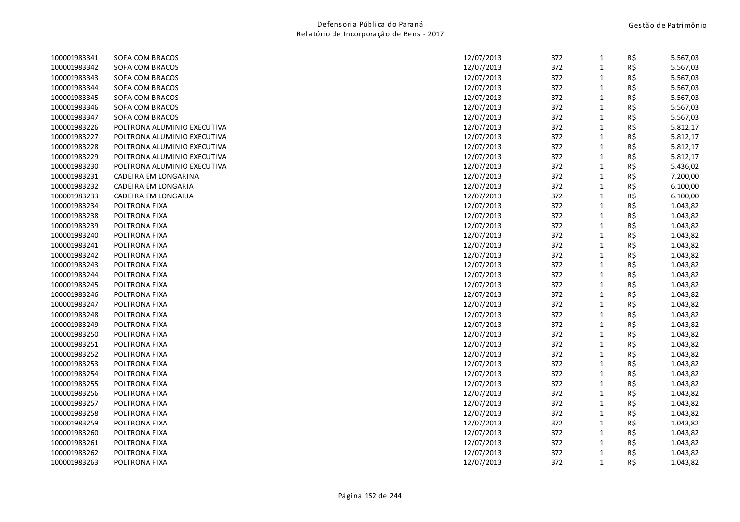| | | | | | | |
|---|---|---|---|---|---|---|
| 100001983341 | SOFA COM BRACOS | 12/07/2013 | 372 | 1 | R$ | 5.567,03 |
| 100001983342 | SOFA COM BRACOS | 12/07/2013 | 372 | 1 | R$ | 5.567,03 |
| 100001983343 | SOFA COM BRACOS | 12/07/2013 | 372 | 1 | R$ | 5.567,03 |
| 100001983344 | SOFA COM BRACOS | 12/07/2013 | 372 | 1 | R$ | 5.567,03 |
| 100001983345 | SOFA COM BRACOS | 12/07/2013 | 372 | 1 | R$ | 5.567,03 |
| 100001983346 | SOFA COM BRACOS | 12/07/2013 | 372 | 1 | R$ | 5.567,03 |
| 100001983347 | SOFA COM BRACOS | 12/07/2013 | 372 | 1 | R$ | 5.567,03 |
| 100001983226 | POLTRONA ALUMINIO EXECUTIVA | 12/07/2013 | 372 | 1 | R$ | 5.812,17 |
| 100001983227 | POLTRONA ALUMINIO EXECUTIVA | 12/07/2013 | 372 | 1 | R$ | 5.812,17 |
| 100001983228 | POLTRONA ALUMINIO EXECUTIVA | 12/07/2013 | 372 | 1 | R$ | 5.812,17 |
| 100001983229 | POLTRONA ALUMINIO EXECUTIVA | 12/07/2013 | 372 | 1 | R$ | 5.812,17 |
| 100001983230 | POLTRONA ALUMINIO EXECUTIVA | 12/07/2013 | 372 | 1 | R$ | 5.436,02 |
| 100001983231 | CADEIRA EM LONGARINA | 12/07/2013 | 372 | 1 | R$ | 7.200,00 |
| 100001983232 | CADEIRA EM LONGARIA | 12/07/2013 | 372 | 1 | R$ | 6.100,00 |
| 100001983233 | CADEIRA EM LONGARIA | 12/07/2013 | 372 | 1 | R$ | 6.100,00 |
| 100001983234 | POLTRONA FIXA | 12/07/2013 | 372 | 1 | R$ | 1.043,82 |
| 100001983238 | POLTRONA FIXA | 12/07/2013 | 372 | 1 | R$ | 1.043,82 |
| 100001983239 | POLTRONA FIXA | 12/07/2013 | 372 | 1 | R$ | 1.043,82 |
| 100001983240 | POLTRONA FIXA | 12/07/2013 | 372 | 1 | R$ | 1.043,82 |
| 100001983241 | POLTRONA FIXA | 12/07/2013 | 372 | 1 | R$ | 1.043,82 |
| 100001983242 | POLTRONA FIXA | 12/07/2013 | 372 | 1 | R$ | 1.043,82 |
| 100001983243 | POLTRONA FIXA | 12/07/2013 | 372 | 1 | R$ | 1.043,82 |
| 100001983244 | POLTRONA FIXA | 12/07/2013 | 372 | 1 | R$ | 1.043,82 |
| 100001983245 | POLTRONA FIXA | 12/07/2013 | 372 | 1 | R$ | 1.043,82 |
| 100001983246 | POLTRONA FIXA | 12/07/2013 | 372 | 1 | R$ | 1.043,82 |
| 100001983247 | POLTRONA FIXA | 12/07/2013 | 372 | 1 | R$ | 1.043,82 |
| 100001983248 | POLTRONA FIXA | 12/07/2013 | 372 | 1 | R$ | 1.043,82 |
| 100001983249 | POLTRONA FIXA | 12/07/2013 | 372 | 1 | R$ | 1.043,82 |
| 100001983250 | POLTRONA FIXA | 12/07/2013 | 372 | 1 | R$ | 1.043,82 |
| 100001983251 | POLTRONA FIXA | 12/07/2013 | 372 | 1 | R$ | 1.043,82 |
| 100001983252 | POLTRONA FIXA | 12/07/2013 | 372 | 1 | R$ | 1.043,82 |
| 100001983253 | POLTRONA FIXA | 12/07/2013 | 372 | 1 | R$ | 1.043,82 |
| 100001983254 | POLTRONA FIXA | 12/07/2013 | 372 | 1 | R$ | 1.043,82 |
| 100001983255 | POLTRONA FIXA | 12/07/2013 | 372 | 1 | R$ | 1.043,82 |
| 100001983256 | POLTRONA FIXA | 12/07/2013 | 372 | 1 | R$ | 1.043,82 |
| 100001983257 | POLTRONA FIXA | 12/07/2013 | 372 | 1 | R$ | 1.043,82 |
| 100001983258 | POLTRONA FIXA | 12/07/2013 | 372 | 1 | R$ | 1.043,82 |
| 100001983259 | POLTRONA FIXA | 12/07/2013 | 372 | 1 | R$ | 1.043,82 |
| 100001983260 | POLTRONA FIXA | 12/07/2013 | 372 | 1 | R$ | 1.043,82 |
| 100001983261 | POLTRONA FIXA | 12/07/2013 | 372 | 1 | R$ | 1.043,82 |
| 100001983262 | POLTRONA FIXA | 12/07/2013 | 372 | 1 | R$ | 1.043,82 |
| 100001983263 | POLTRONA FIXA | 12/07/2013 | 372 | 1 | R$ | 1.043,82 |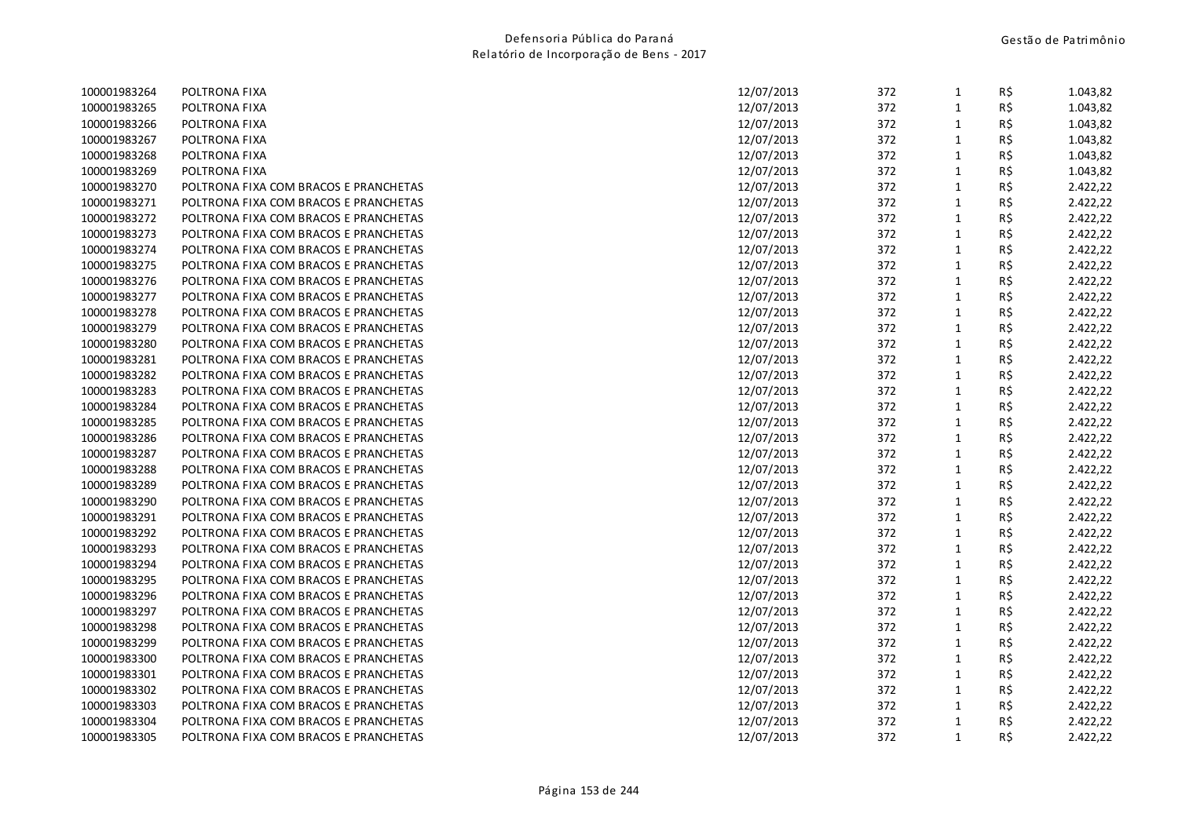| | | | | | | |
|---|---|---|---|---|---|---|
| 100001983264 | POLTRONA FIXA | 12/07/2013 | 372 | 1 | R$ | 1.043,82 |
| 100001983265 | POLTRONA FIXA | 12/07/2013 | 372 | 1 | R$ | 1.043,82 |
| 100001983266 | POLTRONA FIXA | 12/07/2013 | 372 | 1 | R$ | 1.043,82 |
| 100001983267 | POLTRONA FIXA | 12/07/2013 | 372 | 1 | R$ | 1.043,82 |
| 100001983268 | POLTRONA FIXA | 12/07/2013 | 372 | 1 | R$ | 1.043,82 |
| 100001983269 | POLTRONA FIXA | 12/07/2013 | 372 | 1 | R$ | 1.043,82 |
| 100001983270 | POLTRONA FIXA COM BRACOS E PRANCHETAS | 12/07/2013 | 372 | 1 | R$ | 2.422,22 |
| 100001983271 | POLTRONA FIXA COM BRACOS E PRANCHETAS | 12/07/2013 | 372 | 1 | R$ | 2.422,22 |
| 100001983272 | POLTRONA FIXA COM BRACOS E PRANCHETAS | 12/07/2013 | 372 | 1 | R$ | 2.422,22 |
| 100001983273 | POLTRONA FIXA COM BRACOS E PRANCHETAS | 12/07/2013 | 372 | 1 | R$ | 2.422,22 |
| 100001983274 | POLTRONA FIXA COM BRACOS E PRANCHETAS | 12/07/2013 | 372 | 1 | R$ | 2.422,22 |
| 100001983275 | POLTRONA FIXA COM BRACOS E PRANCHETAS | 12/07/2013 | 372 | 1 | R$ | 2.422,22 |
| 100001983276 | POLTRONA FIXA COM BRACOS E PRANCHETAS | 12/07/2013 | 372 | 1 | R$ | 2.422,22 |
| 100001983277 | POLTRONA FIXA COM BRACOS E PRANCHETAS | 12/07/2013 | 372 | 1 | R$ | 2.422,22 |
| 100001983278 | POLTRONA FIXA COM BRACOS E PRANCHETAS | 12/07/2013 | 372 | 1 | R$ | 2.422,22 |
| 100001983279 | POLTRONA FIXA COM BRACOS E PRANCHETAS | 12/07/2013 | 372 | 1 | R$ | 2.422,22 |
| 100001983280 | POLTRONA FIXA COM BRACOS E PRANCHETAS | 12/07/2013 | 372 | 1 | R$ | 2.422,22 |
| 100001983281 | POLTRONA FIXA COM BRACOS E PRANCHETAS | 12/07/2013 | 372 | 1 | R$ | 2.422,22 |
| 100001983282 | POLTRONA FIXA COM BRACOS E PRANCHETAS | 12/07/2013 | 372 | 1 | R$ | 2.422,22 |
| 100001983283 | POLTRONA FIXA COM BRACOS E PRANCHETAS | 12/07/2013 | 372 | 1 | R$ | 2.422,22 |
| 100001983284 | POLTRONA FIXA COM BRACOS E PRANCHETAS | 12/07/2013 | 372 | 1 | R$ | 2.422,22 |
| 100001983285 | POLTRONA FIXA COM BRACOS E PRANCHETAS | 12/07/2013 | 372 | 1 | R$ | 2.422,22 |
| 100001983286 | POLTRONA FIXA COM BRACOS E PRANCHETAS | 12/07/2013 | 372 | 1 | R$ | 2.422,22 |
| 100001983287 | POLTRONA FIXA COM BRACOS E PRANCHETAS | 12/07/2013 | 372 | 1 | R$ | 2.422,22 |
| 100001983288 | POLTRONA FIXA COM BRACOS E PRANCHETAS | 12/07/2013 | 372 | 1 | R$ | 2.422,22 |
| 100001983289 | POLTRONA FIXA COM BRACOS E PRANCHETAS | 12/07/2013 | 372 | 1 | R$ | 2.422,22 |
| 100001983290 | POLTRONA FIXA COM BRACOS E PRANCHETAS | 12/07/2013 | 372 | 1 | R$ | 2.422,22 |
| 100001983291 | POLTRONA FIXA COM BRACOS E PRANCHETAS | 12/07/2013 | 372 | 1 | R$ | 2.422,22 |
| 100001983292 | POLTRONA FIXA COM BRACOS E PRANCHETAS | 12/07/2013 | 372 | 1 | R$ | 2.422,22 |
| 100001983293 | POLTRONA FIXA COM BRACOS E PRANCHETAS | 12/07/2013 | 372 | 1 | R$ | 2.422,22 |
| 100001983294 | POLTRONA FIXA COM BRACOS E PRANCHETAS | 12/07/2013 | 372 | 1 | R$ | 2.422,22 |
| 100001983295 | POLTRONA FIXA COM BRACOS E PRANCHETAS | 12/07/2013 | 372 | 1 | R$ | 2.422,22 |
| 100001983296 | POLTRONA FIXA COM BRACOS E PRANCHETAS | 12/07/2013 | 372 | 1 | R$ | 2.422,22 |
| 100001983297 | POLTRONA FIXA COM BRACOS E PRANCHETAS | 12/07/2013 | 372 | 1 | R$ | 2.422,22 |
| 100001983298 | POLTRONA FIXA COM BRACOS E PRANCHETAS | 12/07/2013 | 372 | 1 | R$ | 2.422,22 |
| 100001983299 | POLTRONA FIXA COM BRACOS E PRANCHETAS | 12/07/2013 | 372 | 1 | R$ | 2.422,22 |
| 100001983300 | POLTRONA FIXA COM BRACOS E PRANCHETAS | 12/07/2013 | 372 | 1 | R$ | 2.422,22 |
| 100001983301 | POLTRONA FIXA COM BRACOS E PRANCHETAS | 12/07/2013 | 372 | 1 | R$ | 2.422,22 |
| 100001983302 | POLTRONA FIXA COM BRACOS E PRANCHETAS | 12/07/2013 | 372 | 1 | R$ | 2.422,22 |
| 100001983303 | POLTRONA FIXA COM BRACOS E PRANCHETAS | 12/07/2013 | 372 | 1 | R$ | 2.422,22 |
| 100001983304 | POLTRONA FIXA COM BRACOS E PRANCHETAS | 12/07/2013 | 372 | 1 | R$ | 2.422,22 |
| 100001983305 | POLTRONA FIXA COM BRACOS E PRANCHETAS | 12/07/2013 | 372 | 1 | R$ | 2.422,22 |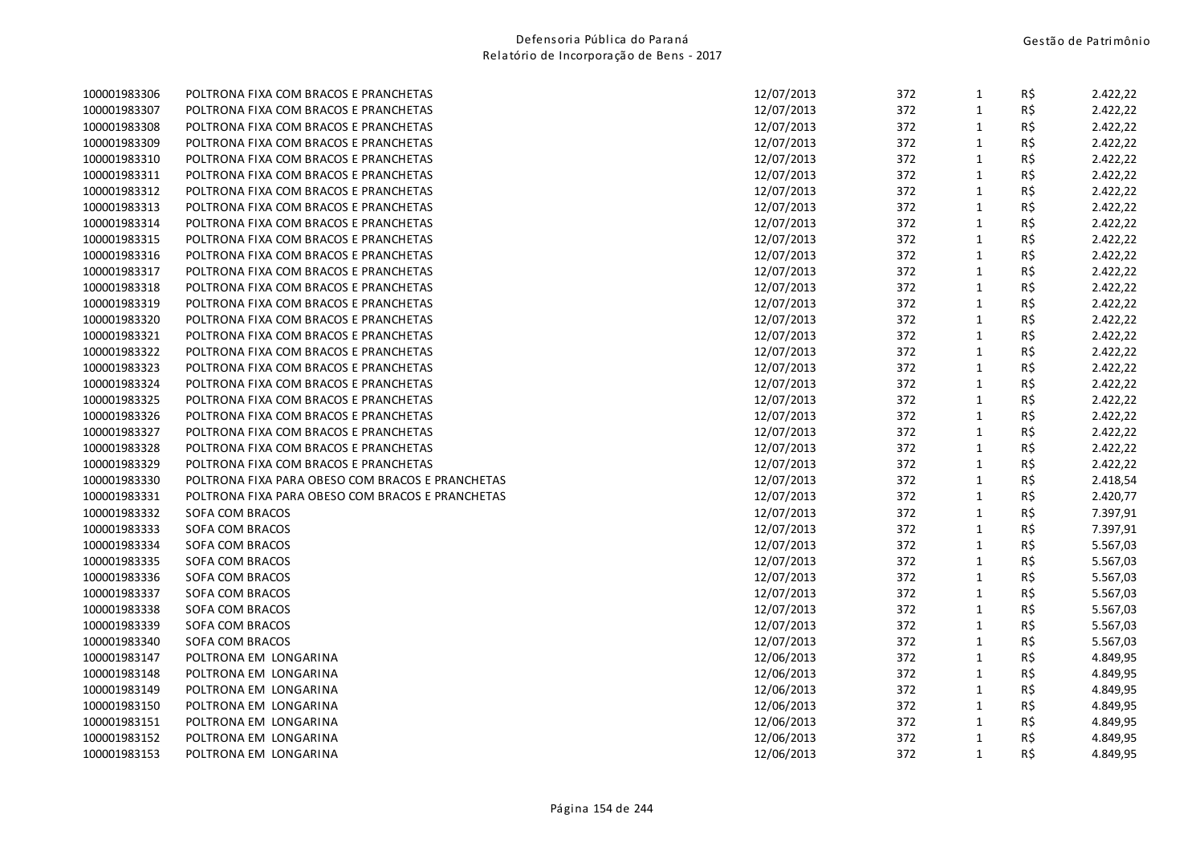| | | | | | | |
|---|---|---|---|---|---|---|
| 100001983306 | POLTRONA FIXA COM BRACOS E PRANCHETAS | 12/07/2013 | 372 | 1 | R$ | 2.422,22 |
| 100001983307 | POLTRONA FIXA COM BRACOS E PRANCHETAS | 12/07/2013 | 372 | 1 | R$ | 2.422,22 |
| 100001983308 | POLTRONA FIXA COM BRACOS E PRANCHETAS | 12/07/2013 | 372 | 1 | R$ | 2.422,22 |
| 100001983309 | POLTRONA FIXA COM BRACOS E PRANCHETAS | 12/07/2013 | 372 | 1 | R$ | 2.422,22 |
| 100001983310 | POLTRONA FIXA COM BRACOS E PRANCHETAS | 12/07/2013 | 372 | 1 | R$ | 2.422,22 |
| 100001983311 | POLTRONA FIXA COM BRACOS E PRANCHETAS | 12/07/2013 | 372 | 1 | R$ | 2.422,22 |
| 100001983312 | POLTRONA FIXA COM BRACOS E PRANCHETAS | 12/07/2013 | 372 | 1 | R$ | 2.422,22 |
| 100001983313 | POLTRONA FIXA COM BRACOS E PRANCHETAS | 12/07/2013 | 372 | 1 | R$ | 2.422,22 |
| 100001983314 | POLTRONA FIXA COM BRACOS E PRANCHETAS | 12/07/2013 | 372 | 1 | R$ | 2.422,22 |
| 100001983315 | POLTRONA FIXA COM BRACOS E PRANCHETAS | 12/07/2013 | 372 | 1 | R$ | 2.422,22 |
| 100001983316 | POLTRONA FIXA COM BRACOS E PRANCHETAS | 12/07/2013 | 372 | 1 | R$ | 2.422,22 |
| 100001983317 | POLTRONA FIXA COM BRACOS E PRANCHETAS | 12/07/2013 | 372 | 1 | R$ | 2.422,22 |
| 100001983318 | POLTRONA FIXA COM BRACOS E PRANCHETAS | 12/07/2013 | 372 | 1 | R$ | 2.422,22 |
| 100001983319 | POLTRONA FIXA COM BRACOS E PRANCHETAS | 12/07/2013 | 372 | 1 | R$ | 2.422,22 |
| 100001983320 | POLTRONA FIXA COM BRACOS E PRANCHETAS | 12/07/2013 | 372 | 1 | R$ | 2.422,22 |
| 100001983321 | POLTRONA FIXA COM BRACOS E PRANCHETAS | 12/07/2013 | 372 | 1 | R$ | 2.422,22 |
| 100001983322 | POLTRONA FIXA COM BRACOS E PRANCHETAS | 12/07/2013 | 372 | 1 | R$ | 2.422,22 |
| 100001983323 | POLTRONA FIXA COM BRACOS E PRANCHETAS | 12/07/2013 | 372 | 1 | R$ | 2.422,22 |
| 100001983324 | POLTRONA FIXA COM BRACOS E PRANCHETAS | 12/07/2013 | 372 | 1 | R$ | 2.422,22 |
| 100001983325 | POLTRONA FIXA COM BRACOS E PRANCHETAS | 12/07/2013 | 372 | 1 | R$ | 2.422,22 |
| 100001983326 | POLTRONA FIXA COM BRACOS E PRANCHETAS | 12/07/2013 | 372 | 1 | R$ | 2.422,22 |
| 100001983327 | POLTRONA FIXA COM BRACOS E PRANCHETAS | 12/07/2013 | 372 | 1 | R$ | 2.422,22 |
| 100001983328 | POLTRONA FIXA COM BRACOS E PRANCHETAS | 12/07/2013 | 372 | 1 | R$ | 2.422,22 |
| 100001983329 | POLTRONA FIXA COM BRACOS E PRANCHETAS | 12/07/2013 | 372 | 1 | R$ | 2.422,22 |
| 100001983330 | POLTRONA FIXA PARA OBESO COM BRACOS E PRANCHETAS | 12/07/2013 | 372 | 1 | R$ | 2.418,54 |
| 100001983331 | POLTRONA FIXA PARA OBESO COM BRACOS E PRANCHETAS | 12/07/2013 | 372 | 1 | R$ | 2.420,77 |
| 100001983332 | SOFA COM BRACOS | 12/07/2013 | 372 | 1 | R$ | 7.397,91 |
| 100001983333 | SOFA COM BRACOS | 12/07/2013 | 372 | 1 | R$ | 7.397,91 |
| 100001983334 | SOFA COM BRACOS | 12/07/2013 | 372 | 1 | R$ | 5.567,03 |
| 100001983335 | SOFA COM BRACOS | 12/07/2013 | 372 | 1 | R$ | 5.567,03 |
| 100001983336 | SOFA COM BRACOS | 12/07/2013 | 372 | 1 | R$ | 5.567,03 |
| 100001983337 | SOFA COM BRACOS | 12/07/2013 | 372 | 1 | R$ | 5.567,03 |
| 100001983338 | SOFA COM BRACOS | 12/07/2013 | 372 | 1 | R$ | 5.567,03 |
| 100001983339 | SOFA COM BRACOS | 12/07/2013 | 372 | 1 | R$ | 5.567,03 |
| 100001983340 | SOFA COM BRACOS | 12/07/2013 | 372 | 1 | R$ | 5.567,03 |
| 100001983147 | POLTRONA EM LONGARINA | 12/06/2013 | 372 | 1 | R$ | 4.849,95 |
| 100001983148 | POLTRONA EM LONGARINA | 12/06/2013 | 372 | 1 | R$ | 4.849,95 |
| 100001983149 | POLTRONA EM LONGARINA | 12/06/2013 | 372 | 1 | R$ | 4.849,95 |
| 100001983150 | POLTRONA EM LONGARINA | 12/06/2013 | 372 | 1 | R$ | 4.849,95 |
| 100001983151 | POLTRONA EM LONGARINA | 12/06/2013 | 372 | 1 | R$ | 4.849,95 |
| 100001983152 | POLTRONA EM LONGARINA | 12/06/2013 | 372 | 1 | R$ | 4.849,95 |
| 100001983153 | POLTRONA EM LONGARINA | 12/06/2013 | 372 | 1 | R$ | 4.849,95 |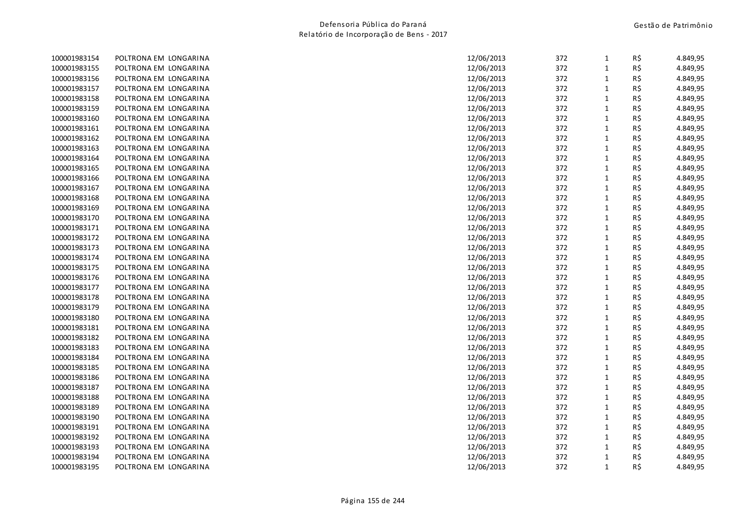| | | | | | | |
|---|---|---|---|---|---|---|
| 100001983154 | POLTRONA EM LONGARINA | 12/06/2013 | 372 | 1 | R$ | 4.849,95 |
| 100001983155 | POLTRONA EM LONGARINA | 12/06/2013 | 372 | 1 | R$ | 4.849,95 |
| 100001983156 | POLTRONA EM LONGARINA | 12/06/2013 | 372 | 1 | R$ | 4.849,95 |
| 100001983157 | POLTRONA EM LONGARINA | 12/06/2013 | 372 | 1 | R$ | 4.849,95 |
| 100001983158 | POLTRONA EM LONGARINA | 12/06/2013 | 372 | 1 | R$ | 4.849,95 |
| 100001983159 | POLTRONA EM LONGARINA | 12/06/2013 | 372 | 1 | R$ | 4.849,95 |
| 100001983160 | POLTRONA EM LONGARINA | 12/06/2013 | 372 | 1 | R$ | 4.849,95 |
| 100001983161 | POLTRONA EM LONGARINA | 12/06/2013 | 372 | 1 | R$ | 4.849,95 |
| 100001983162 | POLTRONA EM LONGARINA | 12/06/2013 | 372 | 1 | R$ | 4.849,95 |
| 100001983163 | POLTRONA EM LONGARINA | 12/06/2013 | 372 | 1 | R$ | 4.849,95 |
| 100001983164 | POLTRONA EM LONGARINA | 12/06/2013 | 372 | 1 | R$ | 4.849,95 |
| 100001983165 | POLTRONA EM LONGARINA | 12/06/2013 | 372 | 1 | R$ | 4.849,95 |
| 100001983166 | POLTRONA EM LONGARINA | 12/06/2013 | 372 | 1 | R$ | 4.849,95 |
| 100001983167 | POLTRONA EM LONGARINA | 12/06/2013 | 372 | 1 | R$ | 4.849,95 |
| 100001983168 | POLTRONA EM LONGARINA | 12/06/2013 | 372 | 1 | R$ | 4.849,95 |
| 100001983169 | POLTRONA EM LONGARINA | 12/06/2013 | 372 | 1 | R$ | 4.849,95 |
| 100001983170 | POLTRONA EM LONGARINA | 12/06/2013 | 372 | 1 | R$ | 4.849,95 |
| 100001983171 | POLTRONA EM LONGARINA | 12/06/2013 | 372 | 1 | R$ | 4.849,95 |
| 100001983172 | POLTRONA EM LONGARINA | 12/06/2013 | 372 | 1 | R$ | 4.849,95 |
| 100001983173 | POLTRONA EM LONGARINA | 12/06/2013 | 372 | 1 | R$ | 4.849,95 |
| 100001983174 | POLTRONA EM LONGARINA | 12/06/2013 | 372 | 1 | R$ | 4.849,95 |
| 100001983175 | POLTRONA EM LONGARINA | 12/06/2013 | 372 | 1 | R$ | 4.849,95 |
| 100001983176 | POLTRONA EM LONGARINA | 12/06/2013 | 372 | 1 | R$ | 4.849,95 |
| 100001983177 | POLTRONA EM LONGARINA | 12/06/2013 | 372 | 1 | R$ | 4.849,95 |
| 100001983178 | POLTRONA EM LONGARINA | 12/06/2013 | 372 | 1 | R$ | 4.849,95 |
| 100001983179 | POLTRONA EM LONGARINA | 12/06/2013 | 372 | 1 | R$ | 4.849,95 |
| 100001983180 | POLTRONA EM LONGARINA | 12/06/2013 | 372 | 1 | R$ | 4.849,95 |
| 100001983181 | POLTRONA EM LONGARINA | 12/06/2013 | 372 | 1 | R$ | 4.849,95 |
| 100001983182 | POLTRONA EM LONGARINA | 12/06/2013 | 372 | 1 | R$ | 4.849,95 |
| 100001983183 | POLTRONA EM LONGARINA | 12/06/2013 | 372 | 1 | R$ | 4.849,95 |
| 100001983184 | POLTRONA EM LONGARINA | 12/06/2013 | 372 | 1 | R$ | 4.849,95 |
| 100001983185 | POLTRONA EM LONGARINA | 12/06/2013 | 372 | 1 | R$ | 4.849,95 |
| 100001983186 | POLTRONA EM LONGARINA | 12/06/2013 | 372 | 1 | R$ | 4.849,95 |
| 100001983187 | POLTRONA EM LONGARINA | 12/06/2013 | 372 | 1 | R$ | 4.849,95 |
| 100001983188 | POLTRONA EM LONGARINA | 12/06/2013 | 372 | 1 | R$ | 4.849,95 |
| 100001983189 | POLTRONA EM LONGARINA | 12/06/2013 | 372 | 1 | R$ | 4.849,95 |
| 100001983190 | POLTRONA EM LONGARINA | 12/06/2013 | 372 | 1 | R$ | 4.849,95 |
| 100001983191 | POLTRONA EM LONGARINA | 12/06/2013 | 372 | 1 | R$ | 4.849,95 |
| 100001983192 | POLTRONA EM LONGARINA | 12/06/2013 | 372 | 1 | R$ | 4.849,95 |
| 100001983193 | POLTRONA EM LONGARINA | 12/06/2013 | 372 | 1 | R$ | 4.849,95 |
| 100001983194 | POLTRONA EM LONGARINA | 12/06/2013 | 372 | 1 | R$ | 4.849,95 |
| 100001983195 | POLTRONA EM LONGARINA | 12/06/2013 | 372 | 1 | R$ | 4.849,95 |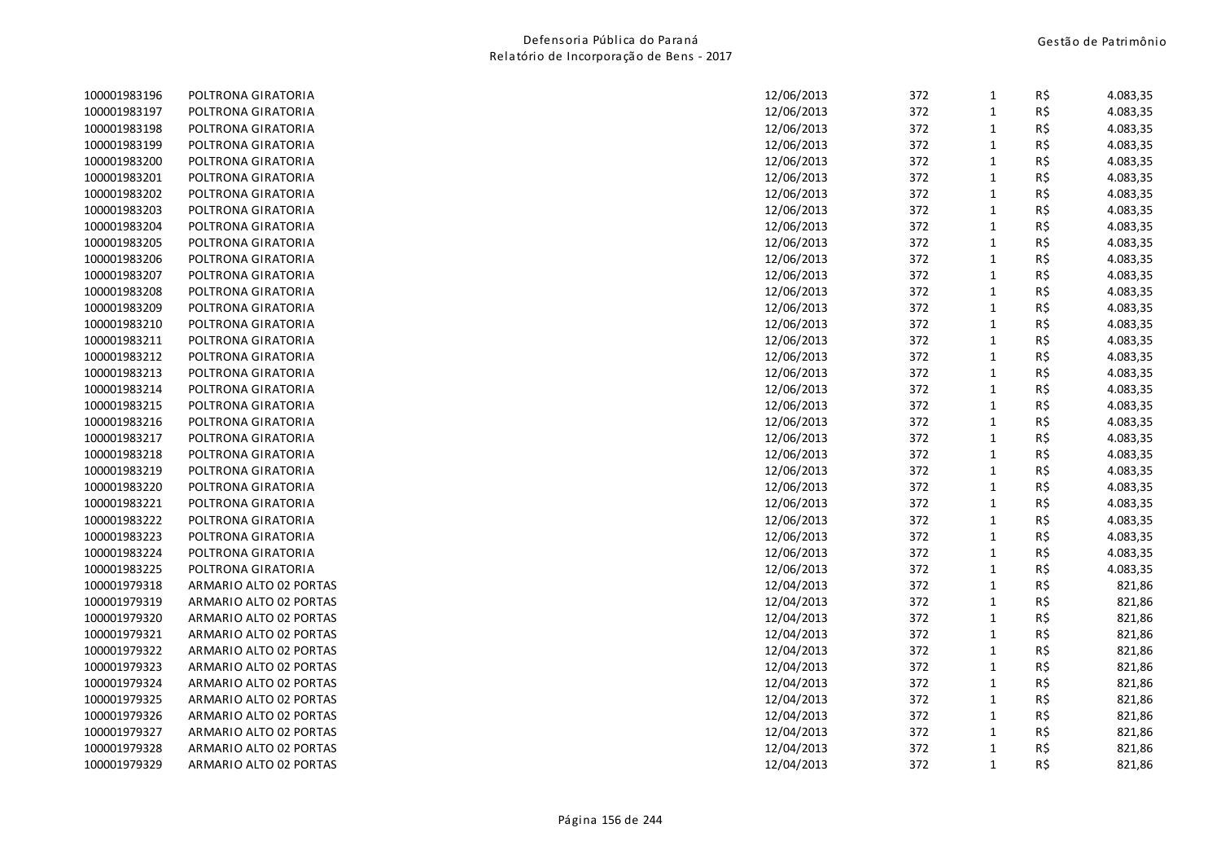| | | | | | | |
|---|---|---|---|---|---|---|
| 100001983196 | POLTRONA GIRATORIA | 12/06/2013 | 372 | 1 | R$ | 4.083,35 |
| 100001983197 | POLTRONA GIRATORIA | 12/06/2013 | 372 | 1 | R$ | 4.083,35 |
| 100001983198 | POLTRONA GIRATORIA | 12/06/2013 | 372 | 1 | R$ | 4.083,35 |
| 100001983199 | POLTRONA GIRATORIA | 12/06/2013 | 372 | 1 | R$ | 4.083,35 |
| 100001983200 | POLTRONA GIRATORIA | 12/06/2013 | 372 | 1 | R$ | 4.083,35 |
| 100001983201 | POLTRONA GIRATORIA | 12/06/2013 | 372 | 1 | R$ | 4.083,35 |
| 100001983202 | POLTRONA GIRATORIA | 12/06/2013 | 372 | 1 | R$ | 4.083,35 |
| 100001983203 | POLTRONA GIRATORIA | 12/06/2013 | 372 | 1 | R$ | 4.083,35 |
| 100001983204 | POLTRONA GIRATORIA | 12/06/2013 | 372 | 1 | R$ | 4.083,35 |
| 100001983205 | POLTRONA GIRATORIA | 12/06/2013 | 372 | 1 | R$ | 4.083,35 |
| 100001983206 | POLTRONA GIRATORIA | 12/06/2013 | 372 | 1 | R$ | 4.083,35 |
| 100001983207 | POLTRONA GIRATORIA | 12/06/2013 | 372 | 1 | R$ | 4.083,35 |
| 100001983208 | POLTRONA GIRATORIA | 12/06/2013 | 372 | 1 | R$ | 4.083,35 |
| 100001983209 | POLTRONA GIRATORIA | 12/06/2013 | 372 | 1 | R$ | 4.083,35 |
| 100001983210 | POLTRONA GIRATORIA | 12/06/2013 | 372 | 1 | R$ | 4.083,35 |
| 100001983211 | POLTRONA GIRATORIA | 12/06/2013 | 372 | 1 | R$ | 4.083,35 |
| 100001983212 | POLTRONA GIRATORIA | 12/06/2013 | 372 | 1 | R$ | 4.083,35 |
| 100001983213 | POLTRONA GIRATORIA | 12/06/2013 | 372 | 1 | R$ | 4.083,35 |
| 100001983214 | POLTRONA GIRATORIA | 12/06/2013 | 372 | 1 | R$ | 4.083,35 |
| 100001983215 | POLTRONA GIRATORIA | 12/06/2013 | 372 | 1 | R$ | 4.083,35 |
| 100001983216 | POLTRONA GIRATORIA | 12/06/2013 | 372 | 1 | R$ | 4.083,35 |
| 100001983217 | POLTRONA GIRATORIA | 12/06/2013 | 372 | 1 | R$ | 4.083,35 |
| 100001983218 | POLTRONA GIRATORIA | 12/06/2013 | 372 | 1 | R$ | 4.083,35 |
| 100001983219 | POLTRONA GIRATORIA | 12/06/2013 | 372 | 1 | R$ | 4.083,35 |
| 100001983220 | POLTRONA GIRATORIA | 12/06/2013 | 372 | 1 | R$ | 4.083,35 |
| 100001983221 | POLTRONA GIRATORIA | 12/06/2013 | 372 | 1 | R$ | 4.083,35 |
| 100001983222 | POLTRONA GIRATORIA | 12/06/2013 | 372 | 1 | R$ | 4.083,35 |
| 100001983223 | POLTRONA GIRATORIA | 12/06/2013 | 372 | 1 | R$ | 4.083,35 |
| 100001983224 | POLTRONA GIRATORIA | 12/06/2013 | 372 | 1 | R$ | 4.083,35 |
| 100001983225 | POLTRONA GIRATORIA | 12/06/2013 | 372 | 1 | R$ | 4.083,35 |
| 100001979318 | ARMARIO ALTO 02 PORTAS | 12/04/2013 | 372 | 1 | R$ | 821,86 |
| 100001979319 | ARMARIO ALTO 02 PORTAS | 12/04/2013 | 372 | 1 | R$ | 821,86 |
| 100001979320 | ARMARIO ALTO 02 PORTAS | 12/04/2013 | 372 | 1 | R$ | 821,86 |
| 100001979321 | ARMARIO ALTO 02 PORTAS | 12/04/2013 | 372 | 1 | R$ | 821,86 |
| 100001979322 | ARMARIO ALTO 02 PORTAS | 12/04/2013 | 372 | 1 | R$ | 821,86 |
| 100001979323 | ARMARIO ALTO 02 PORTAS | 12/04/2013 | 372 | 1 | R$ | 821,86 |
| 100001979324 | ARMARIO ALTO 02 PORTAS | 12/04/2013 | 372 | 1 | R$ | 821,86 |
| 100001979325 | ARMARIO ALTO 02 PORTAS | 12/04/2013 | 372 | 1 | R$ | 821,86 |
| 100001979326 | ARMARIO ALTO 02 PORTAS | 12/04/2013 | 372 | 1 | R$ | 821,86 |
| 100001979327 | ARMARIO ALTO 02 PORTAS | 12/04/2013 | 372 | 1 | R$ | 821,86 |
| 100001979328 | ARMARIO ALTO 02 PORTAS | 12/04/2013 | 372 | 1 | R$ | 821,86 |
| 100001979329 | ARMARIO ALTO 02 PORTAS | 12/04/2013 | 372 | 1 | R$ | 821,86 |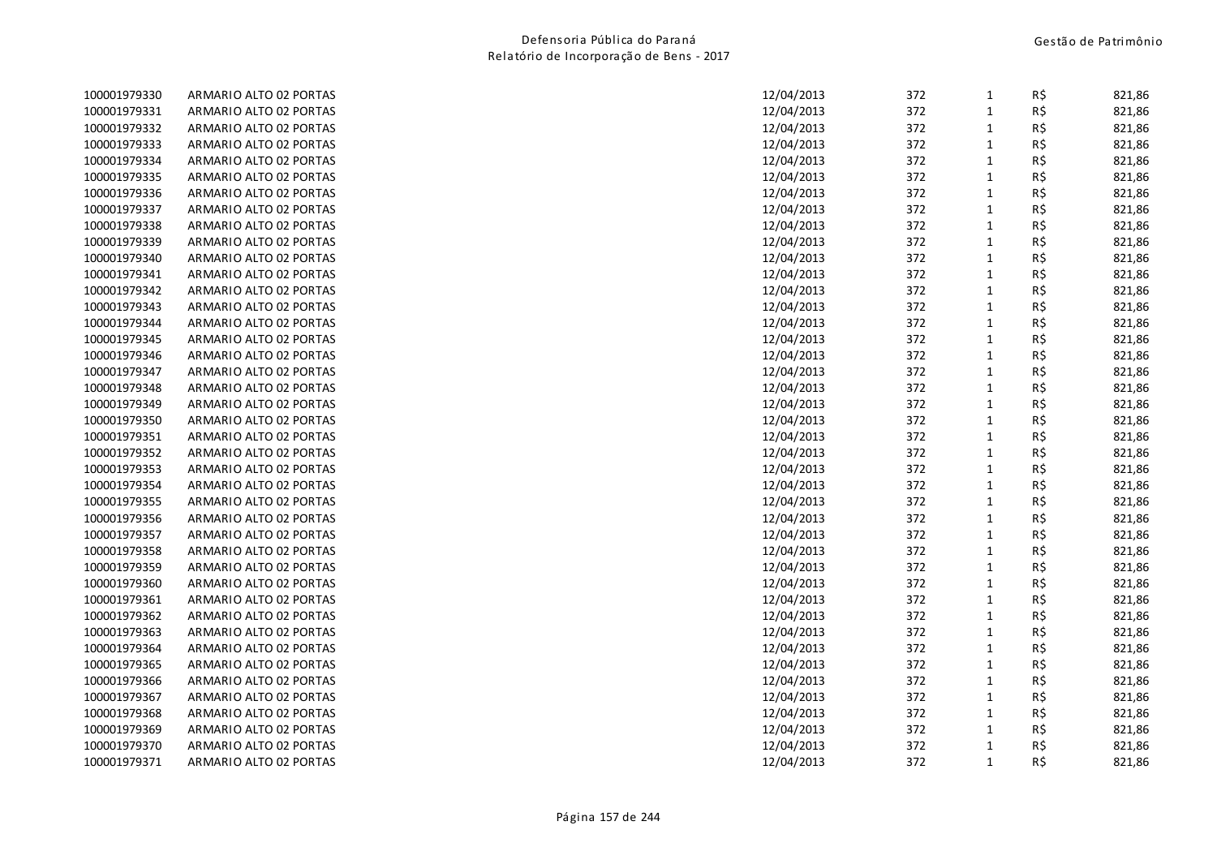| | | | | | | |
|---|---|---|---|---|---|---|
| 100001979330 | ARMARIO ALTO 02 PORTAS | 12/04/2013 | 372 | 1 | R$ | 821,86 |
| 100001979331 | ARMARIO ALTO 02 PORTAS | 12/04/2013 | 372 | 1 | R$ | 821,86 |
| 100001979332 | ARMARIO ALTO 02 PORTAS | 12/04/2013 | 372 | 1 | R$ | 821,86 |
| 100001979333 | ARMARIO ALTO 02 PORTAS | 12/04/2013 | 372 | 1 | R$ | 821,86 |
| 100001979334 | ARMARIO ALTO 02 PORTAS | 12/04/2013 | 372 | 1 | R$ | 821,86 |
| 100001979335 | ARMARIO ALTO 02 PORTAS | 12/04/2013 | 372 | 1 | R$ | 821,86 |
| 100001979336 | ARMARIO ALTO 02 PORTAS | 12/04/2013 | 372 | 1 | R$ | 821,86 |
| 100001979337 | ARMARIO ALTO 02 PORTAS | 12/04/2013 | 372 | 1 | R$ | 821,86 |
| 100001979338 | ARMARIO ALTO 02 PORTAS | 12/04/2013 | 372 | 1 | R$ | 821,86 |
| 100001979339 | ARMARIO ALTO 02 PORTAS | 12/04/2013 | 372 | 1 | R$ | 821,86 |
| 100001979340 | ARMARIO ALTO 02 PORTAS | 12/04/2013 | 372 | 1 | R$ | 821,86 |
| 100001979341 | ARMARIO ALTO 02 PORTAS | 12/04/2013 | 372 | 1 | R$ | 821,86 |
| 100001979342 | ARMARIO ALTO 02 PORTAS | 12/04/2013 | 372 | 1 | R$ | 821,86 |
| 100001979343 | ARMARIO ALTO 02 PORTAS | 12/04/2013 | 372 | 1 | R$ | 821,86 |
| 100001979344 | ARMARIO ALTO 02 PORTAS | 12/04/2013 | 372 | 1 | R$ | 821,86 |
| 100001979345 | ARMARIO ALTO 02 PORTAS | 12/04/2013 | 372 | 1 | R$ | 821,86 |
| 100001979346 | ARMARIO ALTO 02 PORTAS | 12/04/2013 | 372 | 1 | R$ | 821,86 |
| 100001979347 | ARMARIO ALTO 02 PORTAS | 12/04/2013 | 372 | 1 | R$ | 821,86 |
| 100001979348 | ARMARIO ALTO 02 PORTAS | 12/04/2013 | 372 | 1 | R$ | 821,86 |
| 100001979349 | ARMARIO ALTO 02 PORTAS | 12/04/2013 | 372 | 1 | R$ | 821,86 |
| 100001979350 | ARMARIO ALTO 02 PORTAS | 12/04/2013 | 372 | 1 | R$ | 821,86 |
| 100001979351 | ARMARIO ALTO 02 PORTAS | 12/04/2013 | 372 | 1 | R$ | 821,86 |
| 100001979352 | ARMARIO ALTO 02 PORTAS | 12/04/2013 | 372 | 1 | R$ | 821,86 |
| 100001979353 | ARMARIO ALTO 02 PORTAS | 12/04/2013 | 372 | 1 | R$ | 821,86 |
| 100001979354 | ARMARIO ALTO 02 PORTAS | 12/04/2013 | 372 | 1 | R$ | 821,86 |
| 100001979355 | ARMARIO ALTO 02 PORTAS | 12/04/2013 | 372 | 1 | R$ | 821,86 |
| 100001979356 | ARMARIO ALTO 02 PORTAS | 12/04/2013 | 372 | 1 | R$ | 821,86 |
| 100001979357 | ARMARIO ALTO 02 PORTAS | 12/04/2013 | 372 | 1 | R$ | 821,86 |
| 100001979358 | ARMARIO ALTO 02 PORTAS | 12/04/2013 | 372 | 1 | R$ | 821,86 |
| 100001979359 | ARMARIO ALTO 02 PORTAS | 12/04/2013 | 372 | 1 | R$ | 821,86 |
| 100001979360 | ARMARIO ALTO 02 PORTAS | 12/04/2013 | 372 | 1 | R$ | 821,86 |
| 100001979361 | ARMARIO ALTO 02 PORTAS | 12/04/2013 | 372 | 1 | R$ | 821,86 |
| 100001979362 | ARMARIO ALTO 02 PORTAS | 12/04/2013 | 372 | 1 | R$ | 821,86 |
| 100001979363 | ARMARIO ALTO 02 PORTAS | 12/04/2013 | 372 | 1 | R$ | 821,86 |
| 100001979364 | ARMARIO ALTO 02 PORTAS | 12/04/2013 | 372 | 1 | R$ | 821,86 |
| 100001979365 | ARMARIO ALTO 02 PORTAS | 12/04/2013 | 372 | 1 | R$ | 821,86 |
| 100001979366 | ARMARIO ALTO 02 PORTAS | 12/04/2013 | 372 | 1 | R$ | 821,86 |
| 100001979367 | ARMARIO ALTO 02 PORTAS | 12/04/2013 | 372 | 1 | R$ | 821,86 |
| 100001979368 | ARMARIO ALTO 02 PORTAS | 12/04/2013 | 372 | 1 | R$ | 821,86 |
| 100001979369 | ARMARIO ALTO 02 PORTAS | 12/04/2013 | 372 | 1 | R$ | 821,86 |
| 100001979370 | ARMARIO ALTO 02 PORTAS | 12/04/2013 | 372 | 1 | R$ | 821,86 |
| 100001979371 | ARMARIO ALTO 02 PORTAS | 12/04/2013 | 372 | 1 | R$ | 821,86 |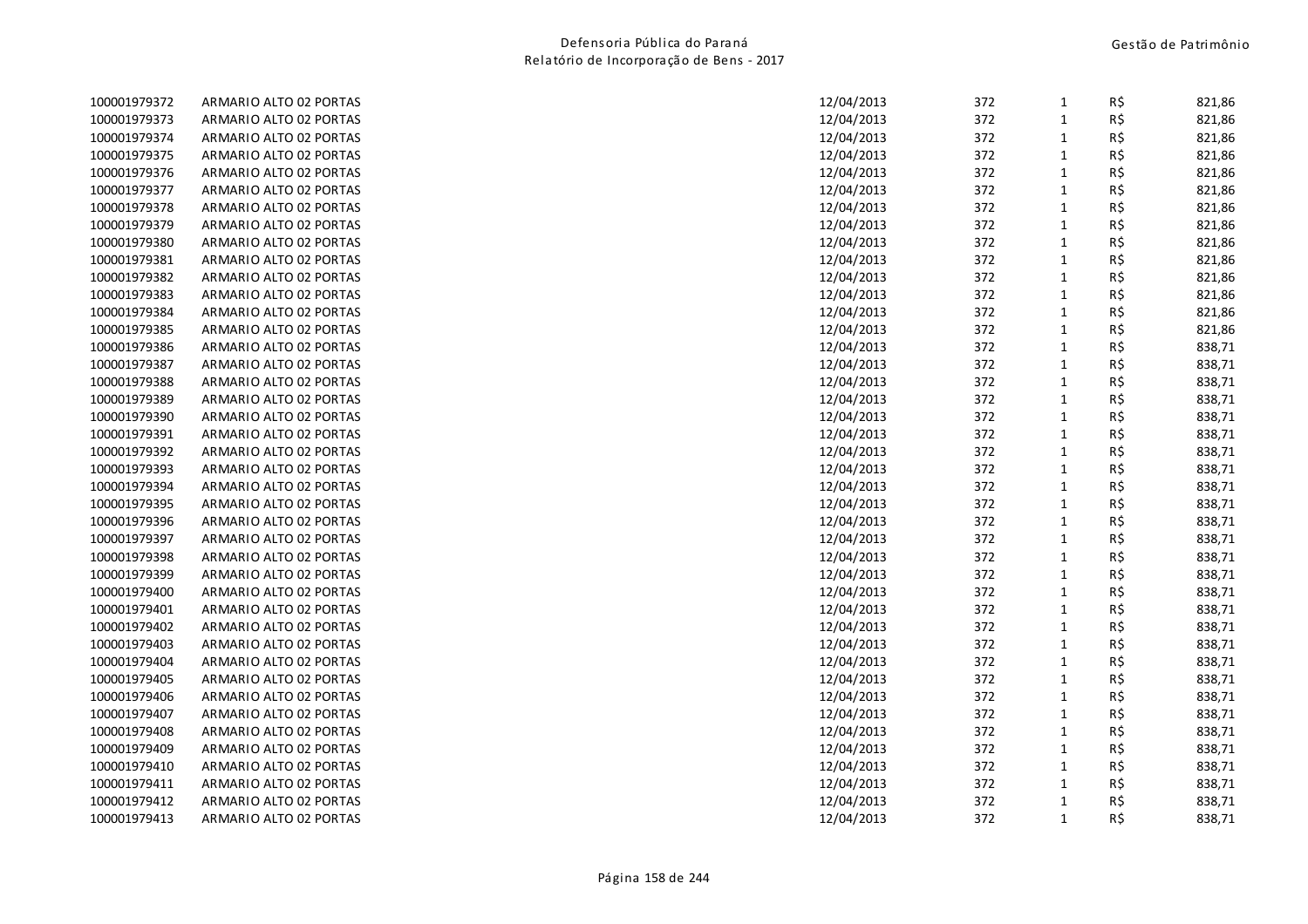| | | | | | | |
|---|---|---|---|---|---|---|
| 100001979372 | ARMARIO ALTO 02 PORTAS | 12/04/2013 | 372 | 1 | R$ | 821,86 |
| 100001979373 | ARMARIO ALTO 02 PORTAS | 12/04/2013 | 372 | 1 | R$ | 821,86 |
| 100001979374 | ARMARIO ALTO 02 PORTAS | 12/04/2013 | 372 | 1 | R$ | 821,86 |
| 100001979375 | ARMARIO ALTO 02 PORTAS | 12/04/2013 | 372 | 1 | R$ | 821,86 |
| 100001979376 | ARMARIO ALTO 02 PORTAS | 12/04/2013 | 372 | 1 | R$ | 821,86 |
| 100001979377 | ARMARIO ALTO 02 PORTAS | 12/04/2013 | 372 | 1 | R$ | 821,86 |
| 100001979378 | ARMARIO ALTO 02 PORTAS | 12/04/2013 | 372 | 1 | R$ | 821,86 |
| 100001979379 | ARMARIO ALTO 02 PORTAS | 12/04/2013 | 372 | 1 | R$ | 821,86 |
| 100001979380 | ARMARIO ALTO 02 PORTAS | 12/04/2013 | 372 | 1 | R$ | 821,86 |
| 100001979381 | ARMARIO ALTO 02 PORTAS | 12/04/2013 | 372 | 1 | R$ | 821,86 |
| 100001979382 | ARMARIO ALTO 02 PORTAS | 12/04/2013 | 372 | 1 | R$ | 821,86 |
| 100001979383 | ARMARIO ALTO 02 PORTAS | 12/04/2013 | 372 | 1 | R$ | 821,86 |
| 100001979384 | ARMARIO ALTO 02 PORTAS | 12/04/2013 | 372 | 1 | R$ | 821,86 |
| 100001979385 | ARMARIO ALTO 02 PORTAS | 12/04/2013 | 372 | 1 | R$ | 821,86 |
| 100001979386 | ARMARIO ALTO 02 PORTAS | 12/04/2013 | 372 | 1 | R$ | 838,71 |
| 100001979387 | ARMARIO ALTO 02 PORTAS | 12/04/2013 | 372 | 1 | R$ | 838,71 |
| 100001979388 | ARMARIO ALTO 02 PORTAS | 12/04/2013 | 372 | 1 | R$ | 838,71 |
| 100001979389 | ARMARIO ALTO 02 PORTAS | 12/04/2013 | 372 | 1 | R$ | 838,71 |
| 100001979390 | ARMARIO ALTO 02 PORTAS | 12/04/2013 | 372 | 1 | R$ | 838,71 |
| 100001979391 | ARMARIO ALTO 02 PORTAS | 12/04/2013 | 372 | 1 | R$ | 838,71 |
| 100001979392 | ARMARIO ALTO 02 PORTAS | 12/04/2013 | 372 | 1 | R$ | 838,71 |
| 100001979393 | ARMARIO ALTO 02 PORTAS | 12/04/2013 | 372 | 1 | R$ | 838,71 |
| 100001979394 | ARMARIO ALTO 02 PORTAS | 12/04/2013 | 372 | 1 | R$ | 838,71 |
| 100001979395 | ARMARIO ALTO 02 PORTAS | 12/04/2013 | 372 | 1 | R$ | 838,71 |
| 100001979396 | ARMARIO ALTO 02 PORTAS | 12/04/2013 | 372 | 1 | R$ | 838,71 |
| 100001979397 | ARMARIO ALTO 02 PORTAS | 12/04/2013 | 372 | 1 | R$ | 838,71 |
| 100001979398 | ARMARIO ALTO 02 PORTAS | 12/04/2013 | 372 | 1 | R$ | 838,71 |
| 100001979399 | ARMARIO ALTO 02 PORTAS | 12/04/2013 | 372 | 1 | R$ | 838,71 |
| 100001979400 | ARMARIO ALTO 02 PORTAS | 12/04/2013 | 372 | 1 | R$ | 838,71 |
| 100001979401 | ARMARIO ALTO 02 PORTAS | 12/04/2013 | 372 | 1 | R$ | 838,71 |
| 100001979402 | ARMARIO ALTO 02 PORTAS | 12/04/2013 | 372 | 1 | R$ | 838,71 |
| 100001979403 | ARMARIO ALTO 02 PORTAS | 12/04/2013 | 372 | 1 | R$ | 838,71 |
| 100001979404 | ARMARIO ALTO 02 PORTAS | 12/04/2013 | 372 | 1 | R$ | 838,71 |
| 100001979405 | ARMARIO ALTO 02 PORTAS | 12/04/2013 | 372 | 1 | R$ | 838,71 |
| 100001979406 | ARMARIO ALTO 02 PORTAS | 12/04/2013 | 372 | 1 | R$ | 838,71 |
| 100001979407 | ARMARIO ALTO 02 PORTAS | 12/04/2013 | 372 | 1 | R$ | 838,71 |
| 100001979408 | ARMARIO ALTO 02 PORTAS | 12/04/2013 | 372 | 1 | R$ | 838,71 |
| 100001979409 | ARMARIO ALTO 02 PORTAS | 12/04/2013 | 372 | 1 | R$ | 838,71 |
| 100001979410 | ARMARIO ALTO 02 PORTAS | 12/04/2013 | 372 | 1 | R$ | 838,71 |
| 100001979411 | ARMARIO ALTO 02 PORTAS | 12/04/2013 | 372 | 1 | R$ | 838,71 |
| 100001979412 | ARMARIO ALTO 02 PORTAS | 12/04/2013 | 372 | 1 | R$ | 838,71 |
| 100001979413 | ARMARIO ALTO 02 PORTAS | 12/04/2013 | 372 | 1 | R$ | 838,71 |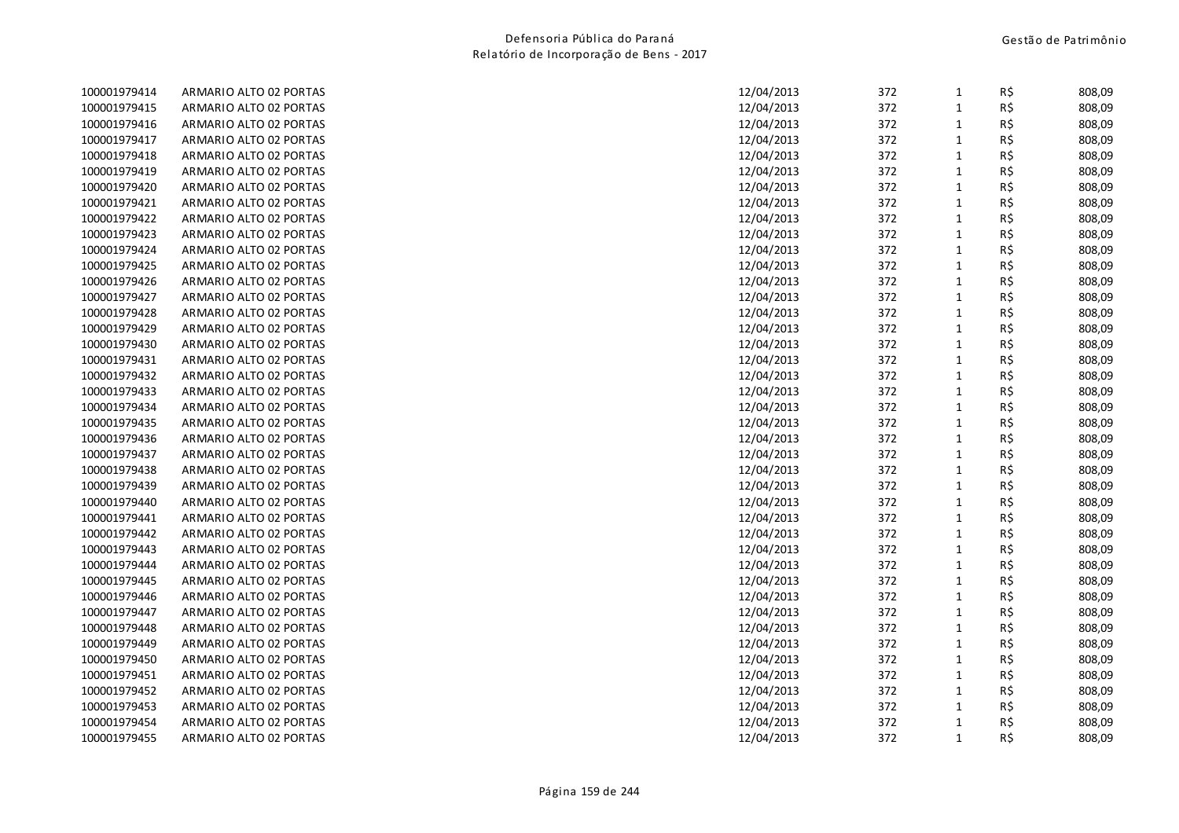| | | | | | | |
|---|---|---|---|---|---|---|
| 100001979414 | ARMARIO ALTO 02 PORTAS | 12/04/2013 | 372 | 1 | R$ | 808,09 |
| 100001979415 | ARMARIO ALTO 02 PORTAS | 12/04/2013 | 372 | 1 | R$ | 808,09 |
| 100001979416 | ARMARIO ALTO 02 PORTAS | 12/04/2013 | 372 | 1 | R$ | 808,09 |
| 100001979417 | ARMARIO ALTO 02 PORTAS | 12/04/2013 | 372 | 1 | R$ | 808,09 |
| 100001979418 | ARMARIO ALTO 02 PORTAS | 12/04/2013 | 372 | 1 | R$ | 808,09 |
| 100001979419 | ARMARIO ALTO 02 PORTAS | 12/04/2013 | 372 | 1 | R$ | 808,09 |
| 100001979420 | ARMARIO ALTO 02 PORTAS | 12/04/2013 | 372 | 1 | R$ | 808,09 |
| 100001979421 | ARMARIO ALTO 02 PORTAS | 12/04/2013 | 372 | 1 | R$ | 808,09 |
| 100001979422 | ARMARIO ALTO 02 PORTAS | 12/04/2013 | 372 | 1 | R$ | 808,09 |
| 100001979423 | ARMARIO ALTO 02 PORTAS | 12/04/2013 | 372 | 1 | R$ | 808,09 |
| 100001979424 | ARMARIO ALTO 02 PORTAS | 12/04/2013 | 372 | 1 | R$ | 808,09 |
| 100001979425 | ARMARIO ALTO 02 PORTAS | 12/04/2013 | 372 | 1 | R$ | 808,09 |
| 100001979426 | ARMARIO ALTO 02 PORTAS | 12/04/2013 | 372 | 1 | R$ | 808,09 |
| 100001979427 | ARMARIO ALTO 02 PORTAS | 12/04/2013 | 372 | 1 | R$ | 808,09 |
| 100001979428 | ARMARIO ALTO 02 PORTAS | 12/04/2013 | 372 | 1 | R$ | 808,09 |
| 100001979429 | ARMARIO ALTO 02 PORTAS | 12/04/2013 | 372 | 1 | R$ | 808,09 |
| 100001979430 | ARMARIO ALTO 02 PORTAS | 12/04/2013 | 372 | 1 | R$ | 808,09 |
| 100001979431 | ARMARIO ALTO 02 PORTAS | 12/04/2013 | 372 | 1 | R$ | 808,09 |
| 100001979432 | ARMARIO ALTO 02 PORTAS | 12/04/2013 | 372 | 1 | R$ | 808,09 |
| 100001979433 | ARMARIO ALTO 02 PORTAS | 12/04/2013 | 372 | 1 | R$ | 808,09 |
| 100001979434 | ARMARIO ALTO 02 PORTAS | 12/04/2013 | 372 | 1 | R$ | 808,09 |
| 100001979435 | ARMARIO ALTO 02 PORTAS | 12/04/2013 | 372 | 1 | R$ | 808,09 |
| 100001979436 | ARMARIO ALTO 02 PORTAS | 12/04/2013 | 372 | 1 | R$ | 808,09 |
| 100001979437 | ARMARIO ALTO 02 PORTAS | 12/04/2013 | 372 | 1 | R$ | 808,09 |
| 100001979438 | ARMARIO ALTO 02 PORTAS | 12/04/2013 | 372 | 1 | R$ | 808,09 |
| 100001979439 | ARMARIO ALTO 02 PORTAS | 12/04/2013 | 372 | 1 | R$ | 808,09 |
| 100001979440 | ARMARIO ALTO 02 PORTAS | 12/04/2013 | 372 | 1 | R$ | 808,09 |
| 100001979441 | ARMARIO ALTO 02 PORTAS | 12/04/2013 | 372 | 1 | R$ | 808,09 |
| 100001979442 | ARMARIO ALTO 02 PORTAS | 12/04/2013 | 372 | 1 | R$ | 808,09 |
| 100001979443 | ARMARIO ALTO 02 PORTAS | 12/04/2013 | 372 | 1 | R$ | 808,09 |
| 100001979444 | ARMARIO ALTO 02 PORTAS | 12/04/2013 | 372 | 1 | R$ | 808,09 |
| 100001979445 | ARMARIO ALTO 02 PORTAS | 12/04/2013 | 372 | 1 | R$ | 808,09 |
| 100001979446 | ARMARIO ALTO 02 PORTAS | 12/04/2013 | 372 | 1 | R$ | 808,09 |
| 100001979447 | ARMARIO ALTO 02 PORTAS | 12/04/2013 | 372 | 1 | R$ | 808,09 |
| 100001979448 | ARMARIO ALTO 02 PORTAS | 12/04/2013 | 372 | 1 | R$ | 808,09 |
| 100001979449 | ARMARIO ALTO 02 PORTAS | 12/04/2013 | 372 | 1 | R$ | 808,09 |
| 100001979450 | ARMARIO ALTO 02 PORTAS | 12/04/2013 | 372 | 1 | R$ | 808,09 |
| 100001979451 | ARMARIO ALTO 02 PORTAS | 12/04/2013 | 372 | 1 | R$ | 808,09 |
| 100001979452 | ARMARIO ALTO 02 PORTAS | 12/04/2013 | 372 | 1 | R$ | 808,09 |
| 100001979453 | ARMARIO ALTO 02 PORTAS | 12/04/2013 | 372 | 1 | R$ | 808,09 |
| 100001979454 | ARMARIO ALTO 02 PORTAS | 12/04/2013 | 372 | 1 | R$ | 808,09 |
| 100001979455 | ARMARIO ALTO 02 PORTAS | 12/04/2013 | 372 | 1 | R$ | 808,09 |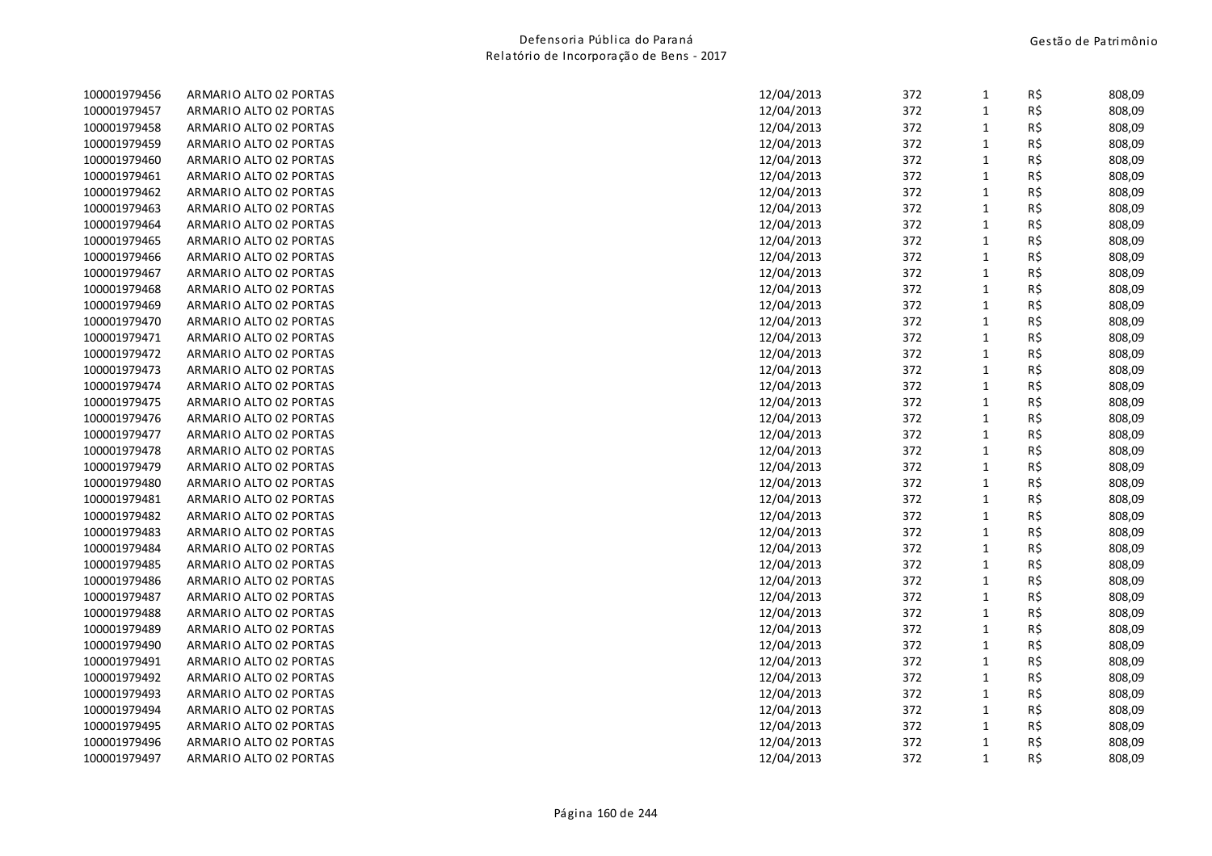| | | | | | | |
|---|---|---|---|---|---|---|
| 100001979456 | ARMARIO ALTO 02 PORTAS | 12/04/2013 | 372 | 1 | R$ | 808,09 |
| 100001979457 | ARMARIO ALTO 02 PORTAS | 12/04/2013 | 372 | 1 | R$ | 808,09 |
| 100001979458 | ARMARIO ALTO 02 PORTAS | 12/04/2013 | 372 | 1 | R$ | 808,09 |
| 100001979459 | ARMARIO ALTO 02 PORTAS | 12/04/2013 | 372 | 1 | R$ | 808,09 |
| 100001979460 | ARMARIO ALTO 02 PORTAS | 12/04/2013 | 372 | 1 | R$ | 808,09 |
| 100001979461 | ARMARIO ALTO 02 PORTAS | 12/04/2013 | 372 | 1 | R$ | 808,09 |
| 100001979462 | ARMARIO ALTO 02 PORTAS | 12/04/2013 | 372 | 1 | R$ | 808,09 |
| 100001979463 | ARMARIO ALTO 02 PORTAS | 12/04/2013 | 372 | 1 | R$ | 808,09 |
| 100001979464 | ARMARIO ALTO 02 PORTAS | 12/04/2013 | 372 | 1 | R$ | 808,09 |
| 100001979465 | ARMARIO ALTO 02 PORTAS | 12/04/2013 | 372 | 1 | R$ | 808,09 |
| 100001979466 | ARMARIO ALTO 02 PORTAS | 12/04/2013 | 372 | 1 | R$ | 808,09 |
| 100001979467 | ARMARIO ALTO 02 PORTAS | 12/04/2013 | 372 | 1 | R$ | 808,09 |
| 100001979468 | ARMARIO ALTO 02 PORTAS | 12/04/2013 | 372 | 1 | R$ | 808,09 |
| 100001979469 | ARMARIO ALTO 02 PORTAS | 12/04/2013 | 372 | 1 | R$ | 808,09 |
| 100001979470 | ARMARIO ALTO 02 PORTAS | 12/04/2013 | 372 | 1 | R$ | 808,09 |
| 100001979471 | ARMARIO ALTO 02 PORTAS | 12/04/2013 | 372 | 1 | R$ | 808,09 |
| 100001979472 | ARMARIO ALTO 02 PORTAS | 12/04/2013 | 372 | 1 | R$ | 808,09 |
| 100001979473 | ARMARIO ALTO 02 PORTAS | 12/04/2013 | 372 | 1 | R$ | 808,09 |
| 100001979474 | ARMARIO ALTO 02 PORTAS | 12/04/2013 | 372 | 1 | R$ | 808,09 |
| 100001979475 | ARMARIO ALTO 02 PORTAS | 12/04/2013 | 372 | 1 | R$ | 808,09 |
| 100001979476 | ARMARIO ALTO 02 PORTAS | 12/04/2013 | 372 | 1 | R$ | 808,09 |
| 100001979477 | ARMARIO ALTO 02 PORTAS | 12/04/2013 | 372 | 1 | R$ | 808,09 |
| 100001979478 | ARMARIO ALTO 02 PORTAS | 12/04/2013 | 372 | 1 | R$ | 808,09 |
| 100001979479 | ARMARIO ALTO 02 PORTAS | 12/04/2013 | 372 | 1 | R$ | 808,09 |
| 100001979480 | ARMARIO ALTO 02 PORTAS | 12/04/2013 | 372 | 1 | R$ | 808,09 |
| 100001979481 | ARMARIO ALTO 02 PORTAS | 12/04/2013 | 372 | 1 | R$ | 808,09 |
| 100001979482 | ARMARIO ALTO 02 PORTAS | 12/04/2013 | 372 | 1 | R$ | 808,09 |
| 100001979483 | ARMARIO ALTO 02 PORTAS | 12/04/2013 | 372 | 1 | R$ | 808,09 |
| 100001979484 | ARMARIO ALTO 02 PORTAS | 12/04/2013 | 372 | 1 | R$ | 808,09 |
| 100001979485 | ARMARIO ALTO 02 PORTAS | 12/04/2013 | 372 | 1 | R$ | 808,09 |
| 100001979486 | ARMARIO ALTO 02 PORTAS | 12/04/2013 | 372 | 1 | R$ | 808,09 |
| 100001979487 | ARMARIO ALTO 02 PORTAS | 12/04/2013 | 372 | 1 | R$ | 808,09 |
| 100001979488 | ARMARIO ALTO 02 PORTAS | 12/04/2013 | 372 | 1 | R$ | 808,09 |
| 100001979489 | ARMARIO ALTO 02 PORTAS | 12/04/2013 | 372 | 1 | R$ | 808,09 |
| 100001979490 | ARMARIO ALTO 02 PORTAS | 12/04/2013 | 372 | 1 | R$ | 808,09 |
| 100001979491 | ARMARIO ALTO 02 PORTAS | 12/04/2013 | 372 | 1 | R$ | 808,09 |
| 100001979492 | ARMARIO ALTO 02 PORTAS | 12/04/2013 | 372 | 1 | R$ | 808,09 |
| 100001979493 | ARMARIO ALTO 02 PORTAS | 12/04/2013 | 372 | 1 | R$ | 808,09 |
| 100001979494 | ARMARIO ALTO 02 PORTAS | 12/04/2013 | 372 | 1 | R$ | 808,09 |
| 100001979495 | ARMARIO ALTO 02 PORTAS | 12/04/2013 | 372 | 1 | R$ | 808,09 |
| 100001979496 | ARMARIO ALTO 02 PORTAS | 12/04/2013 | 372 | 1 | R$ | 808,09 |
| 100001979497 | ARMARIO ALTO 02 PORTAS | 12/04/2013 | 372 | 1 | R$ | 808,09 |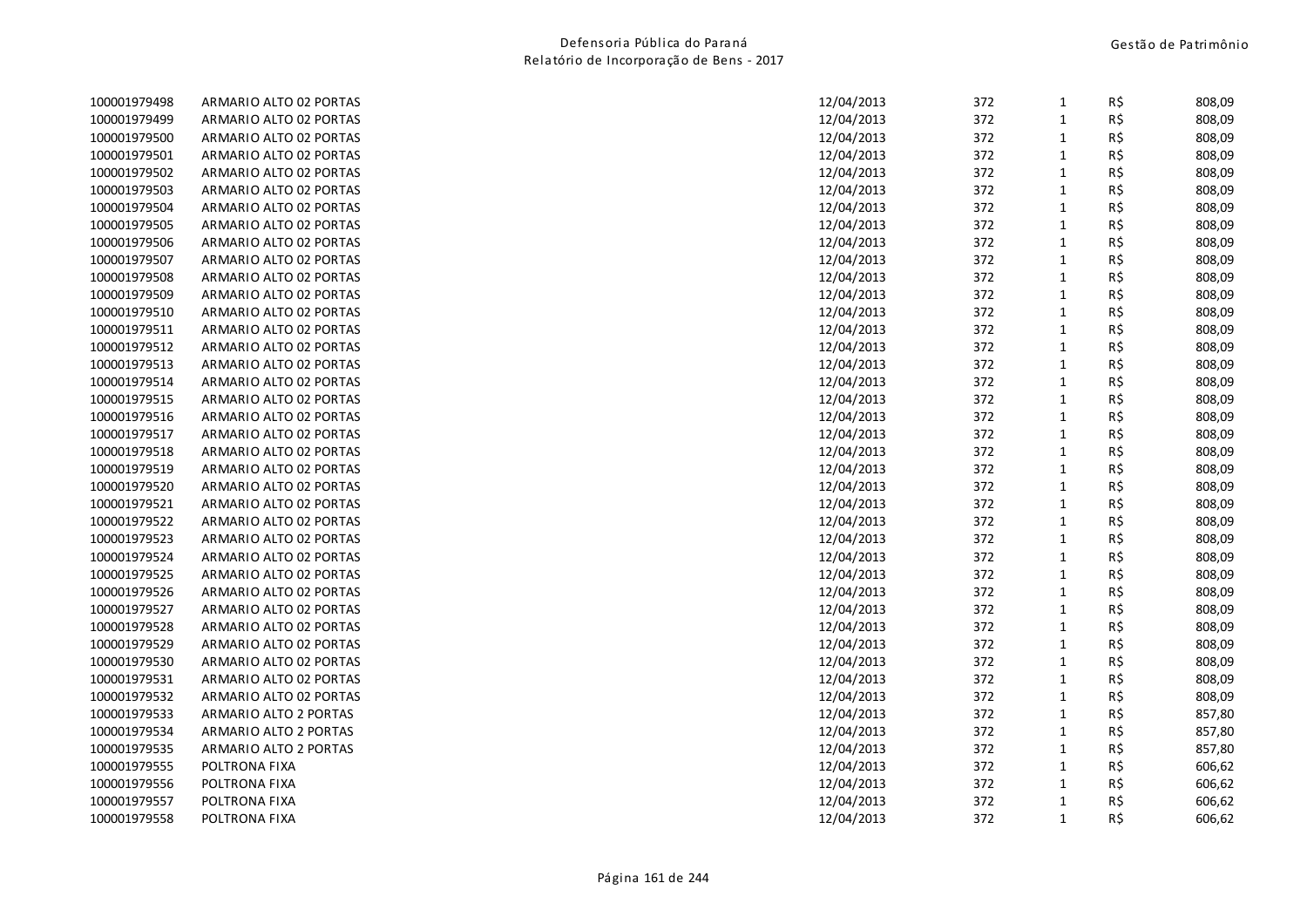| | | | | | | |
|---|---|---|---|---|---|---|
| 100001979498 | ARMARIO ALTO 02 PORTAS | 12/04/2013 | 372 | 1 | R$ | 808,09 |
| 100001979499 | ARMARIO ALTO 02 PORTAS | 12/04/2013 | 372 | 1 | R$ | 808,09 |
| 100001979500 | ARMARIO ALTO 02 PORTAS | 12/04/2013 | 372 | 1 | R$ | 808,09 |
| 100001979501 | ARMARIO ALTO 02 PORTAS | 12/04/2013 | 372 | 1 | R$ | 808,09 |
| 100001979502 | ARMARIO ALTO 02 PORTAS | 12/04/2013 | 372 | 1 | R$ | 808,09 |
| 100001979503 | ARMARIO ALTO 02 PORTAS | 12/04/2013 | 372 | 1 | R$ | 808,09 |
| 100001979504 | ARMARIO ALTO 02 PORTAS | 12/04/2013 | 372 | 1 | R$ | 808,09 |
| 100001979505 | ARMARIO ALTO 02 PORTAS | 12/04/2013 | 372 | 1 | R$ | 808,09 |
| 100001979506 | ARMARIO ALTO 02 PORTAS | 12/04/2013 | 372 | 1 | R$ | 808,09 |
| 100001979507 | ARMARIO ALTO 02 PORTAS | 12/04/2013 | 372 | 1 | R$ | 808,09 |
| 100001979508 | ARMARIO ALTO 02 PORTAS | 12/04/2013 | 372 | 1 | R$ | 808,09 |
| 100001979509 | ARMARIO ALTO 02 PORTAS | 12/04/2013 | 372 | 1 | R$ | 808,09 |
| 100001979510 | ARMARIO ALTO 02 PORTAS | 12/04/2013 | 372 | 1 | R$ | 808,09 |
| 100001979511 | ARMARIO ALTO 02 PORTAS | 12/04/2013 | 372 | 1 | R$ | 808,09 |
| 100001979512 | ARMARIO ALTO 02 PORTAS | 12/04/2013 | 372 | 1 | R$ | 808,09 |
| 100001979513 | ARMARIO ALTO 02 PORTAS | 12/04/2013 | 372 | 1 | R$ | 808,09 |
| 100001979514 | ARMARIO ALTO 02 PORTAS | 12/04/2013 | 372 | 1 | R$ | 808,09 |
| 100001979515 | ARMARIO ALTO 02 PORTAS | 12/04/2013 | 372 | 1 | R$ | 808,09 |
| 100001979516 | ARMARIO ALTO 02 PORTAS | 12/04/2013 | 372 | 1 | R$ | 808,09 |
| 100001979517 | ARMARIO ALTO 02 PORTAS | 12/04/2013 | 372 | 1 | R$ | 808,09 |
| 100001979518 | ARMARIO ALTO 02 PORTAS | 12/04/2013 | 372 | 1 | R$ | 808,09 |
| 100001979519 | ARMARIO ALTO 02 PORTAS | 12/04/2013 | 372 | 1 | R$ | 808,09 |
| 100001979520 | ARMARIO ALTO 02 PORTAS | 12/04/2013 | 372 | 1 | R$ | 808,09 |
| 100001979521 | ARMARIO ALTO 02 PORTAS | 12/04/2013 | 372 | 1 | R$ | 808,09 |
| 100001979522 | ARMARIO ALTO 02 PORTAS | 12/04/2013 | 372 | 1 | R$ | 808,09 |
| 100001979523 | ARMARIO ALTO 02 PORTAS | 12/04/2013 | 372 | 1 | R$ | 808,09 |
| 100001979524 | ARMARIO ALTO 02 PORTAS | 12/04/2013 | 372 | 1 | R$ | 808,09 |
| 100001979525 | ARMARIO ALTO 02 PORTAS | 12/04/2013 | 372 | 1 | R$ | 808,09 |
| 100001979526 | ARMARIO ALTO 02 PORTAS | 12/04/2013 | 372 | 1 | R$ | 808,09 |
| 100001979527 | ARMARIO ALTO 02 PORTAS | 12/04/2013 | 372 | 1 | R$ | 808,09 |
| 100001979528 | ARMARIO ALTO 02 PORTAS | 12/04/2013 | 372 | 1 | R$ | 808,09 |
| 100001979529 | ARMARIO ALTO 02 PORTAS | 12/04/2013 | 372 | 1 | R$ | 808,09 |
| 100001979530 | ARMARIO ALTO 02 PORTAS | 12/04/2013 | 372 | 1 | R$ | 808,09 |
| 100001979531 | ARMARIO ALTO 02 PORTAS | 12/04/2013 | 372 | 1 | R$ | 808,09 |
| 100001979532 | ARMARIO ALTO 02 PORTAS | 12/04/2013 | 372 | 1 | R$ | 808,09 |
| 100001979533 | ARMARIO ALTO 2 PORTAS | 12/04/2013 | 372 | 1 | R$ | 857,80 |
| 100001979534 | ARMARIO ALTO 2 PORTAS | 12/04/2013 | 372 | 1 | R$ | 857,80 |
| 100001979535 | ARMARIO ALTO 2 PORTAS | 12/04/2013 | 372 | 1 | R$ | 857,80 |
| 100001979555 | POLTRONA FIXA | 12/04/2013 | 372 | 1 | R$ | 606,62 |
| 100001979556 | POLTRONA FIXA | 12/04/2013 | 372 | 1 | R$ | 606,62 |
| 100001979557 | POLTRONA FIXA | 12/04/2013 | 372 | 1 | R$ | 606,62 |
| 100001979558 | POLTRONA FIXA | 12/04/2013 | 372 | 1 | R$ | 606,62 |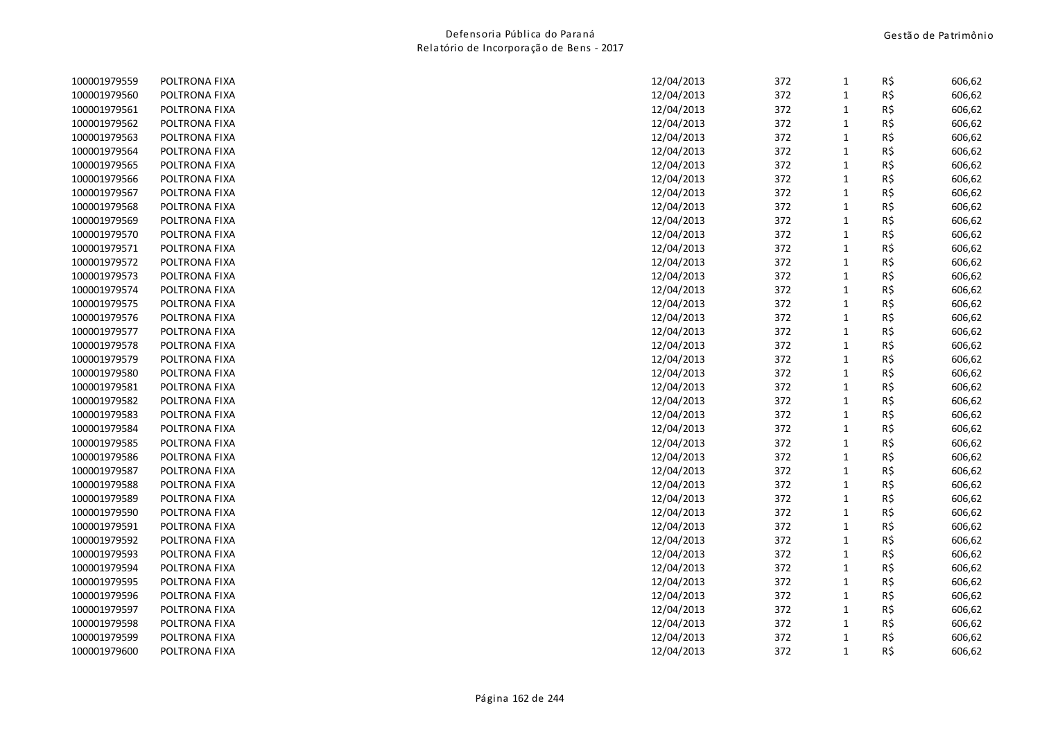| | | | | | | |
|---|---|---|---|---|---|---|
| 100001979559 | POLTRONA FIXA | 12/04/2013 | 372 | 1 | R$ | 606,62 |
| 100001979560 | POLTRONA FIXA | 12/04/2013 | 372 | 1 | R$ | 606,62 |
| 100001979561 | POLTRONA FIXA | 12/04/2013 | 372 | 1 | R$ | 606,62 |
| 100001979562 | POLTRONA FIXA | 12/04/2013 | 372 | 1 | R$ | 606,62 |
| 100001979563 | POLTRONA FIXA | 12/04/2013 | 372 | 1 | R$ | 606,62 |
| 100001979564 | POLTRONA FIXA | 12/04/2013 | 372 | 1 | R$ | 606,62 |
| 100001979565 | POLTRONA FIXA | 12/04/2013 | 372 | 1 | R$ | 606,62 |
| 100001979566 | POLTRONA FIXA | 12/04/2013 | 372 | 1 | R$ | 606,62 |
| 100001979567 | POLTRONA FIXA | 12/04/2013 | 372 | 1 | R$ | 606,62 |
| 100001979568 | POLTRONA FIXA | 12/04/2013 | 372 | 1 | R$ | 606,62 |
| 100001979569 | POLTRONA FIXA | 12/04/2013 | 372 | 1 | R$ | 606,62 |
| 100001979570 | POLTRONA FIXA | 12/04/2013 | 372 | 1 | R$ | 606,62 |
| 100001979571 | POLTRONA FIXA | 12/04/2013 | 372 | 1 | R$ | 606,62 |
| 100001979572 | POLTRONA FIXA | 12/04/2013 | 372 | 1 | R$ | 606,62 |
| 100001979573 | POLTRONA FIXA | 12/04/2013 | 372 | 1 | R$ | 606,62 |
| 100001979574 | POLTRONA FIXA | 12/04/2013 | 372 | 1 | R$ | 606,62 |
| 100001979575 | POLTRONA FIXA | 12/04/2013 | 372 | 1 | R$ | 606,62 |
| 100001979576 | POLTRONA FIXA | 12/04/2013 | 372 | 1 | R$ | 606,62 |
| 100001979577 | POLTRONA FIXA | 12/04/2013 | 372 | 1 | R$ | 606,62 |
| 100001979578 | POLTRONA FIXA | 12/04/2013 | 372 | 1 | R$ | 606,62 |
| 100001979579 | POLTRONA FIXA | 12/04/2013 | 372 | 1 | R$ | 606,62 |
| 100001979580 | POLTRONA FIXA | 12/04/2013 | 372 | 1 | R$ | 606,62 |
| 100001979581 | POLTRONA FIXA | 12/04/2013 | 372 | 1 | R$ | 606,62 |
| 100001979582 | POLTRONA FIXA | 12/04/2013 | 372 | 1 | R$ | 606,62 |
| 100001979583 | POLTRONA FIXA | 12/04/2013 | 372 | 1 | R$ | 606,62 |
| 100001979584 | POLTRONA FIXA | 12/04/2013 | 372 | 1 | R$ | 606,62 |
| 100001979585 | POLTRONA FIXA | 12/04/2013 | 372 | 1 | R$ | 606,62 |
| 100001979586 | POLTRONA FIXA | 12/04/2013 | 372 | 1 | R$ | 606,62 |
| 100001979587 | POLTRONA FIXA | 12/04/2013 | 372 | 1 | R$ | 606,62 |
| 100001979588 | POLTRONA FIXA | 12/04/2013 | 372 | 1 | R$ | 606,62 |
| 100001979589 | POLTRONA FIXA | 12/04/2013 | 372 | 1 | R$ | 606,62 |
| 100001979590 | POLTRONA FIXA | 12/04/2013 | 372 | 1 | R$ | 606,62 |
| 100001979591 | POLTRONA FIXA | 12/04/2013 | 372 | 1 | R$ | 606,62 |
| 100001979592 | POLTRONA FIXA | 12/04/2013 | 372 | 1 | R$ | 606,62 |
| 100001979593 | POLTRONA FIXA | 12/04/2013 | 372 | 1 | R$ | 606,62 |
| 100001979594 | POLTRONA FIXA | 12/04/2013 | 372 | 1 | R$ | 606,62 |
| 100001979595 | POLTRONA FIXA | 12/04/2013 | 372 | 1 | R$ | 606,62 |
| 100001979596 | POLTRONA FIXA | 12/04/2013 | 372 | 1 | R$ | 606,62 |
| 100001979597 | POLTRONA FIXA | 12/04/2013 | 372 | 1 | R$ | 606,62 |
| 100001979598 | POLTRONA FIXA | 12/04/2013 | 372 | 1 | R$ | 606,62 |
| 100001979599 | POLTRONA FIXA | 12/04/2013 | 372 | 1 | R$ | 606,62 |
| 100001979600 | POLTRONA FIXA | 12/04/2013 | 372 | 1 | R$ | 606,62 |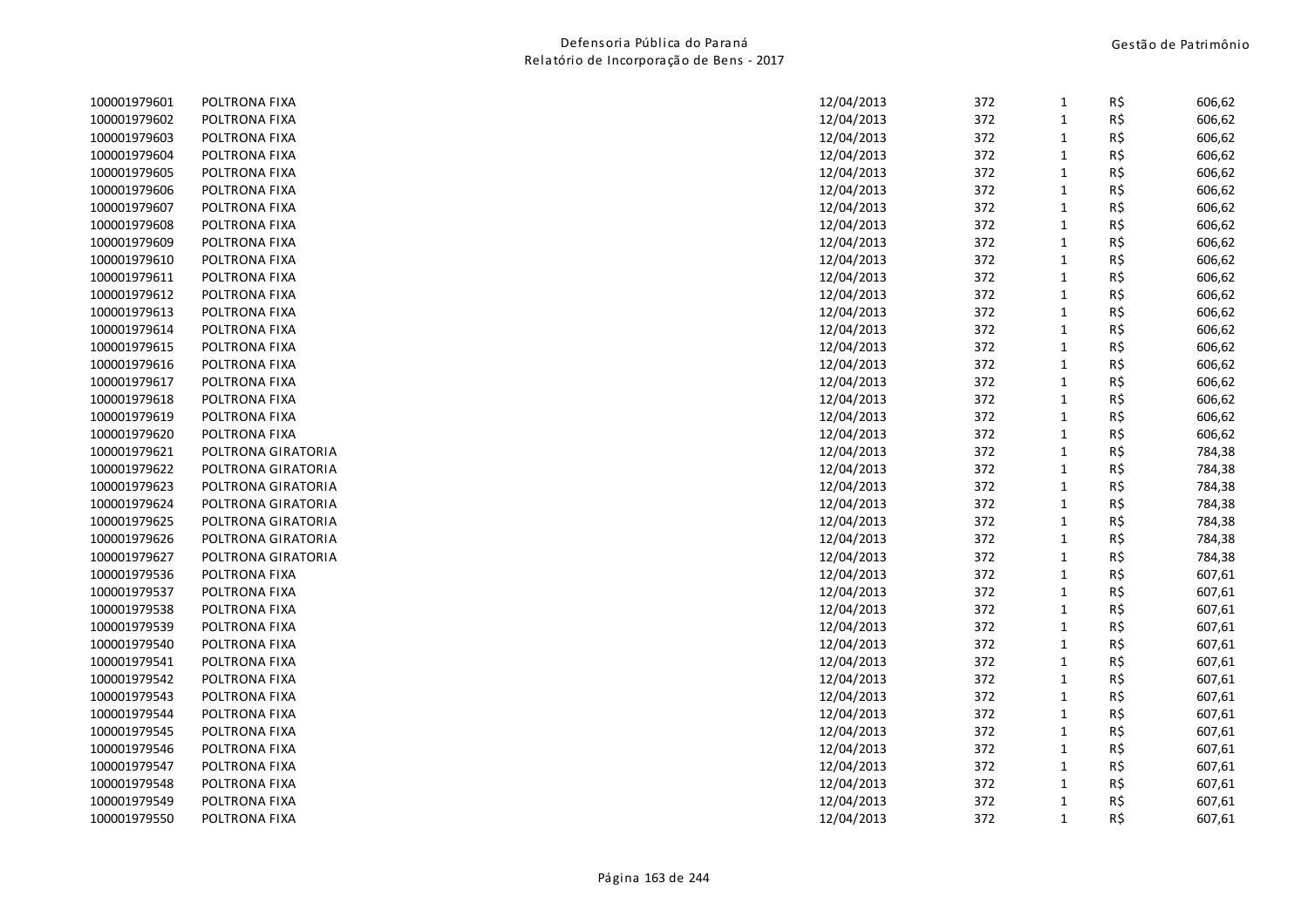| | | | | | | |
|---|---|---|---|---|---|---|
| 100001979601 | POLTRONA FIXA | 12/04/2013 | 372 | 1 | R$ | 606,62 |
| 100001979602 | POLTRONA FIXA | 12/04/2013 | 372 | 1 | R$ | 606,62 |
| 100001979603 | POLTRONA FIXA | 12/04/2013 | 372 | 1 | R$ | 606,62 |
| 100001979604 | POLTRONA FIXA | 12/04/2013 | 372 | 1 | R$ | 606,62 |
| 100001979605 | POLTRONA FIXA | 12/04/2013 | 372 | 1 | R$ | 606,62 |
| 100001979606 | POLTRONA FIXA | 12/04/2013 | 372 | 1 | R$ | 606,62 |
| 100001979607 | POLTRONA FIXA | 12/04/2013 | 372 | 1 | R$ | 606,62 |
| 100001979608 | POLTRONA FIXA | 12/04/2013 | 372 | 1 | R$ | 606,62 |
| 100001979609 | POLTRONA FIXA | 12/04/2013 | 372 | 1 | R$ | 606,62 |
| 100001979610 | POLTRONA FIXA | 12/04/2013 | 372 | 1 | R$ | 606,62 |
| 100001979611 | POLTRONA FIXA | 12/04/2013 | 372 | 1 | R$ | 606,62 |
| 100001979612 | POLTRONA FIXA | 12/04/2013 | 372 | 1 | R$ | 606,62 |
| 100001979613 | POLTRONA FIXA | 12/04/2013 | 372 | 1 | R$ | 606,62 |
| 100001979614 | POLTRONA FIXA | 12/04/2013 | 372 | 1 | R$ | 606,62 |
| 100001979615 | POLTRONA FIXA | 12/04/2013 | 372 | 1 | R$ | 606,62 |
| 100001979616 | POLTRONA FIXA | 12/04/2013 | 372 | 1 | R$ | 606,62 |
| 100001979617 | POLTRONA FIXA | 12/04/2013 | 372 | 1 | R$ | 606,62 |
| 100001979618 | POLTRONA FIXA | 12/04/2013 | 372 | 1 | R$ | 606,62 |
| 100001979619 | POLTRONA FIXA | 12/04/2013 | 372 | 1 | R$ | 606,62 |
| 100001979620 | POLTRONA FIXA | 12/04/2013 | 372 | 1 | R$ | 606,62 |
| 100001979621 | POLTRONA GIRATORIA | 12/04/2013 | 372 | 1 | R$ | 784,38 |
| 100001979622 | POLTRONA GIRATORIA | 12/04/2013 | 372 | 1 | R$ | 784,38 |
| 100001979623 | POLTRONA GIRATORIA | 12/04/2013 | 372 | 1 | R$ | 784,38 |
| 100001979624 | POLTRONA GIRATORIA | 12/04/2013 | 372 | 1 | R$ | 784,38 |
| 100001979625 | POLTRONA GIRATORIA | 12/04/2013 | 372 | 1 | R$ | 784,38 |
| 100001979626 | POLTRONA GIRATORIA | 12/04/2013 | 372 | 1 | R$ | 784,38 |
| 100001979627 | POLTRONA GIRATORIA | 12/04/2013 | 372 | 1 | R$ | 784,38 |
| 100001979536 | POLTRONA FIXA | 12/04/2013 | 372 | 1 | R$ | 607,61 |
| 100001979537 | POLTRONA FIXA | 12/04/2013 | 372 | 1 | R$ | 607,61 |
| 100001979538 | POLTRONA FIXA | 12/04/2013 | 372 | 1 | R$ | 607,61 |
| 100001979539 | POLTRONA FIXA | 12/04/2013 | 372 | 1 | R$ | 607,61 |
| 100001979540 | POLTRONA FIXA | 12/04/2013 | 372 | 1 | R$ | 607,61 |
| 100001979541 | POLTRONA FIXA | 12/04/2013 | 372 | 1 | R$ | 607,61 |
| 100001979542 | POLTRONA FIXA | 12/04/2013 | 372 | 1 | R$ | 607,61 |
| 100001979543 | POLTRONA FIXA | 12/04/2013 | 372 | 1 | R$ | 607,61 |
| 100001979544 | POLTRONA FIXA | 12/04/2013 | 372 | 1 | R$ | 607,61 |
| 100001979545 | POLTRONA FIXA | 12/04/2013 | 372 | 1 | R$ | 607,61 |
| 100001979546 | POLTRONA FIXA | 12/04/2013 | 372 | 1 | R$ | 607,61 |
| 100001979547 | POLTRONA FIXA | 12/04/2013 | 372 | 1 | R$ | 607,61 |
| 100001979548 | POLTRONA FIXA | 12/04/2013 | 372 | 1 | R$ | 607,61 |
| 100001979549 | POLTRONA FIXA | 12/04/2013 | 372 | 1 | R$ | 607,61 |
| 100001979550 | POLTRONA FIXA | 12/04/2013 | 372 | 1 | R$ | 607,61 |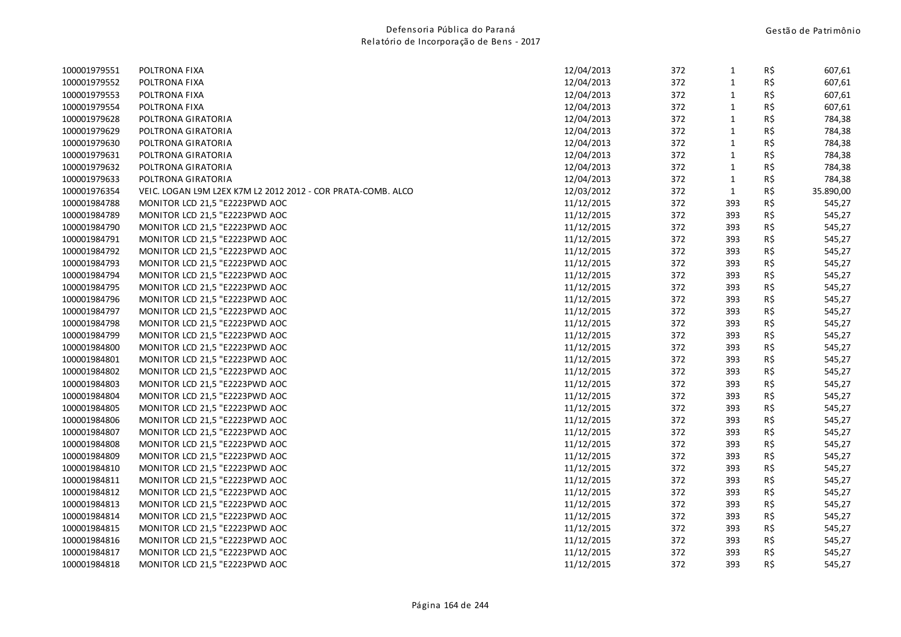| | | | | | | |
|---|---|---|---|---|---|---|
| 100001979551 | POLTRONA FIXA | 12/04/2013 | 372 | 1 | R$ | 607,61 |
| 100001979552 | POLTRONA FIXA | 12/04/2013 | 372 | 1 | R$ | 607,61 |
| 100001979553 | POLTRONA FIXA | 12/04/2013 | 372 | 1 | R$ | 607,61 |
| 100001979554 | POLTRONA FIXA | 12/04/2013 | 372 | 1 | R$ | 607,61 |
| 100001979628 | POLTRONA GIRATORIA | 12/04/2013 | 372 | 1 | R$ | 784,38 |
| 100001979629 | POLTRONA GIRATORIA | 12/04/2013 | 372 | 1 | R$ | 784,38 |
| 100001979630 | POLTRONA GIRATORIA | 12/04/2013 | 372 | 1 | R$ | 784,38 |
| 100001979631 | POLTRONA GIRATORIA | 12/04/2013 | 372 | 1 | R$ | 784,38 |
| 100001979632 | POLTRONA GIRATORIA | 12/04/2013 | 372 | 1 | R$ | 784,38 |
| 100001979633 | POLTRONA GIRATORIA | 12/04/2013 | 372 | 1 | R$ | 784,38 |
| 100001976354 | VEIC. LOGAN L9M L2EX K7M L2 2012 2012 - COR PRATA-COMB. ALCO | 12/03/2012 | 372 | 1 | R$ | 35.890,00 |
| 100001984788 | MONITOR LCD 21,5 "E2223PWD AOC | 11/12/2015 | 372 | 393 | R$ | 545,27 |
| 100001984789 | MONITOR LCD 21,5 "E2223PWD AOC | 11/12/2015 | 372 | 393 | R$ | 545,27 |
| 100001984790 | MONITOR LCD 21,5 "E2223PWD AOC | 11/12/2015 | 372 | 393 | R$ | 545,27 |
| 100001984791 | MONITOR LCD 21,5 "E2223PWD AOC | 11/12/2015 | 372 | 393 | R$ | 545,27 |
| 100001984792 | MONITOR LCD 21,5 "E2223PWD AOC | 11/12/2015 | 372 | 393 | R$ | 545,27 |
| 100001984793 | MONITOR LCD 21,5 "E2223PWD AOC | 11/12/2015 | 372 | 393 | R$ | 545,27 |
| 100001984794 | MONITOR LCD 21,5 "E2223PWD AOC | 11/12/2015 | 372 | 393 | R$ | 545,27 |
| 100001984795 | MONITOR LCD 21,5 "E2223PWD AOC | 11/12/2015 | 372 | 393 | R$ | 545,27 |
| 100001984796 | MONITOR LCD 21,5 "E2223PWD AOC | 11/12/2015 | 372 | 393 | R$ | 545,27 |
| 100001984797 | MONITOR LCD 21,5 "E2223PWD AOC | 11/12/2015 | 372 | 393 | R$ | 545,27 |
| 100001984798 | MONITOR LCD 21,5 "E2223PWD AOC | 11/12/2015 | 372 | 393 | R$ | 545,27 |
| 100001984799 | MONITOR LCD 21,5 "E2223PWD AOC | 11/12/2015 | 372 | 393 | R$ | 545,27 |
| 100001984800 | MONITOR LCD 21,5 "E2223PWD AOC | 11/12/2015 | 372 | 393 | R$ | 545,27 |
| 100001984801 | MONITOR LCD 21,5 "E2223PWD AOC | 11/12/2015 | 372 | 393 | R$ | 545,27 |
| 100001984802 | MONITOR LCD 21,5 "E2223PWD AOC | 11/12/2015 | 372 | 393 | R$ | 545,27 |
| 100001984803 | MONITOR LCD 21,5 "E2223PWD AOC | 11/12/2015 | 372 | 393 | R$ | 545,27 |
| 100001984804 | MONITOR LCD 21,5 "E2223PWD AOC | 11/12/2015 | 372 | 393 | R$ | 545,27 |
| 100001984805 | MONITOR LCD 21,5 "E2223PWD AOC | 11/12/2015 | 372 | 393 | R$ | 545,27 |
| 100001984806 | MONITOR LCD 21,5 "E2223PWD AOC | 11/12/2015 | 372 | 393 | R$ | 545,27 |
| 100001984807 | MONITOR LCD 21,5 "E2223PWD AOC | 11/12/2015 | 372 | 393 | R$ | 545,27 |
| 100001984808 | MONITOR LCD 21,5 "E2223PWD AOC | 11/12/2015 | 372 | 393 | R$ | 545,27 |
| 100001984809 | MONITOR LCD 21,5 "E2223PWD AOC | 11/12/2015 | 372 | 393 | R$ | 545,27 |
| 100001984810 | MONITOR LCD 21,5 "E2223PWD AOC | 11/12/2015 | 372 | 393 | R$ | 545,27 |
| 100001984811 | MONITOR LCD 21,5 "E2223PWD AOC | 11/12/2015 | 372 | 393 | R$ | 545,27 |
| 100001984812 | MONITOR LCD 21,5 "E2223PWD AOC | 11/12/2015 | 372 | 393 | R$ | 545,27 |
| 100001984813 | MONITOR LCD 21,5 "E2223PWD AOC | 11/12/2015 | 372 | 393 | R$ | 545,27 |
| 100001984814 | MONITOR LCD 21,5 "E2223PWD AOC | 11/12/2015 | 372 | 393 | R$ | 545,27 |
| 100001984815 | MONITOR LCD 21,5 "E2223PWD AOC | 11/12/2015 | 372 | 393 | R$ | 545,27 |
| 100001984816 | MONITOR LCD 21,5 "E2223PWD AOC | 11/12/2015 | 372 | 393 | R$ | 545,27 |
| 100001984817 | MONITOR LCD 21,5 "E2223PWD AOC | 11/12/2015 | 372 | 393 | R$ | 545,27 |
| 100001984818 | MONITOR LCD 21,5 "E2223PWD AOC | 11/12/2015 | 372 | 393 | R$ | 545,27 |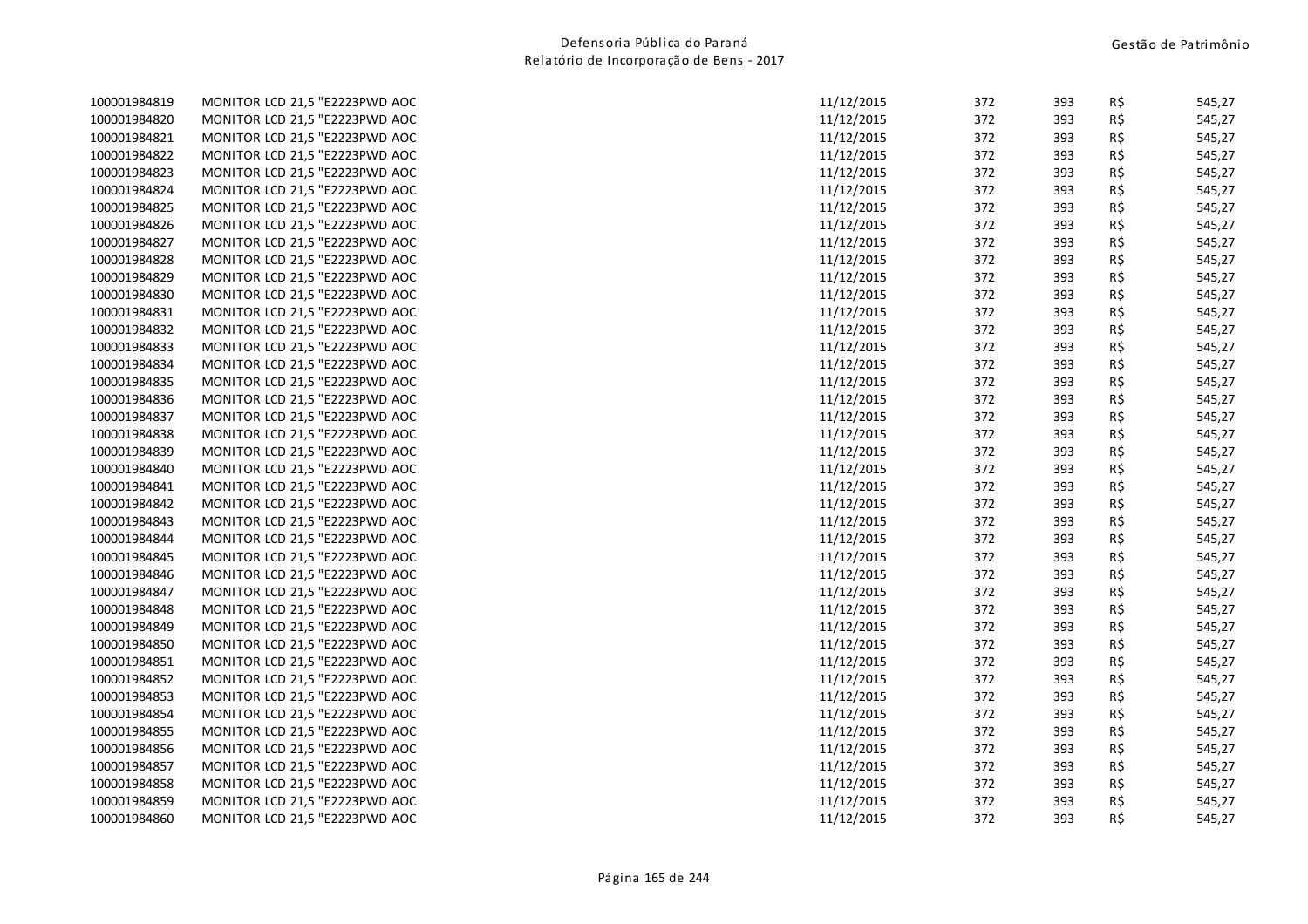| | | | | | | |
|---|---|---|---|---|---|---|
| 100001984819 | MONITOR LCD 21,5 "E2223PWD AOC | 11/12/2015 | 372 | 393 | R$ | 545,27 |
| 100001984820 | MONITOR LCD 21,5 "E2223PWD AOC | 11/12/2015 | 372 | 393 | R$ | 545,27 |
| 100001984821 | MONITOR LCD 21,5 "E2223PWD AOC | 11/12/2015 | 372 | 393 | R$ | 545,27 |
| 100001984822 | MONITOR LCD 21,5 "E2223PWD AOC | 11/12/2015 | 372 | 393 | R$ | 545,27 |
| 100001984823 | MONITOR LCD 21,5 "E2223PWD AOC | 11/12/2015 | 372 | 393 | R$ | 545,27 |
| 100001984824 | MONITOR LCD 21,5 "E2223PWD AOC | 11/12/2015 | 372 | 393 | R$ | 545,27 |
| 100001984825 | MONITOR LCD 21,5 "E2223PWD AOC | 11/12/2015 | 372 | 393 | R$ | 545,27 |
| 100001984826 | MONITOR LCD 21,5 "E2223PWD AOC | 11/12/2015 | 372 | 393 | R$ | 545,27 |
| 100001984827 | MONITOR LCD 21,5 "E2223PWD AOC | 11/12/2015 | 372 | 393 | R$ | 545,27 |
| 100001984828 | MONITOR LCD 21,5 "E2223PWD AOC | 11/12/2015 | 372 | 393 | R$ | 545,27 |
| 100001984829 | MONITOR LCD 21,5 "E2223PWD AOC | 11/12/2015 | 372 | 393 | R$ | 545,27 |
| 100001984830 | MONITOR LCD 21,5 "E2223PWD AOC | 11/12/2015 | 372 | 393 | R$ | 545,27 |
| 100001984831 | MONITOR LCD 21,5 "E2223PWD AOC | 11/12/2015 | 372 | 393 | R$ | 545,27 |
| 100001984832 | MONITOR LCD 21,5 "E2223PWD AOC | 11/12/2015 | 372 | 393 | R$ | 545,27 |
| 100001984833 | MONITOR LCD 21,5 "E2223PWD AOC | 11/12/2015 | 372 | 393 | R$ | 545,27 |
| 100001984834 | MONITOR LCD 21,5 "E2223PWD AOC | 11/12/2015 | 372 | 393 | R$ | 545,27 |
| 100001984835 | MONITOR LCD 21,5 "E2223PWD AOC | 11/12/2015 | 372 | 393 | R$ | 545,27 |
| 100001984836 | MONITOR LCD 21,5 "E2223PWD AOC | 11/12/2015 | 372 | 393 | R$ | 545,27 |
| 100001984837 | MONITOR LCD 21,5 "E2223PWD AOC | 11/12/2015 | 372 | 393 | R$ | 545,27 |
| 100001984838 | MONITOR LCD 21,5 "E2223PWD AOC | 11/12/2015 | 372 | 393 | R$ | 545,27 |
| 100001984839 | MONITOR LCD 21,5 "E2223PWD AOC | 11/12/2015 | 372 | 393 | R$ | 545,27 |
| 100001984840 | MONITOR LCD 21,5 "E2223PWD AOC | 11/12/2015 | 372 | 393 | R$ | 545,27 |
| 100001984841 | MONITOR LCD 21,5 "E2223PWD AOC | 11/12/2015 | 372 | 393 | R$ | 545,27 |
| 100001984842 | MONITOR LCD 21,5 "E2223PWD AOC | 11/12/2015 | 372 | 393 | R$ | 545,27 |
| 100001984843 | MONITOR LCD 21,5 "E2223PWD AOC | 11/12/2015 | 372 | 393 | R$ | 545,27 |
| 100001984844 | MONITOR LCD 21,5 "E2223PWD AOC | 11/12/2015 | 372 | 393 | R$ | 545,27 |
| 100001984845 | MONITOR LCD 21,5 "E2223PWD AOC | 11/12/2015 | 372 | 393 | R$ | 545,27 |
| 100001984846 | MONITOR LCD 21,5 "E2223PWD AOC | 11/12/2015 | 372 | 393 | R$ | 545,27 |
| 100001984847 | MONITOR LCD 21,5 "E2223PWD AOC | 11/12/2015 | 372 | 393 | R$ | 545,27 |
| 100001984848 | MONITOR LCD 21,5 "E2223PWD AOC | 11/12/2015 | 372 | 393 | R$ | 545,27 |
| 100001984849 | MONITOR LCD 21,5 "E2223PWD AOC | 11/12/2015 | 372 | 393 | R$ | 545,27 |
| 100001984850 | MONITOR LCD 21,5 "E2223PWD AOC | 11/12/2015 | 372 | 393 | R$ | 545,27 |
| 100001984851 | MONITOR LCD 21,5 "E2223PWD AOC | 11/12/2015 | 372 | 393 | R$ | 545,27 |
| 100001984852 | MONITOR LCD 21,5 "E2223PWD AOC | 11/12/2015 | 372 | 393 | R$ | 545,27 |
| 100001984853 | MONITOR LCD 21,5 "E2223PWD AOC | 11/12/2015 | 372 | 393 | R$ | 545,27 |
| 100001984854 | MONITOR LCD 21,5 "E2223PWD AOC | 11/12/2015 | 372 | 393 | R$ | 545,27 |
| 100001984855 | MONITOR LCD 21,5 "E2223PWD AOC | 11/12/2015 | 372 | 393 | R$ | 545,27 |
| 100001984856 | MONITOR LCD 21,5 "E2223PWD AOC | 11/12/2015 | 372 | 393 | R$ | 545,27 |
| 100001984857 | MONITOR LCD 21,5 "E2223PWD AOC | 11/12/2015 | 372 | 393 | R$ | 545,27 |
| 100001984858 | MONITOR LCD 21,5 "E2223PWD AOC | 11/12/2015 | 372 | 393 | R$ | 545,27 |
| 100001984859 | MONITOR LCD 21,5 "E2223PWD AOC | 11/12/2015 | 372 | 393 | R$ | 545,27 |
| 100001984860 | MONITOR LCD 21,5 "E2223PWD AOC | 11/12/2015 | 372 | 393 | R$ | 545,27 |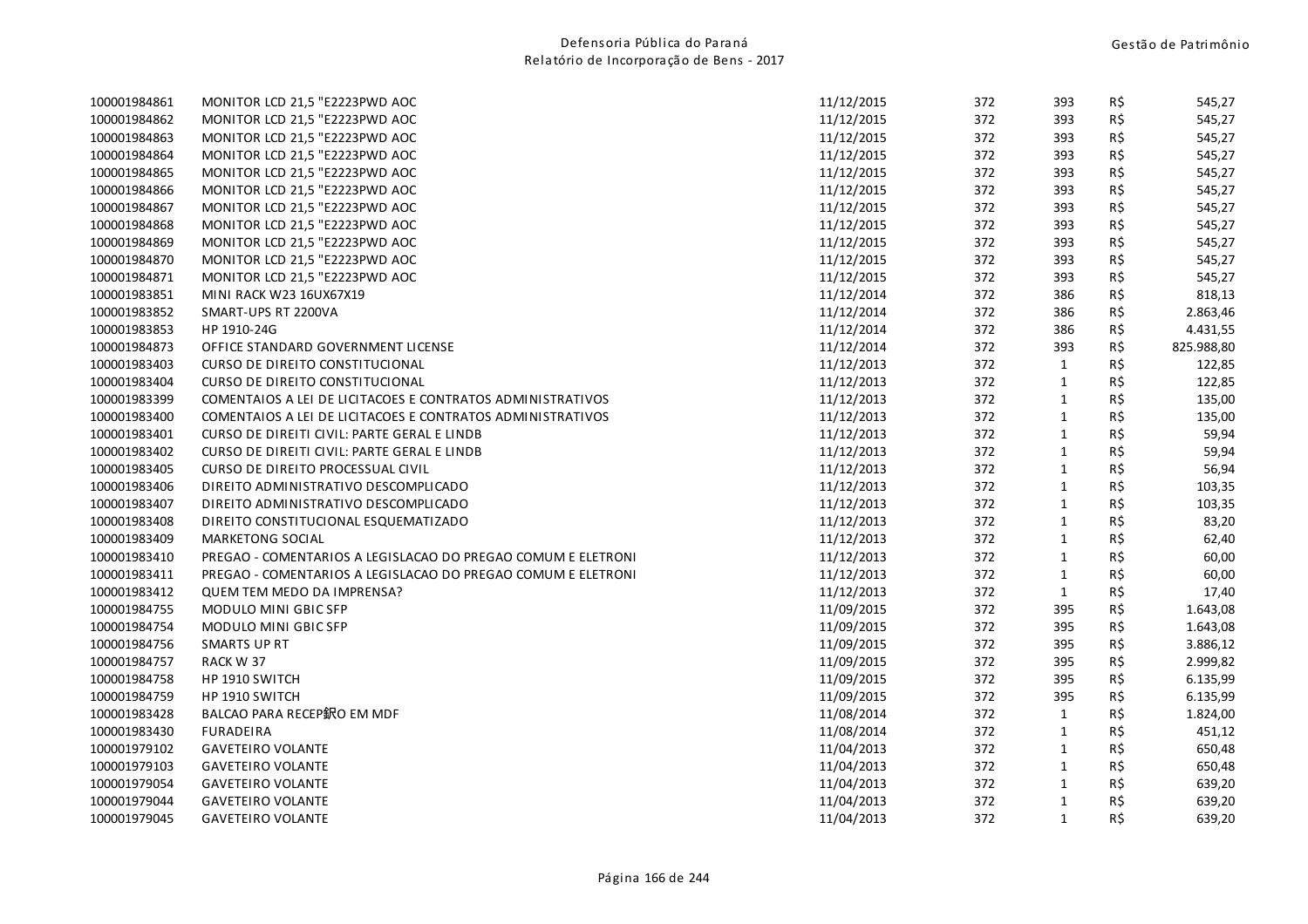| | | | | | | |
|---|---|---|---|---|---|---|
| 100001984861 | MONITOR LCD 21,5 "E2223PWD AOC | 11/12/2015 | 372 | 393 | R$ | 545,27 |
| 100001984862 | MONITOR LCD 21,5 "E2223PWD AOC | 11/12/2015 | 372 | 393 | R$ | 545,27 |
| 100001984863 | MONITOR LCD 21,5 "E2223PWD AOC | 11/12/2015 | 372 | 393 | R$ | 545,27 |
| 100001984864 | MONITOR LCD 21,5 "E2223PWD AOC | 11/12/2015 | 372 | 393 | R$ | 545,27 |
| 100001984865 | MONITOR LCD 21,5 "E2223PWD AOC | 11/12/2015 | 372 | 393 | R$ | 545,27 |
| 100001984866 | MONITOR LCD 21,5 "E2223PWD AOC | 11/12/2015 | 372 | 393 | R$ | 545,27 |
| 100001984867 | MONITOR LCD 21,5 "E2223PWD AOC | 11/12/2015 | 372 | 393 | R$ | 545,27 |
| 100001984868 | MONITOR LCD 21,5 "E2223PWD AOC | 11/12/2015 | 372 | 393 | R$ | 545,27 |
| 100001984869 | MONITOR LCD 21,5 "E2223PWD AOC | 11/12/2015 | 372 | 393 | R$ | 545,27 |
| 100001984870 | MONITOR LCD 21,5 "E2223PWD AOC | 11/12/2015 | 372 | 393 | R$ | 545,27 |
| 100001984871 | MONITOR LCD 21,5 "E2223PWD AOC | 11/12/2015 | 372 | 393 | R$ | 545,27 |
| 100001983851 | MINI RACK W23 16UX67X19 | 11/12/2014 | 372 | 386 | R$ | 818,13 |
| 100001983852 | SMART-UPS RT 2200VA | 11/12/2014 | 372 | 386 | R$ | 2.863,46 |
| 100001983853 | HP 1910-24G | 11/12/2014 | 372 | 386 | R$ | 4.431,55 |
| 100001984873 | OFFICE STANDARD GOVERNMENT LICENSE | 11/12/2014 | 372 | 393 | R$ | 825.988,80 |
| 100001983403 | CURSO DE DIREITO CONSTITUCIONAL | 11/12/2013 | 372 | 1 | R$ | 122,85 |
| 100001983404 | CURSO DE DIREITO CONSTITUCIONAL | 11/12/2013 | 372 | 1 | R$ | 122,85 |
| 100001983399 | COMENTAIOS A LEI DE LICITACOES E CONTRATOS ADMINISTRATIVOS | 11/12/2013 | 372 | 1 | R$ | 135,00 |
| 100001983400 | COMENTAIOS A LEI DE LICITACOES E CONTRATOS ADMINISTRATIVOS | 11/12/2013 | 372 | 1 | R$ | 135,00 |
| 100001983401 | CURSO DE DIREITI CIVIL: PARTE GERAL E LINDB | 11/12/2013 | 372 | 1 | R$ | 59,94 |
| 100001983402 | CURSO DE DIREITI CIVIL: PARTE GERAL E LINDB | 11/12/2013 | 372 | 1 | R$ | 59,94 |
| 100001983405 | CURSO DE DIREITO PROCESSUAL CIVIL | 11/12/2013 | 372 | 1 | R$ | 56,94 |
| 100001983406 | DIREITO ADMINISTRATIVO DESCOMPLICADO | 11/12/2013 | 372 | 1 | R$ | 103,35 |
| 100001983407 | DIREITO ADMINISTRATIVO DESCOMPLICADO | 11/12/2013 | 372 | 1 | R$ | 103,35 |
| 100001983408 | DIREITO CONSTITUCIONAL ESQUEMATIZADO | 11/12/2013 | 372 | 1 | R$ | 83,20 |
| 100001983409 | MARKETONG SOCIAL | 11/12/2013 | 372 | 1 | R$ | 62,40 |
| 100001983410 | PREGAO - COMENTARIOS A LEGISLACAO DO PREGAO COMUM E ELETRONI | 11/12/2013 | 372 | 1 | R$ | 60,00 |
| 100001983411 | PREGAO - COMENTARIOS A LEGISLACAO DO PREGAO COMUM E ELETRONI | 11/12/2013 | 372 | 1 | R$ | 60,00 |
| 100001983412 | QUEM TEM MEDO DA IMPRENSA? | 11/12/2013 | 372 | 1 | R$ | 17,40 |
| 100001984755 | MODULO MINI GBIC SFP | 11/09/2015 | 372 | 395 | R$ | 1.643,08 |
| 100001984754 | MODULO MINI GBIC SFP | 11/09/2015 | 372 | 395 | R$ | 1.643,08 |
| 100001984756 | SMARTS UP RT | 11/09/2015 | 372 | 395 | R$ | 3.886,12 |
| 100001984757 | RACK W 37 | 11/09/2015 | 372 | 395 | R$ | 2.999,82 |
| 100001984758 | HP 1910 SWITCH | 11/09/2015 | 372 | 395 | R$ | 6.135,99 |
| 100001984759 | HP 1910 SWITCH | 11/09/2015 | 372 | 395 | R$ | 6.135,99 |
| 100001983428 | BALCAO PARA RECEP釩O EM MDF | 11/08/2014 | 372 | 1 | R$ | 1.824,00 |
| 100001983430 | FURADEIRA | 11/08/2014 | 372 | 1 | R$ | 451,12 |
| 100001979102 | GAVETEIRO VOLANTE | 11/04/2013 | 372 | 1 | R$ | 650,48 |
| 100001979103 | GAVETEIRO VOLANTE | 11/04/2013 | 372 | 1 | R$ | 650,48 |
| 100001979054 | GAVETEIRO VOLANTE | 11/04/2013 | 372 | 1 | R$ | 639,20 |
| 100001979044 | GAVETEIRO VOLANTE | 11/04/2013 | 372 | 1 | R$ | 639,20 |
| 100001979045 | GAVETEIRO VOLANTE | 11/04/2013 | 372 | 1 | R$ | 639,20 |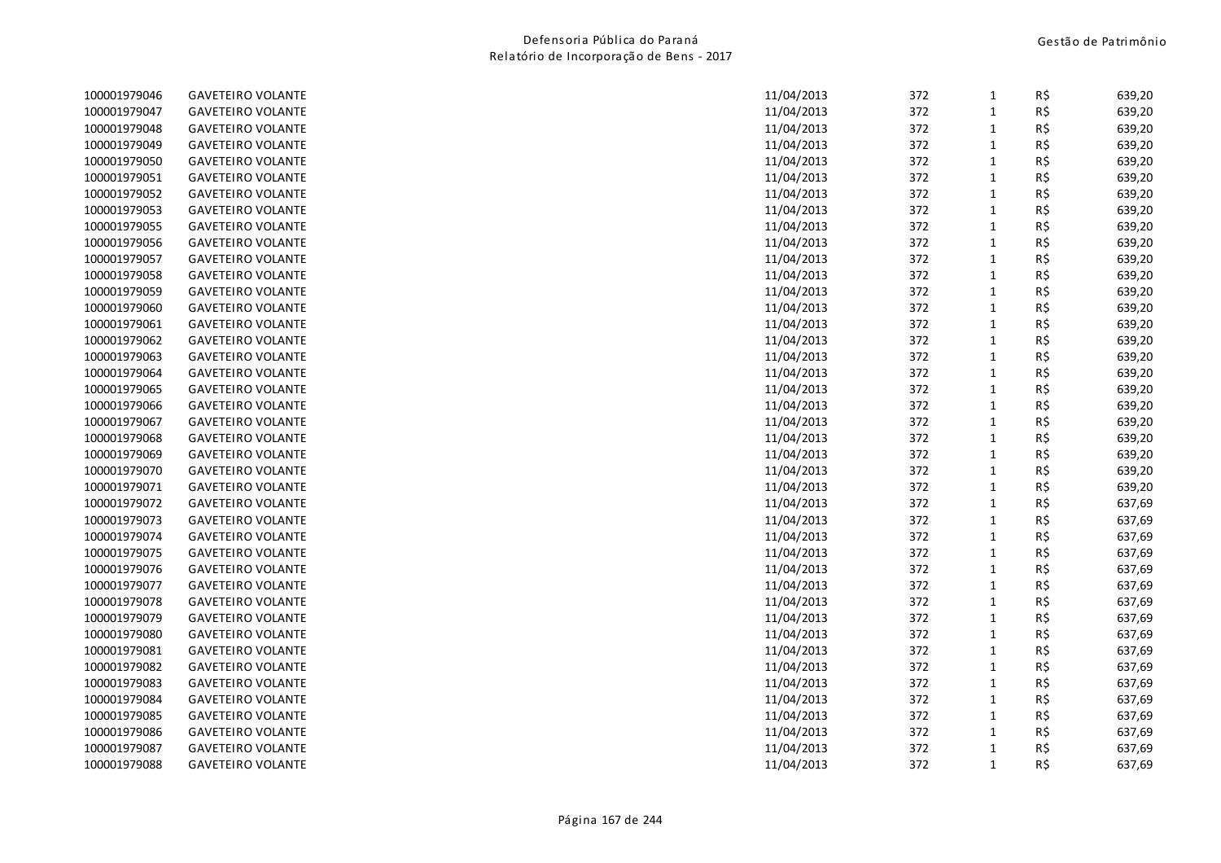| | | | | | | |
|---|---|---|---|---|---|---|
| 100001979046 | GAVETEIRO VOLANTE | 11/04/2013 | 372 | 1 | R$ | 639,20 |
| 100001979047 | GAVETEIRO VOLANTE | 11/04/2013 | 372 | 1 | R$ | 639,20 |
| 100001979048 | GAVETEIRO VOLANTE | 11/04/2013 | 372 | 1 | R$ | 639,20 |
| 100001979049 | GAVETEIRO VOLANTE | 11/04/2013 | 372 | 1 | R$ | 639,20 |
| 100001979050 | GAVETEIRO VOLANTE | 11/04/2013 | 372 | 1 | R$ | 639,20 |
| 100001979051 | GAVETEIRO VOLANTE | 11/04/2013 | 372 | 1 | R$ | 639,20 |
| 100001979052 | GAVETEIRO VOLANTE | 11/04/2013 | 372 | 1 | R$ | 639,20 |
| 100001979053 | GAVETEIRO VOLANTE | 11/04/2013 | 372 | 1 | R$ | 639,20 |
| 100001979055 | GAVETEIRO VOLANTE | 11/04/2013 | 372 | 1 | R$ | 639,20 |
| 100001979056 | GAVETEIRO VOLANTE | 11/04/2013 | 372 | 1 | R$ | 639,20 |
| 100001979057 | GAVETEIRO VOLANTE | 11/04/2013 | 372 | 1 | R$ | 639,20 |
| 100001979058 | GAVETEIRO VOLANTE | 11/04/2013 | 372 | 1 | R$ | 639,20 |
| 100001979059 | GAVETEIRO VOLANTE | 11/04/2013 | 372 | 1 | R$ | 639,20 |
| 100001979060 | GAVETEIRO VOLANTE | 11/04/2013 | 372 | 1 | R$ | 639,20 |
| 100001979061 | GAVETEIRO VOLANTE | 11/04/2013 | 372 | 1 | R$ | 639,20 |
| 100001979062 | GAVETEIRO VOLANTE | 11/04/2013 | 372 | 1 | R$ | 639,20 |
| 100001979063 | GAVETEIRO VOLANTE | 11/04/2013 | 372 | 1 | R$ | 639,20 |
| 100001979064 | GAVETEIRO VOLANTE | 11/04/2013 | 372 | 1 | R$ | 639,20 |
| 100001979065 | GAVETEIRO VOLANTE | 11/04/2013 | 372 | 1 | R$ | 639,20 |
| 100001979066 | GAVETEIRO VOLANTE | 11/04/2013 | 372 | 1 | R$ | 639,20 |
| 100001979067 | GAVETEIRO VOLANTE | 11/04/2013 | 372 | 1 | R$ | 639,20 |
| 100001979068 | GAVETEIRO VOLANTE | 11/04/2013 | 372 | 1 | R$ | 639,20 |
| 100001979069 | GAVETEIRO VOLANTE | 11/04/2013 | 372 | 1 | R$ | 639,20 |
| 100001979070 | GAVETEIRO VOLANTE | 11/04/2013 | 372 | 1 | R$ | 639,20 |
| 100001979071 | GAVETEIRO VOLANTE | 11/04/2013 | 372 | 1 | R$ | 639,20 |
| 100001979072 | GAVETEIRO VOLANTE | 11/04/2013 | 372 | 1 | R$ | 637,69 |
| 100001979073 | GAVETEIRO VOLANTE | 11/04/2013 | 372 | 1 | R$ | 637,69 |
| 100001979074 | GAVETEIRO VOLANTE | 11/04/2013 | 372 | 1 | R$ | 637,69 |
| 100001979075 | GAVETEIRO VOLANTE | 11/04/2013 | 372 | 1 | R$ | 637,69 |
| 100001979076 | GAVETEIRO VOLANTE | 11/04/2013 | 372 | 1 | R$ | 637,69 |
| 100001979077 | GAVETEIRO VOLANTE | 11/04/2013 | 372 | 1 | R$ | 637,69 |
| 100001979078 | GAVETEIRO VOLANTE | 11/04/2013 | 372 | 1 | R$ | 637,69 |
| 100001979079 | GAVETEIRO VOLANTE | 11/04/2013 | 372 | 1 | R$ | 637,69 |
| 100001979080 | GAVETEIRO VOLANTE | 11/04/2013 | 372 | 1 | R$ | 637,69 |
| 100001979081 | GAVETEIRO VOLANTE | 11/04/2013 | 372 | 1 | R$ | 637,69 |
| 100001979082 | GAVETEIRO VOLANTE | 11/04/2013 | 372 | 1 | R$ | 637,69 |
| 100001979083 | GAVETEIRO VOLANTE | 11/04/2013 | 372 | 1 | R$ | 637,69 |
| 100001979084 | GAVETEIRO VOLANTE | 11/04/2013 | 372 | 1 | R$ | 637,69 |
| 100001979085 | GAVETEIRO VOLANTE | 11/04/2013 | 372 | 1 | R$ | 637,69 |
| 100001979086 | GAVETEIRO VOLANTE | 11/04/2013 | 372 | 1 | R$ | 637,69 |
| 100001979087 | GAVETEIRO VOLANTE | 11/04/2013 | 372 | 1 | R$ | 637,69 |
| 100001979088 | GAVETEIRO VOLANTE | 11/04/2013 | 372 | 1 | R$ | 637,69 |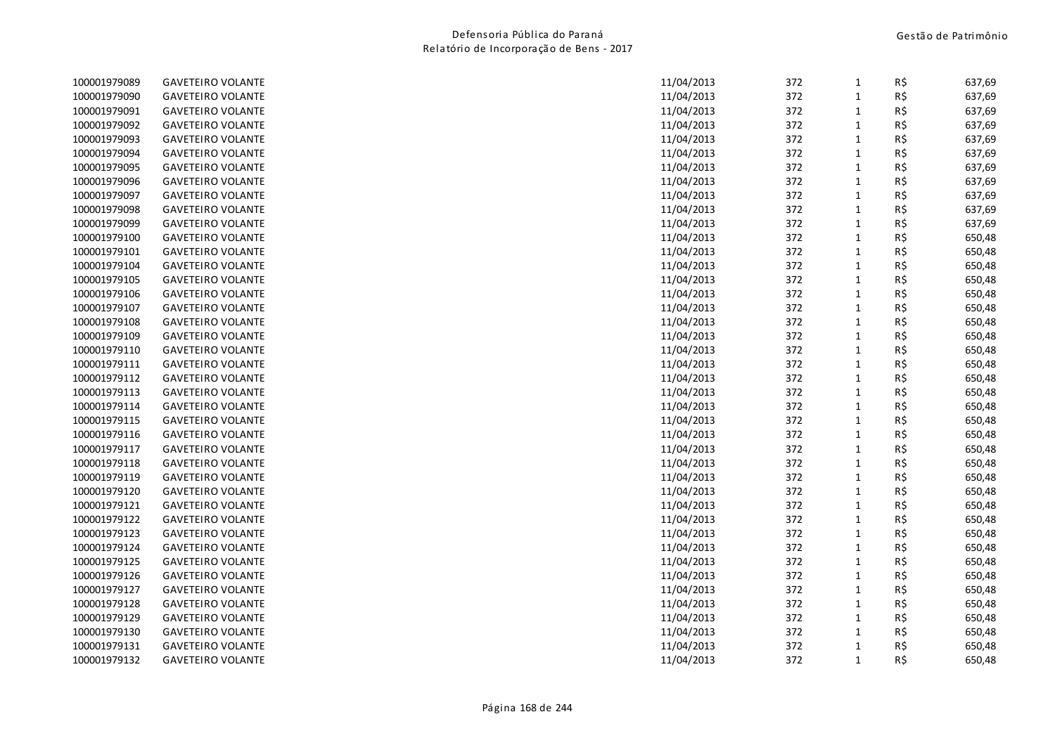| | | | | | | |
|---|---|---|---|---|---|---|
| 100001979089 | GAVETEIRO VOLANTE | 11/04/2013 | 372 | 1 | R$ | 637,69 |
| 100001979090 | GAVETEIRO VOLANTE | 11/04/2013 | 372 | 1 | R$ | 637,69 |
| 100001979091 | GAVETEIRO VOLANTE | 11/04/2013 | 372 | 1 | R$ | 637,69 |
| 100001979092 | GAVETEIRO VOLANTE | 11/04/2013 | 372 | 1 | R$ | 637,69 |
| 100001979093 | GAVETEIRO VOLANTE | 11/04/2013 | 372 | 1 | R$ | 637,69 |
| 100001979094 | GAVETEIRO VOLANTE | 11/04/2013 | 372 | 1 | R$ | 637,69 |
| 100001979095 | GAVETEIRO VOLANTE | 11/04/2013 | 372 | 1 | R$ | 637,69 |
| 100001979096 | GAVETEIRO VOLANTE | 11/04/2013 | 372 | 1 | R$ | 637,69 |
| 100001979097 | GAVETEIRO VOLANTE | 11/04/2013 | 372 | 1 | R$ | 637,69 |
| 100001979098 | GAVETEIRO VOLANTE | 11/04/2013 | 372 | 1 | R$ | 637,69 |
| 100001979099 | GAVETEIRO VOLANTE | 11/04/2013 | 372 | 1 | R$ | 637,69 |
| 100001979100 | GAVETEIRO VOLANTE | 11/04/2013 | 372 | 1 | R$ | 650,48 |
| 100001979101 | GAVETEIRO VOLANTE | 11/04/2013 | 372 | 1 | R$ | 650,48 |
| 100001979104 | GAVETEIRO VOLANTE | 11/04/2013 | 372 | 1 | R$ | 650,48 |
| 100001979105 | GAVETEIRO VOLANTE | 11/04/2013 | 372 | 1 | R$ | 650,48 |
| 100001979106 | GAVETEIRO VOLANTE | 11/04/2013 | 372 | 1 | R$ | 650,48 |
| 100001979107 | GAVETEIRO VOLANTE | 11/04/2013 | 372 | 1 | R$ | 650,48 |
| 100001979108 | GAVETEIRO VOLANTE | 11/04/2013 | 372 | 1 | R$ | 650,48 |
| 100001979109 | GAVETEIRO VOLANTE | 11/04/2013 | 372 | 1 | R$ | 650,48 |
| 100001979110 | GAVETEIRO VOLANTE | 11/04/2013 | 372 | 1 | R$ | 650,48 |
| 100001979111 | GAVETEIRO VOLANTE | 11/04/2013 | 372 | 1 | R$ | 650,48 |
| 100001979112 | GAVETEIRO VOLANTE | 11/04/2013 | 372 | 1 | R$ | 650,48 |
| 100001979113 | GAVETEIRO VOLANTE | 11/04/2013 | 372 | 1 | R$ | 650,48 |
| 100001979114 | GAVETEIRO VOLANTE | 11/04/2013 | 372 | 1 | R$ | 650,48 |
| 100001979115 | GAVETEIRO VOLANTE | 11/04/2013 | 372 | 1 | R$ | 650,48 |
| 100001979116 | GAVETEIRO VOLANTE | 11/04/2013 | 372 | 1 | R$ | 650,48 |
| 100001979117 | GAVETEIRO VOLANTE | 11/04/2013 | 372 | 1 | R$ | 650,48 |
| 100001979118 | GAVETEIRO VOLANTE | 11/04/2013 | 372 | 1 | R$ | 650,48 |
| 100001979119 | GAVETEIRO VOLANTE | 11/04/2013 | 372 | 1 | R$ | 650,48 |
| 100001979120 | GAVETEIRO VOLANTE | 11/04/2013 | 372 | 1 | R$ | 650,48 |
| 100001979121 | GAVETEIRO VOLANTE | 11/04/2013 | 372 | 1 | R$ | 650,48 |
| 100001979122 | GAVETEIRO VOLANTE | 11/04/2013 | 372 | 1 | R$ | 650,48 |
| 100001979123 | GAVETEIRO VOLANTE | 11/04/2013 | 372 | 1 | R$ | 650,48 |
| 100001979124 | GAVETEIRO VOLANTE | 11/04/2013 | 372 | 1 | R$ | 650,48 |
| 100001979125 | GAVETEIRO VOLANTE | 11/04/2013 | 372 | 1 | R$ | 650,48 |
| 100001979126 | GAVETEIRO VOLANTE | 11/04/2013 | 372 | 1 | R$ | 650,48 |
| 100001979127 | GAVETEIRO VOLANTE | 11/04/2013 | 372 | 1 | R$ | 650,48 |
| 100001979128 | GAVETEIRO VOLANTE | 11/04/2013 | 372 | 1 | R$ | 650,48 |
| 100001979129 | GAVETEIRO VOLANTE | 11/04/2013 | 372 | 1 | R$ | 650,48 |
| 100001979130 | GAVETEIRO VOLANTE | 11/04/2013 | 372 | 1 | R$ | 650,48 |
| 100001979131 | GAVETEIRO VOLANTE | 11/04/2013 | 372 | 1 | R$ | 650,48 |
| 100001979132 | GAVETEIRO VOLANTE | 11/04/2013 | 372 | 1 | R$ | 650,48 |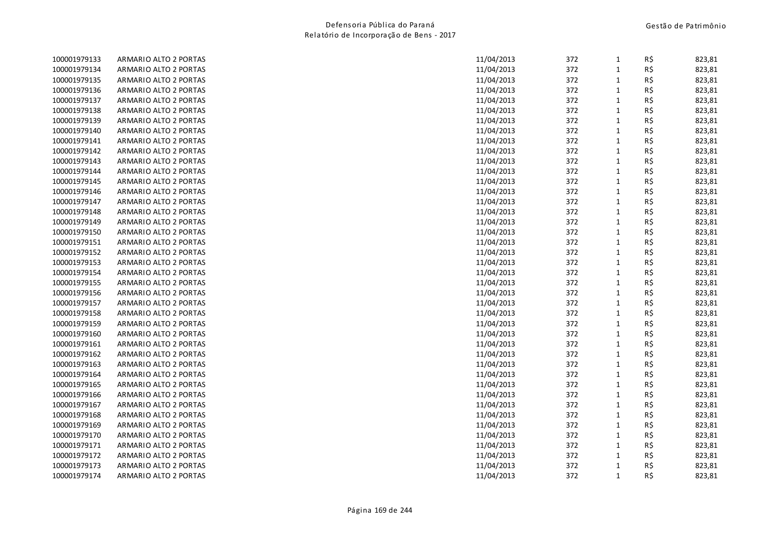| | | | | | | |
|---|---|---|---|---|---|---|
| 100001979133 | ARMARIO ALTO 2 PORTAS | 11/04/2013 | 372 | 1 | R$ | 823,81 |
| 100001979134 | ARMARIO ALTO 2 PORTAS | 11/04/2013 | 372 | 1 | R$ | 823,81 |
| 100001979135 | ARMARIO ALTO 2 PORTAS | 11/04/2013 | 372 | 1 | R$ | 823,81 |
| 100001979136 | ARMARIO ALTO 2 PORTAS | 11/04/2013 | 372 | 1 | R$ | 823,81 |
| 100001979137 | ARMARIO ALTO 2 PORTAS | 11/04/2013 | 372 | 1 | R$ | 823,81 |
| 100001979138 | ARMARIO ALTO 2 PORTAS | 11/04/2013 | 372 | 1 | R$ | 823,81 |
| 100001979139 | ARMARIO ALTO 2 PORTAS | 11/04/2013 | 372 | 1 | R$ | 823,81 |
| 100001979140 | ARMARIO ALTO 2 PORTAS | 11/04/2013 | 372 | 1 | R$ | 823,81 |
| 100001979141 | ARMARIO ALTO 2 PORTAS | 11/04/2013 | 372 | 1 | R$ | 823,81 |
| 100001979142 | ARMARIO ALTO 2 PORTAS | 11/04/2013 | 372 | 1 | R$ | 823,81 |
| 100001979143 | ARMARIO ALTO 2 PORTAS | 11/04/2013 | 372 | 1 | R$ | 823,81 |
| 100001979144 | ARMARIO ALTO 2 PORTAS | 11/04/2013 | 372 | 1 | R$ | 823,81 |
| 100001979145 | ARMARIO ALTO 2 PORTAS | 11/04/2013 | 372 | 1 | R$ | 823,81 |
| 100001979146 | ARMARIO ALTO 2 PORTAS | 11/04/2013 | 372 | 1 | R$ | 823,81 |
| 100001979147 | ARMARIO ALTO 2 PORTAS | 11/04/2013 | 372 | 1 | R$ | 823,81 |
| 100001979148 | ARMARIO ALTO 2 PORTAS | 11/04/2013 | 372 | 1 | R$ | 823,81 |
| 100001979149 | ARMARIO ALTO 2 PORTAS | 11/04/2013 | 372 | 1 | R$ | 823,81 |
| 100001979150 | ARMARIO ALTO 2 PORTAS | 11/04/2013 | 372 | 1 | R$ | 823,81 |
| 100001979151 | ARMARIO ALTO 2 PORTAS | 11/04/2013 | 372 | 1 | R$ | 823,81 |
| 100001979152 | ARMARIO ALTO 2 PORTAS | 11/04/2013 | 372 | 1 | R$ | 823,81 |
| 100001979153 | ARMARIO ALTO 2 PORTAS | 11/04/2013 | 372 | 1 | R$ | 823,81 |
| 100001979154 | ARMARIO ALTO 2 PORTAS | 11/04/2013 | 372 | 1 | R$ | 823,81 |
| 100001979155 | ARMARIO ALTO 2 PORTAS | 11/04/2013 | 372 | 1 | R$ | 823,81 |
| 100001979156 | ARMARIO ALTO 2 PORTAS | 11/04/2013 | 372 | 1 | R$ | 823,81 |
| 100001979157 | ARMARIO ALTO 2 PORTAS | 11/04/2013 | 372 | 1 | R$ | 823,81 |
| 100001979158 | ARMARIO ALTO 2 PORTAS | 11/04/2013 | 372 | 1 | R$ | 823,81 |
| 100001979159 | ARMARIO ALTO 2 PORTAS | 11/04/2013 | 372 | 1 | R$ | 823,81 |
| 100001979160 | ARMARIO ALTO 2 PORTAS | 11/04/2013 | 372 | 1 | R$ | 823,81 |
| 100001979161 | ARMARIO ALTO 2 PORTAS | 11/04/2013 | 372 | 1 | R$ | 823,81 |
| 100001979162 | ARMARIO ALTO 2 PORTAS | 11/04/2013 | 372 | 1 | R$ | 823,81 |
| 100001979163 | ARMARIO ALTO 2 PORTAS | 11/04/2013 | 372 | 1 | R$ | 823,81 |
| 100001979164 | ARMARIO ALTO 2 PORTAS | 11/04/2013 | 372 | 1 | R$ | 823,81 |
| 100001979165 | ARMARIO ALTO 2 PORTAS | 11/04/2013 | 372 | 1 | R$ | 823,81 |
| 100001979166 | ARMARIO ALTO 2 PORTAS | 11/04/2013 | 372 | 1 | R$ | 823,81 |
| 100001979167 | ARMARIO ALTO 2 PORTAS | 11/04/2013 | 372 | 1 | R$ | 823,81 |
| 100001979168 | ARMARIO ALTO 2 PORTAS | 11/04/2013 | 372 | 1 | R$ | 823,81 |
| 100001979169 | ARMARIO ALTO 2 PORTAS | 11/04/2013 | 372 | 1 | R$ | 823,81 |
| 100001979170 | ARMARIO ALTO 2 PORTAS | 11/04/2013 | 372 | 1 | R$ | 823,81 |
| 100001979171 | ARMARIO ALTO 2 PORTAS | 11/04/2013 | 372 | 1 | R$ | 823,81 |
| 100001979172 | ARMARIO ALTO 2 PORTAS | 11/04/2013 | 372 | 1 | R$ | 823,81 |
| 100001979173 | ARMARIO ALTO 2 PORTAS | 11/04/2013 | 372 | 1 | R$ | 823,81 |
| 100001979174 | ARMARIO ALTO 2 PORTAS | 11/04/2013 | 372 | 1 | R$ | 823,81 |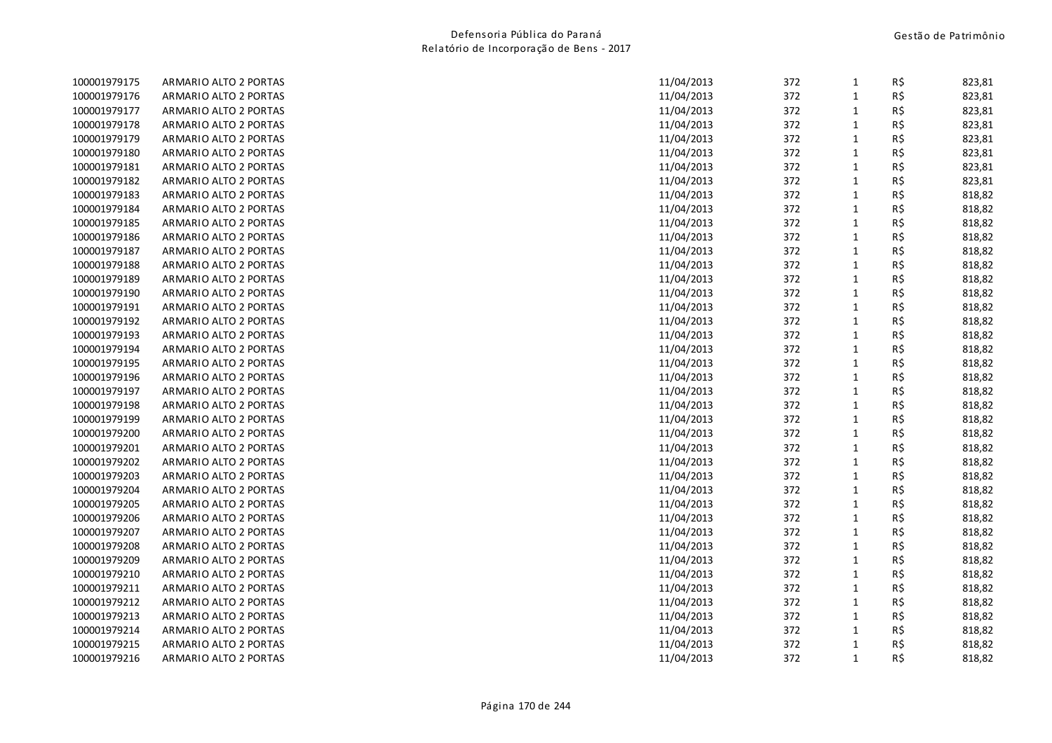| | | | | | | |
|---|---|---|---|---|---|---|
| 100001979175 | ARMARIO ALTO 2 PORTAS | 11/04/2013 | 372 | 1 | R$ | 823,81 |
| 100001979176 | ARMARIO ALTO 2 PORTAS | 11/04/2013 | 372 | 1 | R$ | 823,81 |
| 100001979177 | ARMARIO ALTO 2 PORTAS | 11/04/2013 | 372 | 1 | R$ | 823,81 |
| 100001979178 | ARMARIO ALTO 2 PORTAS | 11/04/2013 | 372 | 1 | R$ | 823,81 |
| 100001979179 | ARMARIO ALTO 2 PORTAS | 11/04/2013 | 372 | 1 | R$ | 823,81 |
| 100001979180 | ARMARIO ALTO 2 PORTAS | 11/04/2013 | 372 | 1 | R$ | 823,81 |
| 100001979181 | ARMARIO ALTO 2 PORTAS | 11/04/2013 | 372 | 1 | R$ | 823,81 |
| 100001979182 | ARMARIO ALTO 2 PORTAS | 11/04/2013 | 372 | 1 | R$ | 823,81 |
| 100001979183 | ARMARIO ALTO 2 PORTAS | 11/04/2013 | 372 | 1 | R$ | 818,82 |
| 100001979184 | ARMARIO ALTO 2 PORTAS | 11/04/2013 | 372 | 1 | R$ | 818,82 |
| 100001979185 | ARMARIO ALTO 2 PORTAS | 11/04/2013 | 372 | 1 | R$ | 818,82 |
| 100001979186 | ARMARIO ALTO 2 PORTAS | 11/04/2013 | 372 | 1 | R$ | 818,82 |
| 100001979187 | ARMARIO ALTO 2 PORTAS | 11/04/2013 | 372 | 1 | R$ | 818,82 |
| 100001979188 | ARMARIO ALTO 2 PORTAS | 11/04/2013 | 372 | 1 | R$ | 818,82 |
| 100001979189 | ARMARIO ALTO 2 PORTAS | 11/04/2013 | 372 | 1 | R$ | 818,82 |
| 100001979190 | ARMARIO ALTO 2 PORTAS | 11/04/2013 | 372 | 1 | R$ | 818,82 |
| 100001979191 | ARMARIO ALTO 2 PORTAS | 11/04/2013 | 372 | 1 | R$ | 818,82 |
| 100001979192 | ARMARIO ALTO 2 PORTAS | 11/04/2013 | 372 | 1 | R$ | 818,82 |
| 100001979193 | ARMARIO ALTO 2 PORTAS | 11/04/2013 | 372 | 1 | R$ | 818,82 |
| 100001979194 | ARMARIO ALTO 2 PORTAS | 11/04/2013 | 372 | 1 | R$ | 818,82 |
| 100001979195 | ARMARIO ALTO 2 PORTAS | 11/04/2013 | 372 | 1 | R$ | 818,82 |
| 100001979196 | ARMARIO ALTO 2 PORTAS | 11/04/2013 | 372 | 1 | R$ | 818,82 |
| 100001979197 | ARMARIO ALTO 2 PORTAS | 11/04/2013 | 372 | 1 | R$ | 818,82 |
| 100001979198 | ARMARIO ALTO 2 PORTAS | 11/04/2013 | 372 | 1 | R$ | 818,82 |
| 100001979199 | ARMARIO ALTO 2 PORTAS | 11/04/2013 | 372 | 1 | R$ | 818,82 |
| 100001979200 | ARMARIO ALTO 2 PORTAS | 11/04/2013 | 372 | 1 | R$ | 818,82 |
| 100001979201 | ARMARIO ALTO 2 PORTAS | 11/04/2013 | 372 | 1 | R$ | 818,82 |
| 100001979202 | ARMARIO ALTO 2 PORTAS | 11/04/2013 | 372 | 1 | R$ | 818,82 |
| 100001979203 | ARMARIO ALTO 2 PORTAS | 11/04/2013 | 372 | 1 | R$ | 818,82 |
| 100001979204 | ARMARIO ALTO 2 PORTAS | 11/04/2013 | 372 | 1 | R$ | 818,82 |
| 100001979205 | ARMARIO ALTO 2 PORTAS | 11/04/2013 | 372 | 1 | R$ | 818,82 |
| 100001979206 | ARMARIO ALTO 2 PORTAS | 11/04/2013 | 372 | 1 | R$ | 818,82 |
| 100001979207 | ARMARIO ALTO 2 PORTAS | 11/04/2013 | 372 | 1 | R$ | 818,82 |
| 100001979208 | ARMARIO ALTO 2 PORTAS | 11/04/2013 | 372 | 1 | R$ | 818,82 |
| 100001979209 | ARMARIO ALTO 2 PORTAS | 11/04/2013 | 372 | 1 | R$ | 818,82 |
| 100001979210 | ARMARIO ALTO 2 PORTAS | 11/04/2013 | 372 | 1 | R$ | 818,82 |
| 100001979211 | ARMARIO ALTO 2 PORTAS | 11/04/2013 | 372 | 1 | R$ | 818,82 |
| 100001979212 | ARMARIO ALTO 2 PORTAS | 11/04/2013 | 372 | 1 | R$ | 818,82 |
| 100001979213 | ARMARIO ALTO 2 PORTAS | 11/04/2013 | 372 | 1 | R$ | 818,82 |
| 100001979214 | ARMARIO ALTO 2 PORTAS | 11/04/2013 | 372 | 1 | R$ | 818,82 |
| 100001979215 | ARMARIO ALTO 2 PORTAS | 11/04/2013 | 372 | 1 | R$ | 818,82 |
| 100001979216 | ARMARIO ALTO 2 PORTAS | 11/04/2013 | 372 | 1 | R$ | 818,82 |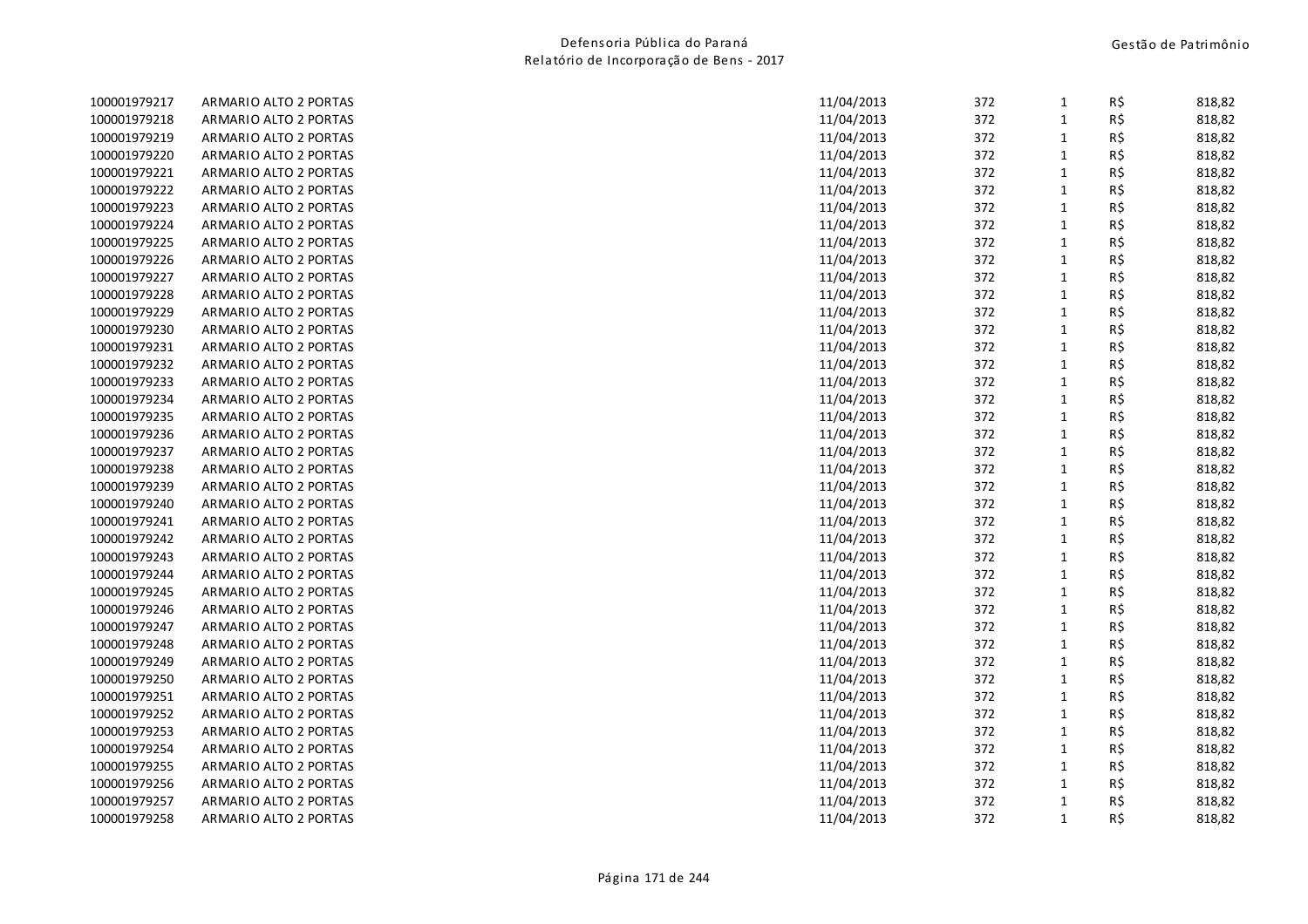| | | | | | | |
|---|---|---|---|---|---|---|
| 100001979217 | ARMARIO ALTO 2 PORTAS | 11/04/2013 | 372 | 1 | R$ | 818,82 |
| 100001979218 | ARMARIO ALTO 2 PORTAS | 11/04/2013 | 372 | 1 | R$ | 818,82 |
| 100001979219 | ARMARIO ALTO 2 PORTAS | 11/04/2013 | 372 | 1 | R$ | 818,82 |
| 100001979220 | ARMARIO ALTO 2 PORTAS | 11/04/2013 | 372 | 1 | R$ | 818,82 |
| 100001979221 | ARMARIO ALTO 2 PORTAS | 11/04/2013 | 372 | 1 | R$ | 818,82 |
| 100001979222 | ARMARIO ALTO 2 PORTAS | 11/04/2013 | 372 | 1 | R$ | 818,82 |
| 100001979223 | ARMARIO ALTO 2 PORTAS | 11/04/2013 | 372 | 1 | R$ | 818,82 |
| 100001979224 | ARMARIO ALTO 2 PORTAS | 11/04/2013 | 372 | 1 | R$ | 818,82 |
| 100001979225 | ARMARIO ALTO 2 PORTAS | 11/04/2013 | 372 | 1 | R$ | 818,82 |
| 100001979226 | ARMARIO ALTO 2 PORTAS | 11/04/2013 | 372 | 1 | R$ | 818,82 |
| 100001979227 | ARMARIO ALTO 2 PORTAS | 11/04/2013 | 372 | 1 | R$ | 818,82 |
| 100001979228 | ARMARIO ALTO 2 PORTAS | 11/04/2013 | 372 | 1 | R$ | 818,82 |
| 100001979229 | ARMARIO ALTO 2 PORTAS | 11/04/2013 | 372 | 1 | R$ | 818,82 |
| 100001979230 | ARMARIO ALTO 2 PORTAS | 11/04/2013 | 372 | 1 | R$ | 818,82 |
| 100001979231 | ARMARIO ALTO 2 PORTAS | 11/04/2013 | 372 | 1 | R$ | 818,82 |
| 100001979232 | ARMARIO ALTO 2 PORTAS | 11/04/2013 | 372 | 1 | R$ | 818,82 |
| 100001979233 | ARMARIO ALTO 2 PORTAS | 11/04/2013 | 372 | 1 | R$ | 818,82 |
| 100001979234 | ARMARIO ALTO 2 PORTAS | 11/04/2013 | 372 | 1 | R$ | 818,82 |
| 100001979235 | ARMARIO ALTO 2 PORTAS | 11/04/2013 | 372 | 1 | R$ | 818,82 |
| 100001979236 | ARMARIO ALTO 2 PORTAS | 11/04/2013 | 372 | 1 | R$ | 818,82 |
| 100001979237 | ARMARIO ALTO 2 PORTAS | 11/04/2013 | 372 | 1 | R$ | 818,82 |
| 100001979238 | ARMARIO ALTO 2 PORTAS | 11/04/2013 | 372 | 1 | R$ | 818,82 |
| 100001979239 | ARMARIO ALTO 2 PORTAS | 11/04/2013 | 372 | 1 | R$ | 818,82 |
| 100001979240 | ARMARIO ALTO 2 PORTAS | 11/04/2013 | 372 | 1 | R$ | 818,82 |
| 100001979241 | ARMARIO ALTO 2 PORTAS | 11/04/2013 | 372 | 1 | R$ | 818,82 |
| 100001979242 | ARMARIO ALTO 2 PORTAS | 11/04/2013 | 372 | 1 | R$ | 818,82 |
| 100001979243 | ARMARIO ALTO 2 PORTAS | 11/04/2013 | 372 | 1 | R$ | 818,82 |
| 100001979244 | ARMARIO ALTO 2 PORTAS | 11/04/2013 | 372 | 1 | R$ | 818,82 |
| 100001979245 | ARMARIO ALTO 2 PORTAS | 11/04/2013 | 372 | 1 | R$ | 818,82 |
| 100001979246 | ARMARIO ALTO 2 PORTAS | 11/04/2013 | 372 | 1 | R$ | 818,82 |
| 100001979247 | ARMARIO ALTO 2 PORTAS | 11/04/2013 | 372 | 1 | R$ | 818,82 |
| 100001979248 | ARMARIO ALTO 2 PORTAS | 11/04/2013 | 372 | 1 | R$ | 818,82 |
| 100001979249 | ARMARIO ALTO 2 PORTAS | 11/04/2013 | 372 | 1 | R$ | 818,82 |
| 100001979250 | ARMARIO ALTO 2 PORTAS | 11/04/2013 | 372 | 1 | R$ | 818,82 |
| 100001979251 | ARMARIO ALTO 2 PORTAS | 11/04/2013 | 372 | 1 | R$ | 818,82 |
| 100001979252 | ARMARIO ALTO 2 PORTAS | 11/04/2013 | 372 | 1 | R$ | 818,82 |
| 100001979253 | ARMARIO ALTO 2 PORTAS | 11/04/2013 | 372 | 1 | R$ | 818,82 |
| 100001979254 | ARMARIO ALTO 2 PORTAS | 11/04/2013 | 372 | 1 | R$ | 818,82 |
| 100001979255 | ARMARIO ALTO 2 PORTAS | 11/04/2013 | 372 | 1 | R$ | 818,82 |
| 100001979256 | ARMARIO ALTO 2 PORTAS | 11/04/2013 | 372 | 1 | R$ | 818,82 |
| 100001979257 | ARMARIO ALTO 2 PORTAS | 11/04/2013 | 372 | 1 | R$ | 818,82 |
| 100001979258 | ARMARIO ALTO 2 PORTAS | 11/04/2013 | 372 | 1 | R$ | 818,82 |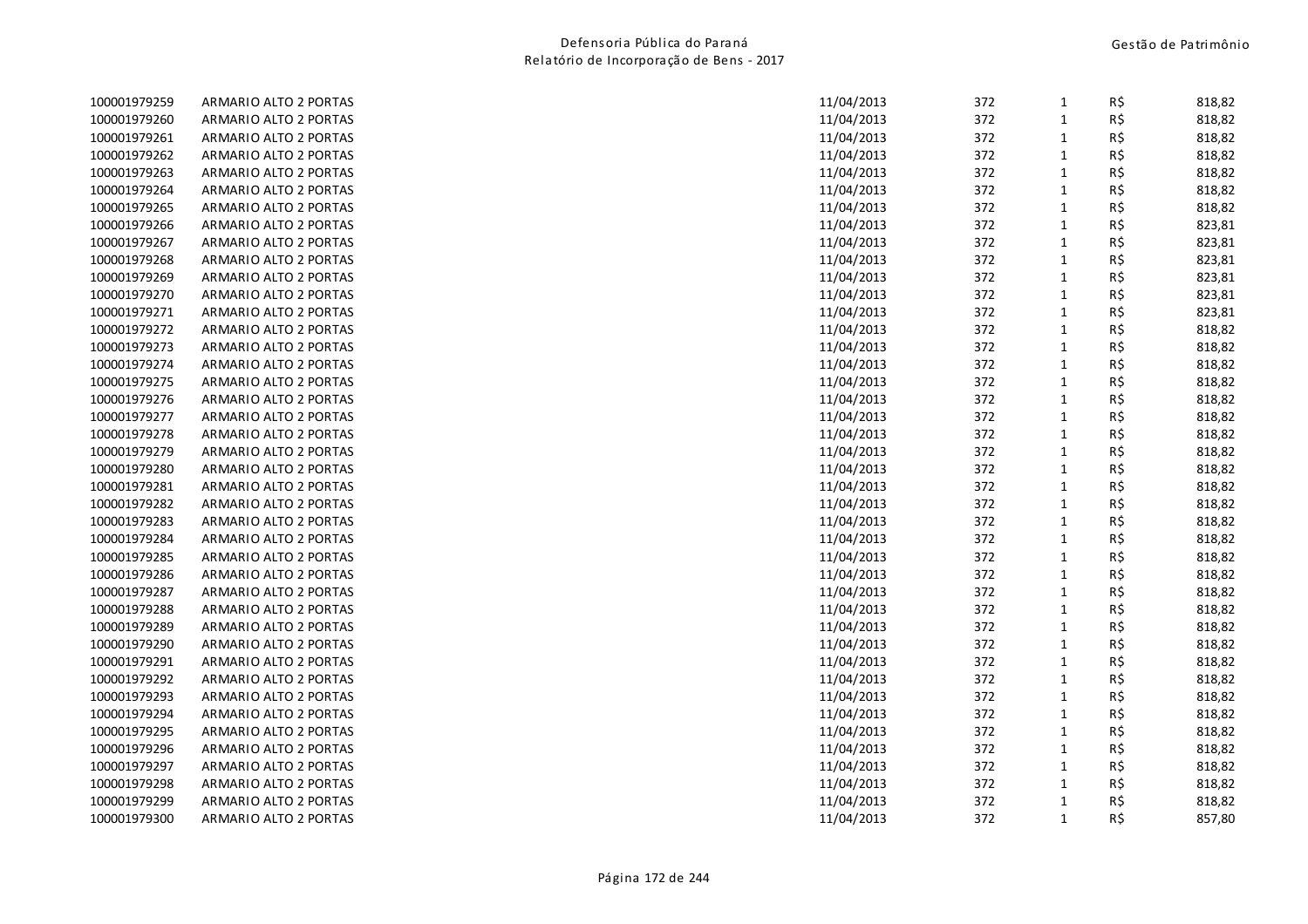| | | | | | | |
|---|---|---|---|---|---|---|
| 100001979259 | ARMARIO ALTO 2 PORTAS | 11/04/2013 | 372 | 1 | R$ | 818,82 |
| 100001979260 | ARMARIO ALTO 2 PORTAS | 11/04/2013 | 372 | 1 | R$ | 818,82 |
| 100001979261 | ARMARIO ALTO 2 PORTAS | 11/04/2013 | 372 | 1 | R$ | 818,82 |
| 100001979262 | ARMARIO ALTO 2 PORTAS | 11/04/2013 | 372 | 1 | R$ | 818,82 |
| 100001979263 | ARMARIO ALTO 2 PORTAS | 11/04/2013 | 372 | 1 | R$ | 818,82 |
| 100001979264 | ARMARIO ALTO 2 PORTAS | 11/04/2013 | 372 | 1 | R$ | 818,82 |
| 100001979265 | ARMARIO ALTO 2 PORTAS | 11/04/2013 | 372 | 1 | R$ | 818,82 |
| 100001979266 | ARMARIO ALTO 2 PORTAS | 11/04/2013 | 372 | 1 | R$ | 823,81 |
| 100001979267 | ARMARIO ALTO 2 PORTAS | 11/04/2013 | 372 | 1 | R$ | 823,81 |
| 100001979268 | ARMARIO ALTO 2 PORTAS | 11/04/2013 | 372 | 1 | R$ | 823,81 |
| 100001979269 | ARMARIO ALTO 2 PORTAS | 11/04/2013 | 372 | 1 | R$ | 823,81 |
| 100001979270 | ARMARIO ALTO 2 PORTAS | 11/04/2013 | 372 | 1 | R$ | 823,81 |
| 100001979271 | ARMARIO ALTO 2 PORTAS | 11/04/2013 | 372 | 1 | R$ | 823,81 |
| 100001979272 | ARMARIO ALTO 2 PORTAS | 11/04/2013 | 372 | 1 | R$ | 818,82 |
| 100001979273 | ARMARIO ALTO 2 PORTAS | 11/04/2013 | 372 | 1 | R$ | 818,82 |
| 100001979274 | ARMARIO ALTO 2 PORTAS | 11/04/2013 | 372 | 1 | R$ | 818,82 |
| 100001979275 | ARMARIO ALTO 2 PORTAS | 11/04/2013 | 372 | 1 | R$ | 818,82 |
| 100001979276 | ARMARIO ALTO 2 PORTAS | 11/04/2013 | 372 | 1 | R$ | 818,82 |
| 100001979277 | ARMARIO ALTO 2 PORTAS | 11/04/2013 | 372 | 1 | R$ | 818,82 |
| 100001979278 | ARMARIO ALTO 2 PORTAS | 11/04/2013 | 372 | 1 | R$ | 818,82 |
| 100001979279 | ARMARIO ALTO 2 PORTAS | 11/04/2013 | 372 | 1 | R$ | 818,82 |
| 100001979280 | ARMARIO ALTO 2 PORTAS | 11/04/2013 | 372 | 1 | R$ | 818,82 |
| 100001979281 | ARMARIO ALTO 2 PORTAS | 11/04/2013 | 372 | 1 | R$ | 818,82 |
| 100001979282 | ARMARIO ALTO 2 PORTAS | 11/04/2013 | 372 | 1 | R$ | 818,82 |
| 100001979283 | ARMARIO ALTO 2 PORTAS | 11/04/2013 | 372 | 1 | R$ | 818,82 |
| 100001979284 | ARMARIO ALTO 2 PORTAS | 11/04/2013 | 372 | 1 | R$ | 818,82 |
| 100001979285 | ARMARIO ALTO 2 PORTAS | 11/04/2013 | 372 | 1 | R$ | 818,82 |
| 100001979286 | ARMARIO ALTO 2 PORTAS | 11/04/2013 | 372 | 1 | R$ | 818,82 |
| 100001979287 | ARMARIO ALTO 2 PORTAS | 11/04/2013 | 372 | 1 | R$ | 818,82 |
| 100001979288 | ARMARIO ALTO 2 PORTAS | 11/04/2013 | 372 | 1 | R$ | 818,82 |
| 100001979289 | ARMARIO ALTO 2 PORTAS | 11/04/2013 | 372 | 1 | R$ | 818,82 |
| 100001979290 | ARMARIO ALTO 2 PORTAS | 11/04/2013 | 372 | 1 | R$ | 818,82 |
| 100001979291 | ARMARIO ALTO 2 PORTAS | 11/04/2013 | 372 | 1 | R$ | 818,82 |
| 100001979292 | ARMARIO ALTO 2 PORTAS | 11/04/2013 | 372 | 1 | R$ | 818,82 |
| 100001979293 | ARMARIO ALTO 2 PORTAS | 11/04/2013 | 372 | 1 | R$ | 818,82 |
| 100001979294 | ARMARIO ALTO 2 PORTAS | 11/04/2013 | 372 | 1 | R$ | 818,82 |
| 100001979295 | ARMARIO ALTO 2 PORTAS | 11/04/2013 | 372 | 1 | R$ | 818,82 |
| 100001979296 | ARMARIO ALTO 2 PORTAS | 11/04/2013 | 372 | 1 | R$ | 818,82 |
| 100001979297 | ARMARIO ALTO 2 PORTAS | 11/04/2013 | 372 | 1 | R$ | 818,82 |
| 100001979298 | ARMARIO ALTO 2 PORTAS | 11/04/2013 | 372 | 1 | R$ | 818,82 |
| 100001979299 | ARMARIO ALTO 2 PORTAS | 11/04/2013 | 372 | 1 | R$ | 818,82 |
| 100001979300 | ARMARIO ALTO 2 PORTAS | 11/04/2013 | 372 | 1 | R$ | 857,80 |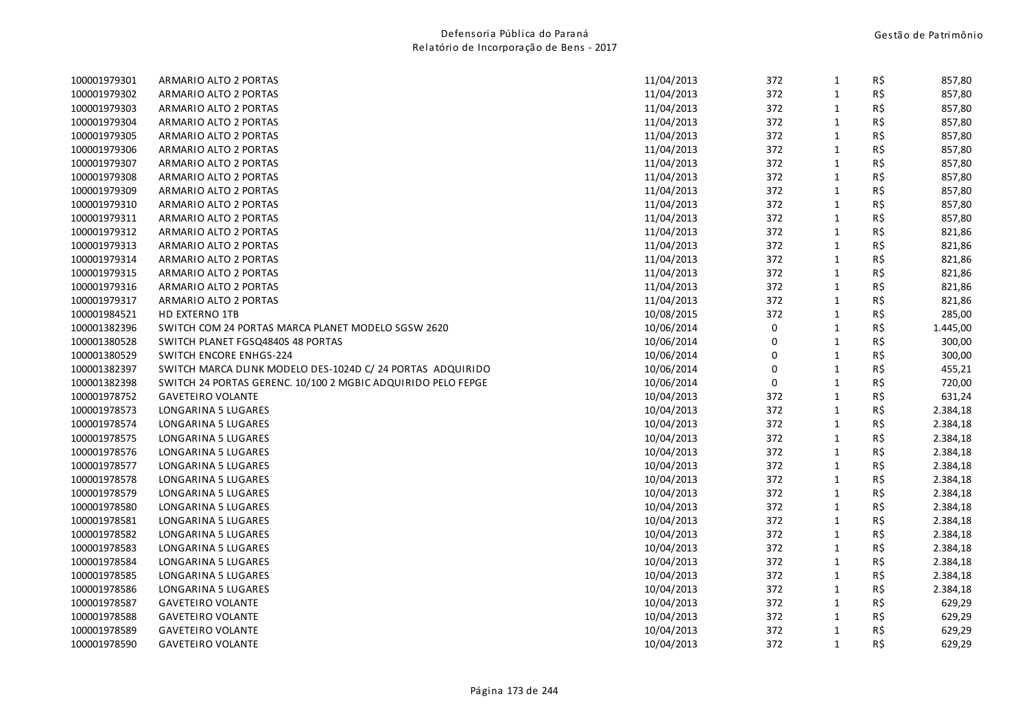| | | | | | | |
|---|---|---|---|---|---|---|
| 100001979301 | ARMARIO ALTO 2 PORTAS | 11/04/2013 | 372 | 1 | R$ | 857,80 |
| 100001979302 | ARMARIO ALTO 2 PORTAS | 11/04/2013 | 372 | 1 | R$ | 857,80 |
| 100001979303 | ARMARIO ALTO 2 PORTAS | 11/04/2013 | 372 | 1 | R$ | 857,80 |
| 100001979304 | ARMARIO ALTO 2 PORTAS | 11/04/2013 | 372 | 1 | R$ | 857,80 |
| 100001979305 | ARMARIO ALTO 2 PORTAS | 11/04/2013 | 372 | 1 | R$ | 857,80 |
| 100001979306 | ARMARIO ALTO 2 PORTAS | 11/04/2013 | 372 | 1 | R$ | 857,80 |
| 100001979307 | ARMARIO ALTO 2 PORTAS | 11/04/2013 | 372 | 1 | R$ | 857,80 |
| 100001979308 | ARMARIO ALTO 2 PORTAS | 11/04/2013 | 372 | 1 | R$ | 857,80 |
| 100001979309 | ARMARIO ALTO 2 PORTAS | 11/04/2013 | 372 | 1 | R$ | 857,80 |
| 100001979310 | ARMARIO ALTO 2 PORTAS | 11/04/2013 | 372 | 1 | R$ | 857,80 |
| 100001979311 | ARMARIO ALTO 2 PORTAS | 11/04/2013 | 372 | 1 | R$ | 857,80 |
| 100001979312 | ARMARIO ALTO 2 PORTAS | 11/04/2013 | 372 | 1 | R$ | 821,86 |
| 100001979313 | ARMARIO ALTO 2 PORTAS | 11/04/2013 | 372 | 1 | R$ | 821,86 |
| 100001979314 | ARMARIO ALTO 2 PORTAS | 11/04/2013 | 372 | 1 | R$ | 821,86 |
| 100001979315 | ARMARIO ALTO 2 PORTAS | 11/04/2013 | 372 | 1 | R$ | 821,86 |
| 100001979316 | ARMARIO ALTO 2 PORTAS | 11/04/2013 | 372 | 1 | R$ | 821,86 |
| 100001979317 | ARMARIO ALTO 2 PORTAS | 11/04/2013 | 372 | 1 | R$ | 821,86 |
| 100001984521 | HD EXTERNO 1TB | 10/08/2015 | 372 | 1 | R$ | 285,00 |
| 100001382396 | SWITCH COM 24 PORTAS MARCA PLANET MODELO SGSW 2620 | 10/06/2014 | 0 | 1 | R$ | 1.445,00 |
| 100001380528 | SWITCH PLANET FGSQ4840S 48 PORTAS | 10/06/2014 | 0 | 1 | R$ | 300,00 |
| 100001380529 | SWITCH ENCORE ENHGS-224 | 10/06/2014 | 0 | 1 | R$ | 300,00 |
| 100001382397 | SWITCH MARCA DLINK MODELO DES-1024D C/ 24 PORTAS ADQUIRIDO | 10/06/2014 | 0 | 1 | R$ | 455,21 |
| 100001382398 | SWITCH 24 PORTAS GERENC. 10/100 2 MGBIC ADQUIRIDO PELO FEPGE | 10/06/2014 | 0 | 1 | R$ | 720,00 |
| 100001978752 | GAVETEIRO VOLANTE | 10/04/2013 | 372 | 1 | R$ | 631,24 |
| 100001978573 | LONGARINA 5 LUGARES | 10/04/2013 | 372 | 1 | R$ | 2.384,18 |
| 100001978574 | LONGARINA 5 LUGARES | 10/04/2013 | 372 | 1 | R$ | 2.384,18 |
| 100001978575 | LONGARINA 5 LUGARES | 10/04/2013 | 372 | 1 | R$ | 2.384,18 |
| 100001978576 | LONGARINA 5 LUGARES | 10/04/2013 | 372 | 1 | R$ | 2.384,18 |
| 100001978577 | LONGARINA 5 LUGARES | 10/04/2013 | 372 | 1 | R$ | 2.384,18 |
| 100001978578 | LONGARINA 5 LUGARES | 10/04/2013 | 372 | 1 | R$ | 2.384,18 |
| 100001978579 | LONGARINA 5 LUGARES | 10/04/2013 | 372 | 1 | R$ | 2.384,18 |
| 100001978580 | LONGARINA 5 LUGARES | 10/04/2013 | 372 | 1 | R$ | 2.384,18 |
| 100001978581 | LONGARINA 5 LUGARES | 10/04/2013 | 372 | 1 | R$ | 2.384,18 |
| 100001978582 | LONGARINA 5 LUGARES | 10/04/2013 | 372 | 1 | R$ | 2.384,18 |
| 100001978583 | LONGARINA 5 LUGARES | 10/04/2013 | 372 | 1 | R$ | 2.384,18 |
| 100001978584 | LONGARINA 5 LUGARES | 10/04/2013 | 372 | 1 | R$ | 2.384,18 |
| 100001978585 | LONGARINA 5 LUGARES | 10/04/2013 | 372 | 1 | R$ | 2.384,18 |
| 100001978586 | LONGARINA 5 LUGARES | 10/04/2013 | 372 | 1 | R$ | 2.384,18 |
| 100001978587 | GAVETEIRO VOLANTE | 10/04/2013 | 372 | 1 | R$ | 629,29 |
| 100001978588 | GAVETEIRO VOLANTE | 10/04/2013 | 372 | 1 | R$ | 629,29 |
| 100001978589 | GAVETEIRO VOLANTE | 10/04/2013 | 372 | 1 | R$ | 629,29 |
| 100001978590 | GAVETEIRO VOLANTE | 10/04/2013 | 372 | 1 | R$ | 629,29 |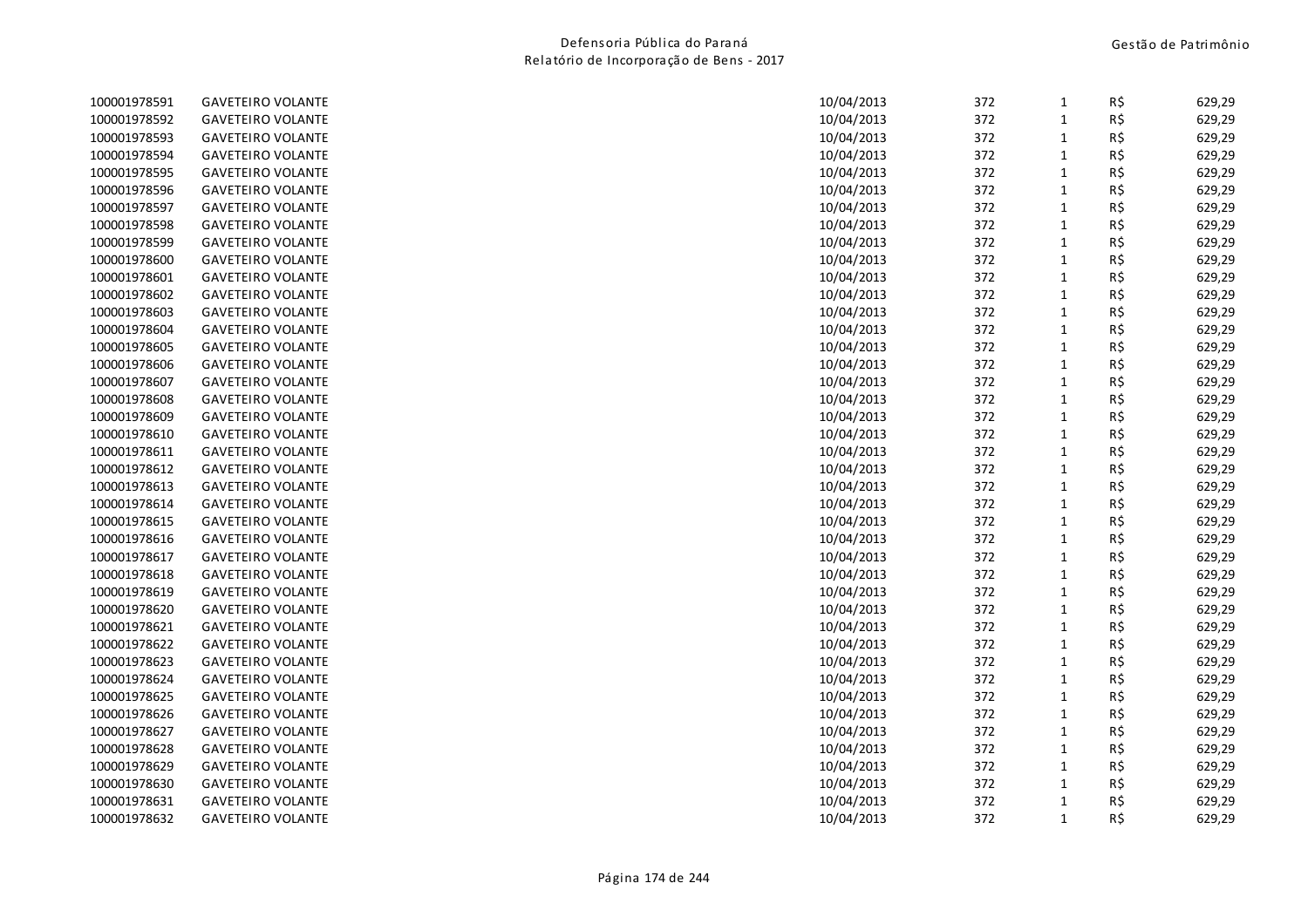| | | | | | | |
|---|---|---|---|---|---|---|
| 100001978591 | GAVETEIRO VOLANTE | 10/04/2013 | 372 | 1 | R$ | 629,29 |
| 100001978592 | GAVETEIRO VOLANTE | 10/04/2013 | 372 | 1 | R$ | 629,29 |
| 100001978593 | GAVETEIRO VOLANTE | 10/04/2013 | 372 | 1 | R$ | 629,29 |
| 100001978594 | GAVETEIRO VOLANTE | 10/04/2013 | 372 | 1 | R$ | 629,29 |
| 100001978595 | GAVETEIRO VOLANTE | 10/04/2013 | 372 | 1 | R$ | 629,29 |
| 100001978596 | GAVETEIRO VOLANTE | 10/04/2013 | 372 | 1 | R$ | 629,29 |
| 100001978597 | GAVETEIRO VOLANTE | 10/04/2013 | 372 | 1 | R$ | 629,29 |
| 100001978598 | GAVETEIRO VOLANTE | 10/04/2013 | 372 | 1 | R$ | 629,29 |
| 100001978599 | GAVETEIRO VOLANTE | 10/04/2013 | 372 | 1 | R$ | 629,29 |
| 100001978600 | GAVETEIRO VOLANTE | 10/04/2013 | 372 | 1 | R$ | 629,29 |
| 100001978601 | GAVETEIRO VOLANTE | 10/04/2013 | 372 | 1 | R$ | 629,29 |
| 100001978602 | GAVETEIRO VOLANTE | 10/04/2013 | 372 | 1 | R$ | 629,29 |
| 100001978603 | GAVETEIRO VOLANTE | 10/04/2013 | 372 | 1 | R$ | 629,29 |
| 100001978604 | GAVETEIRO VOLANTE | 10/04/2013 | 372 | 1 | R$ | 629,29 |
| 100001978605 | GAVETEIRO VOLANTE | 10/04/2013 | 372 | 1 | R$ | 629,29 |
| 100001978606 | GAVETEIRO VOLANTE | 10/04/2013 | 372 | 1 | R$ | 629,29 |
| 100001978607 | GAVETEIRO VOLANTE | 10/04/2013 | 372 | 1 | R$ | 629,29 |
| 100001978608 | GAVETEIRO VOLANTE | 10/04/2013 | 372 | 1 | R$ | 629,29 |
| 100001978609 | GAVETEIRO VOLANTE | 10/04/2013 | 372 | 1 | R$ | 629,29 |
| 100001978610 | GAVETEIRO VOLANTE | 10/04/2013 | 372 | 1 | R$ | 629,29 |
| 100001978611 | GAVETEIRO VOLANTE | 10/04/2013 | 372 | 1 | R$ | 629,29 |
| 100001978612 | GAVETEIRO VOLANTE | 10/04/2013 | 372 | 1 | R$ | 629,29 |
| 100001978613 | GAVETEIRO VOLANTE | 10/04/2013 | 372 | 1 | R$ | 629,29 |
| 100001978614 | GAVETEIRO VOLANTE | 10/04/2013 | 372 | 1 | R$ | 629,29 |
| 100001978615 | GAVETEIRO VOLANTE | 10/04/2013 | 372 | 1 | R$ | 629,29 |
| 100001978616 | GAVETEIRO VOLANTE | 10/04/2013 | 372 | 1 | R$ | 629,29 |
| 100001978617 | GAVETEIRO VOLANTE | 10/04/2013 | 372 | 1 | R$ | 629,29 |
| 100001978618 | GAVETEIRO VOLANTE | 10/04/2013 | 372 | 1 | R$ | 629,29 |
| 100001978619 | GAVETEIRO VOLANTE | 10/04/2013 | 372 | 1 | R$ | 629,29 |
| 100001978620 | GAVETEIRO VOLANTE | 10/04/2013 | 372 | 1 | R$ | 629,29 |
| 100001978621 | GAVETEIRO VOLANTE | 10/04/2013 | 372 | 1 | R$ | 629,29 |
| 100001978622 | GAVETEIRO VOLANTE | 10/04/2013 | 372 | 1 | R$ | 629,29 |
| 100001978623 | GAVETEIRO VOLANTE | 10/04/2013 | 372 | 1 | R$ | 629,29 |
| 100001978624 | GAVETEIRO VOLANTE | 10/04/2013 | 372 | 1 | R$ | 629,29 |
| 100001978625 | GAVETEIRO VOLANTE | 10/04/2013 | 372 | 1 | R$ | 629,29 |
| 100001978626 | GAVETEIRO VOLANTE | 10/04/2013 | 372 | 1 | R$ | 629,29 |
| 100001978627 | GAVETEIRO VOLANTE | 10/04/2013 | 372 | 1 | R$ | 629,29 |
| 100001978628 | GAVETEIRO VOLANTE | 10/04/2013 | 372 | 1 | R$ | 629,29 |
| 100001978629 | GAVETEIRO VOLANTE | 10/04/2013 | 372 | 1 | R$ | 629,29 |
| 100001978630 | GAVETEIRO VOLANTE | 10/04/2013 | 372 | 1 | R$ | 629,29 |
| 100001978631 | GAVETEIRO VOLANTE | 10/04/2013 | 372 | 1 | R$ | 629,29 |
| 100001978632 | GAVETEIRO VOLANTE | 10/04/2013 | 372 | 1 | R$ | 629,29 |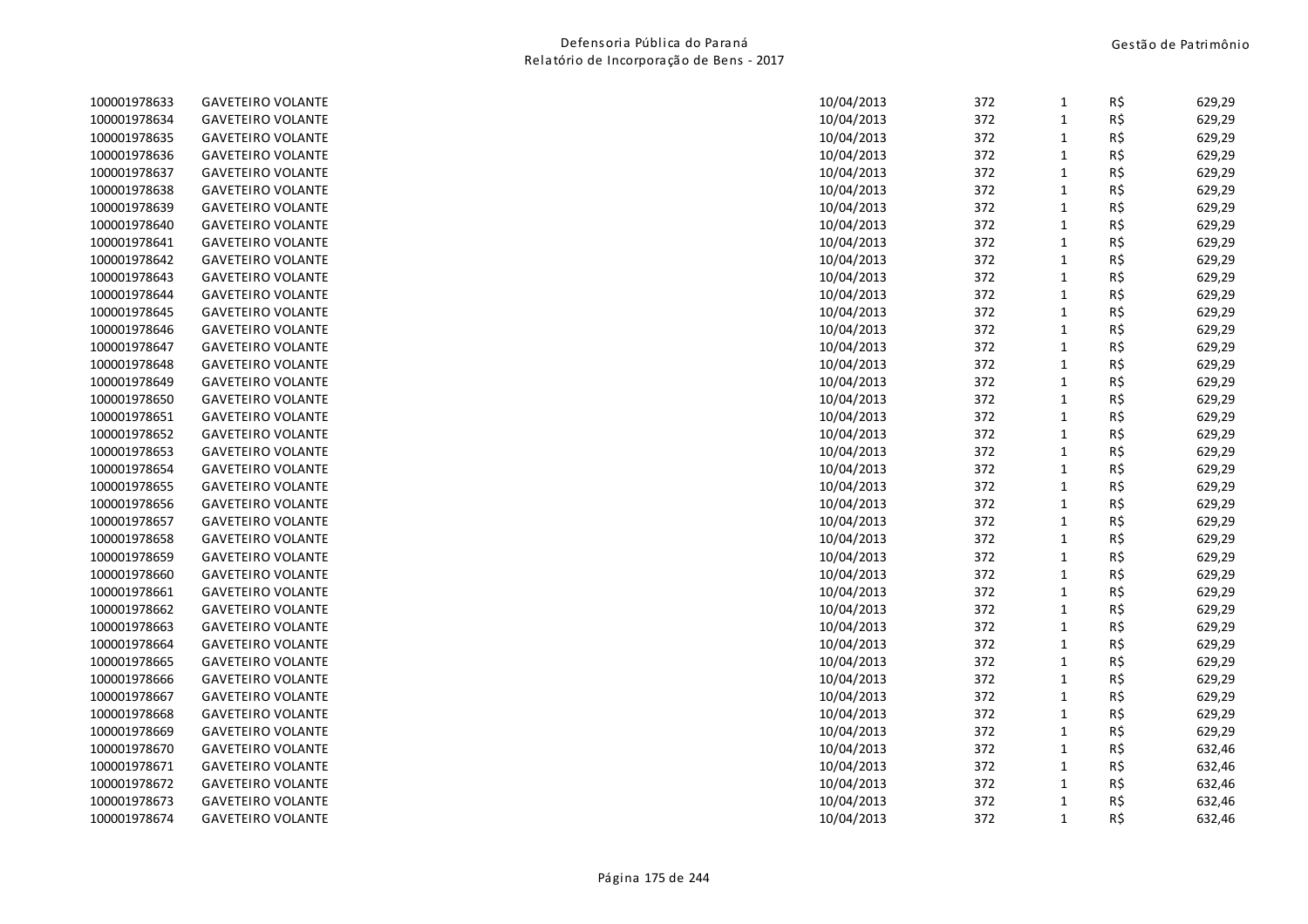| | | | | | | |
|---|---|---|---|---|---|---|
| 100001978633 | GAVETEIRO VOLANTE | 10/04/2013 | 372 | 1 | R$ | 629,29 |
| 100001978634 | GAVETEIRO VOLANTE | 10/04/2013 | 372 | 1 | R$ | 629,29 |
| 100001978635 | GAVETEIRO VOLANTE | 10/04/2013 | 372 | 1 | R$ | 629,29 |
| 100001978636 | GAVETEIRO VOLANTE | 10/04/2013 | 372 | 1 | R$ | 629,29 |
| 100001978637 | GAVETEIRO VOLANTE | 10/04/2013 | 372 | 1 | R$ | 629,29 |
| 100001978638 | GAVETEIRO VOLANTE | 10/04/2013 | 372 | 1 | R$ | 629,29 |
| 100001978639 | GAVETEIRO VOLANTE | 10/04/2013 | 372 | 1 | R$ | 629,29 |
| 100001978640 | GAVETEIRO VOLANTE | 10/04/2013 | 372 | 1 | R$ | 629,29 |
| 100001978641 | GAVETEIRO VOLANTE | 10/04/2013 | 372 | 1 | R$ | 629,29 |
| 100001978642 | GAVETEIRO VOLANTE | 10/04/2013 | 372 | 1 | R$ | 629,29 |
| 100001978643 | GAVETEIRO VOLANTE | 10/04/2013 | 372 | 1 | R$ | 629,29 |
| 100001978644 | GAVETEIRO VOLANTE | 10/04/2013 | 372 | 1 | R$ | 629,29 |
| 100001978645 | GAVETEIRO VOLANTE | 10/04/2013 | 372 | 1 | R$ | 629,29 |
| 100001978646 | GAVETEIRO VOLANTE | 10/04/2013 | 372 | 1 | R$ | 629,29 |
| 100001978647 | GAVETEIRO VOLANTE | 10/04/2013 | 372 | 1 | R$ | 629,29 |
| 100001978648 | GAVETEIRO VOLANTE | 10/04/2013 | 372 | 1 | R$ | 629,29 |
| 100001978649 | GAVETEIRO VOLANTE | 10/04/2013 | 372 | 1 | R$ | 629,29 |
| 100001978650 | GAVETEIRO VOLANTE | 10/04/2013 | 372 | 1 | R$ | 629,29 |
| 100001978651 | GAVETEIRO VOLANTE | 10/04/2013 | 372 | 1 | R$ | 629,29 |
| 100001978652 | GAVETEIRO VOLANTE | 10/04/2013 | 372 | 1 | R$ | 629,29 |
| 100001978653 | GAVETEIRO VOLANTE | 10/04/2013 | 372 | 1 | R$ | 629,29 |
| 100001978654 | GAVETEIRO VOLANTE | 10/04/2013 | 372 | 1 | R$ | 629,29 |
| 100001978655 | GAVETEIRO VOLANTE | 10/04/2013 | 372 | 1 | R$ | 629,29 |
| 100001978656 | GAVETEIRO VOLANTE | 10/04/2013 | 372 | 1 | R$ | 629,29 |
| 100001978657 | GAVETEIRO VOLANTE | 10/04/2013 | 372 | 1 | R$ | 629,29 |
| 100001978658 | GAVETEIRO VOLANTE | 10/04/2013 | 372 | 1 | R$ | 629,29 |
| 100001978659 | GAVETEIRO VOLANTE | 10/04/2013 | 372 | 1 | R$ | 629,29 |
| 100001978660 | GAVETEIRO VOLANTE | 10/04/2013 | 372 | 1 | R$ | 629,29 |
| 100001978661 | GAVETEIRO VOLANTE | 10/04/2013 | 372 | 1 | R$ | 629,29 |
| 100001978662 | GAVETEIRO VOLANTE | 10/04/2013 | 372 | 1 | R$ | 629,29 |
| 100001978663 | GAVETEIRO VOLANTE | 10/04/2013 | 372 | 1 | R$ | 629,29 |
| 100001978664 | GAVETEIRO VOLANTE | 10/04/2013 | 372 | 1 | R$ | 629,29 |
| 100001978665 | GAVETEIRO VOLANTE | 10/04/2013 | 372 | 1 | R$ | 629,29 |
| 100001978666 | GAVETEIRO VOLANTE | 10/04/2013 | 372 | 1 | R$ | 629,29 |
| 100001978667 | GAVETEIRO VOLANTE | 10/04/2013 | 372 | 1 | R$ | 629,29 |
| 100001978668 | GAVETEIRO VOLANTE | 10/04/2013 | 372 | 1 | R$ | 629,29 |
| 100001978669 | GAVETEIRO VOLANTE | 10/04/2013 | 372 | 1 | R$ | 629,29 |
| 100001978670 | GAVETEIRO VOLANTE | 10/04/2013 | 372 | 1 | R$ | 632,46 |
| 100001978671 | GAVETEIRO VOLANTE | 10/04/2013 | 372 | 1 | R$ | 632,46 |
| 100001978672 | GAVETEIRO VOLANTE | 10/04/2013 | 372 | 1 | R$ | 632,46 |
| 100001978673 | GAVETEIRO VOLANTE | 10/04/2013 | 372 | 1 | R$ | 632,46 |
| 100001978674 | GAVETEIRO VOLANTE | 10/04/2013 | 372 | 1 | R$ | 632,46 |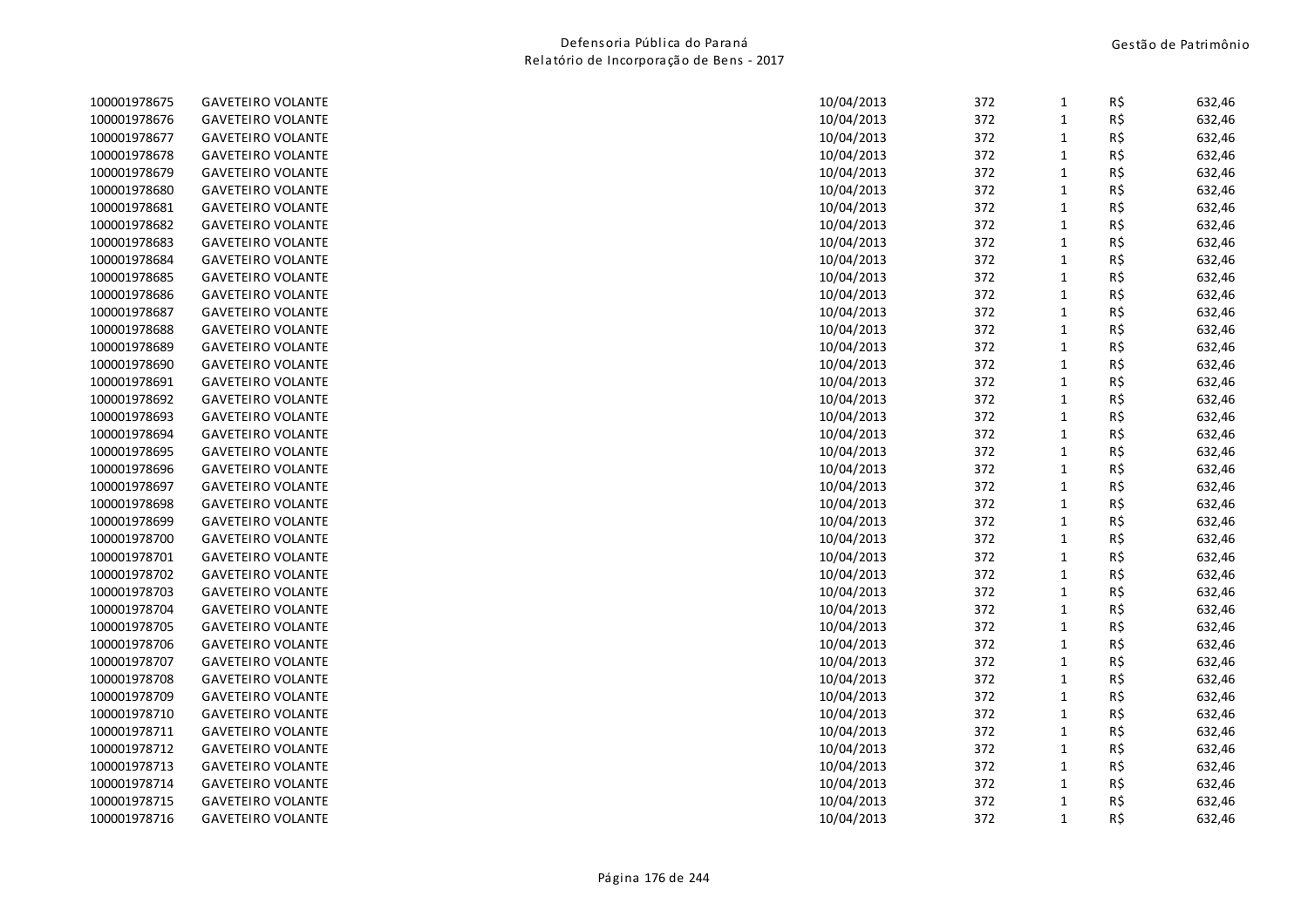| | | | | | | |
|---|---|---|---|---|---|---|
| 100001978675 | GAVETEIRO VOLANTE | 10/04/2013 | 372 | 1 | R$ | 632,46 |
| 100001978676 | GAVETEIRO VOLANTE | 10/04/2013 | 372 | 1 | R$ | 632,46 |
| 100001978677 | GAVETEIRO VOLANTE | 10/04/2013 | 372 | 1 | R$ | 632,46 |
| 100001978678 | GAVETEIRO VOLANTE | 10/04/2013 | 372 | 1 | R$ | 632,46 |
| 100001978679 | GAVETEIRO VOLANTE | 10/04/2013 | 372 | 1 | R$ | 632,46 |
| 100001978680 | GAVETEIRO VOLANTE | 10/04/2013 | 372 | 1 | R$ | 632,46 |
| 100001978681 | GAVETEIRO VOLANTE | 10/04/2013 | 372 | 1 | R$ | 632,46 |
| 100001978682 | GAVETEIRO VOLANTE | 10/04/2013 | 372 | 1 | R$ | 632,46 |
| 100001978683 | GAVETEIRO VOLANTE | 10/04/2013 | 372 | 1 | R$ | 632,46 |
| 100001978684 | GAVETEIRO VOLANTE | 10/04/2013 | 372 | 1 | R$ | 632,46 |
| 100001978685 | GAVETEIRO VOLANTE | 10/04/2013 | 372 | 1 | R$ | 632,46 |
| 100001978686 | GAVETEIRO VOLANTE | 10/04/2013 | 372 | 1 | R$ | 632,46 |
| 100001978687 | GAVETEIRO VOLANTE | 10/04/2013 | 372 | 1 | R$ | 632,46 |
| 100001978688 | GAVETEIRO VOLANTE | 10/04/2013 | 372 | 1 | R$ | 632,46 |
| 100001978689 | GAVETEIRO VOLANTE | 10/04/2013 | 372 | 1 | R$ | 632,46 |
| 100001978690 | GAVETEIRO VOLANTE | 10/04/2013 | 372 | 1 | R$ | 632,46 |
| 100001978691 | GAVETEIRO VOLANTE | 10/04/2013 | 372 | 1 | R$ | 632,46 |
| 100001978692 | GAVETEIRO VOLANTE | 10/04/2013 | 372 | 1 | R$ | 632,46 |
| 100001978693 | GAVETEIRO VOLANTE | 10/04/2013 | 372 | 1 | R$ | 632,46 |
| 100001978694 | GAVETEIRO VOLANTE | 10/04/2013 | 372 | 1 | R$ | 632,46 |
| 100001978695 | GAVETEIRO VOLANTE | 10/04/2013 | 372 | 1 | R$ | 632,46 |
| 100001978696 | GAVETEIRO VOLANTE | 10/04/2013 | 372 | 1 | R$ | 632,46 |
| 100001978697 | GAVETEIRO VOLANTE | 10/04/2013 | 372 | 1 | R$ | 632,46 |
| 100001978698 | GAVETEIRO VOLANTE | 10/04/2013 | 372 | 1 | R$ | 632,46 |
| 100001978699 | GAVETEIRO VOLANTE | 10/04/2013 | 372 | 1 | R$ | 632,46 |
| 100001978700 | GAVETEIRO VOLANTE | 10/04/2013 | 372 | 1 | R$ | 632,46 |
| 100001978701 | GAVETEIRO VOLANTE | 10/04/2013 | 372 | 1 | R$ | 632,46 |
| 100001978702 | GAVETEIRO VOLANTE | 10/04/2013 | 372 | 1 | R$ | 632,46 |
| 100001978703 | GAVETEIRO VOLANTE | 10/04/2013 | 372 | 1 | R$ | 632,46 |
| 100001978704 | GAVETEIRO VOLANTE | 10/04/2013 | 372 | 1 | R$ | 632,46 |
| 100001978705 | GAVETEIRO VOLANTE | 10/04/2013 | 372 | 1 | R$ | 632,46 |
| 100001978706 | GAVETEIRO VOLANTE | 10/04/2013 | 372 | 1 | R$ | 632,46 |
| 100001978707 | GAVETEIRO VOLANTE | 10/04/2013 | 372 | 1 | R$ | 632,46 |
| 100001978708 | GAVETEIRO VOLANTE | 10/04/2013 | 372 | 1 | R$ | 632,46 |
| 100001978709 | GAVETEIRO VOLANTE | 10/04/2013 | 372 | 1 | R$ | 632,46 |
| 100001978710 | GAVETEIRO VOLANTE | 10/04/2013 | 372 | 1 | R$ | 632,46 |
| 100001978711 | GAVETEIRO VOLANTE | 10/04/2013 | 372 | 1 | R$ | 632,46 |
| 100001978712 | GAVETEIRO VOLANTE | 10/04/2013 | 372 | 1 | R$ | 632,46 |
| 100001978713 | GAVETEIRO VOLANTE | 10/04/2013 | 372 | 1 | R$ | 632,46 |
| 100001978714 | GAVETEIRO VOLANTE | 10/04/2013 | 372 | 1 | R$ | 632,46 |
| 100001978715 | GAVETEIRO VOLANTE | 10/04/2013 | 372 | 1 | R$ | 632,46 |
| 100001978716 | GAVETEIRO VOLANTE | 10/04/2013 | 372 | 1 | R$ | 632,46 |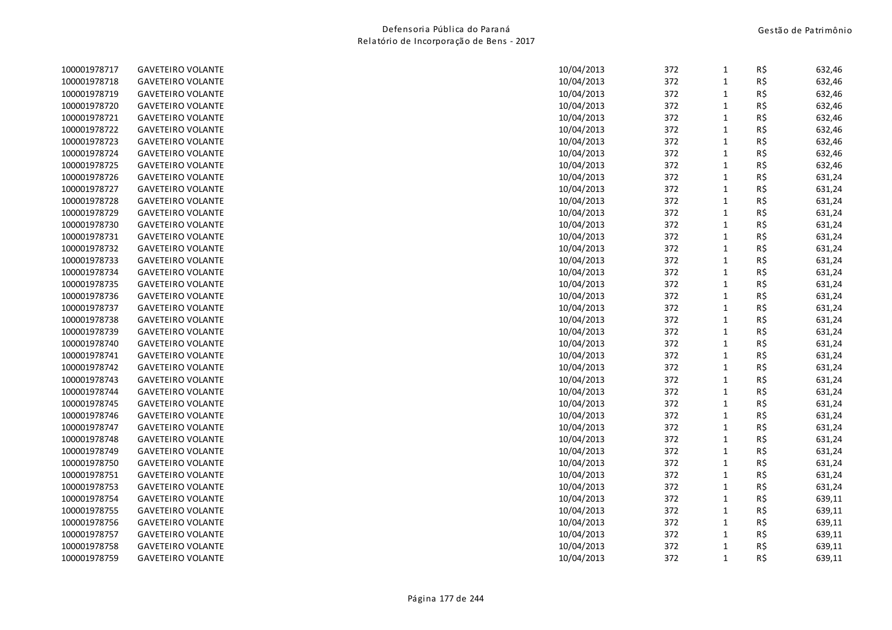| | | | | | | |
|---|---|---|---|---|---|---|
| 100001978717 | GAVETEIRO VOLANTE | 10/04/2013 | 372 | 1 | R$ | 632,46 |
| 100001978718 | GAVETEIRO VOLANTE | 10/04/2013 | 372 | 1 | R$ | 632,46 |
| 100001978719 | GAVETEIRO VOLANTE | 10/04/2013 | 372 | 1 | R$ | 632,46 |
| 100001978720 | GAVETEIRO VOLANTE | 10/04/2013 | 372 | 1 | R$ | 632,46 |
| 100001978721 | GAVETEIRO VOLANTE | 10/04/2013 | 372 | 1 | R$ | 632,46 |
| 100001978722 | GAVETEIRO VOLANTE | 10/04/2013 | 372 | 1 | R$ | 632,46 |
| 100001978723 | GAVETEIRO VOLANTE | 10/04/2013 | 372 | 1 | R$ | 632,46 |
| 100001978724 | GAVETEIRO VOLANTE | 10/04/2013 | 372 | 1 | R$ | 632,46 |
| 100001978725 | GAVETEIRO VOLANTE | 10/04/2013 | 372 | 1 | R$ | 632,46 |
| 100001978726 | GAVETEIRO VOLANTE | 10/04/2013 | 372 | 1 | R$ | 631,24 |
| 100001978727 | GAVETEIRO VOLANTE | 10/04/2013 | 372 | 1 | R$ | 631,24 |
| 100001978728 | GAVETEIRO VOLANTE | 10/04/2013 | 372 | 1 | R$ | 631,24 |
| 100001978729 | GAVETEIRO VOLANTE | 10/04/2013 | 372 | 1 | R$ | 631,24 |
| 100001978730 | GAVETEIRO VOLANTE | 10/04/2013 | 372 | 1 | R$ | 631,24 |
| 100001978731 | GAVETEIRO VOLANTE | 10/04/2013 | 372 | 1 | R$ | 631,24 |
| 100001978732 | GAVETEIRO VOLANTE | 10/04/2013 | 372 | 1 | R$ | 631,24 |
| 100001978733 | GAVETEIRO VOLANTE | 10/04/2013 | 372 | 1 | R$ | 631,24 |
| 100001978734 | GAVETEIRO VOLANTE | 10/04/2013 | 372 | 1 | R$ | 631,24 |
| 100001978735 | GAVETEIRO VOLANTE | 10/04/2013 | 372 | 1 | R$ | 631,24 |
| 100001978736 | GAVETEIRO VOLANTE | 10/04/2013 | 372 | 1 | R$ | 631,24 |
| 100001978737 | GAVETEIRO VOLANTE | 10/04/2013 | 372 | 1 | R$ | 631,24 |
| 100001978738 | GAVETEIRO VOLANTE | 10/04/2013 | 372 | 1 | R$ | 631,24 |
| 100001978739 | GAVETEIRO VOLANTE | 10/04/2013 | 372 | 1 | R$ | 631,24 |
| 100001978740 | GAVETEIRO VOLANTE | 10/04/2013 | 372 | 1 | R$ | 631,24 |
| 100001978741 | GAVETEIRO VOLANTE | 10/04/2013 | 372 | 1 | R$ | 631,24 |
| 100001978742 | GAVETEIRO VOLANTE | 10/04/2013 | 372 | 1 | R$ | 631,24 |
| 100001978743 | GAVETEIRO VOLANTE | 10/04/2013 | 372 | 1 | R$ | 631,24 |
| 100001978744 | GAVETEIRO VOLANTE | 10/04/2013 | 372 | 1 | R$ | 631,24 |
| 100001978745 | GAVETEIRO VOLANTE | 10/04/2013 | 372 | 1 | R$ | 631,24 |
| 100001978746 | GAVETEIRO VOLANTE | 10/04/2013 | 372 | 1 | R$ | 631,24 |
| 100001978747 | GAVETEIRO VOLANTE | 10/04/2013 | 372 | 1 | R$ | 631,24 |
| 100001978748 | GAVETEIRO VOLANTE | 10/04/2013 | 372 | 1 | R$ | 631,24 |
| 100001978749 | GAVETEIRO VOLANTE | 10/04/2013 | 372 | 1 | R$ | 631,24 |
| 100001978750 | GAVETEIRO VOLANTE | 10/04/2013 | 372 | 1 | R$ | 631,24 |
| 100001978751 | GAVETEIRO VOLANTE | 10/04/2013 | 372 | 1 | R$ | 631,24 |
| 100001978753 | GAVETEIRO VOLANTE | 10/04/2013 | 372 | 1 | R$ | 631,24 |
| 100001978754 | GAVETEIRO VOLANTE | 10/04/2013 | 372 | 1 | R$ | 639,11 |
| 100001978755 | GAVETEIRO VOLANTE | 10/04/2013 | 372 | 1 | R$ | 639,11 |
| 100001978756 | GAVETEIRO VOLANTE | 10/04/2013 | 372 | 1 | R$ | 639,11 |
| 100001978757 | GAVETEIRO VOLANTE | 10/04/2013 | 372 | 1 | R$ | 639,11 |
| 100001978758 | GAVETEIRO VOLANTE | 10/04/2013 | 372 | 1 | R$ | 639,11 |
| 100001978759 | GAVETEIRO VOLANTE | 10/04/2013 | 372 | 1 | R$ | 639,11 |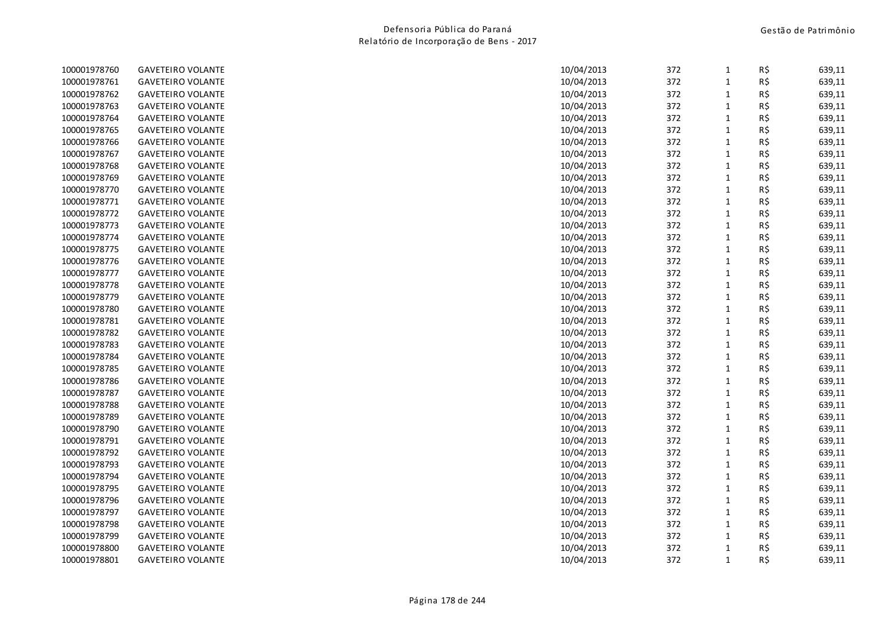| | | | | | | |
|---|---|---|---|---|---|---|
| 100001978760 | GAVETEIRO VOLANTE | 10/04/2013 | 372 | 1 | R$ | 639,11 |
| 100001978761 | GAVETEIRO VOLANTE | 10/04/2013 | 372 | 1 | R$ | 639,11 |
| 100001978762 | GAVETEIRO VOLANTE | 10/04/2013 | 372 | 1 | R$ | 639,11 |
| 100001978763 | GAVETEIRO VOLANTE | 10/04/2013 | 372 | 1 | R$ | 639,11 |
| 100001978764 | GAVETEIRO VOLANTE | 10/04/2013 | 372 | 1 | R$ | 639,11 |
| 100001978765 | GAVETEIRO VOLANTE | 10/04/2013 | 372 | 1 | R$ | 639,11 |
| 100001978766 | GAVETEIRO VOLANTE | 10/04/2013 | 372 | 1 | R$ | 639,11 |
| 100001978767 | GAVETEIRO VOLANTE | 10/04/2013 | 372 | 1 | R$ | 639,11 |
| 100001978768 | GAVETEIRO VOLANTE | 10/04/2013 | 372 | 1 | R$ | 639,11 |
| 100001978769 | GAVETEIRO VOLANTE | 10/04/2013 | 372 | 1 | R$ | 639,11 |
| 100001978770 | GAVETEIRO VOLANTE | 10/04/2013 | 372 | 1 | R$ | 639,11 |
| 100001978771 | GAVETEIRO VOLANTE | 10/04/2013 | 372 | 1 | R$ | 639,11 |
| 100001978772 | GAVETEIRO VOLANTE | 10/04/2013 | 372 | 1 | R$ | 639,11 |
| 100001978773 | GAVETEIRO VOLANTE | 10/04/2013 | 372 | 1 | R$ | 639,11 |
| 100001978774 | GAVETEIRO VOLANTE | 10/04/2013 | 372 | 1 | R$ | 639,11 |
| 100001978775 | GAVETEIRO VOLANTE | 10/04/2013 | 372 | 1 | R$ | 639,11 |
| 100001978776 | GAVETEIRO VOLANTE | 10/04/2013 | 372 | 1 | R$ | 639,11 |
| 100001978777 | GAVETEIRO VOLANTE | 10/04/2013 | 372 | 1 | R$ | 639,11 |
| 100001978778 | GAVETEIRO VOLANTE | 10/04/2013 | 372 | 1 | R$ | 639,11 |
| 100001978779 | GAVETEIRO VOLANTE | 10/04/2013 | 372 | 1 | R$ | 639,11 |
| 100001978780 | GAVETEIRO VOLANTE | 10/04/2013 | 372 | 1 | R$ | 639,11 |
| 100001978781 | GAVETEIRO VOLANTE | 10/04/2013 | 372 | 1 | R$ | 639,11 |
| 100001978782 | GAVETEIRO VOLANTE | 10/04/2013 | 372 | 1 | R$ | 639,11 |
| 100001978783 | GAVETEIRO VOLANTE | 10/04/2013 | 372 | 1 | R$ | 639,11 |
| 100001978784 | GAVETEIRO VOLANTE | 10/04/2013 | 372 | 1 | R$ | 639,11 |
| 100001978785 | GAVETEIRO VOLANTE | 10/04/2013 | 372 | 1 | R$ | 639,11 |
| 100001978786 | GAVETEIRO VOLANTE | 10/04/2013 | 372 | 1 | R$ | 639,11 |
| 100001978787 | GAVETEIRO VOLANTE | 10/04/2013 | 372 | 1 | R$ | 639,11 |
| 100001978788 | GAVETEIRO VOLANTE | 10/04/2013 | 372 | 1 | R$ | 639,11 |
| 100001978789 | GAVETEIRO VOLANTE | 10/04/2013 | 372 | 1 | R$ | 639,11 |
| 100001978790 | GAVETEIRO VOLANTE | 10/04/2013 | 372 | 1 | R$ | 639,11 |
| 100001978791 | GAVETEIRO VOLANTE | 10/04/2013 | 372 | 1 | R$ | 639,11 |
| 100001978792 | GAVETEIRO VOLANTE | 10/04/2013 | 372 | 1 | R$ | 639,11 |
| 100001978793 | GAVETEIRO VOLANTE | 10/04/2013 | 372 | 1 | R$ | 639,11 |
| 100001978794 | GAVETEIRO VOLANTE | 10/04/2013 | 372 | 1 | R$ | 639,11 |
| 100001978795 | GAVETEIRO VOLANTE | 10/04/2013 | 372 | 1 | R$ | 639,11 |
| 100001978796 | GAVETEIRO VOLANTE | 10/04/2013 | 372 | 1 | R$ | 639,11 |
| 100001978797 | GAVETEIRO VOLANTE | 10/04/2013 | 372 | 1 | R$ | 639,11 |
| 100001978798 | GAVETEIRO VOLANTE | 10/04/2013 | 372 | 1 | R$ | 639,11 |
| 100001978799 | GAVETEIRO VOLANTE | 10/04/2013 | 372 | 1 | R$ | 639,11 |
| 100001978800 | GAVETEIRO VOLANTE | 10/04/2013 | 372 | 1 | R$ | 639,11 |
| 100001978801 | GAVETEIRO VOLANTE | 10/04/2013 | 372 | 1 | R$ | 639,11 |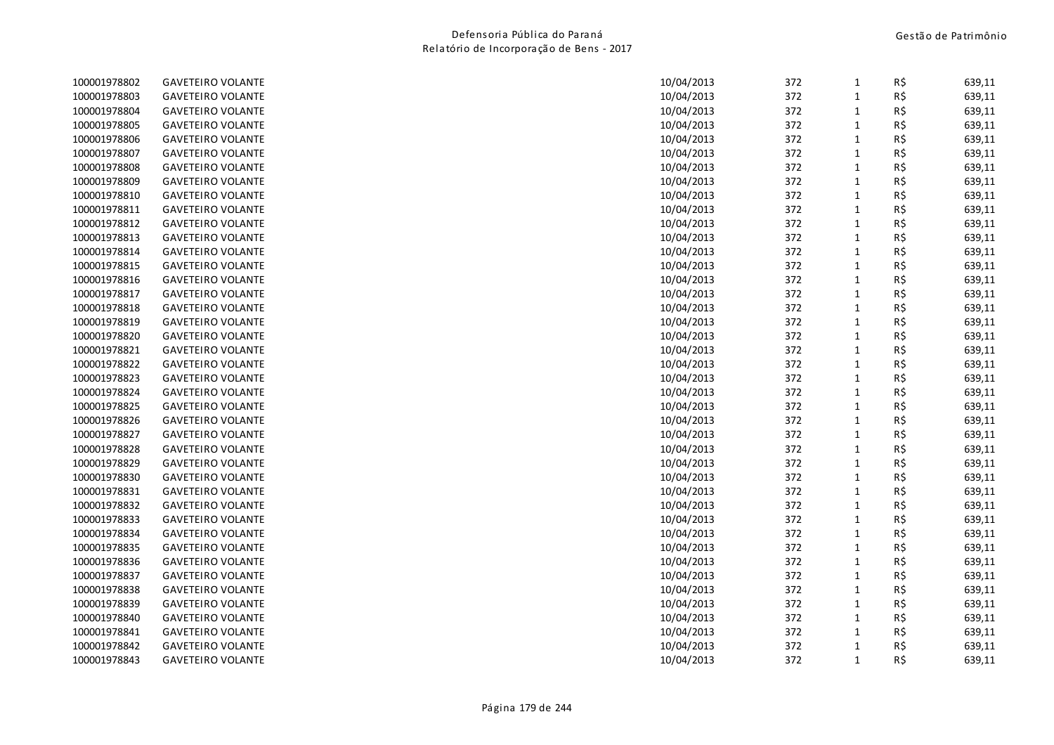| | | | | | | |
|---|---|---|---|---|---|---|
| 100001978802 | GAVETEIRO VOLANTE | 10/04/2013 | 372 | 1 | R$ | 639,11 |
| 100001978803 | GAVETEIRO VOLANTE | 10/04/2013 | 372 | 1 | R$ | 639,11 |
| 100001978804 | GAVETEIRO VOLANTE | 10/04/2013 | 372 | 1 | R$ | 639,11 |
| 100001978805 | GAVETEIRO VOLANTE | 10/04/2013 | 372 | 1 | R$ | 639,11 |
| 100001978806 | GAVETEIRO VOLANTE | 10/04/2013 | 372 | 1 | R$ | 639,11 |
| 100001978807 | GAVETEIRO VOLANTE | 10/04/2013 | 372 | 1 | R$ | 639,11 |
| 100001978808 | GAVETEIRO VOLANTE | 10/04/2013 | 372 | 1 | R$ | 639,11 |
| 100001978809 | GAVETEIRO VOLANTE | 10/04/2013 | 372 | 1 | R$ | 639,11 |
| 100001978810 | GAVETEIRO VOLANTE | 10/04/2013 | 372 | 1 | R$ | 639,11 |
| 100001978811 | GAVETEIRO VOLANTE | 10/04/2013 | 372 | 1 | R$ | 639,11 |
| 100001978812 | GAVETEIRO VOLANTE | 10/04/2013 | 372 | 1 | R$ | 639,11 |
| 100001978813 | GAVETEIRO VOLANTE | 10/04/2013 | 372 | 1 | R$ | 639,11 |
| 100001978814 | GAVETEIRO VOLANTE | 10/04/2013 | 372 | 1 | R$ | 639,11 |
| 100001978815 | GAVETEIRO VOLANTE | 10/04/2013 | 372 | 1 | R$ | 639,11 |
| 100001978816 | GAVETEIRO VOLANTE | 10/04/2013 | 372 | 1 | R$ | 639,11 |
| 100001978817 | GAVETEIRO VOLANTE | 10/04/2013 | 372 | 1 | R$ | 639,11 |
| 100001978818 | GAVETEIRO VOLANTE | 10/04/2013 | 372 | 1 | R$ | 639,11 |
| 100001978819 | GAVETEIRO VOLANTE | 10/04/2013 | 372 | 1 | R$ | 639,11 |
| 100001978820 | GAVETEIRO VOLANTE | 10/04/2013 | 372 | 1 | R$ | 639,11 |
| 100001978821 | GAVETEIRO VOLANTE | 10/04/2013 | 372 | 1 | R$ | 639,11 |
| 100001978822 | GAVETEIRO VOLANTE | 10/04/2013 | 372 | 1 | R$ | 639,11 |
| 100001978823 | GAVETEIRO VOLANTE | 10/04/2013 | 372 | 1 | R$ | 639,11 |
| 100001978824 | GAVETEIRO VOLANTE | 10/04/2013 | 372 | 1 | R$ | 639,11 |
| 100001978825 | GAVETEIRO VOLANTE | 10/04/2013 | 372 | 1 | R$ | 639,11 |
| 100001978826 | GAVETEIRO VOLANTE | 10/04/2013 | 372 | 1 | R$ | 639,11 |
| 100001978827 | GAVETEIRO VOLANTE | 10/04/2013 | 372 | 1 | R$ | 639,11 |
| 100001978828 | GAVETEIRO VOLANTE | 10/04/2013 | 372 | 1 | R$ | 639,11 |
| 100001978829 | GAVETEIRO VOLANTE | 10/04/2013 | 372 | 1 | R$ | 639,11 |
| 100001978830 | GAVETEIRO VOLANTE | 10/04/2013 | 372 | 1 | R$ | 639,11 |
| 100001978831 | GAVETEIRO VOLANTE | 10/04/2013 | 372 | 1 | R$ | 639,11 |
| 100001978832 | GAVETEIRO VOLANTE | 10/04/2013 | 372 | 1 | R$ | 639,11 |
| 100001978833 | GAVETEIRO VOLANTE | 10/04/2013 | 372 | 1 | R$ | 639,11 |
| 100001978834 | GAVETEIRO VOLANTE | 10/04/2013 | 372 | 1 | R$ | 639,11 |
| 100001978835 | GAVETEIRO VOLANTE | 10/04/2013 | 372 | 1 | R$ | 639,11 |
| 100001978836 | GAVETEIRO VOLANTE | 10/04/2013 | 372 | 1 | R$ | 639,11 |
| 100001978837 | GAVETEIRO VOLANTE | 10/04/2013 | 372 | 1 | R$ | 639,11 |
| 100001978838 | GAVETEIRO VOLANTE | 10/04/2013 | 372 | 1 | R$ | 639,11 |
| 100001978839 | GAVETEIRO VOLANTE | 10/04/2013 | 372 | 1 | R$ | 639,11 |
| 100001978840 | GAVETEIRO VOLANTE | 10/04/2013 | 372 | 1 | R$ | 639,11 |
| 100001978841 | GAVETEIRO VOLANTE | 10/04/2013 | 372 | 1 | R$ | 639,11 |
| 100001978842 | GAVETEIRO VOLANTE | 10/04/2013 | 372 | 1 | R$ | 639,11 |
| 100001978843 | GAVETEIRO VOLANTE | 10/04/2013 | 372 | 1 | R$ | 639,11 |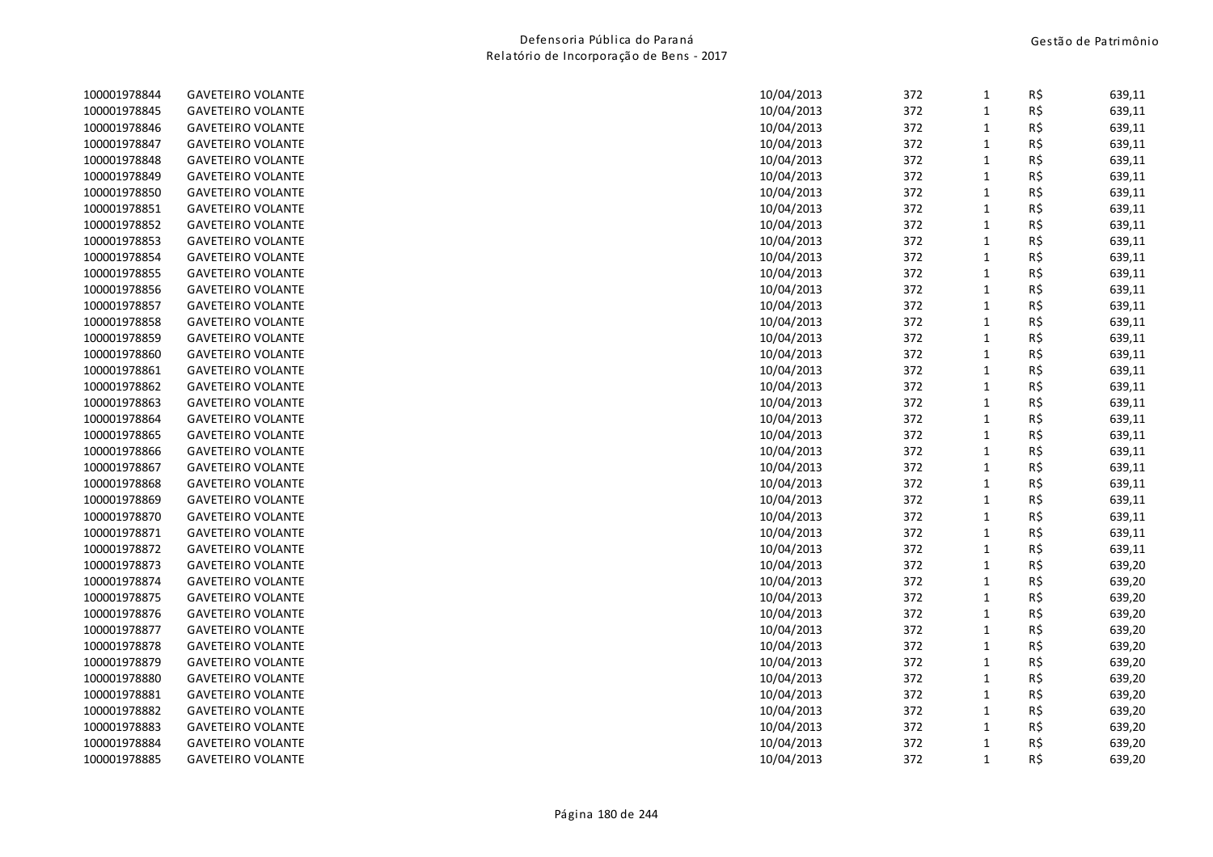| | | | | | | |
|---|---|---|---|---|---|---|
| 100001978844 | GAVETEIRO VOLANTE | 10/04/2013 | 372 | 1 | R$ | 639,11 |
| 100001978845 | GAVETEIRO VOLANTE | 10/04/2013 | 372 | 1 | R$ | 639,11 |
| 100001978846 | GAVETEIRO VOLANTE | 10/04/2013 | 372 | 1 | R$ | 639,11 |
| 100001978847 | GAVETEIRO VOLANTE | 10/04/2013 | 372 | 1 | R$ | 639,11 |
| 100001978848 | GAVETEIRO VOLANTE | 10/04/2013 | 372 | 1 | R$ | 639,11 |
| 100001978849 | GAVETEIRO VOLANTE | 10/04/2013 | 372 | 1 | R$ | 639,11 |
| 100001978850 | GAVETEIRO VOLANTE | 10/04/2013 | 372 | 1 | R$ | 639,11 |
| 100001978851 | GAVETEIRO VOLANTE | 10/04/2013 | 372 | 1 | R$ | 639,11 |
| 100001978852 | GAVETEIRO VOLANTE | 10/04/2013 | 372 | 1 | R$ | 639,11 |
| 100001978853 | GAVETEIRO VOLANTE | 10/04/2013 | 372 | 1 | R$ | 639,11 |
| 100001978854 | GAVETEIRO VOLANTE | 10/04/2013 | 372 | 1 | R$ | 639,11 |
| 100001978855 | GAVETEIRO VOLANTE | 10/04/2013 | 372 | 1 | R$ | 639,11 |
| 100001978856 | GAVETEIRO VOLANTE | 10/04/2013 | 372 | 1 | R$ | 639,11 |
| 100001978857 | GAVETEIRO VOLANTE | 10/04/2013 | 372 | 1 | R$ | 639,11 |
| 100001978858 | GAVETEIRO VOLANTE | 10/04/2013 | 372 | 1 | R$ | 639,11 |
| 100001978859 | GAVETEIRO VOLANTE | 10/04/2013 | 372 | 1 | R$ | 639,11 |
| 100001978860 | GAVETEIRO VOLANTE | 10/04/2013 | 372 | 1 | R$ | 639,11 |
| 100001978861 | GAVETEIRO VOLANTE | 10/04/2013 | 372 | 1 | R$ | 639,11 |
| 100001978862 | GAVETEIRO VOLANTE | 10/04/2013 | 372 | 1 | R$ | 639,11 |
| 100001978863 | GAVETEIRO VOLANTE | 10/04/2013 | 372 | 1 | R$ | 639,11 |
| 100001978864 | GAVETEIRO VOLANTE | 10/04/2013 | 372 | 1 | R$ | 639,11 |
| 100001978865 | GAVETEIRO VOLANTE | 10/04/2013 | 372 | 1 | R$ | 639,11 |
| 100001978866 | GAVETEIRO VOLANTE | 10/04/2013 | 372 | 1 | R$ | 639,11 |
| 100001978867 | GAVETEIRO VOLANTE | 10/04/2013 | 372 | 1 | R$ | 639,11 |
| 100001978868 | GAVETEIRO VOLANTE | 10/04/2013 | 372 | 1 | R$ | 639,11 |
| 100001978869 | GAVETEIRO VOLANTE | 10/04/2013 | 372 | 1 | R$ | 639,11 |
| 100001978870 | GAVETEIRO VOLANTE | 10/04/2013 | 372 | 1 | R$ | 639,11 |
| 100001978871 | GAVETEIRO VOLANTE | 10/04/2013 | 372 | 1 | R$ | 639,11 |
| 100001978872 | GAVETEIRO VOLANTE | 10/04/2013 | 372 | 1 | R$ | 639,11 |
| 100001978873 | GAVETEIRO VOLANTE | 10/04/2013 | 372 | 1 | R$ | 639,20 |
| 100001978874 | GAVETEIRO VOLANTE | 10/04/2013 | 372 | 1 | R$ | 639,20 |
| 100001978875 | GAVETEIRO VOLANTE | 10/04/2013 | 372 | 1 | R$ | 639,20 |
| 100001978876 | GAVETEIRO VOLANTE | 10/04/2013 | 372 | 1 | R$ | 639,20 |
| 100001978877 | GAVETEIRO VOLANTE | 10/04/2013 | 372 | 1 | R$ | 639,20 |
| 100001978878 | GAVETEIRO VOLANTE | 10/04/2013 | 372 | 1 | R$ | 639,20 |
| 100001978879 | GAVETEIRO VOLANTE | 10/04/2013 | 372 | 1 | R$ | 639,20 |
| 100001978880 | GAVETEIRO VOLANTE | 10/04/2013 | 372 | 1 | R$ | 639,20 |
| 100001978881 | GAVETEIRO VOLANTE | 10/04/2013 | 372 | 1 | R$ | 639,20 |
| 100001978882 | GAVETEIRO VOLANTE | 10/04/2013 | 372 | 1 | R$ | 639,20 |
| 100001978883 | GAVETEIRO VOLANTE | 10/04/2013 | 372 | 1 | R$ | 639,20 |
| 100001978884 | GAVETEIRO VOLANTE | 10/04/2013 | 372 | 1 | R$ | 639,20 |
| 100001978885 | GAVETEIRO VOLANTE | 10/04/2013 | 372 | 1 | R$ | 639,20 |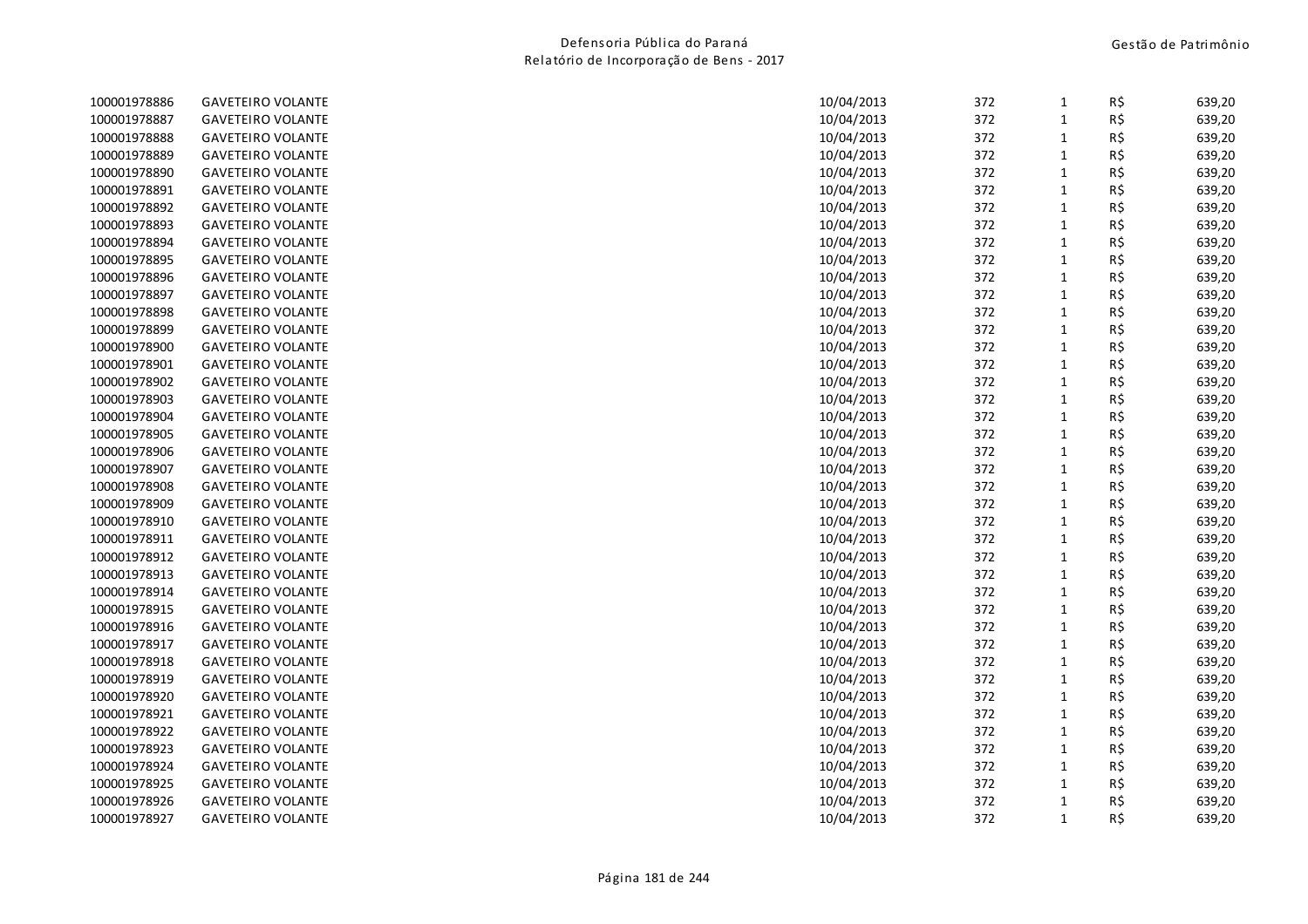| | | | | | | |
|---|---|---|---|---|---|---|
| 100001978886 | GAVETEIRO VOLANTE | 10/04/2013 | 372 | 1 | R$ | 639,20 |
| 100001978887 | GAVETEIRO VOLANTE | 10/04/2013 | 372 | 1 | R$ | 639,20 |
| 100001978888 | GAVETEIRO VOLANTE | 10/04/2013 | 372 | 1 | R$ | 639,20 |
| 100001978889 | GAVETEIRO VOLANTE | 10/04/2013 | 372 | 1 | R$ | 639,20 |
| 100001978890 | GAVETEIRO VOLANTE | 10/04/2013 | 372 | 1 | R$ | 639,20 |
| 100001978891 | GAVETEIRO VOLANTE | 10/04/2013 | 372 | 1 | R$ | 639,20 |
| 100001978892 | GAVETEIRO VOLANTE | 10/04/2013 | 372 | 1 | R$ | 639,20 |
| 100001978893 | GAVETEIRO VOLANTE | 10/04/2013 | 372 | 1 | R$ | 639,20 |
| 100001978894 | GAVETEIRO VOLANTE | 10/04/2013 | 372 | 1 | R$ | 639,20 |
| 100001978895 | GAVETEIRO VOLANTE | 10/04/2013 | 372 | 1 | R$ | 639,20 |
| 100001978896 | GAVETEIRO VOLANTE | 10/04/2013 | 372 | 1 | R$ | 639,20 |
| 100001978897 | GAVETEIRO VOLANTE | 10/04/2013 | 372 | 1 | R$ | 639,20 |
| 100001978898 | GAVETEIRO VOLANTE | 10/04/2013 | 372 | 1 | R$ | 639,20 |
| 100001978899 | GAVETEIRO VOLANTE | 10/04/2013 | 372 | 1 | R$ | 639,20 |
| 100001978900 | GAVETEIRO VOLANTE | 10/04/2013 | 372 | 1 | R$ | 639,20 |
| 100001978901 | GAVETEIRO VOLANTE | 10/04/2013 | 372 | 1 | R$ | 639,20 |
| 100001978902 | GAVETEIRO VOLANTE | 10/04/2013 | 372 | 1 | R$ | 639,20 |
| 100001978903 | GAVETEIRO VOLANTE | 10/04/2013 | 372 | 1 | R$ | 639,20 |
| 100001978904 | GAVETEIRO VOLANTE | 10/04/2013 | 372 | 1 | R$ | 639,20 |
| 100001978905 | GAVETEIRO VOLANTE | 10/04/2013 | 372 | 1 | R$ | 639,20 |
| 100001978906 | GAVETEIRO VOLANTE | 10/04/2013 | 372 | 1 | R$ | 639,20 |
| 100001978907 | GAVETEIRO VOLANTE | 10/04/2013 | 372 | 1 | R$ | 639,20 |
| 100001978908 | GAVETEIRO VOLANTE | 10/04/2013 | 372 | 1 | R$ | 639,20 |
| 100001978909 | GAVETEIRO VOLANTE | 10/04/2013 | 372 | 1 | R$ | 639,20 |
| 100001978910 | GAVETEIRO VOLANTE | 10/04/2013 | 372 | 1 | R$ | 639,20 |
| 100001978911 | GAVETEIRO VOLANTE | 10/04/2013 | 372 | 1 | R$ | 639,20 |
| 100001978912 | GAVETEIRO VOLANTE | 10/04/2013 | 372 | 1 | R$ | 639,20 |
| 100001978913 | GAVETEIRO VOLANTE | 10/04/2013 | 372 | 1 | R$ | 639,20 |
| 100001978914 | GAVETEIRO VOLANTE | 10/04/2013 | 372 | 1 | R$ | 639,20 |
| 100001978915 | GAVETEIRO VOLANTE | 10/04/2013 | 372 | 1 | R$ | 639,20 |
| 100001978916 | GAVETEIRO VOLANTE | 10/04/2013 | 372 | 1 | R$ | 639,20 |
| 100001978917 | GAVETEIRO VOLANTE | 10/04/2013 | 372 | 1 | R$ | 639,20 |
| 100001978918 | GAVETEIRO VOLANTE | 10/04/2013 | 372 | 1 | R$ | 639,20 |
| 100001978919 | GAVETEIRO VOLANTE | 10/04/2013 | 372 | 1 | R$ | 639,20 |
| 100001978920 | GAVETEIRO VOLANTE | 10/04/2013 | 372 | 1 | R$ | 639,20 |
| 100001978921 | GAVETEIRO VOLANTE | 10/04/2013 | 372 | 1 | R$ | 639,20 |
| 100001978922 | GAVETEIRO VOLANTE | 10/04/2013 | 372 | 1 | R$ | 639,20 |
| 100001978923 | GAVETEIRO VOLANTE | 10/04/2013 | 372 | 1 | R$ | 639,20 |
| 100001978924 | GAVETEIRO VOLANTE | 10/04/2013 | 372 | 1 | R$ | 639,20 |
| 100001978925 | GAVETEIRO VOLANTE | 10/04/2013 | 372 | 1 | R$ | 639,20 |
| 100001978926 | GAVETEIRO VOLANTE | 10/04/2013 | 372 | 1 | R$ | 639,20 |
| 100001978927 | GAVETEIRO VOLANTE | 10/04/2013 | 372 | 1 | R$ | 639,20 |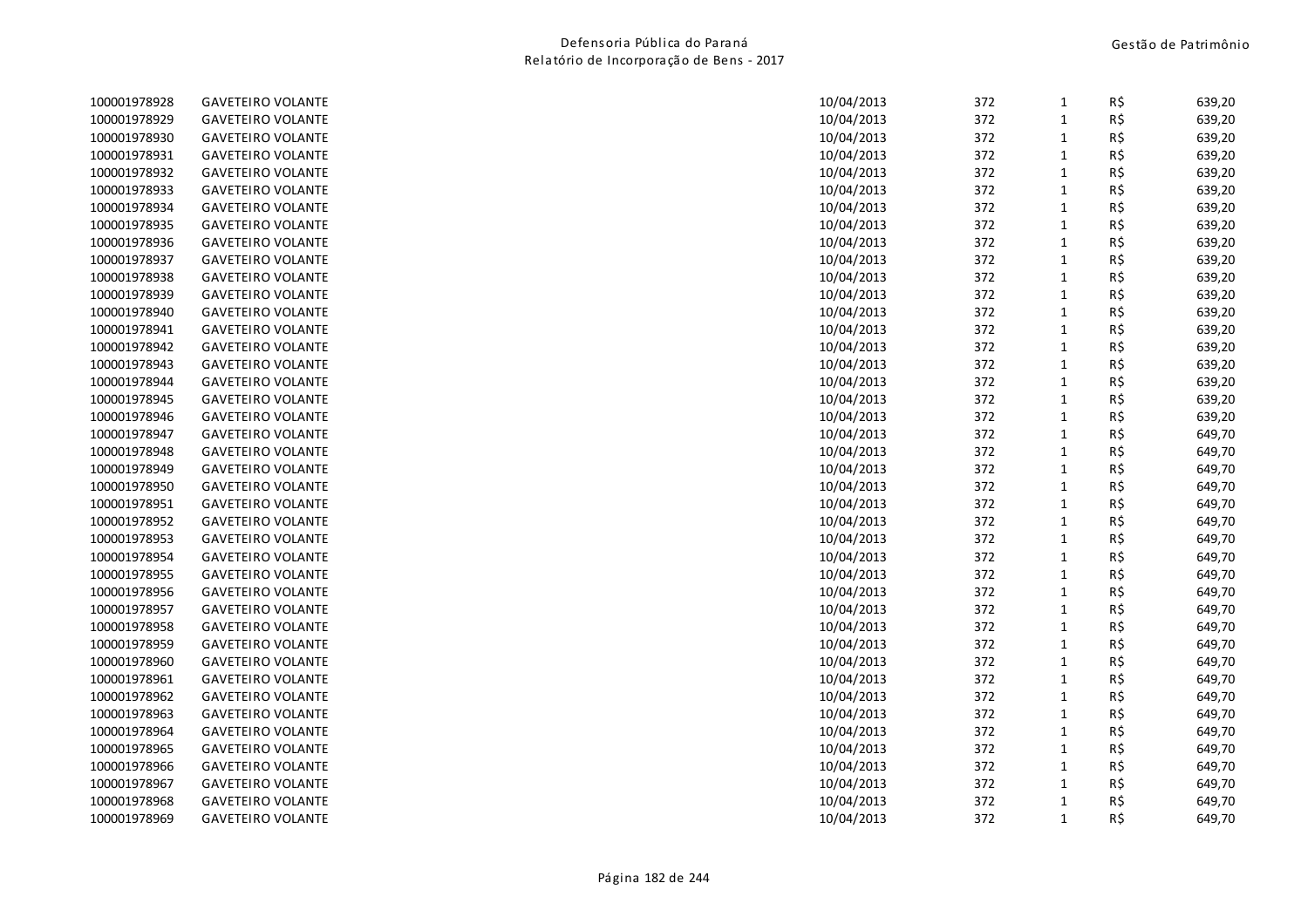| | | | | | | |
|---|---|---|---|---|---|---|
| 100001978928 | GAVETEIRO VOLANTE | 10/04/2013 | 372 | 1 | R$ | 639,20 |
| 100001978929 | GAVETEIRO VOLANTE | 10/04/2013 | 372 | 1 | R$ | 639,20 |
| 100001978930 | GAVETEIRO VOLANTE | 10/04/2013 | 372 | 1 | R$ | 639,20 |
| 100001978931 | GAVETEIRO VOLANTE | 10/04/2013 | 372 | 1 | R$ | 639,20 |
| 100001978932 | GAVETEIRO VOLANTE | 10/04/2013 | 372 | 1 | R$ | 639,20 |
| 100001978933 | GAVETEIRO VOLANTE | 10/04/2013 | 372 | 1 | R$ | 639,20 |
| 100001978934 | GAVETEIRO VOLANTE | 10/04/2013 | 372 | 1 | R$ | 639,20 |
| 100001978935 | GAVETEIRO VOLANTE | 10/04/2013 | 372 | 1 | R$ | 639,20 |
| 100001978936 | GAVETEIRO VOLANTE | 10/04/2013 | 372 | 1 | R$ | 639,20 |
| 100001978937 | GAVETEIRO VOLANTE | 10/04/2013 | 372 | 1 | R$ | 639,20 |
| 100001978938 | GAVETEIRO VOLANTE | 10/04/2013 | 372 | 1 | R$ | 639,20 |
| 100001978939 | GAVETEIRO VOLANTE | 10/04/2013 | 372 | 1 | R$ | 639,20 |
| 100001978940 | GAVETEIRO VOLANTE | 10/04/2013 | 372 | 1 | R$ | 639,20 |
| 100001978941 | GAVETEIRO VOLANTE | 10/04/2013 | 372 | 1 | R$ | 639,20 |
| 100001978942 | GAVETEIRO VOLANTE | 10/04/2013 | 372 | 1 | R$ | 639,20 |
| 100001978943 | GAVETEIRO VOLANTE | 10/04/2013 | 372 | 1 | R$ | 639,20 |
| 100001978944 | GAVETEIRO VOLANTE | 10/04/2013 | 372 | 1 | R$ | 639,20 |
| 100001978945 | GAVETEIRO VOLANTE | 10/04/2013 | 372 | 1 | R$ | 639,20 |
| 100001978946 | GAVETEIRO VOLANTE | 10/04/2013 | 372 | 1 | R$ | 639,20 |
| 100001978947 | GAVETEIRO VOLANTE | 10/04/2013 | 372 | 1 | R$ | 649,70 |
| 100001978948 | GAVETEIRO VOLANTE | 10/04/2013 | 372 | 1 | R$ | 649,70 |
| 100001978949 | GAVETEIRO VOLANTE | 10/04/2013 | 372 | 1 | R$ | 649,70 |
| 100001978950 | GAVETEIRO VOLANTE | 10/04/2013 | 372 | 1 | R$ | 649,70 |
| 100001978951 | GAVETEIRO VOLANTE | 10/04/2013 | 372 | 1 | R$ | 649,70 |
| 100001978952 | GAVETEIRO VOLANTE | 10/04/2013 | 372 | 1 | R$ | 649,70 |
| 100001978953 | GAVETEIRO VOLANTE | 10/04/2013 | 372 | 1 | R$ | 649,70 |
| 100001978954 | GAVETEIRO VOLANTE | 10/04/2013 | 372 | 1 | R$ | 649,70 |
| 100001978955 | GAVETEIRO VOLANTE | 10/04/2013 | 372 | 1 | R$ | 649,70 |
| 100001978956 | GAVETEIRO VOLANTE | 10/04/2013 | 372 | 1 | R$ | 649,70 |
| 100001978957 | GAVETEIRO VOLANTE | 10/04/2013 | 372 | 1 | R$ | 649,70 |
| 100001978958 | GAVETEIRO VOLANTE | 10/04/2013 | 372 | 1 | R$ | 649,70 |
| 100001978959 | GAVETEIRO VOLANTE | 10/04/2013 | 372 | 1 | R$ | 649,70 |
| 100001978960 | GAVETEIRO VOLANTE | 10/04/2013 | 372 | 1 | R$ | 649,70 |
| 100001978961 | GAVETEIRO VOLANTE | 10/04/2013 | 372 | 1 | R$ | 649,70 |
| 100001978962 | GAVETEIRO VOLANTE | 10/04/2013 | 372 | 1 | R$ | 649,70 |
| 100001978963 | GAVETEIRO VOLANTE | 10/04/2013 | 372 | 1 | R$ | 649,70 |
| 100001978964 | GAVETEIRO VOLANTE | 10/04/2013 | 372 | 1 | R$ | 649,70 |
| 100001978965 | GAVETEIRO VOLANTE | 10/04/2013 | 372 | 1 | R$ | 649,70 |
| 100001978966 | GAVETEIRO VOLANTE | 10/04/2013 | 372 | 1 | R$ | 649,70 |
| 100001978967 | GAVETEIRO VOLANTE | 10/04/2013 | 372 | 1 | R$ | 649,70 |
| 100001978968 | GAVETEIRO VOLANTE | 10/04/2013 | 372 | 1 | R$ | 649,70 |
| 100001978969 | GAVETEIRO VOLANTE | 10/04/2013 | 372 | 1 | R$ | 649,70 |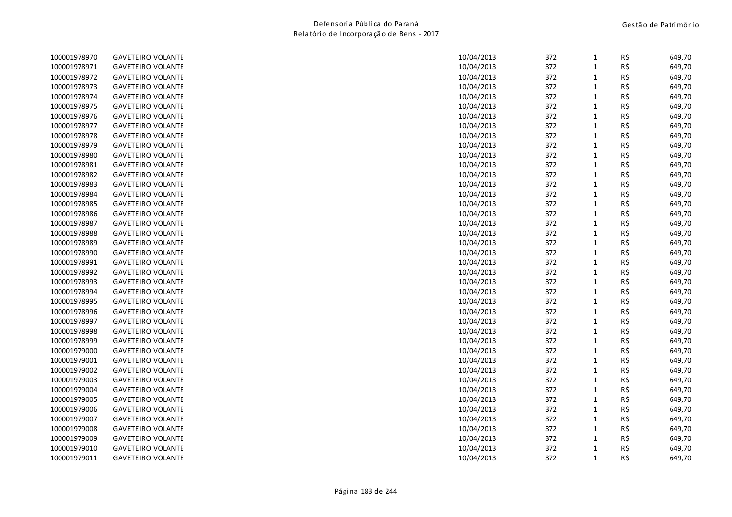| | | | | | | |
|---|---|---|---|---|---|---|
| 100001978970 | GAVETEIRO VOLANTE | 10/04/2013 | 372 | 1 | R$ | 649,70 |
| 100001978971 | GAVETEIRO VOLANTE | 10/04/2013 | 372 | 1 | R$ | 649,70 |
| 100001978972 | GAVETEIRO VOLANTE | 10/04/2013 | 372 | 1 | R$ | 649,70 |
| 100001978973 | GAVETEIRO VOLANTE | 10/04/2013 | 372 | 1 | R$ | 649,70 |
| 100001978974 | GAVETEIRO VOLANTE | 10/04/2013 | 372 | 1 | R$ | 649,70 |
| 100001978975 | GAVETEIRO VOLANTE | 10/04/2013 | 372 | 1 | R$ | 649,70 |
| 100001978976 | GAVETEIRO VOLANTE | 10/04/2013 | 372 | 1 | R$ | 649,70 |
| 100001978977 | GAVETEIRO VOLANTE | 10/04/2013 | 372 | 1 | R$ | 649,70 |
| 100001978978 | GAVETEIRO VOLANTE | 10/04/2013 | 372 | 1 | R$ | 649,70 |
| 100001978979 | GAVETEIRO VOLANTE | 10/04/2013 | 372 | 1 | R$ | 649,70 |
| 100001978980 | GAVETEIRO VOLANTE | 10/04/2013 | 372 | 1 | R$ | 649,70 |
| 100001978981 | GAVETEIRO VOLANTE | 10/04/2013 | 372 | 1 | R$ | 649,70 |
| 100001978982 | GAVETEIRO VOLANTE | 10/04/2013 | 372 | 1 | R$ | 649,70 |
| 100001978983 | GAVETEIRO VOLANTE | 10/04/2013 | 372 | 1 | R$ | 649,70 |
| 100001978984 | GAVETEIRO VOLANTE | 10/04/2013 | 372 | 1 | R$ | 649,70 |
| 100001978985 | GAVETEIRO VOLANTE | 10/04/2013 | 372 | 1 | R$ | 649,70 |
| 100001978986 | GAVETEIRO VOLANTE | 10/04/2013 | 372 | 1 | R$ | 649,70 |
| 100001978987 | GAVETEIRO VOLANTE | 10/04/2013 | 372 | 1 | R$ | 649,70 |
| 100001978988 | GAVETEIRO VOLANTE | 10/04/2013 | 372 | 1 | R$ | 649,70 |
| 100001978989 | GAVETEIRO VOLANTE | 10/04/2013 | 372 | 1 | R$ | 649,70 |
| 100001978990 | GAVETEIRO VOLANTE | 10/04/2013 | 372 | 1 | R$ | 649,70 |
| 100001978991 | GAVETEIRO VOLANTE | 10/04/2013 | 372 | 1 | R$ | 649,70 |
| 100001978992 | GAVETEIRO VOLANTE | 10/04/2013 | 372 | 1 | R$ | 649,70 |
| 100001978993 | GAVETEIRO VOLANTE | 10/04/2013 | 372 | 1 | R$ | 649,70 |
| 100001978994 | GAVETEIRO VOLANTE | 10/04/2013 | 372 | 1 | R$ | 649,70 |
| 100001978995 | GAVETEIRO VOLANTE | 10/04/2013 | 372 | 1 | R$ | 649,70 |
| 100001978996 | GAVETEIRO VOLANTE | 10/04/2013 | 372 | 1 | R$ | 649,70 |
| 100001978997 | GAVETEIRO VOLANTE | 10/04/2013 | 372 | 1 | R$ | 649,70 |
| 100001978998 | GAVETEIRO VOLANTE | 10/04/2013 | 372 | 1 | R$ | 649,70 |
| 100001978999 | GAVETEIRO VOLANTE | 10/04/2013 | 372 | 1 | R$ | 649,70 |
| 100001979000 | GAVETEIRO VOLANTE | 10/04/2013 | 372 | 1 | R$ | 649,70 |
| 100001979001 | GAVETEIRO VOLANTE | 10/04/2013 | 372 | 1 | R$ | 649,70 |
| 100001979002 | GAVETEIRO VOLANTE | 10/04/2013 | 372 | 1 | R$ | 649,70 |
| 100001979003 | GAVETEIRO VOLANTE | 10/04/2013 | 372 | 1 | R$ | 649,70 |
| 100001979004 | GAVETEIRO VOLANTE | 10/04/2013 | 372 | 1 | R$ | 649,70 |
| 100001979005 | GAVETEIRO VOLANTE | 10/04/2013 | 372 | 1 | R$ | 649,70 |
| 100001979006 | GAVETEIRO VOLANTE | 10/04/2013 | 372 | 1 | R$ | 649,70 |
| 100001979007 | GAVETEIRO VOLANTE | 10/04/2013 | 372 | 1 | R$ | 649,70 |
| 100001979008 | GAVETEIRO VOLANTE | 10/04/2013 | 372 | 1 | R$ | 649,70 |
| 100001979009 | GAVETEIRO VOLANTE | 10/04/2013 | 372 | 1 | R$ | 649,70 |
| 100001979010 | GAVETEIRO VOLANTE | 10/04/2013 | 372 | 1 | R$ | 649,70 |
| 100001979011 | GAVETEIRO VOLANTE | 10/04/2013 | 372 | 1 | R$ | 649,70 |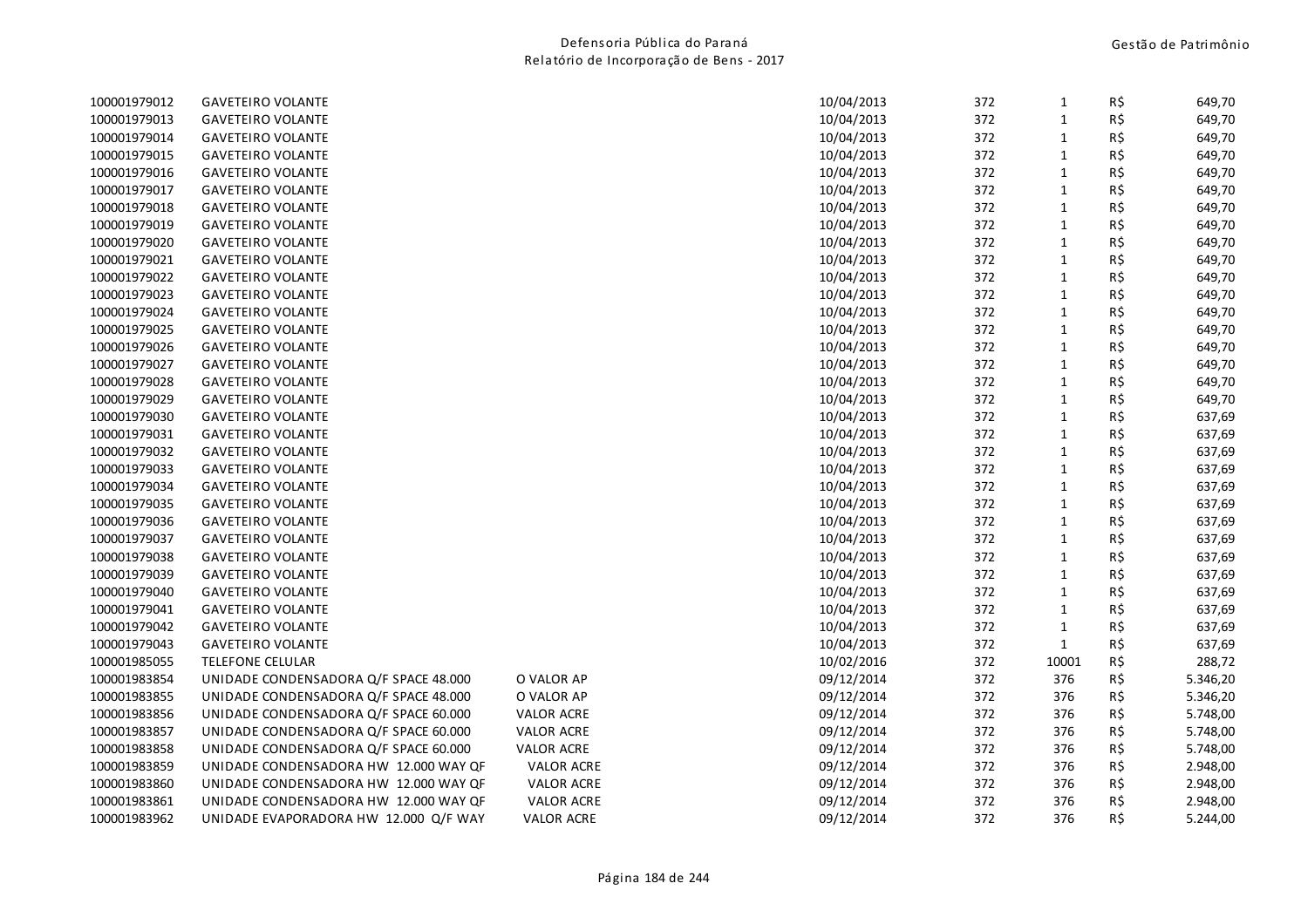| | | | | | | | |
|---|---|---|---|---|---|---|---|
| 100001979012 | GAVETEIRO VOLANTE | | 10/04/2013 | 372 | 1 | R$ | 649,70 |
| 100001979013 | GAVETEIRO VOLANTE | | 10/04/2013 | 372 | 1 | R$ | 649,70 |
| 100001979014 | GAVETEIRO VOLANTE | | 10/04/2013 | 372 | 1 | R$ | 649,70 |
| 100001979015 | GAVETEIRO VOLANTE | | 10/04/2013 | 372 | 1 | R$ | 649,70 |
| 100001979016 | GAVETEIRO VOLANTE | | 10/04/2013 | 372 | 1 | R$ | 649,70 |
| 100001979017 | GAVETEIRO VOLANTE | | 10/04/2013 | 372 | 1 | R$ | 649,70 |
| 100001979018 | GAVETEIRO VOLANTE | | 10/04/2013 | 372 | 1 | R$ | 649,70 |
| 100001979019 | GAVETEIRO VOLANTE | | 10/04/2013 | 372 | 1 | R$ | 649,70 |
| 100001979020 | GAVETEIRO VOLANTE | | 10/04/2013 | 372 | 1 | R$ | 649,70 |
| 100001979021 | GAVETEIRO VOLANTE | | 10/04/2013 | 372 | 1 | R$ | 649,70 |
| 100001979022 | GAVETEIRO VOLANTE | | 10/04/2013 | 372 | 1 | R$ | 649,70 |
| 100001979023 | GAVETEIRO VOLANTE | | 10/04/2013 | 372 | 1 | R$ | 649,70 |
| 100001979024 | GAVETEIRO VOLANTE | | 10/04/2013 | 372 | 1 | R$ | 649,70 |
| 100001979025 | GAVETEIRO VOLANTE | | 10/04/2013 | 372 | 1 | R$ | 649,70 |
| 100001979026 | GAVETEIRO VOLANTE | | 10/04/2013 | 372 | 1 | R$ | 649,70 |
| 100001979027 | GAVETEIRO VOLANTE | | 10/04/2013 | 372 | 1 | R$ | 649,70 |
| 100001979028 | GAVETEIRO VOLANTE | | 10/04/2013 | 372 | 1 | R$ | 649,70 |
| 100001979029 | GAVETEIRO VOLANTE | | 10/04/2013 | 372 | 1 | R$ | 649,70 |
| 100001979030 | GAVETEIRO VOLANTE | | 10/04/2013 | 372 | 1 | R$ | 637,69 |
| 100001979031 | GAVETEIRO VOLANTE | | 10/04/2013 | 372 | 1 | R$ | 637,69 |
| 100001979032 | GAVETEIRO VOLANTE | | 10/04/2013 | 372 | 1 | R$ | 637,69 |
| 100001979033 | GAVETEIRO VOLANTE | | 10/04/2013 | 372 | 1 | R$ | 637,69 |
| 100001979034 | GAVETEIRO VOLANTE | | 10/04/2013 | 372 | 1 | R$ | 637,69 |
| 100001979035 | GAVETEIRO VOLANTE | | 10/04/2013 | 372 | 1 | R$ | 637,69 |
| 100001979036 | GAVETEIRO VOLANTE | | 10/04/2013 | 372 | 1 | R$ | 637,69 |
| 100001979037 | GAVETEIRO VOLANTE | | 10/04/2013 | 372 | 1 | R$ | 637,69 |
| 100001979038 | GAVETEIRO VOLANTE | | 10/04/2013 | 372 | 1 | R$ | 637,69 |
| 100001979039 | GAVETEIRO VOLANTE | | 10/04/2013 | 372 | 1 | R$ | 637,69 |
| 100001979040 | GAVETEIRO VOLANTE | | 10/04/2013 | 372 | 1 | R$ | 637,69 |
| 100001979041 | GAVETEIRO VOLANTE | | 10/04/2013 | 372 | 1 | R$ | 637,69 |
| 100001979042 | GAVETEIRO VOLANTE | | 10/04/2013 | 372 | 1 | R$ | 637,69 |
| 100001979043 | GAVETEIRO VOLANTE | | 10/04/2013 | 372 | 1 | R$ | 637,69 |
| 100001985055 | TELEFONE CELULAR | | 10/02/2016 | 372 | 10001 | R$ | 288,72 |
| 100001983854 | UNIDADE CONDENSADORA Q/F SPACE 48.000 | O VALOR AP | 09/12/2014 | 372 | 376 | R$ | 5.346,20 |
| 100001983855 | UNIDADE CONDENSADORA Q/F SPACE 48.000 | O VALOR AP | 09/12/2014 | 372 | 376 | R$ | 5.346,20 |
| 100001983856 | UNIDADE CONDENSADORA Q/F SPACE 60.000 | VALOR ACRE | 09/12/2014 | 372 | 376 | R$ | 5.748,00 |
| 100001983857 | UNIDADE CONDENSADORA Q/F SPACE 60.000 | VALOR ACRE | 09/12/2014 | 372 | 376 | R$ | 5.748,00 |
| 100001983858 | UNIDADE CONDENSADORA Q/F SPACE 60.000 | VALOR ACRE | 09/12/2014 | 372 | 376 | R$ | 5.748,00 |
| 100001983859 | UNIDADE CONDENSADORA HW 12.000 WAY QF | VALOR ACRE | 09/12/2014 | 372 | 376 | R$ | 2.948,00 |
| 100001983860 | UNIDADE CONDENSADORA HW 12.000 WAY QF | VALOR ACRE | 09/12/2014 | 372 | 376 | R$ | 2.948,00 |
| 100001983861 | UNIDADE CONDENSADORA HW 12.000 WAY QF | VALOR ACRE | 09/12/2014 | 372 | 376 | R$ | 2.948,00 |
| 100001983962 | UNIDADE EVAPORADORA HW 12.000 Q/F WAY | VALOR ACRE | 09/12/2014 | 372 | 376 | R$ | 5.244,00 |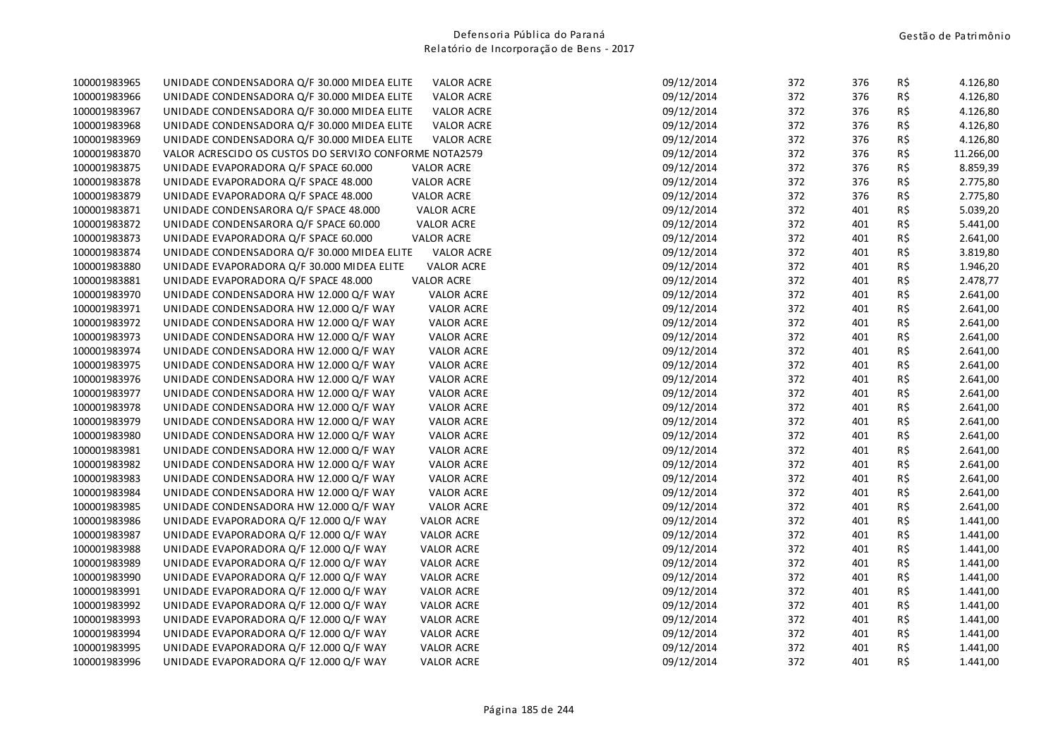| | | | | | | |
|---|---|---|---|---|---|---|
| 100001983965 | UNIDADE CONDENSADORA Q/F 30.000 MIDEA ELITE VALOR ACRE | 09/12/2014 | 372 | 376 | R$ | 4.126,80 |
| 100001983966 | UNIDADE CONDENSADORA Q/F 30.000 MIDEA ELITE VALOR ACRE | 09/12/2014 | 372 | 376 | R$ | 4.126,80 |
| 100001983967 | UNIDADE CONDENSADORA Q/F 30.000 MIDEA ELITE VALOR ACRE | 09/12/2014 | 372 | 376 | R$ | 4.126,80 |
| 100001983968 | UNIDADE CONDENSADORA Q/F 30.000 MIDEA ELITE VALOR ACRE | 09/12/2014 | 372 | 376 | R$ | 4.126,80 |
| 100001983969 | UNIDADE CONDENSADORA Q/F 30.000 MIDEA ELITE VALOR ACRE | 09/12/2014 | 372 | 376 | R$ | 4.126,80 |
| 100001983870 | VALOR ACRESCIDO OS CUSTOS DO SERVIÇO CONFORME NOTA2579 | 09/12/2014 | 372 | 376 | R$ | 11.266,00 |
| 100001983875 | UNIDADE EVAPORADORA Q/F SPACE 60.000 VALOR ACRE | 09/12/2014 | 372 | 376 | R$ | 8.859,39 |
| 100001983878 | UNIDADE EVAPORADORA Q/F SPACE 48.000 VALOR ACRE | 09/12/2014 | 372 | 376 | R$ | 2.775,80 |
| 100001983879 | UNIDADE EVAPORADORA Q/F SPACE 48.000 VALOR ACRE | 09/12/2014 | 372 | 376 | R$ | 2.775,80 |
| 100001983871 | UNIDADE CONDENSARORA Q/F SPACE 48.000 VALOR ACRE | 09/12/2014 | 372 | 401 | R$ | 5.039,20 |
| 100001983872 | UNIDADE CONDENSARORA Q/F SPACE 60.000 VALOR ACRE | 09/12/2014 | 372 | 401 | R$ | 5.441,00 |
| 100001983873 | UNIDADE EVAPORADORA Q/F SPACE 60.000 VALOR ACRE | 09/12/2014 | 372 | 401 | R$ | 2.641,00 |
| 100001983874 | UNIDADE CONDENSADORA Q/F 30.000 MIDEA ELITE VALOR ACRE | 09/12/2014 | 372 | 401 | R$ | 3.819,80 |
| 100001983880 | UNIDADE EVAPORADORA Q/F 30.000 MIDEA ELITE VALOR ACRE | 09/12/2014 | 372 | 401 | R$ | 1.946,20 |
| 100001983881 | UNIDADE EVAPORADORA Q/F SPACE 48.000 VALOR ACRE | 09/12/2014 | 372 | 401 | R$ | 2.478,77 |
| 100001983970 | UNIDADE CONDENSADORA HW 12.000 Q/F WAY VALOR ACRE | 09/12/2014 | 372 | 401 | R$ | 2.641,00 |
| 100001983971 | UNIDADE CONDENSADORA HW 12.000 Q/F WAY VALOR ACRE | 09/12/2014 | 372 | 401 | R$ | 2.641,00 |
| 100001983972 | UNIDADE CONDENSADORA HW 12.000 Q/F WAY VALOR ACRE | 09/12/2014 | 372 | 401 | R$ | 2.641,00 |
| 100001983973 | UNIDADE CONDENSADORA HW 12.000 Q/F WAY VALOR ACRE | 09/12/2014 | 372 | 401 | R$ | 2.641,00 |
| 100001983974 | UNIDADE CONDENSADORA HW 12.000 Q/F WAY VALOR ACRE | 09/12/2014 | 372 | 401 | R$ | 2.641,00 |
| 100001983975 | UNIDADE CONDENSADORA HW 12.000 Q/F WAY VALOR ACRE | 09/12/2014 | 372 | 401 | R$ | 2.641,00 |
| 100001983976 | UNIDADE CONDENSADORA HW 12.000 Q/F WAY VALOR ACRE | 09/12/2014 | 372 | 401 | R$ | 2.641,00 |
| 100001983977 | UNIDADE CONDENSADORA HW 12.000 Q/F WAY VALOR ACRE | 09/12/2014 | 372 | 401 | R$ | 2.641,00 |
| 100001983978 | UNIDADE CONDENSADORA HW 12.000 Q/F WAY VALOR ACRE | 09/12/2014 | 372 | 401 | R$ | 2.641,00 |
| 100001983979 | UNIDADE CONDENSADORA HW 12.000 Q/F WAY VALOR ACRE | 09/12/2014 | 372 | 401 | R$ | 2.641,00 |
| 100001983980 | UNIDADE CONDENSADORA HW 12.000 Q/F WAY VALOR ACRE | 09/12/2014 | 372 | 401 | R$ | 2.641,00 |
| 100001983981 | UNIDADE CONDENSADORA HW 12.000 Q/F WAY VALOR ACRE | 09/12/2014 | 372 | 401 | R$ | 2.641,00 |
| 100001983982 | UNIDADE CONDENSADORA HW 12.000 Q/F WAY VALOR ACRE | 09/12/2014 | 372 | 401 | R$ | 2.641,00 |
| 100001983983 | UNIDADE CONDENSADORA HW 12.000 Q/F WAY VALOR ACRE | 09/12/2014 | 372 | 401 | R$ | 2.641,00 |
| 100001983984 | UNIDADE CONDENSADORA HW 12.000 Q/F WAY VALOR ACRE | 09/12/2014 | 372 | 401 | R$ | 2.641,00 |
| 100001983985 | UNIDADE CONDENSADORA HW 12.000 Q/F WAY VALOR ACRE | 09/12/2014 | 372 | 401 | R$ | 2.641,00 |
| 100001983986 | UNIDADE EVAPORADORA Q/F 12.000 Q/F WAY VALOR ACRE | 09/12/2014 | 372 | 401 | R$ | 1.441,00 |
| 100001983987 | UNIDADE EVAPORADORA Q/F 12.000 Q/F WAY VALOR ACRE | 09/12/2014 | 372 | 401 | R$ | 1.441,00 |
| 100001983988 | UNIDADE EVAPORADORA Q/F 12.000 Q/F WAY VALOR ACRE | 09/12/2014 | 372 | 401 | R$ | 1.441,00 |
| 100001983989 | UNIDADE EVAPORADORA Q/F 12.000 Q/F WAY VALOR ACRE | 09/12/2014 | 372 | 401 | R$ | 1.441,00 |
| 100001983990 | UNIDADE EVAPORADORA Q/F 12.000 Q/F WAY VALOR ACRE | 09/12/2014 | 372 | 401 | R$ | 1.441,00 |
| 100001983991 | UNIDADE EVAPORADORA Q/F 12.000 Q/F WAY VALOR ACRE | 09/12/2014 | 372 | 401 | R$ | 1.441,00 |
| 100001983992 | UNIDADE EVAPORADORA Q/F 12.000 Q/F WAY VALOR ACRE | 09/12/2014 | 372 | 401 | R$ | 1.441,00 |
| 100001983993 | UNIDADE EVAPORADORA Q/F 12.000 Q/F WAY VALOR ACRE | 09/12/2014 | 372 | 401 | R$ | 1.441,00 |
| 100001983994 | UNIDADE EVAPORADORA Q/F 12.000 Q/F WAY VALOR ACRE | 09/12/2014 | 372 | 401 | R$ | 1.441,00 |
| 100001983995 | UNIDADE EVAPORADORA Q/F 12.000 Q/F WAY VALOR ACRE | 09/12/2014 | 372 | 401 | R$ | 1.441,00 |
| 100001983996 | UNIDADE EVAPORADORA Q/F 12.000 Q/F WAY VALOR ACRE | 09/12/2014 | 372 | 401 | R$ | 1.441,00 |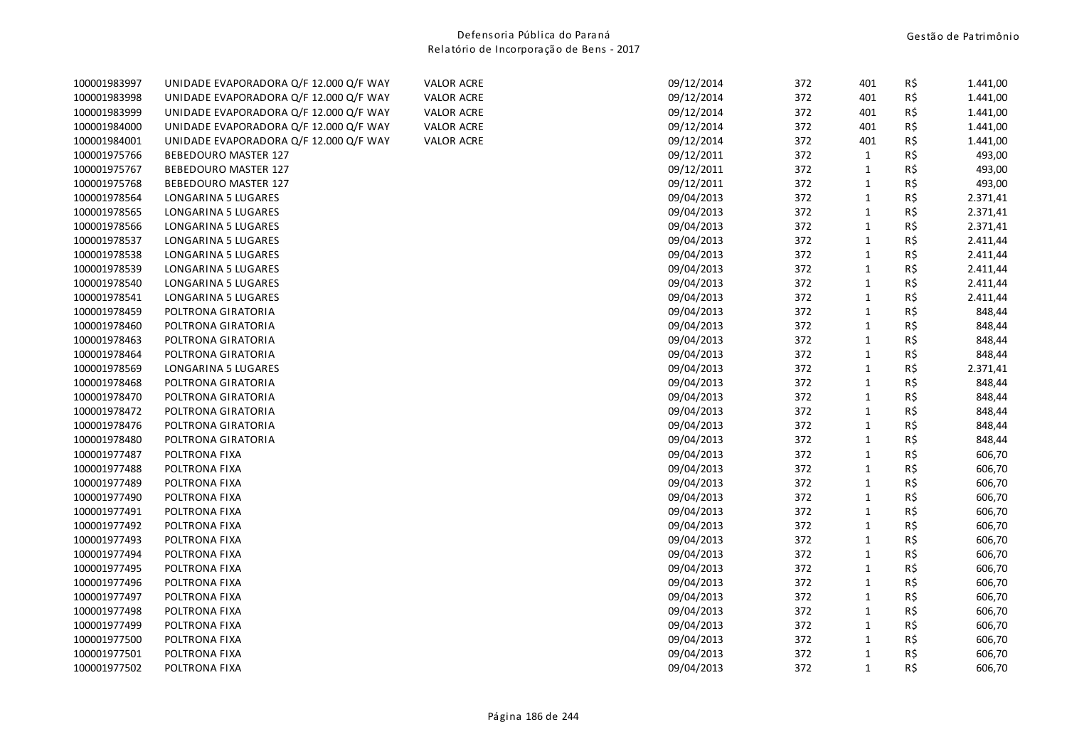| | | | | | | | |
|---|---|---|---|---|---|---|---|
| 100001983997 | UNIDADE EVAPORADORA Q/F 12.000 Q/F WAY | VALOR ACRE | 09/12/2014 | 372 | 401 | R$ | 1.441,00 |
| 100001983998 | UNIDADE EVAPORADORA Q/F 12.000 Q/F WAY | VALOR ACRE | 09/12/2014 | 372 | 401 | R$ | 1.441,00 |
| 100001983999 | UNIDADE EVAPORADORA Q/F 12.000 Q/F WAY | VALOR ACRE | 09/12/2014 | 372 | 401 | R$ | 1.441,00 |
| 100001984000 | UNIDADE EVAPORADORA Q/F 12.000 Q/F WAY | VALOR ACRE | 09/12/2014 | 372 | 401 | R$ | 1.441,00 |
| 100001984001 | UNIDADE EVAPORADORA Q/F 12.000 Q/F WAY | VALOR ACRE | 09/12/2014 | 372 | 401 | R$ | 1.441,00 |
| 100001975766 | BEBEDOURO MASTER 127 | | 09/12/2011 | 372 | 1 | R$ | 493,00 |
| 100001975767 | BEBEDOURO MASTER 127 | | 09/12/2011 | 372 | 1 | R$ | 493,00 |
| 100001975768 | BEBEDOURO MASTER 127 | | 09/12/2011 | 372 | 1 | R$ | 493,00 |
| 100001978564 | LONGARINA 5 LUGARES | | 09/04/2013 | 372 | 1 | R$ | 2.371,41 |
| 100001978565 | LONGARINA 5 LUGARES | | 09/04/2013 | 372 | 1 | R$ | 2.371,41 |
| 100001978566 | LONGARINA 5 LUGARES | | 09/04/2013 | 372 | 1 | R$ | 2.371,41 |
| 100001978537 | LONGARINA 5 LUGARES | | 09/04/2013 | 372 | 1 | R$ | 2.411,44 |
| 100001978538 | LONGARINA 5 LUGARES | | 09/04/2013 | 372 | 1 | R$ | 2.411,44 |
| 100001978539 | LONGARINA 5 LUGARES | | 09/04/2013 | 372 | 1 | R$ | 2.411,44 |
| 100001978540 | LONGARINA 5 LUGARES | | 09/04/2013 | 372 | 1 | R$ | 2.411,44 |
| 100001978541 | LONGARINA 5 LUGARES | | 09/04/2013 | 372 | 1 | R$ | 2.411,44 |
| 100001978459 | POLTRONA GIRATORIA | | 09/04/2013 | 372 | 1 | R$ | 848,44 |
| 100001978460 | POLTRONA GIRATORIA | | 09/04/2013 | 372 | 1 | R$ | 848,44 |
| 100001978463 | POLTRONA GIRATORIA | | 09/04/2013 | 372 | 1 | R$ | 848,44 |
| 100001978464 | POLTRONA GIRATORIA | | 09/04/2013 | 372 | 1 | R$ | 848,44 |
| 100001978569 | LONGARINA 5 LUGARES | | 09/04/2013 | 372 | 1 | R$ | 2.371,41 |
| 100001978468 | POLTRONA GIRATORIA | | 09/04/2013 | 372 | 1 | R$ | 848,44 |
| 100001978470 | POLTRONA GIRATORIA | | 09/04/2013 | 372 | 1 | R$ | 848,44 |
| 100001978472 | POLTRONA GIRATORIA | | 09/04/2013 | 372 | 1 | R$ | 848,44 |
| 100001978476 | POLTRONA GIRATORIA | | 09/04/2013 | 372 | 1 | R$ | 848,44 |
| 100001978480 | POLTRONA GIRATORIA | | 09/04/2013 | 372 | 1 | R$ | 848,44 |
| 100001977487 | POLTRONA FIXA | | 09/04/2013 | 372 | 1 | R$ | 606,70 |
| 100001977488 | POLTRONA FIXA | | 09/04/2013 | 372 | 1 | R$ | 606,70 |
| 100001977489 | POLTRONA FIXA | | 09/04/2013 | 372 | 1 | R$ | 606,70 |
| 100001977490 | POLTRONA FIXA | | 09/04/2013 | 372 | 1 | R$ | 606,70 |
| 100001977491 | POLTRONA FIXA | | 09/04/2013 | 372 | 1 | R$ | 606,70 |
| 100001977492 | POLTRONA FIXA | | 09/04/2013 | 372 | 1 | R$ | 606,70 |
| 100001977493 | POLTRONA FIXA | | 09/04/2013 | 372 | 1 | R$ | 606,70 |
| 100001977494 | POLTRONA FIXA | | 09/04/2013 | 372 | 1 | R$ | 606,70 |
| 100001977495 | POLTRONA FIXA | | 09/04/2013 | 372 | 1 | R$ | 606,70 |
| 100001977496 | POLTRONA FIXA | | 09/04/2013 | 372 | 1 | R$ | 606,70 |
| 100001977497 | POLTRONA FIXA | | 09/04/2013 | 372 | 1 | R$ | 606,70 |
| 100001977498 | POLTRONA FIXA | | 09/04/2013 | 372 | 1 | R$ | 606,70 |
| 100001977499 | POLTRONA FIXA | | 09/04/2013 | 372 | 1 | R$ | 606,70 |
| 100001977500 | POLTRONA FIXA | | 09/04/2013 | 372 | 1 | R$ | 606,70 |
| 100001977501 | POLTRONA FIXA | | 09/04/2013 | 372 | 1 | R$ | 606,70 |
| 100001977502 | POLTRONA FIXA | | 09/04/2013 | 372 | 1 | R$ | 606,70 |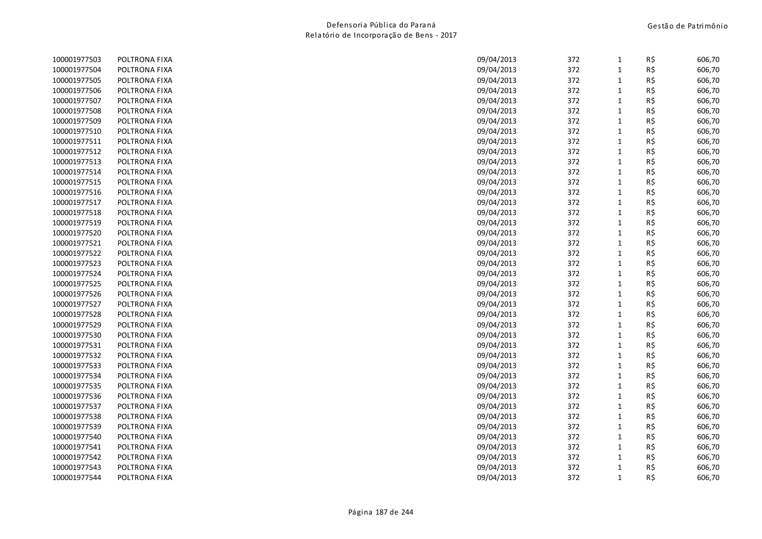| | | | | | | |
|---|---|---|---|---|---|---|
| 100001977503 | POLTRONA FIXA | 09/04/2013 | 372 | 1 | R$ | 606,70 |
| 100001977504 | POLTRONA FIXA | 09/04/2013 | 372 | 1 | R$ | 606,70 |
| 100001977505 | POLTRONA FIXA | 09/04/2013 | 372 | 1 | R$ | 606,70 |
| 100001977506 | POLTRONA FIXA | 09/04/2013 | 372 | 1 | R$ | 606,70 |
| 100001977507 | POLTRONA FIXA | 09/04/2013 | 372 | 1 | R$ | 606,70 |
| 100001977508 | POLTRONA FIXA | 09/04/2013 | 372 | 1 | R$ | 606,70 |
| 100001977509 | POLTRONA FIXA | 09/04/2013 | 372 | 1 | R$ | 606,70 |
| 100001977510 | POLTRONA FIXA | 09/04/2013 | 372 | 1 | R$ | 606,70 |
| 100001977511 | POLTRONA FIXA | 09/04/2013 | 372 | 1 | R$ | 606,70 |
| 100001977512 | POLTRONA FIXA | 09/04/2013 | 372 | 1 | R$ | 606,70 |
| 100001977513 | POLTRONA FIXA | 09/04/2013 | 372 | 1 | R$ | 606,70 |
| 100001977514 | POLTRONA FIXA | 09/04/2013 | 372 | 1 | R$ | 606,70 |
| 100001977515 | POLTRONA FIXA | 09/04/2013 | 372 | 1 | R$ | 606,70 |
| 100001977516 | POLTRONA FIXA | 09/04/2013 | 372 | 1 | R$ | 606,70 |
| 100001977517 | POLTRONA FIXA | 09/04/2013 | 372 | 1 | R$ | 606,70 |
| 100001977518 | POLTRONA FIXA | 09/04/2013 | 372 | 1 | R$ | 606,70 |
| 100001977519 | POLTRONA FIXA | 09/04/2013 | 372 | 1 | R$ | 606,70 |
| 100001977520 | POLTRONA FIXA | 09/04/2013 | 372 | 1 | R$ | 606,70 |
| 100001977521 | POLTRONA FIXA | 09/04/2013 | 372 | 1 | R$ | 606,70 |
| 100001977522 | POLTRONA FIXA | 09/04/2013 | 372 | 1 | R$ | 606,70 |
| 100001977523 | POLTRONA FIXA | 09/04/2013 | 372 | 1 | R$ | 606,70 |
| 100001977524 | POLTRONA FIXA | 09/04/2013 | 372 | 1 | R$ | 606,70 |
| 100001977525 | POLTRONA FIXA | 09/04/2013 | 372 | 1 | R$ | 606,70 |
| 100001977526 | POLTRONA FIXA | 09/04/2013 | 372 | 1 | R$ | 606,70 |
| 100001977527 | POLTRONA FIXA | 09/04/2013 | 372 | 1 | R$ | 606,70 |
| 100001977528 | POLTRONA FIXA | 09/04/2013 | 372 | 1 | R$ | 606,70 |
| 100001977529 | POLTRONA FIXA | 09/04/2013 | 372 | 1 | R$ | 606,70 |
| 100001977530 | POLTRONA FIXA | 09/04/2013 | 372 | 1 | R$ | 606,70 |
| 100001977531 | POLTRONA FIXA | 09/04/2013 | 372 | 1 | R$ | 606,70 |
| 100001977532 | POLTRONA FIXA | 09/04/2013 | 372 | 1 | R$ | 606,70 |
| 100001977533 | POLTRONA FIXA | 09/04/2013 | 372 | 1 | R$ | 606,70 |
| 100001977534 | POLTRONA FIXA | 09/04/2013 | 372 | 1 | R$ | 606,70 |
| 100001977535 | POLTRONA FIXA | 09/04/2013 | 372 | 1 | R$ | 606,70 |
| 100001977536 | POLTRONA FIXA | 09/04/2013 | 372 | 1 | R$ | 606,70 |
| 100001977537 | POLTRONA FIXA | 09/04/2013 | 372 | 1 | R$ | 606,70 |
| 100001977538 | POLTRONA FIXA | 09/04/2013 | 372 | 1 | R$ | 606,70 |
| 100001977539 | POLTRONA FIXA | 09/04/2013 | 372 | 1 | R$ | 606,70 |
| 100001977540 | POLTRONA FIXA | 09/04/2013 | 372 | 1 | R$ | 606,70 |
| 100001977541 | POLTRONA FIXA | 09/04/2013 | 372 | 1 | R$ | 606,70 |
| 100001977542 | POLTRONA FIXA | 09/04/2013 | 372 | 1 | R$ | 606,70 |
| 100001977543 | POLTRONA FIXA | 09/04/2013 | 372 | 1 | R$ | 606,70 |
| 100001977544 | POLTRONA FIXA | 09/04/2013 | 372 | 1 | R$ | 606,70 |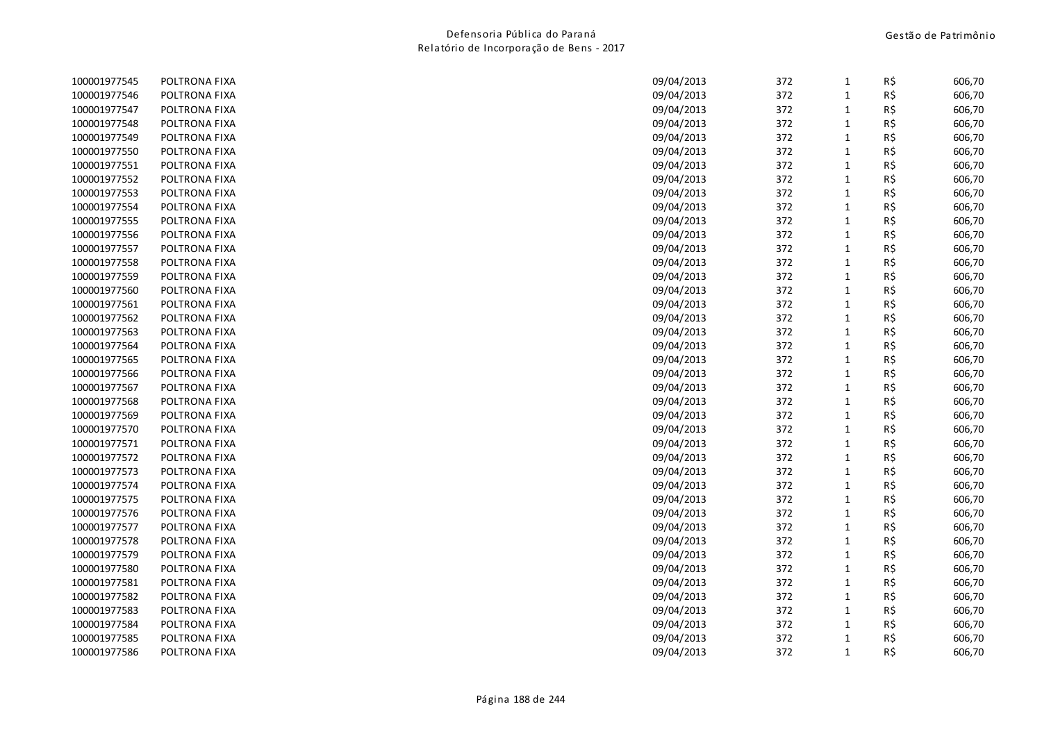| | | | | | | |
|---|---|---|---|---|---|---|
| 100001977545 | POLTRONA FIXA | 09/04/2013 | 372 | 1 | R$ | 606,70 |
| 100001977546 | POLTRONA FIXA | 09/04/2013 | 372 | 1 | R$ | 606,70 |
| 100001977547 | POLTRONA FIXA | 09/04/2013 | 372 | 1 | R$ | 606,70 |
| 100001977548 | POLTRONA FIXA | 09/04/2013 | 372 | 1 | R$ | 606,70 |
| 100001977549 | POLTRONA FIXA | 09/04/2013 | 372 | 1 | R$ | 606,70 |
| 100001977550 | POLTRONA FIXA | 09/04/2013 | 372 | 1 | R$ | 606,70 |
| 100001977551 | POLTRONA FIXA | 09/04/2013 | 372 | 1 | R$ | 606,70 |
| 100001977552 | POLTRONA FIXA | 09/04/2013 | 372 | 1 | R$ | 606,70 |
| 100001977553 | POLTRONA FIXA | 09/04/2013 | 372 | 1 | R$ | 606,70 |
| 100001977554 | POLTRONA FIXA | 09/04/2013 | 372 | 1 | R$ | 606,70 |
| 100001977555 | POLTRONA FIXA | 09/04/2013 | 372 | 1 | R$ | 606,70 |
| 100001977556 | POLTRONA FIXA | 09/04/2013 | 372 | 1 | R$ | 606,70 |
| 100001977557 | POLTRONA FIXA | 09/04/2013 | 372 | 1 | R$ | 606,70 |
| 100001977558 | POLTRONA FIXA | 09/04/2013 | 372 | 1 | R$ | 606,70 |
| 100001977559 | POLTRONA FIXA | 09/04/2013 | 372 | 1 | R$ | 606,70 |
| 100001977560 | POLTRONA FIXA | 09/04/2013 | 372 | 1 | R$ | 606,70 |
| 100001977561 | POLTRONA FIXA | 09/04/2013 | 372 | 1 | R$ | 606,70 |
| 100001977562 | POLTRONA FIXA | 09/04/2013 | 372 | 1 | R$ | 606,70 |
| 100001977563 | POLTRONA FIXA | 09/04/2013 | 372 | 1 | R$ | 606,70 |
| 100001977564 | POLTRONA FIXA | 09/04/2013 | 372 | 1 | R$ | 606,70 |
| 100001977565 | POLTRONA FIXA | 09/04/2013 | 372 | 1 | R$ | 606,70 |
| 100001977566 | POLTRONA FIXA | 09/04/2013 | 372 | 1 | R$ | 606,70 |
| 100001977567 | POLTRONA FIXA | 09/04/2013 | 372 | 1 | R$ | 606,70 |
| 100001977568 | POLTRONA FIXA | 09/04/2013 | 372 | 1 | R$ | 606,70 |
| 100001977569 | POLTRONA FIXA | 09/04/2013 | 372 | 1 | R$ | 606,70 |
| 100001977570 | POLTRONA FIXA | 09/04/2013 | 372 | 1 | R$ | 606,70 |
| 100001977571 | POLTRONA FIXA | 09/04/2013 | 372 | 1 | R$ | 606,70 |
| 100001977572 | POLTRONA FIXA | 09/04/2013 | 372 | 1 | R$ | 606,70 |
| 100001977573 | POLTRONA FIXA | 09/04/2013 | 372 | 1 | R$ | 606,70 |
| 100001977574 | POLTRONA FIXA | 09/04/2013 | 372 | 1 | R$ | 606,70 |
| 100001977575 | POLTRONA FIXA | 09/04/2013 | 372 | 1 | R$ | 606,70 |
| 100001977576 | POLTRONA FIXA | 09/04/2013 | 372 | 1 | R$ | 606,70 |
| 100001977577 | POLTRONA FIXA | 09/04/2013 | 372 | 1 | R$ | 606,70 |
| 100001977578 | POLTRONA FIXA | 09/04/2013 | 372 | 1 | R$ | 606,70 |
| 100001977579 | POLTRONA FIXA | 09/04/2013 | 372 | 1 | R$ | 606,70 |
| 100001977580 | POLTRONA FIXA | 09/04/2013 | 372 | 1 | R$ | 606,70 |
| 100001977581 | POLTRONA FIXA | 09/04/2013 | 372 | 1 | R$ | 606,70 |
| 100001977582 | POLTRONA FIXA | 09/04/2013 | 372 | 1 | R$ | 606,70 |
| 100001977583 | POLTRONA FIXA | 09/04/2013 | 372 | 1 | R$ | 606,70 |
| 100001977584 | POLTRONA FIXA | 09/04/2013 | 372 | 1 | R$ | 606,70 |
| 100001977585 | POLTRONA FIXA | 09/04/2013 | 372 | 1 | R$ | 606,70 |
| 100001977586 | POLTRONA FIXA | 09/04/2013 | 372 | 1 | R$ | 606,70 |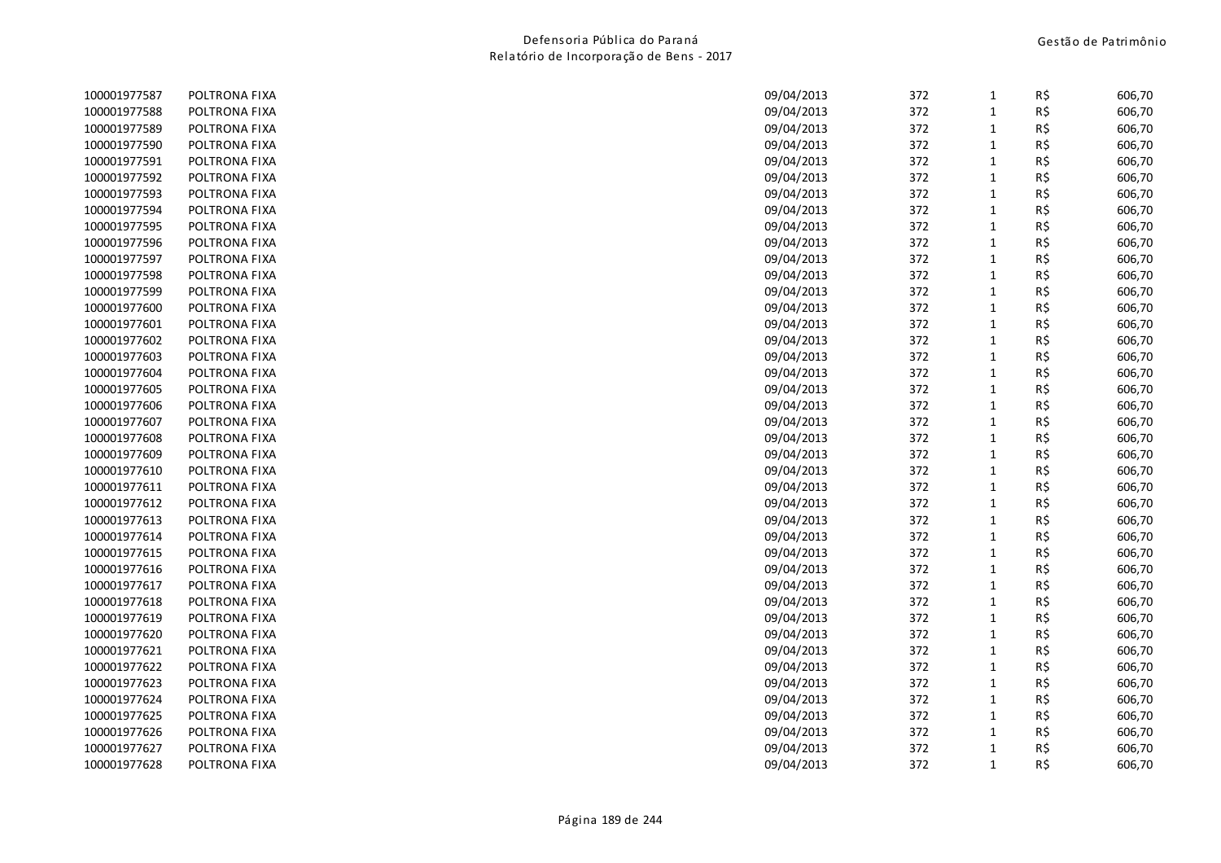| | | | | | | |
|---|---|---|---|---|---|---|
| 100001977587 | POLTRONA FIXA | 09/04/2013 | 372 | 1 | R$ | 606,70 |
| 100001977588 | POLTRONA FIXA | 09/04/2013 | 372 | 1 | R$ | 606,70 |
| 100001977589 | POLTRONA FIXA | 09/04/2013 | 372 | 1 | R$ | 606,70 |
| 100001977590 | POLTRONA FIXA | 09/04/2013 | 372 | 1 | R$ | 606,70 |
| 100001977591 | POLTRONA FIXA | 09/04/2013 | 372 | 1 | R$ | 606,70 |
| 100001977592 | POLTRONA FIXA | 09/04/2013 | 372 | 1 | R$ | 606,70 |
| 100001977593 | POLTRONA FIXA | 09/04/2013 | 372 | 1 | R$ | 606,70 |
| 100001977594 | POLTRONA FIXA | 09/04/2013 | 372 | 1 | R$ | 606,70 |
| 100001977595 | POLTRONA FIXA | 09/04/2013 | 372 | 1 | R$ | 606,70 |
| 100001977596 | POLTRONA FIXA | 09/04/2013 | 372 | 1 | R$ | 606,70 |
| 100001977597 | POLTRONA FIXA | 09/04/2013 | 372 | 1 | R$ | 606,70 |
| 100001977598 | POLTRONA FIXA | 09/04/2013 | 372 | 1 | R$ | 606,70 |
| 100001977599 | POLTRONA FIXA | 09/04/2013 | 372 | 1 | R$ | 606,70 |
| 100001977600 | POLTRONA FIXA | 09/04/2013 | 372 | 1 | R$ | 606,70 |
| 100001977601 | POLTRONA FIXA | 09/04/2013 | 372 | 1 | R$ | 606,70 |
| 100001977602 | POLTRONA FIXA | 09/04/2013 | 372 | 1 | R$ | 606,70 |
| 100001977603 | POLTRONA FIXA | 09/04/2013 | 372 | 1 | R$ | 606,70 |
| 100001977604 | POLTRONA FIXA | 09/04/2013 | 372 | 1 | R$ | 606,70 |
| 100001977605 | POLTRONA FIXA | 09/04/2013 | 372 | 1 | R$ | 606,70 |
| 100001977606 | POLTRONA FIXA | 09/04/2013 | 372 | 1 | R$ | 606,70 |
| 100001977607 | POLTRONA FIXA | 09/04/2013 | 372 | 1 | R$ | 606,70 |
| 100001977608 | POLTRONA FIXA | 09/04/2013 | 372 | 1 | R$ | 606,70 |
| 100001977609 | POLTRONA FIXA | 09/04/2013 | 372 | 1 | R$ | 606,70 |
| 100001977610 | POLTRONA FIXA | 09/04/2013 | 372 | 1 | R$ | 606,70 |
| 100001977611 | POLTRONA FIXA | 09/04/2013 | 372 | 1 | R$ | 606,70 |
| 100001977612 | POLTRONA FIXA | 09/04/2013 | 372 | 1 | R$ | 606,70 |
| 100001977613 | POLTRONA FIXA | 09/04/2013 | 372 | 1 | R$ | 606,70 |
| 100001977614 | POLTRONA FIXA | 09/04/2013 | 372 | 1 | R$ | 606,70 |
| 100001977615 | POLTRONA FIXA | 09/04/2013 | 372 | 1 | R$ | 606,70 |
| 100001977616 | POLTRONA FIXA | 09/04/2013 | 372 | 1 | R$ | 606,70 |
| 100001977617 | POLTRONA FIXA | 09/04/2013 | 372 | 1 | R$ | 606,70 |
| 100001977618 | POLTRONA FIXA | 09/04/2013 | 372 | 1 | R$ | 606,70 |
| 100001977619 | POLTRONA FIXA | 09/04/2013 | 372 | 1 | R$ | 606,70 |
| 100001977620 | POLTRONA FIXA | 09/04/2013 | 372 | 1 | R$ | 606,70 |
| 100001977621 | POLTRONA FIXA | 09/04/2013 | 372 | 1 | R$ | 606,70 |
| 100001977622 | POLTRONA FIXA | 09/04/2013 | 372 | 1 | R$ | 606,70 |
| 100001977623 | POLTRONA FIXA | 09/04/2013 | 372 | 1 | R$ | 606,70 |
| 100001977624 | POLTRONA FIXA | 09/04/2013 | 372 | 1 | R$ | 606,70 |
| 100001977625 | POLTRONA FIXA | 09/04/2013 | 372 | 1 | R$ | 606,70 |
| 100001977626 | POLTRONA FIXA | 09/04/2013 | 372 | 1 | R$ | 606,70 |
| 100001977627 | POLTRONA FIXA | 09/04/2013 | 372 | 1 | R$ | 606,70 |
| 100001977628 | POLTRONA FIXA | 09/04/2013 | 372 | 1 | R$ | 606,70 |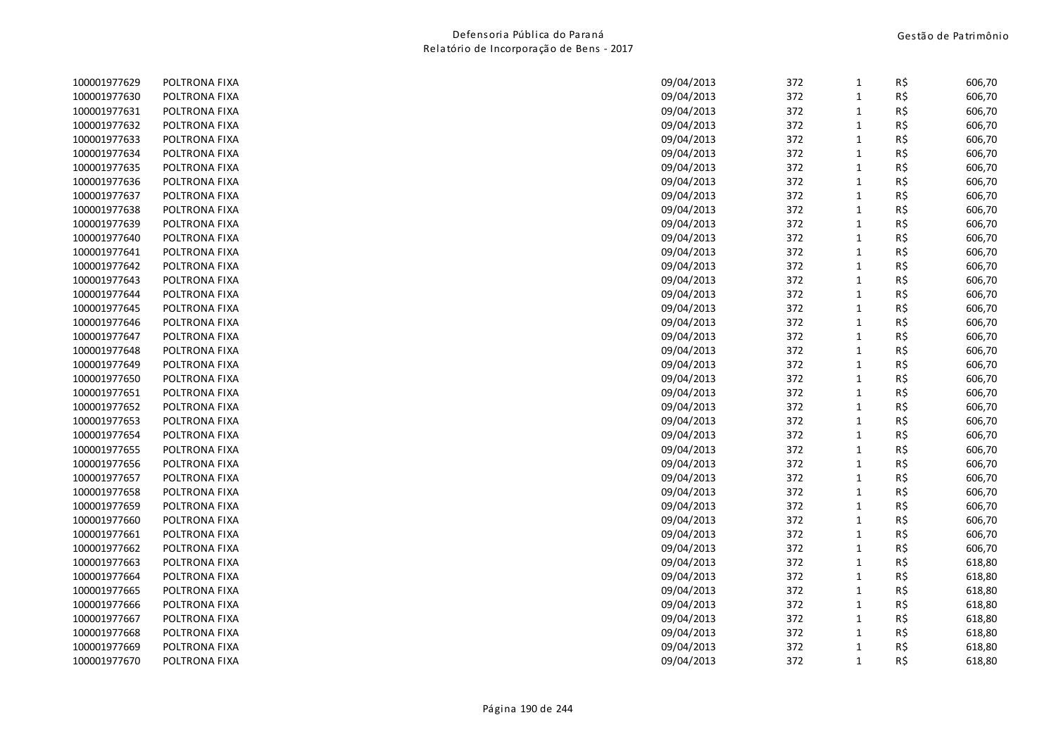| | | | | | | |
|---|---|---|---|---|---|---|
| 100001977629 | POLTRONA FIXA | 09/04/2013 | 372 | 1 | R$ | 606,70 |
| 100001977630 | POLTRONA FIXA | 09/04/2013 | 372 | 1 | R$ | 606,70 |
| 100001977631 | POLTRONA FIXA | 09/04/2013 | 372 | 1 | R$ | 606,70 |
| 100001977632 | POLTRONA FIXA | 09/04/2013 | 372 | 1 | R$ | 606,70 |
| 100001977633 | POLTRONA FIXA | 09/04/2013 | 372 | 1 | R$ | 606,70 |
| 100001977634 | POLTRONA FIXA | 09/04/2013 | 372 | 1 | R$ | 606,70 |
| 100001977635 | POLTRONA FIXA | 09/04/2013 | 372 | 1 | R$ | 606,70 |
| 100001977636 | POLTRONA FIXA | 09/04/2013 | 372 | 1 | R$ | 606,70 |
| 100001977637 | POLTRONA FIXA | 09/04/2013 | 372 | 1 | R$ | 606,70 |
| 100001977638 | POLTRONA FIXA | 09/04/2013 | 372 | 1 | R$ | 606,70 |
| 100001977639 | POLTRONA FIXA | 09/04/2013 | 372 | 1 | R$ | 606,70 |
| 100001977640 | POLTRONA FIXA | 09/04/2013 | 372 | 1 | R$ | 606,70 |
| 100001977641 | POLTRONA FIXA | 09/04/2013 | 372 | 1 | R$ | 606,70 |
| 100001977642 | POLTRONA FIXA | 09/04/2013 | 372 | 1 | R$ | 606,70 |
| 100001977643 | POLTRONA FIXA | 09/04/2013 | 372 | 1 | R$ | 606,70 |
| 100001977644 | POLTRONA FIXA | 09/04/2013 | 372 | 1 | R$ | 606,70 |
| 100001977645 | POLTRONA FIXA | 09/04/2013 | 372 | 1 | R$ | 606,70 |
| 100001977646 | POLTRONA FIXA | 09/04/2013 | 372 | 1 | R$ | 606,70 |
| 100001977647 | POLTRONA FIXA | 09/04/2013 | 372 | 1 | R$ | 606,70 |
| 100001977648 | POLTRONA FIXA | 09/04/2013 | 372 | 1 | R$ | 606,70 |
| 100001977649 | POLTRONA FIXA | 09/04/2013 | 372 | 1 | R$ | 606,70 |
| 100001977650 | POLTRONA FIXA | 09/04/2013 | 372 | 1 | R$ | 606,70 |
| 100001977651 | POLTRONA FIXA | 09/04/2013 | 372 | 1 | R$ | 606,70 |
| 100001977652 | POLTRONA FIXA | 09/04/2013 | 372 | 1 | R$ | 606,70 |
| 100001977653 | POLTRONA FIXA | 09/04/2013 | 372 | 1 | R$ | 606,70 |
| 100001977654 | POLTRONA FIXA | 09/04/2013 | 372 | 1 | R$ | 606,70 |
| 100001977655 | POLTRONA FIXA | 09/04/2013 | 372 | 1 | R$ | 606,70 |
| 100001977656 | POLTRONA FIXA | 09/04/2013 | 372 | 1 | R$ | 606,70 |
| 100001977657 | POLTRONA FIXA | 09/04/2013 | 372 | 1 | R$ | 606,70 |
| 100001977658 | POLTRONA FIXA | 09/04/2013 | 372 | 1 | R$ | 606,70 |
| 100001977659 | POLTRONA FIXA | 09/04/2013 | 372 | 1 | R$ | 606,70 |
| 100001977660 | POLTRONA FIXA | 09/04/2013 | 372 | 1 | R$ | 606,70 |
| 100001977661 | POLTRONA FIXA | 09/04/2013 | 372 | 1 | R$ | 606,70 |
| 100001977662 | POLTRONA FIXA | 09/04/2013 | 372 | 1 | R$ | 606,70 |
| 100001977663 | POLTRONA FIXA | 09/04/2013 | 372 | 1 | R$ | 618,80 |
| 100001977664 | POLTRONA FIXA | 09/04/2013 | 372 | 1 | R$ | 618,80 |
| 100001977665 | POLTRONA FIXA | 09/04/2013 | 372 | 1 | R$ | 618,80 |
| 100001977666 | POLTRONA FIXA | 09/04/2013 | 372 | 1 | R$ | 618,80 |
| 100001977667 | POLTRONA FIXA | 09/04/2013 | 372 | 1 | R$ | 618,80 |
| 100001977668 | POLTRONA FIXA | 09/04/2013 | 372 | 1 | R$ | 618,80 |
| 100001977669 | POLTRONA FIXA | 09/04/2013 | 372 | 1 | R$ | 618,80 |
| 100001977670 | POLTRONA FIXA | 09/04/2013 | 372 | 1 | R$ | 618,80 |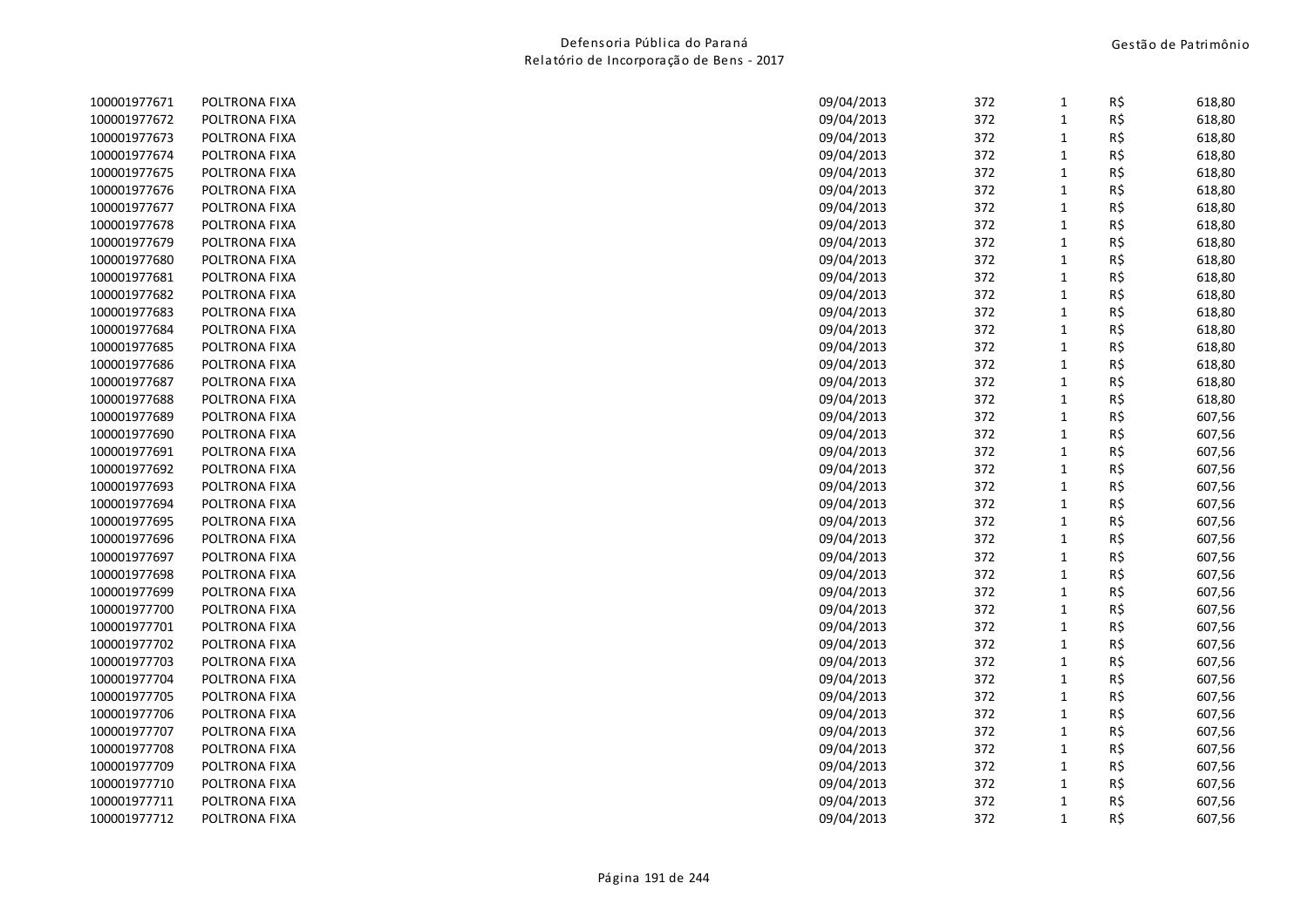| | | | | | | |
|---|---|---|---|---|---|---|
| 100001977671 | POLTRONA FIXA | 09/04/2013 | 372 | 1 | R$ | 618,80 |
| 100001977672 | POLTRONA FIXA | 09/04/2013 | 372 | 1 | R$ | 618,80 |
| 100001977673 | POLTRONA FIXA | 09/04/2013 | 372 | 1 | R$ | 618,80 |
| 100001977674 | POLTRONA FIXA | 09/04/2013 | 372 | 1 | R$ | 618,80 |
| 100001977675 | POLTRONA FIXA | 09/04/2013 | 372 | 1 | R$ | 618,80 |
| 100001977676 | POLTRONA FIXA | 09/04/2013 | 372 | 1 | R$ | 618,80 |
| 100001977677 | POLTRONA FIXA | 09/04/2013 | 372 | 1 | R$ | 618,80 |
| 100001977678 | POLTRONA FIXA | 09/04/2013 | 372 | 1 | R$ | 618,80 |
| 100001977679 | POLTRONA FIXA | 09/04/2013 | 372 | 1 | R$ | 618,80 |
| 100001977680 | POLTRONA FIXA | 09/04/2013 | 372 | 1 | R$ | 618,80 |
| 100001977681 | POLTRONA FIXA | 09/04/2013 | 372 | 1 | R$ | 618,80 |
| 100001977682 | POLTRONA FIXA | 09/04/2013 | 372 | 1 | R$ | 618,80 |
| 100001977683 | POLTRONA FIXA | 09/04/2013 | 372 | 1 | R$ | 618,80 |
| 100001977684 | POLTRONA FIXA | 09/04/2013 | 372 | 1 | R$ | 618,80 |
| 100001977685 | POLTRONA FIXA | 09/04/2013 | 372 | 1 | R$ | 618,80 |
| 100001977686 | POLTRONA FIXA | 09/04/2013 | 372 | 1 | R$ | 618,80 |
| 100001977687 | POLTRONA FIXA | 09/04/2013 | 372 | 1 | R$ | 618,80 |
| 100001977688 | POLTRONA FIXA | 09/04/2013 | 372 | 1 | R$ | 618,80 |
| 100001977689 | POLTRONA FIXA | 09/04/2013 | 372 | 1 | R$ | 607,56 |
| 100001977690 | POLTRONA FIXA | 09/04/2013 | 372 | 1 | R$ | 607,56 |
| 100001977691 | POLTRONA FIXA | 09/04/2013 | 372 | 1 | R$ | 607,56 |
| 100001977692 | POLTRONA FIXA | 09/04/2013 | 372 | 1 | R$ | 607,56 |
| 100001977693 | POLTRONA FIXA | 09/04/2013 | 372 | 1 | R$ | 607,56 |
| 100001977694 | POLTRONA FIXA | 09/04/2013 | 372 | 1 | R$ | 607,56 |
| 100001977695 | POLTRONA FIXA | 09/04/2013 | 372 | 1 | R$ | 607,56 |
| 100001977696 | POLTRONA FIXA | 09/04/2013 | 372 | 1 | R$ | 607,56 |
| 100001977697 | POLTRONA FIXA | 09/04/2013 | 372 | 1 | R$ | 607,56 |
| 100001977698 | POLTRONA FIXA | 09/04/2013 | 372 | 1 | R$ | 607,56 |
| 100001977699 | POLTRONA FIXA | 09/04/2013 | 372 | 1 | R$ | 607,56 |
| 100001977700 | POLTRONA FIXA | 09/04/2013 | 372 | 1 | R$ | 607,56 |
| 100001977701 | POLTRONA FIXA | 09/04/2013 | 372 | 1 | R$ | 607,56 |
| 100001977702 | POLTRONA FIXA | 09/04/2013 | 372 | 1 | R$ | 607,56 |
| 100001977703 | POLTRONA FIXA | 09/04/2013 | 372 | 1 | R$ | 607,56 |
| 100001977704 | POLTRONA FIXA | 09/04/2013 | 372 | 1 | R$ | 607,56 |
| 100001977705 | POLTRONA FIXA | 09/04/2013 | 372 | 1 | R$ | 607,56 |
| 100001977706 | POLTRONA FIXA | 09/04/2013 | 372 | 1 | R$ | 607,56 |
| 100001977707 | POLTRONA FIXA | 09/04/2013 | 372 | 1 | R$ | 607,56 |
| 100001977708 | POLTRONA FIXA | 09/04/2013 | 372 | 1 | R$ | 607,56 |
| 100001977709 | POLTRONA FIXA | 09/04/2013 | 372 | 1 | R$ | 607,56 |
| 100001977710 | POLTRONA FIXA | 09/04/2013 | 372 | 1 | R$ | 607,56 |
| 100001977711 | POLTRONA FIXA | 09/04/2013 | 372 | 1 | R$ | 607,56 |
| 100001977712 | POLTRONA FIXA | 09/04/2013 | 372 | 1 | R$ | 607,56 |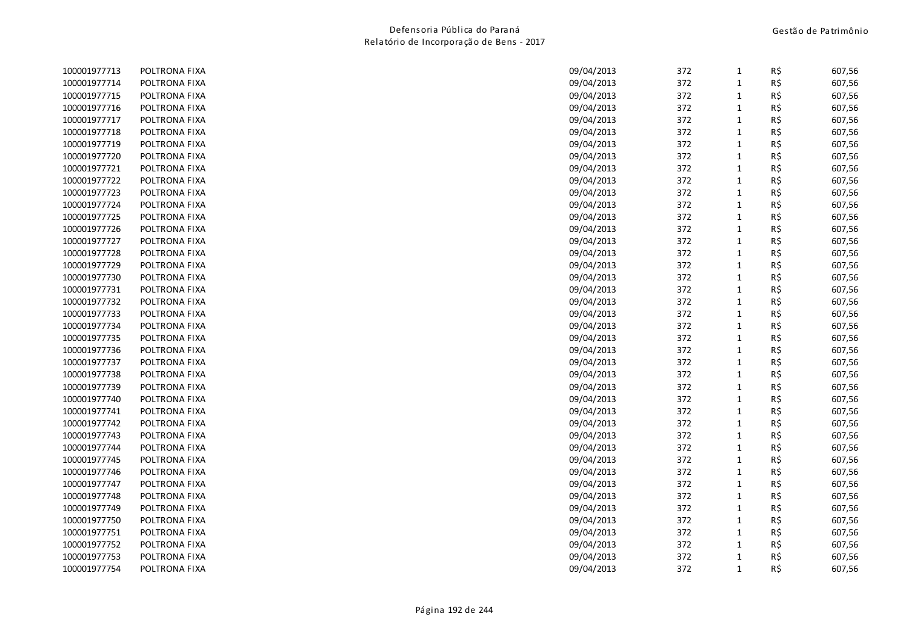| | | | | | | |
|---|---|---|---|---|---|---|
| 100001977713 | POLTRONA FIXA | 09/04/2013 | 372 | 1 | R$ | 607,56 |
| 100001977714 | POLTRONA FIXA | 09/04/2013 | 372 | 1 | R$ | 607,56 |
| 100001977715 | POLTRONA FIXA | 09/04/2013 | 372 | 1 | R$ | 607,56 |
| 100001977716 | POLTRONA FIXA | 09/04/2013 | 372 | 1 | R$ | 607,56 |
| 100001977717 | POLTRONA FIXA | 09/04/2013 | 372 | 1 | R$ | 607,56 |
| 100001977718 | POLTRONA FIXA | 09/04/2013 | 372 | 1 | R$ | 607,56 |
| 100001977719 | POLTRONA FIXA | 09/04/2013 | 372 | 1 | R$ | 607,56 |
| 100001977720 | POLTRONA FIXA | 09/04/2013 | 372 | 1 | R$ | 607,56 |
| 100001977721 | POLTRONA FIXA | 09/04/2013 | 372 | 1 | R$ | 607,56 |
| 100001977722 | POLTRONA FIXA | 09/04/2013 | 372 | 1 | R$ | 607,56 |
| 100001977723 | POLTRONA FIXA | 09/04/2013 | 372 | 1 | R$ | 607,56 |
| 100001977724 | POLTRONA FIXA | 09/04/2013 | 372 | 1 | R$ | 607,56 |
| 100001977725 | POLTRONA FIXA | 09/04/2013 | 372 | 1 | R$ | 607,56 |
| 100001977726 | POLTRONA FIXA | 09/04/2013 | 372 | 1 | R$ | 607,56 |
| 100001977727 | POLTRONA FIXA | 09/04/2013 | 372 | 1 | R$ | 607,56 |
| 100001977728 | POLTRONA FIXA | 09/04/2013 | 372 | 1 | R$ | 607,56 |
| 100001977729 | POLTRONA FIXA | 09/04/2013 | 372 | 1 | R$ | 607,56 |
| 100001977730 | POLTRONA FIXA | 09/04/2013 | 372 | 1 | R$ | 607,56 |
| 100001977731 | POLTRONA FIXA | 09/04/2013 | 372 | 1 | R$ | 607,56 |
| 100001977732 | POLTRONA FIXA | 09/04/2013 | 372 | 1 | R$ | 607,56 |
| 100001977733 | POLTRONA FIXA | 09/04/2013 | 372 | 1 | R$ | 607,56 |
| 100001977734 | POLTRONA FIXA | 09/04/2013 | 372 | 1 | R$ | 607,56 |
| 100001977735 | POLTRONA FIXA | 09/04/2013 | 372 | 1 | R$ | 607,56 |
| 100001977736 | POLTRONA FIXA | 09/04/2013 | 372 | 1 | R$ | 607,56 |
| 100001977737 | POLTRONA FIXA | 09/04/2013 | 372 | 1 | R$ | 607,56 |
| 100001977738 | POLTRONA FIXA | 09/04/2013 | 372 | 1 | R$ | 607,56 |
| 100001977739 | POLTRONA FIXA | 09/04/2013 | 372 | 1 | R$ | 607,56 |
| 100001977740 | POLTRONA FIXA | 09/04/2013 | 372 | 1 | R$ | 607,56 |
| 100001977741 | POLTRONA FIXA | 09/04/2013 | 372 | 1 | R$ | 607,56 |
| 100001977742 | POLTRONA FIXA | 09/04/2013 | 372 | 1 | R$ | 607,56 |
| 100001977743 | POLTRONA FIXA | 09/04/2013 | 372 | 1 | R$ | 607,56 |
| 100001977744 | POLTRONA FIXA | 09/04/2013 | 372 | 1 | R$ | 607,56 |
| 100001977745 | POLTRONA FIXA | 09/04/2013 | 372 | 1 | R$ | 607,56 |
| 100001977746 | POLTRONA FIXA | 09/04/2013 | 372 | 1 | R$ | 607,56 |
| 100001977747 | POLTRONA FIXA | 09/04/2013 | 372 | 1 | R$ | 607,56 |
| 100001977748 | POLTRONA FIXA | 09/04/2013 | 372 | 1 | R$ | 607,56 |
| 100001977749 | POLTRONA FIXA | 09/04/2013 | 372 | 1 | R$ | 607,56 |
| 100001977750 | POLTRONA FIXA | 09/04/2013 | 372 | 1 | R$ | 607,56 |
| 100001977751 | POLTRONA FIXA | 09/04/2013 | 372 | 1 | R$ | 607,56 |
| 100001977752 | POLTRONA FIXA | 09/04/2013 | 372 | 1 | R$ | 607,56 |
| 100001977753 | POLTRONA FIXA | 09/04/2013 | 372 | 1 | R$ | 607,56 |
| 100001977754 | POLTRONA FIXA | 09/04/2013 | 372 | 1 | R$ | 607,56 |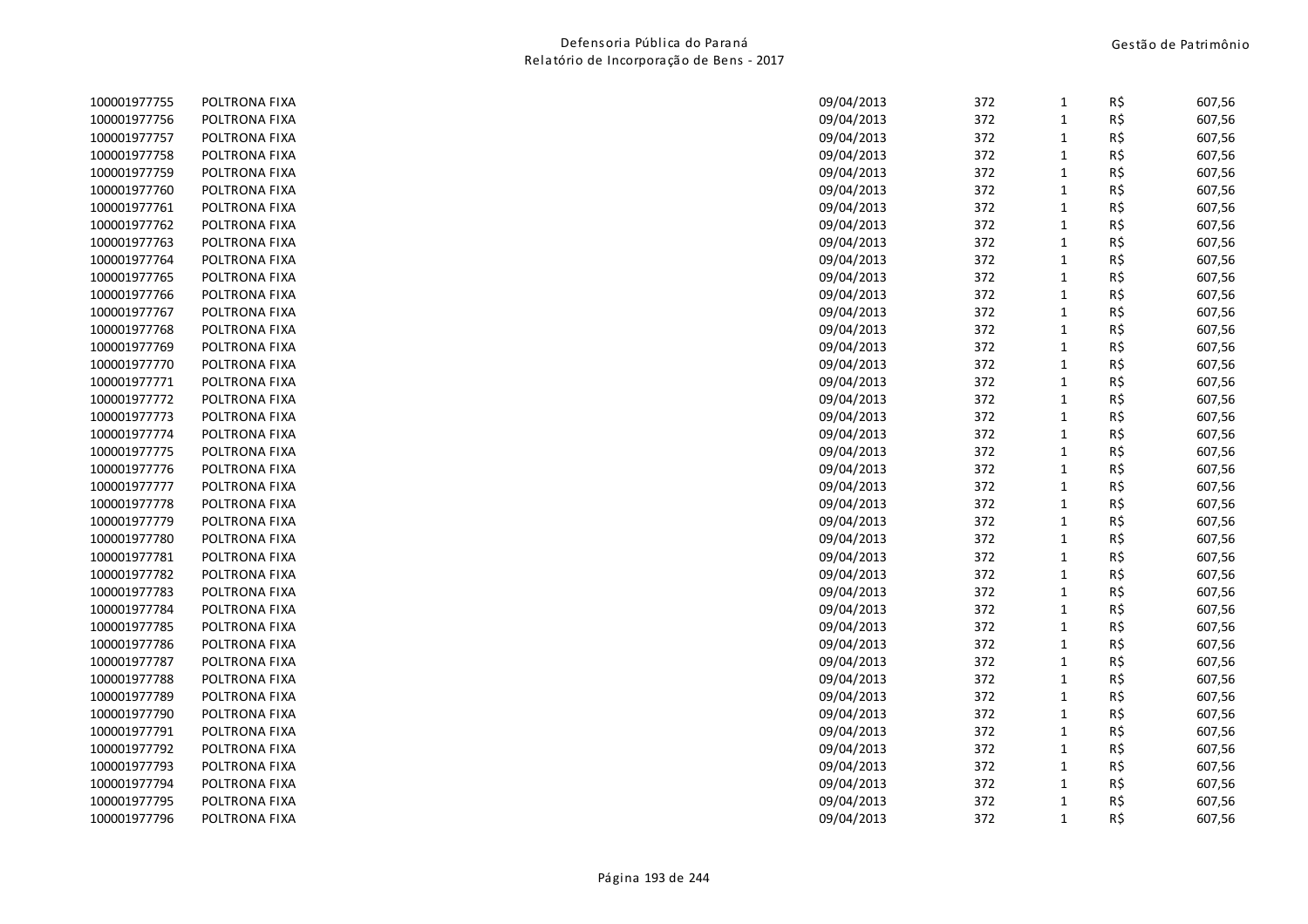| | | | | | | |
|---|---|---|---|---|---|---|
| 100001977755 | POLTRONA FIXA | 09/04/2013 | 372 | 1 | R$ | 607,56 |
| 100001977756 | POLTRONA FIXA | 09/04/2013 | 372 | 1 | R$ | 607,56 |
| 100001977757 | POLTRONA FIXA | 09/04/2013 | 372 | 1 | R$ | 607,56 |
| 100001977758 | POLTRONA FIXA | 09/04/2013 | 372 | 1 | R$ | 607,56 |
| 100001977759 | POLTRONA FIXA | 09/04/2013 | 372 | 1 | R$ | 607,56 |
| 100001977760 | POLTRONA FIXA | 09/04/2013 | 372 | 1 | R$ | 607,56 |
| 100001977761 | POLTRONA FIXA | 09/04/2013 | 372 | 1 | R$ | 607,56 |
| 100001977762 | POLTRONA FIXA | 09/04/2013 | 372 | 1 | R$ | 607,56 |
| 100001977763 | POLTRONA FIXA | 09/04/2013 | 372 | 1 | R$ | 607,56 |
| 100001977764 | POLTRONA FIXA | 09/04/2013 | 372 | 1 | R$ | 607,56 |
| 100001977765 | POLTRONA FIXA | 09/04/2013 | 372 | 1 | R$ | 607,56 |
| 100001977766 | POLTRONA FIXA | 09/04/2013 | 372 | 1 | R$ | 607,56 |
| 100001977767 | POLTRONA FIXA | 09/04/2013 | 372 | 1 | R$ | 607,56 |
| 100001977768 | POLTRONA FIXA | 09/04/2013 | 372 | 1 | R$ | 607,56 |
| 100001977769 | POLTRONA FIXA | 09/04/2013 | 372 | 1 | R$ | 607,56 |
| 100001977770 | POLTRONA FIXA | 09/04/2013 | 372 | 1 | R$ | 607,56 |
| 100001977771 | POLTRONA FIXA | 09/04/2013 | 372 | 1 | R$ | 607,56 |
| 100001977772 | POLTRONA FIXA | 09/04/2013 | 372 | 1 | R$ | 607,56 |
| 100001977773 | POLTRONA FIXA | 09/04/2013 | 372 | 1 | R$ | 607,56 |
| 100001977774 | POLTRONA FIXA | 09/04/2013 | 372 | 1 | R$ | 607,56 |
| 100001977775 | POLTRONA FIXA | 09/04/2013 | 372 | 1 | R$ | 607,56 |
| 100001977776 | POLTRONA FIXA | 09/04/2013 | 372 | 1 | R$ | 607,56 |
| 100001977777 | POLTRONA FIXA | 09/04/2013 | 372 | 1 | R$ | 607,56 |
| 100001977778 | POLTRONA FIXA | 09/04/2013 | 372 | 1 | R$ | 607,56 |
| 100001977779 | POLTRONA FIXA | 09/04/2013 | 372 | 1 | R$ | 607,56 |
| 100001977780 | POLTRONA FIXA | 09/04/2013 | 372 | 1 | R$ | 607,56 |
| 100001977781 | POLTRONA FIXA | 09/04/2013 | 372 | 1 | R$ | 607,56 |
| 100001977782 | POLTRONA FIXA | 09/04/2013 | 372 | 1 | R$ | 607,56 |
| 100001977783 | POLTRONA FIXA | 09/04/2013 | 372 | 1 | R$ | 607,56 |
| 100001977784 | POLTRONA FIXA | 09/04/2013 | 372 | 1 | R$ | 607,56 |
| 100001977785 | POLTRONA FIXA | 09/04/2013 | 372 | 1 | R$ | 607,56 |
| 100001977786 | POLTRONA FIXA | 09/04/2013 | 372 | 1 | R$ | 607,56 |
| 100001977787 | POLTRONA FIXA | 09/04/2013 | 372 | 1 | R$ | 607,56 |
| 100001977788 | POLTRONA FIXA | 09/04/2013 | 372 | 1 | R$ | 607,56 |
| 100001977789 | POLTRONA FIXA | 09/04/2013 | 372 | 1 | R$ | 607,56 |
| 100001977790 | POLTRONA FIXA | 09/04/2013 | 372 | 1 | R$ | 607,56 |
| 100001977791 | POLTRONA FIXA | 09/04/2013 | 372 | 1 | R$ | 607,56 |
| 100001977792 | POLTRONA FIXA | 09/04/2013 | 372 | 1 | R$ | 607,56 |
| 100001977793 | POLTRONA FIXA | 09/04/2013 | 372 | 1 | R$ | 607,56 |
| 100001977794 | POLTRONA FIXA | 09/04/2013 | 372 | 1 | R$ | 607,56 |
| 100001977795 | POLTRONA FIXA | 09/04/2013 | 372 | 1 | R$ | 607,56 |
| 100001977796 | POLTRONA FIXA | 09/04/2013 | 372 | 1 | R$ | 607,56 |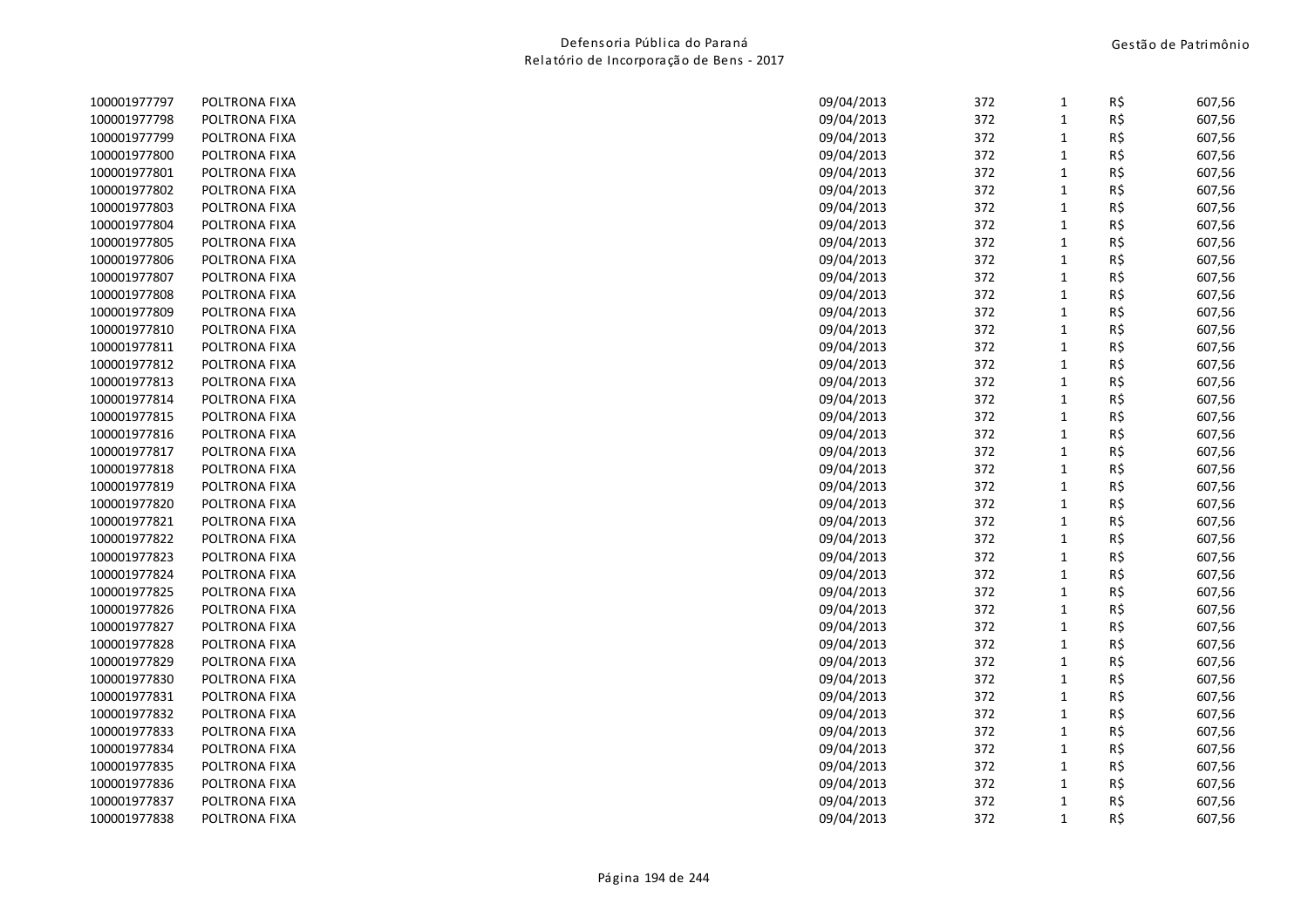| | | | | | | |
|---|---|---|---|---|---|---|
| 100001977797 | POLTRONA FIXA | 09/04/2013 | 372 | 1 | R$ | 607,56 |
| 100001977798 | POLTRONA FIXA | 09/04/2013 | 372 | 1 | R$ | 607,56 |
| 100001977799 | POLTRONA FIXA | 09/04/2013 | 372 | 1 | R$ | 607,56 |
| 100001977800 | POLTRONA FIXA | 09/04/2013 | 372 | 1 | R$ | 607,56 |
| 100001977801 | POLTRONA FIXA | 09/04/2013 | 372 | 1 | R$ | 607,56 |
| 100001977802 | POLTRONA FIXA | 09/04/2013 | 372 | 1 | R$ | 607,56 |
| 100001977803 | POLTRONA FIXA | 09/04/2013 | 372 | 1 | R$ | 607,56 |
| 100001977804 | POLTRONA FIXA | 09/04/2013 | 372 | 1 | R$ | 607,56 |
| 100001977805 | POLTRONA FIXA | 09/04/2013 | 372 | 1 | R$ | 607,56 |
| 100001977806 | POLTRONA FIXA | 09/04/2013 | 372 | 1 | R$ | 607,56 |
| 100001977807 | POLTRONA FIXA | 09/04/2013 | 372 | 1 | R$ | 607,56 |
| 100001977808 | POLTRONA FIXA | 09/04/2013 | 372 | 1 | R$ | 607,56 |
| 100001977809 | POLTRONA FIXA | 09/04/2013 | 372 | 1 | R$ | 607,56 |
| 100001977810 | POLTRONA FIXA | 09/04/2013 | 372 | 1 | R$ | 607,56 |
| 100001977811 | POLTRONA FIXA | 09/04/2013 | 372 | 1 | R$ | 607,56 |
| 100001977812 | POLTRONA FIXA | 09/04/2013 | 372 | 1 | R$ | 607,56 |
| 100001977813 | POLTRONA FIXA | 09/04/2013 | 372 | 1 | R$ | 607,56 |
| 100001977814 | POLTRONA FIXA | 09/04/2013 | 372 | 1 | R$ | 607,56 |
| 100001977815 | POLTRONA FIXA | 09/04/2013 | 372 | 1 | R$ | 607,56 |
| 100001977816 | POLTRONA FIXA | 09/04/2013 | 372 | 1 | R$ | 607,56 |
| 100001977817 | POLTRONA FIXA | 09/04/2013 | 372 | 1 | R$ | 607,56 |
| 100001977818 | POLTRONA FIXA | 09/04/2013 | 372 | 1 | R$ | 607,56 |
| 100001977819 | POLTRONA FIXA | 09/04/2013 | 372 | 1 | R$ | 607,56 |
| 100001977820 | POLTRONA FIXA | 09/04/2013 | 372 | 1 | R$ | 607,56 |
| 100001977821 | POLTRONA FIXA | 09/04/2013 | 372 | 1 | R$ | 607,56 |
| 100001977822 | POLTRONA FIXA | 09/04/2013 | 372 | 1 | R$ | 607,56 |
| 100001977823 | POLTRONA FIXA | 09/04/2013 | 372 | 1 | R$ | 607,56 |
| 100001977824 | POLTRONA FIXA | 09/04/2013 | 372 | 1 | R$ | 607,56 |
| 100001977825 | POLTRONA FIXA | 09/04/2013 | 372 | 1 | R$ | 607,56 |
| 100001977826 | POLTRONA FIXA | 09/04/2013 | 372 | 1 | R$ | 607,56 |
| 100001977827 | POLTRONA FIXA | 09/04/2013 | 372 | 1 | R$ | 607,56 |
| 100001977828 | POLTRONA FIXA | 09/04/2013 | 372 | 1 | R$ | 607,56 |
| 100001977829 | POLTRONA FIXA | 09/04/2013 | 372 | 1 | R$ | 607,56 |
| 100001977830 | POLTRONA FIXA | 09/04/2013 | 372 | 1 | R$ | 607,56 |
| 100001977831 | POLTRONA FIXA | 09/04/2013 | 372 | 1 | R$ | 607,56 |
| 100001977832 | POLTRONA FIXA | 09/04/2013 | 372 | 1 | R$ | 607,56 |
| 100001977833 | POLTRONA FIXA | 09/04/2013 | 372 | 1 | R$ | 607,56 |
| 100001977834 | POLTRONA FIXA | 09/04/2013 | 372 | 1 | R$ | 607,56 |
| 100001977835 | POLTRONA FIXA | 09/04/2013 | 372 | 1 | R$ | 607,56 |
| 100001977836 | POLTRONA FIXA | 09/04/2013 | 372 | 1 | R$ | 607,56 |
| 100001977837 | POLTRONA FIXA | 09/04/2013 | 372 | 1 | R$ | 607,56 |
| 100001977838 | POLTRONA FIXA | 09/04/2013 | 372 | 1 | R$ | 607,56 |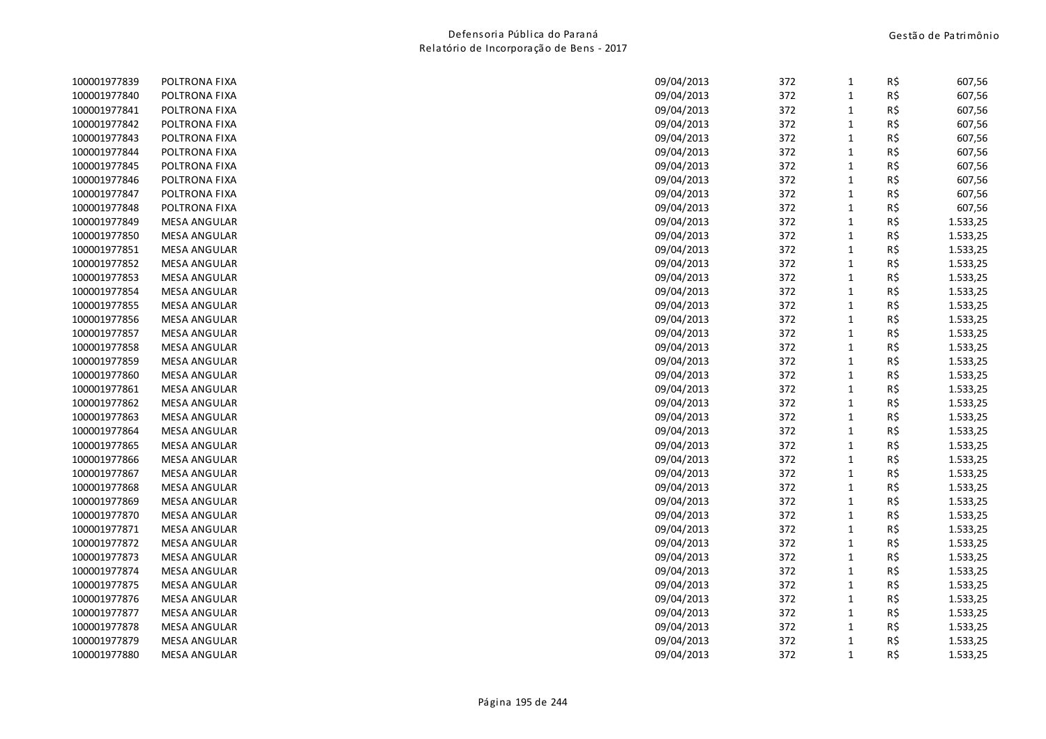| | | | | | | |
|---|---|---|---|---|---|---|
| 100001977839 | POLTRONA FIXA | 09/04/2013 | 372 | 1 | R$ | 607,56 |
| 100001977840 | POLTRONA FIXA | 09/04/2013 | 372 | 1 | R$ | 607,56 |
| 100001977841 | POLTRONA FIXA | 09/04/2013 | 372 | 1 | R$ | 607,56 |
| 100001977842 | POLTRONA FIXA | 09/04/2013 | 372 | 1 | R$ | 607,56 |
| 100001977843 | POLTRONA FIXA | 09/04/2013 | 372 | 1 | R$ | 607,56 |
| 100001977844 | POLTRONA FIXA | 09/04/2013 | 372 | 1 | R$ | 607,56 |
| 100001977845 | POLTRONA FIXA | 09/04/2013 | 372 | 1 | R$ | 607,56 |
| 100001977846 | POLTRONA FIXA | 09/04/2013 | 372 | 1 | R$ | 607,56 |
| 100001977847 | POLTRONA FIXA | 09/04/2013 | 372 | 1 | R$ | 607,56 |
| 100001977848 | POLTRONA FIXA | 09/04/2013 | 372 | 1 | R$ | 607,56 |
| 100001977849 | MESA ANGULAR | 09/04/2013 | 372 | 1 | R$ | 1.533,25 |
| 100001977850 | MESA ANGULAR | 09/04/2013 | 372 | 1 | R$ | 1.533,25 |
| 100001977851 | MESA ANGULAR | 09/04/2013 | 372 | 1 | R$ | 1.533,25 |
| 100001977852 | MESA ANGULAR | 09/04/2013 | 372 | 1 | R$ | 1.533,25 |
| 100001977853 | MESA ANGULAR | 09/04/2013 | 372 | 1 | R$ | 1.533,25 |
| 100001977854 | MESA ANGULAR | 09/04/2013 | 372 | 1 | R$ | 1.533,25 |
| 100001977855 | MESA ANGULAR | 09/04/2013 | 372 | 1 | R$ | 1.533,25 |
| 100001977856 | MESA ANGULAR | 09/04/2013 | 372 | 1 | R$ | 1.533,25 |
| 100001977857 | MESA ANGULAR | 09/04/2013 | 372 | 1 | R$ | 1.533,25 |
| 100001977858 | MESA ANGULAR | 09/04/2013 | 372 | 1 | R$ | 1.533,25 |
| 100001977859 | MESA ANGULAR | 09/04/2013 | 372 | 1 | R$ | 1.533,25 |
| 100001977860 | MESA ANGULAR | 09/04/2013 | 372 | 1 | R$ | 1.533,25 |
| 100001977861 | MESA ANGULAR | 09/04/2013 | 372 | 1 | R$ | 1.533,25 |
| 100001977862 | MESA ANGULAR | 09/04/2013 | 372 | 1 | R$ | 1.533,25 |
| 100001977863 | MESA ANGULAR | 09/04/2013 | 372 | 1 | R$ | 1.533,25 |
| 100001977864 | MESA ANGULAR | 09/04/2013 | 372 | 1 | R$ | 1.533,25 |
| 100001977865 | MESA ANGULAR | 09/04/2013 | 372 | 1 | R$ | 1.533,25 |
| 100001977866 | MESA ANGULAR | 09/04/2013 | 372 | 1 | R$ | 1.533,25 |
| 100001977867 | MESA ANGULAR | 09/04/2013 | 372 | 1 | R$ | 1.533,25 |
| 100001977868 | MESA ANGULAR | 09/04/2013 | 372 | 1 | R$ | 1.533,25 |
| 100001977869 | MESA ANGULAR | 09/04/2013 | 372 | 1 | R$ | 1.533,25 |
| 100001977870 | MESA ANGULAR | 09/04/2013 | 372 | 1 | R$ | 1.533,25 |
| 100001977871 | MESA ANGULAR | 09/04/2013 | 372 | 1 | R$ | 1.533,25 |
| 100001977872 | MESA ANGULAR | 09/04/2013 | 372 | 1 | R$ | 1.533,25 |
| 100001977873 | MESA ANGULAR | 09/04/2013 | 372 | 1 | R$ | 1.533,25 |
| 100001977874 | MESA ANGULAR | 09/04/2013 | 372 | 1 | R$ | 1.533,25 |
| 100001977875 | MESA ANGULAR | 09/04/2013 | 372 | 1 | R$ | 1.533,25 |
| 100001977876 | MESA ANGULAR | 09/04/2013 | 372 | 1 | R$ | 1.533,25 |
| 100001977877 | MESA ANGULAR | 09/04/2013 | 372 | 1 | R$ | 1.533,25 |
| 100001977878 | MESA ANGULAR | 09/04/2013 | 372 | 1 | R$ | 1.533,25 |
| 100001977879 | MESA ANGULAR | 09/04/2013 | 372 | 1 | R$ | 1.533,25 |
| 100001977880 | MESA ANGULAR | 09/04/2013 | 372 | 1 | R$ | 1.533,25 |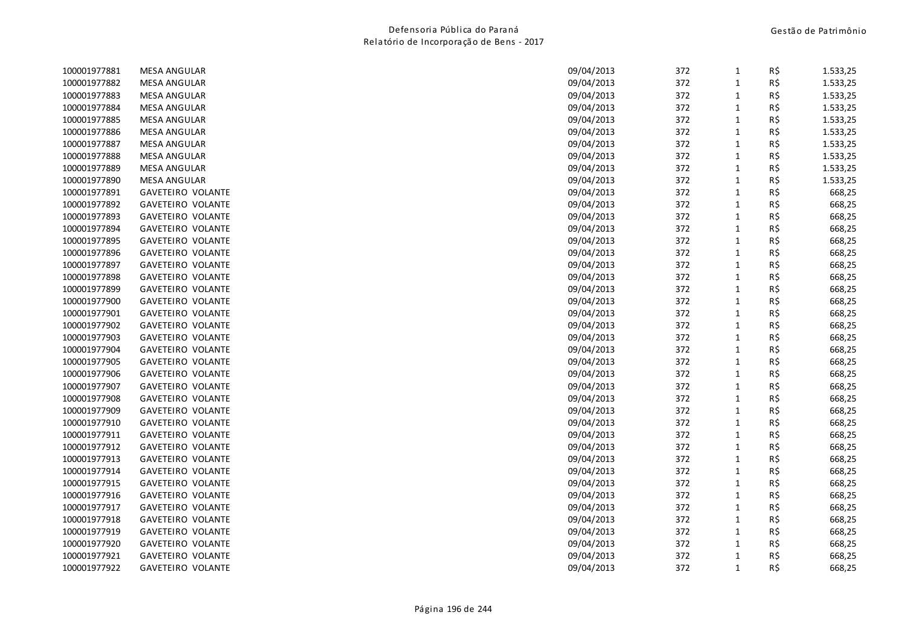| | | | | | | |
|---|---|---|---|---|---|---|
| 100001977881 | MESA ANGULAR | 09/04/2013 | 372 | 1 | R$ | 1.533,25 |
| 100001977882 | MESA ANGULAR | 09/04/2013 | 372 | 1 | R$ | 1.533,25 |
| 100001977883 | MESA ANGULAR | 09/04/2013 | 372 | 1 | R$ | 1.533,25 |
| 100001977884 | MESA ANGULAR | 09/04/2013 | 372 | 1 | R$ | 1.533,25 |
| 100001977885 | MESA ANGULAR | 09/04/2013 | 372 | 1 | R$ | 1.533,25 |
| 100001977886 | MESA ANGULAR | 09/04/2013 | 372 | 1 | R$ | 1.533,25 |
| 100001977887 | MESA ANGULAR | 09/04/2013 | 372 | 1 | R$ | 1.533,25 |
| 100001977888 | MESA ANGULAR | 09/04/2013 | 372 | 1 | R$ | 1.533,25 |
| 100001977889 | MESA ANGULAR | 09/04/2013 | 372 | 1 | R$ | 1.533,25 |
| 100001977890 | MESA ANGULAR | 09/04/2013 | 372 | 1 | R$ | 1.533,25 |
| 100001977891 | GAVETEIRO VOLANTE | 09/04/2013 | 372 | 1 | R$ | 668,25 |
| 100001977892 | GAVETEIRO VOLANTE | 09/04/2013 | 372 | 1 | R$ | 668,25 |
| 100001977893 | GAVETEIRO VOLANTE | 09/04/2013 | 372 | 1 | R$ | 668,25 |
| 100001977894 | GAVETEIRO VOLANTE | 09/04/2013 | 372 | 1 | R$ | 668,25 |
| 100001977895 | GAVETEIRO VOLANTE | 09/04/2013 | 372 | 1 | R$ | 668,25 |
| 100001977896 | GAVETEIRO VOLANTE | 09/04/2013 | 372 | 1 | R$ | 668,25 |
| 100001977897 | GAVETEIRO VOLANTE | 09/04/2013 | 372 | 1 | R$ | 668,25 |
| 100001977898 | GAVETEIRO VOLANTE | 09/04/2013 | 372 | 1 | R$ | 668,25 |
| 100001977899 | GAVETEIRO VOLANTE | 09/04/2013 | 372 | 1 | R$ | 668,25 |
| 100001977900 | GAVETEIRO VOLANTE | 09/04/2013 | 372 | 1 | R$ | 668,25 |
| 100001977901 | GAVETEIRO VOLANTE | 09/04/2013 | 372 | 1 | R$ | 668,25 |
| 100001977902 | GAVETEIRO VOLANTE | 09/04/2013 | 372 | 1 | R$ | 668,25 |
| 100001977903 | GAVETEIRO VOLANTE | 09/04/2013 | 372 | 1 | R$ | 668,25 |
| 100001977904 | GAVETEIRO VOLANTE | 09/04/2013 | 372 | 1 | R$ | 668,25 |
| 100001977905 | GAVETEIRO VOLANTE | 09/04/2013 | 372 | 1 | R$ | 668,25 |
| 100001977906 | GAVETEIRO VOLANTE | 09/04/2013 | 372 | 1 | R$ | 668,25 |
| 100001977907 | GAVETEIRO VOLANTE | 09/04/2013 | 372 | 1 | R$ | 668,25 |
| 100001977908 | GAVETEIRO VOLANTE | 09/04/2013 | 372 | 1 | R$ | 668,25 |
| 100001977909 | GAVETEIRO VOLANTE | 09/04/2013 | 372 | 1 | R$ | 668,25 |
| 100001977910 | GAVETEIRO VOLANTE | 09/04/2013 | 372 | 1 | R$ | 668,25 |
| 100001977911 | GAVETEIRO VOLANTE | 09/04/2013 | 372 | 1 | R$ | 668,25 |
| 100001977912 | GAVETEIRO VOLANTE | 09/04/2013 | 372 | 1 | R$ | 668,25 |
| 100001977913 | GAVETEIRO VOLANTE | 09/04/2013 | 372 | 1 | R$ | 668,25 |
| 100001977914 | GAVETEIRO VOLANTE | 09/04/2013 | 372 | 1 | R$ | 668,25 |
| 100001977915 | GAVETEIRO VOLANTE | 09/04/2013 | 372 | 1 | R$ | 668,25 |
| 100001977916 | GAVETEIRO VOLANTE | 09/04/2013 | 372 | 1 | R$ | 668,25 |
| 100001977917 | GAVETEIRO VOLANTE | 09/04/2013 | 372 | 1 | R$ | 668,25 |
| 100001977918 | GAVETEIRO VOLANTE | 09/04/2013 | 372 | 1 | R$ | 668,25 |
| 100001977919 | GAVETEIRO VOLANTE | 09/04/2013 | 372 | 1 | R$ | 668,25 |
| 100001977920 | GAVETEIRO VOLANTE | 09/04/2013 | 372 | 1 | R$ | 668,25 |
| 100001977921 | GAVETEIRO VOLANTE | 09/04/2013 | 372 | 1 | R$ | 668,25 |
| 100001977922 | GAVETEIRO VOLANTE | 09/04/2013 | 372 | 1 | R$ | 668,25 |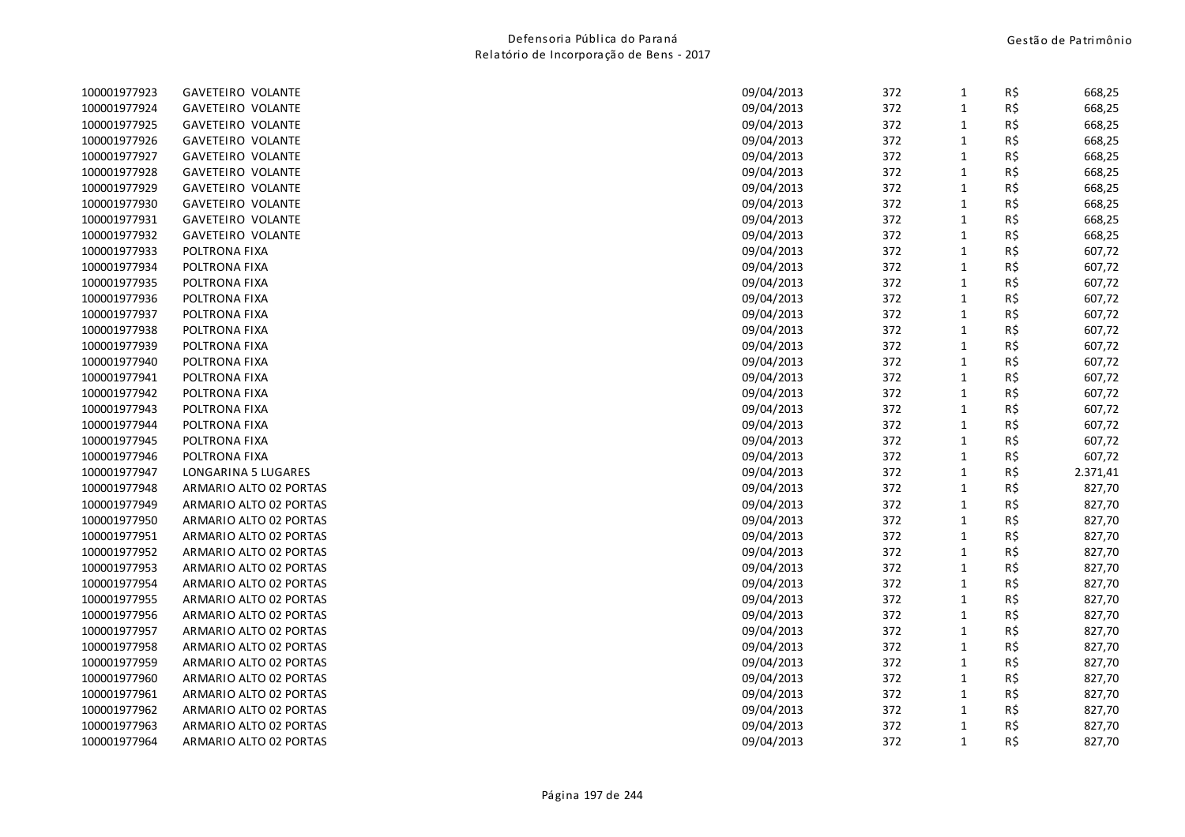| | | | | | | |
|---|---|---|---|---|---|---|
| 100001977923 | GAVETEIRO VOLANTE | 09/04/2013 | 372 | 1 | R$ | 668,25 |
| 100001977924 | GAVETEIRO VOLANTE | 09/04/2013 | 372 | 1 | R$ | 668,25 |
| 100001977925 | GAVETEIRO VOLANTE | 09/04/2013 | 372 | 1 | R$ | 668,25 |
| 100001977926 | GAVETEIRO VOLANTE | 09/04/2013 | 372 | 1 | R$ | 668,25 |
| 100001977927 | GAVETEIRO VOLANTE | 09/04/2013 | 372 | 1 | R$ | 668,25 |
| 100001977928 | GAVETEIRO VOLANTE | 09/04/2013 | 372 | 1 | R$ | 668,25 |
| 100001977929 | GAVETEIRO VOLANTE | 09/04/2013 | 372 | 1 | R$ | 668,25 |
| 100001977930 | GAVETEIRO VOLANTE | 09/04/2013 | 372 | 1 | R$ | 668,25 |
| 100001977931 | GAVETEIRO VOLANTE | 09/04/2013 | 372 | 1 | R$ | 668,25 |
| 100001977932 | GAVETEIRO VOLANTE | 09/04/2013 | 372 | 1 | R$ | 668,25 |
| 100001977933 | POLTRONA FIXA | 09/04/2013 | 372 | 1 | R$ | 607,72 |
| 100001977934 | POLTRONA FIXA | 09/04/2013 | 372 | 1 | R$ | 607,72 |
| 100001977935 | POLTRONA FIXA | 09/04/2013 | 372 | 1 | R$ | 607,72 |
| 100001977936 | POLTRONA FIXA | 09/04/2013 | 372 | 1 | R$ | 607,72 |
| 100001977937 | POLTRONA FIXA | 09/04/2013 | 372 | 1 | R$ | 607,72 |
| 100001977938 | POLTRONA FIXA | 09/04/2013 | 372 | 1 | R$ | 607,72 |
| 100001977939 | POLTRONA FIXA | 09/04/2013 | 372 | 1 | R$ | 607,72 |
| 100001977940 | POLTRONA FIXA | 09/04/2013 | 372 | 1 | R$ | 607,72 |
| 100001977941 | POLTRONA FIXA | 09/04/2013 | 372 | 1 | R$ | 607,72 |
| 100001977942 | POLTRONA FIXA | 09/04/2013 | 372 | 1 | R$ | 607,72 |
| 100001977943 | POLTRONA FIXA | 09/04/2013 | 372 | 1 | R$ | 607,72 |
| 100001977944 | POLTRONA FIXA | 09/04/2013 | 372 | 1 | R$ | 607,72 |
| 100001977945 | POLTRONA FIXA | 09/04/2013 | 372 | 1 | R$ | 607,72 |
| 100001977946 | POLTRONA FIXA | 09/04/2013 | 372 | 1 | R$ | 607,72 |
| 100001977947 | LONGARINA 5 LUGARES | 09/04/2013 | 372 | 1 | R$ | 2.371,41 |
| 100001977948 | ARMARIO ALTO 02 PORTAS | 09/04/2013 | 372 | 1 | R$ | 827,70 |
| 100001977949 | ARMARIO ALTO 02 PORTAS | 09/04/2013 | 372 | 1 | R$ | 827,70 |
| 100001977950 | ARMARIO ALTO 02 PORTAS | 09/04/2013 | 372 | 1 | R$ | 827,70 |
| 100001977951 | ARMARIO ALTO 02 PORTAS | 09/04/2013 | 372 | 1 | R$ | 827,70 |
| 100001977952 | ARMARIO ALTO 02 PORTAS | 09/04/2013 | 372 | 1 | R$ | 827,70 |
| 100001977953 | ARMARIO ALTO 02 PORTAS | 09/04/2013 | 372 | 1 | R$ | 827,70 |
| 100001977954 | ARMARIO ALTO 02 PORTAS | 09/04/2013 | 372 | 1 | R$ | 827,70 |
| 100001977955 | ARMARIO ALTO 02 PORTAS | 09/04/2013 | 372 | 1 | R$ | 827,70 |
| 100001977956 | ARMARIO ALTO 02 PORTAS | 09/04/2013 | 372 | 1 | R$ | 827,70 |
| 100001977957 | ARMARIO ALTO 02 PORTAS | 09/04/2013 | 372 | 1 | R$ | 827,70 |
| 100001977958 | ARMARIO ALTO 02 PORTAS | 09/04/2013 | 372 | 1 | R$ | 827,70 |
| 100001977959 | ARMARIO ALTO 02 PORTAS | 09/04/2013 | 372 | 1 | R$ | 827,70 |
| 100001977960 | ARMARIO ALTO 02 PORTAS | 09/04/2013 | 372 | 1 | R$ | 827,70 |
| 100001977961 | ARMARIO ALTO 02 PORTAS | 09/04/2013 | 372 | 1 | R$ | 827,70 |
| 100001977962 | ARMARIO ALTO 02 PORTAS | 09/04/2013 | 372 | 1 | R$ | 827,70 |
| 100001977963 | ARMARIO ALTO 02 PORTAS | 09/04/2013 | 372 | 1 | R$ | 827,70 |
| 100001977964 | ARMARIO ALTO 02 PORTAS | 09/04/2013 | 372 | 1 | R$ | 827,70 |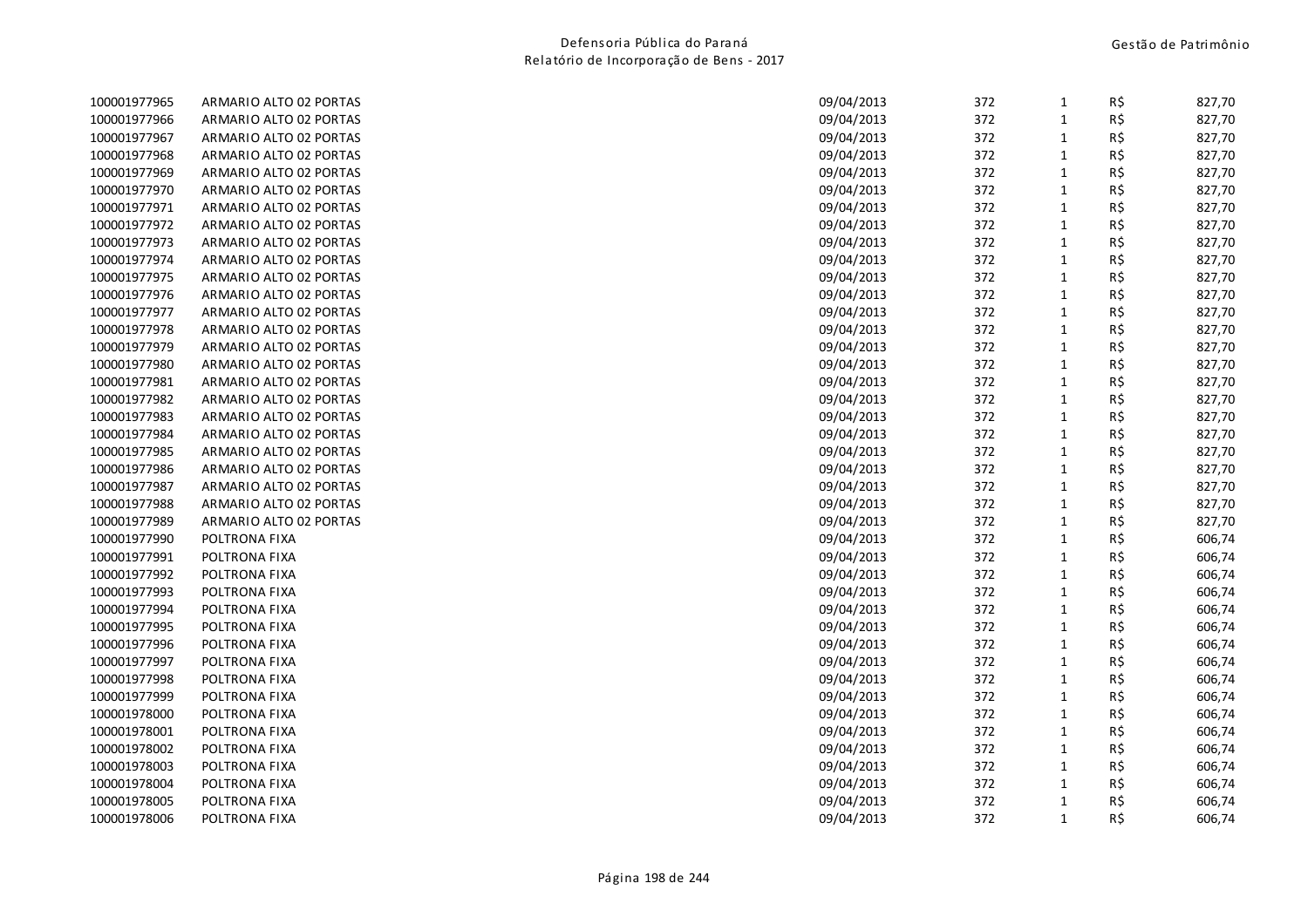| | | | | | | |
|---|---|---|---|---|---|---|
| 100001977965 | ARMARIO ALTO 02 PORTAS | 09/04/2013 | 372 | 1 | R$ | 827,70 |
| 100001977966 | ARMARIO ALTO 02 PORTAS | 09/04/2013 | 372 | 1 | R$ | 827,70 |
| 100001977967 | ARMARIO ALTO 02 PORTAS | 09/04/2013 | 372 | 1 | R$ | 827,70 |
| 100001977968 | ARMARIO ALTO 02 PORTAS | 09/04/2013 | 372 | 1 | R$ | 827,70 |
| 100001977969 | ARMARIO ALTO 02 PORTAS | 09/04/2013 | 372 | 1 | R$ | 827,70 |
| 100001977970 | ARMARIO ALTO 02 PORTAS | 09/04/2013 | 372 | 1 | R$ | 827,70 |
| 100001977971 | ARMARIO ALTO 02 PORTAS | 09/04/2013 | 372 | 1 | R$ | 827,70 |
| 100001977972 | ARMARIO ALTO 02 PORTAS | 09/04/2013 | 372 | 1 | R$ | 827,70 |
| 100001977973 | ARMARIO ALTO 02 PORTAS | 09/04/2013 | 372 | 1 | R$ | 827,70 |
| 100001977974 | ARMARIO ALTO 02 PORTAS | 09/04/2013 | 372 | 1 | R$ | 827,70 |
| 100001977975 | ARMARIO ALTO 02 PORTAS | 09/04/2013 | 372 | 1 | R$ | 827,70 |
| 100001977976 | ARMARIO ALTO 02 PORTAS | 09/04/2013 | 372 | 1 | R$ | 827,70 |
| 100001977977 | ARMARIO ALTO 02 PORTAS | 09/04/2013 | 372 | 1 | R$ | 827,70 |
| 100001977978 | ARMARIO ALTO 02 PORTAS | 09/04/2013 | 372 | 1 | R$ | 827,70 |
| 100001977979 | ARMARIO ALTO 02 PORTAS | 09/04/2013 | 372 | 1 | R$ | 827,70 |
| 100001977980 | ARMARIO ALTO 02 PORTAS | 09/04/2013 | 372 | 1 | R$ | 827,70 |
| 100001977981 | ARMARIO ALTO 02 PORTAS | 09/04/2013 | 372 | 1 | R$ | 827,70 |
| 100001977982 | ARMARIO ALTO 02 PORTAS | 09/04/2013 | 372 | 1 | R$ | 827,70 |
| 100001977983 | ARMARIO ALTO 02 PORTAS | 09/04/2013 | 372 | 1 | R$ | 827,70 |
| 100001977984 | ARMARIO ALTO 02 PORTAS | 09/04/2013 | 372 | 1 | R$ | 827,70 |
| 100001977985 | ARMARIO ALTO 02 PORTAS | 09/04/2013 | 372 | 1 | R$ | 827,70 |
| 100001977986 | ARMARIO ALTO 02 PORTAS | 09/04/2013 | 372 | 1 | R$ | 827,70 |
| 100001977987 | ARMARIO ALTO 02 PORTAS | 09/04/2013 | 372 | 1 | R$ | 827,70 |
| 100001977988 | ARMARIO ALTO 02 PORTAS | 09/04/2013 | 372 | 1 | R$ | 827,70 |
| 100001977989 | ARMARIO ALTO 02 PORTAS | 09/04/2013 | 372 | 1 | R$ | 827,70 |
| 100001977990 | POLTRONA FIXA | 09/04/2013 | 372 | 1 | R$ | 606,74 |
| 100001977991 | POLTRONA FIXA | 09/04/2013 | 372 | 1 | R$ | 606,74 |
| 100001977992 | POLTRONA FIXA | 09/04/2013 | 372 | 1 | R$ | 606,74 |
| 100001977993 | POLTRONA FIXA | 09/04/2013 | 372 | 1 | R$ | 606,74 |
| 100001977994 | POLTRONA FIXA | 09/04/2013 | 372 | 1 | R$ | 606,74 |
| 100001977995 | POLTRONA FIXA | 09/04/2013 | 372 | 1 | R$ | 606,74 |
| 100001977996 | POLTRONA FIXA | 09/04/2013 | 372 | 1 | R$ | 606,74 |
| 100001977997 | POLTRONA FIXA | 09/04/2013 | 372 | 1 | R$ | 606,74 |
| 100001977998 | POLTRONA FIXA | 09/04/2013 | 372 | 1 | R$ | 606,74 |
| 100001977999 | POLTRONA FIXA | 09/04/2013 | 372 | 1 | R$ | 606,74 |
| 100001978000 | POLTRONA FIXA | 09/04/2013 | 372 | 1 | R$ | 606,74 |
| 100001978001 | POLTRONA FIXA | 09/04/2013 | 372 | 1 | R$ | 606,74 |
| 100001978002 | POLTRONA FIXA | 09/04/2013 | 372 | 1 | R$ | 606,74 |
| 100001978003 | POLTRONA FIXA | 09/04/2013 | 372 | 1 | R$ | 606,74 |
| 100001978004 | POLTRONA FIXA | 09/04/2013 | 372 | 1 | R$ | 606,74 |
| 100001978005 | POLTRONA FIXA | 09/04/2013 | 372 | 1 | R$ | 606,74 |
| 100001978006 | POLTRONA FIXA | 09/04/2013 | 372 | 1 | R$ | 606,74 |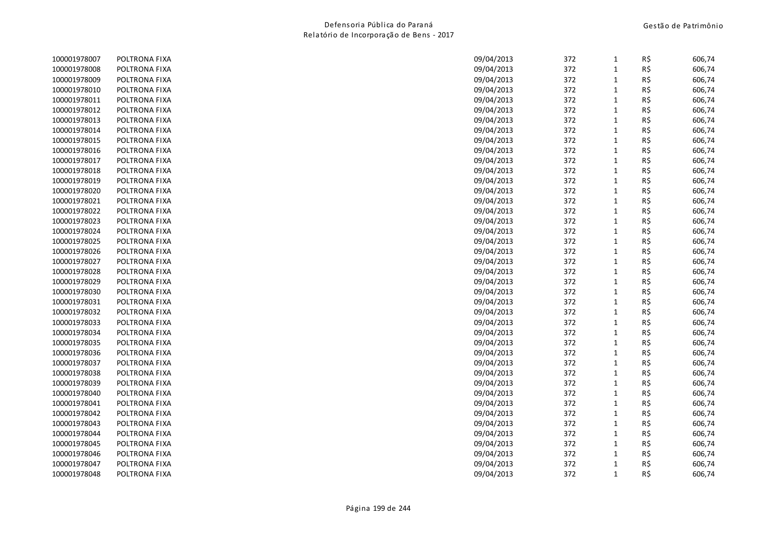| | | | | | | |
|---|---|---|---|---|---|---|
| 100001978007 | POLTRONA FIXA | 09/04/2013 | 372 | 1 | R$ | 606,74 |
| 100001978008 | POLTRONA FIXA | 09/04/2013 | 372 | 1 | R$ | 606,74 |
| 100001978009 | POLTRONA FIXA | 09/04/2013 | 372 | 1 | R$ | 606,74 |
| 100001978010 | POLTRONA FIXA | 09/04/2013 | 372 | 1 | R$ | 606,74 |
| 100001978011 | POLTRONA FIXA | 09/04/2013 | 372 | 1 | R$ | 606,74 |
| 100001978012 | POLTRONA FIXA | 09/04/2013 | 372 | 1 | R$ | 606,74 |
| 100001978013 | POLTRONA FIXA | 09/04/2013 | 372 | 1 | R$ | 606,74 |
| 100001978014 | POLTRONA FIXA | 09/04/2013 | 372 | 1 | R$ | 606,74 |
| 100001978015 | POLTRONA FIXA | 09/04/2013 | 372 | 1 | R$ | 606,74 |
| 100001978016 | POLTRONA FIXA | 09/04/2013 | 372 | 1 | R$ | 606,74 |
| 100001978017 | POLTRONA FIXA | 09/04/2013 | 372 | 1 | R$ | 606,74 |
| 100001978018 | POLTRONA FIXA | 09/04/2013 | 372 | 1 | R$ | 606,74 |
| 100001978019 | POLTRONA FIXA | 09/04/2013 | 372 | 1 | R$ | 606,74 |
| 100001978020 | POLTRONA FIXA | 09/04/2013 | 372 | 1 | R$ | 606,74 |
| 100001978021 | POLTRONA FIXA | 09/04/2013 | 372 | 1 | R$ | 606,74 |
| 100001978022 | POLTRONA FIXA | 09/04/2013 | 372 | 1 | R$ | 606,74 |
| 100001978023 | POLTRONA FIXA | 09/04/2013 | 372 | 1 | R$ | 606,74 |
| 100001978024 | POLTRONA FIXA | 09/04/2013 | 372 | 1 | R$ | 606,74 |
| 100001978025 | POLTRONA FIXA | 09/04/2013 | 372 | 1 | R$ | 606,74 |
| 100001978026 | POLTRONA FIXA | 09/04/2013 | 372 | 1 | R$ | 606,74 |
| 100001978027 | POLTRONA FIXA | 09/04/2013 | 372 | 1 | R$ | 606,74 |
| 100001978028 | POLTRONA FIXA | 09/04/2013 | 372 | 1 | R$ | 606,74 |
| 100001978029 | POLTRONA FIXA | 09/04/2013 | 372 | 1 | R$ | 606,74 |
| 100001978030 | POLTRONA FIXA | 09/04/2013 | 372 | 1 | R$ | 606,74 |
| 100001978031 | POLTRONA FIXA | 09/04/2013 | 372 | 1 | R$ | 606,74 |
| 100001978032 | POLTRONA FIXA | 09/04/2013 | 372 | 1 | R$ | 606,74 |
| 100001978033 | POLTRONA FIXA | 09/04/2013 | 372 | 1 | R$ | 606,74 |
| 100001978034 | POLTRONA FIXA | 09/04/2013 | 372 | 1 | R$ | 606,74 |
| 100001978035 | POLTRONA FIXA | 09/04/2013 | 372 | 1 | R$ | 606,74 |
| 100001978036 | POLTRONA FIXA | 09/04/2013 | 372 | 1 | R$ | 606,74 |
| 100001978037 | POLTRONA FIXA | 09/04/2013 | 372 | 1 | R$ | 606,74 |
| 100001978038 | POLTRONA FIXA | 09/04/2013 | 372 | 1 | R$ | 606,74 |
| 100001978039 | POLTRONA FIXA | 09/04/2013 | 372 | 1 | R$ | 606,74 |
| 100001978040 | POLTRONA FIXA | 09/04/2013 | 372 | 1 | R$ | 606,74 |
| 100001978041 | POLTRONA FIXA | 09/04/2013 | 372 | 1 | R$ | 606,74 |
| 100001978042 | POLTRONA FIXA | 09/04/2013 | 372 | 1 | R$ | 606,74 |
| 100001978043 | POLTRONA FIXA | 09/04/2013 | 372 | 1 | R$ | 606,74 |
| 100001978044 | POLTRONA FIXA | 09/04/2013 | 372 | 1 | R$ | 606,74 |
| 100001978045 | POLTRONA FIXA | 09/04/2013 | 372 | 1 | R$ | 606,74 |
| 100001978046 | POLTRONA FIXA | 09/04/2013 | 372 | 1 | R$ | 606,74 |
| 100001978047 | POLTRONA FIXA | 09/04/2013 | 372 | 1 | R$ | 606,74 |
| 100001978048 | POLTRONA FIXA | 09/04/2013 | 372 | 1 | R$ | 606,74 |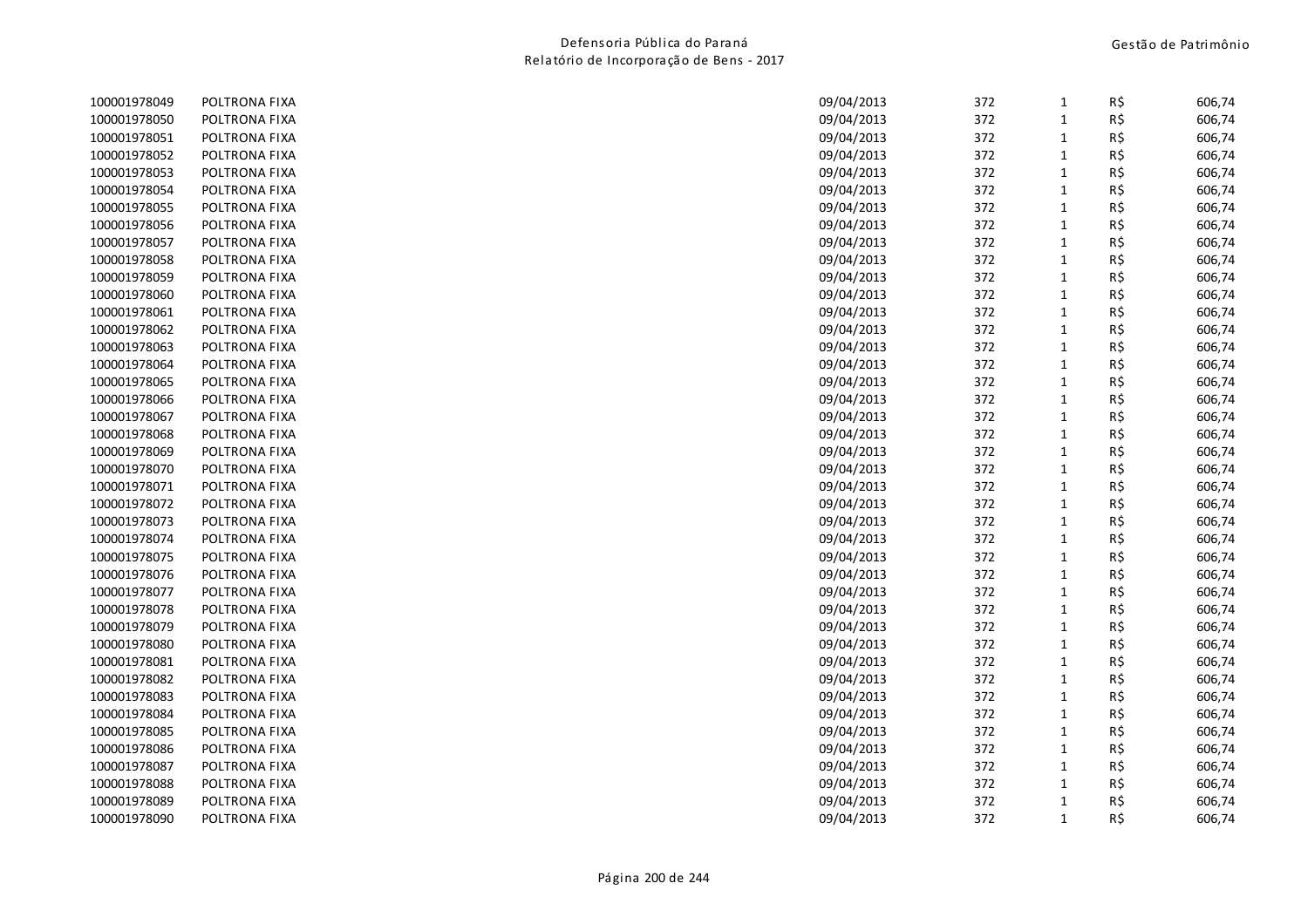| | | | | | | |
|---|---|---|---|---|---|---|
| 100001978049 | POLTRONA FIXA | 09/04/2013 | 372 | 1 | R$ | 606,74 |
| 100001978050 | POLTRONA FIXA | 09/04/2013 | 372 | 1 | R$ | 606,74 |
| 100001978051 | POLTRONA FIXA | 09/04/2013 | 372 | 1 | R$ | 606,74 |
| 100001978052 | POLTRONA FIXA | 09/04/2013 | 372 | 1 | R$ | 606,74 |
| 100001978053 | POLTRONA FIXA | 09/04/2013 | 372 | 1 | R$ | 606,74 |
| 100001978054 | POLTRONA FIXA | 09/04/2013 | 372 | 1 | R$ | 606,74 |
| 100001978055 | POLTRONA FIXA | 09/04/2013 | 372 | 1 | R$ | 606,74 |
| 100001978056 | POLTRONA FIXA | 09/04/2013 | 372 | 1 | R$ | 606,74 |
| 100001978057 | POLTRONA FIXA | 09/04/2013 | 372 | 1 | R$ | 606,74 |
| 100001978058 | POLTRONA FIXA | 09/04/2013 | 372 | 1 | R$ | 606,74 |
| 100001978059 | POLTRONA FIXA | 09/04/2013 | 372 | 1 | R$ | 606,74 |
| 100001978060 | POLTRONA FIXA | 09/04/2013 | 372 | 1 | R$ | 606,74 |
| 100001978061 | POLTRONA FIXA | 09/04/2013 | 372 | 1 | R$ | 606,74 |
| 100001978062 | POLTRONA FIXA | 09/04/2013 | 372 | 1 | R$ | 606,74 |
| 100001978063 | POLTRONA FIXA | 09/04/2013 | 372 | 1 | R$ | 606,74 |
| 100001978064 | POLTRONA FIXA | 09/04/2013 | 372 | 1 | R$ | 606,74 |
| 100001978065 | POLTRONA FIXA | 09/04/2013 | 372 | 1 | R$ | 606,74 |
| 100001978066 | POLTRONA FIXA | 09/04/2013 | 372 | 1 | R$ | 606,74 |
| 100001978067 | POLTRONA FIXA | 09/04/2013 | 372 | 1 | R$ | 606,74 |
| 100001978068 | POLTRONA FIXA | 09/04/2013 | 372 | 1 | R$ | 606,74 |
| 100001978069 | POLTRONA FIXA | 09/04/2013 | 372 | 1 | R$ | 606,74 |
| 100001978070 | POLTRONA FIXA | 09/04/2013 | 372 | 1 | R$ | 606,74 |
| 100001978071 | POLTRONA FIXA | 09/04/2013 | 372 | 1 | R$ | 606,74 |
| 100001978072 | POLTRONA FIXA | 09/04/2013 | 372 | 1 | R$ | 606,74 |
| 100001978073 | POLTRONA FIXA | 09/04/2013 | 372 | 1 | R$ | 606,74 |
| 100001978074 | POLTRONA FIXA | 09/04/2013 | 372 | 1 | R$ | 606,74 |
| 100001978075 | POLTRONA FIXA | 09/04/2013 | 372 | 1 | R$ | 606,74 |
| 100001978076 | POLTRONA FIXA | 09/04/2013 | 372 | 1 | R$ | 606,74 |
| 100001978077 | POLTRONA FIXA | 09/04/2013 | 372 | 1 | R$ | 606,74 |
| 100001978078 | POLTRONA FIXA | 09/04/2013 | 372 | 1 | R$ | 606,74 |
| 100001978079 | POLTRONA FIXA | 09/04/2013 | 372 | 1 | R$ | 606,74 |
| 100001978080 | POLTRONA FIXA | 09/04/2013 | 372 | 1 | R$ | 606,74 |
| 100001978081 | POLTRONA FIXA | 09/04/2013 | 372 | 1 | R$ | 606,74 |
| 100001978082 | POLTRONA FIXA | 09/04/2013 | 372 | 1 | R$ | 606,74 |
| 100001978083 | POLTRONA FIXA | 09/04/2013 | 372 | 1 | R$ | 606,74 |
| 100001978084 | POLTRONA FIXA | 09/04/2013 | 372 | 1 | R$ | 606,74 |
| 100001978085 | POLTRONA FIXA | 09/04/2013 | 372 | 1 | R$ | 606,74 |
| 100001978086 | POLTRONA FIXA | 09/04/2013 | 372 | 1 | R$ | 606,74 |
| 100001978087 | POLTRONA FIXA | 09/04/2013 | 372 | 1 | R$ | 606,74 |
| 100001978088 | POLTRONA FIXA | 09/04/2013 | 372 | 1 | R$ | 606,74 |
| 100001978089 | POLTRONA FIXA | 09/04/2013 | 372 | 1 | R$ | 606,74 |
| 100001978090 | POLTRONA FIXA | 09/04/2013 | 372 | 1 | R$ | 606,74 |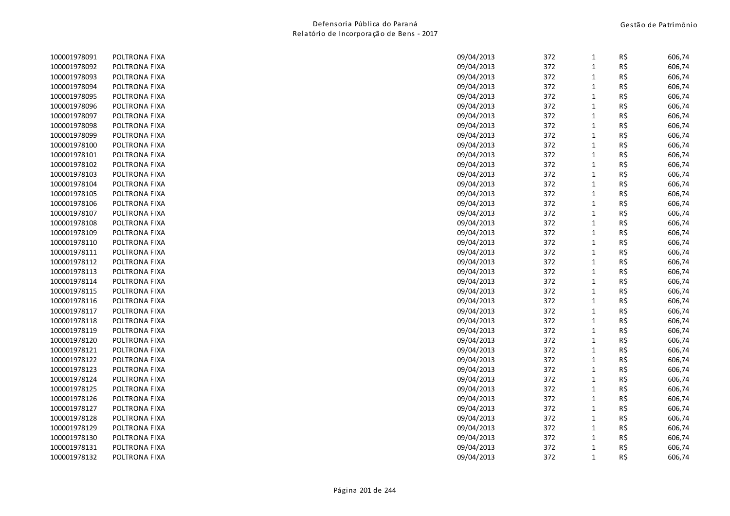| | | | | | | |
|---|---|---|---|---|---|---|
| 100001978091 | POLTRONA FIXA | 09/04/2013 | 372 | 1 | R$ | 606,74 |
| 100001978092 | POLTRONA FIXA | 09/04/2013 | 372 | 1 | R$ | 606,74 |
| 100001978093 | POLTRONA FIXA | 09/04/2013 | 372 | 1 | R$ | 606,74 |
| 100001978094 | POLTRONA FIXA | 09/04/2013 | 372 | 1 | R$ | 606,74 |
| 100001978095 | POLTRONA FIXA | 09/04/2013 | 372 | 1 | R$ | 606,74 |
| 100001978096 | POLTRONA FIXA | 09/04/2013 | 372 | 1 | R$ | 606,74 |
| 100001978097 | POLTRONA FIXA | 09/04/2013 | 372 | 1 | R$ | 606,74 |
| 100001978098 | POLTRONA FIXA | 09/04/2013 | 372 | 1 | R$ | 606,74 |
| 100001978099 | POLTRONA FIXA | 09/04/2013 | 372 | 1 | R$ | 606,74 |
| 100001978100 | POLTRONA FIXA | 09/04/2013 | 372 | 1 | R$ | 606,74 |
| 100001978101 | POLTRONA FIXA | 09/04/2013 | 372 | 1 | R$ | 606,74 |
| 100001978102 | POLTRONA FIXA | 09/04/2013 | 372 | 1 | R$ | 606,74 |
| 100001978103 | POLTRONA FIXA | 09/04/2013 | 372 | 1 | R$ | 606,74 |
| 100001978104 | POLTRONA FIXA | 09/04/2013 | 372 | 1 | R$ | 606,74 |
| 100001978105 | POLTRONA FIXA | 09/04/2013 | 372 | 1 | R$ | 606,74 |
| 100001978106 | POLTRONA FIXA | 09/04/2013 | 372 | 1 | R$ | 606,74 |
| 100001978107 | POLTRONA FIXA | 09/04/2013 | 372 | 1 | R$ | 606,74 |
| 100001978108 | POLTRONA FIXA | 09/04/2013 | 372 | 1 | R$ | 606,74 |
| 100001978109 | POLTRONA FIXA | 09/04/2013 | 372 | 1 | R$ | 606,74 |
| 100001978110 | POLTRONA FIXA | 09/04/2013 | 372 | 1 | R$ | 606,74 |
| 100001978111 | POLTRONA FIXA | 09/04/2013 | 372 | 1 | R$ | 606,74 |
| 100001978112 | POLTRONA FIXA | 09/04/2013 | 372 | 1 | R$ | 606,74 |
| 100001978113 | POLTRONA FIXA | 09/04/2013 | 372 | 1 | R$ | 606,74 |
| 100001978114 | POLTRONA FIXA | 09/04/2013 | 372 | 1 | R$ | 606,74 |
| 100001978115 | POLTRONA FIXA | 09/04/2013 | 372 | 1 | R$ | 606,74 |
| 100001978116 | POLTRONA FIXA | 09/04/2013 | 372 | 1 | R$ | 606,74 |
| 100001978117 | POLTRONA FIXA | 09/04/2013 | 372 | 1 | R$ | 606,74 |
| 100001978118 | POLTRONA FIXA | 09/04/2013 | 372 | 1 | R$ | 606,74 |
| 100001978119 | POLTRONA FIXA | 09/04/2013 | 372 | 1 | R$ | 606,74 |
| 100001978120 | POLTRONA FIXA | 09/04/2013 | 372 | 1 | R$ | 606,74 |
| 100001978121 | POLTRONA FIXA | 09/04/2013 | 372 | 1 | R$ | 606,74 |
| 100001978122 | POLTRONA FIXA | 09/04/2013 | 372 | 1 | R$ | 606,74 |
| 100001978123 | POLTRONA FIXA | 09/04/2013 | 372 | 1 | R$ | 606,74 |
| 100001978124 | POLTRONA FIXA | 09/04/2013 | 372 | 1 | R$ | 606,74 |
| 100001978125 | POLTRONA FIXA | 09/04/2013 | 372 | 1 | R$ | 606,74 |
| 100001978126 | POLTRONA FIXA | 09/04/2013 | 372 | 1 | R$ | 606,74 |
| 100001978127 | POLTRONA FIXA | 09/04/2013 | 372 | 1 | R$ | 606,74 |
| 100001978128 | POLTRONA FIXA | 09/04/2013 | 372 | 1 | R$ | 606,74 |
| 100001978129 | POLTRONA FIXA | 09/04/2013 | 372 | 1 | R$ | 606,74 |
| 100001978130 | POLTRONA FIXA | 09/04/2013 | 372 | 1 | R$ | 606,74 |
| 100001978131 | POLTRONA FIXA | 09/04/2013 | 372 | 1 | R$ | 606,74 |
| 100001978132 | POLTRONA FIXA | 09/04/2013 | 372 | 1 | R$ | 606,74 |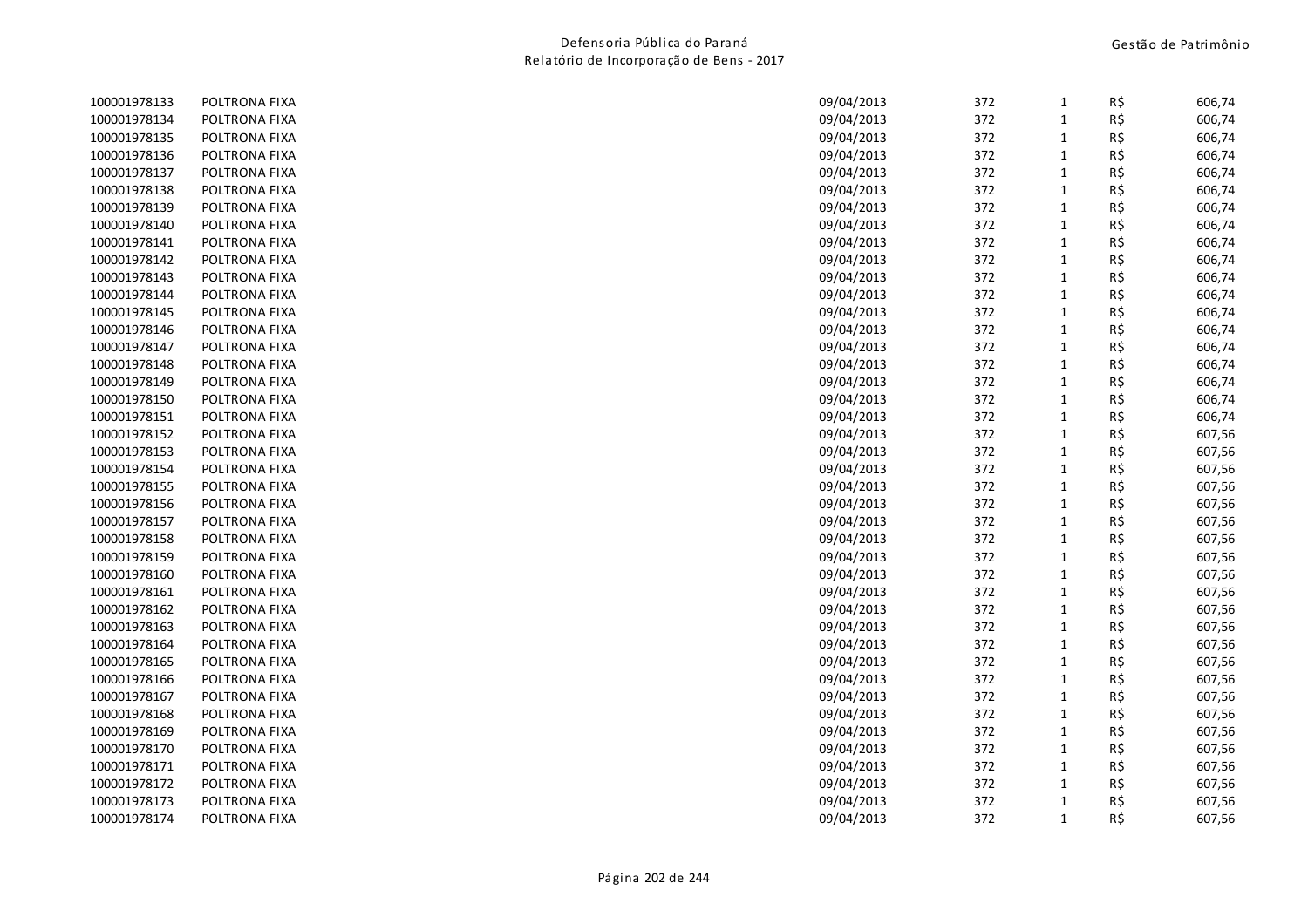| | | | | | | |
|---|---|---|---|---|---|---|
| 100001978133 | POLTRONA FIXA | 09/04/2013 | 372 | 1 | R$ | 606,74 |
| 100001978134 | POLTRONA FIXA | 09/04/2013 | 372 | 1 | R$ | 606,74 |
| 100001978135 | POLTRONA FIXA | 09/04/2013 | 372 | 1 | R$ | 606,74 |
| 100001978136 | POLTRONA FIXA | 09/04/2013 | 372 | 1 | R$ | 606,74 |
| 100001978137 | POLTRONA FIXA | 09/04/2013 | 372 | 1 | R$ | 606,74 |
| 100001978138 | POLTRONA FIXA | 09/04/2013 | 372 | 1 | R$ | 606,74 |
| 100001978139 | POLTRONA FIXA | 09/04/2013 | 372 | 1 | R$ | 606,74 |
| 100001978140 | POLTRONA FIXA | 09/04/2013 | 372 | 1 | R$ | 606,74 |
| 100001978141 | POLTRONA FIXA | 09/04/2013 | 372 | 1 | R$ | 606,74 |
| 100001978142 | POLTRONA FIXA | 09/04/2013 | 372 | 1 | R$ | 606,74 |
| 100001978143 | POLTRONA FIXA | 09/04/2013 | 372 | 1 | R$ | 606,74 |
| 100001978144 | POLTRONA FIXA | 09/04/2013 | 372 | 1 | R$ | 606,74 |
| 100001978145 | POLTRONA FIXA | 09/04/2013 | 372 | 1 | R$ | 606,74 |
| 100001978146 | POLTRONA FIXA | 09/04/2013 | 372 | 1 | R$ | 606,74 |
| 100001978147 | POLTRONA FIXA | 09/04/2013 | 372 | 1 | R$ | 606,74 |
| 100001978148 | POLTRONA FIXA | 09/04/2013 | 372 | 1 | R$ | 606,74 |
| 100001978149 | POLTRONA FIXA | 09/04/2013 | 372 | 1 | R$ | 606,74 |
| 100001978150 | POLTRONA FIXA | 09/04/2013 | 372 | 1 | R$ | 606,74 |
| 100001978151 | POLTRONA FIXA | 09/04/2013 | 372 | 1 | R$ | 606,74 |
| 100001978152 | POLTRONA FIXA | 09/04/2013 | 372 | 1 | R$ | 607,56 |
| 100001978153 | POLTRONA FIXA | 09/04/2013 | 372 | 1 | R$ | 607,56 |
| 100001978154 | POLTRONA FIXA | 09/04/2013 | 372 | 1 | R$ | 607,56 |
| 100001978155 | POLTRONA FIXA | 09/04/2013 | 372 | 1 | R$ | 607,56 |
| 100001978156 | POLTRONA FIXA | 09/04/2013 | 372 | 1 | R$ | 607,56 |
| 100001978157 | POLTRONA FIXA | 09/04/2013 | 372 | 1 | R$ | 607,56 |
| 100001978158 | POLTRONA FIXA | 09/04/2013 | 372 | 1 | R$ | 607,56 |
| 100001978159 | POLTRONA FIXA | 09/04/2013 | 372 | 1 | R$ | 607,56 |
| 100001978160 | POLTRONA FIXA | 09/04/2013 | 372 | 1 | R$ | 607,56 |
| 100001978161 | POLTRONA FIXA | 09/04/2013 | 372 | 1 | R$ | 607,56 |
| 100001978162 | POLTRONA FIXA | 09/04/2013 | 372 | 1 | R$ | 607,56 |
| 100001978163 | POLTRONA FIXA | 09/04/2013 | 372 | 1 | R$ | 607,56 |
| 100001978164 | POLTRONA FIXA | 09/04/2013 | 372 | 1 | R$ | 607,56 |
| 100001978165 | POLTRONA FIXA | 09/04/2013 | 372 | 1 | R$ | 607,56 |
| 100001978166 | POLTRONA FIXA | 09/04/2013 | 372 | 1 | R$ | 607,56 |
| 100001978167 | POLTRONA FIXA | 09/04/2013 | 372 | 1 | R$ | 607,56 |
| 100001978168 | POLTRONA FIXA | 09/04/2013 | 372 | 1 | R$ | 607,56 |
| 100001978169 | POLTRONA FIXA | 09/04/2013 | 372 | 1 | R$ | 607,56 |
| 100001978170 | POLTRONA FIXA | 09/04/2013 | 372 | 1 | R$ | 607,56 |
| 100001978171 | POLTRONA FIXA | 09/04/2013 | 372 | 1 | R$ | 607,56 |
| 100001978172 | POLTRONA FIXA | 09/04/2013 | 372 | 1 | R$ | 607,56 |
| 100001978173 | POLTRONA FIXA | 09/04/2013 | 372 | 1 | R$ | 607,56 |
| 100001978174 | POLTRONA FIXA | 09/04/2013 | 372 | 1 | R$ | 607,56 |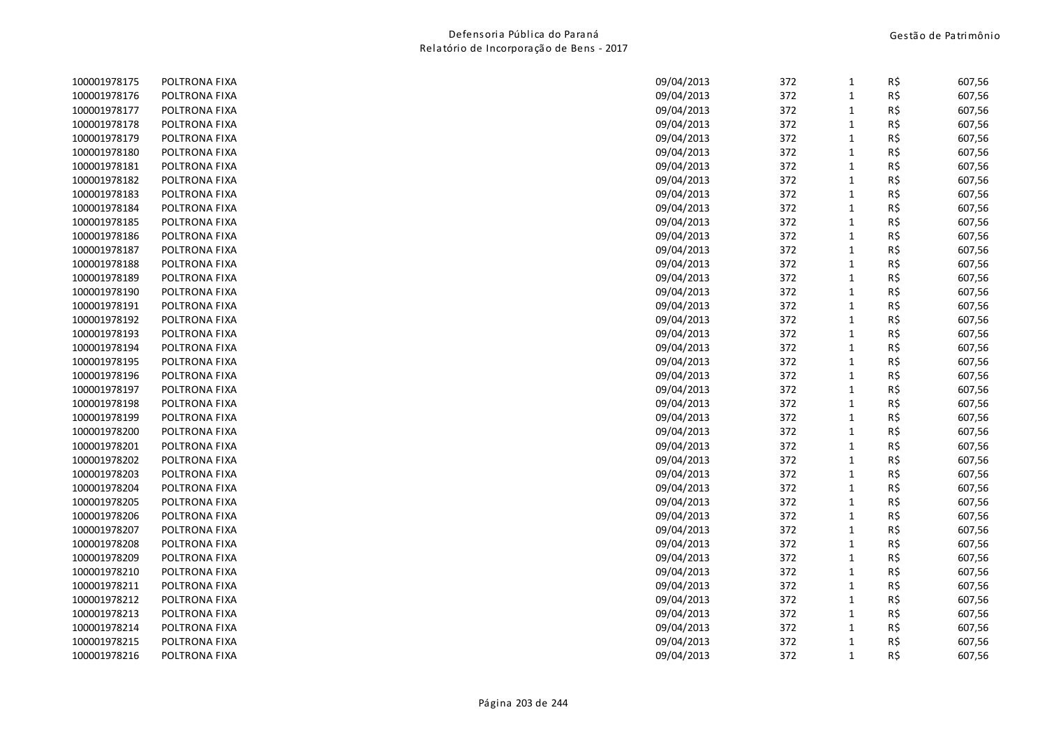| | | | | | | |
|---|---|---|---|---|---|---|
| 100001978175 | POLTRONA FIXA | 09/04/2013 | 372 | 1 | R$ | 607,56 |
| 100001978176 | POLTRONA FIXA | 09/04/2013 | 372 | 1 | R$ | 607,56 |
| 100001978177 | POLTRONA FIXA | 09/04/2013 | 372 | 1 | R$ | 607,56 |
| 100001978178 | POLTRONA FIXA | 09/04/2013 | 372 | 1 | R$ | 607,56 |
| 100001978179 | POLTRONA FIXA | 09/04/2013 | 372 | 1 | R$ | 607,56 |
| 100001978180 | POLTRONA FIXA | 09/04/2013 | 372 | 1 | R$ | 607,56 |
| 100001978181 | POLTRONA FIXA | 09/04/2013 | 372 | 1 | R$ | 607,56 |
| 100001978182 | POLTRONA FIXA | 09/04/2013 | 372 | 1 | R$ | 607,56 |
| 100001978183 | POLTRONA FIXA | 09/04/2013 | 372 | 1 | R$ | 607,56 |
| 100001978184 | POLTRONA FIXA | 09/04/2013 | 372 | 1 | R$ | 607,56 |
| 100001978185 | POLTRONA FIXA | 09/04/2013 | 372 | 1 | R$ | 607,56 |
| 100001978186 | POLTRONA FIXA | 09/04/2013 | 372 | 1 | R$ | 607,56 |
| 100001978187 | POLTRONA FIXA | 09/04/2013 | 372 | 1 | R$ | 607,56 |
| 100001978188 | POLTRONA FIXA | 09/04/2013 | 372 | 1 | R$ | 607,56 |
| 100001978189 | POLTRONA FIXA | 09/04/2013 | 372 | 1 | R$ | 607,56 |
| 100001978190 | POLTRONA FIXA | 09/04/2013 | 372 | 1 | R$ | 607,56 |
| 100001978191 | POLTRONA FIXA | 09/04/2013 | 372 | 1 | R$ | 607,56 |
| 100001978192 | POLTRONA FIXA | 09/04/2013 | 372 | 1 | R$ | 607,56 |
| 100001978193 | POLTRONA FIXA | 09/04/2013 | 372 | 1 | R$ | 607,56 |
| 100001978194 | POLTRONA FIXA | 09/04/2013 | 372 | 1 | R$ | 607,56 |
| 100001978195 | POLTRONA FIXA | 09/04/2013 | 372 | 1 | R$ | 607,56 |
| 100001978196 | POLTRONA FIXA | 09/04/2013 | 372 | 1 | R$ | 607,56 |
| 100001978197 | POLTRONA FIXA | 09/04/2013 | 372 | 1 | R$ | 607,56 |
| 100001978198 | POLTRONA FIXA | 09/04/2013 | 372 | 1 | R$ | 607,56 |
| 100001978199 | POLTRONA FIXA | 09/04/2013 | 372 | 1 | R$ | 607,56 |
| 100001978200 | POLTRONA FIXA | 09/04/2013 | 372 | 1 | R$ | 607,56 |
| 100001978201 | POLTRONA FIXA | 09/04/2013 | 372 | 1 | R$ | 607,56 |
| 100001978202 | POLTRONA FIXA | 09/04/2013 | 372 | 1 | R$ | 607,56 |
| 100001978203 | POLTRONA FIXA | 09/04/2013 | 372 | 1 | R$ | 607,56 |
| 100001978204 | POLTRONA FIXA | 09/04/2013 | 372 | 1 | R$ | 607,56 |
| 100001978205 | POLTRONA FIXA | 09/04/2013 | 372 | 1 | R$ | 607,56 |
| 100001978206 | POLTRONA FIXA | 09/04/2013 | 372 | 1 | R$ | 607,56 |
| 100001978207 | POLTRONA FIXA | 09/04/2013 | 372 | 1 | R$ | 607,56 |
| 100001978208 | POLTRONA FIXA | 09/04/2013 | 372 | 1 | R$ | 607,56 |
| 100001978209 | POLTRONA FIXA | 09/04/2013 | 372 | 1 | R$ | 607,56 |
| 100001978210 | POLTRONA FIXA | 09/04/2013 | 372 | 1 | R$ | 607,56 |
| 100001978211 | POLTRONA FIXA | 09/04/2013 | 372 | 1 | R$ | 607,56 |
| 100001978212 | POLTRONA FIXA | 09/04/2013 | 372 | 1 | R$ | 607,56 |
| 100001978213 | POLTRONA FIXA | 09/04/2013 | 372 | 1 | R$ | 607,56 |
| 100001978214 | POLTRONA FIXA | 09/04/2013 | 372 | 1 | R$ | 607,56 |
| 100001978215 | POLTRONA FIXA | 09/04/2013 | 372 | 1 | R$ | 607,56 |
| 100001978216 | POLTRONA FIXA | 09/04/2013 | 372 | 1 | R$ | 607,56 |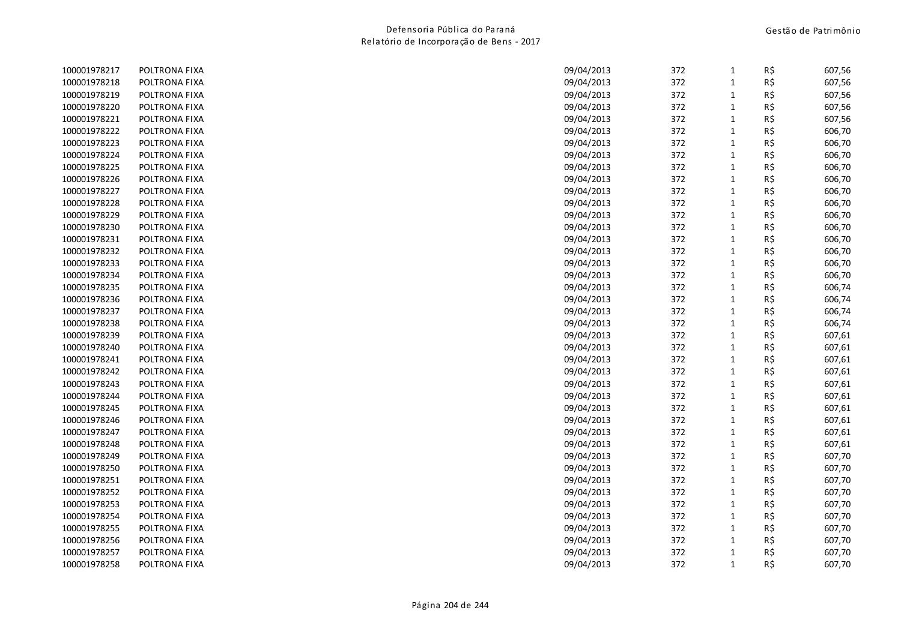| | | | | | | |
|---|---|---|---|---|---|---|
| 100001978217 | POLTRONA FIXA | 09/04/2013 | 372 | 1 | R$ | 607,56 |
| 100001978218 | POLTRONA FIXA | 09/04/2013 | 372 | 1 | R$ | 607,56 |
| 100001978219 | POLTRONA FIXA | 09/04/2013 | 372 | 1 | R$ | 607,56 |
| 100001978220 | POLTRONA FIXA | 09/04/2013 | 372 | 1 | R$ | 607,56 |
| 100001978221 | POLTRONA FIXA | 09/04/2013 | 372 | 1 | R$ | 607,56 |
| 100001978222 | POLTRONA FIXA | 09/04/2013 | 372 | 1 | R$ | 606,70 |
| 100001978223 | POLTRONA FIXA | 09/04/2013 | 372 | 1 | R$ | 606,70 |
| 100001978224 | POLTRONA FIXA | 09/04/2013 | 372 | 1 | R$ | 606,70 |
| 100001978225 | POLTRONA FIXA | 09/04/2013 | 372 | 1 | R$ | 606,70 |
| 100001978226 | POLTRONA FIXA | 09/04/2013 | 372 | 1 | R$ | 606,70 |
| 100001978227 | POLTRONA FIXA | 09/04/2013 | 372 | 1 | R$ | 606,70 |
| 100001978228 | POLTRONA FIXA | 09/04/2013 | 372 | 1 | R$ | 606,70 |
| 100001978229 | POLTRONA FIXA | 09/04/2013 | 372 | 1 | R$ | 606,70 |
| 100001978230 | POLTRONA FIXA | 09/04/2013 | 372 | 1 | R$ | 606,70 |
| 100001978231 | POLTRONA FIXA | 09/04/2013 | 372 | 1 | R$ | 606,70 |
| 100001978232 | POLTRONA FIXA | 09/04/2013 | 372 | 1 | R$ | 606,70 |
| 100001978233 | POLTRONA FIXA | 09/04/2013 | 372 | 1 | R$ | 606,70 |
| 100001978234 | POLTRONA FIXA | 09/04/2013 | 372 | 1 | R$ | 606,70 |
| 100001978235 | POLTRONA FIXA | 09/04/2013 | 372 | 1 | R$ | 606,74 |
| 100001978236 | POLTRONA FIXA | 09/04/2013 | 372 | 1 | R$ | 606,74 |
| 100001978237 | POLTRONA FIXA | 09/04/2013 | 372 | 1 | R$ | 606,74 |
| 100001978238 | POLTRONA FIXA | 09/04/2013 | 372 | 1 | R$ | 606,74 |
| 100001978239 | POLTRONA FIXA | 09/04/2013 | 372 | 1 | R$ | 607,61 |
| 100001978240 | POLTRONA FIXA | 09/04/2013 | 372 | 1 | R$ | 607,61 |
| 100001978241 | POLTRONA FIXA | 09/04/2013 | 372 | 1 | R$ | 607,61 |
| 100001978242 | POLTRONA FIXA | 09/04/2013 | 372 | 1 | R$ | 607,61 |
| 100001978243 | POLTRONA FIXA | 09/04/2013 | 372 | 1 | R$ | 607,61 |
| 100001978244 | POLTRONA FIXA | 09/04/2013 | 372 | 1 | R$ | 607,61 |
| 100001978245 | POLTRONA FIXA | 09/04/2013 | 372 | 1 | R$ | 607,61 |
| 100001978246 | POLTRONA FIXA | 09/04/2013 | 372 | 1 | R$ | 607,61 |
| 100001978247 | POLTRONA FIXA | 09/04/2013 | 372 | 1 | R$ | 607,61 |
| 100001978248 | POLTRONA FIXA | 09/04/2013 | 372 | 1 | R$ | 607,61 |
| 100001978249 | POLTRONA FIXA | 09/04/2013 | 372 | 1 | R$ | 607,70 |
| 100001978250 | POLTRONA FIXA | 09/04/2013 | 372 | 1 | R$ | 607,70 |
| 100001978251 | POLTRONA FIXA | 09/04/2013 | 372 | 1 | R$ | 607,70 |
| 100001978252 | POLTRONA FIXA | 09/04/2013 | 372 | 1 | R$ | 607,70 |
| 100001978253 | POLTRONA FIXA | 09/04/2013 | 372 | 1 | R$ | 607,70 |
| 100001978254 | POLTRONA FIXA | 09/04/2013 | 372 | 1 | R$ | 607,70 |
| 100001978255 | POLTRONA FIXA | 09/04/2013 | 372 | 1 | R$ | 607,70 |
| 100001978256 | POLTRONA FIXA | 09/04/2013 | 372 | 1 | R$ | 607,70 |
| 100001978257 | POLTRONA FIXA | 09/04/2013 | 372 | 1 | R$ | 607,70 |
| 100001978258 | POLTRONA FIXA | 09/04/2013 | 372 | 1 | R$ | 607,70 |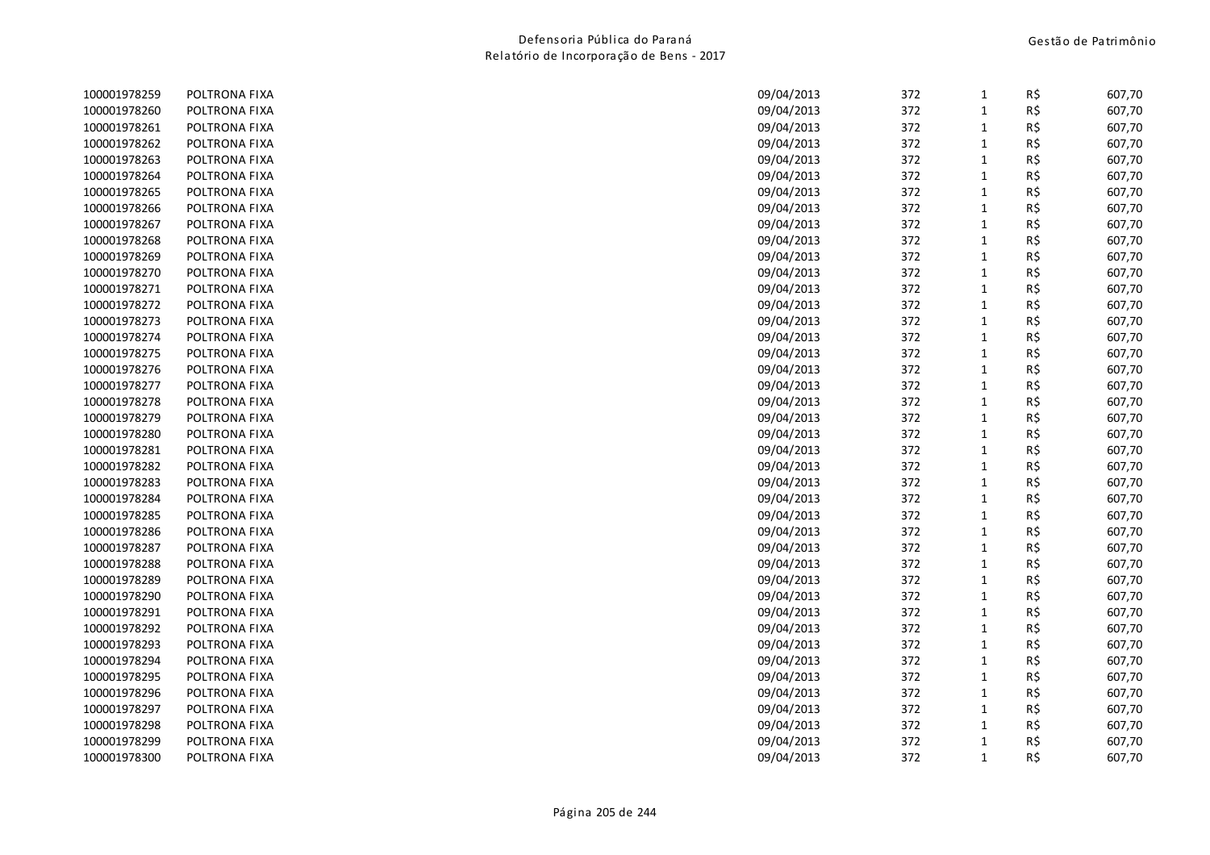| | | | | | | |
|---|---|---|---|---|---|---|
| 100001978259 | POLTRONA FIXA | 09/04/2013 | 372 | 1 | R$ | 607,70 |
| 100001978260 | POLTRONA FIXA | 09/04/2013 | 372 | 1 | R$ | 607,70 |
| 100001978261 | POLTRONA FIXA | 09/04/2013 | 372 | 1 | R$ | 607,70 |
| 100001978262 | POLTRONA FIXA | 09/04/2013 | 372 | 1 | R$ | 607,70 |
| 100001978263 | POLTRONA FIXA | 09/04/2013 | 372 | 1 | R$ | 607,70 |
| 100001978264 | POLTRONA FIXA | 09/04/2013 | 372 | 1 | R$ | 607,70 |
| 100001978265 | POLTRONA FIXA | 09/04/2013 | 372 | 1 | R$ | 607,70 |
| 100001978266 | POLTRONA FIXA | 09/04/2013 | 372 | 1 | R$ | 607,70 |
| 100001978267 | POLTRONA FIXA | 09/04/2013 | 372 | 1 | R$ | 607,70 |
| 100001978268 | POLTRONA FIXA | 09/04/2013 | 372 | 1 | R$ | 607,70 |
| 100001978269 | POLTRONA FIXA | 09/04/2013 | 372 | 1 | R$ | 607,70 |
| 100001978270 | POLTRONA FIXA | 09/04/2013 | 372 | 1 | R$ | 607,70 |
| 100001978271 | POLTRONA FIXA | 09/04/2013 | 372 | 1 | R$ | 607,70 |
| 100001978272 | POLTRONA FIXA | 09/04/2013 | 372 | 1 | R$ | 607,70 |
| 100001978273 | POLTRONA FIXA | 09/04/2013 | 372 | 1 | R$ | 607,70 |
| 100001978274 | POLTRONA FIXA | 09/04/2013 | 372 | 1 | R$ | 607,70 |
| 100001978275 | POLTRONA FIXA | 09/04/2013 | 372 | 1 | R$ | 607,70 |
| 100001978276 | POLTRONA FIXA | 09/04/2013 | 372 | 1 | R$ | 607,70 |
| 100001978277 | POLTRONA FIXA | 09/04/2013 | 372 | 1 | R$ | 607,70 |
| 100001978278 | POLTRONA FIXA | 09/04/2013 | 372 | 1 | R$ | 607,70 |
| 100001978279 | POLTRONA FIXA | 09/04/2013 | 372 | 1 | R$ | 607,70 |
| 100001978280 | POLTRONA FIXA | 09/04/2013 | 372 | 1 | R$ | 607,70 |
| 100001978281 | POLTRONA FIXA | 09/04/2013 | 372 | 1 | R$ | 607,70 |
| 100001978282 | POLTRONA FIXA | 09/04/2013 | 372 | 1 | R$ | 607,70 |
| 100001978283 | POLTRONA FIXA | 09/04/2013 | 372 | 1 | R$ | 607,70 |
| 100001978284 | POLTRONA FIXA | 09/04/2013 | 372 | 1 | R$ | 607,70 |
| 100001978285 | POLTRONA FIXA | 09/04/2013 | 372 | 1 | R$ | 607,70 |
| 100001978286 | POLTRONA FIXA | 09/04/2013 | 372 | 1 | R$ | 607,70 |
| 100001978287 | POLTRONA FIXA | 09/04/2013 | 372 | 1 | R$ | 607,70 |
| 100001978288 | POLTRONA FIXA | 09/04/2013 | 372 | 1 | R$ | 607,70 |
| 100001978289 | POLTRONA FIXA | 09/04/2013 | 372 | 1 | R$ | 607,70 |
| 100001978290 | POLTRONA FIXA | 09/04/2013 | 372 | 1 | R$ | 607,70 |
| 100001978291 | POLTRONA FIXA | 09/04/2013 | 372 | 1 | R$ | 607,70 |
| 100001978292 | POLTRONA FIXA | 09/04/2013 | 372 | 1 | R$ | 607,70 |
| 100001978293 | POLTRONA FIXA | 09/04/2013 | 372 | 1 | R$ | 607,70 |
| 100001978294 | POLTRONA FIXA | 09/04/2013 | 372 | 1 | R$ | 607,70 |
| 100001978295 | POLTRONA FIXA | 09/04/2013 | 372 | 1 | R$ | 607,70 |
| 100001978296 | POLTRONA FIXA | 09/04/2013 | 372 | 1 | R$ | 607,70 |
| 100001978297 | POLTRONA FIXA | 09/04/2013 | 372 | 1 | R$ | 607,70 |
| 100001978298 | POLTRONA FIXA | 09/04/2013 | 372 | 1 | R$ | 607,70 |
| 100001978299 | POLTRONA FIXA | 09/04/2013 | 372 | 1 | R$ | 607,70 |
| 100001978300 | POLTRONA FIXA | 09/04/2013 | 372 | 1 | R$ | 607,70 |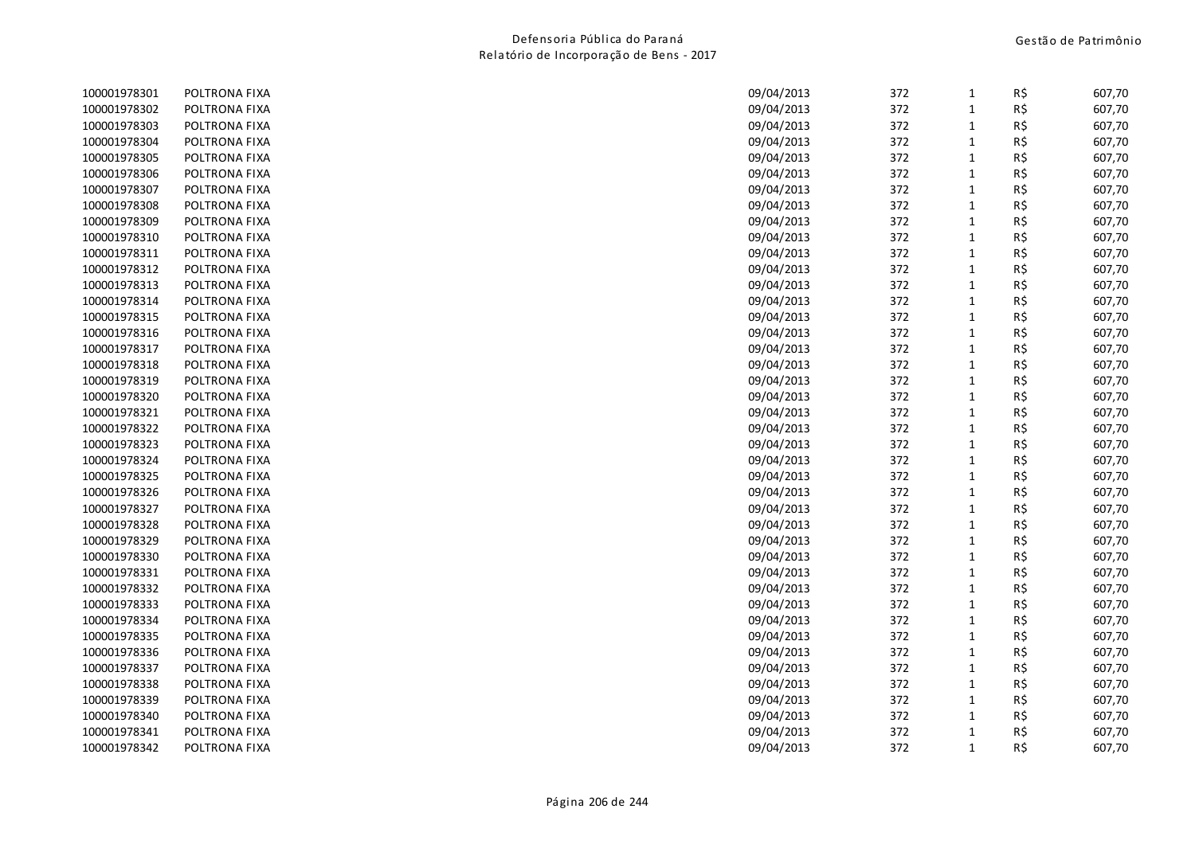| | | | | | | |
|---|---|---|---|---|---|---|
| 100001978301 | POLTRONA FIXA | 09/04/2013 | 372 | 1 | R$ | 607,70 |
| 100001978302 | POLTRONA FIXA | 09/04/2013 | 372 | 1 | R$ | 607,70 |
| 100001978303 | POLTRONA FIXA | 09/04/2013 | 372 | 1 | R$ | 607,70 |
| 100001978304 | POLTRONA FIXA | 09/04/2013 | 372 | 1 | R$ | 607,70 |
| 100001978305 | POLTRONA FIXA | 09/04/2013 | 372 | 1 | R$ | 607,70 |
| 100001978306 | POLTRONA FIXA | 09/04/2013 | 372 | 1 | R$ | 607,70 |
| 100001978307 | POLTRONA FIXA | 09/04/2013 | 372 | 1 | R$ | 607,70 |
| 100001978308 | POLTRONA FIXA | 09/04/2013 | 372 | 1 | R$ | 607,70 |
| 100001978309 | POLTRONA FIXA | 09/04/2013 | 372 | 1 | R$ | 607,70 |
| 100001978310 | POLTRONA FIXA | 09/04/2013 | 372 | 1 | R$ | 607,70 |
| 100001978311 | POLTRONA FIXA | 09/04/2013 | 372 | 1 | R$ | 607,70 |
| 100001978312 | POLTRONA FIXA | 09/04/2013 | 372 | 1 | R$ | 607,70 |
| 100001978313 | POLTRONA FIXA | 09/04/2013 | 372 | 1 | R$ | 607,70 |
| 100001978314 | POLTRONA FIXA | 09/04/2013 | 372 | 1 | R$ | 607,70 |
| 100001978315 | POLTRONA FIXA | 09/04/2013 | 372 | 1 | R$ | 607,70 |
| 100001978316 | POLTRONA FIXA | 09/04/2013 | 372 | 1 | R$ | 607,70 |
| 100001978317 | POLTRONA FIXA | 09/04/2013 | 372 | 1 | R$ | 607,70 |
| 100001978318 | POLTRONA FIXA | 09/04/2013 | 372 | 1 | R$ | 607,70 |
| 100001978319 | POLTRONA FIXA | 09/04/2013 | 372 | 1 | R$ | 607,70 |
| 100001978320 | POLTRONA FIXA | 09/04/2013 | 372 | 1 | R$ | 607,70 |
| 100001978321 | POLTRONA FIXA | 09/04/2013 | 372 | 1 | R$ | 607,70 |
| 100001978322 | POLTRONA FIXA | 09/04/2013 | 372 | 1 | R$ | 607,70 |
| 100001978323 | POLTRONA FIXA | 09/04/2013 | 372 | 1 | R$ | 607,70 |
| 100001978324 | POLTRONA FIXA | 09/04/2013 | 372 | 1 | R$ | 607,70 |
| 100001978325 | POLTRONA FIXA | 09/04/2013 | 372 | 1 | R$ | 607,70 |
| 100001978326 | POLTRONA FIXA | 09/04/2013 | 372 | 1 | R$ | 607,70 |
| 100001978327 | POLTRONA FIXA | 09/04/2013 | 372 | 1 | R$ | 607,70 |
| 100001978328 | POLTRONA FIXA | 09/04/2013 | 372 | 1 | R$ | 607,70 |
| 100001978329 | POLTRONA FIXA | 09/04/2013 | 372 | 1 | R$ | 607,70 |
| 100001978330 | POLTRONA FIXA | 09/04/2013 | 372 | 1 | R$ | 607,70 |
| 100001978331 | POLTRONA FIXA | 09/04/2013 | 372 | 1 | R$ | 607,70 |
| 100001978332 | POLTRONA FIXA | 09/04/2013 | 372 | 1 | R$ | 607,70 |
| 100001978333 | POLTRONA FIXA | 09/04/2013 | 372 | 1 | R$ | 607,70 |
| 100001978334 | POLTRONA FIXA | 09/04/2013 | 372 | 1 | R$ | 607,70 |
| 100001978335 | POLTRONA FIXA | 09/04/2013 | 372 | 1 | R$ | 607,70 |
| 100001978336 | POLTRONA FIXA | 09/04/2013 | 372 | 1 | R$ | 607,70 |
| 100001978337 | POLTRONA FIXA | 09/04/2013 | 372 | 1 | R$ | 607,70 |
| 100001978338 | POLTRONA FIXA | 09/04/2013 | 372 | 1 | R$ | 607,70 |
| 100001978339 | POLTRONA FIXA | 09/04/2013 | 372 | 1 | R$ | 607,70 |
| 100001978340 | POLTRONA FIXA | 09/04/2013 | 372 | 1 | R$ | 607,70 |
| 100001978341 | POLTRONA FIXA | 09/04/2013 | 372 | 1 | R$ | 607,70 |
| 100001978342 | POLTRONA FIXA | 09/04/2013 | 372 | 1 | R$ | 607,70 |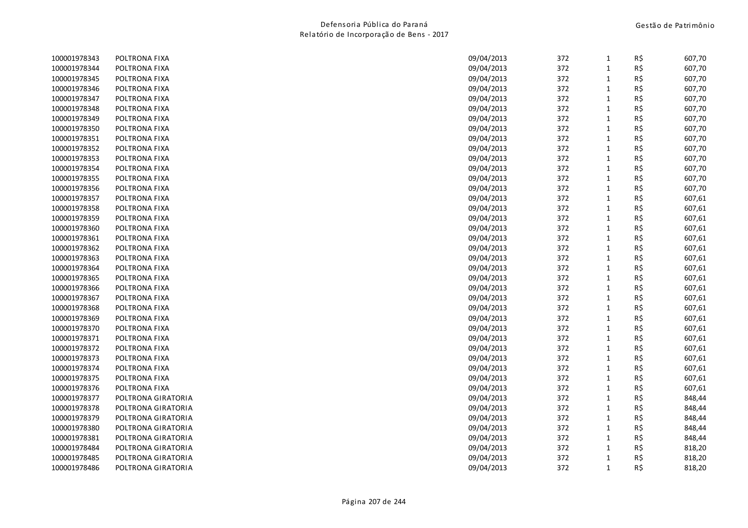| | | | | | | |
|---|---|---|---|---|---|---|
| 100001978343 | POLTRONA FIXA | 09/04/2013 | 372 | 1 | R$ | 607,70 |
| 100001978344 | POLTRONA FIXA | 09/04/2013 | 372 | 1 | R$ | 607,70 |
| 100001978345 | POLTRONA FIXA | 09/04/2013 | 372 | 1 | R$ | 607,70 |
| 100001978346 | POLTRONA FIXA | 09/04/2013 | 372 | 1 | R$ | 607,70 |
| 100001978347 | POLTRONA FIXA | 09/04/2013 | 372 | 1 | R$ | 607,70 |
| 100001978348 | POLTRONA FIXA | 09/04/2013 | 372 | 1 | R$ | 607,70 |
| 100001978349 | POLTRONA FIXA | 09/04/2013 | 372 | 1 | R$ | 607,70 |
| 100001978350 | POLTRONA FIXA | 09/04/2013 | 372 | 1 | R$ | 607,70 |
| 100001978351 | POLTRONA FIXA | 09/04/2013 | 372 | 1 | R$ | 607,70 |
| 100001978352 | POLTRONA FIXA | 09/04/2013 | 372 | 1 | R$ | 607,70 |
| 100001978353 | POLTRONA FIXA | 09/04/2013 | 372 | 1 | R$ | 607,70 |
| 100001978354 | POLTRONA FIXA | 09/04/2013 | 372 | 1 | R$ | 607,70 |
| 100001978355 | POLTRONA FIXA | 09/04/2013 | 372 | 1 | R$ | 607,70 |
| 100001978356 | POLTRONA FIXA | 09/04/2013 | 372 | 1 | R$ | 607,70 |
| 100001978357 | POLTRONA FIXA | 09/04/2013 | 372 | 1 | R$ | 607,61 |
| 100001978358 | POLTRONA FIXA | 09/04/2013 | 372 | 1 | R$ | 607,61 |
| 100001978359 | POLTRONA FIXA | 09/04/2013 | 372 | 1 | R$ | 607,61 |
| 100001978360 | POLTRONA FIXA | 09/04/2013 | 372 | 1 | R$ | 607,61 |
| 100001978361 | POLTRONA FIXA | 09/04/2013 | 372 | 1 | R$ | 607,61 |
| 100001978362 | POLTRONA FIXA | 09/04/2013 | 372 | 1 | R$ | 607,61 |
| 100001978363 | POLTRONA FIXA | 09/04/2013 | 372 | 1 | R$ | 607,61 |
| 100001978364 | POLTRONA FIXA | 09/04/2013 | 372 | 1 | R$ | 607,61 |
| 100001978365 | POLTRONA FIXA | 09/04/2013 | 372 | 1 | R$ | 607,61 |
| 100001978366 | POLTRONA FIXA | 09/04/2013 | 372 | 1 | R$ | 607,61 |
| 100001978367 | POLTRONA FIXA | 09/04/2013 | 372 | 1 | R$ | 607,61 |
| 100001978368 | POLTRONA FIXA | 09/04/2013 | 372 | 1 | R$ | 607,61 |
| 100001978369 | POLTRONA FIXA | 09/04/2013 | 372 | 1 | R$ | 607,61 |
| 100001978370 | POLTRONA FIXA | 09/04/2013 | 372 | 1 | R$ | 607,61 |
| 100001978371 | POLTRONA FIXA | 09/04/2013 | 372 | 1 | R$ | 607,61 |
| 100001978372 | POLTRONA FIXA | 09/04/2013 | 372 | 1 | R$ | 607,61 |
| 100001978373 | POLTRONA FIXA | 09/04/2013 | 372 | 1 | R$ | 607,61 |
| 100001978374 | POLTRONA FIXA | 09/04/2013 | 372 | 1 | R$ | 607,61 |
| 100001978375 | POLTRONA FIXA | 09/04/2013 | 372 | 1 | R$ | 607,61 |
| 100001978376 | POLTRONA FIXA | 09/04/2013 | 372 | 1 | R$ | 607,61 |
| 100001978377 | POLTRONA GIRATORIA | 09/04/2013 | 372 | 1 | R$ | 848,44 |
| 100001978378 | POLTRONA GIRATORIA | 09/04/2013 | 372 | 1 | R$ | 848,44 |
| 100001978379 | POLTRONA GIRATORIA | 09/04/2013 | 372 | 1 | R$ | 848,44 |
| 100001978380 | POLTRONA GIRATORIA | 09/04/2013 | 372 | 1 | R$ | 848,44 |
| 100001978381 | POLTRONA GIRATORIA | 09/04/2013 | 372 | 1 | R$ | 848,44 |
| 100001978484 | POLTRONA GIRATORIA | 09/04/2013 | 372 | 1 | R$ | 818,20 |
| 100001978485 | POLTRONA GIRATORIA | 09/04/2013 | 372 | 1 | R$ | 818,20 |
| 100001978486 | POLTRONA GIRATORIA | 09/04/2013 | 372 | 1 | R$ | 818,20 |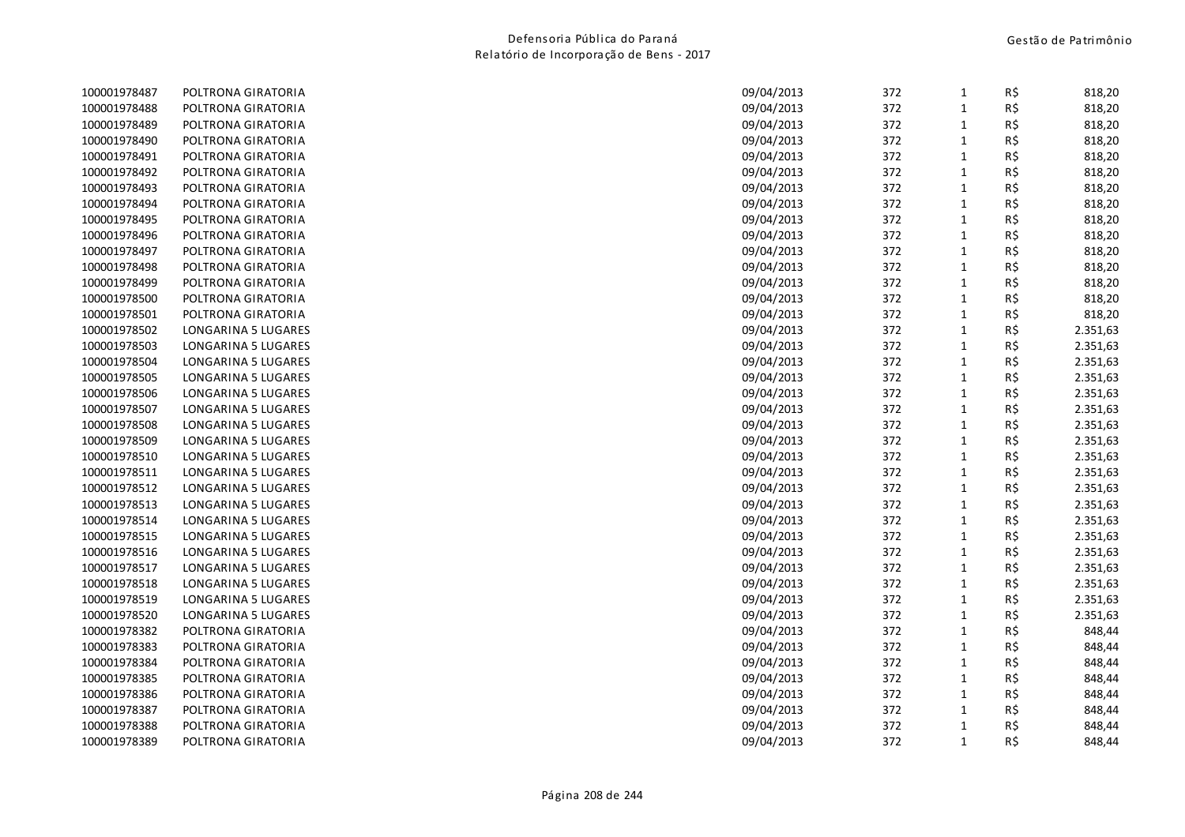| | | | | | | |
|---|---|---|---|---|---|---|
| 100001978487 | POLTRONA GIRATORIA | 09/04/2013 | 372 | 1 | R$ | 818,20 |
| 100001978488 | POLTRONA GIRATORIA | 09/04/2013 | 372 | 1 | R$ | 818,20 |
| 100001978489 | POLTRONA GIRATORIA | 09/04/2013 | 372 | 1 | R$ | 818,20 |
| 100001978490 | POLTRONA GIRATORIA | 09/04/2013 | 372 | 1 | R$ | 818,20 |
| 100001978491 | POLTRONA GIRATORIA | 09/04/2013 | 372 | 1 | R$ | 818,20 |
| 100001978492 | POLTRONA GIRATORIA | 09/04/2013 | 372 | 1 | R$ | 818,20 |
| 100001978493 | POLTRONA GIRATORIA | 09/04/2013 | 372 | 1 | R$ | 818,20 |
| 100001978494 | POLTRONA GIRATORIA | 09/04/2013 | 372 | 1 | R$ | 818,20 |
| 100001978495 | POLTRONA GIRATORIA | 09/04/2013 | 372 | 1 | R$ | 818,20 |
| 100001978496 | POLTRONA GIRATORIA | 09/04/2013 | 372 | 1 | R$ | 818,20 |
| 100001978497 | POLTRONA GIRATORIA | 09/04/2013 | 372 | 1 | R$ | 818,20 |
| 100001978498 | POLTRONA GIRATORIA | 09/04/2013 | 372 | 1 | R$ | 818,20 |
| 100001978499 | POLTRONA GIRATORIA | 09/04/2013 | 372 | 1 | R$ | 818,20 |
| 100001978500 | POLTRONA GIRATORIA | 09/04/2013 | 372 | 1 | R$ | 818,20 |
| 100001978501 | POLTRONA GIRATORIA | 09/04/2013 | 372 | 1 | R$ | 818,20 |
| 100001978502 | LONGARINA 5 LUGARES | 09/04/2013 | 372 | 1 | R$ | 2.351,63 |
| 100001978503 | LONGARINA 5 LUGARES | 09/04/2013 | 372 | 1 | R$ | 2.351,63 |
| 100001978504 | LONGARINA 5 LUGARES | 09/04/2013 | 372 | 1 | R$ | 2.351,63 |
| 100001978505 | LONGARINA 5 LUGARES | 09/04/2013 | 372 | 1 | R$ | 2.351,63 |
| 100001978506 | LONGARINA 5 LUGARES | 09/04/2013 | 372 | 1 | R$ | 2.351,63 |
| 100001978507 | LONGARINA 5 LUGARES | 09/04/2013 | 372 | 1 | R$ | 2.351,63 |
| 100001978508 | LONGARINA 5 LUGARES | 09/04/2013 | 372 | 1 | R$ | 2.351,63 |
| 100001978509 | LONGARINA 5 LUGARES | 09/04/2013 | 372 | 1 | R$ | 2.351,63 |
| 100001978510 | LONGARINA 5 LUGARES | 09/04/2013 | 372 | 1 | R$ | 2.351,63 |
| 100001978511 | LONGARINA 5 LUGARES | 09/04/2013 | 372 | 1 | R$ | 2.351,63 |
| 100001978512 | LONGARINA 5 LUGARES | 09/04/2013 | 372 | 1 | R$ | 2.351,63 |
| 100001978513 | LONGARINA 5 LUGARES | 09/04/2013 | 372 | 1 | R$ | 2.351,63 |
| 100001978514 | LONGARINA 5 LUGARES | 09/04/2013 | 372 | 1 | R$ | 2.351,63 |
| 100001978515 | LONGARINA 5 LUGARES | 09/04/2013 | 372 | 1 | R$ | 2.351,63 |
| 100001978516 | LONGARINA 5 LUGARES | 09/04/2013 | 372 | 1 | R$ | 2.351,63 |
| 100001978517 | LONGARINA 5 LUGARES | 09/04/2013 | 372 | 1 | R$ | 2.351,63 |
| 100001978518 | LONGARINA 5 LUGARES | 09/04/2013 | 372 | 1 | R$ | 2.351,63 |
| 100001978519 | LONGARINA 5 LUGARES | 09/04/2013 | 372 | 1 | R$ | 2.351,63 |
| 100001978520 | LONGARINA 5 LUGARES | 09/04/2013 | 372 | 1 | R$ | 2.351,63 |
| 100001978382 | POLTRONA GIRATORIA | 09/04/2013 | 372 | 1 | R$ | 848,44 |
| 100001978383 | POLTRONA GIRATORIA | 09/04/2013 | 372 | 1 | R$ | 848,44 |
| 100001978384 | POLTRONA GIRATORIA | 09/04/2013 | 372 | 1 | R$ | 848,44 |
| 100001978385 | POLTRONA GIRATORIA | 09/04/2013 | 372 | 1 | R$ | 848,44 |
| 100001978386 | POLTRONA GIRATORIA | 09/04/2013 | 372 | 1 | R$ | 848,44 |
| 100001978387 | POLTRONA GIRATORIA | 09/04/2013 | 372 | 1 | R$ | 848,44 |
| 100001978388 | POLTRONA GIRATORIA | 09/04/2013 | 372 | 1 | R$ | 848,44 |
| 100001978389 | POLTRONA GIRATORIA | 09/04/2013 | 372 | 1 | R$ | 848,44 |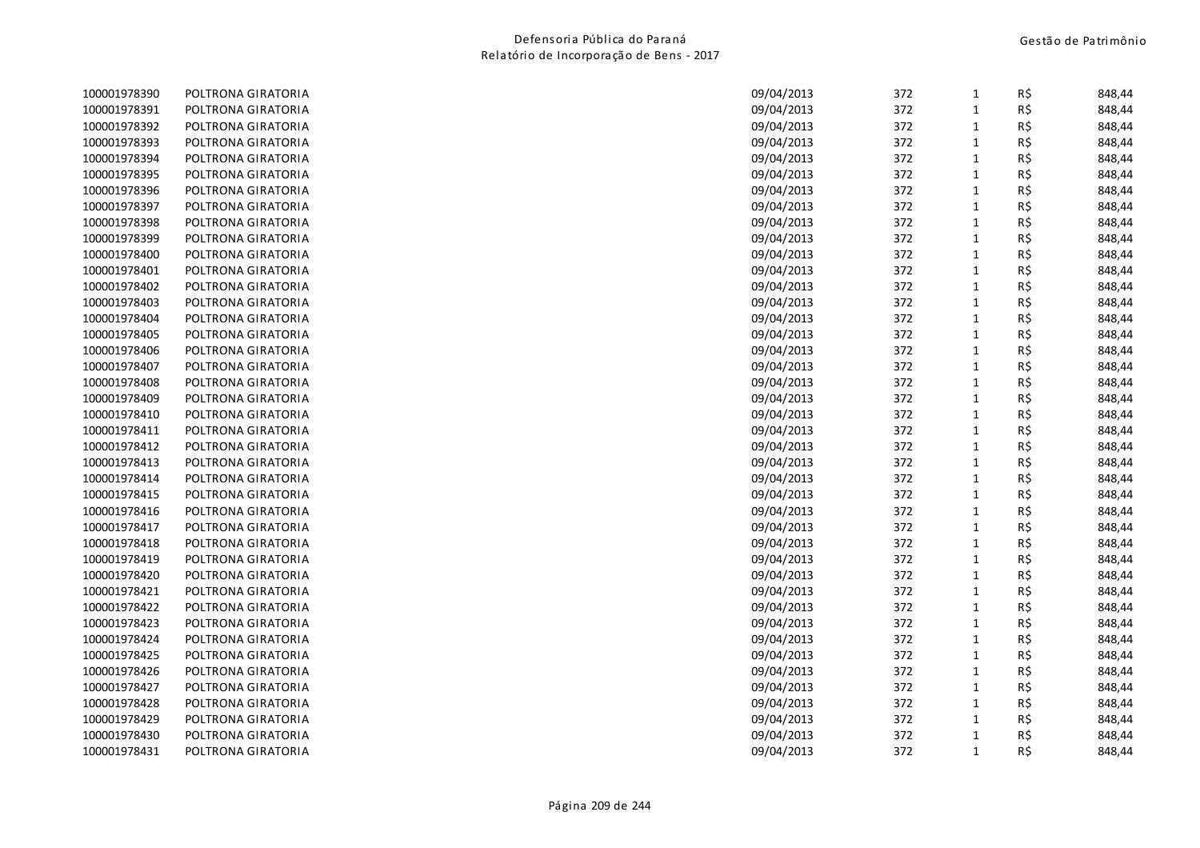| | | | | | | |
|---|---|---|---|---|---|---|
| 100001978390 | POLTRONA GIRATORIA | 09/04/2013 | 372 | 1 | R$ | 848,44 |
| 100001978391 | POLTRONA GIRATORIA | 09/04/2013 | 372 | 1 | R$ | 848,44 |
| 100001978392 | POLTRONA GIRATORIA | 09/04/2013 | 372 | 1 | R$ | 848,44 |
| 100001978393 | POLTRONA GIRATORIA | 09/04/2013 | 372 | 1 | R$ | 848,44 |
| 100001978394 | POLTRONA GIRATORIA | 09/04/2013 | 372 | 1 | R$ | 848,44 |
| 100001978395 | POLTRONA GIRATORIA | 09/04/2013 | 372 | 1 | R$ | 848,44 |
| 100001978396 | POLTRONA GIRATORIA | 09/04/2013 | 372 | 1 | R$ | 848,44 |
| 100001978397 | POLTRONA GIRATORIA | 09/04/2013 | 372 | 1 | R$ | 848,44 |
| 100001978398 | POLTRONA GIRATORIA | 09/04/2013 | 372 | 1 | R$ | 848,44 |
| 100001978399 | POLTRONA GIRATORIA | 09/04/2013 | 372 | 1 | R$ | 848,44 |
| 100001978400 | POLTRONA GIRATORIA | 09/04/2013 | 372 | 1 | R$ | 848,44 |
| 100001978401 | POLTRONA GIRATORIA | 09/04/2013 | 372 | 1 | R$ | 848,44 |
| 100001978402 | POLTRONA GIRATORIA | 09/04/2013 | 372 | 1 | R$ | 848,44 |
| 100001978403 | POLTRONA GIRATORIA | 09/04/2013 | 372 | 1 | R$ | 848,44 |
| 100001978404 | POLTRONA GIRATORIA | 09/04/2013 | 372 | 1 | R$ | 848,44 |
| 100001978405 | POLTRONA GIRATORIA | 09/04/2013 | 372 | 1 | R$ | 848,44 |
| 100001978406 | POLTRONA GIRATORIA | 09/04/2013 | 372 | 1 | R$ | 848,44 |
| 100001978407 | POLTRONA GIRATORIA | 09/04/2013 | 372 | 1 | R$ | 848,44 |
| 100001978408 | POLTRONA GIRATORIA | 09/04/2013 | 372 | 1 | R$ | 848,44 |
| 100001978409 | POLTRONA GIRATORIA | 09/04/2013 | 372 | 1 | R$ | 848,44 |
| 100001978410 | POLTRONA GIRATORIA | 09/04/2013 | 372 | 1 | R$ | 848,44 |
| 100001978411 | POLTRONA GIRATORIA | 09/04/2013 | 372 | 1 | R$ | 848,44 |
| 100001978412 | POLTRONA GIRATORIA | 09/04/2013 | 372 | 1 | R$ | 848,44 |
| 100001978413 | POLTRONA GIRATORIA | 09/04/2013 | 372 | 1 | R$ | 848,44 |
| 100001978414 | POLTRONA GIRATORIA | 09/04/2013 | 372 | 1 | R$ | 848,44 |
| 100001978415 | POLTRONA GIRATORIA | 09/04/2013 | 372 | 1 | R$ | 848,44 |
| 100001978416 | POLTRONA GIRATORIA | 09/04/2013 | 372 | 1 | R$ | 848,44 |
| 100001978417 | POLTRONA GIRATORIA | 09/04/2013 | 372 | 1 | R$ | 848,44 |
| 100001978418 | POLTRONA GIRATORIA | 09/04/2013 | 372 | 1 | R$ | 848,44 |
| 100001978419 | POLTRONA GIRATORIA | 09/04/2013 | 372 | 1 | R$ | 848,44 |
| 100001978420 | POLTRONA GIRATORIA | 09/04/2013 | 372 | 1 | R$ | 848,44 |
| 100001978421 | POLTRONA GIRATORIA | 09/04/2013 | 372 | 1 | R$ | 848,44 |
| 100001978422 | POLTRONA GIRATORIA | 09/04/2013 | 372 | 1 | R$ | 848,44 |
| 100001978423 | POLTRONA GIRATORIA | 09/04/2013 | 372 | 1 | R$ | 848,44 |
| 100001978424 | POLTRONA GIRATORIA | 09/04/2013 | 372 | 1 | R$ | 848,44 |
| 100001978425 | POLTRONA GIRATORIA | 09/04/2013 | 372 | 1 | R$ | 848,44 |
| 100001978426 | POLTRONA GIRATORIA | 09/04/2013 | 372 | 1 | R$ | 848,44 |
| 100001978427 | POLTRONA GIRATORIA | 09/04/2013 | 372 | 1 | R$ | 848,44 |
| 100001978428 | POLTRONA GIRATORIA | 09/04/2013 | 372 | 1 | R$ | 848,44 |
| 100001978429 | POLTRONA GIRATORIA | 09/04/2013 | 372 | 1 | R$ | 848,44 |
| 100001978430 | POLTRONA GIRATORIA | 09/04/2013 | 372 | 1 | R$ | 848,44 |
| 100001978431 | POLTRONA GIRATORIA | 09/04/2013 | 372 | 1 | R$ | 848,44 |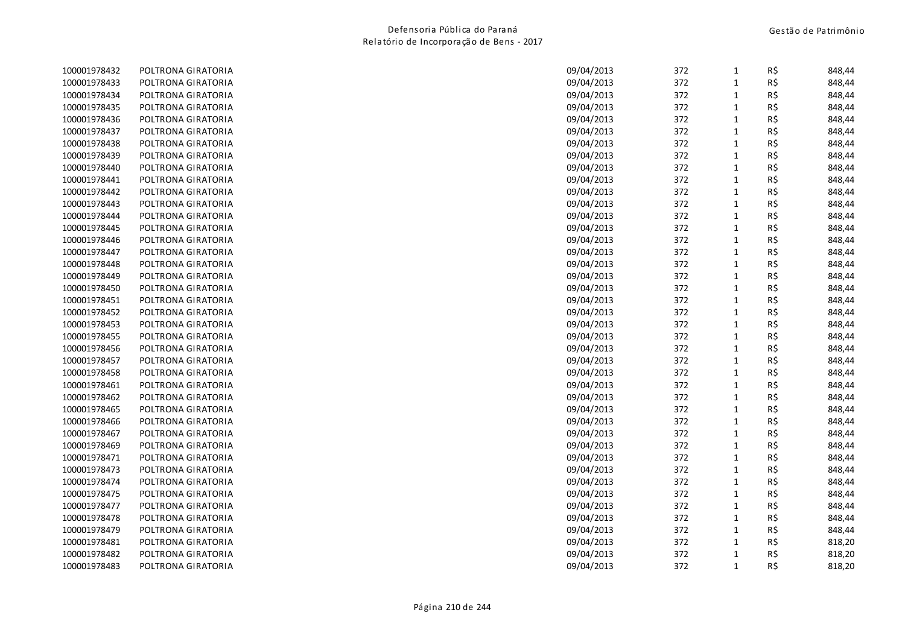| | | | | | | |
|---|---|---|---|---|---|---|
| 100001978432 | POLTRONA GIRATORIA | 09/04/2013 | 372 | 1 | R$ | 848,44 |
| 100001978433 | POLTRONA GIRATORIA | 09/04/2013 | 372 | 1 | R$ | 848,44 |
| 100001978434 | POLTRONA GIRATORIA | 09/04/2013 | 372 | 1 | R$ | 848,44 |
| 100001978435 | POLTRONA GIRATORIA | 09/04/2013 | 372 | 1 | R$ | 848,44 |
| 100001978436 | POLTRONA GIRATORIA | 09/04/2013 | 372 | 1 | R$ | 848,44 |
| 100001978437 | POLTRONA GIRATORIA | 09/04/2013 | 372 | 1 | R$ | 848,44 |
| 100001978438 | POLTRONA GIRATORIA | 09/04/2013 | 372 | 1 | R$ | 848,44 |
| 100001978439 | POLTRONA GIRATORIA | 09/04/2013 | 372 | 1 | R$ | 848,44 |
| 100001978440 | POLTRONA GIRATORIA | 09/04/2013 | 372 | 1 | R$ | 848,44 |
| 100001978441 | POLTRONA GIRATORIA | 09/04/2013 | 372 | 1 | R$ | 848,44 |
| 100001978442 | POLTRONA GIRATORIA | 09/04/2013 | 372 | 1 | R$ | 848,44 |
| 100001978443 | POLTRONA GIRATORIA | 09/04/2013 | 372 | 1 | R$ | 848,44 |
| 100001978444 | POLTRONA GIRATORIA | 09/04/2013 | 372 | 1 | R$ | 848,44 |
| 100001978445 | POLTRONA GIRATORIA | 09/04/2013 | 372 | 1 | R$ | 848,44 |
| 100001978446 | POLTRONA GIRATORIA | 09/04/2013 | 372 | 1 | R$ | 848,44 |
| 100001978447 | POLTRONA GIRATORIA | 09/04/2013 | 372 | 1 | R$ | 848,44 |
| 100001978448 | POLTRONA GIRATORIA | 09/04/2013 | 372 | 1 | R$ | 848,44 |
| 100001978449 | POLTRONA GIRATORIA | 09/04/2013 | 372 | 1 | R$ | 848,44 |
| 100001978450 | POLTRONA GIRATORIA | 09/04/2013 | 372 | 1 | R$ | 848,44 |
| 100001978451 | POLTRONA GIRATORIA | 09/04/2013 | 372 | 1 | R$ | 848,44 |
| 100001978452 | POLTRONA GIRATORIA | 09/04/2013 | 372 | 1 | R$ | 848,44 |
| 100001978453 | POLTRONA GIRATORIA | 09/04/2013 | 372 | 1 | R$ | 848,44 |
| 100001978455 | POLTRONA GIRATORIA | 09/04/2013 | 372 | 1 | R$ | 848,44 |
| 100001978456 | POLTRONA GIRATORIA | 09/04/2013 | 372 | 1 | R$ | 848,44 |
| 100001978457 | POLTRONA GIRATORIA | 09/04/2013 | 372 | 1 | R$ | 848,44 |
| 100001978458 | POLTRONA GIRATORIA | 09/04/2013 | 372 | 1 | R$ | 848,44 |
| 100001978461 | POLTRONA GIRATORIA | 09/04/2013 | 372 | 1 | R$ | 848,44 |
| 100001978462 | POLTRONA GIRATORIA | 09/04/2013 | 372 | 1 | R$ | 848,44 |
| 100001978465 | POLTRONA GIRATORIA | 09/04/2013 | 372 | 1 | R$ | 848,44 |
| 100001978466 | POLTRONA GIRATORIA | 09/04/2013 | 372 | 1 | R$ | 848,44 |
| 100001978467 | POLTRONA GIRATORIA | 09/04/2013 | 372 | 1 | R$ | 848,44 |
| 100001978469 | POLTRONA GIRATORIA | 09/04/2013 | 372 | 1 | R$ | 848,44 |
| 100001978471 | POLTRONA GIRATORIA | 09/04/2013 | 372 | 1 | R$ | 848,44 |
| 100001978473 | POLTRONA GIRATORIA | 09/04/2013 | 372 | 1 | R$ | 848,44 |
| 100001978474 | POLTRONA GIRATORIA | 09/04/2013 | 372 | 1 | R$ | 848,44 |
| 100001978475 | POLTRONA GIRATORIA | 09/04/2013 | 372 | 1 | R$ | 848,44 |
| 100001978477 | POLTRONA GIRATORIA | 09/04/2013 | 372 | 1 | R$ | 848,44 |
| 100001978478 | POLTRONA GIRATORIA | 09/04/2013 | 372 | 1 | R$ | 848,44 |
| 100001978479 | POLTRONA GIRATORIA | 09/04/2013 | 372 | 1 | R$ | 848,44 |
| 100001978481 | POLTRONA GIRATORIA | 09/04/2013 | 372 | 1 | R$ | 818,20 |
| 100001978482 | POLTRONA GIRATORIA | 09/04/2013 | 372 | 1 | R$ | 818,20 |
| 100001978483 | POLTRONA GIRATORIA | 09/04/2013 | 372 | 1 | R$ | 818,20 |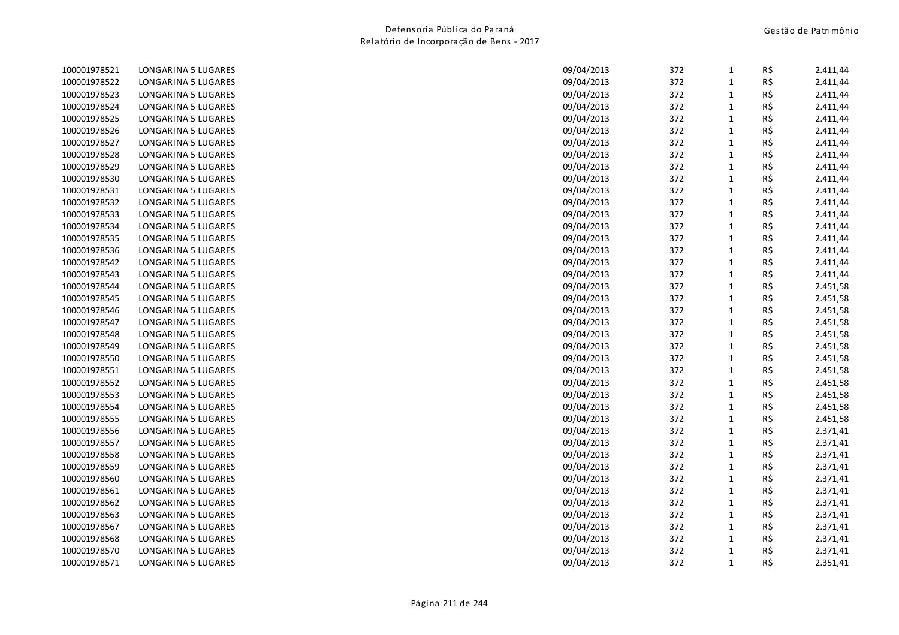| | | | | | | |
|---|---|---|---|---|---|---|
| 100001978521 | LONGARINA 5 LUGARES | 09/04/2013 | 372 | 1 | R$ | 2.411,44 |
| 100001978522 | LONGARINA 5 LUGARES | 09/04/2013 | 372 | 1 | R$ | 2.411,44 |
| 100001978523 | LONGARINA 5 LUGARES | 09/04/2013 | 372 | 1 | R$ | 2.411,44 |
| 100001978524 | LONGARINA 5 LUGARES | 09/04/2013 | 372 | 1 | R$ | 2.411,44 |
| 100001978525 | LONGARINA 5 LUGARES | 09/04/2013 | 372 | 1 | R$ | 2.411,44 |
| 100001978526 | LONGARINA 5 LUGARES | 09/04/2013 | 372 | 1 | R$ | 2.411,44 |
| 100001978527 | LONGARINA 5 LUGARES | 09/04/2013 | 372 | 1 | R$ | 2.411,44 |
| 100001978528 | LONGARINA 5 LUGARES | 09/04/2013 | 372 | 1 | R$ | 2.411,44 |
| 100001978529 | LONGARINA 5 LUGARES | 09/04/2013 | 372 | 1 | R$ | 2.411,44 |
| 100001978530 | LONGARINA 5 LUGARES | 09/04/2013 | 372 | 1 | R$ | 2.411,44 |
| 100001978531 | LONGARINA 5 LUGARES | 09/04/2013 | 372 | 1 | R$ | 2.411,44 |
| 100001978532 | LONGARINA 5 LUGARES | 09/04/2013 | 372 | 1 | R$ | 2.411,44 |
| 100001978533 | LONGARINA 5 LUGARES | 09/04/2013 | 372 | 1 | R$ | 2.411,44 |
| 100001978534 | LONGARINA 5 LUGARES | 09/04/2013 | 372 | 1 | R$ | 2.411,44 |
| 100001978535 | LONGARINA 5 LUGARES | 09/04/2013 | 372 | 1 | R$ | 2.411,44 |
| 100001978536 | LONGARINA 5 LUGARES | 09/04/2013 | 372 | 1 | R$ | 2.411,44 |
| 100001978542 | LONGARINA 5 LUGARES | 09/04/2013 | 372 | 1 | R$ | 2.411,44 |
| 100001978543 | LONGARINA 5 LUGARES | 09/04/2013 | 372 | 1 | R$ | 2.411,44 |
| 100001978544 | LONGARINA 5 LUGARES | 09/04/2013 | 372 | 1 | R$ | 2.451,58 |
| 100001978545 | LONGARINA 5 LUGARES | 09/04/2013 | 372 | 1 | R$ | 2.451,58 |
| 100001978546 | LONGARINA 5 LUGARES | 09/04/2013 | 372 | 1 | R$ | 2.451,58 |
| 100001978547 | LONGARINA 5 LUGARES | 09/04/2013 | 372 | 1 | R$ | 2.451,58 |
| 100001978548 | LONGARINA 5 LUGARES | 09/04/2013 | 372 | 1 | R$ | 2.451,58 |
| 100001978549 | LONGARINA 5 LUGARES | 09/04/2013 | 372 | 1 | R$ | 2.451,58 |
| 100001978550 | LONGARINA 5 LUGARES | 09/04/2013 | 372 | 1 | R$ | 2.451,58 |
| 100001978551 | LONGARINA 5 LUGARES | 09/04/2013 | 372 | 1 | R$ | 2.451,58 |
| 100001978552 | LONGARINA 5 LUGARES | 09/04/2013 | 372 | 1 | R$ | 2.451,58 |
| 100001978553 | LONGARINA 5 LUGARES | 09/04/2013 | 372 | 1 | R$ | 2.451,58 |
| 100001978554 | LONGARINA 5 LUGARES | 09/04/2013 | 372 | 1 | R$ | 2.451,58 |
| 100001978555 | LONGARINA 5 LUGARES | 09/04/2013 | 372 | 1 | R$ | 2.451,58 |
| 100001978556 | LONGARINA 5 LUGARES | 09/04/2013 | 372 | 1 | R$ | 2.371,41 |
| 100001978557 | LONGARINA 5 LUGARES | 09/04/2013 | 372 | 1 | R$ | 2.371,41 |
| 100001978558 | LONGARINA 5 LUGARES | 09/04/2013 | 372 | 1 | R$ | 2.371,41 |
| 100001978559 | LONGARINA 5 LUGARES | 09/04/2013 | 372 | 1 | R$ | 2.371,41 |
| 100001978560 | LONGARINA 5 LUGARES | 09/04/2013 | 372 | 1 | R$ | 2.371,41 |
| 100001978561 | LONGARINA 5 LUGARES | 09/04/2013 | 372 | 1 | R$ | 2.371,41 |
| 100001978562 | LONGARINA 5 LUGARES | 09/04/2013 | 372 | 1 | R$ | 2.371,41 |
| 100001978563 | LONGARINA 5 LUGARES | 09/04/2013 | 372 | 1 | R$ | 2.371,41 |
| 100001978567 | LONGARINA 5 LUGARES | 09/04/2013 | 372 | 1 | R$ | 2.371,41 |
| 100001978568 | LONGARINA 5 LUGARES | 09/04/2013 | 372 | 1 | R$ | 2.371,41 |
| 100001978570 | LONGARINA 5 LUGARES | 09/04/2013 | 372 | 1 | R$ | 2.371,41 |
| 100001978571 | LONGARINA 5 LUGARES | 09/04/2013 | 372 | 1 | R$ | 2.351,41 |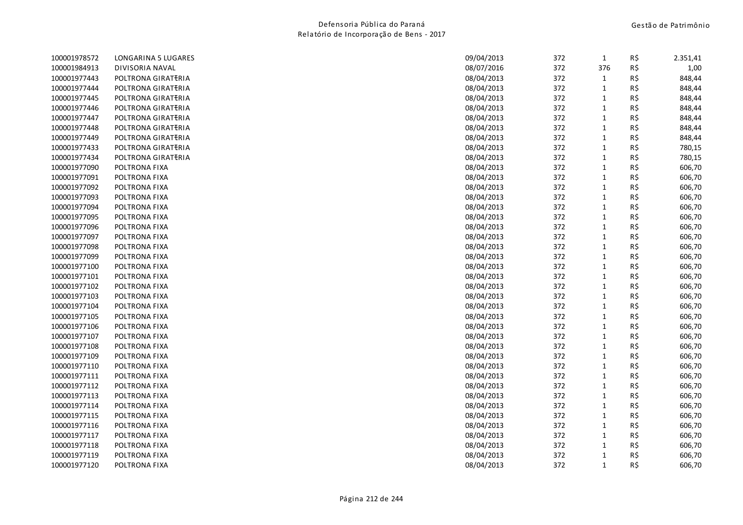| | | | | | | |
|---|---|---|---|---|---|---|
| 100001978572 | LONGARINA 5 LUGARES | 09/04/2013 | 372 | 1 | R$ | 2.351,41 |
| 100001984913 | DIVISORIA NAVAL | 08/07/2016 | 372 | 376 | R$ | 1,00 |
| 100001977443 | POLTRONA GIRATŦRIA | 08/04/2013 | 372 | 1 | R$ | 848,44 |
| 100001977444 | POLTRONA GIRATŦRIA | 08/04/2013 | 372 | 1 | R$ | 848,44 |
| 100001977445 | POLTRONA GIRATŦRIA | 08/04/2013 | 372 | 1 | R$ | 848,44 |
| 100001977446 | POLTRONA GIRATŦRIA | 08/04/2013 | 372 | 1 | R$ | 848,44 |
| 100001977447 | POLTRONA GIRATŦRIA | 08/04/2013 | 372 | 1 | R$ | 848,44 |
| 100001977448 | POLTRONA GIRATŦRIA | 08/04/2013 | 372 | 1 | R$ | 848,44 |
| 100001977449 | POLTRONA GIRATŦRIA | 08/04/2013 | 372 | 1 | R$ | 848,44 |
| 100001977433 | POLTRONA GIRATŦRIA | 08/04/2013 | 372 | 1 | R$ | 780,15 |
| 100001977434 | POLTRONA GIRATŦRIA | 08/04/2013 | 372 | 1 | R$ | 780,15 |
| 100001977090 | POLTRONA FIXA | 08/04/2013 | 372 | 1 | R$ | 606,70 |
| 100001977091 | POLTRONA FIXA | 08/04/2013 | 372 | 1 | R$ | 606,70 |
| 100001977092 | POLTRONA FIXA | 08/04/2013 | 372 | 1 | R$ | 606,70 |
| 100001977093 | POLTRONA FIXA | 08/04/2013 | 372 | 1 | R$ | 606,70 |
| 100001977094 | POLTRONA FIXA | 08/04/2013 | 372 | 1 | R$ | 606,70 |
| 100001977095 | POLTRONA FIXA | 08/04/2013 | 372 | 1 | R$ | 606,70 |
| 100001977096 | POLTRONA FIXA | 08/04/2013 | 372 | 1 | R$ | 606,70 |
| 100001977097 | POLTRONA FIXA | 08/04/2013 | 372 | 1 | R$ | 606,70 |
| 100001977098 | POLTRONA FIXA | 08/04/2013 | 372 | 1 | R$ | 606,70 |
| 100001977099 | POLTRONA FIXA | 08/04/2013 | 372 | 1 | R$ | 606,70 |
| 100001977100 | POLTRONA FIXA | 08/04/2013 | 372 | 1 | R$ | 606,70 |
| 100001977101 | POLTRONA FIXA | 08/04/2013 | 372 | 1 | R$ | 606,70 |
| 100001977102 | POLTRONA FIXA | 08/04/2013 | 372 | 1 | R$ | 606,70 |
| 100001977103 | POLTRONA FIXA | 08/04/2013 | 372 | 1 | R$ | 606,70 |
| 100001977104 | POLTRONA FIXA | 08/04/2013 | 372 | 1 | R$ | 606,70 |
| 100001977105 | POLTRONA FIXA | 08/04/2013 | 372 | 1 | R$ | 606,70 |
| 100001977106 | POLTRONA FIXA | 08/04/2013 | 372 | 1 | R$ | 606,70 |
| 100001977107 | POLTRONA FIXA | 08/04/2013 | 372 | 1 | R$ | 606,70 |
| 100001977108 | POLTRONA FIXA | 08/04/2013 | 372 | 1 | R$ | 606,70 |
| 100001977109 | POLTRONA FIXA | 08/04/2013 | 372 | 1 | R$ | 606,70 |
| 100001977110 | POLTRONA FIXA | 08/04/2013 | 372 | 1 | R$ | 606,70 |
| 100001977111 | POLTRONA FIXA | 08/04/2013 | 372 | 1 | R$ | 606,70 |
| 100001977112 | POLTRONA FIXA | 08/04/2013 | 372 | 1 | R$ | 606,70 |
| 100001977113 | POLTRONA FIXA | 08/04/2013 | 372 | 1 | R$ | 606,70 |
| 100001977114 | POLTRONA FIXA | 08/04/2013 | 372 | 1 | R$ | 606,70 |
| 100001977115 | POLTRONA FIXA | 08/04/2013 | 372 | 1 | R$ | 606,70 |
| 100001977116 | POLTRONA FIXA | 08/04/2013 | 372 | 1 | R$ | 606,70 |
| 100001977117 | POLTRONA FIXA | 08/04/2013 | 372 | 1 | R$ | 606,70 |
| 100001977118 | POLTRONA FIXA | 08/04/2013 | 372 | 1 | R$ | 606,70 |
| 100001977119 | POLTRONA FIXA | 08/04/2013 | 372 | 1 | R$ | 606,70 |
| 100001977120 | POLTRONA FIXA | 08/04/2013 | 372 | 1 | R$ | 606,70 |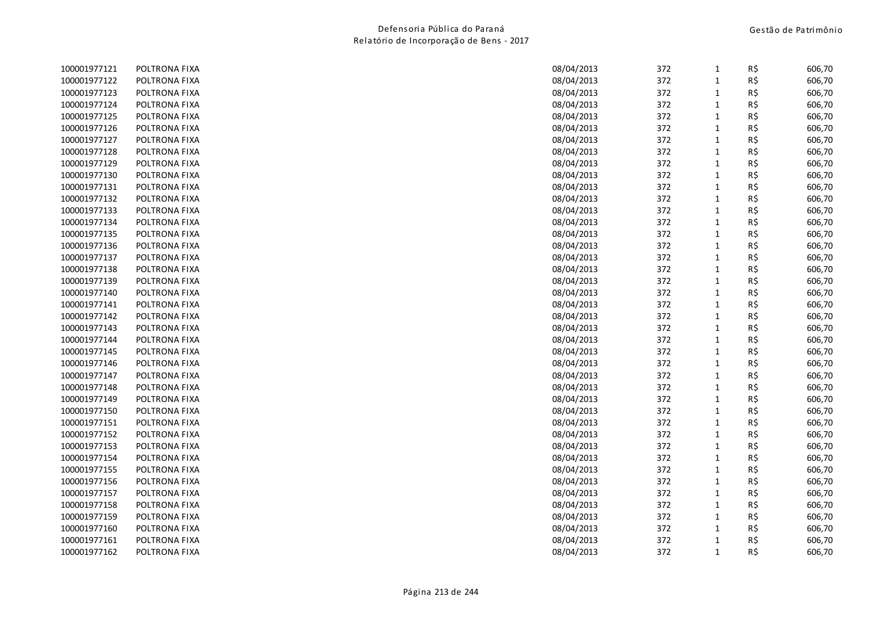| | | | | | | |
|---|---|---|---|---|---|---|
| 100001977121 | POLTRONA FIXA | 08/04/2013 | 372 | 1 | R$ | 606,70 |
| 100001977122 | POLTRONA FIXA | 08/04/2013 | 372 | 1 | R$ | 606,70 |
| 100001977123 | POLTRONA FIXA | 08/04/2013 | 372 | 1 | R$ | 606,70 |
| 100001977124 | POLTRONA FIXA | 08/04/2013 | 372 | 1 | R$ | 606,70 |
| 100001977125 | POLTRONA FIXA | 08/04/2013 | 372 | 1 | R$ | 606,70 |
| 100001977126 | POLTRONA FIXA | 08/04/2013 | 372 | 1 | R$ | 606,70 |
| 100001977127 | POLTRONA FIXA | 08/04/2013 | 372 | 1 | R$ | 606,70 |
| 100001977128 | POLTRONA FIXA | 08/04/2013 | 372 | 1 | R$ | 606,70 |
| 100001977129 | POLTRONA FIXA | 08/04/2013 | 372 | 1 | R$ | 606,70 |
| 100001977130 | POLTRONA FIXA | 08/04/2013 | 372 | 1 | R$ | 606,70 |
| 100001977131 | POLTRONA FIXA | 08/04/2013 | 372 | 1 | R$ | 606,70 |
| 100001977132 | POLTRONA FIXA | 08/04/2013 | 372 | 1 | R$ | 606,70 |
| 100001977133 | POLTRONA FIXA | 08/04/2013 | 372 | 1 | R$ | 606,70 |
| 100001977134 | POLTRONA FIXA | 08/04/2013 | 372 | 1 | R$ | 606,70 |
| 100001977135 | POLTRONA FIXA | 08/04/2013 | 372 | 1 | R$ | 606,70 |
| 100001977136 | POLTRONA FIXA | 08/04/2013 | 372 | 1 | R$ | 606,70 |
| 100001977137 | POLTRONA FIXA | 08/04/2013 | 372 | 1 | R$ | 606,70 |
| 100001977138 | POLTRONA FIXA | 08/04/2013 | 372 | 1 | R$ | 606,70 |
| 100001977139 | POLTRONA FIXA | 08/04/2013 | 372 | 1 | R$ | 606,70 |
| 100001977140 | POLTRONA FIXA | 08/04/2013 | 372 | 1 | R$ | 606,70 |
| 100001977141 | POLTRONA FIXA | 08/04/2013 | 372 | 1 | R$ | 606,70 |
| 100001977142 | POLTRONA FIXA | 08/04/2013 | 372 | 1 | R$ | 606,70 |
| 100001977143 | POLTRONA FIXA | 08/04/2013 | 372 | 1 | R$ | 606,70 |
| 100001977144 | POLTRONA FIXA | 08/04/2013 | 372 | 1 | R$ | 606,70 |
| 100001977145 | POLTRONA FIXA | 08/04/2013 | 372 | 1 | R$ | 606,70 |
| 100001977146 | POLTRONA FIXA | 08/04/2013 | 372 | 1 | R$ | 606,70 |
| 100001977147 | POLTRONA FIXA | 08/04/2013 | 372 | 1 | R$ | 606,70 |
| 100001977148 | POLTRONA FIXA | 08/04/2013 | 372 | 1 | R$ | 606,70 |
| 100001977149 | POLTRONA FIXA | 08/04/2013 | 372 | 1 | R$ | 606,70 |
| 100001977150 | POLTRONA FIXA | 08/04/2013 | 372 | 1 | R$ | 606,70 |
| 100001977151 | POLTRONA FIXA | 08/04/2013 | 372 | 1 | R$ | 606,70 |
| 100001977152 | POLTRONA FIXA | 08/04/2013 | 372 | 1 | R$ | 606,70 |
| 100001977153 | POLTRONA FIXA | 08/04/2013 | 372 | 1 | R$ | 606,70 |
| 100001977154 | POLTRONA FIXA | 08/04/2013 | 372 | 1 | R$ | 606,70 |
| 100001977155 | POLTRONA FIXA | 08/04/2013 | 372 | 1 | R$ | 606,70 |
| 100001977156 | POLTRONA FIXA | 08/04/2013 | 372 | 1 | R$ | 606,70 |
| 100001977157 | POLTRONA FIXA | 08/04/2013 | 372 | 1 | R$ | 606,70 |
| 100001977158 | POLTRONA FIXA | 08/04/2013 | 372 | 1 | R$ | 606,70 |
| 100001977159 | POLTRONA FIXA | 08/04/2013 | 372 | 1 | R$ | 606,70 |
| 100001977160 | POLTRONA FIXA | 08/04/2013 | 372 | 1 | R$ | 606,70 |
| 100001977161 | POLTRONA FIXA | 08/04/2013 | 372 | 1 | R$ | 606,70 |
| 100001977162 | POLTRONA FIXA | 08/04/2013 | 372 | 1 | R$ | 606,70 |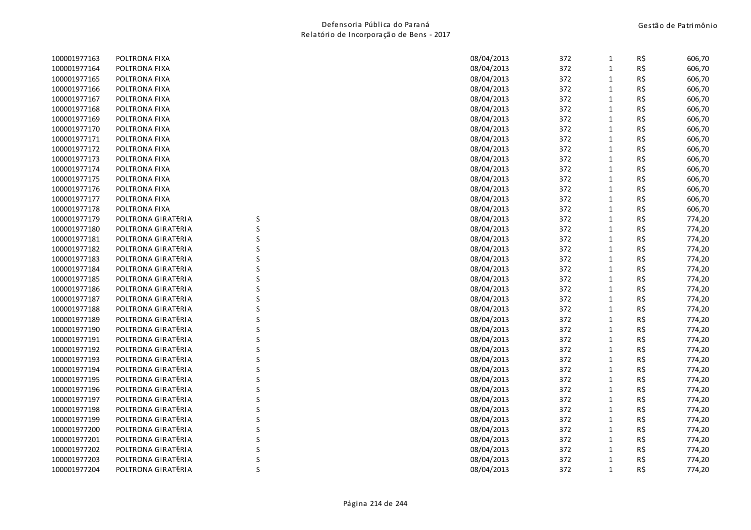| | | | | | | | |
|---|---|---|---|---|---|---|---|
| 100001977163 | POLTRONA FIXA | | 08/04/2013 | 372 | 1 | R$ | 606,70 |
| 100001977164 | POLTRONA FIXA | | 08/04/2013 | 372 | 1 | R$ | 606,70 |
| 100001977165 | POLTRONA FIXA | | 08/04/2013 | 372 | 1 | R$ | 606,70 |
| 100001977166 | POLTRONA FIXA | | 08/04/2013 | 372 | 1 | R$ | 606,70 |
| 100001977167 | POLTRONA FIXA | | 08/04/2013 | 372 | 1 | R$ | 606,70 |
| 100001977168 | POLTRONA FIXA | | 08/04/2013 | 372 | 1 | R$ | 606,70 |
| 100001977169 | POLTRONA FIXA | | 08/04/2013 | 372 | 1 | R$ | 606,70 |
| 100001977170 | POLTRONA FIXA | | 08/04/2013 | 372 | 1 | R$ | 606,70 |
| 100001977171 | POLTRONA FIXA | | 08/04/2013 | 372 | 1 | R$ | 606,70 |
| 100001977172 | POLTRONA FIXA | | 08/04/2013 | 372 | 1 | R$ | 606,70 |
| 100001977173 | POLTRONA FIXA | | 08/04/2013 | 372 | 1 | R$ | 606,70 |
| 100001977174 | POLTRONA FIXA | | 08/04/2013 | 372 | 1 | R$ | 606,70 |
| 100001977175 | POLTRONA FIXA | | 08/04/2013 | 372 | 1 | R$ | 606,70 |
| 100001977176 | POLTRONA FIXA | | 08/04/2013 | 372 | 1 | R$ | 606,70 |
| 100001977177 | POLTRONA FIXA | | 08/04/2013 | 372 | 1 | R$ | 606,70 |
| 100001977178 | POLTRONA FIXA | | 08/04/2013 | 372 | 1 | R$ | 606,70 |
| 100001977179 | POLTRONA GIRATŦRIA | S | 08/04/2013 | 372 | 1 | R$ | 774,20 |
| 100001977180 | POLTRONA GIRATŦRIA | S | 08/04/2013 | 372 | 1 | R$ | 774,20 |
| 100001977181 | POLTRONA GIRATŦRIA | S | 08/04/2013 | 372 | 1 | R$ | 774,20 |
| 100001977182 | POLTRONA GIRATŦRIA | S | 08/04/2013 | 372 | 1 | R$ | 774,20 |
| 100001977183 | POLTRONA GIRATŦRIA | S | 08/04/2013 | 372 | 1 | R$ | 774,20 |
| 100001977184 | POLTRONA GIRATŦRIA | S | 08/04/2013 | 372 | 1 | R$ | 774,20 |
| 100001977185 | POLTRONA GIRATŦRIA | S | 08/04/2013 | 372 | 1 | R$ | 774,20 |
| 100001977186 | POLTRONA GIRATŦRIA | S | 08/04/2013 | 372 | 1 | R$ | 774,20 |
| 100001977187 | POLTRONA GIRATŦRIA | S | 08/04/2013 | 372 | 1 | R$ | 774,20 |
| 100001977188 | POLTRONA GIRATŦRIA | S | 08/04/2013 | 372 | 1 | R$ | 774,20 |
| 100001977189 | POLTRONA GIRATŦRIA | S | 08/04/2013 | 372 | 1 | R$ | 774,20 |
| 100001977190 | POLTRONA GIRATŦRIA | S | 08/04/2013 | 372 | 1 | R$ | 774,20 |
| 100001977191 | POLTRONA GIRATŦRIA | S | 08/04/2013 | 372 | 1 | R$ | 774,20 |
| 100001977192 | POLTRONA GIRATŦRIA | S | 08/04/2013 | 372 | 1 | R$ | 774,20 |
| 100001977193 | POLTRONA GIRATŦRIA | S | 08/04/2013 | 372 | 1 | R$ | 774,20 |
| 100001977194 | POLTRONA GIRATŦRIA | S | 08/04/2013 | 372 | 1 | R$ | 774,20 |
| 100001977195 | POLTRONA GIRATŦRIA | S | 08/04/2013 | 372 | 1 | R$ | 774,20 |
| 100001977196 | POLTRONA GIRATŦRIA | S | 08/04/2013 | 372 | 1 | R$ | 774,20 |
| 100001977197 | POLTRONA GIRATŦRIA | S | 08/04/2013 | 372 | 1 | R$ | 774,20 |
| 100001977198 | POLTRONA GIRATŦRIA | S | 08/04/2013 | 372 | 1 | R$ | 774,20 |
| 100001977199 | POLTRONA GIRATŦRIA | S | 08/04/2013 | 372 | 1 | R$ | 774,20 |
| 100001977200 | POLTRONA GIRATŦRIA | S | 08/04/2013 | 372 | 1 | R$ | 774,20 |
| 100001977201 | POLTRONA GIRATŦRIA | S | 08/04/2013 | 372 | 1 | R$ | 774,20 |
| 100001977202 | POLTRONA GIRATŦRIA | S | 08/04/2013 | 372 | 1 | R$ | 774,20 |
| 100001977203 | POLTRONA GIRATŦRIA | S | 08/04/2013 | 372 | 1 | R$ | 774,20 |
| 100001977204 | POLTRONA GIRATŦRIA | S | 08/04/2013 | 372 | 1 | R$ | 774,20 |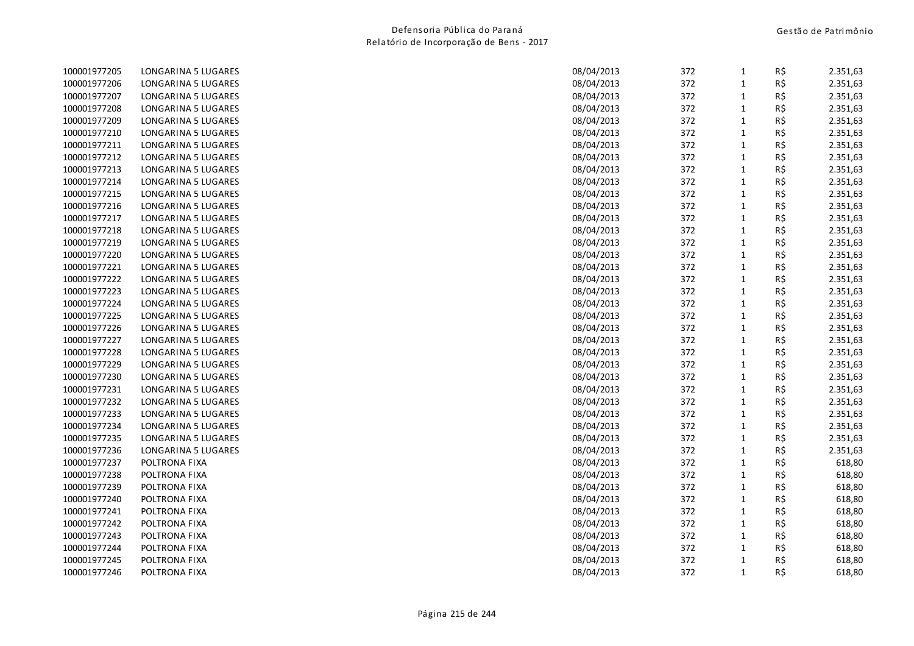| | | | | | | |
|---|---|---|---|---|---|---|
| 100001977205 | LONGARINA 5 LUGARES | 08/04/2013 | 372 | 1 | R$ | 2.351,63 |
| 100001977206 | LONGARINA 5 LUGARES | 08/04/2013 | 372 | 1 | R$ | 2.351,63 |
| 100001977207 | LONGARINA 5 LUGARES | 08/04/2013 | 372 | 1 | R$ | 2.351,63 |
| 100001977208 | LONGARINA 5 LUGARES | 08/04/2013 | 372 | 1 | R$ | 2.351,63 |
| 100001977209 | LONGARINA 5 LUGARES | 08/04/2013 | 372 | 1 | R$ | 2.351,63 |
| 100001977210 | LONGARINA 5 LUGARES | 08/04/2013 | 372 | 1 | R$ | 2.351,63 |
| 100001977211 | LONGARINA 5 LUGARES | 08/04/2013 | 372 | 1 | R$ | 2.351,63 |
| 100001977212 | LONGARINA 5 LUGARES | 08/04/2013 | 372 | 1 | R$ | 2.351,63 |
| 100001977213 | LONGARINA 5 LUGARES | 08/04/2013 | 372 | 1 | R$ | 2.351,63 |
| 100001977214 | LONGARINA 5 LUGARES | 08/04/2013 | 372 | 1 | R$ | 2.351,63 |
| 100001977215 | LONGARINA 5 LUGARES | 08/04/2013 | 372 | 1 | R$ | 2.351,63 |
| 100001977216 | LONGARINA 5 LUGARES | 08/04/2013 | 372 | 1 | R$ | 2.351,63 |
| 100001977217 | LONGARINA 5 LUGARES | 08/04/2013 | 372 | 1 | R$ | 2.351,63 |
| 100001977218 | LONGARINA 5 LUGARES | 08/04/2013 | 372 | 1 | R$ | 2.351,63 |
| 100001977219 | LONGARINA 5 LUGARES | 08/04/2013 | 372 | 1 | R$ | 2.351,63 |
| 100001977220 | LONGARINA 5 LUGARES | 08/04/2013 | 372 | 1 | R$ | 2.351,63 |
| 100001977221 | LONGARINA 5 LUGARES | 08/04/2013 | 372 | 1 | R$ | 2.351,63 |
| 100001977222 | LONGARINA 5 LUGARES | 08/04/2013 | 372 | 1 | R$ | 2.351,63 |
| 100001977223 | LONGARINA 5 LUGARES | 08/04/2013 | 372 | 1 | R$ | 2.351,63 |
| 100001977224 | LONGARINA 5 LUGARES | 08/04/2013 | 372 | 1 | R$ | 2.351,63 |
| 100001977225 | LONGARINA 5 LUGARES | 08/04/2013 | 372 | 1 | R$ | 2.351,63 |
| 100001977226 | LONGARINA 5 LUGARES | 08/04/2013 | 372 | 1 | R$ | 2.351,63 |
| 100001977227 | LONGARINA 5 LUGARES | 08/04/2013 | 372 | 1 | R$ | 2.351,63 |
| 100001977228 | LONGARINA 5 LUGARES | 08/04/2013 | 372 | 1 | R$ | 2.351,63 |
| 100001977229 | LONGARINA 5 LUGARES | 08/04/2013 | 372 | 1 | R$ | 2.351,63 |
| 100001977230 | LONGARINA 5 LUGARES | 08/04/2013 | 372 | 1 | R$ | 2.351,63 |
| 100001977231 | LONGARINA 5 LUGARES | 08/04/2013 | 372 | 1 | R$ | 2.351,63 |
| 100001977232 | LONGARINA 5 LUGARES | 08/04/2013 | 372 | 1 | R$ | 2.351,63 |
| 100001977233 | LONGARINA 5 LUGARES | 08/04/2013 | 372 | 1 | R$ | 2.351,63 |
| 100001977234 | LONGARINA 5 LUGARES | 08/04/2013 | 372 | 1 | R$ | 2.351,63 |
| 100001977235 | LONGARINA 5 LUGARES | 08/04/2013 | 372 | 1 | R$ | 2.351,63 |
| 100001977236 | LONGARINA 5 LUGARES | 08/04/2013 | 372 | 1 | R$ | 2.351,63 |
| 100001977237 | POLTRONA FIXA | 08/04/2013 | 372 | 1 | R$ | 618,80 |
| 100001977238 | POLTRONA FIXA | 08/04/2013 | 372 | 1 | R$ | 618,80 |
| 100001977239 | POLTRONA FIXA | 08/04/2013 | 372 | 1 | R$ | 618,80 |
| 100001977240 | POLTRONA FIXA | 08/04/2013 | 372 | 1 | R$ | 618,80 |
| 100001977241 | POLTRONA FIXA | 08/04/2013 | 372 | 1 | R$ | 618,80 |
| 100001977242 | POLTRONA FIXA | 08/04/2013 | 372 | 1 | R$ | 618,80 |
| 100001977243 | POLTRONA FIXA | 08/04/2013 | 372 | 1 | R$ | 618,80 |
| 100001977244 | POLTRONA FIXA | 08/04/2013 | 372 | 1 | R$ | 618,80 |
| 100001977245 | POLTRONA FIXA | 08/04/2013 | 372 | 1 | R$ | 618,80 |
| 100001977246 | POLTRONA FIXA | 08/04/2013 | 372 | 1 | R$ | 618,80 |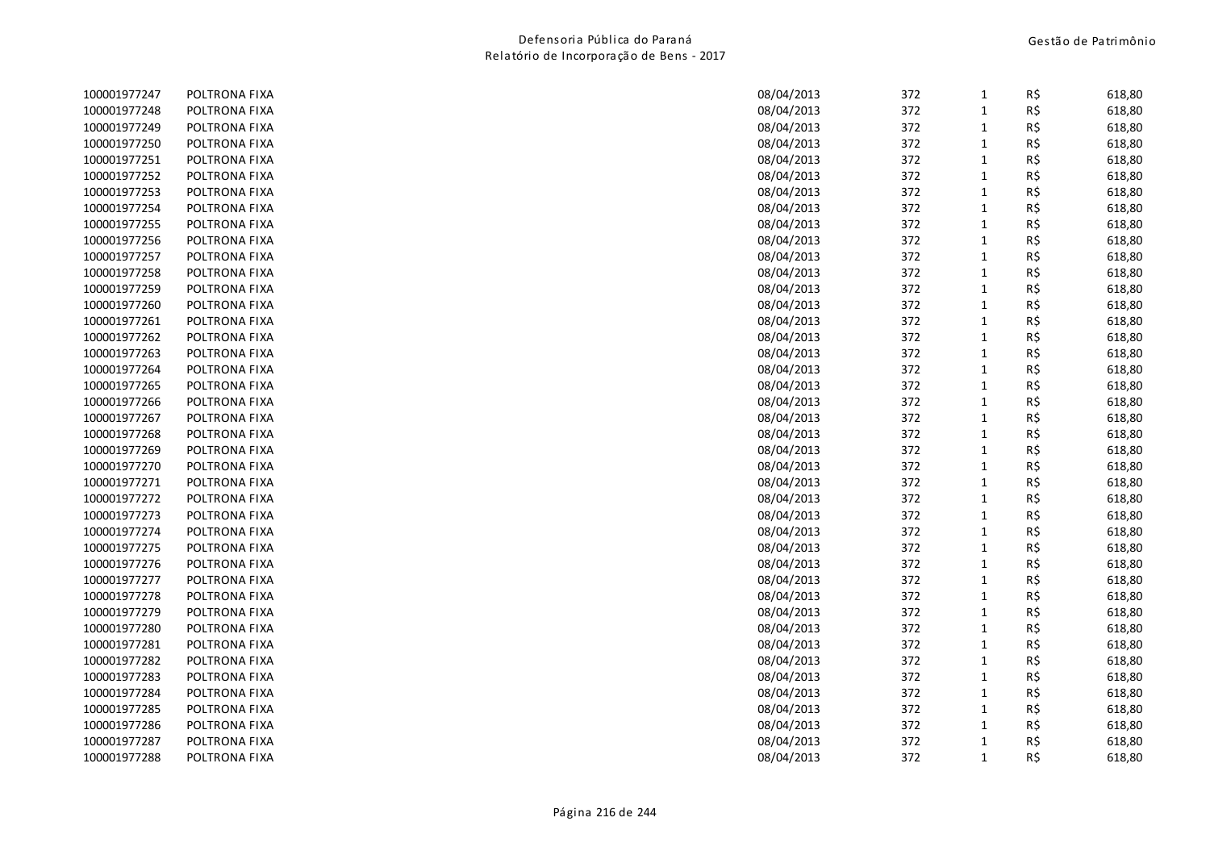| | | | | | | |
|---|---|---|---|---|---|---|
| 100001977247 | POLTRONA FIXA | 08/04/2013 | 372 | 1 | R$ | 618,80 |
| 100001977248 | POLTRONA FIXA | 08/04/2013 | 372 | 1 | R$ | 618,80 |
| 100001977249 | POLTRONA FIXA | 08/04/2013 | 372 | 1 | R$ | 618,80 |
| 100001977250 | POLTRONA FIXA | 08/04/2013 | 372 | 1 | R$ | 618,80 |
| 100001977251 | POLTRONA FIXA | 08/04/2013 | 372 | 1 | R$ | 618,80 |
| 100001977252 | POLTRONA FIXA | 08/04/2013 | 372 | 1 | R$ | 618,80 |
| 100001977253 | POLTRONA FIXA | 08/04/2013 | 372 | 1 | R$ | 618,80 |
| 100001977254 | POLTRONA FIXA | 08/04/2013 | 372 | 1 | R$ | 618,80 |
| 100001977255 | POLTRONA FIXA | 08/04/2013 | 372 | 1 | R$ | 618,80 |
| 100001977256 | POLTRONA FIXA | 08/04/2013 | 372 | 1 | R$ | 618,80 |
| 100001977257 | POLTRONA FIXA | 08/04/2013 | 372 | 1 | R$ | 618,80 |
| 100001977258 | POLTRONA FIXA | 08/04/2013 | 372 | 1 | R$ | 618,80 |
| 100001977259 | POLTRONA FIXA | 08/04/2013 | 372 | 1 | R$ | 618,80 |
| 100001977260 | POLTRONA FIXA | 08/04/2013 | 372 | 1 | R$ | 618,80 |
| 100001977261 | POLTRONA FIXA | 08/04/2013 | 372 | 1 | R$ | 618,80 |
| 100001977262 | POLTRONA FIXA | 08/04/2013 | 372 | 1 | R$ | 618,80 |
| 100001977263 | POLTRONA FIXA | 08/04/2013 | 372 | 1 | R$ | 618,80 |
| 100001977264 | POLTRONA FIXA | 08/04/2013 | 372 | 1 | R$ | 618,80 |
| 100001977265 | POLTRONA FIXA | 08/04/2013 | 372 | 1 | R$ | 618,80 |
| 100001977266 | POLTRONA FIXA | 08/04/2013 | 372 | 1 | R$ | 618,80 |
| 100001977267 | POLTRONA FIXA | 08/04/2013 | 372 | 1 | R$ | 618,80 |
| 100001977268 | POLTRONA FIXA | 08/04/2013 | 372 | 1 | R$ | 618,80 |
| 100001977269 | POLTRONA FIXA | 08/04/2013 | 372 | 1 | R$ | 618,80 |
| 100001977270 | POLTRONA FIXA | 08/04/2013 | 372 | 1 | R$ | 618,80 |
| 100001977271 | POLTRONA FIXA | 08/04/2013 | 372 | 1 | R$ | 618,80 |
| 100001977272 | POLTRONA FIXA | 08/04/2013 | 372 | 1 | R$ | 618,80 |
| 100001977273 | POLTRONA FIXA | 08/04/2013 | 372 | 1 | R$ | 618,80 |
| 100001977274 | POLTRONA FIXA | 08/04/2013 | 372 | 1 | R$ | 618,80 |
| 100001977275 | POLTRONA FIXA | 08/04/2013 | 372 | 1 | R$ | 618,80 |
| 100001977276 | POLTRONA FIXA | 08/04/2013 | 372 | 1 | R$ | 618,80 |
| 100001977277 | POLTRONA FIXA | 08/04/2013 | 372 | 1 | R$ | 618,80 |
| 100001977278 | POLTRONA FIXA | 08/04/2013 | 372 | 1 | R$ | 618,80 |
| 100001977279 | POLTRONA FIXA | 08/04/2013 | 372 | 1 | R$ | 618,80 |
| 100001977280 | POLTRONA FIXA | 08/04/2013 | 372 | 1 | R$ | 618,80 |
| 100001977281 | POLTRONA FIXA | 08/04/2013 | 372 | 1 | R$ | 618,80 |
| 100001977282 | POLTRONA FIXA | 08/04/2013 | 372 | 1 | R$ | 618,80 |
| 100001977283 | POLTRONA FIXA | 08/04/2013 | 372 | 1 | R$ | 618,80 |
| 100001977284 | POLTRONA FIXA | 08/04/2013 | 372 | 1 | R$ | 618,80 |
| 100001977285 | POLTRONA FIXA | 08/04/2013 | 372 | 1 | R$ | 618,80 |
| 100001977286 | POLTRONA FIXA | 08/04/2013 | 372 | 1 | R$ | 618,80 |
| 100001977287 | POLTRONA FIXA | 08/04/2013 | 372 | 1 | R$ | 618,80 |
| 100001977288 | POLTRONA FIXA | 08/04/2013 | 372 | 1 | R$ | 618,80 |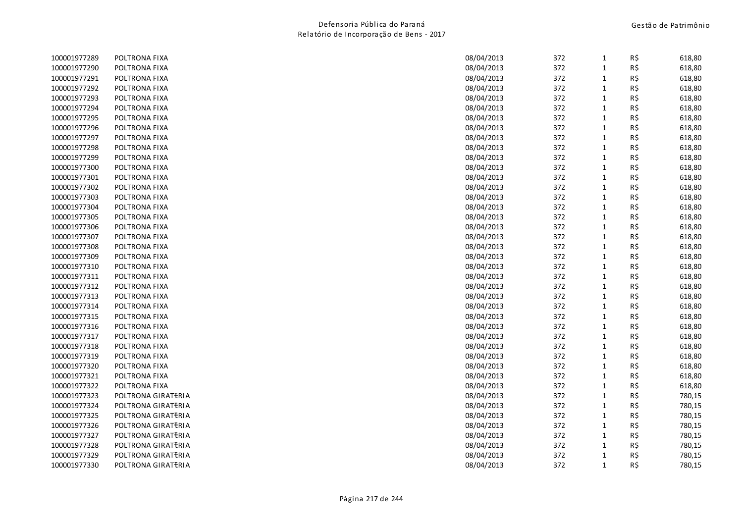| | | | | | | |
|---|---|---|---|---|---|---|
| 100001977289 | POLTRONA FIXA | 08/04/2013 | 372 | 1 | R$ | 618,80 |
| 100001977290 | POLTRONA FIXA | 08/04/2013 | 372 | 1 | R$ | 618,80 |
| 100001977291 | POLTRONA FIXA | 08/04/2013 | 372 | 1 | R$ | 618,80 |
| 100001977292 | POLTRONA FIXA | 08/04/2013 | 372 | 1 | R$ | 618,80 |
| 100001977293 | POLTRONA FIXA | 08/04/2013 | 372 | 1 | R$ | 618,80 |
| 100001977294 | POLTRONA FIXA | 08/04/2013 | 372 | 1 | R$ | 618,80 |
| 100001977295 | POLTRONA FIXA | 08/04/2013 | 372 | 1 | R$ | 618,80 |
| 100001977296 | POLTRONA FIXA | 08/04/2013 | 372 | 1 | R$ | 618,80 |
| 100001977297 | POLTRONA FIXA | 08/04/2013 | 372 | 1 | R$ | 618,80 |
| 100001977298 | POLTRONA FIXA | 08/04/2013 | 372 | 1 | R$ | 618,80 |
| 100001977299 | POLTRONA FIXA | 08/04/2013 | 372 | 1 | R$ | 618,80 |
| 100001977300 | POLTRONA FIXA | 08/04/2013 | 372 | 1 | R$ | 618,80 |
| 100001977301 | POLTRONA FIXA | 08/04/2013 | 372 | 1 | R$ | 618,80 |
| 100001977302 | POLTRONA FIXA | 08/04/2013 | 372 | 1 | R$ | 618,80 |
| 100001977303 | POLTRONA FIXA | 08/04/2013 | 372 | 1 | R$ | 618,80 |
| 100001977304 | POLTRONA FIXA | 08/04/2013 | 372 | 1 | R$ | 618,80 |
| 100001977305 | POLTRONA FIXA | 08/04/2013 | 372 | 1 | R$ | 618,80 |
| 100001977306 | POLTRONA FIXA | 08/04/2013 | 372 | 1 | R$ | 618,80 |
| 100001977307 | POLTRONA FIXA | 08/04/2013 | 372 | 1 | R$ | 618,80 |
| 100001977308 | POLTRONA FIXA | 08/04/2013 | 372 | 1 | R$ | 618,80 |
| 100001977309 | POLTRONA FIXA | 08/04/2013 | 372 | 1 | R$ | 618,80 |
| 100001977310 | POLTRONA FIXA | 08/04/2013 | 372 | 1 | R$ | 618,80 |
| 100001977311 | POLTRONA FIXA | 08/04/2013 | 372 | 1 | R$ | 618,80 |
| 100001977312 | POLTRONA FIXA | 08/04/2013 | 372 | 1 | R$ | 618,80 |
| 100001977313 | POLTRONA FIXA | 08/04/2013 | 372 | 1 | R$ | 618,80 |
| 100001977314 | POLTRONA FIXA | 08/04/2013 | 372 | 1 | R$ | 618,80 |
| 100001977315 | POLTRONA FIXA | 08/04/2013 | 372 | 1 | R$ | 618,80 |
| 100001977316 | POLTRONA FIXA | 08/04/2013 | 372 | 1 | R$ | 618,80 |
| 100001977317 | POLTRONA FIXA | 08/04/2013 | 372 | 1 | R$ | 618,80 |
| 100001977318 | POLTRONA FIXA | 08/04/2013 | 372 | 1 | R$ | 618,80 |
| 100001977319 | POLTRONA FIXA | 08/04/2013 | 372 | 1 | R$ | 618,80 |
| 100001977320 | POLTRONA FIXA | 08/04/2013 | 372 | 1 | R$ | 618,80 |
| 100001977321 | POLTRONA FIXA | 08/04/2013 | 372 | 1 | R$ | 618,80 |
| 100001977322 | POLTRONA FIXA | 08/04/2013 | 372 | 1 | R$ | 618,80 |
| 100001977323 | POLTRONA GIRATŦRIA | 08/04/2013 | 372 | 1 | R$ | 780,15 |
| 100001977324 | POLTRONA GIRATŦRIA | 08/04/2013 | 372 | 1 | R$ | 780,15 |
| 100001977325 | POLTRONA GIRATŦRIA | 08/04/2013 | 372 | 1 | R$ | 780,15 |
| 100001977326 | POLTRONA GIRATŦRIA | 08/04/2013 | 372 | 1 | R$ | 780,15 |
| 100001977327 | POLTRONA GIRATŦRIA | 08/04/2013 | 372 | 1 | R$ | 780,15 |
| 100001977328 | POLTRONA GIRATŦRIA | 08/04/2013 | 372 | 1 | R$ | 780,15 |
| 100001977329 | POLTRONA GIRATŦRIA | 08/04/2013 | 372 | 1 | R$ | 780,15 |
| 100001977330 | POLTRONA GIRATŦRIA | 08/04/2013 | 372 | 1 | R$ | 780,15 |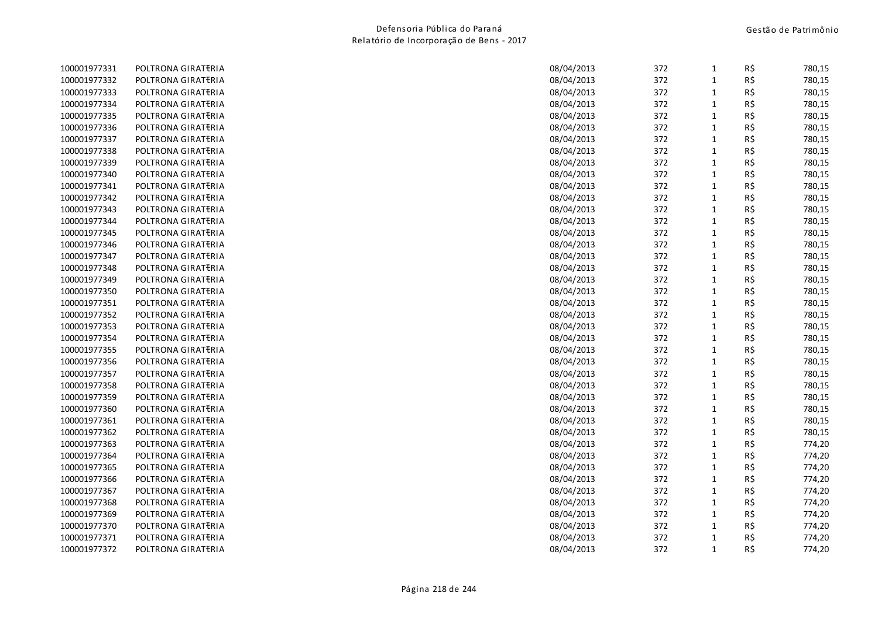| | | | | | | |
|---|---|---|---|---|---|---|
| 100001977331 | POLTRONA GIRATŦRIA | 08/04/2013 | 372 | 1 | R$ | 780,15 |
| 100001977332 | POLTRONA GIRATŦRIA | 08/04/2013 | 372 | 1 | R$ | 780,15 |
| 100001977333 | POLTRONA GIRATŦRIA | 08/04/2013 | 372 | 1 | R$ | 780,15 |
| 100001977334 | POLTRONA GIRATŦRIA | 08/04/2013 | 372 | 1 | R$ | 780,15 |
| 100001977335 | POLTRONA GIRATŦRIA | 08/04/2013 | 372 | 1 | R$ | 780,15 |
| 100001977336 | POLTRONA GIRATŦRIA | 08/04/2013 | 372 | 1 | R$ | 780,15 |
| 100001977337 | POLTRONA GIRATŦRIA | 08/04/2013 | 372 | 1 | R$ | 780,15 |
| 100001977338 | POLTRONA GIRATŦRIA | 08/04/2013 | 372 | 1 | R$ | 780,15 |
| 100001977339 | POLTRONA GIRATŦRIA | 08/04/2013 | 372 | 1 | R$ | 780,15 |
| 100001977340 | POLTRONA GIRATŦRIA | 08/04/2013 | 372 | 1 | R$ | 780,15 |
| 100001977341 | POLTRONA GIRATŦRIA | 08/04/2013 | 372 | 1 | R$ | 780,15 |
| 100001977342 | POLTRONA GIRATŦRIA | 08/04/2013 | 372 | 1 | R$ | 780,15 |
| 100001977343 | POLTRONA GIRATŦRIA | 08/04/2013 | 372 | 1 | R$ | 780,15 |
| 100001977344 | POLTRONA GIRATŦRIA | 08/04/2013 | 372 | 1 | R$ | 780,15 |
| 100001977345 | POLTRONA GIRATŦRIA | 08/04/2013 | 372 | 1 | R$ | 780,15 |
| 100001977346 | POLTRONA GIRATŦRIA | 08/04/2013 | 372 | 1 | R$ | 780,15 |
| 100001977347 | POLTRONA GIRATŦRIA | 08/04/2013 | 372 | 1 | R$ | 780,15 |
| 100001977348 | POLTRONA GIRATŦRIA | 08/04/2013 | 372 | 1 | R$ | 780,15 |
| 100001977349 | POLTRONA GIRATŦRIA | 08/04/2013 | 372 | 1 | R$ | 780,15 |
| 100001977350 | POLTRONA GIRATŦRIA | 08/04/2013 | 372 | 1 | R$ | 780,15 |
| 100001977351 | POLTRONA GIRATŦRIA | 08/04/2013 | 372 | 1 | R$ | 780,15 |
| 100001977352 | POLTRONA GIRATŦRIA | 08/04/2013 | 372 | 1 | R$ | 780,15 |
| 100001977353 | POLTRONA GIRATŦRIA | 08/04/2013 | 372 | 1 | R$ | 780,15 |
| 100001977354 | POLTRONA GIRATŦRIA | 08/04/2013 | 372 | 1 | R$ | 780,15 |
| 100001977355 | POLTRONA GIRATŦRIA | 08/04/2013 | 372 | 1 | R$ | 780,15 |
| 100001977356 | POLTRONA GIRATŦRIA | 08/04/2013 | 372 | 1 | R$ | 780,15 |
| 100001977357 | POLTRONA GIRATŦRIA | 08/04/2013 | 372 | 1 | R$ | 780,15 |
| 100001977358 | POLTRONA GIRATŦRIA | 08/04/2013 | 372 | 1 | R$ | 780,15 |
| 100001977359 | POLTRONA GIRATŦRIA | 08/04/2013 | 372 | 1 | R$ | 780,15 |
| 100001977360 | POLTRONA GIRATŦRIA | 08/04/2013 | 372 | 1 | R$ | 780,15 |
| 100001977361 | POLTRONA GIRATŦRIA | 08/04/2013 | 372 | 1 | R$ | 780,15 |
| 100001977362 | POLTRONA GIRATŦRIA | 08/04/2013 | 372 | 1 | R$ | 780,15 |
| 100001977363 | POLTRONA GIRATŦRIA | 08/04/2013 | 372 | 1 | R$ | 774,20 |
| 100001977364 | POLTRONA GIRATŦRIA | 08/04/2013 | 372 | 1 | R$ | 774,20 |
| 100001977365 | POLTRONA GIRATŦRIA | 08/04/2013 | 372 | 1 | R$ | 774,20 |
| 100001977366 | POLTRONA GIRATŦRIA | 08/04/2013 | 372 | 1 | R$ | 774,20 |
| 100001977367 | POLTRONA GIRATŦRIA | 08/04/2013 | 372 | 1 | R$ | 774,20 |
| 100001977368 | POLTRONA GIRATŦRIA | 08/04/2013 | 372 | 1 | R$ | 774,20 |
| 100001977369 | POLTRONA GIRATŦRIA | 08/04/2013 | 372 | 1 | R$ | 774,20 |
| 100001977370 | POLTRONA GIRATŦRIA | 08/04/2013 | 372 | 1 | R$ | 774,20 |
| 100001977371 | POLTRONA GIRATŦRIA | 08/04/2013 | 372 | 1 | R$ | 774,20 |
| 100001977372 | POLTRONA GIRATŦRIA | 08/04/2013 | 372 | 1 | R$ | 774,20 |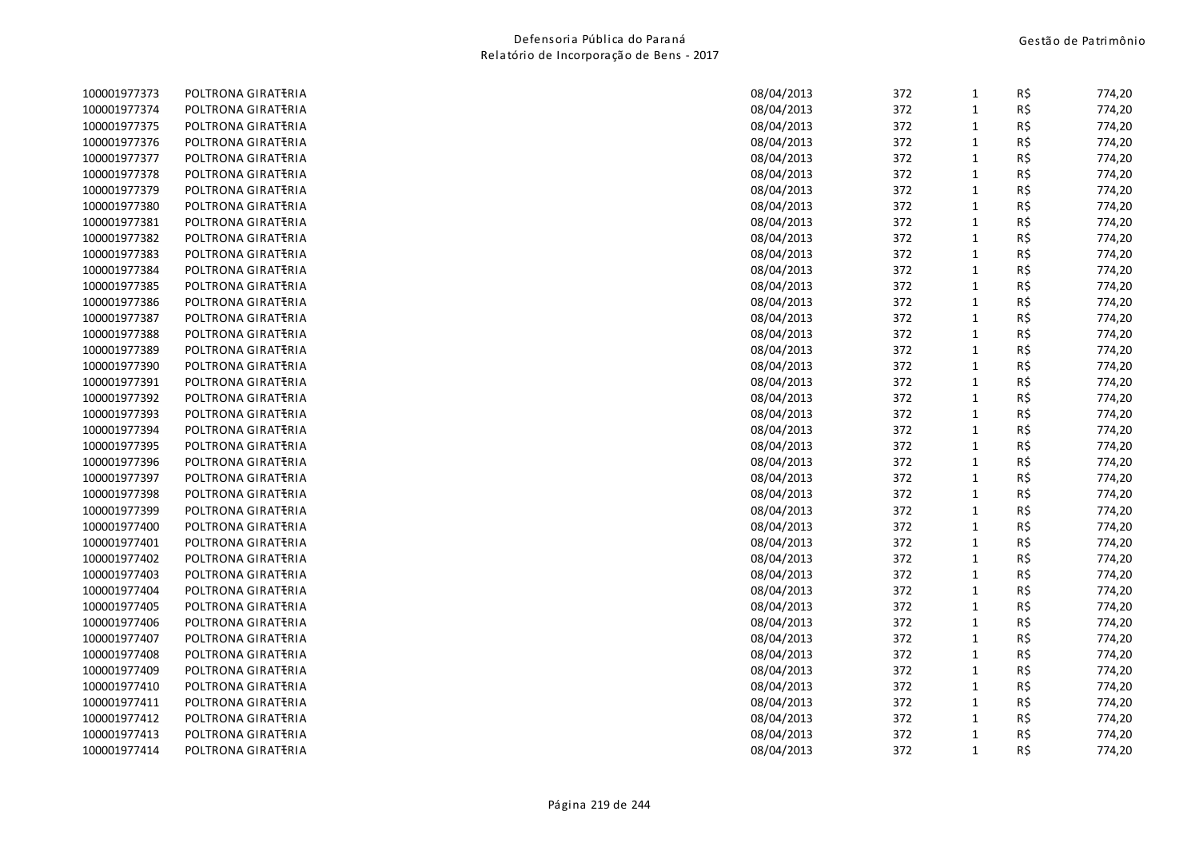| | | | | | | |
|---|---|---|---|---|---|---|
| 100001977373 | POLTRONA GIRATŦRIA | 08/04/2013 | 372 | 1 | R$ | 774,20 |
| 100001977374 | POLTRONA GIRATŦRIA | 08/04/2013 | 372 | 1 | R$ | 774,20 |
| 100001977375 | POLTRONA GIRATŦRIA | 08/04/2013 | 372 | 1 | R$ | 774,20 |
| 100001977376 | POLTRONA GIRATŦRIA | 08/04/2013 | 372 | 1 | R$ | 774,20 |
| 100001977377 | POLTRONA GIRATŦRIA | 08/04/2013 | 372 | 1 | R$ | 774,20 |
| 100001977378 | POLTRONA GIRATŦRIA | 08/04/2013 | 372 | 1 | R$ | 774,20 |
| 100001977379 | POLTRONA GIRATŦRIA | 08/04/2013 | 372 | 1 | R$ | 774,20 |
| 100001977380 | POLTRONA GIRATŦRIA | 08/04/2013 | 372 | 1 | R$ | 774,20 |
| 100001977381 | POLTRONA GIRATŦRIA | 08/04/2013 | 372 | 1 | R$ | 774,20 |
| 100001977382 | POLTRONA GIRATŦRIA | 08/04/2013 | 372 | 1 | R$ | 774,20 |
| 100001977383 | POLTRONA GIRATŦRIA | 08/04/2013 | 372 | 1 | R$ | 774,20 |
| 100001977384 | POLTRONA GIRATŦRIA | 08/04/2013 | 372 | 1 | R$ | 774,20 |
| 100001977385 | POLTRONA GIRATŦRIA | 08/04/2013 | 372 | 1 | R$ | 774,20 |
| 100001977386 | POLTRONA GIRATŦRIA | 08/04/2013 | 372 | 1 | R$ | 774,20 |
| 100001977387 | POLTRONA GIRATŦRIA | 08/04/2013 | 372 | 1 | R$ | 774,20 |
| 100001977388 | POLTRONA GIRATŦRIA | 08/04/2013 | 372 | 1 | R$ | 774,20 |
| 100001977389 | POLTRONA GIRATŦRIA | 08/04/2013 | 372 | 1 | R$ | 774,20 |
| 100001977390 | POLTRONA GIRATŦRIA | 08/04/2013 | 372 | 1 | R$ | 774,20 |
| 100001977391 | POLTRONA GIRATŦRIA | 08/04/2013 | 372 | 1 | R$ | 774,20 |
| 100001977392 | POLTRONA GIRATŦRIA | 08/04/2013 | 372 | 1 | R$ | 774,20 |
| 100001977393 | POLTRONA GIRATŦRIA | 08/04/2013 | 372 | 1 | R$ | 774,20 |
| 100001977394 | POLTRONA GIRATŦRIA | 08/04/2013 | 372 | 1 | R$ | 774,20 |
| 100001977395 | POLTRONA GIRATŦRIA | 08/04/2013 | 372 | 1 | R$ | 774,20 |
| 100001977396 | POLTRONA GIRATŦRIA | 08/04/2013 | 372 | 1 | R$ | 774,20 |
| 100001977397 | POLTRONA GIRATŦRIA | 08/04/2013 | 372 | 1 | R$ | 774,20 |
| 100001977398 | POLTRONA GIRATŦRIA | 08/04/2013 | 372 | 1 | R$ | 774,20 |
| 100001977399 | POLTRONA GIRATŦRIA | 08/04/2013 | 372 | 1 | R$ | 774,20 |
| 100001977400 | POLTRONA GIRATŦRIA | 08/04/2013 | 372 | 1 | R$ | 774,20 |
| 100001977401 | POLTRONA GIRATŦRIA | 08/04/2013 | 372 | 1 | R$ | 774,20 |
| 100001977402 | POLTRONA GIRATŦRIA | 08/04/2013 | 372 | 1 | R$ | 774,20 |
| 100001977403 | POLTRONA GIRATŦRIA | 08/04/2013 | 372 | 1 | R$ | 774,20 |
| 100001977404 | POLTRONA GIRATŦRIA | 08/04/2013 | 372 | 1 | R$ | 774,20 |
| 100001977405 | POLTRONA GIRATŦRIA | 08/04/2013 | 372 | 1 | R$ | 774,20 |
| 100001977406 | POLTRONA GIRATŦRIA | 08/04/2013 | 372 | 1 | R$ | 774,20 |
| 100001977407 | POLTRONA GIRATŦRIA | 08/04/2013 | 372 | 1 | R$ | 774,20 |
| 100001977408 | POLTRONA GIRATŦRIA | 08/04/2013 | 372 | 1 | R$ | 774,20 |
| 100001977409 | POLTRONA GIRATŦRIA | 08/04/2013 | 372 | 1 | R$ | 774,20 |
| 100001977410 | POLTRONA GIRATŦRIA | 08/04/2013 | 372 | 1 | R$ | 774,20 |
| 100001977411 | POLTRONA GIRATŦRIA | 08/04/2013 | 372 | 1 | R$ | 774,20 |
| 100001977412 | POLTRONA GIRATŦRIA | 08/04/2013 | 372 | 1 | R$ | 774,20 |
| 100001977413 | POLTRONA GIRATŦRIA | 08/04/2013 | 372 | 1 | R$ | 774,20 |
| 100001977414 | POLTRONA GIRATŦRIA | 08/04/2013 | 372 | 1 | R$ | 774,20 |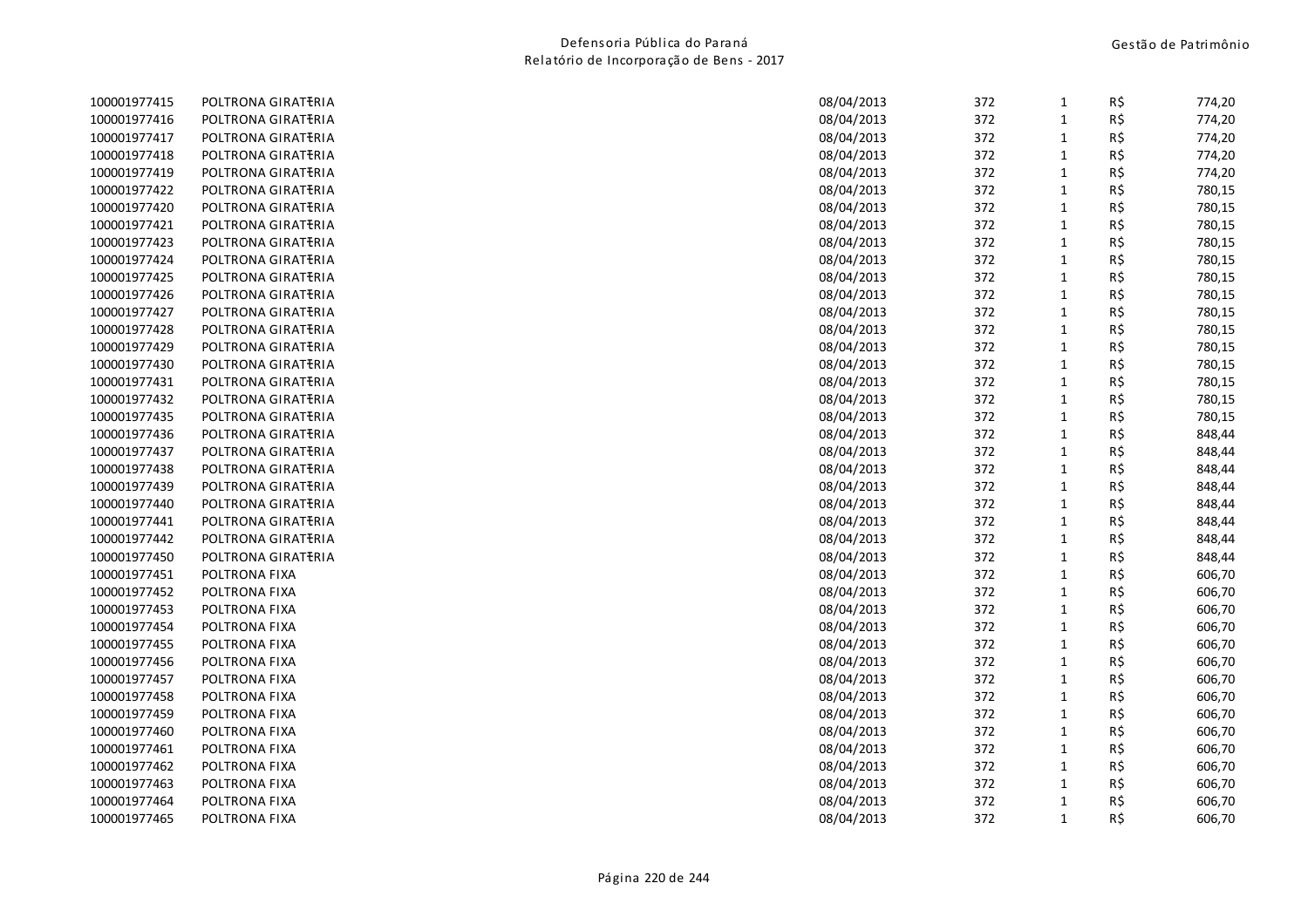| | | | | | | |
|---|---|---|---|---|---|---|
| 100001977415 | POLTRONA GIRATŦRIA | 08/04/2013 | 372 | 1 | R$ | 774,20 |
| 100001977416 | POLTRONA GIRATŦRIA | 08/04/2013 | 372 | 1 | R$ | 774,20 |
| 100001977417 | POLTRONA GIRATŦRIA | 08/04/2013 | 372 | 1 | R$ | 774,20 |
| 100001977418 | POLTRONA GIRATŦRIA | 08/04/2013 | 372 | 1 | R$ | 774,20 |
| 100001977419 | POLTRONA GIRATŦRIA | 08/04/2013 | 372 | 1 | R$ | 774,20 |
| 100001977422 | POLTRONA GIRATŦRIA | 08/04/2013 | 372 | 1 | R$ | 780,15 |
| 100001977420 | POLTRONA GIRATŦRIA | 08/04/2013 | 372 | 1 | R$ | 780,15 |
| 100001977421 | POLTRONA GIRATŦRIA | 08/04/2013 | 372 | 1 | R$ | 780,15 |
| 100001977423 | POLTRONA GIRATŦRIA | 08/04/2013 | 372 | 1 | R$ | 780,15 |
| 100001977424 | POLTRONA GIRATŦRIA | 08/04/2013 | 372 | 1 | R$ | 780,15 |
| 100001977425 | POLTRONA GIRATŦRIA | 08/04/2013 | 372 | 1 | R$ | 780,15 |
| 100001977426 | POLTRONA GIRATŦRIA | 08/04/2013 | 372 | 1 | R$ | 780,15 |
| 100001977427 | POLTRONA GIRATŦRIA | 08/04/2013 | 372 | 1 | R$ | 780,15 |
| 100001977428 | POLTRONA GIRATŦRIA | 08/04/2013 | 372 | 1 | R$ | 780,15 |
| 100001977429 | POLTRONA GIRATŦRIA | 08/04/2013 | 372 | 1 | R$ | 780,15 |
| 100001977430 | POLTRONA GIRATŦRIA | 08/04/2013 | 372 | 1 | R$ | 780,15 |
| 100001977431 | POLTRONA GIRATŦRIA | 08/04/2013 | 372 | 1 | R$ | 780,15 |
| 100001977432 | POLTRONA GIRATŦRIA | 08/04/2013 | 372 | 1 | R$ | 780,15 |
| 100001977435 | POLTRONA GIRATŦRIA | 08/04/2013 | 372 | 1 | R$ | 780,15 |
| 100001977436 | POLTRONA GIRATŦRIA | 08/04/2013 | 372 | 1 | R$ | 848,44 |
| 100001977437 | POLTRONA GIRATŦRIA | 08/04/2013 | 372 | 1 | R$ | 848,44 |
| 100001977438 | POLTRONA GIRATŦRIA | 08/04/2013 | 372 | 1 | R$ | 848,44 |
| 100001977439 | POLTRONA GIRATŦRIA | 08/04/2013 | 372 | 1 | R$ | 848,44 |
| 100001977440 | POLTRONA GIRATŦRIA | 08/04/2013 | 372 | 1 | R$ | 848,44 |
| 100001977441 | POLTRONA GIRATŦRIA | 08/04/2013 | 372 | 1 | R$ | 848,44 |
| 100001977442 | POLTRONA GIRATŦRIA | 08/04/2013 | 372 | 1 | R$ | 848,44 |
| 100001977450 | POLTRONA GIRATŦRIA | 08/04/2013 | 372 | 1 | R$ | 848,44 |
| 100001977451 | POLTRONA FIXA | 08/04/2013 | 372 | 1 | R$ | 606,70 |
| 100001977452 | POLTRONA FIXA | 08/04/2013 | 372 | 1 | R$ | 606,70 |
| 100001977453 | POLTRONA FIXA | 08/04/2013 | 372 | 1 | R$ | 606,70 |
| 100001977454 | POLTRONA FIXA | 08/04/2013 | 372 | 1 | R$ | 606,70 |
| 100001977455 | POLTRONA FIXA | 08/04/2013 | 372 | 1 | R$ | 606,70 |
| 100001977456 | POLTRONA FIXA | 08/04/2013 | 372 | 1 | R$ | 606,70 |
| 100001977457 | POLTRONA FIXA | 08/04/2013 | 372 | 1 | R$ | 606,70 |
| 100001977458 | POLTRONA FIXA | 08/04/2013 | 372 | 1 | R$ | 606,70 |
| 100001977459 | POLTRONA FIXA | 08/04/2013 | 372 | 1 | R$ | 606,70 |
| 100001977460 | POLTRONA FIXA | 08/04/2013 | 372 | 1 | R$ | 606,70 |
| 100001977461 | POLTRONA FIXA | 08/04/2013 | 372 | 1 | R$ | 606,70 |
| 100001977462 | POLTRONA FIXA | 08/04/2013 | 372 | 1 | R$ | 606,70 |
| 100001977463 | POLTRONA FIXA | 08/04/2013 | 372 | 1 | R$ | 606,70 |
| 100001977464 | POLTRONA FIXA | 08/04/2013 | 372 | 1 | R$ | 606,70 |
| 100001977465 | POLTRONA FIXA | 08/04/2013 | 372 | 1 | R$ | 606,70 |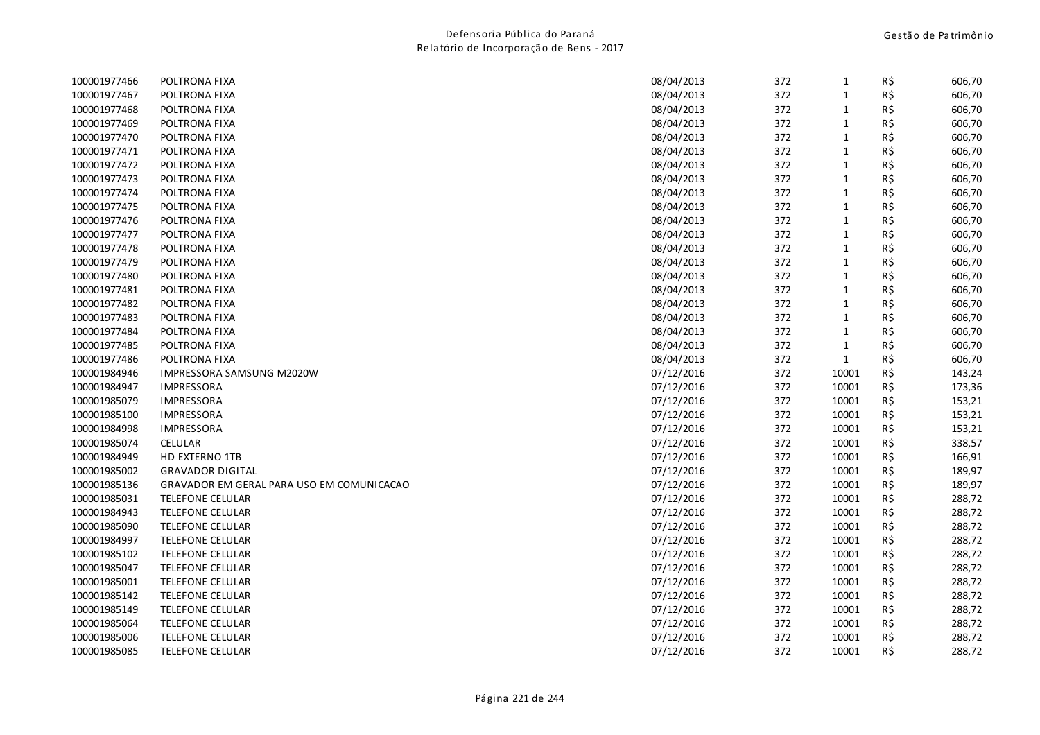| | | | | | | |
|---|---|---|---|---|---|---|
| 100001977466 | POLTRONA FIXA | 08/04/2013 | 372 | 1 | R$ | 606,70 |
| 100001977467 | POLTRONA FIXA | 08/04/2013 | 372 | 1 | R$ | 606,70 |
| 100001977468 | POLTRONA FIXA | 08/04/2013 | 372 | 1 | R$ | 606,70 |
| 100001977469 | POLTRONA FIXA | 08/04/2013 | 372 | 1 | R$ | 606,70 |
| 100001977470 | POLTRONA FIXA | 08/04/2013 | 372 | 1 | R$ | 606,70 |
| 100001977471 | POLTRONA FIXA | 08/04/2013 | 372 | 1 | R$ | 606,70 |
| 100001977472 | POLTRONA FIXA | 08/04/2013 | 372 | 1 | R$ | 606,70 |
| 100001977473 | POLTRONA FIXA | 08/04/2013 | 372 | 1 | R$ | 606,70 |
| 100001977474 | POLTRONA FIXA | 08/04/2013 | 372 | 1 | R$ | 606,70 |
| 100001977475 | POLTRONA FIXA | 08/04/2013 | 372 | 1 | R$ | 606,70 |
| 100001977476 | POLTRONA FIXA | 08/04/2013 | 372 | 1 | R$ | 606,70 |
| 100001977477 | POLTRONA FIXA | 08/04/2013 | 372 | 1 | R$ | 606,70 |
| 100001977478 | POLTRONA FIXA | 08/04/2013 | 372 | 1 | R$ | 606,70 |
| 100001977479 | POLTRONA FIXA | 08/04/2013 | 372 | 1 | R$ | 606,70 |
| 100001977480 | POLTRONA FIXA | 08/04/2013 | 372 | 1 | R$ | 606,70 |
| 100001977481 | POLTRONA FIXA | 08/04/2013 | 372 | 1 | R$ | 606,70 |
| 100001977482 | POLTRONA FIXA | 08/04/2013 | 372 | 1 | R$ | 606,70 |
| 100001977483 | POLTRONA FIXA | 08/04/2013 | 372 | 1 | R$ | 606,70 |
| 100001977484 | POLTRONA FIXA | 08/04/2013 | 372 | 1 | R$ | 606,70 |
| 100001977485 | POLTRONA FIXA | 08/04/2013 | 372 | 1 | R$ | 606,70 |
| 100001977486 | POLTRONA FIXA | 08/04/2013 | 372 | 1 | R$ | 606,70 |
| 100001984946 | IMPRESSORA SAMSUNG M2020W | 07/12/2016 | 372 | 10001 | R$ | 143,24 |
| 100001984947 | IMPRESSORA | 07/12/2016 | 372 | 10001 | R$ | 173,36 |
| 100001985079 | IMPRESSORA | 07/12/2016 | 372 | 10001 | R$ | 153,21 |
| 100001985100 | IMPRESSORA | 07/12/2016 | 372 | 10001 | R$ | 153,21 |
| 100001984998 | IMPRESSORA | 07/12/2016 | 372 | 10001 | R$ | 153,21 |
| 100001985074 | CELULAR | 07/12/2016 | 372 | 10001 | R$ | 338,57 |
| 100001984949 | HD EXTERNO 1TB | 07/12/2016 | 372 | 10001 | R$ | 166,91 |
| 100001985002 | GRAVADOR DIGITAL | 07/12/2016 | 372 | 10001 | R$ | 189,97 |
| 100001985136 | GRAVADOR EM GERAL PARA USO EM COMUNICACAO | 07/12/2016 | 372 | 10001 | R$ | 189,97 |
| 100001985031 | TELEFONE CELULAR | 07/12/2016 | 372 | 10001 | R$ | 288,72 |
| 100001984943 | TELEFONE CELULAR | 07/12/2016 | 372 | 10001 | R$ | 288,72 |
| 100001985090 | TELEFONE CELULAR | 07/12/2016 | 372 | 10001 | R$ | 288,72 |
| 100001984997 | TELEFONE CELULAR | 07/12/2016 | 372 | 10001 | R$ | 288,72 |
| 100001985102 | TELEFONE CELULAR | 07/12/2016 | 372 | 10001 | R$ | 288,72 |
| 100001985047 | TELEFONE CELULAR | 07/12/2016 | 372 | 10001 | R$ | 288,72 |
| 100001985001 | TELEFONE CELULAR | 07/12/2016 | 372 | 10001 | R$ | 288,72 |
| 100001985142 | TELEFONE CELULAR | 07/12/2016 | 372 | 10001 | R$ | 288,72 |
| 100001985149 | TELEFONE CELULAR | 07/12/2016 | 372 | 10001 | R$ | 288,72 |
| 100001985064 | TELEFONE CELULAR | 07/12/2016 | 372 | 10001 | R$ | 288,72 |
| 100001985006 | TELEFONE CELULAR | 07/12/2016 | 372 | 10001 | R$ | 288,72 |
| 100001985085 | TELEFONE CELULAR | 07/12/2016 | 372 | 10001 | R$ | 288,72 |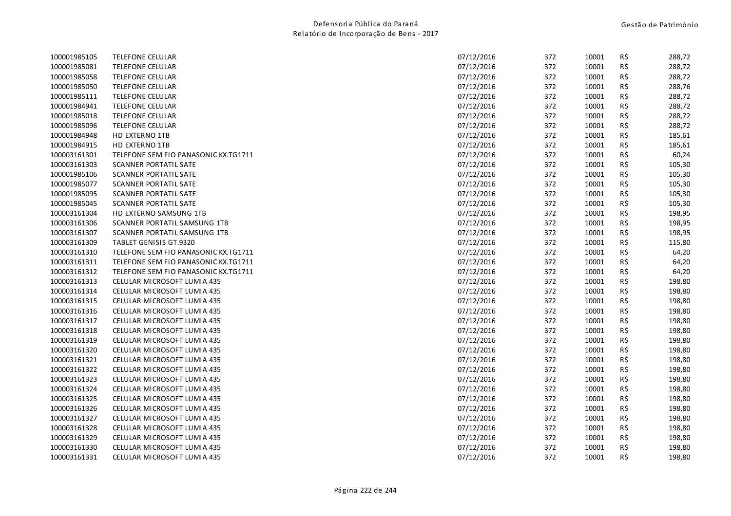| | | | | | | |
|---|---|---|---|---|---|---|
| 100001985105 | TELEFONE CELULAR | 07/12/2016 | 372 | 10001 | R$ | 288,72 |
| 100001985081 | TELEFONE CELULAR | 07/12/2016 | 372 | 10001 | R$ | 288,72 |
| 100001985058 | TELEFONE CELULAR | 07/12/2016 | 372 | 10001 | R$ | 288,72 |
| 100001985050 | TELEFONE CELULAR | 07/12/2016 | 372 | 10001 | R$ | 288,76 |
| 100001985111 | TELEFONE CELULAR | 07/12/2016 | 372 | 10001 | R$ | 288,72 |
| 100001984941 | TELEFONE CELULAR | 07/12/2016 | 372 | 10001 | R$ | 288,72 |
| 100001985018 | TELEFONE CELULAR | 07/12/2016 | 372 | 10001 | R$ | 288,72 |
| 100001985096 | TELEFONE CELULAR | 07/12/2016 | 372 | 10001 | R$ | 288,72 |
| 100001984948 | HD EXTERNO 1TB | 07/12/2016 | 372 | 10001 | R$ | 185,61 |
| 100001984915 | HD EXTERNO 1TB | 07/12/2016 | 372 | 10001 | R$ | 185,61 |
| 100003161301 | TELEFONE SEM FIO PANASONIC KX.TG1711 | 07/12/2016 | 372 | 10001 | R$ | 60,24 |
| 100003161303 | SCANNER PORTATIL SATE | 07/12/2016 | 372 | 10001 | R$ | 105,30 |
| 100001985106 | SCANNER PORTATIL SATE | 07/12/2016 | 372 | 10001 | R$ | 105,30 |
| 100001985077 | SCANNER PORTATIL SATE | 07/12/2016 | 372 | 10001 | R$ | 105,30 |
| 100001985095 | SCANNER PORTATIL SATE | 07/12/2016 | 372 | 10001 | R$ | 105,30 |
| 100001985045 | SCANNER PORTATIL SATE | 07/12/2016 | 372 | 10001 | R$ | 105,30 |
| 100003161304 | HD EXTERNO SAMSUNG 1TB | 07/12/2016 | 372 | 10001 | R$ | 198,95 |
| 100003161306 | SCANNER PORTATIL SAMSUNG 1TB | 07/12/2016 | 372 | 10001 | R$ | 198,95 |
| 100003161307 | SCANNER PORTATIL SAMSUNG 1TB | 07/12/2016 | 372 | 10001 | R$ | 198,95 |
| 100003161309 | TABLET GENISIS GT.9320 | 07/12/2016 | 372 | 10001 | R$ | 115,80 |
| 100003161310 | TELEFONE SEM FIO PANASONIC KX.TG1711 | 07/12/2016 | 372 | 10001 | R$ | 64,20 |
| 100003161311 | TELEFONE SEM FIO PANASONIC KX.TG1711 | 07/12/2016 | 372 | 10001 | R$ | 64,20 |
| 100003161312 | TELEFONE SEM FIO PANASONIC KX.TG1711 | 07/12/2016 | 372 | 10001 | R$ | 64,20 |
| 100003161313 | CELULAR MICROSOFT LUMIA 435 | 07/12/2016 | 372 | 10001 | R$ | 198,80 |
| 100003161314 | CELULAR MICROSOFT LUMIA 435 | 07/12/2016 | 372 | 10001 | R$ | 198,80 |
| 100003161315 | CELULAR MICROSOFT LUMIA 435 | 07/12/2016 | 372 | 10001 | R$ | 198,80 |
| 100003161316 | CELULAR MICROSOFT LUMIA 435 | 07/12/2016 | 372 | 10001 | R$ | 198,80 |
| 100003161317 | CELULAR MICROSOFT LUMIA 435 | 07/12/2016 | 372 | 10001 | R$ | 198,80 |
| 100003161318 | CELULAR MICROSOFT LUMIA 435 | 07/12/2016 | 372 | 10001 | R$ | 198,80 |
| 100003161319 | CELULAR MICROSOFT LUMIA 435 | 07/12/2016 | 372 | 10001 | R$ | 198,80 |
| 100003161320 | CELULAR MICROSOFT LUMIA 435 | 07/12/2016 | 372 | 10001 | R$ | 198,80 |
| 100003161321 | CELULAR MICROSOFT LUMIA 435 | 07/12/2016 | 372 | 10001 | R$ | 198,80 |
| 100003161322 | CELULAR MICROSOFT LUMIA 435 | 07/12/2016 | 372 | 10001 | R$ | 198,80 |
| 100003161323 | CELULAR MICROSOFT LUMIA 435 | 07/12/2016 | 372 | 10001 | R$ | 198,80 |
| 100003161324 | CELULAR MICROSOFT LUMIA 435 | 07/12/2016 | 372 | 10001 | R$ | 198,80 |
| 100003161325 | CELULAR MICROSOFT LUMIA 435 | 07/12/2016 | 372 | 10001 | R$ | 198,80 |
| 100003161326 | CELULAR MICROSOFT LUMIA 435 | 07/12/2016 | 372 | 10001 | R$ | 198,80 |
| 100003161327 | CELULAR MICROSOFT LUMIA 435 | 07/12/2016 | 372 | 10001 | R$ | 198,80 |
| 100003161328 | CELULAR MICROSOFT LUMIA 435 | 07/12/2016 | 372 | 10001 | R$ | 198,80 |
| 100003161329 | CELULAR MICROSOFT LUMIA 435 | 07/12/2016 | 372 | 10001 | R$ | 198,80 |
| 100003161330 | CELULAR MICROSOFT LUMIA 435 | 07/12/2016 | 372 | 10001 | R$ | 198,80 |
| 100003161331 | CELULAR MICROSOFT LUMIA 435 | 07/12/2016 | 372 | 10001 | R$ | 198,80 |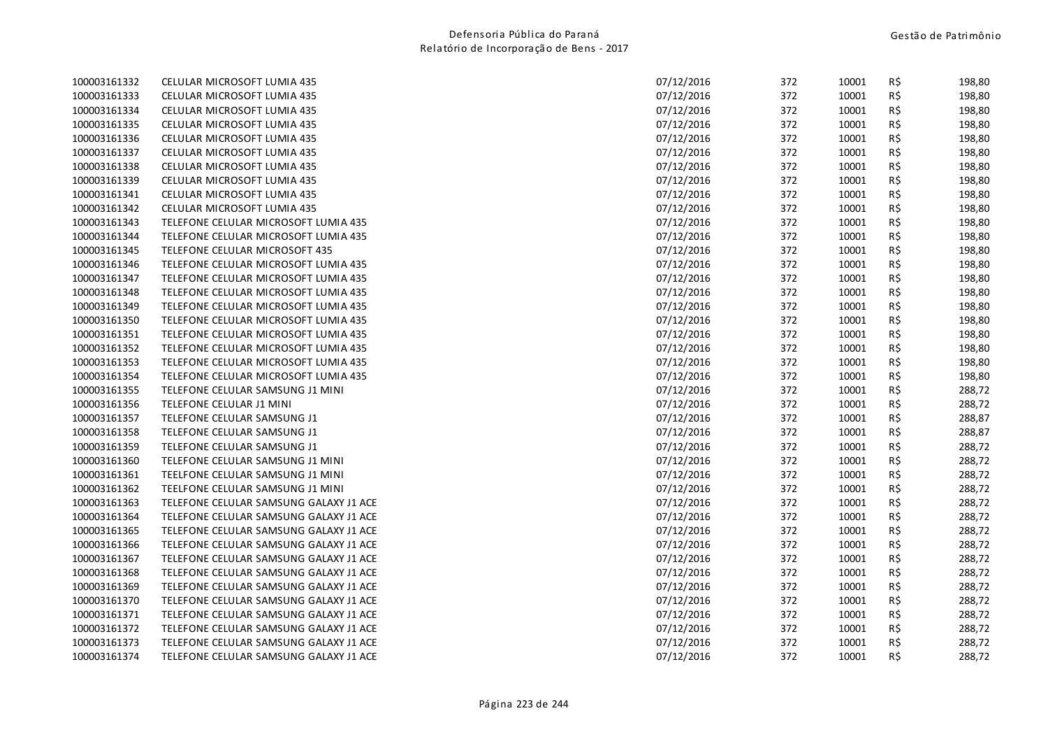| | | | | | | |
|---|---|---|---|---|---|---|
| 100003161332 | CELULAR MICROSOFT LUMIA 435 | 07/12/2016 | 372 | 10001 | R$ | 198,80 |
| 100003161333 | CELULAR MICROSOFT LUMIA 435 | 07/12/2016 | 372 | 10001 | R$ | 198,80 |
| 100003161334 | CELULAR MICROSOFT LUMIA 435 | 07/12/2016 | 372 | 10001 | R$ | 198,80 |
| 100003161335 | CELULAR MICROSOFT LUMIA 435 | 07/12/2016 | 372 | 10001 | R$ | 198,80 |
| 100003161336 | CELULAR MICROSOFT LUMIA 435 | 07/12/2016 | 372 | 10001 | R$ | 198,80 |
| 100003161337 | CELULAR MICROSOFT LUMIA 435 | 07/12/2016 | 372 | 10001 | R$ | 198,80 |
| 100003161338 | CELULAR MICROSOFT LUMIA 435 | 07/12/2016 | 372 | 10001 | R$ | 198,80 |
| 100003161339 | CELULAR MICROSOFT LUMIA 435 | 07/12/2016 | 372 | 10001 | R$ | 198,80 |
| 100003161341 | CELULAR MICROSOFT LUMIA 435 | 07/12/2016 | 372 | 10001 | R$ | 198,80 |
| 100003161342 | CELULAR MICROSOFT LUMIA 435 | 07/12/2016 | 372 | 10001 | R$ | 198,80 |
| 100003161343 | TELEFONE CELULAR MICROSOFT LUMIA 435 | 07/12/2016 | 372 | 10001 | R$ | 198,80 |
| 100003161344 | TELEFONE CELULAR MICROSOFT LUMIA 435 | 07/12/2016 | 372 | 10001 | R$ | 198,80 |
| 100003161345 | TELEFONE CELULAR MICROSOFT 435 | 07/12/2016 | 372 | 10001 | R$ | 198,80 |
| 100003161346 | TELEFONE CELULAR MICROSOFT LUMIA 435 | 07/12/2016 | 372 | 10001 | R$ | 198,80 |
| 100003161347 | TELEFONE CELULAR MICROSOFT LUMIA 435 | 07/12/2016 | 372 | 10001 | R$ | 198,80 |
| 100003161348 | TELEFONE CELULAR MICROSOFT LUMIA 435 | 07/12/2016 | 372 | 10001 | R$ | 198,80 |
| 100003161349 | TELEFONE CELULAR MICROSOFT LUMIA 435 | 07/12/2016 | 372 | 10001 | R$ | 198,80 |
| 100003161350 | TELEFONE CELULAR MICROSOFT LUMIA 435 | 07/12/2016 | 372 | 10001 | R$ | 198,80 |
| 100003161351 | TELEFONE CELULAR MICROSOFT LUMIA 435 | 07/12/2016 | 372 | 10001 | R$ | 198,80 |
| 100003161352 | TELEFONE CELULAR MICROSOFT LUMIA 435 | 07/12/2016 | 372 | 10001 | R$ | 198,80 |
| 100003161353 | TELEFONE CELULAR MICROSOFT LUMIA 435 | 07/12/2016 | 372 | 10001 | R$ | 198,80 |
| 100003161354 | TELEFONE CELULAR MICROSOFT LUMIA 435 | 07/12/2016 | 372 | 10001 | R$ | 198,80 |
| 100003161355 | TELEFONE CELULAR SAMSUNG J1 MINI | 07/12/2016 | 372 | 10001 | R$ | 288,72 |
| 100003161356 | TELEFONE CELULAR J1 MINI | 07/12/2016 | 372 | 10001 | R$ | 288,72 |
| 100003161357 | TELEFONE CELULAR SAMSUNG J1 | 07/12/2016 | 372 | 10001 | R$ | 288,87 |
| 100003161358 | TELEFONE CELULAR SAMSUNG J1 | 07/12/2016 | 372 | 10001 | R$ | 288,87 |
| 100003161359 | TELEFONE CELULAR SAMSUNG J1 | 07/12/2016 | 372 | 10001 | R$ | 288,72 |
| 100003161360 | TELEFONE CELULAR SAMSUNG J1 MINI | 07/12/2016 | 372 | 10001 | R$ | 288,72 |
| 100003161361 | TEELFONE CELULAR SAMSUNG J1 MINI | 07/12/2016 | 372 | 10001 | R$ | 288,72 |
| 100003161362 | TEELFONE CELULAR SAMSUNG J1 MINI | 07/12/2016 | 372 | 10001 | R$ | 288,72 |
| 100003161363 | TELEFONE CELULAR SAMSUNG GALAXY J1 ACE | 07/12/2016 | 372 | 10001 | R$ | 288,72 |
| 100003161364 | TELEFONE CELULAR SAMSUNG GALAXY J1 ACE | 07/12/2016 | 372 | 10001 | R$ | 288,72 |
| 100003161365 | TELEFONE CELULAR SAMSUNG GALAXY J1 ACE | 07/12/2016 | 372 | 10001 | R$ | 288,72 |
| 100003161366 | TELEFONE CELULAR SAMSUNG GALAXY J1 ACE | 07/12/2016 | 372 | 10001 | R$ | 288,72 |
| 100003161367 | TELEFONE CELULAR SAMSUNG GALAXY J1 ACE | 07/12/2016 | 372 | 10001 | R$ | 288,72 |
| 100003161368 | TELEFONE CELULAR SAMSUNG GALAXY J1 ACE | 07/12/2016 | 372 | 10001 | R$ | 288,72 |
| 100003161369 | TELEFONE CELULAR SAMSUNG GALAXY J1 ACE | 07/12/2016 | 372 | 10001 | R$ | 288,72 |
| 100003161370 | TELEFONE CELULAR SAMSUNG GALAXY J1 ACE | 07/12/2016 | 372 | 10001 | R$ | 288,72 |
| 100003161371 | TELEFONE CELULAR SAMSUNG GALAXY J1 ACE | 07/12/2016 | 372 | 10001 | R$ | 288,72 |
| 100003161372 | TELEFONE CELULAR SAMSUNG GALAXY J1 ACE | 07/12/2016 | 372 | 10001 | R$ | 288,72 |
| 100003161373 | TELEFONE CELULAR SAMSUNG GALAXY J1 ACE | 07/12/2016 | 372 | 10001 | R$ | 288,72 |
| 100003161374 | TELEFONE CELULAR SAMSUNG GALAXY J1 ACE | 07/12/2016 | 372 | 10001 | R$ | 288,72 |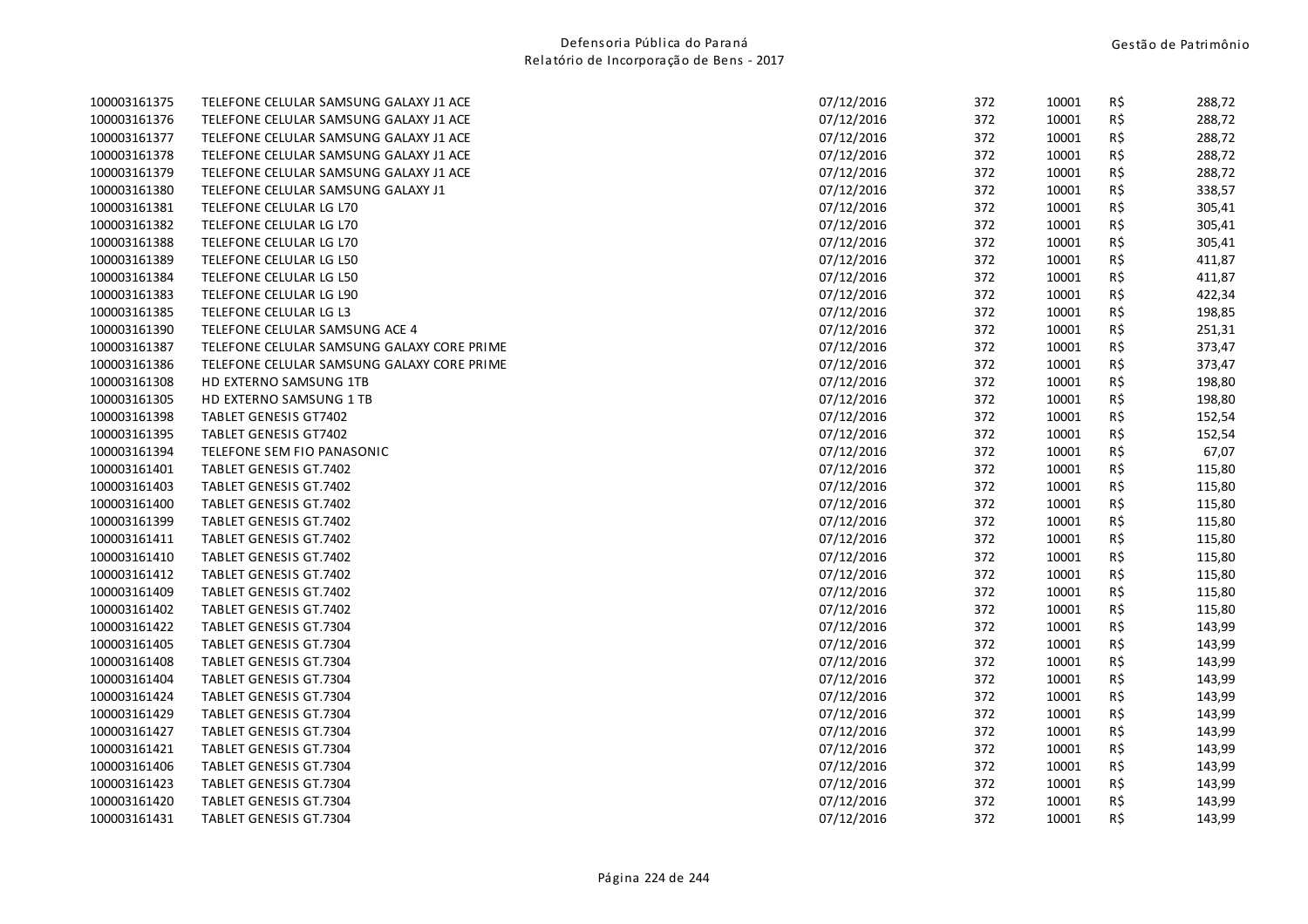| | | | | | | |
|---|---|---|---|---|---|---|
| 100003161375 | TELEFONE CELULAR SAMSUNG GALAXY J1 ACE | 07/12/2016 | 372 | 10001 | R$ | 288,72 |
| 100003161376 | TELEFONE CELULAR SAMSUNG GALAXY J1 ACE | 07/12/2016 | 372 | 10001 | R$ | 288,72 |
| 100003161377 | TELEFONE CELULAR SAMSUNG GALAXY J1 ACE | 07/12/2016 | 372 | 10001 | R$ | 288,72 |
| 100003161378 | TELEFONE CELULAR SAMSUNG GALAXY J1 ACE | 07/12/2016 | 372 | 10001 | R$ | 288,72 |
| 100003161379 | TELEFONE CELULAR SAMSUNG GALAXY J1 ACE | 07/12/2016 | 372 | 10001 | R$ | 288,72 |
| 100003161380 | TELEFONE CELULAR SAMSUNG GALAXY J1 | 07/12/2016 | 372 | 10001 | R$ | 338,57 |
| 100003161381 | TELEFONE CELULAR LG L70 | 07/12/2016 | 372 | 10001 | R$ | 305,41 |
| 100003161382 | TELEFONE CELULAR LG L70 | 07/12/2016 | 372 | 10001 | R$ | 305,41 |
| 100003161388 | TELEFONE CELULAR LG L70 | 07/12/2016 | 372 | 10001 | R$ | 305,41 |
| 100003161389 | TELEFONE CELULAR LG L50 | 07/12/2016 | 372 | 10001 | R$ | 411,87 |
| 100003161384 | TELEFONE CELULAR LG L50 | 07/12/2016 | 372 | 10001 | R$ | 411,87 |
| 100003161383 | TELEFONE CELULAR LG L90 | 07/12/2016 | 372 | 10001 | R$ | 422,34 |
| 100003161385 | TELEFONE CELULAR LG L3 | 07/12/2016 | 372 | 10001 | R$ | 198,85 |
| 100003161390 | TELEFONE CELULAR SAMSUNG ACE 4 | 07/12/2016 | 372 | 10001 | R$ | 251,31 |
| 100003161387 | TELEFONE CELULAR SAMSUNG GALAXY CORE PRIME | 07/12/2016 | 372 | 10001 | R$ | 373,47 |
| 100003161386 | TELEFONE CELULAR SAMSUNG GALAXY CORE PRIME | 07/12/2016 | 372 | 10001 | R$ | 373,47 |
| 100003161308 | HD EXTERNO SAMSUNG 1TB | 07/12/2016 | 372 | 10001 | R$ | 198,80 |
| 100003161305 | HD EXTERNO SAMSUNG 1 TB | 07/12/2016 | 372 | 10001 | R$ | 198,80 |
| 100003161398 | TABLET GENESIS GT7402 | 07/12/2016 | 372 | 10001 | R$ | 152,54 |
| 100003161395 | TABLET GENESIS GT7402 | 07/12/2016 | 372 | 10001 | R$ | 152,54 |
| 100003161394 | TELEFONE SEM FIO PANASONIC | 07/12/2016 | 372 | 10001 | R$ | 67,07 |
| 100003161401 | TABLET GENESIS GT.7402 | 07/12/2016 | 372 | 10001 | R$ | 115,80 |
| 100003161403 | TABLET GENESIS GT.7402 | 07/12/2016 | 372 | 10001 | R$ | 115,80 |
| 100003161400 | TABLET GENESIS GT.7402 | 07/12/2016 | 372 | 10001 | R$ | 115,80 |
| 100003161399 | TABLET GENESIS GT.7402 | 07/12/2016 | 372 | 10001 | R$ | 115,80 |
| 100003161411 | TABLET GENESIS GT.7402 | 07/12/2016 | 372 | 10001 | R$ | 115,80 |
| 100003161410 | TABLET GENESIS GT.7402 | 07/12/2016 | 372 | 10001 | R$ | 115,80 |
| 100003161412 | TABLET GENESIS GT.7402 | 07/12/2016 | 372 | 10001 | R$ | 115,80 |
| 100003161409 | TABLET GENESIS GT.7402 | 07/12/2016 | 372 | 10001 | R$ | 115,80 |
| 100003161402 | TABLET GENESIS GT.7402 | 07/12/2016 | 372 | 10001 | R$ | 115,80 |
| 100003161422 | TABLET GENESIS GT.7304 | 07/12/2016 | 372 | 10001 | R$ | 143,99 |
| 100003161405 | TABLET GENESIS GT.7304 | 07/12/2016 | 372 | 10001 | R$ | 143,99 |
| 100003161408 | TABLET GENESIS GT.7304 | 07/12/2016 | 372 | 10001 | R$ | 143,99 |
| 100003161404 | TABLET GENESIS GT.7304 | 07/12/2016 | 372 | 10001 | R$ | 143,99 |
| 100003161424 | TABLET GENESIS GT.7304 | 07/12/2016 | 372 | 10001 | R$ | 143,99 |
| 100003161429 | TABLET GENESIS GT.7304 | 07/12/2016 | 372 | 10001 | R$ | 143,99 |
| 100003161427 | TABLET GENESIS GT.7304 | 07/12/2016 | 372 | 10001 | R$ | 143,99 |
| 100003161421 | TABLET GENESIS GT.7304 | 07/12/2016 | 372 | 10001 | R$ | 143,99 |
| 100003161406 | TABLET GENESIS GT.7304 | 07/12/2016 | 372 | 10001 | R$ | 143,99 |
| 100003161423 | TABLET GENESIS GT.7304 | 07/12/2016 | 372 | 10001 | R$ | 143,99 |
| 100003161420 | TABLET GENESIS GT.7304 | 07/12/2016 | 372 | 10001 | R$ | 143,99 |
| 100003161431 | TABLET GENESIS GT.7304 | 07/12/2016 | 372 | 10001 | R$ | 143,99 |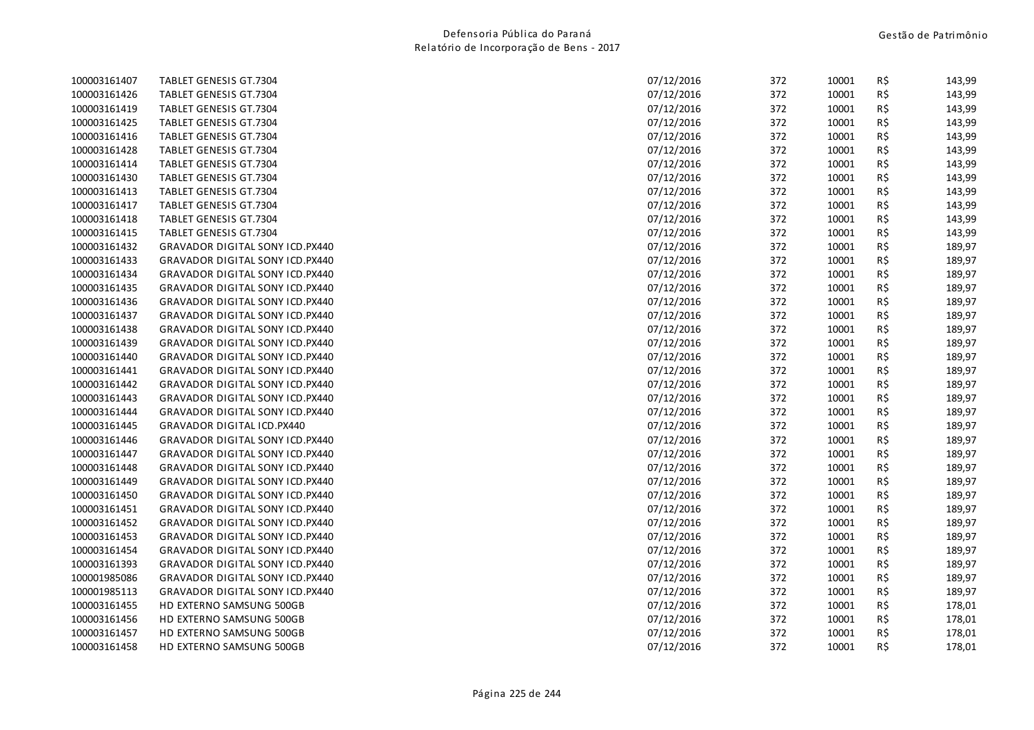| | | | | | | |
|---|---|---|---|---|---|---|
| 100003161407 | TABLET GENESIS GT.7304 | 07/12/2016 | 372 | 10001 | R$ | 143,99 |
| 100003161426 | TABLET GENESIS GT.7304 | 07/12/2016 | 372 | 10001 | R$ | 143,99 |
| 100003161419 | TABLET GENESIS GT.7304 | 07/12/2016 | 372 | 10001 | R$ | 143,99 |
| 100003161425 | TABLET GENESIS GT.7304 | 07/12/2016 | 372 | 10001 | R$ | 143,99 |
| 100003161416 | TABLET GENESIS GT.7304 | 07/12/2016 | 372 | 10001 | R$ | 143,99 |
| 100003161428 | TABLET GENESIS GT.7304 | 07/12/2016 | 372 | 10001 | R$ | 143,99 |
| 100003161414 | TABLET GENESIS GT.7304 | 07/12/2016 | 372 | 10001 | R$ | 143,99 |
| 100003161430 | TABLET GENESIS GT.7304 | 07/12/2016 | 372 | 10001 | R$ | 143,99 |
| 100003161413 | TABLET GENESIS GT.7304 | 07/12/2016 | 372 | 10001 | R$ | 143,99 |
| 100003161417 | TABLET GENESIS GT.7304 | 07/12/2016 | 372 | 10001 | R$ | 143,99 |
| 100003161418 | TABLET GENESIS GT.7304 | 07/12/2016 | 372 | 10001 | R$ | 143,99 |
| 100003161415 | TABLET GENESIS GT.7304 | 07/12/2016 | 372 | 10001 | R$ | 143,99 |
| 100003161432 | GRAVADOR DIGITAL SONY ICD.PX440 | 07/12/2016 | 372 | 10001 | R$ | 189,97 |
| 100003161433 | GRAVADOR DIGITAL SONY ICD.PX440 | 07/12/2016 | 372 | 10001 | R$ | 189,97 |
| 100003161434 | GRAVADOR DIGITAL SONY ICD.PX440 | 07/12/2016 | 372 | 10001 | R$ | 189,97 |
| 100003161435 | GRAVADOR DIGITAL SONY ICD.PX440 | 07/12/2016 | 372 | 10001 | R$ | 189,97 |
| 100003161436 | GRAVADOR DIGITAL SONY ICD.PX440 | 07/12/2016 | 372 | 10001 | R$ | 189,97 |
| 100003161437 | GRAVADOR DIGITAL SONY ICD.PX440 | 07/12/2016 | 372 | 10001 | R$ | 189,97 |
| 100003161438 | GRAVADOR DIGITAL SONY ICD.PX440 | 07/12/2016 | 372 | 10001 | R$ | 189,97 |
| 100003161439 | GRAVADOR DIGITAL SONY ICD.PX440 | 07/12/2016 | 372 | 10001 | R$ | 189,97 |
| 100003161440 | GRAVADOR DIGITAL SONY ICD.PX440 | 07/12/2016 | 372 | 10001 | R$ | 189,97 |
| 100003161441 | GRAVADOR DIGITAL SONY ICD.PX440 | 07/12/2016 | 372 | 10001 | R$ | 189,97 |
| 100003161442 | GRAVADOR DIGITAL SONY ICD.PX440 | 07/12/2016 | 372 | 10001 | R$ | 189,97 |
| 100003161443 | GRAVADOR DIGITAL SONY ICD.PX440 | 07/12/2016 | 372 | 10001 | R$ | 189,97 |
| 100003161444 | GRAVADOR DIGITAL SONY ICD.PX440 | 07/12/2016 | 372 | 10001 | R$ | 189,97 |
| 100003161445 | GRAVADOR DIGITAL ICD.PX440 | 07/12/2016 | 372 | 10001 | R$ | 189,97 |
| 100003161446 | GRAVADOR DIGITAL SONY ICD.PX440 | 07/12/2016 | 372 | 10001 | R$ | 189,97 |
| 100003161447 | GRAVADOR DIGITAL SONY ICD.PX440 | 07/12/2016 | 372 | 10001 | R$ | 189,97 |
| 100003161448 | GRAVADOR DIGITAL SONY ICD.PX440 | 07/12/2016 | 372 | 10001 | R$ | 189,97 |
| 100003161449 | GRAVADOR DIGITAL SONY ICD.PX440 | 07/12/2016 | 372 | 10001 | R$ | 189,97 |
| 100003161450 | GRAVADOR DIGITAL SONY ICD.PX440 | 07/12/2016 | 372 | 10001 | R$ | 189,97 |
| 100003161451 | GRAVADOR DIGITAL SONY ICD.PX440 | 07/12/2016 | 372 | 10001 | R$ | 189,97 |
| 100003161452 | GRAVADOR DIGITAL SONY ICD.PX440 | 07/12/2016 | 372 | 10001 | R$ | 189,97 |
| 100003161453 | GRAVADOR DIGITAL SONY ICD.PX440 | 07/12/2016 | 372 | 10001 | R$ | 189,97 |
| 100003161454 | GRAVADOR DIGITAL SONY ICD.PX440 | 07/12/2016 | 372 | 10001 | R$ | 189,97 |
| 100003161393 | GRAVADOR DIGITAL SONY ICD.PX440 | 07/12/2016 | 372 | 10001 | R$ | 189,97 |
| 100001985086 | GRAVADOR DIGITAL SONY ICD.PX440 | 07/12/2016 | 372 | 10001 | R$ | 189,97 |
| 100001985113 | GRAVADOR DIGITAL SONY ICD.PX440 | 07/12/2016 | 372 | 10001 | R$ | 189,97 |
| 100003161455 | HD EXTERNO SAMSUNG 500GB | 07/12/2016 | 372 | 10001 | R$ | 178,01 |
| 100003161456 | HD EXTERNO SAMSUNG 500GB | 07/12/2016 | 372 | 10001 | R$ | 178,01 |
| 100003161457 | HD EXTERNO SAMSUNG 500GB | 07/12/2016 | 372 | 10001 | R$ | 178,01 |
| 100003161458 | HD EXTERNO SAMSUNG 500GB | 07/12/2016 | 372 | 10001 | R$ | 178,01 |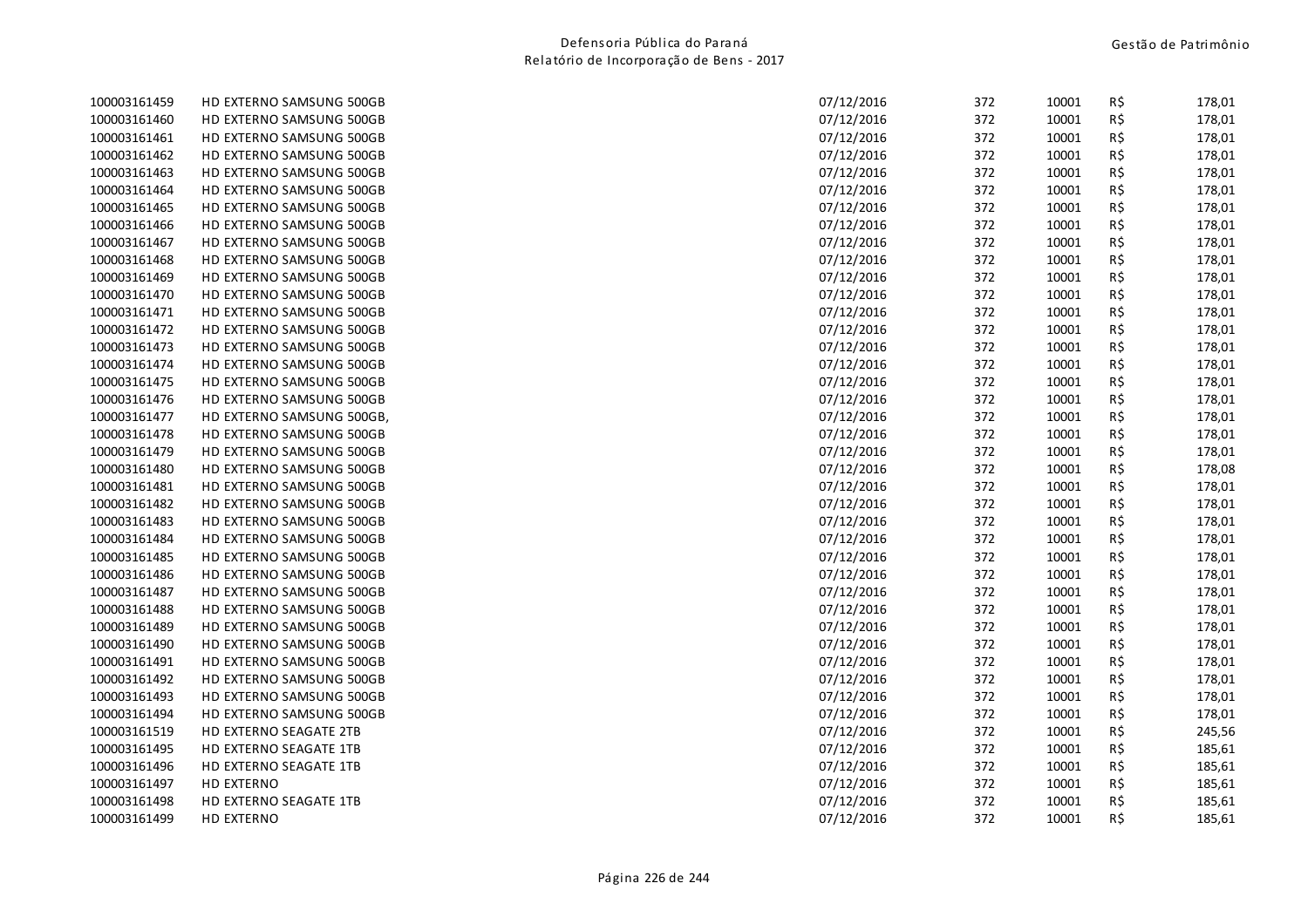| | | | | | | |
|---|---|---|---|---|---|---|
| 100003161459 | HD EXTERNO SAMSUNG 500GB | 07/12/2016 | 372 | 10001 | R$ | 178,01 |
| 100003161460 | HD EXTERNO SAMSUNG 500GB | 07/12/2016 | 372 | 10001 | R$ | 178,01 |
| 100003161461 | HD EXTERNO SAMSUNG 500GB | 07/12/2016 | 372 | 10001 | R$ | 178,01 |
| 100003161462 | HD EXTERNO SAMSUNG 500GB | 07/12/2016 | 372 | 10001 | R$ | 178,01 |
| 100003161463 | HD EXTERNO SAMSUNG 500GB | 07/12/2016 | 372 | 10001 | R$ | 178,01 |
| 100003161464 | HD EXTERNO SAMSUNG 500GB | 07/12/2016 | 372 | 10001 | R$ | 178,01 |
| 100003161465 | HD EXTERNO SAMSUNG 500GB | 07/12/2016 | 372 | 10001 | R$ | 178,01 |
| 100003161466 | HD EXTERNO SAMSUNG 500GB | 07/12/2016 | 372 | 10001 | R$ | 178,01 |
| 100003161467 | HD EXTERNO SAMSUNG 500GB | 07/12/2016 | 372 | 10001 | R$ | 178,01 |
| 100003161468 | HD EXTERNO SAMSUNG 500GB | 07/12/2016 | 372 | 10001 | R$ | 178,01 |
| 100003161469 | HD EXTERNO SAMSUNG 500GB | 07/12/2016 | 372 | 10001 | R$ | 178,01 |
| 100003161470 | HD EXTERNO SAMSUNG 500GB | 07/12/2016 | 372 | 10001 | R$ | 178,01 |
| 100003161471 | HD EXTERNO SAMSUNG 500GB | 07/12/2016 | 372 | 10001 | R$ | 178,01 |
| 100003161472 | HD EXTERNO SAMSUNG 500GB | 07/12/2016 | 372 | 10001 | R$ | 178,01 |
| 100003161473 | HD EXTERNO SAMSUNG 500GB | 07/12/2016 | 372 | 10001 | R$ | 178,01 |
| 100003161474 | HD EXTERNO SAMSUNG 500GB | 07/12/2016 | 372 | 10001 | R$ | 178,01 |
| 100003161475 | HD EXTERNO SAMSUNG 500GB | 07/12/2016 | 372 | 10001 | R$ | 178,01 |
| 100003161476 | HD EXTERNO SAMSUNG 500GB | 07/12/2016 | 372 | 10001 | R$ | 178,01 |
| 100003161477 | HD EXTERNO SAMSUNG 500GB, | 07/12/2016 | 372 | 10001 | R$ | 178,01 |
| 100003161478 | HD EXTERNO SAMSUNG 500GB | 07/12/2016 | 372 | 10001 | R$ | 178,01 |
| 100003161479 | HD EXTERNO SAMSUNG 500GB | 07/12/2016 | 372 | 10001 | R$ | 178,01 |
| 100003161480 | HD EXTERNO SAMSUNG 500GB | 07/12/2016 | 372 | 10001 | R$ | 178,08 |
| 100003161481 | HD EXTERNO SAMSUNG 500GB | 07/12/2016 | 372 | 10001 | R$ | 178,01 |
| 100003161482 | HD EXTERNO SAMSUNG 500GB | 07/12/2016 | 372 | 10001 | R$ | 178,01 |
| 100003161483 | HD EXTERNO SAMSUNG 500GB | 07/12/2016 | 372 | 10001 | R$ | 178,01 |
| 100003161484 | HD EXTERNO SAMSUNG 500GB | 07/12/2016 | 372 | 10001 | R$ | 178,01 |
| 100003161485 | HD EXTERNO SAMSUNG 500GB | 07/12/2016 | 372 | 10001 | R$ | 178,01 |
| 100003161486 | HD EXTERNO SAMSUNG 500GB | 07/12/2016 | 372 | 10001 | R$ | 178,01 |
| 100003161487 | HD EXTERNO SAMSUNG 500GB | 07/12/2016 | 372 | 10001 | R$ | 178,01 |
| 100003161488 | HD EXTERNO SAMSUNG 500GB | 07/12/2016 | 372 | 10001 | R$ | 178,01 |
| 100003161489 | HD EXTERNO SAMSUNG 500GB | 07/12/2016 | 372 | 10001 | R$ | 178,01 |
| 100003161490 | HD EXTERNO SAMSUNG 500GB | 07/12/2016 | 372 | 10001 | R$ | 178,01 |
| 100003161491 | HD EXTERNO SAMSUNG 500GB | 07/12/2016 | 372 | 10001 | R$ | 178,01 |
| 100003161492 | HD EXTERNO SAMSUNG 500GB | 07/12/2016 | 372 | 10001 | R$ | 178,01 |
| 100003161493 | HD EXTERNO SAMSUNG 500GB | 07/12/2016 | 372 | 10001 | R$ | 178,01 |
| 100003161494 | HD EXTERNO SAMSUNG 500GB | 07/12/2016 | 372 | 10001 | R$ | 178,01 |
| 100003161519 | HD EXTERNO SEAGATE 2TB | 07/12/2016 | 372 | 10001 | R$ | 245,56 |
| 100003161495 | HD EXTERNO SEAGATE 1TB | 07/12/2016 | 372 | 10001 | R$ | 185,61 |
| 100003161496 | HD EXTERNO SEAGATE 1TB | 07/12/2016 | 372 | 10001 | R$ | 185,61 |
| 100003161497 | HD EXTERNO | 07/12/2016 | 372 | 10001 | R$ | 185,61 |
| 100003161498 | HD EXTERNO SEAGATE 1TB | 07/12/2016 | 372 | 10001 | R$ | 185,61 |
| 100003161499 | HD EXTERNO | 07/12/2016 | 372 | 10001 | R$ | 185,61 |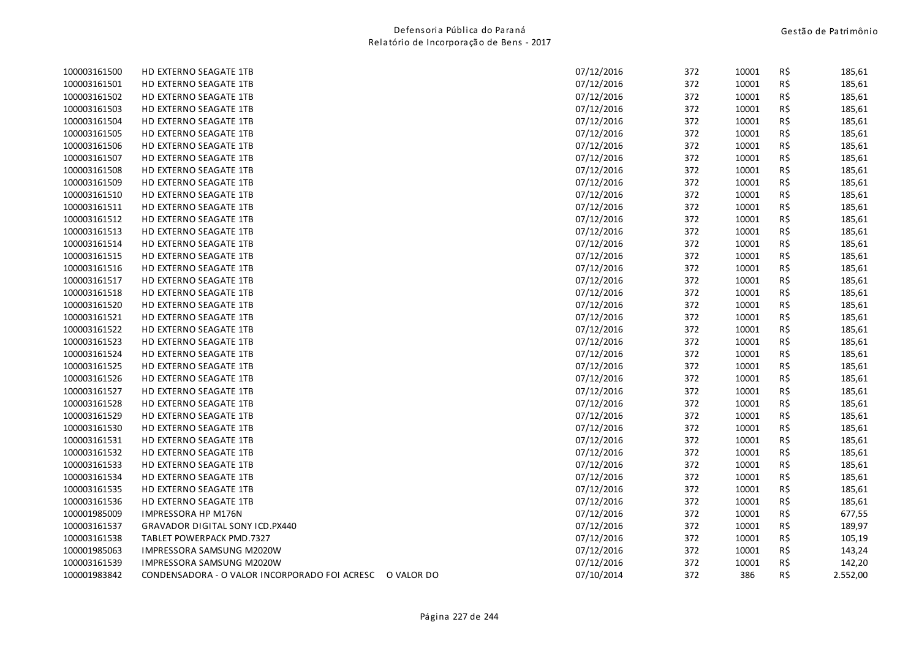| | | | | | | |
|---|---|---|---|---|---|---|
| 100003161500 | HD EXTERNO SEAGATE 1TB | 07/12/2016 | 372 | 10001 | R$ | 185,61 |
| 100003161501 | HD EXTERNO SEAGATE 1TB | 07/12/2016 | 372 | 10001 | R$ | 185,61 |
| 100003161502 | HD EXTERNO SEAGATE 1TB | 07/12/2016 | 372 | 10001 | R$ | 185,61 |
| 100003161503 | HD EXTERNO SEAGATE 1TB | 07/12/2016 | 372 | 10001 | R$ | 185,61 |
| 100003161504 | HD EXTERNO SEAGATE 1TB | 07/12/2016 | 372 | 10001 | R$ | 185,61 |
| 100003161505 | HD EXTERNO SEAGATE 1TB | 07/12/2016 | 372 | 10001 | R$ | 185,61 |
| 100003161506 | HD EXTERNO SEAGATE 1TB | 07/12/2016 | 372 | 10001 | R$ | 185,61 |
| 100003161507 | HD EXTERNO SEAGATE 1TB | 07/12/2016 | 372 | 10001 | R$ | 185,61 |
| 100003161508 | HD EXTERNO SEAGATE 1TB | 07/12/2016 | 372 | 10001 | R$ | 185,61 |
| 100003161509 | HD EXTERNO SEAGATE 1TB | 07/12/2016 | 372 | 10001 | R$ | 185,61 |
| 100003161510 | HD EXTERNO SEAGATE 1TB | 07/12/2016 | 372 | 10001 | R$ | 185,61 |
| 100003161511 | HD EXTERNO SEAGATE 1TB | 07/12/2016 | 372 | 10001 | R$ | 185,61 |
| 100003161512 | HD EXTERNO SEAGATE 1TB | 07/12/2016 | 372 | 10001 | R$ | 185,61 |
| 100003161513 | HD EXTERNO SEAGATE 1TB | 07/12/2016 | 372 | 10001 | R$ | 185,61 |
| 100003161514 | HD EXTERNO SEAGATE 1TB | 07/12/2016 | 372 | 10001 | R$ | 185,61 |
| 100003161515 | HD EXTERNO SEAGATE 1TB | 07/12/2016 | 372 | 10001 | R$ | 185,61 |
| 100003161516 | HD EXTERNO SEAGATE 1TB | 07/12/2016 | 372 | 10001 | R$ | 185,61 |
| 100003161517 | HD EXTERNO SEAGATE 1TB | 07/12/2016 | 372 | 10001 | R$ | 185,61 |
| 100003161518 | HD EXTERNO SEAGATE 1TB | 07/12/2016 | 372 | 10001 | R$ | 185,61 |
| 100003161520 | HD EXTERNO SEAGATE 1TB | 07/12/2016 | 372 | 10001 | R$ | 185,61 |
| 100003161521 | HD EXTERNO SEAGATE 1TB | 07/12/2016 | 372 | 10001 | R$ | 185,61 |
| 100003161522 | HD EXTERNO SEAGATE 1TB | 07/12/2016 | 372 | 10001 | R$ | 185,61 |
| 100003161523 | HD EXTERNO SEAGATE 1TB | 07/12/2016 | 372 | 10001 | R$ | 185,61 |
| 100003161524 | HD EXTERNO SEAGATE 1TB | 07/12/2016 | 372 | 10001 | R$ | 185,61 |
| 100003161525 | HD EXTERNO SEAGATE 1TB | 07/12/2016 | 372 | 10001 | R$ | 185,61 |
| 100003161526 | HD EXTERNO SEAGATE 1TB | 07/12/2016 | 372 | 10001 | R$ | 185,61 |
| 100003161527 | HD EXTERNO SEAGATE 1TB | 07/12/2016 | 372 | 10001 | R$ | 185,61 |
| 100003161528 | HD EXTERNO SEAGATE 1TB | 07/12/2016 | 372 | 10001 | R$ | 185,61 |
| 100003161529 | HD EXTERNO SEAGATE 1TB | 07/12/2016 | 372 | 10001 | R$ | 185,61 |
| 100003161530 | HD EXTERNO SEAGATE 1TB | 07/12/2016 | 372 | 10001 | R$ | 185,61 |
| 100003161531 | HD EXTERNO SEAGATE 1TB | 07/12/2016 | 372 | 10001 | R$ | 185,61 |
| 100003161532 | HD EXTERNO SEAGATE 1TB | 07/12/2016 | 372 | 10001 | R$ | 185,61 |
| 100003161533 | HD EXTERNO SEAGATE 1TB | 07/12/2016 | 372 | 10001 | R$ | 185,61 |
| 100003161534 | HD EXTERNO SEAGATE 1TB | 07/12/2016 | 372 | 10001 | R$ | 185,61 |
| 100003161535 | HD EXTERNO SEAGATE 1TB | 07/12/2016 | 372 | 10001 | R$ | 185,61 |
| 100003161536 | HD EXTERNO SEAGATE 1TB | 07/12/2016 | 372 | 10001 | R$ | 185,61 |
| 100001985009 | IMPRESSORA HP M176N | 07/12/2016 | 372 | 10001 | R$ | 677,55 |
| 100003161537 | GRAVADOR DIGITAL SONY ICD.PX440 | 07/12/2016 | 372 | 10001 | R$ | 189,97 |
| 100003161538 | TABLET POWERPACK PMD.7327 | 07/12/2016 | 372 | 10001 | R$ | 105,19 |
| 100001985063 | IMPRESSORA SAMSUNG M2020W | 07/12/2016 | 372 | 10001 | R$ | 143,24 |
| 100003161539 | IMPRESSORA SAMSUNG M2020W | 07/12/2016 | 372 | 10001 | R$ | 142,20 |
| 100001983842 | CONDENSADORA - O VALOR INCORPORADO FOI ACRESC O VALOR DO | 07/10/2014 | 372 | 386 | R$ | 2.552,00 |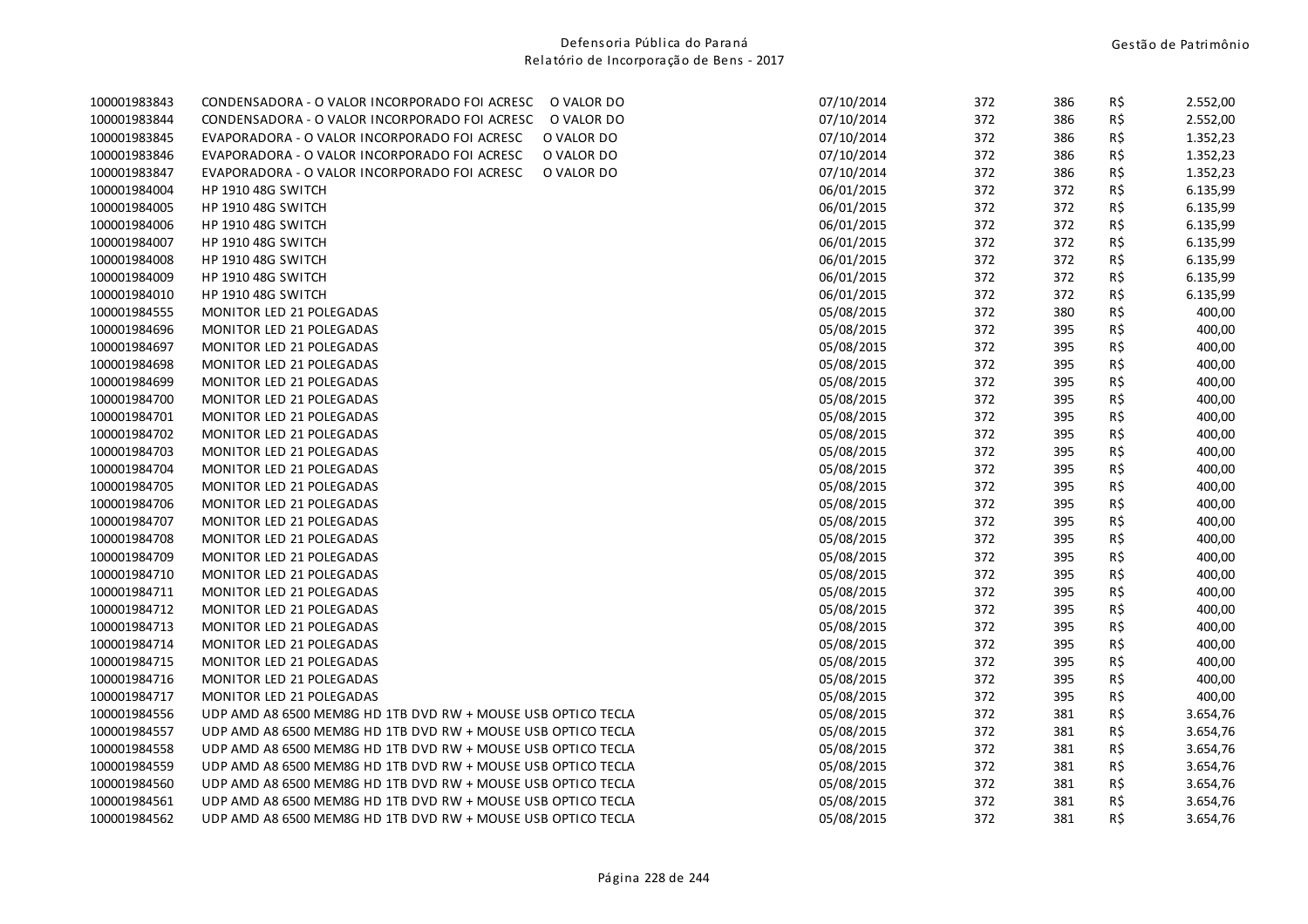| | | | | | | |
|---|---|---|---|---|---|---|
| 100001983843 | CONDENSADORA - O VALOR INCORPORADO FOI ACRESC O VALOR DO | 07/10/2014 | 372 | 386 | R$ | 2.552,00 |
| 100001983844 | CONDENSADORA - O VALOR INCORPORADO FOI ACRESC O VALOR DO | 07/10/2014 | 372 | 386 | R$ | 2.552,00 |
| 100001983845 | EVAPORADORA - O VALOR INCORPORADO FOI ACRESC O VALOR DO | 07/10/2014 | 372 | 386 | R$ | 1.352,23 |
| 100001983846 | EVAPORADORA - O VALOR INCORPORADO FOI ACRESC O VALOR DO | 07/10/2014 | 372 | 386 | R$ | 1.352,23 |
| 100001983847 | EVAPORADORA - O VALOR INCORPORADO FOI ACRESC O VALOR DO | 07/10/2014 | 372 | 386 | R$ | 1.352,23 |
| 100001984004 | HP 1910 48G SWITCH | 06/01/2015 | 372 | 372 | R$ | 6.135,99 |
| 100001984005 | HP 1910 48G SWITCH | 06/01/2015 | 372 | 372 | R$ | 6.135,99 |
| 100001984006 | HP 1910 48G SWITCH | 06/01/2015 | 372 | 372 | R$ | 6.135,99 |
| 100001984007 | HP 1910 48G SWITCH | 06/01/2015 | 372 | 372 | R$ | 6.135,99 |
| 100001984008 | HP 1910 48G SWITCH | 06/01/2015 | 372 | 372 | R$ | 6.135,99 |
| 100001984009 | HP 1910 48G SWITCH | 06/01/2015 | 372 | 372 | R$ | 6.135,99 |
| 100001984010 | HP 1910 48G SWITCH | 06/01/2015 | 372 | 372 | R$ | 6.135,99 |
| 100001984555 | MONITOR LED 21 POLEGADAS | 05/08/2015 | 372 | 380 | R$ | 400,00 |
| 100001984696 | MONITOR LED 21 POLEGADAS | 05/08/2015 | 372 | 395 | R$ | 400,00 |
| 100001984697 | MONITOR LED 21 POLEGADAS | 05/08/2015 | 372 | 395 | R$ | 400,00 |
| 100001984698 | MONITOR LED 21 POLEGADAS | 05/08/2015 | 372 | 395 | R$ | 400,00 |
| 100001984699 | MONITOR LED 21 POLEGADAS | 05/08/2015 | 372 | 395 | R$ | 400,00 |
| 100001984700 | MONITOR LED 21 POLEGADAS | 05/08/2015 | 372 | 395 | R$ | 400,00 |
| 100001984701 | MONITOR LED 21 POLEGADAS | 05/08/2015 | 372 | 395 | R$ | 400,00 |
| 100001984702 | MONITOR LED 21 POLEGADAS | 05/08/2015 | 372 | 395 | R$ | 400,00 |
| 100001984703 | MONITOR LED 21 POLEGADAS | 05/08/2015 | 372 | 395 | R$ | 400,00 |
| 100001984704 | MONITOR LED 21 POLEGADAS | 05/08/2015 | 372 | 395 | R$ | 400,00 |
| 100001984705 | MONITOR LED 21 POLEGADAS | 05/08/2015 | 372 | 395 | R$ | 400,00 |
| 100001984706 | MONITOR LED 21 POLEGADAS | 05/08/2015 | 372 | 395 | R$ | 400,00 |
| 100001984707 | MONITOR LED 21 POLEGADAS | 05/08/2015 | 372 | 395 | R$ | 400,00 |
| 100001984708 | MONITOR LED 21 POLEGADAS | 05/08/2015 | 372 | 395 | R$ | 400,00 |
| 100001984709 | MONITOR LED 21 POLEGADAS | 05/08/2015 | 372 | 395 | R$ | 400,00 |
| 100001984710 | MONITOR LED 21 POLEGADAS | 05/08/2015 | 372 | 395 | R$ | 400,00 |
| 100001984711 | MONITOR LED 21 POLEGADAS | 05/08/2015 | 372 | 395 | R$ | 400,00 |
| 100001984712 | MONITOR LED 21 POLEGADAS | 05/08/2015 | 372 | 395 | R$ | 400,00 |
| 100001984713 | MONITOR LED 21 POLEGADAS | 05/08/2015 | 372 | 395 | R$ | 400,00 |
| 100001984714 | MONITOR LED 21 POLEGADAS | 05/08/2015 | 372 | 395 | R$ | 400,00 |
| 100001984715 | MONITOR LED 21 POLEGADAS | 05/08/2015 | 372 | 395 | R$ | 400,00 |
| 100001984716 | MONITOR LED 21 POLEGADAS | 05/08/2015 | 372 | 395 | R$ | 400,00 |
| 100001984717 | MONITOR LED 21 POLEGADAS | 05/08/2015 | 372 | 395 | R$ | 400,00 |
| 100001984556 | UDP AMD A8 6500 MEM8G HD 1TB DVD RW + MOUSE USB OPTICO TECLA | 05/08/2015 | 372 | 381 | R$ | 3.654,76 |
| 100001984557 | UDP AMD A8 6500 MEM8G HD 1TB DVD RW + MOUSE USB OPTICO TECLA | 05/08/2015 | 372 | 381 | R$ | 3.654,76 |
| 100001984558 | UDP AMD A8 6500 MEM8G HD 1TB DVD RW + MOUSE USB OPTICO TECLA | 05/08/2015 | 372 | 381 | R$ | 3.654,76 |
| 100001984559 | UDP AMD A8 6500 MEM8G HD 1TB DVD RW + MOUSE USB OPTICO TECLA | 05/08/2015 | 372 | 381 | R$ | 3.654,76 |
| 100001984560 | UDP AMD A8 6500 MEM8G HD 1TB DVD RW + MOUSE USB OPTICO TECLA | 05/08/2015 | 372 | 381 | R$ | 3.654,76 |
| 100001984561 | UDP AMD A8 6500 MEM8G HD 1TB DVD RW + MOUSE USB OPTICO TECLA | 05/08/2015 | 372 | 381 | R$ | 3.654,76 |
| 100001984562 | UDP AMD A8 6500 MEM8G HD 1TB DVD RW + MOUSE USB OPTICO TECLA | 05/08/2015 | 372 | 381 | R$ | 3.654,76 |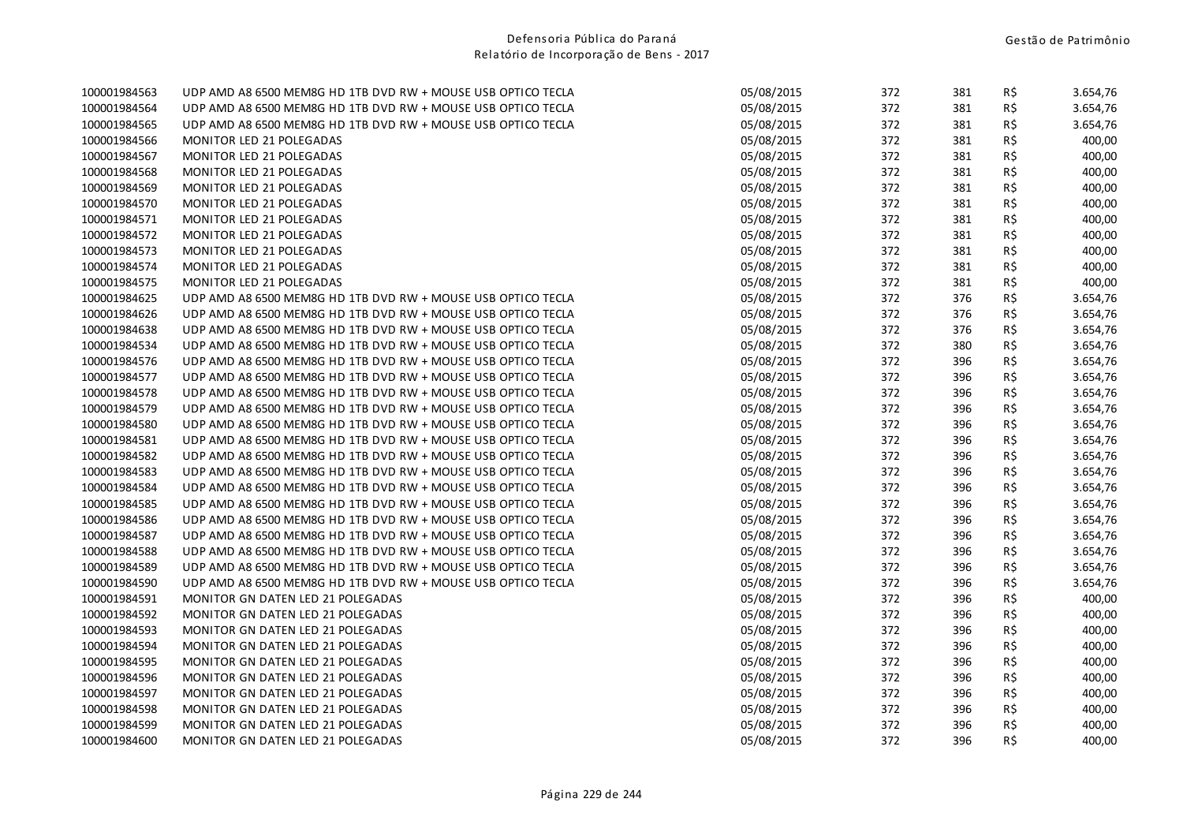| | | | | | | |
|---|---|---|---|---|---|---|
| 100001984563 | UDP AMD A8 6500 MEM8G HD 1TB DVD RW + MOUSE USB OPTICO TECLA | 05/08/2015 | 372 | 381 | R$ | 3.654,76 |
| 100001984564 | UDP AMD A8 6500 MEM8G HD 1TB DVD RW + MOUSE USB OPTICO TECLA | 05/08/2015 | 372 | 381 | R$ | 3.654,76 |
| 100001984565 | UDP AMD A8 6500 MEM8G HD 1TB DVD RW + MOUSE USB OPTICO TECLA | 05/08/2015 | 372 | 381 | R$ | 3.654,76 |
| 100001984566 | MONITOR LED 21 POLEGADAS | 05/08/2015 | 372 | 381 | R$ | 400,00 |
| 100001984567 | MONITOR LED 21 POLEGADAS | 05/08/2015 | 372 | 381 | R$ | 400,00 |
| 100001984568 | MONITOR LED 21 POLEGADAS | 05/08/2015 | 372 | 381 | R$ | 400,00 |
| 100001984569 | MONITOR LED 21 POLEGADAS | 05/08/2015 | 372 | 381 | R$ | 400,00 |
| 100001984570 | MONITOR LED 21 POLEGADAS | 05/08/2015 | 372 | 381 | R$ | 400,00 |
| 100001984571 | MONITOR LED 21 POLEGADAS | 05/08/2015 | 372 | 381 | R$ | 400,00 |
| 100001984572 | MONITOR LED 21 POLEGADAS | 05/08/2015 | 372 | 381 | R$ | 400,00 |
| 100001984573 | MONITOR LED 21 POLEGADAS | 05/08/2015 | 372 | 381 | R$ | 400,00 |
| 100001984574 | MONITOR LED 21 POLEGADAS | 05/08/2015 | 372 | 381 | R$ | 400,00 |
| 100001984575 | MONITOR LED 21 POLEGADAS | 05/08/2015 | 372 | 381 | R$ | 400,00 |
| 100001984625 | UDP AMD A8 6500 MEM8G HD 1TB DVD RW + MOUSE USB OPTICO TECLA | 05/08/2015 | 372 | 376 | R$ | 3.654,76 |
| 100001984626 | UDP AMD A8 6500 MEM8G HD 1TB DVD RW + MOUSE USB OPTICO TECLA | 05/08/2015 | 372 | 376 | R$ | 3.654,76 |
| 100001984638 | UDP AMD A8 6500 MEM8G HD 1TB DVD RW + MOUSE USB OPTICO TECLA | 05/08/2015 | 372 | 376 | R$ | 3.654,76 |
| 100001984534 | UDP AMD A8 6500 MEM8G HD 1TB DVD RW + MOUSE USB OPTICO TECLA | 05/08/2015 | 372 | 380 | R$ | 3.654,76 |
| 100001984576 | UDP AMD A8 6500 MEM8G HD 1TB DVD RW + MOUSE USB OPTICO TECLA | 05/08/2015 | 372 | 396 | R$ | 3.654,76 |
| 100001984577 | UDP AMD A8 6500 MEM8G HD 1TB DVD RW + MOUSE USB OPTICO TECLA | 05/08/2015 | 372 | 396 | R$ | 3.654,76 |
| 100001984578 | UDP AMD A8 6500 MEM8G HD 1TB DVD RW + MOUSE USB OPTICO TECLA | 05/08/2015 | 372 | 396 | R$ | 3.654,76 |
| 100001984579 | UDP AMD A8 6500 MEM8G HD 1TB DVD RW + MOUSE USB OPTICO TECLA | 05/08/2015 | 372 | 396 | R$ | 3.654,76 |
| 100001984580 | UDP AMD A8 6500 MEM8G HD 1TB DVD RW + MOUSE USB OPTICO TECLA | 05/08/2015 | 372 | 396 | R$ | 3.654,76 |
| 100001984581 | UDP AMD A8 6500 MEM8G HD 1TB DVD RW + MOUSE USB OPTICO TECLA | 05/08/2015 | 372 | 396 | R$ | 3.654,76 |
| 100001984582 | UDP AMD A8 6500 MEM8G HD 1TB DVD RW + MOUSE USB OPTICO TECLA | 05/08/2015 | 372 | 396 | R$ | 3.654,76 |
| 100001984583 | UDP AMD A8 6500 MEM8G HD 1TB DVD RW + MOUSE USB OPTICO TECLA | 05/08/2015 | 372 | 396 | R$ | 3.654,76 |
| 100001984584 | UDP AMD A8 6500 MEM8G HD 1TB DVD RW + MOUSE USB OPTICO TECLA | 05/08/2015 | 372 | 396 | R$ | 3.654,76 |
| 100001984585 | UDP AMD A8 6500 MEM8G HD 1TB DVD RW + MOUSE USB OPTICO TECLA | 05/08/2015 | 372 | 396 | R$ | 3.654,76 |
| 100001984586 | UDP AMD A8 6500 MEM8G HD 1TB DVD RW + MOUSE USB OPTICO TECLA | 05/08/2015 | 372 | 396 | R$ | 3.654,76 |
| 100001984587 | UDP AMD A8 6500 MEM8G HD 1TB DVD RW + MOUSE USB OPTICO TECLA | 05/08/2015 | 372 | 396 | R$ | 3.654,76 |
| 100001984588 | UDP AMD A8 6500 MEM8G HD 1TB DVD RW + MOUSE USB OPTICO TECLA | 05/08/2015 | 372 | 396 | R$ | 3.654,76 |
| 100001984589 | UDP AMD A8 6500 MEM8G HD 1TB DVD RW + MOUSE USB OPTICO TECLA | 05/08/2015 | 372 | 396 | R$ | 3.654,76 |
| 100001984590 | UDP AMD A8 6500 MEM8G HD 1TB DVD RW + MOUSE USB OPTICO TECLA | 05/08/2015 | 372 | 396 | R$ | 3.654,76 |
| 100001984591 | MONITOR GN DATEN LED 21 POLEGADAS | 05/08/2015 | 372 | 396 | R$ | 400,00 |
| 100001984592 | MONITOR GN DATEN LED 21 POLEGADAS | 05/08/2015 | 372 | 396 | R$ | 400,00 |
| 100001984593 | MONITOR GN DATEN LED 21 POLEGADAS | 05/08/2015 | 372 | 396 | R$ | 400,00 |
| 100001984594 | MONITOR GN DATEN LED 21 POLEGADAS | 05/08/2015 | 372 | 396 | R$ | 400,00 |
| 100001984595 | MONITOR GN DATEN LED 21 POLEGADAS | 05/08/2015 | 372 | 396 | R$ | 400,00 |
| 100001984596 | MONITOR GN DATEN LED 21 POLEGADAS | 05/08/2015 | 372 | 396 | R$ | 400,00 |
| 100001984597 | MONITOR GN DATEN LED 21 POLEGADAS | 05/08/2015 | 372 | 396 | R$ | 400,00 |
| 100001984598 | MONITOR GN DATEN LED 21 POLEGADAS | 05/08/2015 | 372 | 396 | R$ | 400,00 |
| 100001984599 | MONITOR GN DATEN LED 21 POLEGADAS | 05/08/2015 | 372 | 396 | R$ | 400,00 |
| 100001984600 | MONITOR GN DATEN LED 21 POLEGADAS | 05/08/2015 | 372 | 396 | R$ | 400,00 |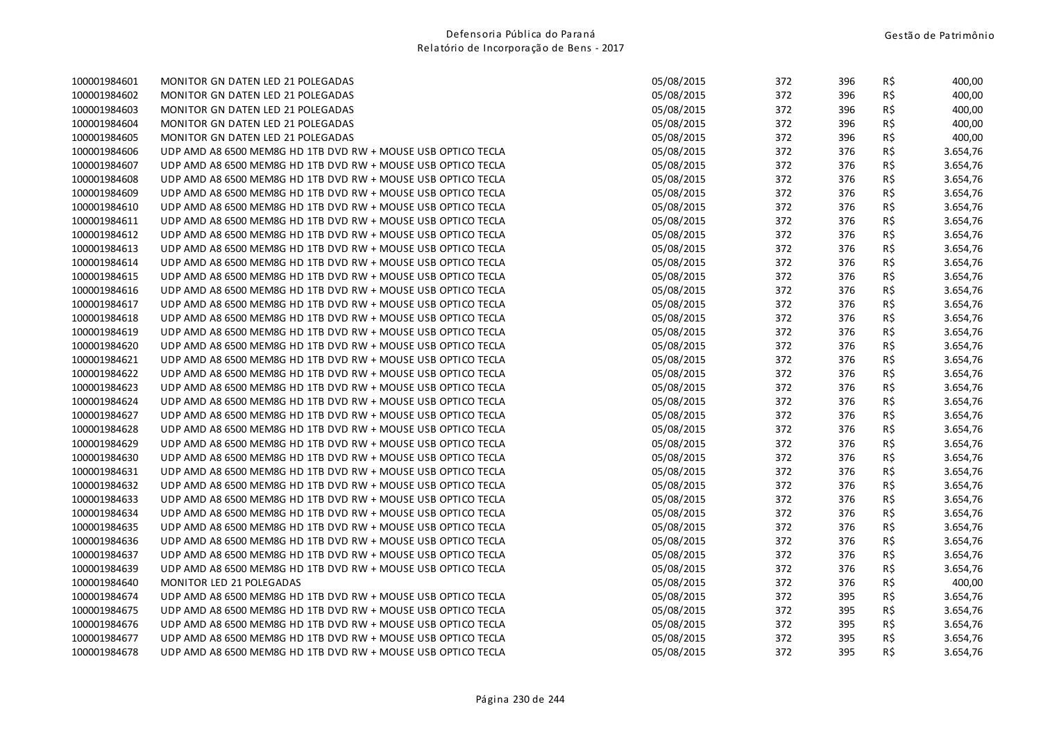| | | | | | | |
|---|---|---|---|---|---|---|
| 100001984601 | MONITOR GN DATEN LED 21 POLEGADAS | 05/08/2015 | 372 | 396 | R$ | 400,00 |
| 100001984602 | MONITOR GN DATEN LED 21 POLEGADAS | 05/08/2015 | 372 | 396 | R$ | 400,00 |
| 100001984603 | MONITOR GN DATEN LED 21 POLEGADAS | 05/08/2015 | 372 | 396 | R$ | 400,00 |
| 100001984604 | MONITOR GN DATEN LED 21 POLEGADAS | 05/08/2015 | 372 | 396 | R$ | 400,00 |
| 100001984605 | MONITOR GN DATEN LED 21 POLEGADAS | 05/08/2015 | 372 | 396 | R$ | 400,00 |
| 100001984606 | UDP AMD A8 6500 MEM8G HD 1TB DVD RW + MOUSE USB OPTICO TECLA | 05/08/2015 | 372 | 376 | R$ | 3.654,76 |
| 100001984607 | UDP AMD A8 6500 MEM8G HD 1TB DVD RW + MOUSE USB OPTICO TECLA | 05/08/2015 | 372 | 376 | R$ | 3.654,76 |
| 100001984608 | UDP AMD A8 6500 MEM8G HD 1TB DVD RW + MOUSE USB OPTICO TECLA | 05/08/2015 | 372 | 376 | R$ | 3.654,76 |
| 100001984609 | UDP AMD A8 6500 MEM8G HD 1TB DVD RW + MOUSE USB OPTICO TECLA | 05/08/2015 | 372 | 376 | R$ | 3.654,76 |
| 100001984610 | UDP AMD A8 6500 MEM8G HD 1TB DVD RW + MOUSE USB OPTICO TECLA | 05/08/2015 | 372 | 376 | R$ | 3.654,76 |
| 100001984611 | UDP AMD A8 6500 MEM8G HD 1TB DVD RW + MOUSE USB OPTICO TECLA | 05/08/2015 | 372 | 376 | R$ | 3.654,76 |
| 100001984612 | UDP AMD A8 6500 MEM8G HD 1TB DVD RW + MOUSE USB OPTICO TECLA | 05/08/2015 | 372 | 376 | R$ | 3.654,76 |
| 100001984613 | UDP AMD A8 6500 MEM8G HD 1TB DVD RW + MOUSE USB OPTICO TECLA | 05/08/2015 | 372 | 376 | R$ | 3.654,76 |
| 100001984614 | UDP AMD A8 6500 MEM8G HD 1TB DVD RW + MOUSE USB OPTICO TECLA | 05/08/2015 | 372 | 376 | R$ | 3.654,76 |
| 100001984615 | UDP AMD A8 6500 MEM8G HD 1TB DVD RW + MOUSE USB OPTICO TECLA | 05/08/2015 | 372 | 376 | R$ | 3.654,76 |
| 100001984616 | UDP AMD A8 6500 MEM8G HD 1TB DVD RW + MOUSE USB OPTICO TECLA | 05/08/2015 | 372 | 376 | R$ | 3.654,76 |
| 100001984617 | UDP AMD A8 6500 MEM8G HD 1TB DVD RW + MOUSE USB OPTICO TECLA | 05/08/2015 | 372 | 376 | R$ | 3.654,76 |
| 100001984618 | UDP AMD A8 6500 MEM8G HD 1TB DVD RW + MOUSE USB OPTICO TECLA | 05/08/2015 | 372 | 376 | R$ | 3.654,76 |
| 100001984619 | UDP AMD A8 6500 MEM8G HD 1TB DVD RW + MOUSE USB OPTICO TECLA | 05/08/2015 | 372 | 376 | R$ | 3.654,76 |
| 100001984620 | UDP AMD A8 6500 MEM8G HD 1TB DVD RW + MOUSE USB OPTICO TECLA | 05/08/2015 | 372 | 376 | R$ | 3.654,76 |
| 100001984621 | UDP AMD A8 6500 MEM8G HD 1TB DVD RW + MOUSE USB OPTICO TECLA | 05/08/2015 | 372 | 376 | R$ | 3.654,76 |
| 100001984622 | UDP AMD A8 6500 MEM8G HD 1TB DVD RW + MOUSE USB OPTICO TECLA | 05/08/2015 | 372 | 376 | R$ | 3.654,76 |
| 100001984623 | UDP AMD A8 6500 MEM8G HD 1TB DVD RW + MOUSE USB OPTICO TECLA | 05/08/2015 | 372 | 376 | R$ | 3.654,76 |
| 100001984624 | UDP AMD A8 6500 MEM8G HD 1TB DVD RW + MOUSE USB OPTICO TECLA | 05/08/2015 | 372 | 376 | R$ | 3.654,76 |
| 100001984627 | UDP AMD A8 6500 MEM8G HD 1TB DVD RW + MOUSE USB OPTICO TECLA | 05/08/2015 | 372 | 376 | R$ | 3.654,76 |
| 100001984628 | UDP AMD A8 6500 MEM8G HD 1TB DVD RW + MOUSE USB OPTICO TECLA | 05/08/2015 | 372 | 376 | R$ | 3.654,76 |
| 100001984629 | UDP AMD A8 6500 MEM8G HD 1TB DVD RW + MOUSE USB OPTICO TECLA | 05/08/2015 | 372 | 376 | R$ | 3.654,76 |
| 100001984630 | UDP AMD A8 6500 MEM8G HD 1TB DVD RW + MOUSE USB OPTICO TECLA | 05/08/2015 | 372 | 376 | R$ | 3.654,76 |
| 100001984631 | UDP AMD A8 6500 MEM8G HD 1TB DVD RW + MOUSE USB OPTICO TECLA | 05/08/2015 | 372 | 376 | R$ | 3.654,76 |
| 100001984632 | UDP AMD A8 6500 MEM8G HD 1TB DVD RW + MOUSE USB OPTICO TECLA | 05/08/2015 | 372 | 376 | R$ | 3.654,76 |
| 100001984633 | UDP AMD A8 6500 MEM8G HD 1TB DVD RW + MOUSE USB OPTICO TECLA | 05/08/2015 | 372 | 376 | R$ | 3.654,76 |
| 100001984634 | UDP AMD A8 6500 MEM8G HD 1TB DVD RW + MOUSE USB OPTICO TECLA | 05/08/2015 | 372 | 376 | R$ | 3.654,76 |
| 100001984635 | UDP AMD A8 6500 MEM8G HD 1TB DVD RW + MOUSE USB OPTICO TECLA | 05/08/2015 | 372 | 376 | R$ | 3.654,76 |
| 100001984636 | UDP AMD A8 6500 MEM8G HD 1TB DVD RW + MOUSE USB OPTICO TECLA | 05/08/2015 | 372 | 376 | R$ | 3.654,76 |
| 100001984637 | UDP AMD A8 6500 MEM8G HD 1TB DVD RW + MOUSE USB OPTICO TECLA | 05/08/2015 | 372 | 376 | R$ | 3.654,76 |
| 100001984639 | UDP AMD A8 6500 MEM8G HD 1TB DVD RW + MOUSE USB OPTICO TECLA | 05/08/2015 | 372 | 376 | R$ | 3.654,76 |
| 100001984640 | MONITOR LED 21 POLEGADAS | 05/08/2015 | 372 | 376 | R$ | 400,00 |
| 100001984674 | UDP AMD A8 6500 MEM8G HD 1TB DVD RW + MOUSE USB OPTICO TECLA | 05/08/2015 | 372 | 395 | R$ | 3.654,76 |
| 100001984675 | UDP AMD A8 6500 MEM8G HD 1TB DVD RW + MOUSE USB OPTICO TECLA | 05/08/2015 | 372 | 395 | R$ | 3.654,76 |
| 100001984676 | UDP AMD A8 6500 MEM8G HD 1TB DVD RW + MOUSE USB OPTICO TECLA | 05/08/2015 | 372 | 395 | R$ | 3.654,76 |
| 100001984677 | UDP AMD A8 6500 MEM8G HD 1TB DVD RW + MOUSE USB OPTICO TECLA | 05/08/2015 | 372 | 395 | R$ | 3.654,76 |
| 100001984678 | UDP AMD A8 6500 MEM8G HD 1TB DVD RW + MOUSE USB OPTICO TECLA | 05/08/2015 | 372 | 395 | R$ | 3.654,76 |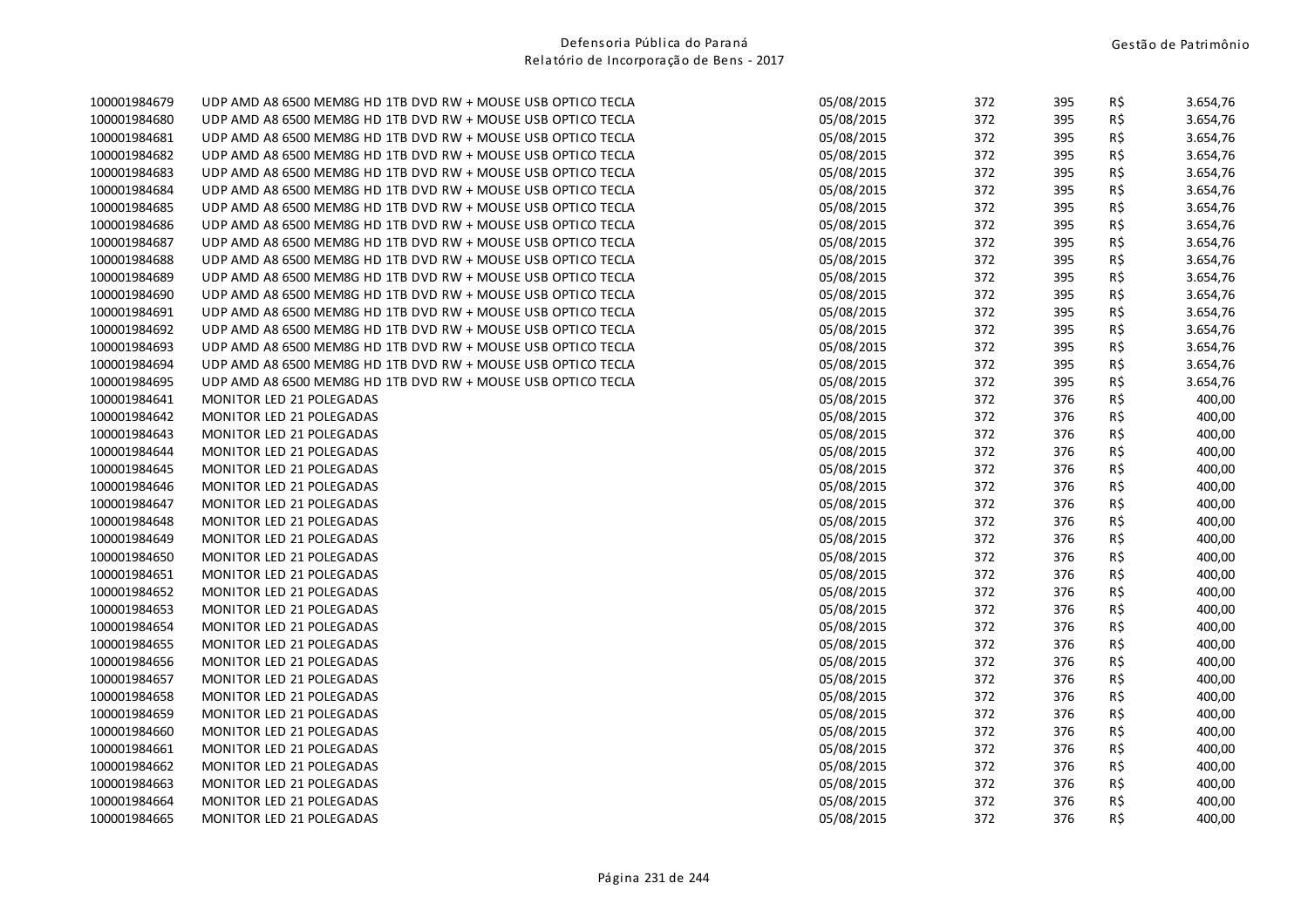| | | | | | | |
|---|---|---|---|---|---|---|
| 100001984679 | UDP AMD A8 6500 MEM8G HD 1TB DVD RW + MOUSE USB OPTICO TECLA | 05/08/2015 | 372 | 395 | R$ | 3.654,76 |
| 100001984680 | UDP AMD A8 6500 MEM8G HD 1TB DVD RW + MOUSE USB OPTICO TECLA | 05/08/2015 | 372 | 395 | R$ | 3.654,76 |
| 100001984681 | UDP AMD A8 6500 MEM8G HD 1TB DVD RW + MOUSE USB OPTICO TECLA | 05/08/2015 | 372 | 395 | R$ | 3.654,76 |
| 100001984682 | UDP AMD A8 6500 MEM8G HD 1TB DVD RW + MOUSE USB OPTICO TECLA | 05/08/2015 | 372 | 395 | R$ | 3.654,76 |
| 100001984683 | UDP AMD A8 6500 MEM8G HD 1TB DVD RW + MOUSE USB OPTICO TECLA | 05/08/2015 | 372 | 395 | R$ | 3.654,76 |
| 100001984684 | UDP AMD A8 6500 MEM8G HD 1TB DVD RW + MOUSE USB OPTICO TECLA | 05/08/2015 | 372 | 395 | R$ | 3.654,76 |
| 100001984685 | UDP AMD A8 6500 MEM8G HD 1TB DVD RW + MOUSE USB OPTICO TECLA | 05/08/2015 | 372 | 395 | R$ | 3.654,76 |
| 100001984686 | UDP AMD A8 6500 MEM8G HD 1TB DVD RW + MOUSE USB OPTICO TECLA | 05/08/2015 | 372 | 395 | R$ | 3.654,76 |
| 100001984687 | UDP AMD A8 6500 MEM8G HD 1TB DVD RW + MOUSE USB OPTICO TECLA | 05/08/2015 | 372 | 395 | R$ | 3.654,76 |
| 100001984688 | UDP AMD A8 6500 MEM8G HD 1TB DVD RW + MOUSE USB OPTICO TECLA | 05/08/2015 | 372 | 395 | R$ | 3.654,76 |
| 100001984689 | UDP AMD A8 6500 MEM8G HD 1TB DVD RW + MOUSE USB OPTICO TECLA | 05/08/2015 | 372 | 395 | R$ | 3.654,76 |
| 100001984690 | UDP AMD A8 6500 MEM8G HD 1TB DVD RW + MOUSE USB OPTICO TECLA | 05/08/2015 | 372 | 395 | R$ | 3.654,76 |
| 100001984691 | UDP AMD A8 6500 MEM8G HD 1TB DVD RW + MOUSE USB OPTICO TECLA | 05/08/2015 | 372 | 395 | R$ | 3.654,76 |
| 100001984692 | UDP AMD A8 6500 MEM8G HD 1TB DVD RW + MOUSE USB OPTICO TECLA | 05/08/2015 | 372 | 395 | R$ | 3.654,76 |
| 100001984693 | UDP AMD A8 6500 MEM8G HD 1TB DVD RW + MOUSE USB OPTICO TECLA | 05/08/2015 | 372 | 395 | R$ | 3.654,76 |
| 100001984694 | UDP AMD A8 6500 MEM8G HD 1TB DVD RW + MOUSE USB OPTICO TECLA | 05/08/2015 | 372 | 395 | R$ | 3.654,76 |
| 100001984695 | UDP AMD A8 6500 MEM8G HD 1TB DVD RW + MOUSE USB OPTICO TECLA | 05/08/2015 | 372 | 395 | R$ | 3.654,76 |
| 100001984641 | MONITOR LED 21 POLEGADAS | 05/08/2015 | 372 | 376 | R$ | 400,00 |
| 100001984642 | MONITOR LED 21 POLEGADAS | 05/08/2015 | 372 | 376 | R$ | 400,00 |
| 100001984643 | MONITOR LED 21 POLEGADAS | 05/08/2015 | 372 | 376 | R$ | 400,00 |
| 100001984644 | MONITOR LED 21 POLEGADAS | 05/08/2015 | 372 | 376 | R$ | 400,00 |
| 100001984645 | MONITOR LED 21 POLEGADAS | 05/08/2015 | 372 | 376 | R$ | 400,00 |
| 100001984646 | MONITOR LED 21 POLEGADAS | 05/08/2015 | 372 | 376 | R$ | 400,00 |
| 100001984647 | MONITOR LED 21 POLEGADAS | 05/08/2015 | 372 | 376 | R$ | 400,00 |
| 100001984648 | MONITOR LED 21 POLEGADAS | 05/08/2015 | 372 | 376 | R$ | 400,00 |
| 100001984649 | MONITOR LED 21 POLEGADAS | 05/08/2015 | 372 | 376 | R$ | 400,00 |
| 100001984650 | MONITOR LED 21 POLEGADAS | 05/08/2015 | 372 | 376 | R$ | 400,00 |
| 100001984651 | MONITOR LED 21 POLEGADAS | 05/08/2015 | 372 | 376 | R$ | 400,00 |
| 100001984652 | MONITOR LED 21 POLEGADAS | 05/08/2015 | 372 | 376 | R$ | 400,00 |
| 100001984653 | MONITOR LED 21 POLEGADAS | 05/08/2015 | 372 | 376 | R$ | 400,00 |
| 100001984654 | MONITOR LED 21 POLEGADAS | 05/08/2015 | 372 | 376 | R$ | 400,00 |
| 100001984655 | MONITOR LED 21 POLEGADAS | 05/08/2015 | 372 | 376 | R$ | 400,00 |
| 100001984656 | MONITOR LED 21 POLEGADAS | 05/08/2015 | 372 | 376 | R$ | 400,00 |
| 100001984657 | MONITOR LED 21 POLEGADAS | 05/08/2015 | 372 | 376 | R$ | 400,00 |
| 100001984658 | MONITOR LED 21 POLEGADAS | 05/08/2015 | 372 | 376 | R$ | 400,00 |
| 100001984659 | MONITOR LED 21 POLEGADAS | 05/08/2015 | 372 | 376 | R$ | 400,00 |
| 100001984660 | MONITOR LED 21 POLEGADAS | 05/08/2015 | 372 | 376 | R$ | 400,00 |
| 100001984661 | MONITOR LED 21 POLEGADAS | 05/08/2015 | 372 | 376 | R$ | 400,00 |
| 100001984662 | MONITOR LED 21 POLEGADAS | 05/08/2015 | 372 | 376 | R$ | 400,00 |
| 100001984663 | MONITOR LED 21 POLEGADAS | 05/08/2015 | 372 | 376 | R$ | 400,00 |
| 100001984664 | MONITOR LED 21 POLEGADAS | 05/08/2015 | 372 | 376 | R$ | 400,00 |
| 100001984665 | MONITOR LED 21 POLEGADAS | 05/08/2015 | 372 | 376 | R$ | 400,00 |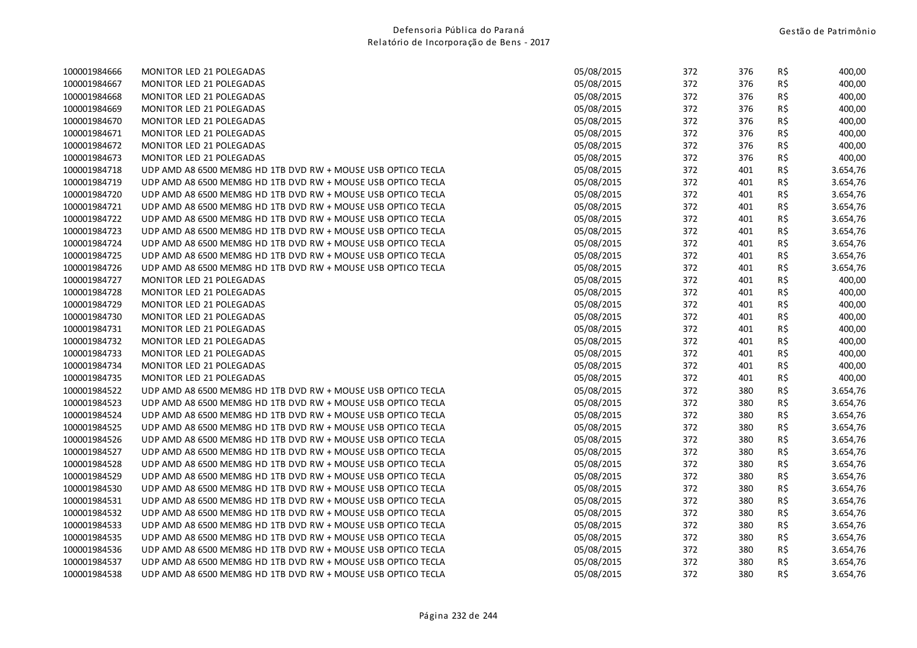| | | | | | | |
|---|---|---|---|---|---|---|
| 100001984666 | MONITOR LED 21 POLEGADAS | 05/08/2015 | 372 | 376 | R$ | 400,00 |
| 100001984667 | MONITOR LED 21 POLEGADAS | 05/08/2015 | 372 | 376 | R$ | 400,00 |
| 100001984668 | MONITOR LED 21 POLEGADAS | 05/08/2015 | 372 | 376 | R$ | 400,00 |
| 100001984669 | MONITOR LED 21 POLEGADAS | 05/08/2015 | 372 | 376 | R$ | 400,00 |
| 100001984670 | MONITOR LED 21 POLEGADAS | 05/08/2015 | 372 | 376 | R$ | 400,00 |
| 100001984671 | MONITOR LED 21 POLEGADAS | 05/08/2015 | 372 | 376 | R$ | 400,00 |
| 100001984672 | MONITOR LED 21 POLEGADAS | 05/08/2015 | 372 | 376 | R$ | 400,00 |
| 100001984673 | MONITOR LED 21 POLEGADAS | 05/08/2015 | 372 | 376 | R$ | 400,00 |
| 100001984718 | UDP AMD A8 6500 MEM8G HD 1TB DVD RW + MOUSE USB OPTICO TECLA | 05/08/2015 | 372 | 401 | R$ | 3.654,76 |
| 100001984719 | UDP AMD A8 6500 MEM8G HD 1TB DVD RW + MOUSE USB OPTICO TECLA | 05/08/2015 | 372 | 401 | R$ | 3.654,76 |
| 100001984720 | UDP AMD A8 6500 MEM8G HD 1TB DVD RW + MOUSE USB OPTICO TECLA | 05/08/2015 | 372 | 401 | R$ | 3.654,76 |
| 100001984721 | UDP AMD A8 6500 MEM8G HD 1TB DVD RW + MOUSE USB OPTICO TECLA | 05/08/2015 | 372 | 401 | R$ | 3.654,76 |
| 100001984722 | UDP AMD A8 6500 MEM8G HD 1TB DVD RW + MOUSE USB OPTICO TECLA | 05/08/2015 | 372 | 401 | R$ | 3.654,76 |
| 100001984723 | UDP AMD A8 6500 MEM8G HD 1TB DVD RW + MOUSE USB OPTICO TECLA | 05/08/2015 | 372 | 401 | R$ | 3.654,76 |
| 100001984724 | UDP AMD A8 6500 MEM8G HD 1TB DVD RW + MOUSE USB OPTICO TECLA | 05/08/2015 | 372 | 401 | R$ | 3.654,76 |
| 100001984725 | UDP AMD A8 6500 MEM8G HD 1TB DVD RW + MOUSE USB OPTICO TECLA | 05/08/2015 | 372 | 401 | R$ | 3.654,76 |
| 100001984726 | UDP AMD A8 6500 MEM8G HD 1TB DVD RW + MOUSE USB OPTICO TECLA | 05/08/2015 | 372 | 401 | R$ | 3.654,76 |
| 100001984727 | MONITOR LED 21 POLEGADAS | 05/08/2015 | 372 | 401 | R$ | 400,00 |
| 100001984728 | MONITOR LED 21 POLEGADAS | 05/08/2015 | 372 | 401 | R$ | 400,00 |
| 100001984729 | MONITOR LED 21 POLEGADAS | 05/08/2015 | 372 | 401 | R$ | 400,00 |
| 100001984730 | MONITOR LED 21 POLEGADAS | 05/08/2015 | 372 | 401 | R$ | 400,00 |
| 100001984731 | MONITOR LED 21 POLEGADAS | 05/08/2015 | 372 | 401 | R$ | 400,00 |
| 100001984732 | MONITOR LED 21 POLEGADAS | 05/08/2015 | 372 | 401 | R$ | 400,00 |
| 100001984733 | MONITOR LED 21 POLEGADAS | 05/08/2015 | 372 | 401 | R$ | 400,00 |
| 100001984734 | MONITOR LED 21 POLEGADAS | 05/08/2015 | 372 | 401 | R$ | 400,00 |
| 100001984735 | MONITOR LED 21 POLEGADAS | 05/08/2015 | 372 | 401 | R$ | 400,00 |
| 100001984522 | UDP AMD A8 6500 MEM8G HD 1TB DVD RW + MOUSE USB OPTICO TECLA | 05/08/2015 | 372 | 380 | R$ | 3.654,76 |
| 100001984523 | UDP AMD A8 6500 MEM8G HD 1TB DVD RW + MOUSE USB OPTICO TECLA | 05/08/2015 | 372 | 380 | R$ | 3.654,76 |
| 100001984524 | UDP AMD A8 6500 MEM8G HD 1TB DVD RW + MOUSE USB OPTICO TECLA | 05/08/2015 | 372 | 380 | R$ | 3.654,76 |
| 100001984525 | UDP AMD A8 6500 MEM8G HD 1TB DVD RW + MOUSE USB OPTICO TECLA | 05/08/2015 | 372 | 380 | R$ | 3.654,76 |
| 100001984526 | UDP AMD A8 6500 MEM8G HD 1TB DVD RW + MOUSE USB OPTICO TECLA | 05/08/2015 | 372 | 380 | R$ | 3.654,76 |
| 100001984527 | UDP AMD A8 6500 MEM8G HD 1TB DVD RW + MOUSE USB OPTICO TECLA | 05/08/2015 | 372 | 380 | R$ | 3.654,76 |
| 100001984528 | UDP AMD A8 6500 MEM8G HD 1TB DVD RW + MOUSE USB OPTICO TECLA | 05/08/2015 | 372 | 380 | R$ | 3.654,76 |
| 100001984529 | UDP AMD A8 6500 MEM8G HD 1TB DVD RW + MOUSE USB OPTICO TECLA | 05/08/2015 | 372 | 380 | R$ | 3.654,76 |
| 100001984530 | UDP AMD A8 6500 MEM8G HD 1TB DVD RW + MOUSE USB OPTICO TECLA | 05/08/2015 | 372 | 380 | R$ | 3.654,76 |
| 100001984531 | UDP AMD A8 6500 MEM8G HD 1TB DVD RW + MOUSE USB OPTICO TECLA | 05/08/2015 | 372 | 380 | R$ | 3.654,76 |
| 100001984532 | UDP AMD A8 6500 MEM8G HD 1TB DVD RW + MOUSE USB OPTICO TECLA | 05/08/2015 | 372 | 380 | R$ | 3.654,76 |
| 100001984533 | UDP AMD A8 6500 MEM8G HD 1TB DVD RW + MOUSE USB OPTICO TECLA | 05/08/2015 | 372 | 380 | R$ | 3.654,76 |
| 100001984535 | UDP AMD A8 6500 MEM8G HD 1TB DVD RW + MOUSE USB OPTICO TECLA | 05/08/2015 | 372 | 380 | R$ | 3.654,76 |
| 100001984536 | UDP AMD A8 6500 MEM8G HD 1TB DVD RW + MOUSE USB OPTICO TECLA | 05/08/2015 | 372 | 380 | R$ | 3.654,76 |
| 100001984537 | UDP AMD A8 6500 MEM8G HD 1TB DVD RW + MOUSE USB OPTICO TECLA | 05/08/2015 | 372 | 380 | R$ | 3.654,76 |
| 100001984538 | UDP AMD A8 6500 MEM8G HD 1TB DVD RW + MOUSE USB OPTICO TECLA | 05/08/2015 | 372 | 380 | R$ | 3.654,76 |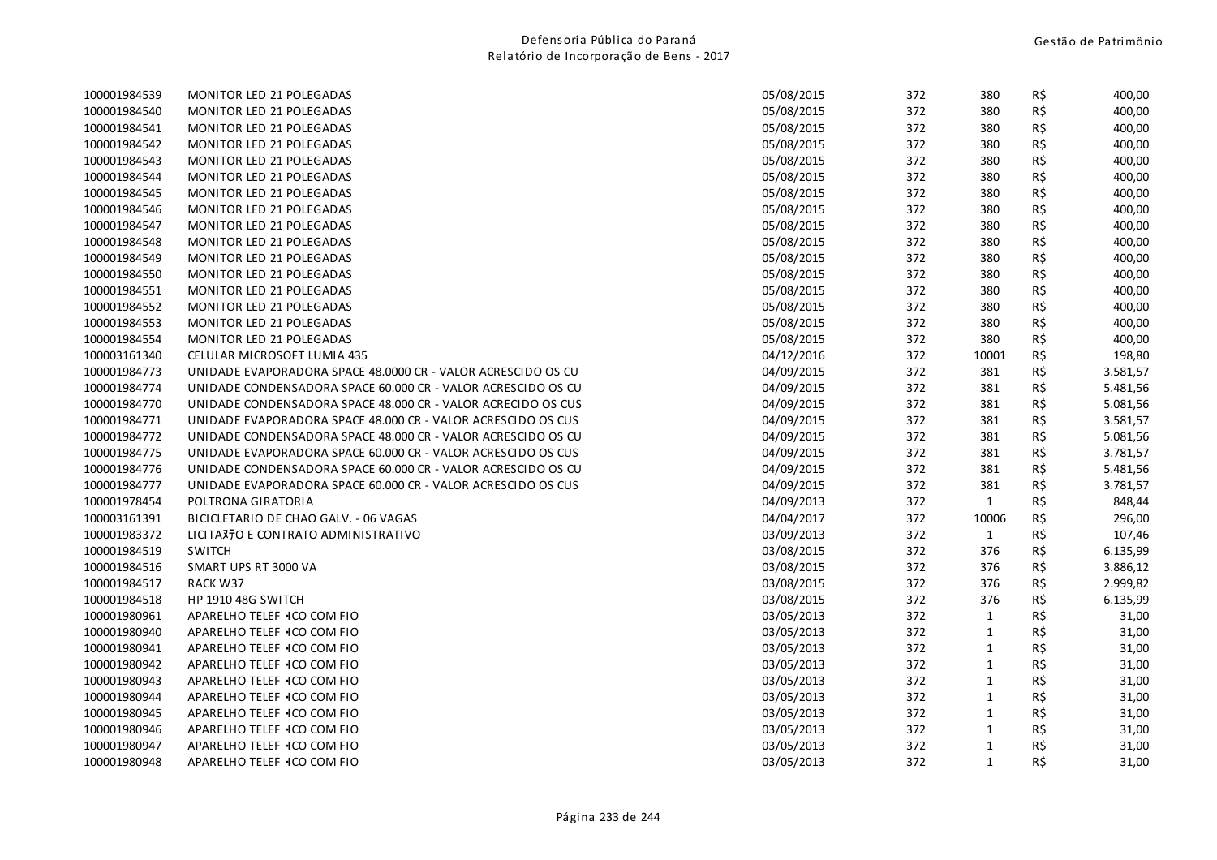| | | | | | | |
|---|---|---|---|---|---|---|
| 100001984539 | MONITOR LED 21 POLEGADAS | 05/08/2015 | 372 | 380 | R$ | 400,00 |
| 100001984540 | MONITOR LED 21 POLEGADAS | 05/08/2015 | 372 | 380 | R$ | 400,00 |
| 100001984541 | MONITOR LED 21 POLEGADAS | 05/08/2015 | 372 | 380 | R$ | 400,00 |
| 100001984542 | MONITOR LED 21 POLEGADAS | 05/08/2015 | 372 | 380 | R$ | 400,00 |
| 100001984543 | MONITOR LED 21 POLEGADAS | 05/08/2015 | 372 | 380 | R$ | 400,00 |
| 100001984544 | MONITOR LED 21 POLEGADAS | 05/08/2015 | 372 | 380 | R$ | 400,00 |
| 100001984545 | MONITOR LED 21 POLEGADAS | 05/08/2015 | 372 | 380 | R$ | 400,00 |
| 100001984546 | MONITOR LED 21 POLEGADAS | 05/08/2015 | 372 | 380 | R$ | 400,00 |
| 100001984547 | MONITOR LED 21 POLEGADAS | 05/08/2015 | 372 | 380 | R$ | 400,00 |
| 100001984548 | MONITOR LED 21 POLEGADAS | 05/08/2015 | 372 | 380 | R$ | 400,00 |
| 100001984549 | MONITOR LED 21 POLEGADAS | 05/08/2015 | 372 | 380 | R$ | 400,00 |
| 100001984550 | MONITOR LED 21 POLEGADAS | 05/08/2015 | 372 | 380 | R$ | 400,00 |
| 100001984551 | MONITOR LED 21 POLEGADAS | 05/08/2015 | 372 | 380 | R$ | 400,00 |
| 100001984552 | MONITOR LED 21 POLEGADAS | 05/08/2015 | 372 | 380 | R$ | 400,00 |
| 100001984553 | MONITOR LED 21 POLEGADAS | 05/08/2015 | 372 | 380 | R$ | 400,00 |
| 100001984554 | MONITOR LED 21 POLEGADAS | 05/08/2015 | 372 | 380 | R$ | 400,00 |
| 100003161340 | CELULAR MICROSOFT LUMIA 435 | 04/12/2016 | 372 | 10001 | R$ | 198,80 |
| 100001984773 | UNIDADE EVAPORADORA SPACE 48.0000 CR - VALOR ACRESCIDO OS CU | 04/09/2015 | 372 | 381 | R$ | 3.581,57 |
| 100001984774 | UNIDADE CONDENSADORA SPACE 60.000 CR - VALOR ACRESCIDO OS CU | 04/09/2015 | 372 | 381 | R$ | 5.481,56 |
| 100001984770 | UNIDADE CONDENSADORA SPACE 48.000 CR - VALOR ACRECIDO OS CUS | 04/09/2015 | 372 | 381 | R$ | 5.081,56 |
| 100001984771 | UNIDADE EVAPORADORA SPACE 48.000 CR - VALOR ACRESCIDO OS CUS | 04/09/2015 | 372 | 381 | R$ | 3.581,57 |
| 100001984772 | UNIDADE CONDENSADORA SPACE 48.000 CR - VALOR ACRESCIDO OS CU | 04/09/2015 | 372 | 381 | R$ | 5.081,56 |
| 100001984775 | UNIDADE EVAPORADORA SPACE 60.000 CR - VALOR ACRESCIDO OS CUS | 04/09/2015 | 372 | 381 | R$ | 3.781,57 |
| 100001984776 | UNIDADE CONDENSADORA SPACE 60.000 CR - VALOR ACRESCIDO OS CU | 04/09/2015 | 372 | 381 | R$ | 5.481,56 |
| 100001984777 | UNIDADE EVAPORADORA SPACE 60.000 CR - VALOR ACRESCIDO OS CUS | 04/09/2015 | 372 | 381 | R$ | 3.781,57 |
| 100001978454 | POLTRONA GIRATORIA | 04/09/2013 | 372 | 1 | R$ | 848,44 |
| 100003161391 | BICICLETARIO DE CHAO GALV. - 06 VAGAS | 04/04/2017 | 372 | 10006 | R$ | 296,00 |
| 100001983372 | LICITAЖ͡O E CONTRATO ADMINISTRATIVO | 03/09/2013 | 372 | 1 | R$ | 107,46 |
| 100001984519 | SWITCH | 03/08/2015 | 372 | 376 | R$ | 6.135,99 |
| 100001984516 | SMART UPS RT 3000 VA | 03/08/2015 | 372 | 376 | R$ | 3.886,12 |
| 100001984517 | RACK W37 | 03/08/2015 | 372 | 376 | R$ | 2.999,82 |
| 100001984518 | HP 1910 48G SWITCH | 03/08/2015 | 372 | 376 | R$ | 6.135,99 |
| 100001980961 | APARELHO TELEF ICO COM FIO | 03/05/2013 | 372 | 1 | R$ | 31,00 |
| 100001980940 | APARELHO TELEF ICO COM FIO | 03/05/2013 | 372 | 1 | R$ | 31,00 |
| 100001980941 | APARELHO TELEF ICO COM FIO | 03/05/2013 | 372 | 1 | R$ | 31,00 |
| 100001980942 | APARELHO TELEF ICO COM FIO | 03/05/2013 | 372 | 1 | R$ | 31,00 |
| 100001980943 | APARELHO TELEF ICO COM FIO | 03/05/2013 | 372 | 1 | R$ | 31,00 |
| 100001980944 | APARELHO TELEF ICO COM FIO | 03/05/2013 | 372 | 1 | R$ | 31,00 |
| 100001980945 | APARELHO TELEF ICO COM FIO | 03/05/2013 | 372 | 1 | R$ | 31,00 |
| 100001980946 | APARELHO TELEF ICO COM FIO | 03/05/2013 | 372 | 1 | R$ | 31,00 |
| 100001980947 | APARELHO TELEF ICO COM FIO | 03/05/2013 | 372 | 1 | R$ | 31,00 |
| 100001980948 | APARELHO TELEF ICO COM FIO | 03/05/2013 | 372 | 1 | R$ | 31,00 |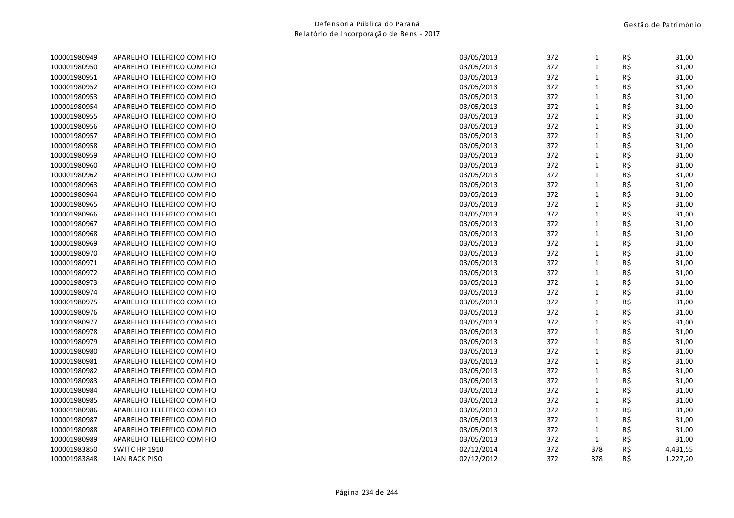| | | | | | | |
|---|---|---|---|---|---|---|
| 100001980949 | APARELHO TELEF�ICO COM FIO | 03/05/2013 | 372 | 1 | R$ | 31,00 |
| 100001980950 | APARELHO TELEF�ICO COM FIO | 03/05/2013 | 372 | 1 | R$ | 31,00 |
| 100001980951 | APARELHO TELEF�ICO COM FIO | 03/05/2013 | 372 | 1 | R$ | 31,00 |
| 100001980952 | APARELHO TELEF�ICO COM FIO | 03/05/2013 | 372 | 1 | R$ | 31,00 |
| 100001980953 | APARELHO TELEF�ICO COM FIO | 03/05/2013 | 372 | 1 | R$ | 31,00 |
| 100001980954 | APARELHO TELEF�ICO COM FIO | 03/05/2013 | 372 | 1 | R$ | 31,00 |
| 100001980955 | APARELHO TELEF�ICO COM FIO | 03/05/2013 | 372 | 1 | R$ | 31,00 |
| 100001980956 | APARELHO TELEF�ICO COM FIO | 03/05/2013 | 372 | 1 | R$ | 31,00 |
| 100001980957 | APARELHO TELEF�ICO COM FIO | 03/05/2013 | 372 | 1 | R$ | 31,00 |
| 100001980958 | APARELHO TELEF�ICO COM FIO | 03/05/2013 | 372 | 1 | R$ | 31,00 |
| 100001980959 | APARELHO TELEF�ICO COM FIO | 03/05/2013 | 372 | 1 | R$ | 31,00 |
| 100001980960 | APARELHO TELEF�ICO COM FIO | 03/05/2013 | 372 | 1 | R$ | 31,00 |
| 100001980962 | APARELHO TELEF�ICO COM FIO | 03/05/2013 | 372 | 1 | R$ | 31,00 |
| 100001980963 | APARELHO TELEF�ICO COM FIO | 03/05/2013 | 372 | 1 | R$ | 31,00 |
| 100001980964 | APARELHO TELEF�ICO COM FIO | 03/05/2013 | 372 | 1 | R$ | 31,00 |
| 100001980965 | APARELHO TELEF�ICO COM FIO | 03/05/2013 | 372 | 1 | R$ | 31,00 |
| 100001980966 | APARELHO TELEF�ICO COM FIO | 03/05/2013 | 372 | 1 | R$ | 31,00 |
| 100001980967 | APARELHO TELEF�ICO COM FIO | 03/05/2013 | 372 | 1 | R$ | 31,00 |
| 100001980968 | APARELHO TELEF�ICO COM FIO | 03/05/2013 | 372 | 1 | R$ | 31,00 |
| 100001980969 | APARELHO TELEF�ICO COM FIO | 03/05/2013 | 372 | 1 | R$ | 31,00 |
| 100001980970 | APARELHO TELEF�ICO COM FIO | 03/05/2013 | 372 | 1 | R$ | 31,00 |
| 100001980971 | APARELHO TELEF�ICO COM FIO | 03/05/2013 | 372 | 1 | R$ | 31,00 |
| 100001980972 | APARELHO TELEF�ICO COM FIO | 03/05/2013 | 372 | 1 | R$ | 31,00 |
| 100001980973 | APARELHO TELEF�ICO COM FIO | 03/05/2013 | 372 | 1 | R$ | 31,00 |
| 100001980974 | APARELHO TELEF�ICO COM FIO | 03/05/2013 | 372 | 1 | R$ | 31,00 |
| 100001980975 | APARELHO TELEF�ICO COM FIO | 03/05/2013 | 372 | 1 | R$ | 31,00 |
| 100001980976 | APARELHO TELEF�ICO COM FIO | 03/05/2013 | 372 | 1 | R$ | 31,00 |
| 100001980977 | APARELHO TELEF�ICO COM FIO | 03/05/2013 | 372 | 1 | R$ | 31,00 |
| 100001980978 | APARELHO TELEF�ICO COM FIO | 03/05/2013 | 372 | 1 | R$ | 31,00 |
| 100001980979 | APARELHO TELEF�ICO COM FIO | 03/05/2013 | 372 | 1 | R$ | 31,00 |
| 100001980980 | APARELHO TELEF�ICO COM FIO | 03/05/2013 | 372 | 1 | R$ | 31,00 |
| 100001980981 | APARELHO TELEF�ICO COM FIO | 03/05/2013 | 372 | 1 | R$ | 31,00 |
| 100001980982 | APARELHO TELEF�ICO COM FIO | 03/05/2013 | 372 | 1 | R$ | 31,00 |
| 100001980983 | APARELHO TELEF�ICO COM FIO | 03/05/2013 | 372 | 1 | R$ | 31,00 |
| 100001980984 | APARELHO TELEF�ICO COM FIO | 03/05/2013 | 372 | 1 | R$ | 31,00 |
| 100001980985 | APARELHO TELEF�ICO COM FIO | 03/05/2013 | 372 | 1 | R$ | 31,00 |
| 100001980986 | APARELHO TELEF�ICO COM FIO | 03/05/2013 | 372 | 1 | R$ | 31,00 |
| 100001980987 | APARELHO TELEF�ICO COM FIO | 03/05/2013 | 372 | 1 | R$ | 31,00 |
| 100001980988 | APARELHO TELEF�ICO COM FIO | 03/05/2013 | 372 | 1 | R$ | 31,00 |
| 100001980989 | APARELHO TELEF�ICO COM FIO | 03/05/2013 | 372 | 1 | R$ | 31,00 |
| 100001983850 | SWITC HP 1910 | 02/12/2014 | 372 | 378 | R$ | 4.431,55 |
| 100001983848 | LAN RACK PISO | 02/12/2012 | 372 | 378 | R$ | 1.227,20 |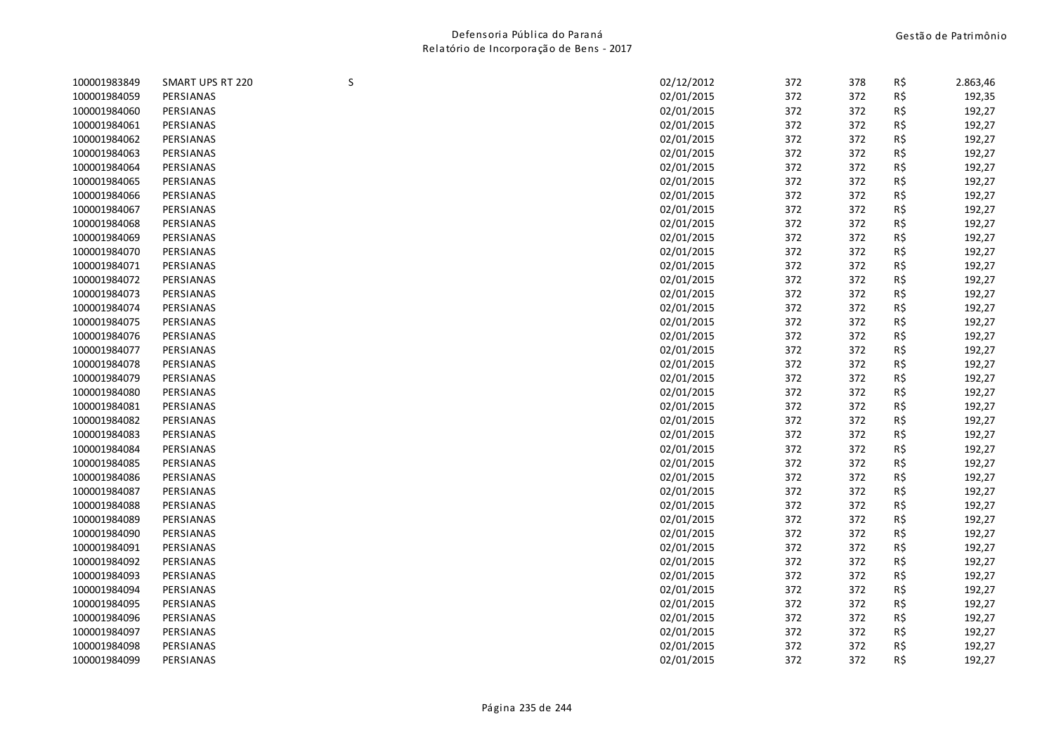| | | | | | | | |
|---|---|---|---|---|---|---|---|
| 100001983849 | SMART UPS RT 220 | S | 02/12/2012 | 372 | 378 | R$ | 2.863,46 |
| 100001984059 | PERSIANAS | | 02/01/2015 | 372 | 372 | R$ | 192,35 |
| 100001984060 | PERSIANAS | | 02/01/2015 | 372 | 372 | R$ | 192,27 |
| 100001984061 | PERSIANAS | | 02/01/2015 | 372 | 372 | R$ | 192,27 |
| 100001984062 | PERSIANAS | | 02/01/2015 | 372 | 372 | R$ | 192,27 |
| 100001984063 | PERSIANAS | | 02/01/2015 | 372 | 372 | R$ | 192,27 |
| 100001984064 | PERSIANAS | | 02/01/2015 | 372 | 372 | R$ | 192,27 |
| 100001984065 | PERSIANAS | | 02/01/2015 | 372 | 372 | R$ | 192,27 |
| 100001984066 | PERSIANAS | | 02/01/2015 | 372 | 372 | R$ | 192,27 |
| 100001984067 | PERSIANAS | | 02/01/2015 | 372 | 372 | R$ | 192,27 |
| 100001984068 | PERSIANAS | | 02/01/2015 | 372 | 372 | R$ | 192,27 |
| 100001984069 | PERSIANAS | | 02/01/2015 | 372 | 372 | R$ | 192,27 |
| 100001984070 | PERSIANAS | | 02/01/2015 | 372 | 372 | R$ | 192,27 |
| 100001984071 | PERSIANAS | | 02/01/2015 | 372 | 372 | R$ | 192,27 |
| 100001984072 | PERSIANAS | | 02/01/2015 | 372 | 372 | R$ | 192,27 |
| 100001984073 | PERSIANAS | | 02/01/2015 | 372 | 372 | R$ | 192,27 |
| 100001984074 | PERSIANAS | | 02/01/2015 | 372 | 372 | R$ | 192,27 |
| 100001984075 | PERSIANAS | | 02/01/2015 | 372 | 372 | R$ | 192,27 |
| 100001984076 | PERSIANAS | | 02/01/2015 | 372 | 372 | R$ | 192,27 |
| 100001984077 | PERSIANAS | | 02/01/2015 | 372 | 372 | R$ | 192,27 |
| 100001984078 | PERSIANAS | | 02/01/2015 | 372 | 372 | R$ | 192,27 |
| 100001984079 | PERSIANAS | | 02/01/2015 | 372 | 372 | R$ | 192,27 |
| 100001984080 | PERSIANAS | | 02/01/2015 | 372 | 372 | R$ | 192,27 |
| 100001984081 | PERSIANAS | | 02/01/2015 | 372 | 372 | R$ | 192,27 |
| 100001984082 | PERSIANAS | | 02/01/2015 | 372 | 372 | R$ | 192,27 |
| 100001984083 | PERSIANAS | | 02/01/2015 | 372 | 372 | R$ | 192,27 |
| 100001984084 | PERSIANAS | | 02/01/2015 | 372 | 372 | R$ | 192,27 |
| 100001984085 | PERSIANAS | | 02/01/2015 | 372 | 372 | R$ | 192,27 |
| 100001984086 | PERSIANAS | | 02/01/2015 | 372 | 372 | R$ | 192,27 |
| 100001984087 | PERSIANAS | | 02/01/2015 | 372 | 372 | R$ | 192,27 |
| 100001984088 | PERSIANAS | | 02/01/2015 | 372 | 372 | R$ | 192,27 |
| 100001984089 | PERSIANAS | | 02/01/2015 | 372 | 372 | R$ | 192,27 |
| 100001984090 | PERSIANAS | | 02/01/2015 | 372 | 372 | R$ | 192,27 |
| 100001984091 | PERSIANAS | | 02/01/2015 | 372 | 372 | R$ | 192,27 |
| 100001984092 | PERSIANAS | | 02/01/2015 | 372 | 372 | R$ | 192,27 |
| 100001984093 | PERSIANAS | | 02/01/2015 | 372 | 372 | R$ | 192,27 |
| 100001984094 | PERSIANAS | | 02/01/2015 | 372 | 372 | R$ | 192,27 |
| 100001984095 | PERSIANAS | | 02/01/2015 | 372 | 372 | R$ | 192,27 |
| 100001984096 | PERSIANAS | | 02/01/2015 | 372 | 372 | R$ | 192,27 |
| 100001984097 | PERSIANAS | | 02/01/2015 | 372 | 372 | R$ | 192,27 |
| 100001984098 | PERSIANAS | | 02/01/2015 | 372 | 372 | R$ | 192,27 |
| 100001984099 | PERSIANAS | | 02/01/2015 | 372 | 372 | R$ | 192,27 |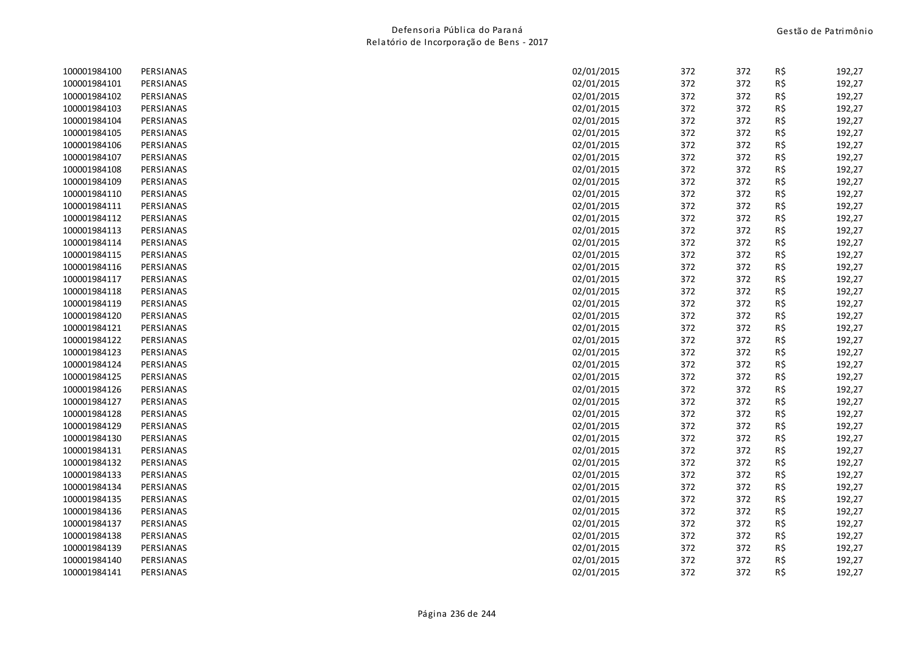| | | | | | | |
|---|---|---|---|---|---|---|
| 100001984100 | PERSIANAS | 02/01/2015 | 372 | 372 | R$ | 192,27 |
| 100001984101 | PERSIANAS | 02/01/2015 | 372 | 372 | R$ | 192,27 |
| 100001984102 | PERSIANAS | 02/01/2015 | 372 | 372 | R$ | 192,27 |
| 100001984103 | PERSIANAS | 02/01/2015 | 372 | 372 | R$ | 192,27 |
| 100001984104 | PERSIANAS | 02/01/2015 | 372 | 372 | R$ | 192,27 |
| 100001984105 | PERSIANAS | 02/01/2015 | 372 | 372 | R$ | 192,27 |
| 100001984106 | PERSIANAS | 02/01/2015 | 372 | 372 | R$ | 192,27 |
| 100001984107 | PERSIANAS | 02/01/2015 | 372 | 372 | R$ | 192,27 |
| 100001984108 | PERSIANAS | 02/01/2015 | 372 | 372 | R$ | 192,27 |
| 100001984109 | PERSIANAS | 02/01/2015 | 372 | 372 | R$ | 192,27 |
| 100001984110 | PERSIANAS | 02/01/2015 | 372 | 372 | R$ | 192,27 |
| 100001984111 | PERSIANAS | 02/01/2015 | 372 | 372 | R$ | 192,27 |
| 100001984112 | PERSIANAS | 02/01/2015 | 372 | 372 | R$ | 192,27 |
| 100001984113 | PERSIANAS | 02/01/2015 | 372 | 372 | R$ | 192,27 |
| 100001984114 | PERSIANAS | 02/01/2015 | 372 | 372 | R$ | 192,27 |
| 100001984115 | PERSIANAS | 02/01/2015 | 372 | 372 | R$ | 192,27 |
| 100001984116 | PERSIANAS | 02/01/2015 | 372 | 372 | R$ | 192,27 |
| 100001984117 | PERSIANAS | 02/01/2015 | 372 | 372 | R$ | 192,27 |
| 100001984118 | PERSIANAS | 02/01/2015 | 372 | 372 | R$ | 192,27 |
| 100001984119 | PERSIANAS | 02/01/2015 | 372 | 372 | R$ | 192,27 |
| 100001984120 | PERSIANAS | 02/01/2015 | 372 | 372 | R$ | 192,27 |
| 100001984121 | PERSIANAS | 02/01/2015 | 372 | 372 | R$ | 192,27 |
| 100001984122 | PERSIANAS | 02/01/2015 | 372 | 372 | R$ | 192,27 |
| 100001984123 | PERSIANAS | 02/01/2015 | 372 | 372 | R$ | 192,27 |
| 100001984124 | PERSIANAS | 02/01/2015 | 372 | 372 | R$ | 192,27 |
| 100001984125 | PERSIANAS | 02/01/2015 | 372 | 372 | R$ | 192,27 |
| 100001984126 | PERSIANAS | 02/01/2015 | 372 | 372 | R$ | 192,27 |
| 100001984127 | PERSIANAS | 02/01/2015 | 372 | 372 | R$ | 192,27 |
| 100001984128 | PERSIANAS | 02/01/2015 | 372 | 372 | R$ | 192,27 |
| 100001984129 | PERSIANAS | 02/01/2015 | 372 | 372 | R$ | 192,27 |
| 100001984130 | PERSIANAS | 02/01/2015 | 372 | 372 | R$ | 192,27 |
| 100001984131 | PERSIANAS | 02/01/2015 | 372 | 372 | R$ | 192,27 |
| 100001984132 | PERSIANAS | 02/01/2015 | 372 | 372 | R$ | 192,27 |
| 100001984133 | PERSIANAS | 02/01/2015 | 372 | 372 | R$ | 192,27 |
| 100001984134 | PERSIANAS | 02/01/2015 | 372 | 372 | R$ | 192,27 |
| 100001984135 | PERSIANAS | 02/01/2015 | 372 | 372 | R$ | 192,27 |
| 100001984136 | PERSIANAS | 02/01/2015 | 372 | 372 | R$ | 192,27 |
| 100001984137 | PERSIANAS | 02/01/2015 | 372 | 372 | R$ | 192,27 |
| 100001984138 | PERSIANAS | 02/01/2015 | 372 | 372 | R$ | 192,27 |
| 100001984139 | PERSIANAS | 02/01/2015 | 372 | 372 | R$ | 192,27 |
| 100001984140 | PERSIANAS | 02/01/2015 | 372 | 372 | R$ | 192,27 |
| 100001984141 | PERSIANAS | 02/01/2015 | 372 | 372 | R$ | 192,27 |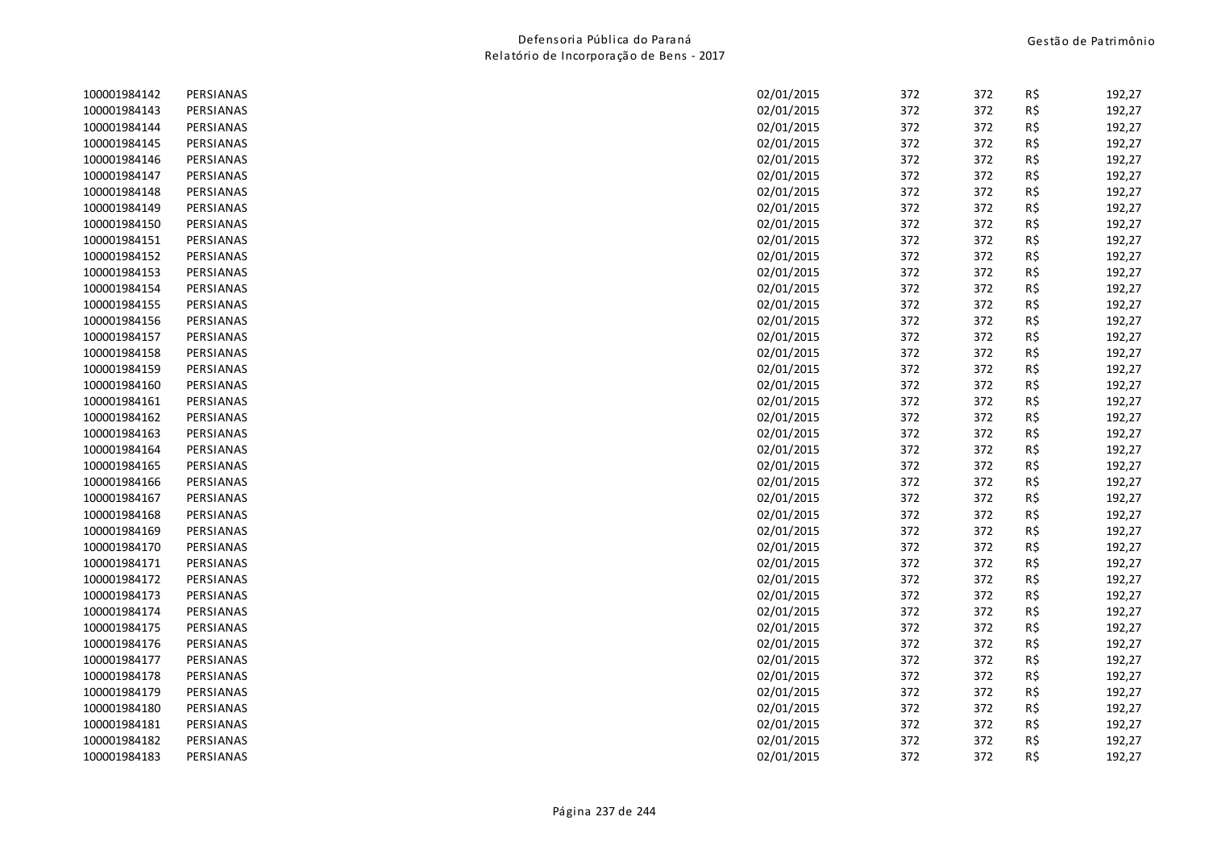| | | | | | | |
|---|---|---|---|---|---|---|
| 100001984142 | PERSIANAS | 02/01/2015 | 372 | 372 | R$ | 192,27 |
| 100001984143 | PERSIANAS | 02/01/2015 | 372 | 372 | R$ | 192,27 |
| 100001984144 | PERSIANAS | 02/01/2015 | 372 | 372 | R$ | 192,27 |
| 100001984145 | PERSIANAS | 02/01/2015 | 372 | 372 | R$ | 192,27 |
| 100001984146 | PERSIANAS | 02/01/2015 | 372 | 372 | R$ | 192,27 |
| 100001984147 | PERSIANAS | 02/01/2015 | 372 | 372 | R$ | 192,27 |
| 100001984148 | PERSIANAS | 02/01/2015 | 372 | 372 | R$ | 192,27 |
| 100001984149 | PERSIANAS | 02/01/2015 | 372 | 372 | R$ | 192,27 |
| 100001984150 | PERSIANAS | 02/01/2015 | 372 | 372 | R$ | 192,27 |
| 100001984151 | PERSIANAS | 02/01/2015 | 372 | 372 | R$ | 192,27 |
| 100001984152 | PERSIANAS | 02/01/2015 | 372 | 372 | R$ | 192,27 |
| 100001984153 | PERSIANAS | 02/01/2015 | 372 | 372 | R$ | 192,27 |
| 100001984154 | PERSIANAS | 02/01/2015 | 372 | 372 | R$ | 192,27 |
| 100001984155 | PERSIANAS | 02/01/2015 | 372 | 372 | R$ | 192,27 |
| 100001984156 | PERSIANAS | 02/01/2015 | 372 | 372 | R$ | 192,27 |
| 100001984157 | PERSIANAS | 02/01/2015 | 372 | 372 | R$ | 192,27 |
| 100001984158 | PERSIANAS | 02/01/2015 | 372 | 372 | R$ | 192,27 |
| 100001984159 | PERSIANAS | 02/01/2015 | 372 | 372 | R$ | 192,27 |
| 100001984160 | PERSIANAS | 02/01/2015 | 372 | 372 | R$ | 192,27 |
| 100001984161 | PERSIANAS | 02/01/2015 | 372 | 372 | R$ | 192,27 |
| 100001984162 | PERSIANAS | 02/01/2015 | 372 | 372 | R$ | 192,27 |
| 100001984163 | PERSIANAS | 02/01/2015 | 372 | 372 | R$ | 192,27 |
| 100001984164 | PERSIANAS | 02/01/2015 | 372 | 372 | R$ | 192,27 |
| 100001984165 | PERSIANAS | 02/01/2015 | 372 | 372 | R$ | 192,27 |
| 100001984166 | PERSIANAS | 02/01/2015 | 372 | 372 | R$ | 192,27 |
| 100001984167 | PERSIANAS | 02/01/2015 | 372 | 372 | R$ | 192,27 |
| 100001984168 | PERSIANAS | 02/01/2015 | 372 | 372 | R$ | 192,27 |
| 100001984169 | PERSIANAS | 02/01/2015 | 372 | 372 | R$ | 192,27 |
| 100001984170 | PERSIANAS | 02/01/2015 | 372 | 372 | R$ | 192,27 |
| 100001984171 | PERSIANAS | 02/01/2015 | 372 | 372 | R$ | 192,27 |
| 100001984172 | PERSIANAS | 02/01/2015 | 372 | 372 | R$ | 192,27 |
| 100001984173 | PERSIANAS | 02/01/2015 | 372 | 372 | R$ | 192,27 |
| 100001984174 | PERSIANAS | 02/01/2015 | 372 | 372 | R$ | 192,27 |
| 100001984175 | PERSIANAS | 02/01/2015 | 372 | 372 | R$ | 192,27 |
| 100001984176 | PERSIANAS | 02/01/2015 | 372 | 372 | R$ | 192,27 |
| 100001984177 | PERSIANAS | 02/01/2015 | 372 | 372 | R$ | 192,27 |
| 100001984178 | PERSIANAS | 02/01/2015 | 372 | 372 | R$ | 192,27 |
| 100001984179 | PERSIANAS | 02/01/2015 | 372 | 372 | R$ | 192,27 |
| 100001984180 | PERSIANAS | 02/01/2015 | 372 | 372 | R$ | 192,27 |
| 100001984181 | PERSIANAS | 02/01/2015 | 372 | 372 | R$ | 192,27 |
| 100001984182 | PERSIANAS | 02/01/2015 | 372 | 372 | R$ | 192,27 |
| 100001984183 | PERSIANAS | 02/01/2015 | 372 | 372 | R$ | 192,27 |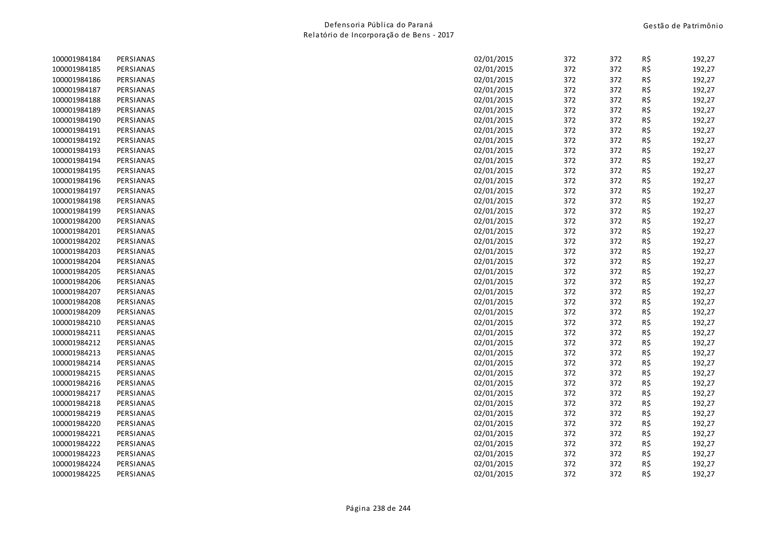| | | | | | | |
|---|---|---|---|---|---|---|
| 100001984184 | PERSIANAS | 02/01/2015 | 372 | 372 | R$ | 192,27 |
| 100001984185 | PERSIANAS | 02/01/2015 | 372 | 372 | R$ | 192,27 |
| 100001984186 | PERSIANAS | 02/01/2015 | 372 | 372 | R$ | 192,27 |
| 100001984187 | PERSIANAS | 02/01/2015 | 372 | 372 | R$ | 192,27 |
| 100001984188 | PERSIANAS | 02/01/2015 | 372 | 372 | R$ | 192,27 |
| 100001984189 | PERSIANAS | 02/01/2015 | 372 | 372 | R$ | 192,27 |
| 100001984190 | PERSIANAS | 02/01/2015 | 372 | 372 | R$ | 192,27 |
| 100001984191 | PERSIANAS | 02/01/2015 | 372 | 372 | R$ | 192,27 |
| 100001984192 | PERSIANAS | 02/01/2015 | 372 | 372 | R$ | 192,27 |
| 100001984193 | PERSIANAS | 02/01/2015 | 372 | 372 | R$ | 192,27 |
| 100001984194 | PERSIANAS | 02/01/2015 | 372 | 372 | R$ | 192,27 |
| 100001984195 | PERSIANAS | 02/01/2015 | 372 | 372 | R$ | 192,27 |
| 100001984196 | PERSIANAS | 02/01/2015 | 372 | 372 | R$ | 192,27 |
| 100001984197 | PERSIANAS | 02/01/2015 | 372 | 372 | R$ | 192,27 |
| 100001984198 | PERSIANAS | 02/01/2015 | 372 | 372 | R$ | 192,27 |
| 100001984199 | PERSIANAS | 02/01/2015 | 372 | 372 | R$ | 192,27 |
| 100001984200 | PERSIANAS | 02/01/2015 | 372 | 372 | R$ | 192,27 |
| 100001984201 | PERSIANAS | 02/01/2015 | 372 | 372 | R$ | 192,27 |
| 100001984202 | PERSIANAS | 02/01/2015 | 372 | 372 | R$ | 192,27 |
| 100001984203 | PERSIANAS | 02/01/2015 | 372 | 372 | R$ | 192,27 |
| 100001984204 | PERSIANAS | 02/01/2015 | 372 | 372 | R$ | 192,27 |
| 100001984205 | PERSIANAS | 02/01/2015 | 372 | 372 | R$ | 192,27 |
| 100001984206 | PERSIANAS | 02/01/2015 | 372 | 372 | R$ | 192,27 |
| 100001984207 | PERSIANAS | 02/01/2015 | 372 | 372 | R$ | 192,27 |
| 100001984208 | PERSIANAS | 02/01/2015 | 372 | 372 | R$ | 192,27 |
| 100001984209 | PERSIANAS | 02/01/2015 | 372 | 372 | R$ | 192,27 |
| 100001984210 | PERSIANAS | 02/01/2015 | 372 | 372 | R$ | 192,27 |
| 100001984211 | PERSIANAS | 02/01/2015 | 372 | 372 | R$ | 192,27 |
| 100001984212 | PERSIANAS | 02/01/2015 | 372 | 372 | R$ | 192,27 |
| 100001984213 | PERSIANAS | 02/01/2015 | 372 | 372 | R$ | 192,27 |
| 100001984214 | PERSIANAS | 02/01/2015 | 372 | 372 | R$ | 192,27 |
| 100001984215 | PERSIANAS | 02/01/2015 | 372 | 372 | R$ | 192,27 |
| 100001984216 | PERSIANAS | 02/01/2015 | 372 | 372 | R$ | 192,27 |
| 100001984217 | PERSIANAS | 02/01/2015 | 372 | 372 | R$ | 192,27 |
| 100001984218 | PERSIANAS | 02/01/2015 | 372 | 372 | R$ | 192,27 |
| 100001984219 | PERSIANAS | 02/01/2015 | 372 | 372 | R$ | 192,27 |
| 100001984220 | PERSIANAS | 02/01/2015 | 372 | 372 | R$ | 192,27 |
| 100001984221 | PERSIANAS | 02/01/2015 | 372 | 372 | R$ | 192,27 |
| 100001984222 | PERSIANAS | 02/01/2015 | 372 | 372 | R$ | 192,27 |
| 100001984223 | PERSIANAS | 02/01/2015 | 372 | 372 | R$ | 192,27 |
| 100001984224 | PERSIANAS | 02/01/2015 | 372 | 372 | R$ | 192,27 |
| 100001984225 | PERSIANAS | 02/01/2015 | 372 | 372 | R$ | 192,27 |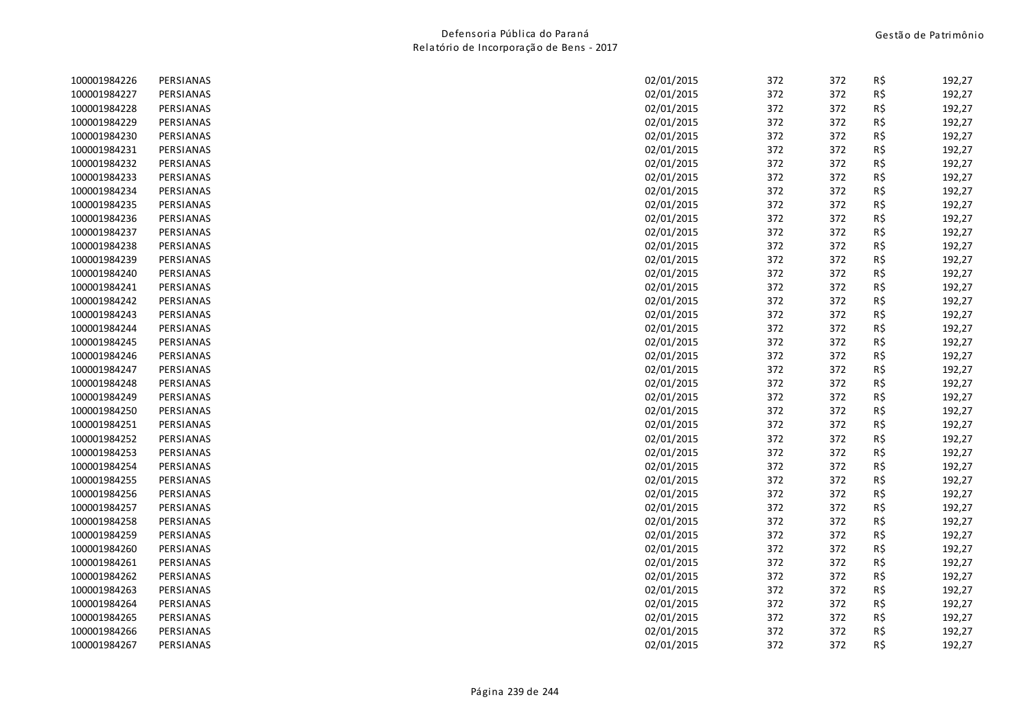| | | | | | | |
|---|---|---|---|---|---|---|
| 100001984226 | PERSIANAS | 02/01/2015 | 372 | 372 | R$ | 192,27 |
| 100001984227 | PERSIANAS | 02/01/2015 | 372 | 372 | R$ | 192,27 |
| 100001984228 | PERSIANAS | 02/01/2015 | 372 | 372 | R$ | 192,27 |
| 100001984229 | PERSIANAS | 02/01/2015 | 372 | 372 | R$ | 192,27 |
| 100001984230 | PERSIANAS | 02/01/2015 | 372 | 372 | R$ | 192,27 |
| 100001984231 | PERSIANAS | 02/01/2015 | 372 | 372 | R$ | 192,27 |
| 100001984232 | PERSIANAS | 02/01/2015 | 372 | 372 | R$ | 192,27 |
| 100001984233 | PERSIANAS | 02/01/2015 | 372 | 372 | R$ | 192,27 |
| 100001984234 | PERSIANAS | 02/01/2015 | 372 | 372 | R$ | 192,27 |
| 100001984235 | PERSIANAS | 02/01/2015 | 372 | 372 | R$ | 192,27 |
| 100001984236 | PERSIANAS | 02/01/2015 | 372 | 372 | R$ | 192,27 |
| 100001984237 | PERSIANAS | 02/01/2015 | 372 | 372 | R$ | 192,27 |
| 100001984238 | PERSIANAS | 02/01/2015 | 372 | 372 | R$ | 192,27 |
| 100001984239 | PERSIANAS | 02/01/2015 | 372 | 372 | R$ | 192,27 |
| 100001984240 | PERSIANAS | 02/01/2015 | 372 | 372 | R$ | 192,27 |
| 100001984241 | PERSIANAS | 02/01/2015 | 372 | 372 | R$ | 192,27 |
| 100001984242 | PERSIANAS | 02/01/2015 | 372 | 372 | R$ | 192,27 |
| 100001984243 | PERSIANAS | 02/01/2015 | 372 | 372 | R$ | 192,27 |
| 100001984244 | PERSIANAS | 02/01/2015 | 372 | 372 | R$ | 192,27 |
| 100001984245 | PERSIANAS | 02/01/2015 | 372 | 372 | R$ | 192,27 |
| 100001984246 | PERSIANAS | 02/01/2015 | 372 | 372 | R$ | 192,27 |
| 100001984247 | PERSIANAS | 02/01/2015 | 372 | 372 | R$ | 192,27 |
| 100001984248 | PERSIANAS | 02/01/2015 | 372 | 372 | R$ | 192,27 |
| 100001984249 | PERSIANAS | 02/01/2015 | 372 | 372 | R$ | 192,27 |
| 100001984250 | PERSIANAS | 02/01/2015 | 372 | 372 | R$ | 192,27 |
| 100001984251 | PERSIANAS | 02/01/2015 | 372 | 372 | R$ | 192,27 |
| 100001984252 | PERSIANAS | 02/01/2015 | 372 | 372 | R$ | 192,27 |
| 100001984253 | PERSIANAS | 02/01/2015 | 372 | 372 | R$ | 192,27 |
| 100001984254 | PERSIANAS | 02/01/2015 | 372 | 372 | R$ | 192,27 |
| 100001984255 | PERSIANAS | 02/01/2015 | 372 | 372 | R$ | 192,27 |
| 100001984256 | PERSIANAS | 02/01/2015 | 372 | 372 | R$ | 192,27 |
| 100001984257 | PERSIANAS | 02/01/2015 | 372 | 372 | R$ | 192,27 |
| 100001984258 | PERSIANAS | 02/01/2015 | 372 | 372 | R$ | 192,27 |
| 100001984259 | PERSIANAS | 02/01/2015 | 372 | 372 | R$ | 192,27 |
| 100001984260 | PERSIANAS | 02/01/2015 | 372 | 372 | R$ | 192,27 |
| 100001984261 | PERSIANAS | 02/01/2015 | 372 | 372 | R$ | 192,27 |
| 100001984262 | PERSIANAS | 02/01/2015 | 372 | 372 | R$ | 192,27 |
| 100001984263 | PERSIANAS | 02/01/2015 | 372 | 372 | R$ | 192,27 |
| 100001984264 | PERSIANAS | 02/01/2015 | 372 | 372 | R$ | 192,27 |
| 100001984265 | PERSIANAS | 02/01/2015 | 372 | 372 | R$ | 192,27 |
| 100001984266 | PERSIANAS | 02/01/2015 | 372 | 372 | R$ | 192,27 |
| 100001984267 | PERSIANAS | 02/01/2015 | 372 | 372 | R$ | 192,27 |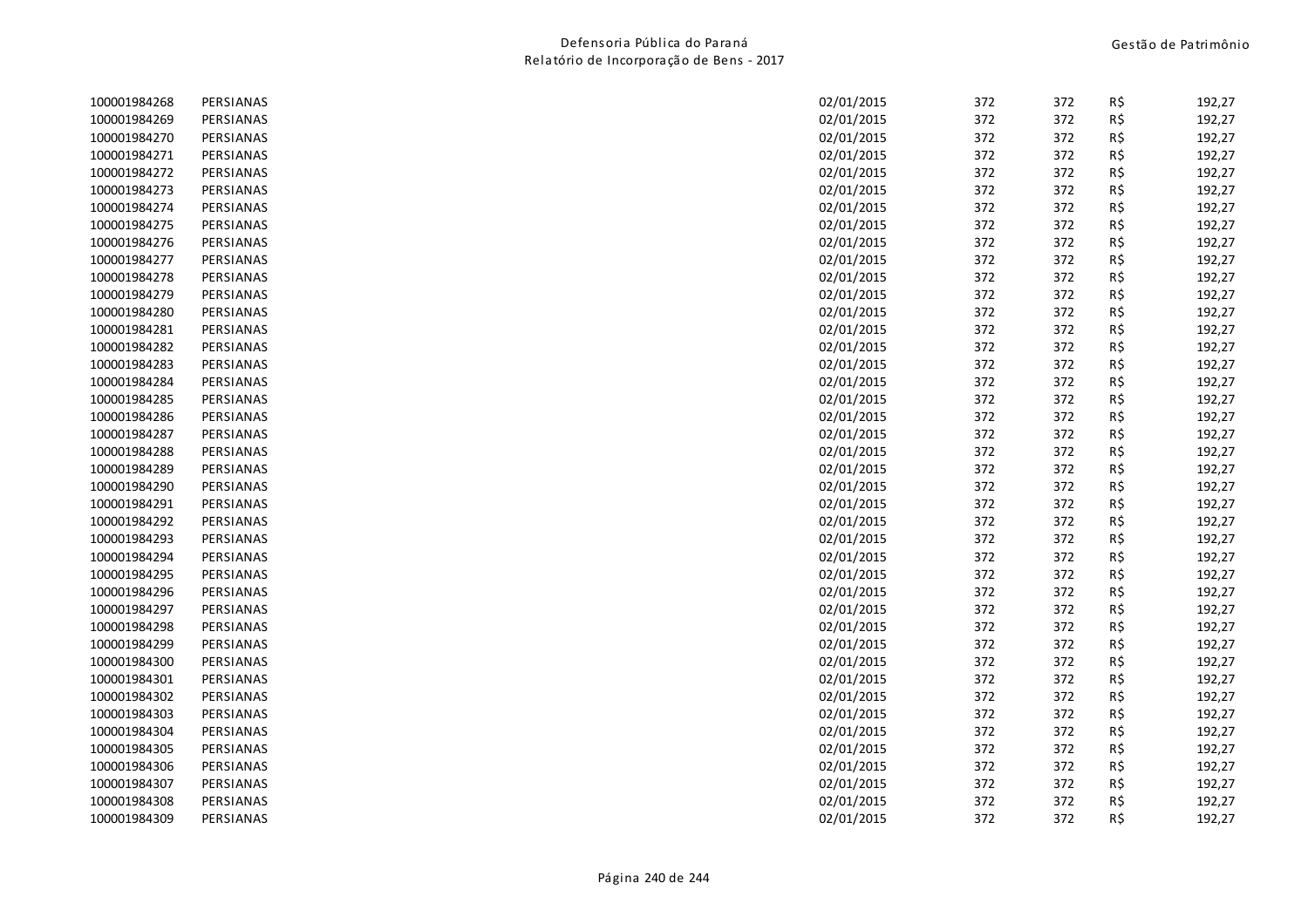| | | | | | | |
|---|---|---|---|---|---|---|
| 100001984268 | PERSIANAS | 02/01/2015 | 372 | 372 | R$ | 192,27 |
| 100001984269 | PERSIANAS | 02/01/2015 | 372 | 372 | R$ | 192,27 |
| 100001984270 | PERSIANAS | 02/01/2015 | 372 | 372 | R$ | 192,27 |
| 100001984271 | PERSIANAS | 02/01/2015 | 372 | 372 | R$ | 192,27 |
| 100001984272 | PERSIANAS | 02/01/2015 | 372 | 372 | R$ | 192,27 |
| 100001984273 | PERSIANAS | 02/01/2015 | 372 | 372 | R$ | 192,27 |
| 100001984274 | PERSIANAS | 02/01/2015 | 372 | 372 | R$ | 192,27 |
| 100001984275 | PERSIANAS | 02/01/2015 | 372 | 372 | R$ | 192,27 |
| 100001984276 | PERSIANAS | 02/01/2015 | 372 | 372 | R$ | 192,27 |
| 100001984277 | PERSIANAS | 02/01/2015 | 372 | 372 | R$ | 192,27 |
| 100001984278 | PERSIANAS | 02/01/2015 | 372 | 372 | R$ | 192,27 |
| 100001984279 | PERSIANAS | 02/01/2015 | 372 | 372 | R$ | 192,27 |
| 100001984280 | PERSIANAS | 02/01/2015 | 372 | 372 | R$ | 192,27 |
| 100001984281 | PERSIANAS | 02/01/2015 | 372 | 372 | R$ | 192,27 |
| 100001984282 | PERSIANAS | 02/01/2015 | 372 | 372 | R$ | 192,27 |
| 100001984283 | PERSIANAS | 02/01/2015 | 372 | 372 | R$ | 192,27 |
| 100001984284 | PERSIANAS | 02/01/2015 | 372 | 372 | R$ | 192,27 |
| 100001984285 | PERSIANAS | 02/01/2015 | 372 | 372 | R$ | 192,27 |
| 100001984286 | PERSIANAS | 02/01/2015 | 372 | 372 | R$ | 192,27 |
| 100001984287 | PERSIANAS | 02/01/2015 | 372 | 372 | R$ | 192,27 |
| 100001984288 | PERSIANAS | 02/01/2015 | 372 | 372 | R$ | 192,27 |
| 100001984289 | PERSIANAS | 02/01/2015 | 372 | 372 | R$ | 192,27 |
| 100001984290 | PERSIANAS | 02/01/2015 | 372 | 372 | R$ | 192,27 |
| 100001984291 | PERSIANAS | 02/01/2015 | 372 | 372 | R$ | 192,27 |
| 100001984292 | PERSIANAS | 02/01/2015 | 372 | 372 | R$ | 192,27 |
| 100001984293 | PERSIANAS | 02/01/2015 | 372 | 372 | R$ | 192,27 |
| 100001984294 | PERSIANAS | 02/01/2015 | 372 | 372 | R$ | 192,27 |
| 100001984295 | PERSIANAS | 02/01/2015 | 372 | 372 | R$ | 192,27 |
| 100001984296 | PERSIANAS | 02/01/2015 | 372 | 372 | R$ | 192,27 |
| 100001984297 | PERSIANAS | 02/01/2015 | 372 | 372 | R$ | 192,27 |
| 100001984298 | PERSIANAS | 02/01/2015 | 372 | 372 | R$ | 192,27 |
| 100001984299 | PERSIANAS | 02/01/2015 | 372 | 372 | R$ | 192,27 |
| 100001984300 | PERSIANAS | 02/01/2015 | 372 | 372 | R$ | 192,27 |
| 100001984301 | PERSIANAS | 02/01/2015 | 372 | 372 | R$ | 192,27 |
| 100001984302 | PERSIANAS | 02/01/2015 | 372 | 372 | R$ | 192,27 |
| 100001984303 | PERSIANAS | 02/01/2015 | 372 | 372 | R$ | 192,27 |
| 100001984304 | PERSIANAS | 02/01/2015 | 372 | 372 | R$ | 192,27 |
| 100001984305 | PERSIANAS | 02/01/2015 | 372 | 372 | R$ | 192,27 |
| 100001984306 | PERSIANAS | 02/01/2015 | 372 | 372 | R$ | 192,27 |
| 100001984307 | PERSIANAS | 02/01/2015 | 372 | 372 | R$ | 192,27 |
| 100001984308 | PERSIANAS | 02/01/2015 | 372 | 372 | R$ | 192,27 |
| 100001984309 | PERSIANAS | 02/01/2015 | 372 | 372 | R$ | 192,27 |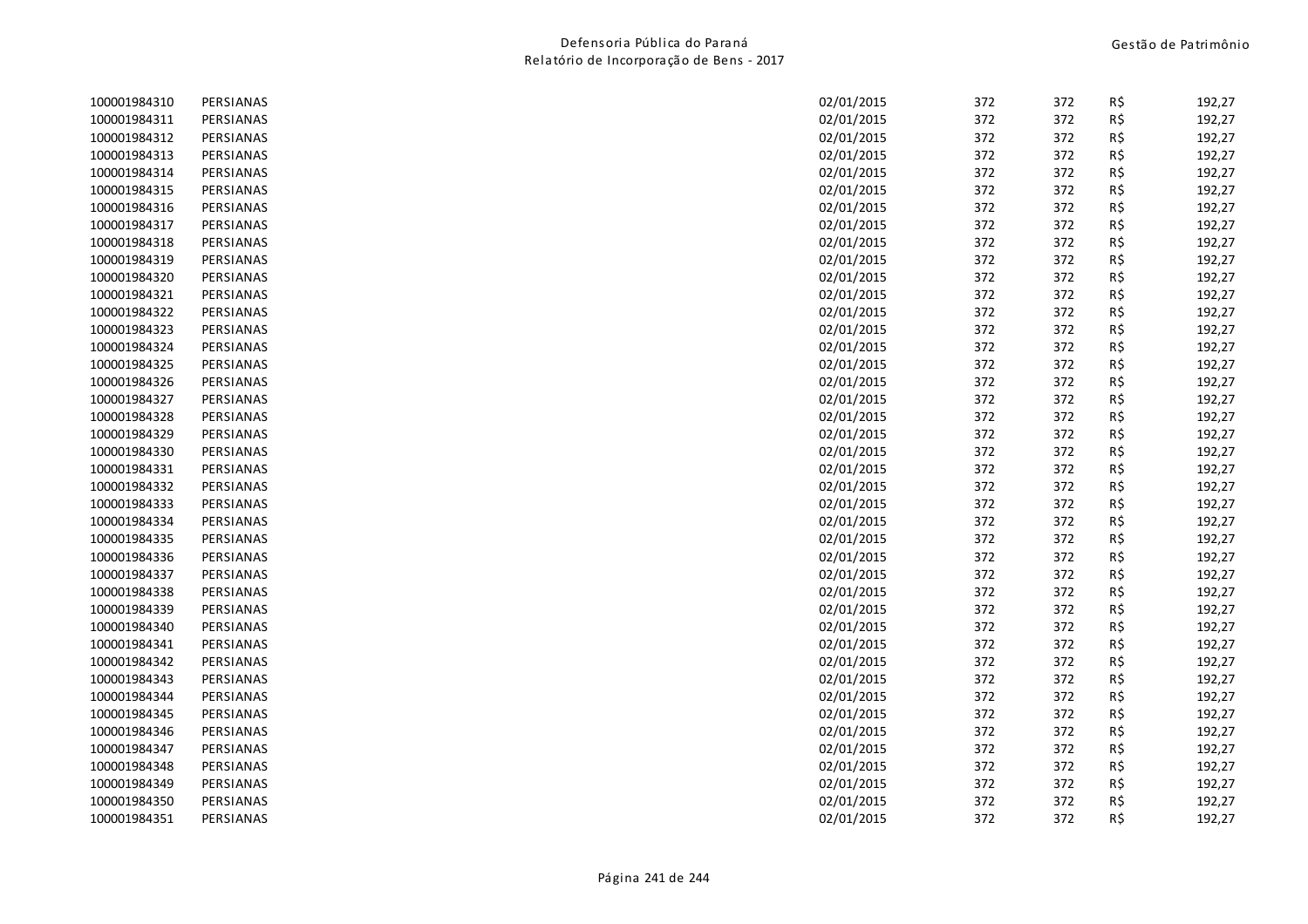| | | | | | | |
|---|---|---|---|---|---|---|
| 100001984310 | PERSIANAS | 02/01/2015 | 372 | 372 | R$ | 192,27 |
| 100001984311 | PERSIANAS | 02/01/2015 | 372 | 372 | R$ | 192,27 |
| 100001984312 | PERSIANAS | 02/01/2015 | 372 | 372 | R$ | 192,27 |
| 100001984313 | PERSIANAS | 02/01/2015 | 372 | 372 | R$ | 192,27 |
| 100001984314 | PERSIANAS | 02/01/2015 | 372 | 372 | R$ | 192,27 |
| 100001984315 | PERSIANAS | 02/01/2015 | 372 | 372 | R$ | 192,27 |
| 100001984316 | PERSIANAS | 02/01/2015 | 372 | 372 | R$ | 192,27 |
| 100001984317 | PERSIANAS | 02/01/2015 | 372 | 372 | R$ | 192,27 |
| 100001984318 | PERSIANAS | 02/01/2015 | 372 | 372 | R$ | 192,27 |
| 100001984319 | PERSIANAS | 02/01/2015 | 372 | 372 | R$ | 192,27 |
| 100001984320 | PERSIANAS | 02/01/2015 | 372 | 372 | R$ | 192,27 |
| 100001984321 | PERSIANAS | 02/01/2015 | 372 | 372 | R$ | 192,27 |
| 100001984322 | PERSIANAS | 02/01/2015 | 372 | 372 | R$ | 192,27 |
| 100001984323 | PERSIANAS | 02/01/2015 | 372 | 372 | R$ | 192,27 |
| 100001984324 | PERSIANAS | 02/01/2015 | 372 | 372 | R$ | 192,27 |
| 100001984325 | PERSIANAS | 02/01/2015 | 372 | 372 | R$ | 192,27 |
| 100001984326 | PERSIANAS | 02/01/2015 | 372 | 372 | R$ | 192,27 |
| 100001984327 | PERSIANAS | 02/01/2015 | 372 | 372 | R$ | 192,27 |
| 100001984328 | PERSIANAS | 02/01/2015 | 372 | 372 | R$ | 192,27 |
| 100001984329 | PERSIANAS | 02/01/2015 | 372 | 372 | R$ | 192,27 |
| 100001984330 | PERSIANAS | 02/01/2015 | 372 | 372 | R$ | 192,27 |
| 100001984331 | PERSIANAS | 02/01/2015 | 372 | 372 | R$ | 192,27 |
| 100001984332 | PERSIANAS | 02/01/2015 | 372 | 372 | R$ | 192,27 |
| 100001984333 | PERSIANAS | 02/01/2015 | 372 | 372 | R$ | 192,27 |
| 100001984334 | PERSIANAS | 02/01/2015 | 372 | 372 | R$ | 192,27 |
| 100001984335 | PERSIANAS | 02/01/2015 | 372 | 372 | R$ | 192,27 |
| 100001984336 | PERSIANAS | 02/01/2015 | 372 | 372 | R$ | 192,27 |
| 100001984337 | PERSIANAS | 02/01/2015 | 372 | 372 | R$ | 192,27 |
| 100001984338 | PERSIANAS | 02/01/2015 | 372 | 372 | R$ | 192,27 |
| 100001984339 | PERSIANAS | 02/01/2015 | 372 | 372 | R$ | 192,27 |
| 100001984340 | PERSIANAS | 02/01/2015 | 372 | 372 | R$ | 192,27 |
| 100001984341 | PERSIANAS | 02/01/2015 | 372 | 372 | R$ | 192,27 |
| 100001984342 | PERSIANAS | 02/01/2015 | 372 | 372 | R$ | 192,27 |
| 100001984343 | PERSIANAS | 02/01/2015 | 372 | 372 | R$ | 192,27 |
| 100001984344 | PERSIANAS | 02/01/2015 | 372 | 372 | R$ | 192,27 |
| 100001984345 | PERSIANAS | 02/01/2015 | 372 | 372 | R$ | 192,27 |
| 100001984346 | PERSIANAS | 02/01/2015 | 372 | 372 | R$ | 192,27 |
| 100001984347 | PERSIANAS | 02/01/2015 | 372 | 372 | R$ | 192,27 |
| 100001984348 | PERSIANAS | 02/01/2015 | 372 | 372 | R$ | 192,27 |
| 100001984349 | PERSIANAS | 02/01/2015 | 372 | 372 | R$ | 192,27 |
| 100001984350 | PERSIANAS | 02/01/2015 | 372 | 372 | R$ | 192,27 |
| 100001984351 | PERSIANAS | 02/01/2015 | 372 | 372 | R$ | 192,27 |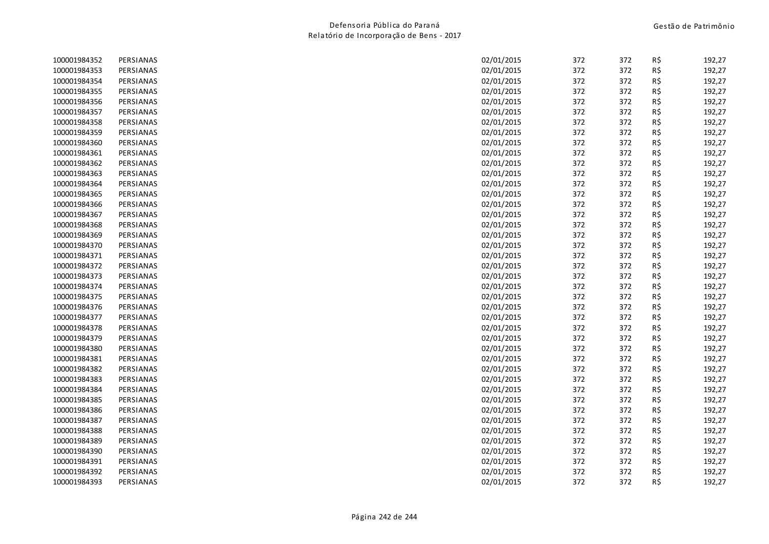| | | | | | | |
|---|---|---|---|---|---|---|
| 100001984352 | PERSIANAS | 02/01/2015 | 372 | 372 | R$ | 192,27 |
| 100001984353 | PERSIANAS | 02/01/2015 | 372 | 372 | R$ | 192,27 |
| 100001984354 | PERSIANAS | 02/01/2015 | 372 | 372 | R$ | 192,27 |
| 100001984355 | PERSIANAS | 02/01/2015 | 372 | 372 | R$ | 192,27 |
| 100001984356 | PERSIANAS | 02/01/2015 | 372 | 372 | R$ | 192,27 |
| 100001984357 | PERSIANAS | 02/01/2015 | 372 | 372 | R$ | 192,27 |
| 100001984358 | PERSIANAS | 02/01/2015 | 372 | 372 | R$ | 192,27 |
| 100001984359 | PERSIANAS | 02/01/2015 | 372 | 372 | R$ | 192,27 |
| 100001984360 | PERSIANAS | 02/01/2015 | 372 | 372 | R$ | 192,27 |
| 100001984361 | PERSIANAS | 02/01/2015 | 372 | 372 | R$ | 192,27 |
| 100001984362 | PERSIANAS | 02/01/2015 | 372 | 372 | R$ | 192,27 |
| 100001984363 | PERSIANAS | 02/01/2015 | 372 | 372 | R$ | 192,27 |
| 100001984364 | PERSIANAS | 02/01/2015 | 372 | 372 | R$ | 192,27 |
| 100001984365 | PERSIANAS | 02/01/2015 | 372 | 372 | R$ | 192,27 |
| 100001984366 | PERSIANAS | 02/01/2015 | 372 | 372 | R$ | 192,27 |
| 100001984367 | PERSIANAS | 02/01/2015 | 372 | 372 | R$ | 192,27 |
| 100001984368 | PERSIANAS | 02/01/2015 | 372 | 372 | R$ | 192,27 |
| 100001984369 | PERSIANAS | 02/01/2015 | 372 | 372 | R$ | 192,27 |
| 100001984370 | PERSIANAS | 02/01/2015 | 372 | 372 | R$ | 192,27 |
| 100001984371 | PERSIANAS | 02/01/2015 | 372 | 372 | R$ | 192,27 |
| 100001984372 | PERSIANAS | 02/01/2015 | 372 | 372 | R$ | 192,27 |
| 100001984373 | PERSIANAS | 02/01/2015 | 372 | 372 | R$ | 192,27 |
| 100001984374 | PERSIANAS | 02/01/2015 | 372 | 372 | R$ | 192,27 |
| 100001984375 | PERSIANAS | 02/01/2015 | 372 | 372 | R$ | 192,27 |
| 100001984376 | PERSIANAS | 02/01/2015 | 372 | 372 | R$ | 192,27 |
| 100001984377 | PERSIANAS | 02/01/2015 | 372 | 372 | R$ | 192,27 |
| 100001984378 | PERSIANAS | 02/01/2015 | 372 | 372 | R$ | 192,27 |
| 100001984379 | PERSIANAS | 02/01/2015 | 372 | 372 | R$ | 192,27 |
| 100001984380 | PERSIANAS | 02/01/2015 | 372 | 372 | R$ | 192,27 |
| 100001984381 | PERSIANAS | 02/01/2015 | 372 | 372 | R$ | 192,27 |
| 100001984382 | PERSIANAS | 02/01/2015 | 372 | 372 | R$ | 192,27 |
| 100001984383 | PERSIANAS | 02/01/2015 | 372 | 372 | R$ | 192,27 |
| 100001984384 | PERSIANAS | 02/01/2015 | 372 | 372 | R$ | 192,27 |
| 100001984385 | PERSIANAS | 02/01/2015 | 372 | 372 | R$ | 192,27 |
| 100001984386 | PERSIANAS | 02/01/2015 | 372 | 372 | R$ | 192,27 |
| 100001984387 | PERSIANAS | 02/01/2015 | 372 | 372 | R$ | 192,27 |
| 100001984388 | PERSIANAS | 02/01/2015 | 372 | 372 | R$ | 192,27 |
| 100001984389 | PERSIANAS | 02/01/2015 | 372 | 372 | R$ | 192,27 |
| 100001984390 | PERSIANAS | 02/01/2015 | 372 | 372 | R$ | 192,27 |
| 100001984391 | PERSIANAS | 02/01/2015 | 372 | 372 | R$ | 192,27 |
| 100001984392 | PERSIANAS | 02/01/2015 | 372 | 372 | R$ | 192,27 |
| 100001984393 | PERSIANAS | 02/01/2015 | 372 | 372 | R$ | 192,27 |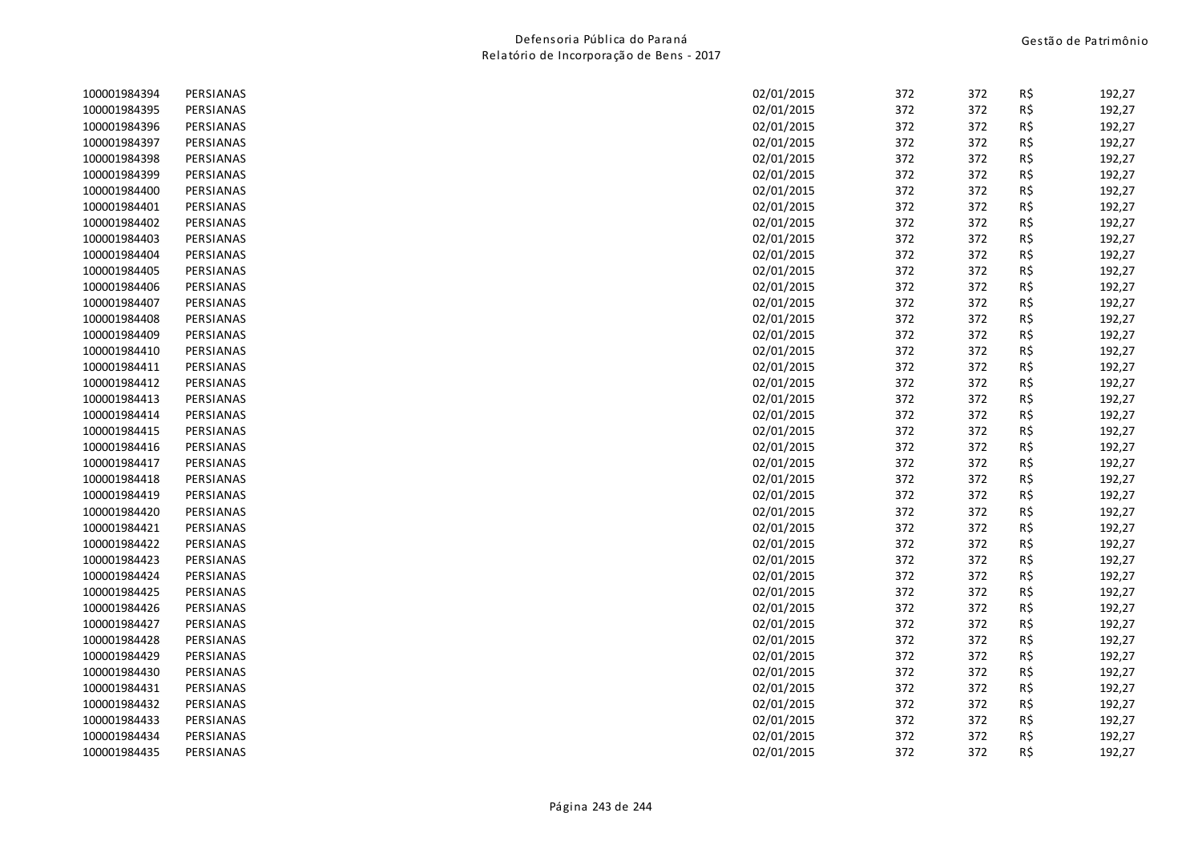| | | | | | | |
|---|---|---|---|---|---|---|
| 100001984394 | PERSIANAS | 02/01/2015 | 372 | 372 | R$ | 192,27 |
| 100001984395 | PERSIANAS | 02/01/2015 | 372 | 372 | R$ | 192,27 |
| 100001984396 | PERSIANAS | 02/01/2015 | 372 | 372 | R$ | 192,27 |
| 100001984397 | PERSIANAS | 02/01/2015 | 372 | 372 | R$ | 192,27 |
| 100001984398 | PERSIANAS | 02/01/2015 | 372 | 372 | R$ | 192,27 |
| 100001984399 | PERSIANAS | 02/01/2015 | 372 | 372 | R$ | 192,27 |
| 100001984400 | PERSIANAS | 02/01/2015 | 372 | 372 | R$ | 192,27 |
| 100001984401 | PERSIANAS | 02/01/2015 | 372 | 372 | R$ | 192,27 |
| 100001984402 | PERSIANAS | 02/01/2015 | 372 | 372 | R$ | 192,27 |
| 100001984403 | PERSIANAS | 02/01/2015 | 372 | 372 | R$ | 192,27 |
| 100001984404 | PERSIANAS | 02/01/2015 | 372 | 372 | R$ | 192,27 |
| 100001984405 | PERSIANAS | 02/01/2015 | 372 | 372 | R$ | 192,27 |
| 100001984406 | PERSIANAS | 02/01/2015 | 372 | 372 | R$ | 192,27 |
| 100001984407 | PERSIANAS | 02/01/2015 | 372 | 372 | R$ | 192,27 |
| 100001984408 | PERSIANAS | 02/01/2015 | 372 | 372 | R$ | 192,27 |
| 100001984409 | PERSIANAS | 02/01/2015 | 372 | 372 | R$ | 192,27 |
| 100001984410 | PERSIANAS | 02/01/2015 | 372 | 372 | R$ | 192,27 |
| 100001984411 | PERSIANAS | 02/01/2015 | 372 | 372 | R$ | 192,27 |
| 100001984412 | PERSIANAS | 02/01/2015 | 372 | 372 | R$ | 192,27 |
| 100001984413 | PERSIANAS | 02/01/2015 | 372 | 372 | R$ | 192,27 |
| 100001984414 | PERSIANAS | 02/01/2015 | 372 | 372 | R$ | 192,27 |
| 100001984415 | PERSIANAS | 02/01/2015 | 372 | 372 | R$ | 192,27 |
| 100001984416 | PERSIANAS | 02/01/2015 | 372 | 372 | R$ | 192,27 |
| 100001984417 | PERSIANAS | 02/01/2015 | 372 | 372 | R$ | 192,27 |
| 100001984418 | PERSIANAS | 02/01/2015 | 372 | 372 | R$ | 192,27 |
| 100001984419 | PERSIANAS | 02/01/2015 | 372 | 372 | R$ | 192,27 |
| 100001984420 | PERSIANAS | 02/01/2015 | 372 | 372 | R$ | 192,27 |
| 100001984421 | PERSIANAS | 02/01/2015 | 372 | 372 | R$ | 192,27 |
| 100001984422 | PERSIANAS | 02/01/2015 | 372 | 372 | R$ | 192,27 |
| 100001984423 | PERSIANAS | 02/01/2015 | 372 | 372 | R$ | 192,27 |
| 100001984424 | PERSIANAS | 02/01/2015 | 372 | 372 | R$ | 192,27 |
| 100001984425 | PERSIANAS | 02/01/2015 | 372 | 372 | R$ | 192,27 |
| 100001984426 | PERSIANAS | 02/01/2015 | 372 | 372 | R$ | 192,27 |
| 100001984427 | PERSIANAS | 02/01/2015 | 372 | 372 | R$ | 192,27 |
| 100001984428 | PERSIANAS | 02/01/2015 | 372 | 372 | R$ | 192,27 |
| 100001984429 | PERSIANAS | 02/01/2015 | 372 | 372 | R$ | 192,27 |
| 100001984430 | PERSIANAS | 02/01/2015 | 372 | 372 | R$ | 192,27 |
| 100001984431 | PERSIANAS | 02/01/2015 | 372 | 372 | R$ | 192,27 |
| 100001984432 | PERSIANAS | 02/01/2015 | 372 | 372 | R$ | 192,27 |
| 100001984433 | PERSIANAS | 02/01/2015 | 372 | 372 | R$ | 192,27 |
| 100001984434 | PERSIANAS | 02/01/2015 | 372 | 372 | R$ | 192,27 |
| 100001984435 | PERSIANAS | 02/01/2015 | 372 | 372 | R$ | 192,27 |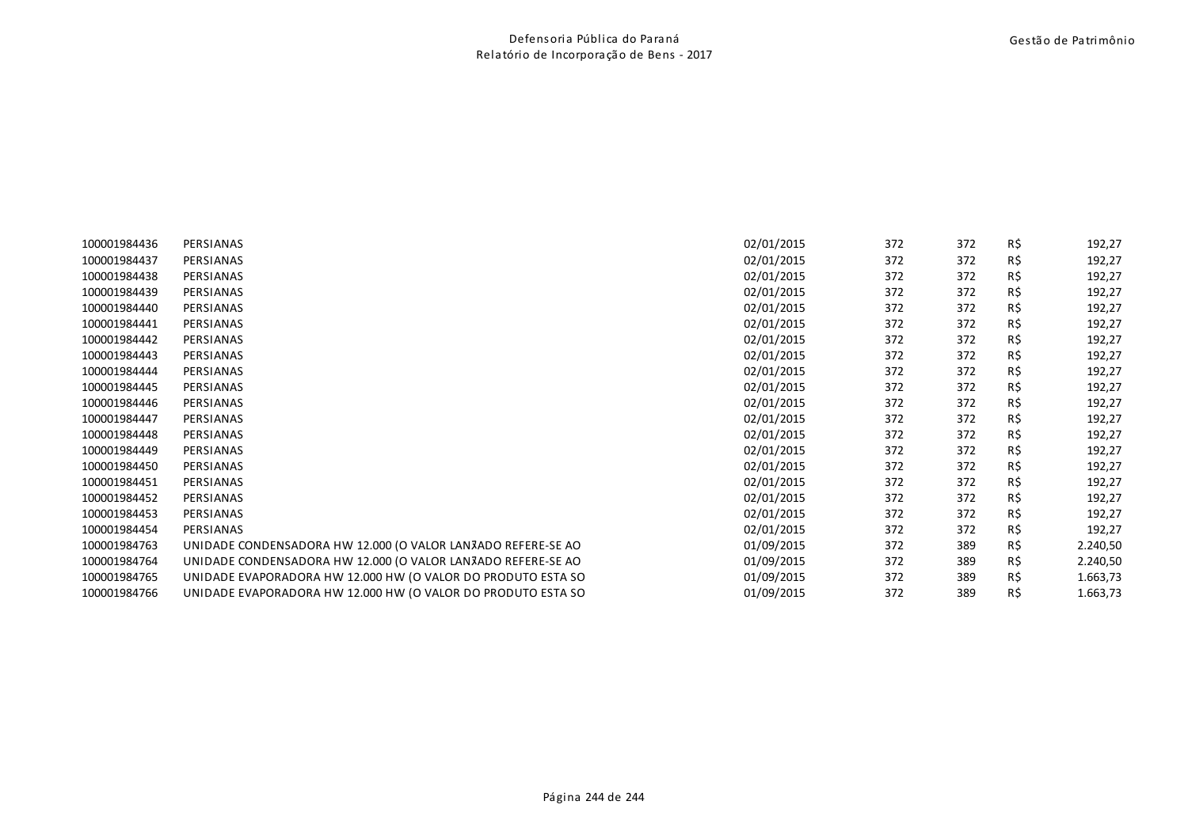| | | | | | | |
|---|---|---|---|---|---|---|
| 100001984436 | PERSIANAS | 02/01/2015 | 372 | 372 | R$ | 192,27 |
| 100001984437 | PERSIANAS | 02/01/2015 | 372 | 372 | R$ | 192,27 |
| 100001984438 | PERSIANAS | 02/01/2015 | 372 | 372 | R$ | 192,27 |
| 100001984439 | PERSIANAS | 02/01/2015 | 372 | 372 | R$ | 192,27 |
| 100001984440 | PERSIANAS | 02/01/2015 | 372 | 372 | R$ | 192,27 |
| 100001984441 | PERSIANAS | 02/01/2015 | 372 | 372 | R$ | 192,27 |
| 100001984442 | PERSIANAS | 02/01/2015 | 372 | 372 | R$ | 192,27 |
| 100001984443 | PERSIANAS | 02/01/2015 | 372 | 372 | R$ | 192,27 |
| 100001984444 | PERSIANAS | 02/01/2015 | 372 | 372 | R$ | 192,27 |
| 100001984445 | PERSIANAS | 02/01/2015 | 372 | 372 | R$ | 192,27 |
| 100001984446 | PERSIANAS | 02/01/2015 | 372 | 372 | R$ | 192,27 |
| 100001984447 | PERSIANAS | 02/01/2015 | 372 | 372 | R$ | 192,27 |
| 100001984448 | PERSIANAS | 02/01/2015 | 372 | 372 | R$ | 192,27 |
| 100001984449 | PERSIANAS | 02/01/2015 | 372 | 372 | R$ | 192,27 |
| 100001984450 | PERSIANAS | 02/01/2015 | 372 | 372 | R$ | 192,27 |
| 100001984451 | PERSIANAS | 02/01/2015 | 372 | 372 | R$ | 192,27 |
| 100001984452 | PERSIANAS | 02/01/2015 | 372 | 372 | R$ | 192,27 |
| 100001984453 | PERSIANAS | 02/01/2015 | 372 | 372 | R$ | 192,27 |
| 100001984454 | PERSIANAS | 02/01/2015 | 372 | 372 | R$ | 192,27 |
| 100001984763 | UNIDADE CONDENSADORA HW 12.000 (O VALOR LANҀADO REFERE-SE AO | 01/09/2015 | 372 | 389 | R$ | 2.240,50 |
| 100001984764 | UNIDADE CONDENSADORA HW 12.000 (O VALOR LANҀADO REFERE-SE AO | 01/09/2015 | 372 | 389 | R$ | 2.240,50 |
| 100001984765 | UNIDADE EVAPORADORA HW 12.000 HW (O VALOR DO PRODUTO ESTA SO | 01/09/2015 | 372 | 389 | R$ | 1.663,73 |
| 100001984766 | UNIDADE EVAPORADORA HW 12.000 HW (O VALOR DO PRODUTO ESTA SO | 01/09/2015 | 372 | 389 | R$ | 1.663,73 |